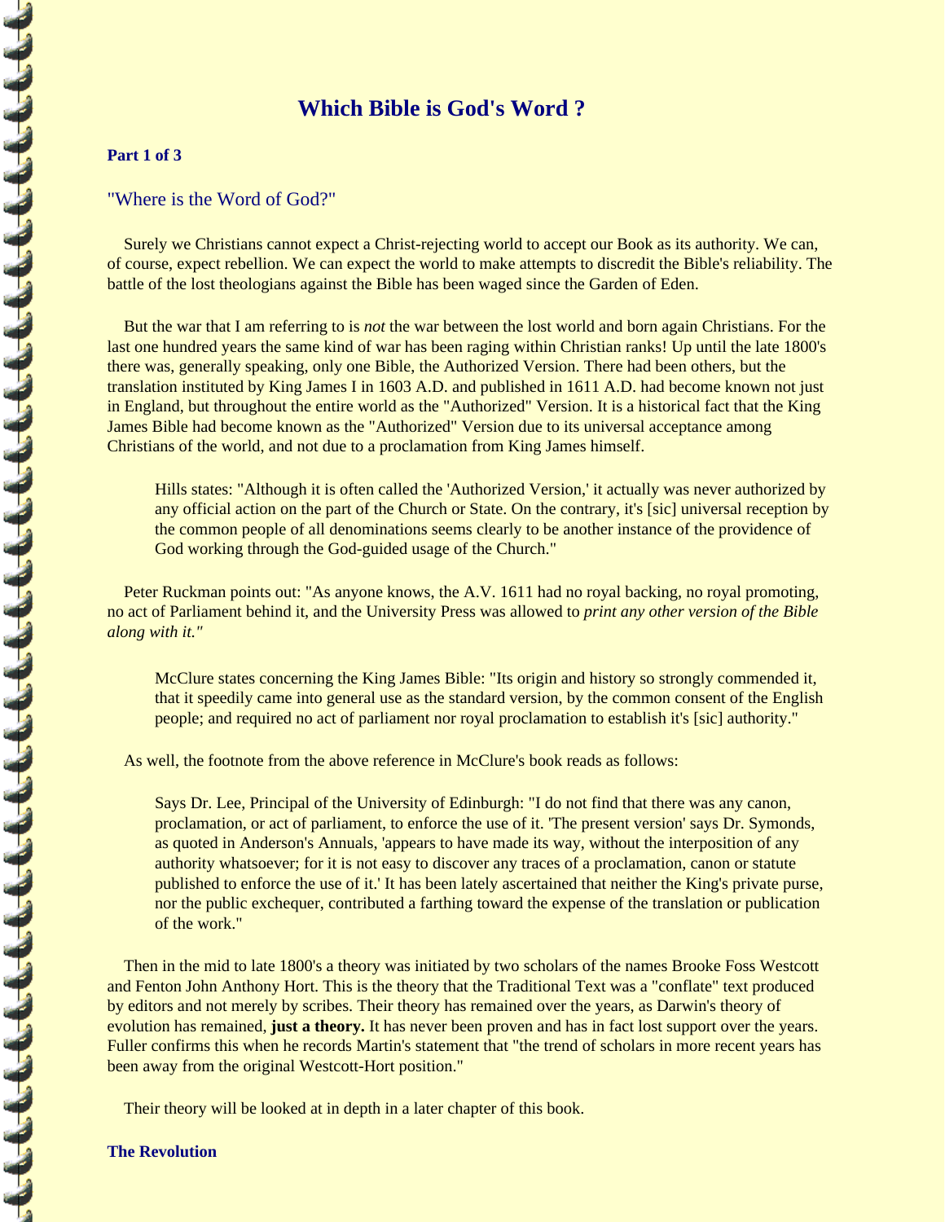# Which Bible is God's Word ?

### Part 1 of 3

## "Where is the Word of God?"

Surely we Christians cannot expect a Christ-rejecting world to accept our Book as its authority. We can, of course, expect rebellion. We can expect the world to make attempts to discredit the Bible's reliability. The battle of the lost theologians against the Bible has been waged since the Garden of Eden.

But the war that I am referring to is *not* the war between the lost world and born again Christians. For the last one hundred years the same kind of war has been raging within Christian ranks! Up until the late 1800's there was, generally speaking, only one Bible, the Authorized Version. There had been others, but the translation instituted by King James I in 1603 A.D. and published in 1611 A.D. had become known not just in England, but throughout the entire world as the "Authorized" Version. It is a historical fact that the King James Bible had become known as the "Authorized" Version due to its universal acceptance among Christians of the world, and not due to a proclamation from King James himself.

> Hills states: "Although it is often called the 'Authorized Version,' it actually was never authorized by any official action on the part of the Church or State. On the contrary, it's [sic] universal reception by the common people of all denominations seems clearly to be another instance of the providence of God working through the God-guided usage of the Church."

Peter Ruckman points out: "As anyone knows, the A.V. 1611 had no royal backing, no royal promoting, no act of Parliament behind it, and the University Press was allowed to *print any other version of the Bible along with it."*

> McClure states concerning the King James Bible: "Its origin and history so strongly commended it, that it speedily came into general use as the standard version, by the common consent of the English people; and required no act of parliament nor royal proclamation to establish it's [sic] authority."

As well, the footnote from the above reference in McClure's book reads as follows:

> Says Dr. Lee, Principal of the University of Edinburgh: "I do not find that there was any canon, proclamation, or act of parliament, to enforce the use of it. 'The present version' says Dr. Symonds, as quoted in Anderson's Annuals, 'appears to have made its way, without the interposition of any authority whatsoever; for it is not easy to discover any traces of a proclamation, canon or statute published to enforce the use of it.' It has been lately ascertained that neither the King's private purse, nor the public exchequer, contributed a farthing toward the expense of the translation or publication of the work."

Then in the mid to late 1800's a theory was initiated by two scholars of the names Brooke Foss Westcott and Fenton John Anthony Hort. This is the theory that the Traditional Text was a "conflate" text produced by editors and not merely by scribes. Their theory has remained over the years, as Darwin's theory of evolution has remained, **just a theory.** It has never been proven and has in fact lost support over the years. Fuller confirms this when he records Martin's statement that "the trend of scholars in more recent years has been away from the original Westcott-Hort position."

Their theory will be looked at in depth in a later chapter of this book.

### The Revolution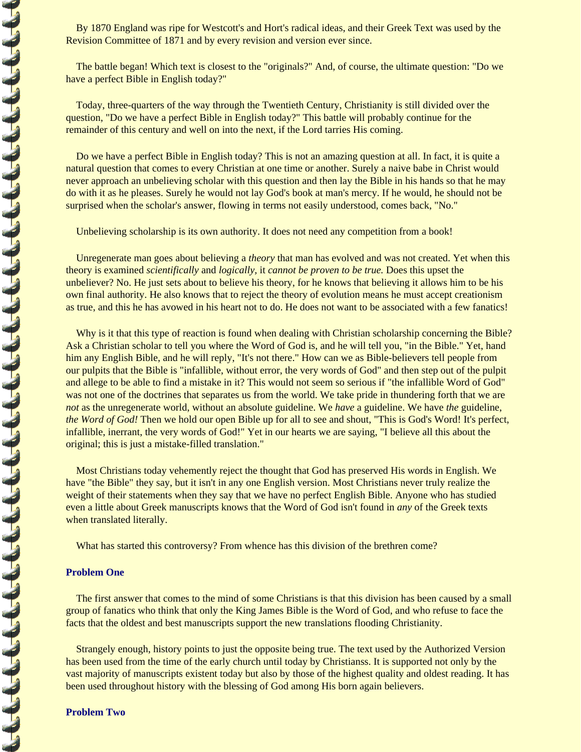By 1870 England was ripe for Westcott's and Hort's radical ideas, and their Greek Text was used by the Revision Committee of 1871 and by every revision and version ever since.

The battle began! Which text is closest to the "originals?" And, of course, the ultimate question: "Do we have a perfect Bible in English today?"

Today, three-quarters of the way through the Twentieth Century, Christianity is still divided over the question, "Do we have a perfect Bible in English today?" This battle will probably continue for the remainder of this century and well on into the next, if the Lord tarries His coming.

Do we have a perfect Bible in English today? This is not an amazing question at all. In fact, it is quite a natural question that comes to every Christian at one time or another. Surely a naive babe in Christ would never approach an unbelieving scholar with this question and then lay the Bible in his hands so that he may do with it as he pleases. Surely he would not lay God's book at man's mercy. If he would, he should not be surprised when the scholar's answer, flowing in terms not easily understood, comes back, "No."

Unbelieving scholarship is its own authority. It does not need any competition from a book!

Unregenerate man goes about believing a *theory* that man has evolved and was not created. Yet when this theory is examined *scientifically* and *logically*, it *cannot be proven to be true.* Does this upset the unbeliever? No. He just sets about to believe his theory, for he knows that believing it allows him to be his own final authority. He also knows that to reject the theory of evolution means he must accept creationism as true, and this he has avowed in his heart not to do. He does not want to be associated with a few fanatics!

Why is it that this type of reaction is found when dealing with Christian scholarship concerning the Bible? Ask a Christian scholar to tell you where the Word of God is, and he will tell you, "in the Bible." Yet, hand him any English Bible, and he will reply, "It's not there." How can we as Bible-believers tell people from our pulpits that the Bible is "infallible, without error, the very words of God" and then step out of the pulpit and allege to be able to find a mistake in it? This would not seem so serious if "the infallible Word of God" was not one of the doctrines that separates us from the world. We take pride in thundering forth that we are *not* as the unregenerate world, without an absolute guideline. We *have* a guideline. We have *the* guideline, *the Word of God!* Then we hold our open Bible up for all to see and shout, "This is God's Word! It's perfect, infallible, inerrant, the very words of God!" Yet in our hearts we are saying, "I believe all this about the original; this is just a mistake-filled translation."

Most Christians today vehemently reject the thought that God has preserved His words in English. We have "the Bible" they say, but it isn't in any one English version. Most Christians never truly realize the weight of their statements when they say that we have no perfect English Bible. Anyone who has studied even a little about Greek manuscripts knows that the Word of God isn't found in *any* of the Greek texts when translated literally.

What has started this controversy? From whence has this division of the brethren come?

### Problem One

The first answer that comes to the mind of some Christians is that this division has been caused by a small group of fanatics who think that only the King James Bible is the Word of God, and who refuse to face the facts that the oldest and best manuscripts support the new translations flooding Christianity.

Strangely enough, history points to just the opposite being true. The text used by the Authorized Version has been used from the time of the early church until today by Christianss. It is supported not only by the vast majority of manuscripts existent today but also by those of the highest quality and oldest reading. It has been used throughout history with the blessing of God among His born again believers.

### Problem Two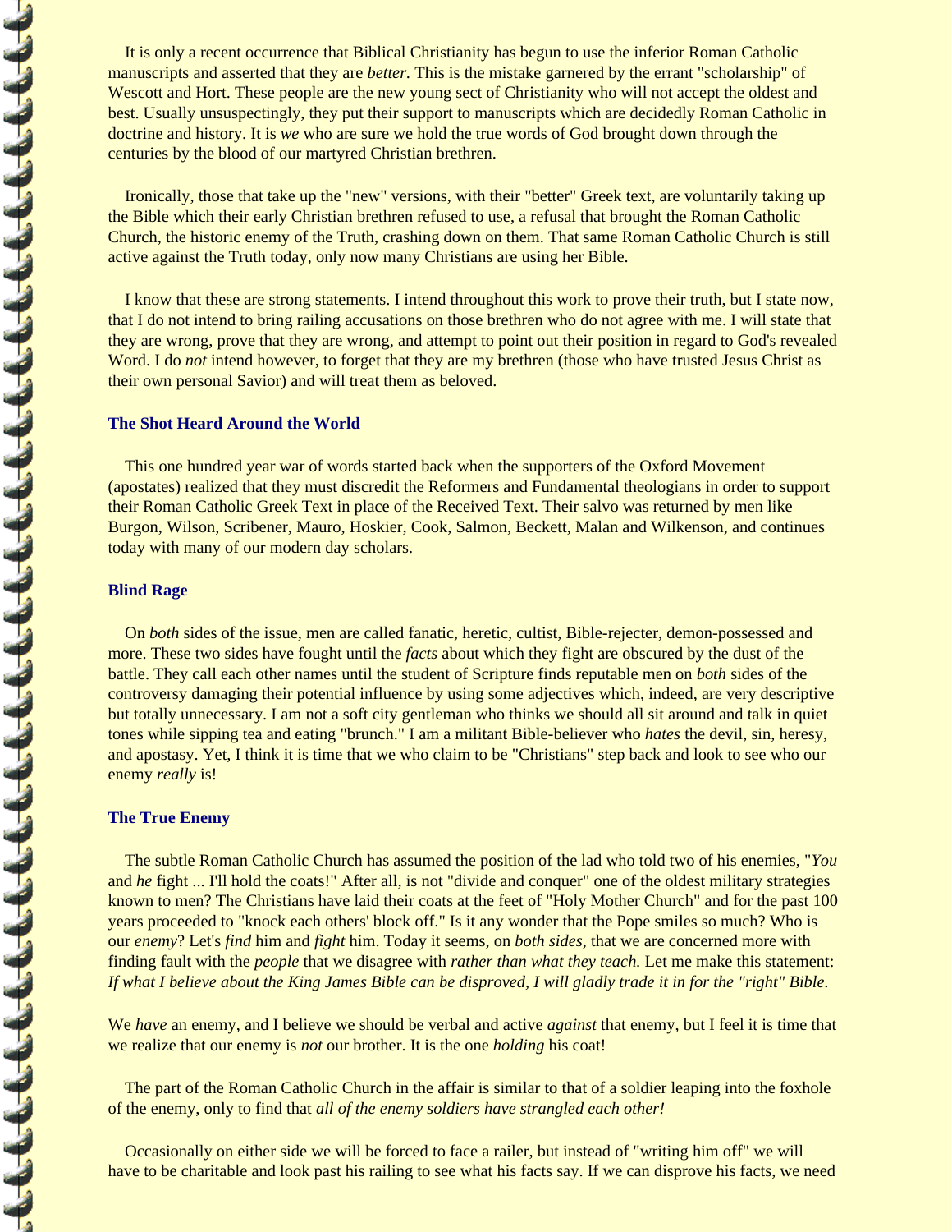It is only a recent occurrence that Biblical Christianity has begun to use the inferior Roman Catholic manuscripts and asserted that they are *better*. This is the mistake garnered by the errant "scholarship" of Wescott and Hort. These people are the new young sect of Christianity who will not accept the oldest and best. Usually unsuspectingly, they put their support to manuscripts which are decidedly Roman Catholic in doctrine and history. It is *we* who are sure we hold the true words of God brought down through the centuries by the blood of our martyred Christian brethren.

Ironically, those that take up the "new" versions, with their "better" Greek text, are voluntarily taking up the Bible which their early Christian brethren refused to use, a refusal that brought the Roman Catholic Church, the historic enemy of the Truth, crashing down on them. That same Roman Catholic Church is still active against the Truth today, only now many Christians are using her Bible.

I know that these are strong statements. I intend throughout this work to prove their truth, but I state now, that I do not intend to bring railing accusations on those brethren who do not agree with me. I will state that they are wrong, prove that they are wrong, and attempt to point out their position in regard to God's revealed Word. I do *not* intend however, to forget that they are my brethren (those who have trusted Jesus Christ as their own personal Savior) and will treat them as beloved.

### The Shot Heard Around the World

This one hundred year war of words started back when the supporters of the Oxford Movement (apostates) realized that they must discredit the Reformers and Fundamental theologians in order to support their Roman Catholic Greek Text in place of the Received Text. Their salvo was returned by men like Burgon, Wilson, Scribener, Mauro, Hoskier, Cook, Salmon, Beckett, Malan and Wilkenson, and continues today with many of our modern day scholars.

### Blind Rage

On *both* sides of the issue, men are called fanatic, heretic, cultist, Bible-rejecter, demon-possessed and more. These two sides have fought until the *facts* about which they fight are obscured by the dust of the battle. They call each other names until the student of Scripture finds reputable men on *both* sides of the controversy damaging their potential influence by using some adjectives which, indeed, are very descriptive but totally unnecessary. I am not a soft city gentleman who thinks we should all sit around and talk in quiet tones while sipping tea and eating "brunch." I am a militant Bible-believer who *hates* the devil, sin, heresy, and apostasy. Yet, I think it is time that we who claim to be "Christians" step back and look to see who our enemy *really* is!

### The True Enemy

The subtle Roman Catholic Church has assumed the position of the lad who told two of his enemies, "*You* and *he* fight ... I'll hold the coats!" After all, is not "divide and conquer" one of the oldest military strategies known to men? The Christians have laid their coats at the feet of "Holy Mother Church" and for the past 100 years proceeded to "knock each others' block off." Is it any wonder that the Pope smiles so much? Who is our *enemy*? Let's *find* him and *fight* him. Today it seems, on *both sides*, that we are concerned more with finding fault with the *people* that we disagree with *rather than what they teach.* Let me make this statement: *If what I believe about the King James Bible can be disproved, I will gladly trade it in for the "right" Bible.*

We *have* an enemy, and I believe we should be verbal and active *against* that enemy, but I feel it is time that we realize that our enemy is *not* our brother. It is the one *holding* his coat!

The part of the Roman Catholic Church in the affair is similar to that of a soldier leaping into the foxhole of the enemy, only to find that *all of the enemy soldiers have strangled each other!*

Occasionally on either side we will be forced to face a railer, but instead of "writing him off" we will have to be charitable and look past his railing to see what his facts say. If we can disprove his facts, we need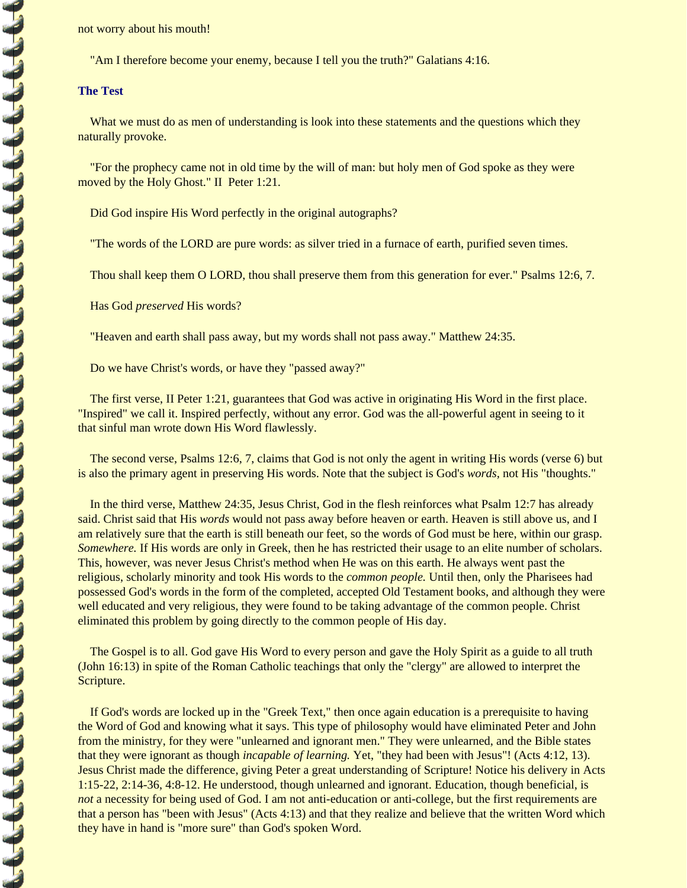not worry about his mouth!

"Am I therefore become your enemy, because I tell you the truth?" Galatians 4:16.

## The Test

What we must do as men of understanding is look into these statements and the questions which they naturally provoke.

"For the prophecy came not in old time by the will of man: but holy men of God spoke as they were moved by the Holy Ghost." II Peter 1:21.

Did God inspire His Word perfectly in the original autographs?

"The words of the LORD are pure words: as silver tried in a furnace of earth, purified seven times.

Thou shall keep them O LORD, thou shall preserve them from this generation for ever." Psalms 12:6, 7.

Has God *preserved* His words?

"Heaven and earth shall pass away, but my words shall not pass away." Matthew 24:35.

Do we have Christ's words, or have they "passed away?"

The first verse, II Peter 1:21, guarantees that God was active in originating His Word in the first place. "Inspired" we call it. Inspired perfectly, without any error. God was the all-powerful agent in seeing to it that sinful man wrote down His Word flawlessly.

The second verse, Psalms 12:6, 7, claims that God is not only the agent in writing His words (verse 6) but is also the primary agent in preserving His words. Note that the subject is God's *words,* not His "thoughts."

In the third verse, Matthew 24:35, Jesus Christ, God in the flesh reinforces what Psalm 12:7 has already said. Christ said that His *words* would not pass away before heaven or earth. Heaven is still above us, and I am relatively sure that the earth is still beneath our feet, so the words of God must be here, within our grasp. *Somewhere.* If His words are only in Greek, then he has restricted their usage to an elite number of scholars. This, however, was never Jesus Christ's method when He was on this earth. He always went past the religious, scholarly minority and took His words to the *common people.* Until then, only the Pharisees had possessed God's words in the form of the completed, accepted Old Testament books, and although they were well educated and very religious, they were found to be taking advantage of the common people. Christ eliminated this problem by going directly to the common people of His day.

The Gospel is to all. God gave His Word to every person and gave the Holy Spirit as a guide to all truth (John 16:13) in spite of the Roman Catholic teachings that only the "clergy" are allowed to interpret the Scripture.

If God's words are locked up in the "Greek Text," then once again education is a prerequisite to having the Word of God and knowing what it says. This type of philosophy would have eliminated Peter and John from the ministry, for they were "unlearned and ignorant men." They were unlearned, and the Bible states that they were ignorant as though *incapable of learning.* Yet, "they had been with Jesus"! (Acts 4:12, 13). Jesus Christ made the difference, giving Peter a great understanding of Scripture! Notice his delivery in Acts 1:15-22, 2:14-36, 4:8-12. He understood, though unlearned and ignorant. Education, though beneficial, is *not* a necessity for being used of God. I am not anti-education or anti-college, but the first requirements are that a person has "been with Jesus" (Acts 4:13) and that they realize and believe that the written Word which they have in hand is "more sure" than God's spoken Word.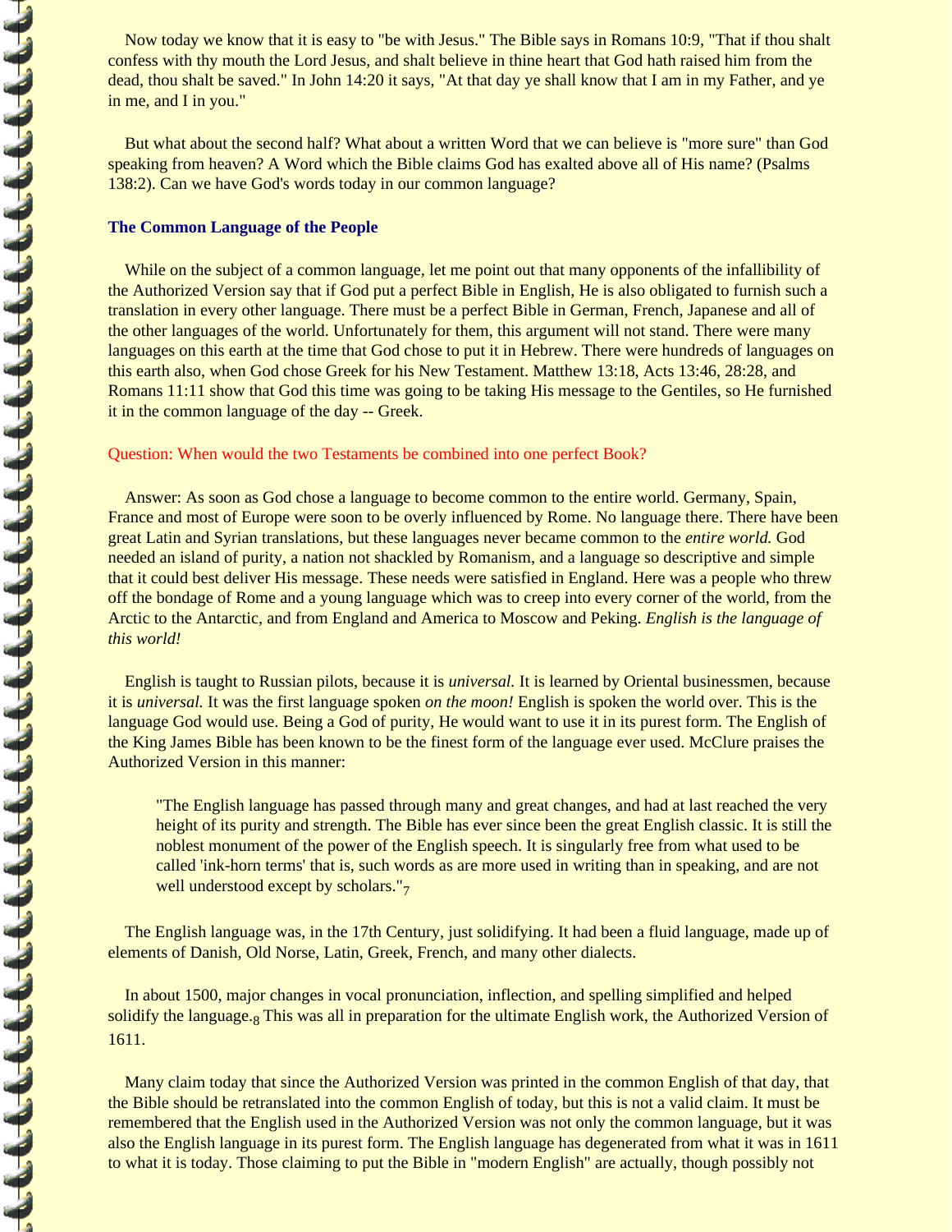Now today we know that it is easy to "be with Jesus." The Bible says in Romans 10:9, "That if thou shalt confess with thy mouth the Lord Jesus, and shalt believe in thine heart that God hath raised him from the dead, thou shalt be saved." In John 14:20 it says, "At that day ye shall know that I am in my Father, and ye in me, and I in you."

But what about the second half? What about a written Word that we can believe is "more sure" than God speaking from heaven? A Word which the Bible claims God has exalted above all of His name? (Psalms 138:2). Can we have God's words today in our common language?

### The Common Language of the People

While on the subject of a common language, let me point out that many opponents of the infallibility of the Authorized Version say that if God put a perfect Bible in English, He is also obligated to furnish such a translation in every other language. There must be a perfect Bible in German, French, Japanese and all of the other languages of the world. Unfortunately for them, this argument will not stand. There were many languages on this earth at the time that God chose to put it in Hebrew. There were hundreds of languages on this earth also, when God chose Greek for his New Testament. Matthew 13:18, Acts 13:46, 28:28, and Romans 11:11 show that God this time was going to be taking His message to the Gentiles, so He furnished it in the common language of the day -- Greek.

Question: When would the two Testaments be combined into one perfect Book?

Answer: As soon as God chose a language to become common to the entire world. Germany, Spain, France and most of Europe were soon to be overly influenced by Rome. No language there. There have been great Latin and Syrian translations, but these languages never became common to the *entire world.* God needed an island of purity, a nation not shackled by Romanism, and a language so descriptive and simple that it could best deliver His message. These needs were satisfied in England. Here was a people who threw off the bondage of Rome and a young language which was to creep into every corner of the world, from the Arctic to the Antarctic, and from England and America to Moscow and Peking. *English is the language of this world!*

English is taught to Russian pilots, because it is *universal.* It is learned by Oriental businessmen, because it is *universal.* It was the first language spoken *on the moon!* English is spoken the world over. This is the language God would use. Being a God of purity, He would want to use it in its purest form. The English of the King James Bible has been known to be the finest form of the language ever used. McClure praises the Authorized Version in this manner:

> "The English language has passed through many and great changes, and had at last reached the very height of its purity and strength. The Bible has ever since been the great English classic. It is still the noblest monument of the power of the English speech. It is singularly free from what used to be called 'ink-horn terms' that is, such words as are more used in writing than in speaking, and are not well understood except by scholars."[7]

The English language was, in the 17th Century, just solidifying. It had been a fluid language, made up of elements of Danish, Old Norse, Latin, Greek, French, and many other dialects.

In about 1500, major changes in vocal pronunciation, inflection, and spelling simplified and helped solidify the language.[8] This was all in preparation for the ultimate English work, the Authorized Version of 1611.

Many claim today that since the Authorized Version was printed in the common English of that day, that the Bible should be retranslated into the common English of today, but this is not a valid claim. It must be remembered that the English used in the Authorized Version was not only the common language, but it was also the English language in its purest form. The English language has degenerated from what it was in 1611 to what it is today. Those claiming to put the Bible in "modern English" are actually, though possibly not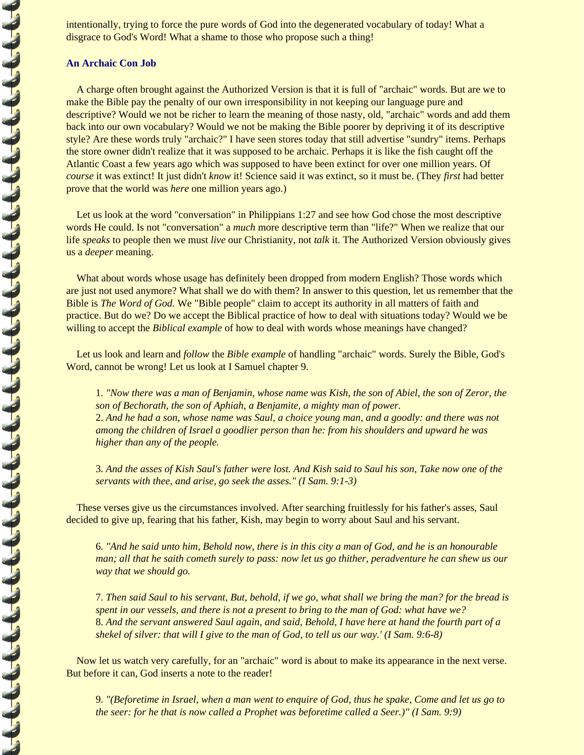intentionally, trying to force the pure words of God into the degenerated vocabulary of today! What a disgrace to God's Word! What a shame to those who propose such a thing!

### An Archaic Con Job

A charge often brought against the Authorized Version is that it is full of "archaic" words. But are we to make the Bible pay the penalty of our own irresponsibility in not keeping our language pure and descriptive? Would we not be richer to learn the meaning of those nasty, old, "archaic" words and add them back into our own vocabulary? Would we not be making the Bible poorer by depriving it of its descriptive style? Are these words truly "archaic?" I have seen stores today that still advertise "sundry" items. Perhaps the store owner didn't realize that it was supposed to be archaic. Perhaps it is like the fish caught off the Atlantic Coast a few years ago which was supposed to have been extinct for over one million years. Of *course* it was extinct! It just didn't *know* it! Science said it was extinct, so it must be. (They *first* had better prove that the world was *here* one million years ago.)

Let us look at the word "conversation" in Philippians 1:27 and see how God chose the most descriptive words He could. Is not "conversation" a *much* more descriptive term than "life?" When we realize that our life *speaks* to people then we must *live* our Christianity, not *talk* it. The Authorized Version obviously gives us a *deeper* meaning.

What about words whose usage has definitely been dropped from modern English? Those words which are just not used anymore? What shall we do with them? In answer to this question, let us remember that the Bible is *The Word of God.* We "Bible people" claim to accept its authority in all matters of faith and practice. But do we? Do we accept the Biblical practice of how to deal with situations today? Would we be willing to accept the *Biblical example* of how to deal with words whose meanings have changed?

Let us look and learn and *follow* the *Bible example* of handling "archaic" words. Surely the Bible, God's Word, cannot be wrong! Let us look at I Samuel chapter 9.

> 1. *"Now there was a man of Benjamin, whose name was Kish, the son of Abiel, the son of Zeror, the son of Bechorath, the son of Aphiah, a Benjamite, a mighty man of power.*
> 2. *And he had a son, whose name was Saul, a choice young man, and a goodly: and there was not among the children of Israel a goodlier person than he: from his shoulders and upward he was higher than any of the people.*
>
> 3. *And the asses of Kish Saul's father were lost. And Kish said to Saul his son, Take now one of the servants with thee, and arise, go seek the asses." (I Sam. 9:1-3)*

These verses give us the circumstances involved. After searching fruitlessly for his father's asses, Saul decided to give up, fearing that his father, Kish, may begin to worry about Saul and his servant.

> 6. *"And he said unto him, Behold now, there is in this city a man of God, and he is an honourable man; all that he saith cometh surely to pass: now let us go thither, peradventure he can shew us our way that we should go.*
>
> 7. *Then said Saul to his servant, But, behold, if we go, what shall we bring the man? for the bread is spent in our vessels, and there is not a present to bring to the man of God: what have we?*
> 8. *And the servant answered Saul again, and said, Behold, I have here at hand the fourth part of a shekel of silver: that will I give to the man of God, to tell us our way.' (I Sam. 9:6-8)*

Now let us watch very carefully, for an "archaic" word is about to make its appearance in the next verse. But before it can, God inserts a note to the reader!

> 9. *"(Beforetime in Israel, when a man went to enquire of God, thus he spake, Come and let us go to the seer: for he that is now called a Prophet was beforetime called a Seer.)" (I Sam. 9:9)*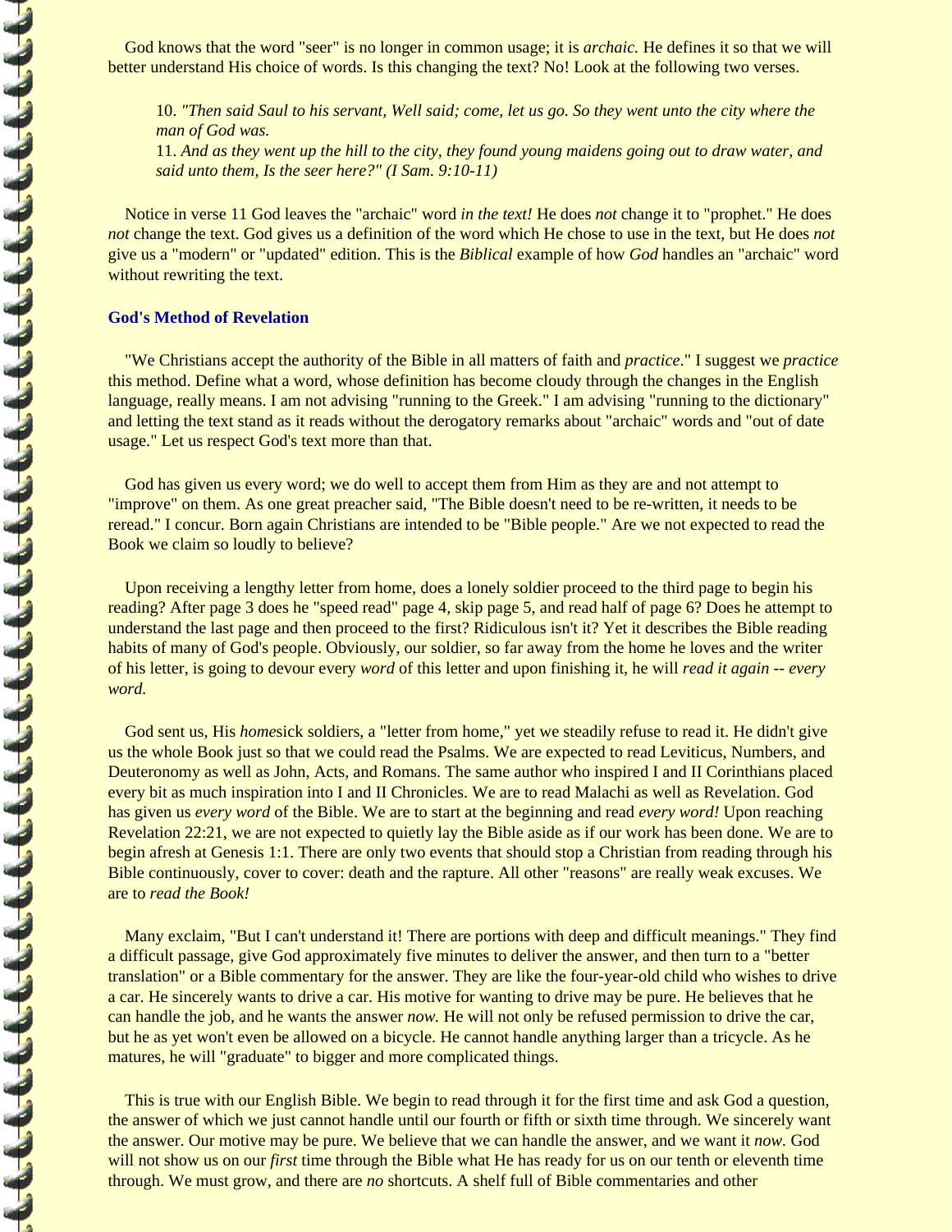God knows that the word "seer" is no longer in common usage; it is *archaic.* He defines it so that we will better understand His choice of words. Is this changing the text? No! Look at the following two verses.

> 10. *"Then said Saul to his servant, Well said; come, let us go. So they went unto the city where the man of God was.*
> 11. *And as they went up the hill to the city, they found young maidens going out to draw water, and said unto them, Is the seer here?" (I Sam. 9:10-11)*

Notice in verse 11 God leaves the "archaic" word *in the text!* He does *not* change it to "prophet." He does *not* change the text. God gives us a definition of the word which He chose to use in the text, but He does *not* give us a "modern" or "updated" edition. This is the *Biblical* example of how *God* handles an "archaic" word without rewriting the text.

### God's Method of Revelation

"We Christians accept the authority of the Bible in all matters of faith and *practice*." I suggest we *practice* this method. Define what a word, whose definition has become cloudy through the changes in the English language, really means. I am not advising "running to the Greek." I am advising "running to the dictionary" and letting the text stand as it reads without the derogatory remarks about "archaic" words and "out of date usage." Let us respect God's text more than that.

God has given us every word; we do well to accept them from Him as they are and not attempt to "improve" on them. As one great preacher said, "The Bible doesn't need to be re-written, it needs to be reread." I concur. Born again Christians are intended to be "Bible people." Are we not expected to read the Book we claim so loudly to believe?

Upon receiving a lengthy letter from home, does a lonely soldier proceed to the third page to begin his reading? After page 3 does he "speed read" page 4, skip page 5, and read half of page 6? Does he attempt to understand the last page and then proceed to the first? Ridiculous isn't it? Yet it describes the Bible reading habits of many of God's people. Obviously, our soldier, so far away from the home he loves and the writer of his letter, is going to devour every *word* of this letter and upon finishing it, he will *read it again -- every word.*

God sent us, His *home*sick soldiers, a "letter from home," yet we steadily refuse to read it. He didn't give us the whole Book just so that we could read the Psalms. We are expected to read Leviticus, Numbers, and Deuteronomy as well as John, Acts, and Romans. The same author who inspired I and II Corinthians placed every bit as much inspiration into I and II Chronicles. We are to read Malachi as well as Revelation. God has given us *every word* of the Bible. We are to start at the beginning and read *every word!* Upon reaching Revelation 22:21, we are not expected to quietly lay the Bible aside as if our work has been done. We are to begin afresh at Genesis 1:1. There are only two events that should stop a Christian from reading through his Bible continuously, cover to cover: death and the rapture. All other "reasons" are really weak excuses. We are to *read the Book!*

Many exclaim, "But I can't understand it! There are portions with deep and difficult meanings." They find a difficult passage, give God approximately five minutes to deliver the answer, and then turn to a "better translation" or a Bible commentary for the answer. They are like the four-year-old child who wishes to drive a car. He sincerely wants to drive a car. His motive for wanting to drive may be pure. He believes that he can handle the job, and he wants the answer *now.* He will not only be refused permission to drive the car, but he as yet won't even be allowed on a bicycle. He cannot handle anything larger than a tricycle. As he matures, he will "graduate" to bigger and more complicated things.

This is true with our English Bible. We begin to read through it for the first time and ask God a question, the answer of which we just cannot handle until our fourth or fifth or sixth time through. We sincerely want the answer. Our motive may be pure. We believe that we can handle the answer, and we want it *now.* God will not show us on our *first* time through the Bible what He has ready for us on our tenth or eleventh time through. We must grow, and there are *no* shortcuts. A shelf full of Bible commentaries and other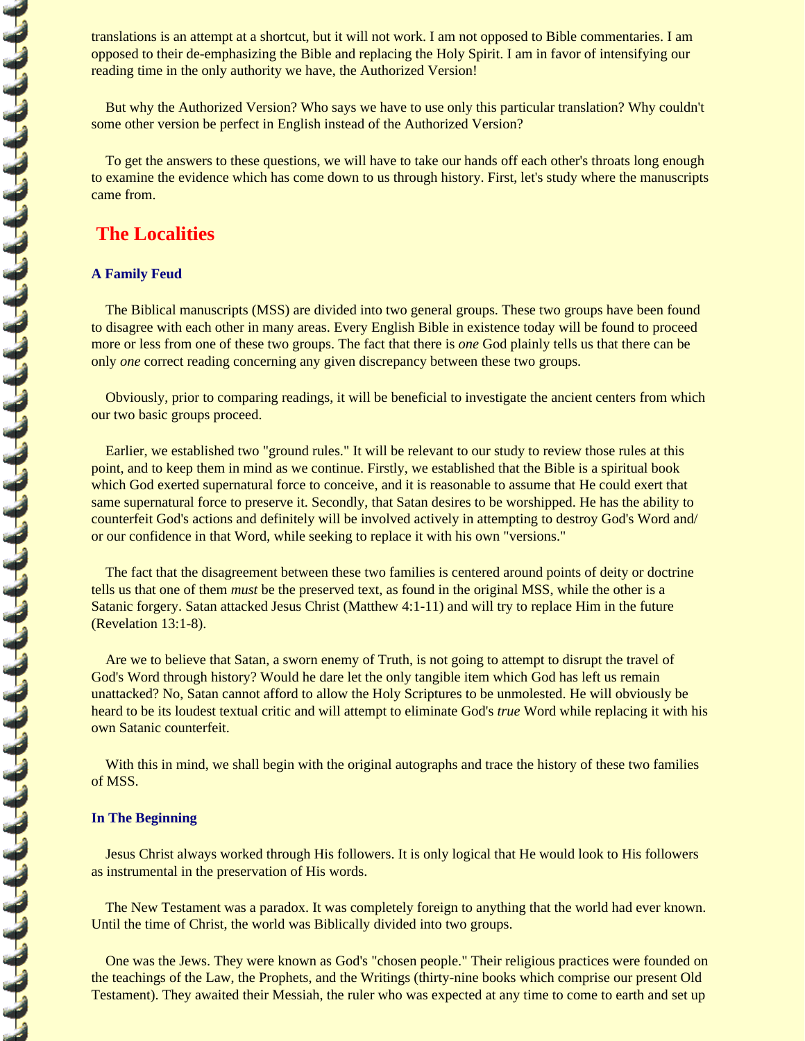translations is an attempt at a shortcut, but it will not work. I am not opposed to Bible commentaries. I am opposed to their de-emphasizing the Bible and replacing the Holy Spirit. I am in favor of intensifying our reading time in the only authority we have, the Authorized Version!

But why the Authorized Version? Who says we have to use only this particular translation? Why couldn't some other version be perfect in English instead of the Authorized Version?

To get the answers to these questions, we will have to take our hands off each other's throats long enough to examine the evidence which has come down to us through history. First, let's study where the manuscripts came from.

## The Localities

### A Family Feud

The Biblical manuscripts (MSS) are divided into two general groups. These two groups have been found to disagree with each other in many areas. Every English Bible in existence today will be found to proceed more or less from one of these two groups. The fact that there is *one* God plainly tells us that there can be only *one* correct reading concerning any given discrepancy between these two groups.

Obviously, prior to comparing readings, it will be beneficial to investigate the ancient centers from which our two basic groups proceed.

Earlier, we established two "ground rules." It will be relevant to our study to review those rules at this point, and to keep them in mind as we continue. Firstly, we established that the Bible is a spiritual book which God exerted supernatural force to conceive, and it is reasonable to assume that He could exert that same supernatural force to preserve it. Secondly, that Satan desires to be worshipped. He has the ability to counterfeit God's actions and definitely will be involved actively in attempting to destroy God's Word and/ or our confidence in that Word, while seeking to replace it with his own "versions."

The fact that the disagreement between these two families is centered around points of deity or doctrine tells us that one of them *must* be the preserved text, as found in the original MSS, while the other is a Satanic forgery. Satan attacked Jesus Christ (Matthew 4:1-11) and will try to replace Him in the future (Revelation 13:1-8).

Are we to believe that Satan, a sworn enemy of Truth, is not going to attempt to disrupt the travel of God's Word through history? Would he dare let the only tangible item which God has left us remain unattacked? No, Satan cannot afford to allow the Holy Scriptures to be unmolested. He will obviously be heard to be its loudest textual critic and will attempt to eliminate God's *true* Word while replacing it with his own Satanic counterfeit.

With this in mind, we shall begin with the original autographs and trace the history of these two families of MSS.

### In The Beginning

Jesus Christ always worked through His followers. It is only logical that He would look to His followers as instrumental in the preservation of His words.

The New Testament was a paradox. It was completely foreign to anything that the world had ever known. Until the time of Christ, the world was Biblically divided into two groups.

One was the Jews. They were known as God's "chosen people." Their religious practices were founded on the teachings of the Law, the Prophets, and the Writings (thirty-nine books which comprise our present Old Testament). They awaited their Messiah, the ruler who was expected at any time to come to earth and set up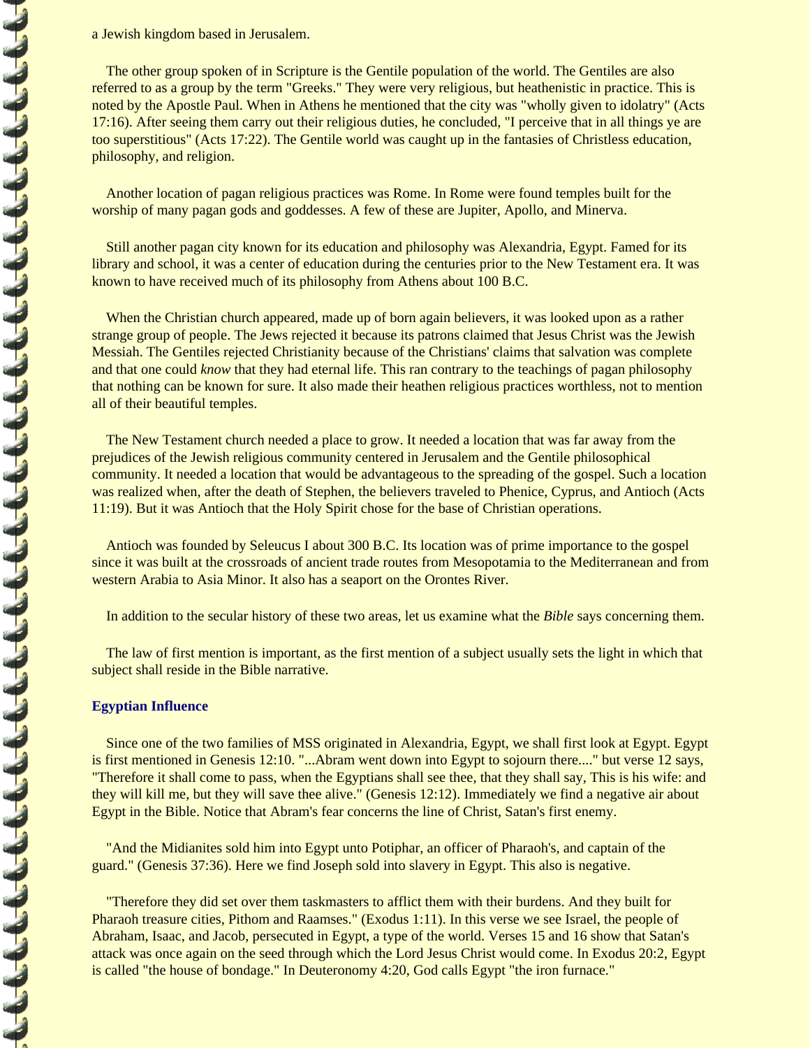a Jewish kingdom based in Jerusalem.

The other group spoken of in Scripture is the Gentile population of the world. The Gentiles are also referred to as a group by the term "Greeks." They were very religious, but heathenistic in practice. This is noted by the Apostle Paul. When in Athens he mentioned that the city was "wholly given to idolatry" (Acts 17:16). After seeing them carry out their religious duties, he concluded, "I perceive that in all things ye are too superstitious" (Acts 17:22). The Gentile world was caught up in the fantasies of Christless education, philosophy, and religion.

Another location of pagan religious practices was Rome. In Rome were found temples built for the worship of many pagan gods and goddesses. A few of these are Jupiter, Apollo, and Minerva.

Still another pagan city known for its education and philosophy was Alexandria, Egypt. Famed for its library and school, it was a center of education during the centuries prior to the New Testament era. It was known to have received much of its philosophy from Athens about 100 B.C.

When the Christian church appeared, made up of born again believers, it was looked upon as a rather strange group of people. The Jews rejected it because its patrons claimed that Jesus Christ was the Jewish Messiah. The Gentiles rejected Christianity because of the Christians' claims that salvation was complete and that one could *know* that they had eternal life. This ran contrary to the teachings of pagan philosophy that nothing can be known for sure. It also made their heathen religious practices worthless, not to mention all of their beautiful temples.

The New Testament church needed a place to grow. It needed a location that was far away from the prejudices of the Jewish religious community centered in Jerusalem and the Gentile philosophical community. It needed a location that would be advantageous to the spreading of the gospel. Such a location was realized when, after the death of Stephen, the believers traveled to Phenice, Cyprus, and Antioch (Acts 11:19). But it was Antioch that the Holy Spirit chose for the base of Christian operations.

Antioch was founded by Seleucus I about 300 B.C. Its location was of prime importance to the gospel since it was built at the crossroads of ancient trade routes from Mesopotamia to the Mediterranean and from western Arabia to Asia Minor. It also has a seaport on the Orontes River.

In addition to the secular history of these two areas, let us examine what the *Bible* says concerning them.

The law of first mention is important, as the first mention of a subject usually sets the light in which that subject shall reside in the Bible narrative.

### Egyptian Influence

Since one of the two families of MSS originated in Alexandria, Egypt, we shall first look at Egypt. Egypt is first mentioned in Genesis 12:10. "...Abram went down into Egypt to sojourn there...." but verse 12 says, "Therefore it shall come to pass, when the Egyptians shall see thee, that they shall say, This is his wife: and they will kill me, but they will save thee alive." (Genesis 12:12). Immediately we find a negative air about Egypt in the Bible. Notice that Abram's fear concerns the line of Christ, Satan's first enemy.

"And the Midianites sold him into Egypt unto Potiphar, an officer of Pharaoh's, and captain of the guard." (Genesis 37:36). Here we find Joseph sold into slavery in Egypt. This also is negative.

"Therefore they did set over them taskmasters to afflict them with their burdens. And they built for Pharaoh treasure cities, Pithom and Raamses." (Exodus 1:11). In this verse we see Israel, the people of Abraham, Isaac, and Jacob, persecuted in Egypt, a type of the world. Verses 15 and 16 show that Satan's attack was once again on the seed through which the Lord Jesus Christ would come. In Exodus 20:2, Egypt is called "the house of bondage." In Deuteronomy 4:20, God calls Egypt "the iron furnace."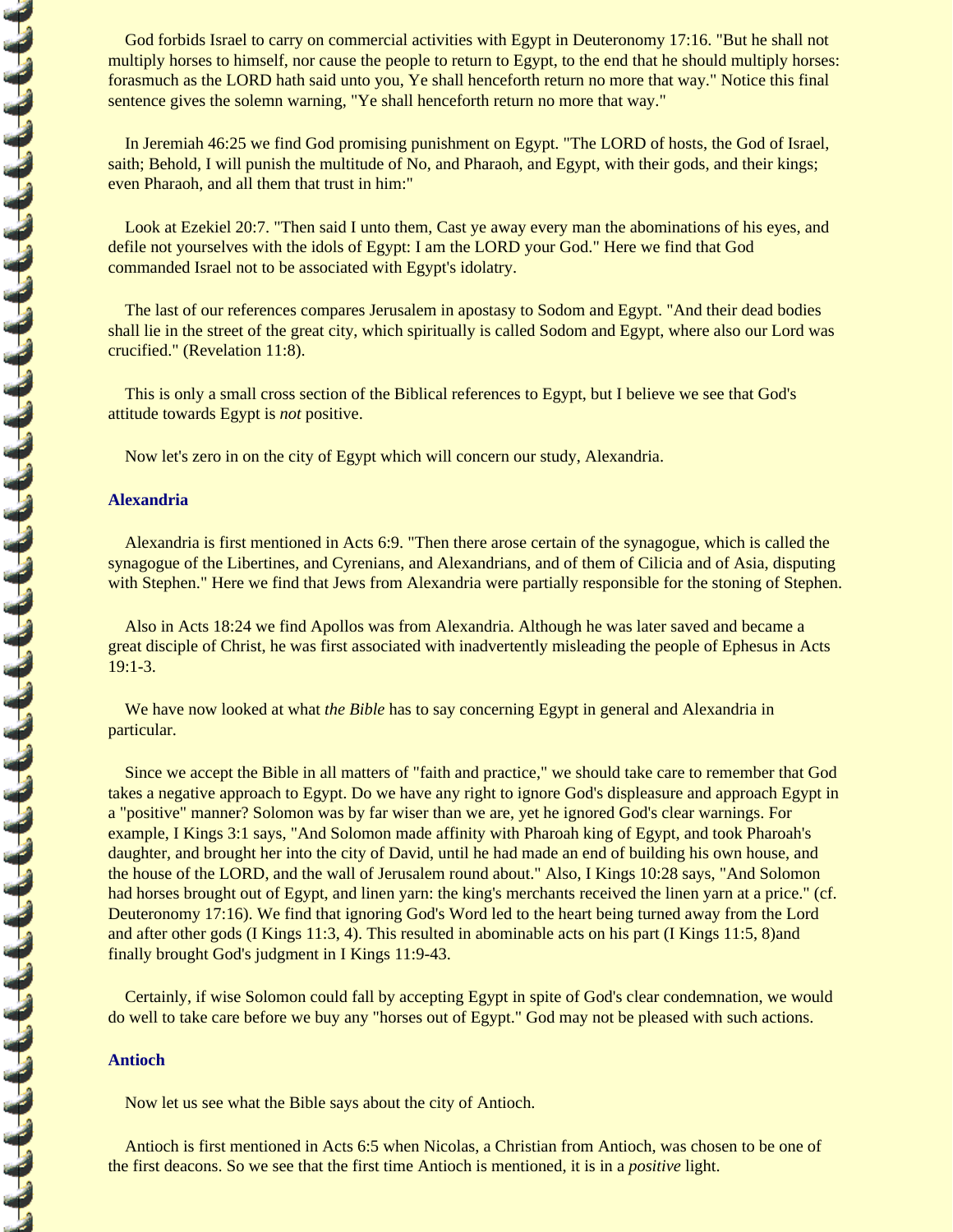God forbids Israel to carry on commercial activities with Egypt in Deuteronomy 17:16. "But he shall not multiply horses to himself, nor cause the people to return to Egypt, to the end that he should multiply horses: forasmuch as the LORD hath said unto you, Ye shall henceforth return no more that way." Notice this final sentence gives the solemn warning, "Ye shall henceforth return no more that way."

In Jeremiah 46:25 we find God promising punishment on Egypt. "The LORD of hosts, the God of Israel, saith; Behold, I will punish the multitude of No, and Pharaoh, and Egypt, with their gods, and their kings; even Pharaoh, and all them that trust in him:"

Look at Ezekiel 20:7. "Then said I unto them, Cast ye away every man the abominations of his eyes, and defile not yourselves with the idols of Egypt: I am the LORD your God." Here we find that God commanded Israel not to be associated with Egypt's idolatry.

The last of our references compares Jerusalem in apostasy to Sodom and Egypt. "And their dead bodies shall lie in the street of the great city, which spiritually is called Sodom and Egypt, where also our Lord was crucified." (Revelation 11:8).

This is only a small cross section of the Biblical references to Egypt, but I believe we see that God's attitude towards Egypt is *not* positive.

Now let's zero in on the city of Egypt which will concern our study, Alexandria.

### Alexandria

Alexandria is first mentioned in Acts 6:9. "Then there arose certain of the synagogue, which is called the synagogue of the Libertines, and Cyrenians, and Alexandrians, and of them of Cilicia and of Asia, disputing with Stephen." Here we find that Jews from Alexandria were partially responsible for the stoning of Stephen.

Also in Acts 18:24 we find Apollos was from Alexandria. Although he was later saved and became a great disciple of Christ, he was first associated with inadvertently misleading the people of Ephesus in Acts 19:1-3.

We have now looked at what *the Bible* has to say concerning Egypt in general and Alexandria in particular.

Since we accept the Bible in all matters of "faith and practice," we should take care to remember that God takes a negative approach to Egypt. Do we have any right to ignore God's displeasure and approach Egypt in a "positive" manner? Solomon was by far wiser than we are, yet he ignored God's clear warnings. For example, I Kings 3:1 says, "And Solomon made affinity with Pharoah king of Egypt, and took Pharoah's daughter, and brought her into the city of David, until he had made an end of building his own house, and the house of the LORD, and the wall of Jerusalem round about." Also, I Kings 10:28 says, "And Solomon had horses brought out of Egypt, and linen yarn: the king's merchants received the linen yarn at a price." (cf. Deuteronomy 17:16). We find that ignoring God's Word led to the heart being turned away from the Lord and after other gods (I Kings 11:3, 4). This resulted in abominable acts on his part (I Kings 11:5, 8)and finally brought God's judgment in I Kings 11:9-43.

Certainly, if wise Solomon could fall by accepting Egypt in spite of God's clear condemnation, we would do well to take care before we buy any "horses out of Egypt." God may not be pleased with such actions.

### Antioch

Now let us see what the Bible says about the city of Antioch.

Antioch is first mentioned in Acts 6:5 when Nicolas, a Christian from Antioch, was chosen to be one of the first deacons. So we see that the first time Antioch is mentioned, it is in a *positive* light.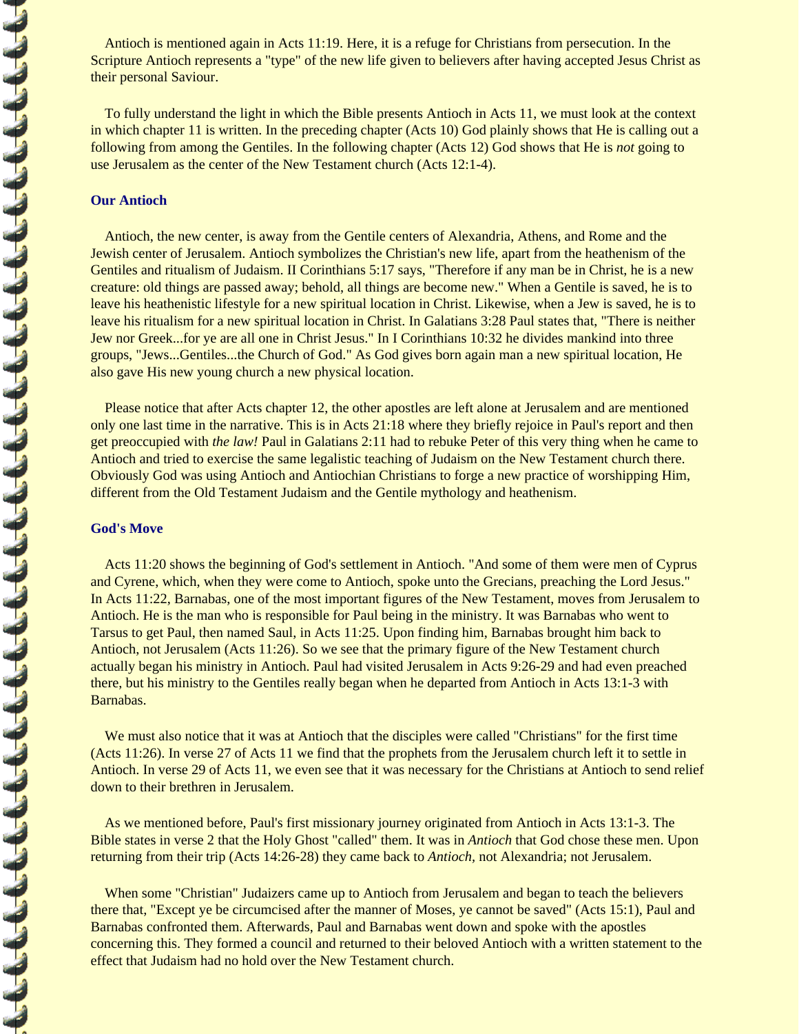Antioch is mentioned again in Acts 11:19. Here, it is a refuge for Christians from persecution. In the Scripture Antioch represents a "type" of the new life given to believers after having accepted Jesus Christ as their personal Saviour.

To fully understand the light in which the Bible presents Antioch in Acts 11, we must look at the context in which chapter 11 is written. In the preceding chapter (Acts 10) God plainly shows that He is calling out a following from among the Gentiles. In the following chapter (Acts 12) God shows that He is *not* going to use Jerusalem as the center of the New Testament church (Acts 12:1-4).

### Our Antioch

Antioch, the new center, is away from the Gentile centers of Alexandria, Athens, and Rome and the Jewish center of Jerusalem. Antioch symbolizes the Christian's new life, apart from the heathenism of the Gentiles and ritualism of Judaism. II Corinthians 5:17 says, "Therefore if any man be in Christ, he is a new creature: old things are passed away; behold, all things are become new." When a Gentile is saved, he is to leave his heathenistic lifestyle for a new spiritual location in Christ. Likewise, when a Jew is saved, he is to leave his ritualism for a new spiritual location in Christ. In Galatians 3:28 Paul states that, "There is neither Jew nor Greek...for ye are all one in Christ Jesus." In I Corinthians 10:32 he divides mankind into three groups, "Jews...Gentiles...the Church of God." As God gives born again man a new spiritual location, He also gave His new young church a new physical location.

Please notice that after Acts chapter 12, the other apostles are left alone at Jerusalem and are mentioned only one last time in the narrative. This is in Acts 21:18 where they briefly rejoice in Paul's report and then get preoccupied with *the law!* Paul in Galatians 2:11 had to rebuke Peter of this very thing when he came to Antioch and tried to exercise the same legalistic teaching of Judaism on the New Testament church there. Obviously God was using Antioch and Antiochian Christians to forge a new practice of worshipping Him, different from the Old Testament Judaism and the Gentile mythology and heathenism.

### God's Move

Acts 11:20 shows the beginning of God's settlement in Antioch. "And some of them were men of Cyprus and Cyrene, which, when they were come to Antioch, spoke unto the Grecians, preaching the Lord Jesus." In Acts 11:22, Barnabas, one of the most important figures of the New Testament, moves from Jerusalem to Antioch. He is the man who is responsible for Paul being in the ministry. It was Barnabas who went to Tarsus to get Paul, then named Saul, in Acts 11:25. Upon finding him, Barnabas brought him back to Antioch, not Jerusalem (Acts 11:26). So we see that the primary figure of the New Testament church actually began his ministry in Antioch. Paul had visited Jerusalem in Acts 9:26-29 and had even preached there, but his ministry to the Gentiles really began when he departed from Antioch in Acts 13:1-3 with Barnabas.

We must also notice that it was at Antioch that the disciples were called "Christians" for the first time (Acts 11:26). In verse 27 of Acts 11 we find that the prophets from the Jerusalem church left it to settle in Antioch. In verse 29 of Acts 11, we even see that it was necessary for the Christians at Antioch to send relief down to their brethren in Jerusalem.

As we mentioned before, Paul's first missionary journey originated from Antioch in Acts 13:1-3. The Bible states in verse 2 that the Holy Ghost "called" them. It was in *Antioch* that God chose these men. Upon returning from their trip (Acts 14:26-28) they came back to *Antioch,* not Alexandria; not Jerusalem.

When some "Christian" Judaizers came up to Antioch from Jerusalem and began to teach the believers there that, "Except ye be circumcised after the manner of Moses, ye cannot be saved" (Acts 15:1), Paul and Barnabas confronted them. Afterwards, Paul and Barnabas went down and spoke with the apostles concerning this. They formed a council and returned to their beloved Antioch with a written statement to the effect that Judaism had no hold over the New Testament church.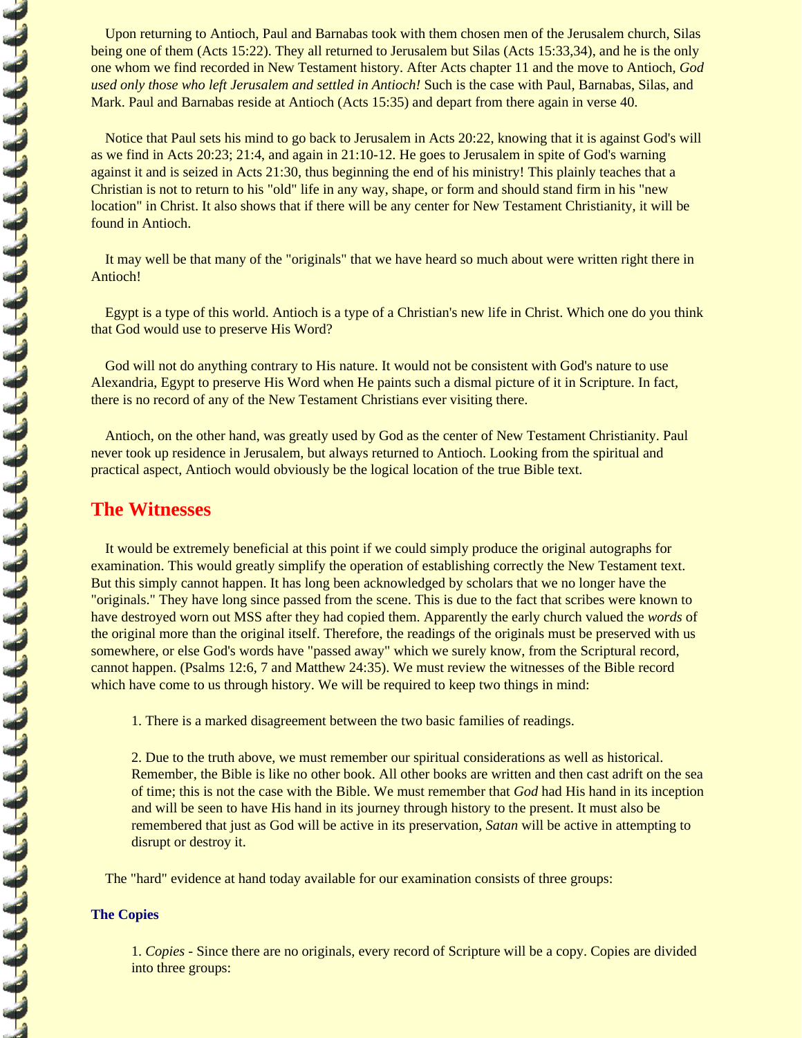Upon returning to Antioch, Paul and Barnabas took with them chosen men of the Jerusalem church, Silas being one of them (Acts 15:22). They all returned to Jerusalem but Silas (Acts 15:33,34), and he is the only one whom we find recorded in New Testament history. After Acts chapter 11 and the move to Antioch, *God used only those who left Jerusalem and settled in Antioch!* Such is the case with Paul, Barnabas, Silas, and Mark. Paul and Barnabas reside at Antioch (Acts 15:35) and depart from there again in verse 40.

Notice that Paul sets his mind to go back to Jerusalem in Acts 20:22, knowing that it is against God's will as we find in Acts 20:23; 21:4, and again in 21:10-12. He goes to Jerusalem in spite of God's warning against it and is seized in Acts 21:30, thus beginning the end of his ministry! This plainly teaches that a Christian is not to return to his "old" life in any way, shape, or form and should stand firm in his "new location" in Christ. It also shows that if there will be any center for New Testament Christianity, it will be found in Antioch.

It may well be that many of the "originals" that we have heard so much about were written right there in Antioch!

Egypt is a type of this world. Antioch is a type of a Christian's new life in Christ. Which one do you think that God would use to preserve His Word?

God will not do anything contrary to His nature. It would not be consistent with God's nature to use Alexandria, Egypt to preserve His Word when He paints such a dismal picture of it in Scripture. In fact, there is no record of any of the New Testament Christians ever visiting there.

Antioch, on the other hand, was greatly used by God as the center of New Testament Christianity. Paul never took up residence in Jerusalem, but always returned to Antioch. Looking from the spiritual and practical aspect, Antioch would obviously be the logical location of the true Bible text.

## The Witnesses

It would be extremely beneficial at this point if we could simply produce the original autographs for examination. This would greatly simplify the operation of establishing correctly the New Testament text. But this simply cannot happen. It has long been acknowledged by scholars that we no longer have the "originals." They have long since passed from the scene. This is due to the fact that scribes were known to have destroyed worn out MSS after they had copied them. Apparently the early church valued the *words* of the original more than the original itself. Therefore, the readings of the originals must be preserved with us somewhere, or else God's words have "passed away" which we surely know, from the Scriptural record, cannot happen. (Psalms 12:6, 7 and Matthew 24:35). We must review the witnesses of the Bible record which have come to us through history. We will be required to keep two things in mind:

1. There is a marked disagreement between the two basic families of readings.

2. Due to the truth above, we must remember our spiritual considerations as well as historical. Remember, the Bible is like no other book. All other books are written and then cast adrift on the sea of time; this is not the case with the Bible. We must remember that *God* had His hand in its inception and will be seen to have His hand in its journey through history to the present. It must also be remembered that just as God will be active in its preservation, *Satan* will be active in attempting to disrupt or destroy it.

The "hard" evidence at hand today available for our examination consists of three groups:

### The Copies

1. *Copies* - Since there are no originals, every record of Scripture will be a copy. Copies are divided into three groups: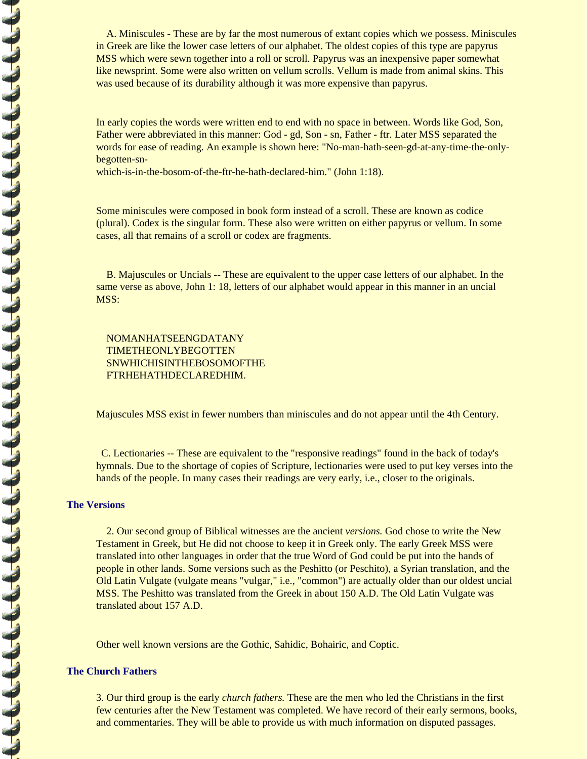A. Miniscules - These are by far the most numerous of extant copies which we possess. Miniscules in Greek are like the lower case letters of our alphabet. The oldest copies of this type are papyrus MSS which were sewn together into a roll or scroll. Papyrus was an inexpensive paper somewhat like newsprint. Some were also written on vellum scrolls. Vellum is made from animal skins. This was used because of its durability although it was more expensive than papyrus.

In early copies the words were written end to end with no space in between. Words like God, Son, Father were abbreviated in this manner: God - gd, Son - sn, Father - ftr. Later MSS separated the words for ease of reading. An example is shown here: "No-man-hath-seen-gd-at-any-time-the-only-begotten-sn-
which-is-in-the-bosom-of-the-ftr-he-hath-declared-him." (John 1:18).

Some miniscules were composed in book form instead of a scroll. These are known as codice (plural). Codex is the singular form. These also were written on either papyrus or vellum. In some cases, all that remains of a scroll or codex are fragments.

B. Majuscules or Uncials -- These are equivalent to the upper case letters of our alphabet. In the same verse as above, John 1: 18, letters of our alphabet would appear in this manner in an uncial MSS:

NOMANHATSEENGDATANY
TIMETHEONLYBEGOTTEN
SNWHICHISINTHEBOSOMOFTHE
FTRHEHATHDECLAREDHIM.

Majuscules MSS exist in fewer numbers than miniscules and do not appear until the 4th Century.

C. Lectionaries -- These are equivalent to the "responsive readings" found in the back of today's hymnals. Due to the shortage of copies of Scripture, lectionaries were used to put key verses into the hands of the people. In many cases their readings are very early, i.e., closer to the originals.

## The Versions

2. Our second group of Biblical witnesses are the ancient *versions.* God chose to write the New Testament in Greek, but He did not choose to keep it in Greek only. The early Greek MSS were translated into other languages in order that the true Word of God could be put into the hands of people in other lands. Some versions such as the Peshitto (or Peschito), a Syrian translation, and the Old Latin Vulgate (vulgate means "vulgar," i.e., "common") are actually older than our oldest uncial MSS. The Peshitto was translated from the Greek in about 150 A.D. The Old Latin Vulgate was translated about 157 A.D.

Other well known versions are the Gothic, Sahidic, Bohairic, and Coptic.

## The Church Fathers

3. Our third group is the early *church fathers.* These are the men who led the Christians in the first few centuries after the New Testament was completed. We have record of their early sermons, books, and commentaries. They will be able to provide us with much information on disputed passages.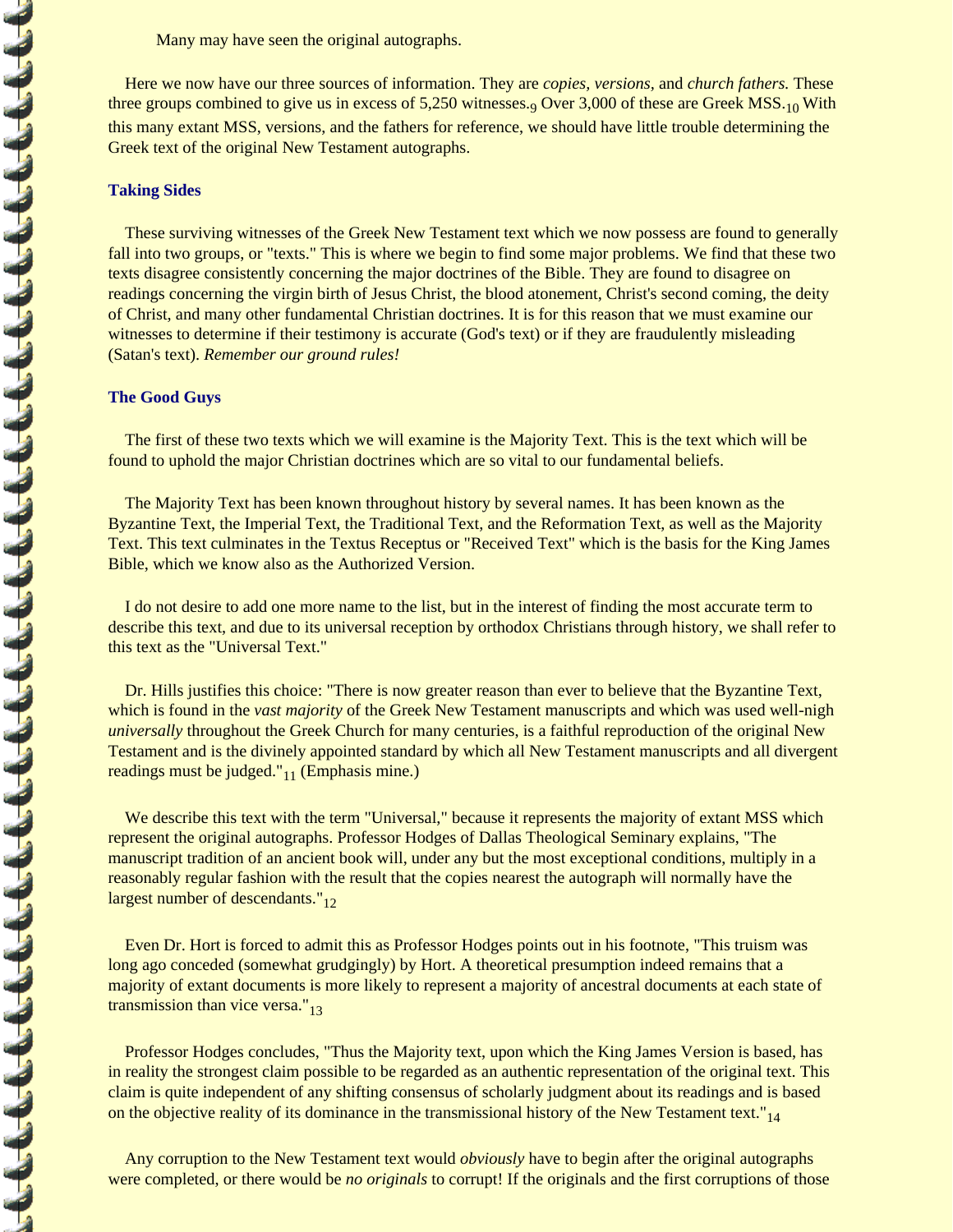Many may have seen the original autographs.

Here we now have our three sources of information. They are *copies, versions,* and *church fathers.* These three groups combined to give us in excess of 5,250 witnesses.[9] Over 3,000 of these are Greek MSS.[10] With this many extant MSS, versions, and the fathers for reference, we should have little trouble determining the Greek text of the original New Testament autographs.

### Taking Sides

These surviving witnesses of the Greek New Testament text which we now possess are found to generally fall into two groups, or "texts." This is where we begin to find some major problems. We find that these two texts disagree consistently concerning the major doctrines of the Bible. They are found to disagree on readings concerning the virgin birth of Jesus Christ, the blood atonement, Christ's second coming, the deity of Christ, and many other fundamental Christian doctrines. It is for this reason that we must examine our witnesses to determine if their testimony is accurate (God's text) or if they are fraudulently misleading (Satan's text). *Remember our ground rules!*

### The Good Guys

The first of these two texts which we will examine is the Majority Text. This is the text which will be found to uphold the major Christian doctrines which are so vital to our fundamental beliefs.

The Majority Text has been known throughout history by several names. It has been known as the Byzantine Text, the Imperial Text, the Traditional Text, and the Reformation Text, as well as the Majority Text. This text culminates in the Textus Receptus or "Received Text" which is the basis for the King James Bible, which we know also as the Authorized Version.

I do not desire to add one more name to the list, but in the interest of finding the most accurate term to describe this text, and due to its universal reception by orthodox Christians through history, we shall refer to this text as the "Universal Text."

Dr. Hills justifies this choice: "There is now greater reason than ever to believe that the Byzantine Text, which is found in the *vast majority* of the Greek New Testament manuscripts and which was used well-nigh *universally* throughout the Greek Church for many centuries, is a faithful reproduction of the original New Testament and is the divinely appointed standard by which all New Testament manuscripts and all divergent readings must be judged."[11] (Emphasis mine.)

We describe this text with the term "Universal," because it represents the majority of extant MSS which represent the original autographs. Professor Hodges of Dallas Theological Seminary explains, "The manuscript tradition of an ancient book will, under any but the most exceptional conditions, multiply in a reasonably regular fashion with the result that the copies nearest the autograph will normally have the largest number of descendants."[12]

Even Dr. Hort is forced to admit this as Professor Hodges points out in his footnote, "This truism was long ago conceded (somewhat grudgingly) by Hort. A theoretical presumption indeed remains that a majority of extant documents is more likely to represent a majority of ancestral documents at each state of transmission than vice versa."[13]

Professor Hodges concludes, "Thus the Majority text, upon which the King James Version is based, has in reality the strongest claim possible to be regarded as an authentic representation of the original text. This claim is quite independent of any shifting consensus of scholarly judgment about its readings and is based on the objective reality of its dominance in the transmissional history of the New Testament text."[14]

Any corruption to the New Testament text would *obviously* have to begin after the original autographs were completed, or there would be *no originals* to corrupt! If the originals and the first corruptions of those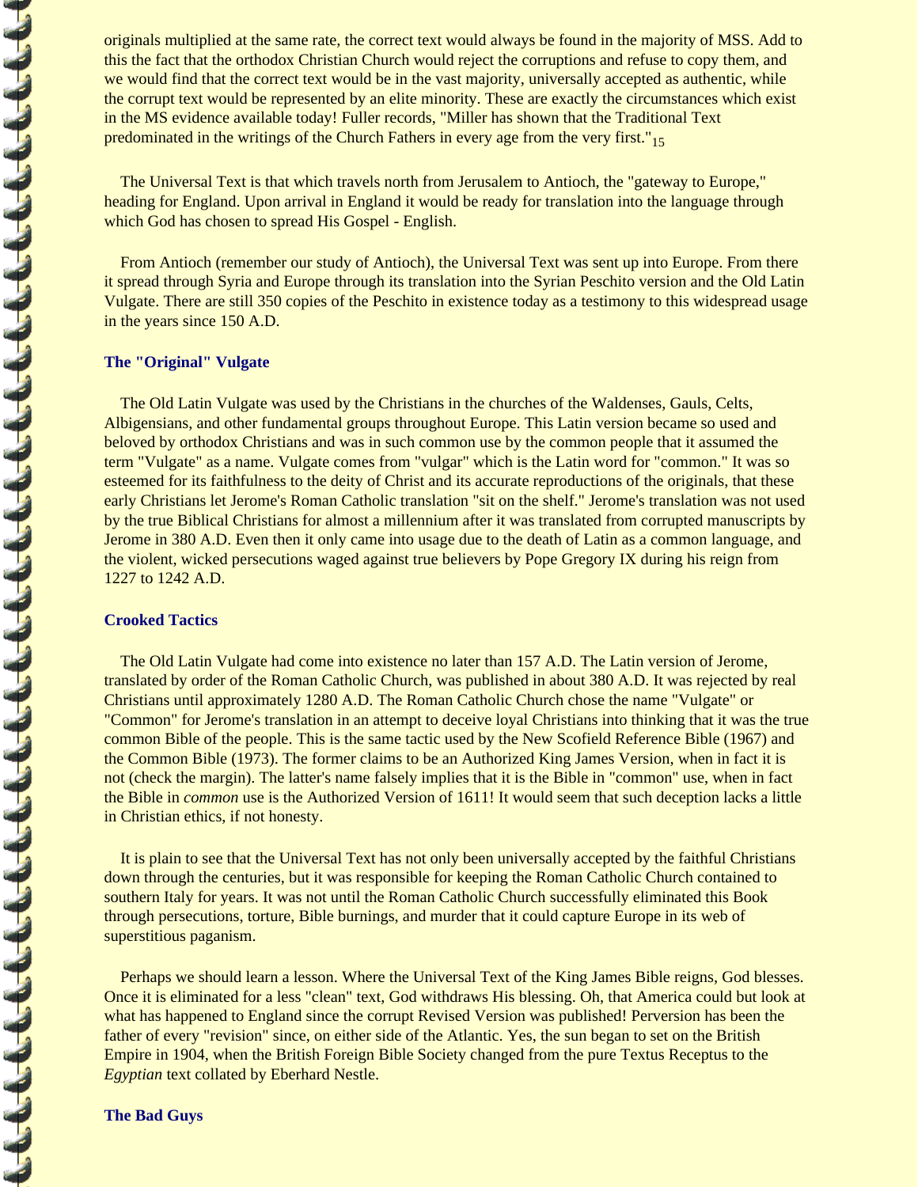originals multiplied at the same rate, the correct text would always be found in the majority of MSS. Add to this the fact that the orthodox Christian Church would reject the corruptions and refuse to copy them, and we would find that the correct text would be in the vast majority, universally accepted as authentic, while the corrupt text would be represented by an elite minority. These are exactly the circumstances which exist in the MS evidence available today! Fuller records, "Miller has shown that the Traditional Text predominated in the writings of the Church Fathers in every age from the very first."[15]

The Universal Text is that which travels north from Jerusalem to Antioch, the "gateway to Europe," heading for England. Upon arrival in England it would be ready for translation into the language through which God has chosen to spread His Gospel - English.

From Antioch (remember our study of Antioch), the Universal Text was sent up into Europe. From there it spread through Syria and Europe through its translation into the Syrian Peschito version and the Old Latin Vulgate. There are still 350 copies of the Peschito in existence today as a testimony to this widespread usage in the years since 150 A.D.

### The "Original" Vulgate

The Old Latin Vulgate was used by the Christians in the churches of the Waldenses, Gauls, Celts, Albigensians, and other fundamental groups throughout Europe. This Latin version became so used and beloved by orthodox Christians and was in such common use by the common people that it assumed the term "Vulgate" as a name. Vulgate comes from "vulgar" which is the Latin word for "common." It was so esteemed for its faithfulness to the deity of Christ and its accurate reproductions of the originals, that these early Christians let Jerome's Roman Catholic translation "sit on the shelf." Jerome's translation was not used by the true Biblical Christians for almost a millennium after it was translated from corrupted manuscripts by Jerome in 380 A.D. Even then it only came into usage due to the death of Latin as a common language, and the violent, wicked persecutions waged against true believers by Pope Gregory IX during his reign from 1227 to 1242 A.D.

### Crooked Tactics

The Old Latin Vulgate had come into existence no later than 157 A.D. The Latin version of Jerome, translated by order of the Roman Catholic Church, was published in about 380 A.D. It was rejected by real Christians until approximately 1280 A.D. The Roman Catholic Church chose the name "Vulgate" or "Common" for Jerome's translation in an attempt to deceive loyal Christians into thinking that it was the true common Bible of the people. This is the same tactic used by the New Scofield Reference Bible (1967) and the Common Bible (1973). The former claims to be an Authorized King James Version, when in fact it is not (check the margin). The latter's name falsely implies that it is the Bible in "common" use, when in fact the Bible in *common* use is the Authorized Version of 1611! It would seem that such deception lacks a little in Christian ethics, if not honesty.

It is plain to see that the Universal Text has not only been universally accepted by the faithful Christians down through the centuries, but it was responsible for keeping the Roman Catholic Church contained to southern Italy for years. It was not until the Roman Catholic Church successfully eliminated this Book through persecutions, torture, Bible burnings, and murder that it could capture Europe in its web of superstitious paganism.

Perhaps we should learn a lesson. Where the Universal Text of the King James Bible reigns, God blesses. Once it is eliminated for a less "clean" text, God withdraws His blessing. Oh, that America could but look at what has happened to England since the corrupt Revised Version was published! Perversion has been the father of every "revision" since, on either side of the Atlantic. Yes, the sun began to set on the British Empire in 1904, when the British Foreign Bible Society changed from the pure Textus Receptus to the *Egyptian* text collated by Eberhard Nestle.

### The Bad Guys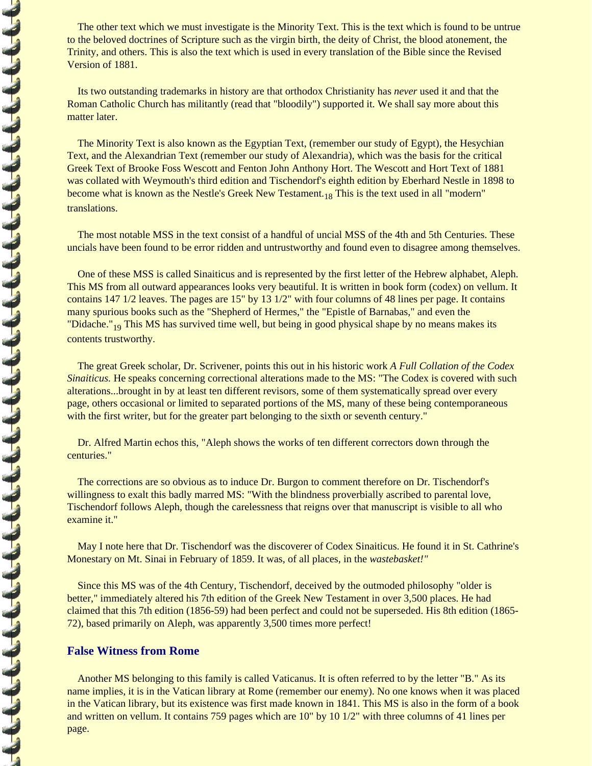The other text which we must investigate is the Minority Text. This is the text which is found to be untrue to the beloved doctrines of Scripture such as the virgin birth, the deity of Christ, the blood atonement, the Trinity, and others. This is also the text which is used in every translation of the Bible since the Revised Version of 1881.

Its two outstanding trademarks in history are that orthodox Christianity has *never* used it and that the Roman Catholic Church has militantly (read that "bloodily") supported it. We shall say more about this matter later.

The Minority Text is also known as the Egyptian Text, (remember our study of Egypt), the Hesychian Text, and the Alexandrian Text (remember our study of Alexandria), which was the basis for the critical Greek Text of Brooke Foss Wescott and Fenton John Anthony Hort. The Wescott and Hort Text of 1881 was collated with Weymouth's third edition and Tischendorf's eighth edition by Eberhard Nestle in 1898 to become what is known as the Nestle's Greek New Testament.[18] This is the text used in all "modern" translations.

The most notable MSS in the text consist of a handful of uncial MSS of the 4th and 5th Centuries. These uncials have been found to be error ridden and untrustworthy and found even to disagree among themselves.

One of these MSS is called Sinaiticus and is represented by the first letter of the Hebrew alphabet, Aleph. This MS from all outward appearances looks very beautiful. It is written in book form (codex) on vellum. It contains 147 1/2 leaves. The pages are 15" by 13 1/2" with four columns of 48 lines per page. It contains many spurious books such as the "Shepherd of Hermes," the "Epistle of Barnabas," and even the "Didache."[19] This MS has survived time well, but being in good physical shape by no means makes its contents trustworthy.

The great Greek scholar, Dr. Scrivener, points this out in his historic work *A Full Collation of the Codex Sinaiticus.* He speaks concerning correctional alterations made to the MS: "The Codex is covered with such alterations...brought in by at least ten different revisors, some of them systematically spread over every page, others occasional or limited to separated portions of the MS, many of these being contemporaneous with the first writer, but for the greater part belonging to the sixth or seventh century."

Dr. Alfred Martin echos this, "Aleph shows the works of ten different correctors down through the centuries."

The corrections are so obvious as to induce Dr. Burgon to comment therefore on Dr. Tischendorf's willingness to exalt this badly marred MS: "With the blindness proverbially ascribed to parental love, Tischendorf follows Aleph, though the carelessness that reigns over that manuscript is visible to all who examine it."

May I note here that Dr. Tischendorf was the discoverer of Codex Sinaiticus. He found it in St. Cathrine's Monestary on Mt. Sinai in February of 1859. It was, of all places, in the *wastebasket!"*

Since this MS was of the 4th Century, Tischendorf, deceived by the outmoded philosophy "older is better," immediately altered his 7th edition of the Greek New Testament in over 3,500 places. He had claimed that this 7th edition (1856-59) had been perfect and could not be superseded. His 8th edition (1865-72), based primarily on Aleph, was apparently 3,500 times more perfect!

## False Witness from Rome

Another MS belonging to this family is called Vaticanus. It is often referred to by the letter "B." As its name implies, it is in the Vatican library at Rome (remember our enemy). No one knows when it was placed in the Vatican library, but its existence was first made known in 1841. This MS is also in the form of a book and written on vellum. It contains 759 pages which are 10" by 10 1/2" with three columns of 41 lines per page.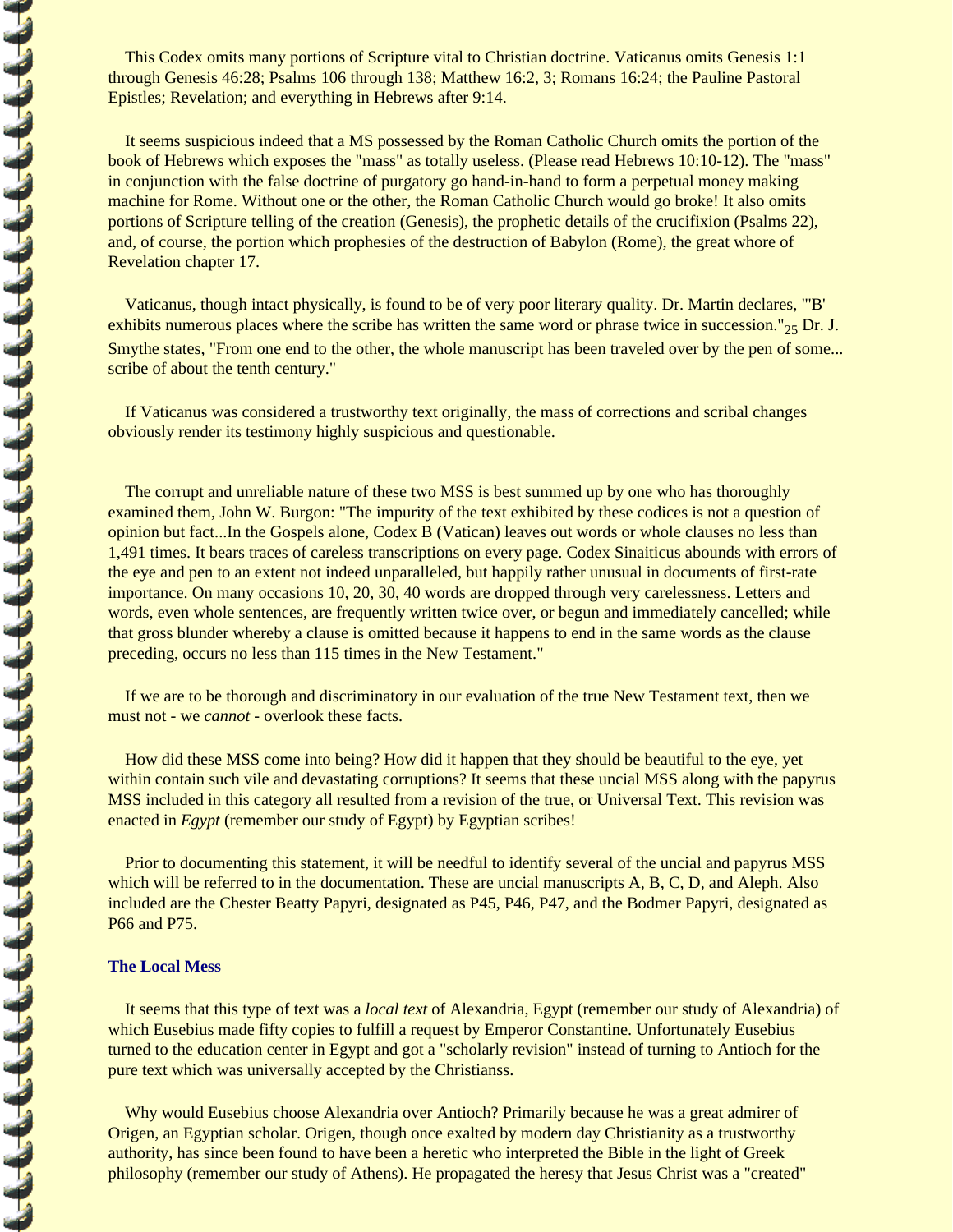This Codex omits many portions of Scripture vital to Christian doctrine. Vaticanus omits Genesis 1:1 through Genesis 46:28; Psalms 106 through 138; Matthew 16:2, 3; Romans 16:24; the Pauline Pastoral Epistles; Revelation; and everything in Hebrews after 9:14.

It seems suspicious indeed that a MS possessed by the Roman Catholic Church omits the portion of the book of Hebrews which exposes the "mass" as totally useless. (Please read Hebrews 10:10-12). The "mass" in conjunction with the false doctrine of purgatory go hand-in-hand to form a perpetual money making machine for Rome. Without one or the other, the Roman Catholic Church would go broke! It also omits portions of Scripture telling of the creation (Genesis), the prophetic details of the crucifixion (Psalms 22), and, of course, the portion which prophesies of the destruction of Babylon (Rome), the great whore of Revelation chapter 17.

Vaticanus, though intact physically, is found to be of very poor literary quality. Dr. Martin declares, "'B' exhibits numerous places where the scribe has written the same word or phrase twice in succession."[25] Dr. J. Smythe states, "From one end to the other, the whole manuscript has been traveled over by the pen of some... scribe of about the tenth century."

If Vaticanus was considered a trustworthy text originally, the mass of corrections and scribal changes obviously render its testimony highly suspicious and questionable.

The corrupt and unreliable nature of these two MSS is best summed up by one who has thoroughly examined them, John W. Burgon: "The impurity of the text exhibited by these codices is not a question of opinion but fact...In the Gospels alone, Codex B (Vatican) leaves out words or whole clauses no less than 1,491 times. It bears traces of careless transcriptions on every page. Codex Sinaiticus abounds with errors of the eye and pen to an extent not indeed unparalleled, but happily rather unusual in documents of first-rate importance. On many occasions 10, 20, 30, 40 words are dropped through very carelessness. Letters and words, even whole sentences, are frequently written twice over, or begun and immediately cancelled; while that gross blunder whereby a clause is omitted because it happens to end in the same words as the clause preceding, occurs no less than 115 times in the New Testament."

If we are to be thorough and discriminatory in our evaluation of the true New Testament text, then we must not - we *cannot* - overlook these facts.

How did these MSS come into being? How did it happen that they should be beautiful to the eye, yet within contain such vile and devastating corruptions? It seems that these uncial MSS along with the papyrus MSS included in this category all resulted from a revision of the true, or Universal Text. This revision was enacted in *Egypt* (remember our study of Egypt) by Egyptian scribes!

Prior to documenting this statement, it will be needful to identify several of the uncial and papyrus MSS which will be referred to in the documentation. These are uncial manuscripts A, B, C, D, and Aleph. Also included are the Chester Beatty Papyri, designated as P45, P46, P47, and the Bodmer Papyri, designated as P66 and P75.

### The Local Mess

It seems that this type of text was a *local text* of Alexandria, Egypt (remember our study of Alexandria) of which Eusebius made fifty copies to fulfill a request by Emperor Constantine. Unfortunately Eusebius turned to the education center in Egypt and got a "scholarly revision" instead of turning to Antioch for the pure text which was universally accepted by the Christianss.

Why would Eusebius choose Alexandria over Antioch? Primarily because he was a great admirer of Origen, an Egyptian scholar. Origen, though once exalted by modern day Christianity as a trustworthy authority, has since been found to have been a heretic who interpreted the Bible in the light of Greek philosophy (remember our study of Athens). He propagated the heresy that Jesus Christ was a "created"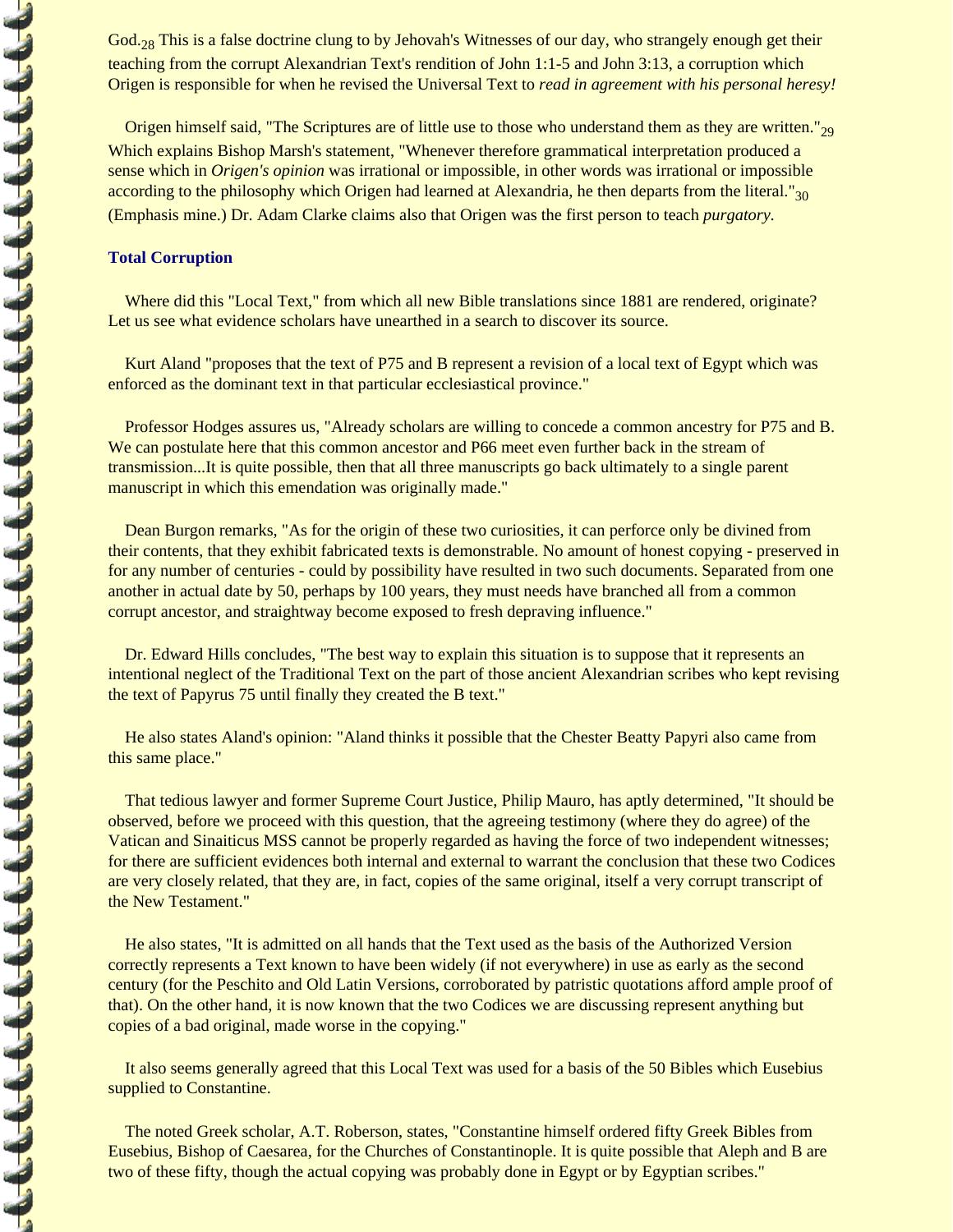God.[28] This is a false doctrine clung to by Jehovah's Witnesses of our day, who strangely enough get their teaching from the corrupt Alexandrian Text's rendition of John 1:1-5 and John 3:13, a corruption which Origen is responsible for when he revised the Universal Text to *read in agreement with his personal heresy!*

Origen himself said, "The Scriptures are of little use to those who understand them as they are written."[29] Which explains Bishop Marsh's statement, "Whenever therefore grammatical interpretation produced a sense which in *Origen's opinion* was irrational or impossible, in other words was irrational or impossible according to the philosophy which Origen had learned at Alexandria, he then departs from the literal."[30] (Emphasis mine.) Dr. Adam Clarke claims also that Origen was the first person to teach *purgatory*.

### Total Corruption

Where did this "Local Text," from which all new Bible translations since 1881 are rendered, originate? Let us see what evidence scholars have unearthed in a search to discover its source.

Kurt Aland "proposes that the text of P75 and B represent a revision of a local text of Egypt which was enforced as the dominant text in that particular ecclesiastical province."

Professor Hodges assures us, "Already scholars are willing to concede a common ancestry for P75 and B. We can postulate here that this common ancestor and P66 meet even further back in the stream of transmission...It is quite possible, then that all three manuscripts go back ultimately to a single parent manuscript in which this emendation was originally made."

Dean Burgon remarks, "As for the origin of these two curiosities, it can perforce only be divined from their contents, that they exhibit fabricated texts is demonstrable. No amount of honest copying - preserved in for any number of centuries - could by possibility have resulted in two such documents. Separated from one another in actual date by 50, perhaps by 100 years, they must needs have branched all from a common corrupt ancestor, and straightway become exposed to fresh depraving influence."

Dr. Edward Hills concludes, "The best way to explain this situation is to suppose that it represents an intentional neglect of the Traditional Text on the part of those ancient Alexandrian scribes who kept revising the text of Papyrus 75 until finally they created the B text."

He also states Aland's opinion: "Aland thinks it possible that the Chester Beatty Papyri also came from this same place."

That tedious lawyer and former Supreme Court Justice, Philip Mauro, has aptly determined, "It should be observed, before we proceed with this question, that the agreeing testimony (where they do agree) of the Vatican and Sinaiticus MSS cannot be properly regarded as having the force of two independent witnesses; for there are sufficient evidences both internal and external to warrant the conclusion that these two Codices are very closely related, that they are, in fact, copies of the same original, itself a very corrupt transcript of the New Testament."

He also states, "It is admitted on all hands that the Text used as the basis of the Authorized Version correctly represents a Text known to have been widely (if not everywhere) in use as early as the second century (for the Peschito and Old Latin Versions, corroborated by patristic quotations afford ample proof of that). On the other hand, it is now known that the two Codices we are discussing represent anything but copies of a bad original, made worse in the copying."

It also seems generally agreed that this Local Text was used for a basis of the 50 Bibles which Eusebius supplied to Constantine.

The noted Greek scholar, A.T. Roberson, states, "Constantine himself ordered fifty Greek Bibles from Eusebius, Bishop of Caesarea, for the Churches of Constantinople. It is quite possible that Aleph and B are two of these fifty, though the actual copying was probably done in Egypt or by Egyptian scribes."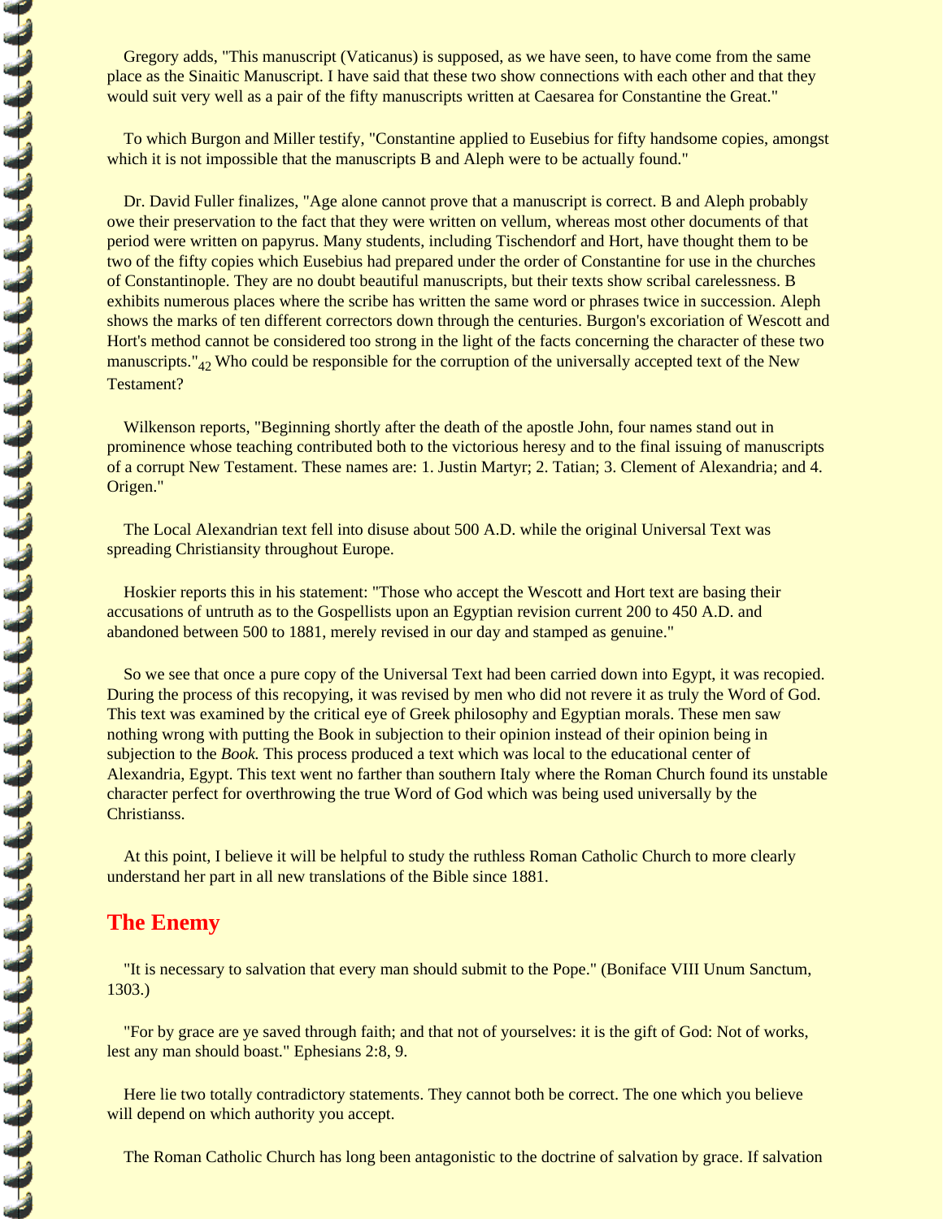Gregory adds, "This manuscript (Vaticanus) is supposed, as we have seen, to have come from the same place as the Sinaitic Manuscript. I have said that these two show connections with each other and that they would suit very well as a pair of the fifty manuscripts written at Caesarea for Constantine the Great."

To which Burgon and Miller testify, "Constantine applied to Eusebius for fifty handsome copies, amongst which it is not impossible that the manuscripts B and Aleph were to be actually found."

Dr. David Fuller finalizes, "Age alone cannot prove that a manuscript is correct. B and Aleph probably owe their preservation to the fact that they were written on vellum, whereas most other documents of that period were written on papyrus. Many students, including Tischendorf and Hort, have thought them to be two of the fifty copies which Eusebius had prepared under the order of Constantine for use in the churches of Constantinople. They are no doubt beautiful manuscripts, but their texts show scribal carelessness. B exhibits numerous places where the scribe has written the same word or phrases twice in succession. Aleph shows the marks of ten different correctors down through the centuries. Burgon's excoriation of Wescott and Hort's method cannot be considered too strong in the light of the facts concerning the character of these two manuscripts."[42] Who could be responsible for the corruption of the universally accepted text of the New Testament?

Wilkenson reports, "Beginning shortly after the death of the apostle John, four names stand out in prominence whose teaching contributed both to the victorious heresy and to the final issuing of manuscripts of a corrupt New Testament. These names are: 1. Justin Martyr; 2. Tatian; 3. Clement of Alexandria; and 4. Origen."

The Local Alexandrian text fell into disuse about 500 A.D. while the original Universal Text was spreading Christiansity throughout Europe.

Hoskier reports this in his statement: "Those who accept the Wescott and Hort text are basing their accusations of untruth as to the Gospellists upon an Egyptian revision current 200 to 450 A.D. and abandoned between 500 to 1881, merely revised in our day and stamped as genuine."

So we see that once a pure copy of the Universal Text had been carried down into Egypt, it was recopied. During the process of this recopying, it was revised by men who did not revere it as truly the Word of God. This text was examined by the critical eye of Greek philosophy and Egyptian morals. These men saw nothing wrong with putting the Book in subjection to their opinion instead of their opinion being in subjection to the *Book.* This process produced a text which was local to the educational center of Alexandria, Egypt. This text went no farther than southern Italy where the Roman Church found its unstable character perfect for overthrowing the true Word of God which was being used universally by the Christianss.

At this point, I believe it will be helpful to study the ruthless Roman Catholic Church to more clearly understand her part in all new translations of the Bible since 1881.

## The Enemy

"It is necessary to salvation that every man should submit to the Pope." (Boniface VIII Unum Sanctum, 1303.)

"For by grace are ye saved through faith; and that not of yourselves: it is the gift of God: Not of works, lest any man should boast." Ephesians 2:8, 9.

Here lie two totally contradictory statements. They cannot both be correct. The one which you believe will depend on which authority you accept.

The Roman Catholic Church has long been antagonistic to the doctrine of salvation by grace. If salvation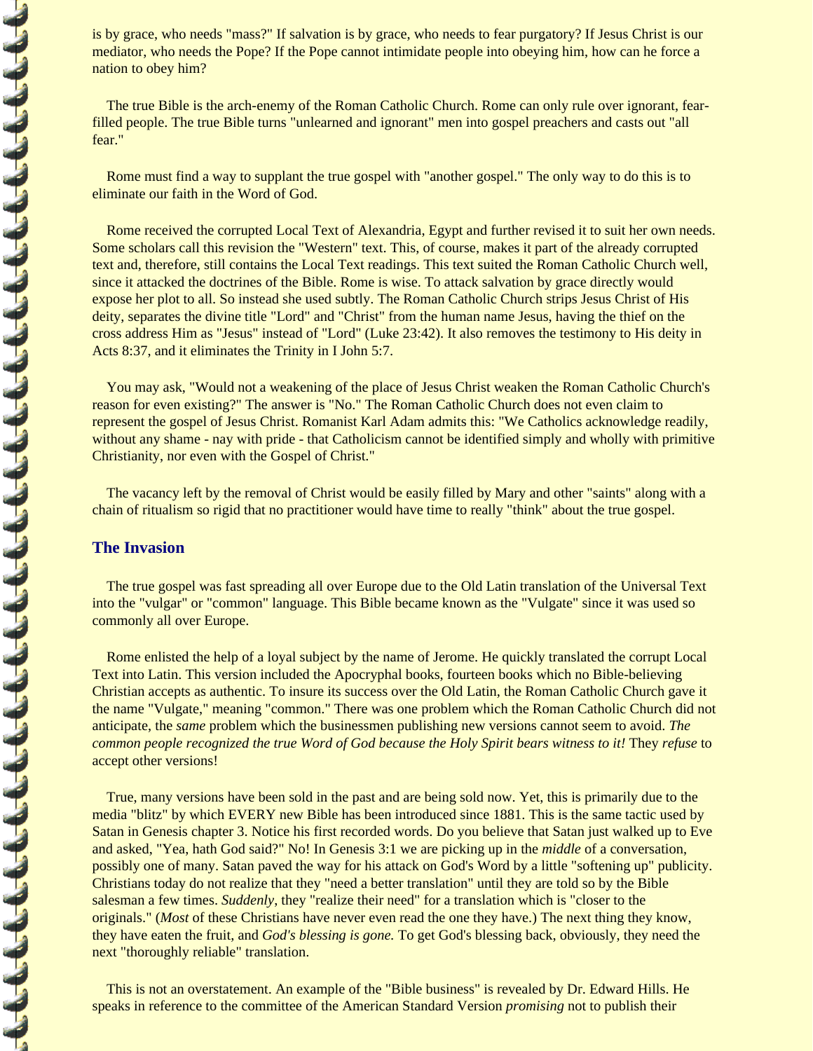is by grace, who needs "mass?" If salvation is by grace, who needs to fear purgatory? If Jesus Christ is our mediator, who needs the Pope? If the Pope cannot intimidate people into obeying him, how can he force a nation to obey him?

The true Bible is the arch-enemy of the Roman Catholic Church. Rome can only rule over ignorant, fear-filled people. The true Bible turns "unlearned and ignorant" men into gospel preachers and casts out "all fear."

Rome must find a way to supplant the true gospel with "another gospel." The only way to do this is to eliminate our faith in the Word of God.

Rome received the corrupted Local Text of Alexandria, Egypt and further revised it to suit her own needs. Some scholars call this revision the "Western" text. This, of course, makes it part of the already corrupted text and, therefore, still contains the Local Text readings. This text suited the Roman Catholic Church well, since it attacked the doctrines of the Bible. Rome is wise. To attack salvation by grace directly would expose her plot to all. So instead she used subtly. The Roman Catholic Church strips Jesus Christ of His deity, separates the divine title "Lord" and "Christ" from the human name Jesus, having the thief on the cross address Him as "Jesus" instead of "Lord" (Luke 23:42). It also removes the testimony to His deity in Acts 8:37, and it eliminates the Trinity in I John 5:7.

You may ask, "Would not a weakening of the place of Jesus Christ weaken the Roman Catholic Church's reason for even existing?" The answer is "No." The Roman Catholic Church does not even claim to represent the gospel of Jesus Christ. Romanist Karl Adam admits this: "We Catholics acknowledge readily, without any shame - nay with pride - that Catholicism cannot be identified simply and wholly with primitive Christianity, nor even with the Gospel of Christ."

The vacancy left by the removal of Christ would be easily filled by Mary and other "saints" along with a chain of ritualism so rigid that no practitioner would have time to really "think" about the true gospel.

## The Invasion

The true gospel was fast spreading all over Europe due to the Old Latin translation of the Universal Text into the "vulgar" or "common" language. This Bible became known as the "Vulgate" since it was used so commonly all over Europe.

Rome enlisted the help of a loyal subject by the name of Jerome. He quickly translated the corrupt Local Text into Latin. This version included the Apocryphal books, fourteen books which no Bible-believing Christian accepts as authentic. To insure its success over the Old Latin, the Roman Catholic Church gave it the name "Vulgate," meaning "common." There was one problem which the Roman Catholic Church did not anticipate, the *same* problem which the businessmen publishing new versions cannot seem to avoid. *The common people recognized the true Word of God because the Holy Spirit bears witness to it!* They *refuse* to accept other versions!

True, many versions have been sold in the past and are being sold now. Yet, this is primarily due to the media "blitz" by which EVERY new Bible has been introduced since 1881. This is the same tactic used by Satan in Genesis chapter 3. Notice his first recorded words. Do you believe that Satan just walked up to Eve and asked, "Yea, hath God said?" No! In Genesis 3:1 we are picking up in the *middle* of a conversation, possibly one of many. Satan paved the way for his attack on God's Word by a little "softening up" publicity. Christians today do not realize that they "need a better translation" until they are told so by the Bible salesman a few times. *Suddenly*, they "realize their need" for a translation which is "closer to the originals." (*Most* of these Christians have never even read the one they have.) The next thing they know, they have eaten the fruit, and *God's blessing is gone.* To get God's blessing back, obviously, they need the next "thoroughly reliable" translation.

This is not an overstatement. An example of the "Bible business" is revealed by Dr. Edward Hills. He speaks in reference to the committee of the American Standard Version *promising* not to publish their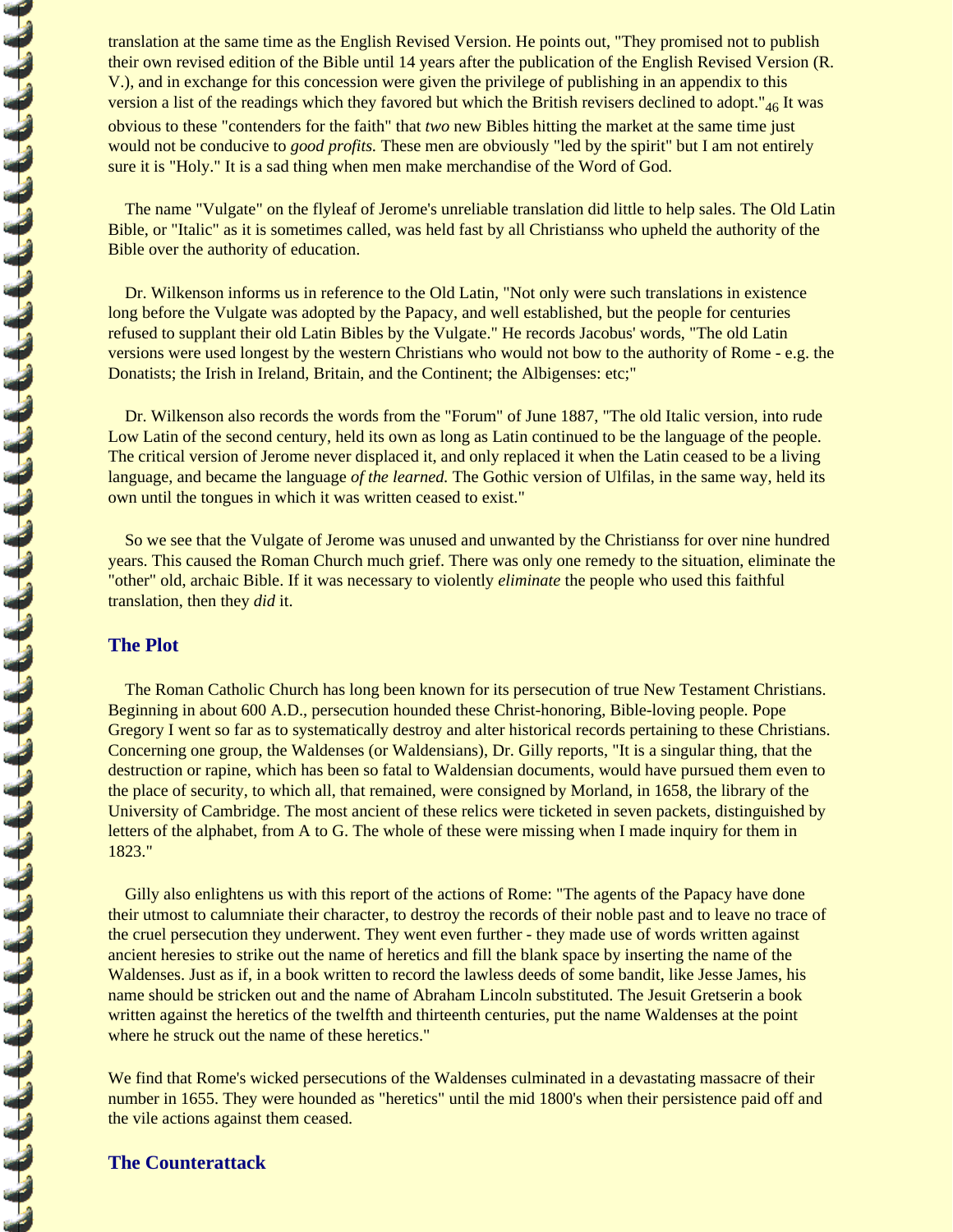translation at the same time as the English Revised Version. He points out, "They promised not to publish their own revised edition of the Bible until 14 years after the publication of the English Revised Version (R. V.), and in exchange for this concession were given the privilege of publishing in an appendix to this version a list of the readings which they favored but which the British revisers declined to adopt."[46] It was obvious to these "contenders for the faith" that *two* new Bibles hitting the market at the same time just would not be conducive to *good profits.* These men are obviously "led by the spirit" but I am not entirely sure it is "Holy." It is a sad thing when men make merchandise of the Word of God.

The name "Vulgate" on the flyleaf of Jerome's unreliable translation did little to help sales. The Old Latin Bible, or "Italic" as it is sometimes called, was held fast by all Christianss who upheld the authority of the Bible over the authority of education.

Dr. Wilkenson informs us in reference to the Old Latin, "Not only were such translations in existence long before the Vulgate was adopted by the Papacy, and well established, but the people for centuries refused to supplant their old Latin Bibles by the Vulgate." He records Jacobus' words, "The old Latin versions were used longest by the western Christians who would not bow to the authority of Rome - e.g. the Donatists; the Irish in Ireland, Britain, and the Continent; the Albigenses: etc;"

Dr. Wilkenson also records the words from the "Forum" of June 1887, "The old Italic version, into rude Low Latin of the second century, held its own as long as Latin continued to be the language of the people. The critical version of Jerome never displaced it, and only replaced it when the Latin ceased to be a living language, and became the language *of the learned.* The Gothic version of Ulfilas, in the same way, held its own until the tongues in which it was written ceased to exist."

So we see that the Vulgate of Jerome was unused and unwanted by the Christianss for over nine hundred years. This caused the Roman Church much grief. There was only one remedy to the situation, eliminate the "other" old, archaic Bible. If it was necessary to violently *eliminate* the people who used this faithful translation, then they *did* it.

## The Plot

The Roman Catholic Church has long been known for its persecution of true New Testament Christians. Beginning in about 600 A.D., persecution hounded these Christ-honoring, Bible-loving people. Pope Gregory I went so far as to systematically destroy and alter historical records pertaining to these Christians. Concerning one group, the Waldenses (or Waldensians), Dr. Gilly reports, "It is a singular thing, that the destruction or rapine, which has been so fatal to Waldensian documents, would have pursued them even to the place of security, to which all, that remained, were consigned by Morland, in 1658, the library of the University of Cambridge. The most ancient of these relics were ticketed in seven packets, distinguished by letters of the alphabet, from A to G. The whole of these were missing when I made inquiry for them in 1823."

Gilly also enlightens us with this report of the actions of Rome: "The agents of the Papacy have done their utmost to calumniate their character, to destroy the records of their noble past and to leave no trace of the cruel persecution they underwent. They went even further - they made use of words written against ancient heresies to strike out the name of heretics and fill the blank space by inserting the name of the Waldenses. Just as if, in a book written to record the lawless deeds of some bandit, like Jesse James, his name should be stricken out and the name of Abraham Lincoln substituted. The Jesuit Gretserin a book written against the heretics of the twelfth and thirteenth centuries, put the name Waldenses at the point where he struck out the name of these heretics."

We find that Rome's wicked persecutions of the Waldenses culminated in a devastating massacre of their number in 1655. They were hounded as "heretics" until the mid 1800's when their persistence paid off and the vile actions against them ceased.

## The Counterattack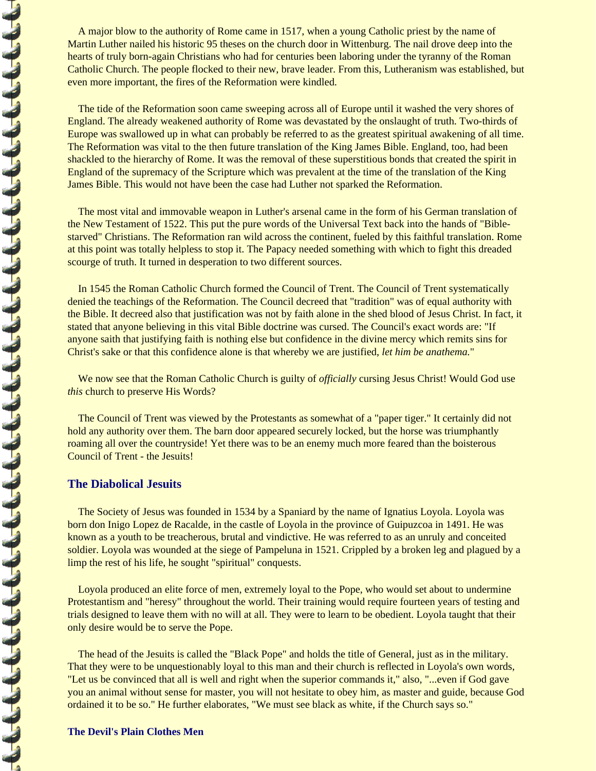A major blow to the authority of Rome came in 1517, when a young Catholic priest by the name of Martin Luther nailed his historic 95 theses on the church door in Wittenburg. The nail drove deep into the hearts of truly born-again Christians who had for centuries been laboring under the tyranny of the Roman Catholic Church. The people flocked to their new, brave leader. From this, Lutheranism was established, but even more important, the fires of the Reformation were kindled.

The tide of the Reformation soon came sweeping across all of Europe until it washed the very shores of England. The already weakened authority of Rome was devastated by the onslaught of truth. Two-thirds of Europe was swallowed up in what can probably be referred to as the greatest spiritual awakening of all time. The Reformation was vital to the then future translation of the King James Bible. England, too, had been shackled to the hierarchy of Rome. It was the removal of these superstitious bonds that created the spirit in England of the supremacy of the Scripture which was prevalent at the time of the translation of the King James Bible. This would not have been the case had Luther not sparked the Reformation.

The most vital and immovable weapon in Luther's arsenal came in the form of his German translation of the New Testament of 1522. This put the pure words of the Universal Text back into the hands of "Bible-starved" Christians. The Reformation ran wild across the continent, fueled by this faithful translation. Rome at this point was totally helpless to stop it. The Papacy needed something with which to fight this dreaded scourge of truth. It turned in desperation to two different sources.

In 1545 the Roman Catholic Church formed the Council of Trent. The Council of Trent systematically denied the teachings of the Reformation. The Council decreed that "tradition" was of equal authority with the Bible. It decreed also that justification was not by faith alone in the shed blood of Jesus Christ. In fact, it stated that anyone believing in this vital Bible doctrine was cursed. The Council's exact words are: "If anyone saith that justifying faith is nothing else but confidence in the divine mercy which remits sins for Christ's sake or that this confidence alone is that whereby we are justified, *let him be anathema.*"

We now see that the Roman Catholic Church is guilty of *officially* cursing Jesus Christ! Would God use *this* church to preserve His Words?

The Council of Trent was viewed by the Protestants as somewhat of a "paper tiger." It certainly did not hold any authority over them. The barn door appeared securely locked, but the horse was triumphantly roaming all over the countryside! Yet there was to be an enemy much more feared than the boisterous Council of Trent - the Jesuits!

## The Diabolical Jesuits

The Society of Jesus was founded in 1534 by a Spaniard by the name of Ignatius Loyola. Loyola was born don Inigo Lopez de Racalde, in the castle of Loyola in the province of Guipuzcoa in 1491. He was known as a youth to be treacherous, brutal and vindictive. He was referred to as an unruly and conceited soldier. Loyola was wounded at the siege of Pampeluna in 1521. Crippled by a broken leg and plagued by a limp the rest of his life, he sought "spiritual" conquests.

Loyola produced an elite force of men, extremely loyal to the Pope, who would set about to undermine Protestantism and "heresy" throughout the world. Their training would require fourteen years of testing and trials designed to leave them with no will at all. They were to learn to be obedient. Loyola taught that their only desire would be to serve the Pope.

The head of the Jesuits is called the "Black Pope" and holds the title of General, just as in the military. That they were to be unquestionably loyal to this man and their church is reflected in Loyola's own words, "Let us be convinced that all is well and right when the superior commands it," also, "...even if God gave you an animal without sense for master, you will not hesitate to obey him, as master and guide, because God ordained it to be so." He further elaborates, "We must see black as white, if the Church says so."

### The Devil's Plain Clothes Men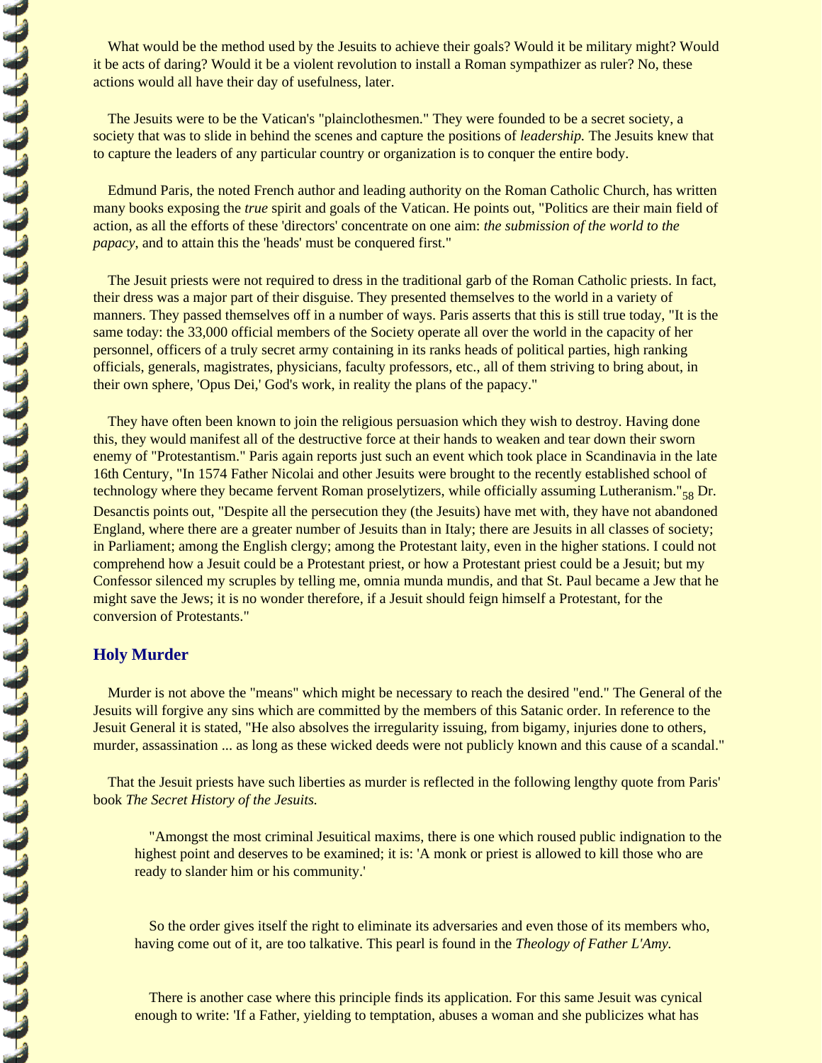What would be the method used by the Jesuits to achieve their goals? Would it be military might? Would it be acts of daring? Would it be a violent revolution to install a Roman sympathizer as ruler? No, these actions would all have their day of usefulness, later.

The Jesuits were to be the Vatican's "plainclothesmen." They were founded to be a secret society, a society that was to slide in behind the scenes and capture the positions of *leadership.* The Jesuits knew that to capture the leaders of any particular country or organization is to conquer the entire body.

Edmund Paris, the noted French author and leading authority on the Roman Catholic Church, has written many books exposing the *true* spirit and goals of the Vatican. He points out, "Politics are their main field of action, as all the efforts of these 'directors' concentrate on one aim: *the submission of the world to the papacy*, and to attain this the 'heads' must be conquered first."

The Jesuit priests were not required to dress in the traditional garb of the Roman Catholic priests. In fact, their dress was a major part of their disguise. They presented themselves to the world in a variety of manners. They passed themselves off in a number of ways. Paris asserts that this is still true today, "It is the same today: the 33,000 official members of the Society operate all over the world in the capacity of her personnel, officers of a truly secret army containing in its ranks heads of political parties, high ranking officials, generals, magistrates, physicians, faculty professors, etc., all of them striving to bring about, in their own sphere, 'Opus Dei,' God's work, in reality the plans of the papacy."

They have often been known to join the religious persuasion which they wish to destroy. Having done this, they would manifest all of the destructive force at their hands to weaken and tear down their sworn enemy of "Protestantism." Paris again reports just such an event which took place in Scandinavia in the late 16th Century, "In 1574 Father Nicolai and other Jesuits were brought to the recently established school of technology where they became fervent Roman proselytizers, while officially assuming Lutheranism."[58] Dr. Desanctis points out, "Despite all the persecution they (the Jesuits) have met with, they have not abandoned England, where there are a greater number of Jesuits than in Italy; there are Jesuits in all classes of society; in Parliament; among the English clergy; among the Protestant laity, even in the higher stations. I could not comprehend how a Jesuit could be a Protestant priest, or how a Protestant priest could be a Jesuit; but my Confessor silenced my scruples by telling me, omnia munda mundis, and that St. Paul became a Jew that he might save the Jews; it is no wonder therefore, if a Jesuit should feign himself a Protestant, for the conversion of Protestants."

## Holy Murder

Murder is not above the "means" which might be necessary to reach the desired "end." The General of the Jesuits will forgive any sins which are committed by the members of this Satanic order. In reference to the Jesuit General it is stated, "He also absolves the irregularity issuing, from bigamy, injuries done to others, murder, assassination ... as long as these wicked deeds were not publicly known and this cause of a scandal."

That the Jesuit priests have such liberties as murder is reflected in the following lengthy quote from Paris' book *The Secret History of the Jesuits.*

> "Amongst the most criminal Jesuitical maxims, there is one which roused public indignation to the highest point and deserves to be examined; it is: 'A monk or priest is allowed to kill those who are ready to slander him or his community.'
>
> So the order gives itself the right to eliminate its adversaries and even those of its members who, having come out of it, are too talkative. This pearl is found in the *Theology of Father L'Amy.*
>
> There is another case where this principle finds its application. For this same Jesuit was cynical enough to write: 'If a Father, yielding to temptation, abuses a woman and she publicizes what has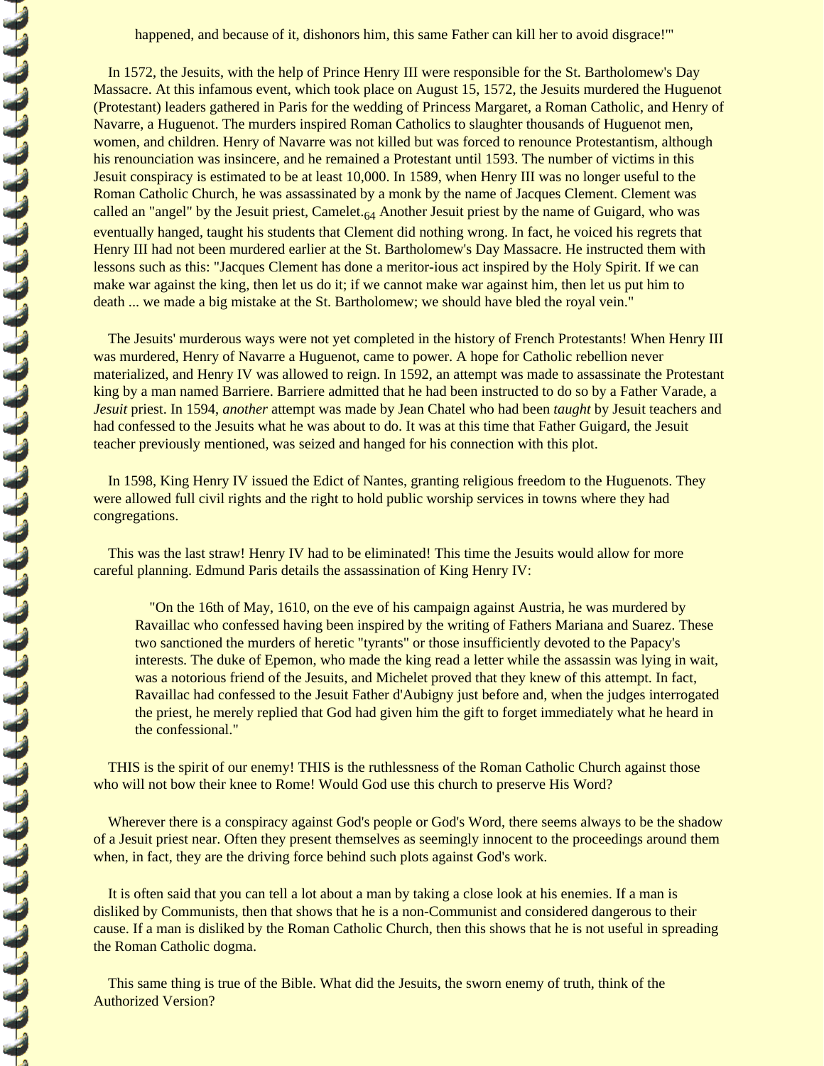happened, and because of it, dishonors him, this same Father can kill her to avoid disgrace!'"

In 1572, the Jesuits, with the help of Prince Henry III were responsible for the St. Bartholomew's Day Massacre. At this infamous event, which took place on August 15, 1572, the Jesuits murdered the Huguenot (Protestant) leaders gathered in Paris for the wedding of Princess Margaret, a Roman Catholic, and Henry of Navarre, a Huguenot. The murders inspired Roman Catholics to slaughter thousands of Huguenot men, women, and children. Henry of Navarre was not killed but was forced to renounce Protestantism, although his renounciation was insincere, and he remained a Protestant until 1593. The number of victims in this Jesuit conspiracy is estimated to be at least 10,000. In 1589, when Henry III was no longer useful to the Roman Catholic Church, he was assassinated by a monk by the name of Jacques Clement. Clement was called an "angel" by the Jesuit priest, Camelet.[64] Another Jesuit priest by the name of Guigard, who was eventually hanged, taught his students that Clement did nothing wrong. In fact, he voiced his regrets that Henry III had not been murdered earlier at the St. Bartholomew's Day Massacre. He instructed them with lessons such as this: "Jacques Clement has done a meritor-ious act inspired by the Holy Spirit. If we can make war against the king, then let us do it; if we cannot make war against him, then let us put him to death ... we made a big mistake at the St. Bartholomew; we should have bled the royal vein."

The Jesuits' murderous ways were not yet completed in the history of French Protestants! When Henry III was murdered, Henry of Navarre a Huguenot, came to power. A hope for Catholic rebellion never materialized, and Henry IV was allowed to reign. In 1592, an attempt was made to assassinate the Protestant king by a man named Barriere. Barriere admitted that he had been instructed to do so by a Father Varade, a *Jesuit* priest. In 1594, *another* attempt was made by Jean Chatel who had been *taught* by Jesuit teachers and had confessed to the Jesuits what he was about to do. It was at this time that Father Guigard, the Jesuit teacher previously mentioned, was seized and hanged for his connection with this plot.

In 1598, King Henry IV issued the Edict of Nantes, granting religious freedom to the Huguenots. They were allowed full civil rights and the right to hold public worship services in towns where they had congregations.

This was the last straw! Henry IV had to be eliminated! This time the Jesuits would allow for more careful planning. Edmund Paris details the assassination of King Henry IV:

> "On the 16th of May, 1610, on the eve of his campaign against Austria, he was murdered by Ravaillac who confessed having been inspired by the writing of Fathers Mariana and Suarez. These two sanctioned the murders of heretic "tyrants" or those insufficiently devoted to the Papacy's interests. The duke of Epemon, who made the king read a letter while the assassin was lying in wait, was a notorious friend of the Jesuits, and Michelet proved that they knew of this attempt. In fact, Ravaillac had confessed to the Jesuit Father d'Aubigny just before and, when the judges interrogated the priest, he merely replied that God had given him the gift to forget immediately what he heard in the confessional."

THIS is the spirit of our enemy! THIS is the ruthlessness of the Roman Catholic Church against those who will not bow their knee to Rome! Would God use this church to preserve His Word?

Wherever there is a conspiracy against God's people or God's Word, there seems always to be the shadow of a Jesuit priest near. Often they present themselves as seemingly innocent to the proceedings around them when, in fact, they are the driving force behind such plots against God's work.

It is often said that you can tell a lot about a man by taking a close look at his enemies. If a man is disliked by Communists, then that shows that he is a non-Communist and considered dangerous to their cause. If a man is disliked by the Roman Catholic Church, then this shows that he is not useful in spreading the Roman Catholic dogma.

This same thing is true of the Bible. What did the Jesuits, the sworn enemy of truth, think of the Authorized Version?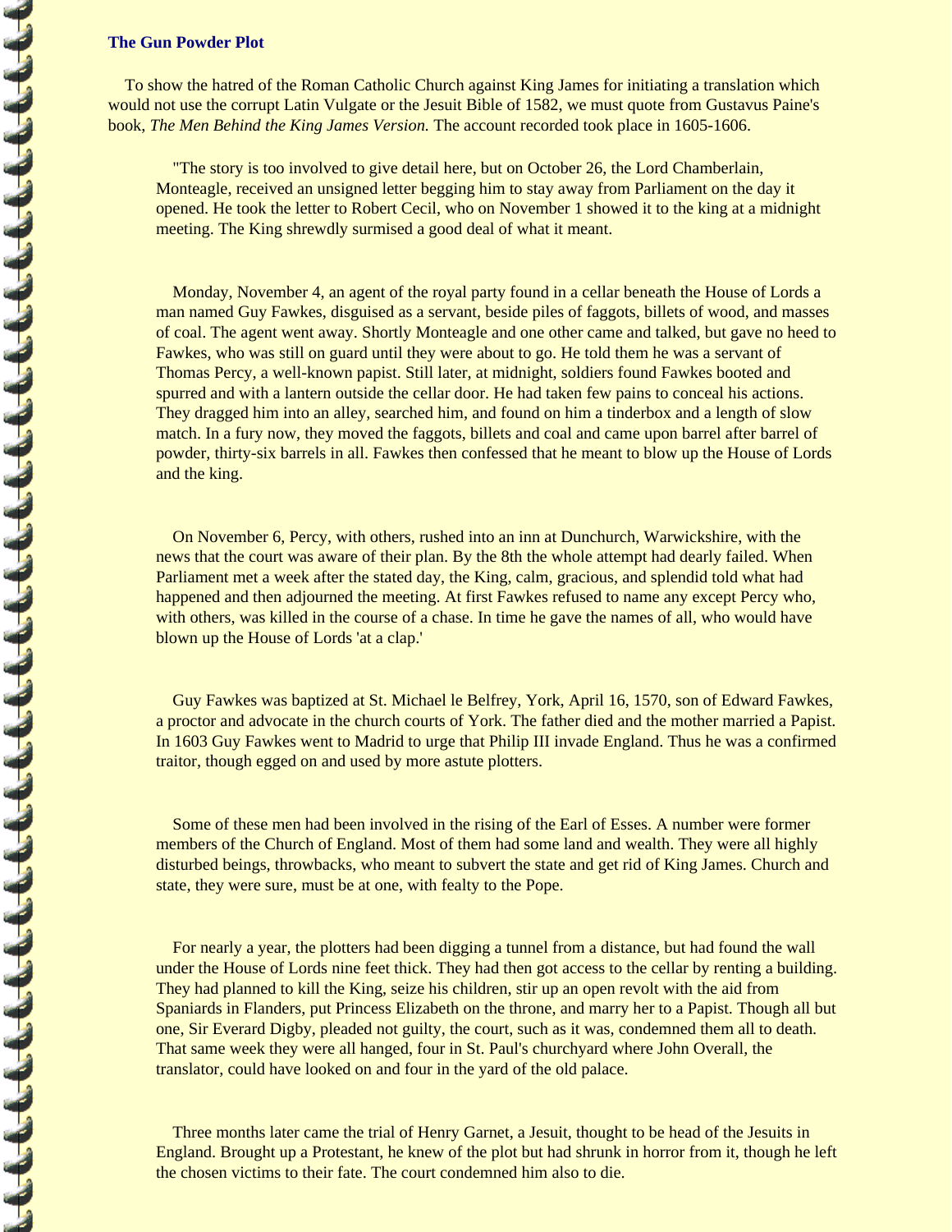## The Gun Powder Plot

To show the hatred of the Roman Catholic Church against King James for initiating a translation which would not use the corrupt Latin Vulgate or the Jesuit Bible of 1582, we must quote from Gustavus Paine's book, *The Men Behind the King James Version.* The account recorded took place in 1605-1606.

> "The story is too involved to give detail here, but on October 26, the Lord Chamberlain, Monteagle, received an unsigned letter begging him to stay away from Parliament on the day it opened. He took the letter to Robert Cecil, who on November 1 showed it to the king at a midnight meeting. The King shrewdly surmised a good deal of what it meant.
>
> Monday, November 4, an agent of the royal party found in a cellar beneath the House of Lords a man named Guy Fawkes, disguised as a servant, beside piles of faggots, billets of wood, and masses of coal. The agent went away. Shortly Monteagle and one other came and talked, but gave no heed to Fawkes, who was still on guard until they were about to go. He told them he was a servant of Thomas Percy, a well-known papist. Still later, at midnight, soldiers found Fawkes booted and spurred and with a lantern outside the cellar door. He had taken few pains to conceal his actions. They dragged him into an alley, searched him, and found on him a tinderbox and a length of slow match. In a fury now, they moved the faggots, billets and coal and came upon barrel after barrel of powder, thirty-six barrels in all. Fawkes then confessed that he meant to blow up the House of Lords and the king.
>
> On November 6, Percy, with others, rushed into an inn at Dunchurch, Warwickshire, with the news that the court was aware of their plan. By the 8th the whole attempt had dearly failed. When Parliament met a week after the stated day, the King, calm, gracious, and splendid told what had happened and then adjourned the meeting. At first Fawkes refused to name any except Percy who, with others, was killed in the course of a chase. In time he gave the names of all, who would have blown up the House of Lords 'at a clap.'
>
> Guy Fawkes was baptized at St. Michael le Belfrey, York, April 16, 1570, son of Edward Fawkes, a proctor and advocate in the church courts of York. The father died and the mother married a Papist. In 1603 Guy Fawkes went to Madrid to urge that Philip III invade England. Thus he was a confirmed traitor, though egged on and used by more astute plotters.
>
> Some of these men had been involved in the rising of the Earl of Esses. A number were former members of the Church of England. Most of them had some land and wealth. They were all highly disturbed beings, throwbacks, who meant to subvert the state and get rid of King James. Church and state, they were sure, must be at one, with fealty to the Pope.
>
> For nearly a year, the plotters had been digging a tunnel from a distance, but had found the wall under the House of Lords nine feet thick. They had then got access to the cellar by renting a building. They had planned to kill the King, seize his children, stir up an open revolt with the aid from Spaniards in Flanders, put Princess Elizabeth on the throne, and marry her to a Papist. Though all but one, Sir Everard Digby, pleaded not guilty, the court, such as it was, condemned them all to death. That same week they were all hanged, four in St. Paul's churchyard where John Overall, the translator, could have looked on and four in the yard of the old palace.
>
> Three months later came the trial of Henry Garnet, a Jesuit, thought to be head of the Jesuits in England. Brought up a Protestant, he knew of the plot but had shrunk in horror from it, though he left the chosen victims to their fate. The court condemned him also to die.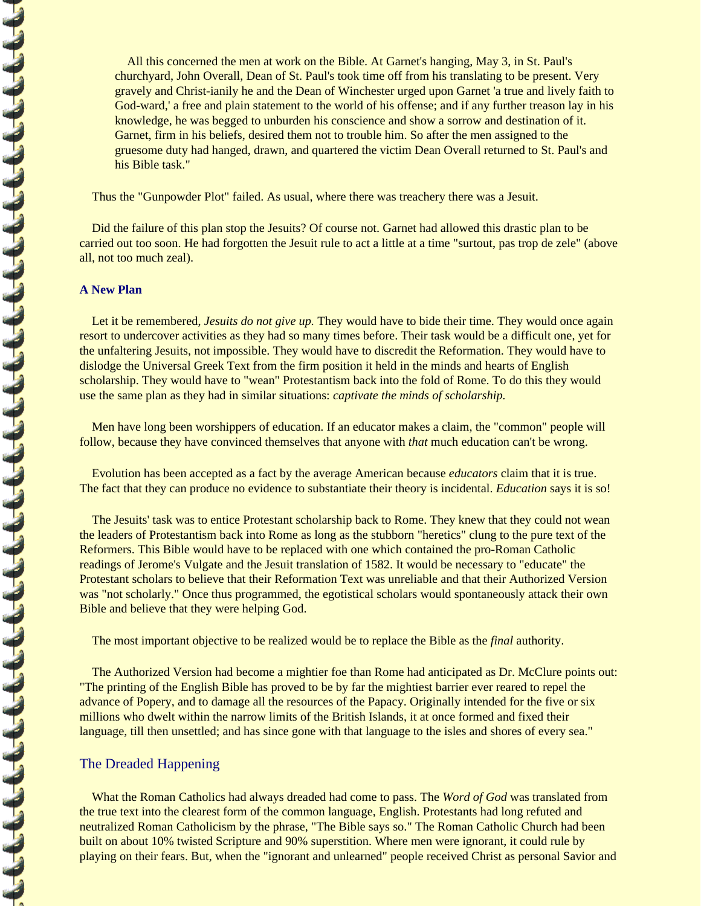> All this concerned the men at work on the Bible. At Garnet's hanging, May 3, in St. Paul's churchyard, John Overall, Dean of St. Paul's took time off from his translating to be present. Very gravely and Christ-ianily he and the Dean of Winchester urged upon Garnet 'a true and lively faith to God-ward,' a free and plain statement to the world of his offense; and if any further treason lay in his knowledge, he was begged to unburden his conscience and show a sorrow and destination of it. Garnet, firm in his beliefs, desired them not to trouble him. So after the men assigned to the gruesome duty had hanged, drawn, and quartered the victim Dean Overall returned to St. Paul's and his Bible task."

Thus the "Gunpowder Plot" failed. As usual, where there was treachery there was a Jesuit.

Did the failure of this plan stop the Jesuits? Of course not. Garnet had allowed this drastic plan to be carried out too soon. He had forgotten the Jesuit rule to act a little at a time "surtout, pas trop de zele" (above all, not too much zeal).

### A New Plan

Let it be remembered, *Jesuits do not give up.* They would have to bide their time. They would once again resort to undercover activities as they had so many times before. Their task would be a difficult one, yet for the unfaltering Jesuits, not impossible. They would have to discredit the Reformation. They would have to dislodge the Universal Greek Text from the firm position it held in the minds and hearts of English scholarship. They would have to "wean" Protestantism back into the fold of Rome. To do this they would use the same plan as they had in similar situations: *captivate the minds of scholarship.*

Men have long been worshippers of education. If an educator makes a claim, the "common" people will follow, because they have convinced themselves that anyone with *that* much education can't be wrong.

Evolution has been accepted as a fact by the average American because *educators* claim that it is true. The fact that they can produce no evidence to substantiate their theory is incidental. *Education* says it is so!

The Jesuits' task was to entice Protestant scholarship back to Rome. They knew that they could not wean the leaders of Protestantism back into Rome as long as the stubborn "heretics" clung to the pure text of the Reformers. This Bible would have to be replaced with one which contained the pro-Roman Catholic readings of Jerome's Vulgate and the Jesuit translation of 1582. It would be necessary to "educate" the Protestant scholars to believe that their Reformation Text was unreliable and that their Authorized Version was "not scholarly." Once thus programmed, the egotistical scholars would spontaneously attack their own Bible and believe that they were helping God.

The most important objective to be realized would be to replace the Bible as the *final* authority.

The Authorized Version had become a mightier foe than Rome had anticipated as Dr. McClure points out: "The printing of the English Bible has proved to be by far the mightiest barrier ever reared to repel the advance of Popery, and to damage all the resources of the Papacy. Originally intended for the five or six millions who dwelt within the narrow limits of the British Islands, it at once formed and fixed their language, till then unsettled; and has since gone with that language to the isles and shores of every sea."

## The Dreaded Happening

What the Roman Catholics had always dreaded had come to pass. The *Word of God* was translated from the true text into the clearest form of the common language, English. Protestants had long refuted and neutralized Roman Catholicism by the phrase, "The Bible says so." The Roman Catholic Church had been built on about 10% twisted Scripture and 90% superstition. Where men were ignorant, it could rule by playing on their fears. But, when the "ignorant and unlearned" people received Christ as personal Savior and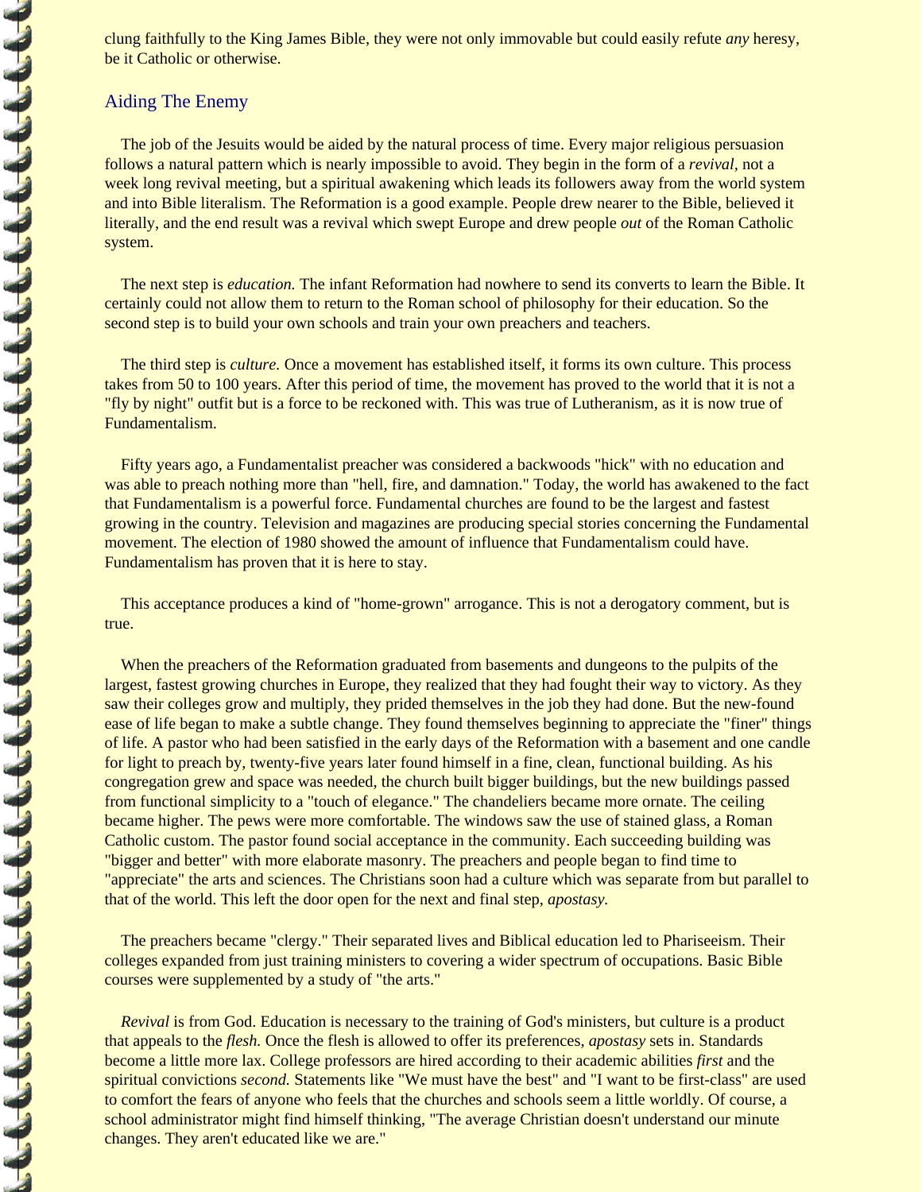clung faithfully to the King James Bible, they were not only immovable but could easily refute *any* heresy, be it Catholic or otherwise.

## Aiding The Enemy

The job of the Jesuits would be aided by the natural process of time. Every major religious persuasion follows a natural pattern which is nearly impossible to avoid. They begin in the form of a *revival*, not a week long revival meeting, but a spiritual awakening which leads its followers away from the world system and into Bible literalism. The Reformation is a good example. People drew nearer to the Bible, believed it literally, and the end result was a revival which swept Europe and drew people *out* of the Roman Catholic system.

The next step is *education.* The infant Reformation had nowhere to send its converts to learn the Bible. It certainly could not allow them to return to the Roman school of philosophy for their education. So the second step is to build your own schools and train your own preachers and teachers.

The third step is *culture.* Once a movement has established itself, it forms its own culture. This process takes from 50 to 100 years. After this period of time, the movement has proved to the world that it is not a "fly by night" outfit but is a force to be reckoned with. This was true of Lutheranism, as it is now true of Fundamentalism.

Fifty years ago, a Fundamentalist preacher was considered a backwoods "hick" with no education and was able to preach nothing more than "hell, fire, and damnation." Today, the world has awakened to the fact that Fundamentalism is a powerful force. Fundamental churches are found to be the largest and fastest growing in the country. Television and magazines are producing special stories concerning the Fundamental movement. The election of 1980 showed the amount of influence that Fundamentalism could have. Fundamentalism has proven that it is here to stay.

This acceptance produces a kind of "home-grown" arrogance. This is not a derogatory comment, but is true.

When the preachers of the Reformation graduated from basements and dungeons to the pulpits of the largest, fastest growing churches in Europe, they realized that they had fought their way to victory. As they saw their colleges grow and multiply, they prided themselves in the job they had done. But the new-found ease of life began to make a subtle change. They found themselves beginning to appreciate the "finer" things of life. A pastor who had been satisfied in the early days of the Reformation with a basement and one candle for light to preach by, twenty-five years later found himself in a fine, clean, functional building. As his congregation grew and space was needed, the church built bigger buildings, but the new buildings passed from functional simplicity to a "touch of elegance." The chandeliers became more ornate. The ceiling became higher. The pews were more comfortable. The windows saw the use of stained glass, a Roman Catholic custom. The pastor found social acceptance in the community. Each succeeding building was "bigger and better" with more elaborate masonry. The preachers and people began to find time to "appreciate" the arts and sciences. The Christians soon had a culture which was separate from but parallel to that of the world. This left the door open for the next and final step, *apostasy.*

The preachers became "clergy." Their separated lives and Biblical education led to Phariseeism. Their colleges expanded from just training ministers to covering a wider spectrum of occupations. Basic Bible courses were supplemented by a study of "the arts."

*Revival* is from God. Education is necessary to the training of God's ministers, but culture is a product that appeals to the *flesh.* Once the flesh is allowed to offer its preferences, *apostasy* sets in. Standards become a little more lax. College professors are hired according to their academic abilities *first* and the spiritual convictions *second.* Statements like "We must have the best" and "I want to be first-class" are used to comfort the fears of anyone who feels that the churches and schools seem a little worldly. Of course, a school administrator might find himself thinking, "The average Christian doesn't understand our minute changes. They aren't educated like we are."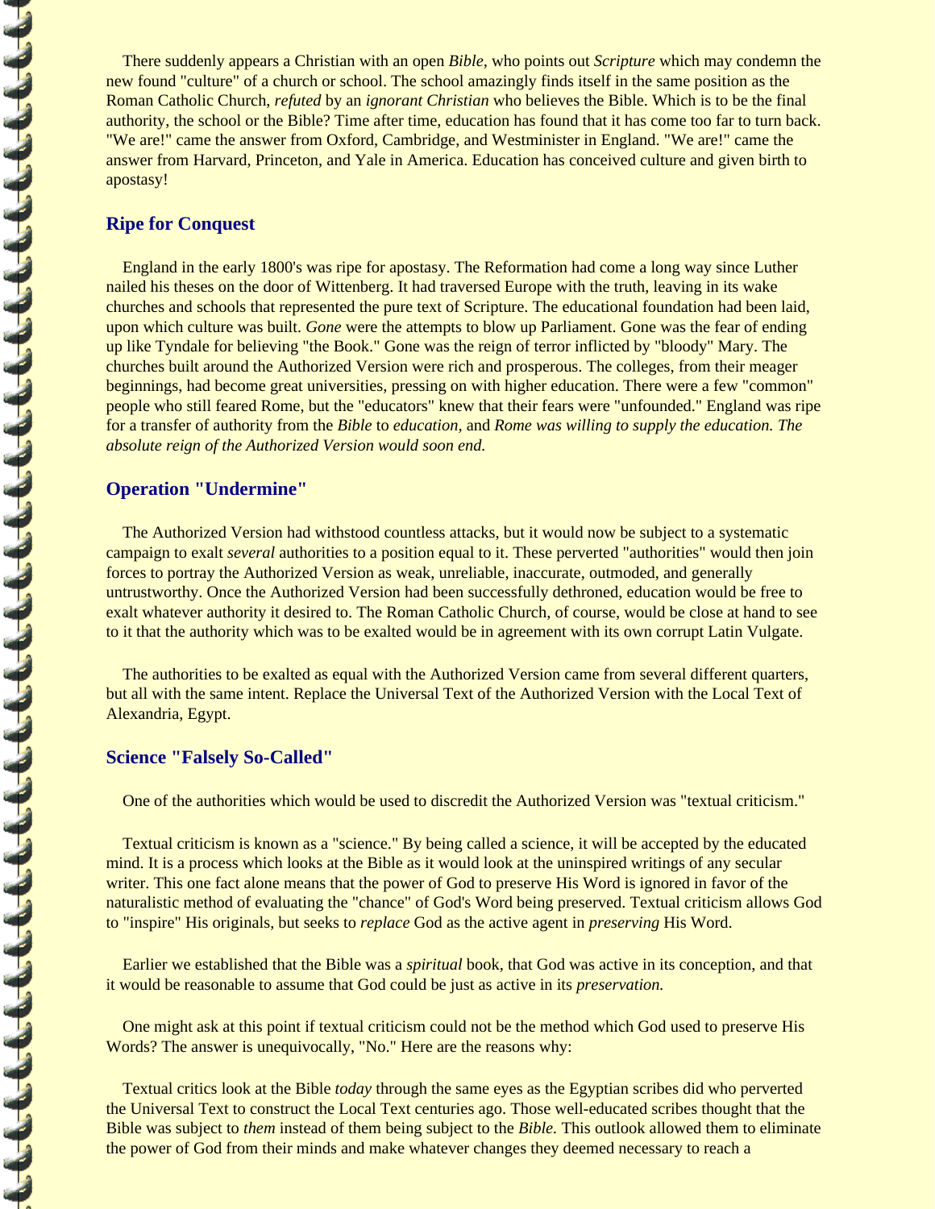There suddenly appears a Christian with an open *Bible*, who points out *Scripture* which may condemn the new found "culture" of a church or school. The school amazingly finds itself in the same position as the Roman Catholic Church, *refuted* by an *ignorant Christian* who believes the Bible. Which is to be the final authority, the school or the Bible? Time after time, education has found that it has come too far to turn back. "We are!" came the answer from Oxford, Cambridge, and Westminister in England. "We are!" came the answer from Harvard, Princeton, and Yale in America. Education has conceived culture and given birth to apostasy!

## Ripe for Conquest

England in the early 1800's was ripe for apostasy. The Reformation had come a long way since Luther nailed his theses on the door of Wittenberg. It had traversed Europe with the truth, leaving in its wake churches and schools that represented the pure text of Scripture. The educational foundation had been laid, upon which culture was built. *Gone* were the attempts to blow up Parliament. Gone was the fear of ending up like Tyndale for believing "the Book." Gone was the reign of terror inflicted by "bloody" Mary. The churches built around the Authorized Version were rich and prosperous. The colleges, from their meager beginnings, had become great universities, pressing on with higher education. There were a few "common" people who still feared Rome, but the "educators" knew that their fears were "unfounded." England was ripe for a transfer of authority from the *Bible* to *education*, and *Rome was willing to supply the education. The absolute reign of the Authorized Version would soon end.*

## Operation "Undermine"

The Authorized Version had withstood countless attacks, but it would now be subject to a systematic campaign to exalt *several* authorities to a position equal to it. These perverted "authorities" would then join forces to portray the Authorized Version as weak, unreliable, inaccurate, outmoded, and generally untrustworthy. Once the Authorized Version had been successfully dethroned, education would be free to exalt whatever authority it desired to. The Roman Catholic Church, of course, would be close at hand to see to it that the authority which was to be exalted would be in agreement with its own corrupt Latin Vulgate.

The authorities to be exalted as equal with the Authorized Version came from several different quarters, but all with the same intent. Replace the Universal Text of the Authorized Version with the Local Text of Alexandria, Egypt.

## Science "Falsely So-Called"

One of the authorities which would be used to discredit the Authorized Version was "textual criticism."

Textual criticism is known as a "science." By being called a science, it will be accepted by the educated mind. It is a process which looks at the Bible as it would look at the uninspired writings of any secular writer. This one fact alone means that the power of God to preserve His Word is ignored in favor of the naturalistic method of evaluating the "chance" of God's Word being preserved. Textual criticism allows God to "inspire" His originals, but seeks to *replace* God as the active agent in *preserving* His Word.

Earlier we established that the Bible was a *spiritual* book, that God was active in its conception, and that it would be reasonable to assume that God could be just as active in its *preservation.*

One might ask at this point if textual criticism could not be the method which God used to preserve His Words? The answer is unequivocally, "No." Here are the reasons why:

Textual critics look at the Bible *today* through the same eyes as the Egyptian scribes did who perverted the Universal Text to construct the Local Text centuries ago. Those well-educated scribes thought that the Bible was subject to *them* instead of them being subject to the *Bible.* This outlook allowed them to eliminate the power of God from their minds and make whatever changes they deemed necessary to reach a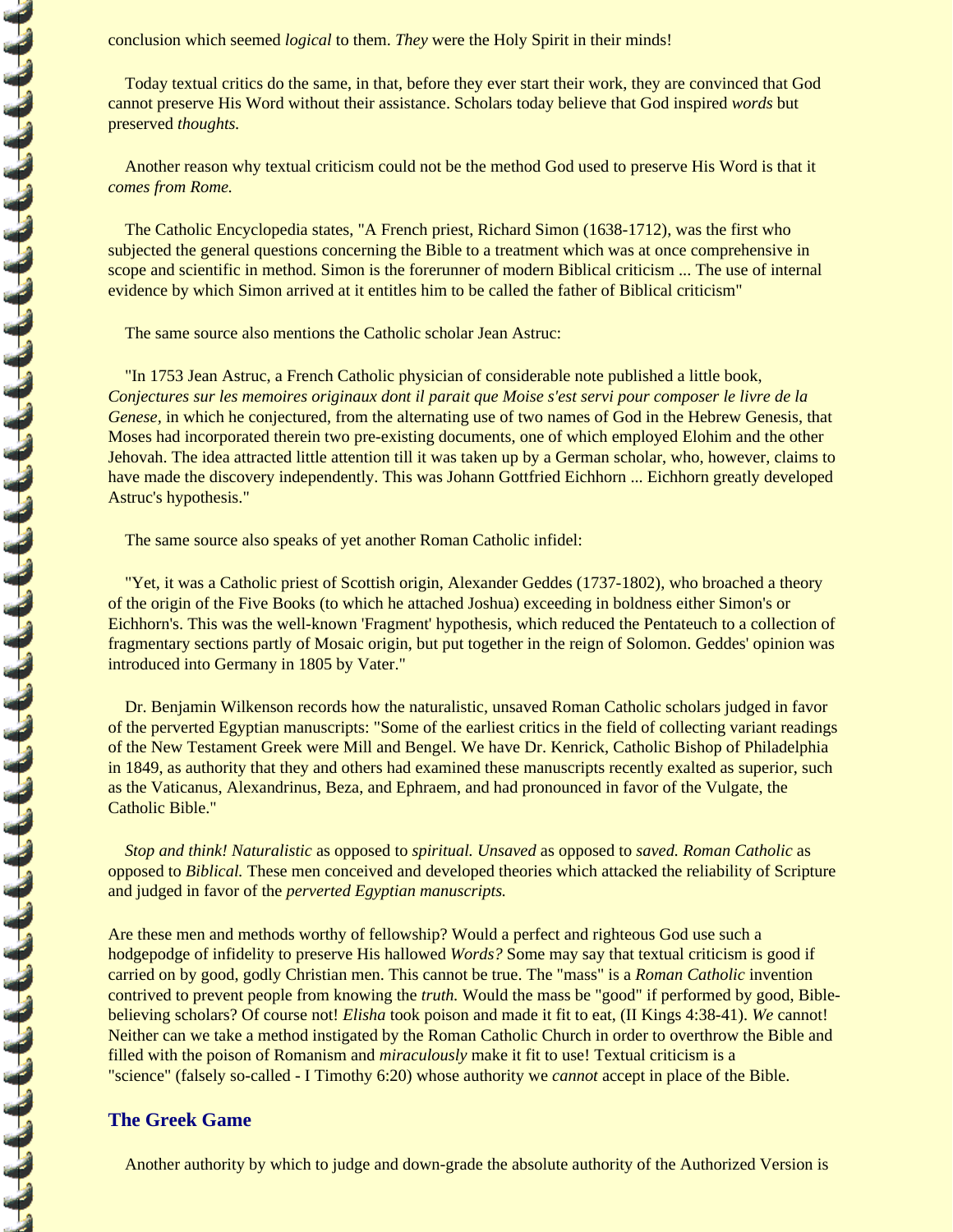conclusion which seemed *logical* to them. *They* were the Holy Spirit in their minds!

Today textual critics do the same, in that, before they ever start their work, they are convinced that God cannot preserve His Word without their assistance. Scholars today believe that God inspired *words* but preserved *thoughts.*

Another reason why textual criticism could not be the method God used to preserve His Word is that it *comes from Rome.*

The Catholic Encyclopedia states, "A French priest, Richard Simon (1638-1712), was the first who subjected the general questions concerning the Bible to a treatment which was at once comprehensive in scope and scientific in method. Simon is the forerunner of modern Biblical criticism ... The use of internal evidence by which Simon arrived at it entitles him to be called the father of Biblical criticism"

The same source also mentions the Catholic scholar Jean Astruc:

"In 1753 Jean Astruc, a French Catholic physician of considerable note published a little book, *Conjectures sur les memoires originaux dont il parait que Moise s'est servi pour composer le livre de la Genese,* in which he conjectured, from the alternating use of two names of God in the Hebrew Genesis, that Moses had incorporated therein two pre-existing documents, one of which employed Elohim and the other Jehovah. The idea attracted little attention till it was taken up by a German scholar, who, however, claims to have made the discovery independently. This was Johann Gottfried Eichhorn ... Eichhorn greatly developed Astruc's hypothesis."

The same source also speaks of yet another Roman Catholic infidel:

"Yet, it was a Catholic priest of Scottish origin, Alexander Geddes (1737-1802), who broached a theory of the origin of the Five Books (to which he attached Joshua) exceeding in boldness either Simon's or Eichhorn's. This was the well-known 'Fragment' hypothesis, which reduced the Pentateuch to a collection of fragmentary sections partly of Mosaic origin, but put together in the reign of Solomon. Geddes' opinion was introduced into Germany in 1805 by Vater."

Dr. Benjamin Wilkenson records how the naturalistic, unsaved Roman Catholic scholars judged in favor of the perverted Egyptian manuscripts: "Some of the earliest critics in the field of collecting variant readings of the New Testament Greek were Mill and Bengel. We have Dr. Kenrick, Catholic Bishop of Philadelphia in 1849, as authority that they and others had examined these manuscripts recently exalted as superior, such as the Vaticanus, Alexandrinus, Beza, and Ephraem, and had pronounced in favor of the Vulgate, the Catholic Bible."

*Stop and think! Naturalistic* as opposed to *spiritual. Unsaved* as opposed to *saved. Roman Catholic* as opposed to *Biblical.* These men conceived and developed theories which attacked the reliability of Scripture and judged in favor of the *perverted Egyptian manuscripts.*

Are these men and methods worthy of fellowship? Would a perfect and righteous God use such a hodgepodge of infidelity to preserve His hallowed *Words?* Some may say that textual criticism is good if carried on by good, godly Christian men. This cannot be true. The "mass" is a *Roman Catholic* invention contrived to prevent people from knowing the *truth.* Would the mass be "good" if performed by good, Bible-believing scholars? Of course not! *Elisha* took poison and made it fit to eat, (II Kings 4:38-41). *We* cannot! Neither can we take a method instigated by the Roman Catholic Church in order to overthrow the Bible and filled with the poison of Romanism and *miraculously* make it fit to use! Textual criticism is a "science" (falsely so-called - I Timothy 6:20) whose authority we *cannot* accept in place of the Bible.

## The Greek Game

Another authority by which to judge and down-grade the absolute authority of the Authorized Version is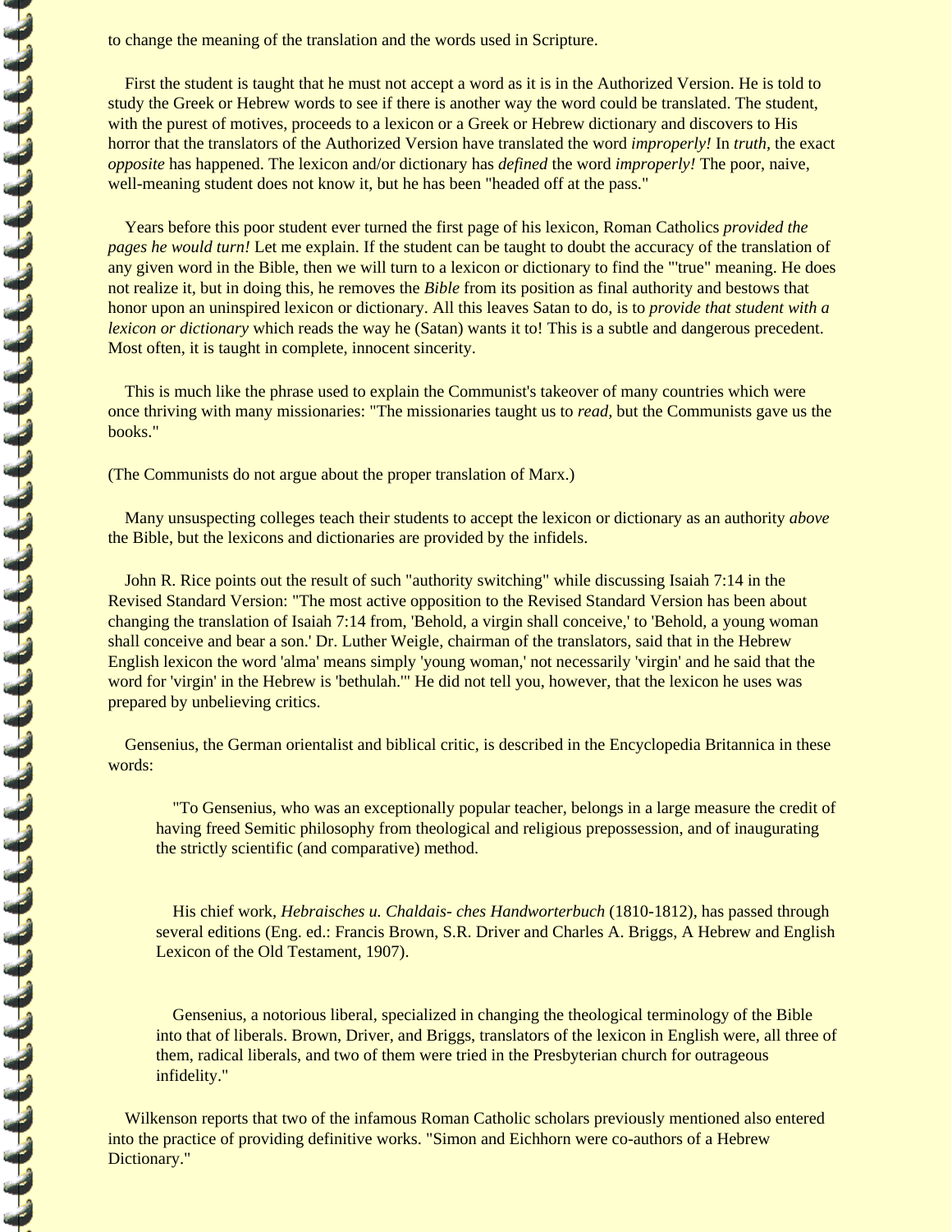to change the meaning of the translation and the words used in Scripture.

First the student is taught that he must not accept a word as it is in the Authorized Version. He is told to study the Greek or Hebrew words to see if there is another way the word could be translated. The student, with the purest of motives, proceeds to a lexicon or a Greek or Hebrew dictionary and discovers to His horror that the translators of the Authorized Version have translated the word *improperly!* In *truth*, the exact *opposite* has happened. The lexicon and/or dictionary has *defined* the word *improperly!* The poor, naive, well-meaning student does not know it, but he has been "headed off at the pass."

Years before this poor student ever turned the first page of his lexicon, Roman Catholics *provided the pages he would turn!* Let me explain. If the student can be taught to doubt the accuracy of the translation of any given word in the Bible, then we will turn to a lexicon or dictionary to find the "'true" meaning. He does not realize it, but in doing this, he removes the *Bible* from its position as final authority and bestows that honor upon an uninspired lexicon or dictionary. All this leaves Satan to do, is to *provide that student with a lexicon or dictionary* which reads the way he (Satan) wants it to! This is a subtle and dangerous precedent. Most often, it is taught in complete, innocent sincerity.

This is much like the phrase used to explain the Communist's takeover of many countries which were once thriving with many missionaries: "The missionaries taught us to *read,* but the Communists gave us the books."

(The Communists do not argue about the proper translation of Marx.)

Many unsuspecting colleges teach their students to accept the lexicon or dictionary as an authority *above* the Bible, but the lexicons and dictionaries are provided by the infidels.

John R. Rice points out the result of such "authority switching" while discussing Isaiah 7:14 in the Revised Standard Version: "The most active opposition to the Revised Standard Version has been about changing the translation of Isaiah 7:14 from, 'Behold, a virgin shall conceive,' to 'Behold, a young woman shall conceive and bear a son.' Dr. Luther Weigle, chairman of the translators, said that in the Hebrew English lexicon the word 'alma' means simply 'young woman,' not necessarily 'virgin' and he said that the word for 'virgin' in the Hebrew is 'bethulah.'" He did not tell you, however, that the lexicon he uses was prepared by unbelieving critics.

Gensenius, the German orientalist and biblical critic, is described in the Encyclopedia Britannica in these words:

> "To Gensenius, who was an exceptionally popular teacher, belongs in a large measure the credit of having freed Semitic philosophy from theological and religious prepossession, and of inaugurating the strictly scientific (and comparative) method.
>
> His chief work, *Hebraisches u. Chaldais- ches Handworterbuch* (1810-1812), has passed through several editions (Eng. ed.: Francis Brown, S.R. Driver and Charles A. Briggs, A Hebrew and English Lexicon of the Old Testament, 1907).
>
> Gensenius, a notorious liberal, specialized in changing the theological terminology of the Bible into that of liberals. Brown, Driver, and Briggs, translators of the lexicon in English were, all three of them, radical liberals, and two of them were tried in the Presbyterian church for outrageous infidelity."

Wilkenson reports that two of the infamous Roman Catholic scholars previously mentioned also entered into the practice of providing definitive works. "Simon and Eichhorn were co-authors of a Hebrew Dictionary."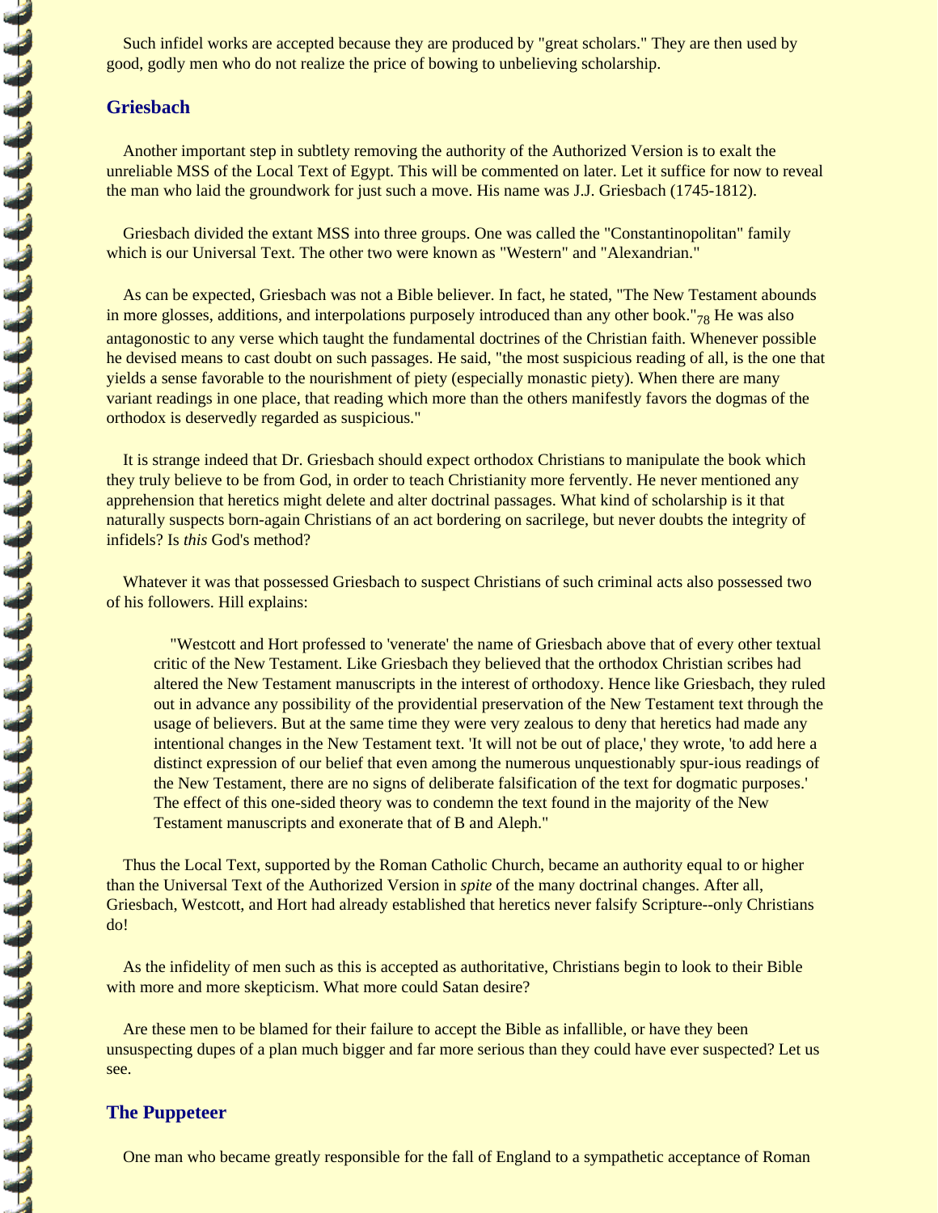Such infidel works are accepted because they are produced by "great scholars." They are then used by good, godly men who do not realize the price of bowing to unbelieving scholarship.

## Griesbach

Another important step in subtlety removing the authority of the Authorized Version is to exalt the unreliable MSS of the Local Text of Egypt. This will be commented on later. Let it suffice for now to reveal the man who laid the groundwork for just such a move. His name was J.J. Griesbach (1745-1812).

Griesbach divided the extant MSS into three groups. One was called the "Constantinopolitan" family which is our Universal Text. The other two were known as "Western" and "Alexandrian."

As can be expected, Griesbach was not a Bible believer. In fact, he stated, "The New Testament abounds in more glosses, additions, and interpolations purposely introduced than any other book."[78] He was also antagonostic to any verse which taught the fundamental doctrines of the Christian faith. Whenever possible he devised means to cast doubt on such passages. He said, "the most suspicious reading of all, is the one that yields a sense favorable to the nourishment of piety (especially monastic piety). When there are many variant readings in one place, that reading which more than the others manifestly favors the dogmas of the orthodox is deservedly regarded as suspicious."

It is strange indeed that Dr. Griesbach should expect orthodox Christians to manipulate the book which they truly believe to be from God, in order to teach Christianity more fervently. He never mentioned any apprehension that heretics might delete and alter doctrinal passages. What kind of scholarship is it that naturally suspects born-again Christians of an act bordering on sacrilege, but never doubts the integrity of infidels? Is *this* God's method?

Whatever it was that possessed Griesbach to suspect Christians of such criminal acts also possessed two of his followers. Hill explains:

> "Westcott and Hort professed to 'venerate' the name of Griesbach above that of every other textual critic of the New Testament. Like Griesbach they believed that the orthodox Christian scribes had altered the New Testament manuscripts in the interest of orthodoxy. Hence like Griesbach, they ruled out in advance any possibility of the providential preservation of the New Testament text through the usage of believers. But at the same time they were very zealous to deny that heretics had made any intentional changes in the New Testament text. 'It will not be out of place,' they wrote, 'to add here a distinct expression of our belief that even among the numerous unquestionably spur-ious readings of the New Testament, there are no signs of deliberate falsification of the text for dogmatic purposes.' The effect of this one-sided theory was to condemn the text found in the majority of the New Testament manuscripts and exonerate that of B and Aleph."

Thus the Local Text, supported by the Roman Catholic Church, became an authority equal to or higher than the Universal Text of the Authorized Version in *spite* of the many doctrinal changes. After all, Griesbach, Westcott, and Hort had already established that heretics never falsify Scripture--only Christians do!

As the infidelity of men such as this is accepted as authoritative, Christians begin to look to their Bible with more and more skepticism. What more could Satan desire?

Are these men to be blamed for their failure to accept the Bible as infallible, or have they been unsuspecting dupes of a plan much bigger and far more serious than they could have ever suspected? Let us see.

## The Puppeteer

One man who became greatly responsible for the fall of England to a sympathetic acceptance of Roman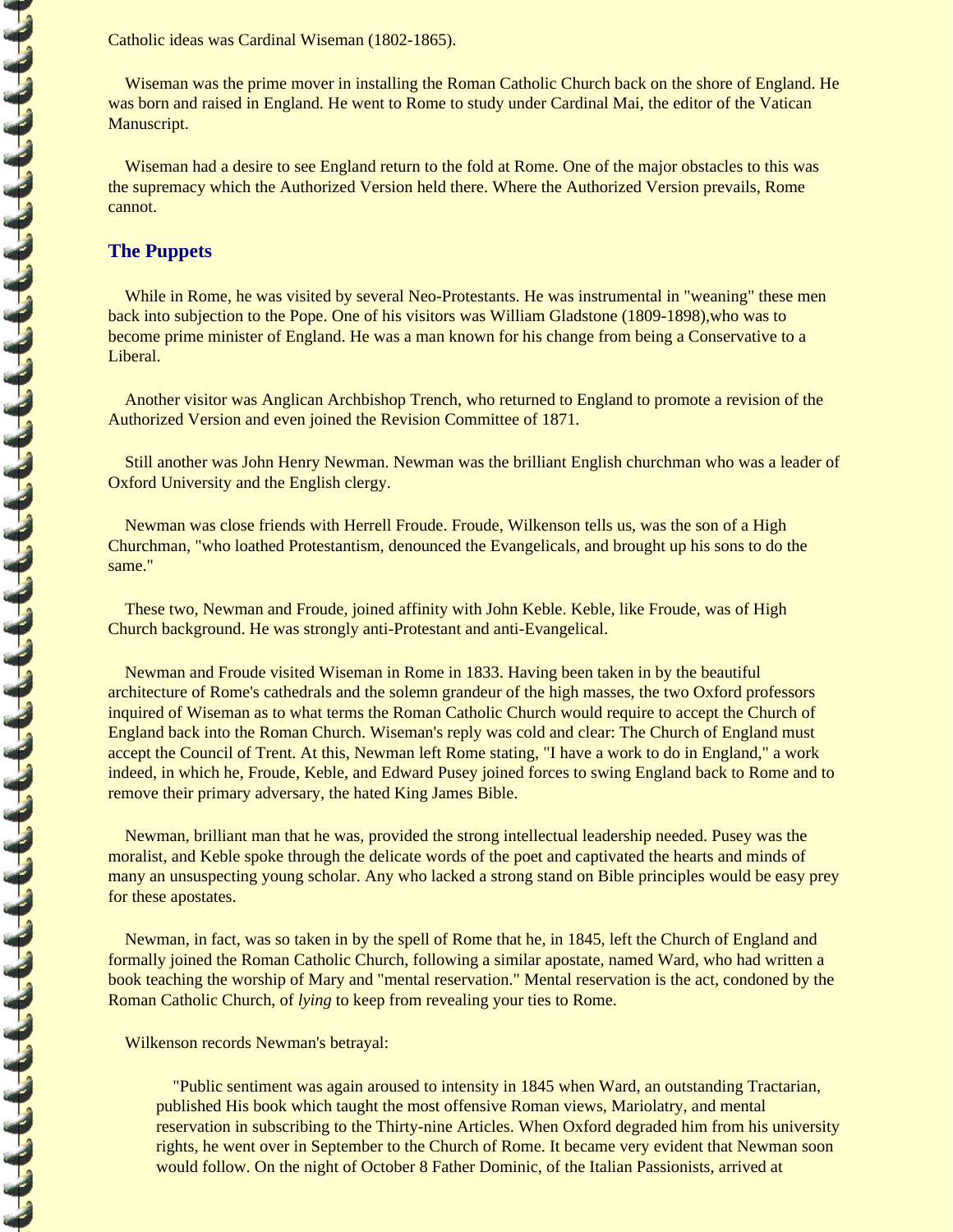Catholic ideas was Cardinal Wiseman (1802-1865).

Wiseman was the prime mover in installing the Roman Catholic Church back on the shore of England. He was born and raised in England. He went to Rome to study under Cardinal Mai, the editor of the Vatican Manuscript.

Wiseman had a desire to see England return to the fold at Rome. One of the major obstacles to this was the supremacy which the Authorized Version held there. Where the Authorized Version prevails, Rome cannot.

## The Puppets

While in Rome, he was visited by several Neo-Protestants. He was instrumental in "weaning" these men back into subjection to the Pope. One of his visitors was William Gladstone (1809-1898),who was to become prime minister of England. He was a man known for his change from being a Conservative to a Liberal.

Another visitor was Anglican Archbishop Trench, who returned to England to promote a revision of the Authorized Version and even joined the Revision Committee of 1871.

Still another was John Henry Newman. Newman was the brilliant English churchman who was a leader of Oxford University and the English clergy.

Newman was close friends with Herrell Froude. Froude, Wilkenson tells us, was the son of a High Churchman, "who loathed Protestantism, denounced the Evangelicals, and brought up his sons to do the same."

These two, Newman and Froude, joined affinity with John Keble. Keble, like Froude, was of High Church background. He was strongly anti-Protestant and anti-Evangelical.

Newman and Froude visited Wiseman in Rome in 1833. Having been taken in by the beautiful architecture of Rome's cathedrals and the solemn grandeur of the high masses, the two Oxford professors inquired of Wiseman as to what terms the Roman Catholic Church would require to accept the Church of England back into the Roman Church. Wiseman's reply was cold and clear: The Church of England must accept the Council of Trent. At this, Newman left Rome stating, "I have a work to do in England," a work indeed, in which he, Froude, Keble, and Edward Pusey joined forces to swing England back to Rome and to remove their primary adversary, the hated King James Bible.

Newman, brilliant man that he was, provided the strong intellectual leadership needed. Pusey was the moralist, and Keble spoke through the delicate words of the poet and captivated the hearts and minds of many an unsuspecting young scholar. Any who lacked a strong stand on Bible principles would be easy prey for these apostates.

Newman, in fact, was so taken in by the spell of Rome that he, in 1845, left the Church of England and formally joined the Roman Catholic Church, following a similar apostate, named Ward, who had written a book teaching the worship of Mary and "mental reservation." Mental reservation is the act, condoned by the Roman Catholic Church, of *lying* to keep from revealing your ties to Rome.

Wilkenson records Newman's betrayal:

> "Public sentiment was again aroused to intensity in 1845 when Ward, an outstanding Tractarian, published His book which taught the most offensive Roman views, Mariolatry, and mental reservation in subscribing to the Thirty-nine Articles. When Oxford degraded him from his university rights, he went over in September to the Church of Rome. It became very evident that Newman soon would follow. On the night of October 8 Father Dominic, of the Italian Passionists, arrived at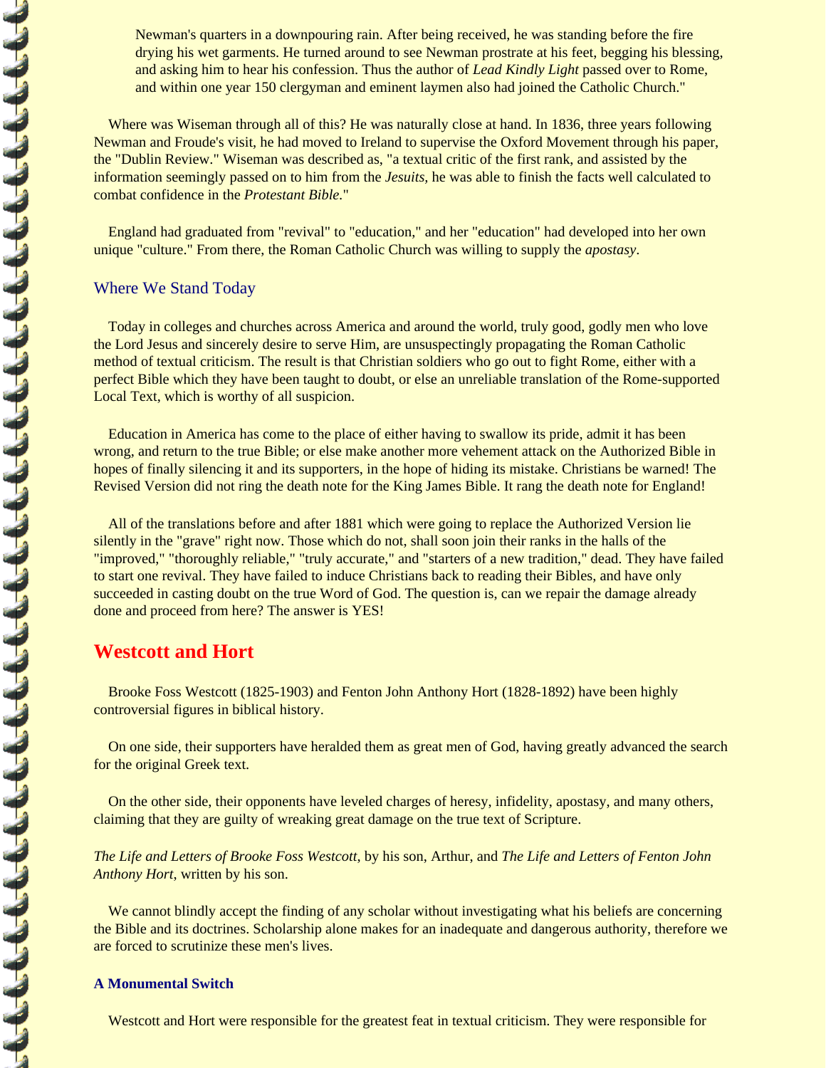> Newman's quarters in a downpouring rain. After being received, he was standing before the fire drying his wet garments. He turned around to see Newman prostrate at his feet, begging his blessing, and asking him to hear his confession. Thus the author of *Lead Kindly Light* passed over to Rome, and within one year 150 clergyman and eminent laymen also had joined the Catholic Church."

Where was Wiseman through all of this? He was naturally close at hand. In 1836, three years following Newman and Froude's visit, he had moved to Ireland to supervise the Oxford Movement through his paper, the "Dublin Review." Wiseman was described as, "a textual critic of the first rank, and assisted by the information seemingly passed on to him from the *Jesuits,* he was able to finish the facts well calculated to combat confidence in the *Protestant Bible*."

England had graduated from "revival" to "education," and her "education" had developed into her own unique "culture." From there, the Roman Catholic Church was willing to supply the *apostasy*.

### Where We Stand Today

Today in colleges and churches across America and around the world, truly good, godly men who love the Lord Jesus and sincerely desire to serve Him, are unsuspectingly propagating the Roman Catholic method of textual criticism. The result is that Christian soldiers who go out to fight Rome, either with a perfect Bible which they have been taught to doubt, or else an unreliable translation of the Rome-supported Local Text, which is worthy of all suspicion.

Education in America has come to the place of either having to swallow its pride, admit it has been wrong, and return to the true Bible; or else make another more vehement attack on the Authorized Bible in hopes of finally silencing it and its supporters, in the hope of hiding its mistake. Christians be warned! The Revised Version did not ring the death note for the King James Bible. It rang the death note for England!

All of the translations before and after 1881 which were going to replace the Authorized Version lie silently in the "grave" right now. Those which do not, shall soon join their ranks in the halls of the "improved," "thoroughly reliable," "truly accurate," and "starters of a new tradition," dead. They have failed to start one revival. They have failed to induce Christians back to reading their Bibles, and have only succeeded in casting doubt on the true Word of God. The question is, can we repair the damage already done and proceed from here? The answer is YES!

## Westcott and Hort

Brooke Foss Westcott (1825-1903) and Fenton John Anthony Hort (1828-1892) have been highly controversial figures in biblical history.

On one side, their supporters have heralded them as great men of God, having greatly advanced the search for the original Greek text.

On the other side, their opponents have leveled charges of heresy, infidelity, apostasy, and many others, claiming that they are guilty of wreaking great damage on the true text of Scripture.

*The Life and Letters of Brooke Foss Westcott*, by his son, Arthur, and *The Life and Letters of Fenton John Anthony Hort*, written by his son.

We cannot blindly accept the finding of any scholar without investigating what his beliefs are concerning the Bible and its doctrines. Scholarship alone makes for an inadequate and dangerous authority, therefore we are forced to scrutinize these men's lives.

#### A Monumental Switch

Westcott and Hort were responsible for the greatest feat in textual criticism. They were responsible for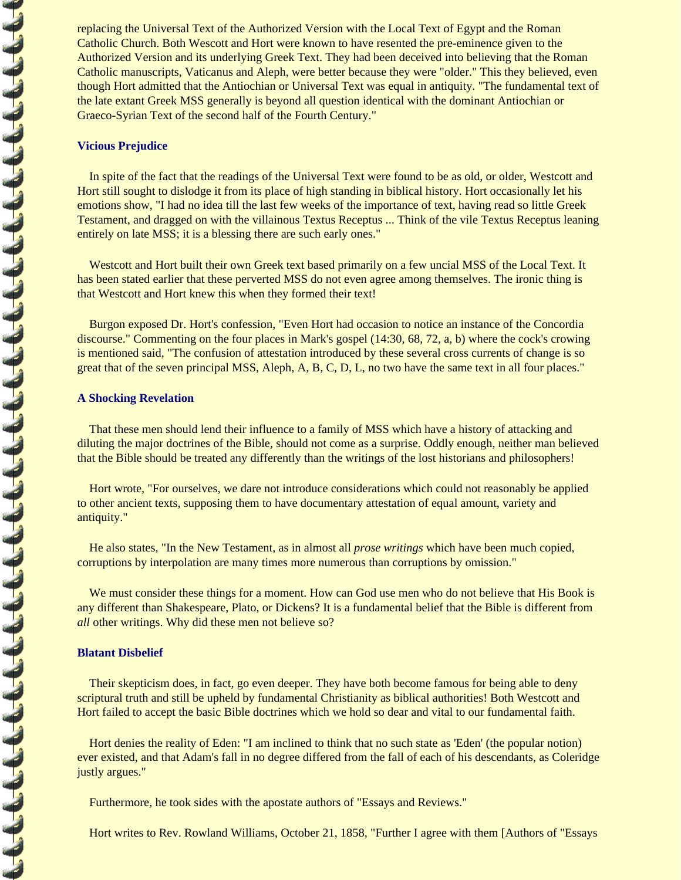replacing the Universal Text of the Authorized Version with the Local Text of Egypt and the Roman Catholic Church. Both Wescott and Hort were known to have resented the pre-eminence given to the Authorized Version and its underlying Greek Text. They had been deceived into believing that the Roman Catholic manuscripts, Vaticanus and Aleph, were better because they were "older." This they believed, even though Hort admitted that the Antiochian or Universal Text was equal in antiquity. "The fundamental text of the late extant Greek MSS generally is beyond all question identical with the dominant Antiochian or Graeco-Syrian Text of the second half of the Fourth Century."

### Vicious Prejudice

In spite of the fact that the readings of the Universal Text were found to be as old, or older, Westcott and Hort still sought to dislodge it from its place of high standing in biblical history. Hort occasionally let his emotions show, "I had no idea till the last few weeks of the importance of text, having read so little Greek Testament, and dragged on with the villainous Textus Receptus ... Think of the vile Textus Receptus leaning entirely on late MSS; it is a blessing there are such early ones."

Westcott and Hort built their own Greek text based primarily on a few uncial MSS of the Local Text. It has been stated earlier that these perverted MSS do not even agree among themselves. The ironic thing is that Westcott and Hort knew this when they formed their text!

Burgon exposed Dr. Hort's confession, "Even Hort had occasion to notice an instance of the Concordia discourse." Commenting on the four places in Mark's gospel (14:30, 68, 72, a, b) where the cock's crowing is mentioned said, "The confusion of attestation introduced by these several cross currents of change is so great that of the seven principal MSS, Aleph, A, B, C, D, L, no two have the same text in all four places."

### A Shocking Revelation

That these men should lend their influence to a family of MSS which have a history of attacking and diluting the major doctrines of the Bible, should not come as a surprise. Oddly enough, neither man believed that the Bible should be treated any differently than the writings of the lost historians and philosophers!

Hort wrote, "For ourselves, we dare not introduce considerations which could not reasonably be applied to other ancient texts, supposing them to have documentary attestation of equal amount, variety and antiquity."

He also states, "In the New Testament, as in almost all *prose writings* which have been much copied, corruptions by interpolation are many times more numerous than corruptions by omission."

We must consider these things for a moment. How can God use men who do not believe that His Book is any different than Shakespeare, Plato, or Dickens? It is a fundamental belief that the Bible is different from *all* other writings. Why did these men not believe so?

### Blatant Disbelief

Their skepticism does, in fact, go even deeper. They have both become famous for being able to deny scriptural truth and still be upheld by fundamental Christianity as biblical authorities! Both Westcott and Hort failed to accept the basic Bible doctrines which we hold so dear and vital to our fundamental faith.

Hort denies the reality of Eden: "I am inclined to think that no such state as 'Eden' (the popular notion) ever existed, and that Adam's fall in no degree differed from the fall of each of his descendants, as Coleridge justly argues."

Furthermore, he took sides with the apostate authors of "Essays and Reviews."

Hort writes to Rev. Rowland Williams, October 21, 1858, "Further I agree with them [Authors of "Essays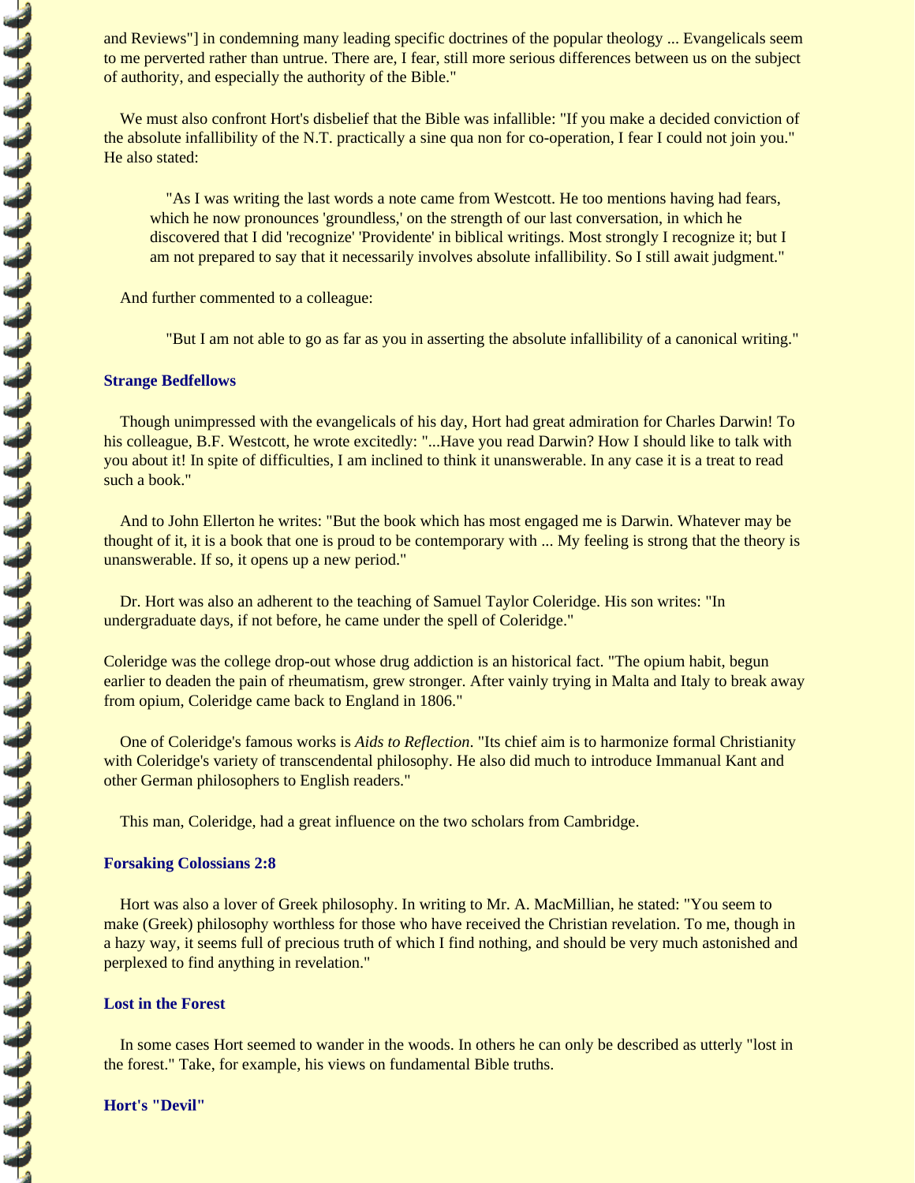and Reviews"] in condemning many leading specific doctrines of the popular theology ... Evangelicals seem to me perverted rather than untrue. There are, I fear, still more serious differences between us on the subject of authority, and especially the authority of the Bible."

We must also confront Hort's disbelief that the Bible was infallible: "If you make a decided conviction of the absolute infallibility of the N.T. practically a sine qua non for co-operation, I fear I could not join you." He also stated:

> "As I was writing the last words a note came from Westcott. He too mentions having had fears, which he now pronounces 'groundless,' on the strength of our last conversation, in which he discovered that I did 'recognize' 'Providente' in biblical writings. Most strongly I recognize it; but I am not prepared to say that it necessarily involves absolute infallibility. So I still await judgment."

And further commented to a colleague:

> "But I am not able to go as far as you in asserting the absolute infallibility of a canonical writing."

### Strange Bedfellows

Though unimpressed with the evangelicals of his day, Hort had great admiration for Charles Darwin! To his colleague, B.F. Westcott, he wrote excitedly: "...Have you read Darwin? How I should like to talk with you about it! In spite of difficulties, I am inclined to think it unanswerable. In any case it is a treat to read such a book."

And to John Ellerton he writes: "But the book which has most engaged me is Darwin. Whatever may be thought of it, it is a book that one is proud to be contemporary with ... My feeling is strong that the theory is unanswerable. If so, it opens up a new period."

Dr. Hort was also an adherent to the teaching of Samuel Taylor Coleridge. His son writes: "In undergraduate days, if not before, he came under the spell of Coleridge."

Coleridge was the college drop-out whose drug addiction is an historical fact. "The opium habit, begun earlier to deaden the pain of rheumatism, grew stronger. After vainly trying in Malta and Italy to break away from opium, Coleridge came back to England in 1806."

One of Coleridge's famous works is *Aids to Reflection*. "Its chief aim is to harmonize formal Christianity with Coleridge's variety of transcendental philosophy. He also did much to introduce Immanual Kant and other German philosophers to English readers."

This man, Coleridge, had a great influence on the two scholars from Cambridge.

### Forsaking Colossians 2:8

Hort was also a lover of Greek philosophy. In writing to Mr. A. MacMillian, he stated: "You seem to make (Greek) philosophy worthless for those who have received the Christian revelation. To me, though in a hazy way, it seems full of precious truth of which I find nothing, and should be very much astonished and perplexed to find anything in revelation."

### Lost in the Forest

In some cases Hort seemed to wander in the woods. In others he can only be described as utterly "lost in the forest." Take, for example, his views on fundamental Bible truths.

### Hort's "Devil"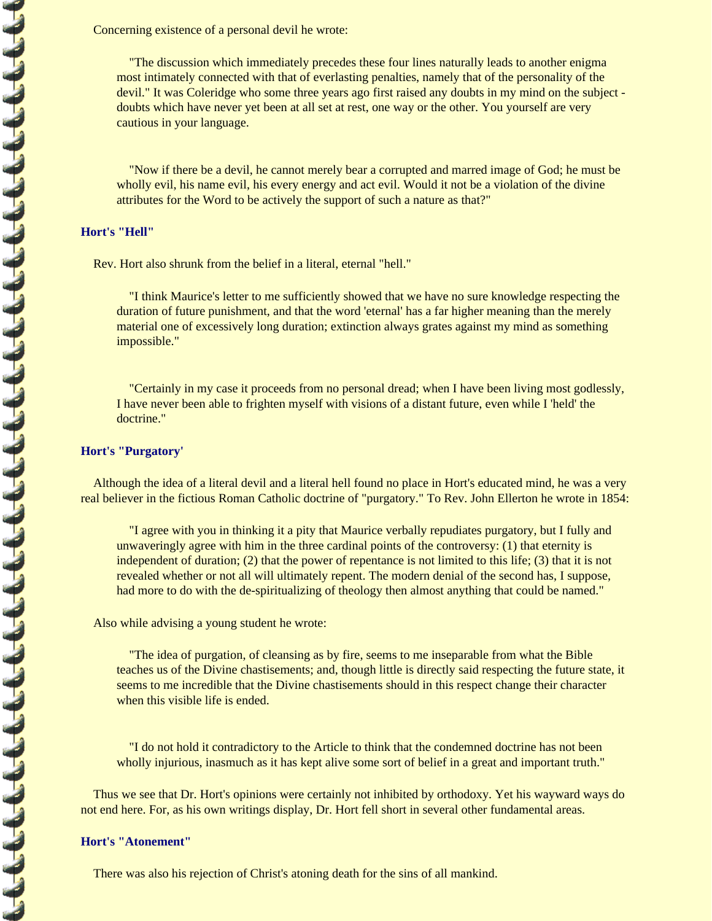Concerning existence of a personal devil he wrote:

> "The discussion which immediately precedes these four lines naturally leads to another enigma most intimately connected with that of everlasting penalties, namely that of the personality of the devil." It was Coleridge who some three years ago first raised any doubts in my mind on the subject - doubts which have never yet been at all set at rest, one way or the other. You yourself are very cautious in your language.

> "Now if there be a devil, he cannot merely bear a corrupted and marred image of God; he must be wholly evil, his name evil, his every energy and act evil. Would it not be a violation of the divine attributes for the Word to be actively the support of such a nature as that?"

### Hort's "Hell"

Rev. Hort also shrunk from the belief in a literal, eternal "hell."

> "I think Maurice's letter to me sufficiently showed that we have no sure knowledge respecting the duration of future punishment, and that the word 'eternal' has a far higher meaning than the merely material one of excessively long duration; extinction always grates against my mind as something impossible."

> "Certainly in my case it proceeds from no personal dread; when I have been living most godlessly, I have never been able to frighten myself with visions of a distant future, even while I 'held' the doctrine."

### Hort's "Purgatory'

Although the idea of a literal devil and a literal hell found no place in Hort's educated mind, he was a very real believer in the fictious Roman Catholic doctrine of "purgatory." To Rev. John Ellerton he wrote in 1854:

> "I agree with you in thinking it a pity that Maurice verbally repudiates purgatory, but I fully and unwaveringly agree with him in the three cardinal points of the controversy: (1) that eternity is independent of duration; (2) that the power of repentance is not limited to this life; (3) that it is not revealed whether or not all will ultimately repent. The modern denial of the second has, I suppose, had more to do with the de-spiritualizing of theology then almost anything that could be named."

Also while advising a young student he wrote:

> "The idea of purgation, of cleansing as by fire, seems to me inseparable from what the Bible teaches us of the Divine chastisements; and, though little is directly said respecting the future state, it seems to me incredible that the Divine chastisements should in this respect change their character when this visible life is ended.

> "I do not hold it contradictory to the Article to think that the condemned doctrine has not been wholly injurious, inasmuch as it has kept alive some sort of belief in a great and important truth."

Thus we see that Dr. Hort's opinions were certainly not inhibited by orthodoxy. Yet his wayward ways do not end here. For, as his own writings display, Dr. Hort fell short in several other fundamental areas.

### Hort's "Atonement"

There was also his rejection of Christ's atoning death for the sins of all mankind.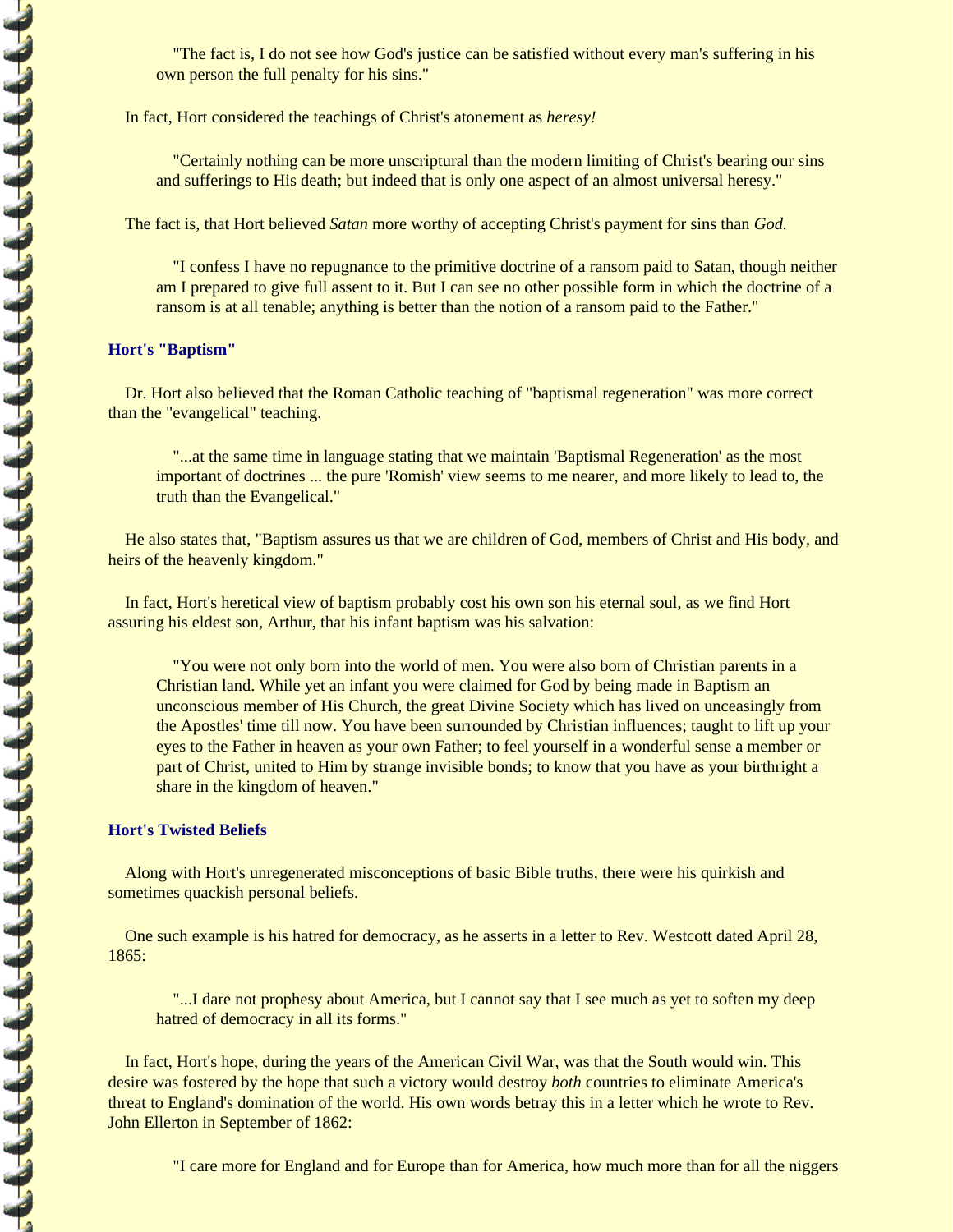"The fact is, I do not see how God's justice can be satisfied without every man's suffering in his own person the full penalty for his sins."

In fact, Hort considered the teachings of Christ's atonement as *heresy!*

> "Certainly nothing can be more unscriptural than the modern limiting of Christ's bearing our sins and sufferings to His death; but indeed that is only one aspect of an almost universal heresy."

The fact is, that Hort believed *Satan* more worthy of accepting Christ's payment for sins than *God.*

> "I confess I have no repugnance to the primitive doctrine of a ransom paid to Satan, though neither am I prepared to give full assent to it. But I can see no other possible form in which the doctrine of a ransom is at all tenable; anything is better than the notion of a ransom paid to the Father."

### Hort's "Baptism"

Dr. Hort also believed that the Roman Catholic teaching of "baptismal regeneration" was more correct than the "evangelical" teaching.

> "...at the same time in language stating that we maintain 'Baptismal Regeneration' as the most important of doctrines ... the pure 'Romish' view seems to me nearer, and more likely to lead to, the truth than the Evangelical."

He also states that, "Baptism assures us that we are children of God, members of Christ and His body, and heirs of the heavenly kingdom."

In fact, Hort's heretical view of baptism probably cost his own son his eternal soul, as we find Hort assuring his eldest son, Arthur, that his infant baptism was his salvation:

> "You were not only born into the world of men. You were also born of Christian parents in a Christian land. While yet an infant you were claimed for God by being made in Baptism an unconscious member of His Church, the great Divine Society which has lived on unceasingly from the Apostles' time till now. You have been surrounded by Christian influences; taught to lift up your eyes to the Father in heaven as your own Father; to feel yourself in a wonderful sense a member or part of Christ, united to Him by strange invisible bonds; to know that you have as your birthright a share in the kingdom of heaven."

### Hort's Twisted Beliefs

Along with Hort's unregenerated misconceptions of basic Bible truths, there were his quirkish and sometimes quackish personal beliefs.

One such example is his hatred for democracy, as he asserts in a letter to Rev. Westcott dated April 28, 1865:

> "...I dare not prophesy about America, but I cannot say that I see much as yet to soften my deep hatred of democracy in all its forms."

In fact, Hort's hope, during the years of the American Civil War, was that the South would win. This desire was fostered by the hope that such a victory would destroy *both* countries to eliminate America's threat to England's domination of the world. His own words betray this in a letter which he wrote to Rev. John Ellerton in September of 1862:

> "I care more for England and for Europe than for America, how much more than for all the niggers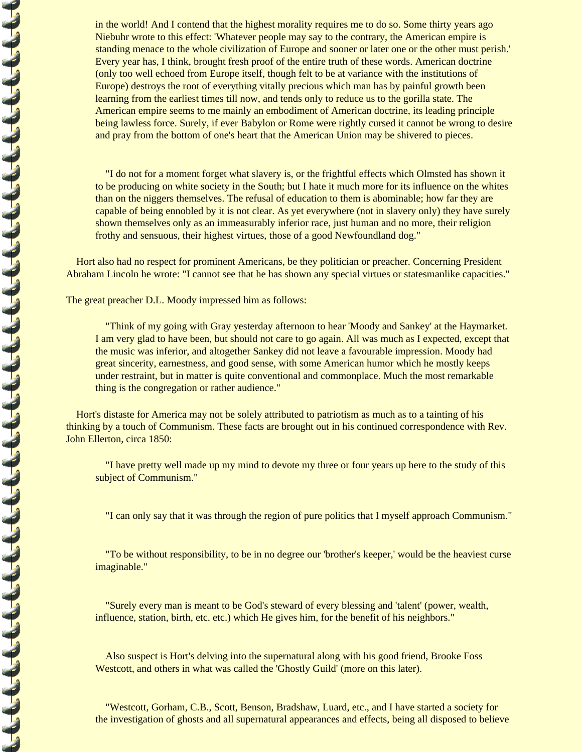in the world! And I contend that the highest morality requires me to do so. Some thirty years ago Niebuhr wrote to this effect: 'Whatever people may say to the contrary, the American empire is standing menace to the whole civilization of Europe and sooner or later one or the other must perish.' Every year has, I think, brought fresh proof of the entire truth of these words. American doctrine (only too well echoed from Europe itself, though felt to be at variance with the institutions of Europe) destroys the root of everything vitally precious which man has by painful growth been learning from the earliest times till now, and tends only to reduce us to the gorilla state. The American empire seems to me mainly an embodiment of American doctrine, its leading principle being lawless force. Surely, if ever Babylon or Rome were rightly cursed it cannot be wrong to desire and pray from the bottom of one's heart that the American Union may be shivered to pieces.

> "I do not for a moment forget what slavery is, or the frightful effects which Olmsted has shown it to be producing on white society in the South; but I hate it much more for its influence on the whites than on the niggers themselves. The refusal of education to them is abominable; how far they are capable of being ennobled by it is not clear. As yet everywhere (not in slavery only) they have surely shown themselves only as an immeasurably inferior race, just human and no more, their religion frothy and sensuous, their highest virtues, those of a good Newfoundland dog."

Hort also had no respect for prominent Americans, be they politician or preacher. Concerning President Abraham Lincoln he wrote: "I cannot see that he has shown any special virtues or statesmanlike capacities."

The great preacher D.L. Moody impressed him as follows:

> "Think of my going with Gray yesterday afternoon to hear 'Moody and Sankey' at the Haymarket. I am very glad to have been, but should not care to go again. All was much as I expected, except that the music was inferior, and altogether Sankey did not leave a favourable impression. Moody had great sincerity, earnestness, and good sense, with some American humor which he mostly keeps under restraint, but in matter is quite conventional and commonplace. Much the most remarkable thing is the congregation or rather audience."

Hort's distaste for America may not be solely attributed to patriotism as much as to a tainting of his thinking by a touch of Communism. These facts are brought out in his continued correspondence with Rev. John Ellerton, circa 1850:

> "I have pretty well made up my mind to devote my three or four years up here to the study of this subject of Communism."

> "I can only say that it was through the region of pure politics that I myself approach Communism."

> "To be without responsibility, to be in no degree our 'brother's keeper,' would be the heaviest curse imaginable."

> "Surely every man is meant to be God's steward of every blessing and 'talent' (power, wealth, influence, station, birth, etc. etc.) which He gives him, for the benefit of his neighbors."

> Also suspect is Hort's delving into the supernatural along with his good friend, Brooke Foss Westcott, and others in what was called the 'Ghostly Guild' (more on this later).

> "Westcott, Gorham, C.B., Scott, Benson, Bradshaw, Luard, etc., and I have started a society for the investigation of ghosts and all supernatural appearances and effects, being all disposed to believe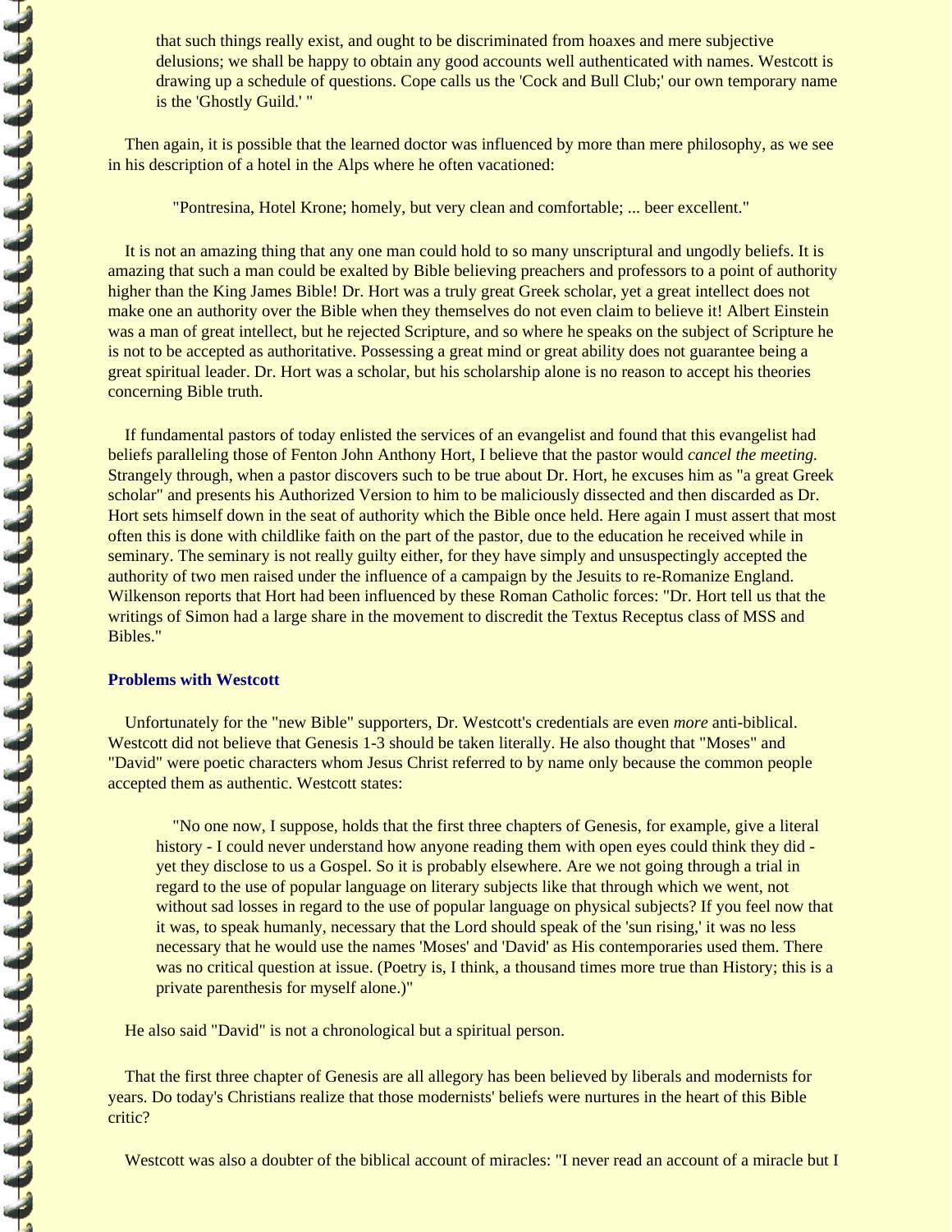> that such things really exist, and ought to be discriminated from hoaxes and mere subjective delusions; we shall be happy to obtain any good accounts well authenticated with names. Westcott is drawing up a schedule of questions. Cope calls us the 'Cock and Bull Club;' our own temporary name is the 'Ghostly Guild.' "

Then again, it is possible that the learned doctor was influenced by more than mere philosophy, as we see in his description of a hotel in the Alps where he often vacationed:

> "Pontresina, Hotel Krone; homely, but very clean and comfortable; ... beer excellent."

It is not an amazing thing that any one man could hold to so many unscriptural and ungodly beliefs. It is amazing that such a man could be exalted by Bible believing preachers and professors to a point of authority higher than the King James Bible! Dr. Hort was a truly great Greek scholar, yet a great intellect does not make one an authority over the Bible when they themselves do not even claim to believe it! Albert Einstein was a man of great intellect, but he rejected Scripture, and so where he speaks on the subject of Scripture he is not to be accepted as authoritative. Possessing a great mind or great ability does not guarantee being a great spiritual leader. Dr. Hort was a scholar, but his scholarship alone is no reason to accept his theories concerning Bible truth.

If fundamental pastors of today enlisted the services of an evangelist and found that this evangelist had beliefs paralleling those of Fenton John Anthony Hort, I believe that the pastor would *cancel the meeting.* Strangely through, when a pastor discovers such to be true about Dr. Hort, he excuses him as "a great Greek scholar" and presents his Authorized Version to him to be maliciously dissected and then discarded as Dr. Hort sets himself down in the seat of authority which the Bible once held. Here again I must assert that most often this is done with childlike faith on the part of the pastor, due to the education he received while in seminary. The seminary is not really guilty either, for they have simply and unsuspectingly accepted the authority of two men raised under the influence of a campaign by the Jesuits to re-Romanize England. Wilkenson reports that Hort had been influenced by these Roman Catholic forces: "Dr. Hort tell us that the writings of Simon had a large share in the movement to discredit the Textus Receptus class of MSS and Bibles."

### Problems with Westcott

Unfortunately for the "new Bible" supporters, Dr. Westcott's credentials are even *more* anti-biblical. Westcott did not believe that Genesis 1-3 should be taken literally. He also thought that "Moses" and "David" were poetic characters whom Jesus Christ referred to by name only because the common people accepted them as authentic. Westcott states:

> "No one now, I suppose, holds that the first three chapters of Genesis, for example, give a literal history - I could never understand how anyone reading them with open eyes could think they did - yet they disclose to us a Gospel. So it is probably elsewhere. Are we not going through a trial in regard to the use of popular language on literary subjects like that through which we went, not without sad losses in regard to the use of popular language on physical subjects? If you feel now that it was, to speak humanly, necessary that the Lord should speak of the 'sun rising,' it was no less necessary that he would use the names 'Moses' and 'David' as His contemporaries used them. There was no critical question at issue. (Poetry is, I think, a thousand times more true than History; this is a private parenthesis for myself alone.)"

He also said "David" is not a chronological but a spiritual person.

That the first three chapter of Genesis are all allegory has been believed by liberals and modernists for years. Do today's Christians realize that those modernists' beliefs were nurtures in the heart of this Bible critic?

Westcott was also a doubter of the biblical account of miracles: "I never read an account of a miracle but I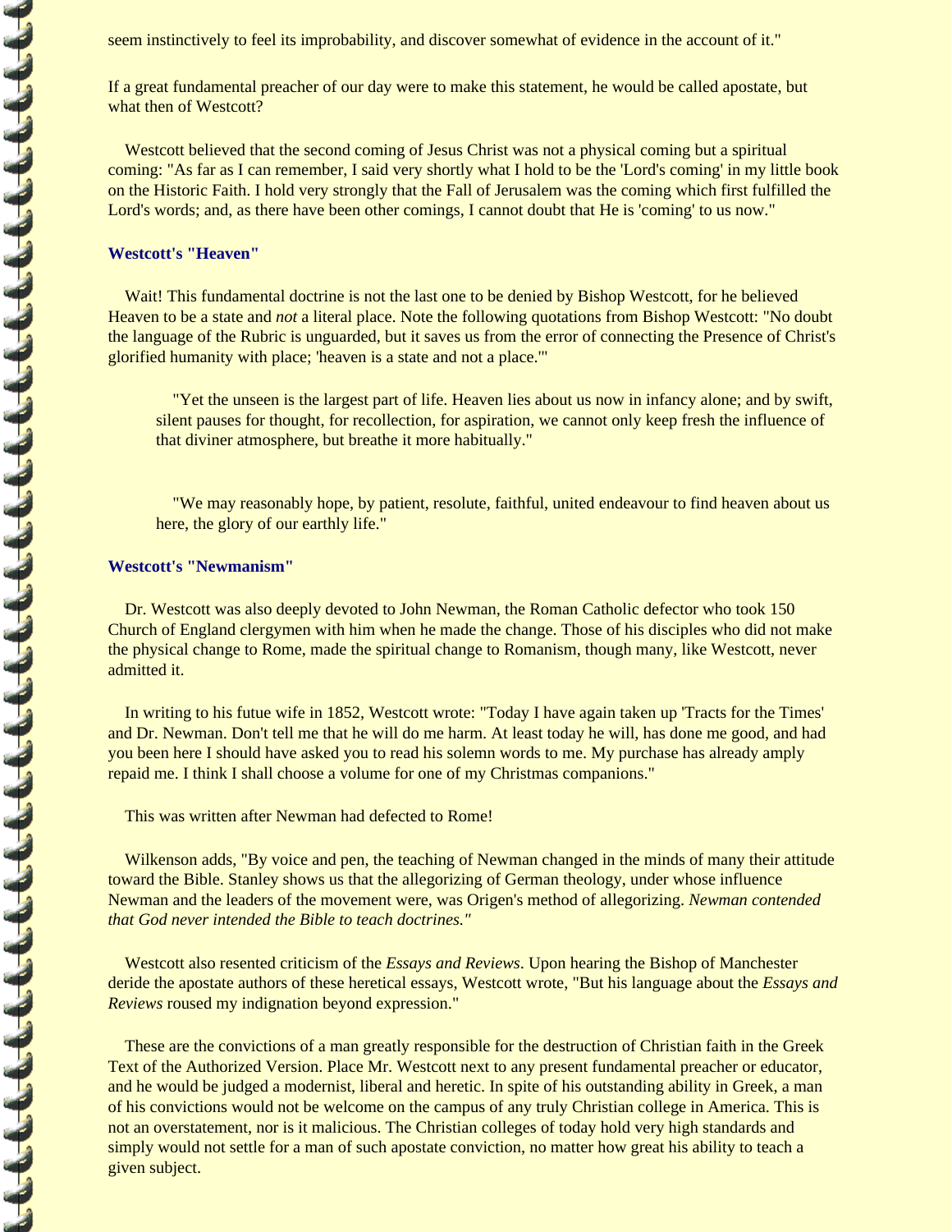seem instinctively to feel its improbability, and discover somewhat of evidence in the account of it."

If a great fundamental preacher of our day were to make this statement, he would be called apostate, but what then of Westcott?

Westcott believed that the second coming of Jesus Christ was not a physical coming but a spiritual coming: "As far as I can remember, I said very shortly what I hold to be the 'Lord's coming' in my little book on the Historic Faith. I hold very strongly that the Fall of Jerusalem was the coming which first fulfilled the Lord's words; and, as there have been other comings, I cannot doubt that He is 'coming' to us now."

### Westcott's "Heaven"

Wait! This fundamental doctrine is not the last one to be denied by Bishop Westcott, for he believed Heaven to be a state and *not* a literal place. Note the following quotations from Bishop Westcott: "No doubt the language of the Rubric is unguarded, but it saves us from the error of connecting the Presence of Christ's glorified humanity with place; 'heaven is a state and not a place.'"

> "Yet the unseen is the largest part of life. Heaven lies about us now in infancy alone; and by swift, silent pauses for thought, for recollection, for aspiration, we cannot only keep fresh the influence of that diviner atmosphere, but breathe it more habitually."

> "We may reasonably hope, by patient, resolute, faithful, united endeavour to find heaven about us here, the glory of our earthly life."

### Westcott's "Newmanism"

Dr. Westcott was also deeply devoted to John Newman, the Roman Catholic defector who took 150 Church of England clergymen with him when he made the change. Those of his disciples who did not make the physical change to Rome, made the spiritual change to Romanism, though many, like Westcott, never admitted it.

In writing to his futue wife in 1852, Westcott wrote: "Today I have again taken up 'Tracts for the Times' and Dr. Newman. Don't tell me that he will do me harm. At least today he will, has done me good, and had you been here I should have asked you to read his solemn words to me. My purchase has already amply repaid me. I think I shall choose a volume for one of my Christmas companions."

This was written after Newman had defected to Rome!

Wilkenson adds, "By voice and pen, the teaching of Newman changed in the minds of many their attitude toward the Bible. Stanley shows us that the allegorizing of German theology, under whose influence Newman and the leaders of the movement were, was Origen's method of allegorizing. *Newman contended that God never intended the Bible to teach doctrines."*

Westcott also resented criticism of the *Essays and Reviews*. Upon hearing the Bishop of Manchester deride the apostate authors of these heretical essays, Westcott wrote, "But his language about the *Essays and Reviews* roused my indignation beyond expression."

These are the convictions of a man greatly responsible for the destruction of Christian faith in the Greek Text of the Authorized Version. Place Mr. Westcott next to any present fundamental preacher or educator, and he would be judged a modernist, liberal and heretic. In spite of his outstanding ability in Greek, a man of his convictions would not be welcome on the campus of any truly Christian college in America. This is not an overstatement, nor is it malicious. The Christian colleges of today hold very high standards and simply would not settle for a man of such apostate conviction, no matter how great his ability to teach a given subject.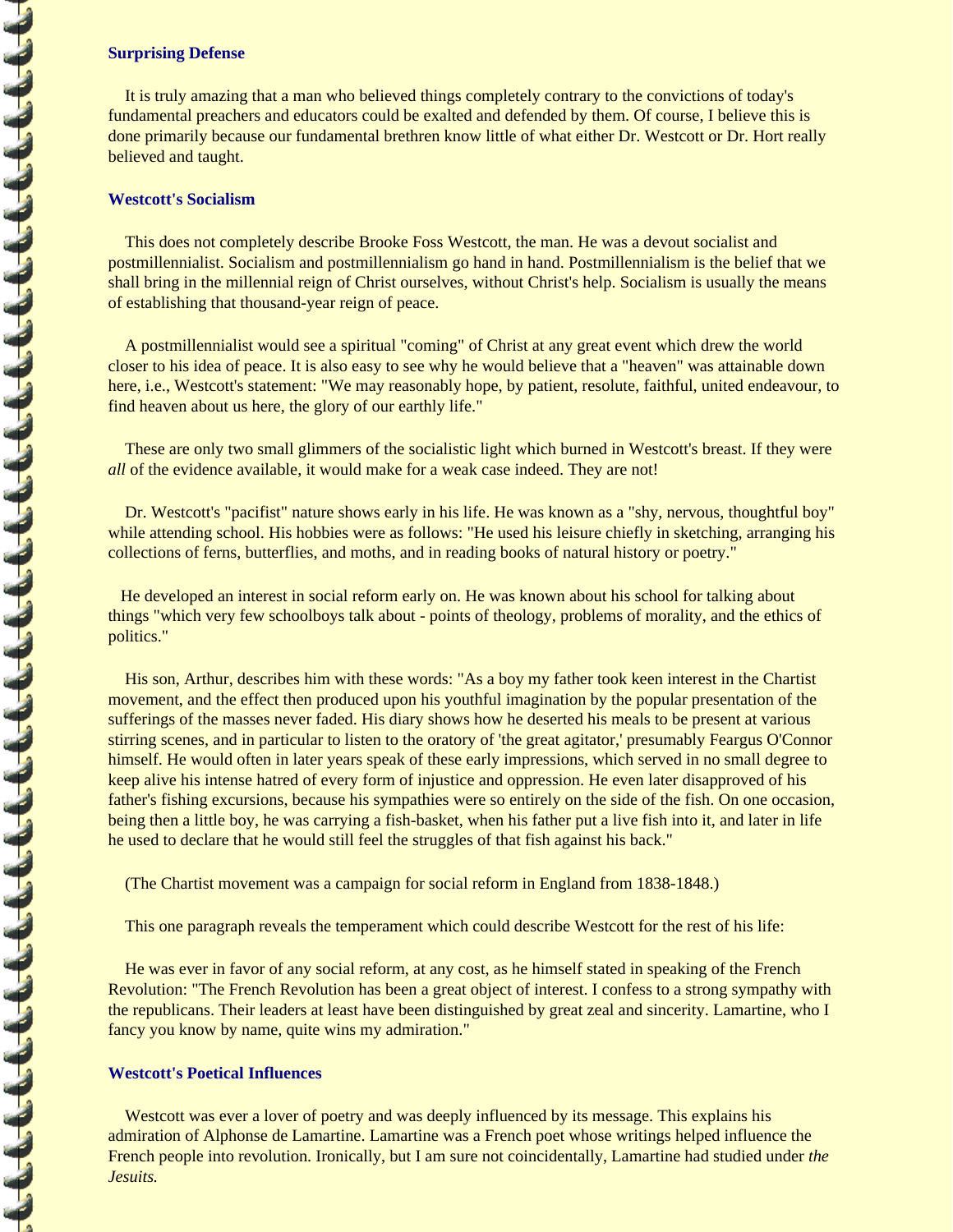### Surprising Defense

It is truly amazing that a man who believed things completely contrary to the convictions of today's fundamental preachers and educators could be exalted and defended by them. Of course, I believe this is done primarily because our fundamental brethren know little of what either Dr. Westcott or Dr. Hort really believed and taught.

### Westcott's Socialism

This does not completely describe Brooke Foss Westcott, the man. He was a devout socialist and postmillennialist. Socialism and postmillennialism go hand in hand. Postmillennialism is the belief that we shall bring in the millennial reign of Christ ourselves, without Christ's help. Socialism is usually the means of establishing that thousand-year reign of peace.

A postmillennialist would see a spiritual "coming" of Christ at any great event which drew the world closer to his idea of peace. It is also easy to see why he would believe that a "heaven" was attainable down here, i.e., Westcott's statement: "We may reasonably hope, by patient, resolute, faithful, united endeavour, to find heaven about us here, the glory of our earthly life."

These are only two small glimmers of the socialistic light which burned in Westcott's breast. If they were *all* of the evidence available, it would make for a weak case indeed. They are not!

Dr. Westcott's "pacifist" nature shows early in his life. He was known as a "shy, nervous, thoughtful boy" while attending school. His hobbies were as follows: "He used his leisure chiefly in sketching, arranging his collections of ferns, butterflies, and moths, and in reading books of natural history or poetry."

He developed an interest in social reform early on. He was known about his school for talking about things "which very few schoolboys talk about - points of theology, problems of morality, and the ethics of politics."

His son, Arthur, describes him with these words: "As a boy my father took keen interest in the Chartist movement, and the effect then produced upon his youthful imagination by the popular presentation of the sufferings of the masses never faded. His diary shows how he deserted his meals to be present at various stirring scenes, and in particular to listen to the oratory of 'the great agitator,' presumably Feargus O'Connor himself. He would often in later years speak of these early impressions, which served in no small degree to keep alive his intense hatred of every form of injustice and oppression. He even later disapproved of his father's fishing excursions, because his sympathies were so entirely on the side of the fish. On one occasion, being then a little boy, he was carrying a fish-basket, when his father put a live fish into it, and later in life he used to declare that he would still feel the struggles of that fish against his back."

(The Chartist movement was a campaign for social reform in England from 1838-1848.)

This one paragraph reveals the temperament which could describe Westcott for the rest of his life:

He was ever in favor of any social reform, at any cost, as he himself stated in speaking of the French Revolution: "The French Revolution has been a great object of interest. I confess to a strong sympathy with the republicans. Their leaders at least have been distinguished by great zeal and sincerity. Lamartine, who I fancy you know by name, quite wins my admiration."

### Westcott's Poetical Influences

Westcott was ever a lover of poetry and was deeply influenced by its message. This explains his admiration of Alphonse de Lamartine. Lamartine was a French poet whose writings helped influence the French people into revolution. Ironically, but I am sure not coincidentally, Lamartine had studied under *the Jesuits.*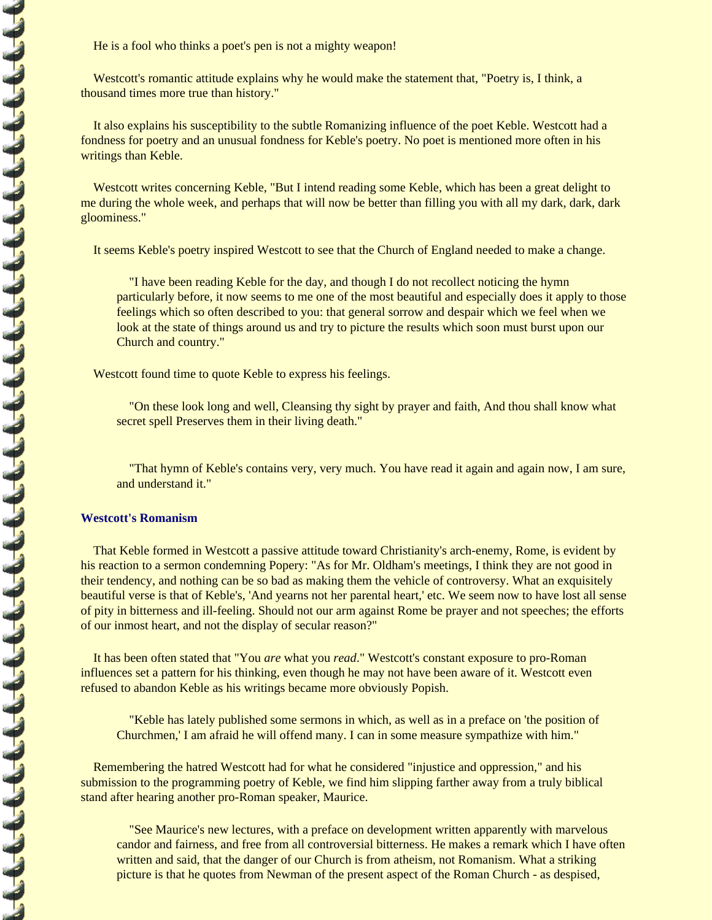He is a fool who thinks a poet's pen is not a mighty weapon!

Westcott's romantic attitude explains why he would make the statement that, "Poetry is, I think, a thousand times more true than history."

It also explains his susceptibility to the subtle Romanizing influence of the poet Keble. Westcott had a fondness for poetry and an unusual fondness for Keble's poetry. No poet is mentioned more often in his writings than Keble.

Westcott writes concerning Keble, "But I intend reading some Keble, which has been a great delight to me during the whole week, and perhaps that will now be better than filling you with all my dark, dark, dark gloominess."

It seems Keble's poetry inspired Westcott to see that the Church of England needed to make a change.

> "I have been reading Keble for the day, and though I do not recollect noticing the hymn particularly before, it now seems to me one of the most beautiful and especially does it apply to those feelings which so often described to you: that general sorrow and despair which we feel when we look at the state of things around us and try to picture the results which soon must burst upon our Church and country."

Westcott found time to quote Keble to express his feelings.

> "On these look long and well, Cleansing thy sight by prayer and faith, And thou shall know what secret spell Preserves them in their living death."

> "That hymn of Keble's contains very, very much. You have read it again and again now, I am sure, and understand it."

### Westcott's Romanism

That Keble formed in Westcott a passive attitude toward Christianity's arch-enemy, Rome, is evident by his reaction to a sermon condemning Popery: "As for Mr. Oldham's meetings, I think they are not good in their tendency, and nothing can be so bad as making them the vehicle of controversy. What an exquisitely beautiful verse is that of Keble's, 'And yearns not her parental heart,' etc. We seem now to have lost all sense of pity in bitterness and ill-feeling. Should not our arm against Rome be prayer and not speeches; the efforts of our inmost heart, and not the display of secular reason?"

It has been often stated that "You *are* what you *read*." Westcott's constant exposure to pro-Roman influences set a pattern for his thinking, even though he may not have been aware of it. Westcott even refused to abandon Keble as his writings became more obviously Popish.

> "Keble has lately published some sermons in which, as well as in a preface on 'the position of Churchmen,' I am afraid he will offend many. I can in some measure sympathize with him."

Remembering the hatred Westcott had for what he considered "injustice and oppression," and his submission to the programming poetry of Keble, we find him slipping farther away from a truly biblical stand after hearing another pro-Roman speaker, Maurice.

> "See Maurice's new lectures, with a preface on development written apparently with marvelous candor and fairness, and free from all controversial bitterness. He makes a remark which I have often written and said, that the danger of our Church is from atheism, not Romanism. What a striking picture is that he quotes from Newman of the present aspect of the Roman Church - as despised,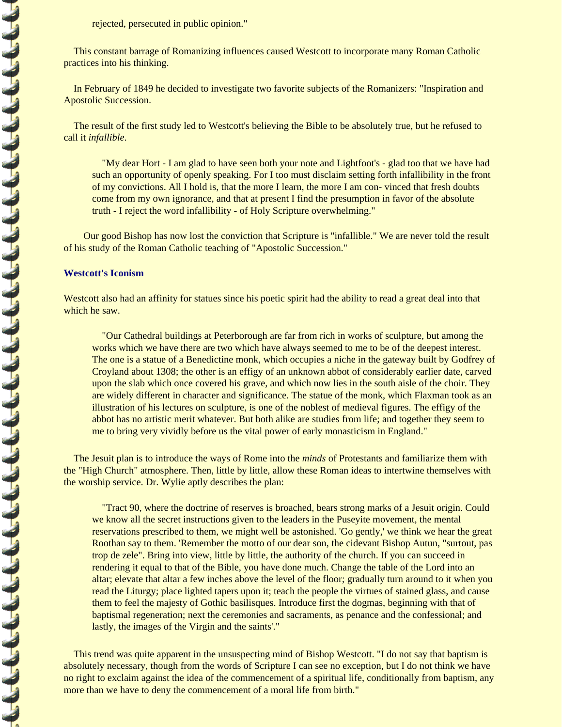rejected, persecuted in public opinion."

This constant barrage of Romanizing influences caused Westcott to incorporate many Roman Catholic practices into his thinking.

In February of 1849 he decided to investigate two favorite subjects of the Romanizers: "Inspiration and Apostolic Succession.

The result of the first study led to Westcott's believing the Bible to be absolutely true, but he refused to call it *infallible*.

> "My dear Hort - I am glad to have seen both your note and Lightfoot's - glad too that we have had such an opportunity of openly speaking. For I too must disclaim setting forth infallibility in the front of my convictions. All I hold is, that the more I learn, the more I am con- vinced that fresh doubts come from my own ignorance, and that at present I find the presumption in favor of the absolute truth - I reject the word infallibility - of Holy Scripture overwhelming."

Our good Bishop has now lost the conviction that Scripture is "infallible." We are never told the result of his study of the Roman Catholic teaching of "Apostolic Succession."

### Westcott's Iconism

Westcott also had an affinity for statues since his poetic spirit had the ability to read a great deal into that which he saw.

> "Our Cathedral buildings at Peterborough are far from rich in works of sculpture, but among the works which we have there are two which have always seemed to me to be of the deepest interest. The one is a statue of a Benedictine monk, which occupies a niche in the gateway built by Godfrey of Croyland about 1308; the other is an effigy of an unknown abbot of considerably earlier date, carved upon the slab which once covered his grave, and which now lies in the south aisle of the choir. They are widely different in character and significance. The statue of the monk, which Flaxman took as an illustration of his lectures on sculpture, is one of the noblest of medieval figures. The effigy of the abbot has no artistic merit whatever. But both alike are studies from life; and together they seem to me to bring very vividly before us the vital power of early monasticism in England."

The Jesuit plan is to introduce the ways of Rome into the *minds* of Protestants and familiarize them with the "High Church" atmosphere. Then, little by little, allow these Roman ideas to intertwine themselves with the worship service. Dr. Wylie aptly describes the plan:

> "Tract 90, where the doctrine of reserves is broached, bears strong marks of a Jesuit origin. Could we know all the secret instructions given to the leaders in the Puseyite movement, the mental reservations prescribed to them, we might well be astonished. 'Go gently,' we think we hear the great Roothan say to them. 'Remember the motto of our dear son, the cidevant Bishop Autun, "surtout, pas trop de zele". Bring into view, little by little, the authority of the church. If you can succeed in rendering it equal to that of the Bible, you have done much. Change the table of the Lord into an altar; elevate that altar a few inches above the level of the floor; gradually turn around to it when you read the Liturgy; place lighted tapers upon it; teach the people the virtues of stained glass, and cause them to feel the majesty of Gothic basilisques. Introduce first the dogmas, beginning with that of baptismal regeneration; next the ceremonies and sacraments, as penance and the confessional; and lastly, the images of the Virgin and the saints'."

This trend was quite apparent in the unsuspecting mind of Bishop Westcott. "I do not say that baptism is absolutely necessary, though from the words of Scripture I can see no exception, but I do not think we have no right to exclaim against the idea of the commencement of a spiritual life, conditionally from baptism, any more than we have to deny the commencement of a moral life from birth."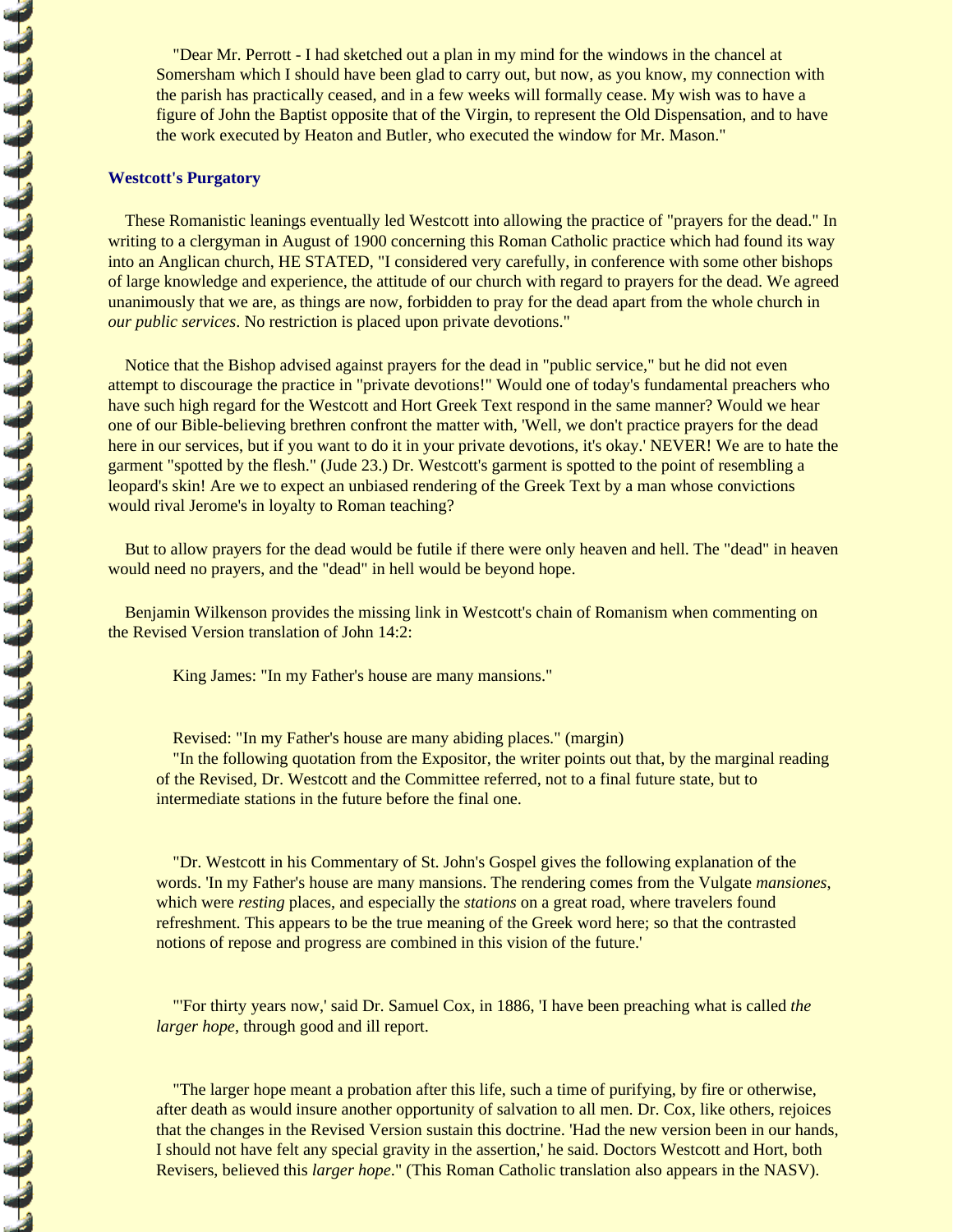> "Dear Mr. Perrott - I had sketched out a plan in my mind for the windows in the chancel at Somersham which I should have been glad to carry out, but now, as you know, my connection with the parish has practically ceased, and in a few weeks will formally cease. My wish was to have a figure of John the Baptist opposite that of the Virgin, to represent the Old Dispensation, and to have the work executed by Heaton and Butler, who executed the window for Mr. Mason."

### Westcott's Purgatory

These Romanistic leanings eventually led Westcott into allowing the practice of "prayers for the dead." In writing to a clergyman in August of 1900 concerning this Roman Catholic practice which had found its way into an Anglican church, HE STATED, "I considered very carefully, in conference with some other bishops of large knowledge and experience, the attitude of our church with regard to prayers for the dead. We agreed unanimously that we are, as things are now, forbidden to pray for the dead apart from the whole church in *our public services*. No restriction is placed upon private devotions."

Notice that the Bishop advised against prayers for the dead in "public service," but he did not even attempt to discourage the practice in "private devotions!" Would one of today's fundamental preachers who have such high regard for the Westcott and Hort Greek Text respond in the same manner? Would we hear one of our Bible-believing brethren confront the matter with, 'Well, we don't practice prayers for the dead here in our services, but if you want to do it in your private devotions, it's okay.' NEVER! We are to hate the garment "spotted by the flesh." (Jude 23.) Dr. Westcott's garment is spotted to the point of resembling a leopard's skin! Are we to expect an unbiased rendering of the Greek Text by a man whose convictions would rival Jerome's in loyalty to Roman teaching?

But to allow prayers for the dead would be futile if there were only heaven and hell. The "dead" in heaven would need no prayers, and the "dead" in hell would be beyond hope.

Benjamin Wilkenson provides the missing link in Westcott's chain of Romanism when commenting on the Revised Version translation of John 14:2:

> King James: "In my Father's house are many mansions."
>
> Revised: "In my Father's house are many abiding places." (margin)
>
> "In the following quotation from the Expositor, the writer points out that, by the marginal reading of the Revised, Dr. Westcott and the Committee referred, not to a final future state, but to intermediate stations in the future before the final one.
>
> "Dr. Westcott in his Commentary of St. John's Gospel gives the following explanation of the words. 'In my Father's house are many mansions. The rendering comes from the Vulgate *mansiones*, which were *resting* places, and especially the *stations* on a great road, where travelers found refreshment. This appears to be the true meaning of the Greek word here; so that the contrasted notions of repose and progress are combined in this vision of the future.'
>
> "'For thirty years now,' said Dr. Samuel Cox, in 1886, 'I have been preaching what is called *the larger hope*, through good and ill report.
>
> "The larger hope meant a probation after this life, such a time of purifying, by fire or otherwise, after death as would insure another opportunity of salvation to all men. Dr. Cox, like others, rejoices that the changes in the Revised Version sustain this doctrine. 'Had the new version been in our hands, I should not have felt any special gravity in the assertion,' he said. Doctors Westcott and Hort, both Revisers, believed this *larger hope*." (This Roman Catholic translation also appears in the NASV).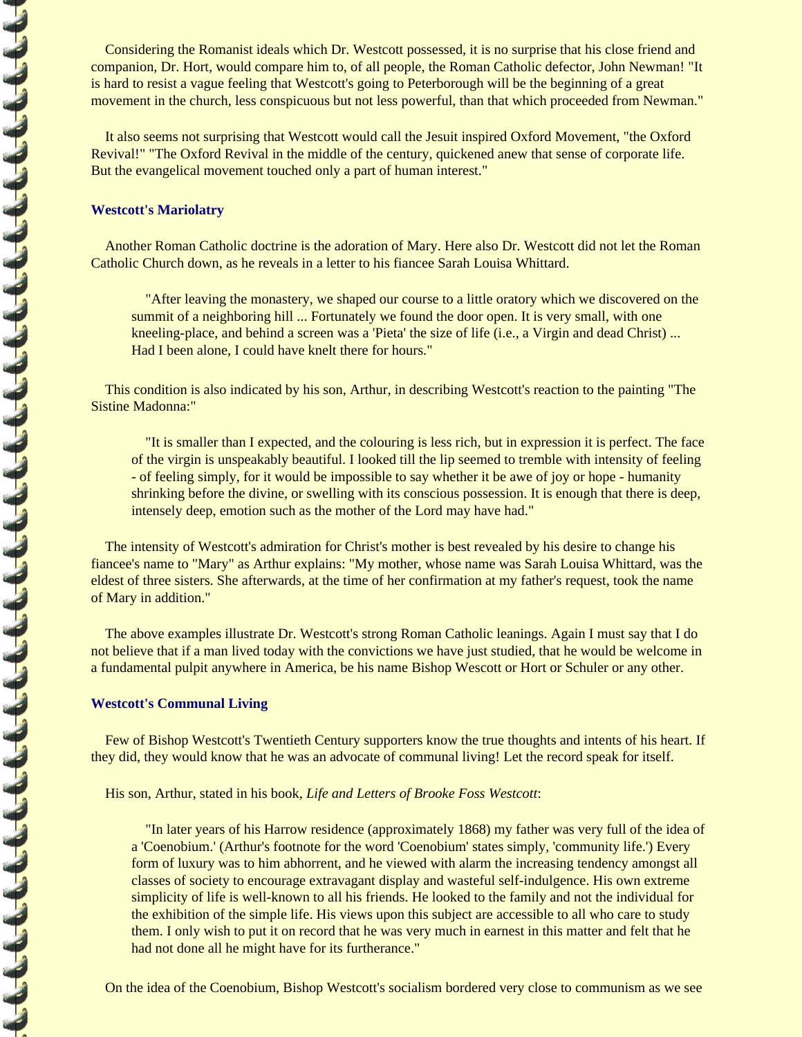Considering the Romanist ideals which Dr. Westcott possessed, it is no surprise that his close friend and companion, Dr. Hort, would compare him to, of all people, the Roman Catholic defector, John Newman! "It is hard to resist a vague feeling that Westcott's going to Peterborough will be the beginning of a great movement in the church, less conspicuous but not less powerful, than that which proceeded from Newman."

It also seems not surprising that Westcott would call the Jesuit inspired Oxford Movement, "the Oxford Revival!" "The Oxford Revival in the middle of the century, quickened anew that sense of corporate life. But the evangelical movement touched only a part of human interest."

### Westcott's Mariolatry

Another Roman Catholic doctrine is the adoration of Mary. Here also Dr. Westcott did not let the Roman Catholic Church down, as he reveals in a letter to his fiancee Sarah Louisa Whittard.

> "After leaving the monastery, we shaped our course to a little oratory which we discovered on the summit of a neighboring hill ... Fortunately we found the door open. It is very small, with one kneeling-place, and behind a screen was a 'Pieta' the size of life (i.e., a Virgin and dead Christ) ... Had I been alone, I could have knelt there for hours."

This condition is also indicated by his son, Arthur, in describing Westcott's reaction to the painting "The Sistine Madonna:"

> "It is smaller than I expected, and the colouring is less rich, but in expression it is perfect. The face of the virgin is unspeakably beautiful. I looked till the lip seemed to tremble with intensity of feeling - of feeling simply, for it would be impossible to say whether it be awe of joy or hope - humanity shrinking before the divine, or swelling with its conscious possession. It is enough that there is deep, intensely deep, emotion such as the mother of the Lord may have had."

The intensity of Westcott's admiration for Christ's mother is best revealed by his desire to change his fiancee's name to "Mary" as Arthur explains: "My mother, whose name was Sarah Louisa Whittard, was the eldest of three sisters. She afterwards, at the time of her confirmation at my father's request, took the name of Mary in addition."

The above examples illustrate Dr. Westcott's strong Roman Catholic leanings. Again I must say that I do not believe that if a man lived today with the convictions we have just studied, that he would be welcome in a fundamental pulpit anywhere in America, be his name Bishop Wescott or Hort or Schuler or any other.

### Westcott's Communal Living

Few of Bishop Westcott's Twentieth Century supporters know the true thoughts and intents of his heart. If they did, they would know that he was an advocate of communal living! Let the record speak for itself.

His son, Arthur, stated in his book, *Life and Letters of Brooke Foss Westcott*:

> "In later years of his Harrow residence (approximately 1868) my father was very full of the idea of a 'Coenobium.' (Arthur's footnote for the word 'Coenobium' states simply, 'community life.') Every form of luxury was to him abhorrent, and he viewed with alarm the increasing tendency amongst all classes of society to encourage extravagant display and wasteful self-indulgence. His own extreme simplicity of life is well-known to all his friends. He looked to the family and not the individual for the exhibition of the simple life. His views upon this subject are accessible to all who care to study them. I only wish to put it on record that he was very much in earnest in this matter and felt that he had not done all he might have for its furtherance."

On the idea of the Coenobium, Bishop Westcott's socialism bordered very close to communism as we see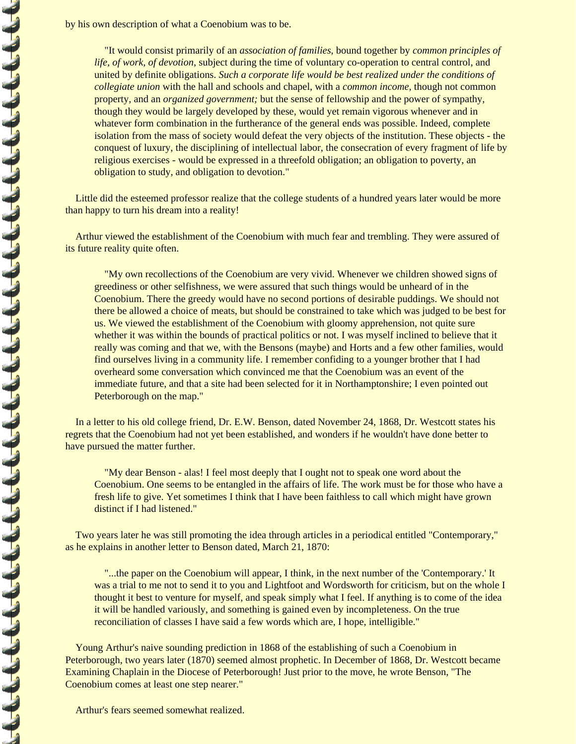by his own description of what a Coenobium was to be.

> "It would consist primarily of an *association of families*, bound together by *common principles of life, of work, of devotion*, subject during the time of voluntary co-operation to central control, and united by definite obligations. *Such a corporate life would be best realized under the conditions of collegiate union* with the hall and schools and chapel, with a *common income,* though not common property, and an *organized government;* but the sense of fellowship and the power of sympathy, though they would be largely developed by these, would yet remain vigorous whenever and in whatever form combination in the furtherance of the general ends was possible. Indeed, complete isolation from the mass of society would defeat the very objects of the institution. These objects - the conquest of luxury, the disciplining of intellectual labor, the consecration of every fragment of life by religious exercises - would be expressed in a threefold obligation; an obligation to poverty, an obligation to study, and obligation to devotion."

Little did the esteemed professor realize that the college students of a hundred years later would be more than happy to turn his dream into a reality!

Arthur viewed the establishment of the Coenobium with much fear and trembling. They were assured of its future reality quite often.

> "My own recollections of the Coenobium are very vivid. Whenever we children showed signs of greediness or other selfishness, we were assured that such things would be unheard of in the Coenobium. There the greedy would have no second portions of desirable puddings. We should not there be allowed a choice of meats, but should be constrained to take which was judged to be best for us. We viewed the establishment of the Coenobium with gloomy apprehension, not quite sure whether it was within the bounds of practical politics or not. I was myself inclined to believe that it really was coming and that we, with the Bensons (maybe) and Horts and a few other families, would find ourselves living in a community life. I remember confiding to a younger brother that I had overheard some conversation which convinced me that the Coenobium was an event of the immediate future, and that a site had been selected for it in Northamptonshire; I even pointed out Peterborough on the map."

In a letter to his old college friend, Dr. E.W. Benson, dated November 24, 1868, Dr. Westcott states his regrets that the Coenobium had not yet been established, and wonders if he wouldn't have done better to have pursued the matter further.

> "My dear Benson - alas! I feel most deeply that I ought not to speak one word about the Coenobium. One seems to be entangled in the affairs of life. The work must be for those who have a fresh life to give. Yet sometimes I think that I have been faithless to call which might have grown distinct if I had listened."

Two years later he was still promoting the idea through articles in a periodical entitled "Contemporary," as he explains in another letter to Benson dated, March 21, 1870:

> "...the paper on the Coenobium will appear, I think, in the next number of the 'Contemporary.' It was a trial to me not to send it to you and Lightfoot and Wordsworth for criticism, but on the whole I thought it best to venture for myself, and speak simply what I feel. If anything is to come of the idea it will be handled variously, and something is gained even by incompleteness. On the true reconciliation of classes I have said a few words which are, I hope, intelligible."

Young Arthur's naive sounding prediction in 1868 of the establishing of such a Coenobium in Peterborough, two years later (1870) seemed almost prophetic. In December of 1868, Dr. Westcott became Examining Chaplain in the Diocese of Peterborough! Just prior to the move, he wrote Benson, "The Coenobium comes at least one step nearer."

Arthur's fears seemed somewhat realized.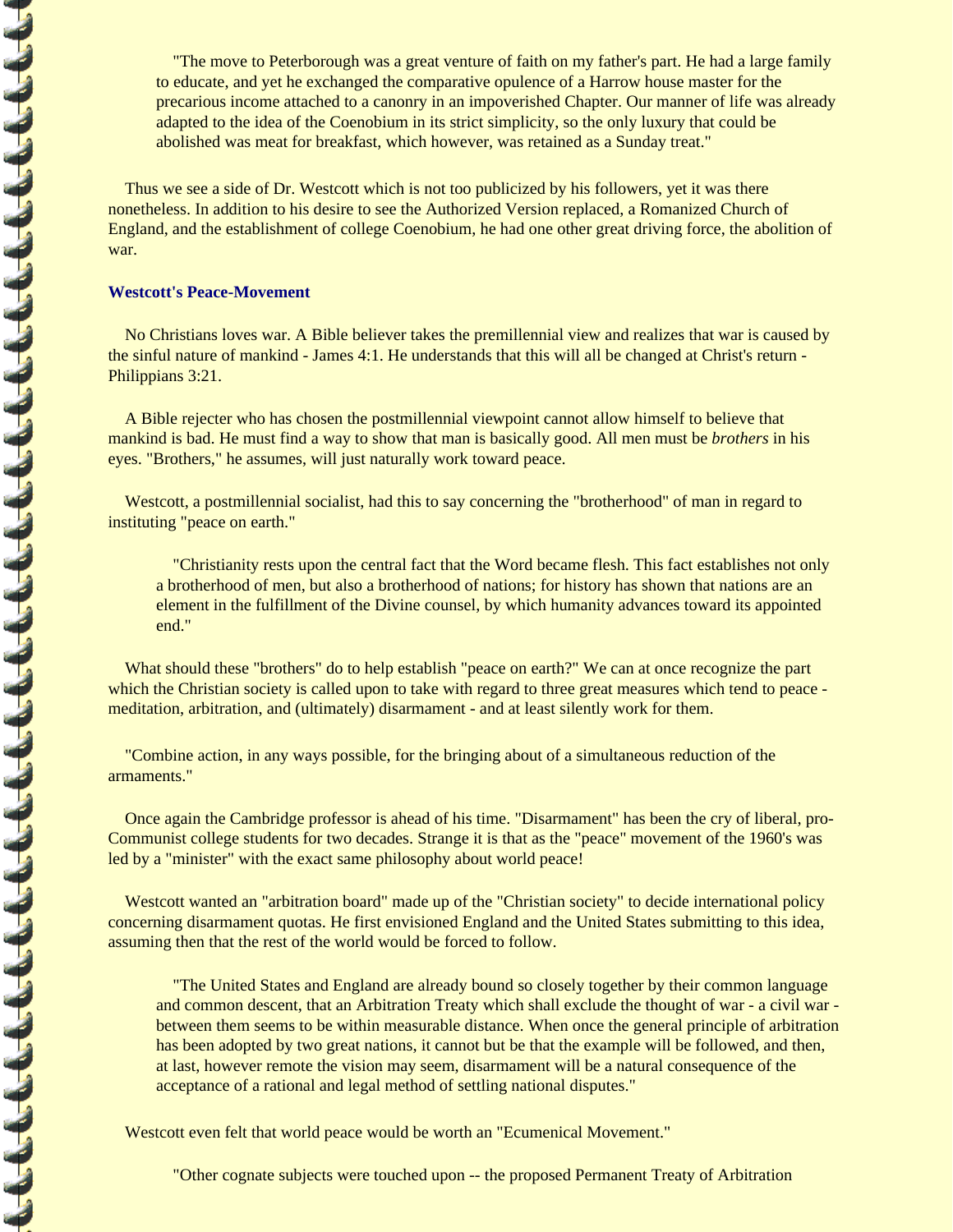> "The move to Peterborough was a great venture of faith on my father's part. He had a large family to educate, and yet he exchanged the comparative opulence of a Harrow house master for the precarious income attached to a canonry in an impoverished Chapter. Our manner of life was already adapted to the idea of the Coenobium in its strict simplicity, so the only luxury that could be abolished was meat for breakfast, which however, was retained as a Sunday treat."

Thus we see a side of Dr. Westcott which is not too publicized by his followers, yet it was there nonetheless. In addition to his desire to see the Authorized Version replaced, a Romanized Church of England, and the establishment of college Coenobium, he had one other great driving force, the abolition of war.

### Westcott's Peace-Movement

No Christians loves war. A Bible believer takes the premillennial view and realizes that war is caused by the sinful nature of mankind - James 4:1. He understands that this will all be changed at Christ's return - Philippians 3:21.

A Bible rejecter who has chosen the postmillennial viewpoint cannot allow himself to believe that mankind is bad. He must find a way to show that man is basically good. All men must be *brothers* in his eyes. "Brothers," he assumes, will just naturally work toward peace.

Westcott, a postmillennial socialist, had this to say concerning the "brotherhood" of man in regard to instituting "peace on earth."

> "Christianity rests upon the central fact that the Word became flesh. This fact establishes not only a brotherhood of men, but also a brotherhood of nations; for history has shown that nations are an element in the fulfillment of the Divine counsel, by which humanity advances toward its appointed end."

What should these "brothers" do to help establish "peace on earth?" We can at once recognize the part which the Christian society is called upon to take with regard to three great measures which tend to peace - meditation, arbitration, and (ultimately) disarmament - and at least silently work for them.

"Combine action, in any ways possible, for the bringing about of a simultaneous reduction of the armaments."

Once again the Cambridge professor is ahead of his time. "Disarmament" has been the cry of liberal, pro-Communist college students for two decades. Strange it is that as the "peace" movement of the 1960's was led by a "minister" with the exact same philosophy about world peace!

Westcott wanted an "arbitration board" made up of the "Christian society" to decide international policy concerning disarmament quotas. He first envisioned England and the United States submitting to this idea, assuming then that the rest of the world would be forced to follow.

> "The United States and England are already bound so closely together by their common language and common descent, that an Arbitration Treaty which shall exclude the thought of war - a civil war - between them seems to be within measurable distance. When once the general principle of arbitration has been adopted by two great nations, it cannot but be that the example will be followed, and then, at last, however remote the vision may seem, disarmament will be a natural consequence of the acceptance of a rational and legal method of settling national disputes."

Westcott even felt that world peace would be worth an "Ecumenical Movement."

> "Other cognate subjects were touched upon -- the proposed Permanent Treaty of Arbitration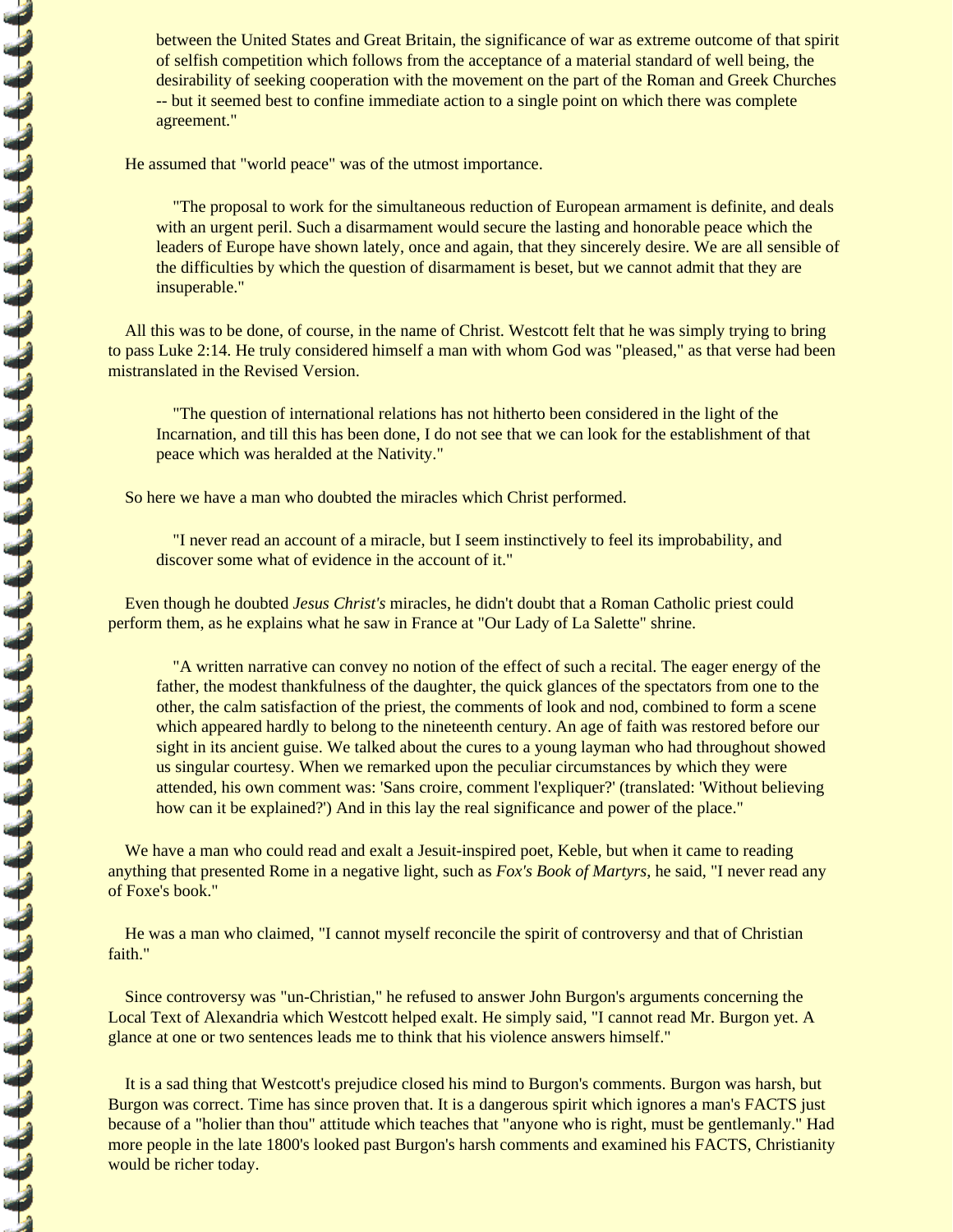> between the United States and Great Britain, the significance of war as extreme outcome of that spirit of selfish competition which follows from the acceptance of a material standard of well being, the desirability of seeking cooperation with the movement on the part of the Roman and Greek Churches -- but it seemed best to confine immediate action to a single point on which there was complete agreement."

He assumed that "world peace" was of the utmost importance.

> "The proposal to work for the simultaneous reduction of European armament is definite, and deals with an urgent peril. Such a disarmament would secure the lasting and honorable peace which the leaders of Europe have shown lately, once and again, that they sincerely desire. We are all sensible of the difficulties by which the question of disarmament is beset, but we cannot admit that they are insuperable."

All this was to be done, of course, in the name of Christ. Westcott felt that he was simply trying to bring to pass Luke 2:14. He truly considered himself a man with whom God was "pleased," as that verse had been mistranslated in the Revised Version.

> "The question of international relations has not hitherto been considered in the light of the Incarnation, and till this has been done, I do not see that we can look for the establishment of that peace which was heralded at the Nativity."

So here we have a man who doubted the miracles which Christ performed.

> "I never read an account of a miracle, but I seem instinctively to feel its improbability, and discover some what of evidence in the account of it."

Even though he doubted *Jesus Christ's* miracles, he didn't doubt that a Roman Catholic priest could perform them, as he explains what he saw in France at "Our Lady of La Salette" shrine.

> "A written narrative can convey no notion of the effect of such a recital. The eager energy of the father, the modest thankfulness of the daughter, the quick glances of the spectators from one to the other, the calm satisfaction of the priest, the comments of look and nod, combined to form a scene which appeared hardly to belong to the nineteenth century. An age of faith was restored before our sight in its ancient guise. We talked about the cures to a young layman who had throughout showed us singular courtesy. When we remarked upon the peculiar circumstances by which they were attended, his own comment was: 'Sans croire, comment l'expliquer?' (translated: 'Without believing how can it be explained?') And in this lay the real significance and power of the place."

We have a man who could read and exalt a Jesuit-inspired poet, Keble, but when it came to reading anything that presented Rome in a negative light, such as *Fox's Book of Martyrs*, he said, "I never read any of Foxe's book."

He was a man who claimed, "I cannot myself reconcile the spirit of controversy and that of Christian faith."

Since controversy was "un-Christian," he refused to answer John Burgon's arguments concerning the Local Text of Alexandria which Westcott helped exalt. He simply said, "I cannot read Mr. Burgon yet. A glance at one or two sentences leads me to think that his violence answers himself."

It is a sad thing that Westcott's prejudice closed his mind to Burgon's comments. Burgon was harsh, but Burgon was correct. Time has since proven that. It is a dangerous spirit which ignores a man's FACTS just because of a "holier than thou" attitude which teaches that "anyone who is right, must be gentlemanly." Had more people in the late 1800's looked past Burgon's harsh comments and examined his FACTS, Christianity would be richer today.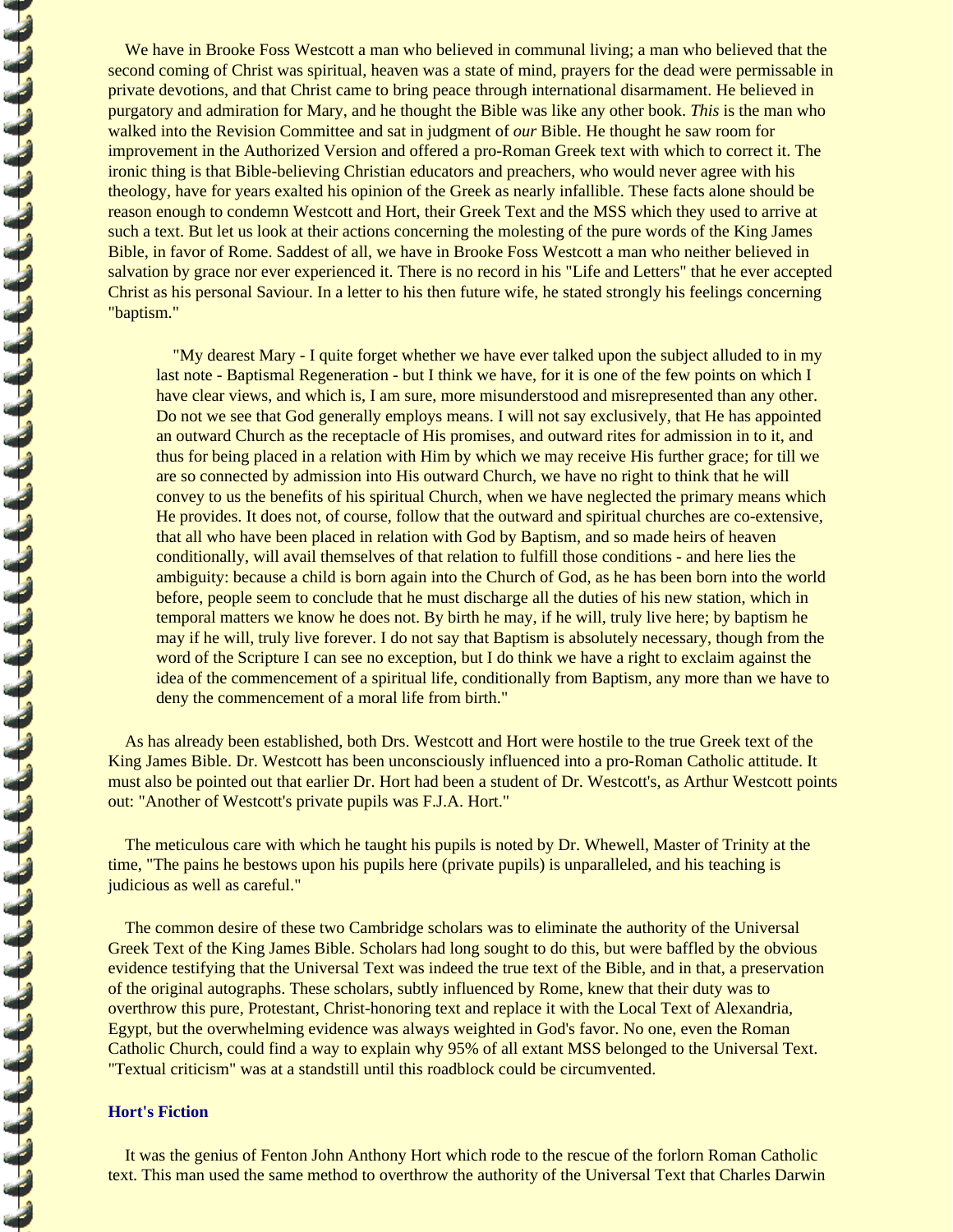We have in Brooke Foss Westcott a man who believed in communal living; a man who believed that the second coming of Christ was spiritual, heaven was a state of mind, prayers for the dead were permissable in private devotions, and that Christ came to bring peace through international disarmament. He believed in purgatory and admiration for Mary, and he thought the Bible was like any other book. *This* is the man who walked into the Revision Committee and sat in judgment of *our* Bible. He thought he saw room for improvement in the Authorized Version and offered a pro-Roman Greek text with which to correct it. The ironic thing is that Bible-believing Christian educators and preachers, who would never agree with his theology, have for years exalted his opinion of the Greek as nearly infallible. These facts alone should be reason enough to condemn Westcott and Hort, their Greek Text and the MSS which they used to arrive at such a text. But let us look at their actions concerning the molesting of the pure words of the King James Bible, in favor of Rome. Saddest of all, we have in Brooke Foss Westcott a man who neither believed in salvation by grace nor ever experienced it. There is no record in his "Life and Letters" that he ever accepted Christ as his personal Saviour. In a letter to his then future wife, he stated strongly his feelings concerning "baptism."

> "My dearest Mary - I quite forget whether we have ever talked upon the subject alluded to in my last note - Baptismal Regeneration - but I think we have, for it is one of the few points on which I have clear views, and which is, I am sure, more misunderstood and misrepresented than any other. Do not we see that God generally employs means. I will not say exclusively, that He has appointed an outward Church as the receptacle of His promises, and outward rites for admission in to it, and thus for being placed in a relation with Him by which we may receive His further grace; for till we are so connected by admission into His outward Church, we have no right to think that he will convey to us the benefits of his spiritual Church, when we have neglected the primary means which He provides. It does not, of course, follow that the outward and spiritual churches are co-extensive, that all who have been placed in relation with God by Baptism, and so made heirs of heaven conditionally, will avail themselves of that relation to fulfill those conditions - and here lies the ambiguity: because a child is born again into the Church of God, as he has been born into the world before, people seem to conclude that he must discharge all the duties of his new station, which in temporal matters we know he does not. By birth he may, if he will, truly live here; by baptism he may if he will, truly live forever. I do not say that Baptism is absolutely necessary, though from the word of the Scripture I can see no exception, but I do think we have a right to exclaim against the idea of the commencement of a spiritual life, conditionally from Baptism, any more than we have to deny the commencement of a moral life from birth."

As has already been established, both Drs. Westcott and Hort were hostile to the true Greek text of the King James Bible. Dr. Westcott has been unconsciously influenced into a pro-Roman Catholic attitude. It must also be pointed out that earlier Dr. Hort had been a student of Dr. Westcott's, as Arthur Westcott points out: "Another of Westcott's private pupils was F.J.A. Hort."

The meticulous care with which he taught his pupils is noted by Dr. Whewell, Master of Trinity at the time, "The pains he bestows upon his pupils here (private pupils) is unparalleled, and his teaching is judicious as well as careful."

The common desire of these two Cambridge scholars was to eliminate the authority of the Universal Greek Text of the King James Bible. Scholars had long sought to do this, but were baffled by the obvious evidence testifying that the Universal Text was indeed the true text of the Bible, and in that, a preservation of the original autographs. These scholars, subtly influenced by Rome, knew that their duty was to overthrow this pure, Protestant, Christ-honoring text and replace it with the Local Text of Alexandria, Egypt, but the overwhelming evidence was always weighted in God's favor. No one, even the Roman Catholic Church, could find a way to explain why 95% of all extant MSS belonged to the Universal Text. "Textual criticism" was at a standstill until this roadblock could be circumvented.

### Hort's Fiction

It was the genius of Fenton John Anthony Hort which rode to the rescue of the forlorn Roman Catholic text. This man used the same method to overthrow the authority of the Universal Text that Charles Darwin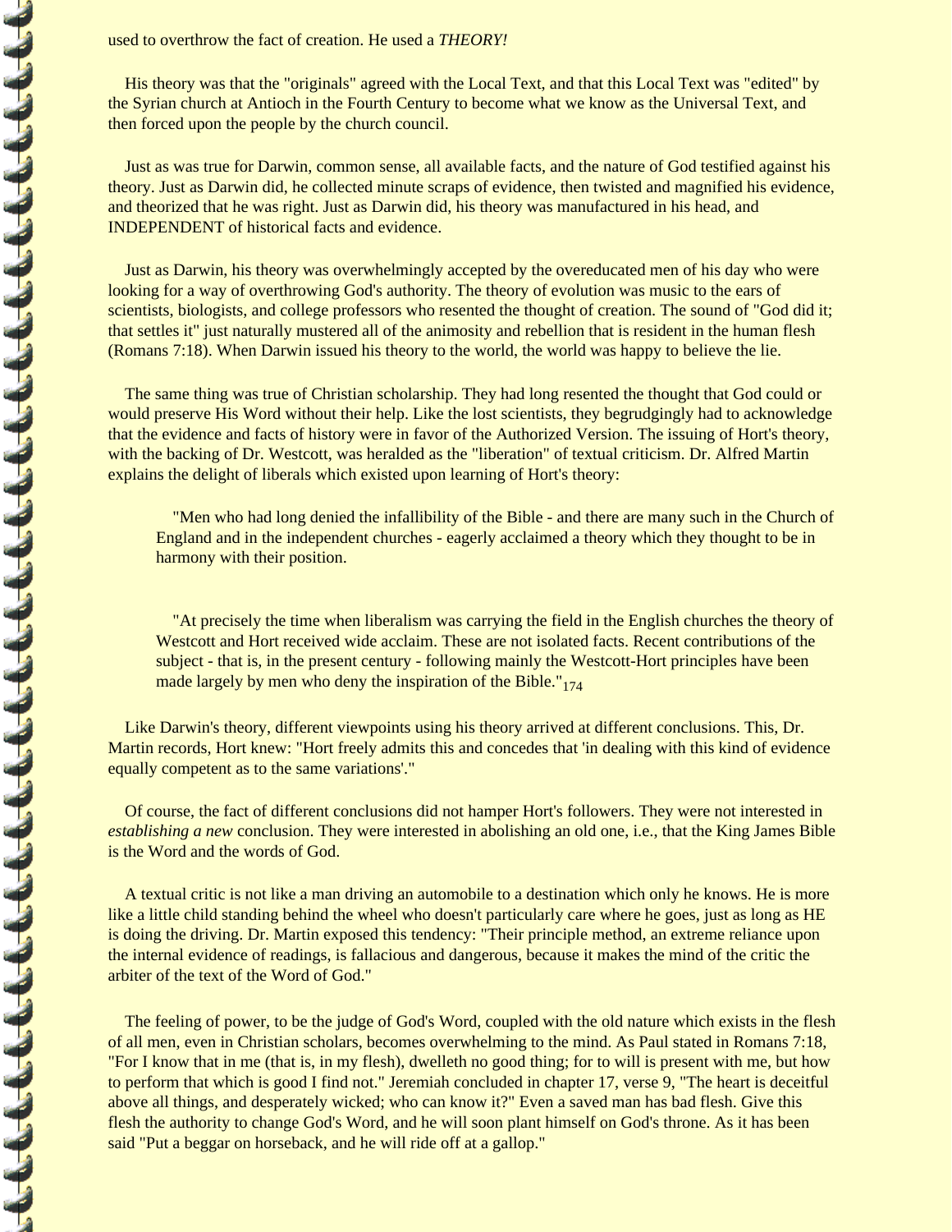used to overthrow the fact of creation. He used a *THEORY!*

His theory was that the "originals" agreed with the Local Text, and that this Local Text was "edited" by the Syrian church at Antioch in the Fourth Century to become what we know as the Universal Text, and then forced upon the people by the church council.

Just as was true for Darwin, common sense, all available facts, and the nature of God testified against his theory. Just as Darwin did, he collected minute scraps of evidence, then twisted and magnified his evidence, and theorized that he was right. Just as Darwin did, his theory was manufactured in his head, and INDEPENDENT of historical facts and evidence.

Just as Darwin, his theory was overwhelmingly accepted by the overeducated men of his day who were looking for a way of overthrowing God's authority. The theory of evolution was music to the ears of scientists, biologists, and college professors who resented the thought of creation. The sound of "God did it; that settles it" just naturally mustered all of the animosity and rebellion that is resident in the human flesh (Romans 7:18). When Darwin issued his theory to the world, the world was happy to believe the lie.

The same thing was true of Christian scholarship. They had long resented the thought that God could or would preserve His Word without their help. Like the lost scientists, they begrudgingly had to acknowledge that the evidence and facts of history were in favor of the Authorized Version. The issuing of Hort's theory, with the backing of Dr. Westcott, was heralded as the "liberation" of textual criticism. Dr. Alfred Martin explains the delight of liberals which existed upon learning of Hort's theory:

> "Men who had long denied the infallibility of the Bible - and there are many such in the Church of England and in the independent churches - eagerly acclaimed a theory which they thought to be in harmony with their position.
>
> "At precisely the time when liberalism was carrying the field in the English churches the theory of Westcott and Hort received wide acclaim. These are not isolated facts. Recent contributions of the subject - that is, in the present century - following mainly the Westcott-Hort principles have been made largely by men who deny the inspiration of the Bible."[174]

Like Darwin's theory, different viewpoints using his theory arrived at different conclusions. This, Dr. Martin records, Hort knew: "Hort freely admits this and concedes that 'in dealing with this kind of evidence equally competent as to the same variations'."

Of course, the fact of different conclusions did not hamper Hort's followers. They were not interested in *establishing a new* conclusion. They were interested in abolishing an old one, i.e., that the King James Bible is the Word and the words of God.

A textual critic is not like a man driving an automobile to a destination which only he knows. He is more like a little child standing behind the wheel who doesn't particularly care where he goes, just as long as HE is doing the driving. Dr. Martin exposed this tendency: "Their principle method, an extreme reliance upon the internal evidence of readings, is fallacious and dangerous, because it makes the mind of the critic the arbiter of the text of the Word of God."

The feeling of power, to be the judge of God's Word, coupled with the old nature which exists in the flesh of all men, even in Christian scholars, becomes overwhelming to the mind. As Paul stated in Romans 7:18, "For I know that in me (that is, in my flesh), dwelleth no good thing; for to will is present with me, but how to perform that which is good I find not." Jeremiah concluded in chapter 17, verse 9, "The heart is deceitful above all things, and desperately wicked; who can know it?" Even a saved man has bad flesh. Give this flesh the authority to change God's Word, and he will soon plant himself on God's throne. As it has been said "Put a beggar on horseback, and he will ride off at a gallop."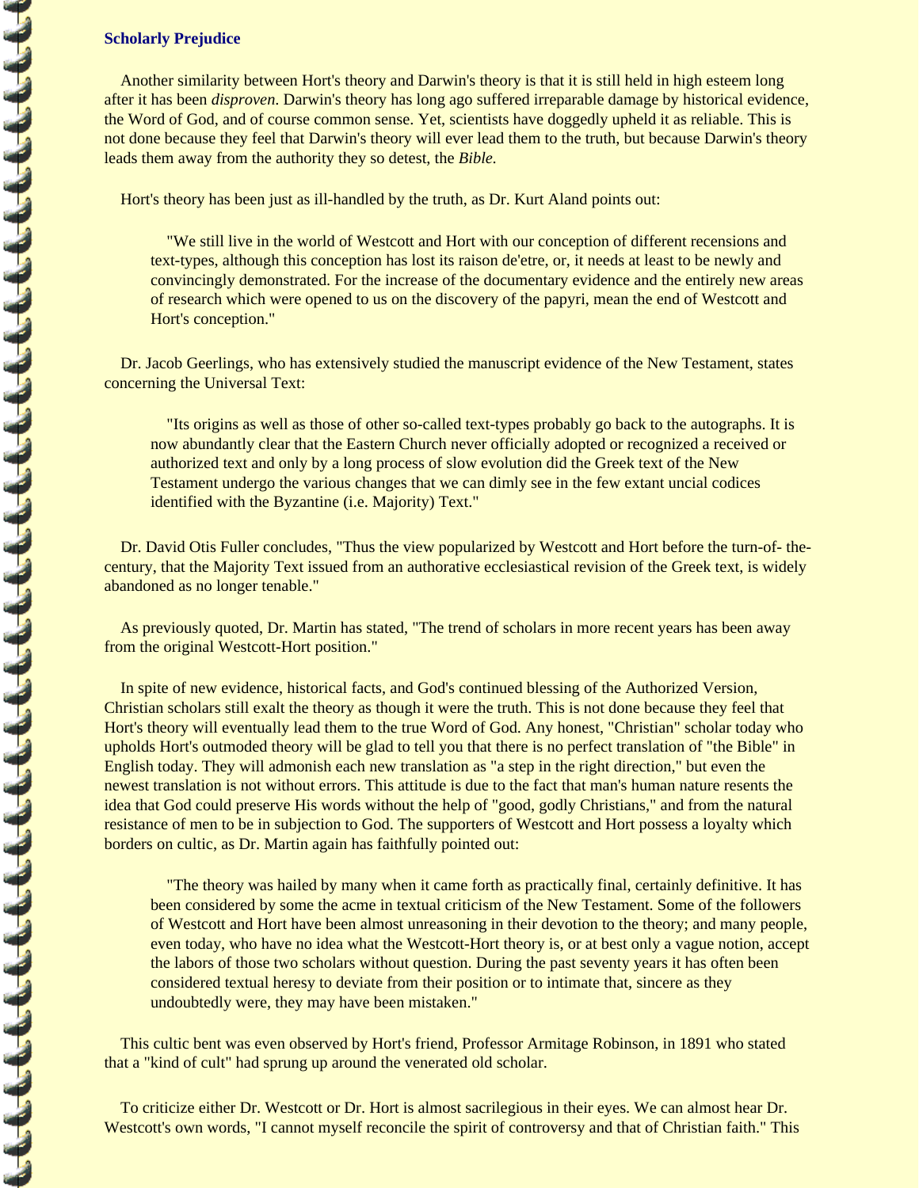## Scholarly Prejudice

Another similarity between Hort's theory and Darwin's theory is that it is still held in high esteem long after it has been *disproven*. Darwin's theory has long ago suffered irreparable damage by historical evidence, the Word of God, and of course common sense. Yet, scientists have doggedly upheld it as reliable. This is not done because they feel that Darwin's theory will ever lead them to the truth, but because Darwin's theory leads them away from the authority they so detest, the *Bible*.

Hort's theory has been just as ill-handled by the truth, as Dr. Kurt Aland points out:

> "We still live in the world of Westcott and Hort with our conception of different recensions and text-types, although this conception has lost its raison de'etre, or, it needs at least to be newly and convincingly demonstrated. For the increase of the documentary evidence and the entirely new areas of research which were opened to us on the discovery of the papyri, mean the end of Westcott and Hort's conception."

Dr. Jacob Geerlings, who has extensively studied the manuscript evidence of the New Testament, states concerning the Universal Text:

> "Its origins as well as those of other so-called text-types probably go back to the autographs. It is now abundantly clear that the Eastern Church never officially adopted or recognized a received or authorized text and only by a long process of slow evolution did the Greek text of the New Testament undergo the various changes that we can dimly see in the few extant uncial codices identified with the Byzantine (i.e. Majority) Text."

Dr. David Otis Fuller concludes, "Thus the view popularized by Westcott and Hort before the turn-of- the-century, that the Majority Text issued from an authorative ecclesiastical revision of the Greek text, is widely abandoned as no longer tenable."

As previously quoted, Dr. Martin has stated, "The trend of scholars in more recent years has been away from the original Westcott-Hort position."

In spite of new evidence, historical facts, and God's continued blessing of the Authorized Version, Christian scholars still exalt the theory as though it were the truth. This is not done because they feel that Hort's theory will eventually lead them to the true Word of God. Any honest, "Christian" scholar today who upholds Hort's outmoded theory will be glad to tell you that there is no perfect translation of "the Bible" in English today. They will admonish each new translation as "a step in the right direction," but even the newest translation is not without errors. This attitude is due to the fact that man's human nature resents the idea that God could preserve His words without the help of "good, godly Christians," and from the natural resistance of men to be in subjection to God. The supporters of Westcott and Hort possess a loyalty which borders on cultic, as Dr. Martin again has faithfully pointed out:

> "The theory was hailed by many when it came forth as practically final, certainly definitive. It has been considered by some the acme in textual criticism of the New Testament. Some of the followers of Westcott and Hort have been almost unreasoning in their devotion to the theory; and many people, even today, who have no idea what the Westcott-Hort theory is, or at best only a vague notion, accept the labors of those two scholars without question. During the past seventy years it has often been considered textual heresy to deviate from their position or to intimate that, sincere as they undoubtedly were, they may have been mistaken."

This cultic bent was even observed by Hort's friend, Professor Armitage Robinson, in 1891 who stated that a "kind of cult" had sprung up around the venerated old scholar.

To criticize either Dr. Westcott or Dr. Hort is almost sacrilegious in their eyes. We can almost hear Dr. Westcott's own words, "I cannot myself reconcile the spirit of controversy and that of Christian faith." This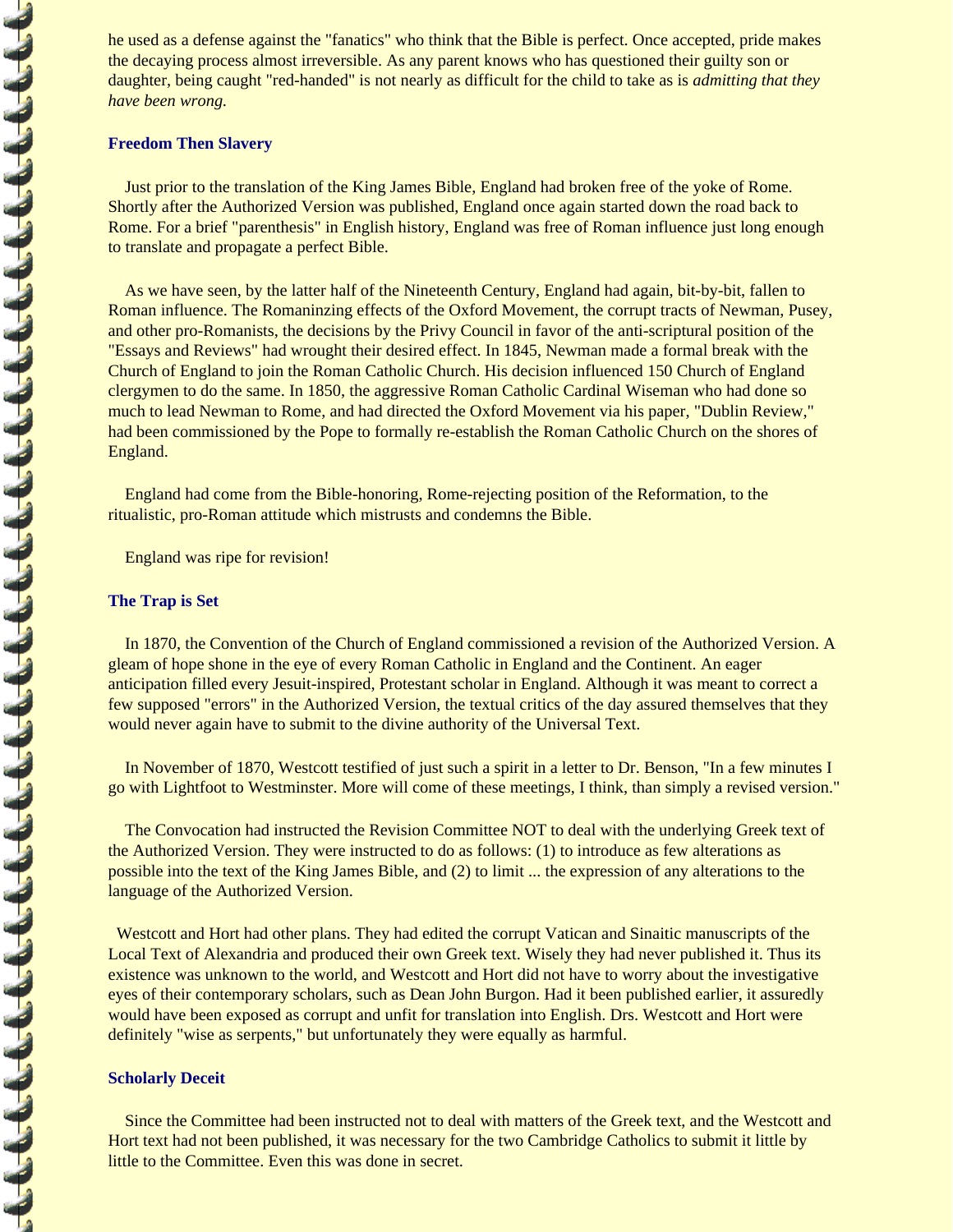he used as a defense against the "fanatics" who think that the Bible is perfect. Once accepted, pride makes the decaying process almost irreversible. As any parent knows who has questioned their guilty son or daughter, being caught "red-handed" is not nearly as difficult for the child to take as is *admitting that they have been wrong.*

### Freedom Then Slavery

Just prior to the translation of the King James Bible, England had broken free of the yoke of Rome. Shortly after the Authorized Version was published, England once again started down the road back to Rome. For a brief "parenthesis" in English history, England was free of Roman influence just long enough to translate and propagate a perfect Bible.

As we have seen, by the latter half of the Nineteenth Century, England had again, bit-by-bit, fallen to Roman influence. The Romaninzing effects of the Oxford Movement, the corrupt tracts of Newman, Pusey, and other pro-Romanists, the decisions by the Privy Council in favor of the anti-scriptural position of the "Essays and Reviews" had wrought their desired effect. In 1845, Newman made a formal break with the Church of England to join the Roman Catholic Church. His decision influenced 150 Church of England clergymen to do the same. In 1850, the aggressive Roman Catholic Cardinal Wiseman who had done so much to lead Newman to Rome, and had directed the Oxford Movement via his paper, "Dublin Review," had been commissioned by the Pope to formally re-establish the Roman Catholic Church on the shores of England.

England had come from the Bible-honoring, Rome-rejecting position of the Reformation, to the ritualistic, pro-Roman attitude which mistrusts and condemns the Bible.

England was ripe for revision!

### The Trap is Set

In 1870, the Convention of the Church of England commissioned a revision of the Authorized Version. A gleam of hope shone in the eye of every Roman Catholic in England and the Continent. An eager anticipation filled every Jesuit-inspired, Protestant scholar in England. Although it was meant to correct a few supposed "errors" in the Authorized Version, the textual critics of the day assured themselves that they would never again have to submit to the divine authority of the Universal Text.

In November of 1870, Westcott testified of just such a spirit in a letter to Dr. Benson, "In a few minutes I go with Lightfoot to Westminster. More will come of these meetings, I think, than simply a revised version."

The Convocation had instructed the Revision Committee NOT to deal with the underlying Greek text of the Authorized Version. They were instructed to do as follows: (1) to introduce as few alterations as possible into the text of the King James Bible, and (2) to limit ... the expression of any alterations to the language of the Authorized Version.

Westcott and Hort had other plans. They had edited the corrupt Vatican and Sinaitic manuscripts of the Local Text of Alexandria and produced their own Greek text. Wisely they had never published it. Thus its existence was unknown to the world, and Westcott and Hort did not have to worry about the investigative eyes of their contemporary scholars, such as Dean John Burgon. Had it been published earlier, it assuredly would have been exposed as corrupt and unfit for translation into English. Drs. Westcott and Hort were definitely "wise as serpents," but unfortunately they were equally as harmful.

### Scholarly Deceit

Since the Committee had been instructed not to deal with matters of the Greek text, and the Westcott and Hort text had not been published, it was necessary for the two Cambridge Catholics to submit it little by little to the Committee. Even this was done in secret.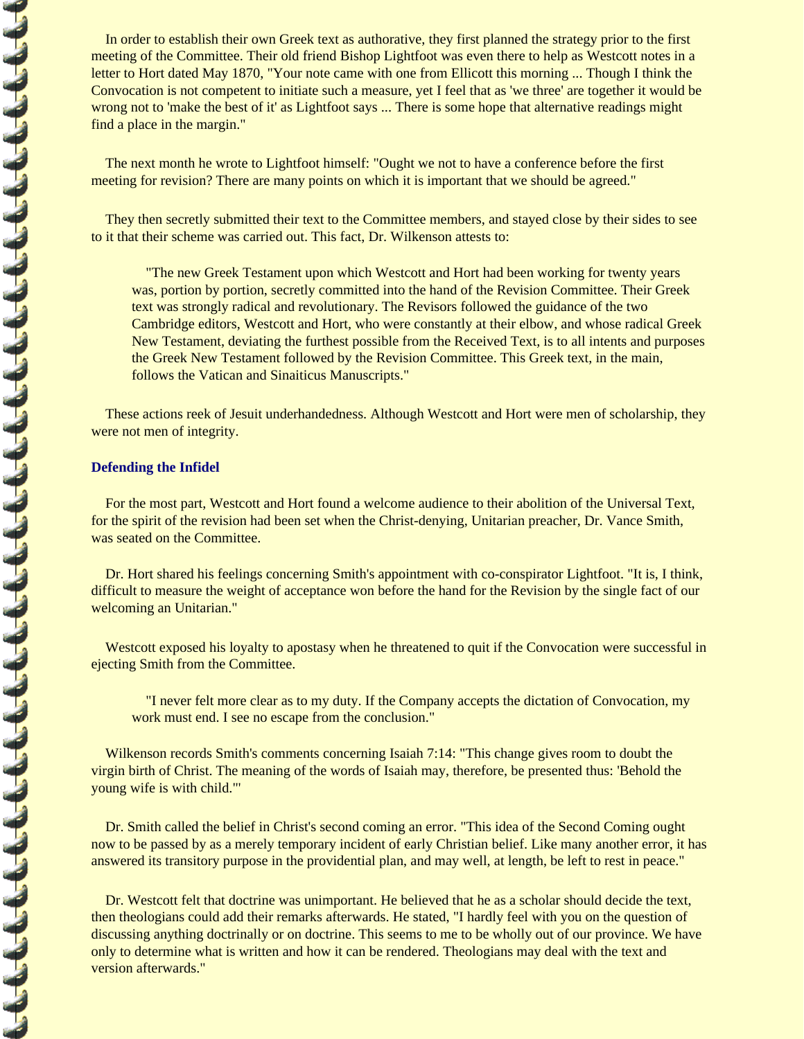In order to establish their own Greek text as authorative, they first planned the strategy prior to the first meeting of the Committee. Their old friend Bishop Lightfoot was even there to help as Westcott notes in a letter to Hort dated May 1870, "Your note came with one from Ellicott this morning ... Though I think the Convocation is not competent to initiate such a measure, yet I feel that as 'we three' are together it would be wrong not to 'make the best of it' as Lightfoot says ... There is some hope that alternative readings might find a place in the margin."

The next month he wrote to Lightfoot himself: "Ought we not to have a conference before the first meeting for revision? There are many points on which it is important that we should be agreed."

They then secretly submitted their text to the Committee members, and stayed close by their sides to see to it that their scheme was carried out. This fact, Dr. Wilkenson attests to:

> "The new Greek Testament upon which Westcott and Hort had been working for twenty years was, portion by portion, secretly committed into the hand of the Revision Committee. Their Greek text was strongly radical and revolutionary. The Revisors followed the guidance of the two Cambridge editors, Westcott and Hort, who were constantly at their elbow, and whose radical Greek New Testament, deviating the furthest possible from the Received Text, is to all intents and purposes the Greek New Testament followed by the Revision Committee. This Greek text, in the main, follows the Vatican and Sinaiticus Manuscripts."

These actions reek of Jesuit underhandedness. Although Westcott and Hort were men of scholarship, they were not men of integrity.

### Defending the Infidel

For the most part, Westcott and Hort found a welcome audience to their abolition of the Universal Text, for the spirit of the revision had been set when the Christ-denying, Unitarian preacher, Dr. Vance Smith, was seated on the Committee.

Dr. Hort shared his feelings concerning Smith's appointment with co-conspirator Lightfoot. "It is, I think, difficult to measure the weight of acceptance won before the hand for the Revision by the single fact of our welcoming an Unitarian."

Westcott exposed his loyalty to apostasy when he threatened to quit if the Convocation were successful in ejecting Smith from the Committee.

> "I never felt more clear as to my duty. If the Company accepts the dictation of Convocation, my work must end. I see no escape from the conclusion."

Wilkenson records Smith's comments concerning Isaiah 7:14: "This change gives room to doubt the virgin birth of Christ. The meaning of the words of Isaiah may, therefore, be presented thus: 'Behold the young wife is with child.'"

Dr. Smith called the belief in Christ's second coming an error. "This idea of the Second Coming ought now to be passed by as a merely temporary incident of early Christian belief. Like many another error, it has answered its transitory purpose in the providential plan, and may well, at length, be left to rest in peace."

Dr. Westcott felt that doctrine was unimportant. He believed that he as a scholar should decide the text, then theologians could add their remarks afterwards. He stated, "I hardly feel with you on the question of discussing anything doctrinally or on doctrine. This seems to me to be wholly out of our province. We have only to determine what is written and how it can be rendered. Theologians may deal with the text and version afterwards."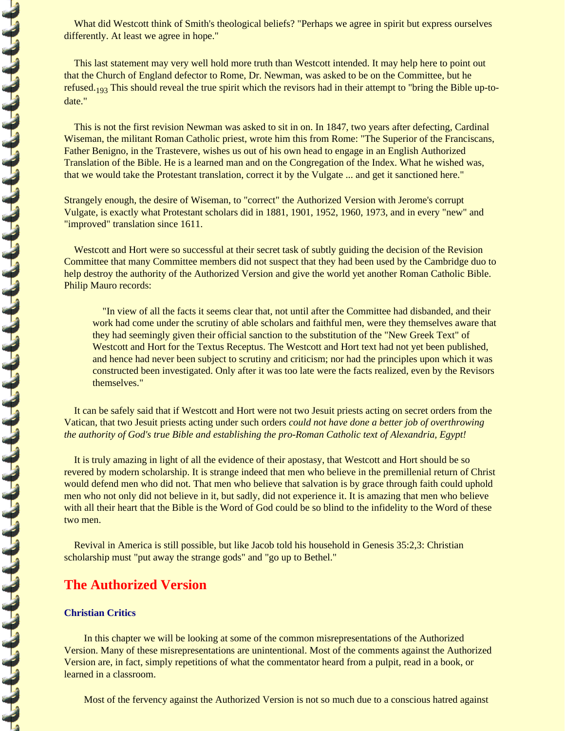What did Westcott think of Smith's theological beliefs? "Perhaps we agree in spirit but express ourselves differently. At least we agree in hope."

This last statement may very well hold more truth than Westcott intended. It may help here to point out that the Church of England defector to Rome, Dr. Newman, was asked to be on the Committee, but he refused.[193] This should reveal the true spirit which the revisors had in their attempt to "bring the Bible up-to-date."

This is not the first revision Newman was asked to sit in on. In 1847, two years after defecting, Cardinal Wiseman, the militant Roman Catholic priest, wrote him this from Rome: "The Superior of the Franciscans, Father Benigno, in the Trastevere, wishes us out of his own head to engage in an English Authorized Translation of the Bible. He is a learned man and on the Congregation of the Index. What he wished was, that we would take the Protestant translation, correct it by the Vulgate ... and get it sanctioned here."

Strangely enough, the desire of Wiseman, to "correct" the Authorized Version with Jerome's corrupt Vulgate, is exactly what Protestant scholars did in 1881, 1901, 1952, 1960, 1973, and in every "new" and "improved" translation since 1611.

Westcott and Hort were so successful at their secret task of subtly guiding the decision of the Revision Committee that many Committee members did not suspect that they had been used by the Cambridge duo to help destroy the authority of the Authorized Version and give the world yet another Roman Catholic Bible. Philip Mauro records:

> "In view of all the facts it seems clear that, not until after the Committee had disbanded, and their work had come under the scrutiny of able scholars and faithful men, were they themselves aware that they had seemingly given their official sanction to the substitution of the "New Greek Text" of Westcott and Hort for the Textus Receptus. The Westcott and Hort text had not yet been published, and hence had never been subject to scrutiny and criticism; nor had the principles upon which it was constructed been investigated. Only after it was too late were the facts realized, even by the Revisors themselves."

It can be safely said that if Westcott and Hort were not two Jesuit priests acting on secret orders from the Vatican, that two Jesuit priests acting under such orders *could not have done a better job of overthrowing the authority of God's true Bible and establishing the pro-Roman Catholic text of Alexandria, Egypt!*

It is truly amazing in light of all the evidence of their apostasy, that Westcott and Hort should be so revered by modern scholarship. It is strange indeed that men who believe in the premillenial return of Christ would defend men who did not. That men who believe that salvation is by grace through faith could uphold men who not only did not believe in it, but sadly, did not experience it. It is amazing that men who believe with all their heart that the Bible is the Word of God could be so blind to the infidelity to the Word of these two men.

Revival in America is still possible, but like Jacob told his household in Genesis 35:2,3: Christian scholarship must "put away the strange gods" and "go up to Bethel."

## The Authorized Version

### Christian Critics

In this chapter we will be looking at some of the common misrepresentations of the Authorized Version. Many of these misrepresentations are unintentional. Most of the comments against the Authorized Version are, in fact, simply repetitions of what the commentator heard from a pulpit, read in a book, or learned in a classroom.

Most of the fervency against the Authorized Version is not so much due to a conscious hatred against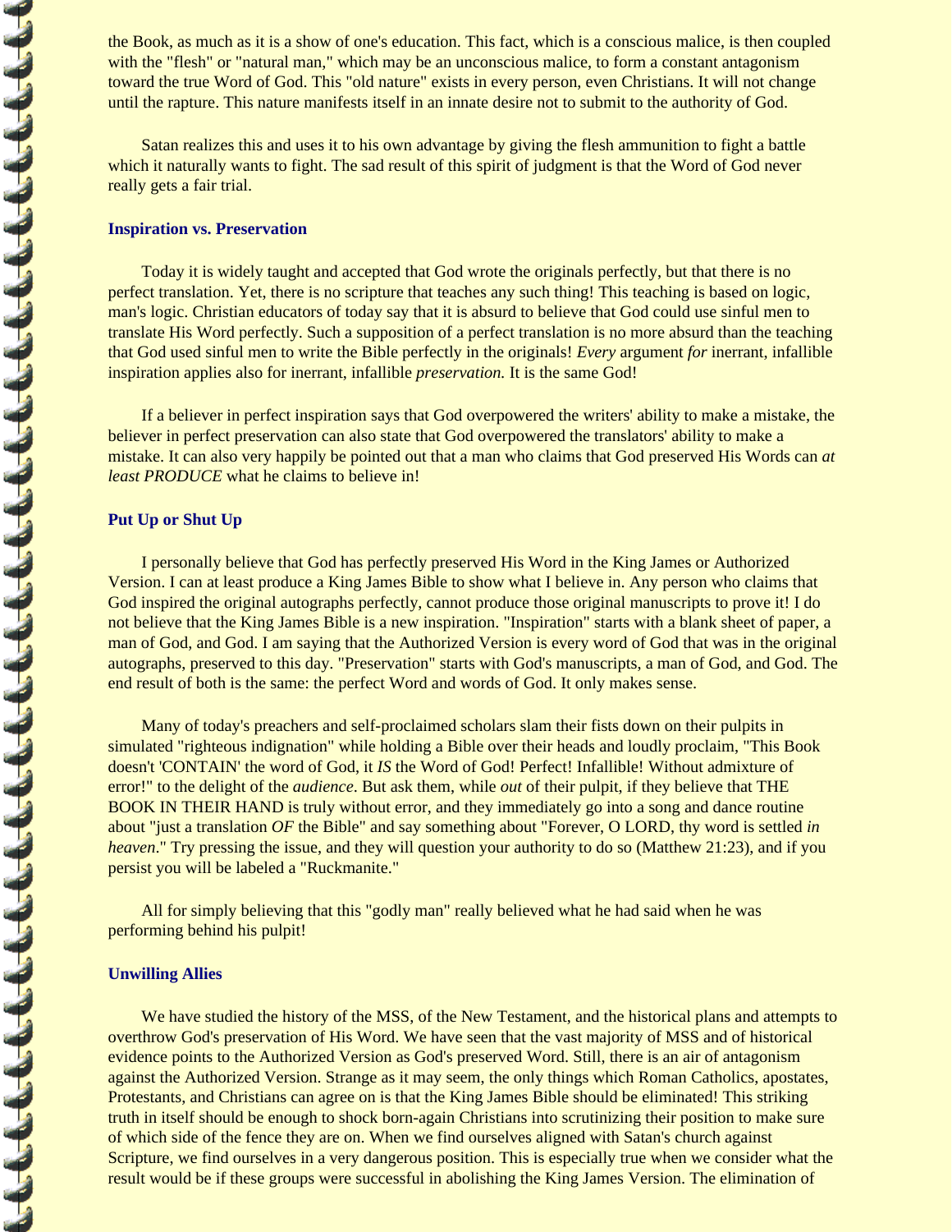the Book, as much as it is a show of one's education. This fact, which is a conscious malice, is then coupled with the "flesh" or "natural man," which may be an unconscious malice, to form a constant antagonism toward the true Word of God. This "old nature" exists in every person, even Christians. It will not change until the rapture. This nature manifests itself in an innate desire not to submit to the authority of God.

Satan realizes this and uses it to his own advantage by giving the flesh ammunition to fight a battle which it naturally wants to fight. The sad result of this spirit of judgment is that the Word of God never really gets a fair trial.

### Inspiration vs. Preservation

Today it is widely taught and accepted that God wrote the originals perfectly, but that there is no perfect translation. Yet, there is no scripture that teaches any such thing! This teaching is based on logic, man's logic. Christian educators of today say that it is absurd to believe that God could use sinful men to translate His Word perfectly. Such a supposition of a perfect translation is no more absurd than the teaching that God used sinful men to write the Bible perfectly in the originals! *Every* argument *for* inerrant, infallible inspiration applies also for inerrant, infallible *preservation.* It is the same God!

If a believer in perfect inspiration says that God overpowered the writers' ability to make a mistake, the believer in perfect preservation can also state that God overpowered the translators' ability to make a mistake. It can also very happily be pointed out that a man who claims that God preserved His Words can *at least PRODUCE* what he claims to believe in!

### Put Up or Shut Up

I personally believe that God has perfectly preserved His Word in the King James or Authorized Version. I can at least produce a King James Bible to show what I believe in. Any person who claims that God inspired the original autographs perfectly, cannot produce those original manuscripts to prove it! I do not believe that the King James Bible is a new inspiration. "Inspiration" starts with a blank sheet of paper, a man of God, and God. I am saying that the Authorized Version is every word of God that was in the original autographs, preserved to this day. "Preservation" starts with God's manuscripts, a man of God, and God. The end result of both is the same: the perfect Word and words of God. It only makes sense.

Many of today's preachers and self-proclaimed scholars slam their fists down on their pulpits in simulated "righteous indignation" while holding a Bible over their heads and loudly proclaim, "This Book doesn't 'CONTAIN' the word of God, it *IS* the Word of God! Perfect! Infallible! Without admixture of error!" to the delight of the *audience*. But ask them, while *out* of their pulpit, if they believe that THE BOOK IN THEIR HAND is truly without error, and they immediately go into a song and dance routine about "just a translation *OF* the Bible" and say something about "Forever, O LORD, thy word is settled *in heaven*." Try pressing the issue, and they will question your authority to do so (Matthew 21:23), and if you persist you will be labeled a "Ruckmanite."

All for simply believing that this "godly man" really believed what he had said when he was performing behind his pulpit!

### Unwilling Allies

We have studied the history of the MSS, of the New Testament, and the historical plans and attempts to overthrow God's preservation of His Word. We have seen that the vast majority of MSS and of historical evidence points to the Authorized Version as God's preserved Word. Still, there is an air of antagonism against the Authorized Version. Strange as it may seem, the only things which Roman Catholics, apostates, Protestants, and Christians can agree on is that the King James Bible should be eliminated! This striking truth in itself should be enough to shock born-again Christians into scrutinizing their position to make sure of which side of the fence they are on. When we find ourselves aligned with Satan's church against Scripture, we find ourselves in a very dangerous position. This is especially true when we consider what the result would be if these groups were successful in abolishing the King James Version. The elimination of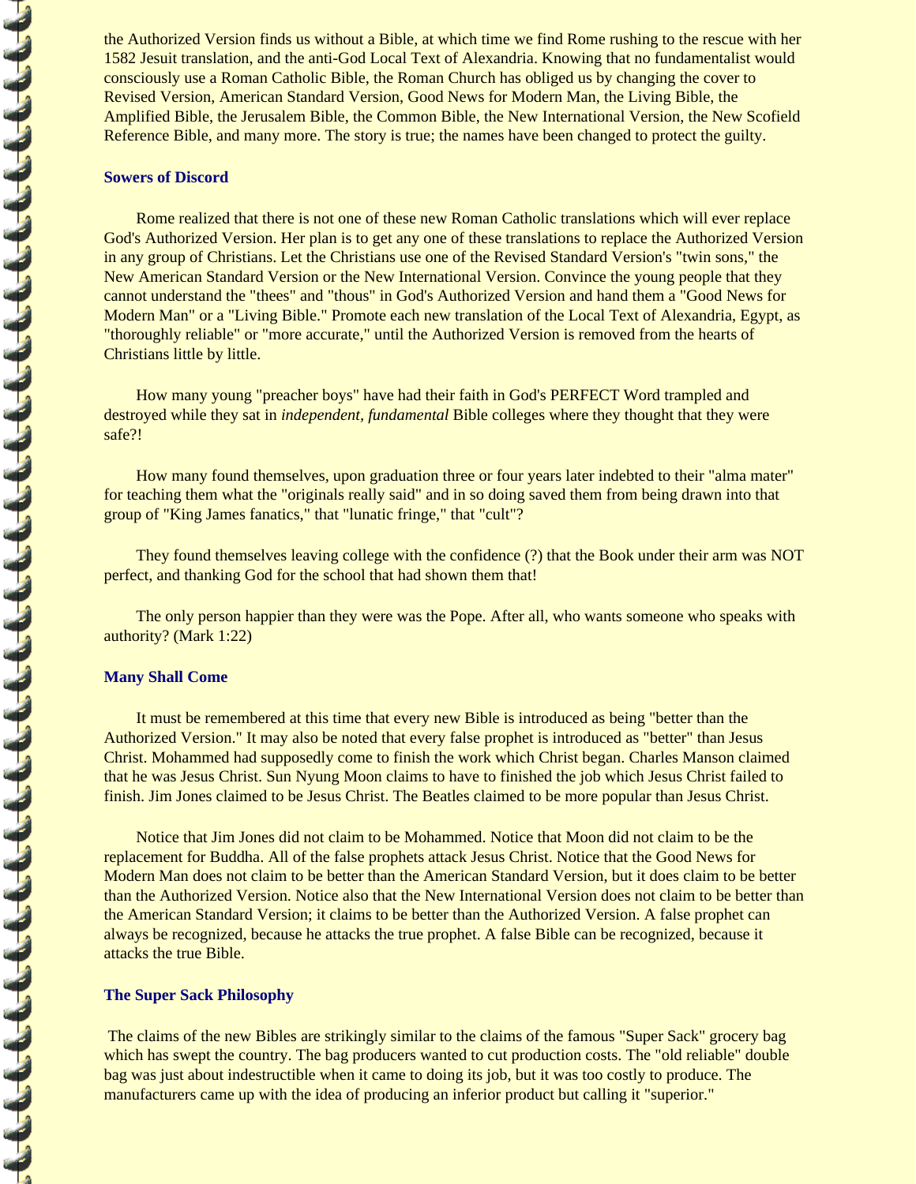the Authorized Version finds us without a Bible, at which time we find Rome rushing to the rescue with her 1582 Jesuit translation, and the anti-God Local Text of Alexandria. Knowing that no fundamentalist would consciously use a Roman Catholic Bible, the Roman Church has obliged us by changing the cover to Revised Version, American Standard Version, Good News for Modern Man, the Living Bible, the Amplified Bible, the Jerusalem Bible, the Common Bible, the New International Version, the New Scofield Reference Bible, and many more. The story is true; the names have been changed to protect the guilty.

### Sowers of Discord

Rome realized that there is not one of these new Roman Catholic translations which will ever replace God's Authorized Version. Her plan is to get any one of these translations to replace the Authorized Version in any group of Christians. Let the Christians use one of the Revised Standard Version's "twin sons," the New American Standard Version or the New International Version. Convince the young people that they cannot understand the "thees" and "thous" in God's Authorized Version and hand them a "Good News for Modern Man" or a "Living Bible." Promote each new translation of the Local Text of Alexandria, Egypt, as "thoroughly reliable" or "more accurate," until the Authorized Version is removed from the hearts of Christians little by little.

How many young "preacher boys" have had their faith in God's PERFECT Word trampled and destroyed while they sat in *independent, fundamental* Bible colleges where they thought that they were safe?!

How many found themselves, upon graduation three or four years later indebted to their "alma mater" for teaching them what the "originals really said" and in so doing saved them from being drawn into that group of "King James fanatics," that "lunatic fringe," that "cult"?

They found themselves leaving college with the confidence (?) that the Book under their arm was NOT perfect, and thanking God for the school that had shown them that!

The only person happier than they were was the Pope. After all, who wants someone who speaks with authority? (Mark 1:22)

### Many Shall Come

It must be remembered at this time that every new Bible is introduced as being "better than the Authorized Version." It may also be noted that every false prophet is introduced as "better" than Jesus Christ. Mohammed had supposedly come to finish the work which Christ began. Charles Manson claimed that he was Jesus Christ. Sun Nyung Moon claims to have to finished the job which Jesus Christ failed to finish. Jim Jones claimed to be Jesus Christ. The Beatles claimed to be more popular than Jesus Christ.

Notice that Jim Jones did not claim to be Mohammed. Notice that Moon did not claim to be the replacement for Buddha. All of the false prophets attack Jesus Christ. Notice that the Good News for Modern Man does not claim to be better than the American Standard Version, but it does claim to be better than the Authorized Version. Notice also that the New International Version does not claim to be better than the American Standard Version; it claims to be better than the Authorized Version. A false prophet can always be recognized, because he attacks the true prophet. A false Bible can be recognized, because it attacks the true Bible.

### The Super Sack Philosophy

The claims of the new Bibles are strikingly similar to the claims of the famous "Super Sack" grocery bag which has swept the country. The bag producers wanted to cut production costs. The "old reliable" double bag was just about indestructible when it came to doing its job, but it was too costly to produce. The manufacturers came up with the idea of producing an inferior product but calling it "superior."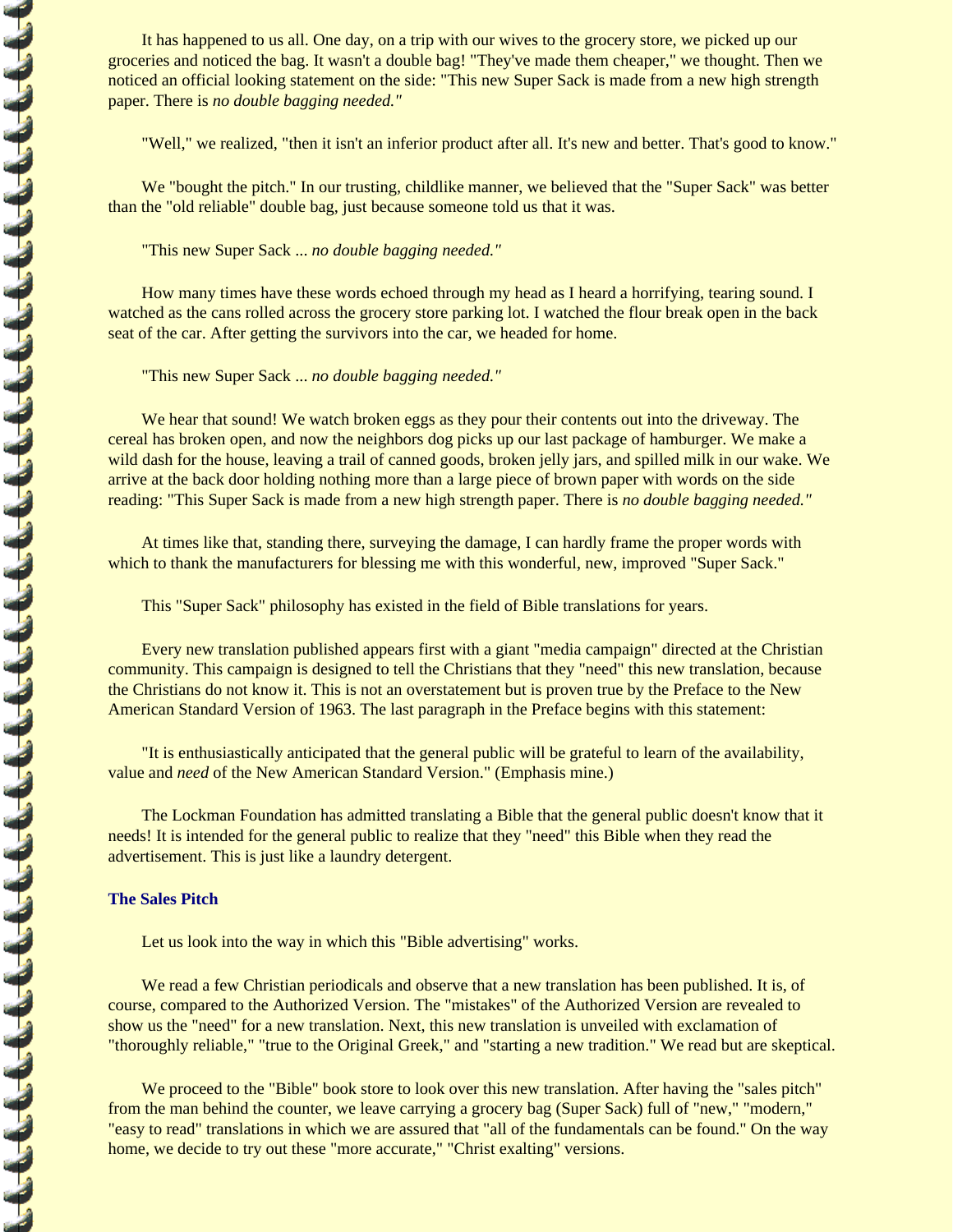It has happened to us all. One day, on a trip with our wives to the grocery store, we picked up our groceries and noticed the bag. It wasn't a double bag! "They've made them cheaper," we thought. Then we noticed an official looking statement on the side: "This new Super Sack is made from a new high strength paper. There is *no double bagging needed."*

"Well," we realized, "then it isn't an inferior product after all. It's new and better. That's good to know."

We "bought the pitch." In our trusting, childlike manner, we believed that the "Super Sack" was better than the "old reliable" double bag, just because someone told us that it was.

"This new Super Sack ... *no double bagging needed."*

How many times have these words echoed through my head as I heard a horrifying, tearing sound. I watched as the cans rolled across the grocery store parking lot. I watched the flour break open in the back seat of the car. After getting the survivors into the car, we headed for home.

"This new Super Sack ... *no double bagging needed."*

We hear that sound! We watch broken eggs as they pour their contents out into the driveway. The cereal has broken open, and now the neighbors dog picks up our last package of hamburger. We make a wild dash for the house, leaving a trail of canned goods, broken jelly jars, and spilled milk in our wake. We arrive at the back door holding nothing more than a large piece of brown paper with words on the side reading: "This Super Sack is made from a new high strength paper. There is *no double bagging needed."*

At times like that, standing there, surveying the damage, I can hardly frame the proper words with which to thank the manufacturers for blessing me with this wonderful, new, improved "Super Sack."

This "Super Sack" philosophy has existed in the field of Bible translations for years.

Every new translation published appears first with a giant "media campaign" directed at the Christian community. This campaign is designed to tell the Christians that they "need" this new translation, because the Christians do not know it. This is not an overstatement but is proven true by the Preface to the New American Standard Version of 1963. The last paragraph in the Preface begins with this statement:

"It is enthusiastically anticipated that the general public will be grateful to learn of the availability, value and *need* of the New American Standard Version." (Emphasis mine.)

The Lockman Foundation has admitted translating a Bible that the general public doesn't know that it needs! It is intended for the general public to realize that they "need" this Bible when they read the advertisement. This is just like a laundry detergent.

### The Sales Pitch

Let us look into the way in which this "Bible advertising" works.

We read a few Christian periodicals and observe that a new translation has been published. It is, of course, compared to the Authorized Version. The "mistakes" of the Authorized Version are revealed to show us the "need" for a new translation. Next, this new translation is unveiled with exclamation of "thoroughly reliable," "true to the Original Greek," and "starting a new tradition." We read but are skeptical.

We proceed to the "Bible" book store to look over this new translation. After having the "sales pitch" from the man behind the counter, we leave carrying a grocery bag (Super Sack) full of "new," "modern," "easy to read" translations in which we are assured that "all of the fundamentals can be found." On the way home, we decide to try out these "more accurate," "Christ exalting" versions.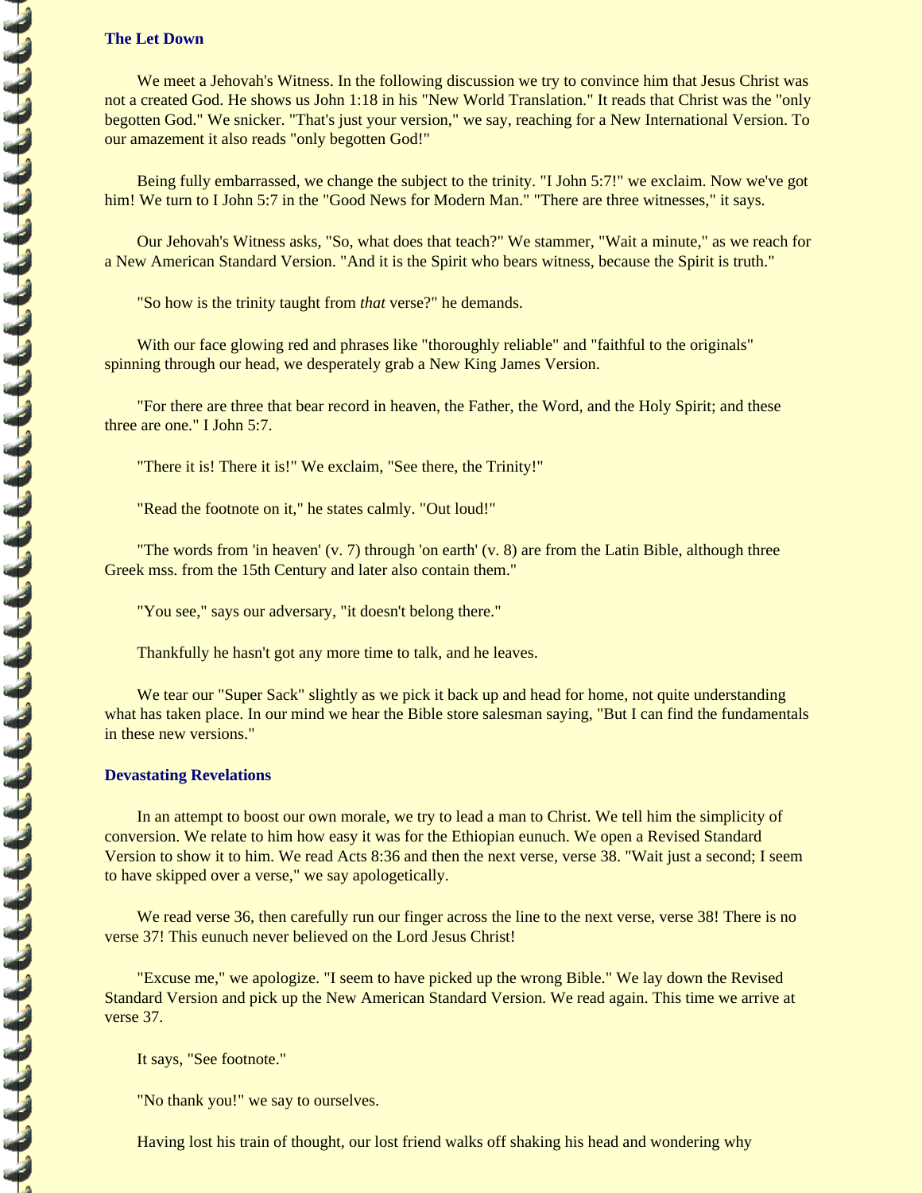### The Let Down

We meet a Jehovah's Witness. In the following discussion we try to convince him that Jesus Christ was not a created God. He shows us John 1:18 in his "New World Translation." It reads that Christ was the "only begotten God." We snicker. "That's just your version," we say, reaching for a New International Version. To our amazement it also reads "only begotten God!"

Being fully embarrassed, we change the subject to the trinity. "I John 5:7!" we exclaim. Now we've got him! We turn to I John 5:7 in the "Good News for Modern Man." "There are three witnesses," it says.

Our Jehovah's Witness asks, "So, what does that teach?" We stammer, "Wait a minute," as we reach for a New American Standard Version. "And it is the Spirit who bears witness, because the Spirit is truth."

"So how is the trinity taught from *that* verse?" he demands.

With our face glowing red and phrases like "thoroughly reliable" and "faithful to the originals" spinning through our head, we desperately grab a New King James Version.

"For there are three that bear record in heaven, the Father, the Word, and the Holy Spirit; and these three are one." I John 5:7.

"There it is! There it is!" We exclaim, "See there, the Trinity!"

"Read the footnote on it," he states calmly. "Out loud!"

"The words from 'in heaven' (v. 7) through 'on earth' (v. 8) are from the Latin Bible, although three Greek mss. from the 15th Century and later also contain them."

"You see," says our adversary, "it doesn't belong there."

Thankfully he hasn't got any more time to talk, and he leaves.

We tear our "Super Sack" slightly as we pick it back up and head for home, not quite understanding what has taken place. In our mind we hear the Bible store salesman saying, "But I can find the fundamentals in these new versions."

### Devastating Revelations

In an attempt to boost our own morale, we try to lead a man to Christ. We tell him the simplicity of conversion. We relate to him how easy it was for the Ethiopian eunuch. We open a Revised Standard Version to show it to him. We read Acts 8:36 and then the next verse, verse 38. "Wait just a second; I seem to have skipped over a verse," we say apologetically.

We read verse 36, then carefully run our finger across the line to the next verse, verse 38! There is no verse 37! This eunuch never believed on the Lord Jesus Christ!

"Excuse me," we apologize. "I seem to have picked up the wrong Bible." We lay down the Revised Standard Version and pick up the New American Standard Version. We read again. This time we arrive at verse 37.

It says, "See footnote."

"No thank you!" we say to ourselves.

Having lost his train of thought, our lost friend walks off shaking his head and wondering why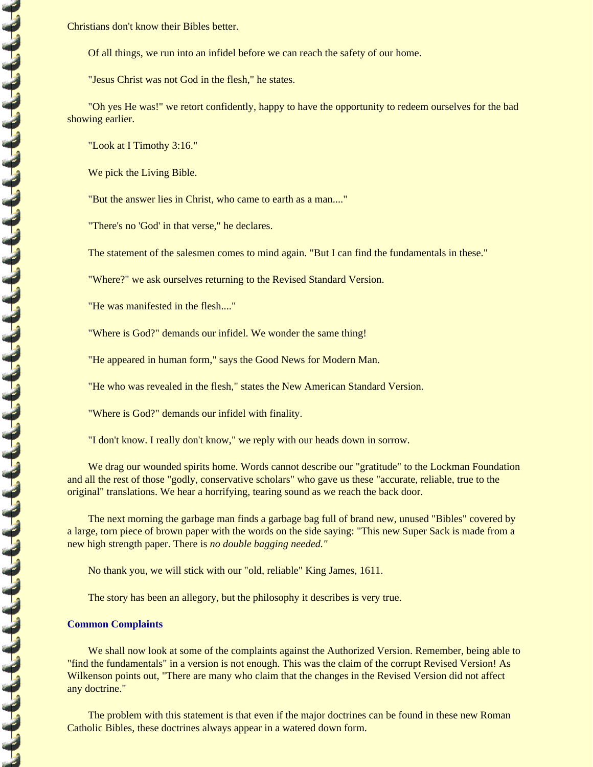Christians don't know their Bibles better.

Of all things, we run into an infidel before we can reach the safety of our home.

"Jesus Christ was not God in the flesh," he states.

"Oh yes He was!" we retort confidently, happy to have the opportunity to redeem ourselves for the bad showing earlier.

"Look at I Timothy 3:16."

We pick the Living Bible.

"But the answer lies in Christ, who came to earth as a man...."

"There's no 'God' in that verse," he declares.

The statement of the salesmen comes to mind again. "But I can find the fundamentals in these."

"Where?" we ask ourselves returning to the Revised Standard Version.

"He was manifested in the flesh...."

"Where is God?" demands our infidel. We wonder the same thing!

"He appeared in human form," says the Good News for Modern Man.

"He who was revealed in the flesh," states the New American Standard Version.

"Where is God?" demands our infidel with finality.

"I don't know. I really don't know," we reply with our heads down in sorrow.

We drag our wounded spirits home. Words cannot describe our "gratitude" to the Lockman Foundation and all the rest of those "godly, conservative scholars" who gave us these "accurate, reliable, true to the original" translations. We hear a horrifying, tearing sound as we reach the back door.

The next morning the garbage man finds a garbage bag full of brand new, unused "Bibles" covered by a large, torn piece of brown paper with the words on the side saying: "This new Super Sack is made from a new high strength paper. There is *no double bagging needed."*

No thank you, we will stick with our "old, reliable" King James, 1611.

The story has been an allegory, but the philosophy it describes is very true.

### Common Complaints

We shall now look at some of the complaints against the Authorized Version. Remember, being able to "find the fundamentals" in a version is not enough. This was the claim of the corrupt Revised Version! As Wilkenson points out, "There are many who claim that the changes in the Revised Version did not affect any doctrine."

The problem with this statement is that even if the major doctrines can be found in these new Roman Catholic Bibles, these doctrines always appear in a watered down form.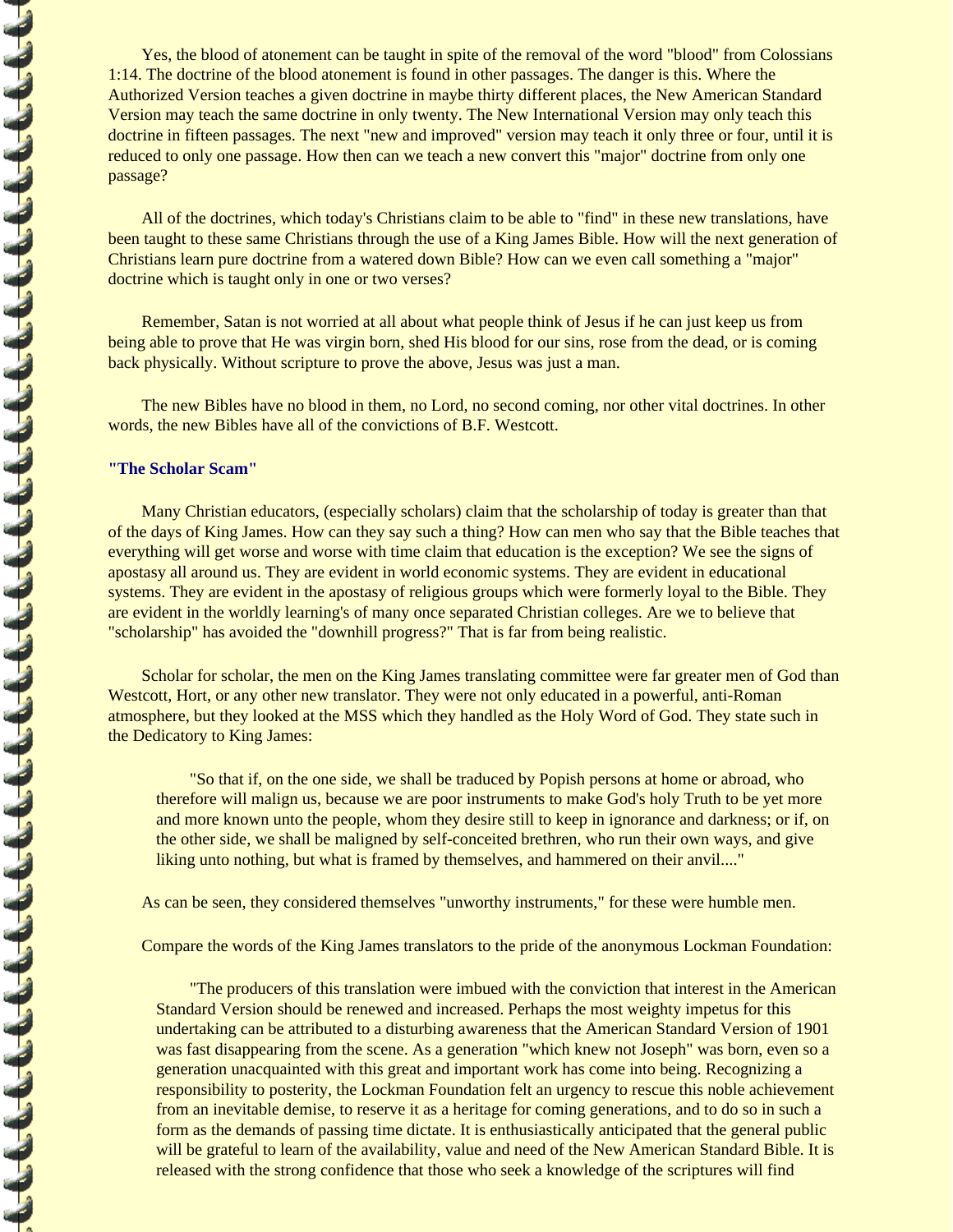Yes, the blood of atonement can be taught in spite of the removal of the word "blood" from Colossians 1:14. The doctrine of the blood atonement is found in other passages. The danger is this. Where the Authorized Version teaches a given doctrine in maybe thirty different places, the New American Standard Version may teach the same doctrine in only twenty. The New International Version may only teach this doctrine in fifteen passages. The next "new and improved" version may teach it only three or four, until it is reduced to only one passage. How then can we teach a new convert this "major" doctrine from only one passage?

All of the doctrines, which today's Christians claim to be able to "find" in these new translations, have been taught to these same Christians through the use of a King James Bible. How will the next generation of Christians learn pure doctrine from a watered down Bible? How can we even call something a "major" doctrine which is taught only in one or two verses?

Remember, Satan is not worried at all about what people think of Jesus if he can just keep us from being able to prove that He was virgin born, shed His blood for our sins, rose from the dead, or is coming back physically. Without scripture to prove the above, Jesus was just a man.

The new Bibles have no blood in them, no Lord, no second coming, nor other vital doctrines. In other words, the new Bibles have all of the convictions of B.F. Westcott.

**"The Scholar Scam"**

Many Christian educators, (especially scholars) claim that the scholarship of today is greater than that of the days of King James. How can they say such a thing? How can men who say that the Bible teaches that everything will get worse and worse with time claim that education is the exception? We see the signs of apostasy all around us. They are evident in world economic systems. They are evident in educational systems. They are evident in the apostasy of religious groups which were formerly loyal to the Bible. They are evident in the worldly learning's of many once separated Christian colleges. Are we to believe that "scholarship" has avoided the "downhill progress?" That is far from being realistic.

Scholar for scholar, the men on the King James translating committee were far greater men of God than Westcott, Hort, or any other new translator. They were not only educated in a powerful, anti-Roman atmosphere, but they looked at the MSS which they handled as the Holy Word of God. They state such in the Dedicatory to King James:

> "So that if, on the one side, we shall be traduced by Popish persons at home or abroad, who therefore will malign us, because we are poor instruments to make God's holy Truth to be yet more and more known unto the people, whom they desire still to keep in ignorance and darkness; or if, on the other side, we shall be maligned by self-conceited brethren, who run their own ways, and give liking unto nothing, but what is framed by themselves, and hammered on their anvil...."

As can be seen, they considered themselves "unworthy instruments," for these were humble men.

Compare the words of the King James translators to the pride of the anonymous Lockman Foundation:

> "The producers of this translation were imbued with the conviction that interest in the American Standard Version should be renewed and increased. Perhaps the most weighty impetus for this undertaking can be attributed to a disturbing awareness that the American Standard Version of 1901 was fast disappearing from the scene. As a generation "which knew not Joseph" was born, even so a generation unacquainted with this great and important work has come into being. Recognizing a responsibility to posterity, the Lockman Foundation felt an urgency to rescue this noble achievement from an inevitable demise, to reserve it as a heritage for coming generations, and to do so in such a form as the demands of passing time dictate. It is enthusiastically anticipated that the general public will be grateful to learn of the availability, value and need of the New American Standard Bible. It is released with the strong confidence that those who seek a knowledge of the scriptures will find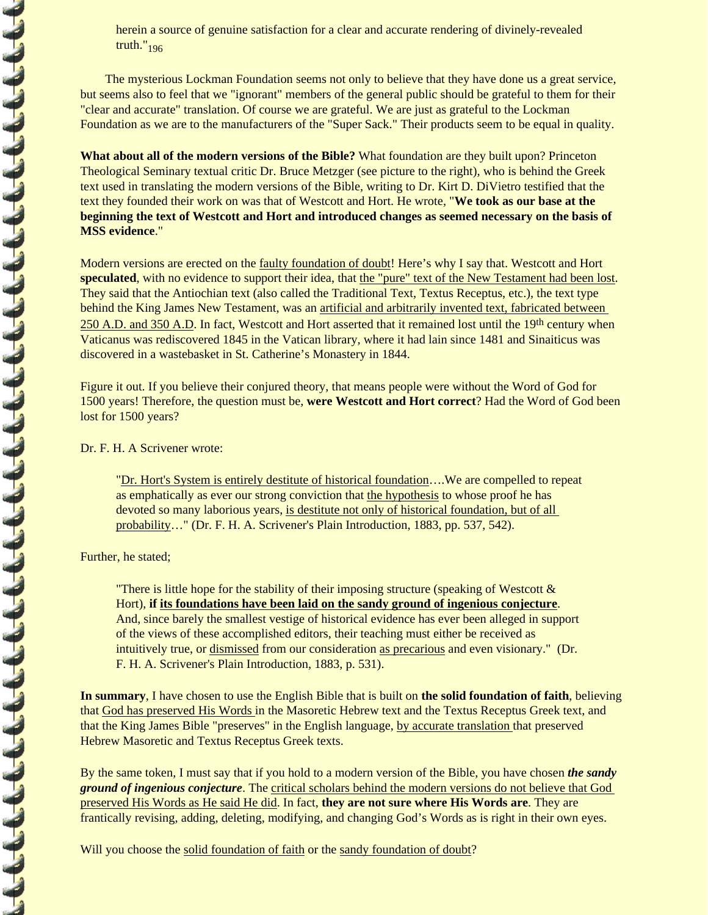herein a source of genuine satisfaction for a clear and accurate rendering of divinely-revealed truth."[196]

The mysterious Lockman Foundation seems not only to believe that they have done us a great service, but seems also to feel that we "ignorant" members of the general public should be grateful to them for their "clear and accurate" translation. Of course we are grateful. We are just as grateful to the Lockman Foundation as we are to the manufacturers of the "Super Sack." Their products seem to be equal in quality.

**What about all of the modern versions of the Bible?** What foundation are they built upon? Princeton Theological Seminary textual critic Dr. Bruce Metzger (see picture to the right), who is behind the Greek text used in translating the modern versions of the Bible, writing to Dr. Kirt D. DiVietro testified that the text they founded their work on was that of Westcott and Hort. He wrote, "**We took as our base at the beginning the text of Westcott and Hort and introduced changes as seemed necessary on the basis of MSS evidence**."

Modern versions are erected on the faulty foundation of doubt! Here's why I say that. Westcott and Hort **speculated**, with no evidence to support their idea, that the "pure" text of the New Testament had been lost. They said that the Antiochian text (also called the Traditional Text, Textus Receptus, etc.), the text type behind the King James New Testament, was an artificial and arbitrarily invented text, fabricated between 250 A.D. and 350 A.D. In fact, Westcott and Hort asserted that it remained lost until the 19th century when Vaticanus was rediscovered 1845 in the Vatican library, where it had lain since 1481 and Sinaiticus was discovered in a wastebasket in St. Catherine's Monastery in 1844.

Figure it out. If you believe their conjured theory, that means people were without the Word of God for 1500 years! Therefore, the question must be, **were Westcott and Hort correct**? Had the Word of God been lost for 1500 years?

Dr. F. H. A Scrivener wrote:

> "Dr. Hort's System is entirely destitute of historical foundation….We are compelled to repeat as emphatically as ever our strong conviction that the hypothesis to whose proof he has devoted so many laborious years, is destitute not only of historical foundation, but of all probability…" (Dr. F. H. A. Scrivener's Plain Introduction, 1883, pp. 537, 542).

Further, he stated;

> "There is little hope for the stability of their imposing structure (speaking of Westcott & Hort), **if its foundations have been laid on the sandy ground of ingenious conjecture**. And, since barely the smallest vestige of historical evidence has ever been alleged in support of the views of these accomplished editors, their teaching must either be received as intuitively true, or dismissed from our consideration as precarious and even visionary." (Dr. F. H. A. Scrivener's Plain Introduction, 1883, p. 531).

**In summary**, I have chosen to use the English Bible that is built on **the solid foundation of faith**, believing that God has preserved His Words in the Masoretic Hebrew text and the Textus Receptus Greek text, and that the King James Bible "preserves" in the English language, by accurate translation that preserved Hebrew Masoretic and Textus Receptus Greek texts.

By the same token, I must say that if you hold to a modern version of the Bible, you have chosen ***the sandy ground of ingenious conjecture***. The critical scholars behind the modern versions do not believe that God preserved His Words as He said He did. In fact, **they are not sure where His Words are**. They are frantically revising, adding, deleting, modifying, and changing God's Words as is right in their own eyes.

Will you choose the solid foundation of faith or the sandy foundation of doubt?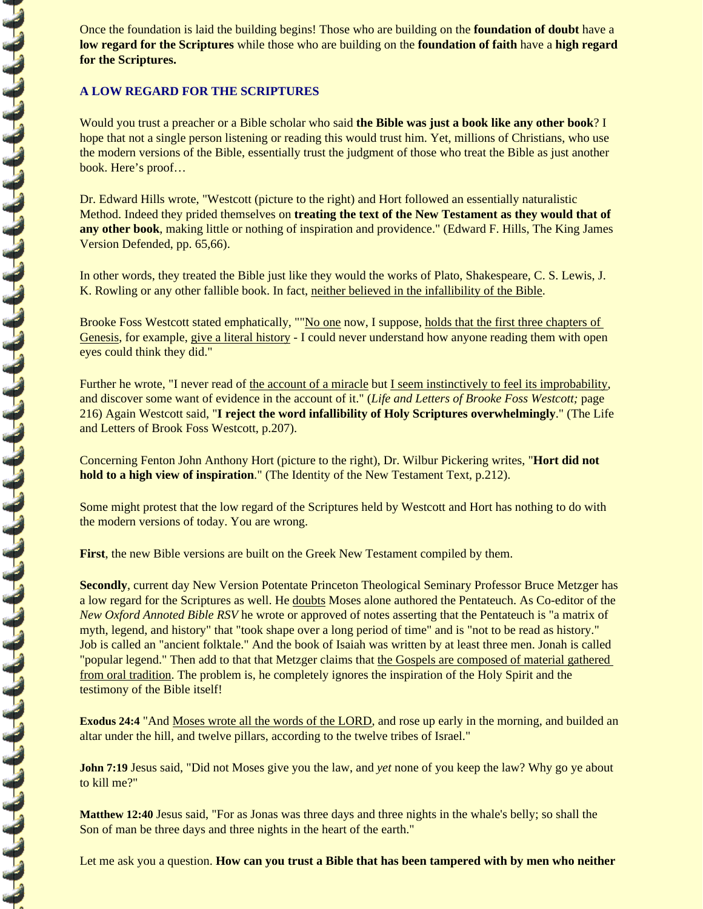Once the foundation is laid the building begins! Those who are building on the **foundation of doubt** have a **low regard for the Scriptures** while those who are building on the **foundation of faith** have a **high regard for the Scriptures.**

## A LOW REGARD FOR THE SCRIPTURES

Would you trust a preacher or a Bible scholar who said **the Bible was just a book like any other book**? I hope that not a single person listening or reading this would trust him. Yet, millions of Christians, who use the modern versions of the Bible, essentially trust the judgment of those who treat the Bible as just another book. Here's proof…

Dr. Edward Hills wrote, "Westcott (picture to the right) and Hort followed an essentially naturalistic Method. Indeed they prided themselves on **treating the text of the New Testament as they would that of any other book**, making little or nothing of inspiration and providence." (Edward F. Hills, The King James Version Defended, pp. 65,66).

In other words, they treated the Bible just like they would the works of Plato, Shakespeare, C. S. Lewis, J. K. Rowling or any other fallible book. In fact, neither believed in the infallibility of the Bible.

Brooke Foss Westcott stated emphatically, ""No one now, I suppose, holds that the first three chapters of Genesis, for example, give a literal history - I could never understand how anyone reading them with open eyes could think they did."

Further he wrote, "I never read of the account of a miracle but I seem instinctively to feel its improbability, and discover some want of evidence in the account of it." (*Life and Letters of Brooke Foss Westcott;* page 216) Again Westcott said, "**I reject the word infallibility of Holy Scriptures overwhelmingly**." (The Life and Letters of Brook Foss Westcott, p.207).

Concerning Fenton John Anthony Hort (picture to the right), Dr. Wilbur Pickering writes, "**Hort did not hold to a high view of inspiration**." (The Identity of the New Testament Text, p.212).

Some might protest that the low regard of the Scriptures held by Westcott and Hort has nothing to do with the modern versions of today. You are wrong.

**First**, the new Bible versions are built on the Greek New Testament compiled by them.

**Secondly**, current day New Version Potentate Princeton Theological Seminary Professor Bruce Metzger has a low regard for the Scriptures as well. He doubts Moses alone authored the Pentateuch. As Co-editor of the *New Oxford Annoted Bible RSV* he wrote or approved of notes asserting that the Pentateuch is "a matrix of myth, legend, and history" that "took shape over a long period of time" and is "not to be read as history." Job is called an "ancient folktale." And the book of Isaiah was written by at least three men. Jonah is called "popular legend." Then add to that that Metzger claims that the Gospels are composed of material gathered from oral tradition. The problem is, he completely ignores the inspiration of the Holy Spirit and the testimony of the Bible itself!

**Exodus 24:4** "And Moses wrote all the words of the LORD, and rose up early in the morning, and builded an altar under the hill, and twelve pillars, according to the twelve tribes of Israel."

**John 7:19** Jesus said, "Did not Moses give you the law, and *yet* none of you keep the law? Why go ye about to kill me?"

**Matthew 12:40** Jesus said, "For as Jonas was three days and three nights in the whale's belly; so shall the Son of man be three days and three nights in the heart of the earth."

Let me ask you a question. **How can you trust a Bible that has been tampered with by men who neither**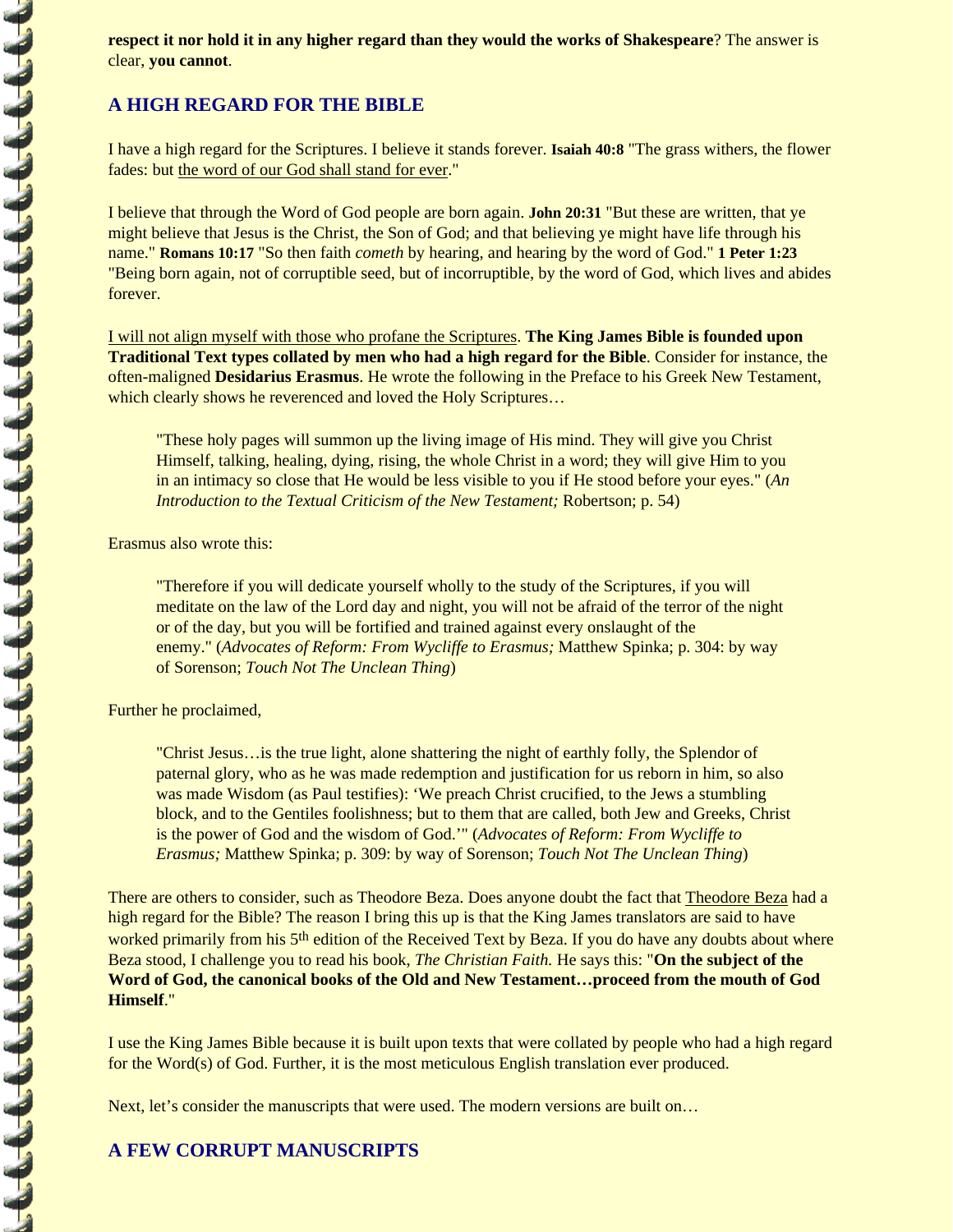**respect it nor hold it in any higher regard than they would the works of Shakespeare**? The answer is clear, **you cannot**.

## A HIGH REGARD FOR THE BIBLE

I have a high regard for the Scriptures. I believe it stands forever. **Isaiah 40:8** "The grass withers, the flower fades: but <u>the word of our God shall stand for ever</u>."

I believe that through the Word of God people are born again. **John 20:31** "But these are written, that ye might believe that Jesus is the Christ, the Son of God; and that believing ye might have life through his name." **Romans 10:17** "So then faith *cometh* by hearing, and hearing by the word of God." **1 Peter 1:23** "Being born again, not of corruptible seed, but of incorruptible, by the word of God, which lives and abides forever.

<u>I will not align myself with those who profane the Scriptures</u>. **The King James Bible is founded upon Traditional Text types collated by men who had a high regard for the Bible**. Consider for instance, the often-maligned **Desidarius Erasmus**. He wrote the following in the Preface to his Greek New Testament, which clearly shows he reverenced and loved the Holy Scriptures…

> "These holy pages will summon up the living image of His mind. They will give you Christ Himself, talking, healing, dying, rising, the whole Christ in a word; they will give Him to you in an intimacy so close that He would be less visible to you if He stood before your eyes." (*An Introduction to the Textual Criticism of the New Testament;* Robertson; p. 54)

Erasmus also wrote this:

> "Therefore if you will dedicate yourself wholly to the study of the Scriptures, if you will meditate on the law of the Lord day and night, you will not be afraid of the terror of the night or of the day, but you will be fortified and trained against every onslaught of the enemy." (*Advocates of Reform: From Wycliffe to Erasmus;* Matthew Spinka; p. 304: by way of Sorenson; *Touch Not The Unclean Thing*)

Further he proclaimed,

> "Christ Jesus…is the true light, alone shattering the night of earthly folly, the Splendor of paternal glory, who as he was made redemption and justification for us reborn in him, so also was made Wisdom (as Paul testifies): 'We preach Christ crucified, to the Jews a stumbling block, and to the Gentiles foolishness; but to them that are called, both Jew and Greeks, Christ is the power of God and the wisdom of God.'" (*Advocates of Reform: From Wycliffe to Erasmus;* Matthew Spinka; p. 309: by way of Sorenson; *Touch Not The Unclean Thing*)

There are others to consider, such as Theodore Beza. Does anyone doubt the fact that <u>Theodore Beza</u> had a high regard for the Bible? The reason I bring this up is that the King James translators are said to have worked primarily from his 5th edition of the Received Text by Beza. If you do have any doubts about where Beza stood, I challenge you to read his book, *The Christian Faith.* He says this: "**On the subject of the Word of God, the canonical books of the Old and New Testament…proceed from the mouth of God Himself**."

I use the King James Bible because it is built upon texts that were collated by people who had a high regard for the Word(s) of God. Further, it is the most meticulous English translation ever produced.

Next, let's consider the manuscripts that were used. The modern versions are built on…

## A FEW CORRUPT MANUSCRIPTS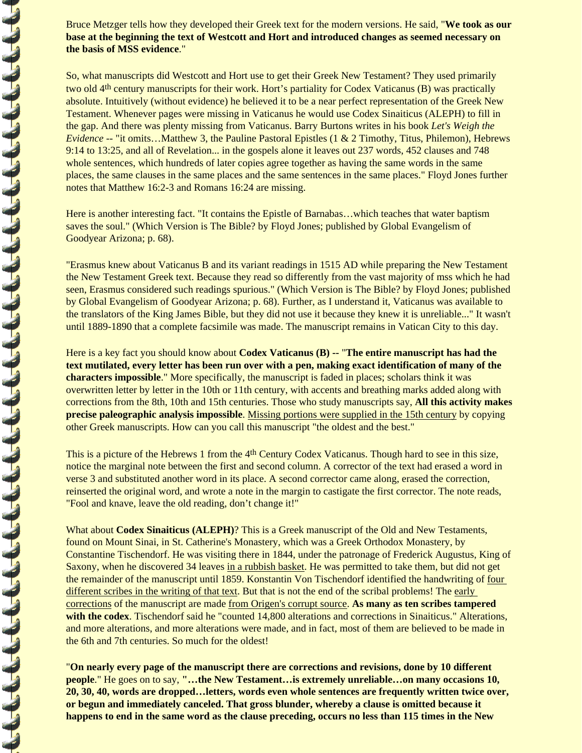Bruce Metzger tells how they developed their Greek text for the modern versions. He said, "**We took as our base at the beginning the text of Westcott and Hort and introduced changes as seemed necessary on the basis of MSS evidence**."

So, what manuscripts did Westcott and Hort use to get their Greek New Testament? They used primarily two old 4th century manuscripts for their work. Hort's partiality for Codex Vaticanus (B) was practically absolute. Intuitively (without evidence) he believed it to be a near perfect representation of the Greek New Testament. Whenever pages were missing in Vaticanus he would use Codex Sinaiticus (ALEPH) to fill in the gap. And there was plenty missing from Vaticanus. Barry Burtons writes in his book *Let's Weigh the Evidence* -- "it omits…Matthew 3, the Pauline Pastoral Epistles (1 & 2 Timothy, Titus, Philemon), Hebrews 9:14 to 13:25, and all of Revelation... in the gospels alone it leaves out 237 words, 452 clauses and 748 whole sentences, which hundreds of later copies agree together as having the same words in the same places, the same clauses in the same places and the same sentences in the same places." Floyd Jones further notes that Matthew 16:2-3 and Romans 16:24 are missing.

Here is another interesting fact. "It contains the Epistle of Barnabas…which teaches that water baptism saves the soul." (Which Version is The Bible? by Floyd Jones; published by Global Evangelism of Goodyear Arizona; p. 68).

"Erasmus knew about Vaticanus B and its variant readings in 1515 AD while preparing the New Testament the New Testament Greek text. Because they read so differently from the vast majority of mss which he had seen, Erasmus considered such readings spurious." (Which Version is The Bible? by Floyd Jones; published by Global Evangelism of Goodyear Arizona; p. 68). Further, as I understand it, Vaticanus was available to the translators of the King James Bible, but they did not use it because they knew it is unreliable..." It wasn't until 1889-1890 that a complete facsimile was made. The manuscript remains in Vatican City to this day.

Here is a key fact you should know about **Codex Vaticanus (B)** -- "**The entire manuscript has had the text mutilated, every letter has been run over with a pen, making exact identification of many of the characters impossible**." More specifically, the manuscript is faded in places; scholars think it was overwritten letter by letter in the 10th or 11th century, with accents and breathing marks added along with corrections from the 8th, 10th and 15th centuries. Those who study manuscripts say, **All this activity makes precise paleographic analysis impossible**. Missing portions were supplied in the 15th century by copying other Greek manuscripts. How can you call this manuscript "the oldest and the best."

This is a picture of the Hebrews 1 from the 4th Century Codex Vaticanus. Though hard to see in this size, notice the marginal note between the first and second column. A corrector of the text had erased a word in verse 3 and substituted another word in its place. A second corrector came along, erased the correction, reinserted the original word, and wrote a note in the margin to castigate the first corrector. The note reads, "Fool and knave, leave the old reading, don't change it!"

What about **Codex Sinaiticus (ALEPH)**? This is a Greek manuscript of the Old and New Testaments, found on Mount Sinai, in St. Catherine's Monastery, which was a Greek Orthodox Monastery, by Constantine Tischendorf. He was visiting there in 1844, under the patronage of Frederick Augustus, King of Saxony, when he discovered 34 leaves in a rubbish basket. He was permitted to take them, but did not get the remainder of the manuscript until 1859. Konstantin Von Tischendorf identified the handwriting of four different scribes in the writing of that text. But that is not the end of the scribal problems! The early corrections of the manuscript are made from Origen's corrupt source. **As many as ten scribes tampered with the codex**. Tischendorf said he "counted 14,800 alterations and corrections in Sinaiticus." Alterations, and more alterations, and more alterations were made, and in fact, most of them are believed to be made in the 6th and 7th centuries. So much for the oldest!

"**On nearly every page of the manuscript there are corrections and revisions, done by 10 different people**." He goes on to say, **"…the New Testament…is extremely unreliable…on many occasions 10, 20, 30, 40, words are dropped…letters, words even whole sentences are frequently written twice over, or begun and immediately canceled. That gross blunder, whereby a clause is omitted because it happens to end in the same word as the clause preceding, occurs no less than 115 times in the New**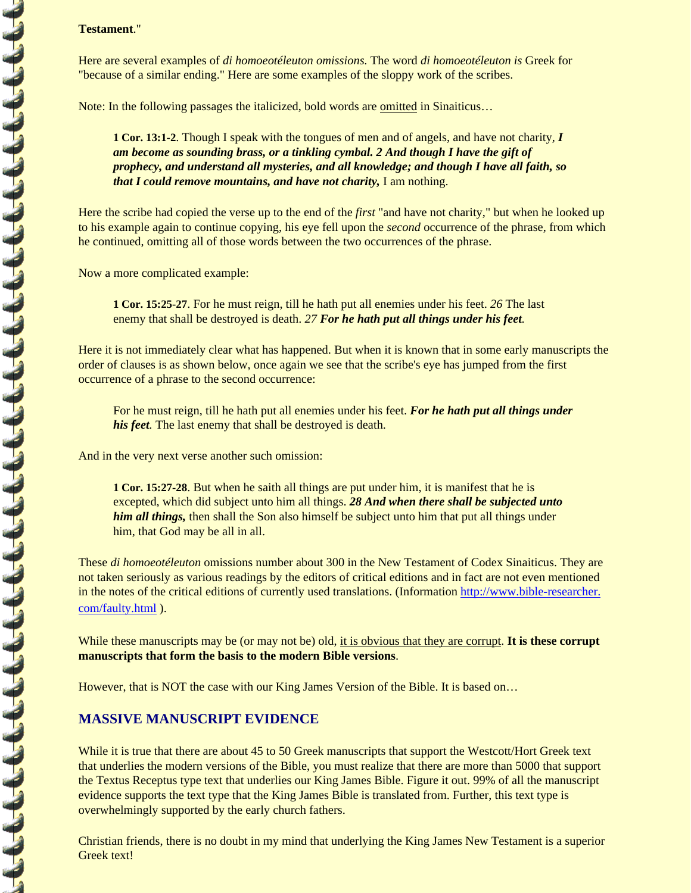**Testament**."

Here are several examples of *di homoeotéleuton omissions.* The word *di homoeotéleuton is* Greek for "because of a similar ending." Here are some examples of the sloppy work of the scribes.

Note: In the following passages the italicized, bold words are omitted in Sinaiticus…

> **1 Cor. 13:1-2**. Though I speak with the tongues of men and of angels, and have not charity, ***I am become as sounding brass, or a tinkling cymbal. 2 And though I have the gift of prophecy, and understand all mysteries, and all knowledge; and though I have all faith, so that I could remove mountains, and have not charity,*** I am nothing.

Here the scribe had copied the verse up to the end of the *first* "and have not charity," but when he looked up to his example again to continue copying, his eye fell upon the *second* occurrence of the phrase, from which he continued, omitting all of those words between the two occurrences of the phrase.

Now a more complicated example:

> **1 Cor. 15:25-27**. For he must reign, till he hath put all enemies under his feet. *26* The last enemy that shall be destroyed is death. *27* ***For he hath put all things under his feet.***

Here it is not immediately clear what has happened. But when it is known that in some early manuscripts the order of clauses is as shown below, once again we see that the scribe's eye has jumped from the first occurrence of a phrase to the second occurrence:

> For he must reign, till he hath put all enemies under his feet. ***For he hath put all things under his feet.*** The last enemy that shall be destroyed is death.

And in the very next verse another such omission:

> **1 Cor. 15:27-28**. But when he saith all things are put under him, it is manifest that he is excepted, which did subject unto him all things. ***28 And when there shall be subjected unto him all things,*** then shall the Son also himself be subject unto him that put all things under him, that God may be all in all.

These *di homoeotéleuton* omissions number about 300 in the New Testament of Codex Sinaiticus. They are not taken seriously as various readings by the editors of critical editions and in fact are not even mentioned in the notes of the critical editions of currently used translations. (Information http://www.bible-researcher.com/faulty.html ).

While these manuscripts may be (or may not be) old, it is obvious that they are corrupt. **It is these corrupt manuscripts that form the basis to the modern Bible versions**.

However, that is NOT the case with our King James Version of the Bible. It is based on…

## MASSIVE MANUSCRIPT EVIDENCE

While it is true that there are about 45 to 50 Greek manuscripts that support the Westcott/Hort Greek text that underlies the modern versions of the Bible, you must realize that there are more than 5000 that support the Textus Receptus type text that underlies our King James Bible. Figure it out. 99% of all the manuscript evidence supports the text type that the King James Bible is translated from. Further, this text type is overwhelmingly supported by the early church fathers.

Christian friends, there is no doubt in my mind that underlying the King James New Testament is a superior Greek text!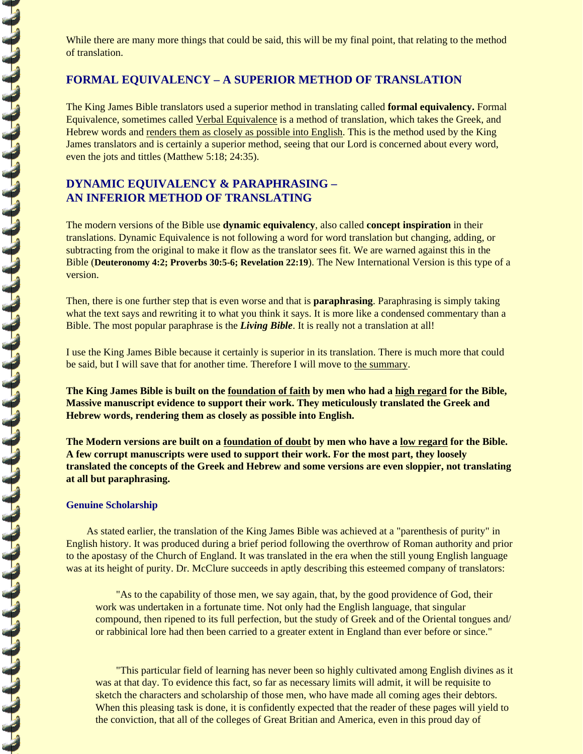While there are many more things that could be said, this will be my final point, that relating to the method of translation.

## FORMAL EQUIVALENCY – A SUPERIOR METHOD OF TRANSLATION

The King James Bible translators used a superior method in translating called **formal equivalency.** Formal Equivalence, sometimes called Verbal Equivalence is a method of translation, which takes the Greek, and Hebrew words and renders them as closely as possible into English. This is the method used by the King James translators and is certainly a superior method, seeing that our Lord is concerned about every word, even the jots and tittles (Matthew 5:18; 24:35).

## DYNAMIC EQUIVALENCY & PARAPHRASING – AN INFERIOR METHOD OF TRANSLATING

The modern versions of the Bible use **dynamic equivalency**, also called **concept inspiration** in their translations. Dynamic Equivalence is not following a word for word translation but changing, adding, or subtracting from the original to make it flow as the translator sees fit. We are warned against this in the Bible (**Deuteronomy 4:2; Proverbs 30:5-6; Revelation 22:19**). The New International Version is this type of a version.

Then, there is one further step that is even worse and that is **paraphrasing**. Paraphrasing is simply taking what the text says and rewriting it to what you think it says. It is more like a condensed commentary than a Bible. The most popular paraphrase is the ***Living Bible***. It is really not a translation at all!

I use the King James Bible because it certainly is superior in its translation. There is much more that could be said, but I will save that for another time. Therefore I will move to the summary.

**The King James Bible is built on the foundation of faith by men who had a high regard for the Bible, Massive manuscript evidence to support their work. They meticulously translated the Greek and Hebrew words, rendering them as closely as possible into English.**

**The Modern versions are built on a foundation of doubt by men who have a low regard for the Bible. A few corrupt manuscripts were used to support their work. For the most part, they loosely translated the concepts of the Greek and Hebrew and some versions are even sloppier, not translating at all but paraphrasing.**

### Genuine Scholarship

As stated earlier, the translation of the King James Bible was achieved at a "parenthesis of purity" in English history. It was produced during a brief period following the overthrow of Roman authority and prior to the apostasy of the Church of England. It was translated in the era when the still young English language was at its height of purity. Dr. McClure succeeds in aptly describing this esteemed company of translators:

> "As to the capability of those men, we say again, that, by the good providence of God, their work was undertaken in a fortunate time. Not only had the English language, that singular compound, then ripened to its full perfection, but the study of Greek and of the Oriental tongues and/ or rabbinical lore had then been carried to a greater extent in England than ever before or since."

> "This particular field of learning has never been so highly cultivated among English divines as it was at that day. To evidence this fact, so far as necessary limits will admit, it will be requisite to sketch the characters and scholarship of those men, who have made all coming ages their debtors. When this pleasing task is done, it is confidently expected that the reader of these pages will yield to the conviction, that all of the colleges of Great Britian and America, even in this proud day of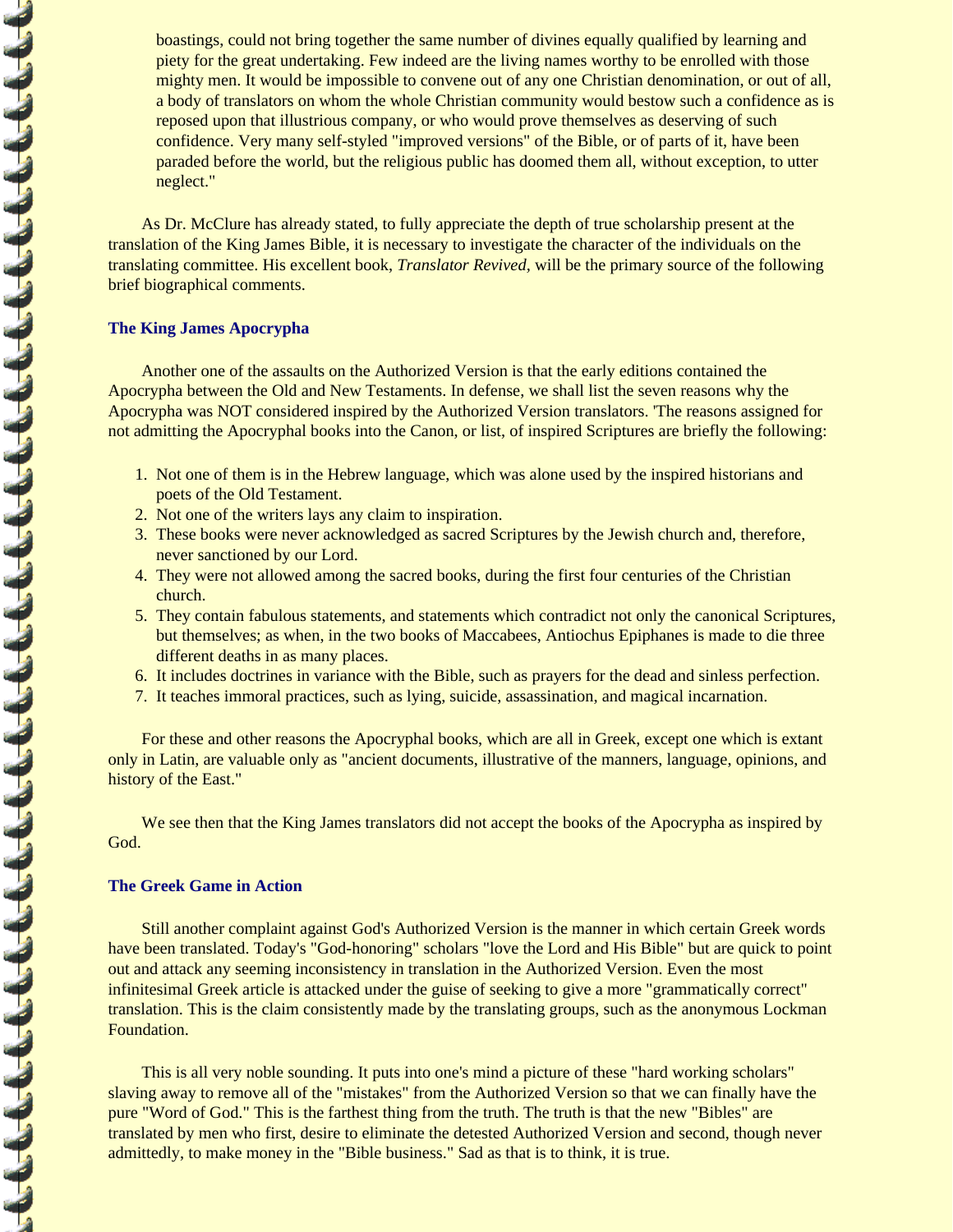boastings, could not bring together the same number of divines equally qualified by learning and piety for the great undertaking. Few indeed are the living names worthy to be enrolled with those mighty men. It would be impossible to convene out of any one Christian denomination, or out of all, a body of translators on whom the whole Christian community would bestow such a confidence as is reposed upon that illustrious company, or who would prove themselves as deserving of such confidence. Very many self-styled "improved versions" of the Bible, or of parts of it, have been paraded before the world, but the religious public has doomed them all, without exception, to utter neglect."

As Dr. McClure has already stated, to fully appreciate the depth of true scholarship present at the translation of the King James Bible, it is necessary to investigate the character of the individuals on the translating committee. His excellent book, *Translator Revived*, will be the primary source of the following brief biographical comments.

### The King James Apocrypha

Another one of the assaults on the Authorized Version is that the early editions contained the Apocrypha between the Old and New Testaments. In defense, we shall list the seven reasons why the Apocrypha was NOT considered inspired by the Authorized Version translators. 'The reasons assigned for not admitting the Apocryphal books into the Canon, or list, of inspired Scriptures are briefly the following:

1. Not one of them is in the Hebrew language, which was alone used by the inspired historians and poets of the Old Testament.
2. Not one of the writers lays any claim to inspiration.
3. These books were never acknowledged as sacred Scriptures by the Jewish church and, therefore, never sanctioned by our Lord.
4. They were not allowed among the sacred books, during the first four centuries of the Christian church.
5. They contain fabulous statements, and statements which contradict not only the canonical Scriptures, but themselves; as when, in the two books of Maccabees, Antiochus Epiphanes is made to die three different deaths in as many places.
6. It includes doctrines in variance with the Bible, such as prayers for the dead and sinless perfection.
7. It teaches immoral practices, such as lying, suicide, assassination, and magical incarnation.

For these and other reasons the Apocryphal books, which are all in Greek, except one which is extant only in Latin, are valuable only as "ancient documents, illustrative of the manners, language, opinions, and history of the East."

We see then that the King James translators did not accept the books of the Apocrypha as inspired by God.

### The Greek Game in Action

Still another complaint against God's Authorized Version is the manner in which certain Greek words have been translated. Today's "God-honoring" scholars "love the Lord and His Bible" but are quick to point out and attack any seeming inconsistency in translation in the Authorized Version. Even the most infinitesimal Greek article is attacked under the guise of seeking to give a more "grammatically correct" translation. This is the claim consistently made by the translating groups, such as the anonymous Lockman Foundation.

This is all very noble sounding. It puts into one's mind a picture of these "hard working scholars" slaving away to remove all of the "mistakes" from the Authorized Version so that we can finally have the pure "Word of God." This is the farthest thing from the truth. The truth is that the new "Bibles" are translated by men who first, desire to eliminate the detested Authorized Version and second, though never admittedly, to make money in the "Bible business." Sad as that is to think, it is true.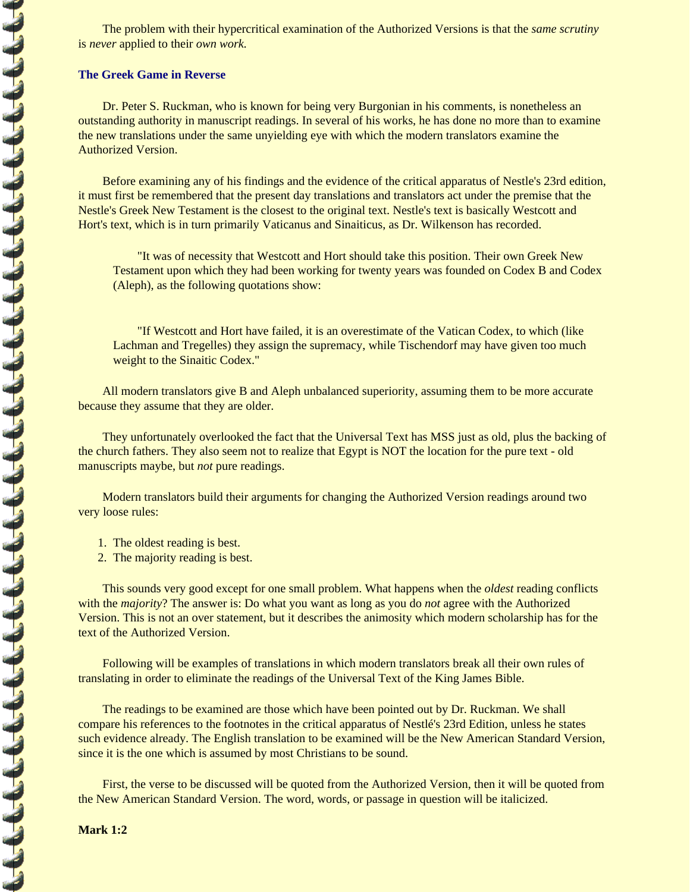The problem with their hypercritical examination of the Authorized Versions is that the *same scrutiny* is *never* applied to their *own work.*

### The Greek Game in Reverse

Dr. Peter S. Ruckman, who is known for being very Burgonian in his comments, is nonetheless an outstanding authority in manuscript readings. In several of his works, he has done no more than to examine the new translations under the same unyielding eye with which the modern translators examine the Authorized Version.

Before examining any of his findings and the evidence of the critical apparatus of Nestle's 23rd edition, it must first be remembered that the present day translations and translators act under the premise that the Nestle's Greek New Testament is the closest to the original text. Nestle's text is basically Westcott and Hort's text, which is in turn primarily Vaticanus and Sinaiticus, as Dr. Wilkenson has recorded.

> "It was of necessity that Westcott and Hort should take this position. Their own Greek New Testament upon which they had been working for twenty years was founded on Codex B and Codex (Aleph), as the following quotations show:
>
> "If Westcott and Hort have failed, it is an overestimate of the Vatican Codex, to which (like Lachman and Tregelles) they assign the supremacy, while Tischendorf may have given too much weight to the Sinaitic Codex."

All modern translators give B and Aleph unbalanced superiority, assuming them to be more accurate because they assume that they are older.

They unfortunately overlooked the fact that the Universal Text has MSS just as old, plus the backing of the church fathers. They also seem not to realize that Egypt is NOT the location for the pure text - old manuscripts maybe, but *not* pure readings.

Modern translators build their arguments for changing the Authorized Version readings around two very loose rules:

1. The oldest reading is best.
2. The majority reading is best.

This sounds very good except for one small problem. What happens when the *oldest* reading conflicts with the *majority*? The answer is: Do what you want as long as you do *not* agree with the Authorized Version. This is not an over statement, but it describes the animosity which modern scholarship has for the text of the Authorized Version.

Following will be examples of translations in which modern translators break all their own rules of translating in order to eliminate the readings of the Universal Text of the King James Bible.

The readings to be examined are those which have been pointed out by Dr. Ruckman. We shall compare his references to the footnotes in the critical apparatus of Nestlé's 23rd Edition, unless he states such evidence already. The English translation to be examined will be the New American Standard Version, since it is the one which is assumed by most Christians to be sound.

First, the verse to be discussed will be quoted from the Authorized Version, then it will be quoted from the New American Standard Version. The word, words, or passage in question will be italicized.

**Mark 1:2**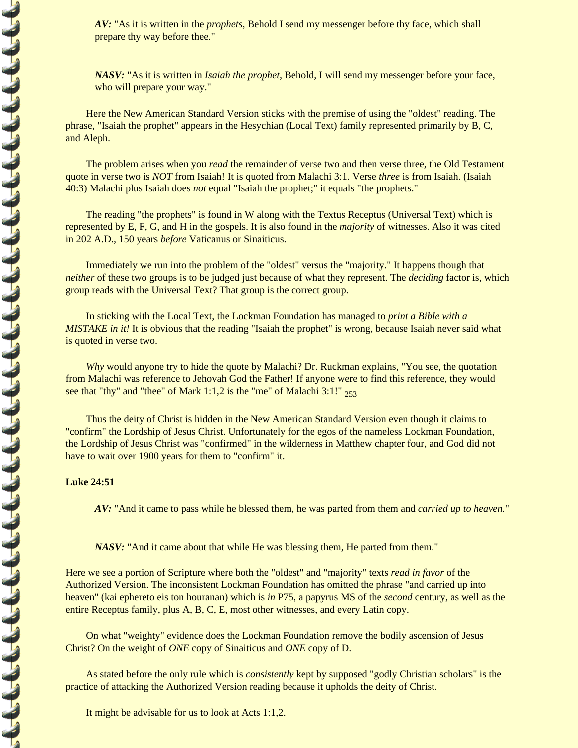*AV:* "As it is written in the *prophets*, Behold I send my messenger before thy face, which shall prepare thy way before thee."

*NASV:* "As it is written in *Isaiah the prophet*, Behold, I will send my messenger before your face, who will prepare your way."

Here the New American Standard Version sticks with the premise of using the "oldest" reading. The phrase, "Isaiah the prophet" appears in the Hesychian (Local Text) family represented primarily by B, C, and Aleph.

The problem arises when you *read* the remainder of verse two and then verse three, the Old Testament quote in verse two is *NOT* from Isaiah! It is quoted from Malachi 3:1. Verse *three* is from Isaiah. (Isaiah 40:3) Malachi plus Isaiah does *not* equal "Isaiah the prophet;" it equals "the prophets."

The reading "the prophets" is found in W along with the Textus Receptus (Universal Text) which is represented by E, F, G, and H in the gospels. It is also found in the *majority* of witnesses. Also it was cited in 202 A.D., 150 years *before* Vaticanus or Sinaiticus.

Immediately we run into the problem of the "oldest" versus the "majority." It happens though that *neither* of these two groups is to be judged just because of what they represent. The *deciding* factor is, which group reads with the Universal Text? That group is the correct group.

In sticking with the Local Text, the Lockman Foundation has managed to *print a Bible with a MISTAKE in it!* It is obvious that the reading "Isaiah the prophet" is wrong, because Isaiah never said what is quoted in verse two.

*Why* would anyone try to hide the quote by Malachi? Dr. Ruckman explains, "You see, the quotation from Malachi was reference to Jehovah God the Father! If anyone were to find this reference, they would see that "thy" and "thee" of Mark 1:1,2 is the "me" of Malachi 3:1!" [253]

Thus the deity of Christ is hidden in the New American Standard Version even though it claims to "confirm" the Lordship of Jesus Christ. Unfortunately for the egos of the nameless Lockman Foundation, the Lordship of Jesus Christ was "confirmed" in the wilderness in Matthew chapter four, and God did not have to wait over 1900 years for them to "confirm" it.

**Luke 24:51**

*AV:* "And it came to pass while he blessed them, he was parted from them and *carried up to heaven.*"

*NASV:* "And it came about that while He was blessing them, He parted from them."

Here we see a portion of Scripture where both the "oldest" and "majority" texts *read in favor* of the Authorized Version. The inconsistent Lockman Foundation has omitted the phrase "and carried up into heaven" (kai ephereto eis ton houranan) which is *in* P75, a papyrus MS of the *second* century, as well as the entire Receptus family, plus A, B, C, E, most other witnesses, and every Latin copy.

On what "weighty" evidence does the Lockman Foundation remove the bodily ascension of Jesus Christ? On the weight of *ONE* copy of Sinaiticus and *ONE* copy of D.

As stated before the only rule which is *consistently* kept by supposed "godly Christian scholars" is the practice of attacking the Authorized Version reading because it upholds the deity of Christ.

It might be advisable for us to look at Acts 1:1,2.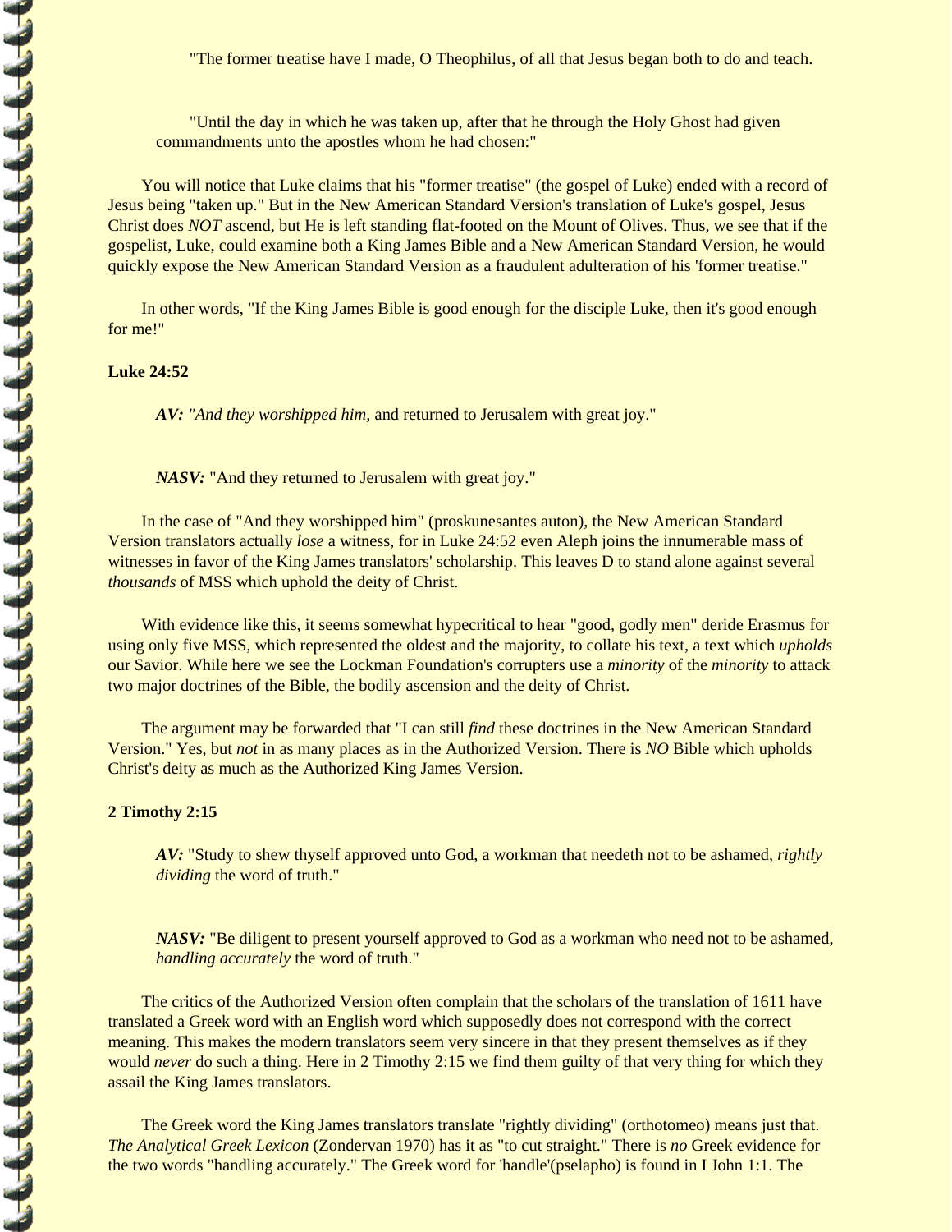"The former treatise have I made, O Theophilus, of all that Jesus began both to do and teach.

"Until the day in which he was taken up, after that he through the Holy Ghost had given commandments unto the apostles whom he had chosen:"

You will notice that Luke claims that his "former treatise" (the gospel of Luke) ended with a record of Jesus being "taken up." But in the New American Standard Version's translation of Luke's gospel, Jesus Christ does *NOT* ascend, but He is left standing flat-footed on the Mount of Olives. Thus, we see that if the gospelist, Luke, could examine both a King James Bible and a New American Standard Version, he would quickly expose the New American Standard Version as a fraudulent adulteration of his 'former treatise."

In other words, "If the King James Bible is good enough for the disciple Luke, then it's good enough for me!"

**Luke 24:52**

***AV:*** *"And they worshipped him,* and returned to Jerusalem with great joy."

***NASV:*** "And they returned to Jerusalem with great joy."

In the case of "And they worshipped him" (proskunesantes auton), the New American Standard Version translators actually *lose* a witness, for in Luke 24:52 even Aleph joins the innumerable mass of witnesses in favor of the King James translators' scholarship. This leaves D to stand alone against several *thousands* of MSS which uphold the deity of Christ.

With evidence like this, it seems somewhat hypecritical to hear "good, godly men" deride Erasmus for using only five MSS, which represented the oldest and the majority, to collate his text, a text which *upholds* our Savior. While here we see the Lockman Foundation's corrupters use a *minority* of the *minority* to attack two major doctrines of the Bible, the bodily ascension and the deity of Christ.

The argument may be forwarded that "I can still *find* these doctrines in the New American Standard Version." Yes, but *not* in as many places as in the Authorized Version. There is *NO* Bible which upholds Christ's deity as much as the Authorized King James Version.

**2 Timothy 2:15**

***AV:*** "Study to shew thyself approved unto God, a workman that needeth not to be ashamed, *rightly dividing* the word of truth."

***NASV:*** "Be diligent to present yourself approved to God as a workman who need not to be ashamed, *handling accurately* the word of truth."

The critics of the Authorized Version often complain that the scholars of the translation of 1611 have translated a Greek word with an English word which supposedly does not correspond with the correct meaning. This makes the modern translators seem very sincere in that they present themselves as if they would *never* do such a thing. Here in 2 Timothy 2:15 we find them guilty of that very thing for which they assail the King James translators.

The Greek word the King James translators translate "rightly dividing" (orthotomeo) means just that. *The Analytical Greek Lexicon* (Zondervan 1970) has it as "to cut straight." There is *no* Greek evidence for the two words "handling accurately." The Greek word for 'handle'(pselapho) is found in I John 1:1. The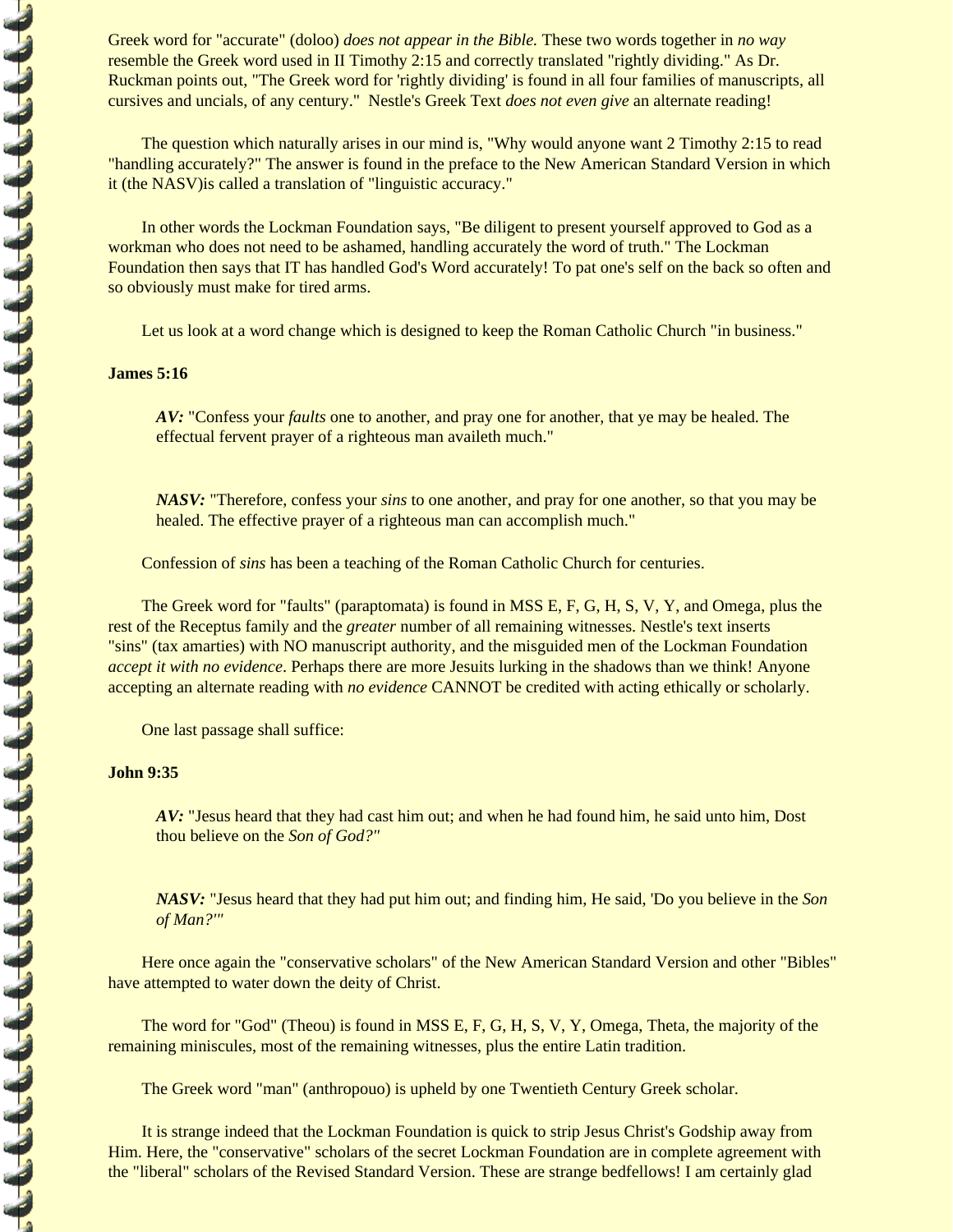Greek word for "accurate" (doloo) *does not appear in the Bible.* These two words together in *no way* resemble the Greek word used in II Timothy 2:15 and correctly translated "rightly dividing." As Dr. Ruckman points out, "The Greek word for 'rightly dividing' is found in all four families of manuscripts, all cursives and uncials, of any century." Nestle's Greek Text *does not even give* an alternate reading!

The question which naturally arises in our mind is, "Why would anyone want 2 Timothy 2:15 to read "handling accurately?" The answer is found in the preface to the New American Standard Version in which it (the NASV)is called a translation of "linguistic accuracy."

In other words the Lockman Foundation says, "Be diligent to present yourself approved to God as a workman who does not need to be ashamed, handling accurately the word of truth." The Lockman Foundation then says that IT has handled God's Word accurately! To pat one's self on the back so often and so obviously must make for tired arms.

Let us look at a word change which is designed to keep the Roman Catholic Church "in business."

**James 5:16**

> ***AV:*** "Confess your *faults* one to another, and pray one for another, that ye may be healed. The effectual fervent prayer of a righteous man availeth much."
>
> ***NASV:*** "Therefore, confess your *sins* to one another, and pray for one another, so that you may be healed. The effective prayer of a righteous man can accomplish much."

Confession of *sins* has been a teaching of the Roman Catholic Church for centuries.

The Greek word for "faults" (paraptomata) is found in MSS E, F, G, H, S, V, Y, and Omega, plus the rest of the Receptus family and the *greater* number of all remaining witnesses. Nestle's text inserts "sins" (tax amarties) with NO manuscript authority, and the misguided men of the Lockman Foundation *accept it with no evidence*. Perhaps there are more Jesuits lurking in the shadows than we think! Anyone accepting an alternate reading with *no evidence* CANNOT be credited with acting ethically or scholarly.

One last passage shall suffice:

**John 9:35**

> ***AV:*** "Jesus heard that they had cast him out; and when he had found him, he said unto him, Dost thou believe on the *Son of God?"*
>
> ***NASV:*** "Jesus heard that they had put him out; and finding him, He said, 'Do you believe in the *Son of Man?'"*

Here once again the "conservative scholars" of the New American Standard Version and other "Bibles" have attempted to water down the deity of Christ.

The word for "God" (Theou) is found in MSS E, F, G, H, S, V, Y, Omega, Theta, the majority of the remaining miniscules, most of the remaining witnesses, plus the entire Latin tradition.

The Greek word "man" (anthropouo) is upheld by one Twentieth Century Greek scholar.

It is strange indeed that the Lockman Foundation is quick to strip Jesus Christ's Godship away from Him. Here, the "conservative" scholars of the secret Lockman Foundation are in complete agreement with the "liberal" scholars of the Revised Standard Version. These are strange bedfellows! I am certainly glad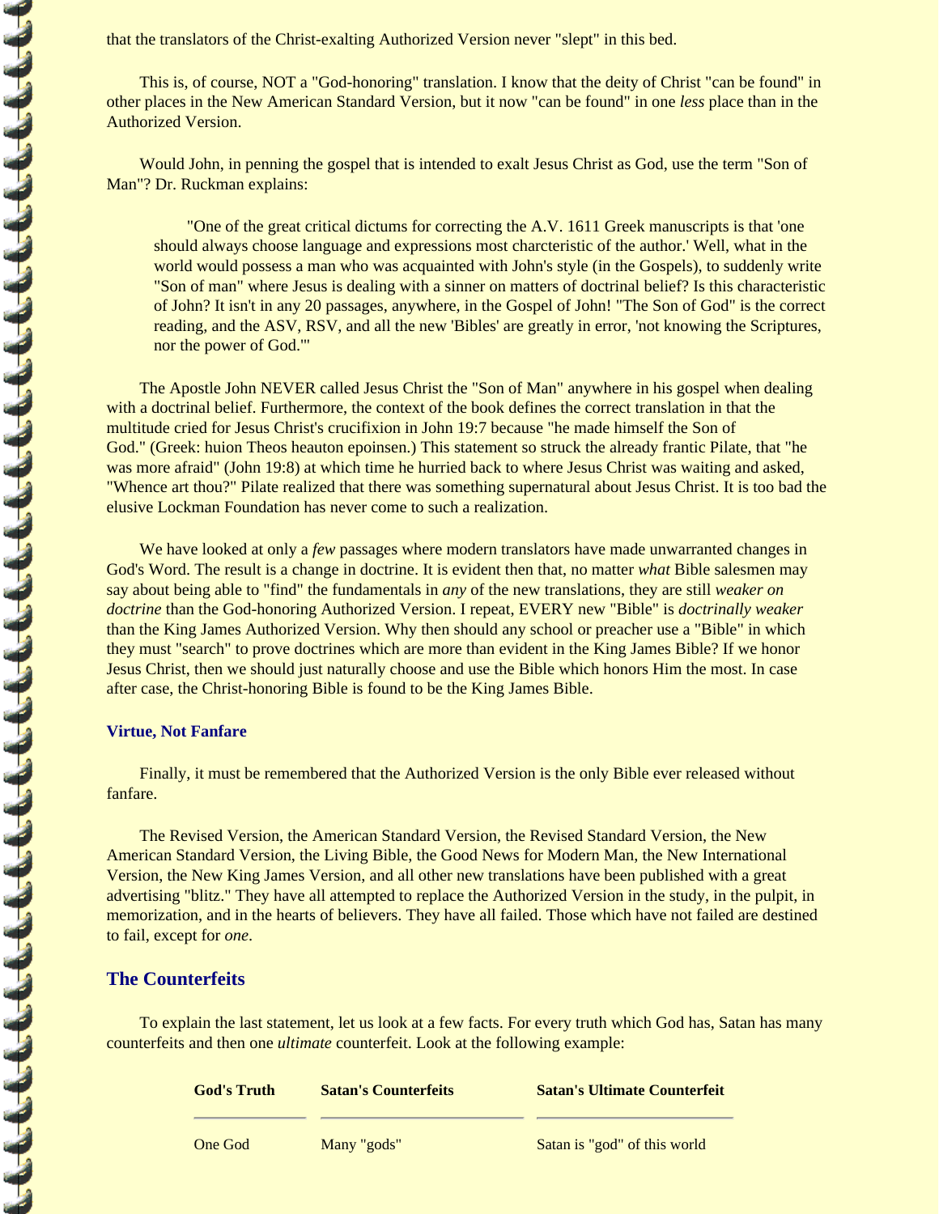that the translators of the Christ-exalting Authorized Version never "slept" in this bed.

This is, of course, NOT a "God-honoring" translation. I know that the deity of Christ "can be found" in other places in the New American Standard Version, but it now "can be found" in one *less* place than in the Authorized Version.

Would John, in penning the gospel that is intended to exalt Jesus Christ as God, use the term "Son of Man"? Dr. Ruckman explains:

> "One of the great critical dictums for correcting the A.V. 1611 Greek manuscripts is that 'one should always choose language and expressions most charcteristic of the author.' Well, what in the world would possess a man who was acquainted with John's style (in the Gospels), to suddenly write "Son of man" where Jesus is dealing with a sinner on matters of doctrinal belief? Is this characteristic of John? It isn't in any 20 passages, anywhere, in the Gospel of John! "The Son of God" is the correct reading, and the ASV, RSV, and all the new 'Bibles' are greatly in error, 'not knowing the Scriptures, nor the power of God.'"

The Apostle John NEVER called Jesus Christ the "Son of Man" anywhere in his gospel when dealing with a doctrinal belief. Furthermore, the context of the book defines the correct translation in that the multitude cried for Jesus Christ's crucifixion in John 19:7 because "he made himself the Son of God." (Greek: huion Theos heauton epoinsen.) This statement so struck the already frantic Pilate, that "he was more afraid" (John 19:8) at which time he hurried back to where Jesus Christ was waiting and asked, "Whence art thou?" Pilate realized that there was something supernatural about Jesus Christ. It is too bad the elusive Lockman Foundation has never come to such a realization.

We have looked at only a *few* passages where modern translators have made unwarranted changes in God's Word. The result is a change in doctrine. It is evident then that, no matter *what* Bible salesmen may say about being able to "find" the fundamentals in *any* of the new translations, they are still *weaker on doctrine* than the God-honoring Authorized Version. I repeat, EVERY new "Bible" is *doctrinally weaker* than the King James Authorized Version. Why then should any school or preacher use a "Bible" in which they must "search" to prove doctrines which are more than evident in the King James Bible? If we honor Jesus Christ, then we should just naturally choose and use the Bible which honors Him the most. In case after case, the Christ-honoring Bible is found to be the King James Bible.

### Virtue, Not Fanfare

Finally, it must be remembered that the Authorized Version is the only Bible ever released without fanfare.

The Revised Version, the American Standard Version, the Revised Standard Version, the New American Standard Version, the Living Bible, the Good News for Modern Man, the New International Version, the New King James Version, and all other new translations have been published with a great advertising "blitz." They have all attempted to replace the Authorized Version in the study, in the pulpit, in memorization, and in the hearts of believers. They have all failed. Those which have not failed are destined to fail, except for *one*.

## The Counterfeits

To explain the last statement, let us look at a few facts. For every truth which God has, Satan has many counterfeits and then one *ultimate* counterfeit. Look at the following example:

| God's Truth | Satan's Counterfeits | Satan's Ultimate Counterfeit |
|---|---|---|
| One God | Many "gods" | Satan is "god" of this world |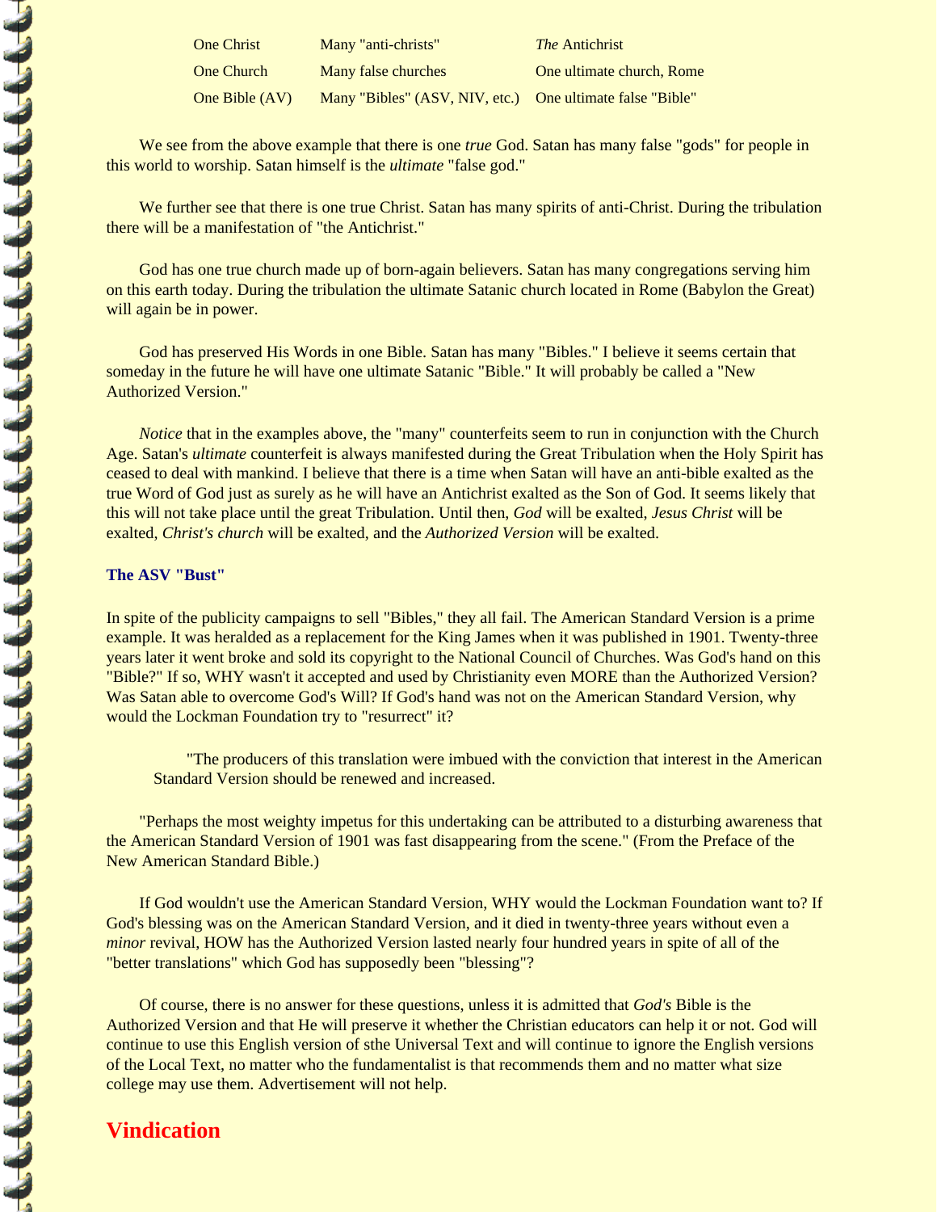| | | |
|---|---|---|
| One Christ | Many "anti-christs" | *The* Antichrist |
| One Church | Many false churches | One ultimate church, Rome |
| One Bible (AV) | Many "Bibles" (ASV, NIV, etc.) | One ultimate false "Bible" |

We see from the above example that there is one *true* God. Satan has many false "gods" for people in this world to worship. Satan himself is the *ultimate* "false god."

We further see that there is one true Christ. Satan has many spirits of anti-Christ. During the tribulation there will be a manifestation of "the Antichrist."

God has one true church made up of born-again believers. Satan has many congregations serving him on this earth today. During the tribulation the ultimate Satanic church located in Rome (Babylon the Great) will again be in power.

God has preserved His Words in one Bible. Satan has many "Bibles." I believe it seems certain that someday in the future he will have one ultimate Satanic "Bible." It will probably be called a "New Authorized Version."

*Notice* that in the examples above, the "many" counterfeits seem to run in conjunction with the Church Age. Satan's *ultimate* counterfeit is always manifested during the Great Tribulation when the Holy Spirit has ceased to deal with mankind. I believe that there is a time when Satan will have an anti-bible exalted as the true Word of God just as surely as he will have an Antichrist exalted as the Son of God. It seems likely that this will not take place until the great Tribulation. Until then, *God* will be exalted, *Jesus Christ* will be exalted, *Christ's church* will be exalted, and the *Authorized Version* will be exalted.

### The ASV "Bust"

In spite of the publicity campaigns to sell "Bibles," they all fail. The American Standard Version is a prime example. It was heralded as a replacement for the King James when it was published in 1901. Twenty-three years later it went broke and sold its copyright to the National Council of Churches. Was God's hand on this "Bible?" If so, WHY wasn't it accepted and used by Christianity even MORE than the Authorized Version? Was Satan able to overcome God's Will? If God's hand was not on the American Standard Version, why would the Lockman Foundation try to "resurrect" it?

> "The producers of this translation were imbued with the conviction that interest in the American Standard Version should be renewed and increased.

"Perhaps the most weighty impetus for this undertaking can be attributed to a disturbing awareness that the American Standard Version of 1901 was fast disappearing from the scene." (From the Preface of the New American Standard Bible.)

If God wouldn't use the American Standard Version, WHY would the Lockman Foundation want to? If God's blessing was on the American Standard Version, and it died in twenty-three years without even a *minor* revival, HOW has the Authorized Version lasted nearly four hundred years in spite of all of the "better translations" which God has supposedly been "blessing"?

Of course, there is no answer for these questions, unless it is admitted that *God's* Bible is the Authorized Version and that He will preserve it whether the Christian educators can help it or not. God will continue to use this English version of sthe Universal Text and will continue to ignore the English versions of the Local Text, no matter who the fundamentalist is that recommends them and no matter what size college may use them. Advertisement will not help.

## Vindication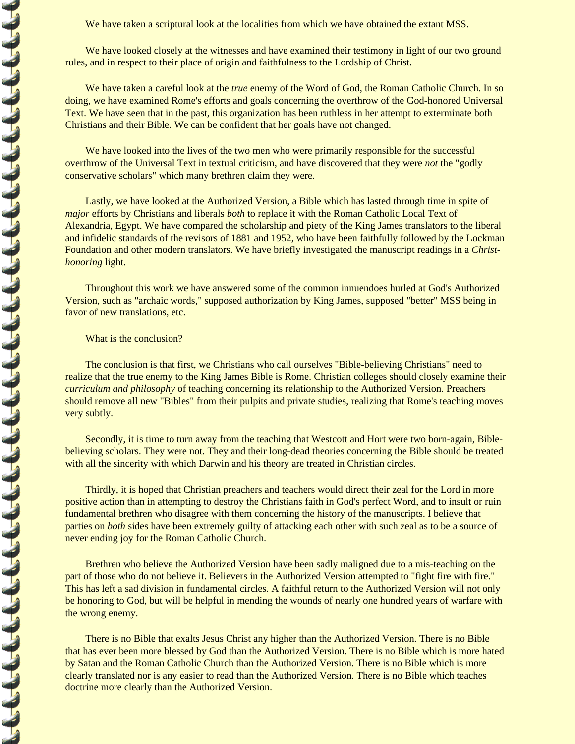We have taken a scriptural look at the localities from which we have obtained the extant MSS.

We have looked closely at the witnesses and have examined their testimony in light of our two ground rules, and in respect to their place of origin and faithfulness to the Lordship of Christ.

We have taken a careful look at the *true* enemy of the Word of God, the Roman Catholic Church. In so doing, we have examined Rome's efforts and goals concerning the overthrow of the God-honored Universal Text. We have seen that in the past, this organization has been ruthless in her attempt to exterminate both Christians and their Bible. We can be confident that her goals have not changed.

We have looked into the lives of the two men who were primarily responsible for the successful overthrow of the Universal Text in textual criticism, and have discovered that they were *not* the "godly conservative scholars" which many brethren claim they were.

Lastly, we have looked at the Authorized Version, a Bible which has lasted through time in spite of *major* efforts by Christians and liberals *both* to replace it with the Roman Catholic Local Text of Alexandria, Egypt. We have compared the scholarship and piety of the King James translators to the liberal and infidelic standards of the revisors of 1881 and 1952, who have been faithfully followed by the Lockman Foundation and other modern translators. We have briefly investigated the manuscript readings in a *Christ-honoring* light.

Throughout this work we have answered some of the common innuendoes hurled at God's Authorized Version, such as "archaic words," supposed authorization by King James, supposed "better" MSS being in favor of new translations, etc.

What is the conclusion?

The conclusion is that first, we Christians who call ourselves "Bible-believing Christians" need to realize that the true enemy to the King James Bible is Rome. Christian colleges should closely examine their *curriculum and philosophy* of teaching concerning its relationship to the Authorized Version. Preachers should remove all new "Bibles" from their pulpits and private studies, realizing that Rome's teaching moves very subtly.

Secondly, it is time to turn away from the teaching that Westcott and Hort were two born-again, Bible-believing scholars. They were not. They and their long-dead theories concerning the Bible should be treated with all the sincerity with which Darwin and his theory are treated in Christian circles.

Thirdly, it is hoped that Christian preachers and teachers would direct their zeal for the Lord in more positive action than in attempting to destroy the Christians faith in God's perfect Word, and to insult or ruin fundamental brethren who disagree with them concerning the history of the manuscripts. I believe that parties on *both* sides have been extremely guilty of attacking each other with such zeal as to be a source of never ending joy for the Roman Catholic Church.

Brethren who believe the Authorized Version have been sadly maligned due to a mis-teaching on the part of those who do not believe it. Believers in the Authorized Version attempted to "fight fire with fire." This has left a sad division in fundamental circles. A faithful return to the Authorized Version will not only be honoring to God, but will be helpful in mending the wounds of nearly one hundred years of warfare with the wrong enemy.

There is no Bible that exalts Jesus Christ any higher than the Authorized Version. There is no Bible that has ever been more blessed by God than the Authorized Version. There is no Bible which is more hated by Satan and the Roman Catholic Church than the Authorized Version. There is no Bible which is more clearly translated nor is any easier to read than the Authorized Version. There is no Bible which teaches doctrine more clearly than the Authorized Version.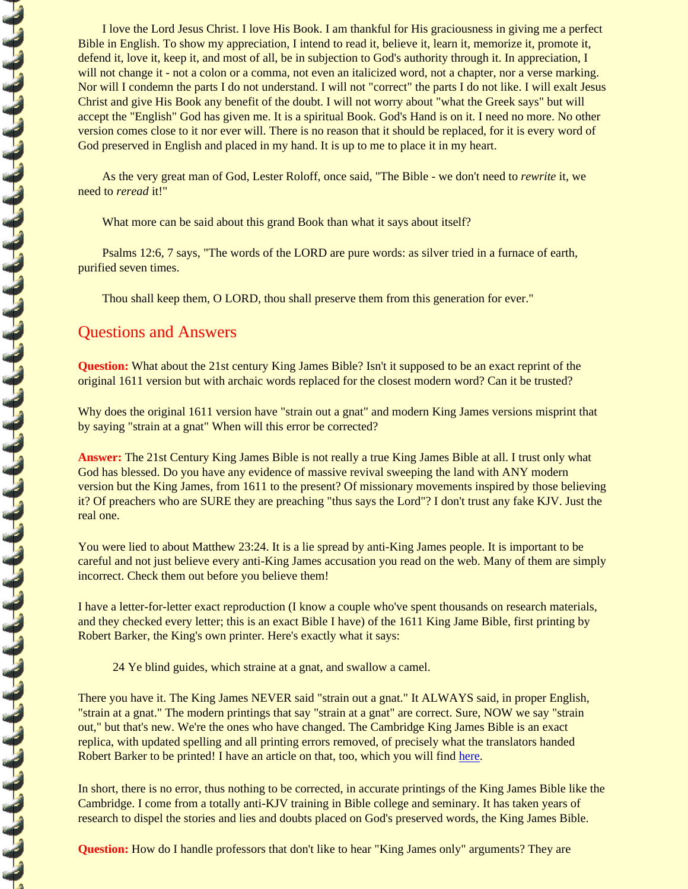I love the Lord Jesus Christ. I love His Book. I am thankful for His graciousness in giving me a perfect Bible in English. To show my appreciation, I intend to read it, believe it, learn it, memorize it, promote it, defend it, love it, keep it, and most of all, be in subjection to God's authority through it. In appreciation, I will not change it - not a colon or a comma, not even an italicized word, not a chapter, nor a verse marking. Nor will I condemn the parts I do not understand. I will not "correct" the parts I do not like. I will exalt Jesus Christ and give His Book any benefit of the doubt. I will not worry about "what the Greek says" but will accept the "English" God has given me. It is a spiritual Book. God's Hand is on it. I need no more. No other version comes close to it nor ever will. There is no reason that it should be replaced, for it is every word of God preserved in English and placed in my hand. It is up to me to place it in my heart.

As the very great man of God, Lester Roloff, once said, "The Bible - we don't need to *rewrite* it, we need to *reread* it!"

What more can be said about this grand Book than what it says about itself?

Psalms 12:6, 7 says, "The words of the LORD are pure words: as silver tried in a furnace of earth, purified seven times.

Thou shall keep them, O LORD, thou shall preserve them from this generation for ever."

## Questions and Answers

**Question:** What about the 21st century King James Bible? Isn't it supposed to be an exact reprint of the original 1611 version but with archaic words replaced for the closest modern word? Can it be trusted?

Why does the original 1611 version have "strain out a gnat" and modern King James versions misprint that by saying "strain at a gnat" When will this error be corrected?

**Answer:** The 21st Century King James Bible is not really a true King James Bible at all. I trust only what God has blessed. Do you have any evidence of massive revival sweeping the land with ANY modern version but the King James, from 1611 to the present? Of missionary movements inspired by those believing it? Of preachers who are SURE they are preaching "thus says the Lord"? I don't trust any fake KJV. Just the real one.

You were lied to about Matthew 23:24. It is a lie spread by anti-King James people. It is important to be careful and not just believe every anti-King James accusation you read on the web. Many of them are simply incorrect. Check them out before you believe them!

I have a letter-for-letter exact reproduction (I know a couple who've spent thousands on research materials, and they checked every letter; this is an exact Bible I have) of the 1611 King Jame Bible, first printing by Robert Barker, the King's own printer. Here's exactly what it says:

> 24 Ye blind guides, which straine at a gnat, and swallow a camel.

There you have it. The King James NEVER said "strain out a gnat." It ALWAYS said, in proper English, "strain at a gnat." The modern printings that say "strain at a gnat" are correct. Sure, NOW we say "strain out," but that's new. We're the ones who have changed. The Cambridge King James Bible is an exact replica, with updated spelling and all printing errors removed, of precisely what the translators handed Robert Barker to be printed! I have an article on that, too, which you will find here.

In short, there is no error, thus nothing to be corrected, in accurate printings of the King James Bible like the Cambridge. I come from a totally anti-KJV training in Bible college and seminary. It has taken years of research to dispel the stories and lies and doubts placed on God's preserved words, the King James Bible.

**Question:** How do I handle professors that don't like to hear "King James only" arguments? They are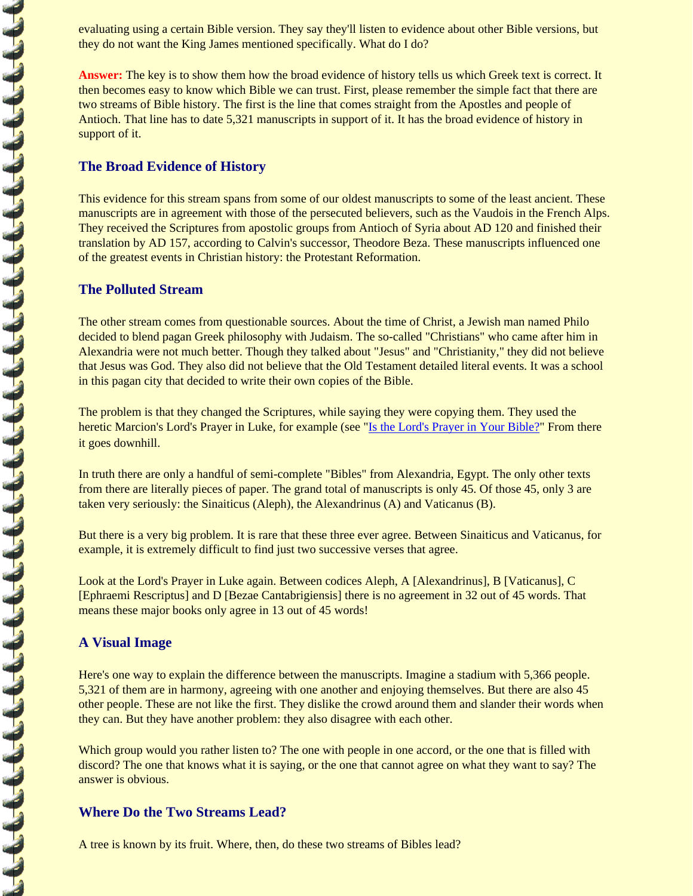evaluating using a certain Bible version. They say they'll listen to evidence about other Bible versions, but they do not want the King James mentioned specifically. What do I do?

**Answer:** The key is to show them how the broad evidence of history tells us which Greek text is correct. It then becomes easy to know which Bible we can trust. First, please remember the simple fact that there are two streams of Bible history. The first is the line that comes straight from the Apostles and people of Antioch. That line has to date 5,321 manuscripts in support of it. It has the broad evidence of history in support of it.

### The Broad Evidence of History

This evidence for this stream spans from some of our oldest manuscripts to some of the least ancient. These manuscripts are in agreement with those of the persecuted believers, such as the Vaudois in the French Alps. They received the Scriptures from apostolic groups from Antioch of Syria about AD 120 and finished their translation by AD 157, according to Calvin's successor, Theodore Beza. These manuscripts influenced one of the greatest events in Christian history: the Protestant Reformation.

### The Polluted Stream

The other stream comes from questionable sources. About the time of Christ, a Jewish man named Philo decided to blend pagan Greek philosophy with Judaism. The so-called "Christians" who came after him in Alexandria were not much better. Though they talked about "Jesus" and "Christianity," they did not believe that Jesus was God. They also did not believe that the Old Testament detailed literal events. It was a school in this pagan city that decided to write their own copies of the Bible.

The problem is that they changed the Scriptures, while saying they were copying them. They used the heretic Marcion's Lord's Prayer in Luke, for example (see "Is the Lord's Prayer in Your Bible?" From there it goes downhill.

In truth there are only a handful of semi-complete "Bibles" from Alexandria, Egypt. The only other texts from there are literally pieces of paper. The grand total of manuscripts is only 45. Of those 45, only 3 are taken very seriously: the Sinaiticus (Aleph), the Alexandrinus (A) and Vaticanus (B).

But there is a very big problem. It is rare that these three ever agree. Between Sinaiticus and Vaticanus, for example, it is extremely difficult to find just two successive verses that agree.

Look at the Lord's Prayer in Luke again. Between codices Aleph, A [Alexandrinus], B [Vaticanus], C [Ephraemi Rescriptus] and D [Bezae Cantabrigiensis] there is no agreement in 32 out of 45 words. That means these major books only agree in 13 out of 45 words!

### A Visual Image

Here's one way to explain the difference between the manuscripts. Imagine a stadium with 5,366 people. 5,321 of them are in harmony, agreeing with one another and enjoying themselves. But there are also 45 other people. These are not like the first. They dislike the crowd around them and slander their words when they can. But they have another problem: they also disagree with each other.

Which group would you rather listen to? The one with people in one accord, or the one that is filled with discord? The one that knows what it is saying, or the one that cannot agree on what they want to say? The answer is obvious.

### Where Do the Two Streams Lead?

A tree is known by its fruit. Where, then, do these two streams of Bibles lead?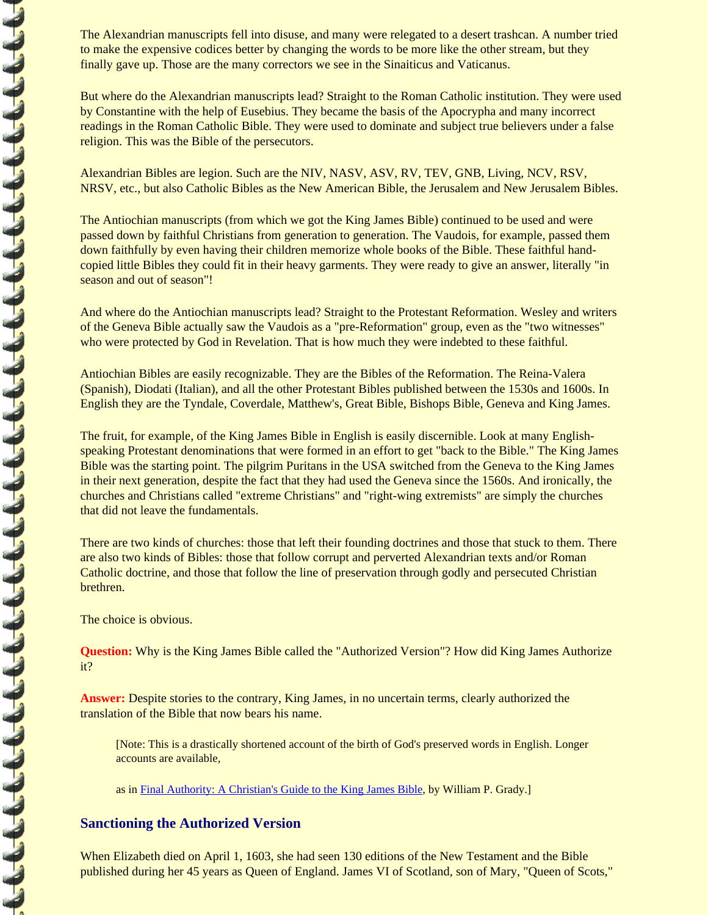The Alexandrian manuscripts fell into disuse, and many were relegated to a desert trashcan. A number tried to make the expensive codices better by changing the words to be more like the other stream, but they finally gave up. Those are the many correctors we see in the Sinaiticus and Vaticanus.

But where do the Alexandrian manuscripts lead? Straight to the Roman Catholic institution. They were used by Constantine with the help of Eusebius. They became the basis of the Apocrypha and many incorrect readings in the Roman Catholic Bible. They were used to dominate and subject true believers under a false religion. This was the Bible of the persecutors.

Alexandrian Bibles are legion. Such are the NIV, NASV, ASV, RV, TEV, GNB, Living, NCV, RSV, NRSV, etc., but also Catholic Bibles as the New American Bible, the Jerusalem and New Jerusalem Bibles.

The Antiochian manuscripts (from which we got the King James Bible) continued to be used and were passed down by faithful Christians from generation to generation. The Vaudois, for example, passed them down faithfully by even having their children memorize whole books of the Bible. These faithful hand-copied little Bibles they could fit in their heavy garments. They were ready to give an answer, literally "in season and out of season"!

And where do the Antiochian manuscripts lead? Straight to the Protestant Reformation. Wesley and writers of the Geneva Bible actually saw the Vaudois as a "pre-Reformation" group, even as the "two witnesses" who were protected by God in Revelation. That is how much they were indebted to these faithful.

Antiochian Bibles are easily recognizable. They are the Bibles of the Reformation. The Reina-Valera (Spanish), Diodati (Italian), and all the other Protestant Bibles published between the 1530s and 1600s. In English they are the Tyndale, Coverdale, Matthew's, Great Bible, Bishops Bible, Geneva and King James.

The fruit, for example, of the King James Bible in English is easily discernible. Look at many English-speaking Protestant denominations that were formed in an effort to get "back to the Bible." The King James Bible was the starting point. The pilgrim Puritans in the USA switched from the Geneva to the King James in their next generation, despite the fact that they had used the Geneva since the 1560s. And ironically, the churches and Christians called "extreme Christians" and "right-wing extremists" are simply the churches that did not leave the fundamentals.

There are two kinds of churches: those that left their founding doctrines and those that stuck to them. There are also two kinds of Bibles: those that follow corrupt and perverted Alexandrian texts and/or Roman Catholic doctrine, and those that follow the line of preservation through godly and persecuted Christian brethren.

The choice is obvious.

**Question:** Why is the King James Bible called the "Authorized Version"? How did King James Authorize it?

**Answer:** Despite stories to the contrary, King James, in no uncertain terms, clearly authorized the translation of the Bible that now bears his name.

> [Note: This is a drastically shortened account of the birth of God's preserved words in English. Longer accounts are available,
>
> as in Final Authority: A Christian's Guide to the King James Bible, by William P. Grady.]

## Sanctioning the Authorized Version

When Elizabeth died on April 1, 1603, she had seen 130 editions of the New Testament and the Bible published during her 45 years as Queen of England. James VI of Scotland, son of Mary, "Queen of Scots,"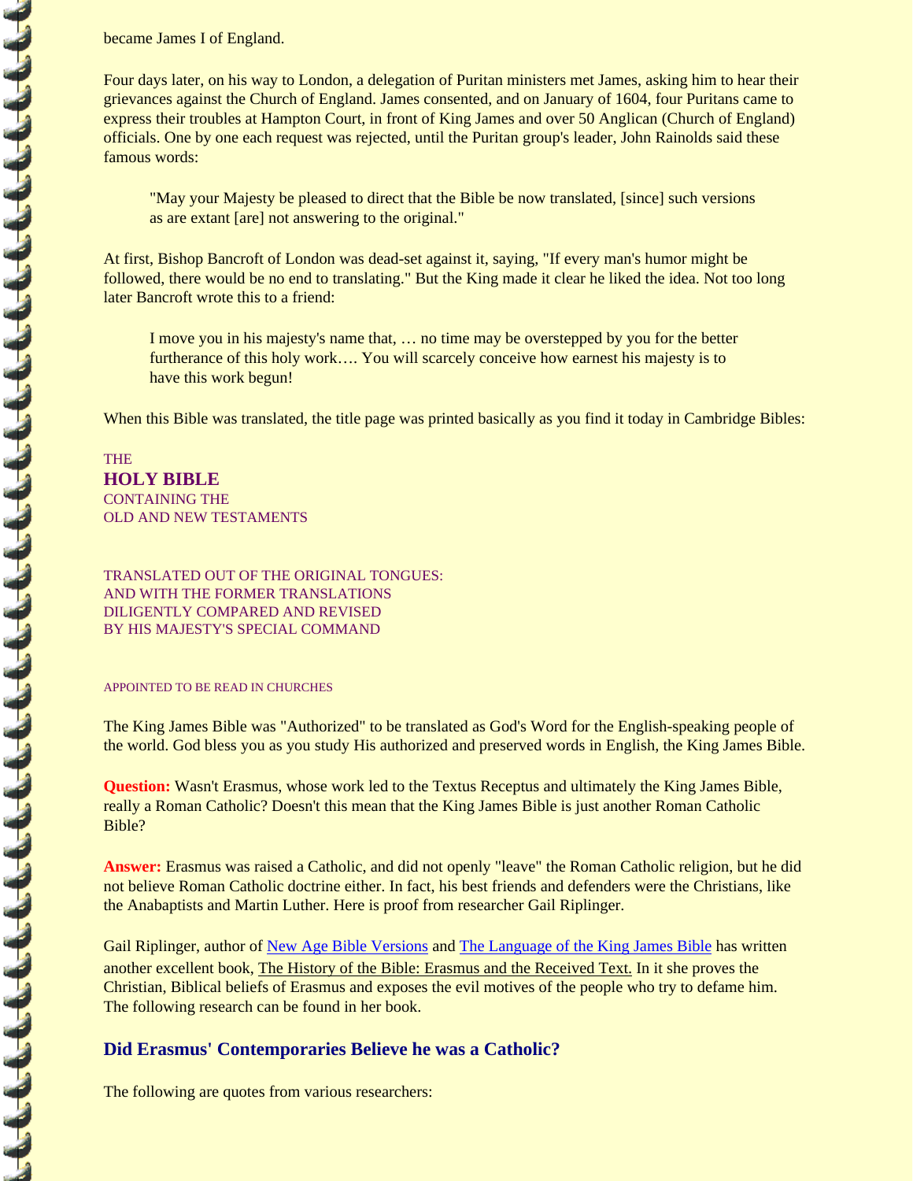became James I of England.

Four days later, on his way to London, a delegation of Puritan ministers met James, asking him to hear their grievances against the Church of England. James consented, and on January of 1604, four Puritans came to express their troubles at Hampton Court, in front of King James and over 50 Anglican (Church of England) officials. One by one each request was rejected, until the Puritan group's leader, John Rainolds said these famous words:

> "May your Majesty be pleased to direct that the Bible be now translated, [since] such versions as are extant [are] not answering to the original."

At first, Bishop Bancroft of London was dead-set against it, saying, "If every man's humor might be followed, there would be no end to translating." But the King made it clear he liked the idea. Not too long later Bancroft wrote this to a friend:

> I move you in his majesty's name that, … no time may be overstepped by you for the better furtherance of this holy work…. You will scarcely conceive how earnest his majesty is to have this work begun!

When this Bible was translated, the title page was printed basically as you find it today in Cambridge Bibles:

THE
**HOLY BIBLE**
CONTAINING THE
OLD AND NEW TESTAMENTS

TRANSLATED OUT OF THE ORIGINAL TONGUES:
AND WITH THE FORMER TRANSLATIONS
DILIGENTLY COMPARED AND REVISED
BY HIS MAJESTY'S SPECIAL COMMAND

APPOINTED TO BE READ IN CHURCHES

The King James Bible was "Authorized" to be translated as God's Word for the English-speaking people of the world. God bless you as you study His authorized and preserved words in English, the King James Bible.

**Question:** Wasn't Erasmus, whose work led to the Textus Receptus and ultimately the King James Bible, really a Roman Catholic? Doesn't this mean that the King James Bible is just another Roman Catholic Bible?

**Answer:** Erasmus was raised a Catholic, and did not openly "leave" the Roman Catholic religion, but he did not believe Roman Catholic doctrine either. In fact, his best friends and defenders were the Christians, like the Anabaptists and Martin Luther. Here is proof from researcher Gail Riplinger.

Gail Riplinger, author of New Age Bible Versions and The Language of the King James Bible has written another excellent book, The History of the Bible: Erasmus and the Received Text. In it she proves the Christian, Biblical beliefs of Erasmus and exposes the evil motives of the people who try to defame him. The following research can be found in her book.

## Did Erasmus' Contemporaries Believe he was a Catholic?

The following are quotes from various researchers: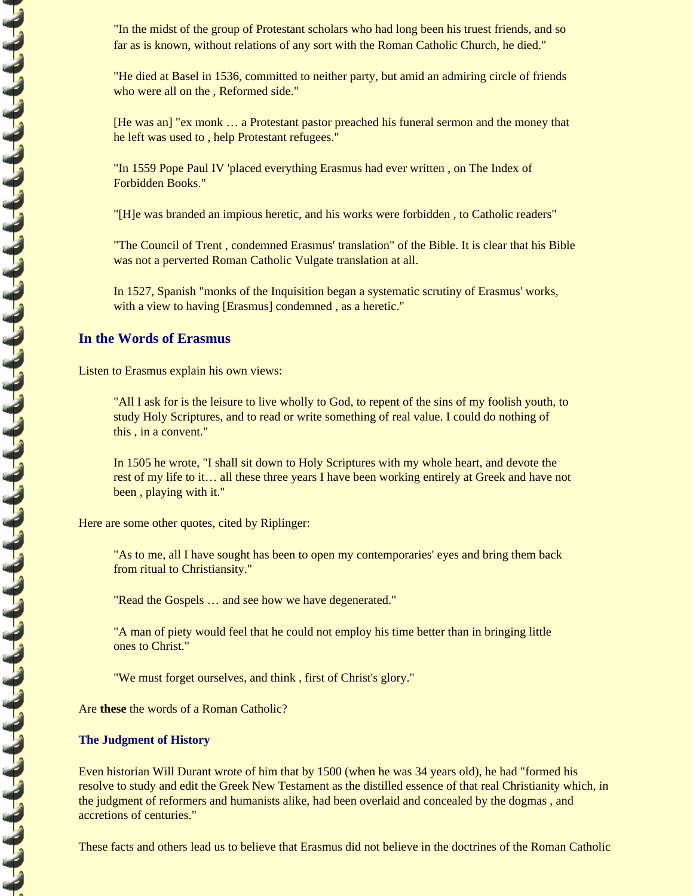> "In the midst of the group of Protestant scholars who had long been his truest friends, and so far as is known, without relations of any sort with the Roman Catholic Church, he died."

> "He died at Basel in 1536, committed to neither party, but amid an admiring circle of friends who were all on the , Reformed side."

> [He was an] "ex monk … a Protestant pastor preached his funeral sermon and the money that he left was used to , help Protestant refugees."

> "In 1559 Pope Paul IV 'placed everything Erasmus had ever written , on The Index of Forbidden Books."

> "[H]e was branded an impious heretic, and his works were forbidden , to Catholic readers"

> "The Council of Trent , condemned Erasmus' translation" of the Bible. It is clear that his Bible was not a perverted Roman Catholic Vulgate translation at all.

> In 1527, Spanish "monks of the Inquisition began a systematic scrutiny of Erasmus' works, with a view to having [Erasmus] condemned , as a heretic."

## In the Words of Erasmus

Listen to Erasmus explain his own views:

> "All I ask for is the leisure to live wholly to God, to repent of the sins of my foolish youth, to study Holy Scriptures, and to read or write something of real value. I could do nothing of this , in a convent."

> In 1505 he wrote, "I shall sit down to Holy Scriptures with my whole heart, and devote the rest of my life to it… all these three years I have been working entirely at Greek and have not been , playing with it."

Here are some other quotes, cited by Riplinger:

> "As to me, all I have sought has been to open my contemporaries' eyes and bring them back from ritual to Christiansity."

> "Read the Gospels … and see how we have degenerated."

> "A man of piety would feel that he could not employ his time better than in bringing little ones to Christ."

> "We must forget ourselves, and think , first of Christ's glory."

Are **these** the words of a Roman Catholic?

### The Judgment of History

Even historian Will Durant wrote of him that by 1500 (when he was 34 years old), he had "formed his resolve to study and edit the Greek New Testament as the distilled essence of that real Christianity which, in the judgment of reformers and humanists alike, had been overlaid and concealed by the dogmas , and accretions of centuries."

These facts and others lead us to believe that Erasmus did not believe in the doctrines of the Roman Catholic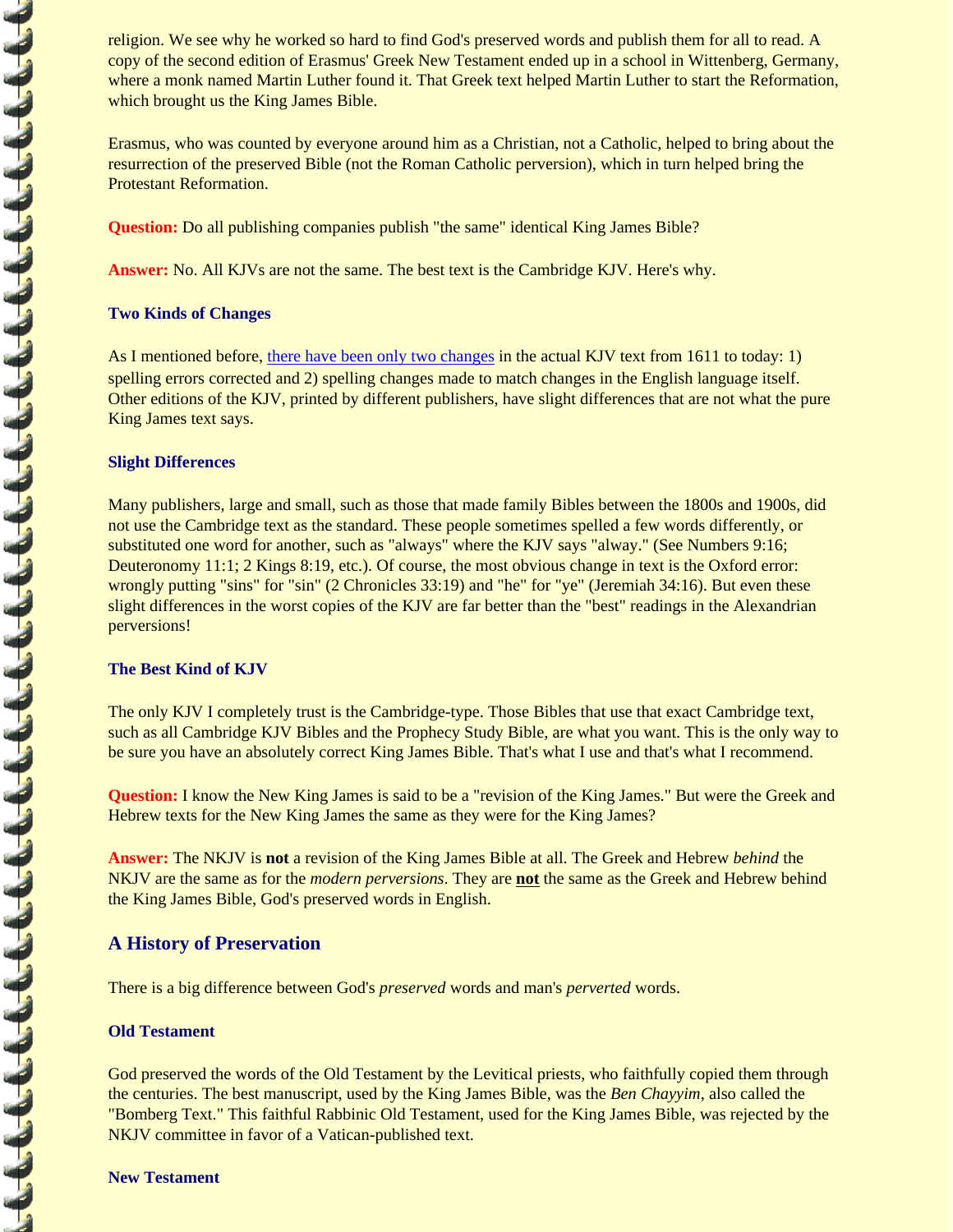religion. We see why he worked so hard to find God's preserved words and publish them for all to read. A copy of the second edition of Erasmus' Greek New Testament ended up in a school in Wittenberg, Germany, where a monk named Martin Luther found it. That Greek text helped Martin Luther to start the Reformation, which brought us the King James Bible.

Erasmus, who was counted by everyone around him as a Christian, not a Catholic, helped to bring about the resurrection of the preserved Bible (not the Roman Catholic perversion), which in turn helped bring the Protestant Reformation.

**Question:** Do all publishing companies publish "the same" identical King James Bible?

**Answer:** No. All KJVs are not the same. The best text is the Cambridge KJV. Here's why.

### Two Kinds of Changes

As I mentioned before, there have been only two changes in the actual KJV text from 1611 to today: 1) spelling errors corrected and 2) spelling changes made to match changes in the English language itself. Other editions of the KJV, printed by different publishers, have slight differences that are not what the pure King James text says.

### Slight Differences

Many publishers, large and small, such as those that made family Bibles between the 1800s and 1900s, did not use the Cambridge text as the standard. These people sometimes spelled a few words differently, or substituted one word for another, such as "always" where the KJV says "alway." (See Numbers 9:16; Deuteronomy 11:1; 2 Kings 8:19, etc.). Of course, the most obvious change in text is the Oxford error: wrongly putting "sins" for "sin" (2 Chronicles 33:19) and "he" for "ye" (Jeremiah 34:16). But even these slight differences in the worst copies of the KJV are far better than the "best" readings in the Alexandrian perversions!

### The Best Kind of KJV

The only KJV I completely trust is the Cambridge-type. Those Bibles that use that exact Cambridge text, such as all Cambridge KJV Bibles and the Prophecy Study Bible, are what you want. This is the only way to be sure you have an absolutely correct King James Bible. That's what I use and that's what I recommend.

**Question:** I know the New King James is said to be a "revision of the King James." But were the Greek and Hebrew texts for the New King James the same as they were for the King James?

**Answer:** The NKJV is **not** a revision of the King James Bible at all. The Greek and Hebrew *behind* the NKJV are the same as for the *modern perversions*. They are **not** the same as the Greek and Hebrew behind the King James Bible, God's preserved words in English.

## A History of Preservation

There is a big difference between God's *preserved* words and man's *perverted* words.

### Old Testament

God preserved the words of the Old Testament by the Levitical priests, who faithfully copied them through the centuries. The best manuscript, used by the King James Bible, was the *Ben Chayyim*, also called the "Bomberg Text." This faithful Rabbinic Old Testament, used for the King James Bible, was rejected by the NKJV committee in favor of a Vatican-published text.

### New Testament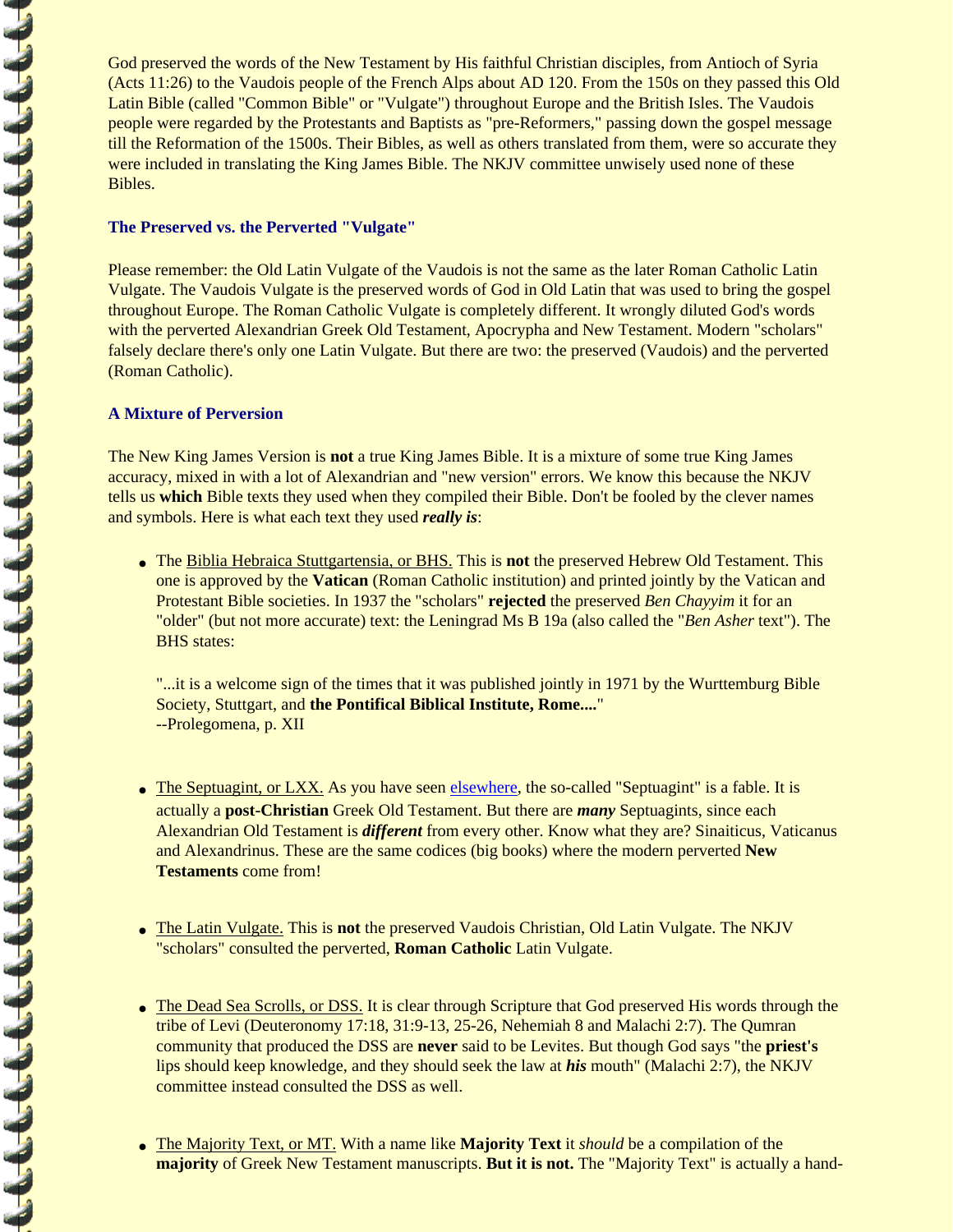God preserved the words of the New Testament by His faithful Christian disciples, from Antioch of Syria (Acts 11:26) to the Vaudois people of the French Alps about AD 120. From the 150s on they passed this Old Latin Bible (called "Common Bible" or "Vulgate") throughout Europe and the British Isles. The Vaudois people were regarded by the Protestants and Baptists as "pre-Reformers," passing down the gospel message till the Reformation of the 1500s. Their Bibles, as well as others translated from them, were so accurate they were included in translating the King James Bible. The NKJV committee unwisely used none of these Bibles.

### The Preserved vs. the Perverted "Vulgate"

Please remember: the Old Latin Vulgate of the Vaudois is not the same as the later Roman Catholic Latin Vulgate. The Vaudois Vulgate is the preserved words of God in Old Latin that was used to bring the gospel throughout Europe. The Roman Catholic Vulgate is completely different. It wrongly diluted God's words with the perverted Alexandrian Greek Old Testament, Apocrypha and New Testament. Modern "scholars" falsely declare there's only one Latin Vulgate. But there are two: the preserved (Vaudois) and the perverted (Roman Catholic).

### A Mixture of Perversion

The New King James Version is **not** a true King James Bible. It is a mixture of some true King James accuracy, mixed in with a lot of Alexandrian and "new version" errors. We know this because the NKJV tells us **which** Bible texts they used when they compiled their Bible. Don't be fooled by the clever names and symbols. Here is what each text they used ***really is***:

- The Biblia Hebraica Stuttgartensia, or BHS. This is **not** the preserved Hebrew Old Testament. This one is approved by the **Vatican** (Roman Catholic institution) and printed jointly by the Vatican and Protestant Bible societies. In 1937 the "scholars" **rejected** the preserved *Ben Chayyim* it for an "older" (but not more accurate) text: the Leningrad Ms B 19a (also called the "*Ben Asher* text"). The BHS states:

  "...it is a welcome sign of the times that it was published jointly in 1971 by the Wurttemburg Bible Society, Stuttgart, and **the Pontifical Biblical Institute, Rome....**"
  --Prolegomena, p. XII

- The Septuagint, or LXX. As you have seen elsewhere, the so-called "Septuagint" is a fable. It is actually a **post-Christian** Greek Old Testament. But there are ***many*** Septuagints, since each Alexandrian Old Testament is ***different*** from every other. Know what they are? Sinaiticus, Vaticanus and Alexandrinus. These are the same codices (big books) where the modern perverted **New Testaments** come from!

- The Latin Vulgate. This is **not** the preserved Vaudois Christian, Old Latin Vulgate. The NKJV "scholars" consulted the perverted, **Roman Catholic** Latin Vulgate.

- The Dead Sea Scrolls, or DSS. It is clear through Scripture that God preserved His words through the tribe of Levi (Deuteronomy 17:18, 31:9-13, 25-26, Nehemiah 8 and Malachi 2:7). The Qumran community that produced the DSS are **never** said to be Levites. But though God says "the **priest's** lips should keep knowledge, and they should seek the law at ***his*** mouth" (Malachi 2:7), the NKJV committee instead consulted the DSS as well.

- The Majority Text, or MT. With a name like **Majority Text** it *should* be a compilation of the **majority** of Greek New Testament manuscripts. **But it is not.** The "Majority Text" is actually a hand-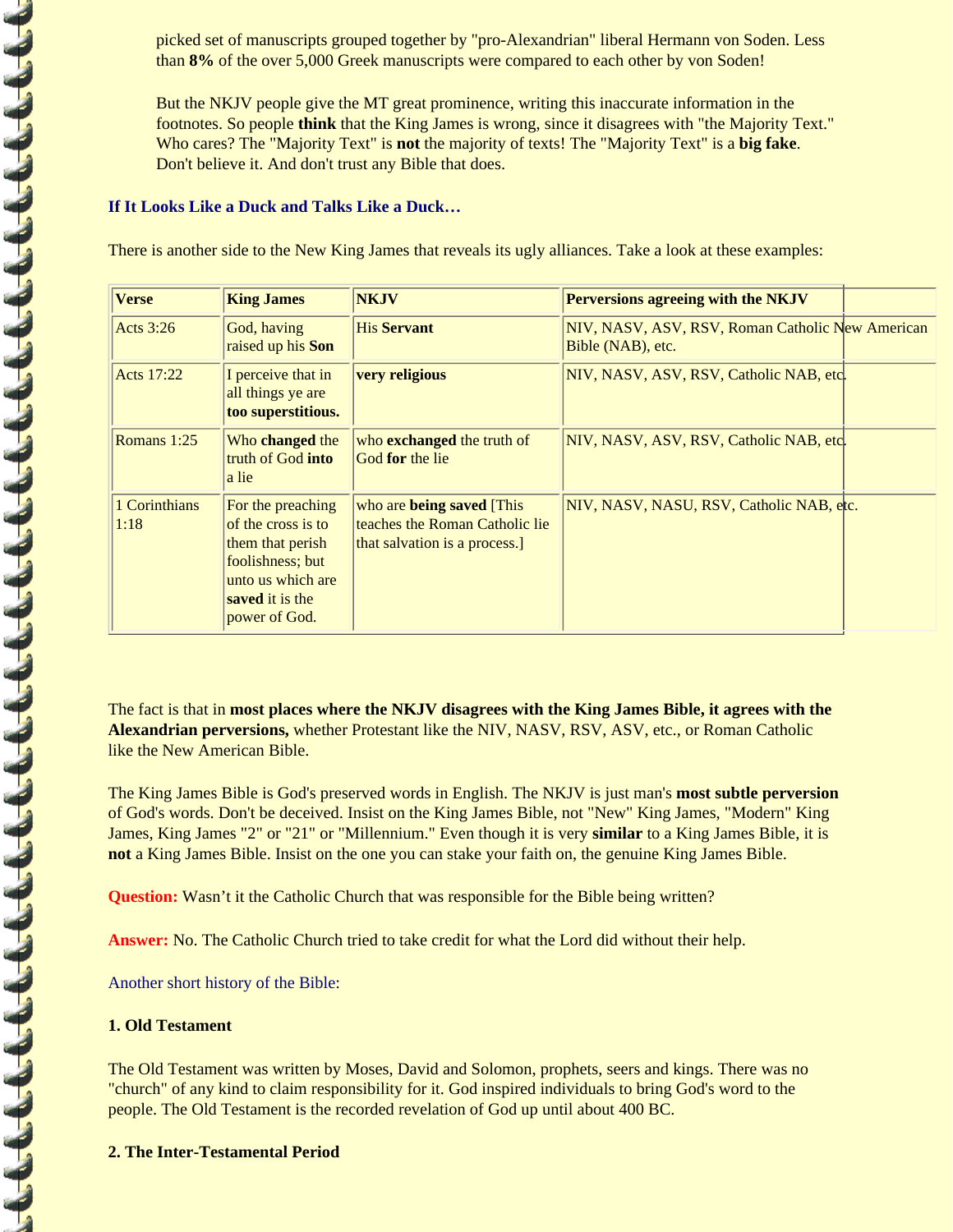picked set of manuscripts grouped together by "pro-Alexandrian" liberal Hermann von Soden. Less than **8%** of the over 5,000 Greek manuscripts were compared to each other by von Soden!

But the NKJV people give the MT great prominence, writing this inaccurate information in the footnotes. So people **think** that the King James is wrong, since it disagrees with "the Majority Text." Who cares? The "Majority Text" is **not** the majority of texts! The "Majority Text" is a **big fake**. Don't believe it. And don't trust any Bible that does.

### If It Looks Like a Duck and Talks Like a Duck…

There is another side to the New King James that reveals its ugly alliances. Take a look at these examples:

| Verse | King James | NKJV | Perversions agreeing with the NKJV |
|---|---|---|---|
| Acts 3:26 | God, having raised up his **Son** | His **Servant** | NIV, NASV, ASV, RSV, Roman Catholic New American Bible (NAB), etc. |
| Acts 17:22 | I perceive that in all things ye are **too superstitious.** | **very religious** | NIV, NASV, ASV, RSV, Catholic NAB, etc. |
| Romans 1:25 | Who **changed** the truth of God **into** a lie | who **exchanged** the truth of God **for** the lie | NIV, NASV, ASV, RSV, Catholic NAB, etc. |
| 1 Corinthians 1:18 | For the preaching of the cross is to them that perish foolishness; but unto us which are **saved** it is the power of God. | who are **being saved** [This teaches the Roman Catholic lie that salvation is a process.] | NIV, NASV, NASU, RSV, Catholic NAB, etc. |

The fact is that in **most places where the NKJV disagrees with the King James Bible, it agrees with the Alexandrian perversions,** whether Protestant like the NIV, NASV, RSV, ASV, etc., or Roman Catholic like the New American Bible.

The King James Bible is God's preserved words in English. The NKJV is just man's **most subtle perversion** of God's words. Don't be deceived. Insist on the King James Bible, not "New" King James, "Modern" King James, King James "2" or "21" or "Millennium." Even though it is very **similar** to a King James Bible, it is **not** a King James Bible. Insist on the one you can stake your faith on, the genuine King James Bible.

**Question:** Wasn't it the Catholic Church that was responsible for the Bible being written?

**Answer:** No. The Catholic Church tried to take credit for what the Lord did without their help.

Another short history of the Bible:

**1. Old Testament**

The Old Testament was written by Moses, David and Solomon, prophets, seers and kings. There was no "church" of any kind to claim responsibility for it. God inspired individuals to bring God's word to the people. The Old Testament is the recorded revelation of God up until about 400 BC.

**2. The Inter-Testamental Period**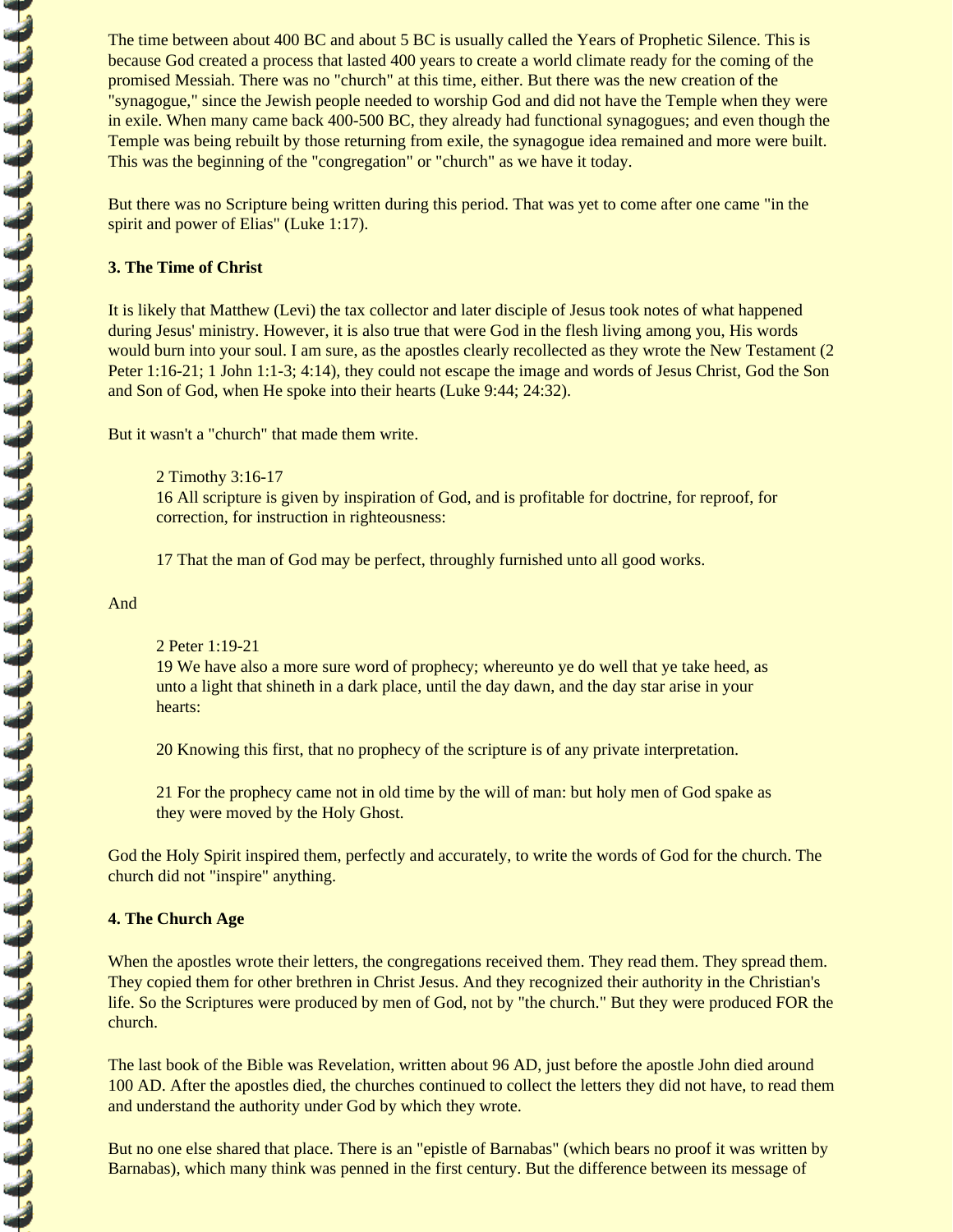The time between about 400 BC and about 5 BC is usually called the Years of Prophetic Silence. This is because God created a process that lasted 400 years to create a world climate ready for the coming of the promised Messiah. There was no "church" at this time, either. But there was the new creation of the "synagogue," since the Jewish people needed to worship God and did not have the Temple when they were in exile. When many came back 400-500 BC, they already had functional synagogues; and even though the Temple was being rebuilt by those returning from exile, the synagogue idea remained and more were built. This was the beginning of the "congregation" or "church" as we have it today.

But there was no Scripture being written during this period. That was yet to come after one came "in the spirit and power of Elias" (Luke 1:17).

**3. The Time of Christ**

It is likely that Matthew (Levi) the tax collector and later disciple of Jesus took notes of what happened during Jesus' ministry. However, it is also true that were God in the flesh living among you, His words would burn into your soul. I am sure, as the apostles clearly recollected as they wrote the New Testament (2 Peter 1:16-21; 1 John 1:1-3; 4:14), they could not escape the image and words of Jesus Christ, God the Son and Son of God, when He spoke into their hearts (Luke 9:44; 24:32).

But it wasn't a "church" that made them write.

> 2 Timothy 3:16-17
> 16 All scripture is given by inspiration of God, and is profitable for doctrine, for reproof, for correction, for instruction in righteousness:
>
> 17 That the man of God may be perfect, throughly furnished unto all good works.

And

> 2 Peter 1:19-21
> 19 We have also a more sure word of prophecy; whereunto ye do well that ye take heed, as unto a light that shineth in a dark place, until the day dawn, and the day star arise in your hearts:
>
> 20 Knowing this first, that no prophecy of the scripture is of any private interpretation.
>
> 21 For the prophecy came not in old time by the will of man: but holy men of God spake as they were moved by the Holy Ghost.

God the Holy Spirit inspired them, perfectly and accurately, to write the words of God for the church. The church did not "inspire" anything.

**4. The Church Age**

When the apostles wrote their letters, the congregations received them. They read them. They spread them. They copied them for other brethren in Christ Jesus. And they recognized their authority in the Christian's life. So the Scriptures were produced by men of God, not by "the church." But they were produced FOR the church.

The last book of the Bible was Revelation, written about 96 AD, just before the apostle John died around 100 AD. After the apostles died, the churches continued to collect the letters they did not have, to read them and understand the authority under God by which they wrote.

But no one else shared that place. There is an "epistle of Barnabas" (which bears no proof it was written by Barnabas), which many think was penned in the first century. But the difference between its message of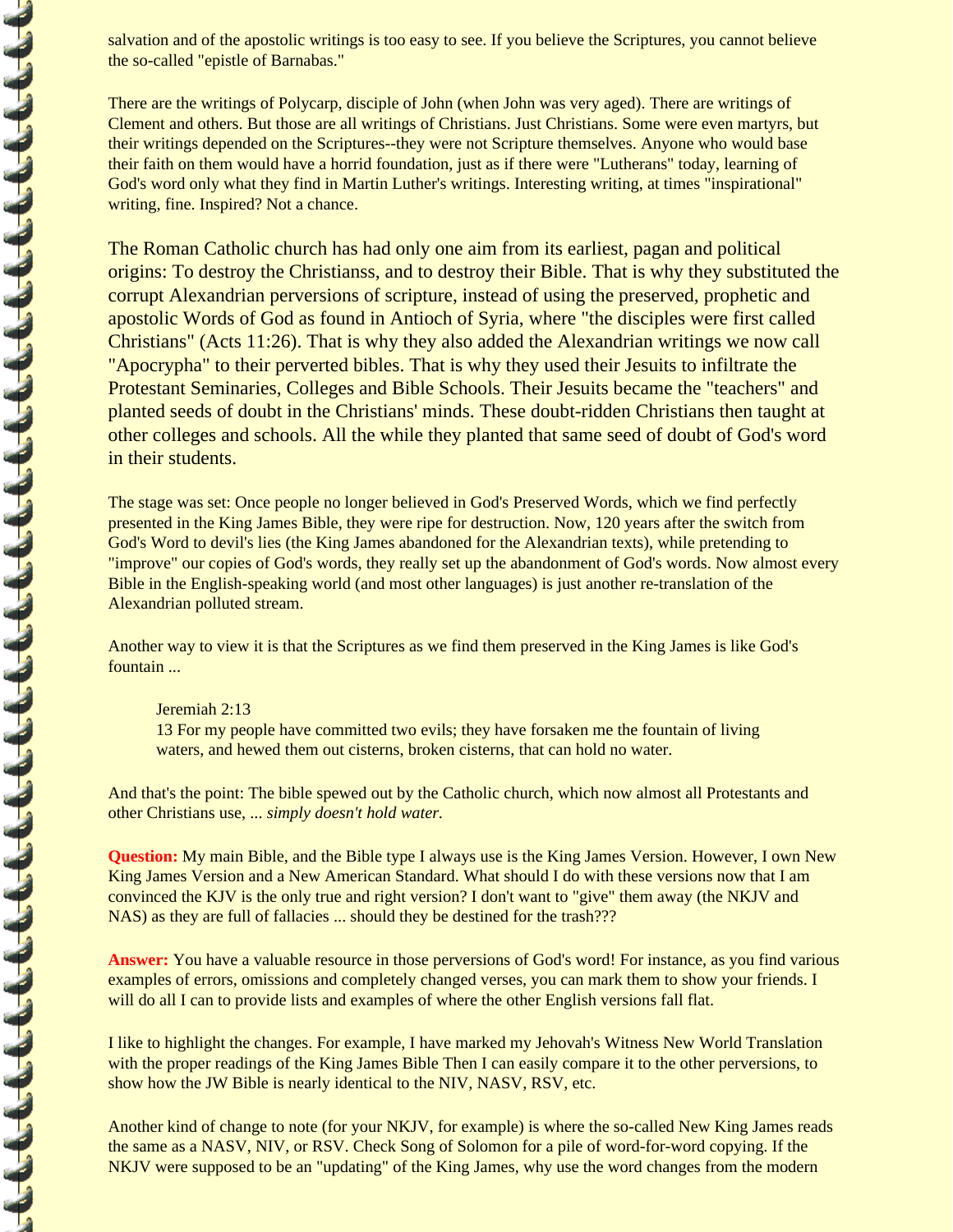salvation and of the apostolic writings is too easy to see. If you believe the Scriptures, you cannot believe the so-called "epistle of Barnabas."

There are the writings of Polycarp, disciple of John (when John was very aged). There are writings of Clement and others. But those are all writings of Christians. Just Christians. Some were even martyrs, but their writings depended on the Scriptures--they were not Scripture themselves. Anyone who would base their faith on them would have a horrid foundation, just as if there were "Lutherans" today, learning of God's word only what they find in Martin Luther's writings. Interesting writing, at times "inspirational" writing, fine. Inspired? Not a chance.

The Roman Catholic church has had only one aim from its earliest, pagan and political origins: To destroy the Christianss, and to destroy their Bible. That is why they substituted the corrupt Alexandrian perversions of scripture, instead of using the preserved, prophetic and apostolic Words of God as found in Antioch of Syria, where "the disciples were first called Christians" (Acts 11:26). That is why they also added the Alexandrian writings we now call "Apocrypha" to their perverted bibles. That is why they used their Jesuits to infiltrate the Protestant Seminaries, Colleges and Bible Schools. Their Jesuits became the "teachers" and planted seeds of doubt in the Christians' minds. These doubt-ridden Christians then taught at other colleges and schools. All the while they planted that same seed of doubt of God's word in their students.

The stage was set: Once people no longer believed in God's Preserved Words, which we find perfectly presented in the King James Bible, they were ripe for destruction. Now, 120 years after the switch from God's Word to devil's lies (the King James abandoned for the Alexandrian texts), while pretending to "improve" our copies of God's words, they really set up the abandonment of God's words. Now almost every Bible in the English-speaking world (and most other languages) is just another re-translation of the Alexandrian polluted stream.

Another way to view it is that the Scriptures as we find them preserved in the King James is like God's fountain ...

> Jeremiah 2:13
> 13 For my people have committed two evils; they have forsaken me the fountain of living waters, and hewed them out cisterns, broken cisterns, that can hold no water.

And that's the point: The bible spewed out by the Catholic church, which now almost all Protestants and other Christians use, ... *simply doesn't hold water.*

**Question:** My main Bible, and the Bible type I always use is the King James Version. However, I own New King James Version and a New American Standard. What should I do with these versions now that I am convinced the KJV is the only true and right version? I don't want to "give" them away (the NKJV and NAS) as they are full of fallacies ... should they be destined for the trash???

**Answer:** You have a valuable resource in those perversions of God's word! For instance, as you find various examples of errors, omissions and completely changed verses, you can mark them to show your friends. I will do all I can to provide lists and examples of where the other English versions fall flat.

I like to highlight the changes. For example, I have marked my Jehovah's Witness New World Translation with the proper readings of the King James Bible Then I can easily compare it to the other perversions, to show how the JW Bible is nearly identical to the NIV, NASV, RSV, etc.

Another kind of change to note (for your NKJV, for example) is where the so-called New King James reads the same as a NASV, NIV, or RSV. Check Song of Solomon for a pile of word-for-word copying. If the NKJV were supposed to be an "updating" of the King James, why use the word changes from the modern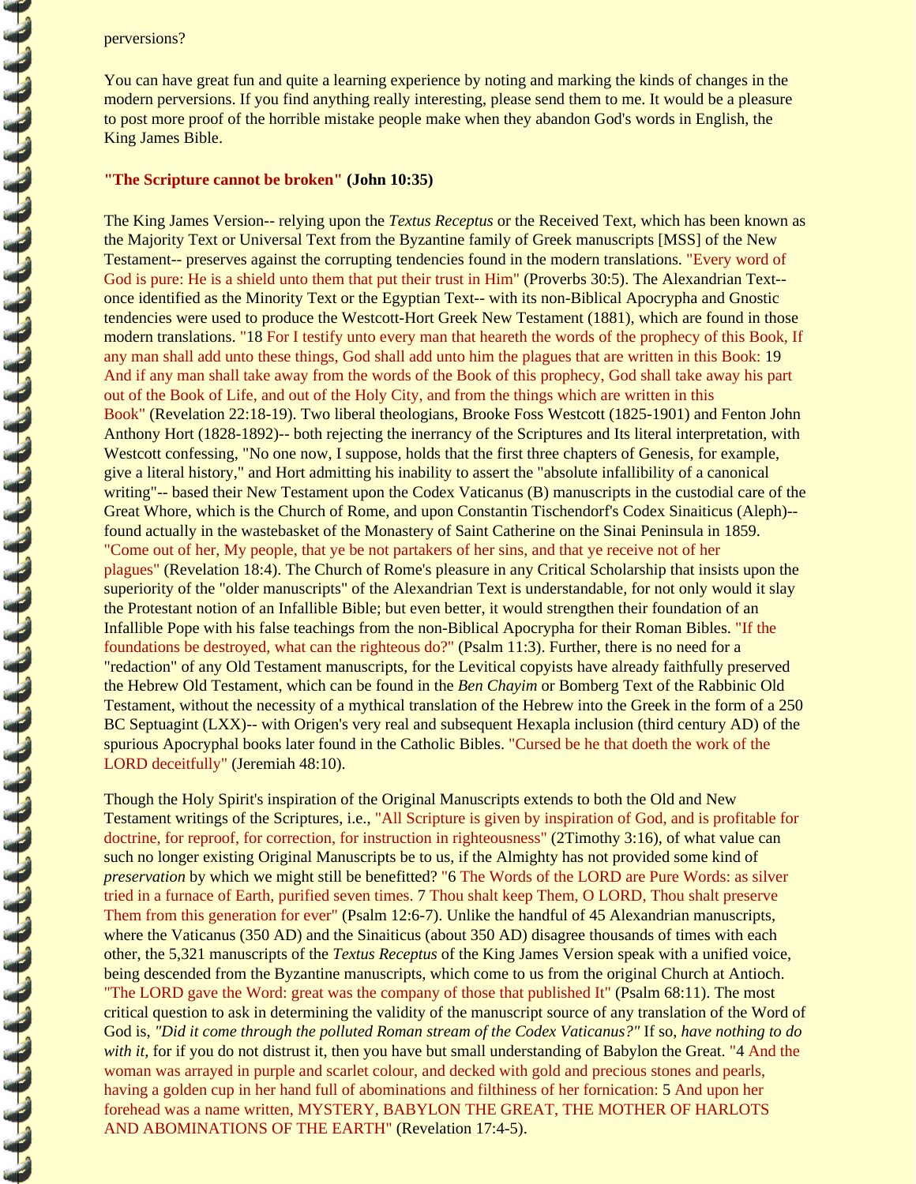perversions?

You can have great fun and quite a learning experience by noting and marking the kinds of changes in the modern perversions. If you find anything really interesting, please send them to me. It would be a pleasure to post more proof of the horrible mistake people make when they abandon God's words in English, the King James Bible.

**"The Scripture cannot be broken" (John 10:35)**

The King James Version-- relying upon the *Textus Receptus* or the Received Text, which has been known as the Majority Text or Universal Text from the Byzantine family of Greek manuscripts [MSS] of the New Testament-- preserves against the corrupting tendencies found in the modern translations. "Every word of God is pure: He is a shield unto them that put their trust in Him" (Proverbs 30:5). The Alexandrian Text-- once identified as the Minority Text or the Egyptian Text-- with its non-Biblical Apocrypha and Gnostic tendencies were used to produce the Westcott-Hort Greek New Testament (1881), which are found in those modern translations. "18 For I testify unto every man that heareth the words of the prophecy of this Book, If any man shall add unto these things, God shall add unto him the plagues that are written in this Book: 19 And if any man shall take away from the words of the Book of this prophecy, God shall take away his part out of the Book of Life, and out of the Holy City, and from the things which are written in this Book" (Revelation 22:18-19). Two liberal theologians, Brooke Foss Westcott (1825-1901) and Fenton John Anthony Hort (1828-1892)-- both rejecting the inerrancy of the Scriptures and Its literal interpretation, with Westcott confessing, "No one now, I suppose, holds that the first three chapters of Genesis, for example, give a literal history," and Hort admitting his inability to assert the "absolute infallibility of a canonical writing"-- based their New Testament upon the Codex Vaticanus (B) manuscripts in the custodial care of the Great Whore, which is the Church of Rome, and upon Constantin Tischendorf's Codex Sinaiticus (Aleph)-- found actually in the wastebasket of the Monastery of Saint Catherine on the Sinai Peninsula in 1859. "Come out of her, My people, that ye be not partakers of her sins, and that ye receive not of her plagues" (Revelation 18:4). The Church of Rome's pleasure in any Critical Scholarship that insists upon the superiority of the "older manuscripts" of the Alexandrian Text is understandable, for not only would it slay the Protestant notion of an Infallible Bible; but even better, it would strengthen their foundation of an Infallible Pope with his false teachings from the non-Biblical Apocrypha for their Roman Bibles. "If the foundations be destroyed, what can the righteous do?" (Psalm 11:3). Further, there is no need for a "redaction" of any Old Testament manuscripts, for the Levitical copyists have already faithfully preserved the Hebrew Old Testament, which can be found in the *Ben Chayim* or Bomberg Text of the Rabbinic Old Testament, without the necessity of a mythical translation of the Hebrew into the Greek in the form of a 250 BC Septuagint (LXX)-- with Origen's very real and subsequent Hexapla inclusion (third century AD) of the spurious Apocryphal books later found in the Catholic Bibles. "Cursed be he that doeth the work of the LORD deceitfully" (Jeremiah 48:10).

Though the Holy Spirit's inspiration of the Original Manuscripts extends to both the Old and New Testament writings of the Scriptures, i.e., "All Scripture is given by inspiration of God, and is profitable for doctrine, for reproof, for correction, for instruction in righteousness" (2Timothy 3:16), of what value can such no longer existing Original Manuscripts be to us, if the Almighty has not provided some kind of *preservation* by which we might still be benefitted? "6 The Words of the LORD are Pure Words: as silver tried in a furnace of Earth, purified seven times. 7 Thou shalt keep Them, O LORD, Thou shalt preserve Them from this generation for ever" (Psalm 12:6-7). Unlike the handful of 45 Alexandrian manuscripts, where the Vaticanus (350 AD) and the Sinaiticus (about 350 AD) disagree thousands of times with each other, the 5,321 manuscripts of the *Textus Receptus* of the King James Version speak with a unified voice, being descended from the Byzantine manuscripts, which come to us from the original Church at Antioch. "The LORD gave the Word: great was the company of those that published It" (Psalm 68:11). The most critical question to ask in determining the validity of the manuscript source of any translation of the Word of God is, *"Did it come through the polluted Roman stream of the Codex Vaticanus?"* If so, *have nothing to do with it*, for if you do not distrust it, then you have but small understanding of Babylon the Great. "4 And the woman was arrayed in purple and scarlet colour, and decked with gold and precious stones and pearls, having a golden cup in her hand full of abominations and filthiness of her fornication: 5 And upon her forehead was a name written, MYSTERY, BABYLON THE GREAT, THE MOTHER OF HARLOTS AND ABOMINATIONS OF THE EARTH" (Revelation 17:4-5).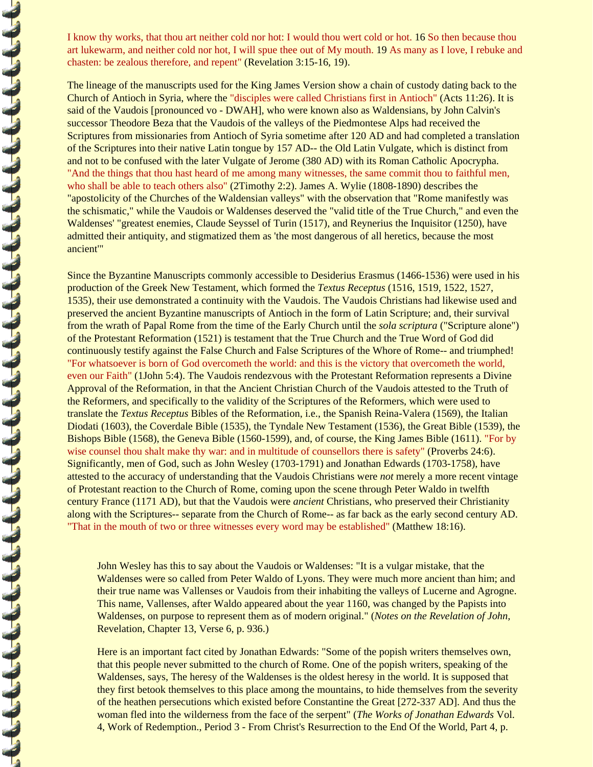I know thy works, that thou art neither cold nor hot: I would thou wert cold or hot. 16 So then because thou art lukewarm, and neither cold nor hot, I will spue thee out of My mouth. 19 As many as I love, I rebuke and chasten: be zealous therefore, and repent" (Revelation 3:15-16, 19).

The lineage of the manuscripts used for the King James Version show a chain of custody dating back to the Church of Antioch in Syria, where the "disciples were called Christians first in Antioch" (Acts 11:26). It is said of the Vaudois [pronounced vo - DWAH], who were known also as Waldensians, by John Calvin's successor Theodore Beza that the Vaudois of the valleys of the Piedmontese Alps had received the Scriptures from missionaries from Antioch of Syria sometime after 120 AD and had completed a translation of the Scriptures into their native Latin tongue by 157 AD-- the Old Latin Vulgate, which is distinct from and not to be confused with the later Vulgate of Jerome (380 AD) with its Roman Catholic Apocrypha. "And the things that thou hast heard of me among many witnesses, the same commit thou to faithful men, who shall be able to teach others also" (2Timothy 2:2). James A. Wylie (1808-1890) describes the "apostolicity of the Churches of the Waldensian valleys" with the observation that "Rome manifestly was the schismatic," while the Vaudois or Waldenses deserved the "valid title of the True Church," and even the Waldenses' "greatest enemies, Claude Seyssel of Turin (1517), and Reynerius the Inquisitor (1250), have admitted their antiquity, and stigmatized them as 'the most dangerous of all heretics, because the most ancient'"

Since the Byzantine Manuscripts commonly accessible to Desiderius Erasmus (1466-1536) were used in his production of the Greek New Testament, which formed the *Textus Receptus* (1516, 1519, 1522, 1527, 1535), their use demonstrated a continuity with the Vaudois. The Vaudois Christians had likewise used and preserved the ancient Byzantine manuscripts of Antioch in the form of Latin Scripture; and, their survival from the wrath of Papal Rome from the time of the Early Church until the *sola scriptura* ("Scripture alone") of the Protestant Reformation (1521) is testament that the True Church and the True Word of God did continuously testify against the False Church and False Scriptures of the Whore of Rome-- and triumphed! "For whatsoever is born of God overcometh the world: and this is the victory that overcometh the world, even our Faith" (1John 5:4). The Vaudois rendezvous with the Protestant Reformation represents a Divine Approval of the Reformation, in that the Ancient Christian Church of the Vaudois attested to the Truth of the Reformers, and specifically to the validity of the Scriptures of the Reformers, which were used to translate the *Textus Receptus* Bibles of the Reformation, i.e., the Spanish Reina-Valera (1569), the Italian Diodati (1603), the Coverdale Bible (1535), the Tyndale New Testament (1536), the Great Bible (1539), the Bishops Bible (1568), the Geneva Bible (1560-1599), and, of course, the King James Bible (1611). "For by wise counsel thou shalt make thy war: and in multitude of counsellors there is safety" (Proverbs 24:6). Significantly, men of God, such as John Wesley (1703-1791) and Jonathan Edwards (1703-1758), have attested to the accuracy of understanding that the Vaudois Christians were *not* merely a more recent vintage of Protestant reaction to the Church of Rome, coming upon the scene through Peter Waldo in twelfth century France (1171 AD), but that the Vaudois were *ancient* Christians, who preserved their Christianity along with the Scriptures-- separate from the Church of Rome-- as far back as the early second century AD. "That in the mouth of two or three witnesses every word may be established" (Matthew 18:16).

> John Wesley has this to say about the Vaudois or Waldenses: "It is a vulgar mistake, that the Waldenses were so called from Peter Waldo of Lyons. They were much more ancient than him; and their true name was Vallenses or Vaudois from their inhabiting the valleys of Lucerne and Agrogne. This name, Vallenses, after Waldo appeared about the year 1160, was changed by the Papists into Waldenses, on purpose to represent them as of modern original." (*Notes on the Revelation of John,* Revelation, Chapter 13, Verse 6, p. 936.)
>
> Here is an important fact cited by Jonathan Edwards: "Some of the popish writers themselves own, that this people never submitted to the church of Rome. One of the popish writers, speaking of the Waldenses, says, The heresy of the Waldenses is the oldest heresy in the world. It is supposed that they first betook themselves to this place among the mountains, to hide themselves from the severity of the heathen persecutions which existed before Constantine the Great [272-337 AD]. And thus the woman fled into the wilderness from the face of the serpent" (*The Works of Jonathan Edwards* Vol. 4, Work of Redemption., Period 3 - From Christ's Resurrection to the End Of the World, Part 4, p.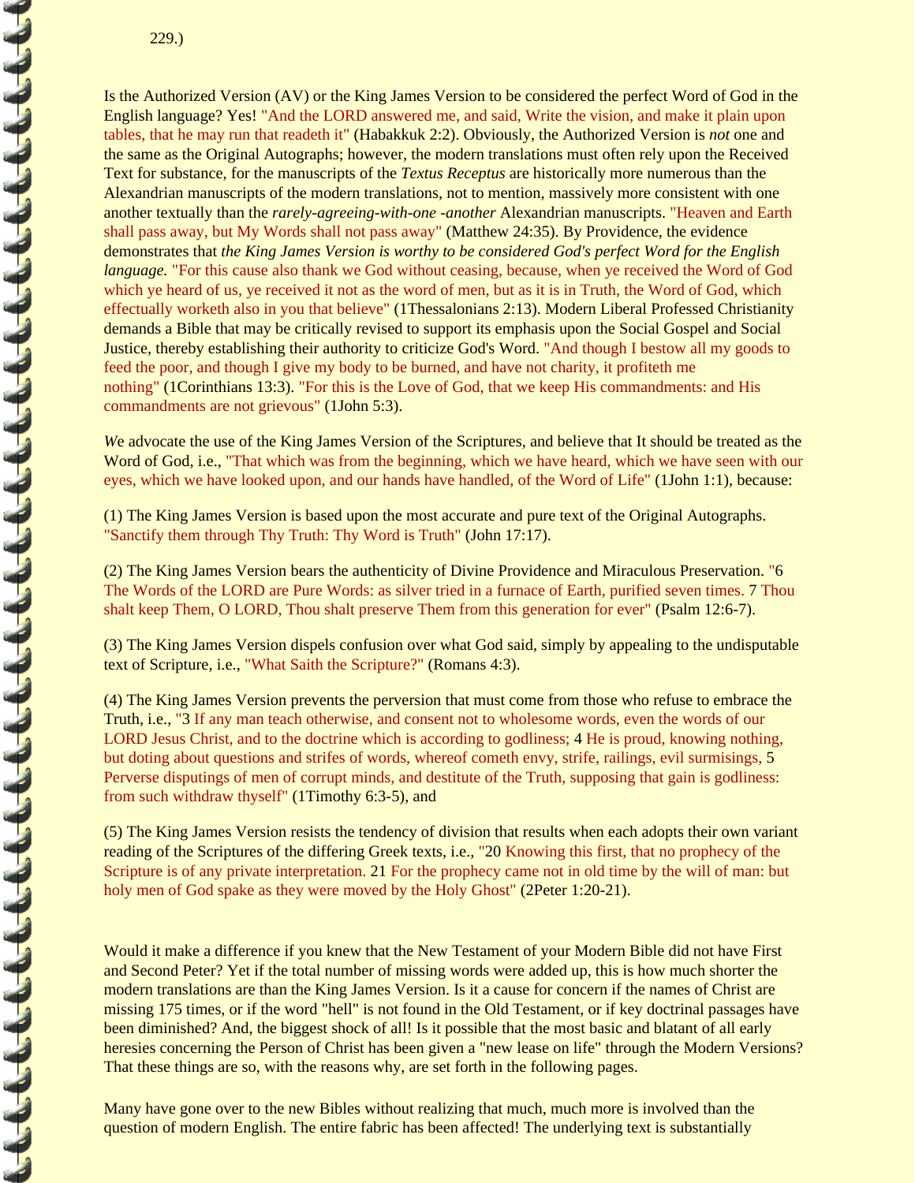229.)

Is the Authorized Version (AV) or the King James Version to be considered the perfect Word of God in the English language? Yes! "And the LORD answered me, and said, Write the vision, and make it plain upon tables, that he may run that readeth it" (Habakkuk 2:2). Obviously, the Authorized Version is *not* one and the same as the Original Autographs; however, the modern translations must often rely upon the Received Text for substance, for the manuscripts of the *Textus Receptus* are historically more numerous than the Alexandrian manuscripts of the modern translations, not to mention, massively more consistent with one another textually than the *rarely-agreeing-with-one -another* Alexandrian manuscripts. "Heaven and Earth shall pass away, but My Words shall not pass away" (Matthew 24:35). By Providence, the evidence demonstrates that *the King James Version is worthy to be considered God's perfect Word for the English language.* "For this cause also thank we God without ceasing, because, when ye received the Word of God which ye heard of us, ye received it not as the word of men, but as it is in Truth, the Word of God, which effectually worketh also in you that believe" (1Thessalonians 2:13). Modern Liberal Professed Christianity demands a Bible that may be critically revised to support its emphasis upon the Social Gospel and Social Justice, thereby establishing their authority to criticize God's Word. "And though I bestow all my goods to feed the poor, and though I give my body to be burned, and have not charity, it profiteth me nothing" (1Corinthians 13:3). "For this is the Love of God, that we keep His commandments: and His commandments are not grievous" (1John 5:3).

*W*e advocate the use of the King James Version of the Scriptures, and believe that It should be treated as the Word of God, i.e., "That which was from the beginning, which we have heard, which we have seen with our eyes, which we have looked upon, and our hands have handled, of the Word of Life" (1John 1:1), because:

(1) The King James Version is based upon the most accurate and pure text of the Original Autographs. "Sanctify them through Thy Truth: Thy Word is Truth" (John 17:17).

(2) The King James Version bears the authenticity of Divine Providence and Miraculous Preservation. "6 The Words of the LORD are Pure Words: as silver tried in a furnace of Earth, purified seven times. 7 Thou shalt keep Them, O LORD, Thou shalt preserve Them from this generation for ever" (Psalm 12:6-7).

(3) The King James Version dispels confusion over what God said, simply by appealing to the undisputable text of Scripture, i.e., "What Saith the Scripture?" (Romans 4:3).

(4) The King James Version prevents the perversion that must come from those who refuse to embrace the Truth, i.e., "3 If any man teach otherwise, and consent not to wholesome words, even the words of our LORD Jesus Christ, and to the doctrine which is according to godliness; 4 He is proud, knowing nothing, but doting about questions and strifes of words, whereof cometh envy, strife, railings, evil surmisings, 5 Perverse disputings of men of corrupt minds, and destitute of the Truth, supposing that gain is godliness: from such withdraw thyself" (1Timothy 6:3-5), and

(5) The King James Version resists the tendency of division that results when each adopts their own variant reading of the Scriptures of the differing Greek texts, i.e., "20 Knowing this first, that no prophecy of the Scripture is of any private interpretation. 21 For the prophecy came not in old time by the will of man: but holy men of God spake as they were moved by the Holy Ghost" (2Peter 1:20-21).

Would it make a difference if you knew that the New Testament of your Modern Bible did not have First and Second Peter? Yet if the total number of missing words were added up, this is how much shorter the modern translations are than the King James Version. Is it a cause for concern if the names of Christ are missing 175 times, or if the word "hell" is not found in the Old Testament, or if key doctrinal passages have been diminished? And, the biggest shock of all! Is it possible that the most basic and blatant of all early heresies concerning the Person of Christ has been given a "new lease on life" through the Modern Versions? That these things are so, with the reasons why, are set forth in the following pages.

Many have gone over to the new Bibles without realizing that much, much more is involved than the question of modern English. The entire fabric has been affected! The underlying text is substantially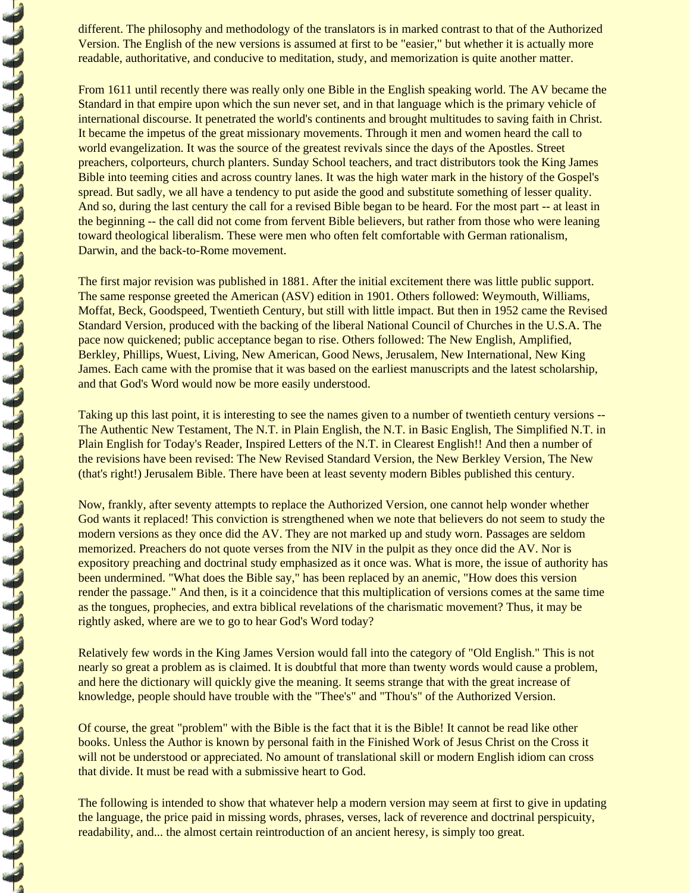different. The philosophy and methodology of the translators is in marked contrast to that of the Authorized Version. The English of the new versions is assumed at first to be "easier," but whether it is actually more readable, authoritative, and conducive to meditation, study, and memorization is quite another matter.

From 1611 until recently there was really only one Bible in the English speaking world. The AV became the Standard in that empire upon which the sun never set, and in that language which is the primary vehicle of international discourse. It penetrated the world's continents and brought multitudes to saving faith in Christ. It became the impetus of the great missionary movements. Through it men and women heard the call to world evangelization. It was the source of the greatest revivals since the days of the Apostles. Street preachers, colporteurs, church planters. Sunday School teachers, and tract distributors took the King James Bible into teeming cities and across country lanes. It was the high water mark in the history of the Gospel's spread. But sadly, we all have a tendency to put aside the good and substitute something of lesser quality. And so, during the last century the call for a revised Bible began to be heard. For the most part -- at least in the beginning -- the call did not come from fervent Bible believers, but rather from those who were leaning toward theological liberalism. These were men who often felt comfortable with German rationalism, Darwin, and the back-to-Rome movement.

The first major revision was published in 1881. After the initial excitement there was little public support. The same response greeted the American (ASV) edition in 1901. Others followed: Weymouth, Williams, Moffat, Beck, Goodspeed, Twentieth Century, but still with little impact. But then in 1952 came the Revised Standard Version, produced with the backing of the liberal National Council of Churches in the U.S.A. The pace now quickened; public acceptance began to rise. Others followed: The New English, Amplified, Berkley, Phillips, Wuest, Living, New American, Good News, Jerusalem, New International, New King James. Each came with the promise that it was based on the earliest manuscripts and the latest scholarship, and that God's Word would now be more easily understood.

Taking up this last point, it is interesting to see the names given to a number of twentieth century versions -- The Authentic New Testament, The N.T. in Plain English, the N.T. in Basic English, The Simplified N.T. in Plain English for Today's Reader, Inspired Letters of the N.T. in Clearest English!! And then a number of the revisions have been revised: The New Revised Standard Version, the New Berkley Version, The New (that's right!) Jerusalem Bible. There have been at least seventy modern Bibles published this century.

Now, frankly, after seventy attempts to replace the Authorized Version, one cannot help wonder whether God wants it replaced! This conviction is strengthened when we note that believers do not seem to study the modern versions as they once did the AV. They are not marked up and study worn. Passages are seldom memorized. Preachers do not quote verses from the NIV in the pulpit as they once did the AV. Nor is expository preaching and doctrinal study emphasized as it once was. What is more, the issue of authority has been undermined. "What does the Bible say," has been replaced by an anemic, "How does this version render the passage." And then, is it a coincidence that this multiplication of versions comes at the same time as the tongues, prophecies, and extra biblical revelations of the charismatic movement? Thus, it may be rightly asked, where are we to go to hear God's Word today?

Relatively few words in the King James Version would fall into the category of "Old English." This is not nearly so great a problem as is claimed. It is doubtful that more than twenty words would cause a problem, and here the dictionary will quickly give the meaning. It seems strange that with the great increase of knowledge, people should have trouble with the "Thee's" and "Thou's" of the Authorized Version.

Of course, the great "problem" with the Bible is the fact that it is the Bible! It cannot be read like other books. Unless the Author is known by personal faith in the Finished Work of Jesus Christ on the Cross it will not be understood or appreciated. No amount of translational skill or modern English idiom can cross that divide. It must be read with a submissive heart to God.

The following is intended to show that whatever help a modern version may seem at first to give in updating the language, the price paid in missing words, phrases, verses, lack of reverence and doctrinal perspicuity, readability, and... the almost certain reintroduction of an ancient heresy, is simply too great.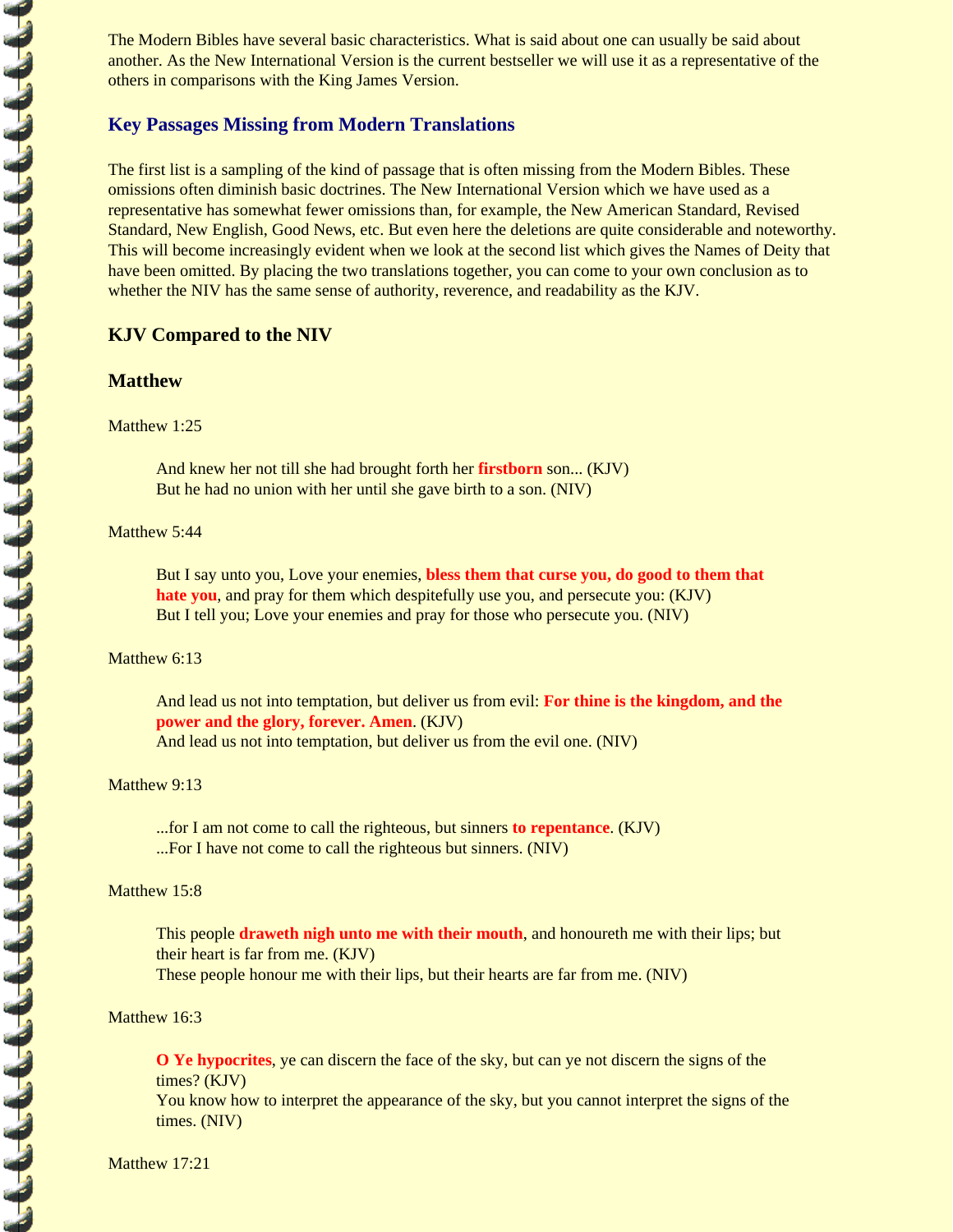The Modern Bibles have several basic characteristics. What is said about one can usually be said about another. As the New International Version is the current bestseller we will use it as a representative of the others in comparisons with the King James Version.

## Key Passages Missing from Modern Translations

The first list is a sampling of the kind of passage that is often missing from the Modern Bibles. These omissions often diminish basic doctrines. The New International Version which we have used as a representative has somewhat fewer omissions than, for example, the New American Standard, Revised Standard, New English, Good News, etc. But even here the deletions are quite considerable and noteworthy. This will become increasingly evident when we look at the second list which gives the Names of Deity that have been omitted. By placing the two translations together, you can come to your own conclusion as to whether the NIV has the same sense of authority, reverence, and readability as the KJV.

### KJV Compared to the NIV

### Matthew

Matthew 1:25

> And knew her not till she had brought forth her **firstborn** son... (KJV)
> But he had no union with her until she gave birth to a son. (NIV)

Matthew 5:44

> But I say unto you, Love your enemies, **bless them that curse you, do good to them that hate you**, and pray for them which despitefully use you, and persecute you: (KJV)
> But I tell you; Love your enemies and pray for those who persecute you. (NIV)

Matthew 6:13

> And lead us not into temptation, but deliver us from evil: **For thine is the kingdom, and the power and the glory, forever. Amen**. (KJV)
> And lead us not into temptation, but deliver us from the evil one. (NIV)

Matthew 9:13

> ...for I am not come to call the righteous, but sinners **to repentance**. (KJV)
> ...For I have not come to call the righteous but sinners. (NIV)

Matthew 15:8

> This people **draweth nigh unto me with their mouth**, and honoureth me with their lips; but their heart is far from me. (KJV)
> These people honour me with their lips, but their hearts are far from me. (NIV)

Matthew 16:3

> **O Ye hypocrites**, ye can discern the face of the sky, but can ye not discern the signs of the times? (KJV)
> You know how to interpret the appearance of the sky, but you cannot interpret the signs of the times. (NIV)

Matthew 17:21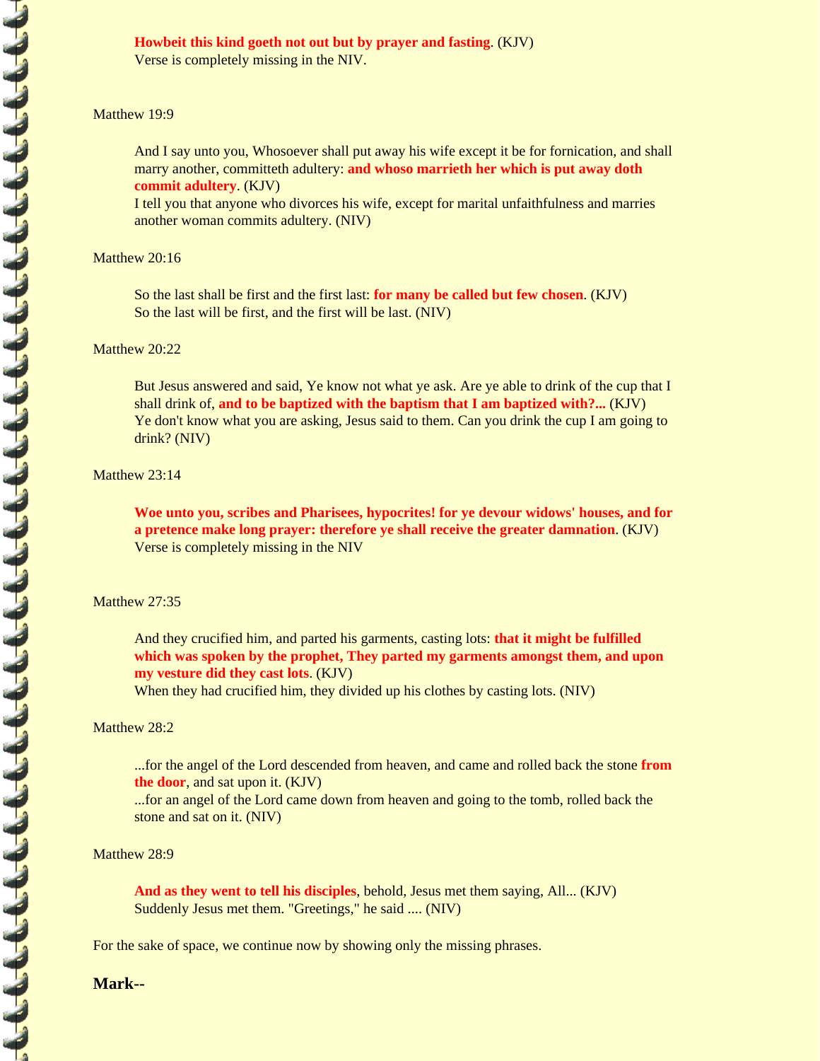**Howbeit this kind goeth not out but by prayer and fasting**. (KJV)
Verse is completely missing in the NIV.

Matthew 19:9

And I say unto you, Whosoever shall put away his wife except it be for fornication, and shall marry another, committeth adultery: **and whoso marrieth her which is put away doth commit adultery**. (KJV)
I tell you that anyone who divorces his wife, except for marital unfaithfulness and marries another woman commits adultery. (NIV)

Matthew 20:16

So the last shall be first and the first last: **for many be called but few chosen**. (KJV)
So the last will be first, and the first will be last. (NIV)

Matthew 20:22

But Jesus answered and said, Ye know not what ye ask. Are ye able to drink of the cup that I shall drink of, **and to be baptized with the baptism that I am baptized with?...** (KJV)
Ye don't know what you are asking, Jesus said to them. Can you drink the cup I am going to drink? (NIV)

Matthew 23:14

**Woe unto you, scribes and Pharisees, hypocrites! for ye devour widows' houses, and for a pretence make long prayer: therefore ye shall receive the greater damnation**. (KJV)
Verse is completely missing in the NIV

Matthew 27:35

And they crucified him, and parted his garments, casting lots: **that it might be fulfilled which was spoken by the prophet, They parted my garments amongst them, and upon my vesture did they cast lots**. (KJV)
When they had crucified him, they divided up his clothes by casting lots. (NIV)

Matthew 28:2

...for the angel of the Lord descended from heaven, and came and rolled back the stone **from the door**, and sat upon it. (KJV)
...for an angel of the Lord came down from heaven and going to the tomb, rolled back the stone and sat on it. (NIV)

Matthew 28:9

**And as they went to tell his disciples**, behold, Jesus met them saying, All... (KJV)
Suddenly Jesus met them. "Greetings," he said .... (NIV)

For the sake of space, we continue now by showing only the missing phrases.

**Mark--**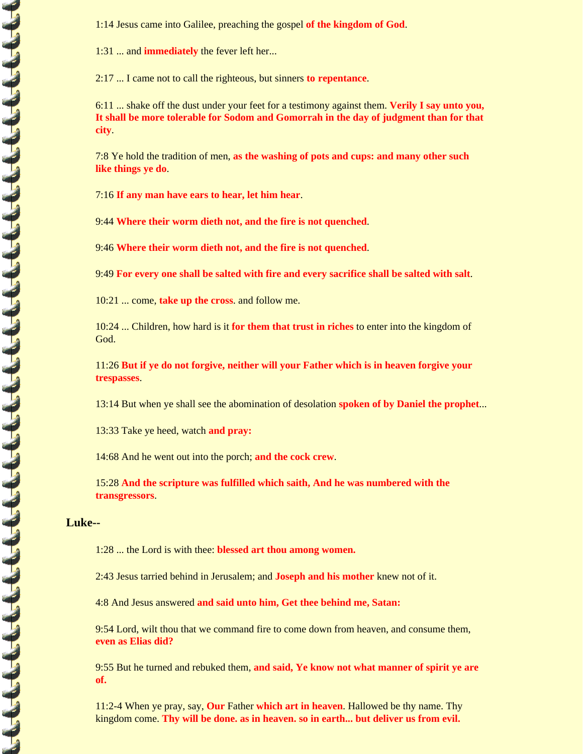1:14 Jesus came into Galilee, preaching the gospel **of the kingdom of God**.

1:31 ... and **immediately** the fever left her...

2:17 ... I came not to call the righteous, but sinners **to repentance**.

6:11 ... shake off the dust under your feet for a testimony against them. **Verily I say unto you, It shall be more tolerable for Sodom and Gomorrah in the day of judgment than for that city**.

7:8 Ye hold the tradition of men, **as the washing of pots and cups: and many other such like things ye do**.

7:16 **If any man have ears to hear, let him hear**.

9:44 **Where their worm dieth not, and the fire is not quenched**.

9:46 **Where their worm dieth not, and the fire is not quenched**.

9:49 **For every one shall be salted with fire and every sacrifice shall be salted with salt**.

10:21 ... come, **take up the cross**. and follow me.

10:24 ... Children, how hard is it **for them that trust in riches** to enter into the kingdom of God.

11:26 **But if ye do not forgive, neither will your Father which is in heaven forgive your trespasses**.

13:14 But when ye shall see the abomination of desolation **spoken of by Daniel the prophet**...

13:33 Take ye heed, watch **and pray:**

14:68 And he went out into the porch; **and the cock crew**.

15:28 **And the scripture was fulfilled which saith, And he was numbered with the transgressors**.

### Luke--

1:28 ... the Lord is with thee: **blessed art thou among women.**

2:43 Jesus tarried behind in Jerusalem; and **Joseph and his mother** knew not of it.

4:8 And Jesus answered **and said unto him, Get thee behind me, Satan:**

9:54 Lord, wilt thou that we command fire to come down from heaven, and consume them, **even as Elias did?**

9:55 But he turned and rebuked them, **and said, Ye know not what manner of spirit ye are of.**

11:2-4 When ye pray, say, **Our** Father **which art in heaven**. Hallowed be thy name. Thy kingdom come. **Thy will be done. as in heaven. so in earth... but deliver us from evil.**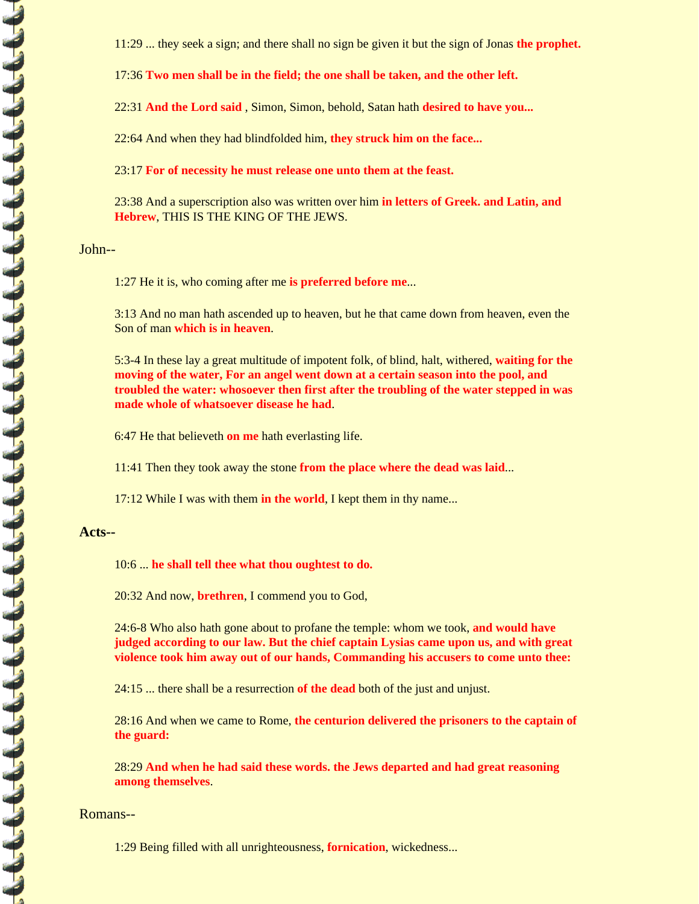11:29 ... they seek a sign; and there shall no sign be given it but the sign of Jonas **the prophet.**

17:36 **Two men shall be in the field; the one shall be taken, and the other left.**

22:31 **And the Lord said** , Simon, Simon, behold, Satan hath **desired to have you...**

22:64 And when they had blindfolded him, **they struck him on the face...**

23:17 **For of necessity he must release one unto them at the feast.**

23:38 And a superscription also was written over him **in letters of Greek. and Latin, and Hebrew**, THIS IS THE KING OF THE JEWS.

John--

1:27 He it is, who coming after me **is preferred before me**...

3:13 And no man hath ascended up to heaven, but he that came down from heaven, even the Son of man **which is in heaven**.

5:3-4 In these lay a great multitude of impotent folk, of blind, halt, withered, **waiting for the moving of the water, For an angel went down at a certain season into the pool, and troubled the water: whosoever then first after the troubling of the water stepped in was made whole of whatsoever disease he had**.

6:47 He that believeth **on me** hath everlasting life.

11:41 Then they took away the stone **from the place where the dead was laid**...

17:12 While I was with them **in the world**, I kept them in thy name...

**Acts--**

10:6 ... **he shall tell thee what thou oughtest to do.**

20:32 And now, **brethren**, I commend you to God,

24:6-8 Who also hath gone about to profane the temple: whom we took, **and would have judged according to our law. But the chief captain Lysias came upon us, and with great violence took him away out of our hands, Commanding his accusers to come unto thee:**

24:15 ... there shall be a resurrection **of the dead** both of the just and unjust.

28:16 And when we came to Rome, **the centurion delivered the prisoners to the captain of the guard:**

28:29 **And when he had said these words. the Jews departed and had great reasoning among themselves**.

Romans--

1:29 Being filled with all unrighteousness, **fornication**, wickedness...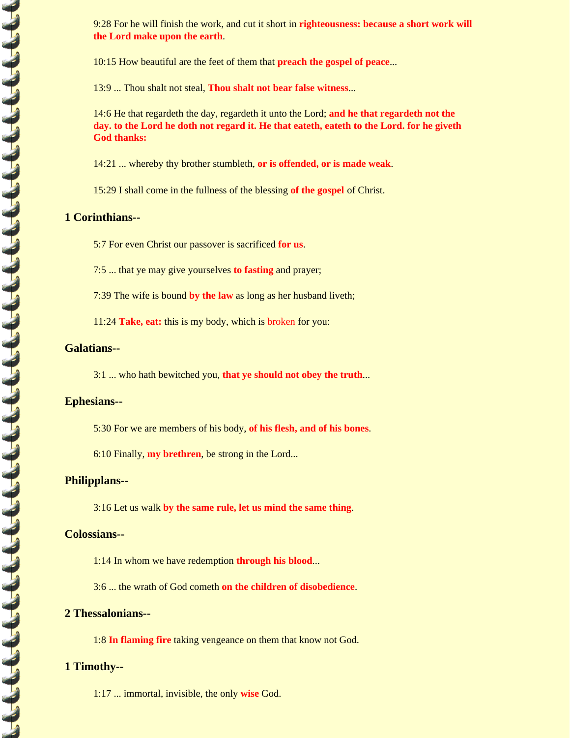9:28 For he will finish the work, and cut it short in **righteousness: because a short work will the Lord make upon the earth**.

10:15 How beautiful are the feet of them that **preach the gospel of peace**...

13:9 ... Thou shalt not steal, **Thou shalt not bear false witness**...

14:6 He that regardeth the day, regardeth it unto the Lord; **and he that regardeth not the day. to the Lord he doth not regard it. He that eateth, eateth to the Lord. for he giveth God thanks:**

14:21 ... whereby thy brother stumbleth, **or is offended, or is made weak**.

15:29 I shall come in the fullness of the blessing **of the gospel** of Christ.

## 1 Corinthians--

5:7 For even Christ our passover is sacrificed **for us**.

7:5 ... that ye may give yourselves **to fasting** and prayer;

7:39 The wife is bound **by the law** as long as her husband liveth;

11:24 **Take, eat:** this is my body, which is broken for you:

## Galatians--

3:1 ... who hath bewitched you, **that ye should not obey the truth**...

## Ephesians--

5:30 For we are members of his body, **of his flesh, and of his bones**.

6:10 Finally, **my brethren**, be strong in the Lord...

## Philipplans--

3:16 Let us walk **by the same rule, let us mind the same thing**.

## Colossians--

1:14 In whom we have redemption **through his blood**...

3:6 ... the wrath of God cometh **on the children of disobedience**.

## 2 Thessalonians--

1:8 **In flaming fire** taking vengeance on them that know not God.

## 1 Timothy--

1:17 ... immortal, invisible, the only **wise** God.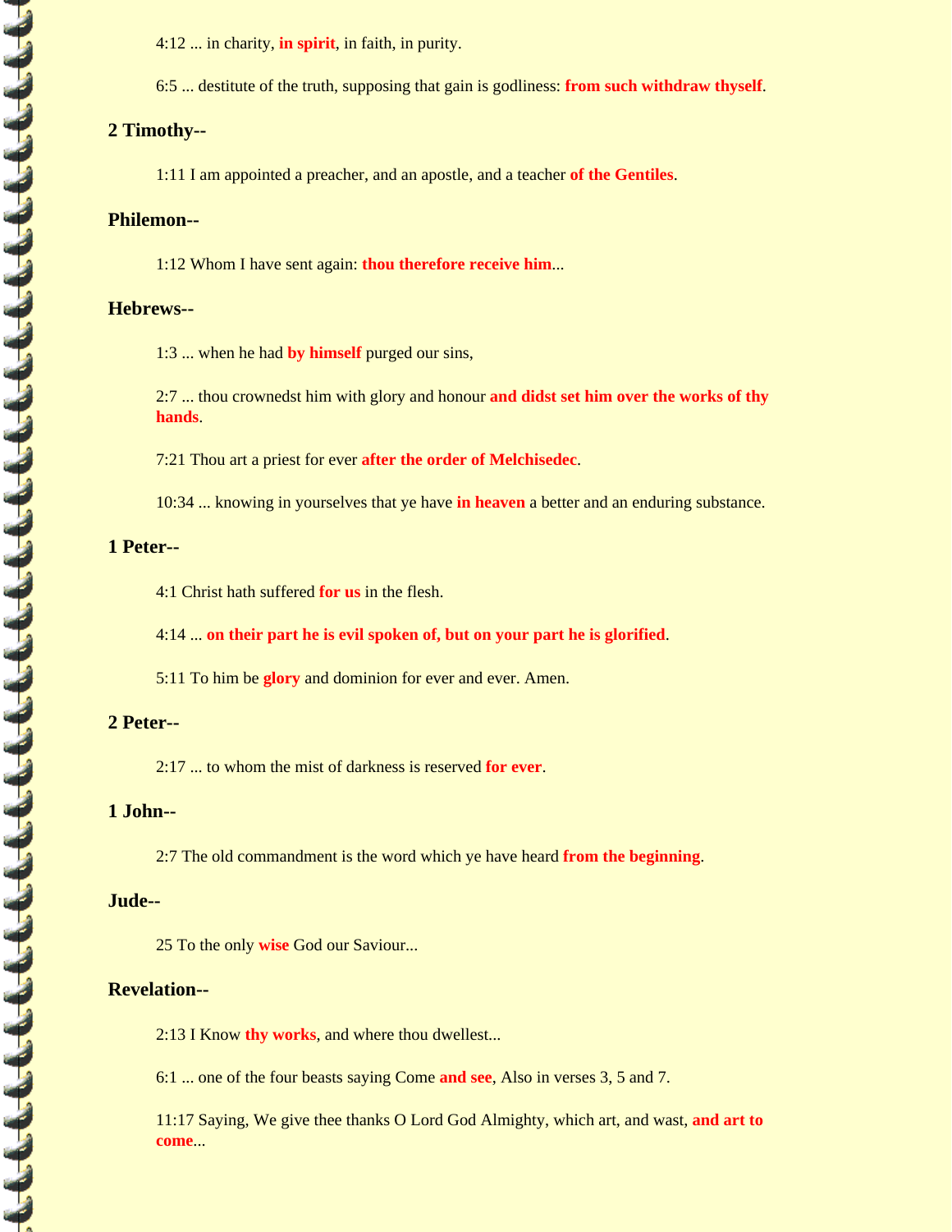4:12 ... in charity, **in spirit**, in faith, in purity.

6:5 ... destitute of the truth, supposing that gain is godliness: **from such withdraw thyself**.

### 2 Timothy--

1:11 I am appointed a preacher, and an apostle, and a teacher **of the Gentiles**.

### Philemon--

1:12 Whom I have sent again: **thou therefore receive him**...

### Hebrews--

1:3 ... when he had **by himself** purged our sins,

2:7 ... thou crownedst him with glory and honour **and didst set him over the works of thy hands**.

7:21 Thou art a priest for ever **after the order of Melchisedec**.

10:34 ... knowing in yourselves that ye have **in heaven** a better and an enduring substance.

### 1 Peter--

4:1 Christ hath suffered **for us** in the flesh.

4:14 ... **on their part he is evil spoken of, but on your part he is glorified**.

5:11 To him be **glory** and dominion for ever and ever. Amen.

### 2 Peter--

2:17 ... to whom the mist of darkness is reserved **for ever**.

### 1 John--

2:7 The old commandment is the word which ye have heard **from the beginning**.

### Jude--

25 To the only **wise** God our Saviour...

### Revelation--

2:13 I Know **thy works**, and where thou dwellest...

6:1 ... one of the four beasts saying Come **and see**, Also in verses 3, 5 and 7.

11:17 Saying, We give thee thanks O Lord God Almighty, which art, and wast, **and art to come**...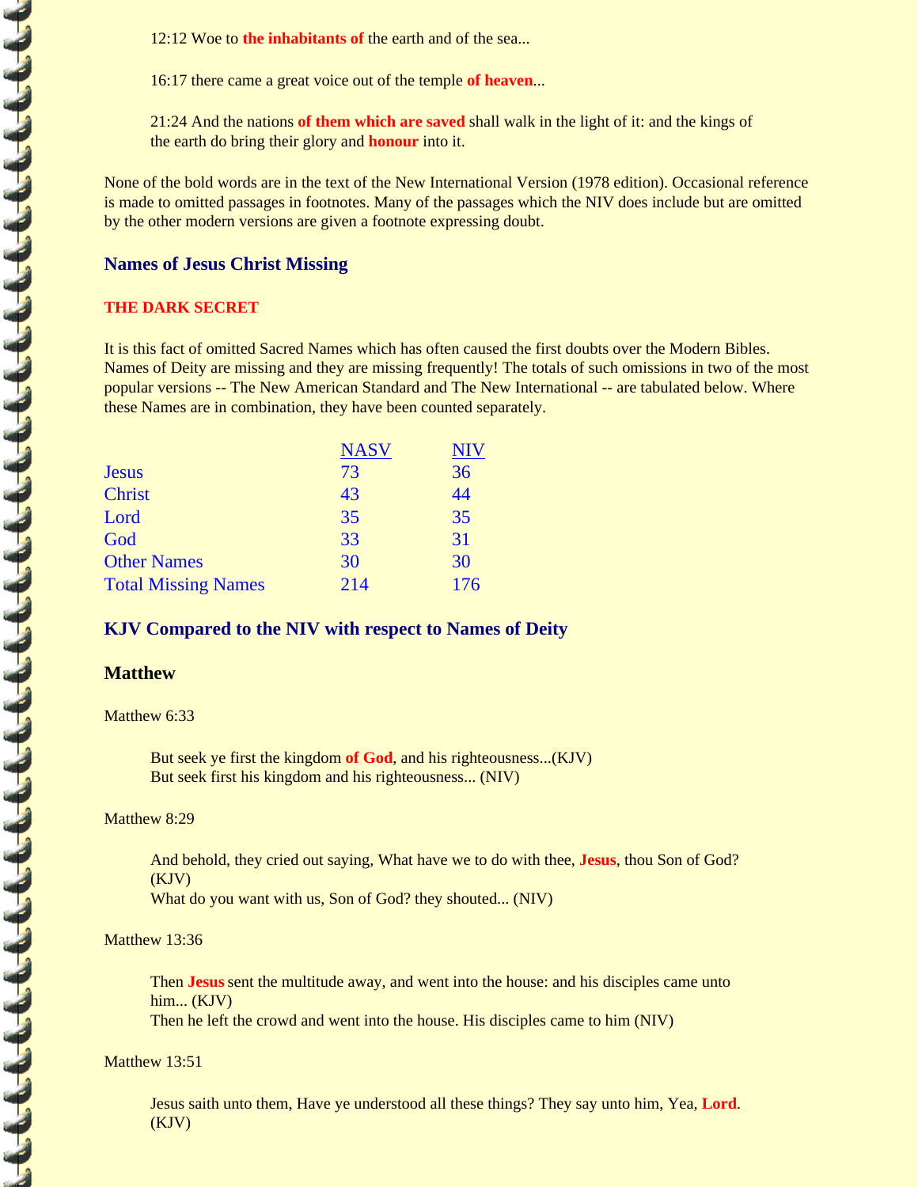12:12 Woe to **the inhabitants of** the earth and of the sea...

16:17 there came a great voice out of the temple **of heaven**...

21:24 And the nations **of them which are saved** shall walk in the light of it: and the kings of the earth do bring their glory and **honour** into it.

None of the bold words are in the text of the New International Version (1978 edition). Occasional reference is made to omitted passages in footnotes. Many of the passages which the NIV does include but are omitted by the other modern versions are given a footnote expressing doubt.

## Names of Jesus Christ Missing

### THE DARK SECRET

It is this fact of omitted Sacred Names which has often caused the first doubts over the Modern Bibles. Names of Deity are missing and they are missing frequently! The totals of such omissions in two of the most popular versions -- The New American Standard and The New International -- are tabulated below. Where these Names are in combination, they have been counted separately.

| | NASV | NIV |
|---|---|---|
| Jesus | 73 | 36 |
| Christ | 43 | 44 |
| Lord | 35 | 35 |
| God | 33 | 31 |
| Other Names | 30 | 30 |
| Total Missing Names | 214 | 176 |

## KJV Compared to the NIV with respect to Names of Deity

### Matthew

Matthew 6:33

But seek ye first the kingdom **of God**, and his righteousness...(KJV)
But seek first his kingdom and his righteousness... (NIV)

Matthew 8:29

And behold, they cried out saying, What have we to do with thee, **Jesus**, thou Son of God? (KJV)
What do you want with us, Son of God? they shouted... (NIV)

Matthew 13:36

Then **Jesus** sent the multitude away, and went into the house: and his disciples came unto him... (KJV)
Then he left the crowd and went into the house. His disciples came to him (NIV)

Matthew 13:51

Jesus saith unto them, Have ye understood all these things? They say unto him, Yea, **Lord**. (KJV)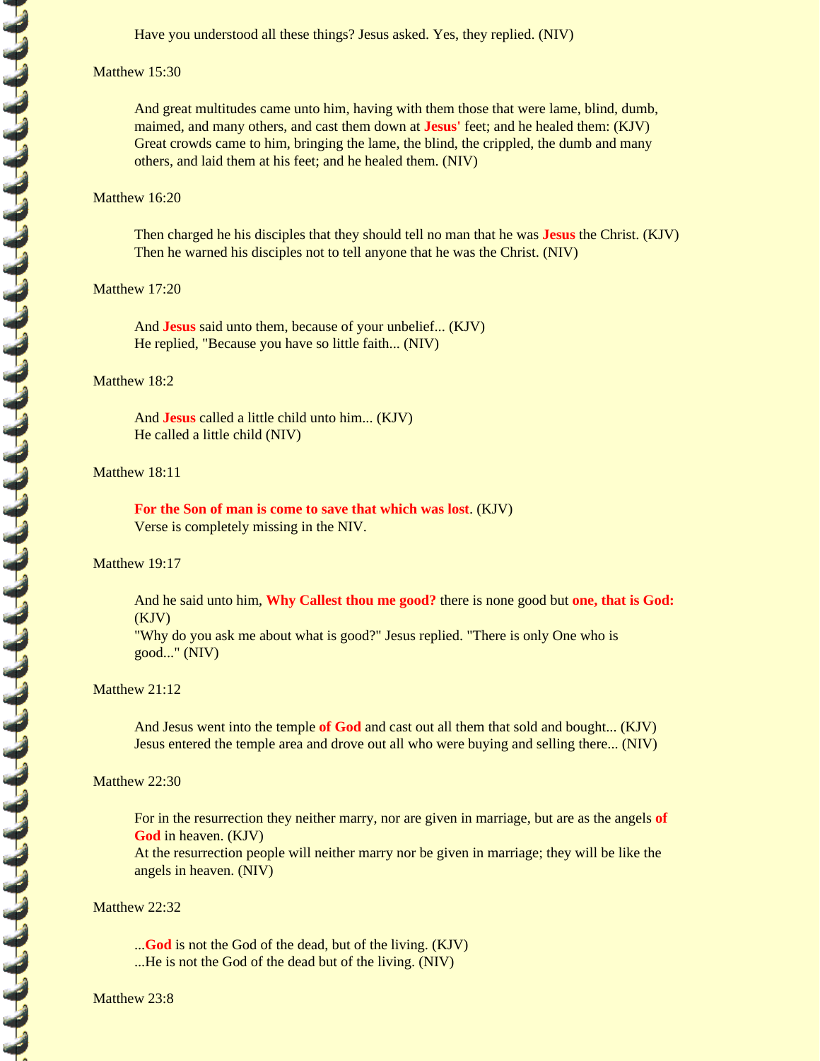Have you understood all these things? Jesus asked. Yes, they replied. (NIV)

Matthew 15:30

And great multitudes came unto him, having with them those that were lame, blind, dumb, maimed, and many others, and cast them down at **Jesus'** feet; and he healed them: (KJV)
Great crowds came to him, bringing the lame, the blind, the crippled, the dumb and many others, and laid them at his feet; and he healed them. (NIV)

Matthew 16:20

Then charged he his disciples that they should tell no man that he was **Jesus** the Christ. (KJV)
Then he warned his disciples not to tell anyone that he was the Christ. (NIV)

Matthew 17:20

And **Jesus** said unto them, because of your unbelief... (KJV)
He replied, "Because you have so little faith... (NIV)

Matthew 18:2

And **Jesus** called a little child unto him... (KJV)
He called a little child (NIV)

Matthew 18:11

**For the Son of man is come to save that which was lost**. (KJV)
Verse is completely missing in the NIV.

Matthew 19:17

And he said unto him, **Why Callest thou me good?** there is none good but **one, that is God:** (KJV)
"Why do you ask me about what is good?" Jesus replied. "There is only One who is good..." (NIV)

Matthew 21:12

And Jesus went into the temple **of God** and cast out all them that sold and bought... (KJV)
Jesus entered the temple area and drove out all who were buying and selling there... (NIV)

Matthew 22:30

For in the resurrection they neither marry, nor are given in marriage, but are as the angels **of God** in heaven. (KJV)
At the resurrection people will neither marry nor be given in marriage; they will be like the angels in heaven. (NIV)

Matthew 22:32

...**God** is not the God of the dead, but of the living. (KJV)
...He is not the God of the dead but of the living. (NIV)

Matthew 23:8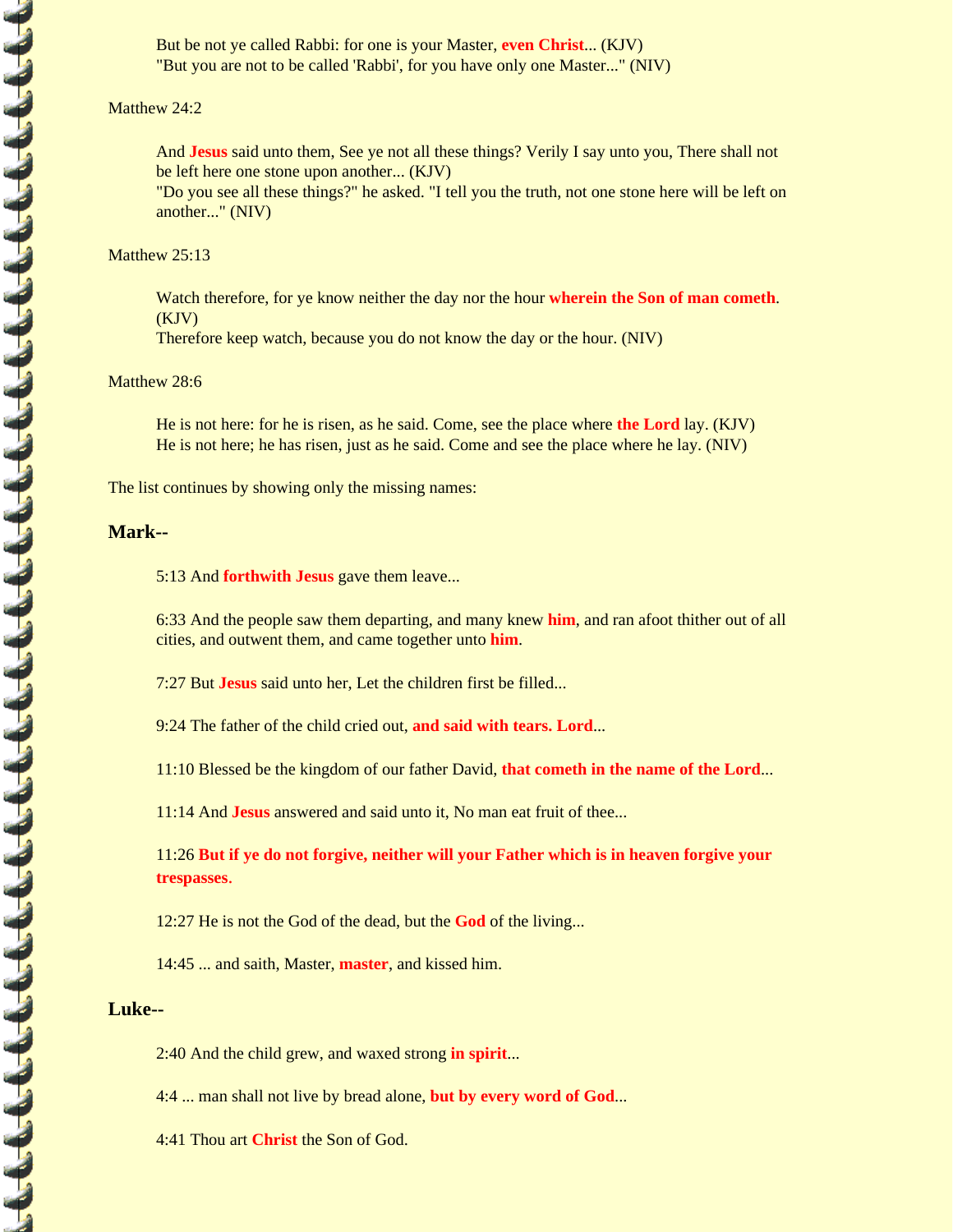> But be not ye called Rabbi: for one is your Master, **even Christ**... (KJV)
> "But you are not to be called 'Rabbi', for you have only one Master..." (NIV)

Matthew 24:2

> And **Jesus** said unto them, See ye not all these things? Verily I say unto you, There shall not be left here one stone upon another... (KJV)
> "Do you see all these things?" he asked. "I tell you the truth, not one stone here will be left on another..." (NIV)

Matthew 25:13

> Watch therefore, for ye know neither the day nor the hour **wherein the Son of man cometh**. (KJV)
> Therefore keep watch, because you do not know the day or the hour. (NIV)

Matthew 28:6

> He is not here: for he is risen, as he said. Come, see the place where **the Lord** lay. (KJV)
> He is not here; he has risen, just as he said. Come and see the place where he lay. (NIV)

The list continues by showing only the missing names:

### Mark--

> 5:13 And **forthwith Jesus** gave them leave...
>
> 6:33 And the people saw them departing, and many knew **him**, and ran afoot thither out of all cities, and outwent them, and came together unto **him**.
>
> 7:27 But **Jesus** said unto her, Let the children first be filled...
>
> 9:24 The father of the child cried out, **and said with tears. Lord**...
>
> 11:10 Blessed be the kingdom of our father David, **that cometh in the name of the Lord**...
>
> 11:14 And **Jesus** answered and said unto it, No man eat fruit of thee...
>
> 11:26 **But if ye do not forgive, neither will your Father which is in heaven forgive your trespasses.**
>
> 12:27 He is not the God of the dead, but the **God** of the living...
>
> 14:45 ... and saith, Master, **master**, and kissed him.

### Luke--

> 2:40 And the child grew, and waxed strong **in spirit**...
>
> 4:4 ... man shall not live by bread alone, **but by every word of God**...
>
> 4:41 Thou art **Christ** the Son of God.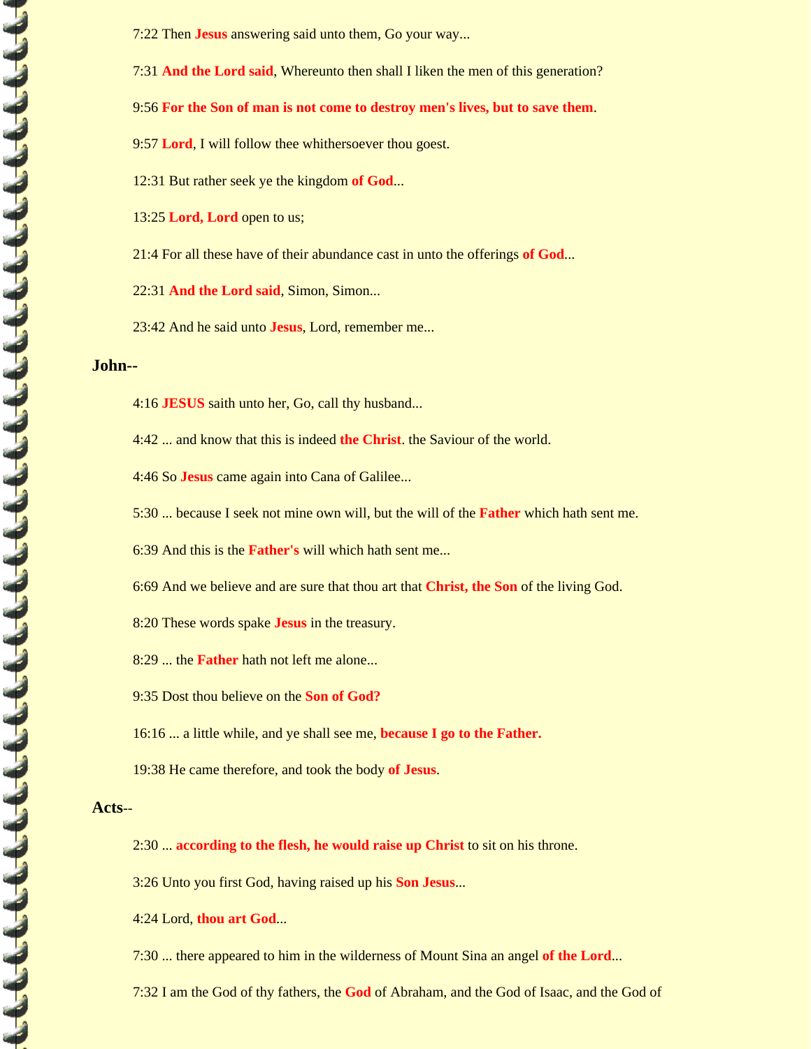7:22 Then **Jesus** answering said unto them, Go your way...

7:31 **And the Lord said**, Whereunto then shall I liken the men of this generation?

9:56 **For the Son of man is not come to destroy men's lives, but to save them**.

9:57 **Lord**, I will follow thee whithersoever thou goest.

12:31 But rather seek ye the kingdom **of God**...

13:25 **Lord, Lord** open to us;

21:4 For all these have of their abundance cast in unto the offerings **of God**...

22:31 **And the Lord said**, Simon, Simon...

23:42 And he said unto **Jesus**, Lord, remember me...

**John**--

4:16 **JESUS** saith unto her, Go, call thy husband...

4:42 ... and know that this is indeed **the Christ**. the Saviour of the world.

4:46 So **Jesus** came again into Cana of Galilee...

5:30 ... because I seek not mine own will, but the will of the **Father** which hath sent me.

6:39 And this is the **Father's** will which hath sent me...

6:69 And we believe and are sure that thou art that **Christ, the Son** of the living God.

8:20 These words spake **Jesus** in the treasury.

8:29 ... the **Father** hath not left me alone...

9:35 Dost thou believe on the **Son of God?**

16:16 ... a little while, and ye shall see me, **because I go to the Father.**

19:38 He came therefore, and took the body **of Jesus**.

**Acts**--

2:30 ... **according to the flesh, he would raise up Christ** to sit on his throne.

3:26 Unto you first God, having raised up his **Son Jesus**...

4:24 Lord, **thou art God**...

7:30 ... there appeared to him in the wilderness of Mount Sina an angel **of the Lord**...

7:32 I am the God of thy fathers, the **God** of Abraham, and the God of Isaac, and the God of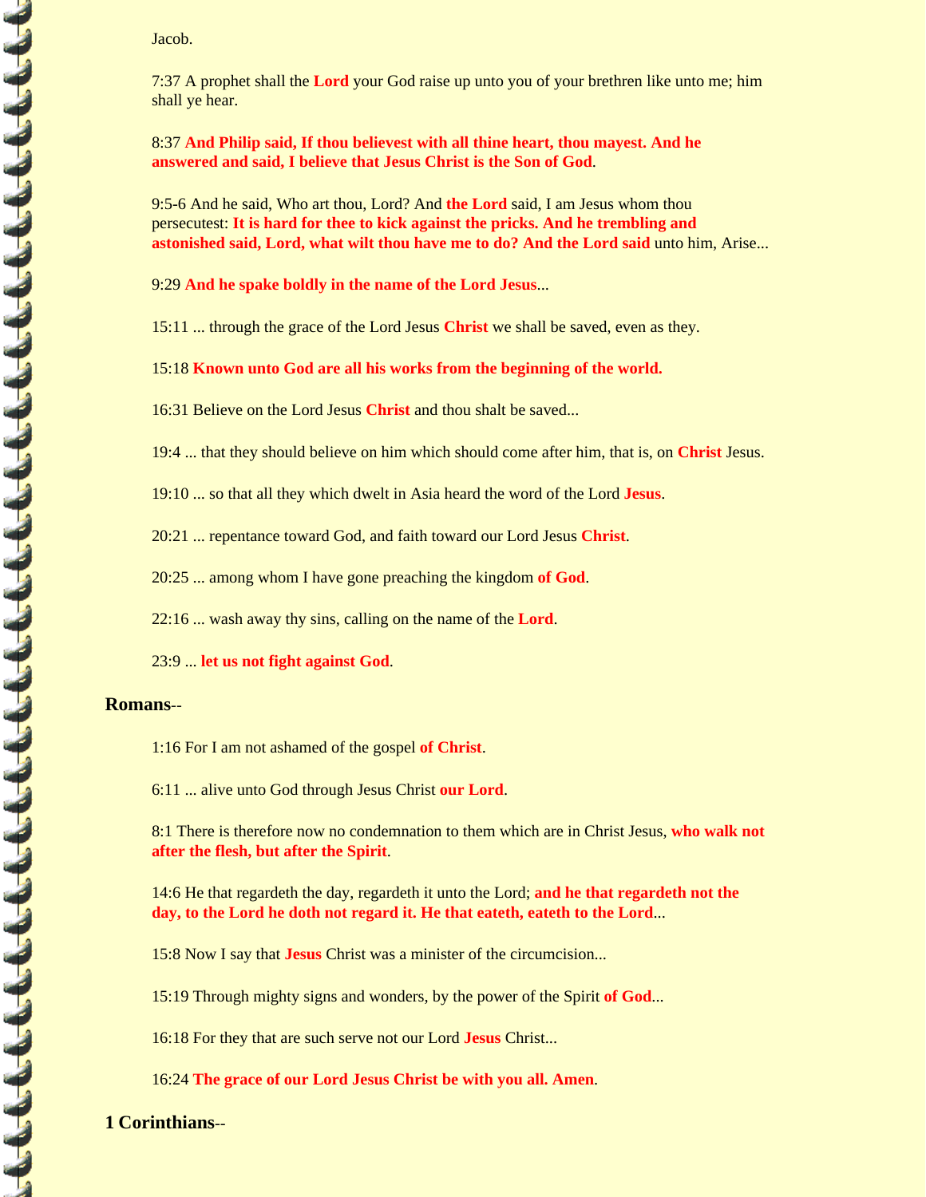Jacob.

7:37 A prophet shall the **Lord** your God raise up unto you of your brethren like unto me; him shall ye hear.

8:37 **And Philip said, If thou believest with all thine heart, thou mayest. And he answered and said, I believe that Jesus Christ is the Son of God**.

9:5-6 And he said, Who art thou, Lord? And **the Lord** said, I am Jesus whom thou persecutest: **It is hard for thee to kick against the pricks. And he trembling and astonished said, Lord, what wilt thou have me to do? And the Lord said** unto him, Arise...

9:29 **And he spake boldly in the name of the Lord Jesus**...

15:11 ... through the grace of the Lord Jesus **Christ** we shall be saved, even as they.

15:18 **Known unto God are all his works from the beginning of the world.**

16:31 Believe on the Lord Jesus **Christ** and thou shalt be saved...

19:4 ... that they should believe on him which should come after him, that is, on **Christ** Jesus.

19:10 ... so that all they which dwelt in Asia heard the word of the Lord **Jesus**.

20:21 ... repentance toward God, and faith toward our Lord Jesus **Christ**.

20:25 ... among whom I have gone preaching the kingdom **of God**.

22:16 ... wash away thy sins, calling on the name of the **Lord**.

23:9 ... **let us not fight against God**.

**Romans**--

1:16 For I am not ashamed of the gospel **of Christ**.

6:11 ... alive unto God through Jesus Christ **our Lord**.

8:1 There is therefore now no condemnation to them which are in Christ Jesus, **who walk not after the flesh, but after the Spirit**.

14:6 He that regardeth the day, regardeth it unto the Lord; **and he that regardeth not the day, to the Lord he doth not regard it. He that eateth, eateth to the Lord**...

15:8 Now I say that **Jesus** Christ was a minister of the circumcision...

15:19 Through mighty signs and wonders, by the power of the Spirit **of God**...

16:18 For they that are such serve not our Lord **Jesus** Christ...

16:24 **The grace of our Lord Jesus Christ be with you all. Amen**.

**1 Corinthians**--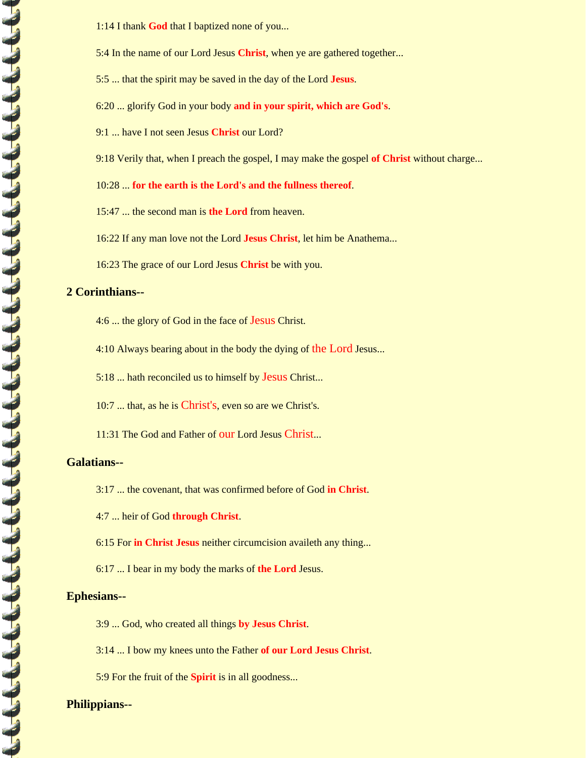1:14 I thank **God** that I baptized none of you...

5:4 In the name of our Lord Jesus **Christ**, when ye are gathered together...

5:5 ... that the spirit may be saved in the day of the Lord **Jesus**.

6:20 ... glorify God in your body **and in your spirit, which are God's**.

9:1 ... have I not seen Jesus **Christ** our Lord?

9:18 Verily that, when I preach the gospel, I may make the gospel **of Christ** without charge...

10:28 ... **for the earth is the Lord's and the fullness thereof**.

15:47 ... the second man is **the Lord** from heaven.

16:22 If any man love not the Lord **Jesus Christ**, let him be Anathema...

16:23 The grace of our Lord Jesus **Christ** be with you.

**2 Corinthians--**

4:6 ... the glory of God in the face of Jesus Christ.

4:10 Always bearing about in the body the dying of the Lord Jesus...

5:18 ... hath reconciled us to himself by Jesus Christ...

10:7 ... that, as he is Christ's, even so are we Christ's.

11:31 The God and Father of our Lord Jesus Christ...

**Galatians--**

3:17 ... the covenant, that was confirmed before of God **in Christ**.

4:7 ... heir of God **through Christ**.

6:15 For **in Christ Jesus** neither circumcision availeth any thing...

6:17 ... I bear in my body the marks of **the Lord** Jesus.

**Ephesians--**

3:9 ... God, who created all things **by Jesus Christ**.

3:14 ... I bow my knees unto the Father **of our Lord Jesus Christ**.

5:9 For the fruit of the **Spirit** is in all goodness...

**Philippians--**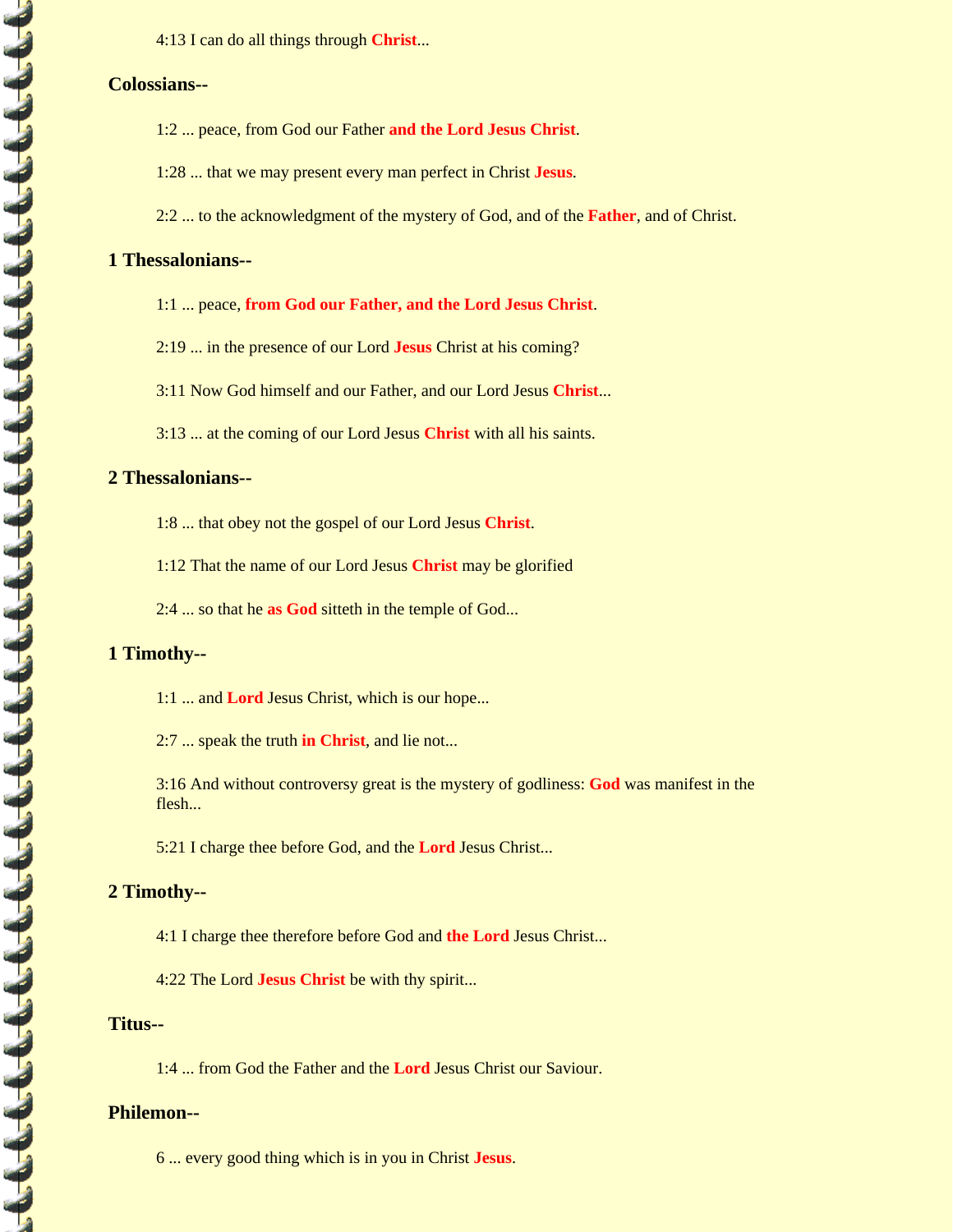4:13 I can do all things through **Christ**...

### Colossians--

1:2 ... peace, from God our Father **and the Lord Jesus Christ**.

1:28 ... that we may present every man perfect in Christ **Jesus**.

2:2 ... to the acknowledgment of the mystery of God, and of the **Father**, and of Christ.

### 1 Thessalonians--

1:1 ... peace, **from God our Father, and the Lord Jesus Christ**.

2:19 ... in the presence of our Lord **Jesus** Christ at his coming?

3:11 Now God himself and our Father, and our Lord Jesus **Christ**...

3:13 ... at the coming of our Lord Jesus **Christ** with all his saints.

### 2 Thessalonians--

1:8 ... that obey not the gospel of our Lord Jesus **Christ**.

1:12 That the name of our Lord Jesus **Christ** may be glorified

2:4 ... so that he **as God** sitteth in the temple of God...

### 1 Timothy--

1:1 ... and **Lord** Jesus Christ, which is our hope...

2:7 ... speak the truth **in Christ**, and lie not...

3:16 And without controversy great is the mystery of godliness: **God** was manifest in the flesh...

5:21 I charge thee before God, and the **Lord** Jesus Christ...

### 2 Timothy--

4:1 I charge thee therefore before God and **the Lord** Jesus Christ...

4:22 The Lord **Jesus Christ** be with thy spirit...

### Titus--

1:4 ... from God the Father and the **Lord** Jesus Christ our Saviour.

### Philemon--

6 ... every good thing which is in you in Christ **Jesus**.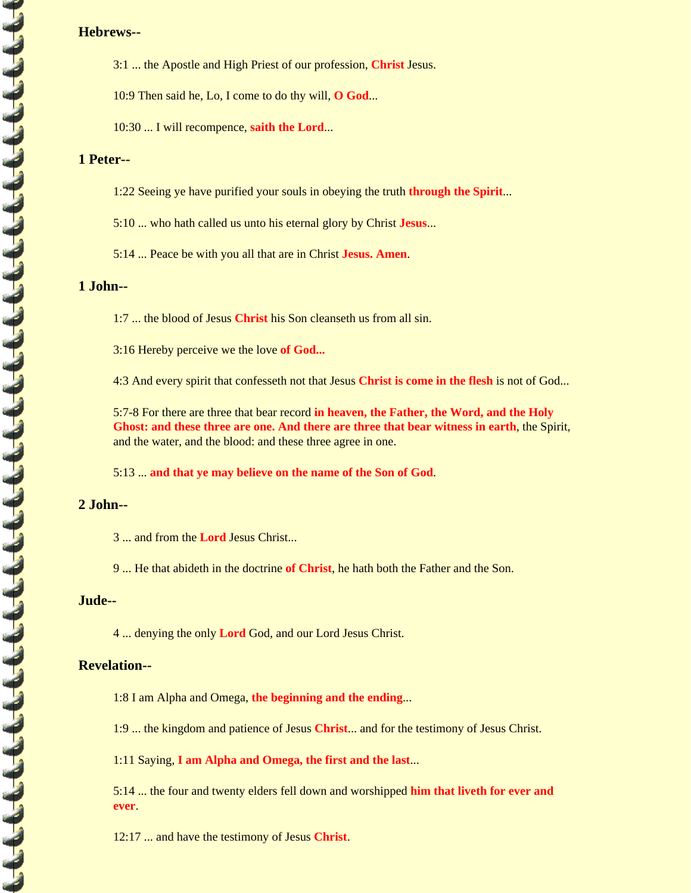### Hebrews--

3:1 ... the Apostle and High Priest of our profession, **Christ** Jesus.

10:9 Then said he, Lo, I come to do thy will, **O God**...

10:30 ... I will recompence, **saith the Lord**...

### 1 Peter--

1:22 Seeing ye have purified your souls in obeying the truth **through the Spirit**...

5:10 ... who hath called us unto his eternal glory by Christ **Jesus**...

5:14 ... Peace be with you all that are in Christ **Jesus. Amen**.

### 1 John--

1:7 ... the blood of Jesus **Christ** his Son cleanseth us from all sin.

3:16 Hereby perceive we the love **of God...**

4:3 And every spirit that confesseth not that Jesus **Christ is come in the flesh** is not of God...

5:7-8 For there are three that bear record **in heaven, the Father, the Word, and the Holy Ghost: and these three are one. And there are three that bear witness in earth**, the Spirit, and the water, and the blood: and these three agree in one.

5:13 ... **and that ye may believe on the name of the Son of God**.

### 2 John--

3 ... and from the **Lord** Jesus Christ...

9 ... He that abideth in the doctrine **of Christ**, he hath both the Father and the Son.

### Jude--

4 ... denying the only **Lord** God, and our Lord Jesus Christ.

### Revelation--

1:8 I am Alpha and Omega, **the beginning and the ending**...

1:9 ... the kingdom and patience of Jesus **Christ**... and for the testimony of Jesus Christ.

1:11 Saying, **I am Alpha and Omega, the first and the last**...

5:14 ... the four and twenty elders fell down and worshipped **him that liveth for ever and ever**.

12:17 ... and have the testimony of Jesus **Christ**.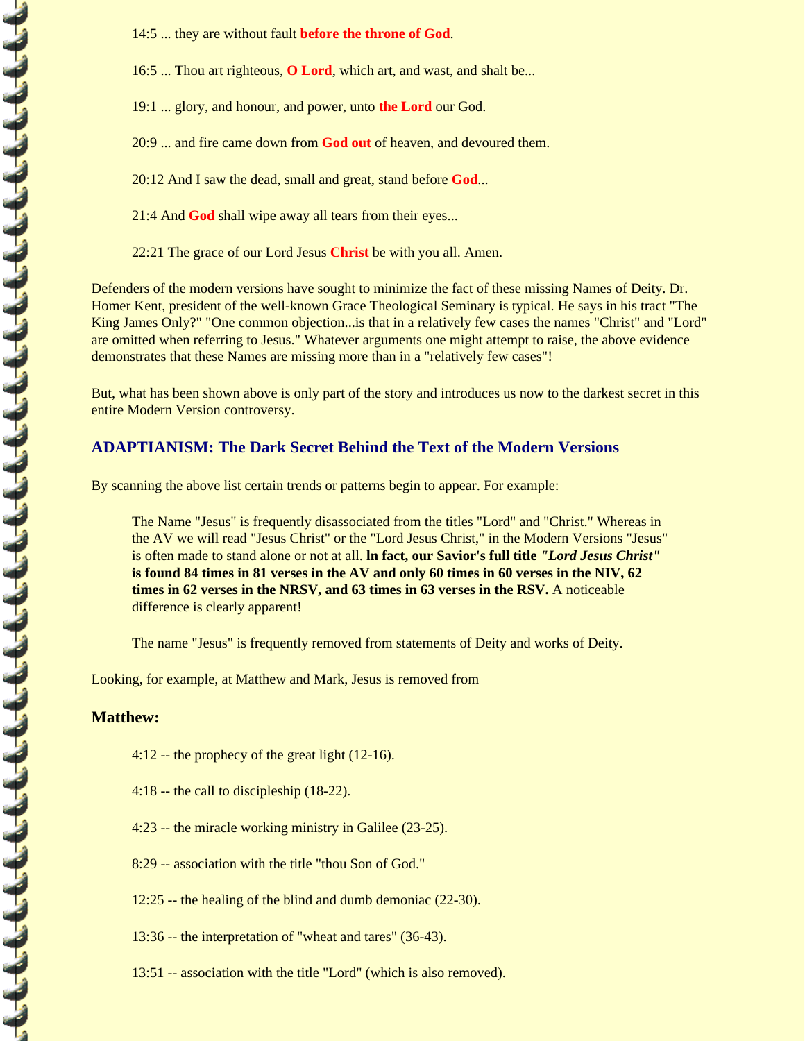14:5 ... they are without fault **before the throne of God**.

16:5 ... Thou art righteous, **O Lord**, which art, and wast, and shalt be...

19:1 ... glory, and honour, and power, unto **the Lord** our God.

20:9 ... and fire came down from **God out** of heaven, and devoured them.

20:12 And I saw the dead, small and great, stand before **God**...

21:4 And **God** shall wipe away all tears from their eyes...

22:21 The grace of our Lord Jesus **Christ** be with you all. Amen.

Defenders of the modern versions have sought to minimize the fact of these missing Names of Deity. Dr. Homer Kent, president of the well-known Grace Theological Seminary is typical. He says in his tract "The King James Only?" "One common objection...is that in a relatively few cases the names "Christ" and "Lord" are omitted when referring to Jesus." Whatever arguments one might attempt to raise, the above evidence demonstrates that these Names are missing more than in a "relatively few cases"!

But, what has been shown above is only part of the story and introduces us now to the darkest secret in this entire Modern Version controversy.

## ADAPTIANISM: The Dark Secret Behind the Text of the Modern Versions

By scanning the above list certain trends or patterns begin to appear. For example:

> The Name "Jesus" is frequently disassociated from the titles "Lord" and "Christ." Whereas in the AV we will read "Jesus Christ" or the "Lord Jesus Christ," in the Modern Versions "Jesus" is often made to stand alone or not at all. **In fact, our Savior's full title *"Lord Jesus Christ"* is found 84 times in 81 verses in the AV and only 60 times in 60 verses in the NIV, 62 times in 62 verses in the NRSV, and 63 times in 63 verses in the RSV.** A noticeable difference is clearly apparent!
>
> The name "Jesus" is frequently removed from statements of Deity and works of Deity.

Looking, for example, at Matthew and Mark, Jesus is removed from

### Matthew:

4:12 -- the prophecy of the great light (12-16).

4:18 -- the call to discipleship (18-22).

4:23 -- the miracle working ministry in Galilee (23-25).

8:29 -- association with the title "thou Son of God."

12:25 -- the healing of the blind and dumb demoniac (22-30).

13:36 -- the interpretation of "wheat and tares" (36-43).

13:51 -- association with the title "Lord" (which is also removed).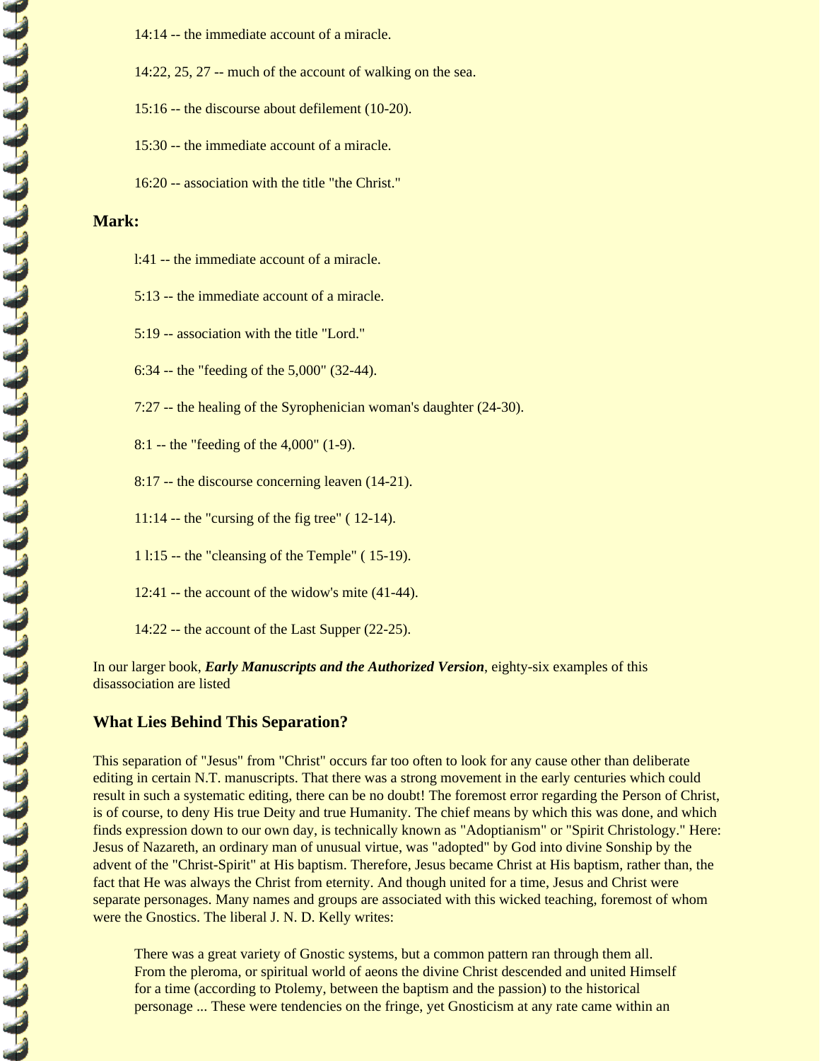14:14 -- the immediate account of a miracle.

14:22, 25, 27 -- much of the account of walking on the sea.

15:16 -- the discourse about defilement (10-20).

15:30 -- the immediate account of a miracle.

16:20 -- association with the title "the Christ."

### Mark:

l:41 -- the immediate account of a miracle.

5:13 -- the immediate account of a miracle.

5:19 -- association with the title "Lord."

6:34 -- the "feeding of the 5,000" (32-44).

7:27 -- the healing of the Syrophenician woman's daughter (24-30).

8:1 -- the "feeding of the 4,000" (1-9).

8:17 -- the discourse concerning leaven (14-21).

11:14 -- the "cursing of the fig tree" ( 12-14).

1 l:15 -- the "cleansing of the Temple" ( 15-19).

12:41 -- the account of the widow's mite (41-44).

14:22 -- the account of the Last Supper (22-25).

In our larger book, ***Early Manuscripts and the Authorized Version***, eighty-six examples of this disassociation are listed

### What Lies Behind This Separation?

This separation of "Jesus" from "Christ" occurs far too often to look for any cause other than deliberate editing in certain N.T. manuscripts. That there was a strong movement in the early centuries which could result in such a systematic editing, there can be no doubt! The foremost error regarding the Person of Christ, is of course, to deny His true Deity and true Humanity. The chief means by which this was done, and which finds expression down to our own day, is technically known as "Adoptianism" or "Spirit Christology." Here: Jesus of Nazareth, an ordinary man of unusual virtue, was "adopted" by God into divine Sonship by the advent of the "Christ-Spirit" at His baptism. Therefore, Jesus became Christ at His baptism, rather than, the fact that He was always the Christ from eternity. And though united for a time, Jesus and Christ were separate personages. Many names and groups are associated with this wicked teaching, foremost of whom were the Gnostics. The liberal J. N. D. Kelly writes:

> There was a great variety of Gnostic systems, but a common pattern ran through them all. From the pleroma, or spiritual world of aeons the divine Christ descended and united Himself for a time (according to Ptolemy, between the baptism and the passion) to the historical personage ... These were tendencies on the fringe, yet Gnosticism at any rate came within an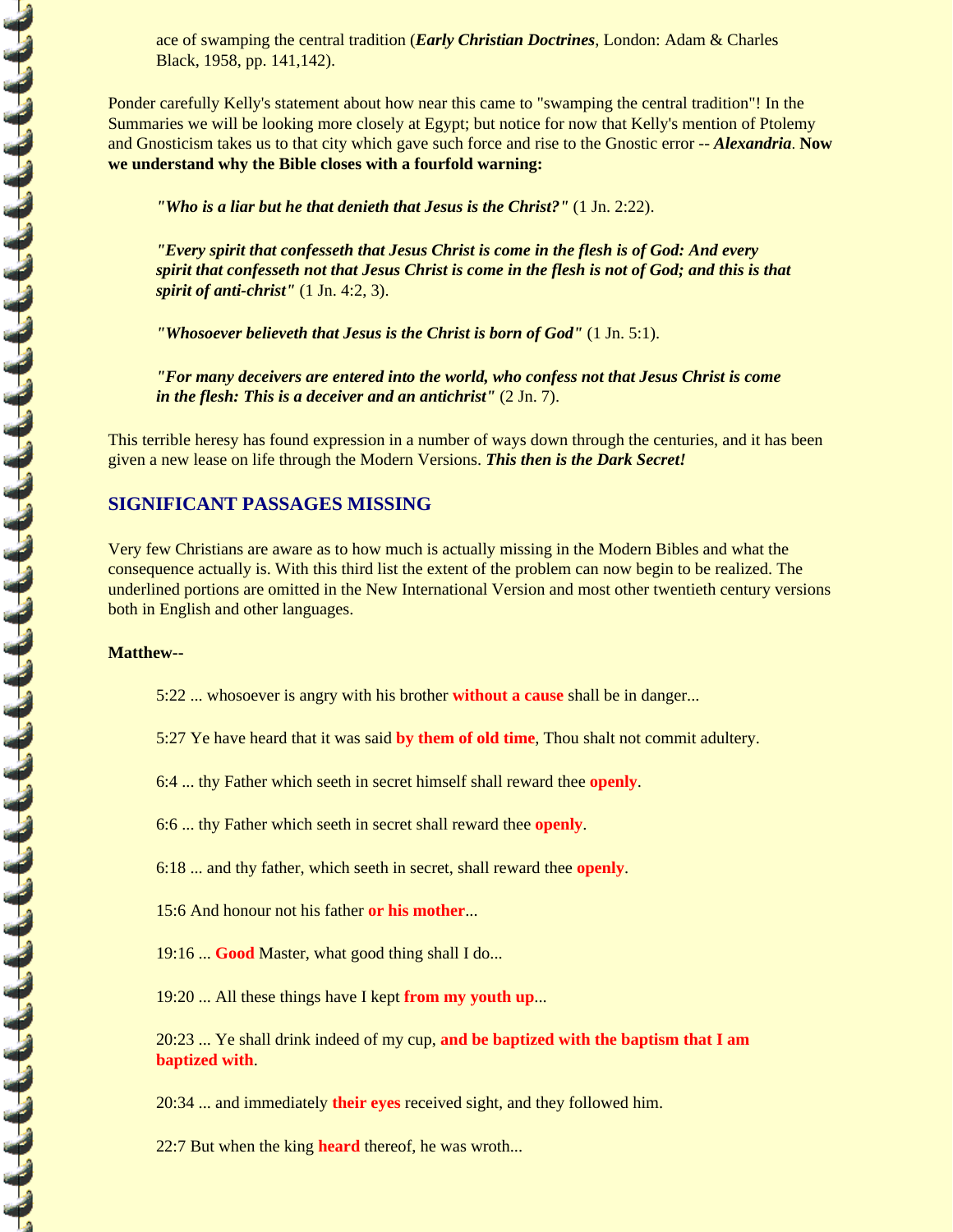ace of swamping the central tradition (***Early Christian Doctrines***, London: Adam & Charles Black, 1958, pp. 141,142).

Ponder carefully Kelly's statement about how near this came to "swamping the central tradition"! In the Summaries we will be looking more closely at Egypt; but notice for now that Kelly's mention of Ptolemy and Gnosticism takes us to that city which gave such force and rise to the Gnostic error -- ***Alexandria***. **Now we understand why the Bible closes with a fourfold warning:**

> ***"Who is a liar but he that denieth that Jesus is the Christ?"*** (1 Jn. 2:22).
>
> ***"Every spirit that confesseth that Jesus Christ is come in the flesh is of God: And every spirit that confesseth not that Jesus Christ is come in the flesh is not of God; and this is that spirit of anti-christ"*** (1 Jn. 4:2, 3).
>
> ***"Whosoever believeth that Jesus is the Christ is born of God"*** (1 Jn. 5:1).
>
> ***"For many deceivers are entered into the world, who confess not that Jesus Christ is come in the flesh: This is a deceiver and an antichrist"*** (2 Jn. 7).

This terrible heresy has found expression in a number of ways down through the centuries, and it has been given a new lease on life through the Modern Versions. ***This then is the Dark Secret!***

## SIGNIFICANT PASSAGES MISSING

Very few Christians are aware as to how much is actually missing in the Modern Bibles and what the consequence actually is. With this third list the extent of the problem can now begin to be realized. The underlined portions are omitted in the New International Version and most other twentieth century versions both in English and other languages.

**Matthew--**

> 5:22 ... whosoever is angry with his brother **without a cause** shall be in danger...
>
> 5:27 Ye have heard that it was said **by them of old time**, Thou shalt not commit adultery.
>
> 6:4 ... thy Father which seeth in secret himself shall reward thee **openly**.
>
> 6:6 ... thy Father which seeth in secret shall reward thee **openly**.
>
> 6:18 ... and thy father, which seeth in secret, shall reward thee **openly**.
>
> 15:6 And honour not his father **or his mother**...
>
> 19:16 ... **Good** Master, what good thing shall I do...
>
> 19:20 ... All these things have I kept **from my youth up**...
>
> 20:23 ... Ye shall drink indeed of my cup, **and be baptized with the baptism that I am baptized with**.
>
> 20:34 ... and immediately **their eyes** received sight, and they followed him.
>
> 22:7 But when the king **heard** thereof, he was wroth...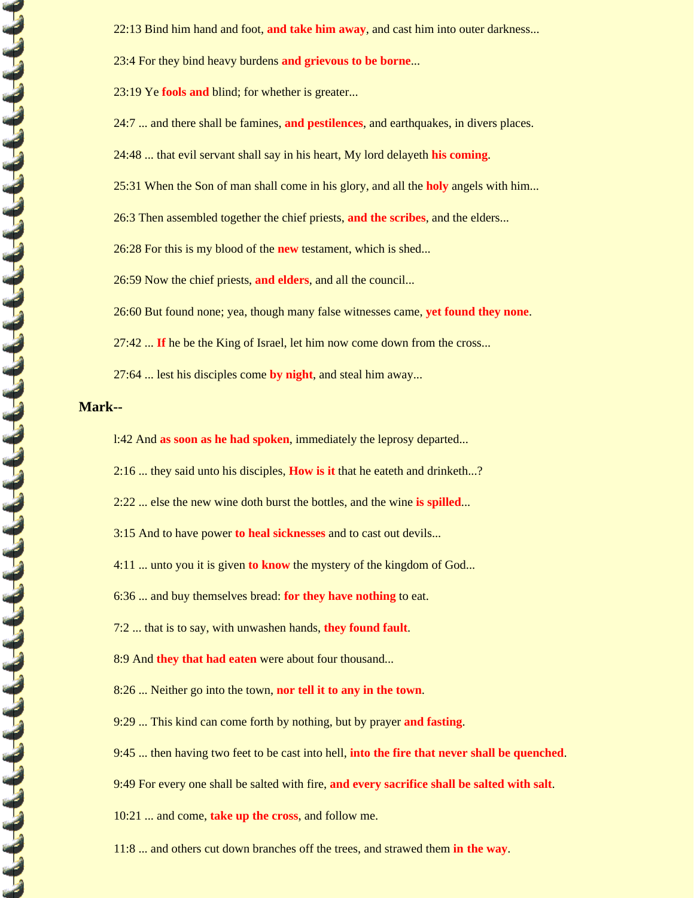22:13 Bind him hand and foot, **and take him away**, and cast him into outer darkness...

23:4 For they bind heavy burdens **and grievous to be borne**...

23:19 Ye **fools and** blind; for whether is greater...

24:7 ... and there shall be famines, **and pestilences**, and earthquakes, in divers places.

24:48 ... that evil servant shall say in his heart, My lord delayeth **his coming**.

25:31 When the Son of man shall come in his glory, and all the **holy** angels with him...

26:3 Then assembled together the chief priests, **and the scribes**, and the elders...

26:28 For this is my blood of the **new** testament, which is shed...

26:59 Now the chief priests, **and elders**, and all the council...

26:60 But found none; yea, though many false witnesses came, **yet found they none**.

27:42 ... **If** he be the King of Israel, let him now come down from the cross...

27:64 ... lest his disciples come **by night**, and steal him away...

### Mark--

l:42 And **as soon as he had spoken**, immediately the leprosy departed...

2:16 ... they said unto his disciples, **How is it** that he eateth and drinketh...?

2:22 ... else the new wine doth burst the bottles, and the wine **is spilled**...

3:15 And to have power **to heal sicknesses** and to cast out devils...

4:11 ... unto you it is given **to know** the mystery of the kingdom of God...

6:36 ... and buy themselves bread: **for they have nothing** to eat.

7:2 ... that is to say, with unwashen hands, **they found fault**.

8:9 And **they that had eaten** were about four thousand...

8:26 ... Neither go into the town, **nor tell it to any in the town**.

9:29 ... This kind can come forth by nothing, but by prayer **and fasting**.

9:45 ... then having two feet to be cast into hell, **into the fire that never shall be quenched**.

9:49 For every one shall be salted with fire, **and every sacrifice shall be salted with salt**.

10:21 ... and come, **take up the cross**, and follow me.

11:8 ... and others cut down branches off the trees, and strawed them **in the way**.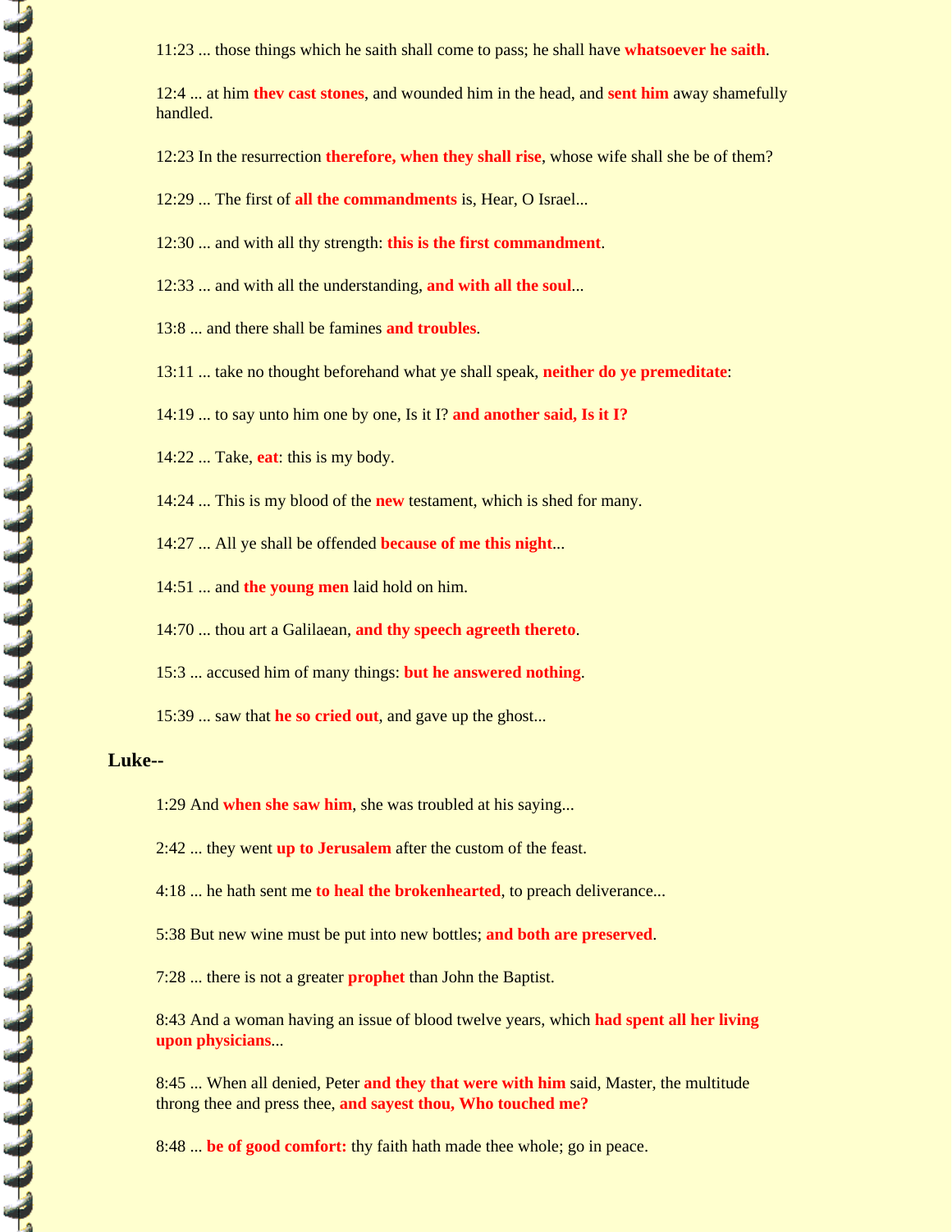11:23 ... those things which he saith shall come to pass; he shall have **whatsoever he saith**.

12:4 ... at him **they cast stones**, and wounded him in the head, and **sent him** away shamefully handled.

12:23 In the resurrection **therefore, when they shall rise**, whose wife shall she be of them?

12:29 ... The first of **all the commandments** is, Hear, O Israel...

12:30 ... and with all thy strength: **this is the first commandment**.

12:33 ... and with all the understanding, **and with all the soul**...

13:8 ... and there shall be famines **and troubles**.

13:11 ... take no thought beforehand what ye shall speak, **neither do ye premeditate**:

14:19 ... to say unto him one by one, Is it I? **and another said, Is it I?**

14:22 ... Take, **eat**: this is my body.

14:24 ... This is my blood of the **new** testament, which is shed for many.

14:27 ... All ye shall be offended **because of me this night**...

14:51 ... and **the young men** laid hold on him.

14:70 ... thou art a Galilaean, **and thy speech agreeth thereto**.

15:3 ... accused him of many things: **but he answered nothing**.

15:39 ... saw that **he so cried out**, and gave up the ghost...

### Luke--

1:29 And **when she saw him**, she was troubled at his saying...

2:42 ... they went **up to Jerusalem** after the custom of the feast.

4:18 ... he hath sent me **to heal the brokenhearted**, to preach deliverance...

5:38 But new wine must be put into new bottles; **and both are preserved**.

7:28 ... there is not a greater **prophet** than John the Baptist.

8:43 And a woman having an issue of blood twelve years, which **had spent all her living upon physicians**...

8:45 ... When all denied, Peter **and they that were with him** said, Master, the multitude throng thee and press thee, **and sayest thou, Who touched me?**

8:48 ... **be of good comfort:** thy faith hath made thee whole; go in peace.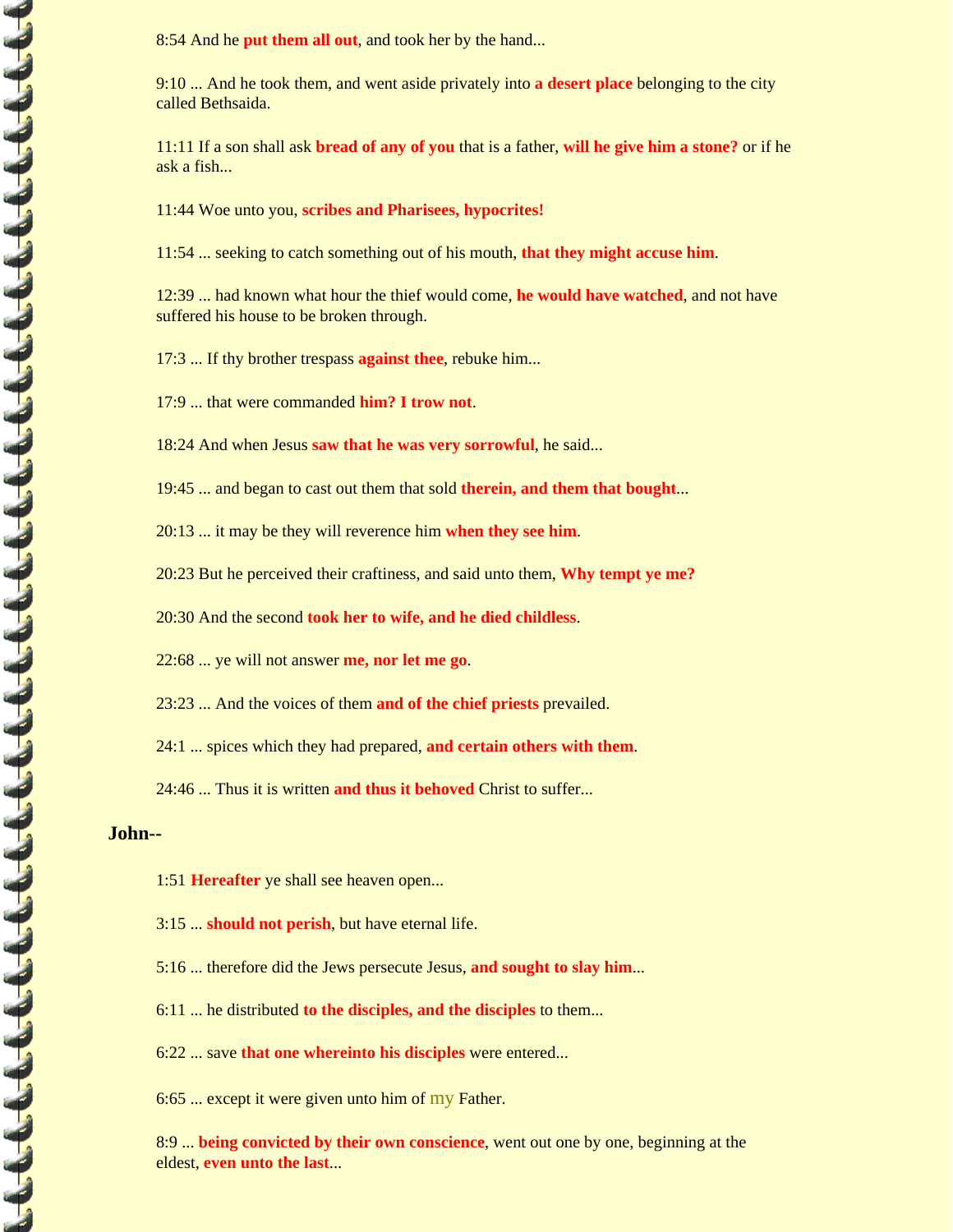8:54 And he **put them all out**, and took her by the hand...

9:10 ... And he took them, and went aside privately into **a desert place** belonging to the city called Bethsaida.

11:11 If a son shall ask **bread of any of you** that is a father, **will he give him a stone?** or if he ask a fish...

11:44 Woe unto you, **scribes and Pharisees, hypocrites!**

11:54 ... seeking to catch something out of his mouth, **that they might accuse him**.

12:39 ... had known what hour the thief would come, **he would have watched**, and not have suffered his house to be broken through.

17:3 ... If thy brother trespass **against thee**, rebuke him...

17:9 ... that were commanded **him? I trow not**.

18:24 And when Jesus **saw that he was very sorrowful**, he said...

19:45 ... and began to cast out them that sold **therein, and them that bought**...

20:13 ... it may be they will reverence him **when they see him**.

20:23 But he perceived their craftiness, and said unto them, **Why tempt ye me?**

20:30 And the second **took her to wife, and he died childless**.

22:68 ... ye will not answer **me, nor let me go**.

23:23 ... And the voices of them **and of the chief priests** prevailed.

24:1 ... spices which they had prepared, **and certain others with them**.

24:46 ... Thus it is written **and thus it behoved** Christ to suffer...

**John--**

1:51 **Hereafter** ye shall see heaven open...

3:15 ... **should not perish**, but have eternal life.

5:16 ... therefore did the Jews persecute Jesus, **and sought to slay him**...

6:11 ... he distributed **to the disciples, and the disciples** to them...

6:22 ... save **that one whereinto his disciples** were entered...

6:65 ... except it were given unto him of my Father.

8:9 ... **being convicted by their own conscience**, went out one by one, beginning at the eldest, **even unto the last**...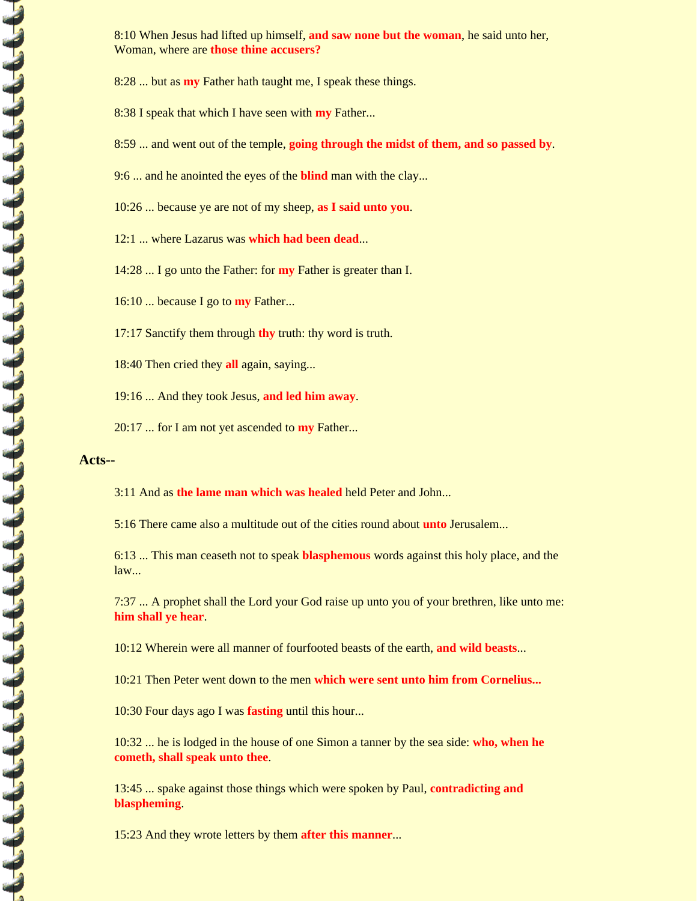8:10 When Jesus had lifted up himself, **and saw none but the woman**, he said unto her, Woman, where are **those thine accusers?**

8:28 ... but as **my** Father hath taught me, I speak these things.

8:38 I speak that which I have seen with **my** Father...

8:59 ... and went out of the temple, **going through the midst of them, and so passed by**.

9:6 ... and he anointed the eyes of the **blind** man with the clay...

10:26 ... because ye are not of my sheep, **as I said unto you**.

12:1 ... where Lazarus was **which had been dead**...

14:28 ... I go unto the Father: for **my** Father is greater than I.

16:10 ... because I go to **my** Father...

17:17 Sanctify them through **thy** truth: thy word is truth.

18:40 Then cried they **all** again, saying...

19:16 ... And they took Jesus, **and led him away**.

20:17 ... for I am not yet ascended to **my** Father...

### Acts--

3:11 And as **the lame man which was healed** held Peter and John...

5:16 There came also a multitude out of the cities round about **unto** Jerusalem...

6:13 ... This man ceaseth not to speak **blasphemous** words against this holy place, and the law...

7:37 ... A prophet shall the Lord your God raise up unto you of your brethren, like unto me: **him shall ye hear**.

10:12 Wherein were all manner of fourfooted beasts of the earth, **and wild beasts**...

10:21 Then Peter went down to the men **which were sent unto him from Cornelius...**

10:30 Four days ago I was **fasting** until this hour...

10:32 ... he is lodged in the house of one Simon a tanner by the sea side: **who, when he cometh, shall speak unto thee**.

13:45 ... spake against those things which were spoken by Paul, **contradicting and blaspheming**.

15:23 And they wrote letters by them **after this manner**...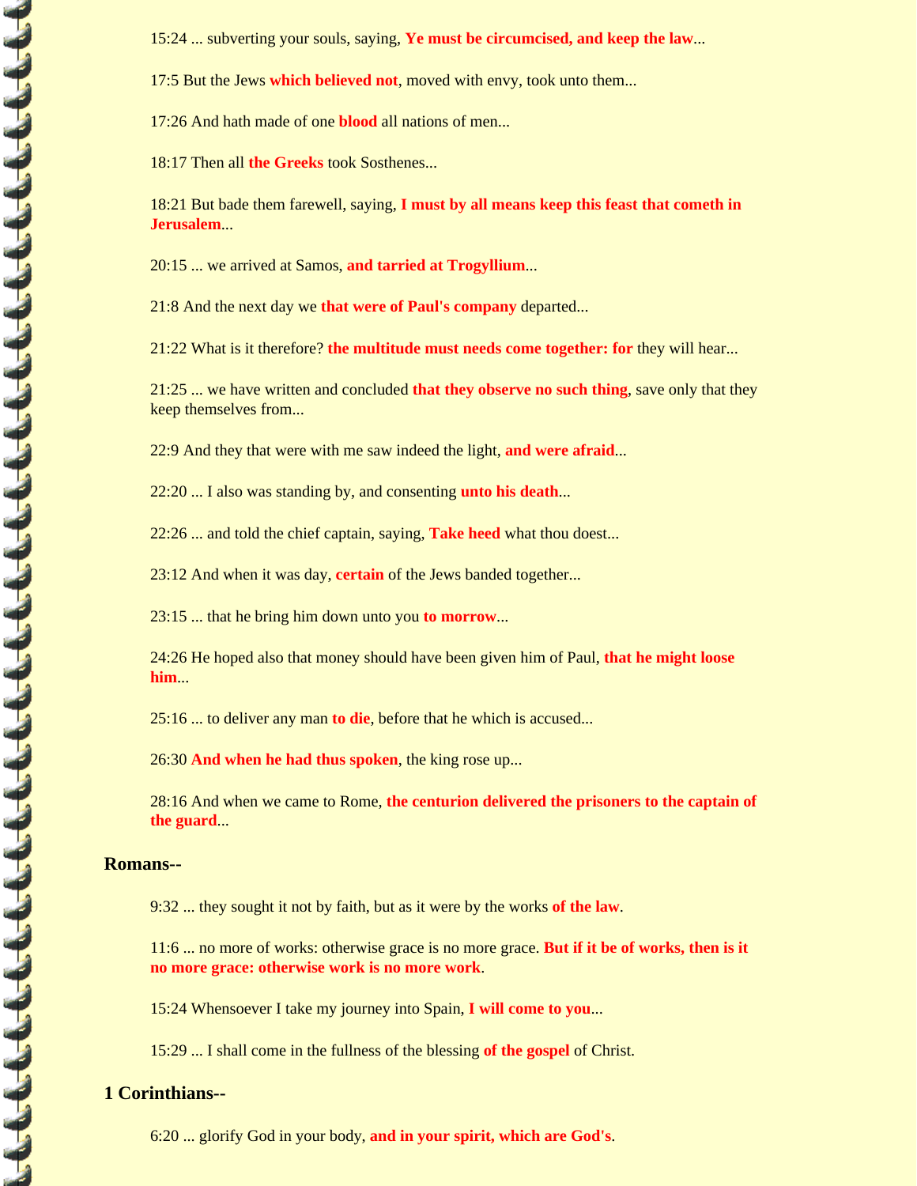15:24 ... subverting your souls, saying, **Ye must be circumcised, and keep the law**...

17:5 But the Jews **which believed not**, moved with envy, took unto them...

17:26 And hath made of one **blood** all nations of men...

18:17 Then all **the Greeks** took Sosthenes...

18:21 But bade them farewell, saying, **I must by all means keep this feast that cometh in Jerusalem**...

20:15 ... we arrived at Samos, **and tarried at Trogyllium**...

21:8 And the next day we **that were of Paul's company** departed...

21:22 What is it therefore? **the multitude must needs come together: for** they will hear...

21:25 ... we have written and concluded **that they observe no such thing**, save only that they keep themselves from...

22:9 And they that were with me saw indeed the light, **and were afraid**...

22:20 ... I also was standing by, and consenting **unto his death**...

22:26 ... and told the chief captain, saying, **Take heed** what thou doest...

23:12 And when it was day, **certain** of the Jews banded together...

23:15 ... that he bring him down unto you **to morrow**...

24:26 He hoped also that money should have been given him of Paul, **that he might loose him**...

25:16 ... to deliver any man **to die**, before that he which is accused...

26:30 **And when he had thus spoken**, the king rose up...

28:16 And when we came to Rome, **the centurion delivered the prisoners to the captain of the guard**...

### Romans--

9:32 ... they sought it not by faith, but as it were by the works **of the law**.

11:6 ... no more of works: otherwise grace is no more grace. **But if it be of works, then is it no more grace: otherwise work is no more work**.

15:24 Whensoever I take my journey into Spain, **I will come to you**...

15:29 ... I shall come in the fullness of the blessing **of the gospel** of Christ.

### 1 Corinthians--

6:20 ... glorify God in your body, **and in your spirit, which are God's**.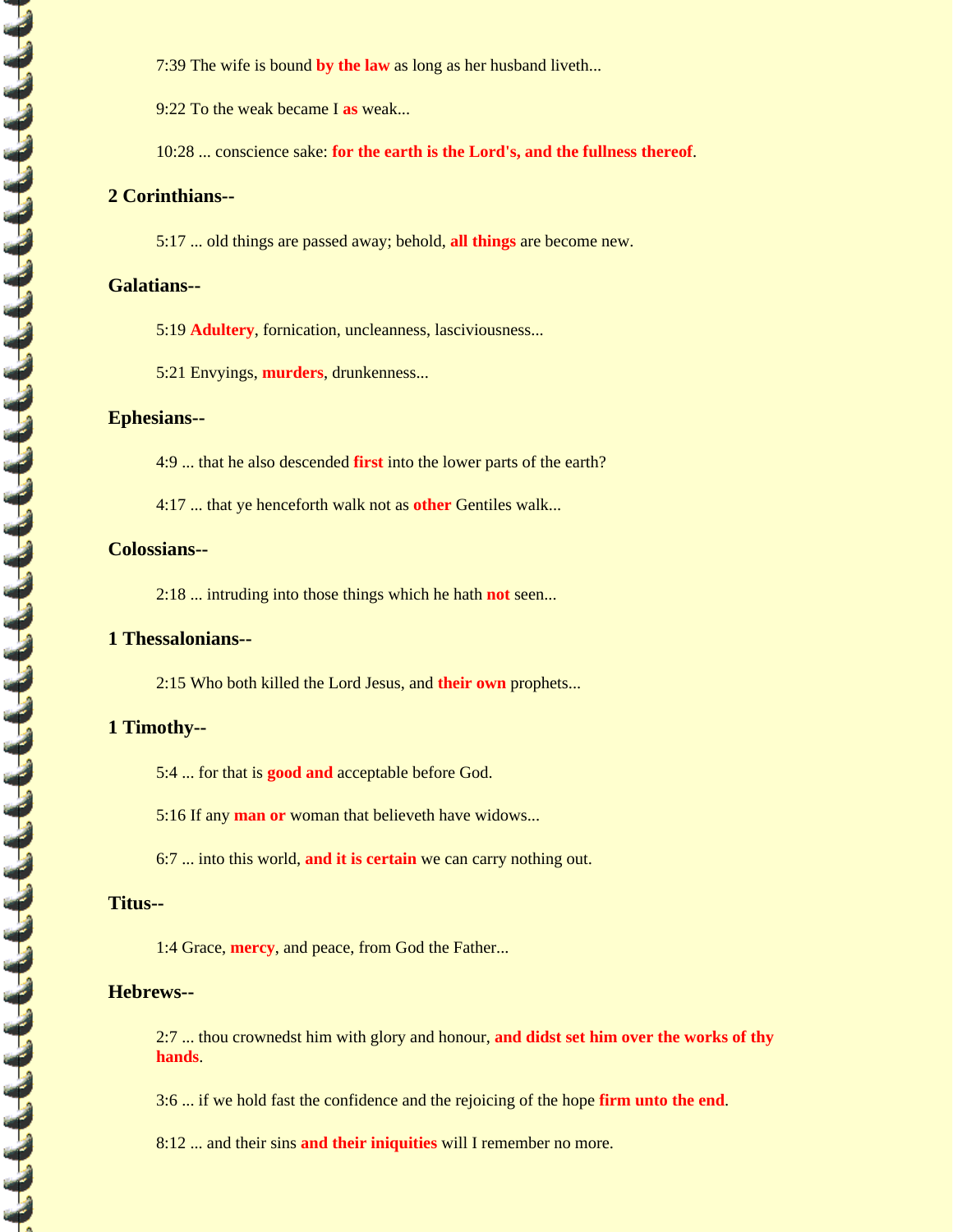7:39 The wife is bound **by the law** as long as her husband liveth...

9:22 To the weak became I **as** weak...

10:28 ... conscience sake: **for the earth is the Lord's, and the fullness thereof**.

### 2 Corinthians--

5:17 ... old things are passed away; behold, **all things** are become new.

### Galatians--

5:19 **Adultery**, fornication, uncleanness, lasciviousness...

5:21 Envyings, **murders**, drunkenness...

### Ephesians--

4:9 ... that he also descended **first** into the lower parts of the earth?

4:17 ... that ye henceforth walk not as **other** Gentiles walk...

### Colossians--

2:18 ... intruding into those things which he hath **not** seen...

### 1 Thessalonians--

2:15 Who both killed the Lord Jesus, and **their own** prophets...

### 1 Timothy--

5:4 ... for that is **good and** acceptable before God.

5:16 If any **man or** woman that believeth have widows...

6:7 ... into this world, **and it is certain** we can carry nothing out.

### Titus--

1:4 Grace, **mercy**, and peace, from God the Father...

### Hebrews--

2:7 ... thou crownedst him with glory and honour, **and didst set him over the works of thy hands**.

3:6 ... if we hold fast the confidence and the rejoicing of the hope **firm unto the end**.

8:12 ... and their sins **and their iniquities** will I remember no more.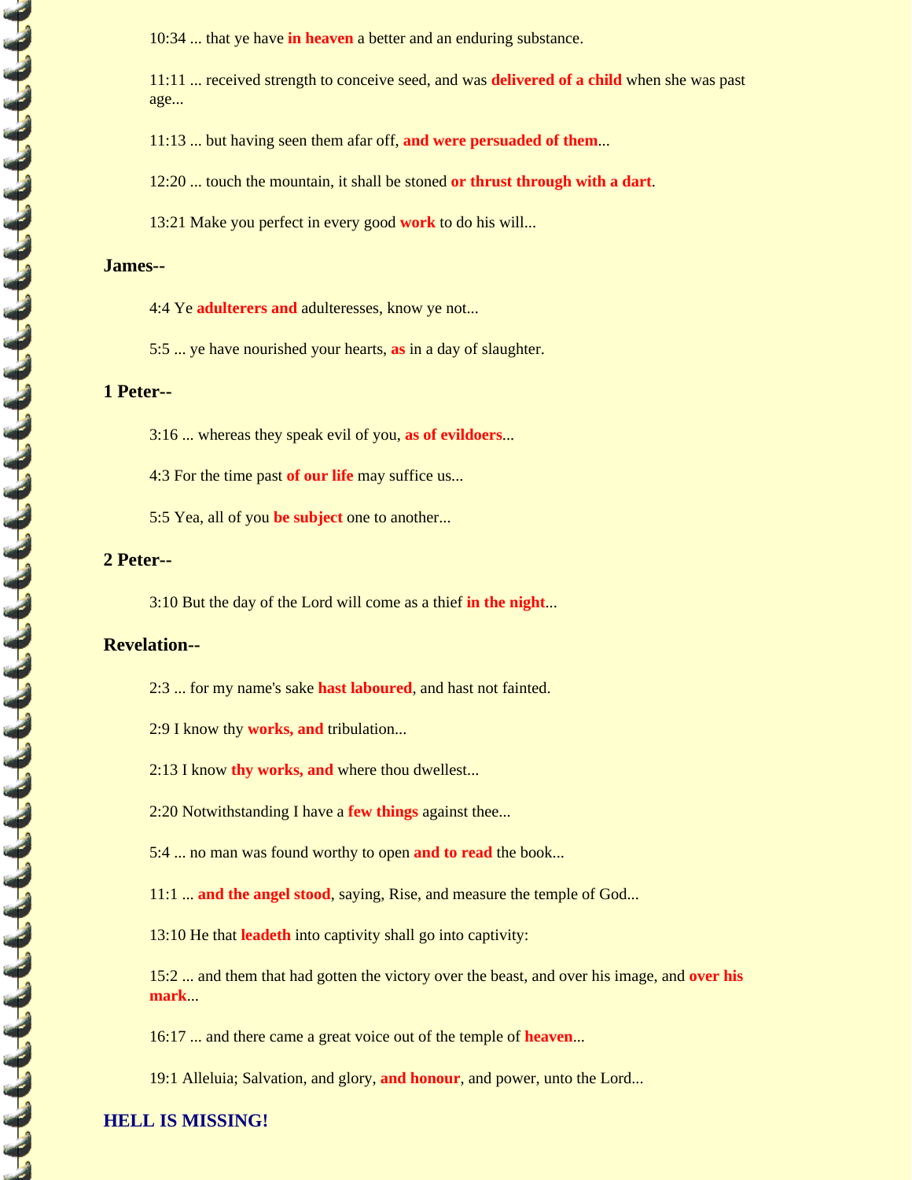10:34 ... that ye have **in heaven** a better and an enduring substance.

11:11 ... received strength to conceive seed, and was **delivered of a child** when she was past age...

11:13 ... but having seen them afar off, **and were persuaded of them**...

12:20 ... touch the mountain, it shall be stoned **or thrust through with a dart**.

13:21 Make you perfect in every good **work** to do his will...

**James--**

4:4 Ye **adulterers and** adulteresses, know ye not...

5:5 ... ye have nourished your hearts, **as** in a day of slaughter.

**1 Peter--**

3:16 ... whereas they speak evil of you, **as of evildoers**...

4:3 For the time past **of our life** may suffice us...

5:5 Yea, all of you **be subject** one to another...

**2 Peter--**

3:10 But the day of the Lord will come as a thief **in the night**...

**Revelation--**

2:3 ... for my name's sake **hast laboured**, and hast not fainted.

2:9 I know thy **works, and** tribulation...

2:13 I know **thy works, and** where thou dwellest...

2:20 Notwithstanding I have a **few things** against thee...

5:4 ... no man was found worthy to open **and to read** the book...

11:1 ... **and the angel stood**, saying, Rise, and measure the temple of God...

13:10 He that **leadeth** into captivity shall go into captivity:

15:2 ... and them that had gotten the victory over the beast, and over his image, and **over his mark**...

16:17 ... and there came a great voice out of the temple of **heaven**...

19:1 Alleluia; Salvation, and glory, **and honour**, and power, unto the Lord...

**HELL IS MISSING!**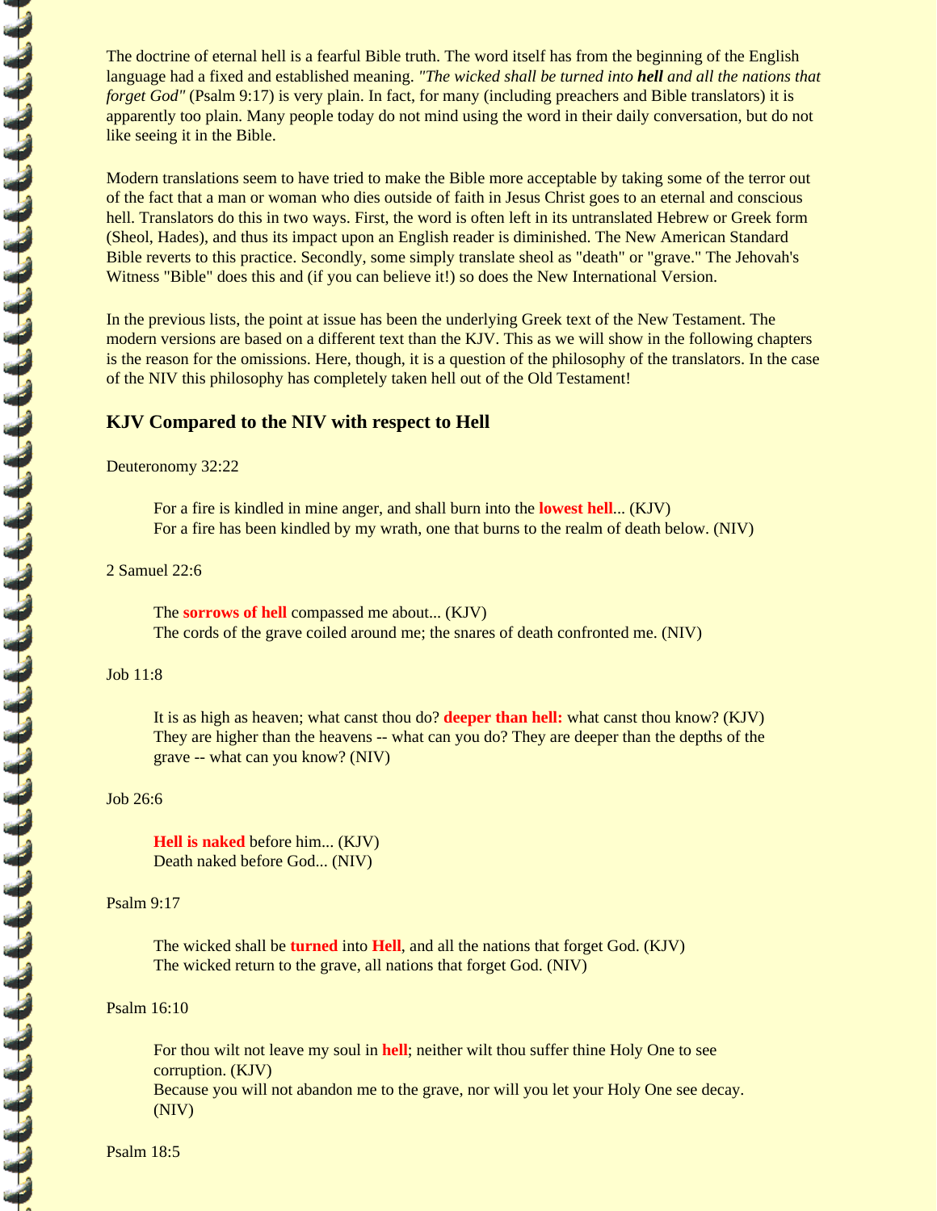The doctrine of eternal hell is a fearful Bible truth. The word itself has from the beginning of the English language had a fixed and established meaning. *"The wicked shall be turned into **hell** and all the nations that forget God"* (Psalm 9:17) is very plain. In fact, for many (including preachers and Bible translators) it is apparently too plain. Many people today do not mind using the word in their daily conversation, but do not like seeing it in the Bible.

Modern translations seem to have tried to make the Bible more acceptable by taking some of the terror out of the fact that a man or woman who dies outside of faith in Jesus Christ goes to an eternal and conscious hell. Translators do this in two ways. First, the word is often left in its untranslated Hebrew or Greek form (Sheol, Hades), and thus its impact upon an English reader is diminished. The New American Standard Bible reverts to this practice. Secondly, some simply translate sheol as "death" or "grave." The Jehovah's Witness "Bible" does this and (if you can believe it!) so does the New International Version.

In the previous lists, the point at issue has been the underlying Greek text of the New Testament. The modern versions are based on a different text than the KJV. This as we will show in the following chapters is the reason for the omissions. Here, though, it is a question of the philosophy of the translators. In the case of the NIV this philosophy has completely taken hell out of the Old Testament!

### KJV Compared to the NIV with respect to Hell

Deuteronomy 32:22

> For a fire is kindled in mine anger, and shall burn into the **lowest hell**... (KJV)
> For a fire has been kindled by my wrath, one that burns to the realm of death below. (NIV)

2 Samuel 22:6

> The **sorrows of hell** compassed me about... (KJV)
> The cords of the grave coiled around me; the snares of death confronted me. (NIV)

Job 11:8

> It is as high as heaven; what canst thou do? **deeper than hell:** what canst thou know? (KJV)
> They are higher than the heavens -- what can you do? They are deeper than the depths of the grave -- what can you know? (NIV)

Job 26:6

> **Hell is naked** before him... (KJV)
> Death naked before God... (NIV)

Psalm 9:17

> The wicked shall be **turned** into **Hell**, and all the nations that forget God. (KJV)
> The wicked return to the grave, all nations that forget God. (NIV)

Psalm 16:10

> For thou wilt not leave my soul in **hell**; neither wilt thou suffer thine Holy One to see corruption. (KJV)
> Because you will not abandon me to the grave, nor will you let your Holy One see decay. (NIV)

Psalm 18:5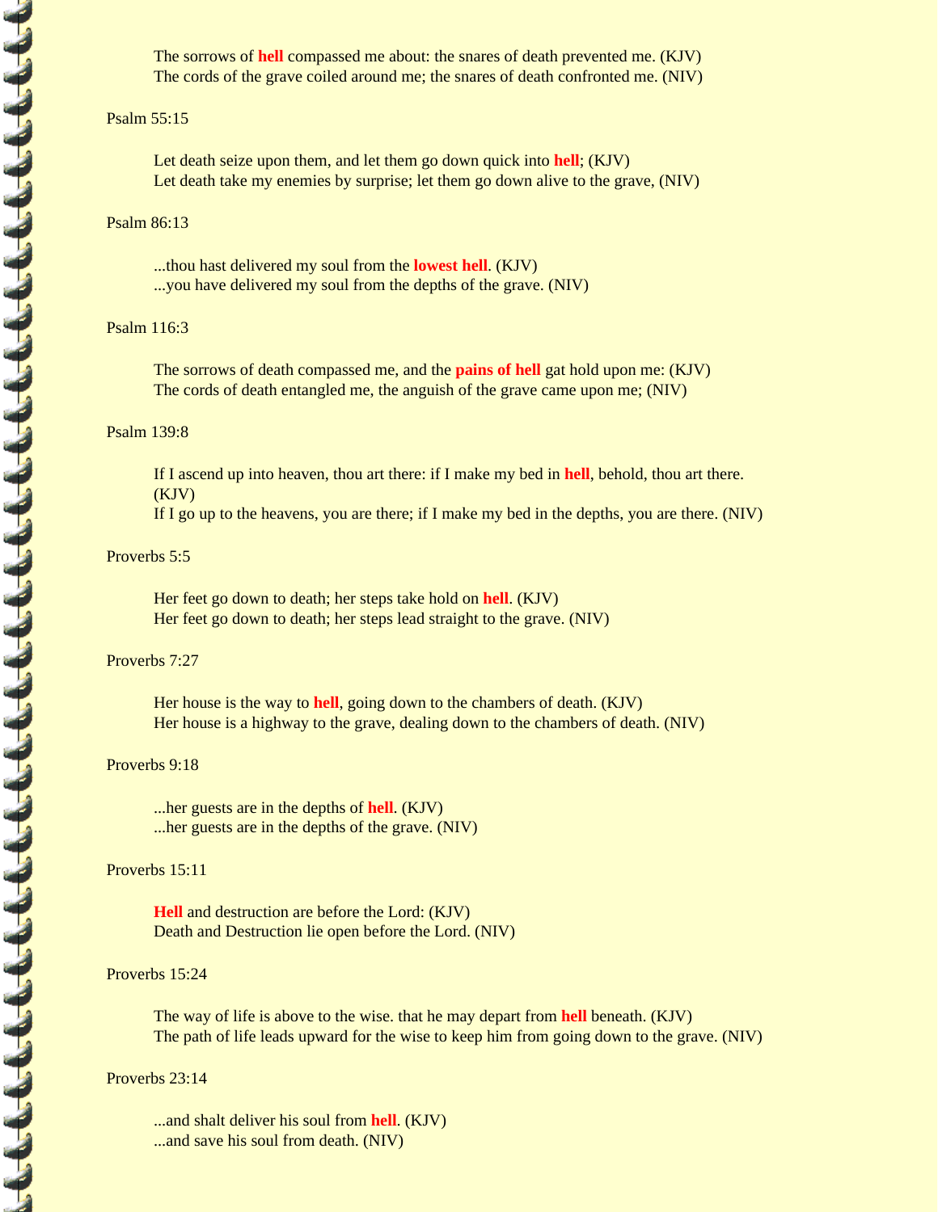The sorrows of **hell** compassed me about: the snares of death prevented me. (KJV)
The cords of the grave coiled around me; the snares of death confronted me. (NIV)

Psalm 55:15

Let death seize upon them, and let them go down quick into **hell**; (KJV)
Let death take my enemies by surprise; let them go down alive to the grave, (NIV)

Psalm 86:13

...thou hast delivered my soul from the **lowest hell**. (KJV)
...you have delivered my soul from the depths of the grave. (NIV)

Psalm 116:3

The sorrows of death compassed me, and the **pains of hell** gat hold upon me: (KJV)
The cords of death entangled me, the anguish of the grave came upon me; (NIV)

Psalm 139:8

If I ascend up into heaven, thou art there: if I make my bed in **hell**, behold, thou art there. (KJV)
If I go up to the heavens, you are there; if I make my bed in the depths, you are there. (NIV)

Proverbs 5:5

Her feet go down to death; her steps take hold on **hell**. (KJV)
Her feet go down to death; her steps lead straight to the grave. (NIV)

Proverbs 7:27

Her house is the way to **hell**, going down to the chambers of death. (KJV)
Her house is a highway to the grave, dealing down to the chambers of death. (NIV)

Proverbs 9:18

...her guests are in the depths of **hell**. (KJV)
...her guests are in the depths of the grave. (NIV)

Proverbs 15:11

**Hell** and destruction are before the Lord: (KJV)
Death and Destruction lie open before the Lord. (NIV)

Proverbs 15:24

The way of life is above to the wise. that he may depart from **hell** beneath. (KJV)
The path of life leads upward for the wise to keep him from going down to the grave. (NIV)

Proverbs 23:14

...and shalt deliver his soul from **hell**. (KJV)
...and save his soul from death. (NIV)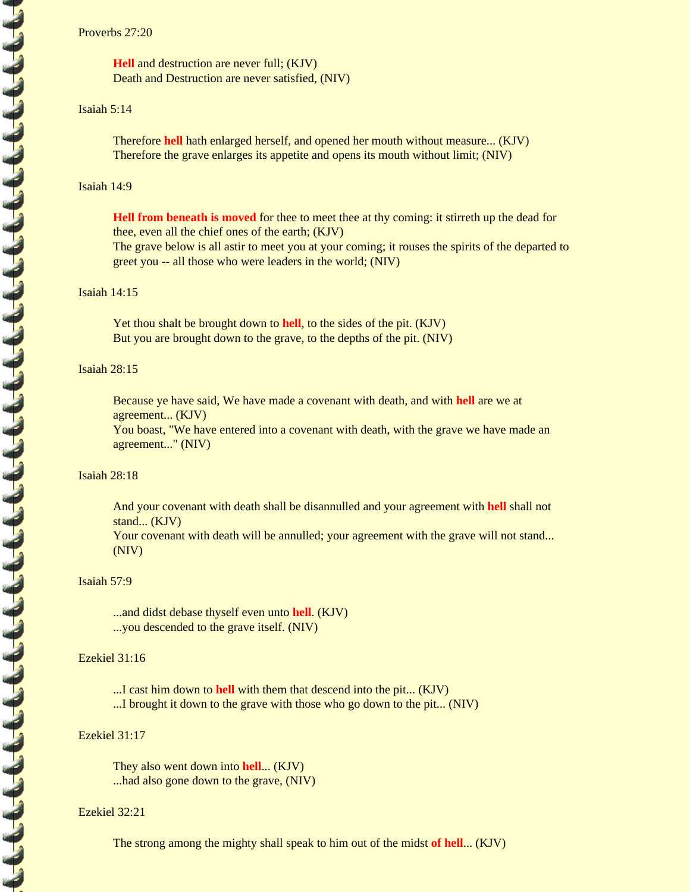Proverbs 27:20

> **Hell** and destruction are never full; (KJV)
> Death and Destruction are never satisfied, (NIV)

Isaiah 5:14

> Therefore **hell** hath enlarged herself, and opened her mouth without measure... (KJV)
> Therefore the grave enlarges its appetite and opens its mouth without limit; (NIV)

Isaiah 14:9

> **Hell from beneath is moved** for thee to meet thee at thy coming: it stirreth up the dead for thee, even all the chief ones of the earth; (KJV)
> The grave below is all astir to meet you at your coming; it rouses the spirits of the departed to greet you -- all those who were leaders in the world; (NIV)

Isaiah 14:15

> Yet thou shalt be brought down to **hell**, to the sides of the pit. (KJV)
> But you are brought down to the grave, to the depths of the pit. (NIV)

Isaiah 28:15

> Because ye have said, We have made a covenant with death, and with **hell** are we at agreement... (KJV)
> You boast, "We have entered into a covenant with death, with the grave we have made an agreement..." (NIV)

Isaiah 28:18

> And your covenant with death shall be disannulled and your agreement with **hell** shall not stand... (KJV)
> Your covenant with death will be annulled; your agreement with the grave will not stand... (NIV)

Isaiah 57:9

> ...and didst debase thyself even unto **hell**. (KJV)
> ...you descended to the grave itself. (NIV)

Ezekiel 31:16

> ...I cast him down to **hell** with them that descend into the pit... (KJV)
> ...I brought it down to the grave with those who go down to the pit... (NIV)

Ezekiel 31:17

> They also went down into **hell**... (KJV)
> ...had also gone down to the grave, (NIV)

Ezekiel 32:21

> The strong among the mighty shall speak to him out of the midst **of hell**... (KJV)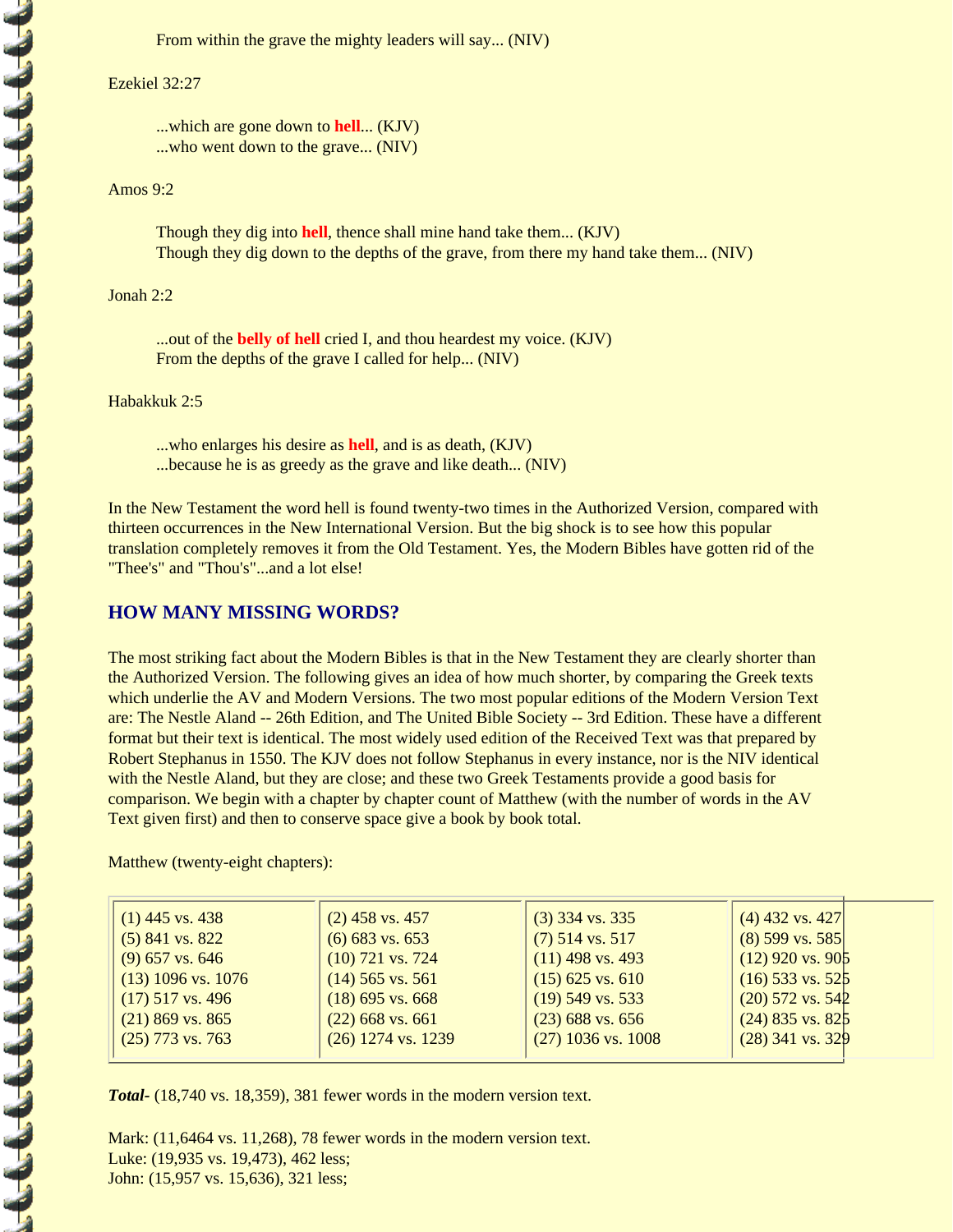From within the grave the mighty leaders will say... (NIV)

Ezekiel 32:27

...which are gone down to **hell**... (KJV)
...who went down to the grave... (NIV)

Amos 9:2

Though they dig into **hell**, thence shall mine hand take them... (KJV)
Though they dig down to the depths of the grave, from there my hand take them... (NIV)

Jonah 2:2

...out of the **belly of hell** cried I, and thou heardest my voice. (KJV)
From the depths of the grave I called for help... (NIV)

Habakkuk 2:5

...who enlarges his desire as **hell**, and is as death, (KJV)
...because he is as greedy as the grave and like death... (NIV)

In the New Testament the word hell is found twenty-two times in the Authorized Version, compared with thirteen occurrences in the New International Version. But the big shock is to see how this popular translation completely removes it from the Old Testament. Yes, the Modern Bibles have gotten rid of the "Thee's" and "Thou's"...and a lot else!

## HOW MANY MISSING WORDS?

The most striking fact about the Modern Bibles is that in the New Testament they are clearly shorter than the Authorized Version. The following gives an idea of how much shorter, by comparing the Greek texts which underlie the AV and Modern Versions. The two most popular editions of the Modern Version Text are: The Nestle Aland -- 26th Edition, and The United Bible Society -- 3rd Edition. These have a different format but their text is identical. The most widely used edition of the Received Text was that prepared by Robert Stephanus in 1550. The KJV does not follow Stephanus in every instance, nor is the NIV identical with the Nestle Aland, but they are close; and these two Greek Testaments provide a good basis for comparison. We begin with a chapter by chapter count of Matthew (with the number of words in the AV Text given first) and then to conserve space give a book by book total.

Matthew (twenty-eight chapters):

| | | | |
|---|---|---|---|
| (1) 445 vs. 438 | (2) 458 vs. 457 | (3) 334 vs. 335 | (4) 432 vs. 427 |
| (5) 841 vs. 822 | (6) 683 vs. 653 | (7) 514 vs. 517 | (8) 599 vs. 585 |
| (9) 657 vs. 646 | (10) 721 vs. 724 | (11) 498 vs. 493 | (12) 920 vs. 905 |
| (13) 1096 vs. 1076 | (14) 565 vs. 561 | (15) 625 vs. 610 | (16) 533 vs. 525 |
| (17) 517 vs. 496 | (18) 695 vs. 668 | (19) 549 vs. 533 | (20) 572 vs. 542 |
| (21) 869 vs. 865 | (22) 668 vs. 661 | (23) 688 vs. 656 | (24) 835 vs. 825 |
| (25) 773 vs. 763 | (26) 1274 vs. 1239 | (27) 1036 vs. 1008 | (28) 341 vs. 329 |

***Total-*** (18,740 vs. 18,359), 381 fewer words in the modern version text.

Mark: (11,6464 vs. 11,268), 78 fewer words in the modern version text.
Luke: (19,935 vs. 19,473), 462 less;
John: (15,957 vs. 15,636), 321 less;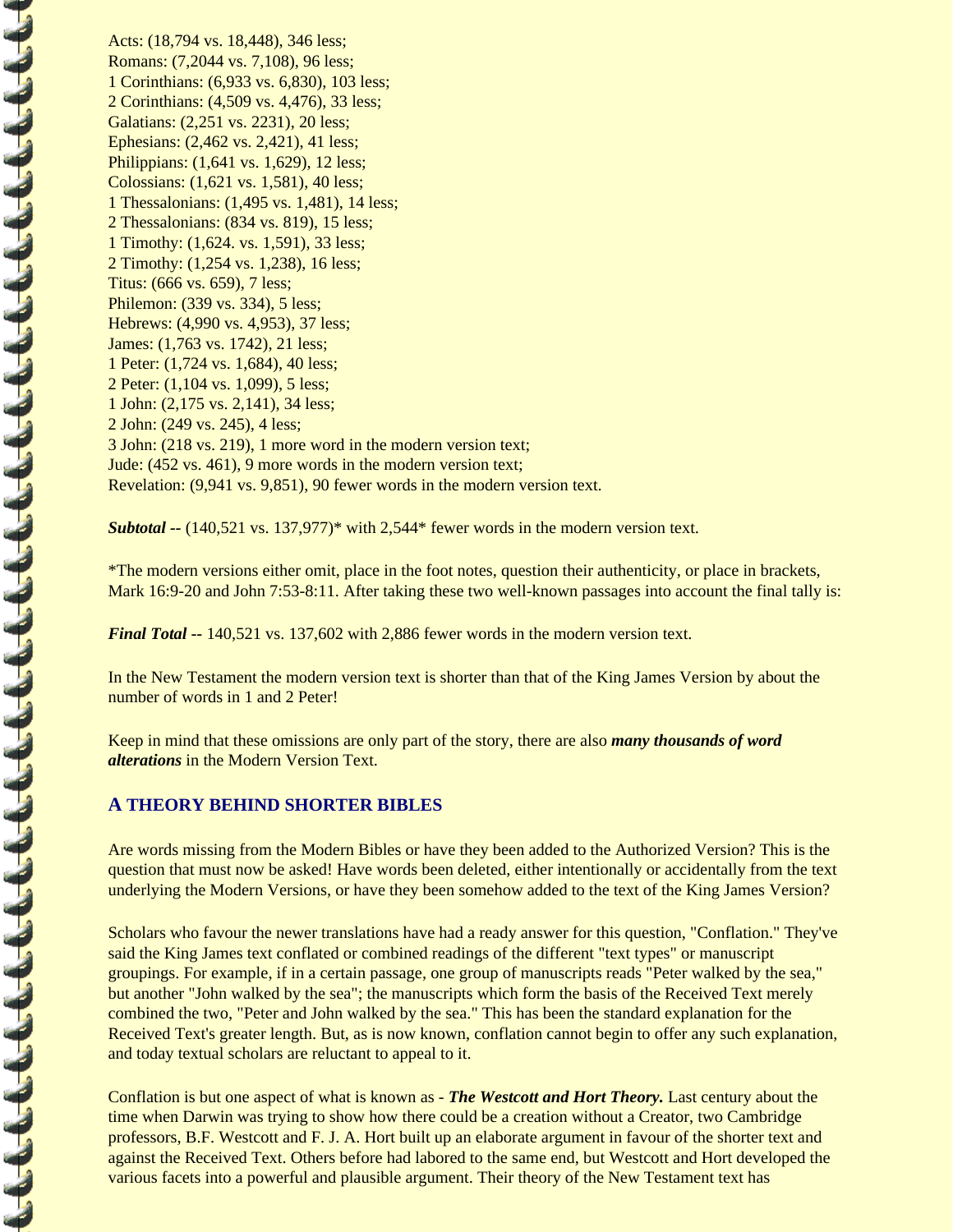Acts: (18,794 vs. 18,448), 346 less;
Romans: (7,2044 vs. 7,108), 96 less;
1 Corinthians: (6,933 vs. 6,830), 103 less;
2 Corinthians: (4,509 vs. 4,476), 33 less;
Galatians: (2,251 vs. 2231), 20 less;
Ephesians: (2,462 vs. 2,421), 41 less;
Philippians: (1,641 vs. 1,629), 12 less;
Colossians: (1,621 vs. 1,581), 40 less;
1 Thessalonians: (1,495 vs. 1,481), 14 less;
2 Thessalonians: (834 vs. 819), 15 less;
1 Timothy: (1,624. vs. 1,591), 33 less;
2 Timothy: (1,254 vs. 1,238), 16 less;
Titus: (666 vs. 659), 7 less;
Philemon: (339 vs. 334), 5 less;
Hebrews: (4,990 vs. 4,953), 37 less;
James: (1,763 vs. 1742), 21 less;
1 Peter: (1,724 vs. 1,684), 40 less;
2 Peter: (1,104 vs. 1,099), 5 less;
1 John: (2,175 vs. 2,141), 34 less;
2 John: (249 vs. 245), 4 less;
3 John: (218 vs. 219), 1 more word in the modern version text;
Jude: (452 vs. 461), 9 more words in the modern version text;
Revelation: (9,941 vs. 9,851), 90 fewer words in the modern version text.

***Subtotal*** -- (140,521 vs. 137,977)* with 2,544* fewer words in the modern version text.

*The modern versions either omit, place in the foot notes, question their authenticity, or place in brackets, Mark 16:9-20 and John 7:53-8:11. After taking these two well-known passages into account the final tally is:

***Final Total*** -- 140,521 vs. 137,602 with 2,886 fewer words in the modern version text.

In the New Testament the modern version text is shorter than that of the King James Version by about the number of words in 1 and 2 Peter!

Keep in mind that these omissions are only part of the story, there are also ***many thousands of word alterations*** in the Modern Version Text.

## A THEORY BEHIND SHORTER BIBLES

Are words missing from the Modern Bibles or have they been added to the Authorized Version? This is the question that must now be asked! Have words been deleted, either intentionally or accidentally from the text underlying the Modern Versions, or have they been somehow added to the text of the King James Version?

Scholars who favour the newer translations have had a ready answer for this question, "Conflation." They've said the King James text conflated or combined readings of the different "text types" or manuscript groupings. For example, if in a certain passage, one group of manuscripts reads "Peter walked by the sea," but another "John walked by the sea"; the manuscripts which form the basis of the Received Text merely combined the two, "Peter and John walked by the sea." This has been the standard explanation for the Received Text's greater length. But, as is now known, conflation cannot begin to offer any such explanation, and today textual scholars are reluctant to appeal to it.

Conflation is but one aspect of what is known as - ***The Westcott and Hort Theory.*** Last century about the time when Darwin was trying to show how there could be a creation without a Creator, two Cambridge professors, B.F. Westcott and F. J. A. Hort built up an elaborate argument in favour of the shorter text and against the Received Text. Others before had labored to the same end, but Westcott and Hort developed the various facets into a powerful and plausible argument. Their theory of the New Testament text has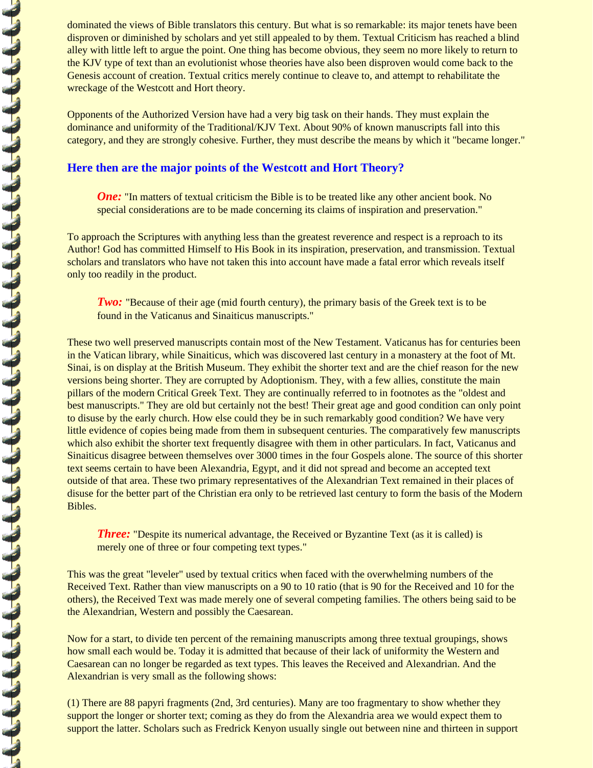dominated the views of Bible translators this century. But what is so remarkable: its major tenets have been disproven or diminished by scholars and yet still appealed to by them. Textual Criticism has reached a blind alley with little left to argue the point. One thing has become obvious, they seem no more likely to return to the KJV type of text than an evolutionist whose theories have also been disproven would come back to the Genesis account of creation. Textual critics merely continue to cleave to, and attempt to rehabilitate the wreckage of the Westcott and Hort theory.

Opponents of the Authorized Version have had a very big task on their hands. They must explain the dominance and uniformity of the Traditional/KJV Text. About 90% of known manuscripts fall into this category, and they are strongly cohesive. Further, they must describe the means by which it "became longer."

## Here then are the major points of the Westcott and Hort Theory?

> ***One:*** "In matters of textual criticism the Bible is to be treated like any other ancient book. No special considerations are to be made concerning its claims of inspiration and preservation."

To approach the Scriptures with anything less than the greatest reverence and respect is a reproach to its Author! God has committed Himself to His Book in its inspiration, preservation, and transmission. Textual scholars and translators who have not taken this into account have made a fatal error which reveals itself only too readily in the product.

> ***Two:*** "Because of their age (mid fourth century), the primary basis of the Greek text is to be found in the Vaticanus and Sinaiticus manuscripts."

These two well preserved manuscripts contain most of the New Testament. Vaticanus has for centuries been in the Vatican library, while Sinaiticus, which was discovered last century in a monastery at the foot of Mt. Sinai, is on display at the British Museum. They exhibit the shorter text and are the chief reason for the new versions being shorter. They are corrupted by Adoptionism. They, with a few allies, constitute the main pillars of the modern Critical Greek Text. They are continually referred to in footnotes as the "oldest and best manuscripts." They are old but certainly not the best! Their great age and good condition can only point to disuse by the early church. How else could they be in such remarkably good condition? We have very little evidence of copies being made from them in subsequent centuries. The comparatively few manuscripts which also exhibit the shorter text frequently disagree with them in other particulars. In fact, Vaticanus and Sinaiticus disagree between themselves over 3000 times in the four Gospels alone. The source of this shorter text seems certain to have been Alexandria, Egypt, and it did not spread and become an accepted text outside of that area. These two primary representatives of the Alexandrian Text remained in their places of disuse for the better part of the Christian era only to be retrieved last century to form the basis of the Modern Bibles.

> ***Three:*** "Despite its numerical advantage, the Received or Byzantine Text (as it is called) is merely one of three or four competing text types."

This was the great "leveler" used by textual critics when faced with the overwhelming numbers of the Received Text. Rather than view manuscripts on a 90 to 10 ratio (that is 90 for the Received and 10 for the others), the Received Text was made merely one of several competing families. The others being said to be the Alexandrian, Western and possibly the Caesarean.

Now for a start, to divide ten percent of the remaining manuscripts among three textual groupings, shows how small each would be. Today it is admitted that because of their lack of uniformity the Western and Caesarean can no longer be regarded as text types. This leaves the Received and Alexandrian. And the Alexandrian is very small as the following shows:

(1) There are 88 papyri fragments (2nd, 3rd centuries). Many are too fragmentary to show whether they support the longer or shorter text; coming as they do from the Alexandria area we would expect them to support the latter. Scholars such as Fredrick Kenyon usually single out between nine and thirteen in support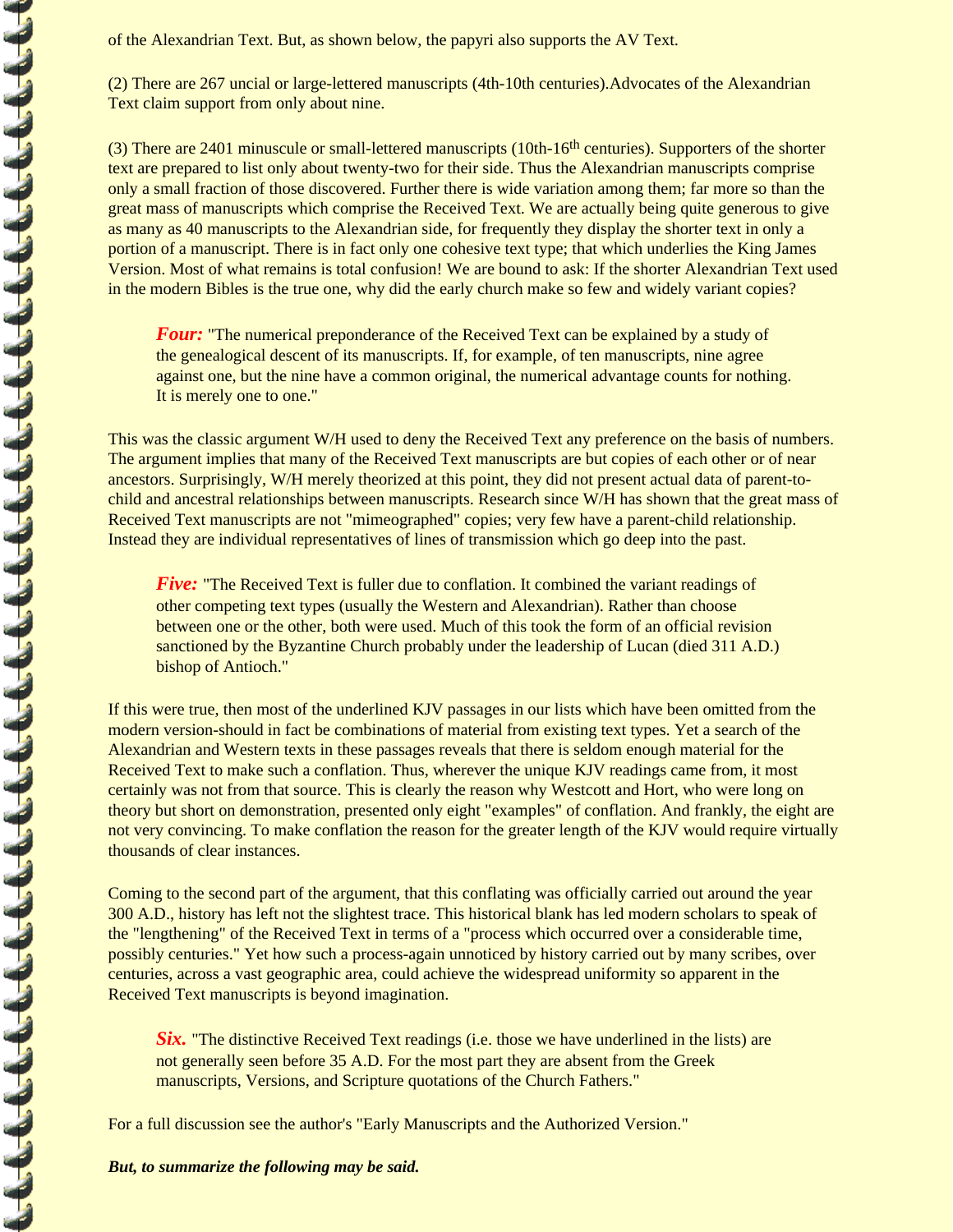of the Alexandrian Text. But, as shown below, the papyri also supports the AV Text.

(2) There are 267 uncial or large-lettered manuscripts (4th-10th centuries).Advocates of the Alexandrian Text claim support from only about nine.

(3) There are 2401 minuscule or small-lettered manuscripts (10th-16th centuries). Supporters of the shorter text are prepared to list only about twenty-two for their side. Thus the Alexandrian manuscripts comprise only a small fraction of those discovered. Further there is wide variation among them; far more so than the great mass of manuscripts which comprise the Received Text. We are actually being quite generous to give as many as 40 manuscripts to the Alexandrian side, for frequently they display the shorter text in only a portion of a manuscript. There is in fact only one cohesive text type; that which underlies the King James Version. Most of what remains is total confusion! We are bound to ask: If the shorter Alexandrian Text used in the modern Bibles is the true one, why did the early church make so few and widely variant copies?

> ***Four:*** "The numerical preponderance of the Received Text can be explained by a study of the genealogical descent of its manuscripts. If, for example, of ten manuscripts, nine agree against one, but the nine have a common original, the numerical advantage counts for nothing. It is merely one to one."

This was the classic argument W/H used to deny the Received Text any preference on the basis of numbers. The argument implies that many of the Received Text manuscripts are but copies of each other or of near ancestors. Surprisingly, W/H merely theorized at this point, they did not present actual data of parent-to-child and ancestral relationships between manuscripts. Research since W/H has shown that the great mass of Received Text manuscripts are not "mimeographed" copies; very few have a parent-child relationship. Instead they are individual representatives of lines of transmission which go deep into the past.

> ***Five:*** "The Received Text is fuller due to conflation. It combined the variant readings of other competing text types (usually the Western and Alexandrian). Rather than choose between one or the other, both were used. Much of this took the form of an official revision sanctioned by the Byzantine Church probably under the leadership of Lucan (died 311 A.D.) bishop of Antioch."

If this were true, then most of the underlined KJV passages in our lists which have been omitted from the modern version-should in fact be combinations of material from existing text types. Yet a search of the Alexandrian and Western texts in these passages reveals that there is seldom enough material for the Received Text to make such a conflation. Thus, wherever the unique KJV readings came from, it most certainly was not from that source. This is clearly the reason why Westcott and Hort, who were long on theory but short on demonstration, presented only eight "examples" of conflation. And frankly, the eight are not very convincing. To make conflation the reason for the greater length of the KJV would require virtually thousands of clear instances.

Coming to the second part of the argument, that this conflating was officially carried out around the year 300 A.D., history has left not the slightest trace. This historical blank has led modern scholars to speak of the "lengthening" of the Received Text in terms of a "process which occurred over a considerable time, possibly centuries." Yet how such a process-again unnoticed by history carried out by many scribes, over centuries, across a vast geographic area, could achieve the widespread uniformity so apparent in the Received Text manuscripts is beyond imagination.

> ***Six.*** "The distinctive Received Text readings (i.e. those we have underlined in the lists) are not generally seen before 35 A.D. For the most part they are absent from the Greek manuscripts, Versions, and Scripture quotations of the Church Fathers."

For a full discussion see the author's "Early Manuscripts and the Authorized Version."

***But, to summarize the following may be said.***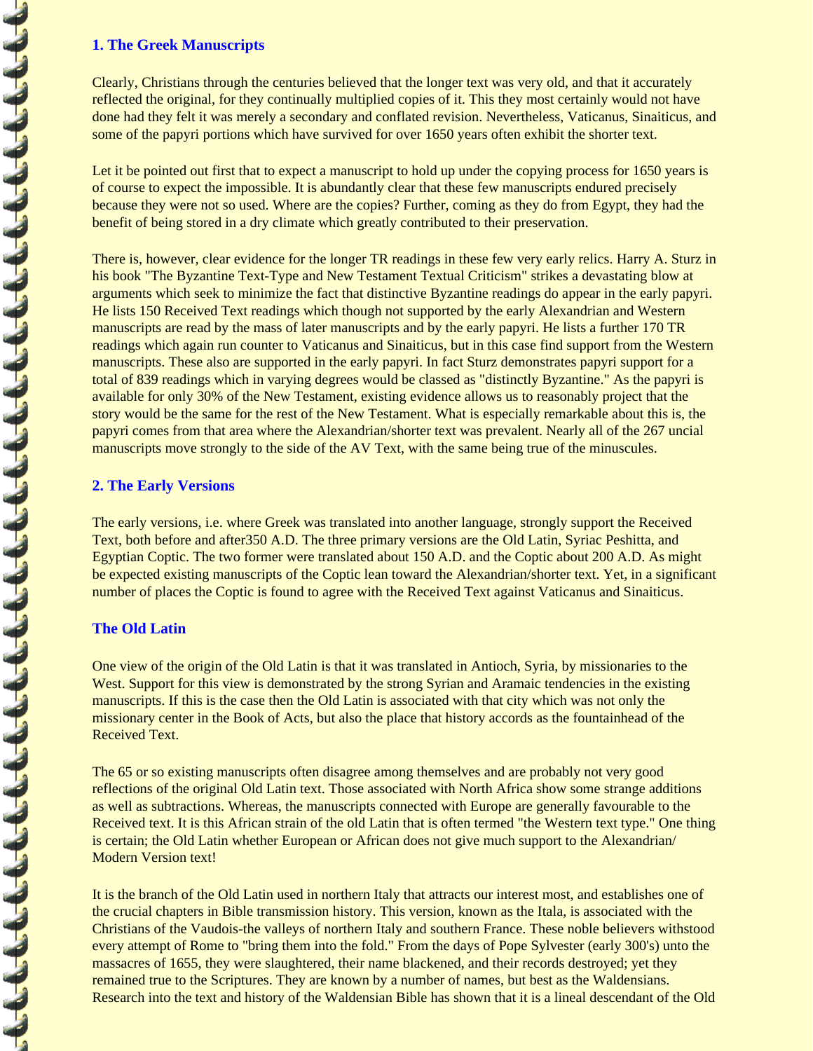## 1. The Greek Manuscripts

Clearly, Christians through the centuries believed that the longer text was very old, and that it accurately reflected the original, for they continually multiplied copies of it. This they most certainly would not have done had they felt it was merely a secondary and conflated revision. Nevertheless, Vaticanus, Sinaiticus, and some of the papyri portions which have survived for over 1650 years often exhibit the shorter text.

Let it be pointed out first that to expect a manuscript to hold up under the copying process for 1650 years is of course to expect the impossible. It is abundantly clear that these few manuscripts endured precisely because they were not so used. Where are the copies? Further, coming as they do from Egypt, they had the benefit of being stored in a dry climate which greatly contributed to their preservation.

There is, however, clear evidence for the longer TR readings in these few very early relics. Harry A. Sturz in his book "The Byzantine Text-Type and New Testament Textual Criticism" strikes a devastating blow at arguments which seek to minimize the fact that distinctive Byzantine readings do appear in the early papyri. He lists 150 Received Text readings which though not supported by the early Alexandrian and Western manuscripts are read by the mass of later manuscripts and by the early papyri. He lists a further 170 TR readings which again run counter to Vaticanus and Sinaiticus, but in this case find support from the Western manuscripts. These also are supported in the early papyri. In fact Sturz demonstrates papyri support for a total of 839 readings which in varying degrees would be classed as "distinctly Byzantine." As the papyri is available for only 30% of the New Testament, existing evidence allows us to reasonably project that the story would be the same for the rest of the New Testament. What is especially remarkable about this is, the papyri comes from that area where the Alexandrian/shorter text was prevalent. Nearly all of the 267 uncial manuscripts move strongly to the side of the AV Text, with the same being true of the minuscules.

## 2. The Early Versions

The early versions, i.e. where Greek was translated into another language, strongly support the Received Text, both before and after350 A.D. The three primary versions are the Old Latin, Syriac Peshitta, and Egyptian Coptic. The two former were translated about 150 A.D. and the Coptic about 200 A.D. As might be expected existing manuscripts of the Coptic lean toward the Alexandrian/shorter text. Yet, in a significant number of places the Coptic is found to agree with the Received Text against Vaticanus and Sinaiticus.

### The Old Latin

One view of the origin of the Old Latin is that it was translated in Antioch, Syria, by missionaries to the West. Support for this view is demonstrated by the strong Syrian and Aramaic tendencies in the existing manuscripts. If this is the case then the Old Latin is associated with that city which was not only the missionary center in the Book of Acts, but also the place that history accords as the fountainhead of the Received Text.

The 65 or so existing manuscripts often disagree among themselves and are probably not very good reflections of the original Old Latin text. Those associated with North Africa show some strange additions as well as subtractions. Whereas, the manuscripts connected with Europe are generally favourable to the Received text. It is this African strain of the old Latin that is often termed "the Western text type." One thing is certain; the Old Latin whether European or African does not give much support to the Alexandrian/ Modern Version text!

It is the branch of the Old Latin used in northern Italy that attracts our interest most, and establishes one of the crucial chapters in Bible transmission history. This version, known as the Itala, is associated with the Christians of the Vaudois-the valleys of northern Italy and southern France. These noble believers withstood every attempt of Rome to "bring them into the fold." From the days of Pope Sylvester (early 300's) unto the massacres of 1655, they were slaughtered, their name blackened, and their records destroyed; yet they remained true to the Scriptures. They are known by a number of names, but best as the Waldensians. Research into the text and history of the Waldensian Bible has shown that it is a lineal descendant of the Old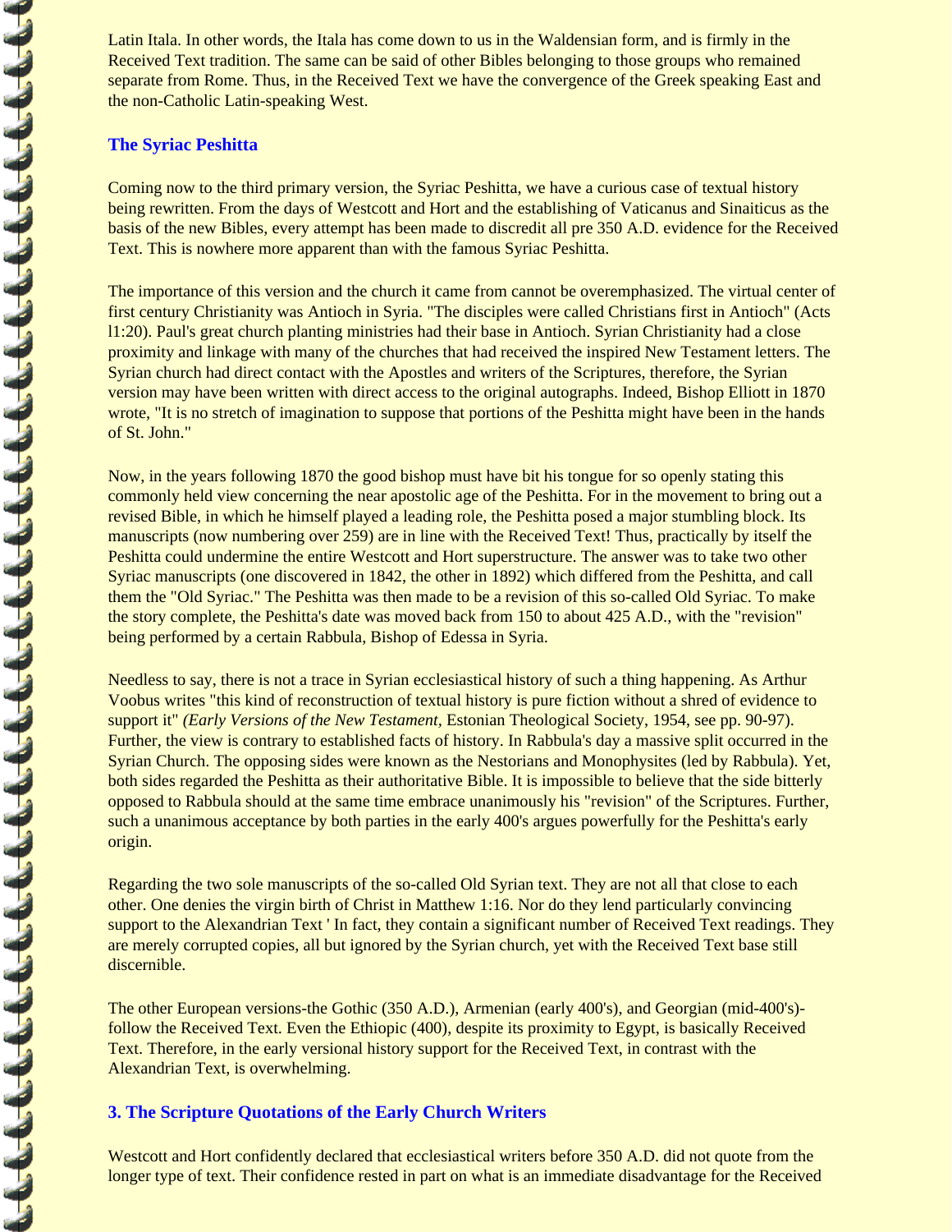Latin Itala. In other words, the Itala has come down to us in the Waldensian form, and is firmly in the Received Text tradition. The same can be said of other Bibles belonging to those groups who remained separate from Rome. Thus, in the Received Text we have the convergence of the Greek speaking East and the non-Catholic Latin-speaking West.

### The Syriac Peshitta

Coming now to the third primary version, the Syriac Peshitta, we have a curious case of textual history being rewritten. From the days of Westcott and Hort and the establishing of Vaticanus and Sinaiticus as the basis of the new Bibles, every attempt has been made to discredit all pre 350 A.D. evidence for the Received Text. This is nowhere more apparent than with the famous Syriac Peshitta.

The importance of this version and the church it came from cannot be overemphasized. The virtual center of first century Christianity was Antioch in Syria. "The disciples were called Christians first in Antioch" (Acts l1:20). Paul's great church planting ministries had their base in Antioch. Syrian Christianity had a close proximity and linkage with many of the churches that had received the inspired New Testament letters. The Syrian church had direct contact with the Apostles and writers of the Scriptures, therefore, the Syrian version may have been written with direct access to the original autographs. Indeed, Bishop Elliott in 1870 wrote, "It is no stretch of imagination to suppose that portions of the Peshitta might have been in the hands of St. John."

Now, in the years following 1870 the good bishop must have bit his tongue for so openly stating this commonly held view concerning the near apostolic age of the Peshitta. For in the movement to bring out a revised Bible, in which he himself played a leading role, the Peshitta posed a major stumbling block. Its manuscripts (now numbering over 259) are in line with the Received Text! Thus, practically by itself the Peshitta could undermine the entire Westcott and Hort superstructure. The answer was to take two other Syriac manuscripts (one discovered in 1842, the other in 1892) which differed from the Peshitta, and call them the "Old Syriac." The Peshitta was then made to be a revision of this so-called Old Syriac. To make the story complete, the Peshitta's date was moved back from 150 to about 425 A.D., with the "revision" being performed by a certain Rabbula, Bishop of Edessa in Syria.

Needless to say, there is not a trace in Syrian ecclesiastical history of such a thing happening. As Arthur Voobus writes "this kind of reconstruction of textual history is pure fiction without a shred of evidence to support it" *(Early Versions of the New Testament*, Estonian Theological Society, 1954, see pp. 90-97). Further, the view is contrary to established facts of history. In Rabbula's day a massive split occurred in the Syrian Church. The opposing sides were known as the Nestorians and Monophysites (led by Rabbula). Yet, both sides regarded the Peshitta as their authoritative Bible. It is impossible to believe that the side bitterly opposed to Rabbula should at the same time embrace unanimously his "revision" of the Scriptures. Further, such a unanimous acceptance by both parties in the early 400's argues powerfully for the Peshitta's early origin.

Regarding the two sole manuscripts of the so-called Old Syrian text. They are not all that close to each other. One denies the virgin birth of Christ in Matthew 1:16. Nor do they lend particularly convincing support to the Alexandrian Text ' In fact, they contain a significant number of Received Text readings. They are merely corrupted copies, all but ignored by the Syrian church, yet with the Received Text base still discernible.

The other European versions-the Gothic (350 A.D.), Armenian (early 400's), and Georgian (mid-400's)-follow the Received Text. Even the Ethiopic (400), despite its proximity to Egypt, is basically Received Text. Therefore, in the early versional history support for the Received Text, in contrast with the Alexandrian Text, is overwhelming.

### 3. The Scripture Quotations of the Early Church Writers

Westcott and Hort confidently declared that ecclesiastical writers before 350 A.D. did not quote from the longer type of text. Their confidence rested in part on what is an immediate disadvantage for the Received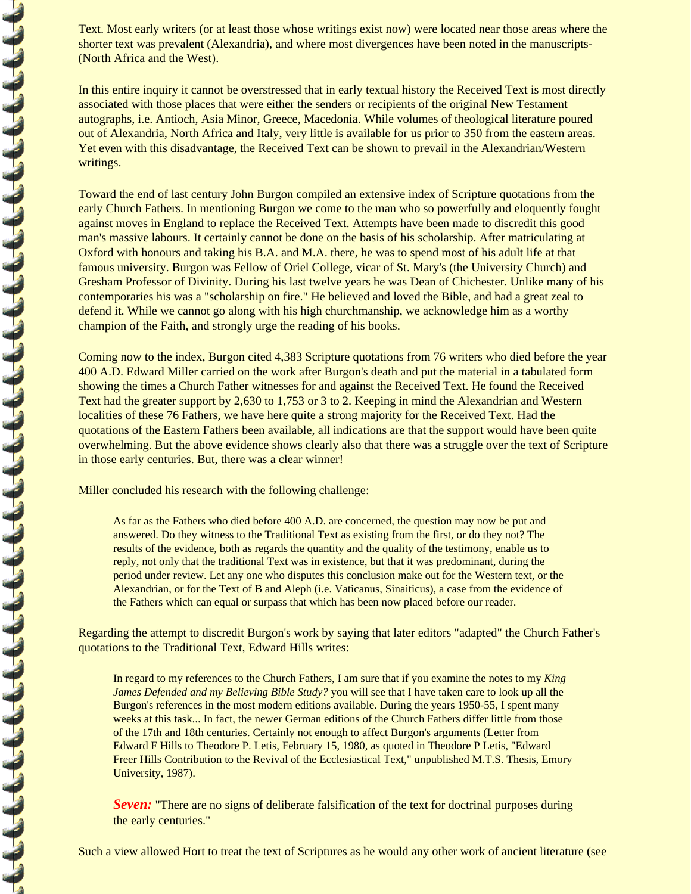Text. Most early writers (or at least those whose writings exist now) were located near those areas where the shorter text was prevalent (Alexandria), and where most divergences have been noted in the manuscripts- (North Africa and the West).

In this entire inquiry it cannot be overstressed that in early textual history the Received Text is most directly associated with those places that were either the senders or recipients of the original New Testament autographs, i.e. Antioch, Asia Minor, Greece, Macedonia. While volumes of theological literature poured out of Alexandria, North Africa and Italy, very little is available for us prior to 350 from the eastern areas. Yet even with this disadvantage, the Received Text can be shown to prevail in the Alexandrian/Western writings.

Toward the end of last century John Burgon compiled an extensive index of Scripture quotations from the early Church Fathers. In mentioning Burgon we come to the man who so powerfully and eloquently fought against moves in England to replace the Received Text. Attempts have been made to discredit this good man's massive labours. It certainly cannot be done on the basis of his scholarship. After matriculating at Oxford with honours and taking his B.A. and M.A. there, he was to spend most of his adult life at that famous university. Burgon was Fellow of Oriel College, vicar of St. Mary's (the University Church) and Gresham Professor of Divinity. During his last twelve years he was Dean of Chichester. Unlike many of his contemporaries his was a "scholarship on fire." He believed and loved the Bible, and had a great zeal to defend it. While we cannot go along with his high churchmanship, we acknowledge him as a worthy champion of the Faith, and strongly urge the reading of his books.

Coming now to the index, Burgon cited 4,383 Scripture quotations from 76 writers who died before the year 400 A.D. Edward Miller carried on the work after Burgon's death and put the material in a tabulated form showing the times a Church Father witnesses for and against the Received Text. He found the Received Text had the greater support by 2,630 to 1,753 or 3 to 2. Keeping in mind the Alexandrian and Western localities of these 76 Fathers, we have here quite a strong majority for the Received Text. Had the quotations of the Eastern Fathers been available, all indications are that the support would have been quite overwhelming. But the above evidence shows clearly also that there was a struggle over the text of Scripture in those early centuries. But, there was a clear winner!

Miller concluded his research with the following challenge:

> As far as the Fathers who died before 400 A.D. are concerned, the question may now be put and answered. Do they witness to the Traditional Text as existing from the first, or do they not? The results of the evidence, both as regards the quantity and the quality of the testimony, enable us to reply, not only that the traditional Text was in existence, but that it was predominant, during the period under review. Let any one who disputes this conclusion make out for the Western text, or the Alexandrian, or for the Text of B and Aleph (i.e. Vaticanus, Sinaiticus), a case from the evidence of the Fathers which can equal or surpass that which has been now placed before our reader.

Regarding the attempt to discredit Burgon's work by saying that later editors "adapted" the Church Father's quotations to the Traditional Text, Edward Hills writes:

> In regard to my references to the Church Fathers, I am sure that if you examine the notes to my *King James Defended and my Believing Bible Study?* you will see that I have taken care to look up all the Burgon's references in the most modern editions available. During the years 1950-55, I spent many weeks at this task... In fact, the newer German editions of the Church Fathers differ little from those of the 17th and 18th centuries. Certainly not enough to affect Burgon's arguments (Letter from Edward F Hills to Theodore P. Letis, February 15, 1980, as quoted in Theodore P Letis, "Edward Freer Hills Contribution to the Revival of the Ecclesiastical Text," unpublished M.T.S. Thesis, Emory University, 1987).

> ***Seven:*** "There are no signs of deliberate falsification of the text for doctrinal purposes during the early centuries."

Such a view allowed Hort to treat the text of Scriptures as he would any other work of ancient literature (see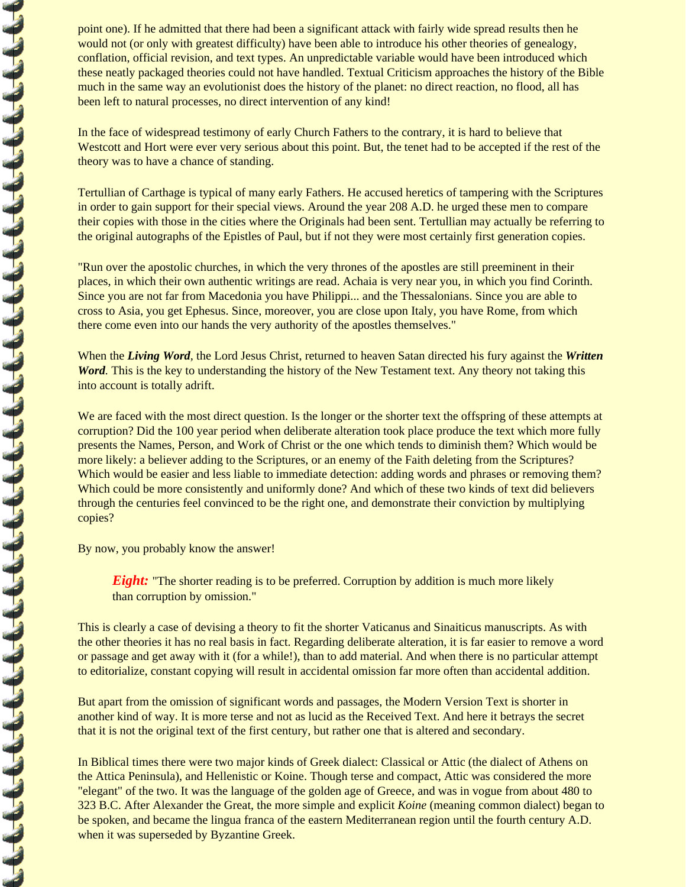point one). If he admitted that there had been a significant attack with fairly wide spread results then he would not (or only with greatest difficulty) have been able to introduce his other theories of genealogy, conflation, official revision, and text types. An unpredictable variable would have been introduced which these neatly packaged theories could not have handled. Textual Criticism approaches the history of the Bible much in the same way an evolutionist does the history of the planet: no direct reaction, no flood, all has been left to natural processes, no direct intervention of any kind!

In the face of widespread testimony of early Church Fathers to the contrary, it is hard to believe that Westcott and Hort were ever very serious about this point. But, the tenet had to be accepted if the rest of the theory was to have a chance of standing.

Tertullian of Carthage is typical of many early Fathers. He accused heretics of tampering with the Scriptures in order to gain support for their special views. Around the year 208 A.D. he urged these men to compare their copies with those in the cities where the Originals had been sent. Tertullian may actually be referring to the original autographs of the Epistles of Paul, but if not they were most certainly first generation copies.

"Run over the apostolic churches, in which the very thrones of the apostles are still preeminent in their places, in which their own authentic writings are read. Achaia is very near you, in which you find Corinth. Since you are not far from Macedonia you have Philippi... and the Thessalonians. Since you are able to cross to Asia, you get Ephesus. Since, moreover, you are close upon Italy, you have Rome, from which there come even into our hands the very authority of the apostles themselves."

When the ***Living Word***, the Lord Jesus Christ, returned to heaven Satan directed his fury against the ***Written Word***. This is the key to understanding the history of the New Testament text. Any theory not taking this into account is totally adrift.

We are faced with the most direct question. Is the longer or the shorter text the offspring of these attempts at corruption? Did the 100 year period when deliberate alteration took place produce the text which more fully presents the Names, Person, and Work of Christ or the one which tends to diminish them? Which would be more likely: a believer adding to the Scriptures, or an enemy of the Faith deleting from the Scriptures? Which would be easier and less liable to immediate detection: adding words and phrases or removing them? Which could be more consistently and uniformly done? And which of these two kinds of text did believers through the centuries feel convinced to be the right one, and demonstrate their conviction by multiplying copies?

By now, you probably know the answer!

> ***Eight:*** "The shorter reading is to be preferred. Corruption by addition is much more likely than corruption by omission."

This is clearly a case of devising a theory to fit the shorter Vaticanus and Sinaiticus manuscripts. As with the other theories it has no real basis in fact. Regarding deliberate alteration, it is far easier to remove a word or passage and get away with it (for a while!), than to add material. And when there is no particular attempt to editorialize, constant copying will result in accidental omission far more often than accidental addition.

But apart from the omission of significant words and passages, the Modern Version Text is shorter in another kind of way. It is more terse and not as lucid as the Received Text. And here it betrays the secret that it is not the original text of the first century, but rather one that is altered and secondary.

In Biblical times there were two major kinds of Greek dialect: Classical or Attic (the dialect of Athens on the Attica Peninsula), and Hellenistic or Koine. Though terse and compact, Attic was considered the more "elegant" of the two. It was the language of the golden age of Greece, and was in vogue from about 480 to 323 B.C. After Alexander the Great, the more simple and explicit *Koine* (meaning common dialect) began to be spoken, and became the lingua franca of the eastern Mediterranean region until the fourth century A.D. when it was superseded by Byzantine Greek.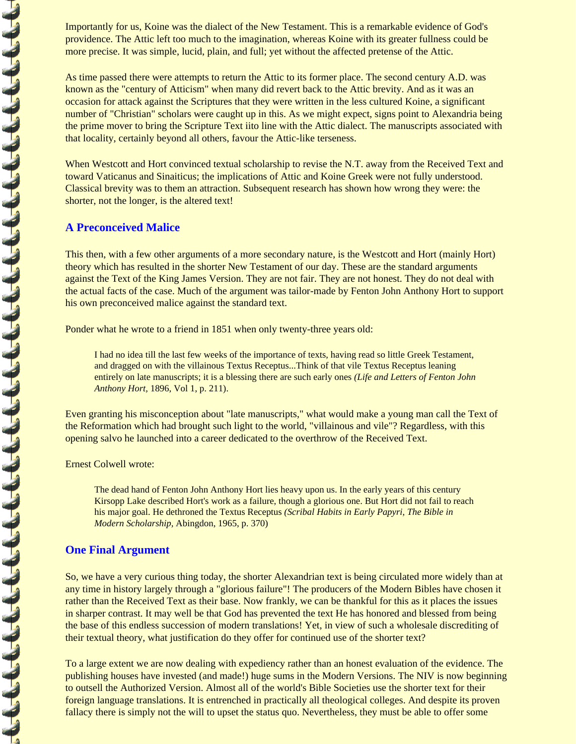Importantly for us, Koine was the dialect of the New Testament. This is a remarkable evidence of God's providence. The Attic left too much to the imagination, whereas Koine with its greater fullness could be more precise. It was simple, lucid, plain, and full; yet without the affected pretense of the Attic.

As time passed there were attempts to return the Attic to its former place. The second century A.D. was known as the "century of Atticism" when many did revert back to the Attic brevity. And as it was an occasion for attack against the Scriptures that they were written in the less cultured Koine, a significant number of "Christian" scholars were caught up in this. As we might expect, signs point to Alexandria being the prime mover to bring the Scripture Text iito line with the Attic dialect. The manuscripts associated with that locality, certainly beyond all others, favour the Attic-like terseness.

When Westcott and Hort convinced textual scholarship to revise the N.T. away from the Received Text and toward Vaticanus and Sinaiticus; the implications of Attic and Koine Greek were not fully understood. Classical brevity was to them an attraction. Subsequent research has shown how wrong they were: the shorter, not the longer, is the altered text!

## A Preconceived Malice

This then, with a few other arguments of a more secondary nature, is the Westcott and Hort (mainly Hort) theory which has resulted in the shorter New Testament of our day. These are the standard arguments against the Text of the King James Version. They are not fair. They are not honest. They do not deal with the actual facts of the case. Much of the argument was tailor-made by Fenton John Anthony Hort to support his own preconceived malice against the standard text.

Ponder what he wrote to a friend in 1851 when only twenty-three years old:

> I had no idea till the last few weeks of the importance of texts, having read so little Greek Testament, and dragged on with the villainous Textus Receptus...Think of that vile Textus Receptus leaning entirely on late manuscripts; it is a blessing there are such early ones *(Life and Letters of Fenton John Anthony Hort,* 1896, Vol 1, p. 211).

Even granting his misconception about "late manuscripts," what would make a young man call the Text of the Reformation which had brought such light to the world, "villainous and vile"? Regardless, with this opening salvo he launched into a career dedicated to the overthrow of the Received Text.

Ernest Colwell wrote:

> The dead hand of Fenton John Anthony Hort lies heavy upon us. In the early years of this century Kirsopp Lake described Hort's work as a failure, though a glorious one. But Hort did not fail to reach his major goal. He dethroned the Textus Receptus *(Scribal Habits in Early Papyri, The Bible in Modern Scholarship,* Abingdon, 1965, p. 370)

## One Final Argument

So, we have a very curious thing today, the shorter Alexandrian text is being circulated more widely than at any time in history largely through a "glorious failure"! The producers of the Modern Bibles have chosen it rather than the Received Text as their base. Now frankly, we can be thankful for this as it places the issues in sharper contrast. It may well be that God has prevented the text He has honored and blessed from being the base of this endless succession of modern translations! Yet, in view of such a wholesale discrediting of their textual theory, what justification do they offer for continued use of the shorter text?

To a large extent we are now dealing with expediency rather than an honest evaluation of the evidence. The publishing houses have invested (and made!) huge sums in the Modern Versions. The NIV is now beginning to outsell the Authorized Version. Almost all of the world's Bible Societies use the shorter text for their foreign language translations. It is entrenched in practically all theological colleges. And despite its proven fallacy there is simply not the will to upset the status quo. Nevertheless, they must be able to offer some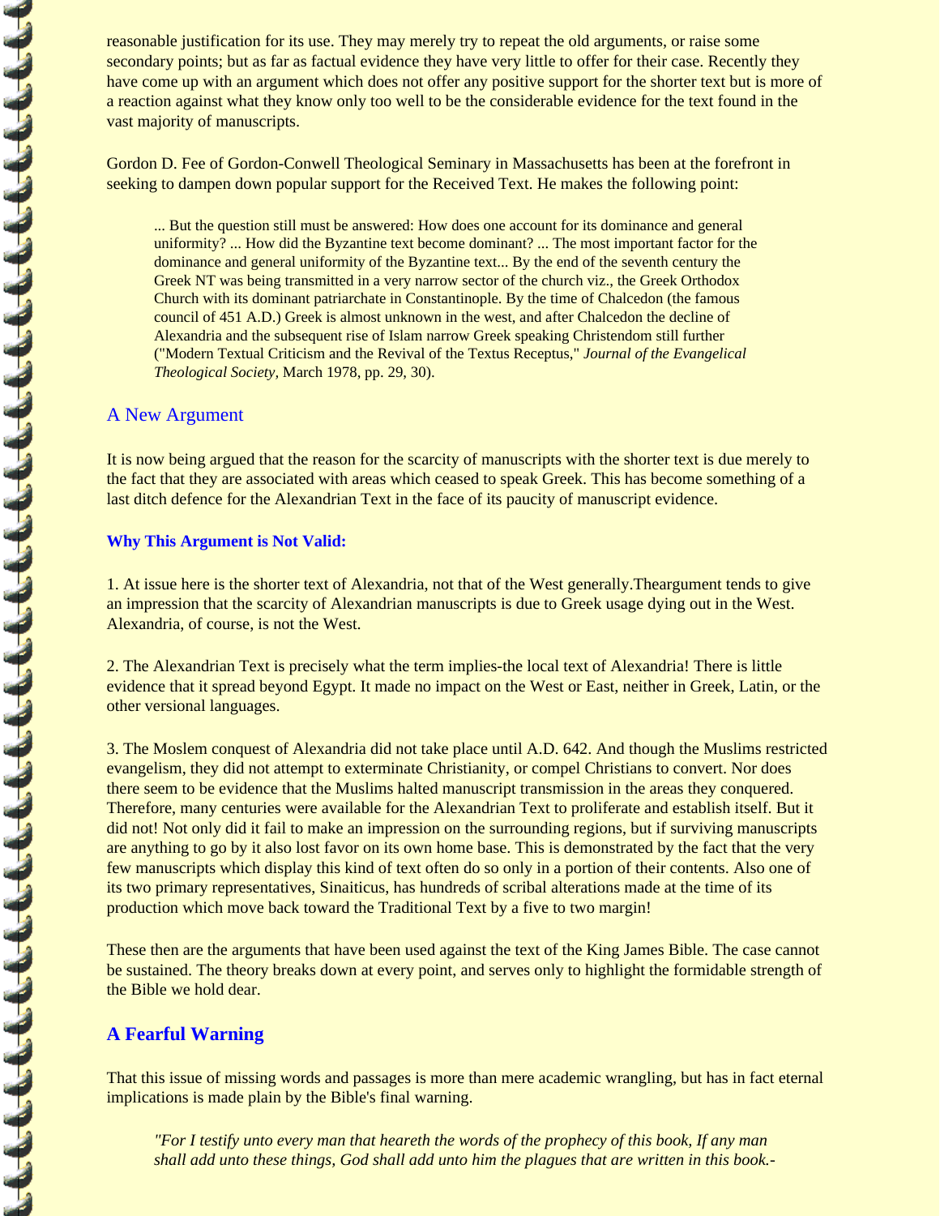reasonable justification for its use. They may merely try to repeat the old arguments, or raise some secondary points; but as far as factual evidence they have very little to offer for their case. Recently they have come up with an argument which does not offer any positive support for the shorter text but is more of a reaction against what they know only too well to be the considerable evidence for the text found in the vast majority of manuscripts.

Gordon D. Fee of Gordon-Conwell Theological Seminary in Massachusetts has been at the forefront in seeking to dampen down popular support for the Received Text. He makes the following point:

> ... But the question still must be answered: How does one account for its dominance and general uniformity? ... How did the Byzantine text become dominant? ... The most important factor for the dominance and general uniformity of the Byzantine text... By the end of the seventh century the Greek NT was being transmitted in a very narrow sector of the church viz., the Greek Orthodox Church with its dominant patriarchate in Constantinople. By the time of Chalcedon (the famous council of 451 A.D.) Greek is almost unknown in the west, and after Chalcedon the decline of Alexandria and the subsequent rise of Islam narrow Greek speaking Christendom still further ("Modern Textual Criticism and the Revival of the Textus Receptus," *Journal of the Evangelical Theological Society*, March 1978, pp. 29, 30).

## A New Argument

It is now being argued that the reason for the scarcity of manuscripts with the shorter text is due merely to the fact that they are associated with areas which ceased to speak Greek. This has become something of a last ditch defence for the Alexandrian Text in the face of its paucity of manuscript evidence.

**Why This Argument is Not Valid:**

1. At issue here is the shorter text of Alexandria, not that of the West generally.Theargument tends to give an impression that the scarcity of Alexandrian manuscripts is due to Greek usage dying out in the West. Alexandria, of course, is not the West.

2. The Alexandrian Text is precisely what the term implies-the local text of Alexandria! There is little evidence that it spread beyond Egypt. It made no impact on the West or East, neither in Greek, Latin, or the other versional languages.

3. The Moslem conquest of Alexandria did not take place until A.D. 642. And though the Muslims restricted evangelism, they did not attempt to exterminate Christianity, or compel Christians to convert. Nor does there seem to be evidence that the Muslims halted manuscript transmission in the areas they conquered. Therefore, many centuries were available for the Alexandrian Text to proliferate and establish itself. But it did not! Not only did it fail to make an impression on the surrounding regions, but if surviving manuscripts are anything to go by it also lost favor on its own home base. This is demonstrated by the fact that the very few manuscripts which display this kind of text often do so only in a portion of their contents. Also one of its two primary representatives, Sinaiticus, has hundreds of scribal alterations made at the time of its production which move back toward the Traditional Text by a five to two margin!

These then are the arguments that have been used against the text of the King James Bible. The case cannot be sustained. The theory breaks down at every point, and serves only to highlight the formidable strength of the Bible we hold dear.

## A Fearful Warning

That this issue of missing words and passages is more than mere academic wrangling, but has in fact eternal implications is made plain by the Bible's final warning.

> *"For I testify unto every man that heareth the words of the prophecy of this book, If any man shall add unto these things, God shall add unto him the plagues that are written in this book.-*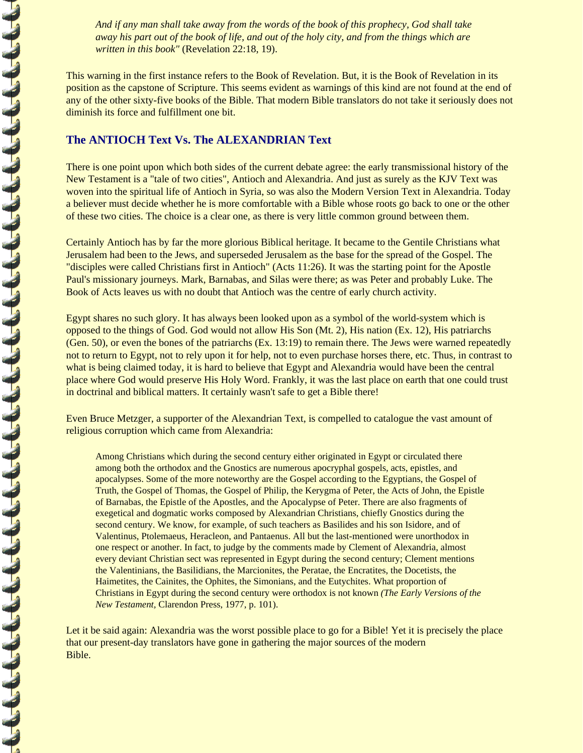> *And if any man shall take away from the words of the book of this prophecy, God shall take away his part out of the book of life, and out of the holy city, and from the things which are written in this book"* (Revelation 22:18, 19).

This warning in the first instance refers to the Book of Revelation. But, it is the Book of Revelation in its position as the capstone of Scripture. This seems evident as warnings of this kind are not found at the end of any of the other sixty-five books of the Bible. That modern Bible translators do not take it seriously does not diminish its force and fulfillment one bit.

## The ANTIOCH Text Vs. The ALEXANDRIAN Text

There is one point upon which both sides of the current debate agree: the early transmissional history of the New Testament is a "tale of two cities", Antioch and Alexandria. And just as surely as the KJV Text was woven into the spiritual life of Antioch in Syria, so was also the Modern Version Text in Alexandria. Today a believer must decide whether he is more comfortable with a Bible whose roots go back to one or the other of these two cities. The choice is a clear one, as there is very little common ground between them.

Certainly Antioch has by far the more glorious Biblical heritage. It became to the Gentile Christians what Jerusalem had been to the Jews, and superseded Jerusalem as the base for the spread of the Gospel. The "disciples were called Christians first in Antioch" (Acts 11:26). It was the starting point for the Apostle Paul's missionary journeys. Mark, Barnabas, and Silas were there; as was Peter and probably Luke. The Book of Acts leaves us with no doubt that Antioch was the centre of early church activity.

Egypt shares no such glory. It has always been looked upon as a symbol of the world-system which is opposed to the things of God. God would not allow His Son (Mt. 2), His nation (Ex. 12), His patriarchs (Gen. 50), or even the bones of the patriarchs (Ex. 13:19) to remain there. The Jews were warned repeatedly not to return to Egypt, not to rely upon it for help, not to even purchase horses there, etc. Thus, in contrast to what is being claimed today, it is hard to believe that Egypt and Alexandria would have been the central place where God would preserve His Holy Word. Frankly, it was the last place on earth that one could trust in doctrinal and biblical matters. It certainly wasn't safe to get a Bible there!

Even Bruce Metzger, a supporter of the Alexandrian Text, is compelled to catalogue the vast amount of religious corruption which came from Alexandria:

> Among Christians which during the second century either originated in Egypt or circulated there among both the orthodox and the Gnostics are numerous apocryphal gospels, acts, epistles, and apocalypses. Some of the more noteworthy are the Gospel according to the Egyptians, the Gospel of Truth, the Gospel of Thomas, the Gospel of Philip, the Kerygma of Peter, the Acts of John, the Epistle of Barnabas, the Epistle of the Apostles, and the Apocalypse of Peter. There are also fragments of exegetical and dogmatic works composed by Alexandrian Christians, chiefly Gnostics during the second century. We know, for example, of such teachers as Basilides and his son Isidore, and of Valentinus, Ptolemaeus, Heracleon, and Pantaenus. All but the last-mentioned were unorthodox in one respect or another. In fact, to judge by the comments made by Clement of Alexandria, almost every deviant Christian sect was represented in Egypt during the second century; Clement mentions the Valentinians, the Basilidians, the Marcionites, the Peratae, the Encratites, the Docetists, the Haimetites, the Cainites, the Ophites, the Simonians, and the Eutychites. What proportion of Christians in Egypt during the second century were orthodox is not known *(The Early Versions of the New Testament,* Clarendon Press, 1977, p. 101).

Let it be said again: Alexandria was the worst possible place to go for a Bible! Yet it is precisely the place that our present-day translators have gone in gathering the major sources of the modern Bible.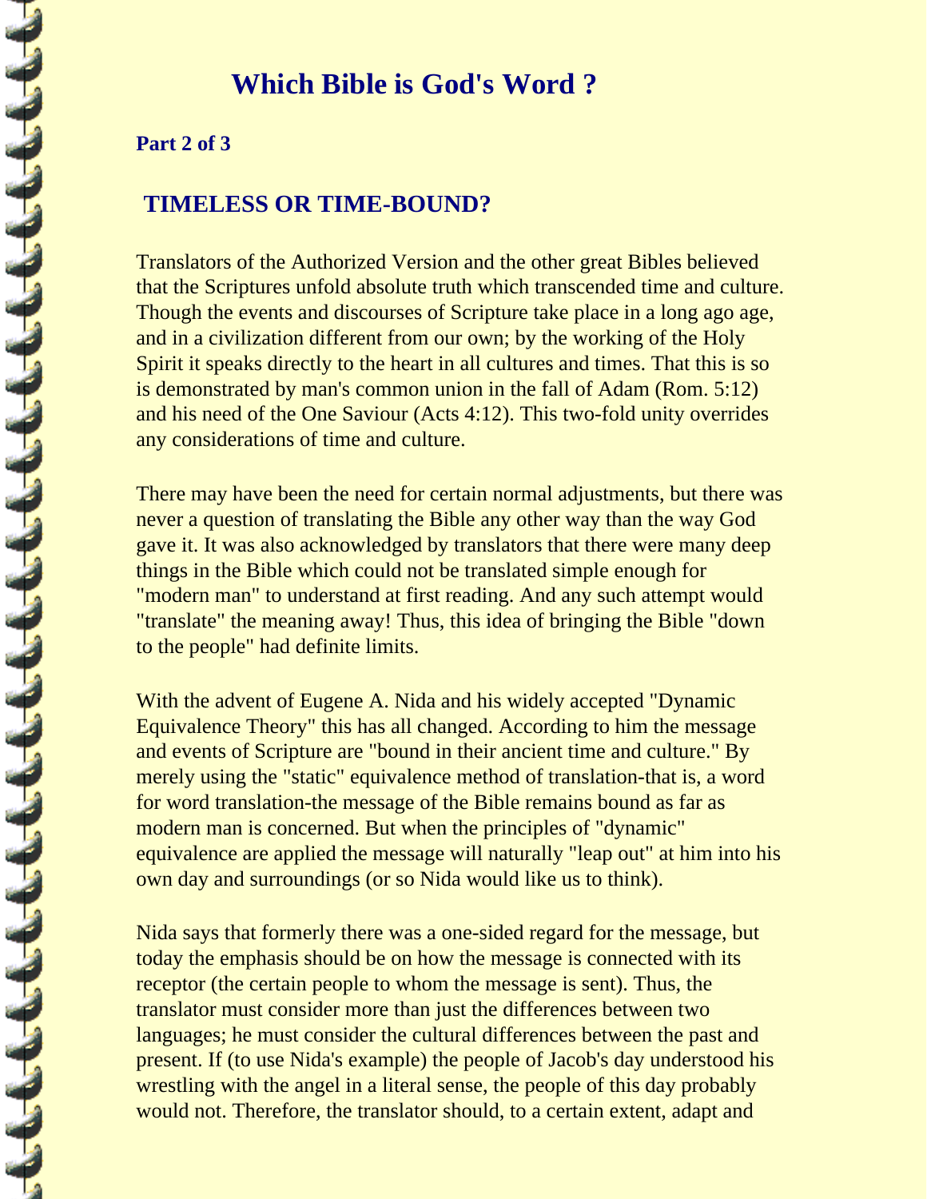# Which Bible is God's Word ?

**Part 2 of 3**

## TIMELESS OR TIME-BOUND?

Translators of the Authorized Version and the other great Bibles believed that the Scriptures unfold absolute truth which transcended time and culture. Though the events and discourses of Scripture take place in a long ago age, and in a civilization different from our own; by the working of the Holy Spirit it speaks directly to the heart in all cultures and times. That this is so is demonstrated by man's common union in the fall of Adam (Rom. 5:12) and his need of the One Saviour (Acts 4:12). This two-fold unity overrides any considerations of time and culture.

There may have been the need for certain normal adjustments, but there was never a question of translating the Bible any other way than the way God gave it. It was also acknowledged by translators that there were many deep things in the Bible which could not be translated simple enough for "modern man" to understand at first reading. And any such attempt would "translate" the meaning away! Thus, this idea of bringing the Bible "down to the people" had definite limits.

With the advent of Eugene A. Nida and his widely accepted "Dynamic Equivalence Theory" this has all changed. According to him the message and events of Scripture are "bound in their ancient time and culture." By merely using the "static" equivalence method of translation-that is, a word for word translation-the message of the Bible remains bound as far as modern man is concerned. But when the principles of "dynamic" equivalence are applied the message will naturally "leap out" at him into his own day and surroundings (or so Nida would like us to think).

Nida says that formerly there was a one-sided regard for the message, but today the emphasis should be on how the message is connected with its receptor (the certain people to whom the message is sent). Thus, the translator must consider more than just the differences between two languages; he must consider the cultural differences between the past and present. If (to use Nida's example) the people of Jacob's day understood his wrestling with the angel in a literal sense, the people of this day probably would not. Therefore, the translator should, to a certain extent, adapt and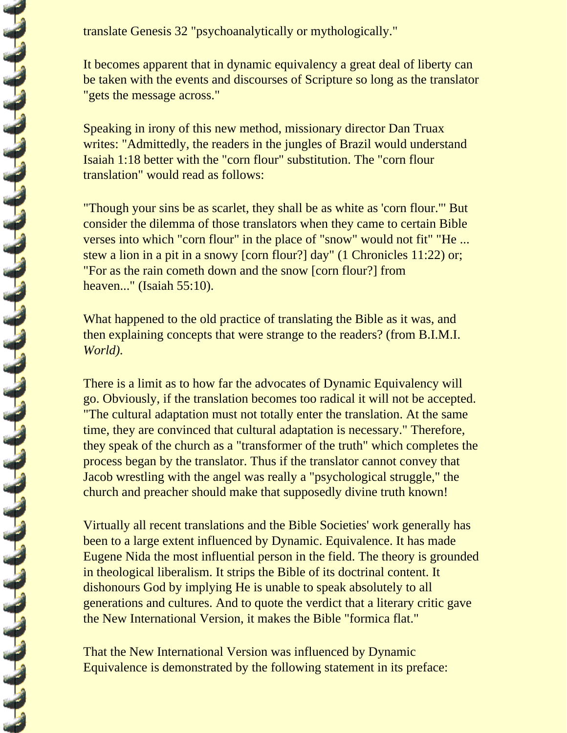translate Genesis 32 "psychoanalytically or mythologically."

It becomes apparent that in dynamic equivalency a great deal of liberty can be taken with the events and discourses of Scripture so long as the translator "gets the message across."

Speaking in irony of this new method, missionary director Dan Truax writes: "Admittedly, the readers in the jungles of Brazil would understand Isaiah 1:18 better with the "corn flour" substitution. The "corn flour translation" would read as follows:

"Though your sins be as scarlet, they shall be as white as 'corn flour.'" But consider the dilemma of those translators when they came to certain Bible verses into which "corn flour" in the place of "snow" would not fit" "He ... stew a lion in a pit in a snowy [corn flour?] day" (1 Chronicles 11:22) or; "For as the rain cometh down and the snow [corn flour?] from heaven..." (Isaiah 55:10).

What happened to the old practice of translating the Bible as it was, and then explaining concepts that were strange to the readers? (from B.I.M.I. *World).*

There is a limit as to how far the advocates of Dynamic Equivalency will go. Obviously, if the translation becomes too radical it will not be accepted. "The cultural adaptation must not totally enter the translation. At the same time, they are convinced that cultural adaptation is necessary." Therefore, they speak of the church as a "transformer of the truth" which completes the process began by the translator. Thus if the translator cannot convey that Jacob wrestling with the angel was really a "psychological struggle," the church and preacher should make that supposedly divine truth known!

Virtually all recent translations and the Bible Societies' work generally has been to a large extent influenced by Dynamic. Equivalence. It has made Eugene Nida the most influential person in the field. The theory is grounded in theological liberalism. It strips the Bible of its doctrinal content. It dishonours God by implying He is unable to speak absolutely to all generations and cultures. And to quote the verdict that a literary critic gave the New International Version, it makes the Bible "formica flat."

That the New International Version was influenced by Dynamic Equivalence is demonstrated by the following statement in its preface: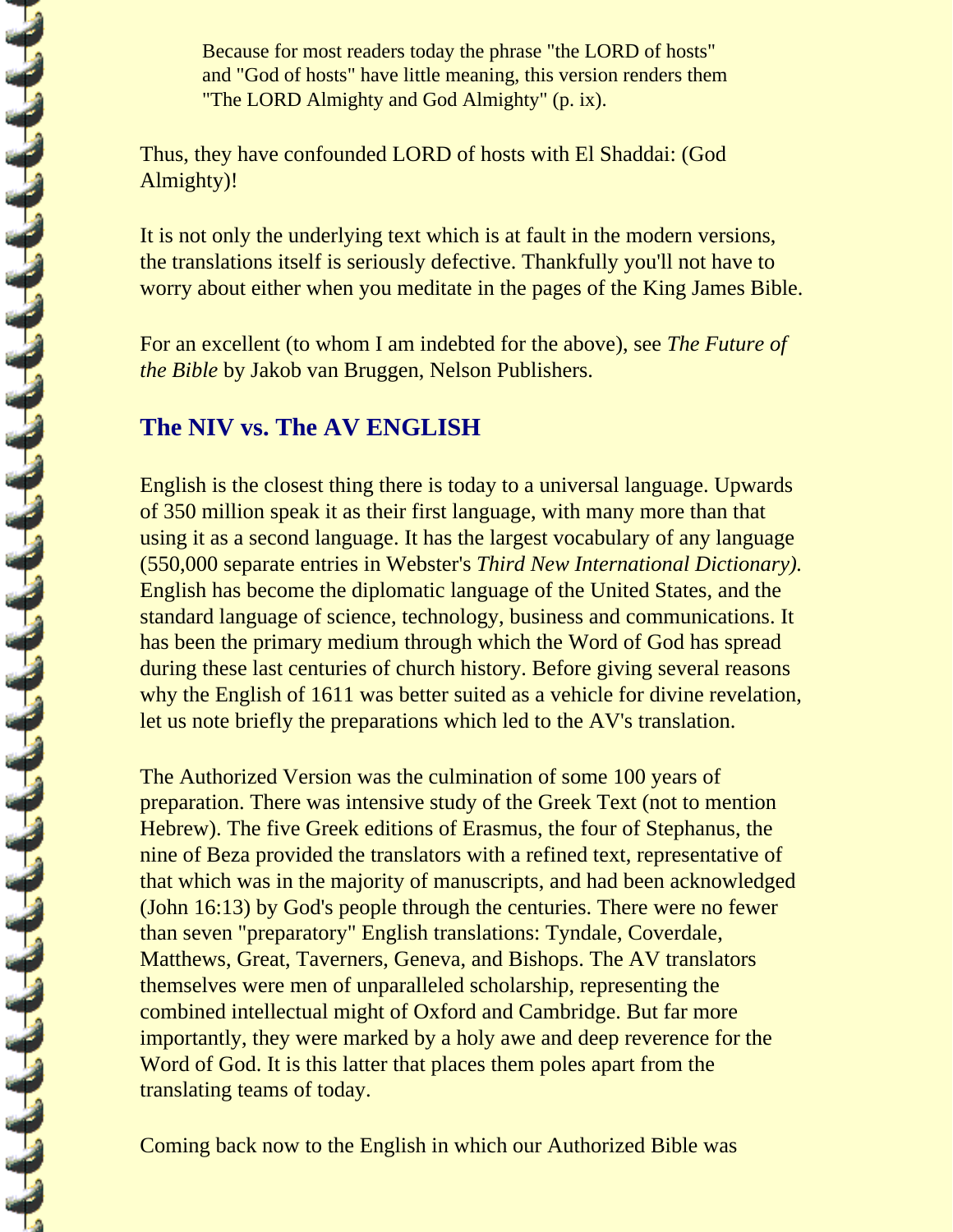> Because for most readers today the phrase "the LORD of hosts" and "God of hosts" have little meaning, this version renders them "The LORD Almighty and God Almighty" (p. ix).

Thus, they have confounded LORD of hosts with El Shaddai: (God Almighty)!

It is not only the underlying text which is at fault in the modern versions, the translations itself is seriously defective. Thankfully you'll not have to worry about either when you meditate in the pages of the King James Bible.

For an excellent (to whom I am indebted for the above), see *The Future of the Bible* by Jakob van Bruggen, Nelson Publishers.

## The NIV vs. The AV ENGLISH

English is the closest thing there is today to a universal language. Upwards of 350 million speak it as their first language, with many more than that using it as a second language. It has the largest vocabulary of any language (550,000 separate entries in Webster's *Third New International Dictionary).* English has become the diplomatic language of the United States, and the standard language of science, technology, business and communications. It has been the primary medium through which the Word of God has spread during these last centuries of church history. Before giving several reasons why the English of 1611 was better suited as a vehicle for divine revelation, let us note briefly the preparations which led to the AV's translation.

The Authorized Version was the culmination of some 100 years of preparation. There was intensive study of the Greek Text (not to mention Hebrew). The five Greek editions of Erasmus, the four of Stephanus, the nine of Beza provided the translators with a refined text, representative of that which was in the majority of manuscripts, and had been acknowledged (John 16:13) by God's people through the centuries. There were no fewer than seven "preparatory" English translations: Tyndale, Coverdale, Matthews, Great, Taverners, Geneva, and Bishops. The AV translators themselves were men of unparalleled scholarship, representing the combined intellectual might of Oxford and Cambridge. But far more importantly, they were marked by a holy awe and deep reverence for the Word of God. It is this latter that places them poles apart from the translating teams of today.

Coming back now to the English in which our Authorized Bible was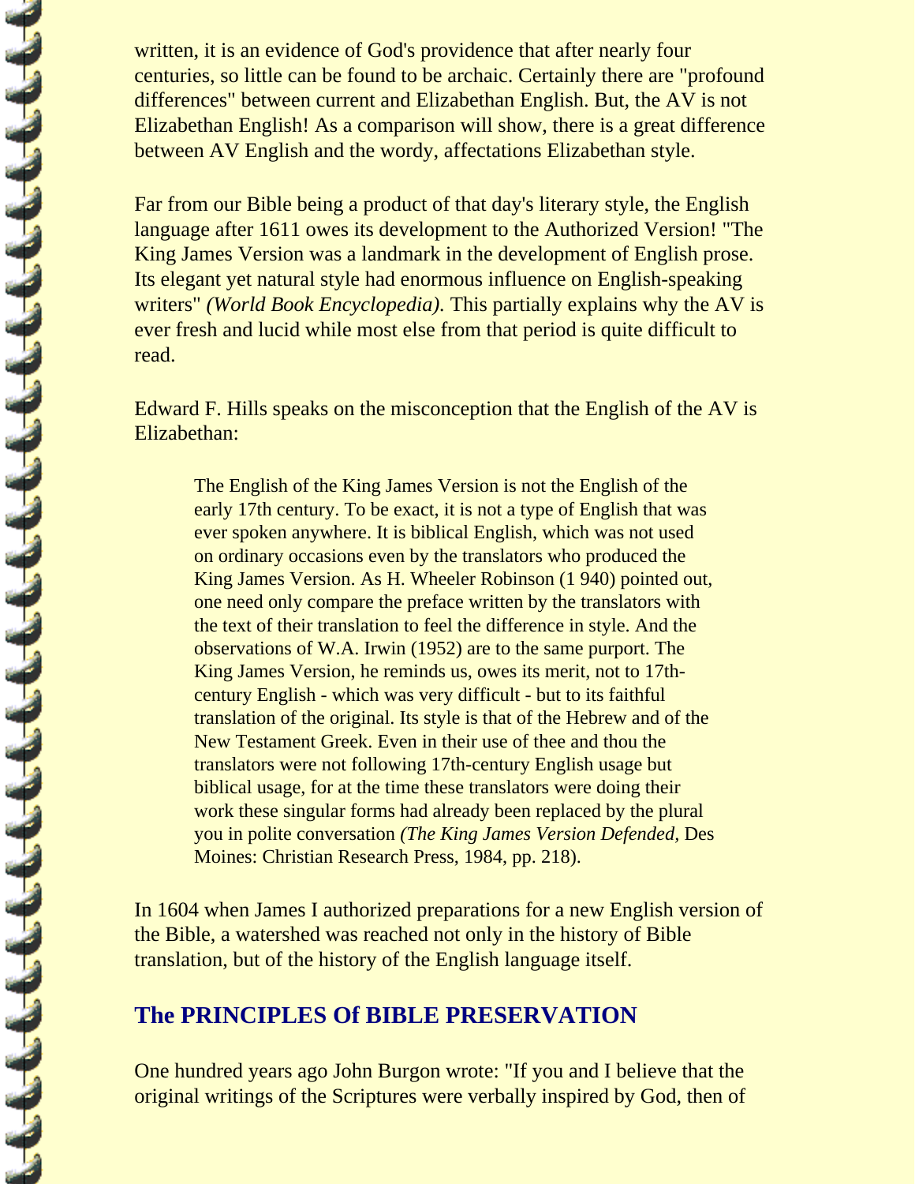written, it is an evidence of God's providence that after nearly four centuries, so little can be found to be archaic. Certainly there are "profound differences" between current and Elizabethan English. But, the AV is not Elizabethan English! As a comparison will show, there is a great difference between AV English and the wordy, affectations Elizabethan style.

Far from our Bible being a product of that day's literary style, the English language after 1611 owes its development to the Authorized Version! "The King James Version was a landmark in the development of English prose. Its elegant yet natural style had enormous influence on English-speaking writers" *(World Book Encyclopedia)*. This partially explains why the AV is ever fresh and lucid while most else from that period is quite difficult to read.

Edward F. Hills speaks on the misconception that the English of the AV is Elizabethan:

> The English of the King James Version is not the English of the early 17th century. To be exact, it is not a type of English that was ever spoken anywhere. It is biblical English, which was not used on ordinary occasions even by the translators who produced the King James Version. As H. Wheeler Robinson (1 940) pointed out, one need only compare the preface written by the translators with the text of their translation to feel the difference in style. And the observations of W.A. Irwin (1952) are to the same purport. The King James Version, he reminds us, owes its merit, not to 17th-century English - which was very difficult - but to its faithful translation of the original. Its style is that of the Hebrew and of the New Testament Greek. Even in their use of thee and thou the translators were not following 17th-century English usage but biblical usage, for at the time these translators were doing their work these singular forms had already been replaced by the plural you in polite conversation *(The King James Version Defended*, Des Moines: Christian Research Press, 1984, pp. 218).

In 1604 when James I authorized preparations for a new English version of the Bible, a watershed was reached not only in the history of Bible translation, but of the history of the English language itself.

## The PRINCIPLES Of BIBLE PRESERVATION

One hundred years ago John Burgon wrote: "If you and I believe that the original writings of the Scriptures were verbally inspired by God, then of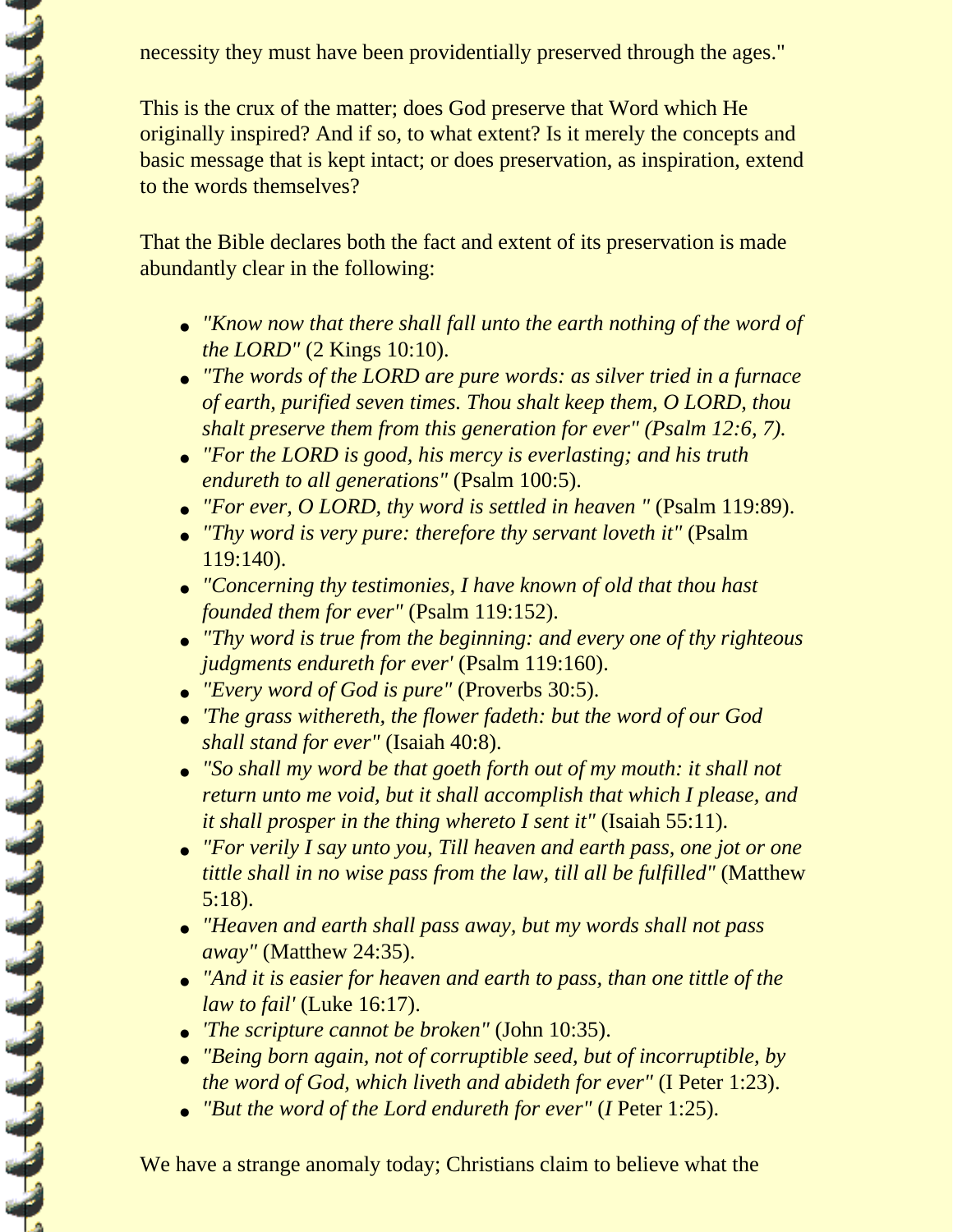necessity they must have been providentially preserved through the ages."

This is the crux of the matter; does God preserve that Word which He originally inspired? And if so, to what extent? Is it merely the concepts and basic message that is kept intact; or does preservation, as inspiration, extend to the words themselves?

That the Bible declares both the fact and extent of its preservation is made abundantly clear in the following:

- *"Know now that there shall fall unto the earth nothing of the word of the LORD"* (2 Kings 10:10).
- *"The words of the LORD are pure words: as silver tried in a furnace of earth, purified seven times. Thou shalt keep them, O LORD, thou shalt preserve them from this generation for ever" (Psalm 12:6, 7).*
- *"For the LORD is good, his mercy is everlasting; and his truth endureth to all generations"* (Psalm 100:5).
- *"For ever, O LORD, thy word is settled in heaven "* (Psalm 119:89).
- *"Thy word is very pure: therefore thy servant loveth it"* (Psalm 119:140).
- *"Concerning thy testimonies, I have known of old that thou hast founded them for ever"* (Psalm 119:152).
- *"Thy word is true from the beginning: and every one of thy righteous judgments endureth for ever'* (Psalm 119:160).
- *"Every word of God is pure"* (Proverbs 30:5).
- *'The grass withereth, the flower fadeth: but the word of our God shall stand for ever"* (Isaiah 40:8).
- *"So shall my word be that goeth forth out of my mouth: it shall not return unto me void, but it shall accomplish that which I please, and it shall prosper in the thing whereto I sent it"* (Isaiah 55:11).
- *"For verily I say unto you, Till heaven and earth pass, one jot or one tittle shall in no wise pass from the law, till all be fulfilled"* (Matthew 5:18).
- *"Heaven and earth shall pass away, but my words shall not pass away"* (Matthew 24:35).
- *"And it is easier for heaven and earth to pass, than one tittle of the law to fail'* (Luke 16:17).
- *'The scripture cannot be broken"* (John 10:35).
- *"Being born again, not of corruptible seed, but of incorruptible, by the word of God, which liveth and abideth for ever"* (I Peter 1:23).
- *"But the word of the Lord endureth for ever"* (*I* Peter 1:25).

We have a strange anomaly today; Christians claim to believe what the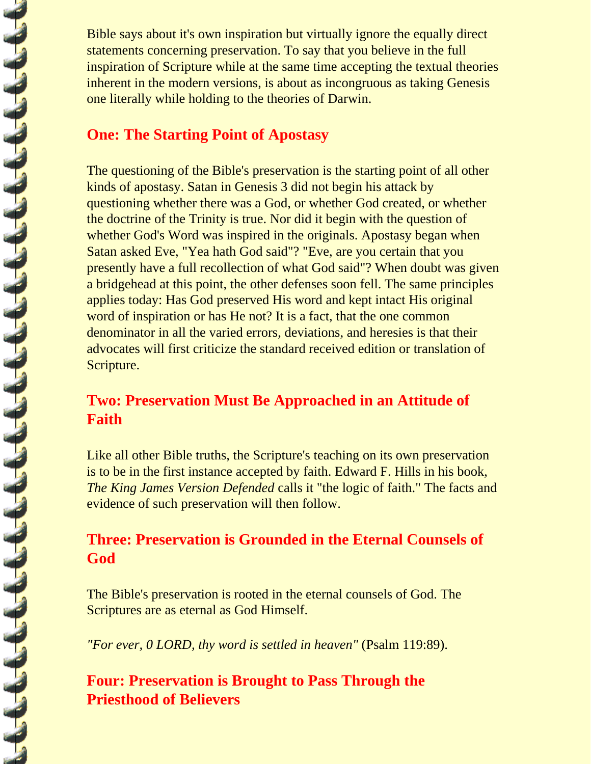Bible says about it's own inspiration but virtually ignore the equally direct statements concerning preservation. To say that you believe in the full inspiration of Scripture while at the same time accepting the textual theories inherent in the modern versions, is about as incongruous as taking Genesis one literally while holding to the theories of Darwin.

## One: The Starting Point of Apostasy

The questioning of the Bible's preservation is the starting point of all other kinds of apostasy. Satan in Genesis 3 did not begin his attack by questioning whether there was a God, or whether God created, or whether the doctrine of the Trinity is true. Nor did it begin with the question of whether God's Word was inspired in the originals. Apostasy began when Satan asked Eve, "Yea hath God said"? "Eve, are you certain that you presently have a full recollection of what God said"? When doubt was given a bridgehead at this point, the other defenses soon fell. The same principles applies today: Has God preserved His word and kept intact His original word of inspiration or has He not? It is a fact, that the one common denominator in all the varied errors, deviations, and heresies is that their advocates will first criticize the standard received edition or translation of Scripture.

## Two: Preservation Must Be Approached in an Attitude of Faith

Like all other Bible truths, the Scripture's teaching on its own preservation is to be in the first instance accepted by faith. Edward F. Hills in his book, *The King James Version Defended* calls it "the logic of faith." The facts and evidence of such preservation will then follow.

## Three: Preservation is Grounded in the Eternal Counsels of God

The Bible's preservation is rooted in the eternal counsels of God. The Scriptures are as eternal as God Himself.

*"For ever, 0 LORD, thy word is settled in heaven"* (Psalm 119:89).

## Four: Preservation is Brought to Pass Through the Priesthood of Believers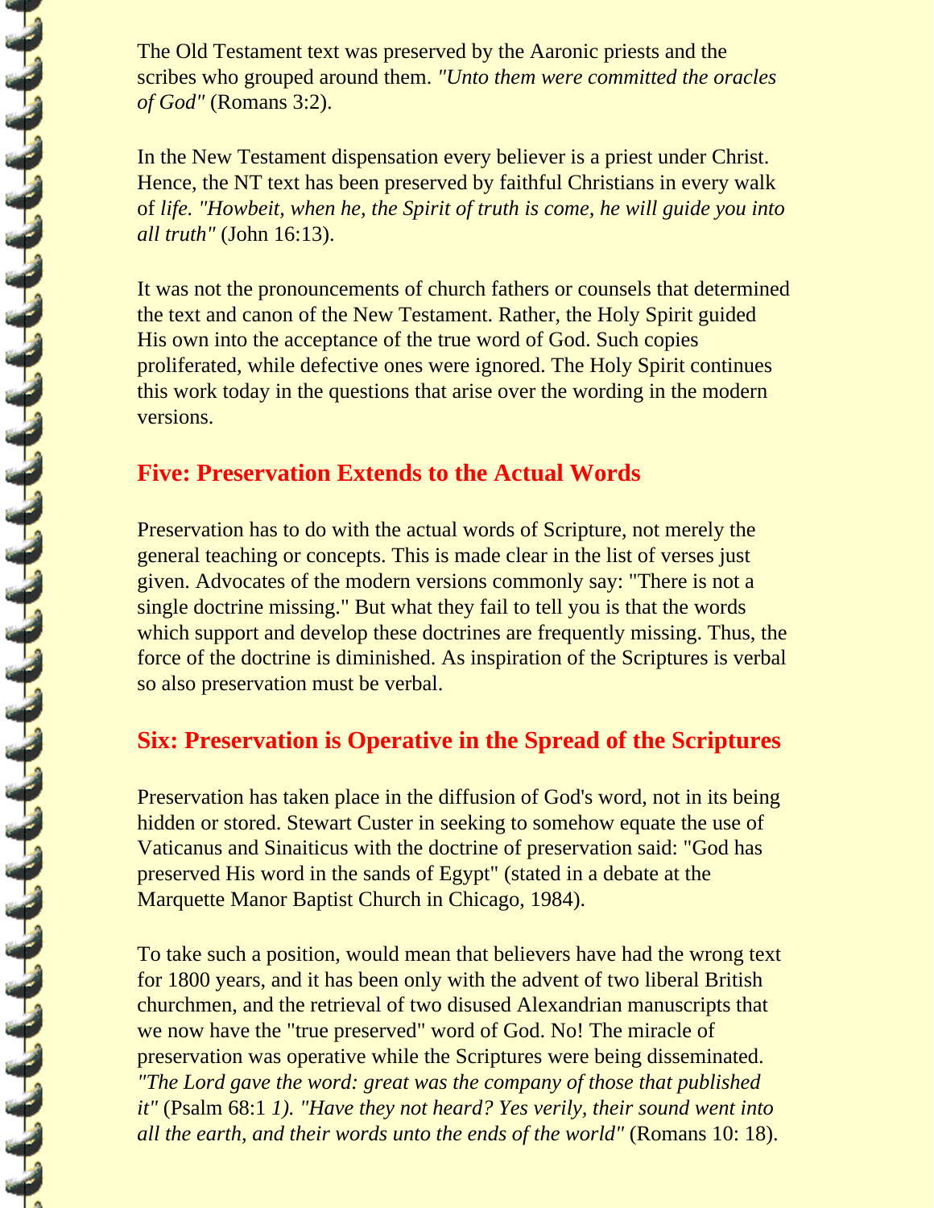The Old Testament text was preserved by the Aaronic priests and the scribes who grouped around them. *"Unto them were committed the oracles of God"* (Romans 3:2).

In the New Testament dispensation every believer is a priest under Christ. Hence, the NT text has been preserved by faithful Christians in every walk of *life. "Howbeit, when he, the Spirit of truth is come, he will guide you into all truth"* (John 16:13).

It was not the pronouncements of church fathers or counsels that determined the text and canon of the New Testament. Rather, the Holy Spirit guided His own into the acceptance of the true word of God. Such copies proliferated, while defective ones were ignored. The Holy Spirit continues this work today in the questions that arise over the wording in the modern versions.

## Five: Preservation Extends to the Actual Words

Preservation has to do with the actual words of Scripture, not merely the general teaching or concepts. This is made clear in the list of verses just given. Advocates of the modern versions commonly say: "There is not a single doctrine missing." But what they fail to tell you is that the words which support and develop these doctrines are frequently missing. Thus, the force of the doctrine is diminished. As inspiration of the Scriptures is verbal so also preservation must be verbal.

## Six: Preservation is Operative in the Spread of the Scriptures

Preservation has taken place in the diffusion of God's word, not in its being hidden or stored. Stewart Custer in seeking to somehow equate the use of Vaticanus and Sinaiticus with the doctrine of preservation said: "God has preserved His word in the sands of Egypt" (stated in a debate at the Marquette Manor Baptist Church in Chicago, 1984).

To take such a position, would mean that believers have had the wrong text for 1800 years, and it has been only with the advent of two liberal British churchmen, and the retrieval of two disused Alexandrian manuscripts that we now have the "true preserved" word of God. No! The miracle of preservation was operative while the Scriptures were being disseminated. *"The Lord gave the word: great was the company of those that published it"* (Psalm 68:1 *1). "Have they not heard? Yes verily, their sound went into all the earth, and their words unto the ends of the world"* (Romans 10: 18).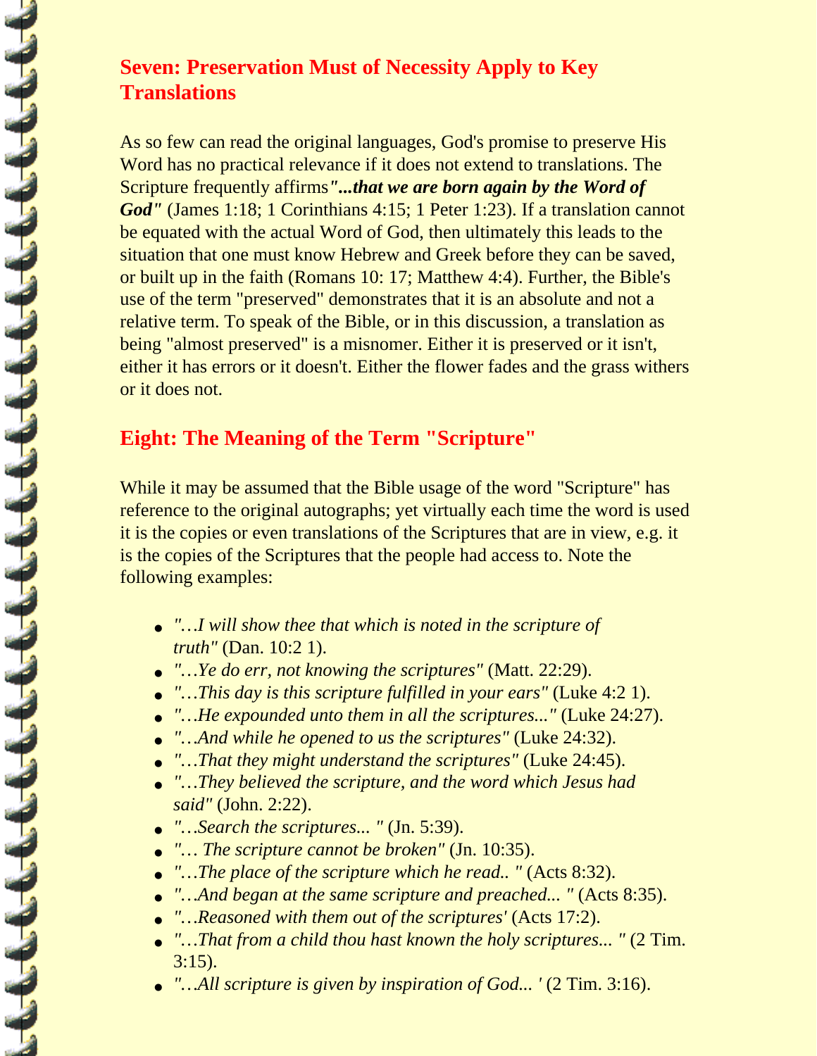## Seven: Preservation Must of Necessity Apply to Key Translations

As so few can read the original languages, God's promise to preserve His Word has no practical relevance if it does not extend to translations. The Scripture frequently affirms ***"...that we are born again by the Word of God"*** (James 1:18; 1 Corinthians 4:15; 1 Peter 1:23). If a translation cannot be equated with the actual Word of God, then ultimately this leads to the situation that one must know Hebrew and Greek before they can be saved, or built up in the faith (Romans 10: 17; Matthew 4:4). Further, the Bible's use of the term "preserved" demonstrates that it is an absolute and not a relative term. To speak of the Bible, or in this discussion, a translation as being "almost preserved" is a misnomer. Either it is preserved or it isn't, either it has errors or it doesn't. Either the flower fades and the grass withers or it does not.

## Eight: The Meaning of the Term "Scripture"

While it may be assumed that the Bible usage of the word "Scripture" has reference to the original autographs; yet virtually each time the word is used it is the copies or even translations of the Scriptures that are in view, e.g. it is the copies of the Scriptures that the people had access to. Note the following examples:

- *"…I will show thee that which is noted in the scripture of truth"* (Dan. 10:2 1).
- *"…Ye do err, not knowing the scriptures"* (Matt. 22:29).
- *"…This day is this scripture fulfilled in your ears"* (Luke 4:2 1).
- *"…He expounded unto them in all the scriptures..."* (Luke 24:27).
- *"…And while he opened to us the scriptures"* (Luke 24:32).
- *"…That they might understand the scriptures"* (Luke 24:45).
- *"…They believed the scripture, and the word which Jesus had said"* (John. 2:22).
- *"…Search the scriptures... "* (Jn. 5:39).
- *"… The scripture cannot be broken"* (Jn. 10:35).
- *"…The place of the scripture which he read.. "* (Acts 8:32).
- *"…And began at the same scripture and preached... "* (Acts 8:35).
- *"…Reasoned with them out of the scriptures'* (Acts 17:2).
- *"…That from a child thou hast known the holy scriptures... "* (2 Tim. 3:15).
- *"…All scripture is given by inspiration of God... '* (2 Tim. 3:16).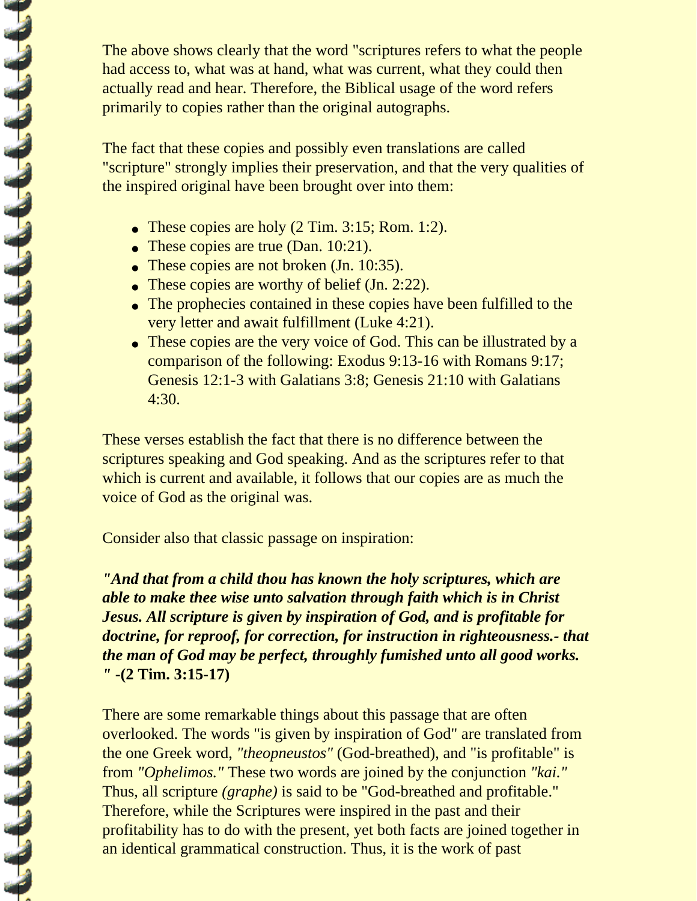The above shows clearly that the word "scriptures refers to what the people had access to, what was at hand, what was current, what they could then actually read and hear. Therefore, the Biblical usage of the word refers primarily to copies rather than the original autographs.

The fact that these copies and possibly even translations are called "scripture" strongly implies their preservation, and that the very qualities of the inspired original have been brought over into them:

- These copies are holy (2 Tim. 3:15; Rom. 1:2).
- These copies are true (Dan. 10:21).
- These copies are not broken (Jn. 10:35).
- These copies are worthy of belief (Jn. 2:22).
- The prophecies contained in these copies have been fulfilled to the very letter and await fulfillment (Luke 4:21).
- These copies are the very voice of God. This can be illustrated by a comparison of the following: Exodus 9:13-16 with Romans 9:17; Genesis 12:1-3 with Galatians 3:8; Genesis 21:10 with Galatians 4:30.

These verses establish the fact that there is no difference between the scriptures speaking and God speaking. And as the scriptures refer to that which is current and available, it follows that our copies are as much the voice of God as the original was.

Consider also that classic passage on inspiration:

***"And that from a child thou has known the holy scriptures, which are able to make thee wise unto salvation through faith which is in Christ Jesus. All scripture is given by inspiration of God, and is profitable for doctrine, for reproof, for correction, for instruction in righteousness.- that the man of God may be perfect, throughly fumished unto all good works. "*** **-(2 Tim. 3:15-17)**

There are some remarkable things about this passage that are often overlooked. The words "is given by inspiration of God" are translated from the one Greek word, *"theopneustos"* (God-breathed), and "is profitable" is from *"Ophelimos."* These two words are joined by the conjunction *"kai."* Thus, all scripture *(graphe)* is said to be "God-breathed and profitable." Therefore, while the Scriptures were inspired in the past and their profitability has to do with the present, yet both facts are joined together in an identical grammatical construction. Thus, it is the work of past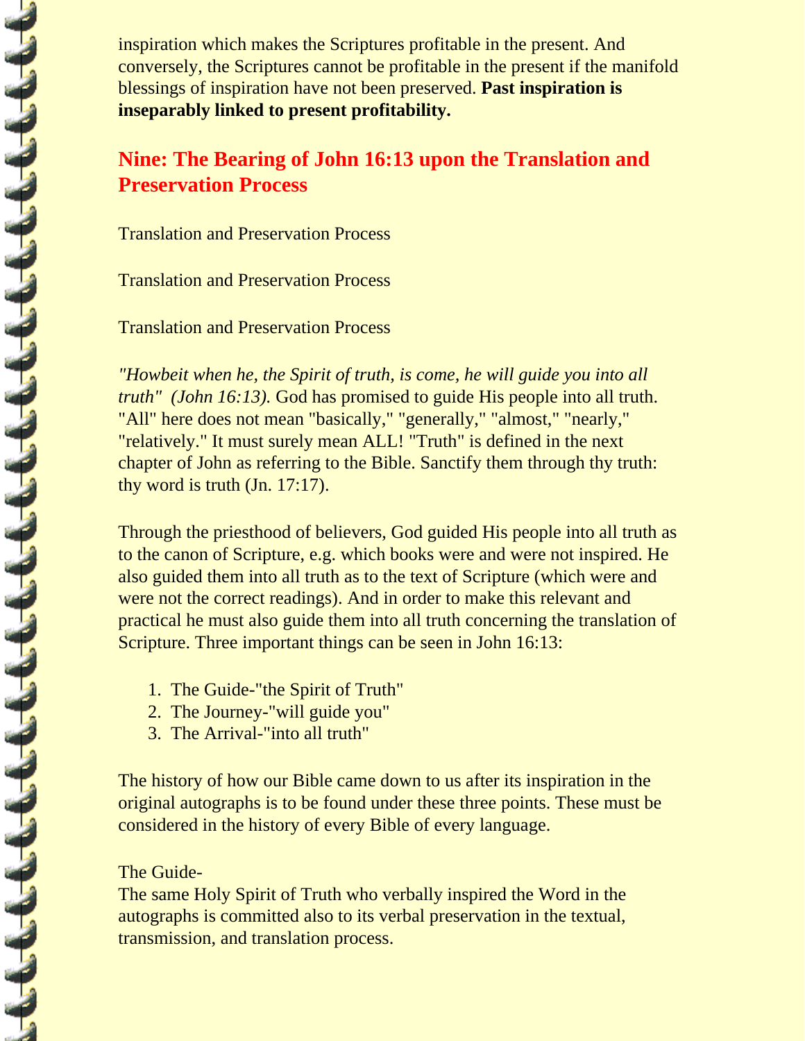inspiration which makes the Scriptures profitable in the present. And conversely, the Scriptures cannot be profitable in the present if the manifold blessings of inspiration have not been preserved. **Past inspiration is inseparably linked to present profitability.**

## Nine: The Bearing of John 16:13 upon the Translation and Preservation Process

Translation and Preservation Process

Translation and Preservation Process

Translation and Preservation Process

*"Howbeit when he, the Spirit of truth, is come, he will guide you into all truth" (John 16:13).* God has promised to guide His people into all truth. "All" here does not mean "basically," "generally," "almost," "nearly," "relatively." It must surely mean ALL! "Truth" is defined in the next chapter of John as referring to the Bible. Sanctify them through thy truth: thy word is truth (Jn. 17:17).

Through the priesthood of believers, God guided His people into all truth as to the canon of Scripture, e.g. which books were and were not inspired. He also guided them into all truth as to the text of Scripture (which were and were not the correct readings). And in order to make this relevant and practical he must also guide them into all truth concerning the translation of Scripture. Three important things can be seen in John 16:13:

1. The Guide-"the Spirit of Truth"
2. The Journey-"will guide you"
3. The Arrival-"into all truth"

The history of how our Bible came down to us after its inspiration in the original autographs is to be found under these three points. These must be considered in the history of every Bible of every language.

The Guide-
The same Holy Spirit of Truth who verbally inspired the Word in the autographs is committed also to its verbal preservation in the textual, transmission, and translation process.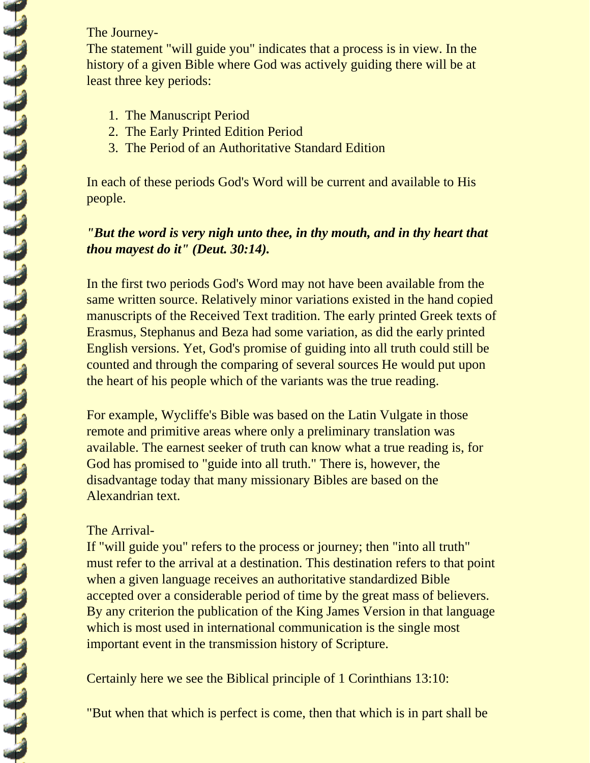The Journey-

The statement "will guide you" indicates that a process is in view. In the history of a given Bible where God was actively guiding there will be at least three key periods:

1. The Manuscript Period
2. The Early Printed Edition Period
3. The Period of an Authoritative Standard Edition

In each of these periods God's Word will be current and available to His people.

***"But the word is very nigh unto thee, in thy mouth, and in thy heart that thou mayest do it" (Deut. 30:14).***

In the first two periods God's Word may not have been available from the same written source. Relatively minor variations existed in the hand copied manuscripts of the Received Text tradition. The early printed Greek texts of Erasmus, Stephanus and Beza had some variation, as did the early printed English versions. Yet, God's promise of guiding into all truth could still be counted and through the comparing of several sources He would put upon the heart of his people which of the variants was the true reading.

For example, Wycliffe's Bible was based on the Latin Vulgate in those remote and primitive areas where only a preliminary translation was available. The earnest seeker of truth can know what a true reading is, for God has promised to "guide into all truth." There is, however, the disadvantage today that many missionary Bibles are based on the Alexandrian text.

The Arrival-

If "will guide you" refers to the process or journey; then "into all truth" must refer to the arrival at a destination. This destination refers to that point when a given language receives an authoritative standardized Bible accepted over a considerable period of time by the great mass of believers. By any criterion the publication of the King James Version in that language which is most used in international communication is the single most important event in the transmission history of Scripture.

Certainly here we see the Biblical principle of 1 Corinthians 13:10:

"But when that which is perfect is come, then that which is in part shall be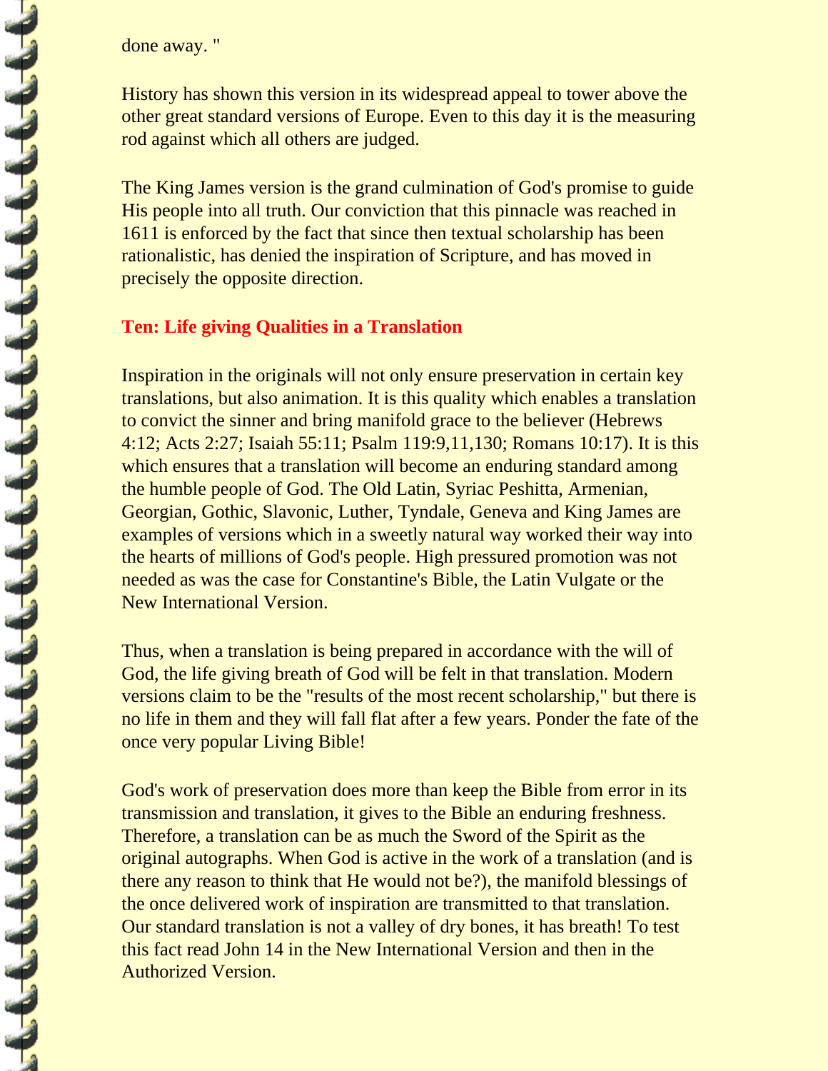done away. "

History has shown this version in its widespread appeal to tower above the other great standard versions of Europe. Even to this day it is the measuring rod against which all others are judged.

The King James version is the grand culmination of God's promise to guide His people into all truth. Our conviction that this pinnacle was reached in 1611 is enforced by the fact that since then textual scholarship has been rationalistic, has denied the inspiration of Scripture, and has moved in precisely the opposite direction.

## Ten: Life giving Qualities in a Translation

Inspiration in the originals will not only ensure preservation in certain key translations, but also animation. It is this quality which enables a translation to convict the sinner and bring manifold grace to the believer (Hebrews 4:12; Acts 2:27; Isaiah 55:11; Psalm 119:9,11,130; Romans 10:17). It is this which ensures that a translation will become an enduring standard among the humble people of God. The Old Latin, Syriac Peshitta, Armenian, Georgian, Gothic, Slavonic, Luther, Tyndale, Geneva and King James are examples of versions which in a sweetly natural way worked their way into the hearts of millions of God's people. High pressured promotion was not needed as was the case for Constantine's Bible, the Latin Vulgate or the New International Version.

Thus, when a translation is being prepared in accordance with the will of God, the life giving breath of God will be felt in that translation. Modern versions claim to be the "results of the most recent scholarship," but there is no life in them and they will fall flat after a few years. Ponder the fate of the once very popular Living Bible!

God's work of preservation does more than keep the Bible from error in its transmission and translation, it gives to the Bible an enduring freshness. Therefore, a translation can be as much the Sword of the Spirit as the original autographs. When God is active in the work of a translation (and is there any reason to think that He would not be?), the manifold blessings of the once delivered work of inspiration are transmitted to that translation. Our standard translation is not a valley of dry bones, it has breath! To test this fact read John 14 in the New International Version and then in the Authorized Version.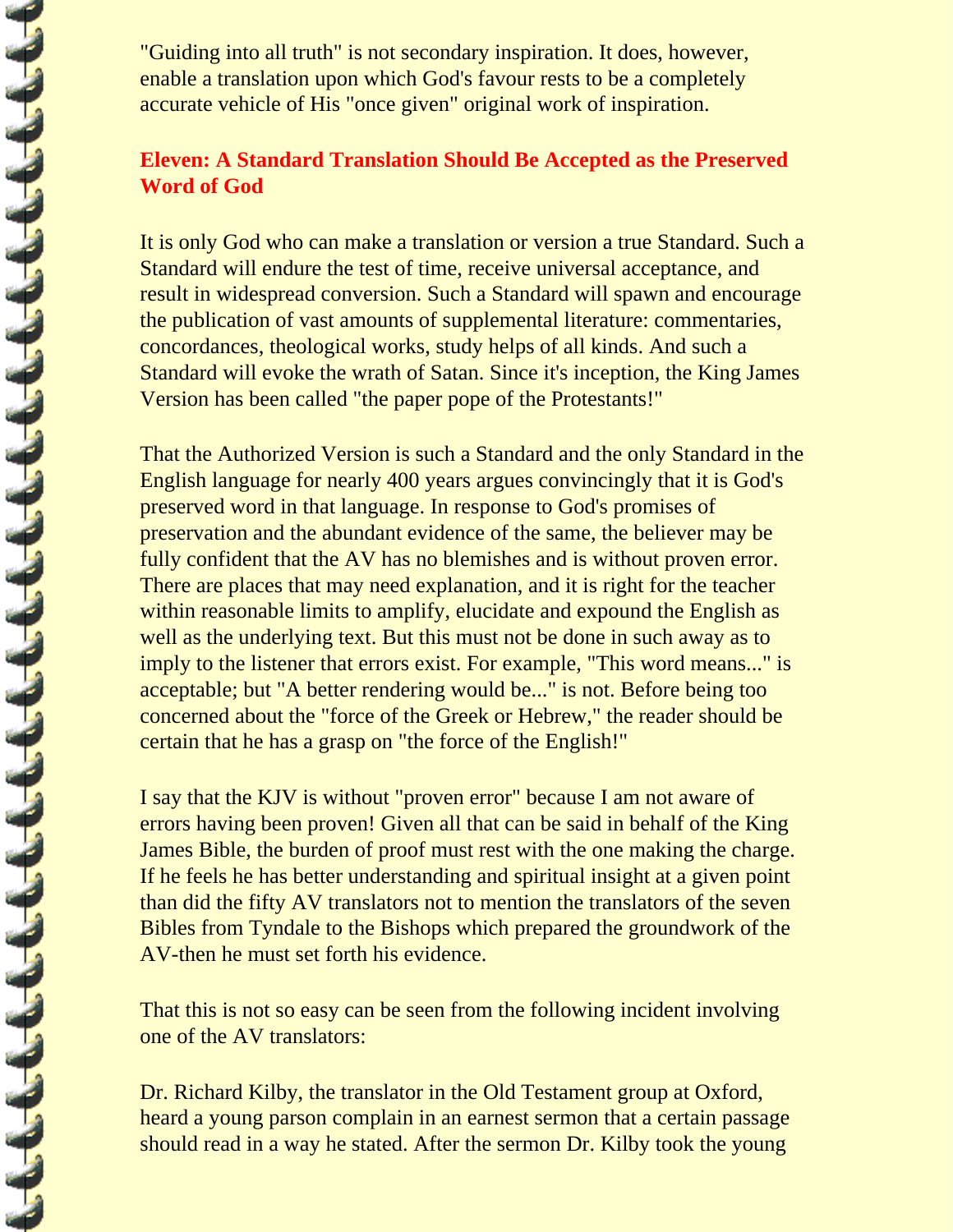"Guiding into all truth" is not secondary inspiration. It does, however, enable a translation upon which God's favour rests to be a completely accurate vehicle of His "once given" original work of inspiration.

## Eleven: A Standard Translation Should Be Accepted as the Preserved Word of God

It is only God who can make a translation or version a true Standard. Such a Standard will endure the test of time, receive universal acceptance, and result in widespread conversion. Such a Standard will spawn and encourage the publication of vast amounts of supplemental literature: commentaries, concordances, theological works, study helps of all kinds. And such a Standard will evoke the wrath of Satan. Since it's inception, the King James Version has been called "the paper pope of the Protestants!"

That the Authorized Version is such a Standard and the only Standard in the English language for nearly 400 years argues convincingly that it is God's preserved word in that language. In response to God's promises of preservation and the abundant evidence of the same, the believer may be fully confident that the AV has no blemishes and is without proven error. There are places that may need explanation, and it is right for the teacher within reasonable limits to amplify, elucidate and expound the English as well as the underlying text. But this must not be done in such away as to imply to the listener that errors exist. For example, "This word means..." is acceptable; but "A better rendering would be..." is not. Before being too concerned about the "force of the Greek or Hebrew," the reader should be certain that he has a grasp on "the force of the English!"

I say that the KJV is without "proven error" because I am not aware of errors having been proven! Given all that can be said in behalf of the King James Bible, the burden of proof must rest with the one making the charge. If he feels he has better understanding and spiritual insight at a given point than did the fifty AV translators not to mention the translators of the seven Bibles from Tyndale to the Bishops which prepared the groundwork of the AV-then he must set forth his evidence.

That this is not so easy can be seen from the following incident involving one of the AV translators:

Dr. Richard Kilby, the translator in the Old Testament group at Oxford, heard a young parson complain in an earnest sermon that a certain passage should read in a way he stated. After the sermon Dr. Kilby took the young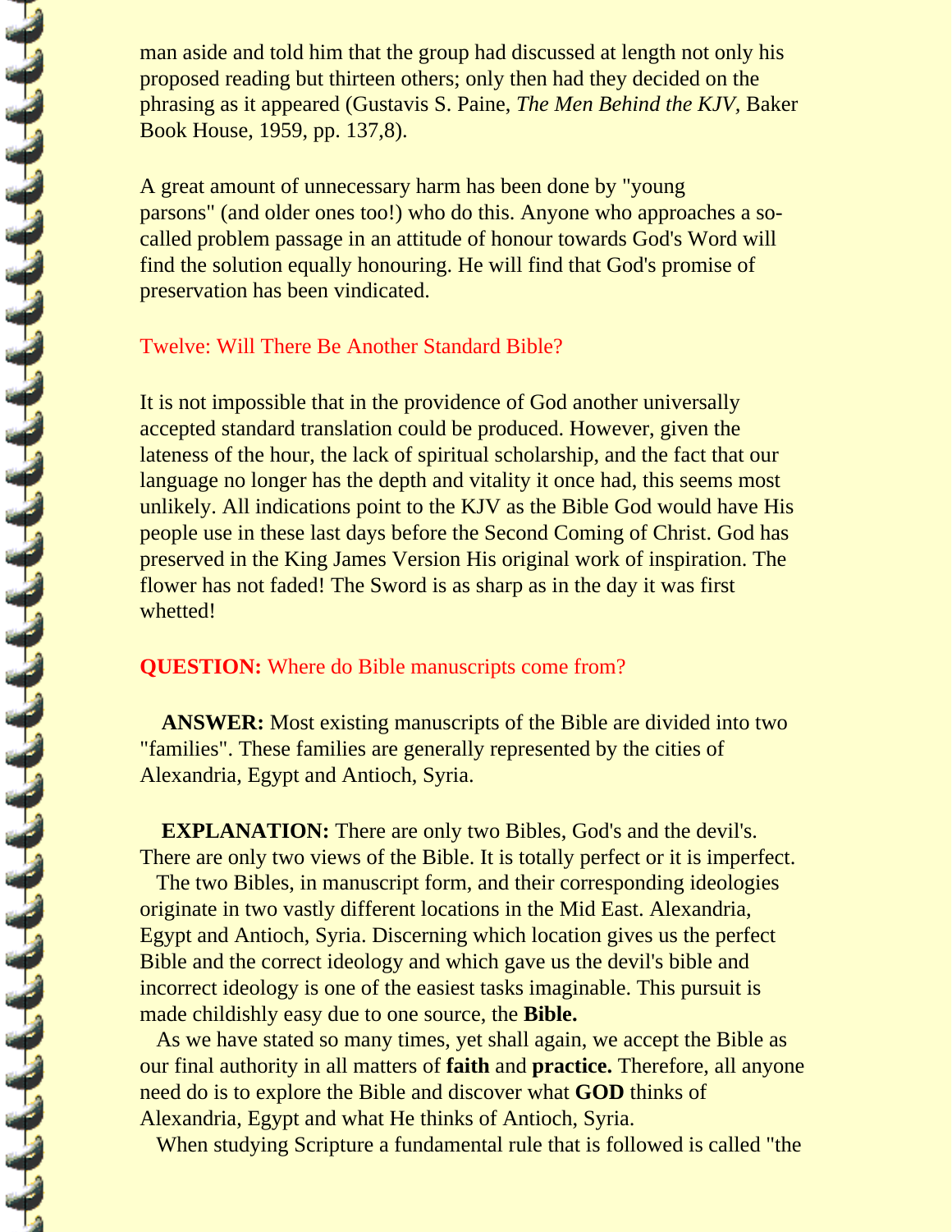man aside and told him that the group had discussed at length not only his proposed reading but thirteen others; only then had they decided on the phrasing as it appeared (Gustavis S. Paine, *The Men Behind the KJV,* Baker Book House, 1959, pp. 137,8).

A great amount of unnecessary harm has been done by "young parsons" (and older ones too!) who do this. Anyone who approaches a so-called problem passage in an attitude of honour towards God's Word will find the solution equally honouring. He will find that God's promise of preservation has been vindicated.

## Twelve: Will There Be Another Standard Bible?

It is not impossible that in the providence of God another universally accepted standard translation could be produced. However, given the lateness of the hour, the lack of spiritual scholarship, and the fact that our language no longer has the depth and vitality it once had, this seems most unlikely. All indications point to the KJV as the Bible God would have His people use in these last days before the Second Coming of Christ. God has preserved in the King James Version His original work of inspiration. The flower has not faded! The Sword is as sharp as in the day it was first whetted!

**QUESTION:** Where do Bible manuscripts come from?

**ANSWER:** Most existing manuscripts of the Bible are divided into two "families". These families are generally represented by the cities of Alexandria, Egypt and Antioch, Syria.

**EXPLANATION:** There are only two Bibles, God's and the devil's. There are only two views of the Bible. It is totally perfect or it is imperfect.

The two Bibles, in manuscript form, and their corresponding ideologies originate in two vastly different locations in the Mid East. Alexandria, Egypt and Antioch, Syria. Discerning which location gives us the perfect Bible and the correct ideology and which gave us the devil's bible and incorrect ideology is one of the easiest tasks imaginable. This pursuit is made childishly easy due to one source, the **Bible.**

As we have stated so many times, yet shall again, we accept the Bible as our final authority in all matters of **faith** and **practice.** Therefore, all anyone need do is to explore the Bible and discover what **GOD** thinks of Alexandria, Egypt and what He thinks of Antioch, Syria.

When studying Scripture a fundamental rule that is followed is called "the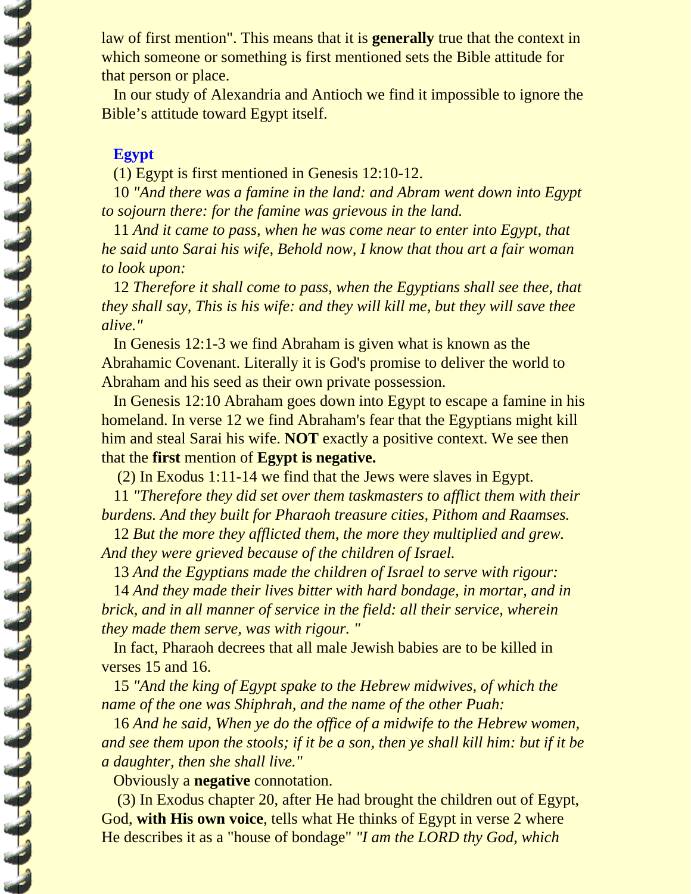law of first mention". This means that it is **generally** true that the context in which someone or something is first mentioned sets the Bible attitude for that person or place.

In our study of Alexandria and Antioch we find it impossible to ignore the Bible's attitude toward Egypt itself.

### Egypt

(1) Egypt is first mentioned in Genesis 12:10-12.

10 *"And there was a famine in the land: and Abram went down into Egypt to sojourn there: for the famine was grievous in the land.*

11 *And it came to pass, when he was come near to enter into Egypt, that he said unto Sarai his wife, Behold now, I know that thou art a fair woman to look upon:*

12 *Therefore it shall come to pass, when the Egyptians shall see thee, that they shall say, This is his wife: and they will kill me, but they will save thee alive."*

In Genesis 12:1-3 we find Abraham is given what is known as the Abrahamic Covenant. Literally it is God's promise to deliver the world to Abraham and his seed as their own private possession.

In Genesis 12:10 Abraham goes down into Egypt to escape a famine in his homeland. In verse 12 we find Abraham's fear that the Egyptians might kill him and steal Sarai his wife. **NOT** exactly a positive context. We see then that the **first** mention of **Egypt is negative.**

(2) In Exodus 1:11-14 we find that the Jews were slaves in Egypt.

11 *"Therefore they did set over them taskmasters to afflict them with their burdens. And they built for Pharaoh treasure cities, Pithom and Raamses.*

12 *But the more they afflicted them, the more they multiplied and grew. And they were grieved because of the children of Israel.*

13 *And the Egyptians made the children of Israel to serve with rigour:*

14 *And they made their lives bitter with hard bondage, in mortar, and in brick, and in all manner of service in the field: all their service, wherein they made them serve, was with rigour. "*

In fact, Pharaoh decrees that all male Jewish babies are to be killed in verses 15 and 16.

15 *"And the king of Egypt spake to the Hebrew midwives, of which the name of the one was Shiphrah, and the name of the other Puah:*

16 *And he said, When ye do the office of a midwife to the Hebrew women, and see them upon the stools; if it be a son, then ye shall kill him: but if it be a daughter, then she shall live."*

Obviously a **negative** connotation.

(3) In Exodus chapter 20, after He had brought the children out of Egypt, God, **with His own voice**, tells what He thinks of Egypt in verse 2 where He describes it as a "house of bondage" *"I am the LORD thy God, which*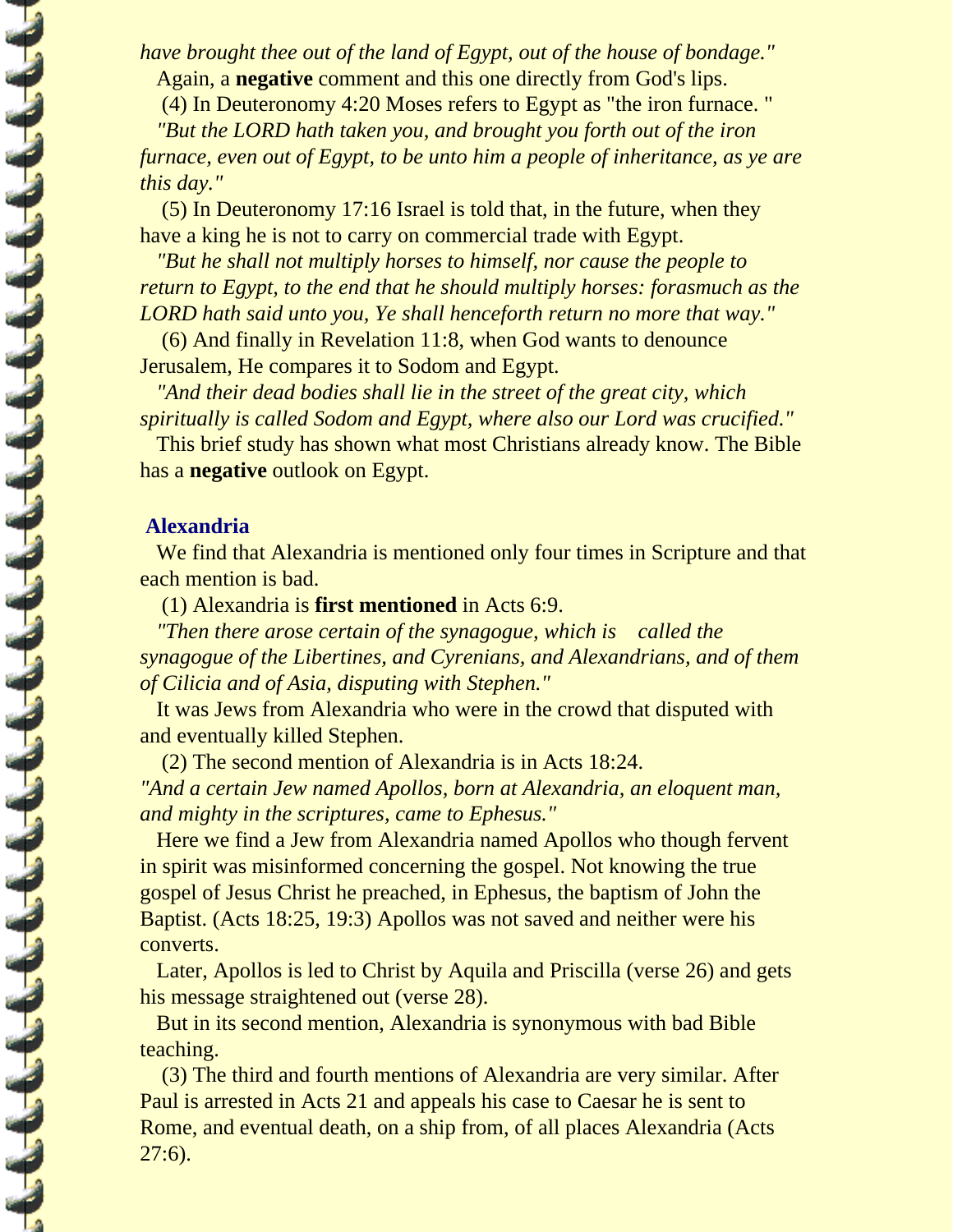*have brought thee out of the land of Egypt, out of the house of bondage."*

Again, a **negative** comment and this one directly from God's lips.

(4) In Deuteronomy 4:20 Moses refers to Egypt as "the iron furnace. "

*"But the LORD hath taken you, and brought you forth out of the iron furnace, even out of Egypt, to be unto him a people of inheritance, as ye are this day."*

(5) In Deuteronomy 17:16 Israel is told that, in the future, when they have a king he is not to carry on commercial trade with Egypt.

*"But he shall not multiply horses to himself, nor cause the people to return to Egypt, to the end that he should multiply horses: forasmuch as the LORD hath said unto you, Ye shall henceforth return no more that way."*

(6) And finally in Revelation 11:8, when God wants to denounce Jerusalem, He compares it to Sodom and Egypt.

*"And their dead bodies shall lie in the street of the great city, which spiritually is called Sodom and Egypt, where also our Lord was crucified."*

This brief study has shown what most Christians already know. The Bible has a **negative** outlook on Egypt.

## Alexandria

We find that Alexandria is mentioned only four times in Scripture and that each mention is bad.

(1) Alexandria is **first mentioned** in Acts 6:9.

*"Then there arose certain of the synagogue, which is called the synagogue of the Libertines, and Cyrenians, and Alexandrians, and of them of Cilicia and of Asia, disputing with Stephen."*

It was Jews from Alexandria who were in the crowd that disputed with and eventually killed Stephen.

(2) The second mention of Alexandria is in Acts 18:24.

*"And a certain Jew named Apollos, born at Alexandria, an eloquent man, and mighty in the scriptures, came to Ephesus."*

Here we find a Jew from Alexandria named Apollos who though fervent in spirit was misinformed concerning the gospel. Not knowing the true gospel of Jesus Christ he preached, in Ephesus, the baptism of John the Baptist. (Acts 18:25, 19:3) Apollos was not saved and neither were his converts.

Later, Apollos is led to Christ by Aquila and Priscilla (verse 26) and gets his message straightened out (verse 28).

But in its second mention, Alexandria is synonymous with bad Bible teaching.

(3) The third and fourth mentions of Alexandria are very similar. After Paul is arrested in Acts 21 and appeals his case to Caesar he is sent to Rome, and eventual death, on a ship from, of all places Alexandria (Acts 27:6).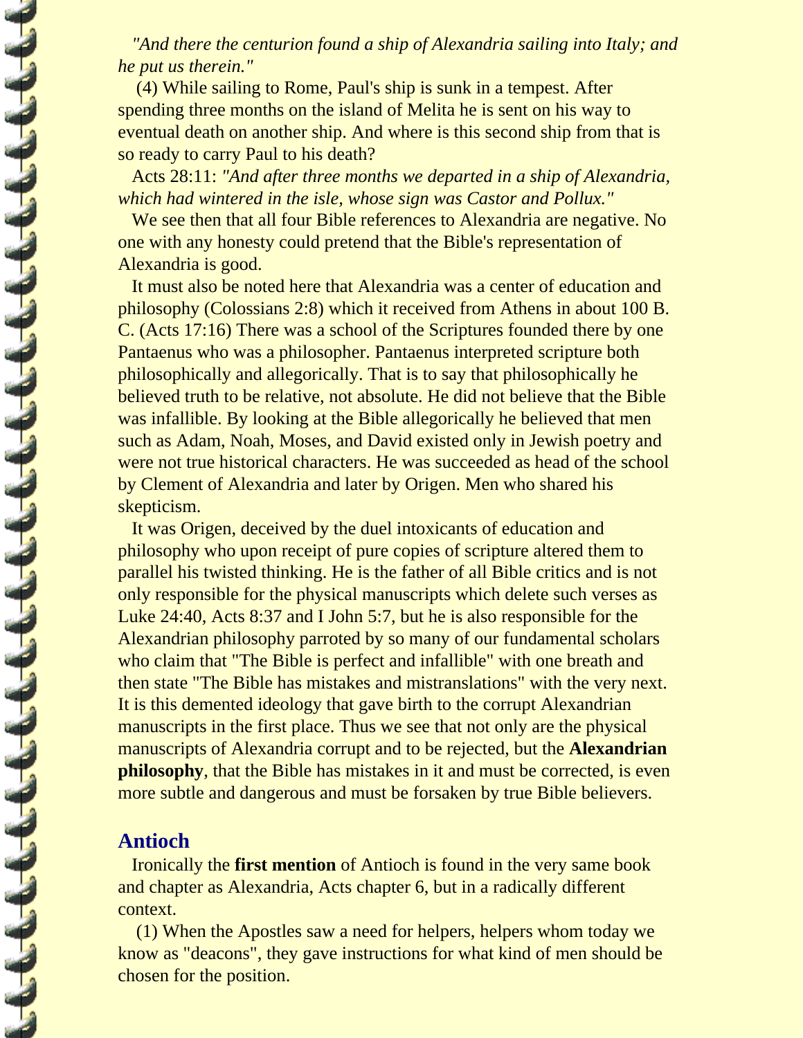*"And there the centurion found a ship of Alexandria sailing into Italy; and he put us therein."*

(4) While sailing to Rome, Paul's ship is sunk in a tempest. After spending three months on the island of Melita he is sent on his way to eventual death on another ship. And where is this second ship from that is so ready to carry Paul to his death?

Acts 28:11: *"And after three months we departed in a ship of Alexandria, which had wintered in the isle, whose sign was Castor and Pollux."*

We see then that all four Bible references to Alexandria are negative. No one with any honesty could pretend that the Bible's representation of Alexandria is good.

It must also be noted here that Alexandria was a center of education and philosophy (Colossians 2:8) which it received from Athens in about 100 B. C. (Acts 17:16) There was a school of the Scriptures founded there by one Pantaenus who was a philosopher. Pantaenus interpreted scripture both philosophically and allegorically. That is to say that philosophically he believed truth to be relative, not absolute. He did not believe that the Bible was infallible. By looking at the Bible allegorically he believed that men such as Adam, Noah, Moses, and David existed only in Jewish poetry and were not true historical characters. He was succeeded as head of the school by Clement of Alexandria and later by Origen. Men who shared his skepticism.

It was Origen, deceived by the duel intoxicants of education and philosophy who upon receipt of pure copies of scripture altered them to parallel his twisted thinking. He is the father of all Bible critics and is not only responsible for the physical manuscripts which delete such verses as Luke 24:40, Acts 8:37 and I John 5:7, but he is also responsible for the Alexandrian philosophy parroted by so many of our fundamental scholars who claim that "The Bible is perfect and infallible" with one breath and then state "The Bible has mistakes and mistranslations" with the very next. It is this demented ideology that gave birth to the corrupt Alexandrian manuscripts in the first place. Thus we see that not only are the physical manuscripts of Alexandria corrupt and to be rejected, but the **Alexandrian philosophy**, that the Bible has mistakes in it and must be corrected, is even more subtle and dangerous and must be forsaken by true Bible believers.

## Antioch

Ironically the **first mention** of Antioch is found in the very same book and chapter as Alexandria, Acts chapter 6, but in a radically different context.

(1) When the Apostles saw a need for helpers, helpers whom today we know as "deacons", they gave instructions for what kind of men should be chosen for the position.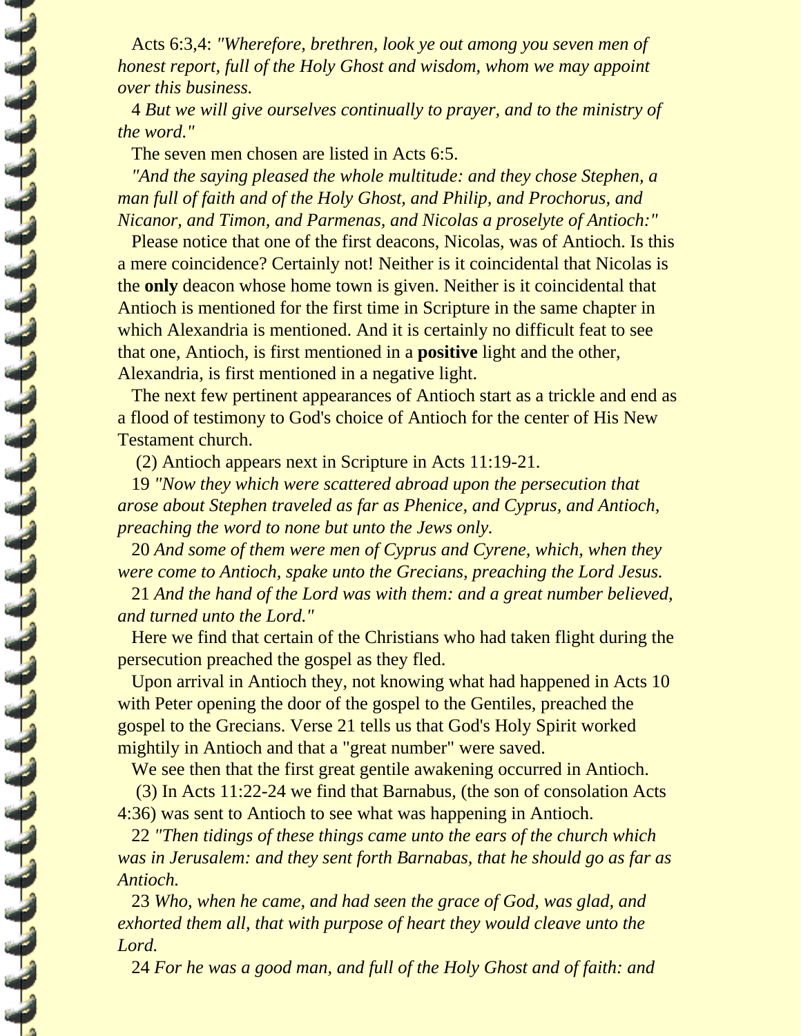Acts 6:3,4: *"Wherefore, brethren, look ye out among you seven men of honest report, full of the Holy Ghost and wisdom, whom we may appoint over this business.*

4 *But we will give ourselves continually to prayer, and to the ministry of the word."*

The seven men chosen are listed in Acts 6:5.

*"And the saying pleased the whole multitude: and they chose Stephen, a man full of faith and of the Holy Ghost, and Philip, and Prochorus, and Nicanor, and Timon, and Parmenas, and Nicolas a proselyte of Antioch:"*

Please notice that one of the first deacons, Nicolas, was of Antioch. Is this a mere coincidence? Certainly not! Neither is it coincidental that Nicolas is the **only** deacon whose home town is given. Neither is it coincidental that Antioch is mentioned for the first time in Scripture in the same chapter in which Alexandria is mentioned. And it is certainly no difficult feat to see that one, Antioch, is first mentioned in a **positive** light and the other, Alexandria, is first mentioned in a negative light.

The next few pertinent appearances of Antioch start as a trickle and end as a flood of testimony to God's choice of Antioch for the center of His New Testament church.

(2) Antioch appears next in Scripture in Acts 11:19-21.

19 *"Now they which were scattered abroad upon the persecution that arose about Stephen traveled as far as Phenice, and Cyprus, and Antioch, preaching the word to none but unto the Jews only.*

20 *And some of them were men of Cyprus and Cyrene, which, when they were come to Antioch, spake unto the Grecians, preaching the Lord Jesus.*

21 *And the hand of the Lord was with them: and a great number believed, and turned unto the Lord."*

Here we find that certain of the Christians who had taken flight during the persecution preached the gospel as they fled.

Upon arrival in Antioch they, not knowing what had happened in Acts 10 with Peter opening the door of the gospel to the Gentiles, preached the gospel to the Grecians. Verse 21 tells us that God's Holy Spirit worked mightily in Antioch and that a "great number" were saved.

We see then that the first great gentile awakening occurred in Antioch.

(3) In Acts 11:22-24 we find that Barnabus, (the son of consolation Acts 4:36) was sent to Antioch to see what was happening in Antioch.

22 *"Then tidings of these things came unto the ears of the church which was in Jerusalem: and they sent forth Barnabas, that he should go as far as Antioch.*

23 *Who, when he came, and had seen the grace of God, was glad, and exhorted them all, that with purpose of heart they would cleave unto the Lord.*

24 *For he was a good man, and full of the Holy Ghost and of faith: and*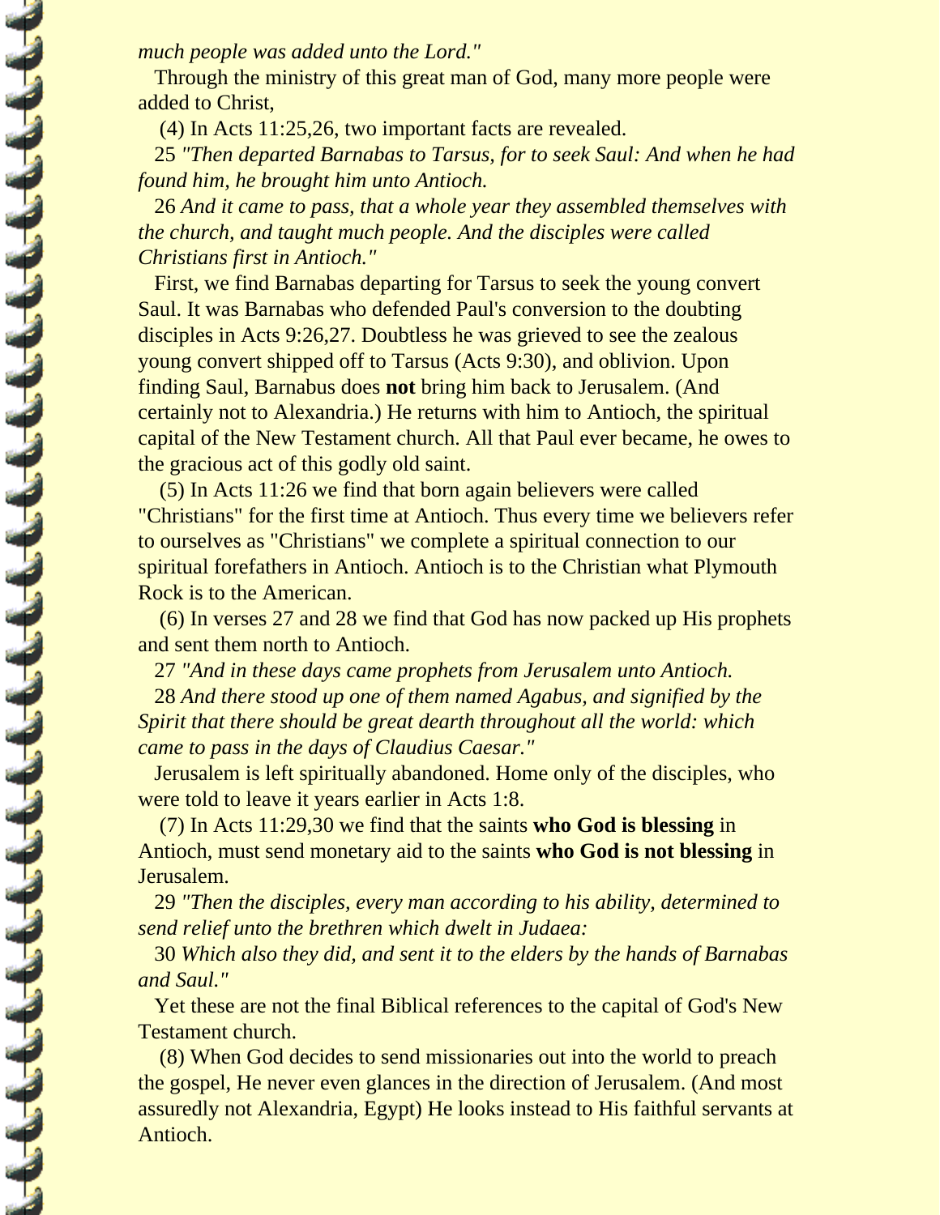*much people was added unto the Lord."*

Through the ministry of this great man of God, many more people were added to Christ,

(4) In Acts 11:25,26, two important facts are revealed.

25 *"Then departed Barnabas to Tarsus, for to seek Saul: And when he had found him, he brought him unto Antioch.*

26 *And it came to pass, that a whole year they assembled themselves with the church, and taught much people. And the disciples were called Christians first in Antioch."*

First, we find Barnabas departing for Tarsus to seek the young convert Saul. It was Barnabas who defended Paul's conversion to the doubting disciples in Acts 9:26,27. Doubtless he was grieved to see the zealous young convert shipped off to Tarsus (Acts 9:30), and oblivion. Upon finding Saul, Barnabus does **not** bring him back to Jerusalem. (And certainly not to Alexandria.) He returns with him to Antioch, the spiritual capital of the New Testament church. All that Paul ever became, he owes to the gracious act of this godly old saint.

(5) In Acts 11:26 we find that born again believers were called "Christians" for the first time at Antioch. Thus every time we believers refer to ourselves as "Christians" we complete a spiritual connection to our spiritual forefathers in Antioch. Antioch is to the Christian what Plymouth Rock is to the American.

(6) In verses 27 and 28 we find that God has now packed up His prophets and sent them north to Antioch.

27 *"And in these days came prophets from Jerusalem unto Antioch.*

28 *And there stood up one of them named Agabus, and signified by the Spirit that there should be great dearth throughout all the world: which came to pass in the days of Claudius Caesar."*

Jerusalem is left spiritually abandoned. Home only of the disciples, who were told to leave it years earlier in Acts 1:8.

(7) In Acts 11:29,30 we find that the saints **who God is blessing** in Antioch, must send monetary aid to the saints **who God is not blessing** in Jerusalem.

29 *"Then the disciples, every man according to his ability, determined to send relief unto the brethren which dwelt in Judaea:*

30 *Which also they did, and sent it to the elders by the hands of Barnabas and Saul."*

Yet these are not the final Biblical references to the capital of God's New Testament church.

(8) When God decides to send missionaries out into the world to preach the gospel, He never even glances in the direction of Jerusalem. (And most assuredly not Alexandria, Egypt) He looks instead to His faithful servants at Antioch.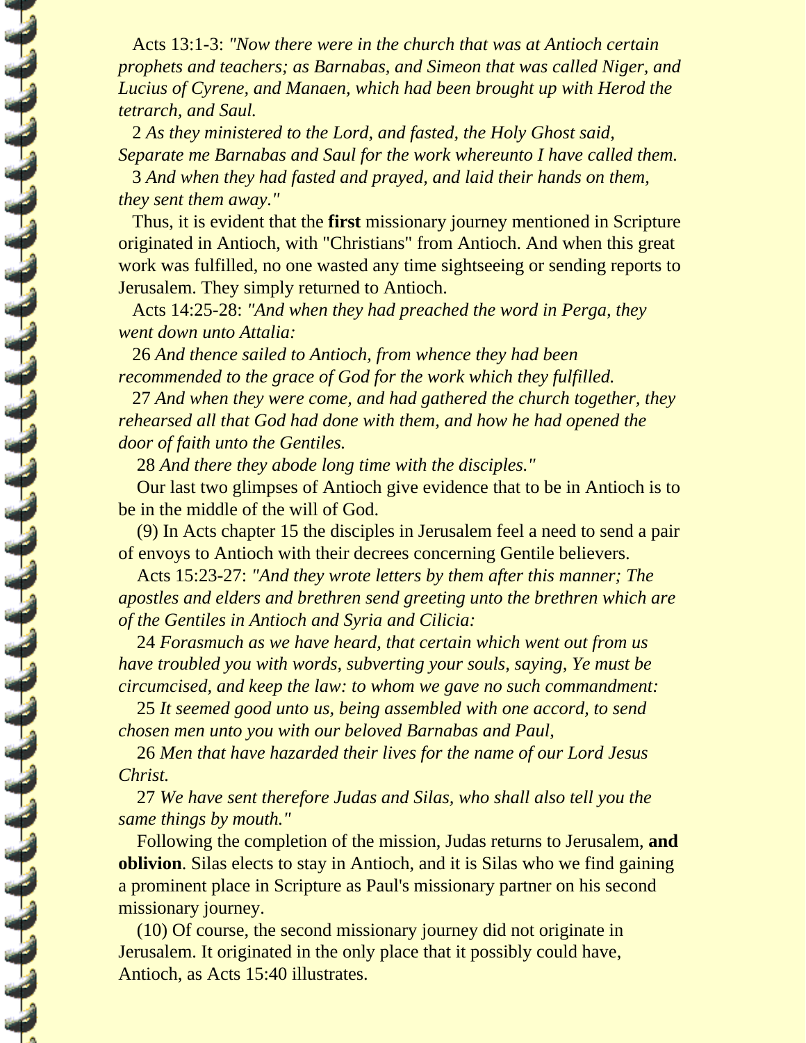Acts 13:1-3: *"Now there were in the church that was at Antioch certain prophets and teachers; as Barnabas, and Simeon that was called Niger, and Lucius of Cyrene, and Manaen, which had been brought up with Herod the tetrarch, and Saul.*

2 *As they ministered to the Lord, and fasted, the Holy Ghost said, Separate me Barnabas and Saul for the work whereunto I have called them.*

3 *And when they had fasted and prayed, and laid their hands on them, they sent them away."*

Thus, it is evident that the **first** missionary journey mentioned in Scripture originated in Antioch, with "Christians" from Antioch. And when this great work was fulfilled, no one wasted any time sightseeing or sending reports to Jerusalem. They simply returned to Antioch.

Acts 14:25-28: *"And when they had preached the word in Perga, they went down unto Attalia:*

26 *And thence sailed to Antioch, from whence they had been recommended to the grace of God for the work which they fulfilled.*

27 *And when they were come, and had gathered the church together, they rehearsed all that God had done with them, and how he had opened the door of faith unto the Gentiles.*

28 *And there they abode long time with the disciples."*

Our last two glimpses of Antioch give evidence that to be in Antioch is to be in the middle of the will of God.

(9) In Acts chapter 15 the disciples in Jerusalem feel a need to send a pair of envoys to Antioch with their decrees concerning Gentile believers.

Acts 15:23-27: *"And they wrote letters by them after this manner; The apostles and elders and brethren send greeting unto the brethren which are of the Gentiles in Antioch and Syria and Cilicia:*

24 *Forasmuch as we have heard, that certain which went out from us have troubled you with words, subverting your souls, saying, Ye must be circumcised, and keep the law: to whom we gave no such commandment:*

25 *It seemed good unto us, being assembled with one accord, to send chosen men unto you with our beloved Barnabas and Paul,*

26 *Men that have hazarded their lives for the name of our Lord Jesus Christ.*

27 *We have sent therefore Judas and Silas, who shall also tell you the same things by mouth."*

Following the completion of the mission, Judas returns to Jerusalem, **and oblivion**. Silas elects to stay in Antioch, and it is Silas who we find gaining a prominent place in Scripture as Paul's missionary partner on his second missionary journey.

(10) Of course, the second missionary journey did not originate in Jerusalem. It originated in the only place that it possibly could have, Antioch, as Acts 15:40 illustrates.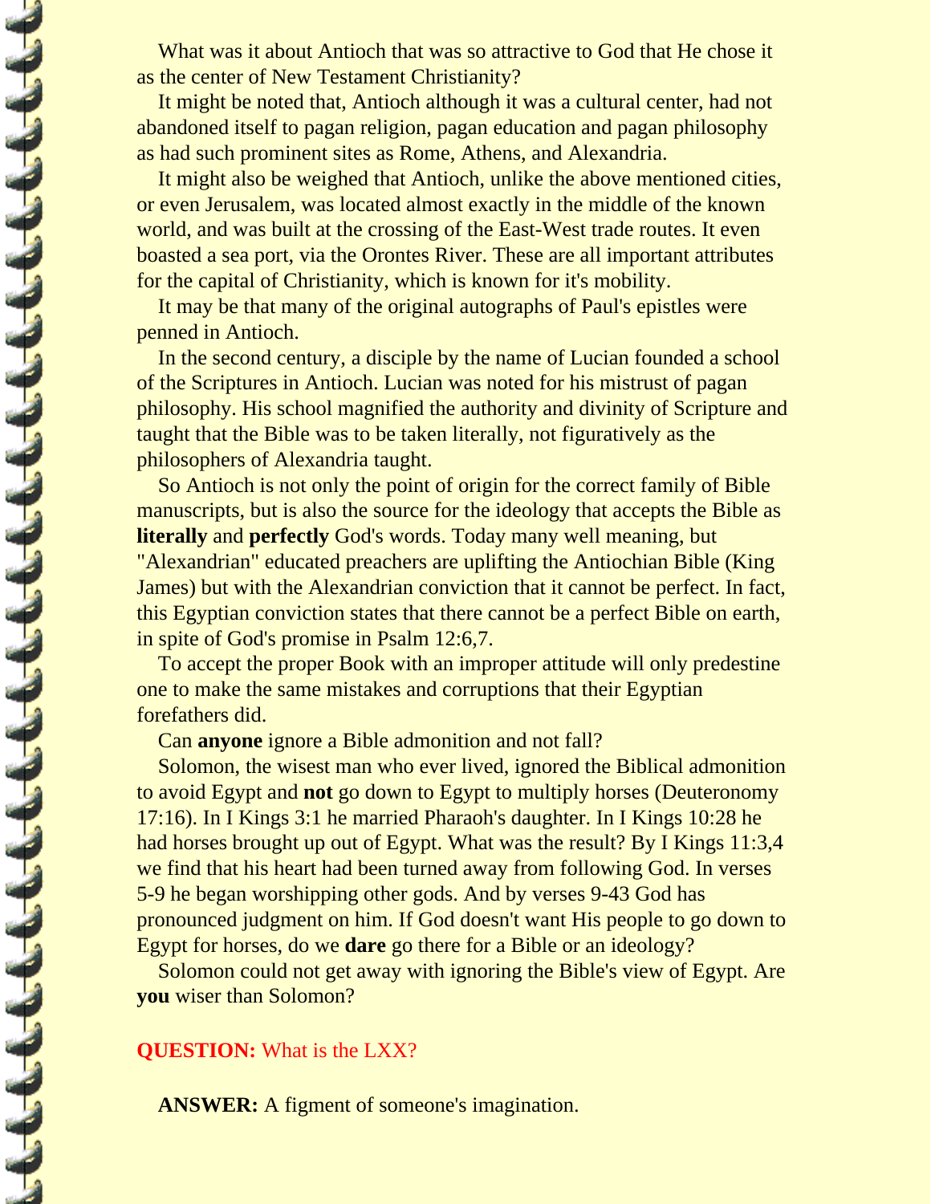What was it about Antioch that was so attractive to God that He chose it as the center of New Testament Christianity?

It might be noted that, Antioch although it was a cultural center, had not abandoned itself to pagan religion, pagan education and pagan philosophy as had such prominent sites as Rome, Athens, and Alexandria.

It might also be weighed that Antioch, unlike the above mentioned cities, or even Jerusalem, was located almost exactly in the middle of the known world, and was built at the crossing of the East-West trade routes. It even boasted a sea port, via the Orontes River. These are all important attributes for the capital of Christianity, which is known for it's mobility.

It may be that many of the original autographs of Paul's epistles were penned in Antioch.

In the second century, a disciple by the name of Lucian founded a school of the Scriptures in Antioch. Lucian was noted for his mistrust of pagan philosophy. His school magnified the authority and divinity of Scripture and taught that the Bible was to be taken literally, not figuratively as the philosophers of Alexandria taught.

So Antioch is not only the point of origin for the correct family of Bible manuscripts, but is also the source for the ideology that accepts the Bible as **literally** and **perfectly** God's words. Today many well meaning, but "Alexandrian" educated preachers are uplifting the Antiochian Bible (King James) but with the Alexandrian conviction that it cannot be perfect. In fact, this Egyptian conviction states that there cannot be a perfect Bible on earth, in spite of God's promise in Psalm 12:6,7.

To accept the proper Book with an improper attitude will only predestine one to make the same mistakes and corruptions that their Egyptian forefathers did.

Can **anyone** ignore a Bible admonition and not fall?

Solomon, the wisest man who ever lived, ignored the Biblical admonition to avoid Egypt and **not** go down to Egypt to multiply horses (Deuteronomy 17:16). In I Kings 3:1 he married Pharaoh's daughter. In I Kings 10:28 he had horses brought up out of Egypt. What was the result? By I Kings 11:3,4 we find that his heart had been turned away from following God. In verses 5-9 he began worshipping other gods. And by verses 9-43 God has pronounced judgment on him. If God doesn't want His people to go down to Egypt for horses, do we **dare** go there for a Bible or an ideology?

Solomon could not get away with ignoring the Bible's view of Egypt. Are **you** wiser than Solomon?

**QUESTION:** What is the LXX?

**ANSWER:** A figment of someone's imagination.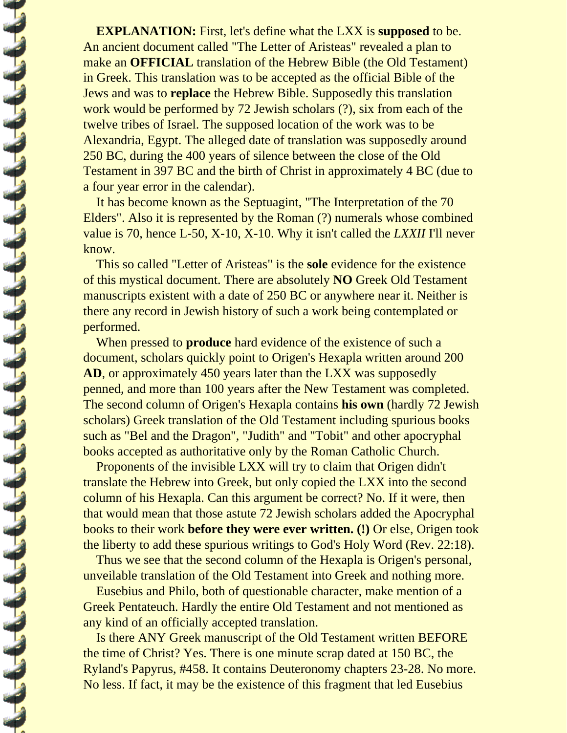**EXPLANATION:** First, let's define what the LXX is **supposed** to be. An ancient document called "The Letter of Aristeas" revealed a plan to make an **OFFICIAL** translation of the Hebrew Bible (the Old Testament) in Greek. This translation was to be accepted as the official Bible of the Jews and was to **replace** the Hebrew Bible. Supposedly this translation work would be performed by 72 Jewish scholars (?), six from each of the twelve tribes of Israel. The supposed location of the work was to be Alexandria, Egypt. The alleged date of translation was supposedly around 250 BC, during the 400 years of silence between the close of the Old Testament in 397 BC and the birth of Christ in approximately 4 BC (due to a four year error in the calendar).

It has become known as the Septuagint, "The Interpretation of the 70 Elders". Also it is represented by the Roman (?) numerals whose combined value is 70, hence L-50, X-10, X-10. Why it isn't called the *LXXII* I'll never know.

This so called "Letter of Aristeas" is the **sole** evidence for the existence of this mystical document. There are absolutely **NO** Greek Old Testament manuscripts existent with a date of 250 BC or anywhere near it. Neither is there any record in Jewish history of such a work being contemplated or performed.

When pressed to **produce** hard evidence of the existence of such a document, scholars quickly point to Origen's Hexapla written around 200 **AD**, or approximately 450 years later than the LXX was supposedly penned, and more than 100 years after the New Testament was completed. The second column of Origen's Hexapla contains **his own** (hardly 72 Jewish scholars) Greek translation of the Old Testament including spurious books such as "Bel and the Dragon", "Judith" and "Tobit" and other apocryphal books accepted as authoritative only by the Roman Catholic Church.

Proponents of the invisible LXX will try to claim that Origen didn't translate the Hebrew into Greek, but only copied the LXX into the second column of his Hexapla. Can this argument be correct? No. If it were, then that would mean that those astute 72 Jewish scholars added the Apocryphal books to their work **before they were ever written. (!)** Or else, Origen took the liberty to add these spurious writings to God's Holy Word (Rev. 22:18).

Thus we see that the second column of the Hexapla is Origen's personal, unveilable translation of the Old Testament into Greek and nothing more.

Eusebius and Philo, both of questionable character, make mention of a Greek Pentateuch. Hardly the entire Old Testament and not mentioned as any kind of an officially accepted translation.

Is there ANY Greek manuscript of the Old Testament written BEFORE the time of Christ? Yes. There is one minute scrap dated at 150 BC, the Ryland's Papyrus, #458. It contains Deuteronomy chapters 23-28. No more. No less. If fact, it may be the existence of this fragment that led Eusebius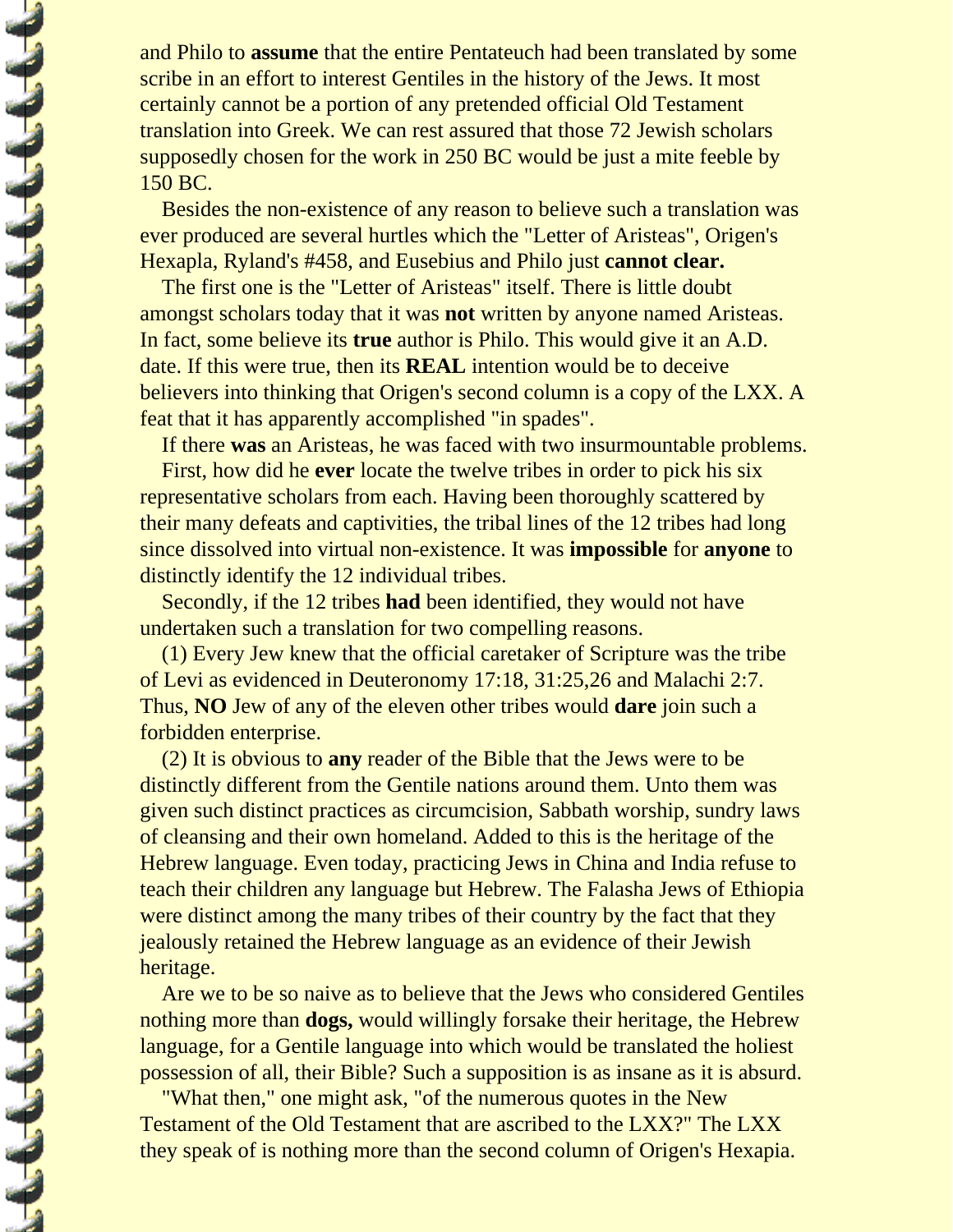and Philo to **assume** that the entire Pentateuch had been translated by some scribe in an effort to interest Gentiles in the history of the Jews. It most certainly cannot be a portion of any pretended official Old Testament translation into Greek. We can rest assured that those 72 Jewish scholars supposedly chosen for the work in 250 BC would be just a mite feeble by 150 BC.

Besides the non-existence of any reason to believe such a translation was ever produced are several hurtles which the "Letter of Aristeas", Origen's Hexapla, Ryland's #458, and Eusebius and Philo just **cannot clear.**

The first one is the "Letter of Aristeas" itself. There is little doubt amongst scholars today that it was **not** written by anyone named Aristeas. In fact, some believe its **true** author is Philo. This would give it an A.D. date. If this were true, then its **REAL** intention would be to deceive believers into thinking that Origen's second column is a copy of the LXX. A feat that it has apparently accomplished "in spades".

If there **was** an Aristeas, he was faced with two insurmountable problems.

First, how did he **ever** locate the twelve tribes in order to pick his six representative scholars from each. Having been thoroughly scattered by their many defeats and captivities, the tribal lines of the 12 tribes had long since dissolved into virtual non-existence. It was **impossible** for **anyone** to distinctly identify the 12 individual tribes.

Secondly, if the 12 tribes **had** been identified, they would not have undertaken such a translation for two compelling reasons.

(1) Every Jew knew that the official caretaker of Scripture was the tribe of Levi as evidenced in Deuteronomy 17:18, 31:25,26 and Malachi 2:7. Thus, **NO** Jew of any of the eleven other tribes would **dare** join such a forbidden enterprise.

(2) It is obvious to **any** reader of the Bible that the Jews were to be distinctly different from the Gentile nations around them. Unto them was given such distinct practices as circumcision, Sabbath worship, sundry laws of cleansing and their own homeland. Added to this is the heritage of the Hebrew language. Even today, practicing Jews in China and India refuse to teach their children any language but Hebrew. The Falasha Jews of Ethiopia were distinct among the many tribes of their country by the fact that they jealously retained the Hebrew language as an evidence of their Jewish heritage.

Are we to be so naive as to believe that the Jews who considered Gentiles nothing more than **dogs,** would willingly forsake their heritage, the Hebrew language, for a Gentile language into which would be translated the holiest possession of all, their Bible? Such a supposition is as insane as it is absurd.

"What then," one might ask, "of the numerous quotes in the New Testament of the Old Testament that are ascribed to the LXX?" The LXX they speak of is nothing more than the second column of Origen's Hexapia.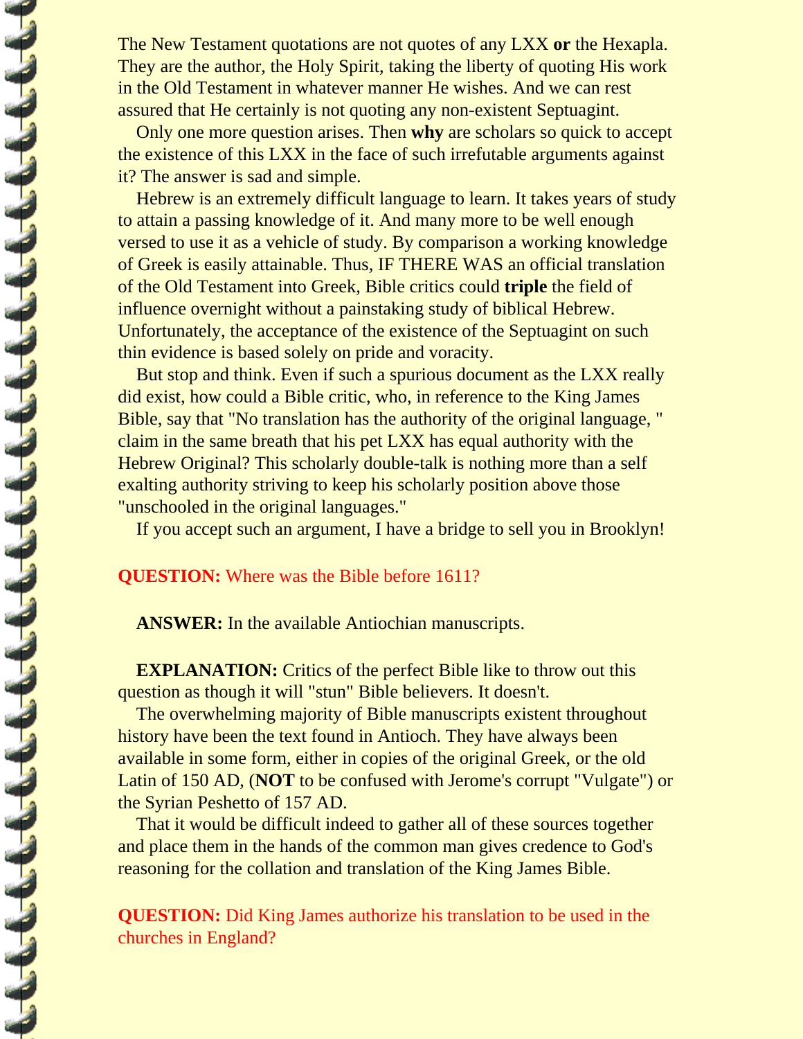The New Testament quotations are not quotes of any LXX **or** the Hexapla. They are the author, the Holy Spirit, taking the liberty of quoting His work in the Old Testament in whatever manner He wishes. And we can rest assured that He certainly is not quoting any non-existent Septuagint.

Only one more question arises. Then **why** are scholars so quick to accept the existence of this LXX in the face of such irrefutable arguments against it? The answer is sad and simple.

Hebrew is an extremely difficult language to learn. It takes years of study to attain a passing knowledge of it. And many more to be well enough versed to use it as a vehicle of study. By comparison a working knowledge of Greek is easily attainable. Thus, IF THERE WAS an official translation of the Old Testament into Greek, Bible critics could **triple** the field of influence overnight without a painstaking study of biblical Hebrew. Unfortunately, the acceptance of the existence of the Septuagint on such thin evidence is based solely on pride and voracity.

But stop and think. Even if such a spurious document as the LXX really did exist, how could a Bible critic, who, in reference to the King James Bible, say that "No translation has the authority of the original language, " claim in the same breath that his pet LXX has equal authority with the Hebrew Original? This scholarly double-talk is nothing more than a self exalting authority striving to keep his scholarly position above those "unschooled in the original languages."

If you accept such an argument, I have a bridge to sell you in Brooklyn!

**QUESTION:** Where was the Bible before 1611?

**ANSWER:** In the available Antiochian manuscripts.

**EXPLANATION:** Critics of the perfect Bible like to throw out this question as though it will "stun" Bible believers. It doesn't.

The overwhelming majority of Bible manuscripts existent throughout history have been the text found in Antioch. They have always been available in some form, either in copies of the original Greek, or the old Latin of 150 AD, (**NOT** to be confused with Jerome's corrupt "Vulgate") or the Syrian Peshetto of 157 AD.

That it would be difficult indeed to gather all of these sources together and place them in the hands of the common man gives credence to God's reasoning for the collation and translation of the King James Bible.

**QUESTION:** Did King James authorize his translation to be used in the churches in England?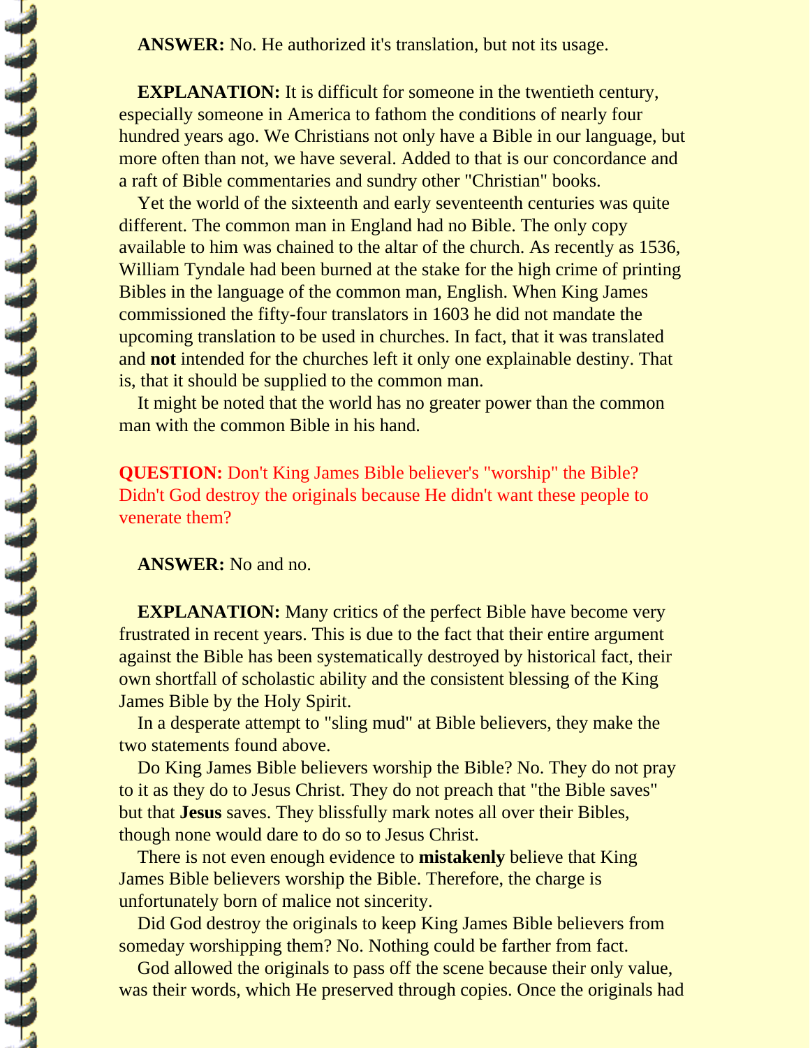**ANSWER:** No. He authorized it's translation, but not its usage.

**EXPLANATION:** It is difficult for someone in the twentieth century, especially someone in America to fathom the conditions of nearly four hundred years ago. We Christians not only have a Bible in our language, but more often than not, we have several. Added to that is our concordance and a raft of Bible commentaries and sundry other "Christian" books.

Yet the world of the sixteenth and early seventeenth centuries was quite different. The common man in England had no Bible. The only copy available to him was chained to the altar of the church. As recently as 1536, William Tyndale had been burned at the stake for the high crime of printing Bibles in the language of the common man, English. When King James commissioned the fifty-four translators in 1603 he did not mandate the upcoming translation to be used in churches. In fact, that it was translated and **not** intended for the churches left it only one explainable destiny. That is, that it should be supplied to the common man.

It might be noted that the world has no greater power than the common man with the common Bible in his hand.

**QUESTION:** Don't King James Bible believer's "worship" the Bible? Didn't God destroy the originals because He didn't want these people to venerate them?

**ANSWER:** No and no.

**EXPLANATION:** Many critics of the perfect Bible have become very frustrated in recent years. This is due to the fact that their entire argument against the Bible has been systematically destroyed by historical fact, their own shortfall of scholastic ability and the consistent blessing of the King James Bible by the Holy Spirit.

In a desperate attempt to "sling mud" at Bible believers, they make the two statements found above.

Do King James Bible believers worship the Bible? No. They do not pray to it as they do to Jesus Christ. They do not preach that "the Bible saves" but that **Jesus** saves. They blissfully mark notes all over their Bibles, though none would dare to do so to Jesus Christ.

There is not even enough evidence to **mistakenly** believe that King James Bible believers worship the Bible. Therefore, the charge is unfortunately born of malice not sincerity.

Did God destroy the originals to keep King James Bible believers from someday worshipping them? No. Nothing could be farther from fact.

God allowed the originals to pass off the scene because their only value, was their words, which He preserved through copies. Once the originals had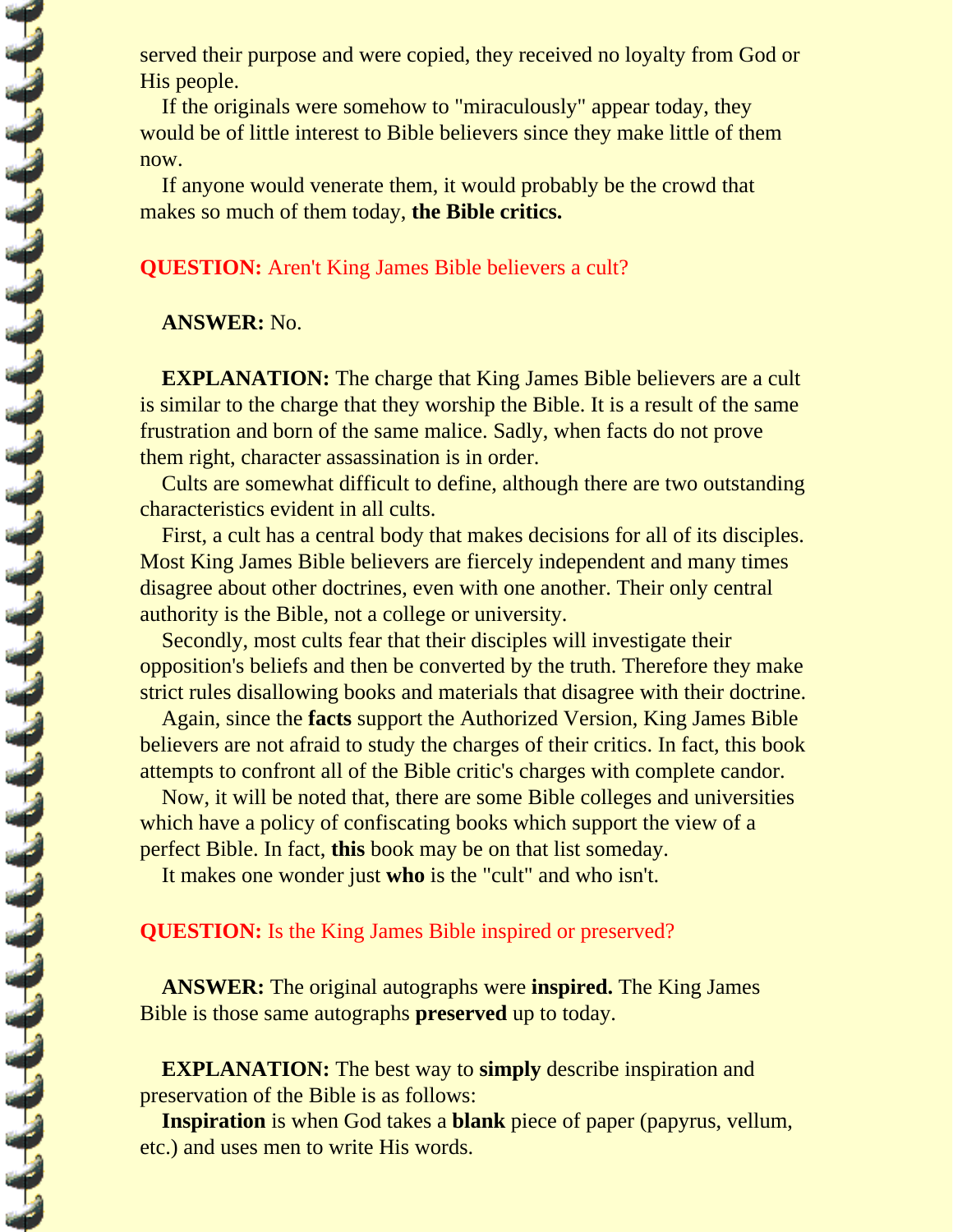served their purpose and were copied, they received no loyalty from God or His people.

If the originals were somehow to "miraculously" appear today, they would be of little interest to Bible believers since they make little of them now.

If anyone would venerate them, it would probably be the crowd that makes so much of them today, **the Bible critics.**

**QUESTION:** Aren't King James Bible believers a cult?

**ANSWER:** No.

**EXPLANATION:** The charge that King James Bible believers are a cult is similar to the charge that they worship the Bible. It is a result of the same frustration and born of the same malice. Sadly, when facts do not prove them right, character assassination is in order.

Cults are somewhat difficult to define, although there are two outstanding characteristics evident in all cults.

First, a cult has a central body that makes decisions for all of its disciples. Most King James Bible believers are fiercely independent and many times disagree about other doctrines, even with one another. Their only central authority is the Bible, not a college or university.

Secondly, most cults fear that their disciples will investigate their opposition's beliefs and then be converted by the truth. Therefore they make strict rules disallowing books and materials that disagree with their doctrine.

Again, since the **facts** support the Authorized Version, King James Bible believers are not afraid to study the charges of their critics. In fact, this book attempts to confront all of the Bible critic's charges with complete candor.

Now, it will be noted that, there are some Bible colleges and universities which have a policy of confiscating books which support the view of a perfect Bible. In fact, **this** book may be on that list someday.

It makes one wonder just **who** is the "cult" and who isn't.

**QUESTION:** Is the King James Bible inspired or preserved?

**ANSWER:** The original autographs were **inspired.** The King James Bible is those same autographs **preserved** up to today.

**EXPLANATION:** The best way to **simply** describe inspiration and preservation of the Bible is as follows:

**Inspiration** is when God takes a **blank** piece of paper (papyrus, vellum, etc.) and uses men to write His words.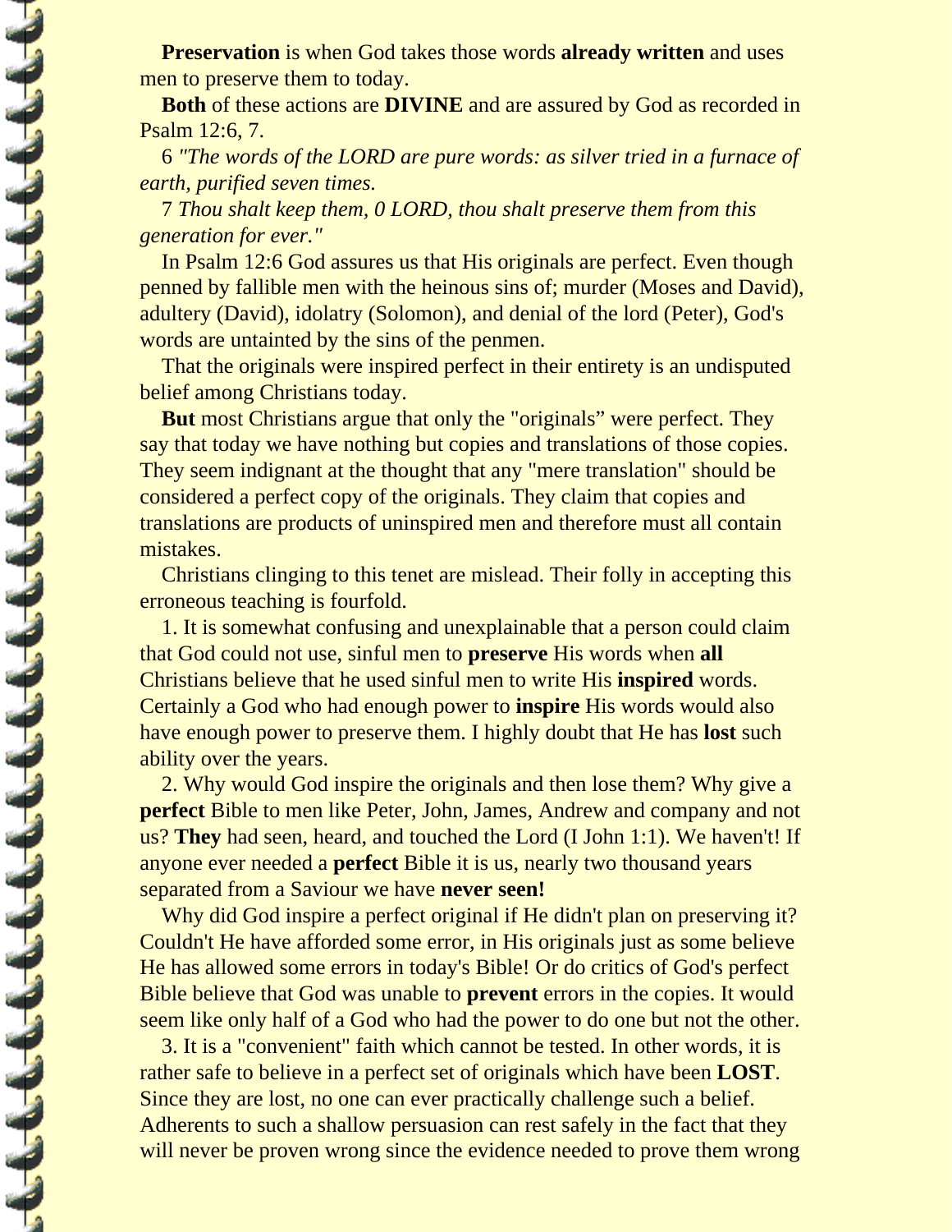**Preservation** is when God takes those words **already written** and uses men to preserve them to today.

**Both** of these actions are **DIVINE** and are assured by God as recorded in Psalm 12:6, 7.

6 *"The words of the LORD are pure words: as silver tried in a furnace of earth, purified seven times.*

7 *Thou shalt keep them, 0 LORD, thou shalt preserve them from this generation for ever."*

In Psalm 12:6 God assures us that His originals are perfect. Even though penned by fallible men with the heinous sins of; murder (Moses and David), adultery (David), idolatry (Solomon), and denial of the lord (Peter), God's words are untainted by the sins of the penmen.

That the originals were inspired perfect in their entirety is an undisputed belief among Christians today.

**But** most Christians argue that only the "originals" were perfect. They say that today we have nothing but copies and translations of those copies. They seem indignant at the thought that any "mere translation" should be considered a perfect copy of the originals. They claim that copies and translations are products of uninspired men and therefore must all contain mistakes.

Christians clinging to this tenet are mislead. Their folly in accepting this erroneous teaching is fourfold.

1. It is somewhat confusing and unexplainable that a person could claim that God could not use, sinful men to **preserve** His words when **all** Christians believe that he used sinful men to write His **inspired** words. Certainly a God who had enough power to **inspire** His words would also have enough power to preserve them. I highly doubt that He has **lost** such ability over the years.

2. Why would God inspire the originals and then lose them? Why give a **perfect** Bible to men like Peter, John, James, Andrew and company and not us? **They** had seen, heard, and touched the Lord (I John 1:1). We haven't! If anyone ever needed a **perfect** Bible it is us, nearly two thousand years separated from a Saviour we have **never seen!**

Why did God inspire a perfect original if He didn't plan on preserving it? Couldn't He have afforded some error, in His originals just as some believe He has allowed some errors in today's Bible! Or do critics of God's perfect Bible believe that God was unable to **prevent** errors in the copies. It would seem like only half of a God who had the power to do one but not the other.

3. It is a "convenient" faith which cannot be tested. In other words, it is rather safe to believe in a perfect set of originals which have been **LOST**. Since they are lost, no one can ever practically challenge such a belief. Adherents to such a shallow persuasion can rest safely in the fact that they will never be proven wrong since the evidence needed to prove them wrong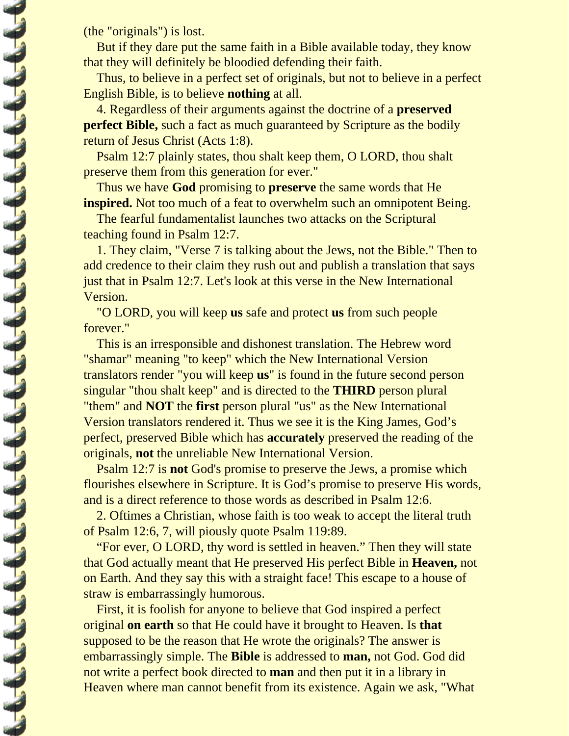(the "originals") is lost.

But if they dare put the same faith in a Bible available today, they know that they will definitely be bloodied defending their faith.

Thus, to believe in a perfect set of originals, but not to believe in a perfect English Bible, is to believe **nothing** at all.

4. Regardless of their arguments against the doctrine of a **preserved perfect Bible,** such a fact as much guaranteed by Scripture as the bodily return of Jesus Christ (Acts 1:8).

Psalm 12:7 plainly states, thou shalt keep them, O LORD, thou shalt preserve them from this generation for ever."

Thus we have **God** promising to **preserve** the same words that He **inspired.** Not too much of a feat to overwhelm such an omnipotent Being.

The fearful fundamentalist launches two attacks on the Scriptural teaching found in Psalm 12:7.

1. They claim, "Verse 7 is talking about the Jews, not the Bible." Then to add credence to their claim they rush out and publish a translation that says just that in Psalm 12:7. Let's look at this verse in the New International Version.

"O LORD, you will keep **us** safe and protect **us** from such people forever."

This is an irresponsible and dishonest translation. The Hebrew word "shamar" meaning "to keep" which the New International Version translators render "you will keep **us**" is found in the future second person singular "thou shalt keep" and is directed to the **THIRD** person plural "them" and **NOT** the **first** person plural "us" as the New International Version translators rendered it. Thus we see it is the King James, God's perfect, preserved Bible which has **accurately** preserved the reading of the originals, **not** the unreliable New International Version.

Psalm 12:7 is **not** God's promise to preserve the Jews, a promise which flourishes elsewhere in Scripture. It is God's promise to preserve His words, and is a direct reference to those words as described in Psalm 12:6.

2. Oftimes a Christian, whose faith is too weak to accept the literal truth of Psalm 12:6, 7, will piously quote Psalm 119:89.

"For ever, O LORD, thy word is settled in heaven." Then they will state that God actually meant that He preserved His perfect Bible in **Heaven,** not on Earth. And they say this with a straight face! This escape to a house of straw is embarrassingly humorous.

First, it is foolish for anyone to believe that God inspired a perfect original **on earth** so that He could have it brought to Heaven. Is **that** supposed to be the reason that He wrote the originals? The answer is embarrassingly simple. The **Bible** is addressed to **man,** not God. God did not write a perfect book directed to **man** and then put it in a library in Heaven where man cannot benefit from its existence. Again we ask, "What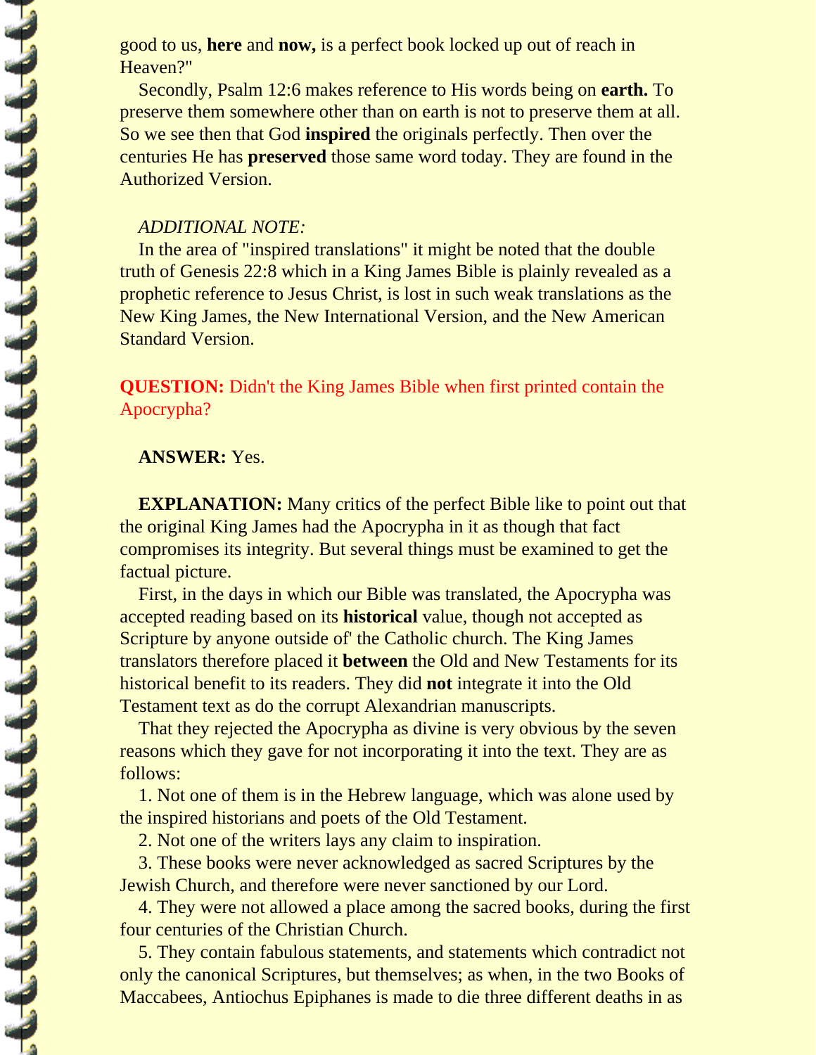good to us, **here** and **now,** is a perfect book locked up out of reach in Heaven?"

Secondly, Psalm 12:6 makes reference to His words being on **earth.** To preserve them somewhere other than on earth is not to preserve them at all. So we see then that God **inspired** the originals perfectly. Then over the centuries He has **preserved** those same word today. They are found in the Authorized Version.

*ADDITIONAL NOTE:*

In the area of "inspired translations" it might be noted that the double truth of Genesis 22:8 which in a King James Bible is plainly revealed as a prophetic reference to Jesus Christ, is lost in such weak translations as the New King James, the New International Version, and the New American Standard Version.

**QUESTION:** Didn't the King James Bible when first printed contain the Apocrypha?

**ANSWER:** Yes.

**EXPLANATION:** Many critics of the perfect Bible like to point out that the original King James had the Apocrypha in it as though that fact compromises its integrity. But several things must be examined to get the factual picture.

First, in the days in which our Bible was translated, the Apocrypha was accepted reading based on its **historical** value, though not accepted as Scripture by anyone outside of' the Catholic church. The King James translators therefore placed it **between** the Old and New Testaments for its historical benefit to its readers. They did **not** integrate it into the Old Testament text as do the corrupt Alexandrian manuscripts.

That they rejected the Apocrypha as divine is very obvious by the seven reasons which they gave for not incorporating it into the text. They are as follows:

1. Not one of them is in the Hebrew language, which was alone used by the inspired historians and poets of the Old Testament.
2. Not one of the writers lays any claim to inspiration.
3. These books were never acknowledged as sacred Scriptures by the Jewish Church, and therefore were never sanctioned by our Lord.
4. They were not allowed a place among the sacred books, during the first four centuries of the Christian Church.
5. They contain fabulous statements, and statements which contradict not only the canonical Scriptures, but themselves; as when, in the two Books of Maccabees, Antiochus Epiphanes is made to die three different deaths in as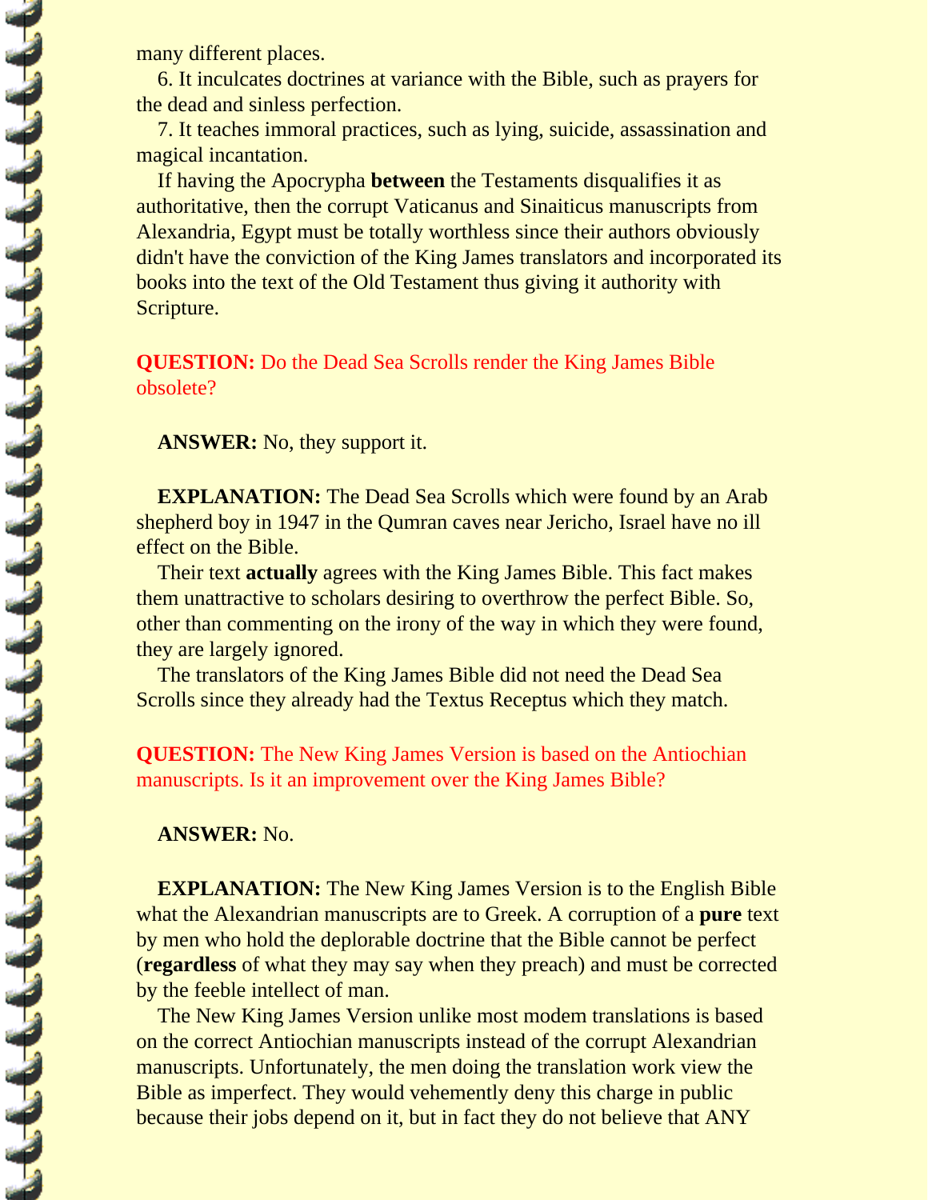many different places.

6. It inculcates doctrines at variance with the Bible, such as prayers for the dead and sinless perfection.

7. It teaches immoral practices, such as lying, suicide, assassination and magical incantation.

If having the Apocrypha **between** the Testaments disqualifies it as authoritative, then the corrupt Vaticanus and Sinaiticus manuscripts from Alexandria, Egypt must be totally worthless since their authors obviously didn't have the conviction of the King James translators and incorporated its books into the text of the Old Testament thus giving it authority with Scripture.

**QUESTION:** Do the Dead Sea Scrolls render the King James Bible obsolete?

**ANSWER:** No, they support it.

**EXPLANATION:** The Dead Sea Scrolls which were found by an Arab shepherd boy in 1947 in the Qumran caves near Jericho, Israel have no ill effect on the Bible.

Their text **actually** agrees with the King James Bible. This fact makes them unattractive to scholars desiring to overthrow the perfect Bible. So, other than commenting on the irony of the way in which they were found, they are largely ignored.

The translators of the King James Bible did not need the Dead Sea Scrolls since they already had the Textus Receptus which they match.

**QUESTION:** The New King James Version is based on the Antiochian manuscripts. Is it an improvement over the King James Bible?

**ANSWER:** No.

**EXPLANATION:** The New King James Version is to the English Bible what the Alexandrian manuscripts are to Greek. A corruption of a **pure** text by men who hold the deplorable doctrine that the Bible cannot be perfect (**regardless** of what they may say when they preach) and must be corrected by the feeble intellect of man.

The New King James Version unlike most modem translations is based on the correct Antiochian manuscripts instead of the corrupt Alexandrian manuscripts. Unfortunately, the men doing the translation work view the Bible as imperfect. They would vehemently deny this charge in public because their jobs depend on it, but in fact they do not believe that ANY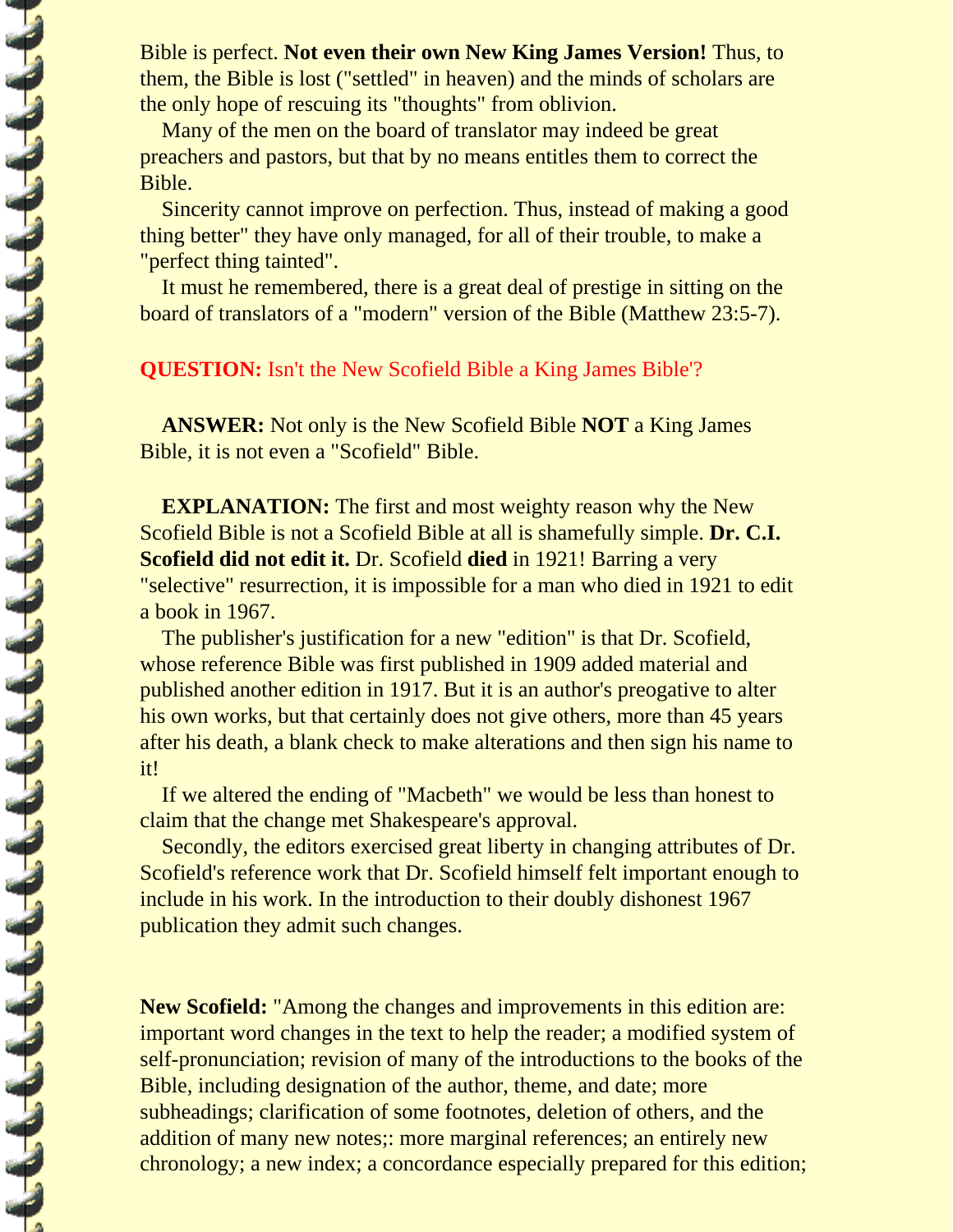Bible is perfect. **Not even their own New King James Version!** Thus, to them, the Bible is lost ("settled" in heaven) and the minds of scholars are the only hope of rescuing its "thoughts" from oblivion.

Many of the men on the board of translator may indeed be great preachers and pastors, but that by no means entitles them to correct the Bible.

Sincerity cannot improve on perfection. Thus, instead of making a good thing better" they have only managed, for all of their trouble, to make a "perfect thing tainted".

It must he remembered, there is a great deal of prestige in sitting on the board of translators of a "modern" version of the Bible (Matthew 23:5-7).

**QUESTION:** Isn't the New Scofield Bible a King James Bible'?

**ANSWER:** Not only is the New Scofield Bible **NOT** a King James Bible, it is not even a "Scofield" Bible.

**EXPLANATION:** The first and most weighty reason why the New Scofield Bible is not a Scofield Bible at all is shamefully simple. **Dr. C.I. Scofield did not edit it.** Dr. Scofield **died** in 1921! Barring a very "selective" resurrection, it is impossible for a man who died in 1921 to edit a book in 1967.

The publisher's justification for a new "edition" is that Dr. Scofield, whose reference Bible was first published in 1909 added material and published another edition in 1917. But it is an author's preogative to alter his own works, but that certainly does not give others, more than 45 years after his death, a blank check to make alterations and then sign his name to it!

If we altered the ending of "Macbeth" we would be less than honest to claim that the change met Shakespeare's approval.

Secondly, the editors exercised great liberty in changing attributes of Dr. Scofield's reference work that Dr. Scofield himself felt important enough to include in his work. In the introduction to their doubly dishonest 1967 publication they admit such changes.

**New Scofield:** "Among the changes and improvements in this edition are: important word changes in the text to help the reader; a modified system of self-pronunciation; revision of many of the introductions to the books of the Bible, including designation of the author, theme, and date; more subheadings; clarification of some footnotes, deletion of others, and the addition of many new notes;: more marginal references; an entirely new chronology; a new index; a concordance especially prepared for this edition;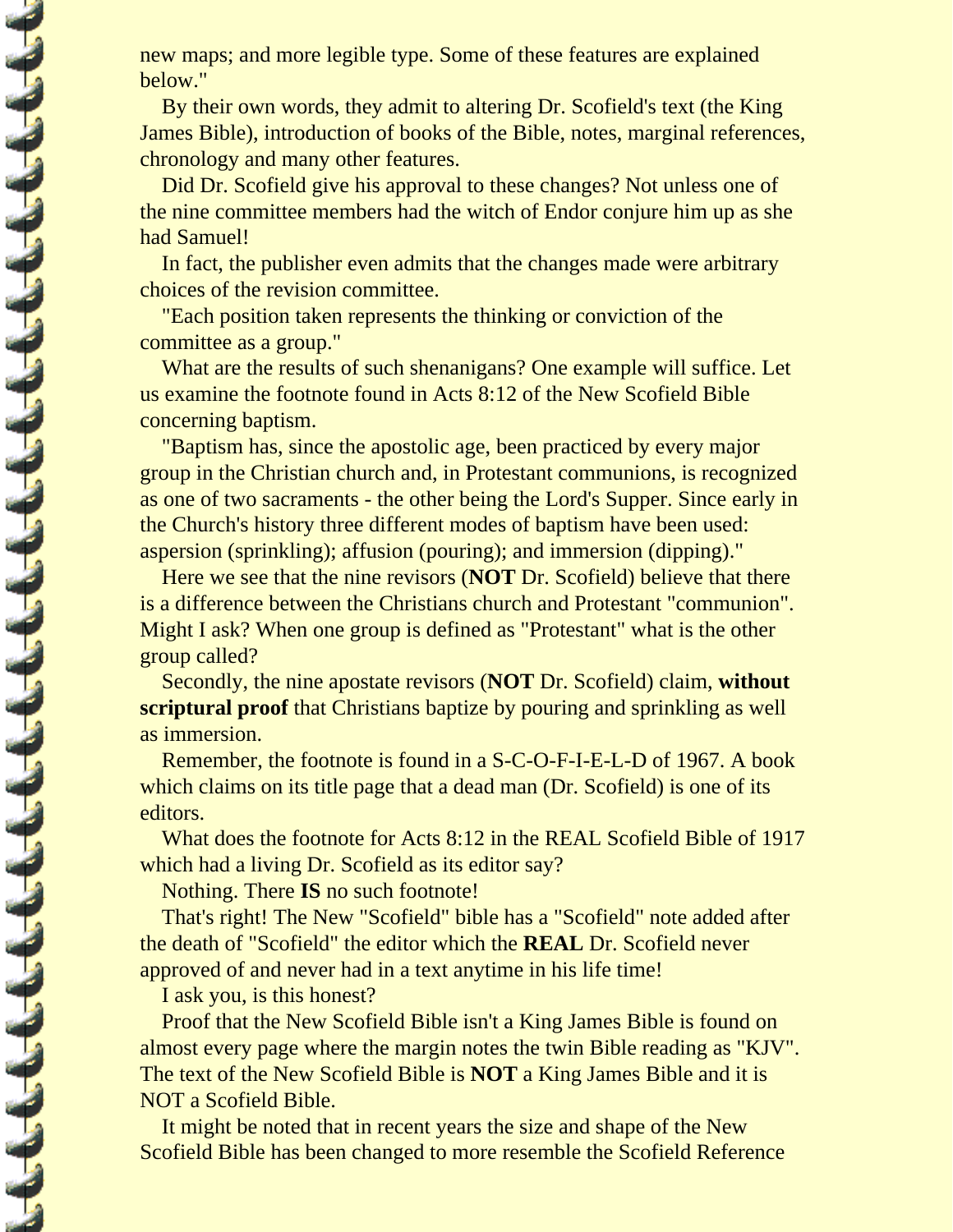new maps; and more legible type. Some of these features are explained below."

By their own words, they admit to altering Dr. Scofield's text (the King James Bible), introduction of books of the Bible, notes, marginal references, chronology and many other features.

Did Dr. Scofield give his approval to these changes? Not unless one of the nine committee members had the witch of Endor conjure him up as she had Samuel!

In fact, the publisher even admits that the changes made were arbitrary choices of the revision committee.

"Each position taken represents the thinking or conviction of the committee as a group."

What are the results of such shenanigans? One example will suffice. Let us examine the footnote found in Acts 8:12 of the New Scofield Bible concerning baptism.

"Baptism has, since the apostolic age, been practiced by every major group in the Christian church and, in Protestant communions, is recognized as one of two sacraments - the other being the Lord's Supper. Since early in the Church's history three different modes of baptism have been used: aspersion (sprinkling); affusion (pouring); and immersion (dipping)."

Here we see that the nine revisors (**NOT** Dr. Scofield) believe that there is a difference between the Christians church and Protestant "communion". Might I ask? When one group is defined as "Protestant" what is the other group called?

Secondly, the nine apostate revisors (**NOT** Dr. Scofield) claim, **without scriptural proof** that Christians baptize by pouring and sprinkling as well as immersion.

Remember, the footnote is found in a S-C-O-F-I-E-L-D of 1967. A book which claims on its title page that a dead man (Dr. Scofield) is one of its editors.

What does the footnote for Acts 8:12 in the REAL Scofield Bible of 1917 which had a living Dr. Scofield as its editor say?

Nothing. There **IS** no such footnote!

That's right! The New "Scofield" bible has a "Scofield" note added after the death of "Scofield" the editor which the **REAL** Dr. Scofield never approved of and never had in a text anytime in his life time!

I ask you, is this honest?

Proof that the New Scofield Bible isn't a King James Bible is found on almost every page where the margin notes the twin Bible reading as "KJV". The text of the New Scofield Bible is **NOT** a King James Bible and it is NOT a Scofield Bible.

It might be noted that in recent years the size and shape of the New Scofield Bible has been changed to more resemble the Scofield Reference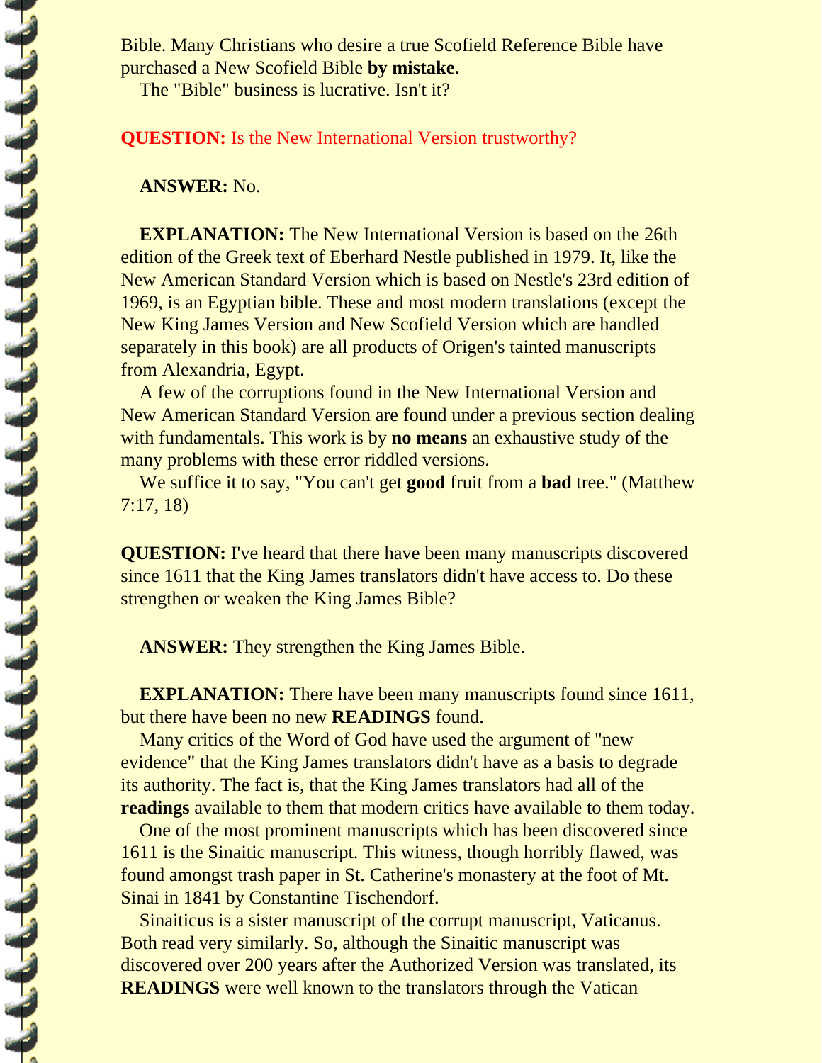Bible. Many Christians who desire a true Scofield Reference Bible have purchased a New Scofield Bible **by mistake.**

The "Bible" business is lucrative. Isn't it?

**QUESTION:** Is the New International Version trustworthy?

**ANSWER:** No.

**EXPLANATION:** The New International Version is based on the 26th edition of the Greek text of Eberhard Nestle published in 1979. It, like the New American Standard Version which is based on Nestle's 23rd edition of 1969, is an Egyptian bible. These and most modern translations (except the New King James Version and New Scofield Version which are handled separately in this book) are all products of Origen's tainted manuscripts from Alexandria, Egypt.

A few of the corruptions found in the New International Version and New American Standard Version are found under a previous section dealing with fundamentals. This work is by **no means** an exhaustive study of the many problems with these error riddled versions.

We suffice it to say, "You can't get **good** fruit from a **bad** tree." (Matthew 7:17, 18)

**QUESTION:** I've heard that there have been many manuscripts discovered since 1611 that the King James translators didn't have access to. Do these strengthen or weaken the King James Bible?

**ANSWER:** They strengthen the King James Bible.

**EXPLANATION:** There have been many manuscripts found since 1611, but there have been no new **READINGS** found.

Many critics of the Word of God have used the argument of "new evidence" that the King James translators didn't have as a basis to degrade its authority. The fact is, that the King James translators had all of the **readings** available to them that modern critics have available to them today.

One of the most prominent manuscripts which has been discovered since 1611 is the Sinaitic manuscript. This witness, though horribly flawed, was found amongst trash paper in St. Catherine's monastery at the foot of Mt. Sinai in 1841 by Constantine Tischendorf.

Sinaiticus is a sister manuscript of the corrupt manuscript, Vaticanus. Both read very similarly. So, although the Sinaitic manuscript was discovered over 200 years after the Authorized Version was translated, its **READINGS** were well known to the translators through the Vatican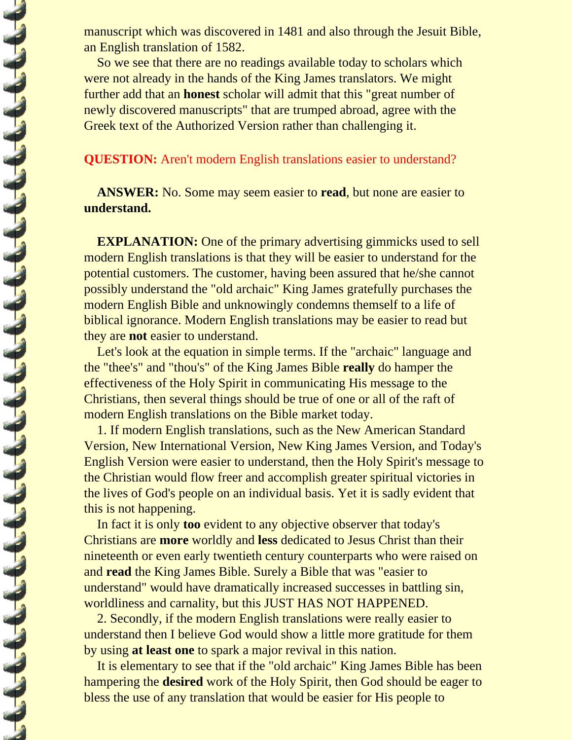manuscript which was discovered in 1481 and also through the Jesuit Bible, an English translation of 1582.

So we see that there are no readings available today to scholars which were not already in the hands of the King James translators. We might further add that an **honest** scholar will admit that this "great number of newly discovered manuscripts" that are trumped abroad, agree with the Greek text of the Authorized Version rather than challenging it.

**QUESTION:** Aren't modern English translations easier to understand?

**ANSWER:** No. Some may seem easier to **read**, but none are easier to **understand.**

**EXPLANATION:** One of the primary advertising gimmicks used to sell modern English translations is that they will be easier to understand for the potential customers. The customer, having been assured that he/she cannot possibly understand the "old archaic" King James gratefully purchases the modern English Bible and unknowingly condemns themself to a life of biblical ignorance. Modern English translations may be easier to read but they are **not** easier to understand.

Let's look at the equation in simple terms. If the "archaic" language and the "thee's" and "thou's" of the King James Bible **really** do hamper the effectiveness of the Holy Spirit in communicating His message to the Christians, then several things should be true of one or all of the raft of modern English translations on the Bible market today.

1. If modern English translations, such as the New American Standard Version, New International Version, New King James Version, and Today's English Version were easier to understand, then the Holy Spirit's message to the Christian would flow freer and accomplish greater spiritual victories in the lives of God's people on an individual basis. Yet it is sadly evident that this is not happening.

In fact it is only **too** evident to any objective observer that today's Christians are **more** worldly and **less** dedicated to Jesus Christ than their nineteenth or even early twentieth century counterparts who were raised on and **read** the King James Bible. Surely a Bible that was "easier to understand" would have dramatically increased successes in battling sin, worldliness and carnality, but this JUST HAS NOT HAPPENED.

2. Secondly, if the modern English translations were really easier to understand then I believe God would show a little more gratitude for them by using **at least one** to spark a major revival in this nation.

It is elementary to see that if the "old archaic" King James Bible has been hampering the **desired** work of the Holy Spirit, then God should be eager to bless the use of any translation that would be easier for His people to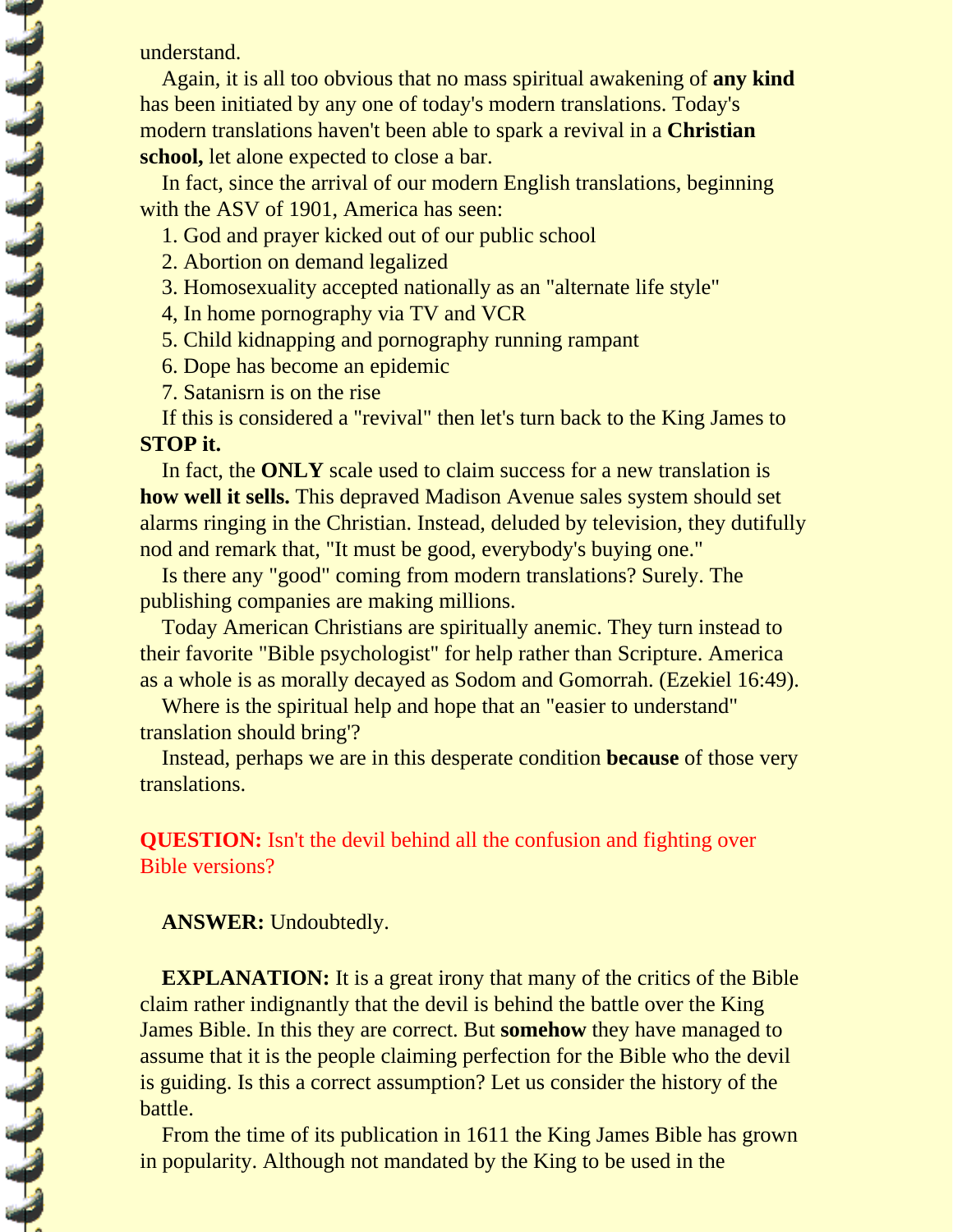understand.

Again, it is all too obvious that no mass spiritual awakening of **any kind** has been initiated by any one of today's modern translations. Today's modern translations haven't been able to spark a revival in a **Christian school,** let alone expected to close a bar.

In fact, since the arrival of our modern English translations, beginning with the ASV of 1901, America has seen:

1. God and prayer kicked out of our public school
2. Abortion on demand legalized
3. Homosexuality accepted nationally as an "alternate life style"
4, In home pornography via TV and VCR
5. Child kidnapping and pornography running rampant
6. Dope has become an epidemic
7. Satanisrn is on the rise

If this is considered a "revival" then let's turn back to the King James to **STOP it.**

In fact, the **ONLY** scale used to claim success for a new translation is **how well it sells.** This depraved Madison Avenue sales system should set alarms ringing in the Christian. Instead, deluded by television, they dutifully nod and remark that, "It must be good, everybody's buying one."

Is there any "good" coming from modern translations? Surely. The publishing companies are making millions.

Today American Christians are spiritually anemic. They turn instead to their favorite "Bible psychologist" for help rather than Scripture. America as a whole is as morally decayed as Sodom and Gomorrah. (Ezekiel 16:49).

Where is the spiritual help and hope that an "easier to understand" translation should bring'?

Instead, perhaps we are in this desperate condition **because** of those very translations.

**QUESTION:** Isn't the devil behind all the confusion and fighting over Bible versions?

**ANSWER:** Undoubtedly.

**EXPLANATION:** It is a great irony that many of the critics of the Bible claim rather indignantly that the devil is behind the battle over the King James Bible. In this they are correct. But **somehow** they have managed to assume that it is the people claiming perfection for the Bible who the devil is guiding. Is this a correct assumption? Let us consider the history of the battle.

From the time of its publication in 1611 the King James Bible has grown in popularity. Although not mandated by the King to be used in the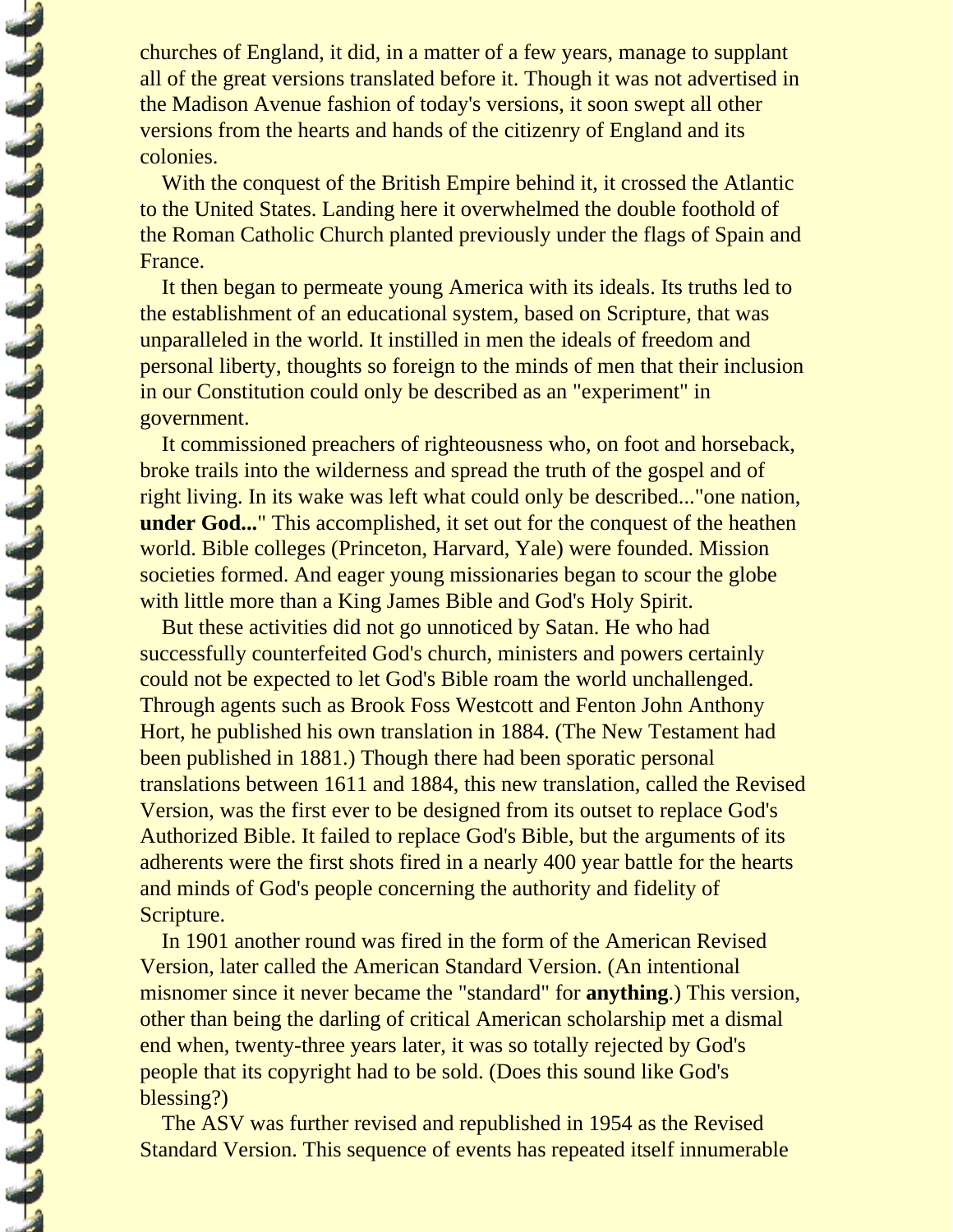churches of England, it did, in a matter of a few years, manage to supplant all of the great versions translated before it. Though it was not advertised in the Madison Avenue fashion of today's versions, it soon swept all other versions from the hearts and hands of the citizenry of England and its colonies.

With the conquest of the British Empire behind it, it crossed the Atlantic to the United States. Landing here it overwhelmed the double foothold of the Roman Catholic Church planted previously under the flags of Spain and France.

It then began to permeate young America with its ideals. Its truths led to the establishment of an educational system, based on Scripture, that was unparalleled in the world. It instilled in men the ideals of freedom and personal liberty, thoughts so foreign to the minds of men that their inclusion in our Constitution could only be described as an "experiment" in government.

It commissioned preachers of righteousness who, on foot and horseback, broke trails into the wilderness and spread the truth of the gospel and of right living. In its wake was left what could only be described..."one nation, **under God...**" This accomplished, it set out for the conquest of the heathen world. Bible colleges (Princeton, Harvard, Yale) were founded. Mission societies formed. And eager young missionaries began to scour the globe with little more than a King James Bible and God's Holy Spirit.

But these activities did not go unnoticed by Satan. He who had successfully counterfeited God's church, ministers and powers certainly could not be expected to let God's Bible roam the world unchallenged. Through agents such as Brook Foss Westcott and Fenton John Anthony Hort, he published his own translation in 1884. (The New Testament had been published in 1881.) Though there had been sporatic personal translations between 1611 and 1884, this new translation, called the Revised Version, was the first ever to be designed from its outset to replace God's Authorized Bible. It failed to replace God's Bible, but the arguments of its adherents were the first shots fired in a nearly 400 year battle for the hearts and minds of God's people concerning the authority and fidelity of Scripture.

In 1901 another round was fired in the form of the American Revised Version, later called the American Standard Version. (An intentional misnomer since it never became the "standard" for **anything**.) This version, other than being the darling of critical American scholarship met a dismal end when, twenty-three years later, it was so totally rejected by God's people that its copyright had to be sold. (Does this sound like God's blessing?)

The ASV was further revised and republished in 1954 as the Revised Standard Version. This sequence of events has repeated itself innumerable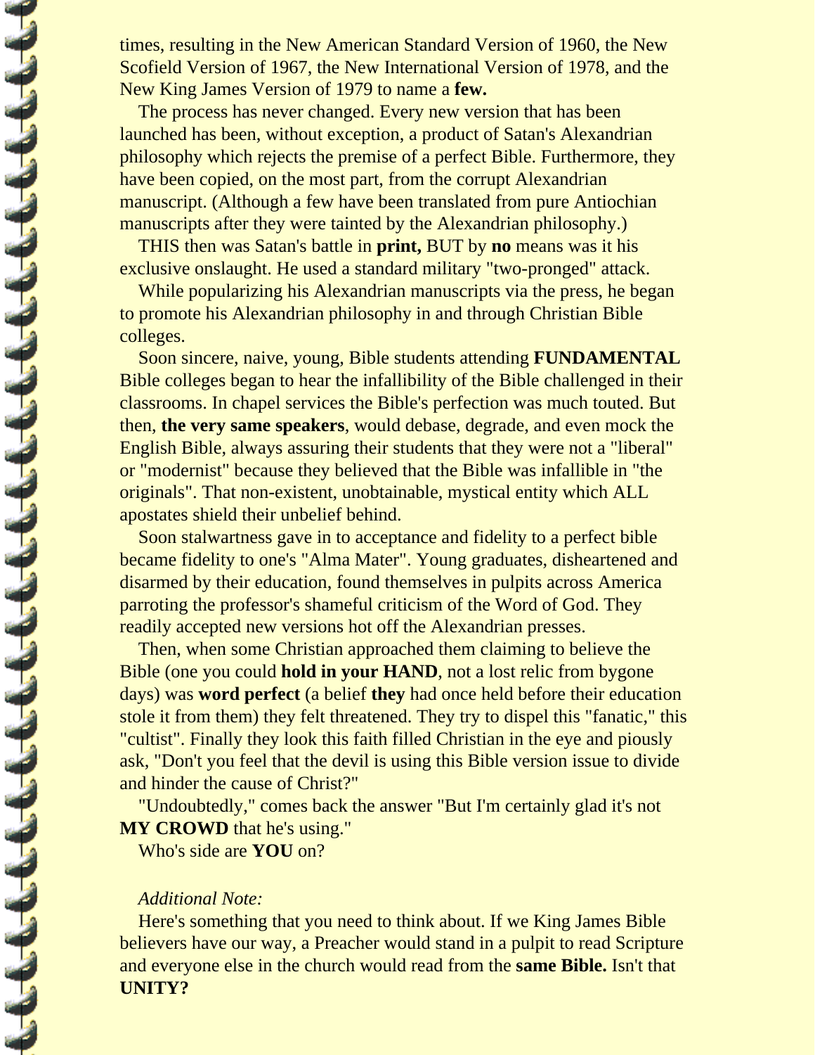times, resulting in the New American Standard Version of 1960, the New Scofield Version of 1967, the New International Version of 1978, and the New King James Version of 1979 to name a **few.**

The process has never changed. Every new version that has been launched has been, without exception, a product of Satan's Alexandrian philosophy which rejects the premise of a perfect Bible. Furthermore, they have been copied, on the most part, from the corrupt Alexandrian manuscript. (Although a few have been translated from pure Antiochian manuscripts after they were tainted by the Alexandrian philosophy.)

THIS then was Satan's battle in **print,** BUT by **no** means was it his exclusive onslaught. He used a standard military "two-pronged" attack.

While popularizing his Alexandrian manuscripts via the press, he began to promote his Alexandrian philosophy in and through Christian Bible colleges.

Soon sincere, naive, young, Bible students attending **FUNDAMENTAL** Bible colleges began to hear the infallibility of the Bible challenged in their classrooms. In chapel services the Bible's perfection was much touted. But then, **the very same speakers**, would debase, degrade, and even mock the English Bible, always assuring their students that they were not a "liberal" or "modernist" because they believed that the Bible was infallible in "the originals". That non-existent, unobtainable, mystical entity which ALL apostates shield their unbelief behind.

Soon stalwartness gave in to acceptance and fidelity to a perfect bible became fidelity to one's "Alma Mater". Young graduates, disheartened and disarmed by their education, found themselves in pulpits across America parroting the professor's shameful criticism of the Word of God. They readily accepted new versions hot off the Alexandrian presses.

Then, when some Christian approached them claiming to believe the Bible (one you could **hold in your HAND**, not a lost relic from bygone days) was **word perfect** (a belief **they** had once held before their education stole it from them) they felt threatened. They try to dispel this "fanatic," this "cultist". Finally they look this faith filled Christian in the eye and piously ask, "Don't you feel that the devil is using this Bible version issue to divide and hinder the cause of Christ?"

"Undoubtedly," comes back the answer "But I'm certainly glad it's not **MY CROWD** that he's using."

Who's side are **YOU** on?

*Additional Note:*

Here's something that you need to think about. If we King James Bible believers have our way, a Preacher would stand in a pulpit to read Scripture and everyone else in the church would read from the **same Bible.** Isn't that **UNITY?**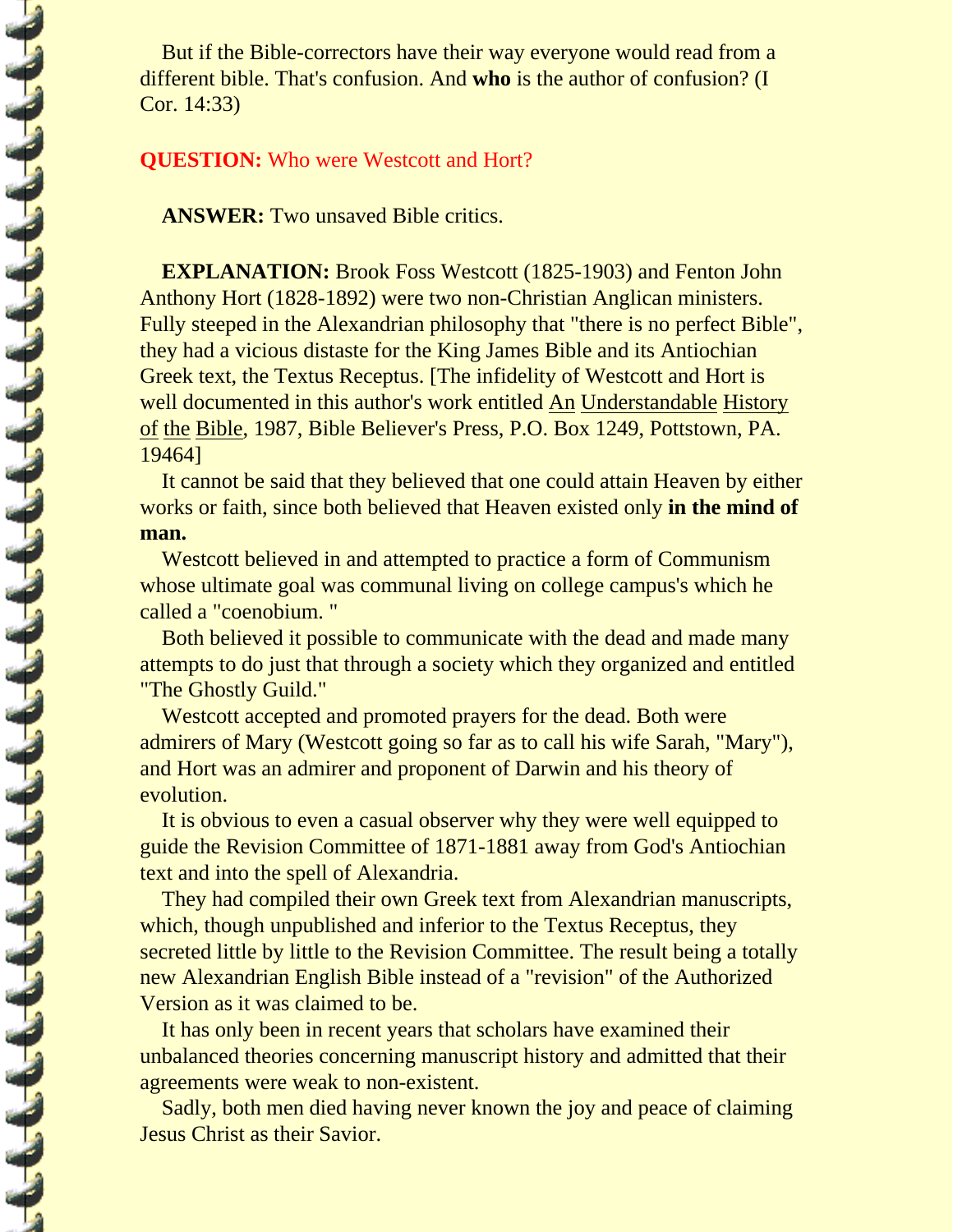But if the Bible-correctors have their way everyone would read from a different bible. That's confusion. And **who** is the author of confusion? (I Cor. 14:33)

**QUESTION:** Who were Westcott and Hort?

**ANSWER:** Two unsaved Bible critics.

**EXPLANATION:** Brook Foss Westcott (1825-1903) and Fenton John Anthony Hort (1828-1892) were two non-Christian Anglican ministers. Fully steeped in the Alexandrian philosophy that "there is no perfect Bible", they had a vicious distaste for the King James Bible and its Antiochian Greek text, the Textus Receptus. [The infidelity of Westcott and Hort is well documented in this author's work entitled An Understandable History of the Bible, 1987, Bible Believer's Press, P.O. Box 1249, Pottstown, PA. 19464]

It cannot be said that they believed that one could attain Heaven by either works or faith, since both believed that Heaven existed only **in the mind of man.**

Westcott believed in and attempted to practice a form of Communism whose ultimate goal was communal living on college campus's which he called a "coenobium. "

Both believed it possible to communicate with the dead and made many attempts to do just that through a society which they organized and entitled "The Ghostly Guild."

Westcott accepted and promoted prayers for the dead. Both were admirers of Mary (Westcott going so far as to call his wife Sarah, "Mary"), and Hort was an admirer and proponent of Darwin and his theory of evolution.

It is obvious to even a casual observer why they were well equipped to guide the Revision Committee of 1871-1881 away from God's Antiochian text and into the spell of Alexandria.

They had compiled their own Greek text from Alexandrian manuscripts, which, though unpublished and inferior to the Textus Receptus, they secreted little by little to the Revision Committee. The result being a totally new Alexandrian English Bible instead of a "revision" of the Authorized Version as it was claimed to be.

It has only been in recent years that scholars have examined their unbalanced theories concerning manuscript history and admitted that their agreements were weak to non-existent.

Sadly, both men died having never known the joy and peace of claiming Jesus Christ as their Savior.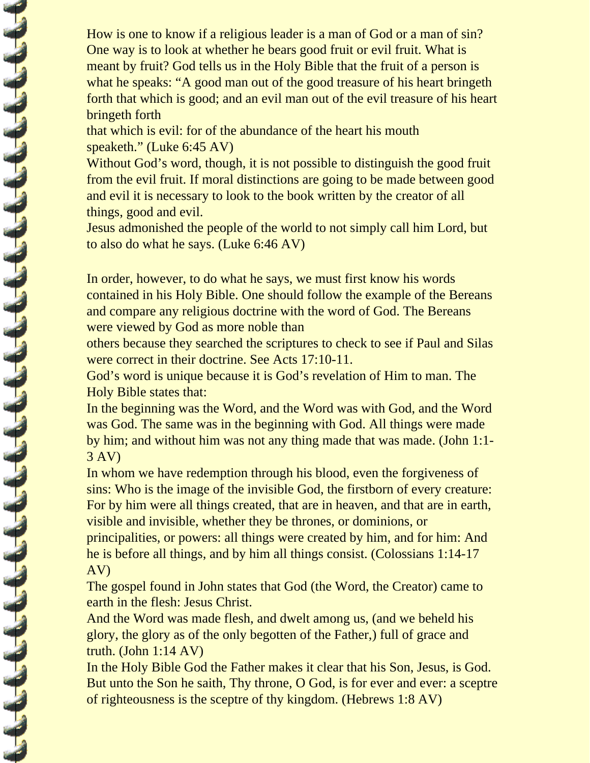How is one to know if a religious leader is a man of God or a man of sin? One way is to look at whether he bears good fruit or evil fruit. What is meant by fruit? God tells us in the Holy Bible that the fruit of a person is what he speaks: "A good man out of the good treasure of his heart bringeth forth that which is good; and an evil man out of the evil treasure of his heart bringeth forth that which is evil: for of the abundance of the heart his mouth speaketh." (Luke 6:45 AV)

Without God's word, though, it is not possible to distinguish the good fruit from the evil fruit. If moral distinctions are going to be made between good and evil it is necessary to look to the book written by the creator of all things, good and evil.

Jesus admonished the people of the world to not simply call him Lord, but to also do what he says. (Luke 6:46 AV)

In order, however, to do what he says, we must first know his words contained in his Holy Bible. One should follow the example of the Bereans and compare any religious doctrine with the word of God. The Bereans were viewed by God as more noble than others because they searched the scriptures to check to see if Paul and Silas were correct in their doctrine. See Acts 17:10-11.

God's word is unique because it is God's revelation of Him to man. The Holy Bible states that:

In the beginning was the Word, and the Word was with God, and the Word was God. The same was in the beginning with God. All things were made by him; and without him was not any thing made that was made. (John 1:1-3 AV)

In whom we have redemption through his blood, even the forgiveness of sins: Who is the image of the invisible God, the firstborn of every creature: For by him were all things created, that are in heaven, and that are in earth, visible and invisible, whether they be thrones, or dominions, or principalities, or powers: all things were created by him, and for him: And he is before all things, and by him all things consist. (Colossians 1:14-17 AV)

The gospel found in John states that God (the Word, the Creator) came to earth in the flesh: Jesus Christ.

And the Word was made flesh, and dwelt among us, (and we beheld his glory, the glory as of the only begotten of the Father,) full of grace and truth. (John 1:14 AV)

In the Holy Bible God the Father makes it clear that his Son, Jesus, is God.

But unto the Son he saith, Thy throne, O God, is for ever and ever: a sceptre of righteousness is the sceptre of thy kingdom. (Hebrews 1:8 AV)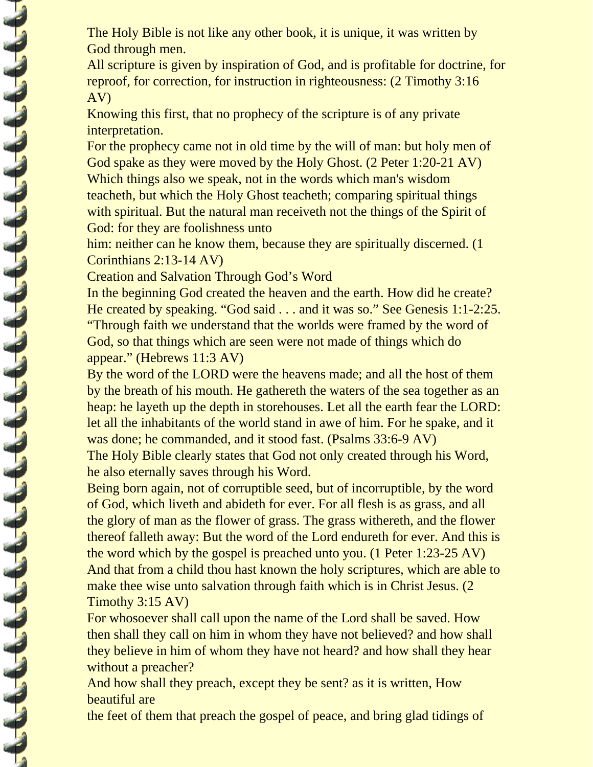The Holy Bible is not like any other book, it is unique, it was written by God through men.

All scripture is given by inspiration of God, and is profitable for doctrine, for reproof, for correction, for instruction in righteousness: (2 Timothy 3:16 AV)

Knowing this first, that no prophecy of the scripture is of any private interpretation.

For the prophecy came not in old time by the will of man: but holy men of God spake as they were moved by the Holy Ghost. (2 Peter 1:20-21 AV)

Which things also we speak, not in the words which man's wisdom teacheth, but which the Holy Ghost teacheth; comparing spiritual things with spiritual. But the natural man receiveth not the things of the Spirit of God: for they are foolishness unto him: neither can he know them, because they are spiritually discerned. (1 Corinthians 2:13-14 AV)

## Creation and Salvation Through God's Word

In the beginning God created the heaven and the earth. How did he create? He created by speaking. "God said . . . and it was so." See Genesis 1:1-2:25.

"Through faith we understand that the worlds were framed by the word of God, so that things which are seen were not made of things which do appear." (Hebrews 11:3 AV)

By the word of the LORD were the heavens made; and all the host of them by the breath of his mouth. He gathereth the waters of the sea together as an heap: he layeth up the depth in storehouses. Let all the earth fear the LORD: let all the inhabitants of the world stand in awe of him. For he spake, and it was done; he commanded, and it stood fast. (Psalms 33:6-9 AV)

The Holy Bible clearly states that God not only created through his Word, he also eternally saves through his Word.

Being born again, not of corruptible seed, but of incorruptible, by the word of God, which liveth and abideth for ever. For all flesh is as grass, and all the glory of man as the flower of grass. The grass withereth, and the flower thereof falleth away: But the word of the Lord endureth for ever. And this is the word which by the gospel is preached unto you. (1 Peter 1:23-25 AV)

And that from a child thou hast known the holy scriptures, which are able to make thee wise unto salvation through faith which is in Christ Jesus. (2 Timothy 3:15 AV)

For whosoever shall call upon the name of the Lord shall be saved. How then shall they call on him in whom they have not believed? and how shall they believe in him of whom they have not heard? and how shall they hear without a preacher?

And how shall they preach, except they be sent? as it is written, How beautiful are the feet of them that preach the gospel of peace, and bring glad tidings of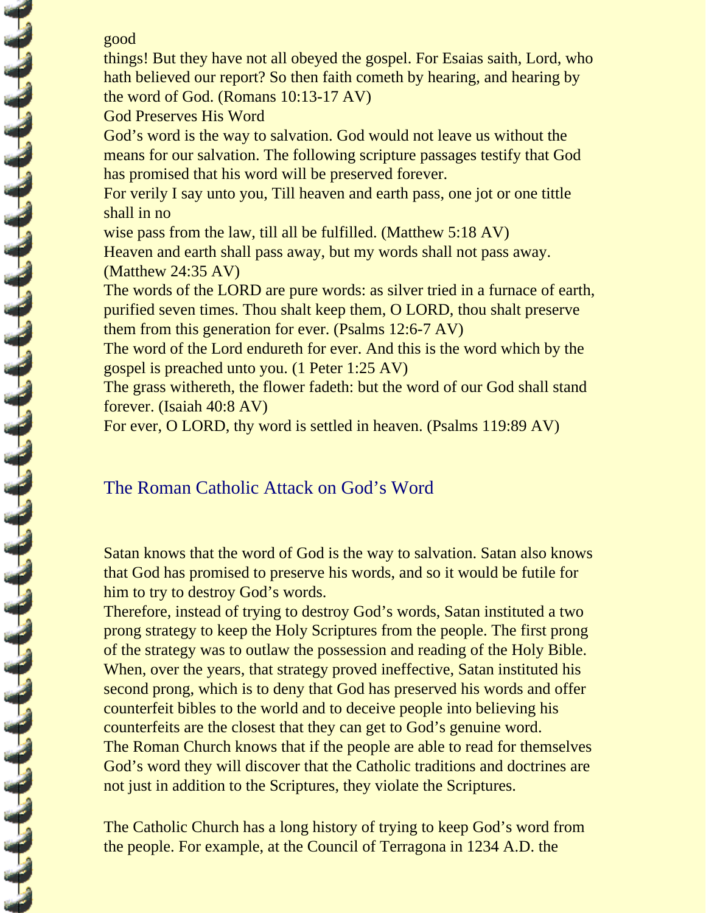good things! But they have not all obeyed the gospel. For Esaias saith, Lord, who hath believed our report? So then faith cometh by hearing, and hearing by the word of God. (Romans 10:13-17 AV)

God Preserves His Word

God's word is the way to salvation. God would not leave us without the means for our salvation. The following scripture passages testify that God has promised that his word will be preserved forever.

For verily I say unto you, Till heaven and earth pass, one jot or one tittle shall in no wise pass from the law, till all be fulfilled. (Matthew 5:18 AV)

Heaven and earth shall pass away, but my words shall not pass away. (Matthew 24:35 AV)

The words of the LORD are pure words: as silver tried in a furnace of earth, purified seven times. Thou shalt keep them, O LORD, thou shalt preserve them from this generation for ever. (Psalms 12:6-7 AV)

The word of the Lord endureth for ever. And this is the word which by the gospel is preached unto you. (1 Peter 1:25 AV)

The grass withereth, the flower fadeth: but the word of our God shall stand forever. (Isaiah 40:8 AV)

For ever, O LORD, thy word is settled in heaven. (Psalms 119:89 AV)

## The Roman Catholic Attack on God's Word

Satan knows that the word of God is the way to salvation. Satan also knows that God has promised to preserve his words, and so it would be futile for him to try to destroy God's words.

Therefore, instead of trying to destroy God's words, Satan instituted a two prong strategy to keep the Holy Scriptures from the people. The first prong of the strategy was to outlaw the possession and reading of the Holy Bible. When, over the years, that strategy proved ineffective, Satan instituted his second prong, which is to deny that God has preserved his words and offer counterfeit bibles to the world and to deceive people into believing his counterfeits are the closest that they can get to God's genuine word.

The Roman Church knows that if the people are able to read for themselves God's word they will discover that the Catholic traditions and doctrines are not just in addition to the Scriptures, they violate the Scriptures.

The Catholic Church has a long history of trying to keep God's word from the people. For example, at the Council of Terragona in 1234 A.D. the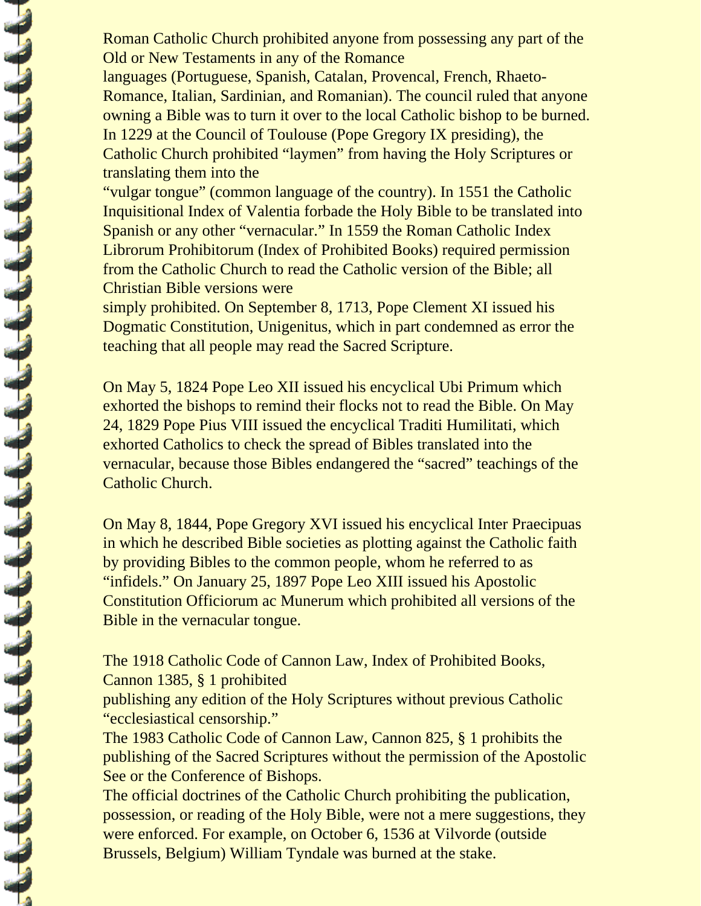Roman Catholic Church prohibited anyone from possessing any part of the Old or New Testaments in any of the Romance languages (Portuguese, Spanish, Catalan, Provencal, French, Rhaeto-Romance, Italian, Sardinian, and Romanian). The council ruled that anyone owning a Bible was to turn it over to the local Catholic bishop to be burned. In 1229 at the Council of Toulouse (Pope Gregory IX presiding), the Catholic Church prohibited "laymen" from having the Holy Scriptures or translating them into the "vulgar tongue" (common language of the country). In 1551 the Catholic Inquisitional Index of Valentia forbade the Holy Bible to be translated into Spanish or any other "vernacular." In 1559 the Roman Catholic Index Librorum Prohibitorum (Index of Prohibited Books) required permission from the Catholic Church to read the Catholic version of the Bible; all Christian Bible versions were simply prohibited. On September 8, 1713, Pope Clement XI issued his Dogmatic Constitution, Unigenitus, which in part condemned as error the teaching that all people may read the Sacred Scripture.

On May 5, 1824 Pope Leo XII issued his encyclical Ubi Primum which exhorted the bishops to remind their flocks not to read the Bible. On May 24, 1829 Pope Pius VIII issued the encyclical Traditi Humilitati, which exhorted Catholics to check the spread of Bibles translated into the vernacular, because those Bibles endangered the "sacred" teachings of the Catholic Church.

On May 8, 1844, Pope Gregory XVI issued his encyclical Inter Praecipuas in which he described Bible societies as plotting against the Catholic faith by providing Bibles to the common people, whom he referred to as "infidels." On January 25, 1897 Pope Leo XIII issued his Apostolic Constitution Officiorum ac Munerum which prohibited all versions of the Bible in the vernacular tongue.

The 1918 Catholic Code of Cannon Law, Index of Prohibited Books, Cannon 1385, § 1 prohibited publishing any edition of the Holy Scriptures without previous Catholic "ecclesiastical censorship."
The 1983 Catholic Code of Cannon Law, Cannon 825, § 1 prohibits the publishing of the Sacred Scriptures without the permission of the Apostolic See or the Conference of Bishops.
The official doctrines of the Catholic Church prohibiting the publication, possession, or reading of the Holy Bible, were not a mere suggestions, they were enforced. For example, on October 6, 1536 at Vilvorde (outside Brussels, Belgium) William Tyndale was burned at the stake.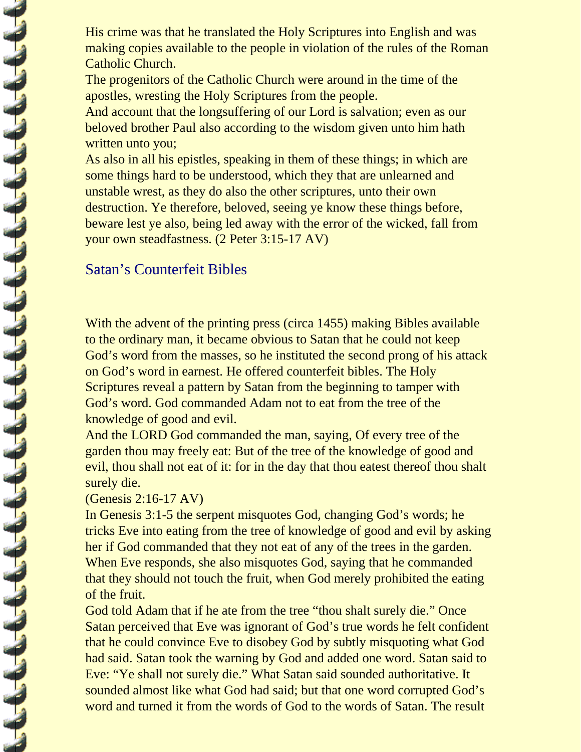His crime was that he translated the Holy Scriptures into English and was making copies available to the people in violation of the rules of the Roman Catholic Church.

The progenitors of the Catholic Church were around in the time of the apostles, wresting the Holy Scriptures from the people.

And account that the longsuffering of our Lord is salvation; even as our beloved brother Paul also according to the wisdom given unto him hath written unto you;

As also in all his epistles, speaking in them of these things; in which are some things hard to be understood, which they that are unlearned and unstable wrest, as they do also the other scriptures, unto their own destruction. Ye therefore, beloved, seeing ye know these things before, beware lest ye also, being led away with the error of the wicked, fall from your own steadfastness. (2 Peter 3:15-17 AV)

## Satan's Counterfeit Bibles

With the advent of the printing press (circa 1455) making Bibles available to the ordinary man, it became obvious to Satan that he could not keep God's word from the masses, so he instituted the second prong of his attack on God's word in earnest. He offered counterfeit bibles. The Holy Scriptures reveal a pattern by Satan from the beginning to tamper with God's word. God commanded Adam not to eat from the tree of the knowledge of good and evil.

And the LORD God commanded the man, saying, Of every tree of the garden thou may freely eat: But of the tree of the knowledge of good and evil, thou shall not eat of it: for in the day that thou eatest thereof thou shalt surely die.

(Genesis 2:16-17 AV)

In Genesis 3:1-5 the serpent misquotes God, changing God's words; he tricks Eve into eating from the tree of knowledge of good and evil by asking her if God commanded that they not eat of any of the trees in the garden. When Eve responds, she also misquotes God, saying that he commanded that they should not touch the fruit, when God merely prohibited the eating of the fruit.

God told Adam that if he ate from the tree "thou shalt surely die." Once Satan perceived that Eve was ignorant of God's true words he felt confident that he could convince Eve to disobey God by subtly misquoting what God had said. Satan took the warning by God and added one word. Satan said to Eve: "Ye shall not surely die." What Satan said sounded authoritative. It sounded almost like what God had said; but that one word corrupted God's word and turned it from the words of God to the words of Satan. The result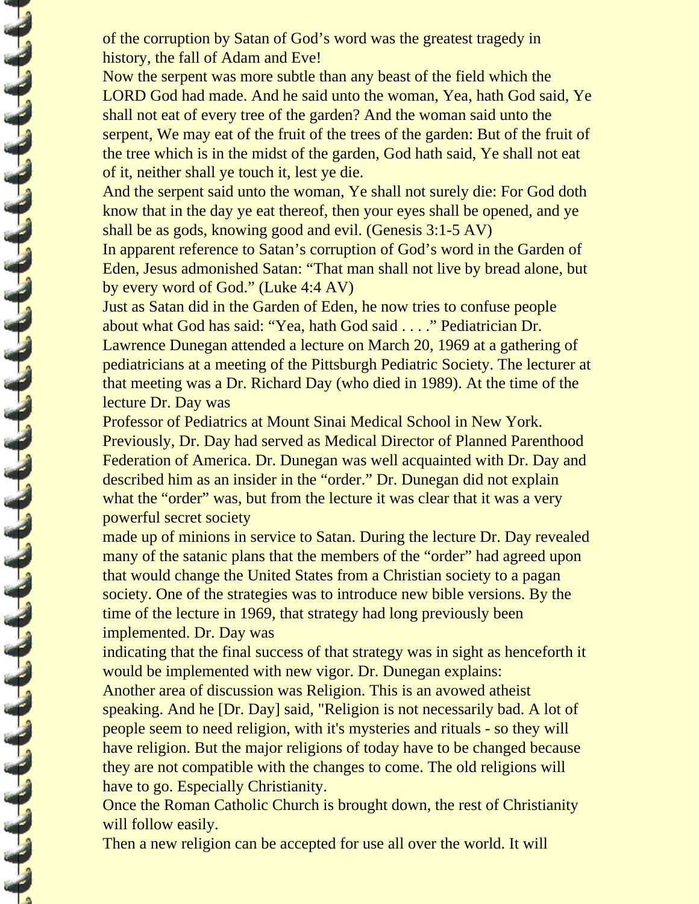of the corruption by Satan of God's word was the greatest tragedy in history, the fall of Adam and Eve!

Now the serpent was more subtle than any beast of the field which the LORD God had made. And he said unto the woman, Yea, hath God said, Ye shall not eat of every tree of the garden? And the woman said unto the serpent, We may eat of the fruit of the trees of the garden: But of the fruit of the tree which is in the midst of the garden, God hath said, Ye shall not eat of it, neither shall ye touch it, lest ye die.

And the serpent said unto the woman, Ye shall not surely die: For God doth know that in the day ye eat thereof, then your eyes shall be opened, and ye shall be as gods, knowing good and evil. (Genesis 3:1-5 AV)

In apparent reference to Satan's corruption of God's word in the Garden of Eden, Jesus admonished Satan: "That man shall not live by bread alone, but by every word of God." (Luke 4:4 AV)

Just as Satan did in the Garden of Eden, he now tries to confuse people about what God has said: "Yea, hath God said . . . ." Pediatrician Dr. Lawrence Dunegan attended a lecture on March 20, 1969 at a gathering of pediatricians at a meeting of the Pittsburgh Pediatric Society. The lecturer at that meeting was a Dr. Richard Day (who died in 1989). At the time of the lecture Dr. Day was

Professor of Pediatrics at Mount Sinai Medical School in New York. Previously, Dr. Day had served as Medical Director of Planned Parenthood Federation of America. Dr. Dunegan was well acquainted with Dr. Day and described him as an insider in the "order." Dr. Dunegan did not explain what the "order" was, but from the lecture it was clear that it was a very powerful secret society

made up of minions in service to Satan. During the lecture Dr. Day revealed many of the satanic plans that the members of the "order" had agreed upon that would change the United States from a Christian society to a pagan society. One of the strategies was to introduce new bible versions. By the time of the lecture in 1969, that strategy had long previously been implemented. Dr. Day was

indicating that the final success of that strategy was in sight as henceforth it would be implemented with new vigor. Dr. Dunegan explains:

Another area of discussion was Religion. This is an avowed atheist speaking. And he [Dr. Day] said, "Religion is not necessarily bad. A lot of people seem to need religion, with it's mysteries and rituals - so they will have religion. But the major religions of today have to be changed because they are not compatible with the changes to come. The old religions will have to go. Especially Christianity.

Once the Roman Catholic Church is brought down, the rest of Christianity will follow easily.

Then a new religion can be accepted for use all over the world. It will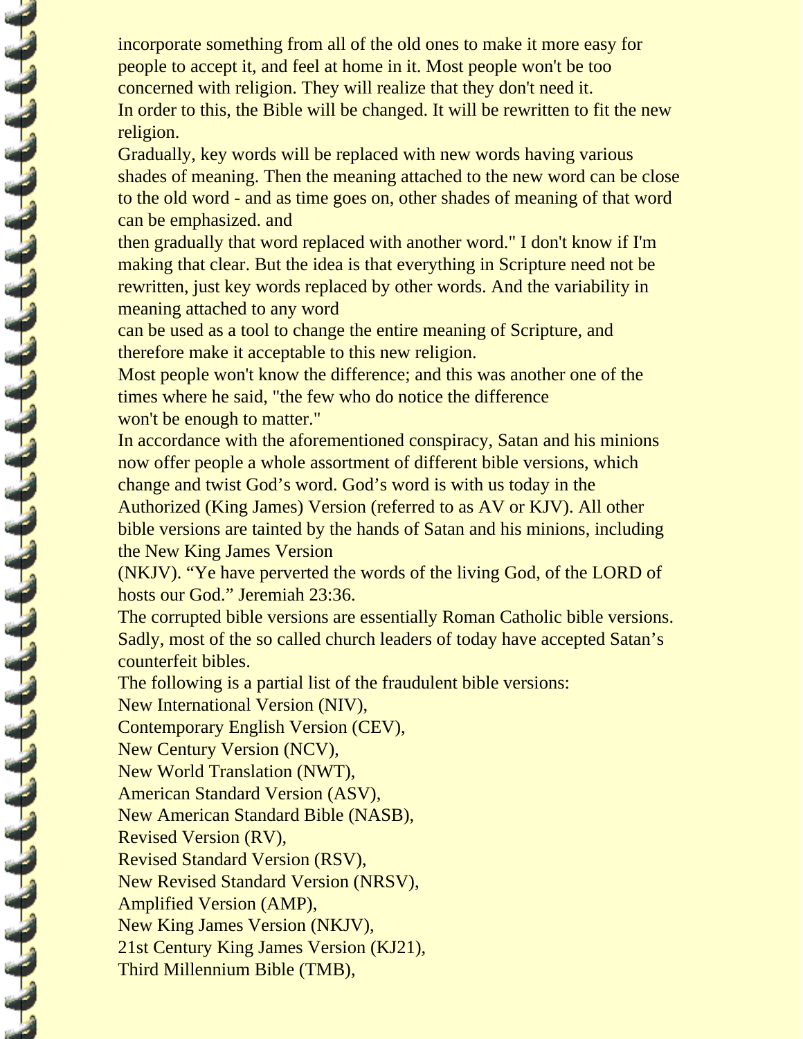incorporate something from all of the old ones to make it more easy for people to accept it, and feel at home in it. Most people won't be too concerned with religion. They will realize that they don't need it.

In order to this, the Bible will be changed. It will be rewritten to fit the new religion.

Gradually, key words will be replaced with new words having various shades of meaning. Then the meaning attached to the new word can be close to the old word - and as time goes on, other shades of meaning of that word can be emphasized. and

then gradually that word replaced with another word." I don't know if I'm making that clear. But the idea is that everything in Scripture need not be rewritten, just key words replaced by other words. And the variability in meaning attached to any word

can be used as a tool to change the entire meaning of Scripture, and therefore make it acceptable to this new religion.

Most people won't know the difference; and this was another one of the times where he said, "the few who do notice the difference

won't be enough to matter."

In accordance with the aforementioned conspiracy, Satan and his minions now offer people a whole assortment of different bible versions, which change and twist God's word. God's word is with us today in the Authorized (King James) Version (referred to as AV or KJV). All other bible versions are tainted by the hands of Satan and his minions, including the New King James Version

(NKJV). "Ye have perverted the words of the living God, of the LORD of hosts our God." Jeremiah 23:36.

The corrupted bible versions are essentially Roman Catholic bible versions. Sadly, most of the so called church leaders of today have accepted Satan's counterfeit bibles.

The following is a partial list of the fraudulent bible versions:

New International Version (NIV),

Contemporary English Version (CEV),

New Century Version (NCV),

New World Translation (NWT),

American Standard Version (ASV),

New American Standard Bible (NASB),

Revised Version (RV),

Revised Standard Version (RSV),

New Revised Standard Version (NRSV),

Amplified Version (AMP),

New King James Version (NKJV),

21st Century King James Version (KJ21),

Third Millennium Bible (TMB),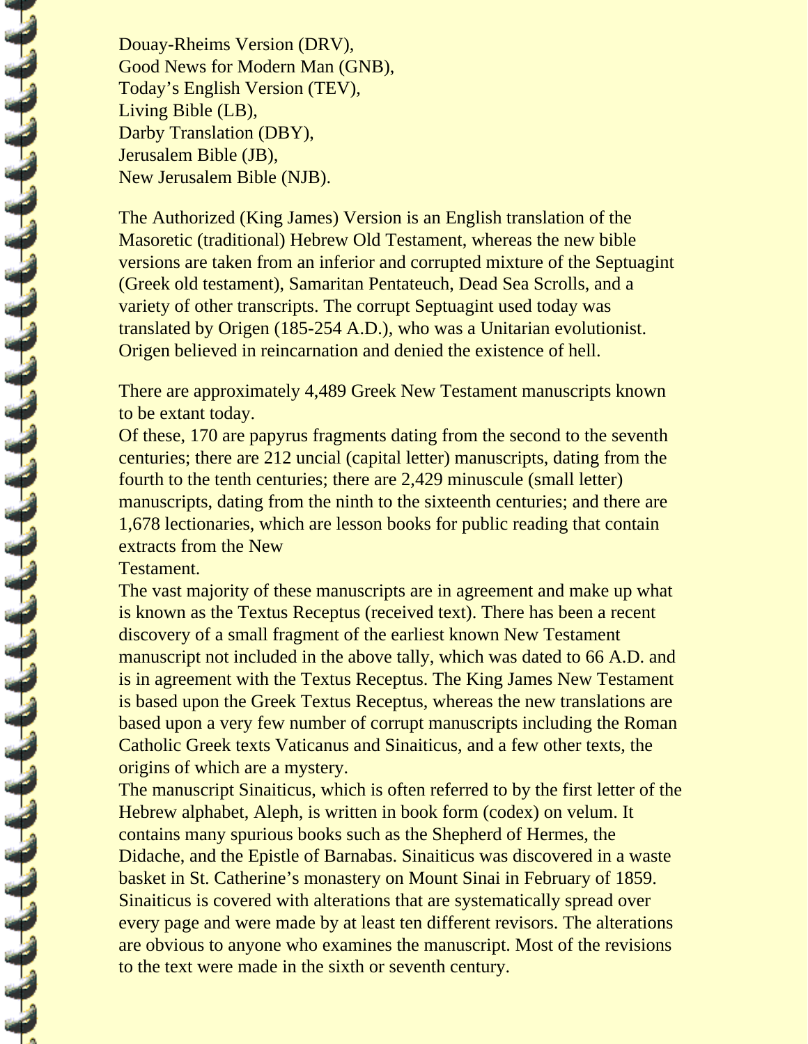Douay-Rheims Version (DRV),
Good News for Modern Man (GNB),
Today's English Version (TEV),
Living Bible (LB),
Darby Translation (DBY),
Jerusalem Bible (JB),
New Jerusalem Bible (NJB).

The Authorized (King James) Version is an English translation of the Masoretic (traditional) Hebrew Old Testament, whereas the new bible versions are taken from an inferior and corrupted mixture of the Septuagint (Greek old testament), Samaritan Pentateuch, Dead Sea Scrolls, and a variety of other transcripts. The corrupt Septuagint used today was translated by Origen (185-254 A.D.), who was a Unitarian evolutionist. Origen believed in reincarnation and denied the existence of hell.

There are approximately 4,489 Greek New Testament manuscripts known to be extant today.
Of these, 170 are papyrus fragments dating from the second to the seventh centuries; there are 212 uncial (capital letter) manuscripts, dating from the fourth to the tenth centuries; there are 2,429 minuscule (small letter) manuscripts, dating from the ninth to the sixteenth centuries; and there are 1,678 lectionaries, which are lesson books for public reading that contain extracts from the New Testament.
The vast majority of these manuscripts are in agreement and make up what is known as the Textus Receptus (received text). There has been a recent discovery of a small fragment of the earliest known New Testament manuscript not included in the above tally, which was dated to 66 A.D. and is in agreement with the Textus Receptus. The King James New Testament is based upon the Greek Textus Receptus, whereas the new translations are based upon a very few number of corrupt manuscripts including the Roman Catholic Greek texts Vaticanus and Sinaiticus, and a few other texts, the origins of which are a mystery.
The manuscript Sinaiticus, which is often referred to by the first letter of the Hebrew alphabet, Aleph, is written in book form (codex) on velum. It contains many spurious books such as the Shepherd of Hermes, the Didache, and the Epistle of Barnabas. Sinaiticus was discovered in a waste basket in St. Catherine's monastery on Mount Sinai in February of 1859. Sinaiticus is covered with alterations that are systematically spread over every page and were made by at least ten different revisors. The alterations are obvious to anyone who examines the manuscript. Most of the revisions to the text were made in the sixth or seventh century.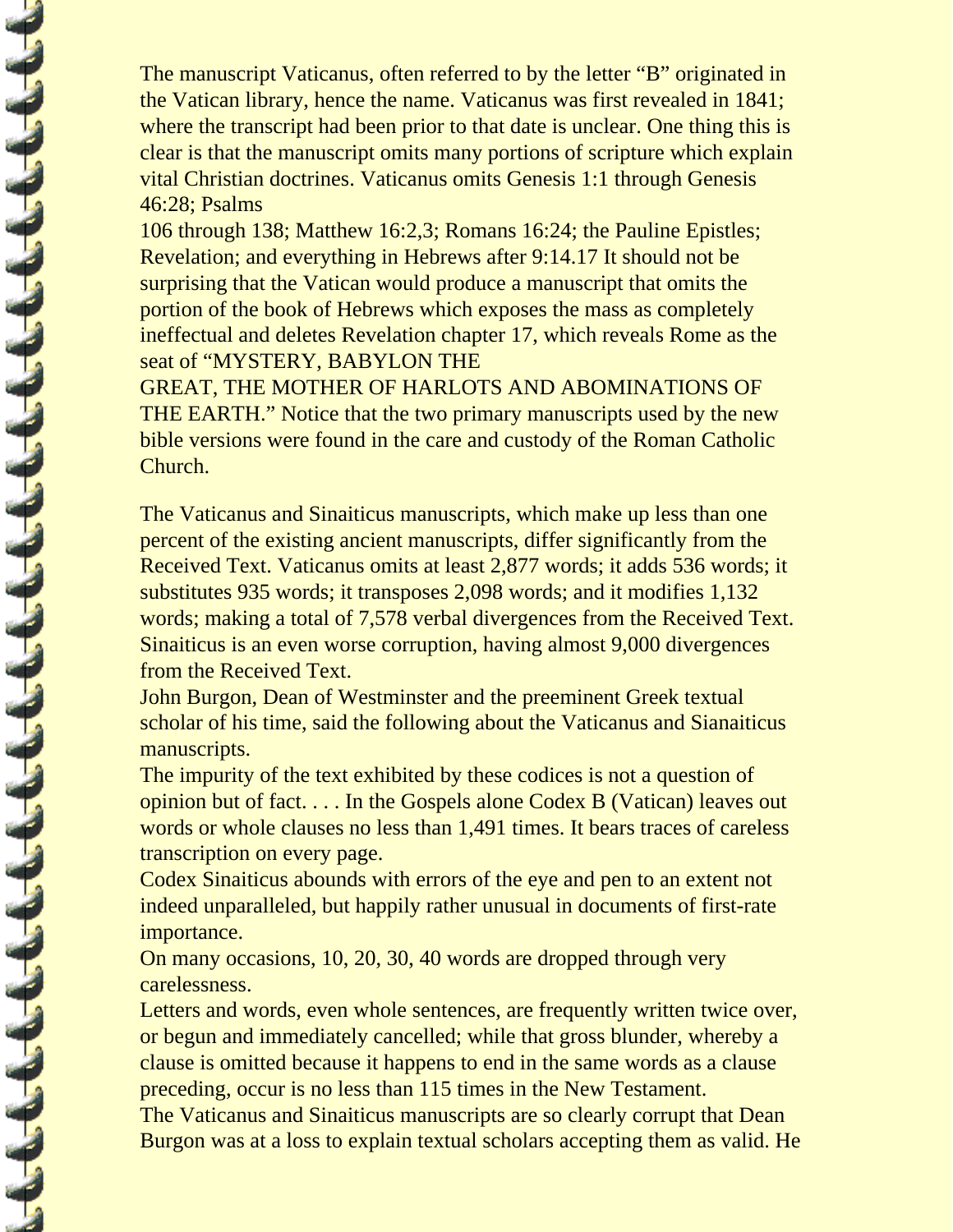The manuscript Vaticanus, often referred to by the letter "B" originated in the Vatican library, hence the name. Vaticanus was first revealed in 1841; where the transcript had been prior to that date is unclear. One thing this is clear is that the manuscript omits many portions of scripture which explain vital Christian doctrines. Vaticanus omits Genesis 1:1 through Genesis 46:28; Psalms 106 through 138; Matthew 16:2,3; Romans 16:24; the Pauline Epistles; Revelation; and everything in Hebrews after 9:14.17 It should not be surprising that the Vatican would produce a manuscript that omits the portion of the book of Hebrews which exposes the mass as completely ineffectual and deletes Revelation chapter 17, which reveals Rome as the seat of "MYSTERY, BABYLON THE GREAT, THE MOTHER OF HARLOTS AND ABOMINATIONS OF THE EARTH." Notice that the two primary manuscripts used by the new bible versions were found in the care and custody of the Roman Catholic Church.

The Vaticanus and Sinaiticus manuscripts, which make up less than one percent of the existing ancient manuscripts, differ significantly from the Received Text. Vaticanus omits at least 2,877 words; it adds 536 words; it substitutes 935 words; it transposes 2,098 words; and it modifies 1,132 words; making a total of 7,578 verbal divergences from the Received Text. Sinaiticus is an even worse corruption, having almost 9,000 divergences from the Received Text.

John Burgon, Dean of Westminster and the preeminent Greek textual scholar of his time, said the following about the Vaticanus and Sianaiticus manuscripts.

The impurity of the text exhibited by these codices is not a question of opinion but of fact. . . . In the Gospels alone Codex B (Vatican) leaves out words or whole clauses no less than 1,491 times. It bears traces of careless transcription on every page.

Codex Sinaiticus abounds with errors of the eye and pen to an extent not indeed unparalleled, but happily rather unusual in documents of first-rate importance.

On many occasions, 10, 20, 30, 40 words are dropped through very carelessness.

Letters and words, even whole sentences, are frequently written twice over, or begun and immediately cancelled; while that gross blunder, whereby a clause is omitted because it happens to end in the same words as a clause preceding, occur is no less than 115 times in the New Testament.

The Vaticanus and Sinaiticus manuscripts are so clearly corrupt that Dean Burgon was at a loss to explain textual scholars accepting them as valid. He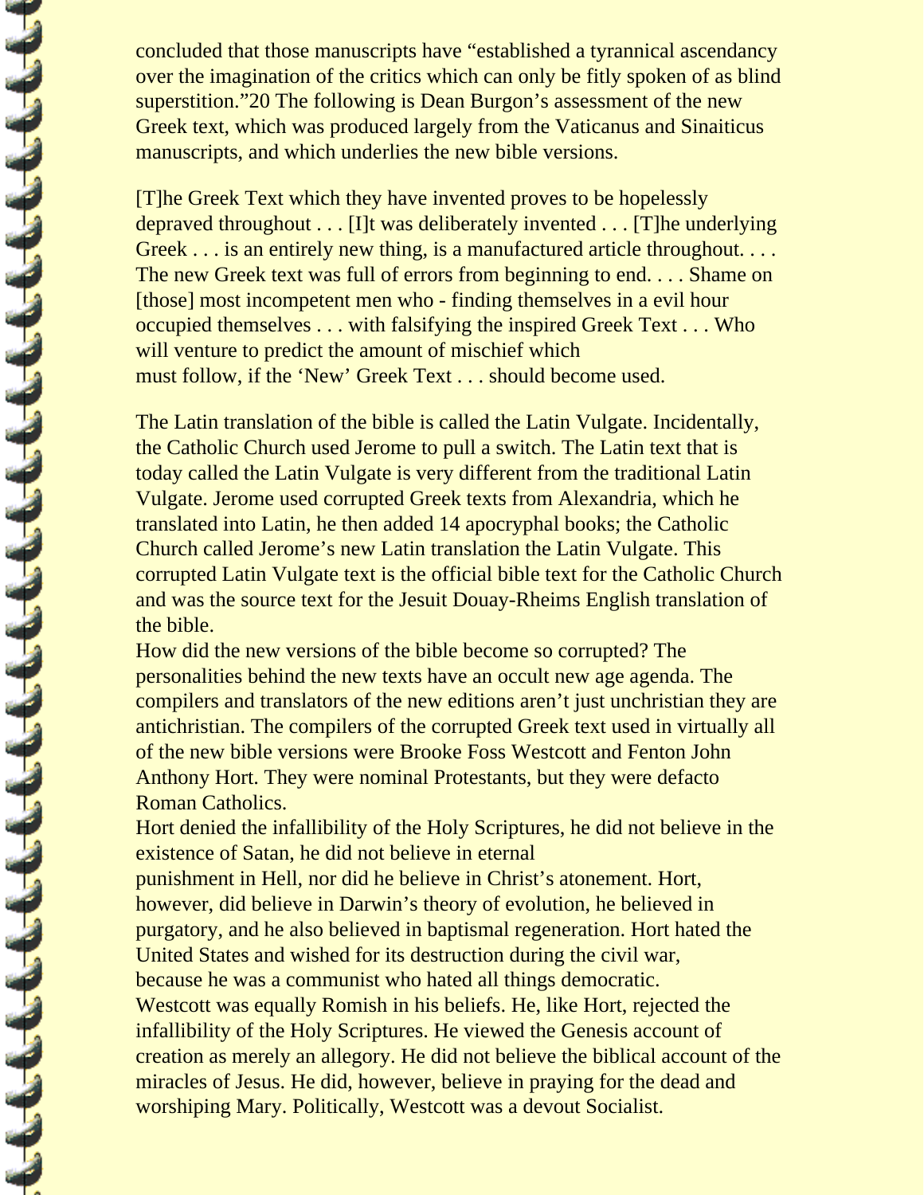concluded that those manuscripts have "established a tyrannical ascendancy over the imagination of the critics which can only be fitly spoken of as blind superstition."20 The following is Dean Burgon's assessment of the new Greek text, which was produced largely from the Vaticanus and Sinaiticus manuscripts, and which underlies the new bible versions.

[T]he Greek Text which they have invented proves to be hopelessly depraved throughout . . . [I]t was deliberately invented . . . [T]he underlying Greek . . . is an entirely new thing, is a manufactured article throughout. . . . The new Greek text was full of errors from beginning to end. . . . Shame on [those] most incompetent men who - finding themselves in a evil hour occupied themselves . . . with falsifying the inspired Greek Text . . . Who will venture to predict the amount of mischief which must follow, if the 'New' Greek Text . . . should become used.

The Latin translation of the bible is called the Latin Vulgate. Incidentally, the Catholic Church used Jerome to pull a switch. The Latin text that is today called the Latin Vulgate is very different from the traditional Latin Vulgate. Jerome used corrupted Greek texts from Alexandria, which he translated into Latin, he then added 14 apocryphal books; the Catholic Church called Jerome's new Latin translation the Latin Vulgate. This corrupted Latin Vulgate text is the official bible text for the Catholic Church and was the source text for the Jesuit Douay-Rheims English translation of the bible.

How did the new versions of the bible become so corrupted? The personalities behind the new texts have an occult new age agenda. The compilers and translators of the new editions aren't just unchristian they are antichristian. The compilers of the corrupted Greek text used in virtually all of the new bible versions were Brooke Foss Westcott and Fenton John Anthony Hort. They were nominal Protestants, but they were defacto Roman Catholics.

Hort denied the infallibility of the Holy Scriptures, he did not believe in the existence of Satan, he did not believe in eternal punishment in Hell, nor did he believe in Christ's atonement. Hort, however, did believe in Darwin's theory of evolution, he believed in purgatory, and he also believed in baptismal regeneration. Hort hated the United States and wished for its destruction during the civil war, because he was a communist who hated all things democratic.

Westcott was equally Romish in his beliefs. He, like Hort, rejected the infallibility of the Holy Scriptures. He viewed the Genesis account of creation as merely an allegory. He did not believe the biblical account of the miracles of Jesus. He did, however, believe in praying for the dead and worshiping Mary. Politically, Westcott was a devout Socialist.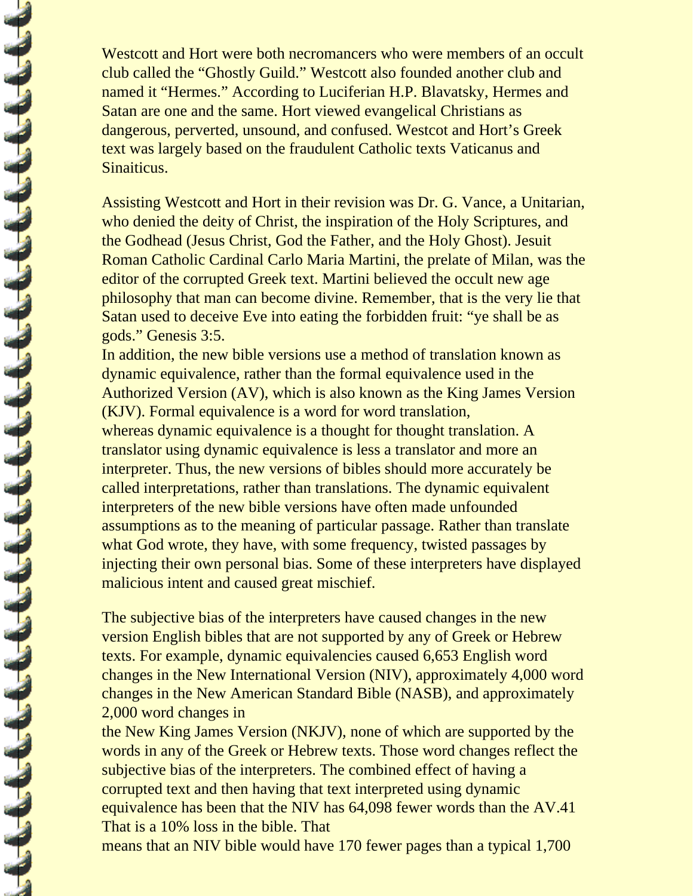Westcott and Hort were both necromancers who were members of an occult club called the "Ghostly Guild." Westcott also founded another club and named it "Hermes." According to Luciferian H.P. Blavatsky, Hermes and Satan are one and the same. Hort viewed evangelical Christians as dangerous, perverted, unsound, and confused. Westcot and Hort's Greek text was largely based on the fraudulent Catholic texts Vaticanus and Sinaiticus.

Assisting Westcott and Hort in their revision was Dr. G. Vance, a Unitarian, who denied the deity of Christ, the inspiration of the Holy Scriptures, and the Godhead (Jesus Christ, God the Father, and the Holy Ghost). Jesuit Roman Catholic Cardinal Carlo Maria Martini, the prelate of Milan, was the editor of the corrupted Greek text. Martini believed the occult new age philosophy that man can become divine. Remember, that is the very lie that Satan used to deceive Eve into eating the forbidden fruit: "ye shall be as gods." Genesis 3:5.

In addition, the new bible versions use a method of translation known as dynamic equivalence, rather than the formal equivalence used in the Authorized Version (AV), which is also known as the King James Version (KJV). Formal equivalence is a word for word translation, whereas dynamic equivalence is a thought for thought translation. A translator using dynamic equivalence is less a translator and more an interpreter. Thus, the new versions of bibles should more accurately be called interpretations, rather than translations. The dynamic equivalent interpreters of the new bible versions have often made unfounded assumptions as to the meaning of particular passage. Rather than translate what God wrote, they have, with some frequency, twisted passages by injecting their own personal bias. Some of these interpreters have displayed malicious intent and caused great mischief.

The subjective bias of the interpreters have caused changes in the new version English bibles that are not supported by any of Greek or Hebrew texts. For example, dynamic equivalencies caused 6,653 English word changes in the New International Version (NIV), approximately 4,000 word changes in the New American Standard Bible (NASB), and approximately 2,000 word changes in the New King James Version (NKJV), none of which are supported by the words in any of the Greek or Hebrew texts. Those word changes reflect the subjective bias of the interpreters. The combined effect of having a corrupted text and then having that text interpreted using dynamic equivalence has been that the NIV has 64,098 fewer words than the AV.[41] That is a 10% loss in the bible. That means that an NIV bible would have 170 fewer pages than a typical 1,700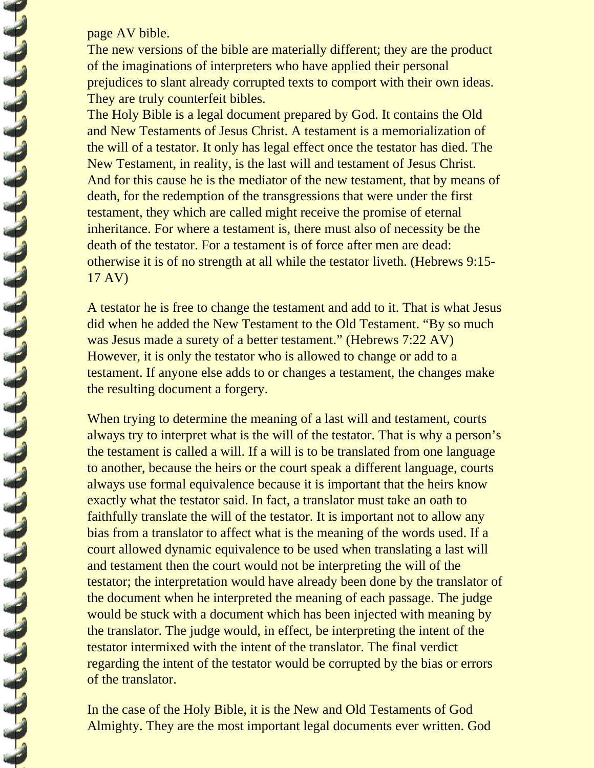page AV bible.

The new versions of the bible are materially different; they are the product of the imaginations of interpreters who have applied their personal prejudices to slant already corrupted texts to comport with their own ideas. They are truly counterfeit bibles.

The Holy Bible is a legal document prepared by God. It contains the Old and New Testaments of Jesus Christ. A testament is a memorialization of the will of a testator. It only has legal effect once the testator has died. The New Testament, in reality, is the last will and testament of Jesus Christ. And for this cause he is the mediator of the new testament, that by means of death, for the redemption of the transgressions that were under the first testament, they which are called might receive the promise of eternal inheritance. For where a testament is, there must also of necessity be the death of the testator. For a testament is of force after men are dead: otherwise it is of no strength at all while the testator liveth. (Hebrews 9:15-17 AV)

A testator he is free to change the testament and add to it. That is what Jesus did when he added the New Testament to the Old Testament. "By so much was Jesus made a surety of a better testament." (Hebrews 7:22 AV) However, it is only the testator who is allowed to change or add to a testament. If anyone else adds to or changes a testament, the changes make the resulting document a forgery.

When trying to determine the meaning of a last will and testament, courts always try to interpret what is the will of the testator. That is why a person's the testament is called a will. If a will is to be translated from one language to another, because the heirs or the court speak a different language, courts always use formal equivalence because it is important that the heirs know exactly what the testator said. In fact, a translator must take an oath to faithfully translate the will of the testator. It is important not to allow any bias from a translator to affect what is the meaning of the words used. If a court allowed dynamic equivalence to be used when translating a last will and testament then the court would not be interpreting the will of the testator; the interpretation would have already been done by the translator of the document when he interpreted the meaning of each passage. The judge would be stuck with a document which has been injected with meaning by the translator. The judge would, in effect, be interpreting the intent of the testator intermixed with the intent of the translator. The final verdict regarding the intent of the testator would be corrupted by the bias or errors of the translator.

In the case of the Holy Bible, it is the New and Old Testaments of God Almighty. They are the most important legal documents ever written. God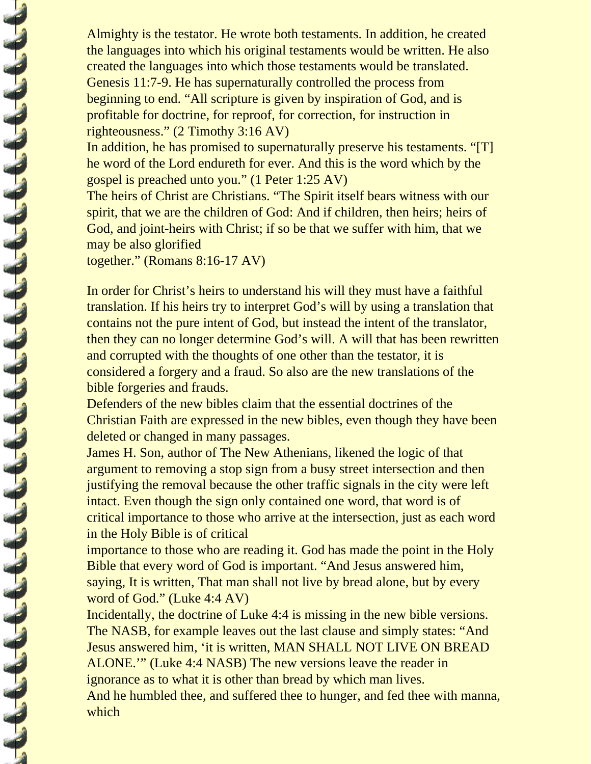Almighty is the testator. He wrote both testaments. In addition, he created the languages into which his original testaments would be written. He also created the languages into which those testaments would be translated. Genesis 11:7-9. He has supernaturally controlled the process from beginning to end. "All scripture is given by inspiration of God, and is profitable for doctrine, for reproof, for correction, for instruction in righteousness." (2 Timothy 3:16 AV)

In addition, he has promised to supernaturally preserve his testaments. "[T] he word of the Lord endureth for ever. And this is the word which by the gospel is preached unto you." (1 Peter 1:25 AV)

The heirs of Christ are Christians. "The Spirit itself bears witness with our spirit, that we are the children of God: And if children, then heirs; heirs of God, and joint-heirs with Christ; if so be that we suffer with him, that we may be also glorified together." (Romans 8:16-17 AV)

In order for Christ's heirs to understand his will they must have a faithful translation. If his heirs try to interpret God's will by using a translation that contains not the pure intent of God, but instead the intent of the translator, then they can no longer determine God's will. A will that has been rewritten and corrupted with the thoughts of one other than the testator, it is considered a forgery and a fraud. So also are the new translations of the bible forgeries and frauds.

Defenders of the new bibles claim that the essential doctrines of the Christian Faith are expressed in the new bibles, even though they have been deleted or changed in many passages.

James H. Son, author of The New Athenians, likened the logic of that argument to removing a stop sign from a busy street intersection and then justifying the removal because the other traffic signals in the city were left intact. Even though the sign only contained one word, that word is of critical importance to those who arrive at the intersection, just as each word in the Holy Bible is of critical importance to those who are reading it. God has made the point in the Holy Bible that every word of God is important. "And Jesus answered him, saying, It is written, That man shall not live by bread alone, but by every word of God." (Luke 4:4 AV)

Incidentally, the doctrine of Luke 4:4 is missing in the new bible versions. The NASB, for example leaves out the last clause and simply states: "And Jesus answered him, 'it is written, MAN SHALL NOT LIVE ON BREAD ALONE.'" (Luke 4:4 NASB) The new versions leave the reader in ignorance as to what it is other than bread by which man lives.

And he humbled thee, and suffered thee to hunger, and fed thee with manna, which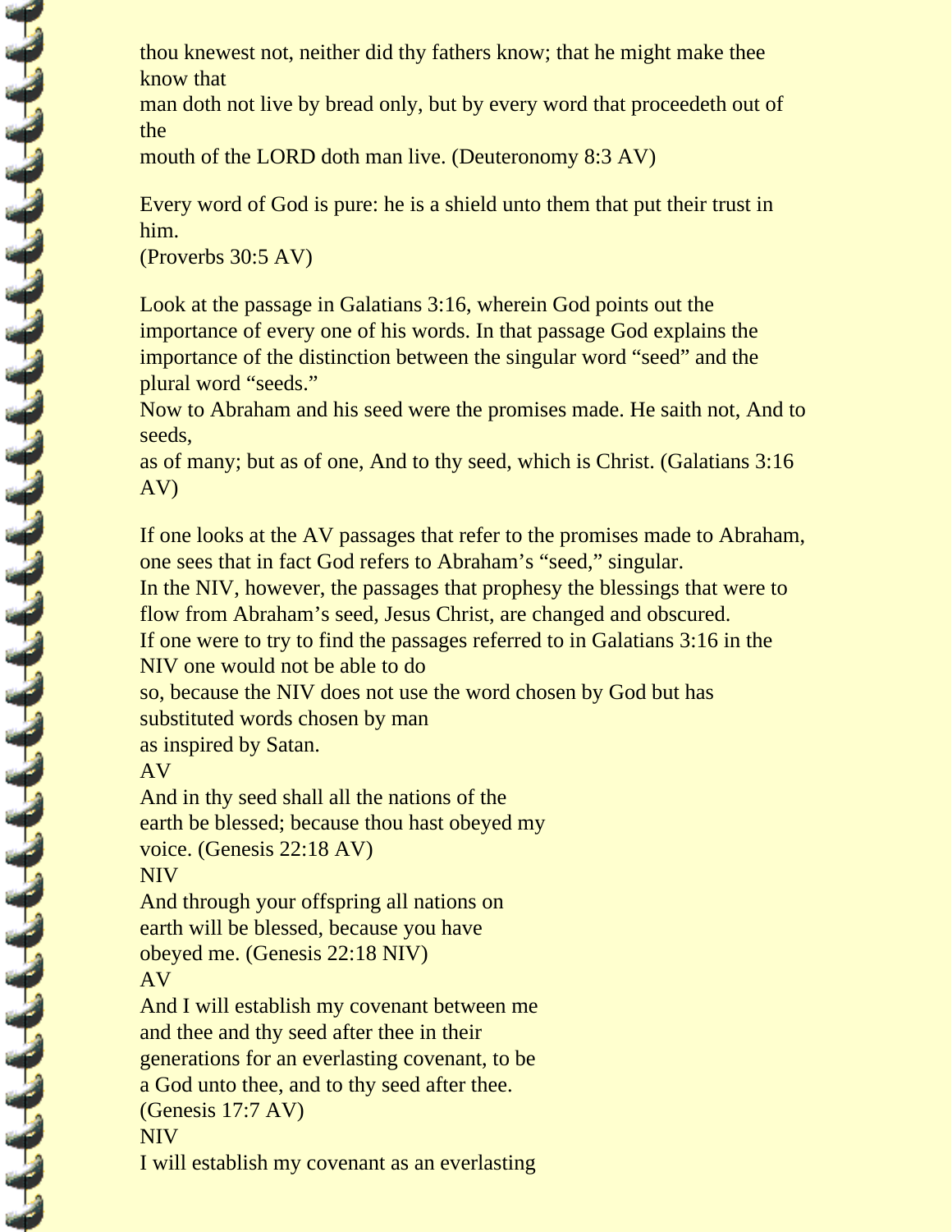thou knewest not, neither did thy fathers know; that he might make thee know that
man doth not live by bread only, but by every word that proceedeth out of the
mouth of the LORD doth man live. (Deuteronomy 8:3 AV)

Every word of God is pure: he is a shield unto them that put their trust in him.
(Proverbs 30:5 AV)

Look at the passage in Galatians 3:16, wherein God points out the importance of every one of his words. In that passage God explains the importance of the distinction between the singular word “seed” and the plural word “seeds.”
Now to Abraham and his seed were the promises made. He saith not, And to seeds,
as of many; but as of one, And to thy seed, which is Christ. (Galatians 3:16 AV)

If one looks at the AV passages that refer to the promises made to Abraham, one sees that in fact God refers to Abraham’s “seed,” singular.
In the NIV, however, the passages that prophesy the blessings that were to flow from Abraham’s seed, Jesus Christ, are changed and obscured.
If one were to try to find the passages referred to in Galatians 3:16 in the NIV one would not be able to do
so, because the NIV does not use the word chosen by God but has substituted words chosen by man
as inspired by Satan.

AV
And in thy seed shall all the nations of the
earth be blessed; because thou hast obeyed my
voice. (Genesis 22:18 AV)

NIV
And through your offspring all nations on
earth will be blessed, because you have
obeyed me. (Genesis 22:18 NIV)

AV
And I will establish my covenant between me
and thee and thy seed after thee in their
generations for an everlasting covenant, to be
a God unto thee, and to thy seed after thee.
(Genesis 17:7 AV)

NIV
I will establish my covenant as an everlasting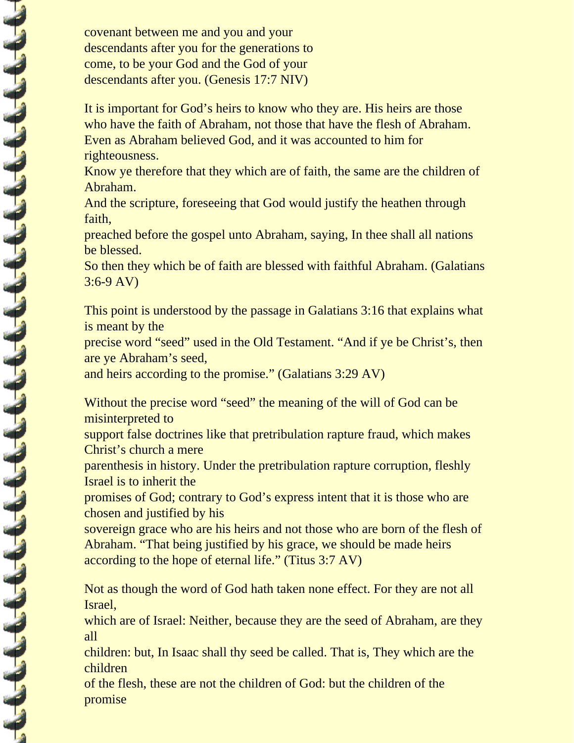covenant between me and you and your
descendants after you for the generations to
come, to be your God and the God of your
descendants after you. (Genesis 17:7 NIV)

It is important for God's heirs to know who they are. His heirs are those who have the faith of Abraham, not those that have the flesh of Abraham.
Even as Abraham believed God, and it was accounted to him for righteousness.
Know ye therefore that they which are of faith, the same are the children of Abraham.
And the scripture, foreseeing that God would justify the heathen through faith,
preached before the gospel unto Abraham, saying, In thee shall all nations be blessed.
So then they which be of faith are blessed with faithful Abraham. (Galatians 3:6-9 AV)

This point is understood by the passage in Galatians 3:16 that explains what is meant by the precise word "seed" used in the Old Testament. "And if ye be Christ's, then are ye Abraham's seed, and heirs according to the promise." (Galatians 3:29 AV)

Without the precise word "seed" the meaning of the will of God can be misinterpreted to support false doctrines like that pretribulation rapture fraud, which makes Christ's church a mere parenthesis in history. Under the pretribulation rapture corruption, fleshly Israel is to inherit the promises of God; contrary to God's express intent that it is those who are chosen and justified by his sovereign grace who are his heirs and not those who are born of the flesh of Abraham. "That being justified by his grace, we should be made heirs according to the hope of eternal life." (Titus 3:7 AV)

Not as though the word of God hath taken none effect. For they are not all Israel, which are of Israel: Neither, because they are the seed of Abraham, are they all children: but, In Isaac shall thy seed be called. That is, They which are the children of the flesh, these are not the children of God: but the children of the promise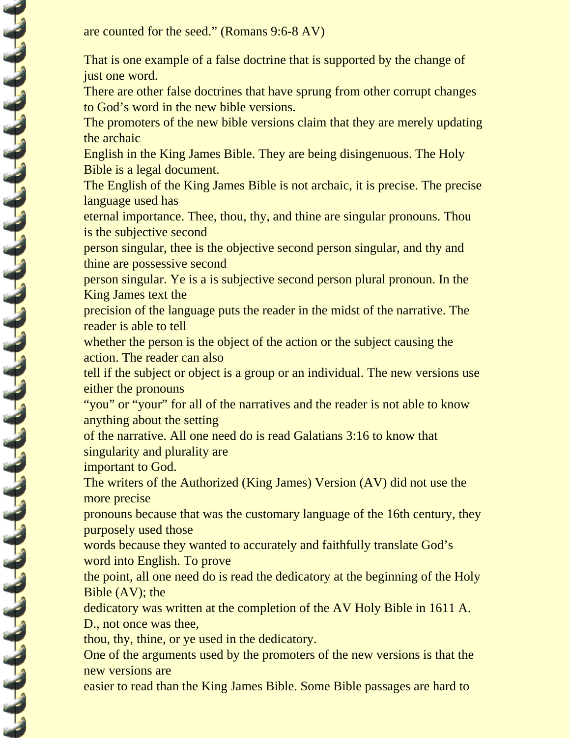are counted for the seed." (Romans 9:6-8 AV)

That is one example of a false doctrine that is supported by the change of just one word.
There are other false doctrines that have sprung from other corrupt changes to God's word in the new bible versions.
The promoters of the new bible versions claim that they are merely updating the archaic English in the King James Bible. They are being disingenuous. The Holy Bible is a legal document.
The English of the King James Bible is not archaic, it is precise. The precise language used has eternal importance. Thee, thou, thy, and thine are singular pronouns. Thou is the subjective second person singular, thee is the objective second person singular, and thy and thine are possessive second person singular. Ye is a is subjective second person plural pronoun. In the King James text the precision of the language puts the reader in the midst of the narrative. The reader is able to tell whether the person is the object of the action or the subject causing the action. The reader can also tell if the subject or object is a group or an individual. The new versions use either the pronouns "you" or "your" for all of the narratives and the reader is not able to know anything about the setting of the narrative. All one need do is read Galatians 3:16 to know that singularity and plurality are important to God.
The writers of the Authorized (King James) Version (AV) did not use the more precise pronouns because that was the customary language of the 16th century, they purposely used those words because they wanted to accurately and faithfully translate God's word into English. To prove the point, all one need do is read the dedicatory at the beginning of the Holy Bible (AV); the dedicatory was written at the completion of the AV Holy Bible in 1611 A. D., not once was thee, thou, thy, thine, or ye used in the dedicatory.
One of the arguments used by the promoters of the new versions is that the new versions are easier to read than the King James Bible. Some Bible passages are hard to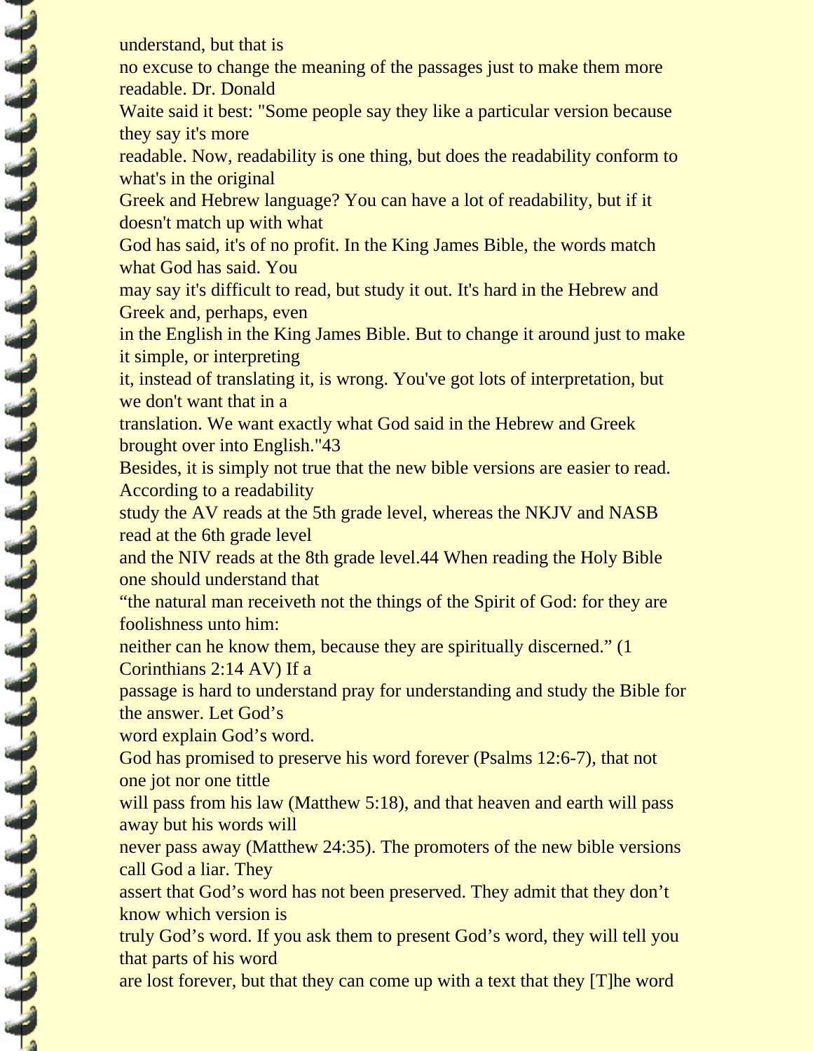understand, but that is no excuse to change the meaning of the passages just to make them more readable. Dr. Donald Waite said it best: "Some people say they like a particular version because they say it's more readable. Now, readability is one thing, but does the readability conform to what's in the original Greek and Hebrew language? You can have a lot of readability, but if it doesn't match up with what God has said, it's of no profit. In the King James Bible, the words match what God has said. You may say it's difficult to read, but study it out. It's hard in the Hebrew and Greek and, perhaps, even in the English in the King James Bible. But to change it around just to make it simple, or interpreting it, instead of translating it, is wrong. You've got lots of interpretation, but we don't want that in a translation. We want exactly what God said in the Hebrew and Greek brought over into English."43

Besides, it is simply not true that the new bible versions are easier to read. According to a readability study the AV reads at the 5th grade level, whereas the NKJV and NASB read at the 6th grade level and the NIV reads at the 8th grade level.44 When reading the Holy Bible one should understand that "the natural man receiveth not the things of the Spirit of God: for they are foolishness unto him: neither can he know them, because they are spiritually discerned." (1 Corinthians 2:14 AV) If a passage is hard to understand pray for understanding and study the Bible for the answer. Let God's word explain God's word.

God has promised to preserve his word forever (Psalms 12:6-7), that not one jot nor one tittle will pass from his law (Matthew 5:18), and that heaven and earth will pass away but his words will never pass away (Matthew 24:35). The promoters of the new bible versions call God a liar. They assert that God's word has not been preserved. They admit that they don't know which version is truly God's word. If you ask them to present God's word, they will tell you that parts of his word are lost forever, but that they can come up with a text that they [T]he word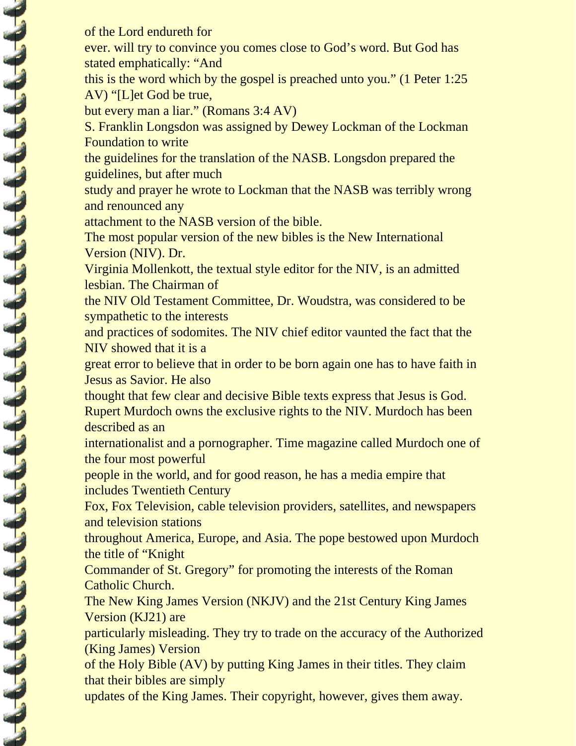of the Lord endureth for ever. will try to convince you comes close to God's word. But God has stated emphatically: "And this is the word which by the gospel is preached unto you." (1 Peter 1:25 AV) "[L]et God be true, but every man a liar." (Romans 3:4 AV)

S. Franklin Longsdon was assigned by Dewey Lockman of the Lockman Foundation to write the guidelines for the translation of the NASB. Longsdon prepared the guidelines, but after much study and prayer he wrote to Lockman that the NASB was terribly wrong and renounced any attachment to the NASB version of the bible.

The most popular version of the new bibles is the New International Version (NIV). Dr. Virginia Mollenkott, the textual style editor for the NIV, is an admitted lesbian. The Chairman of the NIV Old Testament Committee, Dr. Woudstra, was considered to be sympathetic to the interests and practices of sodomites. The NIV chief editor vaunted the fact that the NIV showed that it is a great error to believe that in order to be born again one has to have faith in Jesus as Savior. He also thought that few clear and decisive Bible texts express that Jesus is God.

Rupert Murdoch owns the exclusive rights to the NIV. Murdoch has been described as an internationalist and a pornographer. Time magazine called Murdoch one of the four most powerful people in the world, and for good reason, he has a media empire that includes Twentieth Century Fox, Fox Television, cable television providers, satellites, and newspapers and television stations throughout America, Europe, and Asia. The pope bestowed upon Murdoch the title of "Knight Commander of St. Gregory" for promoting the interests of the Roman Catholic Church.

The New King James Version (NKJV) and the 21st Century King James Version (KJ21) are particularly misleading. They try to trade on the accuracy of the Authorized (King James) Version of the Holy Bible (AV) by putting King James in their titles. They claim that their bibles are simply updates of the King James. Their copyright, however, gives them away.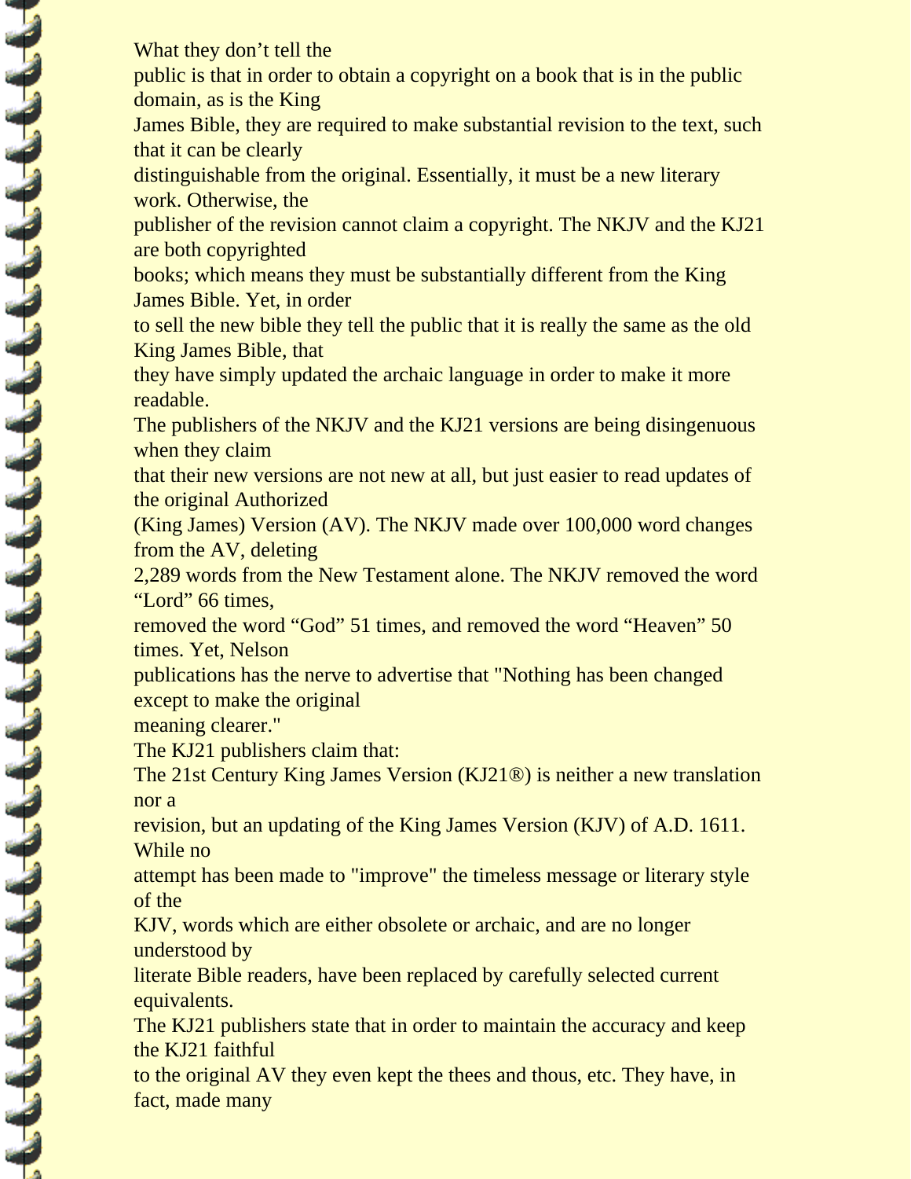What they don't tell the public is that in order to obtain a copyright on a book that is in the public domain, as is the King James Bible, they are required to make substantial revision to the text, such that it can be clearly distinguishable from the original. Essentially, it must be a new literary work. Otherwise, the publisher of the revision cannot claim a copyright. The NKJV and the KJ21 are both copyrighted books; which means they must be substantially different from the King James Bible. Yet, in order to sell the new bible they tell the public that it is really the same as the old King James Bible, that they have simply updated the archaic language in order to make it more readable.

The publishers of the NKJV and the KJ21 versions are being disingenuous when they claim that their new versions are not new at all, but just easier to read updates of the original Authorized (King James) Version (AV). The NKJV made over 100,000 word changes from the AV, deleting 2,289 words from the New Testament alone. The NKJV removed the word "Lord" 66 times, removed the word "God" 51 times, and removed the word "Heaven" 50 times. Yet, Nelson publications has the nerve to advertise that "Nothing has been changed except to make the original meaning clearer."

The KJ21 publishers claim that:

The 21st Century King James Version (KJ21®) is neither a new translation nor a revision, but an updating of the King James Version (KJV) of A.D. 1611. While no attempt has been made to "improve" the timeless message or literary style of the KJV, words which are either obsolete or archaic, and are no longer understood by literate Bible readers, have been replaced by carefully selected current equivalents.

The KJ21 publishers state that in order to maintain the accuracy and keep the KJ21 faithful to the original AV they even kept the thees and thous, etc. They have, in fact, made many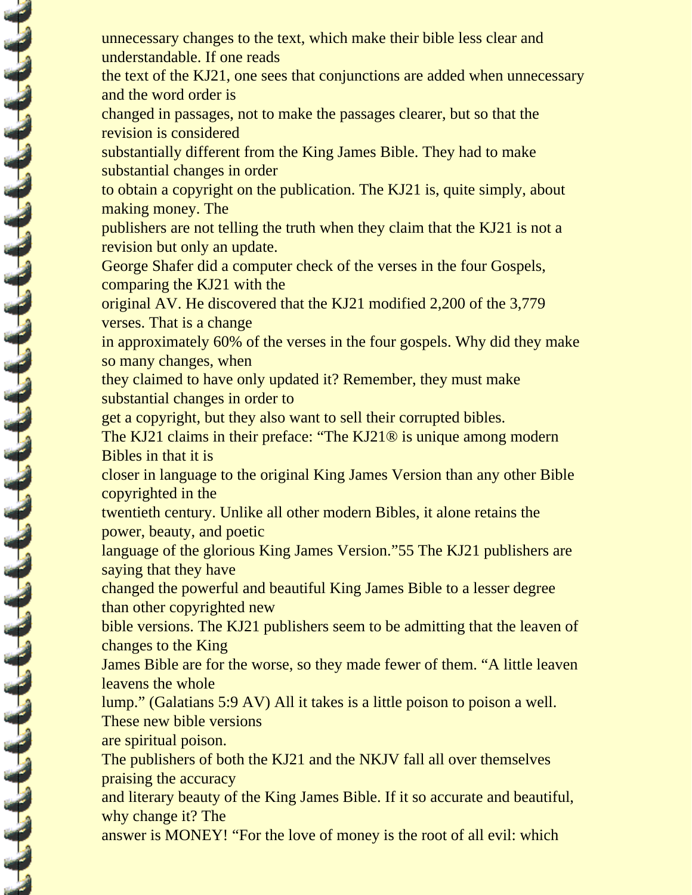unnecessary changes to the text, which make their bible less clear and understandable. If one reads the text of the KJ21, one sees that conjunctions are added when unnecessary and the word order is changed in passages, not to make the passages clearer, but so that the revision is considered substantially different from the King James Bible. They had to make substantial changes in order to obtain a copyright on the publication. The KJ21 is, quite simply, about making money. The publishers are not telling the truth when they claim that the KJ21 is not a revision but only an update.

George Shafer did a computer check of the verses in the four Gospels, comparing the KJ21 with the original AV. He discovered that the KJ21 modified 2,200 of the 3,779 verses. That is a change in approximately 60% of the verses in the four gospels. Why did they make so many changes, when they claimed to have only updated it? Remember, they must make substantial changes in order to get a copyright, but they also want to sell their corrupted bibles.

The KJ21 claims in their preface: "The KJ21® is unique among modern Bibles in that it is closer in language to the original King James Version than any other Bible copyrighted in the twentieth century. Unlike all other modern Bibles, it alone retains the power, beauty, and poetic language of the glorious King James Version."55 The KJ21 publishers are saying that they have changed the powerful and beautiful King James Bible to a lesser degree than other copyrighted new bible versions. The KJ21 publishers seem to be admitting that the leaven of changes to the King James Bible are for the worse, so they made fewer of them. "A little leaven leavens the whole lump." (Galatians 5:9 AV) All it takes is a little poison to poison a well. These new bible versions are spiritual poison.

The publishers of both the KJ21 and the NKJV fall all over themselves praising the accuracy and literary beauty of the King James Bible. If it so accurate and beautiful, why change it? The answer is MONEY! "For the love of money is the root of all evil: which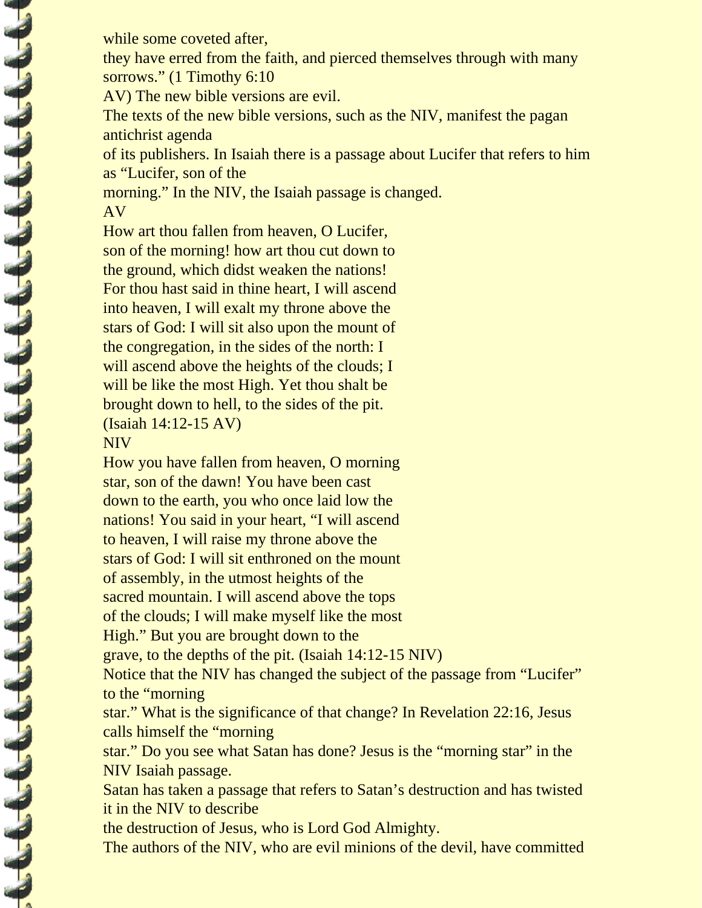while some coveted after,
they have erred from the faith, and pierced themselves through with many sorrows." (1 Timothy 6:10 AV) The new bible versions are evil.

The texts of the new bible versions, such as the NIV, manifest the pagan antichrist agenda of its publishers. In Isaiah there is a passage about Lucifer that refers to him as "Lucifer, son of the morning." In the NIV, the Isaiah passage is changed.

AV

How art thou fallen from heaven, O Lucifer, son of the morning! how art thou cut down to the ground, which didst weaken the nations! For thou hast said in thine heart, I will ascend into heaven, I will exalt my throne above the stars of God: I will sit also upon the mount of the congregation, in the sides of the north: I will ascend above the heights of the clouds; I will be like the most High. Yet thou shalt be brought down to hell, to the sides of the pit. (Isaiah 14:12-15 AV)

NIV

How you have fallen from heaven, O morning star, son of the dawn! You have been cast down to the earth, you who once laid low the nations! You said in your heart, "I will ascend to heaven, I will raise my throne above the stars of God: I will sit enthroned on the mount of assembly, in the utmost heights of the sacred mountain. I will ascend above the tops of the clouds; I will make myself like the most High." But you are brought down to the grave, to the depths of the pit. (Isaiah 14:12-15 NIV)

Notice that the NIV has changed the subject of the passage from "Lucifer" to the "morning star." What is the significance of that change? In Revelation 22:16, Jesus calls himself the "morning star." Do you see what Satan has done? Jesus is the "morning star" in the NIV Isaiah passage.

Satan has taken a passage that refers to Satan's destruction and has twisted it in the NIV to describe the destruction of Jesus, who is Lord God Almighty.

The authors of the NIV, who are evil minions of the devil, have committed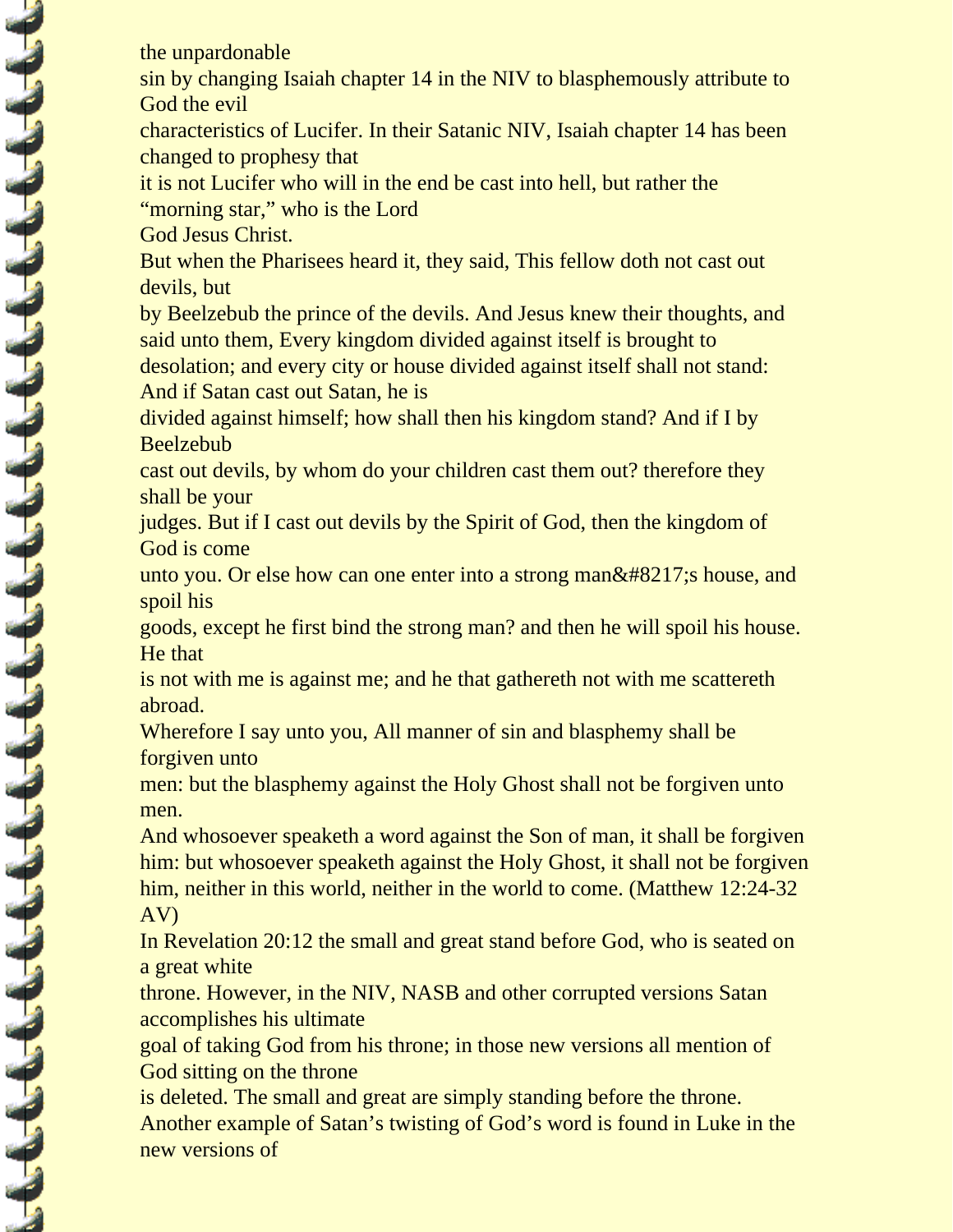the unpardonable sin by changing Isaiah chapter 14 in the NIV to blasphemously attribute to God the evil characteristics of Lucifer. In their Satanic NIV, Isaiah chapter 14 has been changed to prophesy that it is not Lucifer who will in the end be cast into hell, but rather the "morning star," who is the Lord God Jesus Christ.

But when the Pharisees heard it, they said, This fellow doth not cast out devils, but by Beelzebub the prince of the devils. And Jesus knew their thoughts, and said unto them, Every kingdom divided against itself is brought to desolation; and every city or house divided against itself shall not stand: And if Satan cast out Satan, he is divided against himself; how shall then his kingdom stand? And if I by Beelzebub cast out devils, by whom do your children cast them out? therefore they shall be your judges. But if I cast out devils by the Spirit of God, then the kingdom of God is come unto you. Or else how can one enter into a strong man&#8217;s house, and spoil his goods, except he first bind the strong man? and then he will spoil his house. He that is not with me is against me; and he that gathereth not with me scattereth abroad.

Wherefore I say unto you, All manner of sin and blasphemy shall be forgiven unto men: but the blasphemy against the Holy Ghost shall not be forgiven unto men.

And whosoever speaketh a word against the Son of man, it shall be forgiven him: but whosoever speaketh against the Holy Ghost, it shall not be forgiven him, neither in this world, neither in the world to come. (Matthew 12:24-32 AV)

In Revelation 20:12 the small and great stand before God, who is seated on a great white throne. However, in the NIV, NASB and other corrupted versions Satan accomplishes his ultimate goal of taking God from his throne; in those new versions all mention of God sitting on the throne is deleted. The small and great are simply standing before the throne.

Another example of Satan's twisting of God's word is found in Luke in the new versions of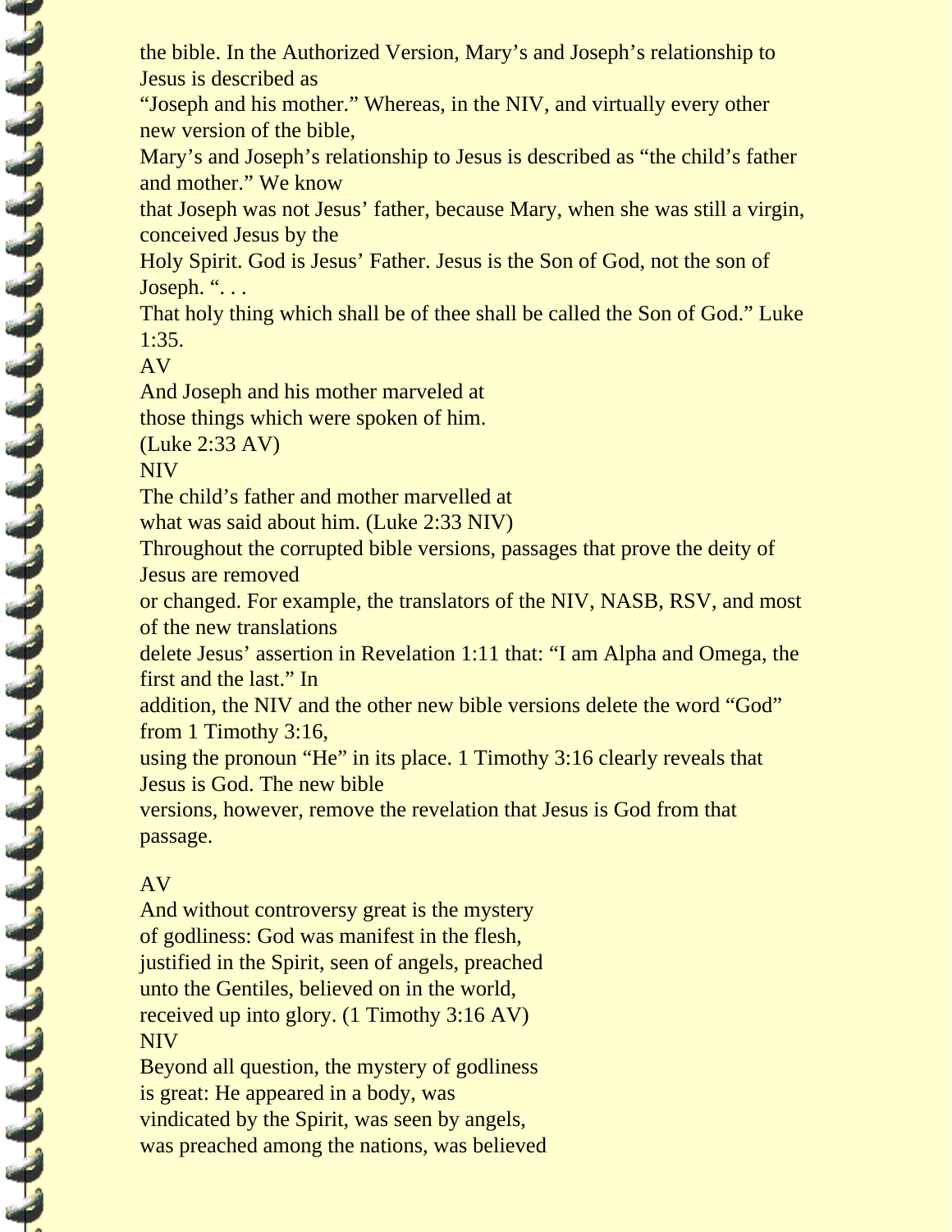the bible. In the Authorized Version, Mary's and Joseph's relationship to Jesus is described as "Joseph and his mother." Whereas, in the NIV, and virtually every other new version of the bible, Mary's and Joseph's relationship to Jesus is described as "the child's father and mother." We know that Joseph was not Jesus' father, because Mary, when she was still a virgin, conceived Jesus by the Holy Spirit. God is Jesus' Father. Jesus is the Son of God, not the son of Joseph. ". . . That holy thing which shall be of thee shall be called the Son of God." Luke 1:35.

AV

And Joseph and his mother marveled at
those things which were spoken of him.
(Luke 2:33 AV)

NIV

The child's father and mother marvelled at
what was said about him. (Luke 2:33 NIV)

Throughout the corrupted bible versions, passages that prove the deity of Jesus are removed or changed. For example, the translators of the NIV, NASB, RSV, and most of the new translations delete Jesus' assertion in Revelation 1:11 that: "I am Alpha and Omega, the first and the last." In addition, the NIV and the other new bible versions delete the word "God" from 1 Timothy 3:16, using the pronoun "He" in its place. 1 Timothy 3:16 clearly reveals that Jesus is God. The new bible versions, however, remove the revelation that Jesus is God from that passage.

AV

And without controversy great is the mystery
of godliness: God was manifest in the flesh,
justified in the Spirit, seen of angels, preached
unto the Gentiles, believed on in the world,
received up into glory. (1 Timothy 3:16 AV)

NIV

Beyond all question, the mystery of godliness
is great: He appeared in a body, was
vindicated by the Spirit, was seen by angels,
was preached among the nations, was believed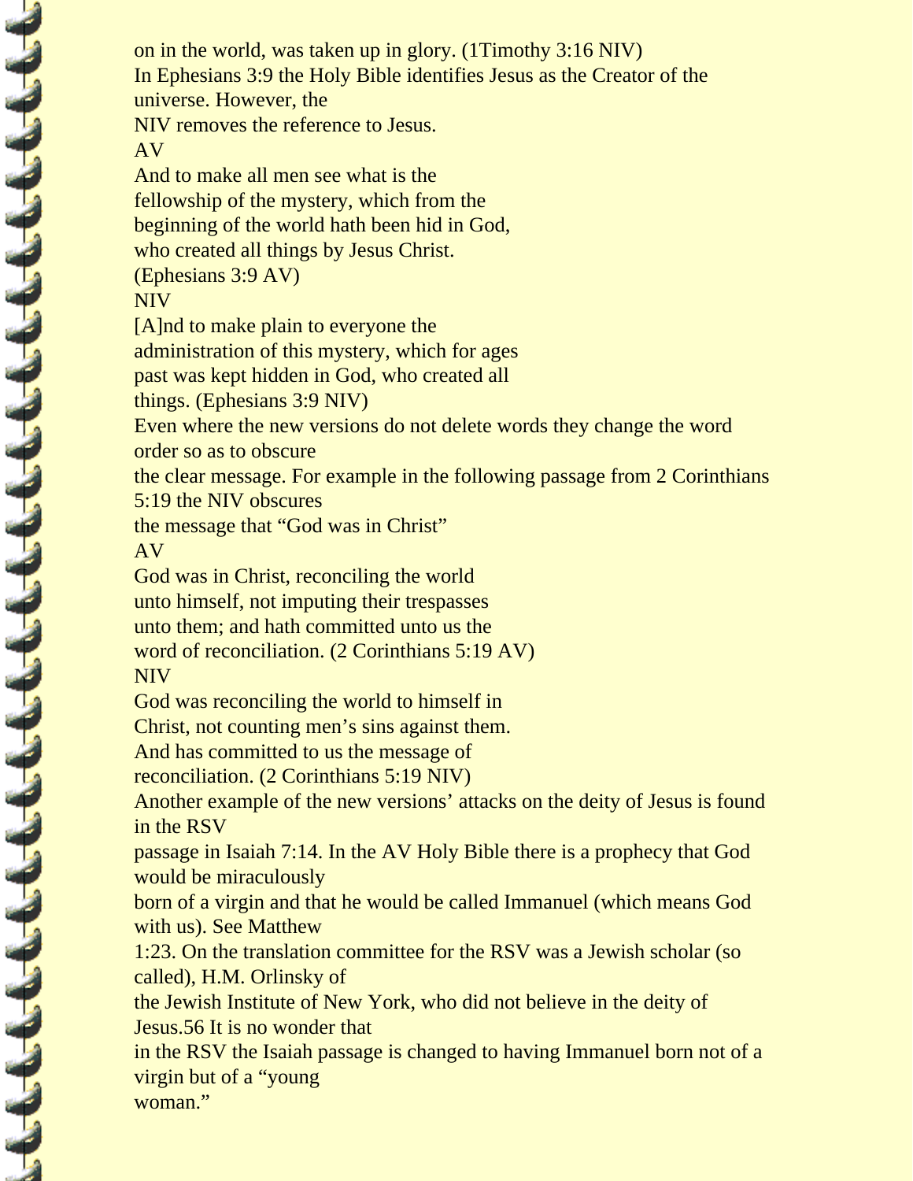on in the world, was taken up in glory. (1Timothy 3:16 NIV)

In Ephesians 3:9 the Holy Bible identifies Jesus as the Creator of the universe. However, the NIV removes the reference to Jesus.

AV

And to make all men see what is the fellowship of the mystery, which from the beginning of the world hath been hid in God, who created all things by Jesus Christ. (Ephesians 3:9 AV)

NIV

[A]nd to make plain to everyone the administration of this mystery, which for ages past was kept hidden in God, who created all things. (Ephesians 3:9 NIV)

Even where the new versions do not delete words they change the word order so as to obscure the clear message. For example in the following passage from 2 Corinthians 5:19 the NIV obscures the message that "God was in Christ"

AV

God was in Christ, reconciling the world unto himself, not imputing their trespasses unto them; and hath committed unto us the word of reconciliation. (2 Corinthians 5:19 AV)

NIV

God was reconciling the world to himself in Christ, not counting men's sins against them. And has committed to us the message of reconciliation. (2 Corinthians 5:19 NIV)

Another example of the new versions' attacks on the deity of Jesus is found in the RSV passage in Isaiah 7:14. In the AV Holy Bible there is a prophecy that God would be miraculously born of a virgin and that he would be called Immanuel (which means God with us). See Matthew 1:23. On the translation committee for the RSV was a Jewish scholar (so called), H.M. Orlinsky of the Jewish Institute of New York, who did not believe in the deity of Jesus.56 It is no wonder that in the RSV the Isaiah passage is changed to having Immanuel born not of a virgin but of a "young woman."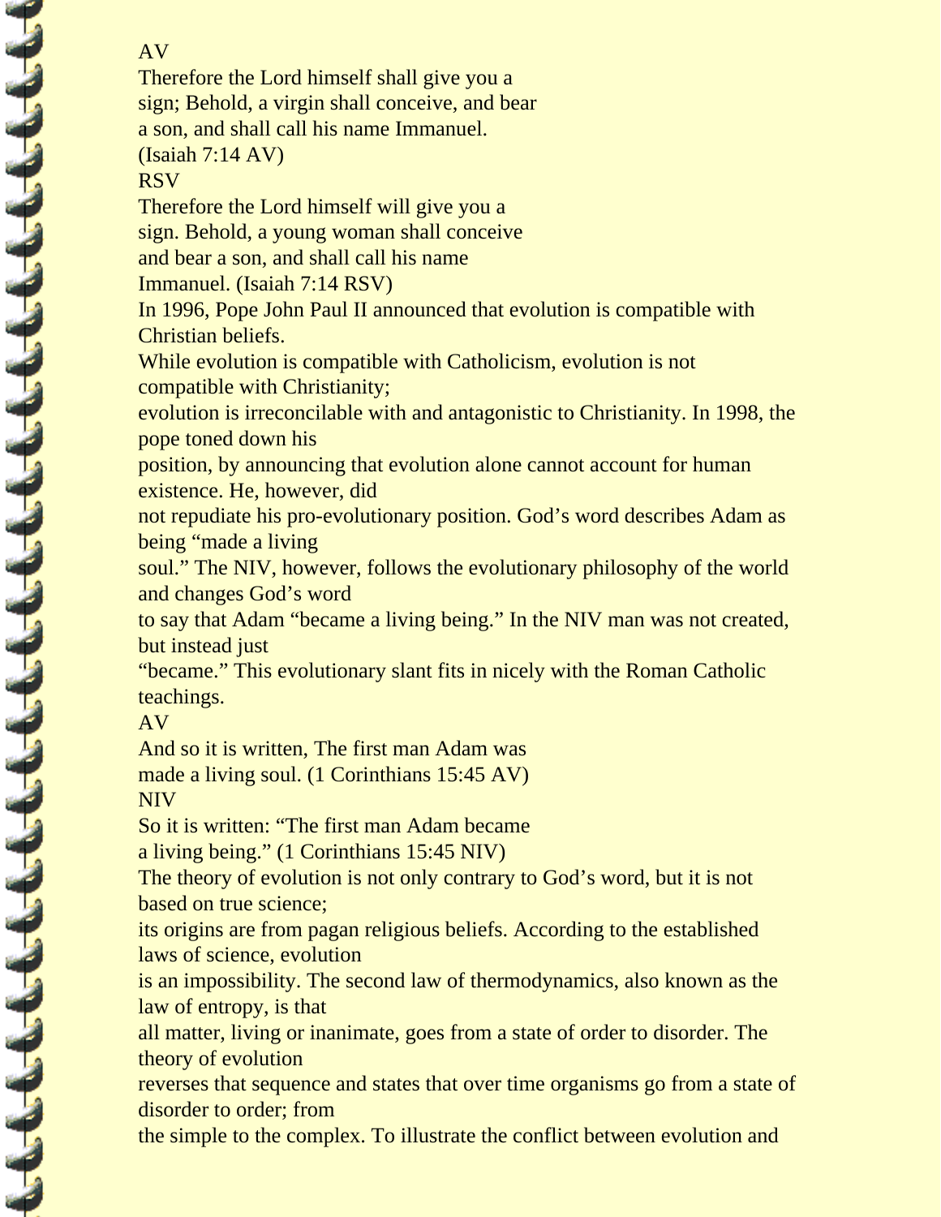AV

Therefore the Lord himself shall give you a
sign; Behold, a virgin shall conceive, and bear
a son, and shall call his name Immanuel.
(Isaiah 7:14 AV)

RSV

Therefore the Lord himself will give you a
sign. Behold, a young woman shall conceive
and bear a son, and shall call his name
Immanuel. (Isaiah 7:14 RSV)

In 1996, Pope John Paul II announced that evolution is compatible with Christian beliefs.
While evolution is compatible with Catholicism, evolution is not compatible with Christianity;
evolution is irreconcilable with and antagonistic to Christianity. In 1998, the pope toned down his
position, by announcing that evolution alone cannot account for human existence. He, however, did
not repudiate his pro-evolutionary position. God's word describes Adam as being "made a living
soul." The NIV, however, follows the evolutionary philosophy of the world and changes God's word
to say that Adam "became a living being." In the NIV man was not created, but instead just
"became." This evolutionary slant fits in nicely with the Roman Catholic teachings.

AV

And so it is written, The first man Adam was
made a living soul. (1 Corinthians 15:45 AV)

NIV

So it is written: "The first man Adam became
a living being." (1 Corinthians 15:45 NIV)

The theory of evolution is not only contrary to God's word, but it is not based on true science;
its origins are from pagan religious beliefs. According to the established laws of science, evolution
is an impossibility. The second law of thermodynamics, also known as the law of entropy, is that
all matter, living or inanimate, goes from a state of order to disorder. The theory of evolution
reverses that sequence and states that over time organisms go from a state of disorder to order; from
the simple to the complex. To illustrate the conflict between evolution and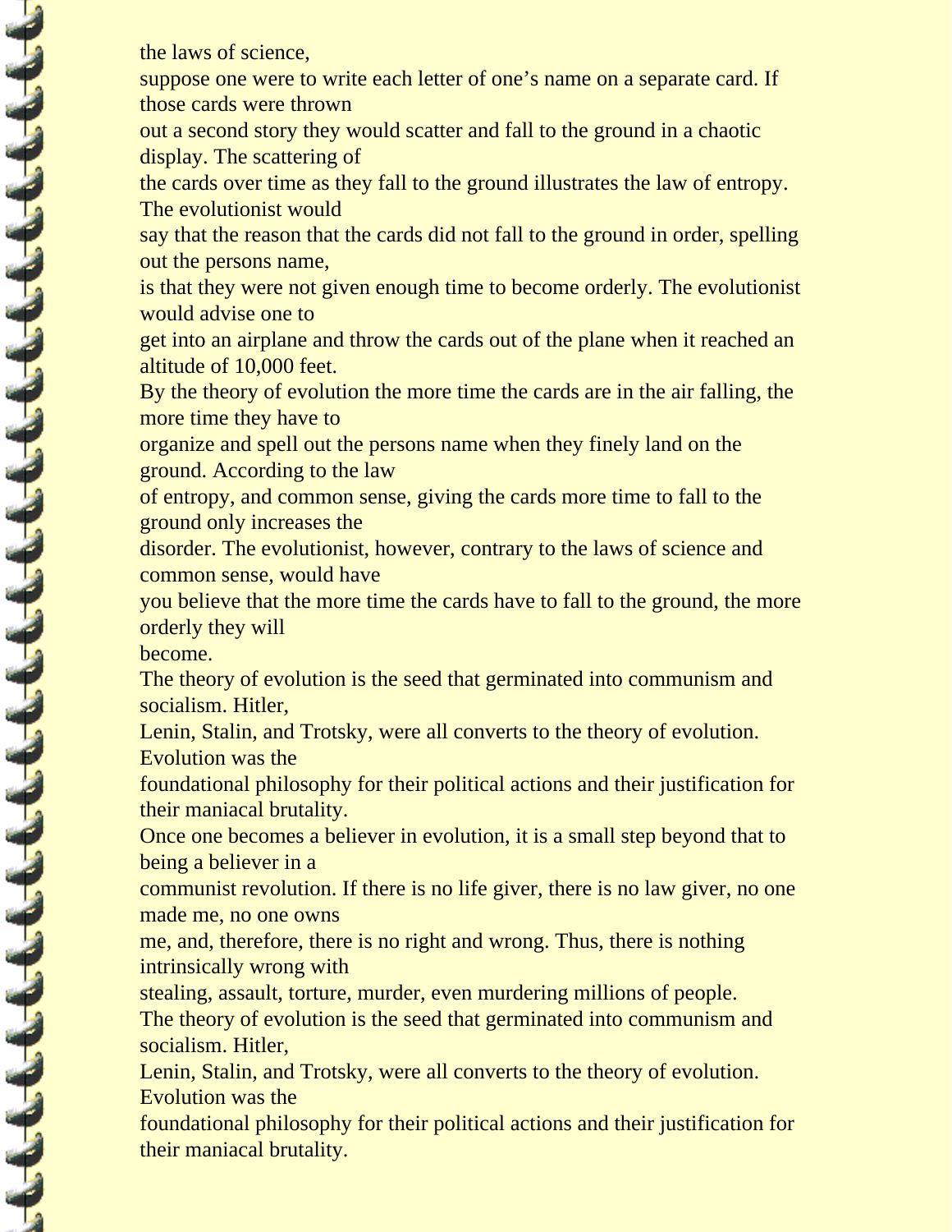the laws of science,
suppose one were to write each letter of one's name on a separate card. If those cards were thrown out a second story they would scatter and fall to the ground in a chaotic display. The scattering of the cards over time as they fall to the ground illustrates the law of entropy. The evolutionist would say that the reason that the cards did not fall to the ground in order, spelling out the persons name, is that they were not given enough time to become orderly. The evolutionist would advise one to get into an airplane and throw the cards out of the plane when it reached an altitude of 10,000 feet.
By the theory of evolution the more time the cards are in the air falling, the more time they have to organize and spell out the persons name when they finely land on the ground. According to the law of entropy, and common sense, giving the cards more time to fall to the ground only increases the disorder. The evolutionist, however, contrary to the laws of science and common sense, would have you believe that the more time the cards have to fall to the ground, the more orderly they will become.
The theory of evolution is the seed that germinated into communism and socialism. Hitler, Lenin, Stalin, and Trotsky, were all converts to the theory of evolution. Evolution was the foundational philosophy for their political actions and their justification for their maniacal brutality.
Once one becomes a believer in evolution, it is a small step beyond that to being a believer in a communist revolution. If there is no life giver, there is no law giver, no one made me, no one owns me, and, therefore, there is no right and wrong. Thus, there is nothing intrinsically wrong with stealing, assault, torture, murder, even murdering millions of people.
The theory of evolution is the seed that germinated into communism and socialism. Hitler, Lenin, Stalin, and Trotsky, were all converts to the theory of evolution. Evolution was the foundational philosophy for their political actions and their justification for their maniacal brutality.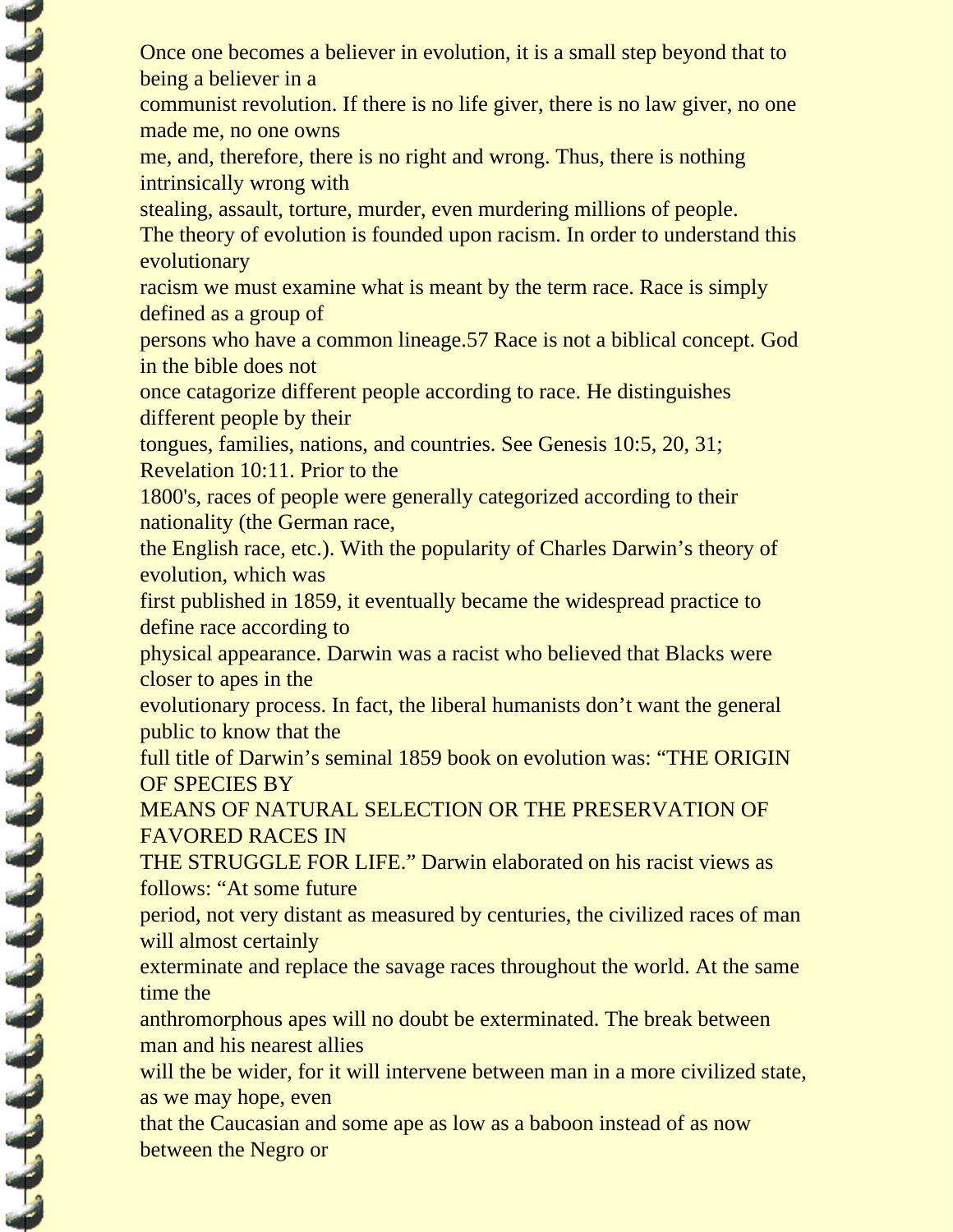Once one becomes a believer in evolution, it is a small step beyond that to being a believer in a communist revolution. If there is no life giver, there is no law giver, no one made me, no one owns me, and, therefore, there is no right and wrong. Thus, there is nothing intrinsically wrong with stealing, assault, torture, murder, even murdering millions of people.

The theory of evolution is founded upon racism. In order to understand this evolutionary racism we must examine what is meant by the term race. Race is simply defined as a group of persons who have a common lineage.57 Race is not a biblical concept. God in the bible does not once catagorize different people according to race. He distinguishes different people by their tongues, families, nations, and countries. See Genesis 10:5, 20, 31; Revelation 10:11. Prior to the 1800's, races of people were generally categorized according to their nationality (the German race, the English race, etc.). With the popularity of Charles Darwin's theory of evolution, which was first published in 1859, it eventually became the widespread practice to define race according to physical appearance. Darwin was a racist who believed that Blacks were closer to apes in the evolutionary process. In fact, the liberal humanists don't want the general public to know that the full title of Darwin's seminal 1859 book on evolution was: "THE ORIGIN OF SPECIES BY MEANS OF NATURAL SELECTION OR THE PRESERVATION OF FAVORED RACES IN THE STRUGGLE FOR LIFE." Darwin elaborated on his racist views as follows: "At some future period, not very distant as measured by centuries, the civilized races of man will almost certainly exterminate and replace the savage races throughout the world. At the same time the anthromorphous apes will no doubt be exterminated. The break between man and his nearest allies will the be wider, for it will intervene between man in a more civilized state, as we may hope, even that the Caucasian and some ape as low as a baboon instead of as now between the Negro or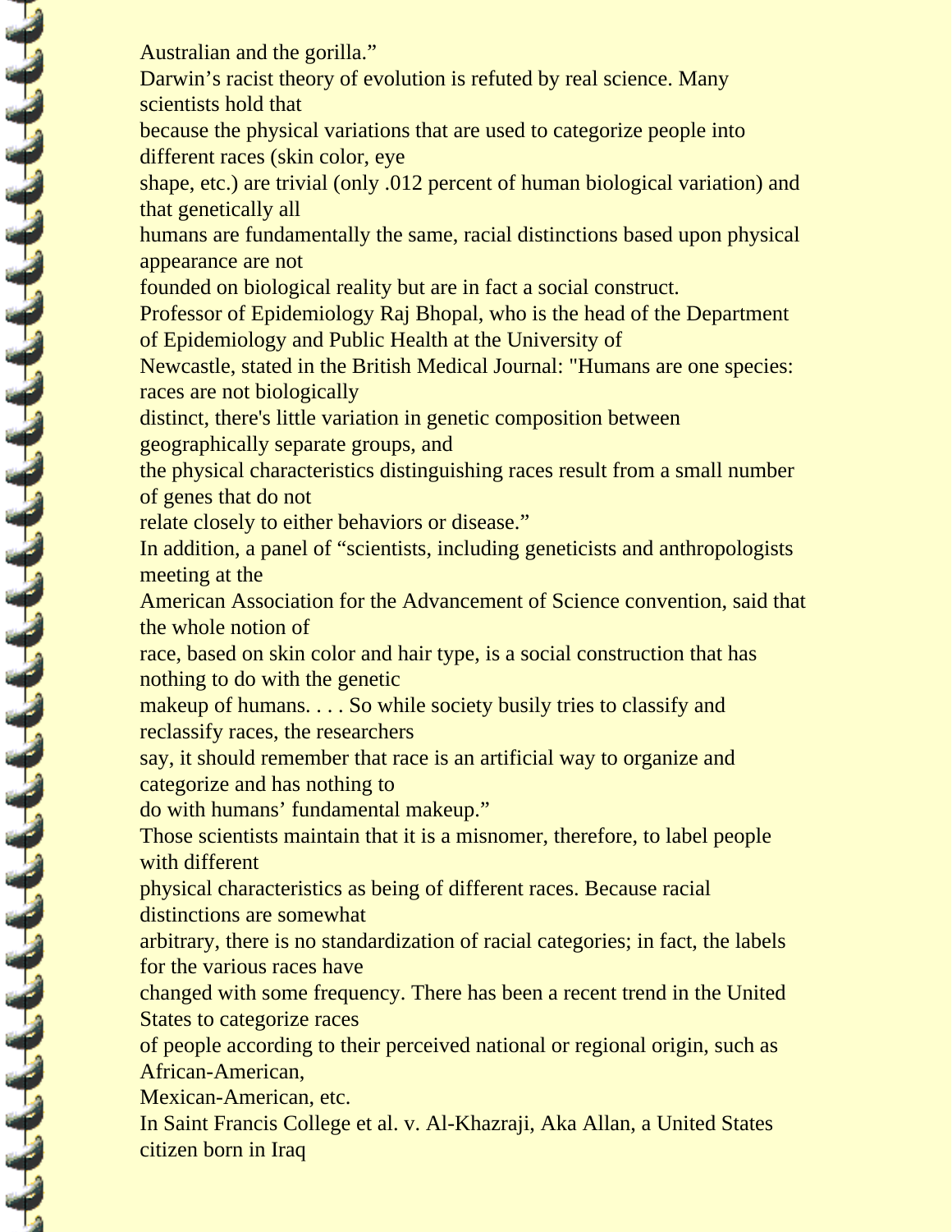Australian and the gorilla."

Darwin's racist theory of evolution is refuted by real science. Many scientists hold that because the physical variations that are used to categorize people into different races (skin color, eye shape, etc.) are trivial (only .012 percent of human biological variation) and that genetically all humans are fundamentally the same, racial distinctions based upon physical appearance are not founded on biological reality but are in fact a social construct.

Professor of Epidemiology Raj Bhopal, who is the head of the Department of Epidemiology and Public Health at the University of Newcastle, stated in the British Medical Journal: "Humans are one species: races are not biologically distinct, there's little variation in genetic composition between geographically separate groups, and the physical characteristics distinguishing races result from a small number of genes that do not relate closely to either behaviors or disease."

In addition, a panel of "scientists, including geneticists and anthropologists meeting at the American Association for the Advancement of Science convention, said that the whole notion of race, based on skin color and hair type, is a social construction that has nothing to do with the genetic makeup of humans. . . . So while society busily tries to classify and reclassify races, the researchers say, it should remember that race is an artificial way to organize and categorize and has nothing to do with humans' fundamental makeup."

Those scientists maintain that it is a misnomer, therefore, to label people with different physical characteristics as being of different races. Because racial distinctions are somewhat arbitrary, there is no standardization of racial categories; in fact, the labels for the various races have changed with some frequency. There has been a recent trend in the United States to categorize races of people according to their perceived national or regional origin, such as African-American, Mexican-American, etc.

In Saint Francis College et al. v. Al-Khazraji, Aka Allan, a United States citizen born in Iraq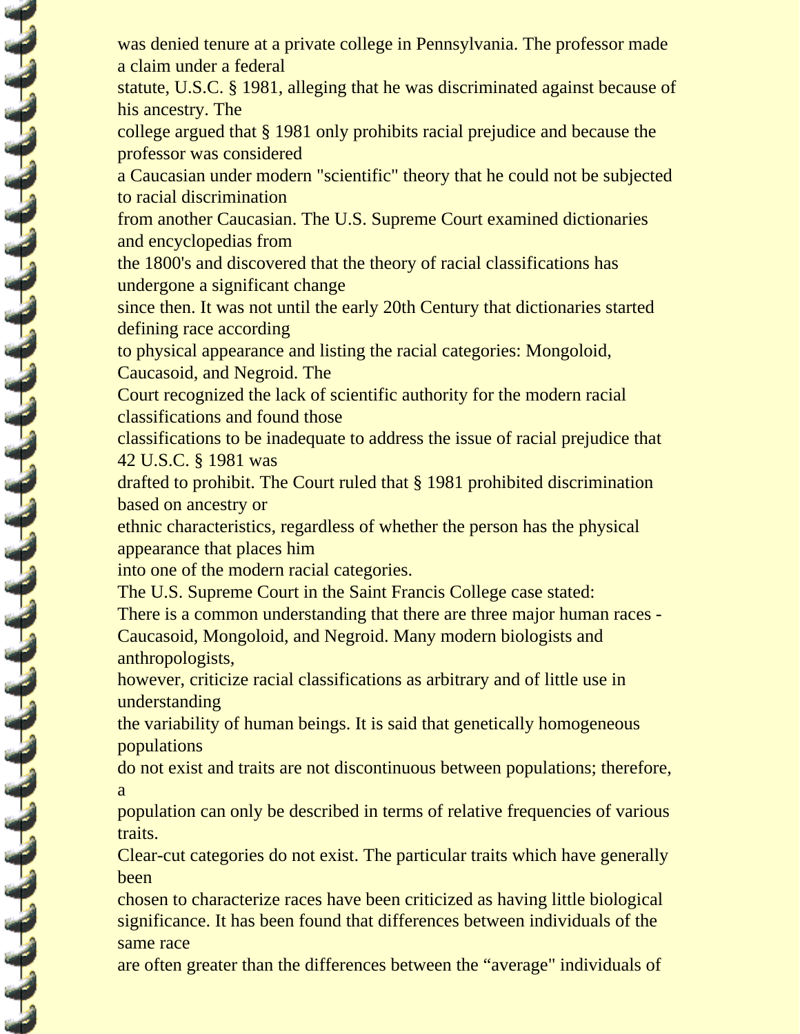was denied tenure at a private college in Pennsylvania. The professor made a claim under a federal statute, U.S.C. § 1981, alleging that he was discriminated against because of his ancestry. The college argued that § 1981 only prohibits racial prejudice and because the professor was considered a Caucasian under modern "scientific" theory that he could not be subjected to racial discrimination from another Caucasian. The U.S. Supreme Court examined dictionaries and encyclopedias from the 1800's and discovered that the theory of racial classifications has undergone a significant change since then. It was not until the early 20th Century that dictionaries started defining race according to physical appearance and listing the racial categories: Mongoloid, Caucasoid, and Negroid. The Court recognized the lack of scientific authority for the modern racial classifications and found those classifications to be inadequate to address the issue of racial prejudice that 42 U.S.C. § 1981 was drafted to prohibit. The Court ruled that § 1981 prohibited discrimination based on ancestry or ethnic characteristics, regardless of whether the person has the physical appearance that places him into one of the modern racial categories.

The U.S. Supreme Court in the Saint Francis College case stated:

There is a common understanding that there are three major human races - Caucasoid, Mongoloid, and Negroid. Many modern biologists and anthropologists, however, criticize racial classifications as arbitrary and of little use in understanding the variability of human beings. It is said that genetically homogeneous populations do not exist and traits are not discontinuous between populations; therefore, a population can only be described in terms of relative frequencies of various traits. Clear-cut categories do not exist. The particular traits which have generally been chosen to characterize races have been criticized as having little biological significance. It has been found that differences between individuals of the same race are often greater than the differences between the “average" individuals of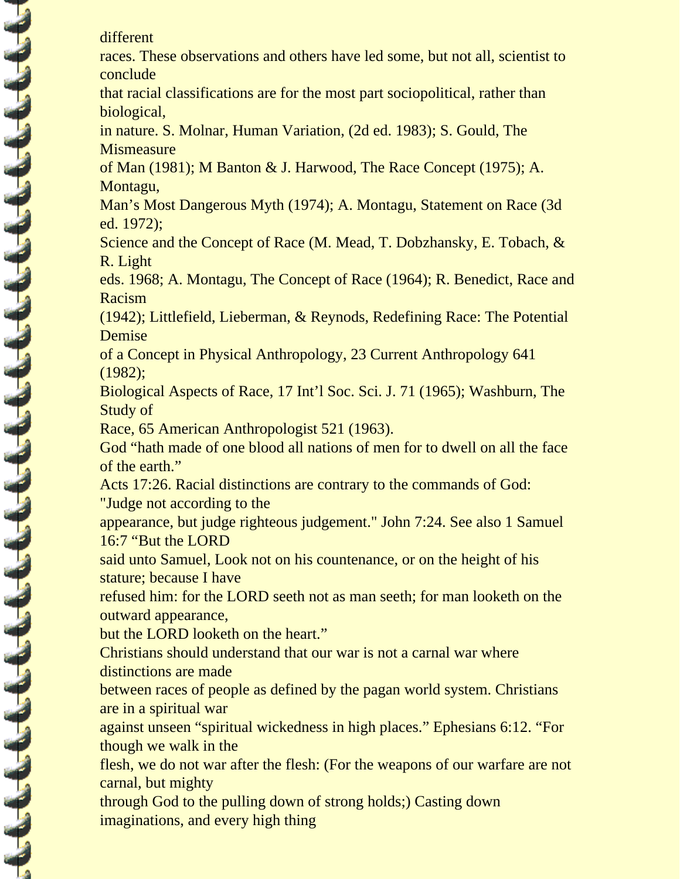different races. These observations and others have led some, but not all, scientist to conclude that racial classifications are for the most part sociopolitical, rather than biological, in nature. S. Molnar, Human Variation, (2d ed. 1983); S. Gould, The Mismeasure of Man (1981); M Banton & J. Harwood, The Race Concept (1975); A. Montagu, Man's Most Dangerous Myth (1974); A. Montagu, Statement on Race (3d ed. 1972); Science and the Concept of Race (M. Mead, T. Dobzhansky, E. Tobach, & R. Light eds. 1968; A. Montagu, The Concept of Race (1964); R. Benedict, Race and Racism (1942); Littlefield, Lieberman, & Reynods, Redefining Race: The Potential Demise of a Concept in Physical Anthropology, 23 Current Anthropology 641 (1982); Biological Aspects of Race, 17 Int'l Soc. Sci. J. 71 (1965); Washburn, The Study of Race, 65 American Anthropologist 521 (1963).

God "hath made of one blood all nations of men for to dwell on all the face of the earth."
Acts 17:26. Racial distinctions are contrary to the commands of God: "Judge not according to the appearance, but judge righteous judgement." John 7:24. See also 1 Samuel 16:7 "But the LORD said unto Samuel, Look not on his countenance, or on the height of his stature; because I have refused him: for the LORD seeth not as man seeth; for man looketh on the outward appearance, but the LORD looketh on the heart."

Christians should understand that our war is not a carnal war where distinctions are made between races of people as defined by the pagan world system. Christians are in a spiritual war against unseen "spiritual wickedness in high places." Ephesians 6:12. "For though we walk in the flesh, we do not war after the flesh: (For the weapons of our warfare are not carnal, but mighty through God to the pulling down of strong holds;) Casting down imaginations, and every high thing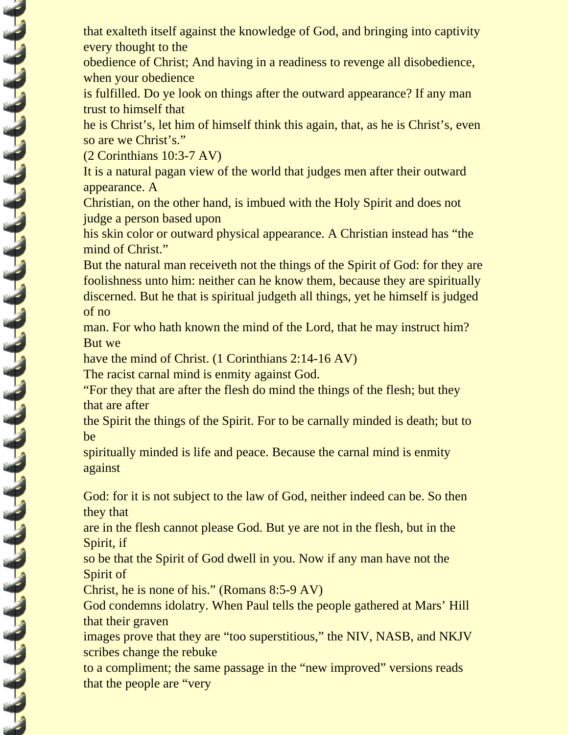that exalteth itself against the knowledge of God, and bringing into captivity every thought to the obedience of Christ; And having in a readiness to revenge all disobedience, when your obedience is fulfilled. Do ye look on things after the outward appearance? If any man trust to himself that he is Christ's, let him of himself think this again, that, as he is Christ's, even so are we Christ's."
(2 Corinthians 10:3-7 AV)

It is a natural pagan view of the world that judges men after their outward appearance. A Christian, on the other hand, is imbued with the Holy Spirit and does not judge a person based upon his skin color or outward physical appearance. A Christian instead has "the mind of Christ."

But the natural man receiveth not the things of the Spirit of God: for they are foolishness unto him: neither can he know them, because they are spiritually discerned. But he that is spiritual judgeth all things, yet he himself is judged of no man. For who hath known the mind of the Lord, that he may instruct him? But we have the mind of Christ. (1 Corinthians 2:14-16 AV)

The racist carnal mind is enmity against God.

"For they that are after the flesh do mind the things of the flesh; but they that are after the Spirit the things of the Spirit. For to be carnally minded is death; but to be spiritually minded is life and peace. Because the carnal mind is enmity against

God: for it is not subject to the law of God, neither indeed can be. So then they that are in the flesh cannot please God. But ye are not in the flesh, but in the Spirit, if so be that the Spirit of God dwell in you. Now if any man have not the Spirit of Christ, he is none of his." (Romans 8:5-9 AV)

God condemns idolatry. When Paul tells the people gathered at Mars' Hill that their graven images prove that they are "too superstitious," the NIV, NASB, and NKJV scribes change the rebuke to a compliment; the same passage in the "new improved" versions reads that the people are "very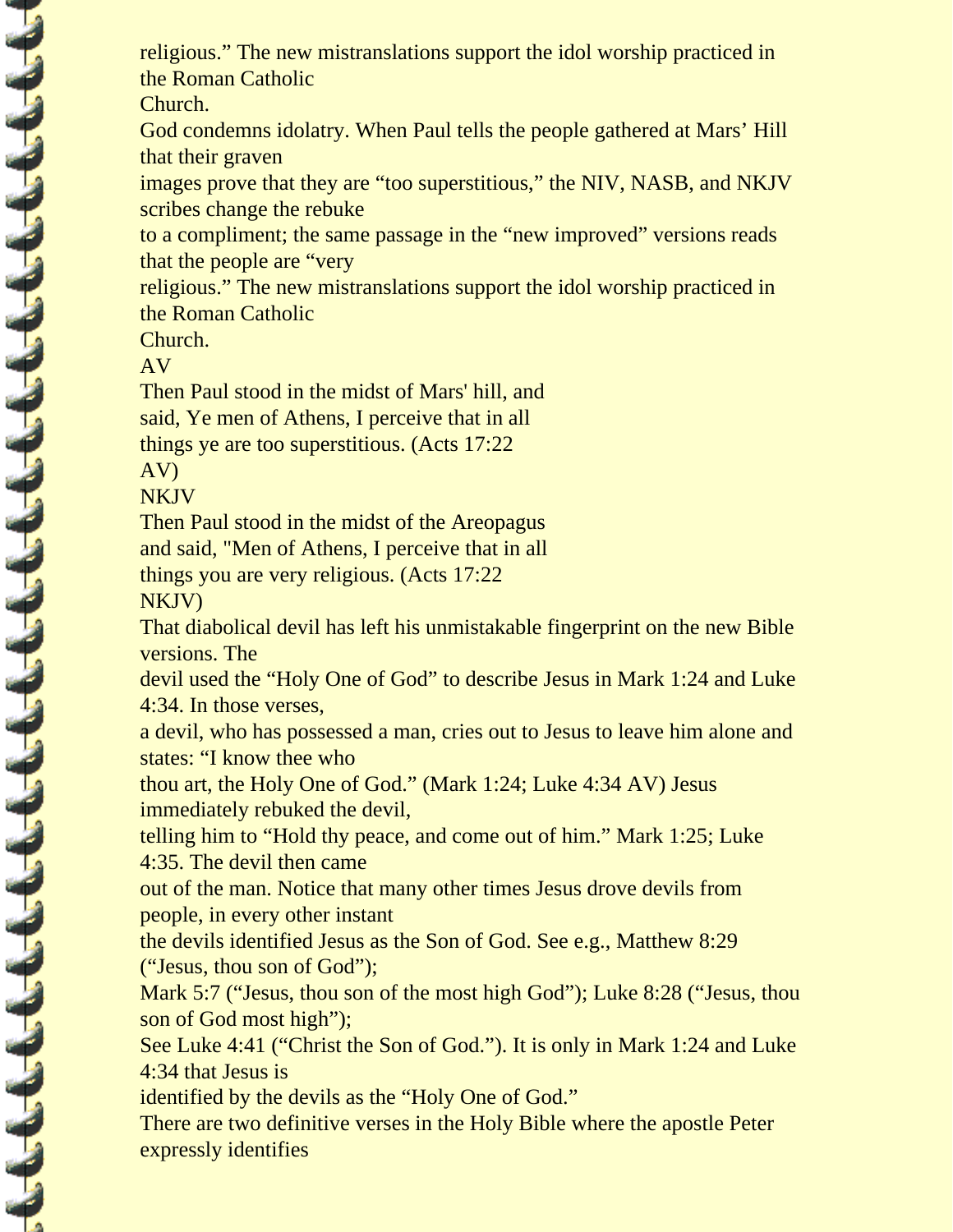religious." The new mistranslations support the idol worship practiced in the Roman Catholic Church.

God condemns idolatry. When Paul tells the people gathered at Mars' Hill that their graven images prove that they are "too superstitious," the NIV, NASB, and NKJV scribes change the rebuke to a compliment; the same passage in the "new improved" versions reads that the people are "very religious." The new mistranslations support the idol worship practiced in the Roman Catholic Church.

AV

Then Paul stood in the midst of Mars' hill, and said, Ye men of Athens, I perceive that in all things ye are too superstitious. (Acts 17:22 AV)

NKJV

Then Paul stood in the midst of the Areopagus and said, "Men of Athens, I perceive that in all things you are very religious. (Acts 17:22 NKJV)

That diabolical devil has left his unmistakable fingerprint on the new Bible versions. The devil used the "Holy One of God" to describe Jesus in Mark 1:24 and Luke 4:34. In those verses, a devil, who has possessed a man, cries out to Jesus to leave him alone and states: "I know thee who thou art, the Holy One of God." (Mark 1:24; Luke 4:34 AV) Jesus immediately rebuked the devil, telling him to "Hold thy peace, and come out of him." Mark 1:25; Luke 4:35. The devil then came out of the man. Notice that many other times Jesus drove devils from people, in every other instant the devils identified Jesus as the Son of God. See e.g., Matthew 8:29 ("Jesus, thou son of God"); Mark 5:7 ("Jesus, thou son of the most high God"); Luke 8:28 ("Jesus, thou son of God most high"); See Luke 4:41 ("Christ the Son of God."). It is only in Mark 1:24 and Luke 4:34 that Jesus is identified by the devils as the "Holy One of God."

There are two definitive verses in the Holy Bible where the apostle Peter expressly identifies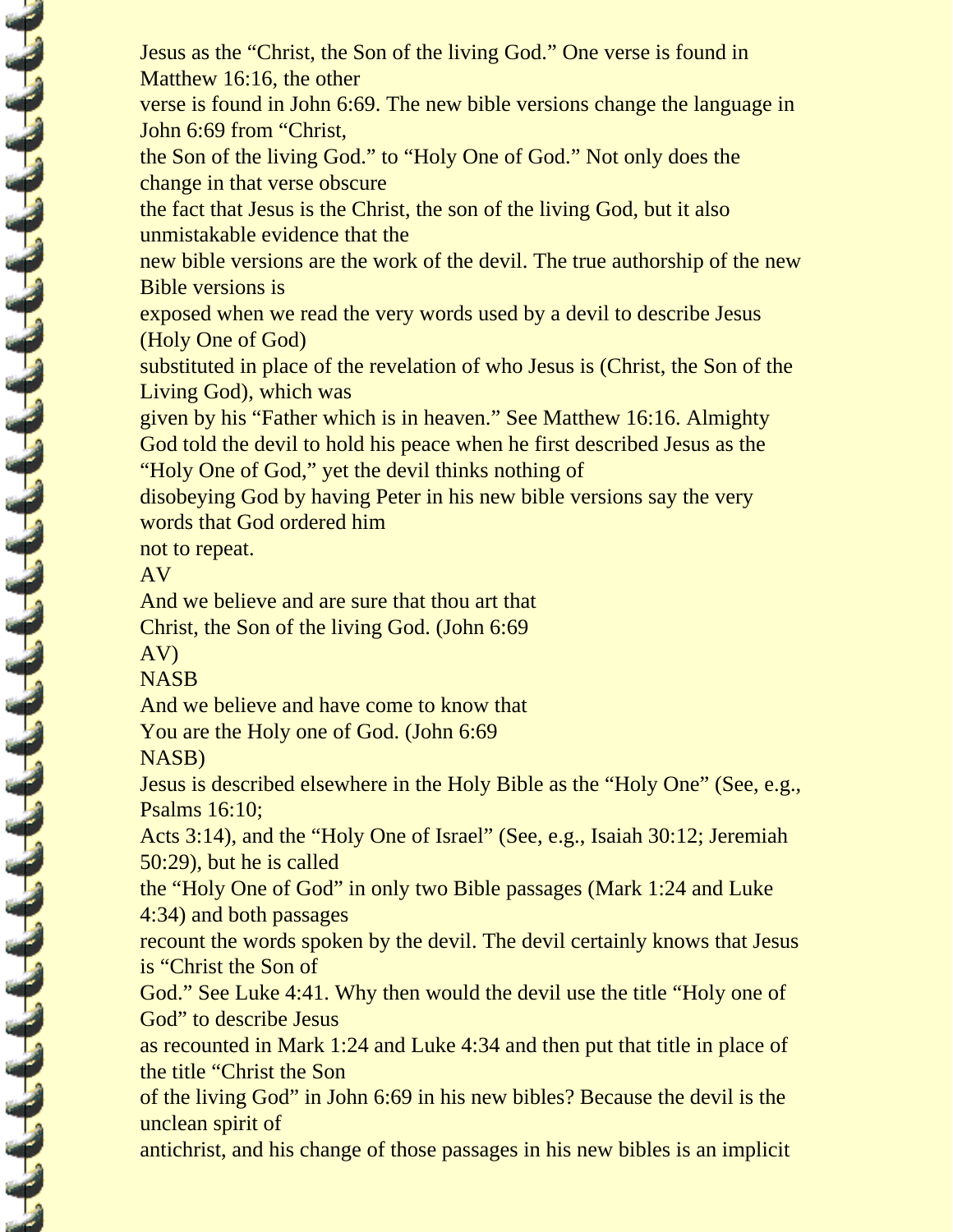Jesus as the "Christ, the Son of the living God." One verse is found in Matthew 16:16, the other verse is found in John 6:69. The new bible versions change the language in John 6:69 from "Christ, the Son of the living God." to "Holy One of God." Not only does the change in that verse obscure the fact that Jesus is the Christ, the son of the living God, but it also unmistakable evidence that the new bible versions are the work of the devil. The true authorship of the new Bible versions is exposed when we read the very words used by a devil to describe Jesus (Holy One of God) substituted in place of the revelation of who Jesus is (Christ, the Son of the Living God), which was given by his "Father which is in heaven." See Matthew 16:16. Almighty God told the devil to hold his peace when he first described Jesus as the "Holy One of God," yet the devil thinks nothing of disobeying God by having Peter in his new bible versions say the very words that God ordered him not to repeat.

AV

And we believe and are sure that thou art that Christ, the Son of the living God. (John 6:69 AV)

NASB

And we believe and have come to know that You are the Holy one of God. (John 6:69 NASB)

Jesus is described elsewhere in the Holy Bible as the "Holy One" (See, e.g., Psalms 16:10; Acts 3:14), and the "Holy One of Israel" (See, e.g., Isaiah 30:12; Jeremiah 50:29), but he is called the "Holy One of God" in only two Bible passages (Mark 1:24 and Luke 4:34) and both passages recount the words spoken by the devil. The devil certainly knows that Jesus is "Christ the Son of God." See Luke 4:41. Why then would the devil use the title "Holy one of God" to describe Jesus as recounted in Mark 1:24 and Luke 4:34 and then put that title in place of the title "Christ the Son of the living God" in John 6:69 in his new bibles? Because the devil is the unclean spirit of antichrist, and his change of those passages in his new bibles is an implicit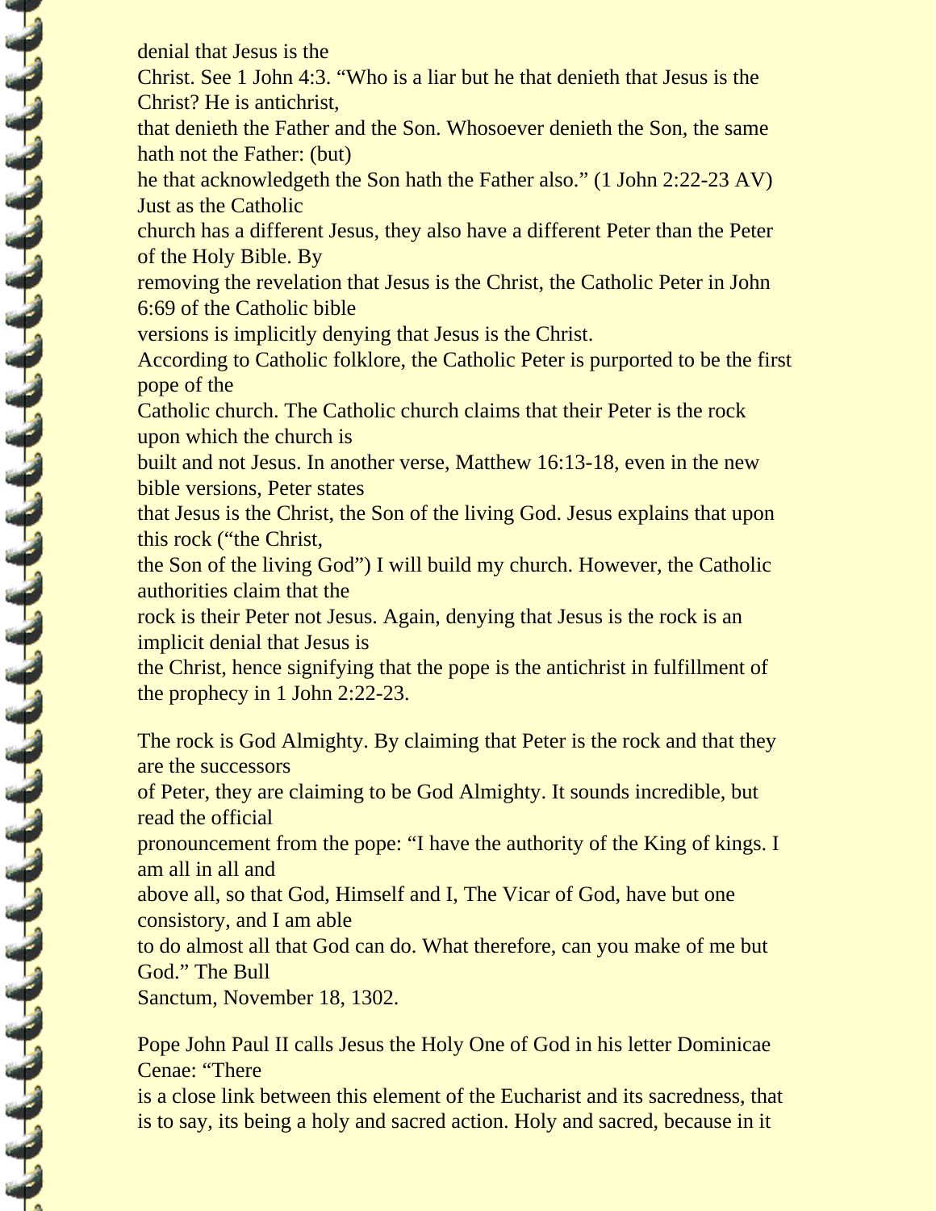denial that Jesus is the Christ. See 1 John 4:3. “Who is a liar but he that denieth that Jesus is the Christ? He is antichrist, that denieth the Father and the Son. Whosoever denieth the Son, the same hath not the Father: (but) he that acknowledgeth the Son hath the Father also.” (1 John 2:22-23 AV) Just as the Catholic church has a different Jesus, they also have a different Peter than the Peter of the Holy Bible. By removing the revelation that Jesus is the Christ, the Catholic Peter in John 6:69 of the Catholic bible versions is implicitly denying that Jesus is the Christ.

According to Catholic folklore, the Catholic Peter is purported to be the first pope of the Catholic church. The Catholic church claims that their Peter is the rock upon which the church is built and not Jesus. In another verse, Matthew 16:13-18, even in the new bible versions, Peter states that Jesus is the Christ, the Son of the living God. Jesus explains that upon this rock (“the Christ, the Son of the living God”) I will build my church. However, the Catholic authorities claim that the rock is their Peter not Jesus. Again, denying that Jesus is the rock is an implicit denial that Jesus is the Christ, hence signifying that the pope is the antichrist in fulfillment of the prophecy in 1 John 2:22-23.

The rock is God Almighty. By claiming that Peter is the rock and that they are the successors of Peter, they are claiming to be God Almighty. It sounds incredible, but read the official pronouncement from the pope: “I have the authority of the King of kings. I am all in all and above all, so that God, Himself and I, The Vicar of God, have but one consistory, and I am able to do almost all that God can do. What therefore, can you make of me but God.” The Bull Sanctum, November 18, 1302.

Pope John Paul II calls Jesus the Holy One of God in his letter Dominicae Cenae: “There is a close link between this element of the Eucharist and its sacredness, that is to say, its being a holy and sacred action. Holy and sacred, because in it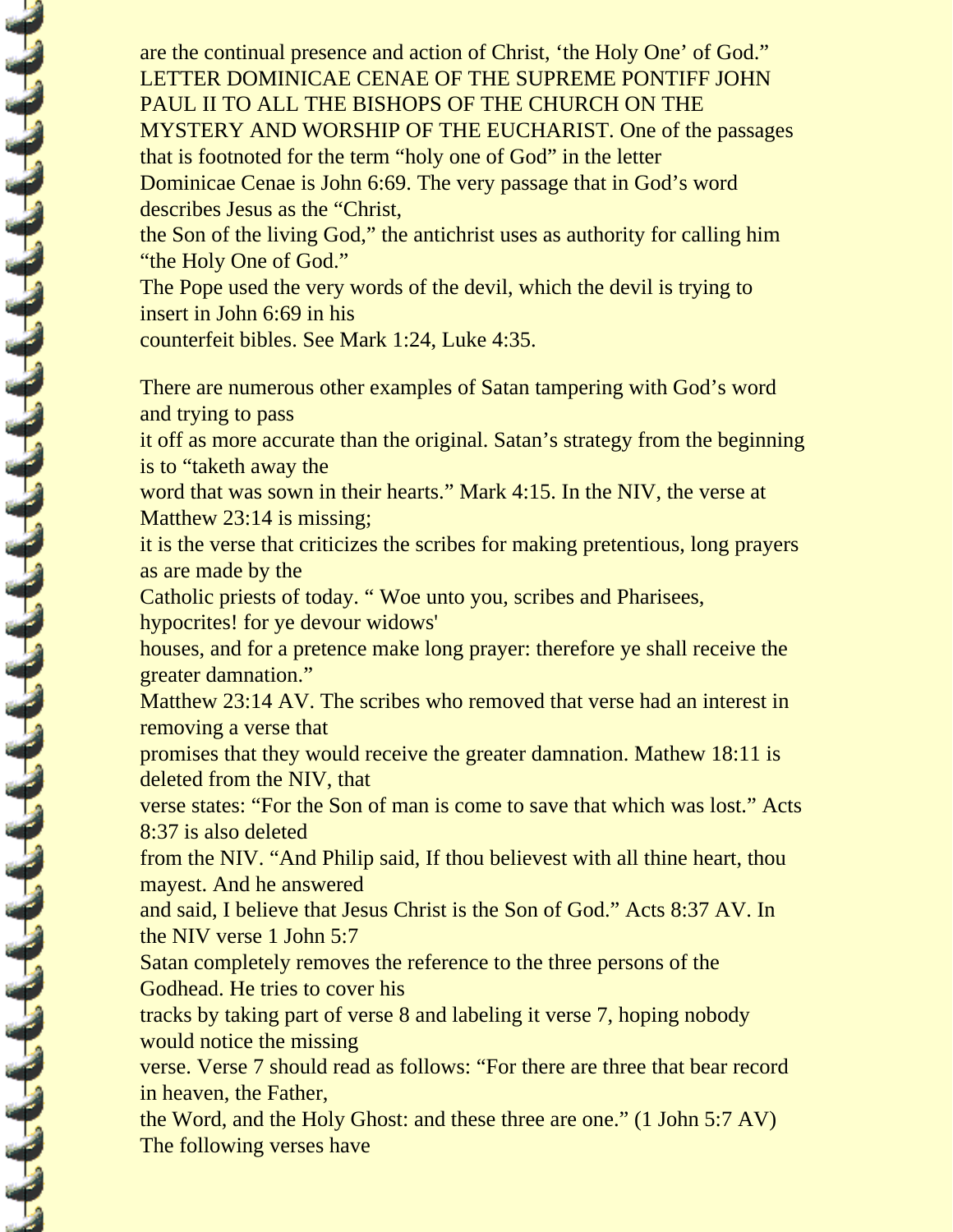are the continual presence and action of Christ, 'the Holy One' of God." LETTER DOMINICAE CENAE OF THE SUPREME PONTIFF JOHN PAUL II TO ALL THE BISHOPS OF THE CHURCH ON THE MYSTERY AND WORSHIP OF THE EUCHARIST. One of the passages that is footnoted for the term "holy one of God" in the letter Dominicae Cenae is John 6:69. The very passage that in God's word describes Jesus as the "Christ, the Son of the living God," the antichrist uses as authority for calling him "the Holy One of God." The Pope used the very words of the devil, which the devil is trying to insert in John 6:69 in his counterfeit bibles. See Mark 1:24, Luke 4:35.

There are numerous other examples of Satan tampering with God's word and trying to pass it off as more accurate than the original. Satan's strategy from the beginning is to "taketh away the word that was sown in their hearts." Mark 4:15. In the NIV, the verse at Matthew 23:14 is missing; it is the verse that criticizes the scribes for making pretentious, long prayers as are made by the Catholic priests of today. " Woe unto you, scribes and Pharisees, hypocrites! for ye devour widows' houses, and for a pretence make long prayer: therefore ye shall receive the greater damnation." Matthew 23:14 AV. The scribes who removed that verse had an interest in removing a verse that promises that they would receive the greater damnation. Mathew 18:11 is deleted from the NIV, that verse states: "For the Son of man is come to save that which was lost." Acts 8:37 is also deleted from the NIV. "And Philip said, If thou believest with all thine heart, thou mayest. And he answered and said, I believe that Jesus Christ is the Son of God." Acts 8:37 AV. In the NIV verse 1 John 5:7 Satan completely removes the reference to the three persons of the Godhead. He tries to cover his tracks by taking part of verse 8 and labeling it verse 7, hoping nobody would notice the missing verse. Verse 7 should read as follows: "For there are three that bear record in heaven, the Father, the Word, and the Holy Ghost: and these three are one." (1 John 5:7 AV) The following verses have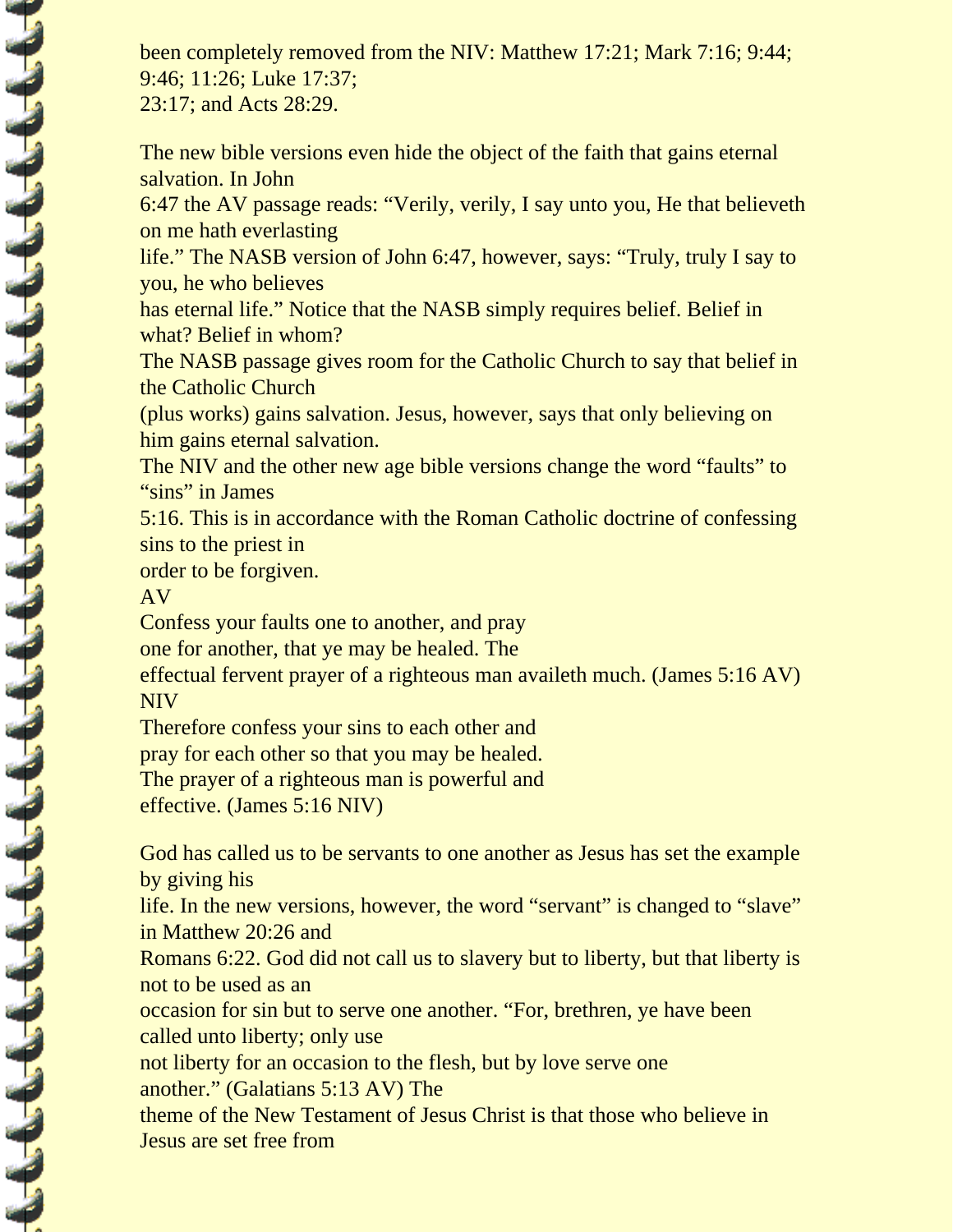been completely removed from the NIV: Matthew 17:21; Mark 7:16; 9:44; 9:46; 11:26; Luke 17:37; 23:17; and Acts 28:29.

The new bible versions even hide the object of the faith that gains eternal salvation. In John 6:47 the AV passage reads: "Verily, verily, I say unto you, He that believeth on me hath everlasting life." The NASB version of John 6:47, however, says: "Truly, truly I say to you, he who believes has eternal life." Notice that the NASB simply requires belief. Belief in what? Belief in whom? The NASB passage gives room for the Catholic Church to say that belief in the Catholic Church (plus works) gains salvation. Jesus, however, says that only believing on him gains eternal salvation.

The NIV and the other new age bible versions change the word "faults" to "sins" in James 5:16. This is in accordance with the Roman Catholic doctrine of confessing sins to the priest in order to be forgiven.

AV

Confess your faults one to another, and pray one for another, that ye may be healed. The effectual fervent prayer of a righteous man availeth much. (James 5:16 AV)

NIV

Therefore confess your sins to each other and pray for each other so that you may be healed. The prayer of a righteous man is powerful and effective. (James 5:16 NIV)

God has called us to be servants to one another as Jesus has set the example by giving his life. In the new versions, however, the word "servant" is changed to "slave" in Matthew 20:26 and Romans 6:22. God did not call us to slavery but to liberty, but that liberty is not to be used as an occasion for sin but to serve one another. "For, brethren, ye have been called unto liberty; only use not liberty for an occasion to the flesh, but by love serve one another." (Galatians 5:13 AV) The theme of the New Testament of Jesus Christ is that those who believe in Jesus are set free from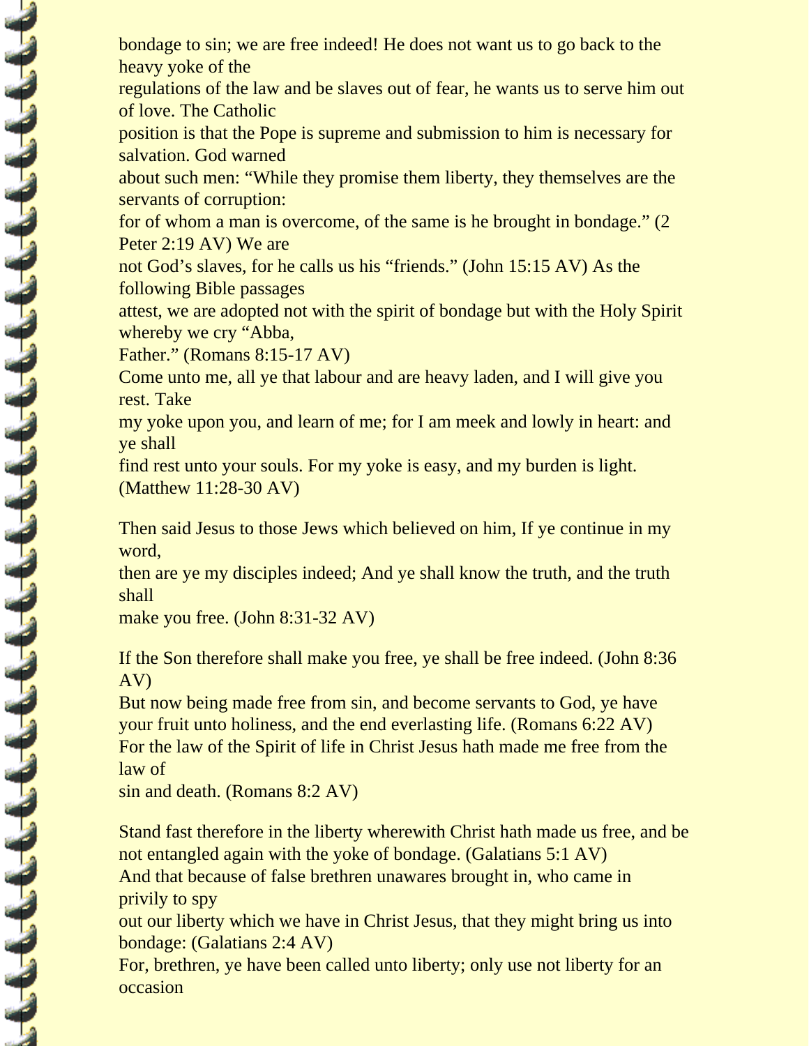bondage to sin; we are free indeed! He does not want us to go back to the heavy yoke of the regulations of the law and be slaves out of fear, he wants us to serve him out of love. The Catholic position is that the Pope is supreme and submission to him is necessary for salvation. God warned about such men: “While they promise them liberty, they themselves are the servants of corruption: for of whom a man is overcome, of the same is he brought in bondage.” (2 Peter 2:19 AV) We are not God’s slaves, for he calls us his “friends.” (John 15:15 AV) As the following Bible passages attest, we are adopted not with the spirit of bondage but with the Holy Spirit whereby we cry “Abba, Father.” (Romans 8:15-17 AV)

Come unto me, all ye that labour and are heavy laden, and I will give you rest. Take my yoke upon you, and learn of me; for I am meek and lowly in heart: and ye shall find rest unto your souls. For my yoke is easy, and my burden is light. (Matthew 11:28-30 AV)

Then said Jesus to those Jews which believed on him, If ye continue in my word, then are ye my disciples indeed; And ye shall know the truth, and the truth shall make you free. (John 8:31-32 AV)

If the Son therefore shall make you free, ye shall be free indeed. (John 8:36 AV)

But now being made free from sin, and become servants to God, ye have your fruit unto holiness, and the end everlasting life. (Romans 6:22 AV)

For the law of the Spirit of life in Christ Jesus hath made me free from the law of sin and death. (Romans 8:2 AV)

Stand fast therefore in the liberty wherewith Christ hath made us free, and be not entangled again with the yoke of bondage. (Galatians 5:1 AV)

And that because of false brethren unawares brought in, who came in privily to spy out our liberty which we have in Christ Jesus, that they might bring us into bondage: (Galatians 2:4 AV)

For, brethren, ye have been called unto liberty; only use not liberty for an occasion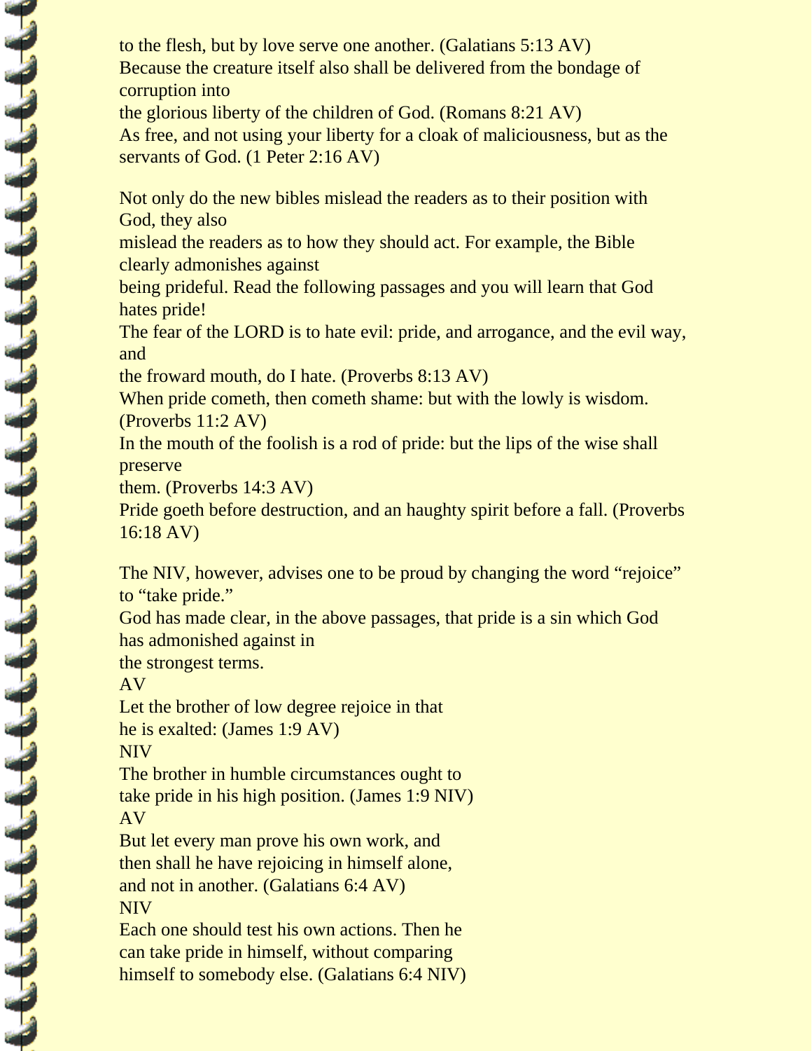to the flesh, but by love serve one another. (Galatians 5:13 AV)
Because the creature itself also shall be delivered from the bondage of corruption into the glorious liberty of the children of God. (Romans 8:21 AV)
As free, and not using your liberty for a cloak of maliciousness, but as the servants of God. (1 Peter 2:16 AV)

Not only do the new bibles mislead the readers as to their position with God, they also mislead the readers as to how they should act. For example, the Bible clearly admonishes against being prideful. Read the following passages and you will learn that God hates pride!
The fear of the LORD is to hate evil: pride, and arrogance, and the evil way, and the froward mouth, do I hate. (Proverbs 8:13 AV)
When pride cometh, then cometh shame: but with the lowly is wisdom. (Proverbs 11:2 AV)
In the mouth of the foolish is a rod of pride: but the lips of the wise shall preserve them. (Proverbs 14:3 AV)
Pride goeth before destruction, and an haughty spirit before a fall. (Proverbs 16:18 AV)

The NIV, however, advises one to be proud by changing the word "rejoice" to "take pride."
God has made clear, in the above passages, that pride is a sin which God has admonished against in the strongest terms.

AV
Let the brother of low degree rejoice in that he is exalted: (James 1:9 AV)

NIV
The brother in humble circumstances ought to take pride in his high position. (James 1:9 NIV)

AV
But let every man prove his own work, and then shall he have rejoicing in himself alone, and not in another. (Galatians 6:4 AV)

NIV
Each one should test his own actions. Then he can take pride in himself, without comparing himself to somebody else. (Galatians 6:4 NIV)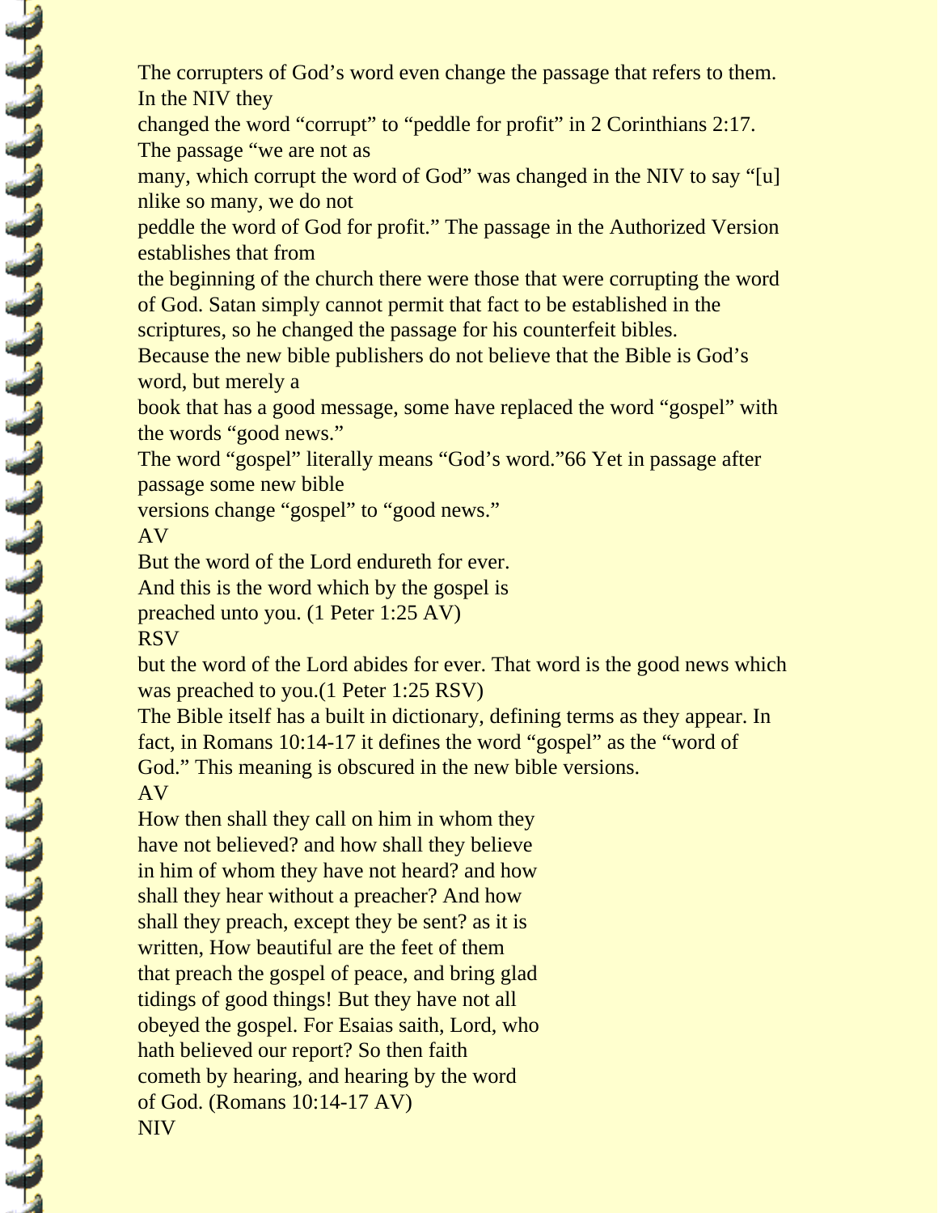The corrupters of God's word even change the passage that refers to them. In the NIV they changed the word "corrupt" to "peddle for profit" in 2 Corinthians 2:17. The passage "we are not as many, which corrupt the word of God" was changed in the NIV to say "[u]nlike so many, we do not peddle the word of God for profit." The passage in the Authorized Version establishes that from the beginning of the church there were those that were corrupting the word of God. Satan simply cannot permit that fact to be established in the scriptures, so he changed the passage for his counterfeit bibles.

Because the new bible publishers do not believe that the Bible is God's word, but merely a book that has a good message, some have replaced the word "gospel" with the words "good news."

The word "gospel" literally means "God's word."66 Yet in passage after passage some new bible versions change "gospel" to "good news."

AV

But the word of the Lord endureth for ever.
And this is the word which by the gospel is
preached unto you. (1 Peter 1:25 AV)

RSV

but the word of the Lord abides for ever. That word is the good news which was preached to you.(1 Peter 1:25 RSV)

The Bible itself has a built in dictionary, defining terms as they appear. In fact, in Romans 10:14-17 it defines the word "gospel" as the "word of God." This meaning is obscured in the new bible versions.

AV

How then shall they call on him in whom they have not believed? and how shall they believe in him of whom they have not heard? and how shall they hear without a preacher? And how shall they preach, except they be sent? as it is written, How beautiful are the feet of them that preach the gospel of peace, and bring glad tidings of good things! But they have not all obeyed the gospel. For Esaias saith, Lord, who hath believed our report? So then faith cometh by hearing, and hearing by the word of God. (Romans 10:14-17 AV)

NIV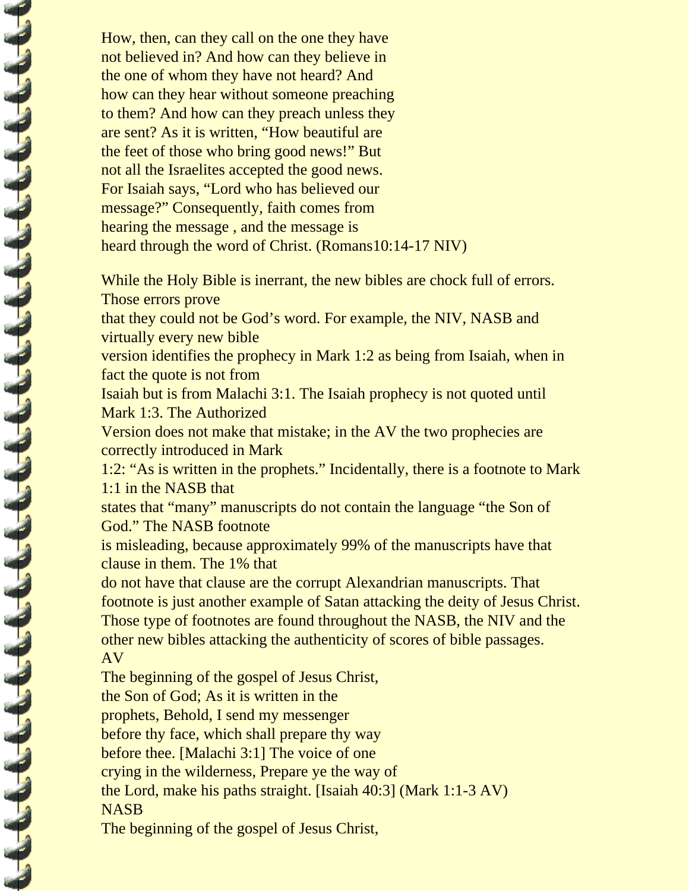How, then, can they call on the one they have not believed in? And how can they believe in the one of whom they have not heard? And how can they hear without someone preaching to them? And how can they preach unless they are sent? As it is written, "How beautiful are the feet of those who bring good news!" But not all the Israelites accepted the good news. For Isaiah says, "Lord who has believed our message?" Consequently, faith comes from hearing the message , and the message is heard through the word of Christ. (Romans10:14-17 NIV)

While the Holy Bible is inerrant, the new bibles are chock full of errors. Those errors prove that they could not be God's word. For example, the NIV, NASB and virtually every new bible version identifies the prophecy in Mark 1:2 as being from Isaiah, when in fact the quote is not from Isaiah but is from Malachi 3:1. The Isaiah prophecy is not quoted until Mark 1:3. The Authorized Version does not make that mistake; in the AV the two prophecies are correctly introduced in Mark 1:2: "As is written in the prophets." Incidentally, there is a footnote to Mark 1:1 in the NASB that states that "many" manuscripts do not contain the language "the Son of God." The NASB footnote is misleading, because approximately 99% of the manuscripts have that clause in them. The 1% that do not have that clause are the corrupt Alexandrian manuscripts. That footnote is just another example of Satan attacking the deity of Jesus Christ. Those type of footnotes are found throughout the NASB, the NIV and the other new bibles attacking the authenticity of scores of bible passages.

AV

The beginning of the gospel of Jesus Christ, the Son of God; As it is written in the prophets, Behold, I send my messenger before thy face, which shall prepare thy way before thee. [Malachi 3:1] The voice of one crying in the wilderness, Prepare ye the way of the Lord, make his paths straight. [Isaiah 40:3] (Mark 1:1-3 AV)

NASB

The beginning of the gospel of Jesus Christ,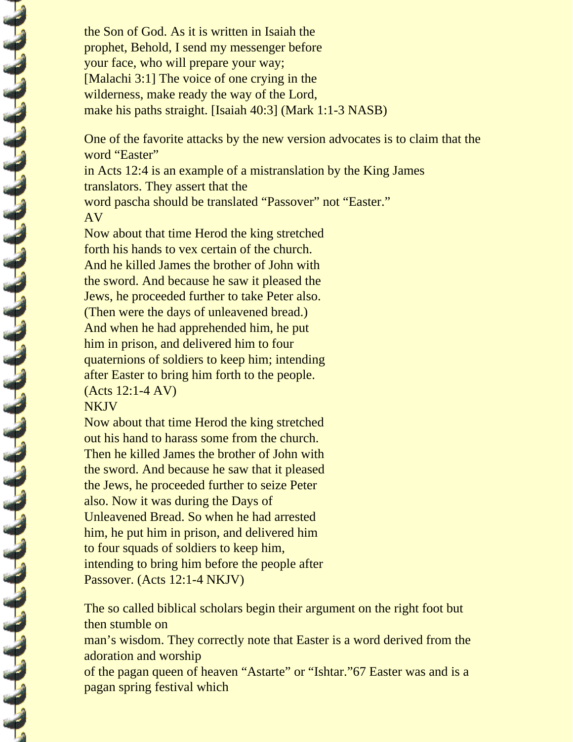the Son of God. As it is written in Isaiah the prophet, Behold, I send my messenger before your face, who will prepare your way; [Malachi 3:1] The voice of one crying in the wilderness, make ready the way of the Lord, make his paths straight. [Isaiah 40:3] (Mark 1:1-3 NASB)

One of the favorite attacks by the new version advocates is to claim that the word "Easter" in Acts 12:4 is an example of a mistranslation by the King James translators. They assert that the word pascha should be translated "Passover" not "Easter."

AV

Now about that time Herod the king stretched forth his hands to vex certain of the church. And he killed James the brother of John with the sword. And because he saw it pleased the Jews, he proceeded further to take Peter also. (Then were the days of unleavened bread.) And when he had apprehended him, he put him in prison, and delivered him to four quaternions of soldiers to keep him; intending after Easter to bring him forth to the people. (Acts 12:1-4 AV)

NKJV

Now about that time Herod the king stretched out his hand to harass some from the church. Then he killed James the brother of John with the sword. And because he saw that it pleased the Jews, he proceeded further to seize Peter also. Now it was during the Days of Unleavened Bread. So when he had arrested him, he put him in prison, and delivered him to four squads of soldiers to keep him, intending to bring him before the people after Passover. (Acts 12:1-4 NKJV)

The so called biblical scholars begin their argument on the right foot but then stumble on man's wisdom. They correctly note that Easter is a word derived from the adoration and worship of the pagan queen of heaven "Astarte" or "Ishtar."[67] Easter was and is a pagan spring festival which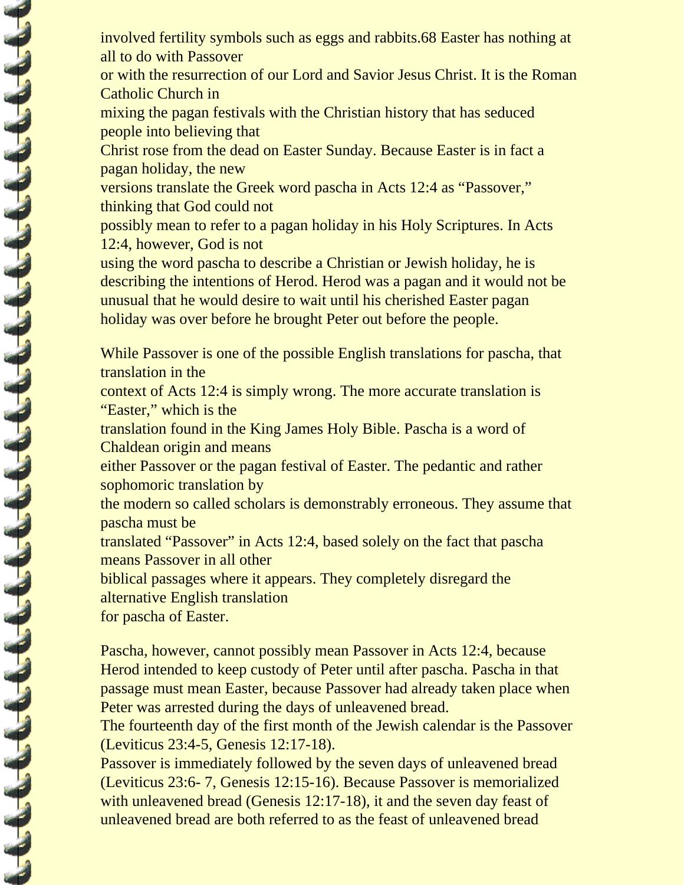involved fertility symbols such as eggs and rabbits.68 Easter has nothing at all to do with Passover or with the resurrection of our Lord and Savior Jesus Christ. It is the Roman Catholic Church in mixing the pagan festivals with the Christian history that has seduced people into believing that Christ rose from the dead on Easter Sunday. Because Easter is in fact a pagan holiday, the new versions translate the Greek word pascha in Acts 12:4 as "Passover," thinking that God could not possibly mean to refer to a pagan holiday in his Holy Scriptures. In Acts 12:4, however, God is not using the word pascha to describe a Christian or Jewish holiday, he is describing the intentions of Herod. Herod was a pagan and it would not be unusual that he would desire to wait until his cherished Easter pagan holiday was over before he brought Peter out before the people.

While Passover is one of the possible English translations for pascha, that translation in the context of Acts 12:4 is simply wrong. The more accurate translation is "Easter," which is the translation found in the King James Holy Bible. Pascha is a word of Chaldean origin and means either Passover or the pagan festival of Easter. The pedantic and rather sophomoric translation by the modern so called scholars is demonstrably erroneous. They assume that pascha must be translated "Passover" in Acts 12:4, based solely on the fact that pascha means Passover in all other biblical passages where it appears. They completely disregard the alternative English translation for pascha of Easter.

Pascha, however, cannot possibly mean Passover in Acts 12:4, because Herod intended to keep custody of Peter until after pascha. Pascha in that passage must mean Easter, because Passover had already taken place when Peter was arrested during the days of unleavened bread.
The fourteenth day of the first month of the Jewish calendar is the Passover (Leviticus 23:4-5, Genesis 12:17-18).
Passover is immediately followed by the seven days of unleavened bread (Leviticus 23:6- 7, Genesis 12:15-16). Because Passover is memorialized with unleavened bread (Genesis 12:17-18), it and the seven day feast of unleavened bread are both referred to as the feast of unleavened bread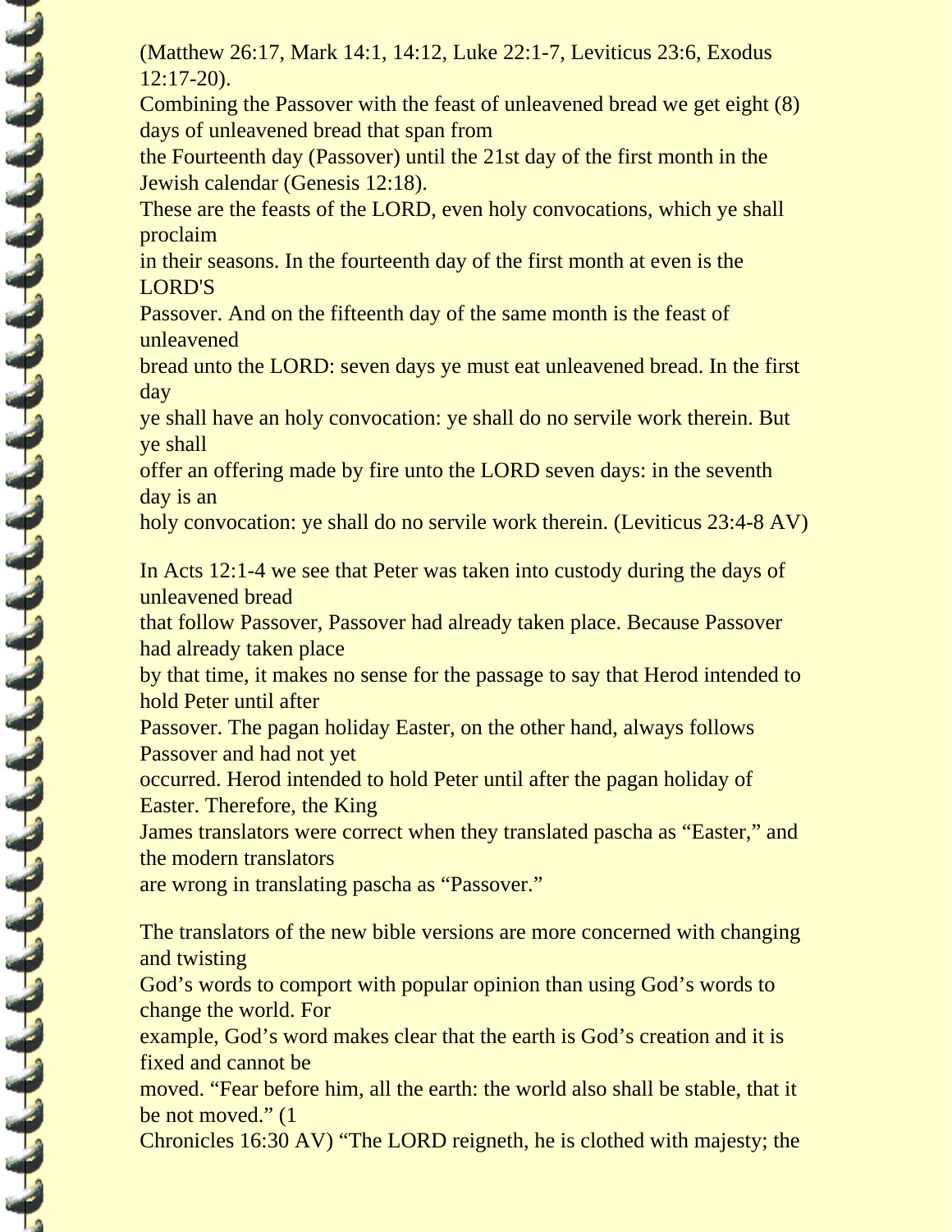(Matthew 26:17, Mark 14:1, 14:12, Luke 22:1-7, Leviticus 23:6, Exodus 12:17-20).

Combining the Passover with the feast of unleavened bread we get eight (8) days of unleavened bread that span from the Fourteenth day (Passover) until the 21st day of the first month in the Jewish calendar (Genesis 12:18).

These are the feasts of the LORD, even holy convocations, which ye shall proclaim in their seasons. In the fourteenth day of the first month at even is the LORD'S Passover. And on the fifteenth day of the same month is the feast of unleavened bread unto the LORD: seven days ye must eat unleavened bread. In the first day ye shall have an holy convocation: ye shall do no servile work therein. But ye shall offer an offering made by fire unto the LORD seven days: in the seventh day is an holy convocation: ye shall do no servile work therein. (Leviticus 23:4-8 AV)

In Acts 12:1-4 we see that Peter was taken into custody during the days of unleavened bread that follow Passover, Passover had already taken place. Because Passover had already taken place by that time, it makes no sense for the passage to say that Herod intended to hold Peter until after Passover. The pagan holiday Easter, on the other hand, always follows Passover and had not yet occurred. Herod intended to hold Peter until after the pagan holiday of Easter. Therefore, the King James translators were correct when they translated pascha as "Easter," and the modern translators are wrong in translating pascha as "Passover."

The translators of the new bible versions are more concerned with changing and twisting God's words to comport with popular opinion than using God's words to change the world. For example, God's word makes clear that the earth is God's creation and it is fixed and cannot be moved. "Fear before him, all the earth: the world also shall be stable, that it be not moved." (1 Chronicles 16:30 AV) "The LORD reigneth, he is clothed with majesty; the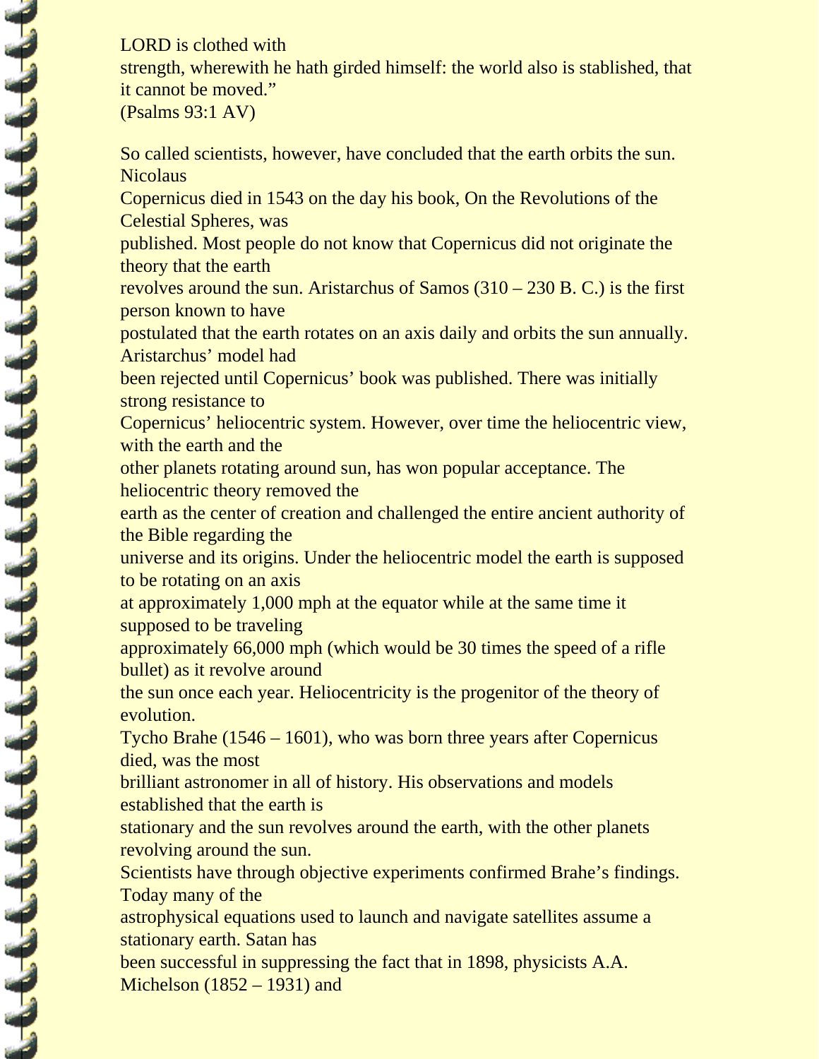LORD is clothed with strength, wherewith he hath girded himself: the world also is stablished, that it cannot be moved.”
(Psalms 93:1 AV)

So called scientists, however, have concluded that the earth orbits the sun. Nicolaus Copernicus died in 1543 on the day his book, On the Revolutions of the Celestial Spheres, was published. Most people do not know that Copernicus did not originate the theory that the earth revolves around the sun. Aristarchus of Samos (310 – 230 B. C.) is the first person known to have postulated that the earth rotates on an axis daily and orbits the sun annually. Aristarchus’ model had been rejected until Copernicus’ book was published. There was initially strong resistance to Copernicus’ heliocentric system. However, over time the heliocentric view, with the earth and the other planets rotating around sun, has won popular acceptance. The heliocentric theory removed the earth as the center of creation and challenged the entire ancient authority of the Bible regarding the universe and its origins. Under the heliocentric model the earth is supposed to be rotating on an axis at approximately 1,000 mph at the equator while at the same time it supposed to be traveling approximately 66,000 mph (which would be 30 times the speed of a rifle bullet) as it revolve around the sun once each year. Heliocentricity is the progenitor of the theory of evolution.

Tycho Brahe (1546 – 1601), who was born three years after Copernicus died, was the most brilliant astronomer in all of history. His observations and models established that the earth is stationary and the sun revolves around the earth, with the other planets revolving around the sun.

Scientists have through objective experiments confirmed Brahe’s findings. Today many of the astrophysical equations used to launch and navigate satellites assume a stationary earth. Satan has been successful in suppressing the fact that in 1898, physicists A.A. Michelson (1852 – 1931) and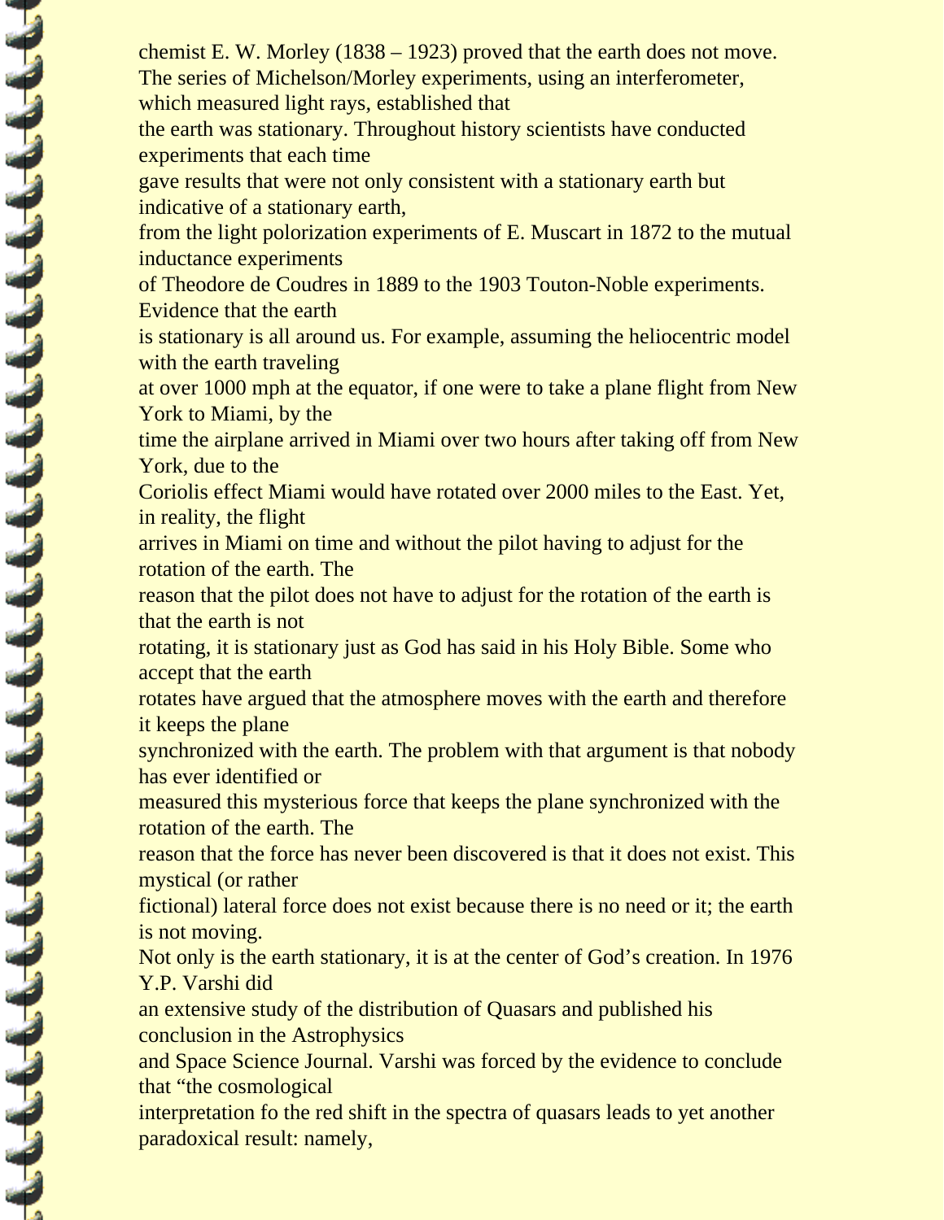chemist E. W. Morley (1838 – 1923) proved that the earth does not move. The series of Michelson/Morley experiments, using an interferometer, which measured light rays, established that the earth was stationary. Throughout history scientists have conducted experiments that each time gave results that were not only consistent with a stationary earth but indicative of a stationary earth, from the light polorization experiments of E. Muscart in 1872 to the mutual inductance experiments of Theodore de Coudres in 1889 to the 1903 Touton-Noble experiments. Evidence that the earth is stationary is all around us. For example, assuming the heliocentric model with the earth traveling at over 1000 mph at the equator, if one were to take a plane flight from New York to Miami, by the time the airplane arrived in Miami over two hours after taking off from New York, due to the Coriolis effect Miami would have rotated over 2000 miles to the East. Yet, in reality, the flight arrives in Miami on time and without the pilot having to adjust for the rotation of the earth. The reason that the pilot does not have to adjust for the rotation of the earth is that the earth is not rotating, it is stationary just as God has said in his Holy Bible. Some who accept that the earth rotates have argued that the atmosphere moves with the earth and therefore it keeps the plane synchronized with the earth. The problem with that argument is that nobody has ever identified or measured this mysterious force that keeps the plane synchronized with the rotation of the earth. The reason that the force has never been discovered is that it does not exist. This mystical (or rather fictional) lateral force does not exist because there is no need or it; the earth is not moving.

Not only is the earth stationary, it is at the center of God's creation. In 1976 Y.P. Varshi did an extensive study of the distribution of Quasars and published his conclusion in the Astrophysics and Space Science Journal. Varshi was forced by the evidence to conclude that "the cosmological interpretation fo the red shift in the spectra of quasars leads to yet another paradoxical result: namely,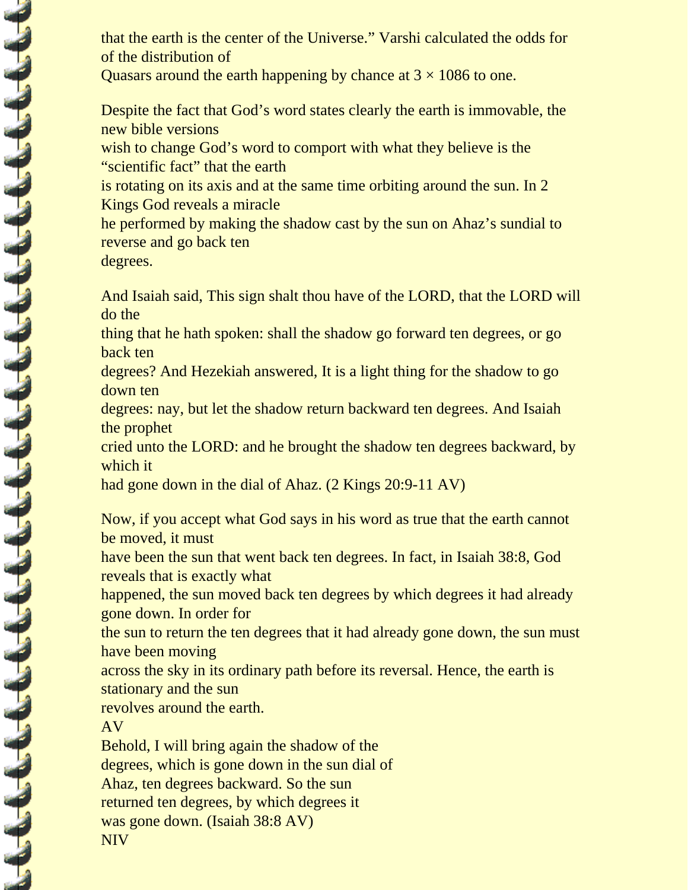that the earth is the center of the Universe." Varshi calculated the odds for of the distribution of Quasars around the earth happening by chance at 3 × 1086 to one.

Despite the fact that God's word states clearly the earth is immovable, the new bible versions wish to change God's word to comport with what they believe is the "scientific fact" that the earth is rotating on its axis and at the same time orbiting around the sun. In 2 Kings God reveals a miracle he performed by making the shadow cast by the sun on Ahaz's sundial to reverse and go back ten degrees.

And Isaiah said, This sign shalt thou have of the LORD, that the LORD will do the thing that he hath spoken: shall the shadow go forward ten degrees, or go back ten degrees? And Hezekiah answered, It is a light thing for the shadow to go down ten degrees: nay, but let the shadow return backward ten degrees. And Isaiah the prophet cried unto the LORD: and he brought the shadow ten degrees backward, by which it had gone down in the dial of Ahaz. (2 Kings 20:9-11 AV)

Now, if you accept what God says in his word as true that the earth cannot be moved, it must have been the sun that went back ten degrees. In fact, in Isaiah 38:8, God reveals that is exactly what happened, the sun moved back ten degrees by which degrees it had already gone down. In order for the sun to return the ten degrees that it had already gone down, the sun must have been moving across the sky in its ordinary path before its reversal. Hence, the earth is stationary and the sun revolves around the earth.

AV

Behold, I will bring again the shadow of the degrees, which is gone down in the sun dial of Ahaz, ten degrees backward. So the sun returned ten degrees, by which degrees it was gone down. (Isaiah 38:8 AV)

NIV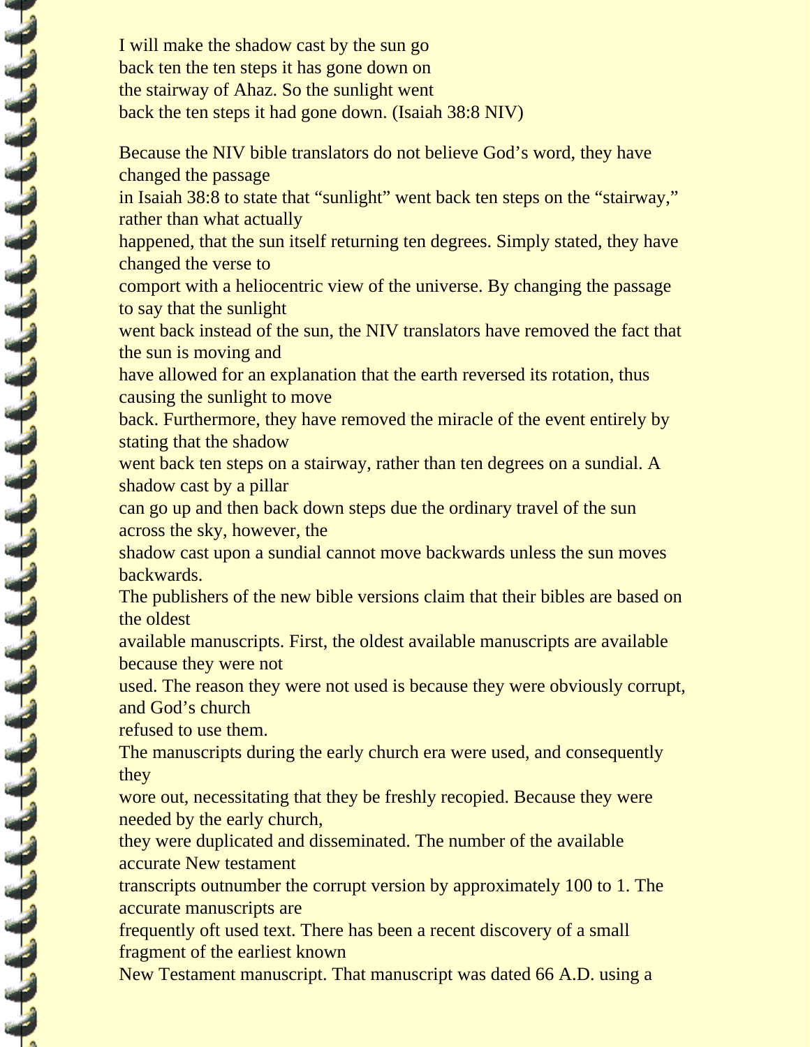I will make the shadow cast by the sun go back ten the ten steps it has gone down on the stairway of Ahaz. So the sunlight went back the ten steps it had gone down. (Isaiah 38:8 NIV)

Because the NIV bible translators do not believe God's word, they have changed the passage in Isaiah 38:8 to state that "sunlight" went back ten steps on the "stairway," rather than what actually happened, that the sun itself returning ten degrees. Simply stated, they have changed the verse to comport with a heliocentric view of the universe. By changing the passage to say that the sunlight went back instead of the sun, the NIV translators have removed the fact that the sun is moving and have allowed for an explanation that the earth reversed its rotation, thus causing the sunlight to move back. Furthermore, they have removed the miracle of the event entirely by stating that the shadow went back ten steps on a stairway, rather than ten degrees on a sundial. A shadow cast by a pillar can go up and then back down steps due the ordinary travel of the sun across the sky, however, the shadow cast upon a sundial cannot move backwards unless the sun moves backwards.

The publishers of the new bible versions claim that their bibles are based on the oldest available manuscripts. First, the oldest available manuscripts are available because they were not used. The reason they were not used is because they were obviously corrupt, and God's church refused to use them.

The manuscripts during the early church era were used, and consequently they wore out, necessitating that they be freshly recopied. Because they were needed by the early church, they were duplicated and disseminated. The number of the available accurate New testament transcripts outnumber the corrupt version by approximately 100 to 1. The accurate manuscripts are frequently oft used text. There has been a recent discovery of a small fragment of the earliest known New Testament manuscript. That manuscript was dated 66 A.D. using a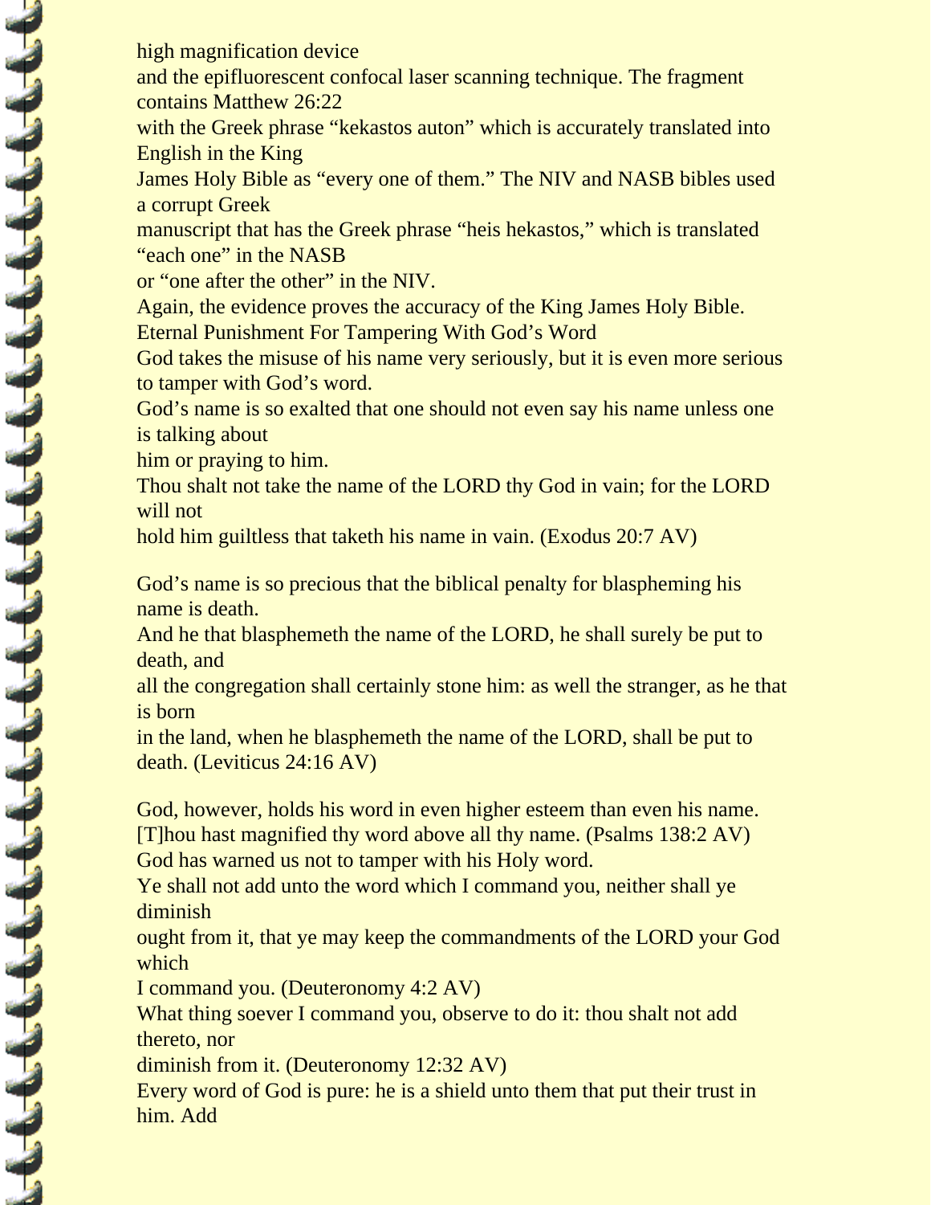high magnification device
and the epifluorescent confocal laser scanning technique. The fragment contains Matthew 26:22
with the Greek phrase "kekastos auton" which is accurately translated into English in the King
James Holy Bible as "every one of them." The NIV and NASB bibles used a corrupt Greek
manuscript that has the Greek phrase "heis hekastos," which is translated "each one" in the NASB
or "one after the other" in the NIV.
Again, the evidence proves the accuracy of the King James Holy Bible.

Eternal Punishment For Tampering With God's Word

God takes the misuse of his name very seriously, but it is even more serious to tamper with God's word.
God's name is so exalted that one should not even say his name unless one is talking about
him or praying to him.
Thou shalt not take the name of the LORD thy God in vain; for the LORD will not
hold him guiltless that taketh his name in vain. (Exodus 20:7 AV)

God's name is so precious that the biblical penalty for blaspheming his name is death.
And he that blasphemeth the name of the LORD, he shall surely be put to death, and
all the congregation shall certainly stone him: as well the stranger, as he that is born
in the land, when he blasphemeth the name of the LORD, shall be put to death. (Leviticus 24:16 AV)

God, however, holds his word in even higher esteem than even his name.
[T]hou hast magnified thy word above all thy name. (Psalms 138:2 AV)
God has warned us not to tamper with his Holy word.
Ye shall not add unto the word which I command you, neither shall ye diminish
ought from it, that ye may keep the commandments of the LORD your God which
I command you. (Deuteronomy 4:2 AV)
What thing soever I command you, observe to do it: thou shalt not add thereto, nor
diminish from it. (Deuteronomy 12:32 AV)
Every word of God is pure: he is a shield unto them that put their trust in him. Add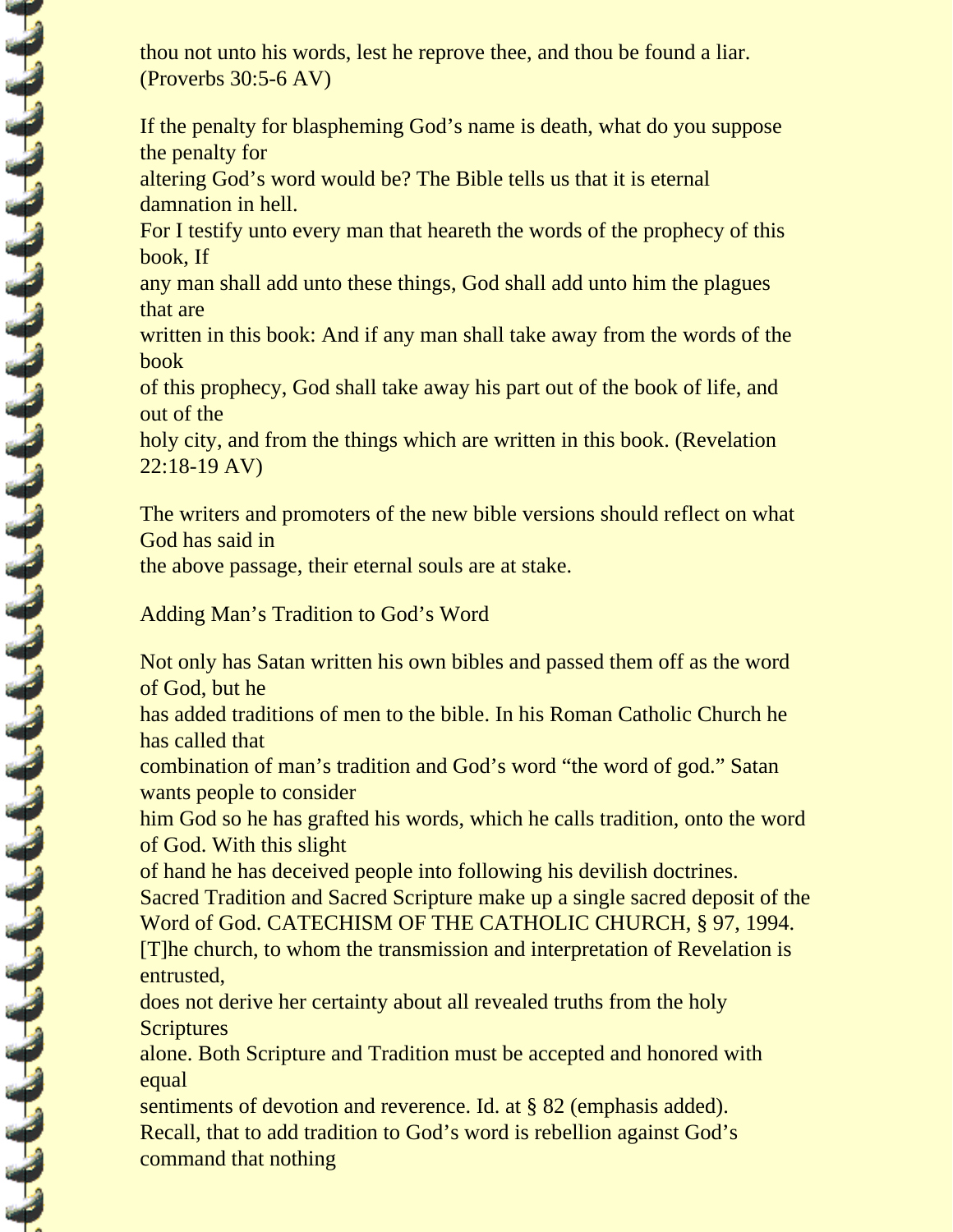thou not unto his words, lest he reprove thee, and thou be found a liar. (Proverbs 30:5-6 AV)

If the penalty for blaspheming God's name is death, what do you suppose the penalty for altering God's word would be? The Bible tells us that it is eternal damnation in hell.

For I testify unto every man that heareth the words of the prophecy of this book, If any man shall add unto these things, God shall add unto him the plagues that are written in this book: And if any man shall take away from the words of the book of this prophecy, God shall take away his part out of the book of life, and out of the holy city, and from the things which are written in this book. (Revelation 22:18-19 AV)

The writers and promoters of the new bible versions should reflect on what God has said in the above passage, their eternal souls are at stake.

## Adding Man's Tradition to God's Word

Not only has Satan written his own bibles and passed them off as the word of God, but he has added traditions of men to the bible. In his Roman Catholic Church he has called that combination of man's tradition and God's word "the word of god." Satan wants people to consider him God so he has grafted his words, which he calls tradition, onto the word of God. With this slight of hand he has deceived people into following his devilish doctrines.

Sacred Tradition and Sacred Scripture make up a single sacred deposit of the Word of God. CATECHISM OF THE CATHOLIC CHURCH, § 97, 1994.

[T]he church, to whom the transmission and interpretation of Revelation is entrusted, does not derive her certainty about all revealed truths from the holy Scriptures alone. Both Scripture and Tradition must be accepted and honored with equal sentiments of devotion and reverence. Id. at § 82 (emphasis added).

Recall, that to add tradition to God's word is rebellion against God's command that nothing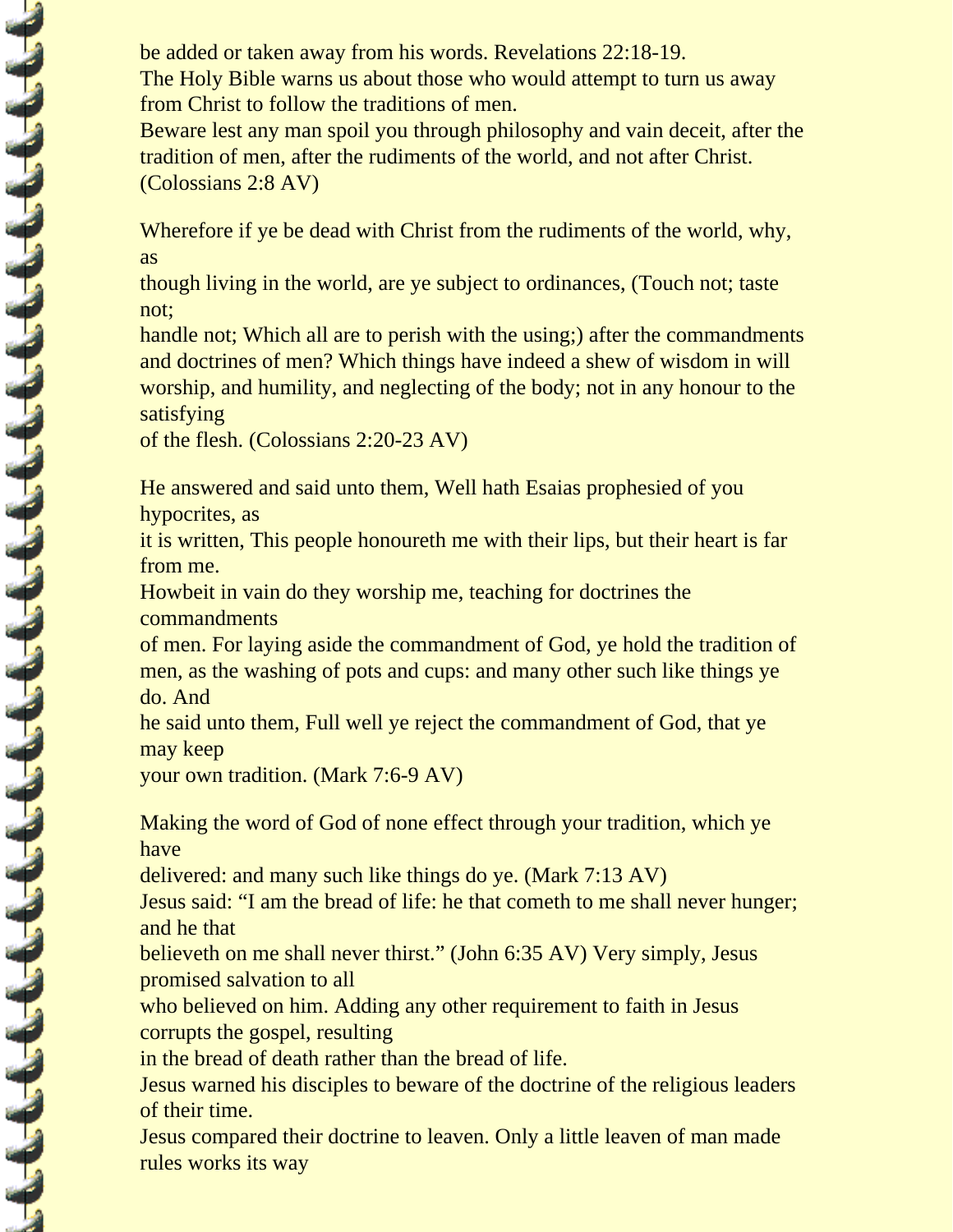be added or taken away from his words. Revelations 22:18-19.
The Holy Bible warns us about those who would attempt to turn us away from Christ to follow the traditions of men.
Beware lest any man spoil you through philosophy and vain deceit, after the tradition of men, after the rudiments of the world, and not after Christ. (Colossians 2:8 AV)

Wherefore if ye be dead with Christ from the rudiments of the world, why, as
though living in the world, are ye subject to ordinances, (Touch not; taste not;
handle not; Which all are to perish with the using;) after the commandments and doctrines of men? Which things have indeed a shew of wisdom in will worship, and humility, and neglecting of the body; not in any honour to the satisfying
of the flesh. (Colossians 2:20-23 AV)

He answered and said unto them, Well hath Esaias prophesied of you hypocrites, as
it is written, This people honoureth me with their lips, but their heart is far from me.
Howbeit in vain do they worship me, teaching for doctrines the commandments
of men. For laying aside the commandment of God, ye hold the tradition of men, as the washing of pots and cups: and many other such like things ye do. And
he said unto them, Full well ye reject the commandment of God, that ye may keep
your own tradition. (Mark 7:6-9 AV)

Making the word of God of none effect through your tradition, which ye have
delivered: and many such like things do ye. (Mark 7:13 AV)
Jesus said: "I am the bread of life: he that cometh to me shall never hunger; and he that
believeth on me shall never thirst." (John 6:35 AV) Very simply, Jesus promised salvation to all
who believed on him. Adding any other requirement to faith in Jesus corrupts the gospel, resulting
in the bread of death rather than the bread of life.
Jesus warned his disciples to beware of the doctrine of the religious leaders of their time.
Jesus compared their doctrine to leaven. Only a little leaven of man made rules works its way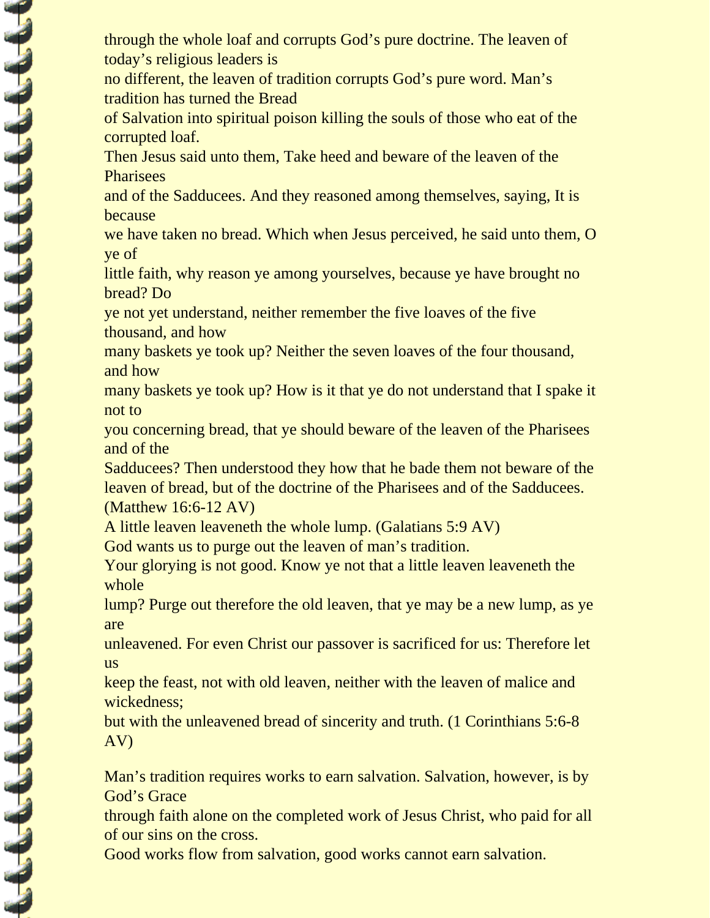through the whole loaf and corrupts God's pure doctrine. The leaven of today's religious leaders is no different, the leaven of tradition corrupts God's pure word. Man's tradition has turned the Bread of Salvation into spiritual poison killing the souls of those who eat of the corrupted loaf.

Then Jesus said unto them, Take heed and beware of the leaven of the Pharisees and of the Sadducees. And they reasoned among themselves, saying, It is because we have taken no bread. Which when Jesus perceived, he said unto them, O ye of little faith, why reason ye among yourselves, because ye have brought no bread? Do ye not yet understand, neither remember the five loaves of the five thousand, and how many baskets ye took up? Neither the seven loaves of the four thousand, and how many baskets ye took up? How is it that ye do not understand that I spake it not to you concerning bread, that ye should beware of the leaven of the Pharisees and of the Sadducees? Then understood they how that he bade them not beware of the leaven of bread, but of the doctrine of the Pharisees and of the Sadducees. (Matthew 16:6-12 AV)

A little leaven leaveneth the whole lump. (Galatians 5:9 AV)

God wants us to purge out the leaven of man's tradition.

Your glorying is not good. Know ye not that a little leaven leaveneth the whole lump? Purge out therefore the old leaven, that ye may be a new lump, as ye are unleavened. For even Christ our passover is sacrificed for us: Therefore let us keep the feast, not with old leaven, neither with the leaven of malice and wickedness; but with the unleavened bread of sincerity and truth. (1 Corinthians 5:6-8 AV)

Man's tradition requires works to earn salvation. Salvation, however, is by God's Grace through faith alone on the completed work of Jesus Christ, who paid for all of our sins on the cross.

Good works flow from salvation, good works cannot earn salvation.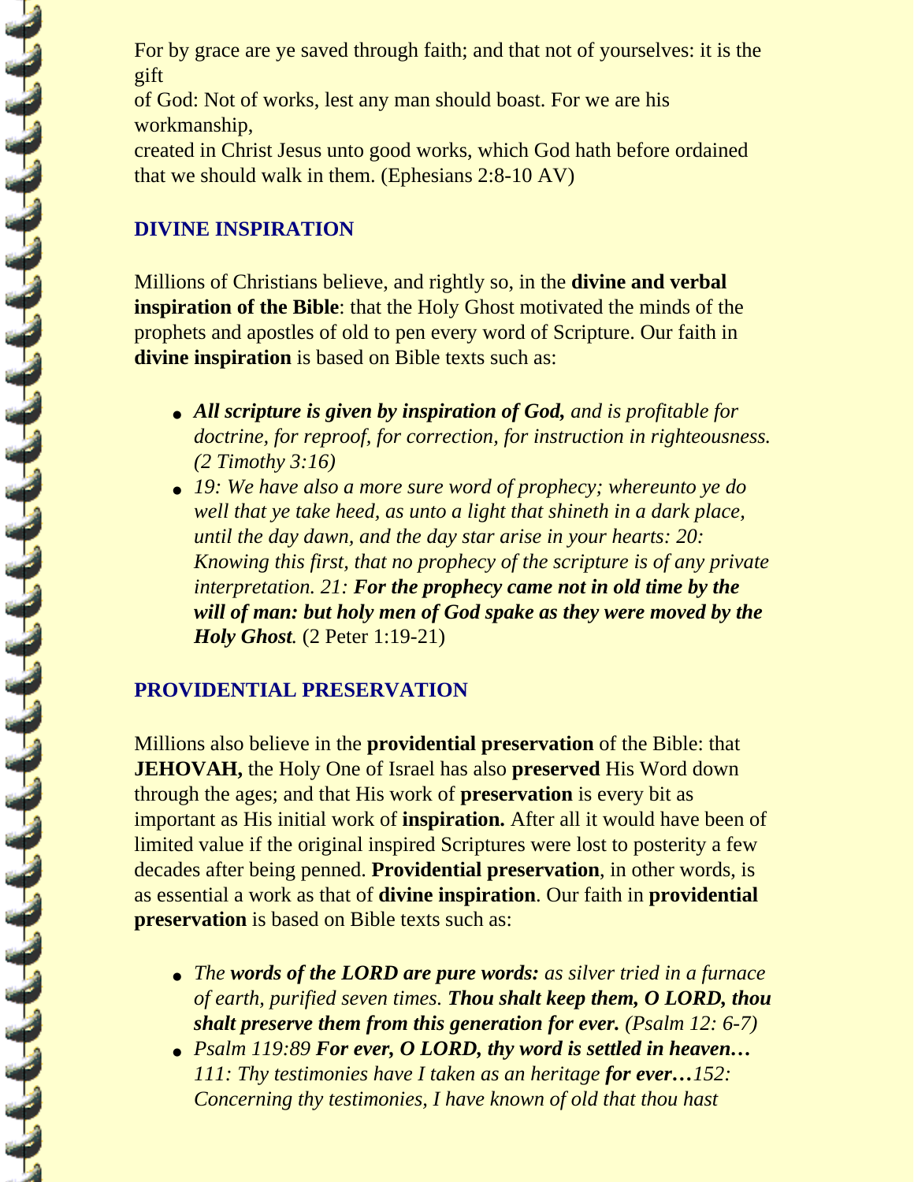For by grace are ye saved through faith; and that not of yourselves: it is the gift
of God: Not of works, lest any man should boast. For we are his workmanship,
created in Christ Jesus unto good works, which God hath before ordained that we should walk in them. (Ephesians 2:8-10 AV)

## DIVINE INSPIRATION

Millions of Christians believe, and rightly so, in the **divine and verbal inspiration of the Bible**: that the Holy Ghost motivated the minds of the prophets and apostles of old to pen every word of Scripture. Our faith in **divine inspiration** is based on Bible texts such as:

- ***All scripture is given by inspiration of God,*** *and is profitable for doctrine, for reproof, for correction, for instruction in righteousness. (2 Timothy 3:16)*
- *19: We have also a more sure word of prophecy; whereunto ye do well that ye take heed, as unto a light that shineth in a dark place, until the day dawn, and the day star arise in your hearts: 20: Knowing this first, that no prophecy of the scripture is of any private interpretation. 21:* ***For the prophecy came not in old time by the will of man: but holy men of God spake as they were moved by the Holy Ghost.*** (2 Peter 1:19-21)

## PROVIDENTIAL PRESERVATION

Millions also believe in the **providential preservation** of the Bible: that **JEHOVAH,** the Holy One of Israel has also **preserved** His Word down through the ages; and that His work of **preservation** is every bit as important as His initial work of **inspiration.** After all it would have been of limited value if the original inspired Scriptures were lost to posterity a few decades after being penned. **Providential preservation**, in other words, is as essential a work as that of **divine inspiration**. Our faith in **providential preservation** is based on Bible texts such as:

- *The* ***words of the LORD are pure words:*** *as silver tried in a furnace of earth, purified seven times.* ***Thou shalt keep them, O LORD, thou shalt preserve them from this generation for ever.*** *(Psalm 12: 6-7)*
- *Psalm 119:89* ***For ever, O LORD, thy word is settled in heaven…*** *111: Thy testimonies have I taken as an heritage* ***for ever…****152: Concerning thy testimonies, I have known of old that thou hast*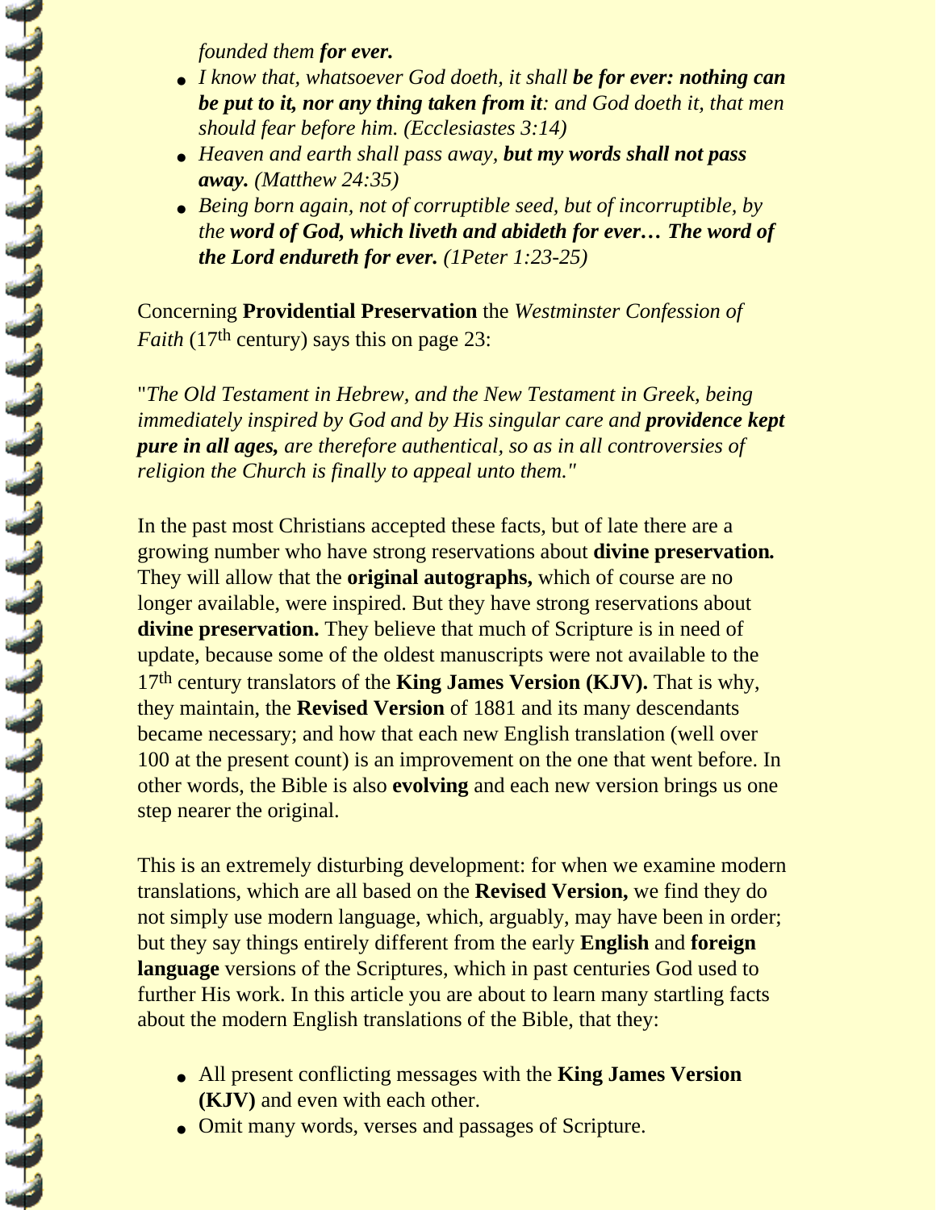*founded them **for ever.***

- *I know that, whatsoever God doeth, it shall **be for ever: nothing can be put to it, nor any thing taken from it**: and God doeth it, that men should fear before him. (Ecclesiastes 3:14)*
- *Heaven and earth shall pass away, **but my words shall not pass away.** (Matthew 24:35)*
- *Being born again, not of corruptible seed, but of incorruptible, by the **word of God, which liveth and abideth for ever… The word of the Lord endureth for ever.** (1Peter 1:23-25)*

Concerning **Providential Preservation** the *Westminster Confession of Faith* (17th century) says this on page 23:

"*The Old Testament in Hebrew, and the New Testament in Greek, being immediately inspired by God and by His singular care and **providence kept pure in all ages,** are therefore authentical, so as in all controversies of religion the Church is finally to appeal unto them.*"

In the past most Christians accepted these facts, but of late there are a growing number who have strong reservations about **divine preservation.** They will allow that the **original autographs,** which of course are no longer available, were inspired. But they have strong reservations about **divine preservation.** They believe that much of Scripture is in need of update, because some of the oldest manuscripts were not available to the 17th century translators of the **King James Version (KJV).** That is why, they maintain, the **Revised Version** of 1881 and its many descendants became necessary; and how that each new English translation (well over 100 at the present count) is an improvement on the one that went before. In other words, the Bible is also **evolving** and each new version brings us one step nearer the original.

This is an extremely disturbing development: for when we examine modern translations, which are all based on the **Revised Version,** we find they do not simply use modern language, which, arguably, may have been in order; but they say things entirely different from the early **English** and **foreign language** versions of the Scriptures, which in past centuries God used to further His work. In this article you are about to learn many startling facts about the modern English translations of the Bible, that they:

- All present conflicting messages with the **King James Version (KJV)** and even with each other.
- Omit many words, verses and passages of Scripture.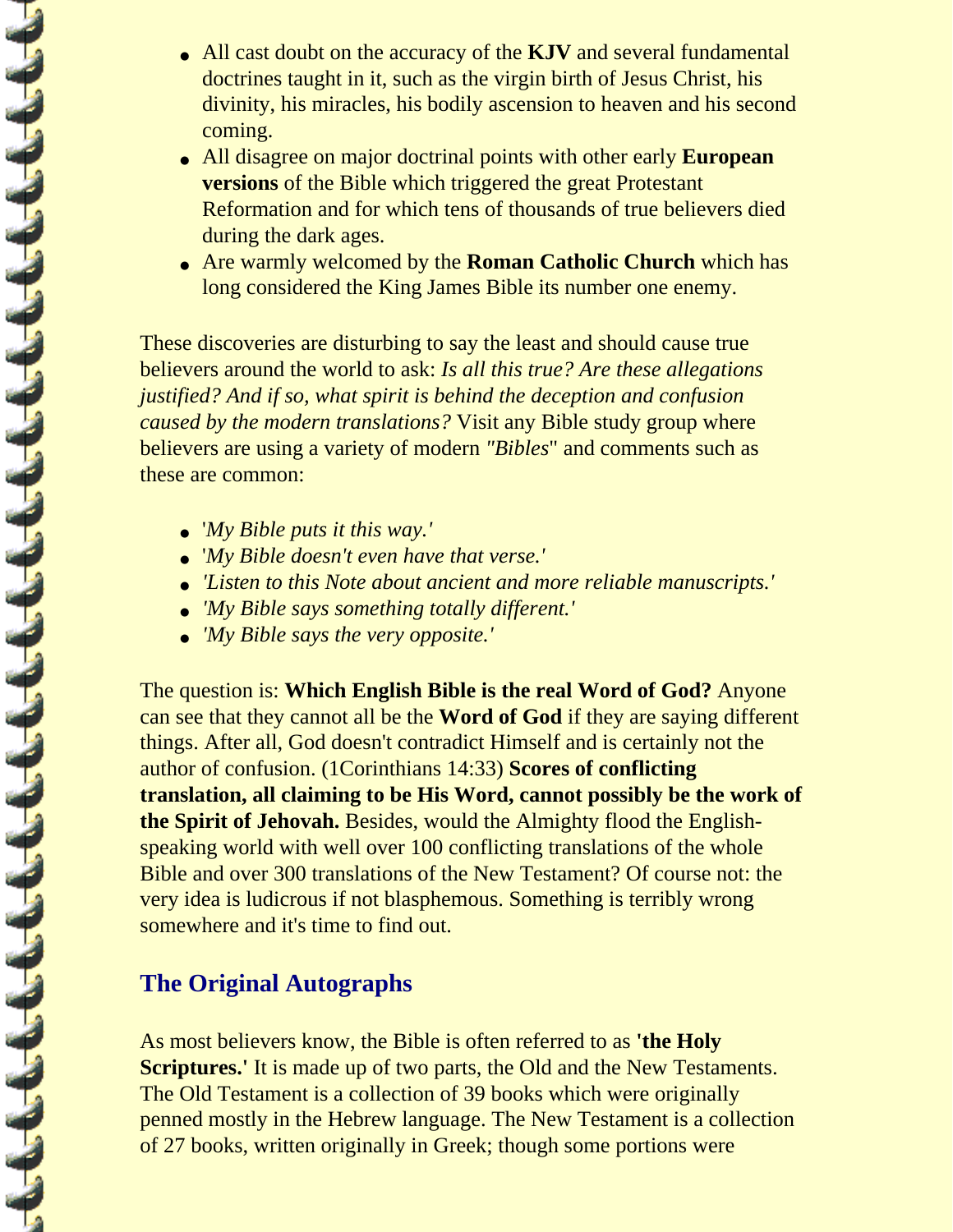- All cast doubt on the accuracy of the **KJV** and several fundamental doctrines taught in it, such as the virgin birth of Jesus Christ, his divinity, his miracles, his bodily ascension to heaven and his second coming.
- All disagree on major doctrinal points with other early **European versions** of the Bible which triggered the great Protestant Reformation and for which tens of thousands of true believers died during the dark ages.
- Are warmly welcomed by the **Roman Catholic Church** which has long considered the King James Bible its number one enemy.

These discoveries are disturbing to say the least and should cause true believers around the world to ask: *Is all this true? Are these allegations justified? And if so, what spirit is behind the deception and confusion caused by the modern translations?* Visit any Bible study group where believers are using a variety of modern *"Bibles*" and comments such as these are common:

- '*My Bible puts it this way.'*
- '*My Bible doesn't even have that verse.'*
- *'Listen to this Note about ancient and more reliable manuscripts.'*
- *'My Bible says something totally different.'*
- *'My Bible says the very opposite.'*

The question is: **Which English Bible is the real Word of God?** Anyone can see that they cannot all be the **Word of God** if they are saying different things. After all, God doesn't contradict Himself and is certainly not the author of confusion. (1Corinthians 14:33) **Scores of conflicting translation, all claiming to be His Word, cannot possibly be the work of the Spirit of Jehovah.** Besides, would the Almighty flood the English-speaking world with well over 100 conflicting translations of the whole Bible and over 300 translations of the New Testament? Of course not: the very idea is ludicrous if not blasphemous. Something is terribly wrong somewhere and it's time to find out.

## The Original Autographs

As most believers know, the Bible is often referred to as **'the Holy Scriptures.'** It is made up of two parts, the Old and the New Testaments. The Old Testament is a collection of 39 books which were originally penned mostly in the Hebrew language. The New Testament is a collection of 27 books, written originally in Greek; though some portions were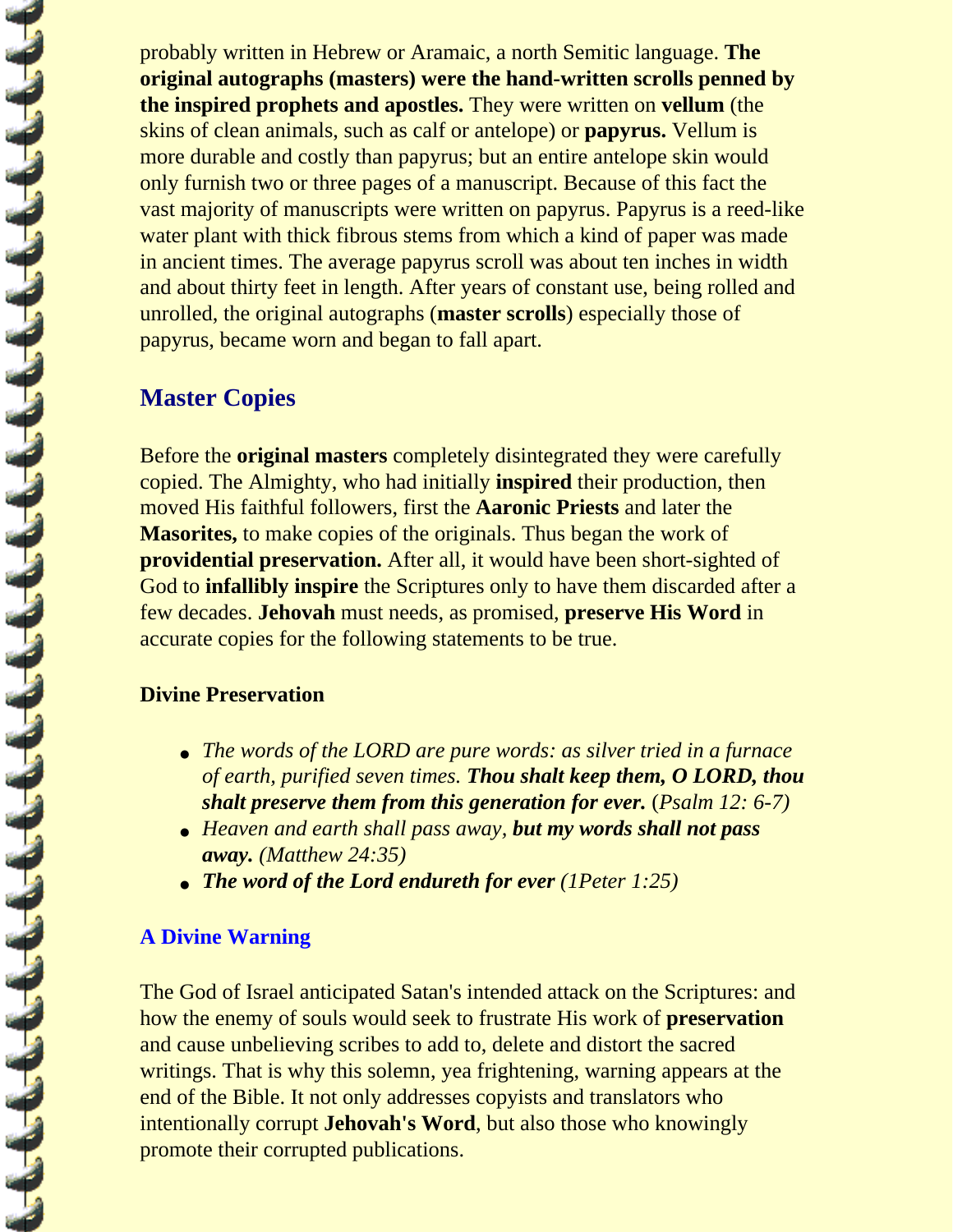probably written in Hebrew or Aramaic, a north Semitic language. **The original autographs (masters) were the hand-written scrolls penned by the inspired prophets and apostles.** They were written on **vellum** (the skins of clean animals, such as calf or antelope) or **papyrus.** Vellum is more durable and costly than papyrus; but an entire antelope skin would only furnish two or three pages of a manuscript. Because of this fact the vast majority of manuscripts were written on papyrus. Papyrus is a reed-like water plant with thick fibrous stems from which a kind of paper was made in ancient times. The average papyrus scroll was about ten inches in width and about thirty feet in length. After years of constant use, being rolled and unrolled, the original autographs (**master scrolls**) especially those of papyrus, became worn and began to fall apart.

## Master Copies

Before the **original masters** completely disintegrated they were carefully copied. The Almighty, who had initially **inspired** their production, then moved His faithful followers, first the **Aaronic Priests** and later the **Masorites,** to make copies of the originals. Thus began the work of **providential preservation.** After all, it would have been short-sighted of God to **infallibly inspire** the Scriptures only to have them discarded after a few decades. **Jehovah** must needs, as promised, **preserve His Word** in accurate copies for the following statements to be true.

### Divine Preservation

- *The words of the LORD are pure words: as silver tried in a furnace of earth, purified seven times.* ***Thou shalt keep them, O LORD, thou shalt preserve them from this generation for ever.*** (*Psalm 12: 6-7)*
- *Heaven and earth shall pass away,* ***but my words shall not pass away.*** *(Matthew 24:35)*
- ***The word of the Lord endureth for ever*** *(1Peter 1:25)*

### A Divine Warning

The God of Israel anticipated Satan's intended attack on the Scriptures: and how the enemy of souls would seek to frustrate His work of **preservation** and cause unbelieving scribes to add to, delete and distort the sacred writings. That is why this solemn, yea frightening, warning appears at the end of the Bible. It not only addresses copyists and translators who intentionally corrupt **Jehovah's Word**, but also those who knowingly promote their corrupted publications.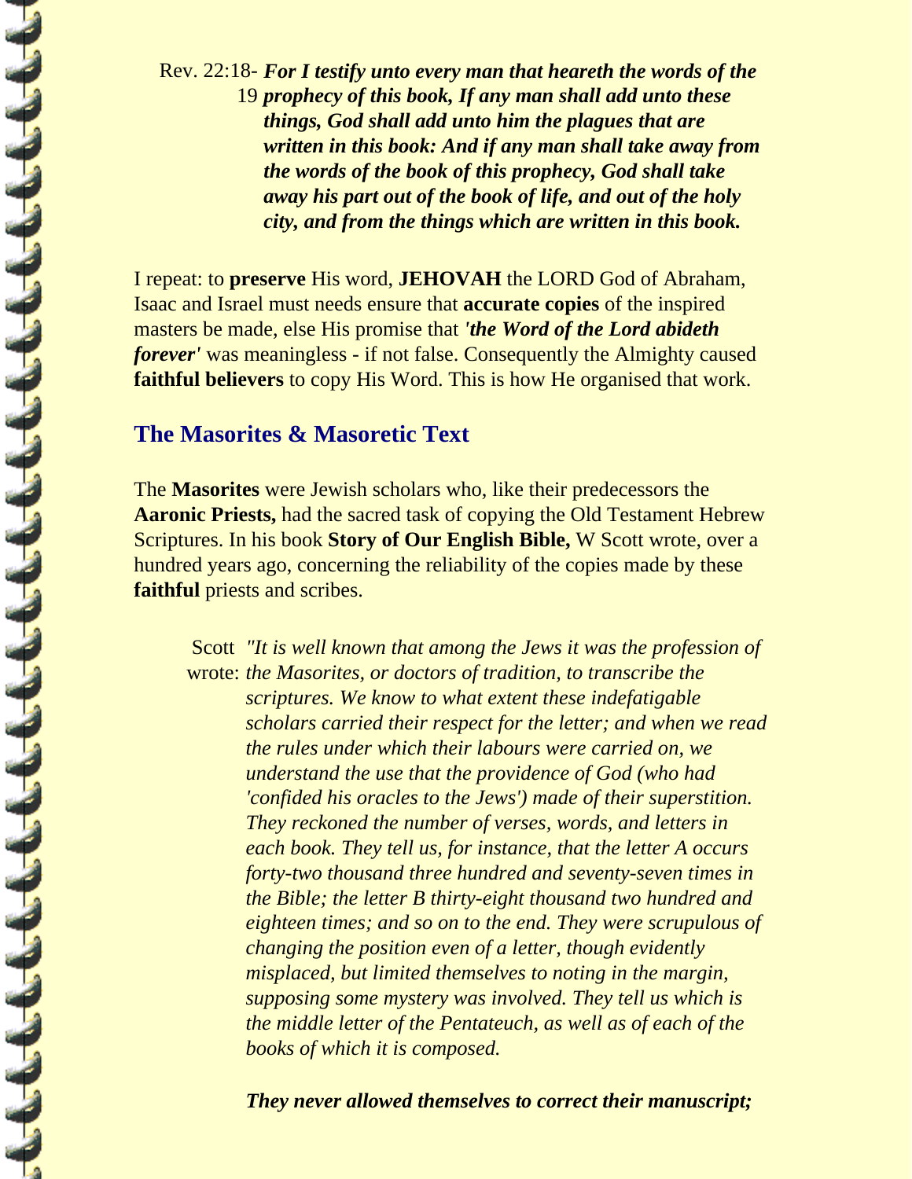Rev. 22:18-19 ***For I testify unto every man that heareth the words of the prophecy of this book, If any man shall add unto these things, God shall add unto him the plagues that are written in this book: And if any man shall take away from the words of the book of this prophecy, God shall take away his part out of the book of life, and out of the holy city, and from the things which are written in this book.***

I repeat: to **preserve** His word, **JEHOVAH** the LORD God of Abraham, Isaac and Israel must needs ensure that **accurate copies** of the inspired masters be made, else His promise that ***'the Word of the Lord abideth forever'*** was meaningless - if not false. Consequently the Almighty caused **faithful believers** to copy His Word. This is how He organised that work.

## The Masorites & Masoretic Text

The **Masorites** were Jewish scholars who, like their predecessors the **Aaronic Priests,** had the sacred task of copying the Old Testament Hebrew Scriptures. In his book **Story of Our English Bible,** W Scott wrote, over a hundred years ago, concerning the reliability of the copies made by these **faithful** priests and scribes.

Scott wrote: *"It is well known that among the Jews it was the profession of the Masorites, or doctors of tradition, to transcribe the scriptures. We know to what extent these indefatigable scholars carried their respect for the letter; and when we read the rules under which their labours were carried on, we understand the use that the providence of God (who had 'confided his oracles to the Jews') made of their superstition. They reckoned the number of verses, words, and letters in each book. They tell us, for instance, that the letter A occurs forty-two thousand three hundred and seventy-seven times in the Bible; the letter B thirty-eight thousand two hundred and eighteen times; and so on to the end. They were scrupulous of changing the position even of a letter, though evidently misplaced, but limited themselves to noting in the margin, supposing some mystery was involved. They tell us which is the middle letter of the Pentateuch, as well as of each of the books of which it is composed.*

***They never allowed themselves to correct their manuscript;***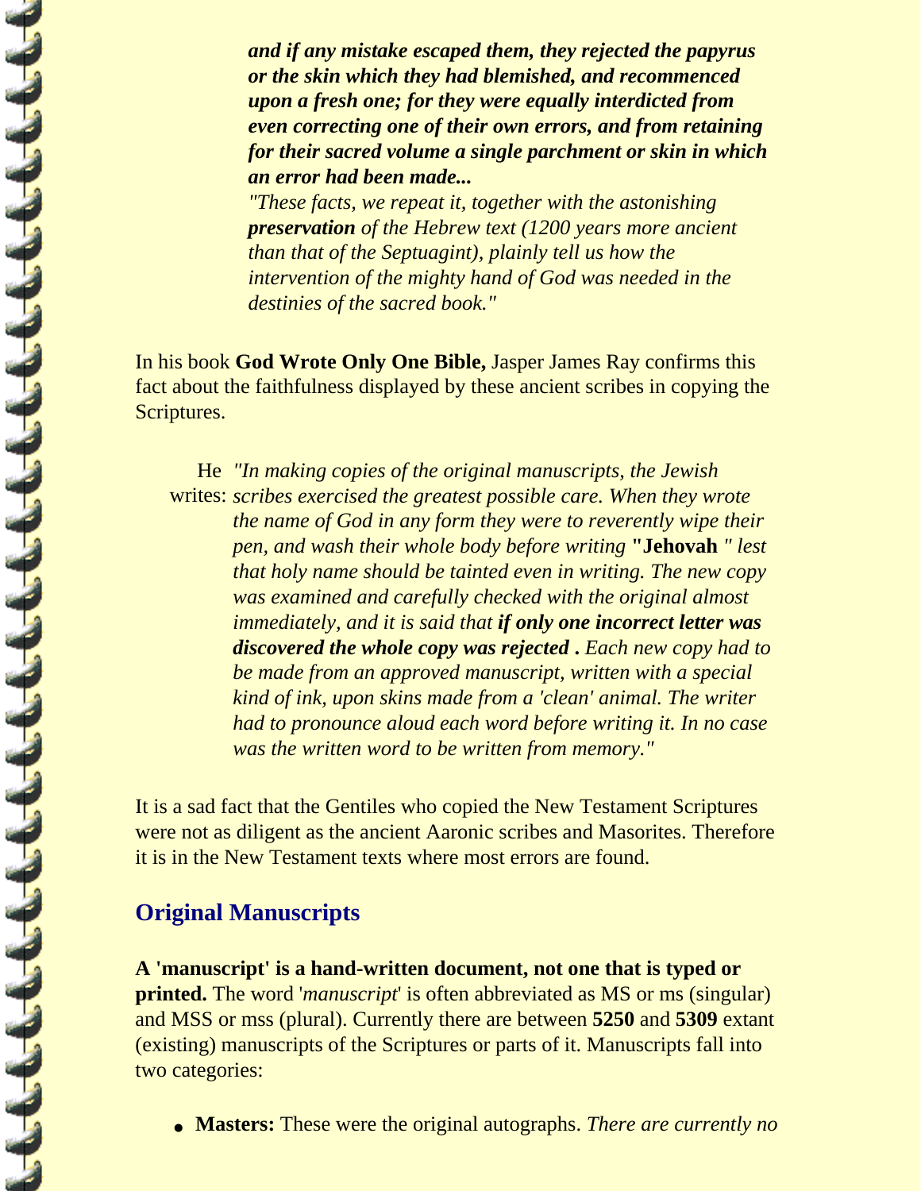> ***and if any mistake escaped them, they rejected the papyrus or the skin which they had blemished, and recommenced upon a fresh one; for they were equally interdicted from even correcting one of their own errors, and from retaining for their sacred volume a single parchment or skin in which an error had been made...***
> *"These facts, we repeat it, together with the astonishing* ***preservation*** *of the Hebrew text (1200 years more ancient than that of the Septuagint), plainly tell us how the intervention of the mighty hand of God was needed in the destinies of the sacred book."*

In his book **God Wrote Only One Bible,** Jasper James Ray confirms this fact about the faithfulness displayed by these ancient scribes in copying the Scriptures.

He writes: *"In making copies of the original manuscripts, the Jewish scribes exercised the greatest possible care. When they wrote the name of God in any form they were to reverently wipe their pen, and wash their whole body before writing* **"Jehovah** *" lest that holy name should be tainted even in writing. The new copy was examined and carefully checked with the original almost immediately, and it is said that* ***if only one incorrect letter was discovered the whole copy was rejected .*** *Each new copy had to be made from an approved manuscript, written with a special kind of ink, upon skins made from a 'clean' animal. The writer had to pronounce aloud each word before writing it. In no case was the written word to be written from memory."*

It is a sad fact that the Gentiles who copied the New Testament Scriptures were not as diligent as the ancient Aaronic scribes and Masorites. Therefore it is in the New Testament texts where most errors are found.

## Original Manuscripts

**A 'manuscript' is a hand-written document, not one that is typed or printed.** The word '*manuscript*' is often abbreviated as MS or ms (singular) and MSS or mss (plural). Currently there are between **5250** and **5309** extant (existing) manuscripts of the Scriptures or parts of it. Manuscripts fall into two categories:

- **Masters:** These were the original autographs. *There are currently no*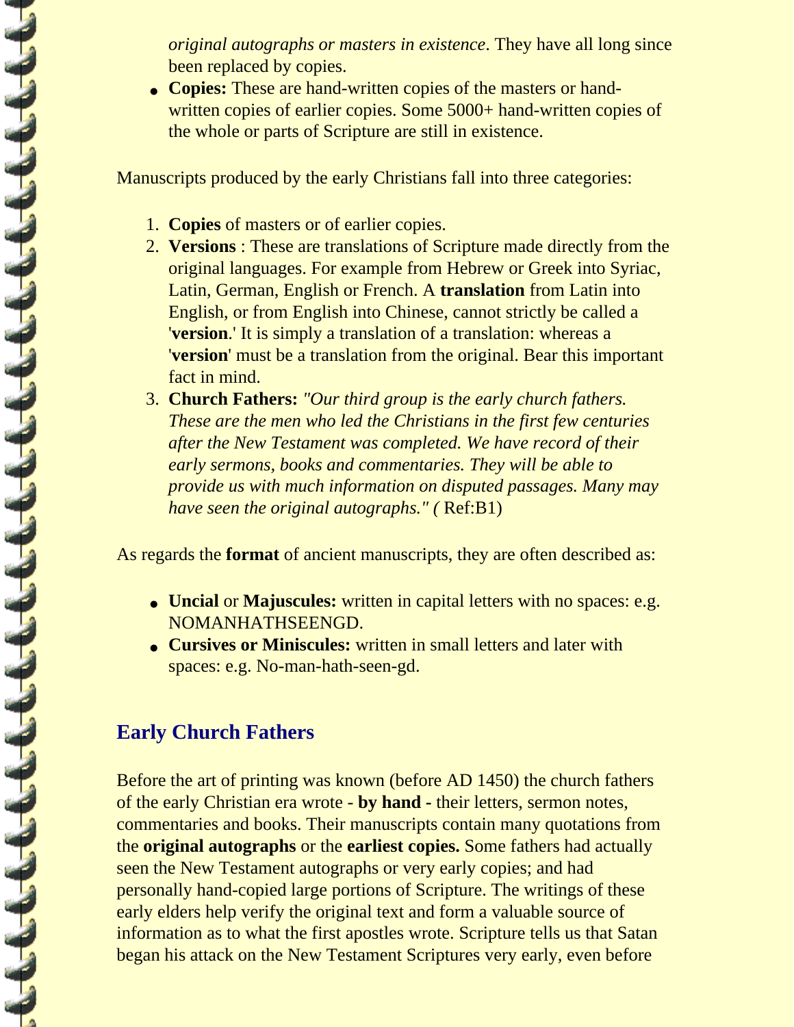*original autographs or masters in existence*. They have all long since been replaced by copies.

- **Copies:** These are hand-written copies of the masters or hand-written copies of earlier copies. Some 5000+ hand-written copies of the whole or parts of Scripture are still in existence.

Manuscripts produced by the early Christians fall into three categories:

1. **Copies** of masters or of earlier copies.
2. **Versions** : These are translations of Scripture made directly from the original languages. For example from Hebrew or Greek into Syriac, Latin, German, English or French. A **translation** from Latin into English, or from English into Chinese, cannot strictly be called a '**version**.' It is simply a translation of a translation: whereas a '**version**' must be a translation from the original. Bear this important fact in mind.
3. **Church Fathers:** *"Our third group is the early church fathers. These are the men who led the Christians in the first few centuries after the New Testament was completed. We have record of their early sermons, books and commentaries. They will be able to provide us with much information on disputed passages. Many may have seen the original autographs." (* Ref:B1)

As regards the **format** of ancient manuscripts, they are often described as:

- **Uncial** or **Majuscules:** written in capital letters with no spaces: e.g. NOMANHATHSEENGD.
- **Cursives or Miniscules:** written in small letters and later with spaces: e.g. No-man-hath-seen-gd.

## Early Church Fathers

Before the art of printing was known (before AD 1450) the church fathers of the early Christian era wrote - **by hand -** their letters, sermon notes, commentaries and books. Their manuscripts contain many quotations from the **original autographs** or the **earliest copies.** Some fathers had actually seen the New Testament autographs or very early copies; and had personally hand-copied large portions of Scripture. The writings of these early elders help verify the original text and form a valuable source of information as to what the first apostles wrote. Scripture tells us that Satan began his attack on the New Testament Scriptures very early, even before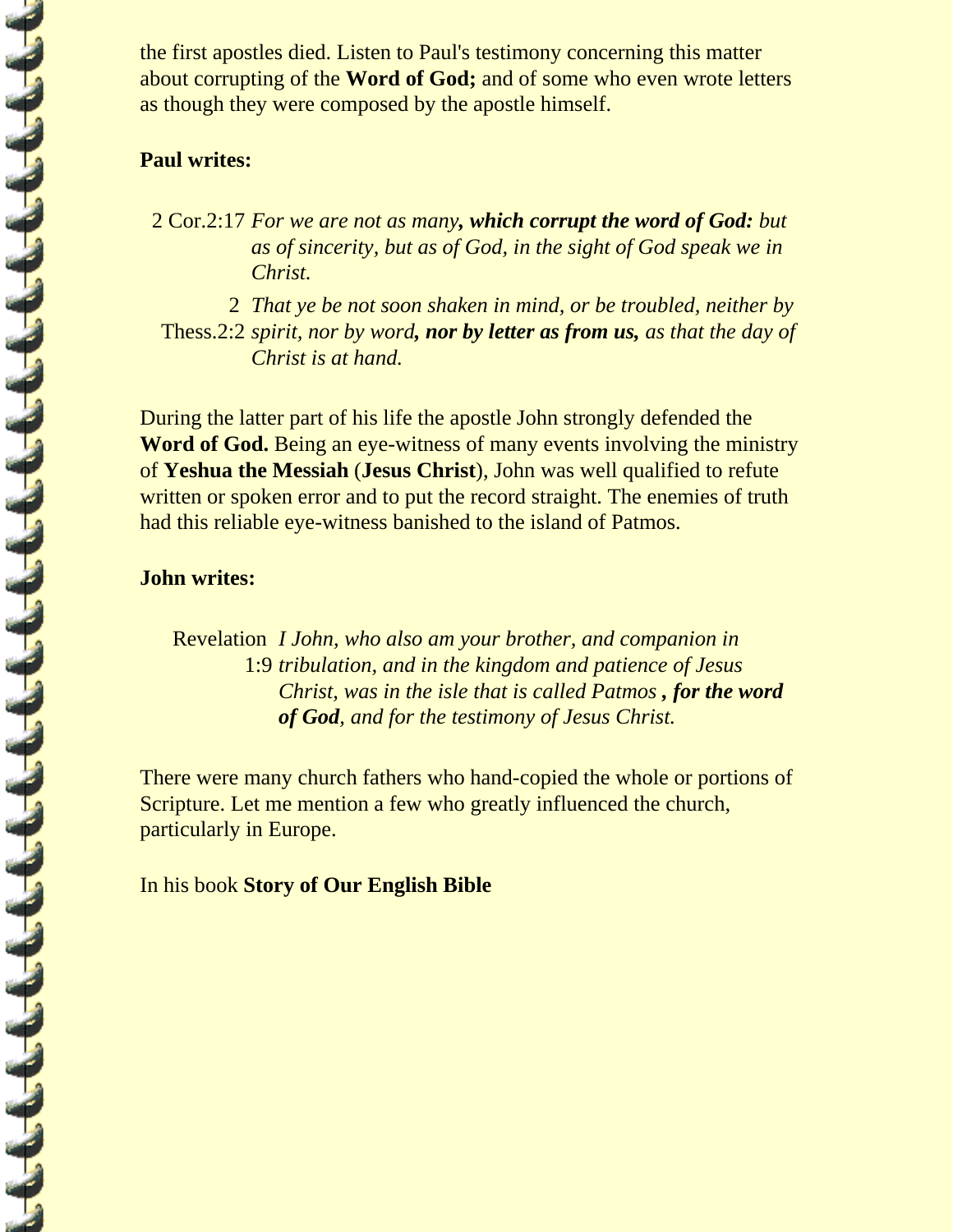the first apostles died. Listen to Paul's testimony concerning this matter about corrupting of the **Word of God;** and of some who even wrote letters as though they were composed by the apostle himself.

**Paul writes:**

2 Cor.2:17 *For we are not as many**, which corrupt the word of God:** but as of sincerity, but as of God, in the sight of God speak we in Christ.*

2 Thess.2:2 *That ye be not soon shaken in mind, or be troubled, neither by spirit, nor by word**, nor by letter as from us,** as that the day of Christ is at hand.*

During the latter part of his life the apostle John strongly defended the **Word of God.** Being an eye-witness of many events involving the ministry of **Yeshua the Messiah** (**Jesus Christ**), John was well qualified to refute written or spoken error and to put the record straight. The enemies of truth had this reliable eye-witness banished to the island of Patmos.

**John writes:**

Revelation 1:9 *I John, who also am your brother, and companion in tribulation, and in the kingdom and patience of Jesus Christ, was in the isle that is called Patmos **, for the word of God**, and for the testimony of Jesus Christ.*

There were many church fathers who hand-copied the whole or portions of Scripture. Let me mention a few who greatly influenced the church, particularly in Europe.

In his book **Story of Our English Bible**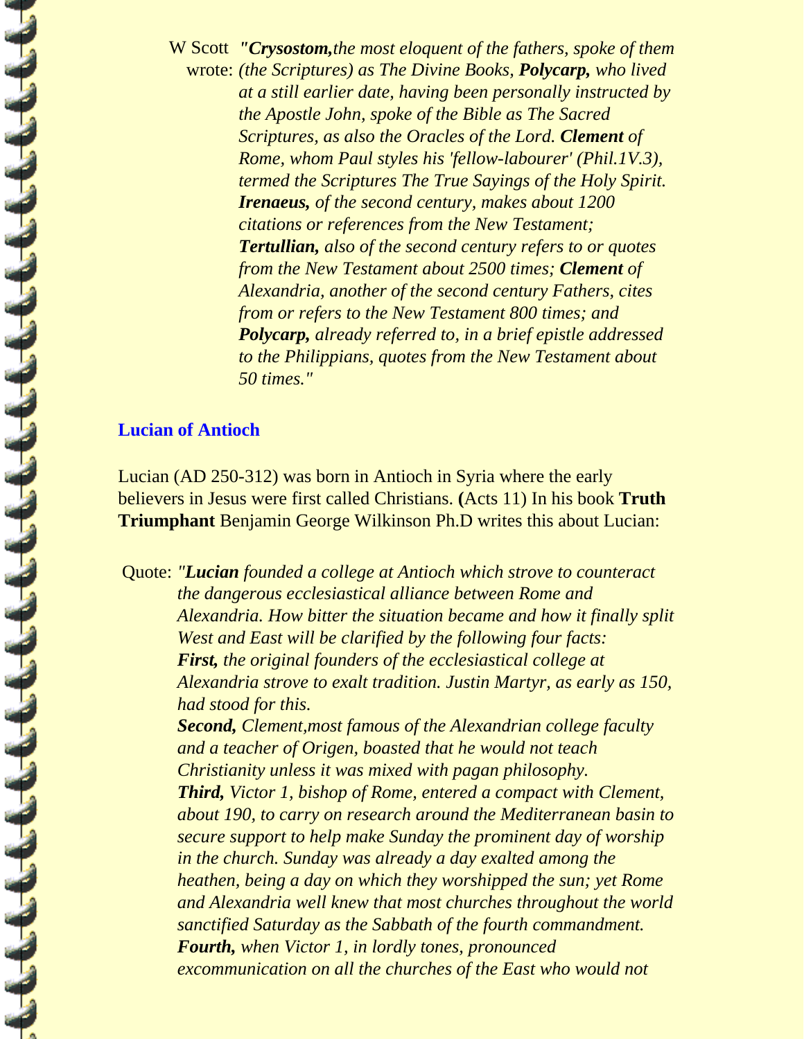W Scott wrote: *"**Crysostom,** the most eloquent of the fathers, spoke of them (the Scriptures) as The Divine Books, **Polycarp,** who lived at a still earlier date, having been personally instructed by the Apostle John, spoke of the Bible as The Sacred Scriptures, as also the Oracles of the Lord. **Clement** of Rome, whom Paul styles his 'fellow-labourer' (Phil.1V.3), termed the Scriptures The True Sayings of the Holy Spirit. **Irenaeus,** of the second century, makes about 1200 citations or references from the New Testament; **Tertullian,** also of the second century refers to or quotes from the New Testament about 2500 times; **Clement** of Alexandria, another of the second century Fathers, cites from or refers to the New Testament 800 times; and **Polycarp,** already referred to, in a brief epistle addressed to the Philippians, quotes from the New Testament about 50 times."*

## Lucian of Antioch

Lucian (AD 250-312) was born in Antioch in Syria where the early believers in Jesus were first called Christians. **(**Acts 11) In his book **Truth Triumphant** Benjamin George Wilkinson Ph.D writes this about Lucian:

Quote: *"**Lucian** founded a college at Antioch which strove to counteract the dangerous ecclesiastical alliance between Rome and Alexandria. How bitter the situation became and how it finally split West and East will be clarified by the following four facts:*
***First,** the original founders of the ecclesiastical college at Alexandria strove to exalt tradition. Justin Martyr, as early as 150, had stood for this.*
***Second,** Clement,most famous of the Alexandrian college faculty and a teacher of Origen, boasted that he would not teach Christianity unless it was mixed with pagan philosophy.*
***Third,** Victor 1, bishop of Rome, entered a compact with Clement, about 190, to carry on research around the Mediterranean basin to secure support to help make Sunday the prominent day of worship in the church. Sunday was already a day exalted among the heathen, being a day on which they worshipped the sun; yet Rome and Alexandria well knew that most churches throughout the world sanctified Saturday as the Sabbath of the fourth commandment.*
***Fourth,** when Victor 1, in lordly tones, pronounced excommunication on all the churches of the East who would not*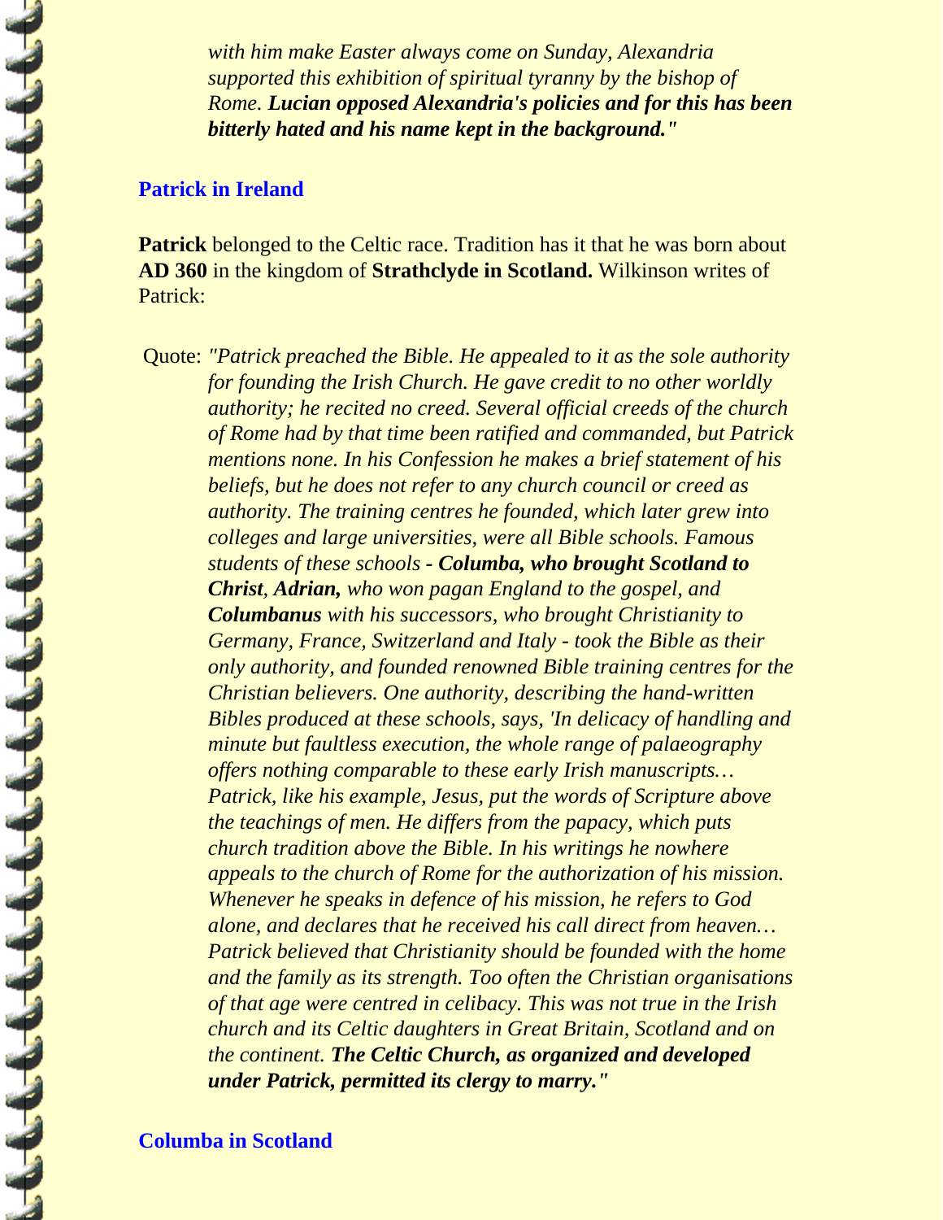*with him make Easter always come on Sunday, Alexandria supported this exhibition of spiritual tyranny by the bishop of Rome. **Lucian opposed Alexandria's policies and for this has been bitterly hated and his name kept in the background."***

## Patrick in Ireland

**Patrick** belonged to the Celtic race. Tradition has it that he was born about **AD 360** in the kingdom of **Strathclyde in Scotland.** Wilkinson writes of Patrick:

Quote: *"Patrick preached the Bible. He appealed to it as the sole authority for founding the Irish Church. He gave credit to no other worldly authority; he recited no creed. Several official creeds of the church of Rome had by that time been ratified and commanded, but Patrick mentions none. In his Confession he makes a brief statement of his beliefs, but he does not refer to any church council or creed as authority. The training centres he founded, which later grew into colleges and large universities, were all Bible schools. Famous students of these schools - **Columba, who brought Scotland to Christ**, **Adrian,** who won pagan England to the gospel, and **Columbanus** with his successors, who brought Christianity to Germany, France, Switzerland and Italy - took the Bible as their only authority, and founded renowned Bible training centres for the Christian believers. One authority, describing the hand-written Bibles produced at these schools, says, 'In delicacy of handling and minute but faultless execution, the whole range of palaeography offers nothing comparable to these early Irish manuscripts… Patrick, like his example, Jesus, put the words of Scripture above the teachings of men. He differs from the papacy, which puts church tradition above the Bible. In his writings he nowhere appeals to the church of Rome for the authorization of his mission. Whenever he speaks in defence of his mission, he refers to God alone, and declares that he received his call direct from heaven… Patrick believed that Christianity should be founded with the home and the family as its strength. Too often the Christian organisations of that age were centred in celibacy. This was not true in the Irish church and its Celtic daughters in Great Britain, Scotland and on the continent. **The Celtic Church, as organized and developed under Patrick, permitted its clergy to marry."***

## Columba in Scotland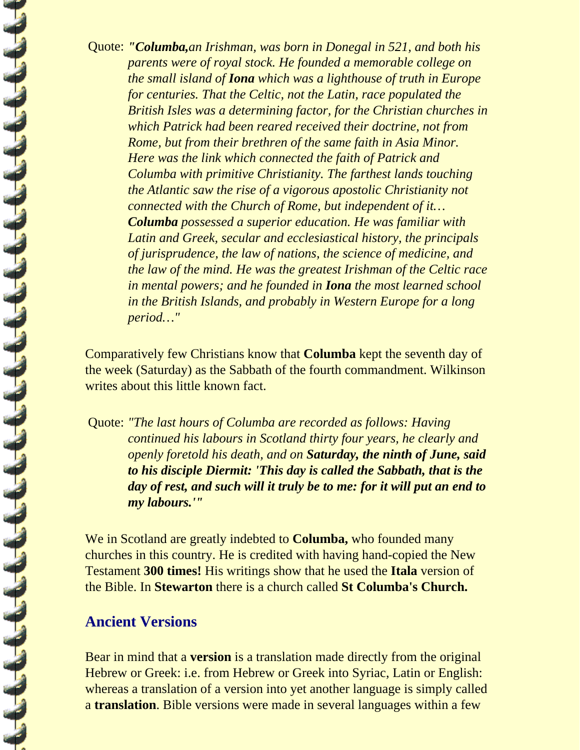Quote: ***"Columba,** an Irishman, was born in Donegal in 521, and both his parents were of royal stock. He founded a memorable college on the small island of **Iona** which was a lighthouse of truth in Europe for centuries. That the Celtic, not the Latin, race populated the British Isles was a determining factor, for the Christian churches in which Patrick had been reared received their doctrine, not from Rome, but from their brethren of the same faith in Asia Minor. Here was the link which connected the faith of Patrick and Columba with primitive Christianity. The farthest lands touching the Atlantic saw the rise of a vigorous apostolic Christianity not connected with the Church of Rome, but independent of it… **Columba** possessed a superior education. He was familiar with Latin and Greek, secular and ecclesiastical history, the principals of jurisprudence, the law of nations, the science of medicine, and the law of the mind. He was the greatest Irishman of the Celtic race in mental powers; and he founded in **Iona** the most learned school in the British Islands, and probably in Western Europe for a long period…"*

Comparatively few Christians know that **Columba** kept the seventh day of the week (Saturday) as the Sabbath of the fourth commandment. Wilkinson writes about this little known fact.

Quote: *"The last hours of Columba are recorded as follows: Having continued his labours in Scotland thirty four years, he clearly and openly foretold his death, and on **Saturday, the ninth of June, said to his disciple Diermit: 'This day is called the Sabbath, that is the day of rest, and such will it truly be to me: for it will put an end to my labours.'"***

We in Scotland are greatly indebted to **Columba,** who founded many churches in this country. He is credited with having hand-copied the New Testament **300 times!** His writings show that he used the **Itala** version of the Bible. In **Stewarton** there is a church called **St Columba's Church.**

## Ancient Versions

Bear in mind that a **version** is a translation made directly from the original Hebrew or Greek: i.e. from Hebrew or Greek into Syriac, Latin or English: whereas a translation of a version into yet another language is simply called a **translation**. Bible versions were made in several languages within a few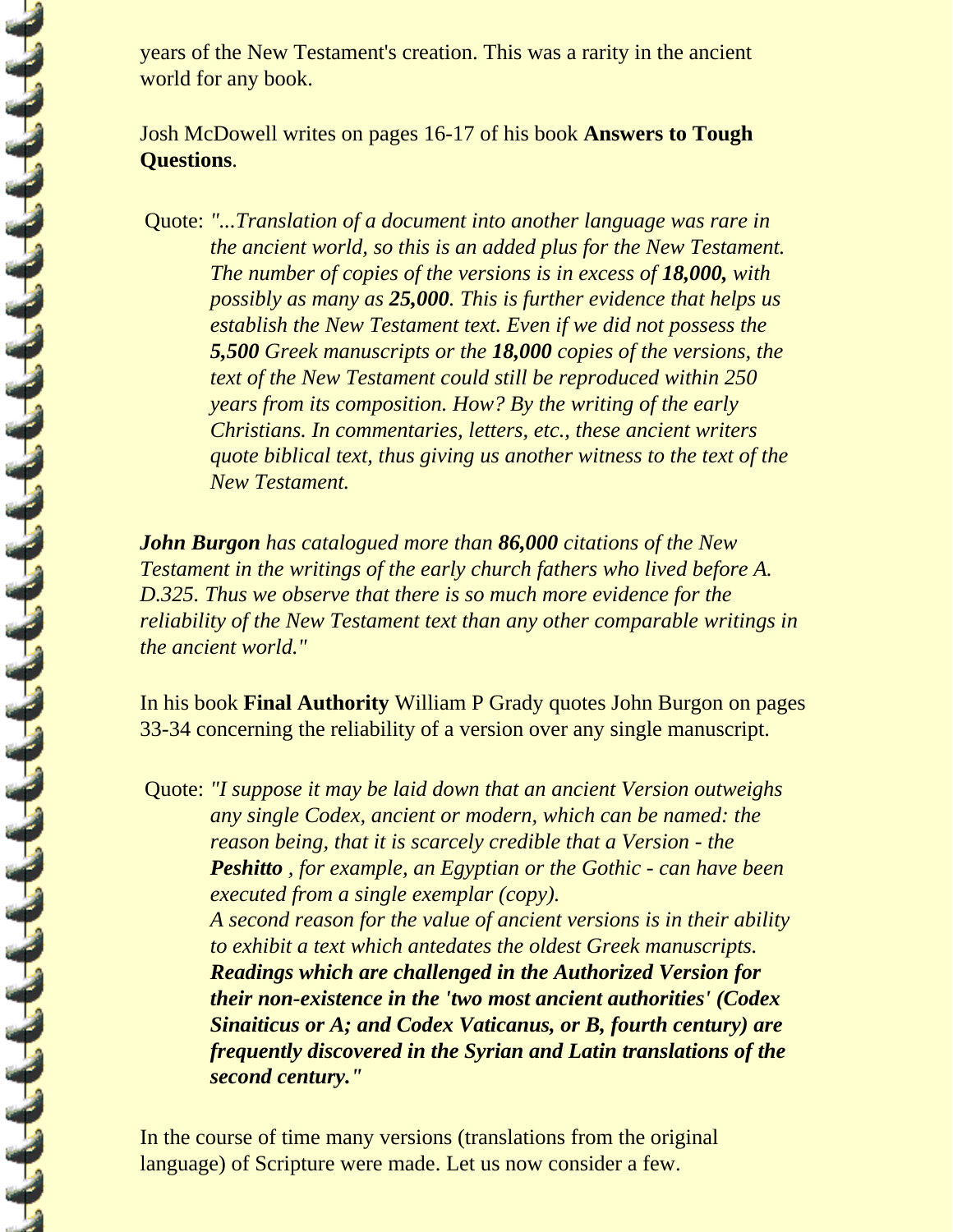years of the New Testament's creation. This was a rarity in the ancient world for any book.

Josh McDowell writes on pages 16-17 of his book **Answers to Tough Questions**.

Quote: *"...Translation of a document into another language was rare in the ancient world, so this is an added plus for the New Testament. The number of copies of the versions is in excess of **18,000,** with possibly as many as **25,000**. This is further evidence that helps us establish the New Testament text. Even if we did not possess the **5,500** Greek manuscripts or the **18,000** copies of the versions, the text of the New Testament could still be reproduced within 250 years from its composition. How? By the writing of the early Christians. In commentaries, letters, etc., these ancient writers quote biblical text, thus giving us another witness to the text of the New Testament.*

***John Burgon** has catalogued more than **86,000** citations of the New Testament in the writings of the early church fathers who lived before A. D.325. Thus we observe that there is so much more evidence for the reliability of the New Testament text than any other comparable writings in the ancient world."*

In his book **Final Authority** William P Grady quotes John Burgon on pages 33-34 concerning the reliability of a version over any single manuscript.

Quote: *"I suppose it may be laid down that an ancient Version outweighs any single Codex, ancient or modern, which can be named: the reason being, that it is scarcely credible that a Version - the **Peshitto** , for example, an Egyptian or the Gothic - can have been executed from a single exemplar (copy).*
*A second reason for the value of ancient versions is in their ability to exhibit a text which antedates the oldest Greek manuscripts.* ***Readings which are challenged in the Authorized Version for their non-existence in the 'two most ancient authorities' (Codex Sinaiticus or A; and Codex Vaticanus, or B, fourth century) are frequently discovered in the Syrian and Latin translations of the second century."***

In the course of time many versions (translations from the original language) of Scripture were made. Let us now consider a few.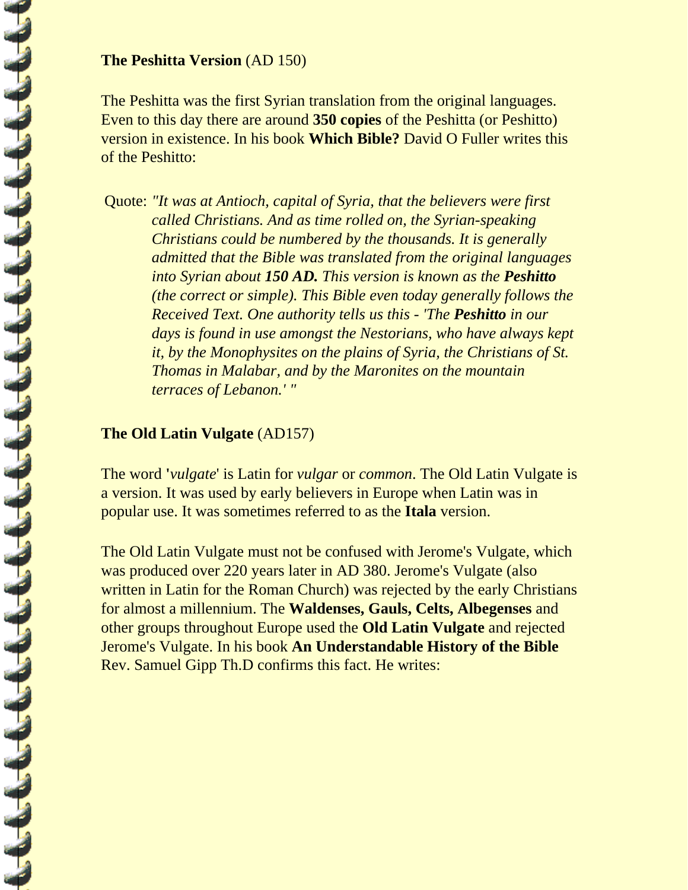**The Peshitta Version** (AD 150)

The Peshitta was the first Syrian translation from the original languages. Even to this day there are around **350 copies** of the Peshitta (or Peshitto) version in existence. In his book **Which Bible?** David O Fuller writes this of the Peshitto:

> Quote: *"It was at Antioch, capital of Syria, that the believers were first called Christians. And as time rolled on, the Syrian-speaking Christians could be numbered by the thousands. It is generally admitted that the Bible was translated from the original languages into Syrian about **150 AD.** This version is known as the **Peshitto** (the correct or simple). This Bible even today generally follows the Received Text. One authority tells us this - 'The **Peshitto** in our days is found in use amongst the Nestorians, who have always kept it, by the Monophysites on the plains of Syria, the Christians of St. Thomas in Malabar, and by the Maronites on the mountain terraces of Lebanon.' "*

**The Old Latin Vulgate** (AD157)

The word **'***vulgate*' is Latin for *vulgar* or *common*. The Old Latin Vulgate is a version. It was used by early believers in Europe when Latin was in popular use. It was sometimes referred to as the **Itala** version.

The Old Latin Vulgate must not be confused with Jerome's Vulgate, which was produced over 220 years later in AD 380. Jerome's Vulgate (also written in Latin for the Roman Church) was rejected by the early Christians for almost a millennium. The **Waldenses, Gauls, Celts, Albegenses** and other groups throughout Europe used the **Old Latin Vulgate** and rejected Jerome's Vulgate. In his book **An Understandable History of the Bible** Rev. Samuel Gipp Th.D confirms this fact. He writes: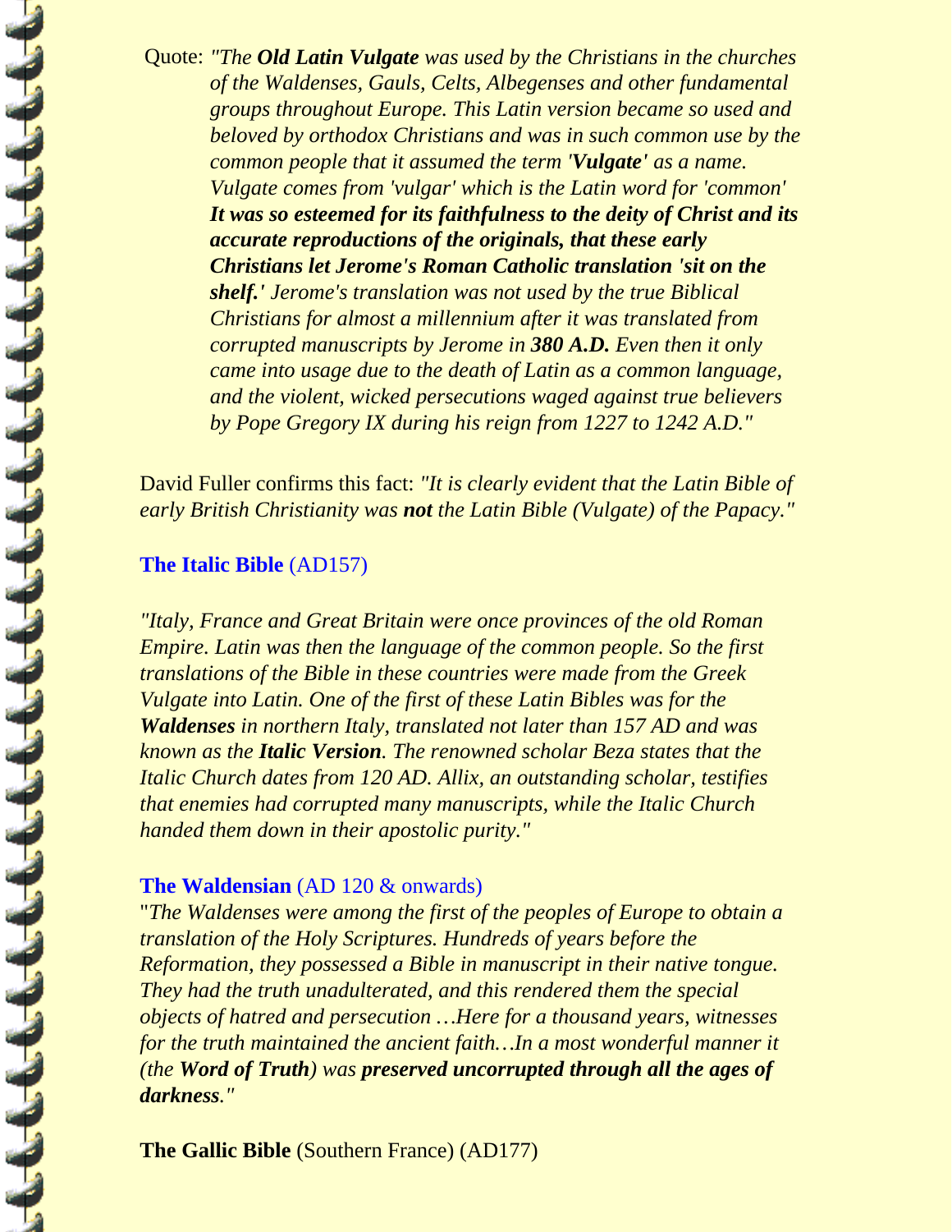Quote: *"The **Old Latin Vulgate** was used by the Christians in the churches of the Waldenses, Gauls, Celts, Albegenses and other fundamental groups throughout Europe. This Latin version became so used and beloved by orthodox Christians and was in such common use by the common people that it assumed the term '**Vulgate'** as a name. Vulgate comes from 'vulgar' which is the Latin word for 'common' **It was so esteemed for its faithfulness to the deity of Christ and its accurate reproductions of the originals, that these early Christians let Jerome's Roman Catholic translation 'sit on the shelf.'** Jerome's translation was not used by the true Biblical Christians for almost a millennium after it was translated from corrupted manuscripts by Jerome in **380 A.D.** Even then it only came into usage due to the death of Latin as a common language, and the violent, wicked persecutions waged against true believers by Pope Gregory IX during his reign from 1227 to 1242 A.D."*

David Fuller confirms this fact: *"It is clearly evident that the Latin Bible of early British Christianity was **not** the Latin Bible (Vulgate) of the Papacy."*

**The Italic Bible** (AD157)

*"Italy, France and Great Britain were once provinces of the old Roman Empire. Latin was then the language of the common people. So the first translations of the Bible in these countries were made from the Greek Vulgate into Latin. One of the first of these Latin Bibles was for the **Waldenses** in northern Italy, translated not later than 157 AD and was known as the **Italic Version**. The renowned scholar Beza states that the Italic Church dates from 120 AD. Allix, an outstanding scholar, testifies that enemies had corrupted many manuscripts, while the Italic Church handed them down in their apostolic purity."*

**The Waldensian** (AD 120 & onwards)

"*The Waldenses were among the first of the peoples of Europe to obtain a translation of the Holy Scriptures. Hundreds of years before the Reformation, they possessed a Bible in manuscript in their native tongue. They had the truth unadulterated, and this rendered them the special objects of hatred and persecution …Here for a thousand years, witnesses for the truth maintained the ancient faith…In a most wonderful manner it (the **Word of Truth**) was **preserved uncorrupted through all the ages of darkness**."*

**The Gallic Bible** (Southern France) (AD177)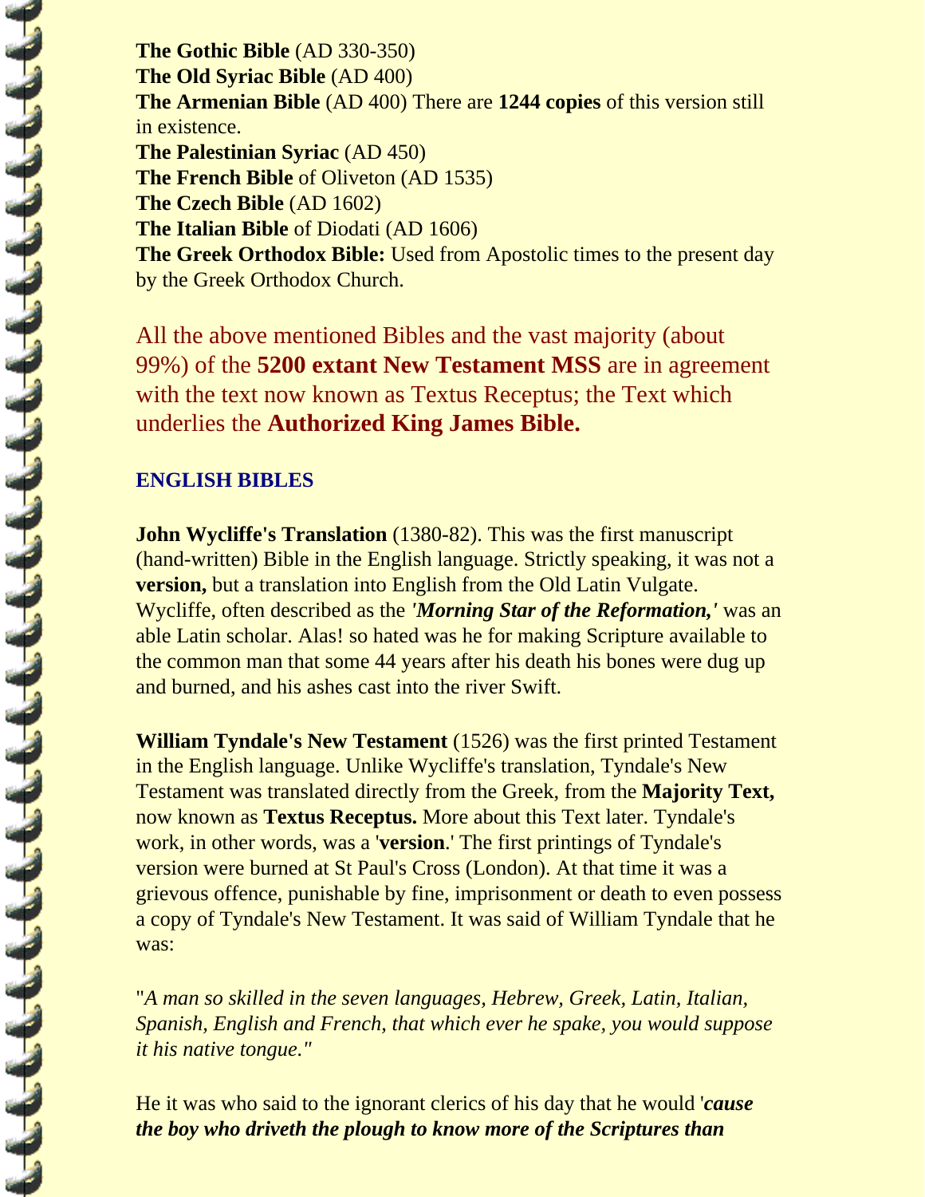**The Gothic Bible** (AD 330-350)
**The Old Syriac Bible** (AD 400)
**The Armenian Bible** (AD 400) There are **1244 copies** of this version still in existence.
**The Palestinian Syriac** (AD 450)
**The French Bible** of Oliveton (AD 1535)
**The Czech Bible** (AD 1602)
**The Italian Bible** of Diodati (AD 1606)
**The Greek Orthodox Bible:** Used from Apostolic times to the present day by the Greek Orthodox Church.

All the above mentioned Bibles and the vast majority (about 99%) of the **5200 extant New Testament MSS** are in agreement with the text now known as Textus Receptus; the Text which underlies the **Authorized King James Bible.**

### ENGLISH BIBLES

**John Wycliffe's Translation** (1380-82). This was the first manuscript (hand-written) Bible in the English language. Strictly speaking, it was not a **version,** but a translation into English from the Old Latin Vulgate. Wycliffe, often described as the ***'Morning Star of the Reformation,'*** was an able Latin scholar. Alas! so hated was he for making Scripture available to the common man that some 44 years after his death his bones were dug up and burned, and his ashes cast into the river Swift.

**William Tyndale's New Testament** (1526) was the first printed Testament in the English language. Unlike Wycliffe's translation, Tyndale's New Testament was translated directly from the Greek, from the **Majority Text,** now known as **Textus Receptus.** More about this Text later. Tyndale's work, in other words, was a '**version**.' The first printings of Tyndale's version were burned at St Paul's Cross (London). At that time it was a grievous offence, punishable by fine, imprisonment or death to even possess a copy of Tyndale's New Testament. It was said of William Tyndale that he was:

"*A man so skilled in the seven languages, Hebrew, Greek, Latin, Italian, Spanish, English and French, that which ever he spake, you would suppose it his native tongue."*

He it was who said to the ignorant clerics of his day that he would '***cause the boy who driveth the plough to know more of the Scriptures than***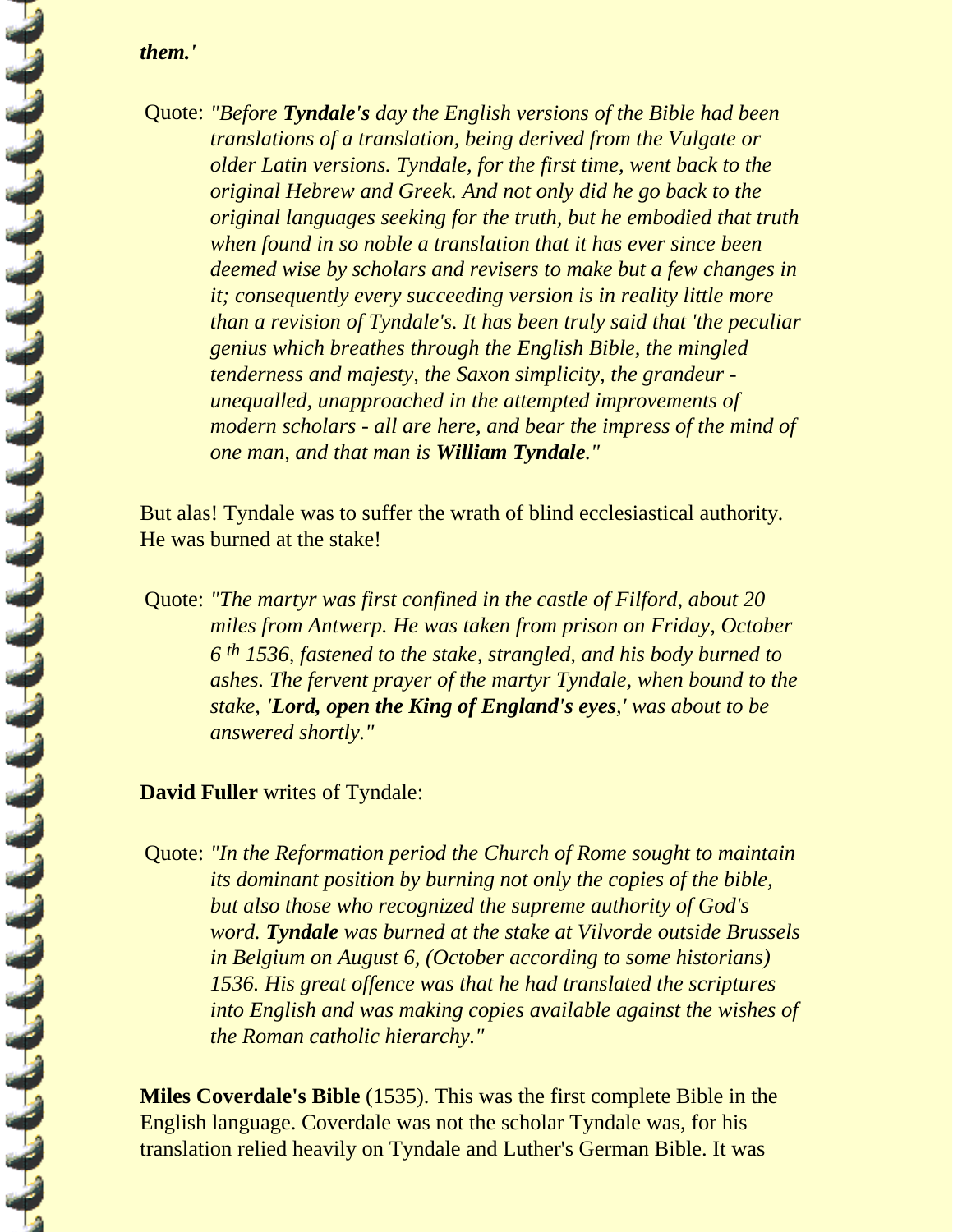***them.'***

Quote: *"Before **Tyndale's** day the English versions of the Bible had been translations of a translation, being derived from the Vulgate or older Latin versions. Tyndale, for the first time, went back to the original Hebrew and Greek. And not only did he go back to the original languages seeking for the truth, but he embodied that truth when found in so noble a translation that it has ever since been deemed wise by scholars and revisers to make but a few changes in it; consequently every succeeding version is in reality little more than a revision of Tyndale's. It has been truly said that 'the peculiar genius which breathes through the English Bible, the mingled tenderness and majesty, the Saxon simplicity, the grandeur - unequalled, unapproached in the attempted improvements of modern scholars - all are here, and bear the impress of the mind of one man, and that man is **William Tyndale**."*

But alas! Tyndale was to suffer the wrath of blind ecclesiastical authority. He was burned at the stake!

Quote: *"The martyr was first confined in the castle of Filford, about 20 miles from Antwerp. He was taken from prison on Friday, October 6 th 1536, fastened to the stake, strangled, and his body burned to ashes. The fervent prayer of the martyr Tyndale, when bound to the stake, '**Lord, open the King of England's eyes**,' was about to be answered shortly."*

**David Fuller** writes of Tyndale:

Quote: *"In the Reformation period the Church of Rome sought to maintain its dominant position by burning not only the copies of the bible, but also those who recognized the supreme authority of God's word. **Tyndale** was burned at the stake at Vilvorde outside Brussels in Belgium on August 6, (October according to some historians) 1536. His great offence was that he had translated the scriptures into English and was making copies available against the wishes of the Roman catholic hierarchy."*

**Miles Coverdale's Bible** (1535). This was the first complete Bible in the English language. Coverdale was not the scholar Tyndale was, for his translation relied heavily on Tyndale and Luther's German Bible. It was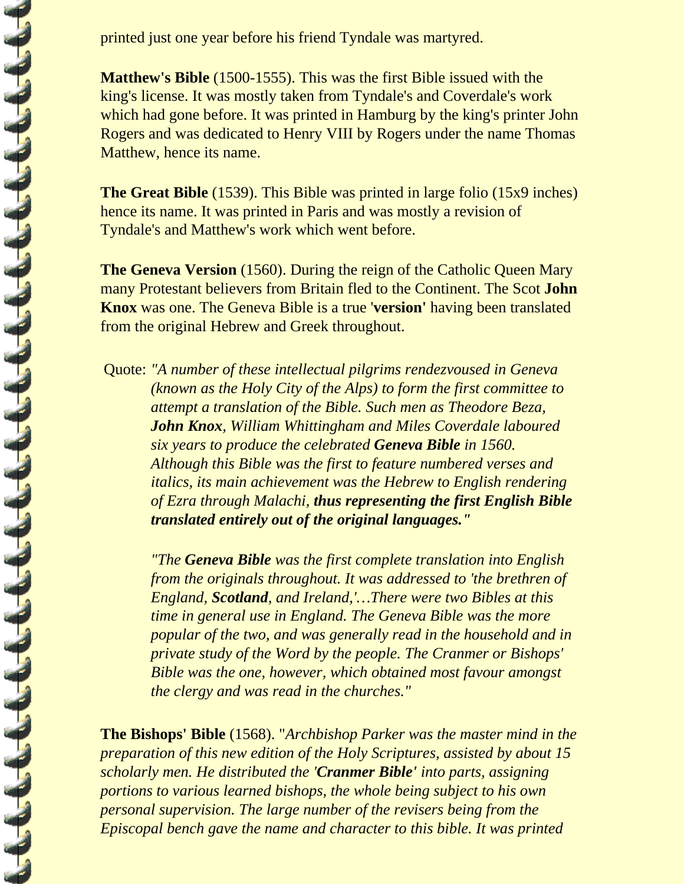printed just one year before his friend Tyndale was martyred.

**Matthew's Bible** (1500-1555). This was the first Bible issued with the king's license. It was mostly taken from Tyndale's and Coverdale's work which had gone before. It was printed in Hamburg by the king's printer John Rogers and was dedicated to Henry VIII by Rogers under the name Thomas Matthew, hence its name.

**The Great Bible** (1539). This Bible was printed in large folio (15x9 inches) hence its name. It was printed in Paris and was mostly a revision of Tyndale's and Matthew's work which went before.

**The Geneva Version** (1560). During the reign of the Catholic Queen Mary many Protestant believers from Britain fled to the Continent. The Scot **John Knox** was one. The Geneva Bible is a true '**version**' having been translated from the original Hebrew and Greek throughout.

Quote: *"A number of these intellectual pilgrims rendezvoused in Geneva (known as the Holy City of the Alps) to form the first committee to attempt a translation of the Bible. Such men as Theodore Beza,* ***John Knox****, William Whittingham and Miles Coverdale laboured six years to produce the celebrated* ***Geneva Bible*** *in 1560. Although this Bible was the first to feature numbered verses and italics, its main achievement was the Hebrew to English rendering of Ezra through Malachi,* ***thus representing the first English Bible translated entirely out of the original languages."***

*"The* ***Geneva Bible*** *was the first complete translation into English from the originals throughout. It was addressed to 'the brethren of England,* ***Scotland****, and Ireland,'…There were two Bibles at this time in general use in England. The Geneva Bible was the more popular of the two, and was generally read in the household and in private study of the Word by the people. The Cranmer or Bishops' Bible was the one, however, which obtained most favour amongst the clergy and was read in the churches."*

**The Bishops' Bible** (1568). "*Archbishop Parker was the master mind in the preparation of this new edition of the Holy Scriptures, assisted by about 15 scholarly men. He distributed the '****Cranmer Bible'*** *into parts, assigning portions to various learned bishops, the whole being subject to his own personal supervision. The large number of the revisers being from the Episcopal bench gave the name and character to this bible. It was printed*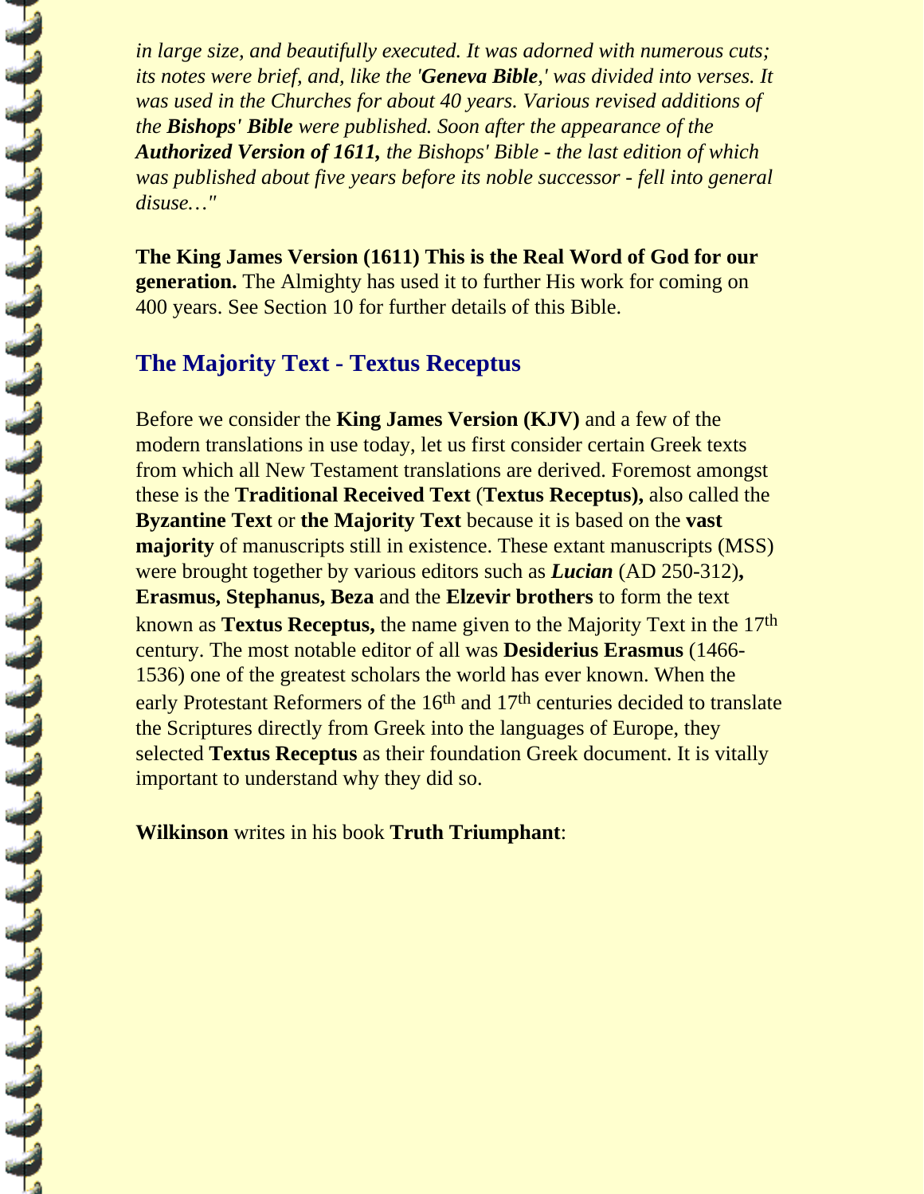*in large size, and beautifully executed. It was adorned with numerous cuts; its notes were brief, and, like the '**Geneva Bible**,' was divided into verses. It was used in the Churches for about 40 years. Various revised additions of the **Bishops' Bible** were published. Soon after the appearance of the **Authorized Version of 1611,** the Bishops' Bible - the last edition of which was published about five years before its noble successor - fell into general disuse…"*

**The King James Version (1611) This is the Real Word of God for our generation.** The Almighty has used it to further His work for coming on 400 years. See Section 10 for further details of this Bible.

## The Majority Text - Textus Receptus

Before we consider the **King James Version (KJV)** and a few of the modern translations in use today, let us first consider certain Greek texts from which all New Testament translations are derived. Foremost amongst these is the **Traditional Received Text** (**Textus Receptus),** also called the **Byzantine Text** or **the Majority Text** because it is based on the **vast majority** of manuscripts still in existence. These extant manuscripts (MSS) were brought together by various editors such as ***Lucian*** (AD 250-312)**, Erasmus, Stephanus, Beza** and the **Elzevir brothers** to form the text known as **Textus Receptus,** the name given to the Majority Text in the 17th century. The most notable editor of all was **Desiderius Erasmus** (1466-1536) one of the greatest scholars the world has ever known. When the early Protestant Reformers of the 16th and 17th centuries decided to translate the Scriptures directly from Greek into the languages of Europe, they selected **Textus Receptus** as their foundation Greek document. It is vitally important to understand why they did so.

**Wilkinson** writes in his book **Truth Triumphant**: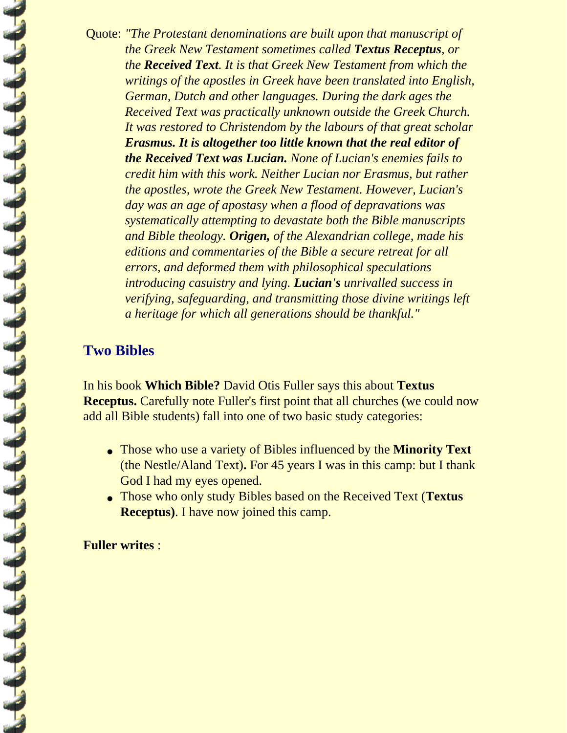Quote: *"The Protestant denominations are built upon that manuscript of the Greek New Testament sometimes called **Textus Receptus**, or the **Received Text**. It is that Greek New Testament from which the writings of the apostles in Greek have been translated into English, German, Dutch and other languages. During the dark ages the Received Text was practically unknown outside the Greek Church. It was restored to Christendom by the labours of that great scholar **Erasmus. It is altogether too little known that the real editor of the Received Text was Lucian.** None of Lucian's enemies fails to credit him with this work. Neither Lucian nor Erasmus, but rather the apostles, wrote the Greek New Testament. However, Lucian's day was an age of apostasy when a flood of depravations was systematically attempting to devastate both the Bible manuscripts and Bible theology. **Origen,** of the Alexandrian college, made his editions and commentaries of the Bible a secure retreat for all errors, and deformed them with philosophical speculations introducing casuistry and lying. **Lucian's** unrivalled success in verifying, safeguarding, and transmitting those divine writings left a heritage for which all generations should be thankful."*

## Two Bibles

In his book **Which Bible?** David Otis Fuller says this about **Textus Receptus.** Carefully note Fuller's first point that all churches (we could now add all Bible students) fall into one of two basic study categories:

- Those who use a variety of Bibles influenced by the **Minority Text** (the Nestle/Aland Text)**.** For 45 years I was in this camp: but I thank God I had my eyes opened.
- Those who only study Bibles based on the Received Text (**Textus Receptus)**. I have now joined this camp.

**Fuller writes** :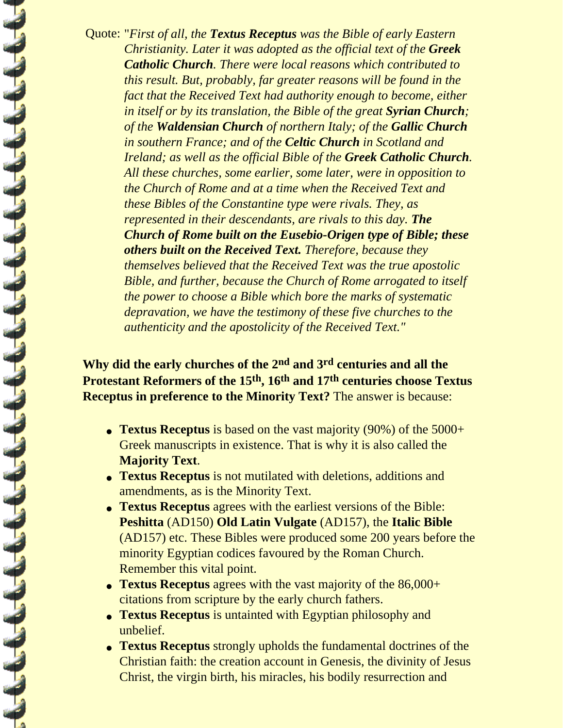Quote: "*First of all, the **Textus Receptus** was the Bible of early Eastern Christianity. Later it was adopted as the official text of the **Greek Catholic Church**. There were local reasons which contributed to this result. But, probably, far greater reasons will be found in the fact that the Received Text had authority enough to become, either in itself or by its translation, the Bible of the great **Syrian Church**; of the **Waldensian Church** of northern Italy; of the **Gallic Church** in southern France; and of the **Celtic Church** in Scotland and Ireland; as well as the official Bible of the **Greek Catholic Church**. All these churches, some earlier, some later, were in opposition to the Church of Rome and at a time when the Received Text and these Bibles of the Constantine type were rivals. They, as represented in their descendants, are rivals to this day. **The Church of Rome built on the Eusebio-Origen type of Bible; these others built on the Received Text.** Therefore, because they themselves believed that the Received Text was the true apostolic Bible, and further, because the Church of Rome arrogated to itself the power to choose a Bible which bore the marks of systematic depravation, we have the testimony of these five churches to the authenticity and the apostolicity of the Received Text.*"

**Why did the early churches of the 2nd and 3rd centuries and all the Protestant Reformers of the 15th, 16th and 17th centuries choose Textus Receptus in preference to the Minority Text?** The answer is because:

- **Textus Receptus** is based on the vast majority (90%) of the 5000+ Greek manuscripts in existence. That is why it is also called the **Majority Text**.
- **Textus Receptus** is not mutilated with deletions, additions and amendments, as is the Minority Text.
- **Textus Receptus** agrees with the earliest versions of the Bible: **Peshitta** (AD150) **Old Latin Vulgate** (AD157), the **Italic Bible** (AD157) etc. These Bibles were produced some 200 years before the minority Egyptian codices favoured by the Roman Church. Remember this vital point.
- **Textus Receptus** agrees with the vast majority of the 86,000+ citations from scripture by the early church fathers.
- **Textus Receptus** is untainted with Egyptian philosophy and unbelief.
- **Textus Receptus** strongly upholds the fundamental doctrines of the Christian faith: the creation account in Genesis, the divinity of Jesus Christ, the virgin birth, his miracles, his bodily resurrection and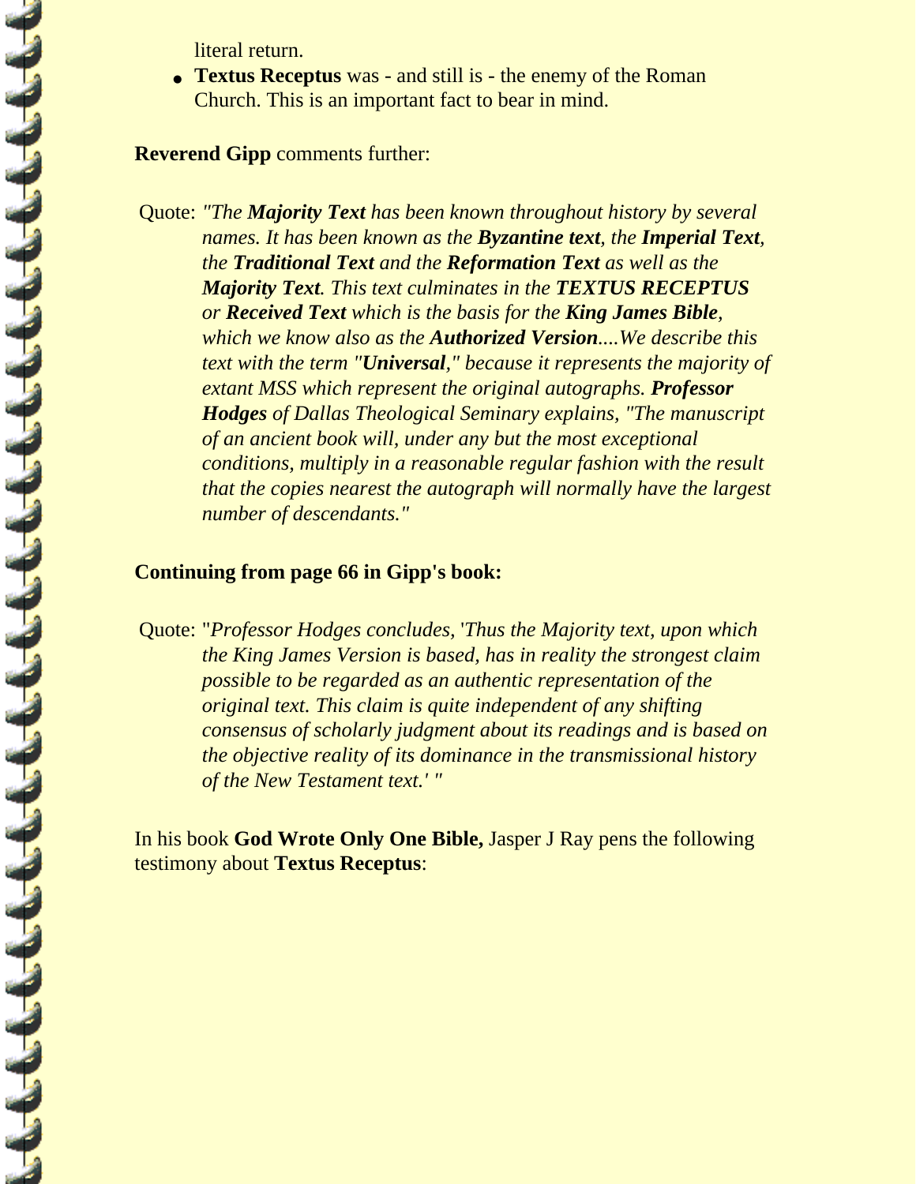literal return.

- **Textus Receptus** was - and still is - the enemy of the Roman Church. This is an important fact to bear in mind.

**Reverend Gipp** comments further:

Quote: *"The **Majority Text** has been known throughout history by several names. It has been known as the **Byzantine text**, the **Imperial Text**, the **Traditional Text** and the **Reformation Text** as well as the **Majority Text**. This text culminates in the **TEXTUS RECEPTUS** or **Received Text** which is the basis for the **King James Bible**, which we know also as the **Authorized Version**....We describe this text with the term "**Universal**," because it represents the majority of extant MSS which represent the original autographs. **Professor Hodges** of Dallas Theological Seminary explains, "The manuscript of an ancient book will, under any but the most exceptional conditions, multiply in a reasonable regular fashion with the result that the copies nearest the autograph will normally have the largest number of descendants."*

**Continuing from page 66 in Gipp's book:**

Quote: "*Professor Hodges concludes, 'Thus the Majority text, upon which the King James Version is based, has in reality the strongest claim possible to be regarded as an authentic representation of the original text. This claim is quite independent of any shifting consensus of scholarly judgment about its readings and is based on the objective reality of its dominance in the transmissional history of the New Testament text.' "*

In his book **God Wrote Only One Bible,** Jasper J Ray pens the following testimony about **Textus Receptus**: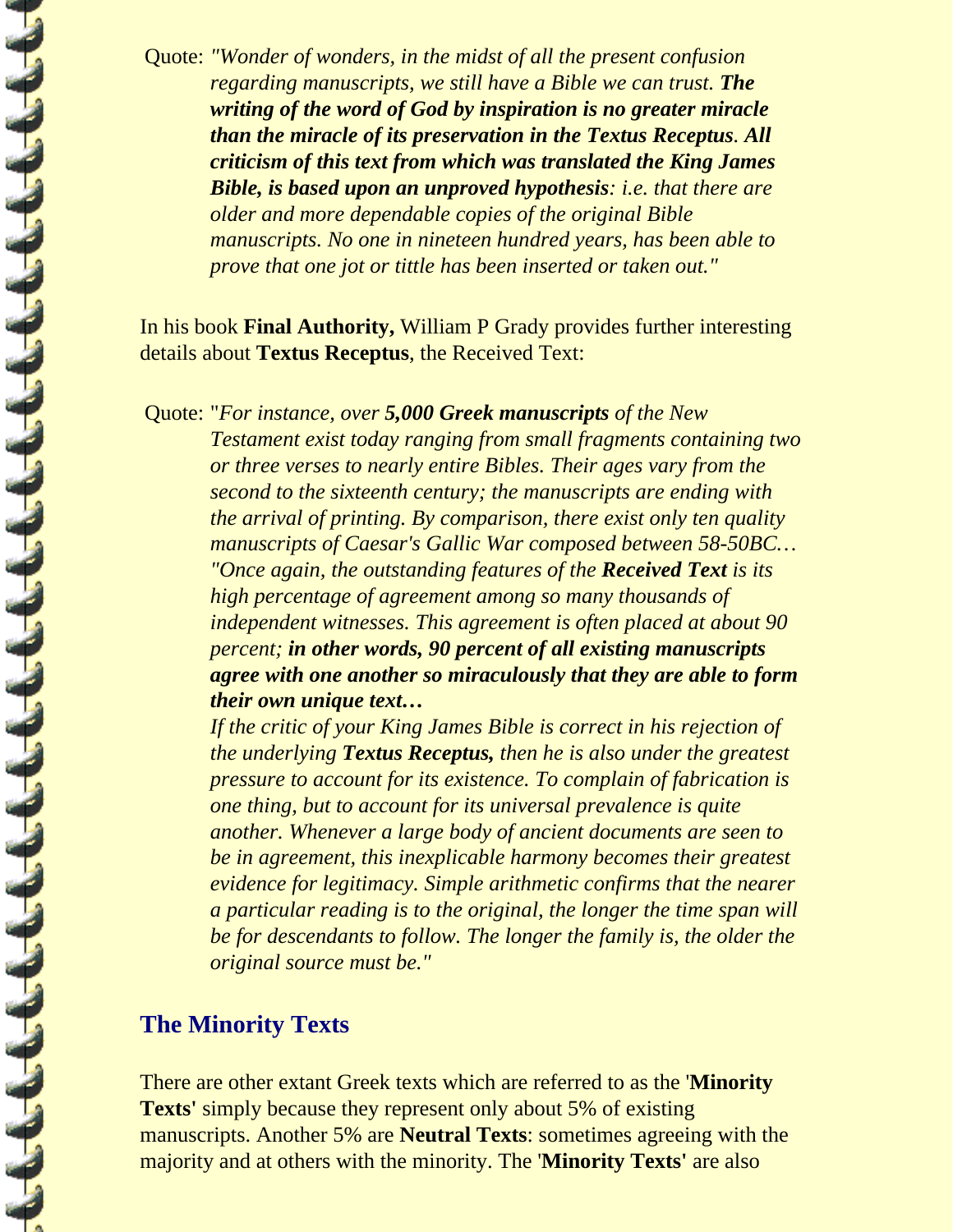Quote: *"Wonder of wonders, in the midst of all the present confusion regarding manuscripts, we still have a Bible we can trust.* ***The writing of the word of God by inspiration is no greater miracle than the miracle of its preservation in the Textus Receptus****.* ***All criticism of this text from which was translated the King James Bible, is based upon an unproved hypothesis****: i.e. that there are older and more dependable copies of the original Bible manuscripts. No one in nineteen hundred years, has been able to prove that one jot or tittle has been inserted or taken out."*

In his book **Final Authority,** William P Grady provides further interesting details about **Textus Receptus**, the Received Text:

Quote: "*For instance, over* ***5,000 Greek manuscripts*** *of the New Testament exist today ranging from small fragments containing two or three verses to nearly entire Bibles. Their ages vary from the second to the sixteenth century; the manuscripts are ending with the arrival of printing. By comparison, there exist only ten quality manuscripts of Caesar's Gallic War composed between 58-50BC… "Once again, the outstanding features of the* ***Received Text*** *is its high percentage of agreement among so many thousands of independent witnesses. This agreement is often placed at about 90 percent;* ***in other words, 90 percent of all existing manuscripts agree with one another so miraculously that they are able to form their own unique text…***

*If the critic of your King James Bible is correct in his rejection of the underlying* ***Textus Receptus,*** *then he is also under the greatest pressure to account for its existence. To complain of fabrication is one thing, but to account for its universal prevalence is quite another. Whenever a large body of ancient documents are seen to be in agreement, this inexplicable harmony becomes their greatest evidence for legitimacy. Simple arithmetic confirms that the nearer a particular reading is to the original, the longer the time span will be for descendants to follow. The longer the family is, the older the original source must be."*

## The Minority Texts

There are other extant Greek texts which are referred to as the '**Minority Texts'** simply because they represent only about 5% of existing manuscripts. Another 5% are **Neutral Texts**: sometimes agreeing with the majority and at others with the minority. The '**Minority Texts'** are also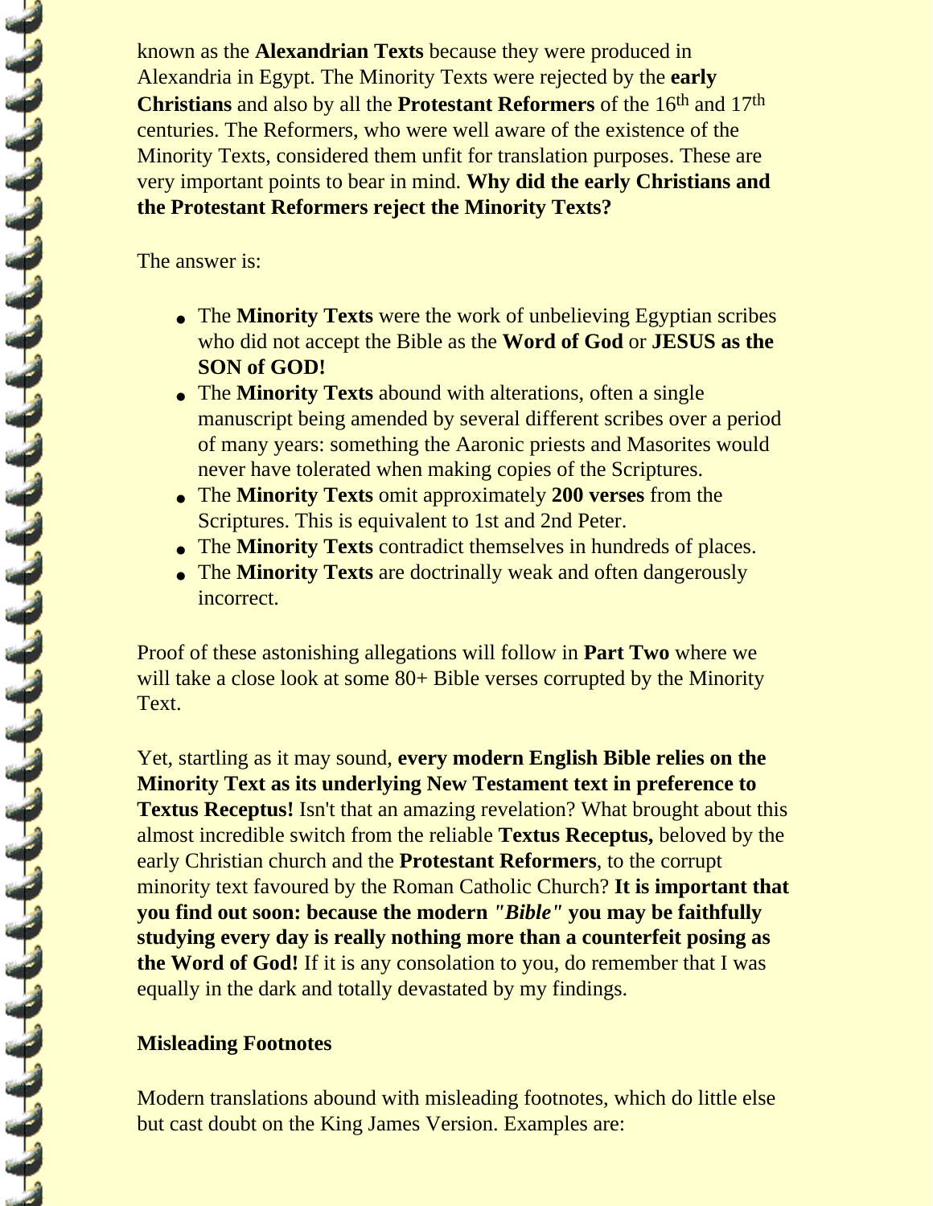known as the **Alexandrian Texts** because they were produced in Alexandria in Egypt. The Minority Texts were rejected by the **early Christians** and also by all the **Protestant Reformers** of the 16th and 17th centuries. The Reformers, who were well aware of the existence of the Minority Texts, considered them unfit for translation purposes. These are very important points to bear in mind. **Why did the early Christians and the Protestant Reformers reject the Minority Texts?**

The answer is:

- The **Minority Texts** were the work of unbelieving Egyptian scribes who did not accept the Bible as the **Word of God** or **JESUS as the SON of GOD!**
- The **Minority Texts** abound with alterations, often a single manuscript being amended by several different scribes over a period of many years: something the Aaronic priests and Masorites would never have tolerated when making copies of the Scriptures.
- The **Minority Texts** omit approximately **200 verses** from the Scriptures. This is equivalent to 1st and 2nd Peter.
- The **Minority Texts** contradict themselves in hundreds of places.
- The **Minority Texts** are doctrinally weak and often dangerously incorrect.

Proof of these astonishing allegations will follow in **Part Two** where we will take a close look at some 80+ Bible verses corrupted by the Minority Text.

Yet, startling as it may sound, **every modern English Bible relies on the Minority Text as its underlying New Testament text in preference to Textus Receptus!** Isn't that an amazing revelation? What brought about this almost incredible switch from the reliable **Textus Receptus,** beloved by the early Christian church and the **Protestant Reformers**, to the corrupt minority text favoured by the Roman Catholic Church? **It is important that you find out soon: because the modern *"Bible"* you may be faithfully studying every day is really nothing more than a counterfeit posing as the Word of God!** If it is any consolation to you, do remember that I was equally in the dark and totally devastated by my findings.

**Misleading Footnotes**

Modern translations abound with misleading footnotes, which do little else but cast doubt on the King James Version. Examples are: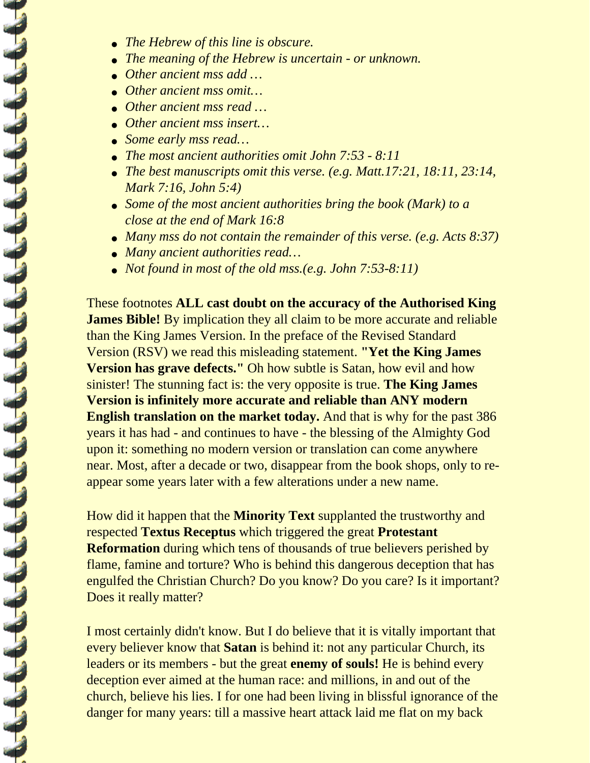- *The Hebrew of this line is obscure.*
- *The meaning of the Hebrew is uncertain - or unknown.*
- *Other ancient mss add …*
- *Other ancient mss omit…*
- *Other ancient mss read …*
- *Other ancient mss insert…*
- *Some early mss read…*
- *The most ancient authorities omit John 7:53 - 8:11*
- *The best manuscripts omit this verse. (e.g. Matt.17:21, 18:11, 23:14, Mark 7:16, John 5:4)*
- *Some of the most ancient authorities bring the book (Mark) to a close at the end of Mark 16:8*
- *Many mss do not contain the remainder of this verse. (e.g. Acts 8:37)*
- *Many ancient authorities read…*
- *Not found in most of the old mss.(e.g. John 7:53-8:11)*

These footnotes **ALL cast doubt on the accuracy of the Authorised King James Bible!** By implication they all claim to be more accurate and reliable than the King James Version. In the preface of the Revised Standard Version (RSV) we read this misleading statement. **"Yet the King James Version has grave defects."** Oh how subtle is Satan, how evil and how sinister! The stunning fact is: the very opposite is true. **The King James Version is infinitely more accurate and reliable than ANY modern English translation on the market today.** And that is why for the past 386 years it has had - and continues to have - the blessing of the Almighty God upon it: something no modern version or translation can come anywhere near. Most, after a decade or two, disappear from the book shops, only to re-appear some years later with a few alterations under a new name.

How did it happen that the **Minority Text** supplanted the trustworthy and respected **Textus Receptus** which triggered the great **Protestant Reformation** during which tens of thousands of true believers perished by flame, famine and torture? Who is behind this dangerous deception that has engulfed the Christian Church? Do you know? Do you care? Is it important? Does it really matter?

I most certainly didn't know. But I do believe that it is vitally important that every believer know that **Satan** is behind it: not any particular Church, its leaders or its members - but the great **enemy of souls!** He is behind every deception ever aimed at the human race: and millions, in and out of the church, believe his lies. I for one had been living in blissful ignorance of the danger for many years: till a massive heart attack laid me flat on my back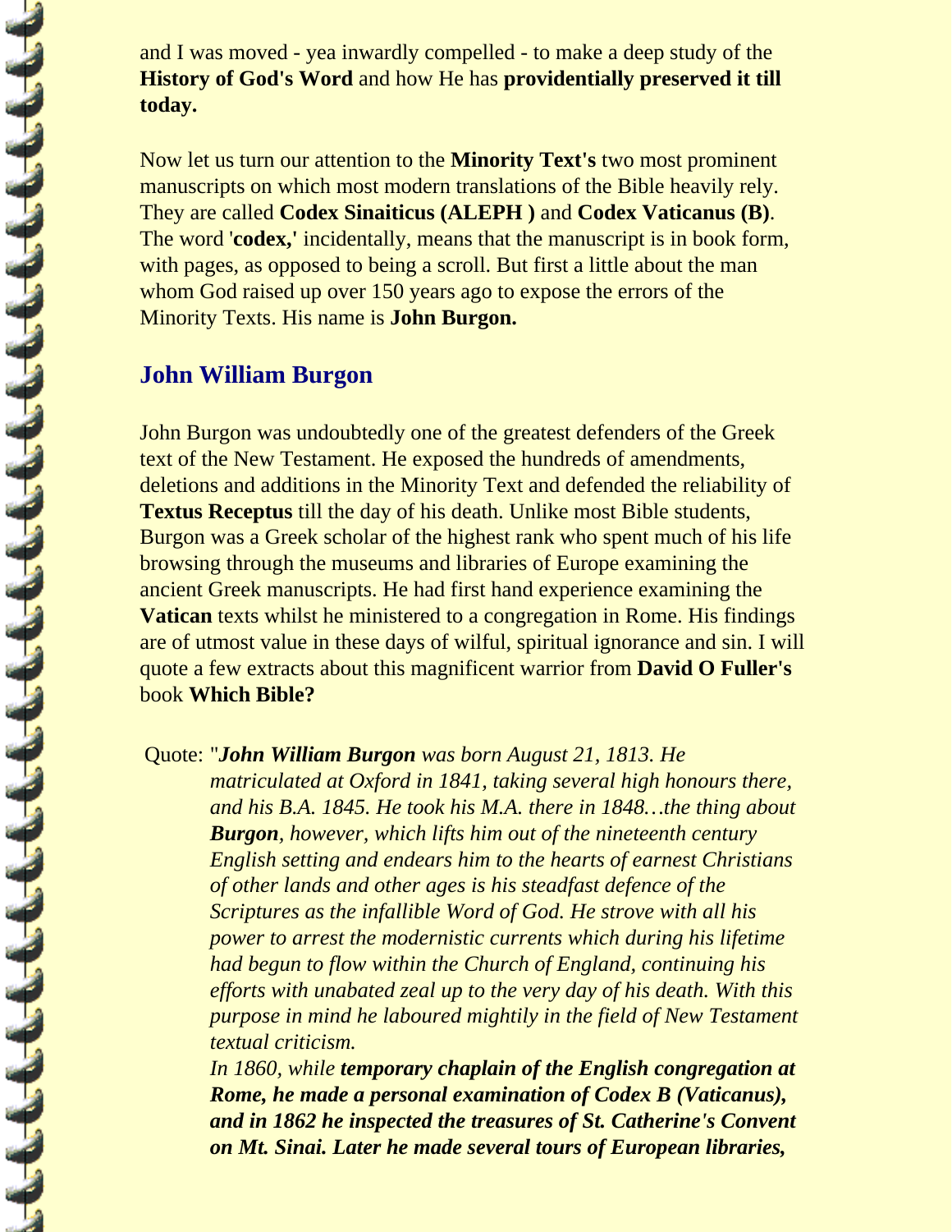and I was moved - yea inwardly compelled - to make a deep study of the **History of God's Word** and how He has **providentially preserved it till today.**

Now let us turn our attention to the **Minority Text's** two most prominent manuscripts on which most modern translations of the Bible heavily rely. They are called **Codex Sinaiticus (ALEPH )** and **Codex Vaticanus (B)**. The word '**codex,'** incidentally, means that the manuscript is in book form, with pages, as opposed to being a scroll. But first a little about the man whom God raised up over 150 years ago to expose the errors of the Minority Texts. His name is **John Burgon.**

## John William Burgon

John Burgon was undoubtedly one of the greatest defenders of the Greek text of the New Testament. He exposed the hundreds of amendments, deletions and additions in the Minority Text and defended the reliability of **Textus Receptus** till the day of his death. Unlike most Bible students, Burgon was a Greek scholar of the highest rank who spent much of his life browsing through the museums and libraries of Europe examining the ancient Greek manuscripts. He had first hand experience examining the **Vatican** texts whilst he ministered to a congregation in Rome. His findings are of utmost value in these days of wilful, spiritual ignorance and sin. I will quote a few extracts about this magnificent warrior from **David O Fuller's** book **Which Bible?**

Quote: "***John William Burgon** was born August 21, 1813. He matriculated at Oxford in 1841, taking several high honours there, and his B.A. 1845. He took his M.A. there in 1848…the thing about **Burgon**, however, which lifts him out of the nineteenth century English setting and endears him to the hearts of earnest Christians of other lands and other ages is his steadfast defence of the Scriptures as the infallible Word of God. He strove with all his power to arrest the modernistic currents which during his lifetime had begun to flow within the Church of England, continuing his efforts with unabated zeal up to the very day of his death. With this purpose in mind he laboured mightily in the field of New Testament textual criticism.*

*In 1860, while **temporary chaplain of the English congregation at Rome, he made a personal examination of Codex B (Vaticanus), and in 1862 he inspected the treasures of St. Catherine's Convent on Mt. Sinai. Later he made several tours of European libraries,***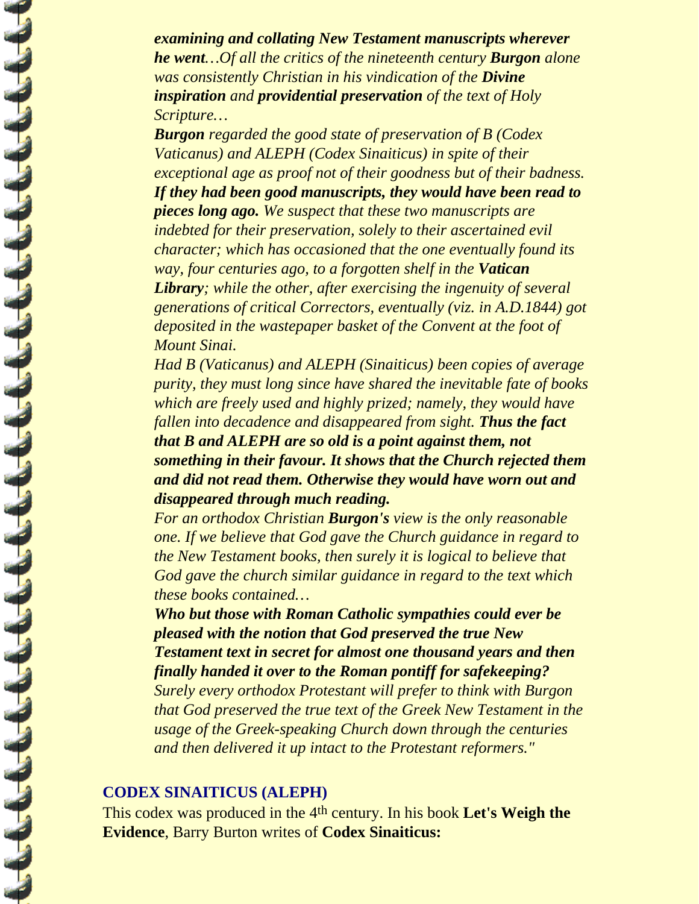***examining and collating New Testament manuscripts wherever he went****…Of all the critics of the nineteenth century* ***Burgon*** *alone was consistently Christian in his vindication of the* ***Divine inspiration*** *and* ***providential preservation*** *of the text of Holy Scripture…*

***Burgon*** *regarded the good state of preservation of B (Codex Vaticanus) and ALEPH (Codex Sinaiticus) in spite of their exceptional age as proof not of their goodness but of their badness.* ***If they had been good manuscripts, they would have been read to pieces long ago.*** *We suspect that these two manuscripts are indebted for their preservation, solely to their ascertained evil character; which has occasioned that the one eventually found its way, four centuries ago, to a forgotten shelf in the* ***Vatican Library****; while the other, after exercising the ingenuity of several generations of critical Correctors, eventually (viz. in A.D.1844) got deposited in the wastepaper basket of the Convent at the foot of Mount Sinai.*

*Had B (Vaticanus) and ALEPH (Sinaiticus) been copies of average purity, they must long since have shared the inevitable fate of books which are freely used and highly prized; namely, they would have fallen into decadence and disappeared from sight.* ***Thus the fact that B and ALEPH are so old is a point against them, not something in their favour. It shows that the Church rejected them and did not read them. Otherwise they would have worn out and disappeared through much reading.***

*For an orthodox Christian* ***Burgon's*** *view is the only reasonable one. If we believe that God gave the Church guidance in regard to the New Testament books, then surely it is logical to believe that God gave the church similar guidance in regard to the text which these books contained…*

***Who but those with Roman Catholic sympathies could ever be pleased with the notion that God preserved the true New Testament text in secret for almost one thousand years and then finally handed it over to the Roman pontiff for safekeeping?*** *Surely every orthodox Protestant will prefer to think with Burgon that God preserved the true text of the Greek New Testament in the usage of the Greek-speaking Church down through the centuries and then delivered it up intact to the Protestant reformers."*

### CODEX SINAITICUS (ALEPH)

This codex was produced in the 4th century. In his book **Let's Weigh the Evidence**, Barry Burton writes of **Codex Sinaiticus:**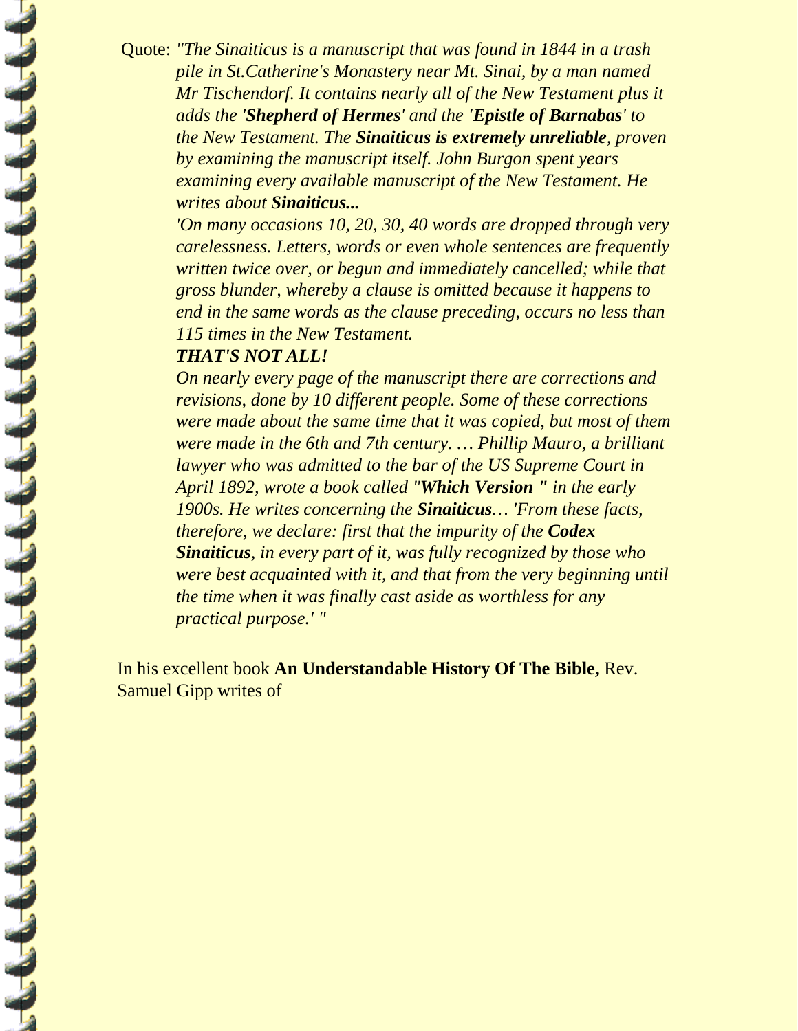Quote: *"The Sinaiticus is a manuscript that was found in 1844 in a trash pile in St.Catherine's Monastery near Mt. Sinai, by a man named Mr Tischendorf. It contains nearly all of the New Testament plus it adds the '**Shepherd of Hermes**' and the '**Epistle of Barnabas**' to the New Testament. The **Sinaiticus is extremely unreliable**, proven by examining the manuscript itself. John Burgon spent years examining every available manuscript of the New Testament. He writes about **Sinaiticus...***

*'On many occasions 10, 20, 30, 40 words are dropped through very carelessness. Letters, words or even whole sentences are frequently written twice over, or begun and immediately cancelled; while that gross blunder, whereby a clause is omitted because it happens to end in the same words as the clause preceding, occurs no less than 115 times in the New Testament.*

***THAT'S NOT ALL!***

*On nearly every page of the manuscript there are corrections and revisions, done by 10 different people. Some of these corrections were made about the same time that it was copied, but most of them were made in the 6th and 7th century. … Phillip Mauro, a brilliant lawyer who was admitted to the bar of the US Supreme Court in April 1892, wrote a book called "**Which Version "** in the early 1900s. He writes concerning the **Sinaiticus**… 'From these facts, therefore, we declare: first that the impurity of the **Codex Sinaiticus**, in every part of it, was fully recognized by those who were best acquainted with it, and that from the very beginning until the time when it was finally cast aside as worthless for any practical purpose.' "*

In his excellent book **An Understandable History Of The Bible,** Rev. Samuel Gipp writes of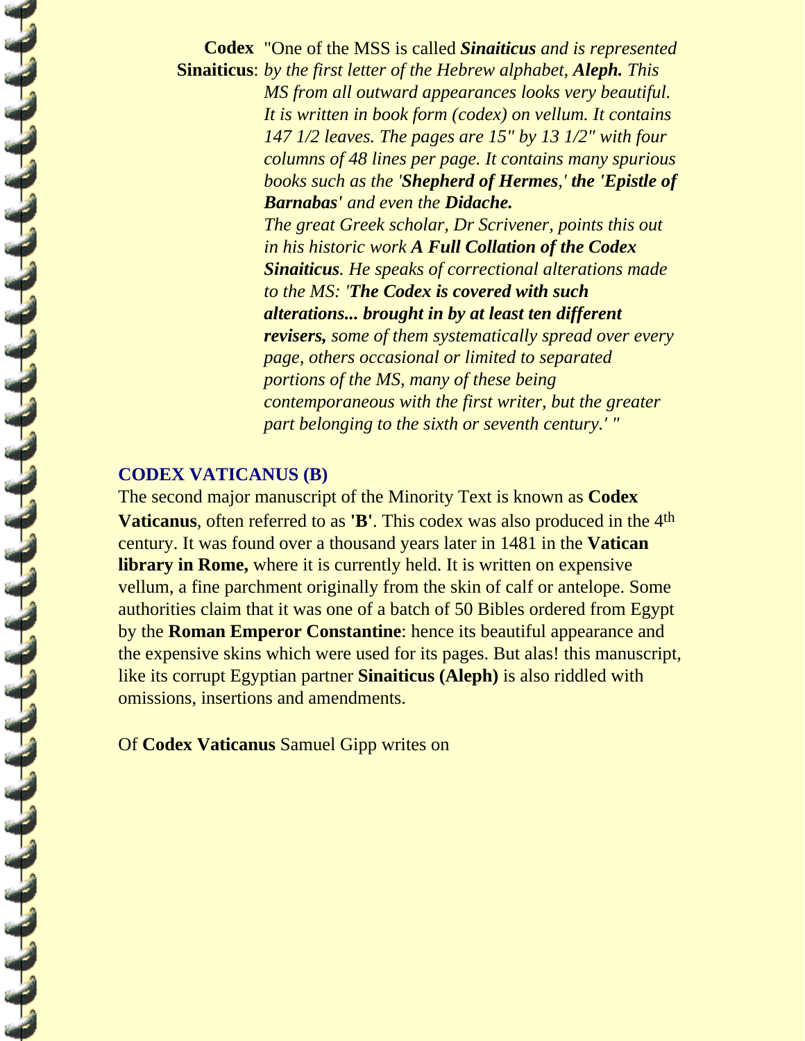**Codex Sinaiticus**: "One of the MSS is called ***Sinaiticus*** *and is represented by the first letter of the Hebrew alphabet,* ***Aleph.*** *This MS from all outward appearances looks very beautiful. It is written in book form (codex) on vellum. It contains 147 1/2 leaves. The pages are 15" by 13 1/2" with four columns of 48 lines per page. It contains many spurious books such as the '****Shepherd of Hermes****,'* ***the 'Epistle of Barnabas'*** *and even the* ***Didache.***
*The great Greek scholar, Dr Scrivener, points this out in his historic work* ***A Full Collation of the Codex Sinaiticus****. He speaks of correctional alterations made to the MS: '****The Codex is covered with such alterations... brought in by at least ten different revisers,*** *some of them systematically spread over every page, others occasional or limited to separated portions of the MS, many of these being contemporaneous with the first writer, but the greater part belonging to the sixth or seventh century.'* "

## CODEX VATICANUS (B)

The second major manuscript of the Minority Text is known as **Codex Vaticanus**, often referred to as **'B'**. This codex was also produced in the 4th century. It was found over a thousand years later in 1481 in the **Vatican library in Rome,** where it is currently held. It is written on expensive vellum, a fine parchment originally from the skin of calf or antelope. Some authorities claim that it was one of a batch of 50 Bibles ordered from Egypt by the **Roman Emperor Constantine**: hence its beautiful appearance and the expensive skins which were used for its pages. But alas! this manuscript, like its corrupt Egyptian partner **Sinaiticus (Aleph)** is also riddled with omissions, insertions and amendments.

Of **Codex Vaticanus** Samuel Gipp writes on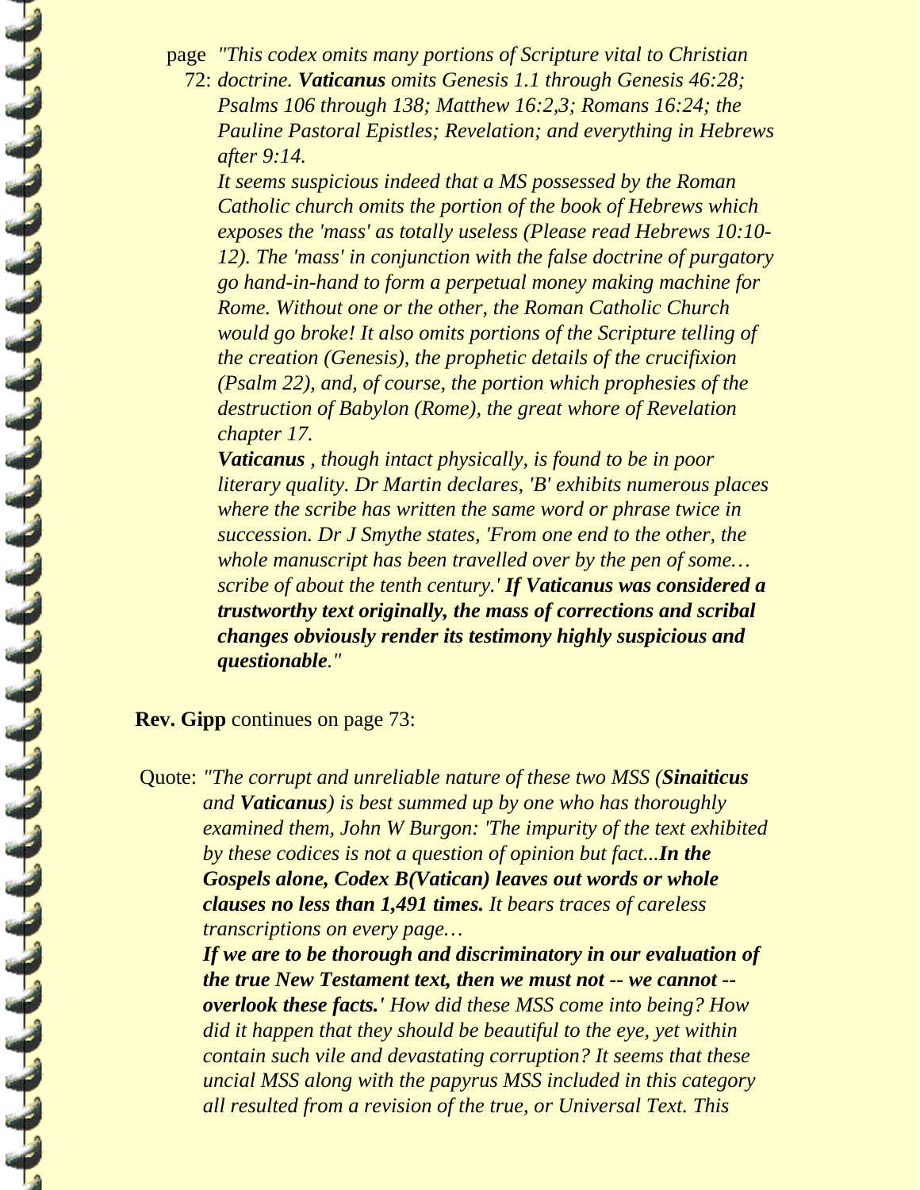page 72: *"This codex omits many portions of Scripture vital to Christian doctrine. **Vaticanus** omits Genesis 1.1 through Genesis 46:28; Psalms 106 through 138; Matthew 16:2,3; Romans 16:24; the Pauline Pastoral Epistles; Revelation; and everything in Hebrews after 9:14.*

*It seems suspicious indeed that a MS possessed by the Roman Catholic church omits the portion of the book of Hebrews which exposes the 'mass' as totally useless (Please read Hebrews 10:10-12). The 'mass' in conjunction with the false doctrine of purgatory go hand-in-hand to form a perpetual money making machine for Rome. Without one or the other, the Roman Catholic Church would go broke! It also omits portions of the Scripture telling of the creation (Genesis), the prophetic details of the crucifixion (Psalm 22), and, of course, the portion which prophesies of the destruction of Babylon (Rome), the great whore of Revelation chapter 17.*

***Vaticanus** , though intact physically, is found to be in poor literary quality. Dr Martin declares, 'B' exhibits numerous places where the scribe has written the same word or phrase twice in succession. Dr J Smythe states, 'From one end to the other, the whole manuscript has been travelled over by the pen of some… scribe of about the tenth century.' **If Vaticanus was considered a trustworthy text originally, the mass of corrections and scribal changes obviously render its testimony highly suspicious and questionable**."*

**Rev. Gipp** continues on page 73:

Quote: *"The corrupt and unreliable nature of these two MSS (**Sinaiticus** and **Vaticanus**) is best summed up by one who has thoroughly examined them, John W Burgon: 'The impurity of the text exhibited by these codices is not a question of opinion but fact...**In the Gospels alone, Codex B(Vatican) leaves out words or whole clauses no less than 1,491 times.** It bears traces of careless transcriptions on every page…*

***If we are to be thorough and discriminatory in our evaluation of the true New Testament text, then we must not -- we cannot -- overlook these facts.'** How did these MSS come into being? How did it happen that they should be beautiful to the eye, yet within contain such vile and devastating corruption? It seems that these uncial MSS along with the papyrus MSS included in this category all resulted from a revision of the true, or Universal Text. This*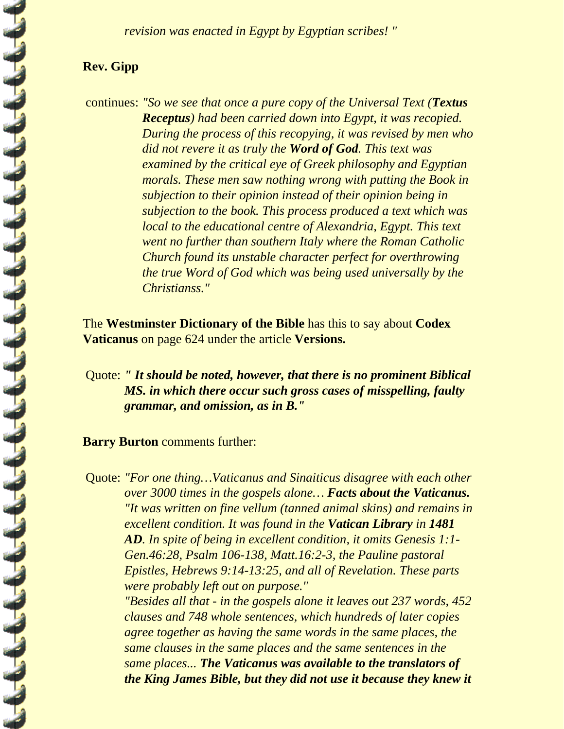*revision was enacted in Egypt by Egyptian scribes! "*

**Rev. Gipp**

continues: *"So we see that once a pure copy of the Universal Text (**Textus Receptus**) had been carried down into Egypt, it was recopied. During the process of this recopying, it was revised by men who did not revere it as truly the **Word of God**. This text was examined by the critical eye of Greek philosophy and Egyptian morals. These men saw nothing wrong with putting the Book in subjection to their opinion instead of their opinion being in subjection to the book. This process produced a text which was local to the educational centre of Alexandria, Egypt. This text went no further than southern Italy where the Roman Catholic Church found its unstable character perfect for overthrowing the true Word of God which was being used universally by the Christianss."*

The **Westminster Dictionary of the Bible** has this to say about **Codex Vaticanus** on page 624 under the article **Versions.**

Quote: ***" It should be noted, however, that there is no prominent Biblical MS. in which there occur such gross cases of misspelling, faulty grammar, and omission, as in B."***

**Barry Burton** comments further:

Quote: *"For one thing…Vaticanus and Sinaiticus disagree with each other over 3000 times in the gospels alone…* ***Facts about the Vaticanus.*** *"It was written on fine vellum (tanned animal skins) and remains in excellent condition. It was found in the* ***Vatican Library*** *in* ***1481 AD****. In spite of being in excellent condition, it omits Genesis 1:1-Gen.46:28, Psalm 106-138, Matt.16:2-3, the Pauline pastoral Epistles, Hebrews 9:14-13:25, and all of Revelation. These parts were probably left out on purpose."*

*"Besides all that - in the gospels alone it leaves out 237 words, 452 clauses and 748 whole sentences, which hundreds of later copies agree together as having the same words in the same places, the same clauses in the same places and the same sentences in the same places...* ***The Vaticanus was available to the translators of the King James Bible, but they did not use it because they knew it***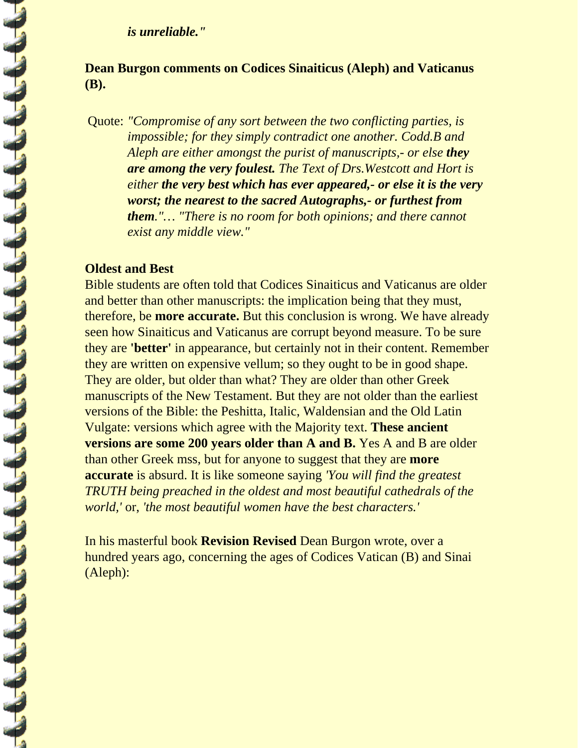***is unreliable."***

**Dean Burgon comments on Codices Sinaiticus (Aleph) and Vaticanus (B).**

Quote: *"Compromise of any sort between the two conflicting parties, is impossible; for they simply contradict one another. Codd.B and Aleph are either amongst the purist of manuscripts,- or else **they are among the very foulest.** The Text of Drs.Westcott and Hort is either **the very best which has ever appeared,- or else it is the very worst; the nearest to the sacred Autographs,- or furthest from them**."… "There is no room for both opinions; and there cannot exist any middle view."*

**Oldest and Best**

Bible students are often told that Codices Sinaiticus and Vaticanus are older and better than other manuscripts: the implication being that they must, therefore, be **more accurate.** But this conclusion is wrong. We have already seen how Sinaiticus and Vaticanus are corrupt beyond measure. To be sure they are **'better'** in appearance, but certainly not in their content. Remember they are written on expensive vellum; so they ought to be in good shape. They are older, but older than what? They are older than other Greek manuscripts of the New Testament. But they are not older than the earliest versions of the Bible: the Peshitta, Italic, Waldensian and the Old Latin Vulgate: versions which agree with the Majority text. **These ancient versions are some 200 years older than A and B.** Yes A and B are older than other Greek mss, but for anyone to suggest that they are **more accurate** is absurd. It is like someone saying *'You will find the greatest TRUTH being preached in the oldest and most beautiful cathedrals of the world,'* or*, 'the most beautiful women have the best characters.'*

In his masterful book **Revision Revised** Dean Burgon wrote, over a hundred years ago, concerning the ages of Codices Vatican (B) and Sinai (Aleph):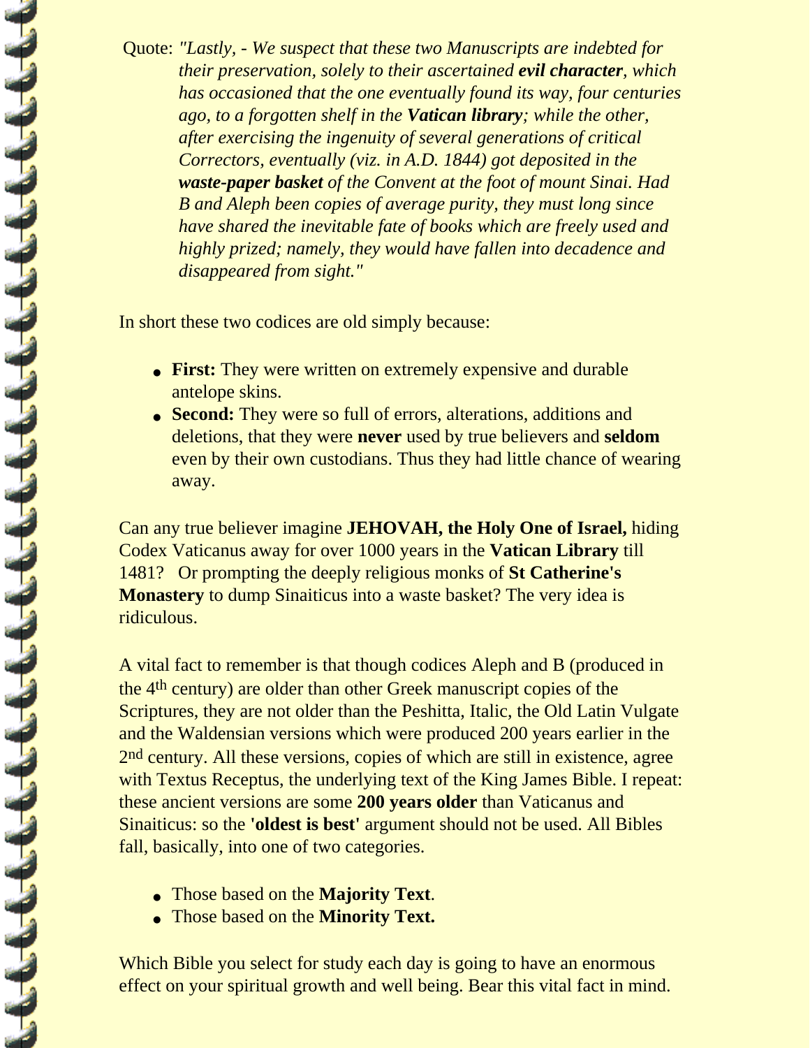Quote: *"Lastly, - We suspect that these two Manuscripts are indebted for their preservation, solely to their ascertained **evil character**, which has occasioned that the one eventually found its way, four centuries ago, to a forgotten shelf in the **Vatican library**; while the other, after exercising the ingenuity of several generations of critical Correctors, eventually (viz. in A.D. 1844) got deposited in the **waste-paper basket** of the Convent at the foot of mount Sinai. Had B and Aleph been copies of average purity, they must long since have shared the inevitable fate of books which are freely used and highly prized; namely, they would have fallen into decadence and disappeared from sight."*

In short these two codices are old simply because:

- **First:** They were written on extremely expensive and durable antelope skins.
- **Second:** They were so full of errors, alterations, additions and deletions, that they were **never** used by true believers and **seldom** even by their own custodians. Thus they had little chance of wearing away.

Can any true believer imagine **JEHOVAH, the Holy One of Israel,** hiding Codex Vaticanus away for over 1000 years in the **Vatican Library** till 1481? Or prompting the deeply religious monks of **St Catherine's Monastery** to dump Sinaiticus into a waste basket? The very idea is ridiculous.

A vital fact to remember is that though codices Aleph and B (produced in the 4th century) are older than other Greek manuscript copies of the Scriptures, they are not older than the Peshitta, Italic, the Old Latin Vulgate and the Waldensian versions which were produced 200 years earlier in the 2nd century. All these versions, copies of which are still in existence, agree with Textus Receptus, the underlying text of the King James Bible. I repeat: these ancient versions are some **200 years older** than Vaticanus and Sinaiticus: so the **'oldest is best'** argument should not be used. All Bibles fall, basically, into one of two categories.

- Those based on the **Majority Text**.
- Those based on the **Minority Text.**

Which Bible you select for study each day is going to have an enormous effect on your spiritual growth and well being. Bear this vital fact in mind.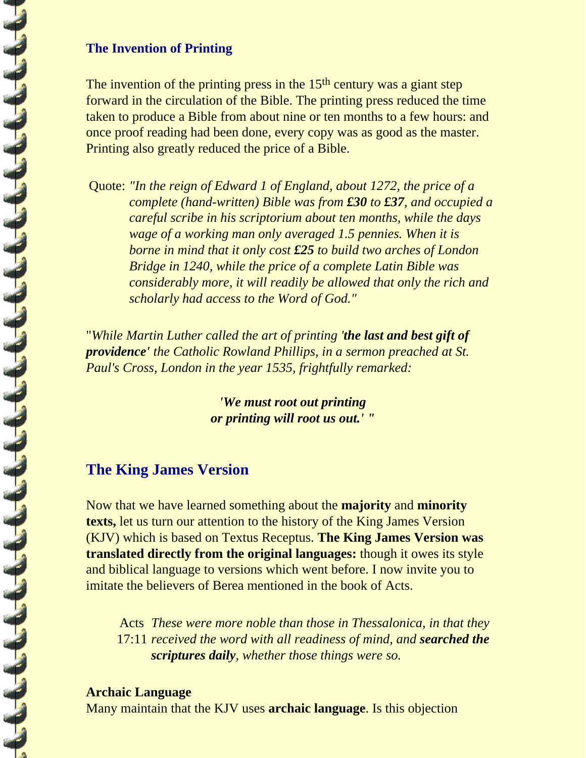### The Invention of Printing

The invention of the printing press in the 15th century was a giant step forward in the circulation of the Bible. The printing press reduced the time taken to produce a Bible from about nine or ten months to a few hours: and once proof reading had been done, every copy was as good as the master. Printing also greatly reduced the price of a Bible.

Quote: *"In the reign of Edward 1 of England, about 1272, the price of a complete (hand-written) Bible was from **£30** to **£37**, and occupied a careful scribe in his scriptorium about ten months, while the days wage of a working man only averaged 1.5 pennies. When it is borne in mind that it only cost **£25** to build two arches of London Bridge in 1240, while the price of a complete Latin Bible was considerably more, it will readily be allowed that only the rich and scholarly had access to the Word of God."*

"*While Martin Luther called the art of printing '**the last and best gift of providence'** the Catholic Rowland Phillips, in a sermon preached at St. Paul's Cross, London in the year 1535, frightfully remarked:*

***'We must root out printing***
***or printing will root us out.' "***

## The King James Version

Now that we have learned something about the **majority** and **minority texts,** let us turn our attention to the history of the King James Version (KJV) which is based on Textus Receptus. **The King James Version was translated directly from the original languages:** though it owes its style and biblical language to versions which went before. I now invite you to imitate the believers of Berea mentioned in the book of Acts.

Acts 17:11 *These were more noble than those in Thessalonica, in that they received the word with all readiness of mind, and **searched the scriptures daily**, whether those things were so.*

**Archaic Language**

Many maintain that the KJV uses **archaic language**. Is this objection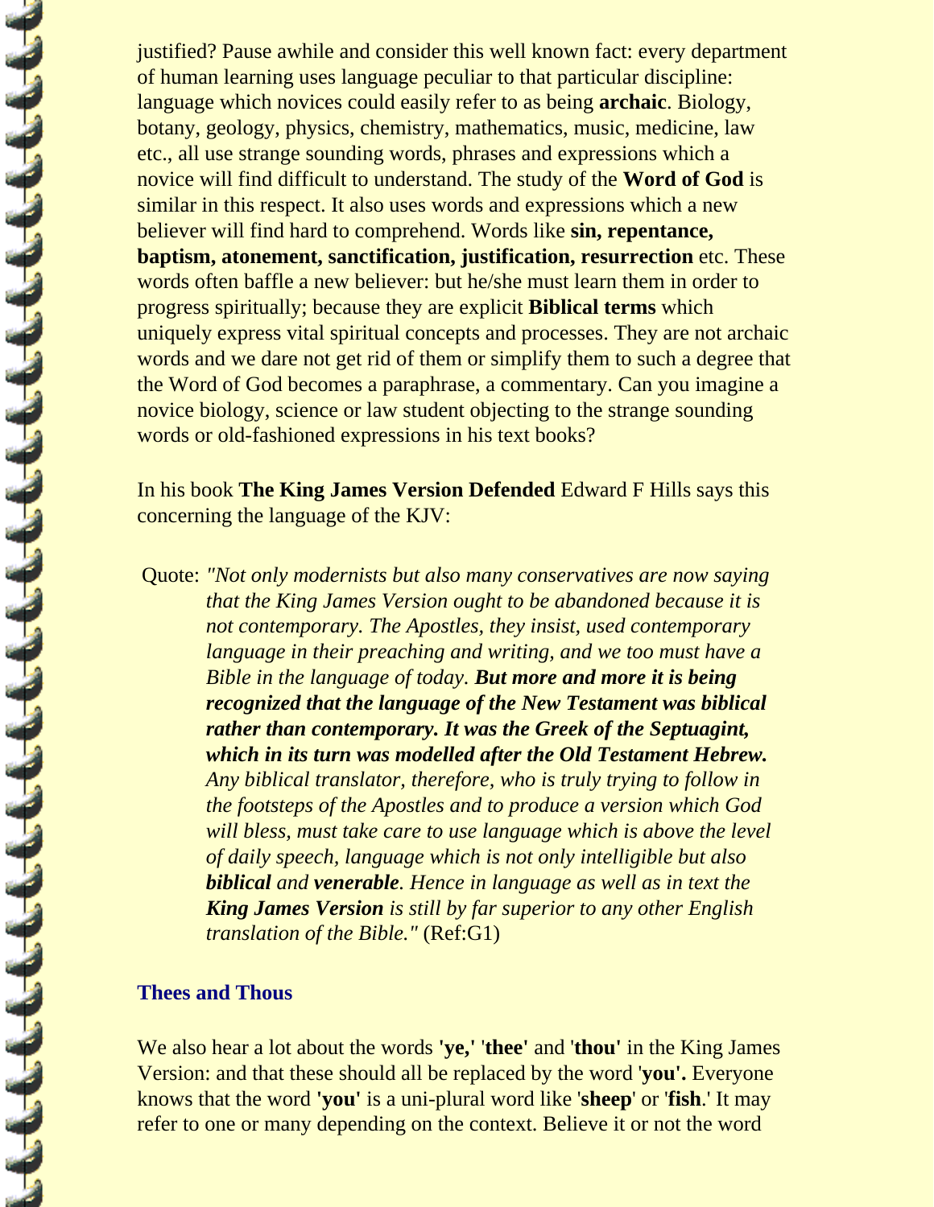justified? Pause awhile and consider this well known fact: every department of human learning uses language peculiar to that particular discipline: language which novices could easily refer to as being **archaic**. Biology, botany, geology, physics, chemistry, mathematics, music, medicine, law etc., all use strange sounding words, phrases and expressions which a novice will find difficult to understand. The study of the **Word of God** is similar in this respect. It also uses words and expressions which a new believer will find hard to comprehend. Words like **sin, repentance, baptism, atonement, sanctification, justification, resurrection** etc. These words often baffle a new believer: but he/she must learn them in order to progress spiritually; because they are explicit **Biblical terms** which uniquely express vital spiritual concepts and processes. They are not archaic words and we dare not get rid of them or simplify them to such a degree that the Word of God becomes a paraphrase, a commentary. Can you imagine a novice biology, science or law student objecting to the strange sounding words or old-fashioned expressions in his text books?

In his book **The King James Version Defended** Edward F Hills says this concerning the language of the KJV:

Quote: *"Not only modernists but also many conservatives are now saying that the King James Version ought to be abandoned because it is not contemporary. The Apostles, they insist, used contemporary language in their preaching and writing, and we too must have a Bible in the language of today.* ***But more and more it is being recognized that the language of the New Testament was biblical rather than contemporary. It was the Greek of the Septuagint, which in its turn was modelled after the Old Testament Hebrew.*** *Any biblical translator, therefore, who is truly trying to follow in the footsteps of the Apostles and to produce a version which God will bless, must take care to use language which is above the level of daily speech, language which is not only intelligible but also* ***biblical*** *and* ***venerable****. Hence in language as well as in text the* ***King James Version*** *is still by far superior to any other English translation of the Bible."* (Ref:G1)

### Thees and Thous

We also hear a lot about the words **'ye,'** '**thee'** and '**thou'** in the King James Version: and that these should all be replaced by the word '**you'.** Everyone knows that the word **'you'** is a uni-plural word like '**sheep**' or '**fish**.' It may refer to one or many depending on the context. Believe it or not the word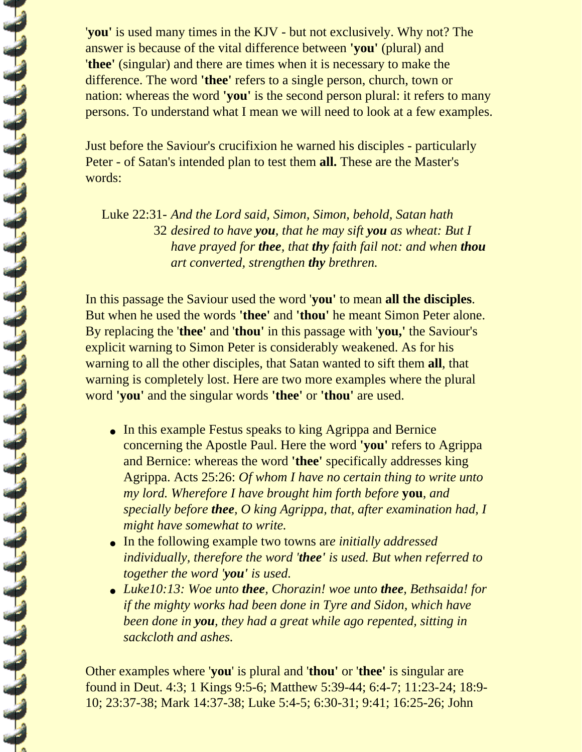'**you'** is used many times in the KJV - but not exclusively. Why not? The answer is because of the vital difference between **'you'** (plural) and '**thee'** (singular) and there are times when it is necessary to make the difference. The word **'thee'** refers to a single person, church, town or nation: whereas the word **'you'** is the second person plural: it refers to many persons. To understand what I mean we will need to look at a few examples.

Just before the Saviour's crucifixion he warned his disciples - particularly Peter - of Satan's intended plan to test them **all.** These are the Master's words:

> Luke 22:31- *And the Lord said, Simon, Simon, behold, Satan hath*
> 32 *desired to have **you**, that he may sift **you** as wheat: But I have prayed for **thee**, that **thy** faith fail not: and when **thou** art converted, strengthen **thy** brethren.*

In this passage the Saviour used the word '**you'** to mean **all the disciples**. But when he used the words **'thee'** and **'thou'** he meant Simon Peter alone. By replacing the '**thee'** and '**thou'** in this passage with '**you,'** the Saviour's explicit warning to Simon Peter is considerably weakened. As for his warning to all the other disciples, that Satan wanted to sift them **all**, that warning is completely lost. Here are two more examples where the plural word **'you'** and the singular words **'thee'** or **'thou'** are used.

- In this example Festus speaks to king Agrippa and Bernice concerning the Apostle Paul. Here the word **'you'** refers to Agrippa and Bernice: whereas the word **'thee'** specifically addresses king Agrippa. Acts 25:26: *Of whom I have no certain thing to write unto my lord. Wherefore I have brought him forth before* **you**, *and specially before **thee**, O king Agrippa, that, after examination had, I might have somewhat to write.*
- In the following example two towns ar*e initially addressed individually, therefore the word '**thee'** is used. But when referred to together the word '**you'** is used.*
- *Luke10:13: Woe unto **thee**, Chorazin! woe unto **thee**, Bethsaida! for if the mighty works had been done in Tyre and Sidon, which have been done in **you**, they had a great while ago repented, sitting in sackcloth and ashes.*

Other examples where '**you**' is plural and '**thou'** or '**thee'** is singular are found in Deut. 4:3; 1 Kings 9:5-6; Matthew 5:39-44; 6:4-7; 11:23-24; 18:9-10; 23:37-38; Mark 14:37-38; Luke 5:4-5; 6:30-31; 9:41; 16:25-26; John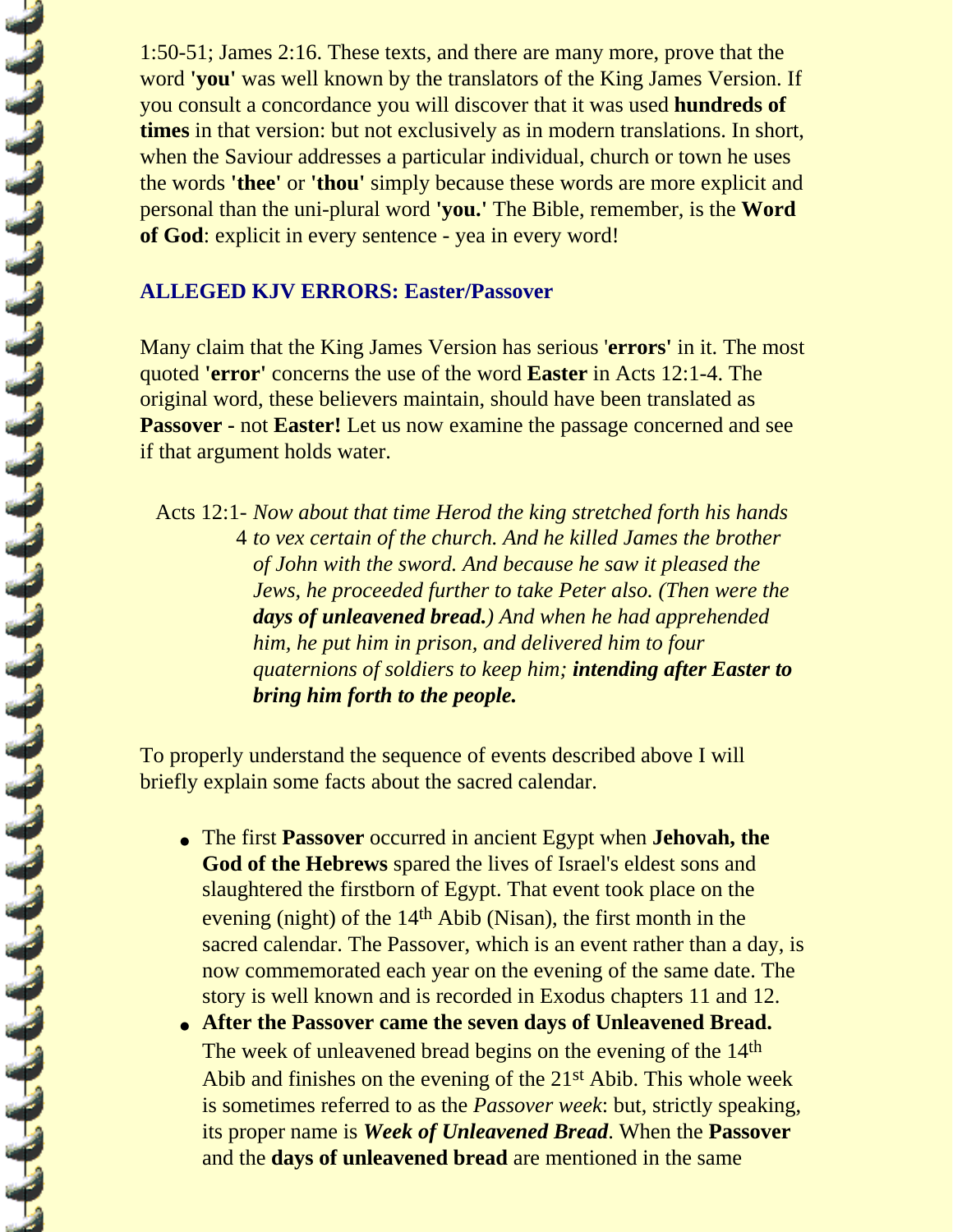1:50-51; James 2:16. These texts, and there are many more, prove that the word **'you'** was well known by the translators of the King James Version. If you consult a concordance you will discover that it was used **hundreds of times** in that version: but not exclusively as in modern translations. In short, when the Saviour addresses a particular individual, church or town he uses the words **'thee'** or **'thou'** simply because these words are more explicit and personal than the uni-plural word **'you.'** The Bible, remember, is the **Word of God**: explicit in every sentence - yea in every word!

### ALLEGED KJV ERRORS: Easter/Passover

Many claim that the King James Version has serious '**errors'** in it. The most quoted **'error'** concerns the use of the word **Easter** in Acts 12:1-4. The original word, these believers maintain, should have been translated as **Passover -** not **Easter!** Let us now examine the passage concerned and see if that argument holds water.

> Acts 12:1-4 *Now about that time Herod the king stretched forth his hands to vex certain of the church. And he killed James the brother of John with the sword. And because he saw it pleased the Jews, he proceeded further to take Peter also. (Then were the **days of unleavened bread.**) And when he had apprehended him, he put him in prison, and delivered him to four quaternions of soldiers to keep him; **intending after Easter to bring him forth to the people.***

To properly understand the sequence of events described above I will briefly explain some facts about the sacred calendar.

- The first **Passover** occurred in ancient Egypt when **Jehovah, the God of the Hebrews** spared the lives of Israel's eldest sons and slaughtered the firstborn of Egypt. That event took place on the evening (night) of the 14th Abib (Nisan), the first month in the sacred calendar. The Passover, which is an event rather than a day, is now commemorated each year on the evening of the same date. The story is well known and is recorded in Exodus chapters 11 and 12.
- **After the Passover came the seven days of Unleavened Bread.** The week of unleavened bread begins on the evening of the 14th Abib and finishes on the evening of the 21st Abib. This whole week is sometimes referred to as the *Passover week*: but, strictly speaking, its proper name is ***Week of Unleavened Bread***. When the **Passover** and the **days of unleavened bread** are mentioned in the same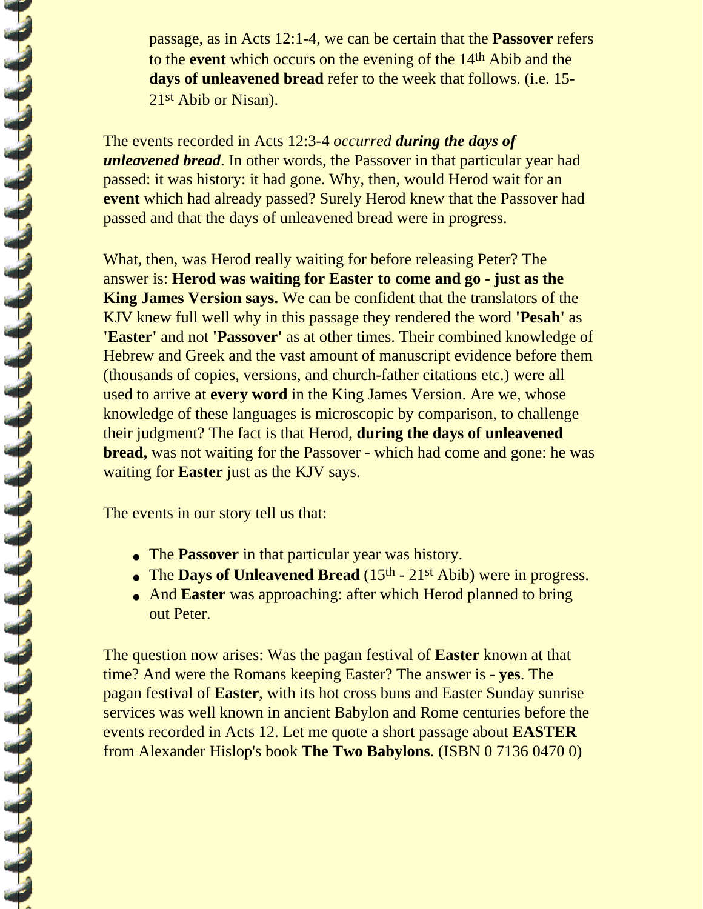passage, as in Acts 12:1-4, we can be certain that the **Passover** refers to the **event** which occurs on the evening of the 14th Abib and the **days of unleavened bread** refer to the week that follows. (i.e. 15-21st Abib or Nisan).

The events recorded in Acts 12:3-4 *occurred* ***during the days of unleavened bread***. In other words, the Passover in that particular year had passed: it was history: it had gone. Why, then, would Herod wait for an **event** which had already passed? Surely Herod knew that the Passover had passed and that the days of unleavened bread were in progress.

What, then, was Herod really waiting for before releasing Peter? The answer is: **Herod was waiting for Easter to come and go - just as the King James Version says.** We can be confident that the translators of the KJV knew full well why in this passage they rendered the word **'Pesah'** as **'Easter'** and not **'Passover'** as at other times. Their combined knowledge of Hebrew and Greek and the vast amount of manuscript evidence before them (thousands of copies, versions, and church-father citations etc.) were all used to arrive at **every word** in the King James Version. Are we, whose knowledge of these languages is microscopic by comparison, to challenge their judgment? The fact is that Herod, **during the days of unleavened bread,** was not waiting for the Passover - which had come and gone: he was waiting for **Easter** just as the KJV says.

The events in our story tell us that:

- The **Passover** in that particular year was history.
- The **Days of Unleavened Bread** (15th - 21st Abib) were in progress.
- And **Easter** was approaching: after which Herod planned to bring out Peter.

The question now arises: Was the pagan festival of **Easter** known at that time? And were the Romans keeping Easter? The answer is - **yes**. The pagan festival of **Easter**, with its hot cross buns and Easter Sunday sunrise services was well known in ancient Babylon and Rome centuries before the events recorded in Acts 12. Let me quote a short passage about **EASTER** from Alexander Hislop's book **The Two Babylons**. (ISBN 0 7136 0470 0)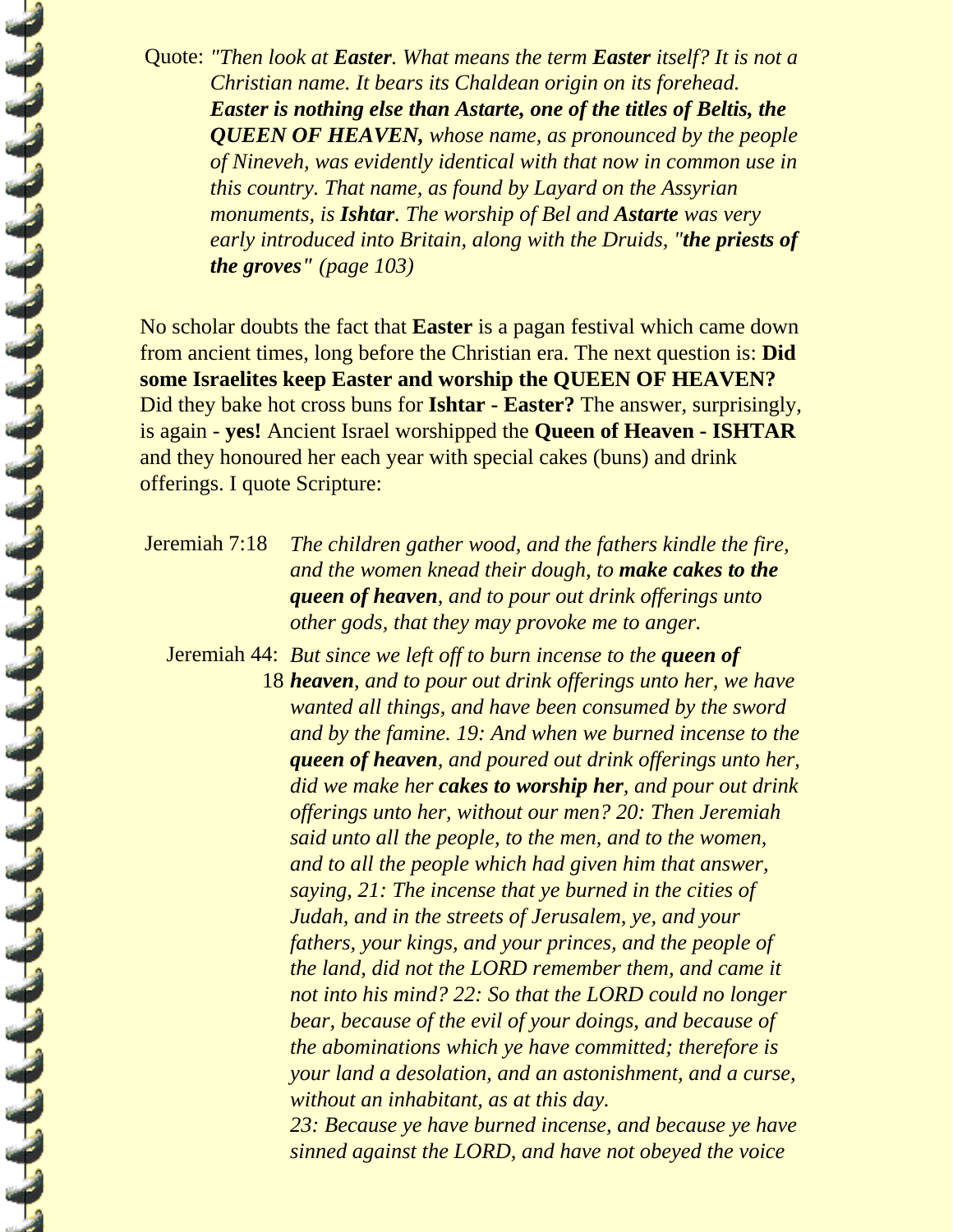Quote: *"Then look at **Easter**. What means the term **Easter** itself? It is not a Christian name. It bears its Chaldean origin on its forehead. **Easter is nothing else than Astarte, one of the titles of Beltis, the QUEEN OF HEAVEN,** whose name, as pronounced by the people of Nineveh, was evidently identical with that now in common use in this country. That name, as found by Layard on the Assyrian monuments, is **Ishtar**. The worship of Bel and **Astarte** was very early introduced into Britain, along with the Druids, "**the priests of the groves"** (page 103)*

No scholar doubts the fact that **Easter** is a pagan festival which came down from ancient times, long before the Christian era. The next question is: **Did some Israelites keep Easter and worship the QUEEN OF HEAVEN?** Did they bake hot cross buns for **Ishtar - Easter?** The answer, surprisingly, is again - **yes!** Ancient Israel worshipped the **Queen of Heaven - ISHTAR** and they honoured her each year with special cakes (buns) and drink offerings. I quote Scripture:

Jeremiah 7:18 *The children gather wood, and the fathers kindle the fire, and the women knead their dough, to **make cakes to the queen of heaven**, and to pour out drink offerings unto other gods, that they may provoke me to anger.*

Jeremiah 44:18 *But since we left off to burn incense to the **queen of heaven**, and to pour out drink offerings unto her, we have wanted all things, and have been consumed by the sword and by the famine. 19: And when we burned incense to the **queen of heaven**, and poured out drink offerings unto her, did we make her **cakes to worship her**, and pour out drink offerings unto her, without our men? 20: Then Jeremiah said unto all the people, to the men, and to the women, and to all the people which had given him that answer, saying, 21: The incense that ye burned in the cities of Judah, and in the streets of Jerusalem, ye, and your fathers, your kings, and your princes, and the people of the land, did not the LORD remember them, and came it not into his mind? 22: So that the LORD could no longer bear, because of the evil of your doings, and because of the abominations which ye have committed; therefore is your land a desolation, and an astonishment, and a curse, without an inhabitant, as at this day.*
*23: Because ye have burned incense, and because ye have sinned against the LORD, and have not obeyed the voice*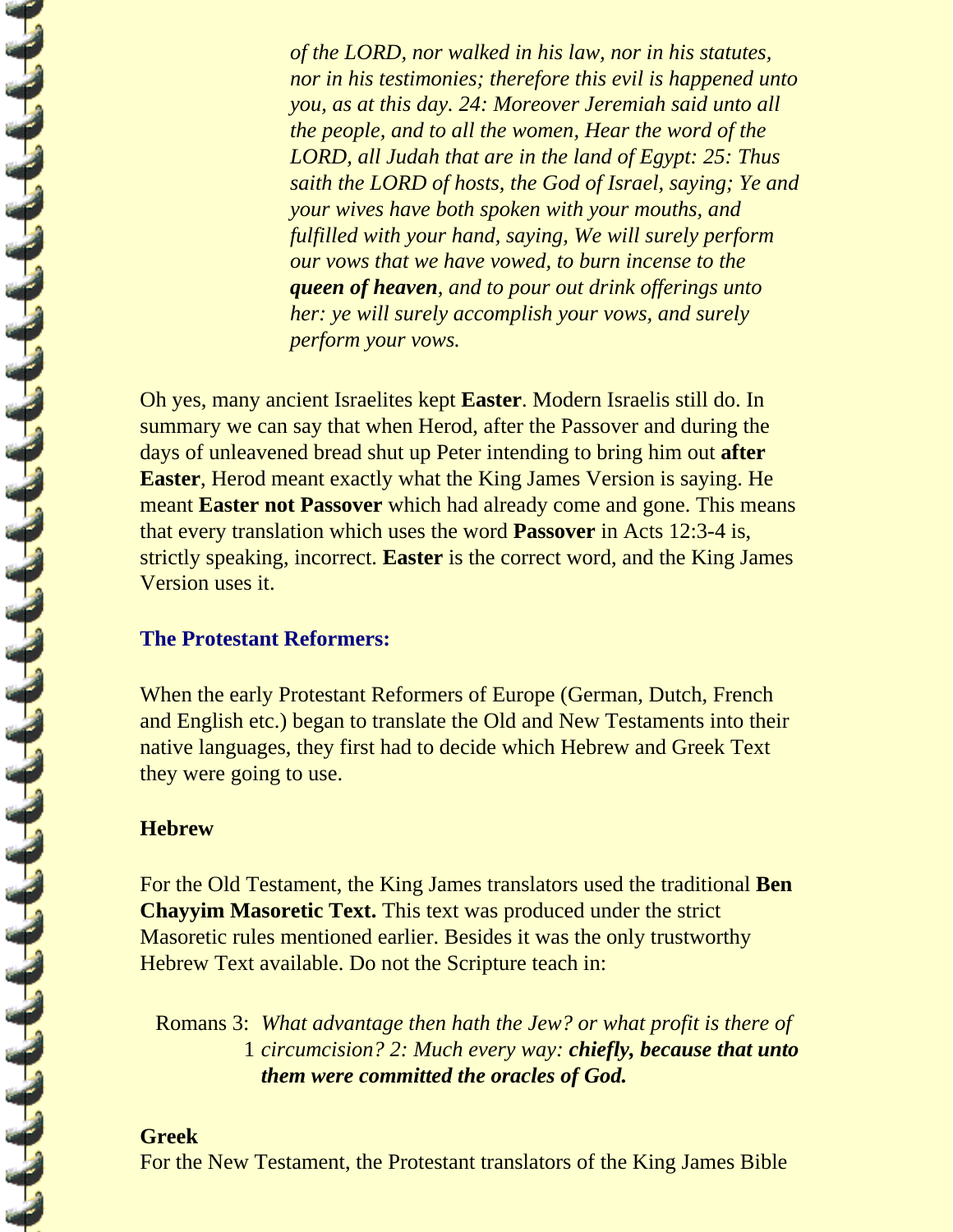*of the LORD, nor walked in his law, nor in his statutes, nor in his testimonies; therefore this evil is happened unto you, as at this day. 24: Moreover Jeremiah said unto all the people, and to all the women, Hear the word of the LORD, all Judah that are in the land of Egypt: 25: Thus saith the LORD of hosts, the God of Israel, saying; Ye and your wives have both spoken with your mouths, and fulfilled with your hand, saying, We will surely perform our vows that we have vowed, to burn incense to the **queen of heaven**, and to pour out drink offerings unto her: ye will surely accomplish your vows, and surely perform your vows.*

Oh yes, many ancient Israelites kept **Easter**. Modern Israelis still do. In summary we can say that when Herod, after the Passover and during the days of unleavened bread shut up Peter intending to bring him out **after Easter**, Herod meant exactly what the King James Version is saying. He meant **Easter not Passover** which had already come and gone. This means that every translation which uses the word **Passover** in Acts 12:3-4 is, strictly speaking, incorrect. **Easter** is the correct word, and the King James Version uses it.

## The Protestant Reformers:

When the early Protestant Reformers of Europe (German, Dutch, French and English etc.) began to translate the Old and New Testaments into their native languages, they first had to decide which Hebrew and Greek Text they were going to use.

### Hebrew

For the Old Testament, the King James translators used the traditional **Ben Chayyim Masoretic Text.** This text was produced under the strict Masoretic rules mentioned earlier. Besides it was the only trustworthy Hebrew Text available. Do not the Scripture teach in:

Romans 3:1 *What advantage then hath the Jew? or what profit is there of circumcision? 2: Much every way: **chiefly, because that unto them were committed the oracles of God.***

### Greek

For the New Testament, the Protestant translators of the King James Bible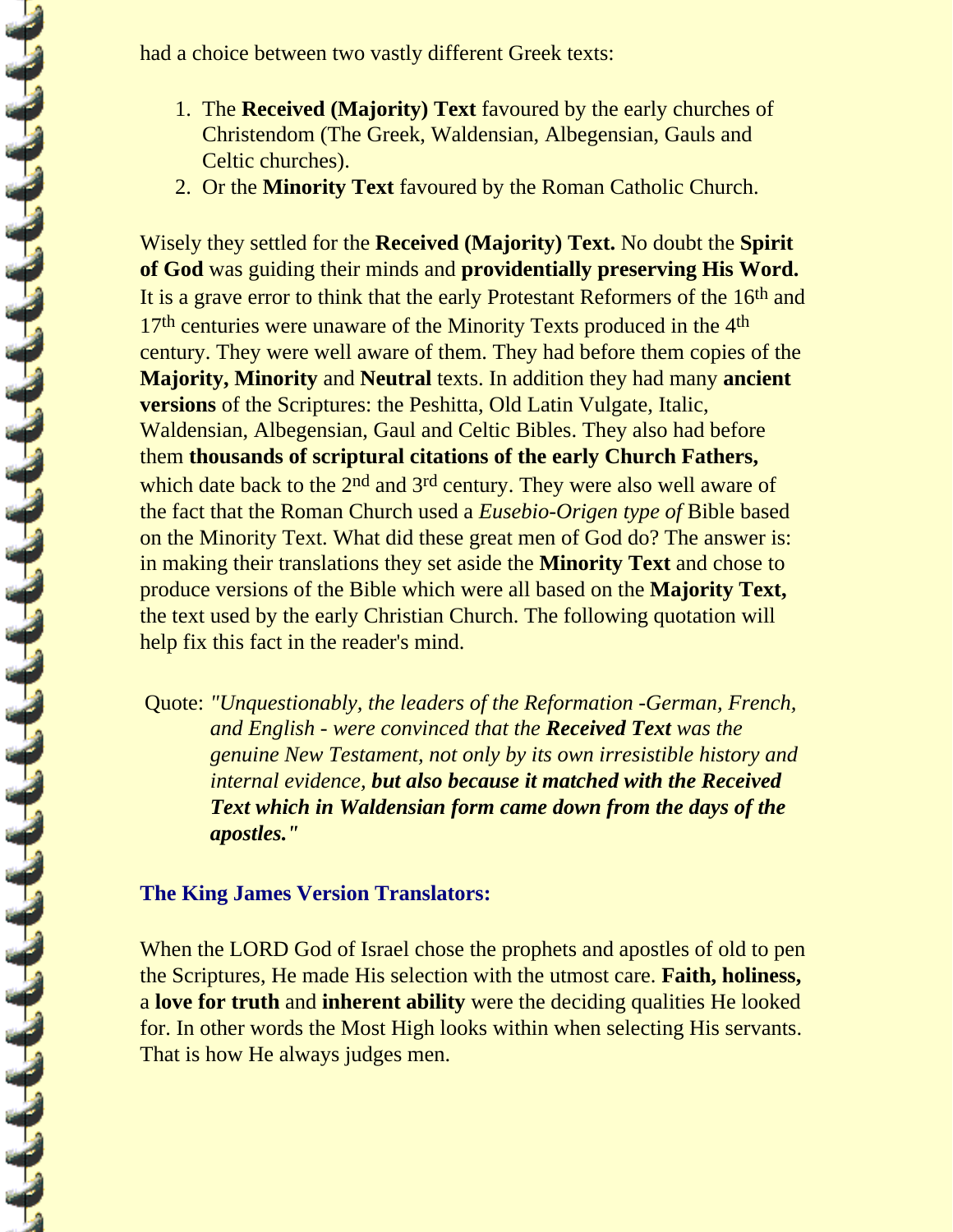had a choice between two vastly different Greek texts:

1. The **Received (Majority) Text** favoured by the early churches of Christendom (The Greek, Waldensian, Albegensian, Gauls and Celtic churches).
2. Or the **Minority Text** favoured by the Roman Catholic Church.

Wisely they settled for the **Received (Majority) Text.** No doubt the **Spirit of God** was guiding their minds and **providentially preserving His Word.** It is a grave error to think that the early Protestant Reformers of the 16th and 17th centuries were unaware of the Minority Texts produced in the 4th century. They were well aware of them. They had before them copies of the **Majority, Minority** and **Neutral** texts. In addition they had many **ancient versions** of the Scriptures: the Peshitta, Old Latin Vulgate, Italic, Waldensian, Albegensian, Gaul and Celtic Bibles. They also had before them **thousands of scriptural citations of the early Church Fathers,** which date back to the 2nd and 3rd century. They were also well aware of the fact that the Roman Church used a *Eusebio-Origen type of* Bible based on the Minority Text. What did these great men of God do? The answer is: in making their translations they set aside the **Minority Text** and chose to produce versions of the Bible which were all based on the **Majority Text,** the text used by the early Christian Church. The following quotation will help fix this fact in the reader's mind.

Quote: *"Unquestionably, the leaders of the Reformation -German, French, and English - were convinced that the **Received Text** was the genuine New Testament, not only by its own irresistible history and internal evidence, **but also because it matched with the Received Text which in Waldensian form came down from the days of the apostles."***

### The King James Version Translators:

When the LORD God of Israel chose the prophets and apostles of old to pen the Scriptures, He made His selection with the utmost care. **Faith, holiness,** a **love for truth** and **inherent ability** were the deciding qualities He looked for. In other words the Most High looks within when selecting His servants. That is how He always judges men.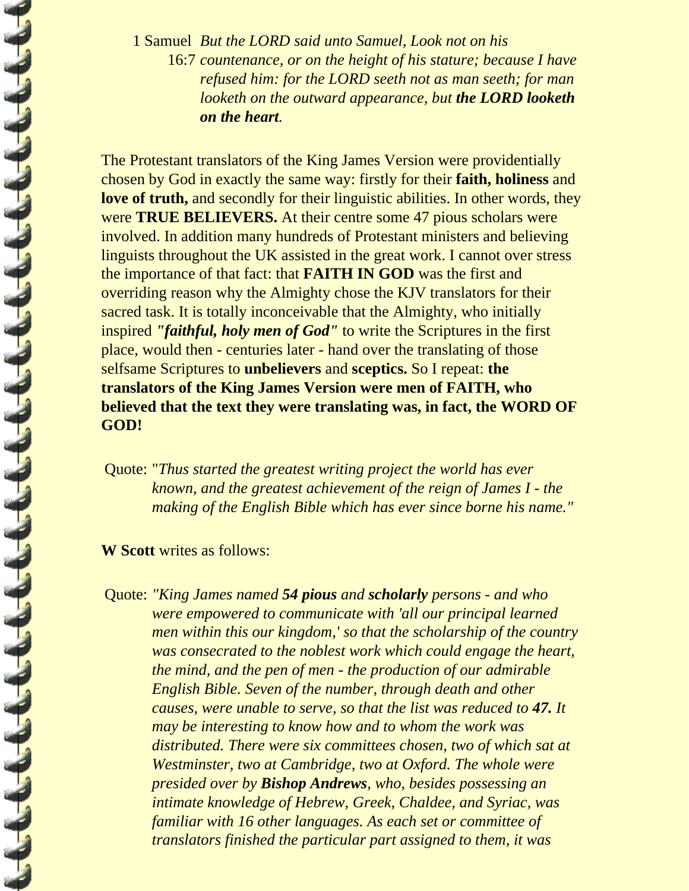1 Samuel 16:7 *But the LORD said unto Samuel, Look not on his countenance, or on the height of his stature; because I have refused him: for the LORD seeth not as man seeth; for man looketh on the outward appearance, but **the LORD looketh on the heart**.*

The Protestant translators of the King James Version were providentially chosen by God in exactly the same way: firstly for their **faith, holiness** and **love of truth,** and secondly for their linguistic abilities. In other words, they were **TRUE BELIEVERS.** At their centre some 47 pious scholars were involved. In addition many hundreds of Protestant ministers and believing linguists throughout the UK assisted in the great work. I cannot over stress the importance of that fact: that **FAITH IN GOD** was the first and overriding reason why the Almighty chose the KJV translators for their sacred task. It is totally inconceivable that the Almighty, who initially inspired ***"faithful, holy men of God"*** to write the Scriptures in the first place, would then - centuries later - hand over the translating of those selfsame Scriptures to **unbelievers** and **sceptics.** So I repeat: **the translators of the King James Version were men of FAITH, who believed that the text they were translating was, in fact, the WORD OF GOD!**

Quote: "*Thus started the greatest writing project the world has ever known, and the greatest achievement of the reign of James I - the making of the English Bible which has ever since borne his name."*

**W Scott** writes as follows:

Quote: *"King James named **54 pious** and **scholarly** persons - and who were empowered to communicate with 'all our principal learned men within this our kingdom,' so that the scholarship of the country was consecrated to the noblest work which could engage the heart, the mind, and the pen of men - the production of our admirable English Bible. Seven of the number, through death and other causes, were unable to serve, so that the list was reduced to **47.** It may be interesting to know how and to whom the work was distributed. There were six committees chosen, two of which sat at Westminster, two at Cambridge, two at Oxford. The whole were presided over by **Bishop Andrews**, who, besides possessing an intimate knowledge of Hebrew, Greek, Chaldee, and Syriac, was familiar with 16 other languages. As each set or committee of translators finished the particular part assigned to them, it was*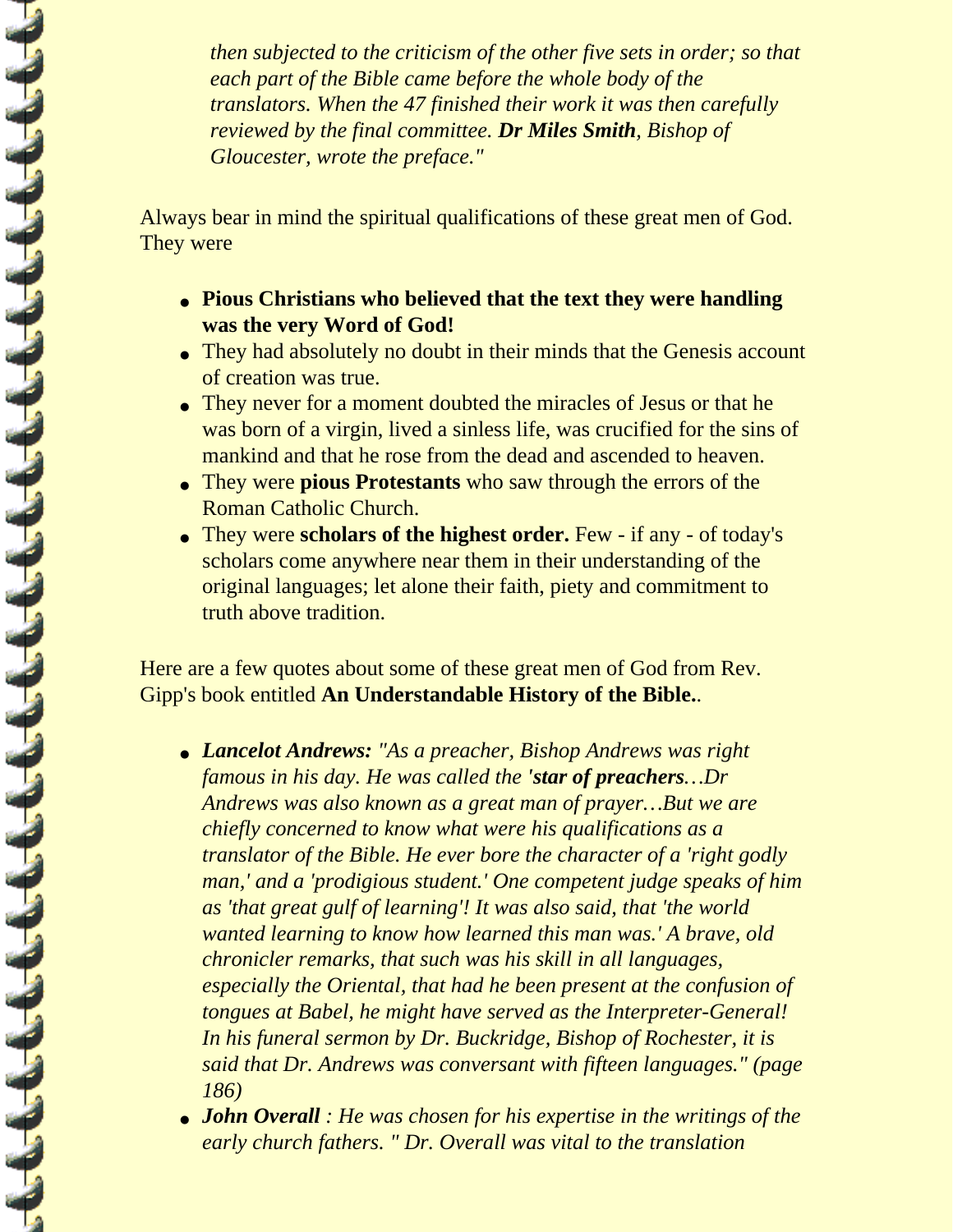*then subjected to the criticism of the other five sets in order; so that each part of the Bible came before the whole body of the translators. When the 47 finished their work it was then carefully reviewed by the final committee.* ***Dr Miles Smith****, Bishop of Gloucester, wrote the preface."*

Always bear in mind the spiritual qualifications of these great men of God. They were

- **Pious Christians who believed that the text they were handling was the very Word of God!**
- They had absolutely no doubt in their minds that the Genesis account of creation was true.
- They never for a moment doubted the miracles of Jesus or that he was born of a virgin, lived a sinless life, was crucified for the sins of mankind and that he rose from the dead and ascended to heaven.
- They were **pious Protestants** who saw through the errors of the Roman Catholic Church.
- They were **scholars of the highest order.** Few - if any - of today's scholars come anywhere near them in their understanding of the original languages; let alone their faith, piety and commitment to truth above tradition.

Here are a few quotes about some of these great men of God from Rev. Gipp's book entitled **An Understandable History of the Bible.**.

- ***Lancelot Andrews:*** *"As a preacher, Bishop Andrews was right famous in his day. He was called the '****star of preachers****…Dr Andrews was also known as a great man of prayer…But we are chiefly concerned to know what were his qualifications as a translator of the Bible. He ever bore the character of a 'right godly man,' and a 'prodigious student.' One competent judge speaks of him as 'that great gulf of learning'! It was also said, that 'the world wanted learning to know how learned this man was.' A brave, old chronicler remarks, that such was his skill in all languages, especially the Oriental, that had he been present at the confusion of tongues at Babel, he might have served as the Interpreter-General! In his funeral sermon by Dr. Buckridge, Bishop of Rochester, it is said that Dr. Andrews was conversant with fifteen languages." (page 186)*
- ***John Overall*** *: He was chosen for his expertise in the writings of the early church fathers. " Dr. Overall was vital to the translation*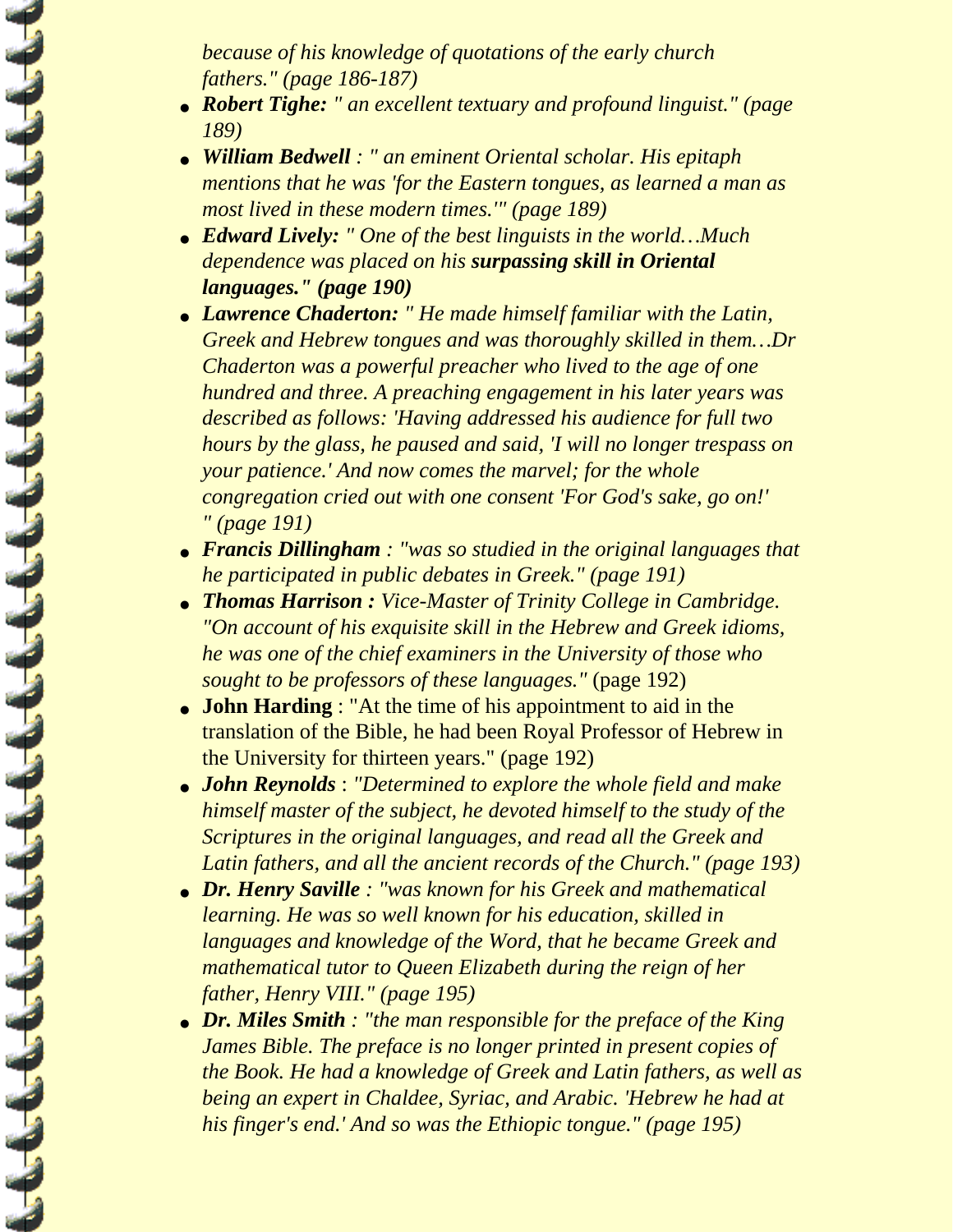*because of his knowledge of quotations of the early church fathers." (page 186-187)*

- ***Robert Tighe:** " an excellent textuary and profound linguist." (page 189)*
- ***William Bedwell** : " an eminent Oriental scholar. His epitaph mentions that he was 'for the Eastern tongues, as learned a man as most lived in these modern times.'" (page 189)*
- ***Edward Lively:** " One of the best linguists in the world…Much dependence was placed on his **surpassing skill in Oriental languages." (page 190)***
- ***Lawrence Chaderton:** " He made himself familiar with the Latin, Greek and Hebrew tongues and was thoroughly skilled in them…Dr Chaderton was a powerful preacher who lived to the age of one hundred and three. A preaching engagement in his later years was described as follows: 'Having addressed his audience for full two hours by the glass, he paused and said, 'I will no longer trespass on your patience.' And now comes the marvel; for the whole congregation cried out with one consent 'For God's sake, go on!' " (page 191)*
- ***Francis Dillingham** : "was so studied in the original languages that he participated in public debates in Greek." (page 191)*
- ***Thomas Harrison :** Vice-Master of Trinity College in Cambridge. "On account of his exquisite skill in the Hebrew and Greek idioms, he was one of the chief examiners in the University of those who sought to be professors of these languages."* (page 192)
- **John Harding** : "At the time of his appointment to aid in the translation of the Bible, he had been Royal Professor of Hebrew in the University for thirteen years." (page 192)
- ***John Reynolds*** : *"Determined to explore the whole field and make himself master of the subject, he devoted himself to the study of the Scriptures in the original languages, and read all the Greek and Latin fathers, and all the ancient records of the Church." (page 193)*
- ***Dr. Henry Saville** : "was known for his Greek and mathematical learning. He was so well known for his education, skilled in languages and knowledge of the Word, that he became Greek and mathematical tutor to Queen Elizabeth during the reign of her father, Henry VIII." (page 195)*
- ***Dr. Miles Smith** : "the man responsible for the preface of the King James Bible. The preface is no longer printed in present copies of the Book. He had a knowledge of Greek and Latin fathers, as well as being an expert in Chaldee, Syriac, and Arabic. 'Hebrew he had at his finger's end.' And so was the Ethiopic tongue." (page 195)*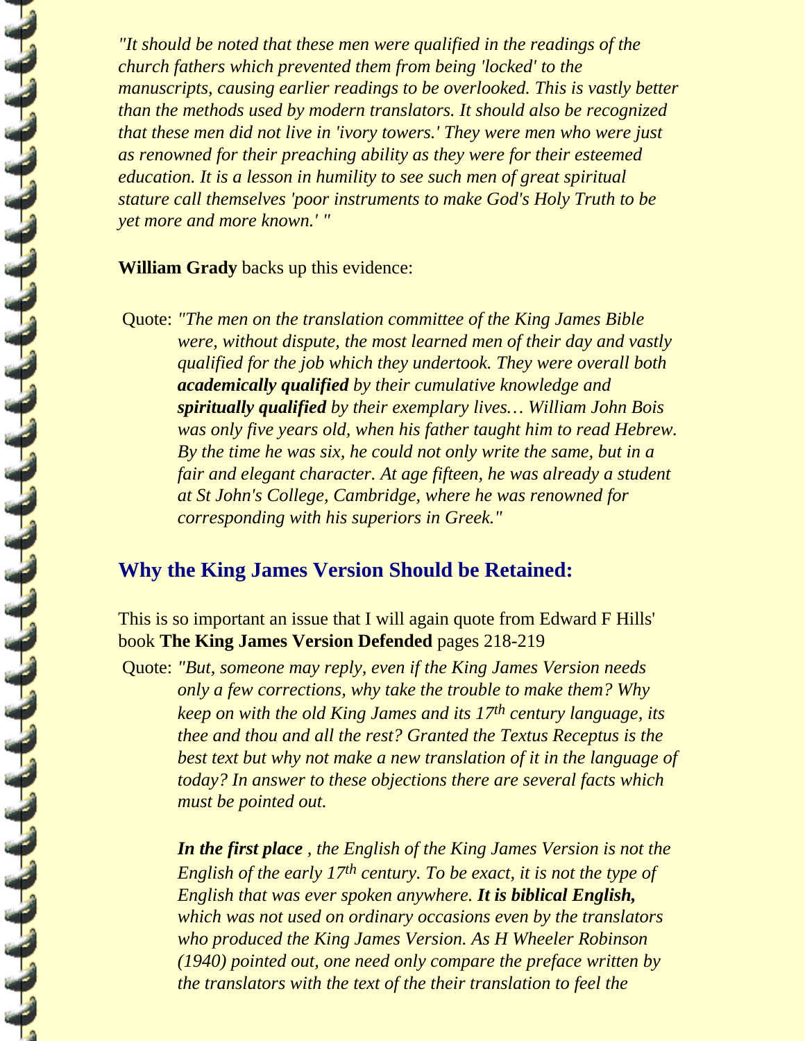*"It should be noted that these men were qualified in the readings of the church fathers which prevented them from being 'locked' to the manuscripts, causing earlier readings to be overlooked. This is vastly better than the methods used by modern translators. It should also be recognized that these men did not live in 'ivory towers.' They were men who were just as renowned for their preaching ability as they were for their esteemed education. It is a lesson in humility to see such men of great spiritual stature call themselves 'poor instruments to make God's Holy Truth to be yet more and more known.' "*

**William Grady** backs up this evidence:

Quote: *"The men on the translation committee of the King James Bible were, without dispute, the most learned men of their day and vastly qualified for the job which they undertook. They were overall both **academically qualified** by their cumulative knowledge and **spiritually qualified** by their exemplary lives… William John Bois was only five years old, when his father taught him to read Hebrew. By the time he was six, he could not only write the same, but in a fair and elegant character. At age fifteen, he was already a student at St John's College, Cambridge, where he was renowned for corresponding with his superiors in Greek."*

## Why the King James Version Should be Retained:

This is so important an issue that I will again quote from Edward F Hills' book **The King James Version Defended** pages 218-219

Quote: *"But, someone may reply, even if the King James Version needs only a few corrections, why take the trouble to make them? Why keep on with the old King James and its 17th century language, its thee and thou and all the rest? Granted the Textus Receptus is the best text but why not make a new translation of it in the language of today? In answer to these objections there are several facts which must be pointed out.*

***In the first place** , the English of the King James Version is not the English of the early 17th century. To be exact, it is not the type of English that was ever spoken anywhere. **It is biblical English,** which was not used on ordinary occasions even by the translators who produced the King James Version. As H Wheeler Robinson (1940) pointed out, one need only compare the preface written by the translators with the text of the their translation to feel the*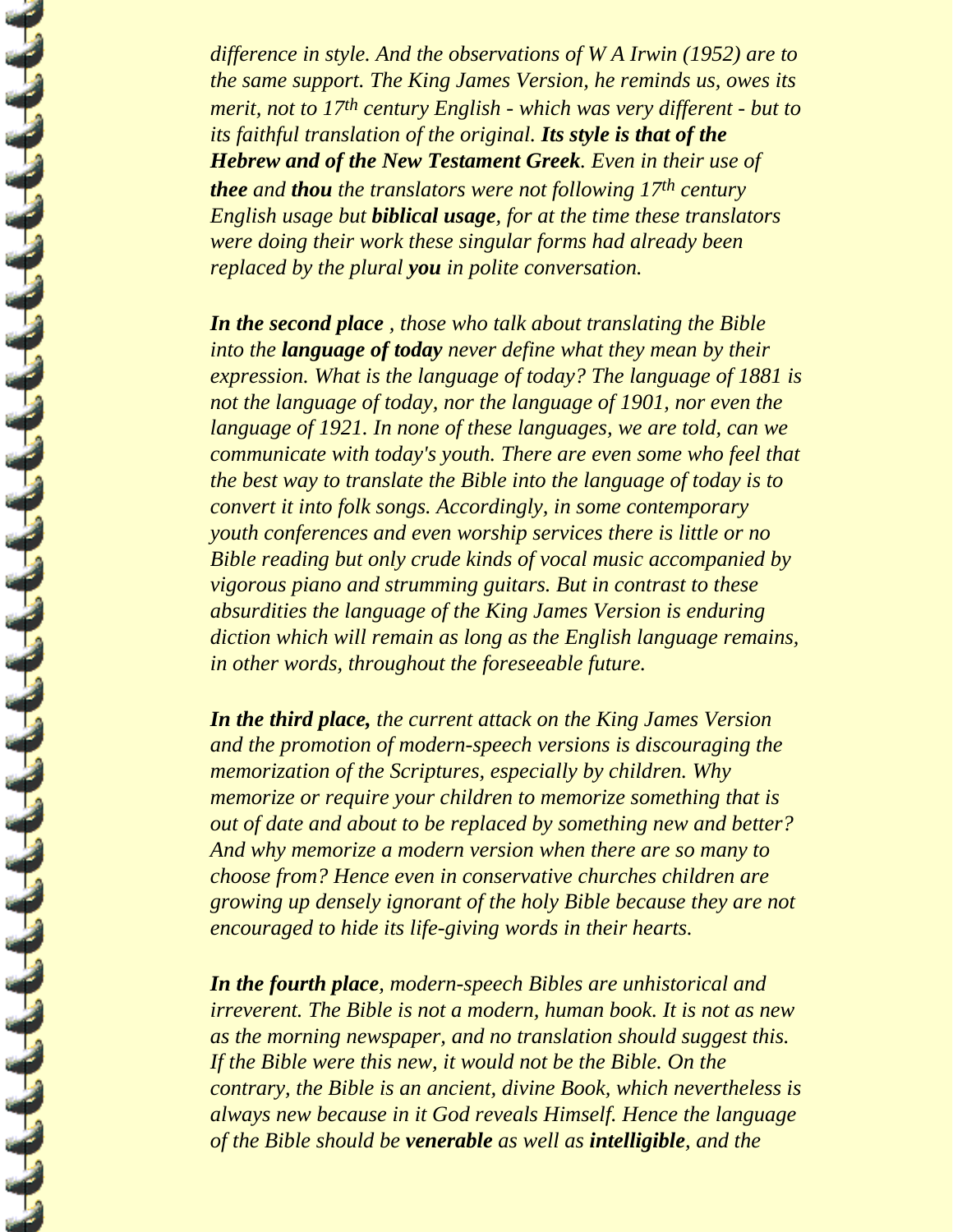*difference in style. And the observations of W A Irwin (1952) are to the same support. The King James Version, he reminds us, owes its merit, not to 17th century English - which was very different - but to its faithful translation of the original. **Its style is that of the Hebrew and of the New Testament Greek**. Even in their use of **thee** and **thou** the translators were not following 17th century English usage but **biblical usage**, for at the time these translators were doing their work these singular forms had already been replaced by the plural **you** in polite conversation.*

***In the second place** , those who talk about translating the Bible into the **language of today** never define what they mean by their expression. What is the language of today? The language of 1881 is not the language of today, nor the language of 1901, nor even the language of 1921. In none of these languages, we are told, can we communicate with today's youth. There are even some who feel that the best way to translate the Bible into the language of today is to convert it into folk songs. Accordingly, in some contemporary youth conferences and even worship services there is little or no Bible reading but only crude kinds of vocal music accompanied by vigorous piano and strumming guitars. But in contrast to these absurdities the language of the King James Version is enduring diction which will remain as long as the English language remains, in other words, throughout the foreseeable future.*

***In the third place,** the current attack on the King James Version and the promotion of modern-speech versions is discouraging the memorization of the Scriptures, especially by children. Why memorize or require your children to memorize something that is out of date and about to be replaced by something new and better? And why memorize a modern version when there are so many to choose from? Hence even in conservative churches children are growing up densely ignorant of the holy Bible because they are not encouraged to hide its life-giving words in their hearts.*

***In the fourth place**, modern-speech Bibles are unhistorical and irreverent. The Bible is not a modern, human book. It is not as new as the morning newspaper, and no translation should suggest this. If the Bible were this new, it would not be the Bible. On the contrary, the Bible is an ancient, divine Book, which nevertheless is always new because in it God reveals Himself. Hence the language of the Bible should be **venerable** as well as **intelligible**, and the*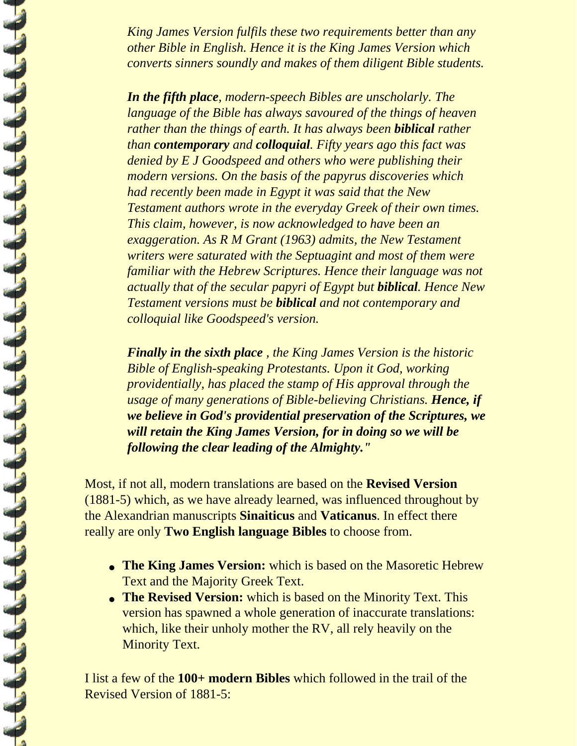*King James Version fulfils these two requirements better than any other Bible in English. Hence it is the King James Version which converts sinners soundly and makes of them diligent Bible students.*

***In the fifth place**, modern-speech Bibles are unscholarly. The language of the Bible has always savoured of the things of heaven rather than the things of earth. It has always been **biblical** rather than **contemporary** and **colloquial**. Fifty years ago this fact was denied by E J Goodspeed and others who were publishing their modern versions. On the basis of the papyrus discoveries which had recently been made in Egypt it was said that the New Testament authors wrote in the everyday Greek of their own times. This claim, however, is now acknowledged to have been an exaggeration. As R M Grant (1963) admits, the New Testament writers were saturated with the Septuagint and most of them were familiar with the Hebrew Scriptures. Hence their language was not actually that of the secular papyri of Egypt but **biblical**. Hence New Testament versions must be **biblical** and not contemporary and colloquial like Goodspeed's version.*

***Finally in the sixth place** , the King James Version is the historic Bible of English-speaking Protestants. Upon it God, working providentially, has placed the stamp of His approval through the usage of many generations of Bible-believing Christians. **Hence, if we believe in God's providential preservation of the Scriptures, we will retain the King James Version, for in doing so we will be following the clear leading of the Almighty."***

Most, if not all, modern translations are based on the **Revised Version** (1881-5) which, as we have already learned, was influenced throughout by the Alexandrian manuscripts **Sinaiticus** and **Vaticanus**. In effect there really are only **Two English language Bibles** to choose from.

- **The King James Version:** which is based on the Masoretic Hebrew Text and the Majority Greek Text.
- **The Revised Version:** which is based on the Minority Text. This version has spawned a whole generation of inaccurate translations: which, like their unholy mother the RV, all rely heavily on the Minority Text.

I list a few of the **100+ modern Bibles** which followed in the trail of the Revised Version of 1881-5: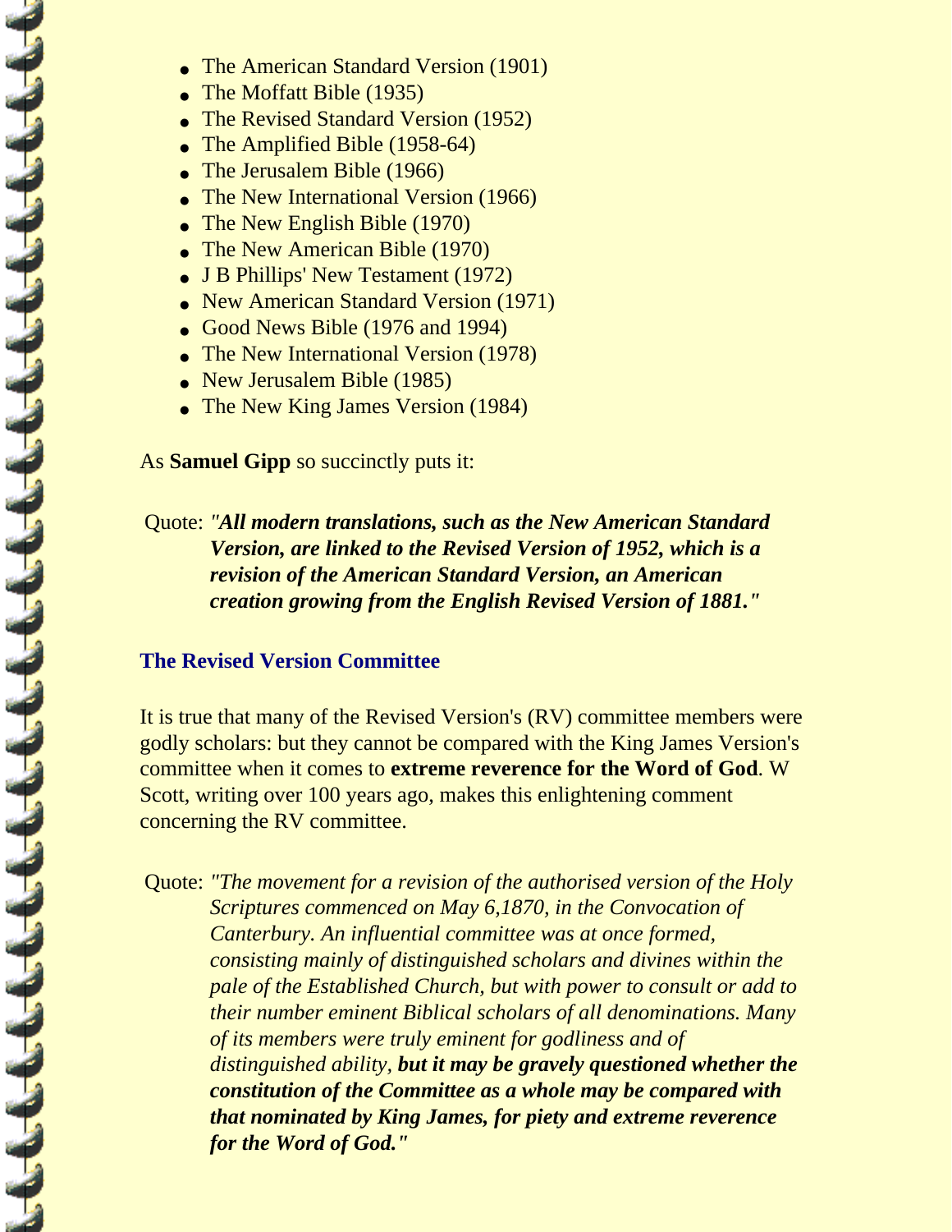- The American Standard Version (1901)
- The Moffatt Bible (1935)
- The Revised Standard Version (1952)
- The Amplified Bible (1958-64)
- The Jerusalem Bible (1966)
- The New International Version (1966)
- The New English Bible (1970)
- The New American Bible (1970)
- J B Phillips' New Testament (1972)
- New American Standard Version (1971)
- Good News Bible (1976 and 1994)
- The New International Version (1978)
- New Jerusalem Bible (1985)
- The New King James Version (1984)

As **Samuel Gipp** so succinctly puts it:

> Quote: *"**All modern translations, such as the New American Standard Version, are linked to the Revised Version of 1952, which is a revision of the American Standard Version, an American creation growing from the English Revised Version of 1881.**"*

### The Revised Version Committee

It is true that many of the Revised Version's (RV) committee members were godly scholars: but they cannot be compared with the King James Version's committee when it comes to **extreme reverence for the Word of God**. W Scott, writing over 100 years ago, makes this enlightening comment concerning the RV committee.

> Quote: *"The movement for a revision of the authorised version of the Holy Scriptures commenced on May 6,1870, in the Convocation of Canterbury. An influential committee was at once formed, consisting mainly of distinguished scholars and divines within the pale of the Established Church, but with power to consult or add to their number eminent Biblical scholars of all denominations. Many of its members were truly eminent for godliness and of distinguished ability, **but it may be gravely questioned whether the constitution of the Committee as a whole may be compared with that nominated by King James, for piety and extreme reverence for the Word of God.**"*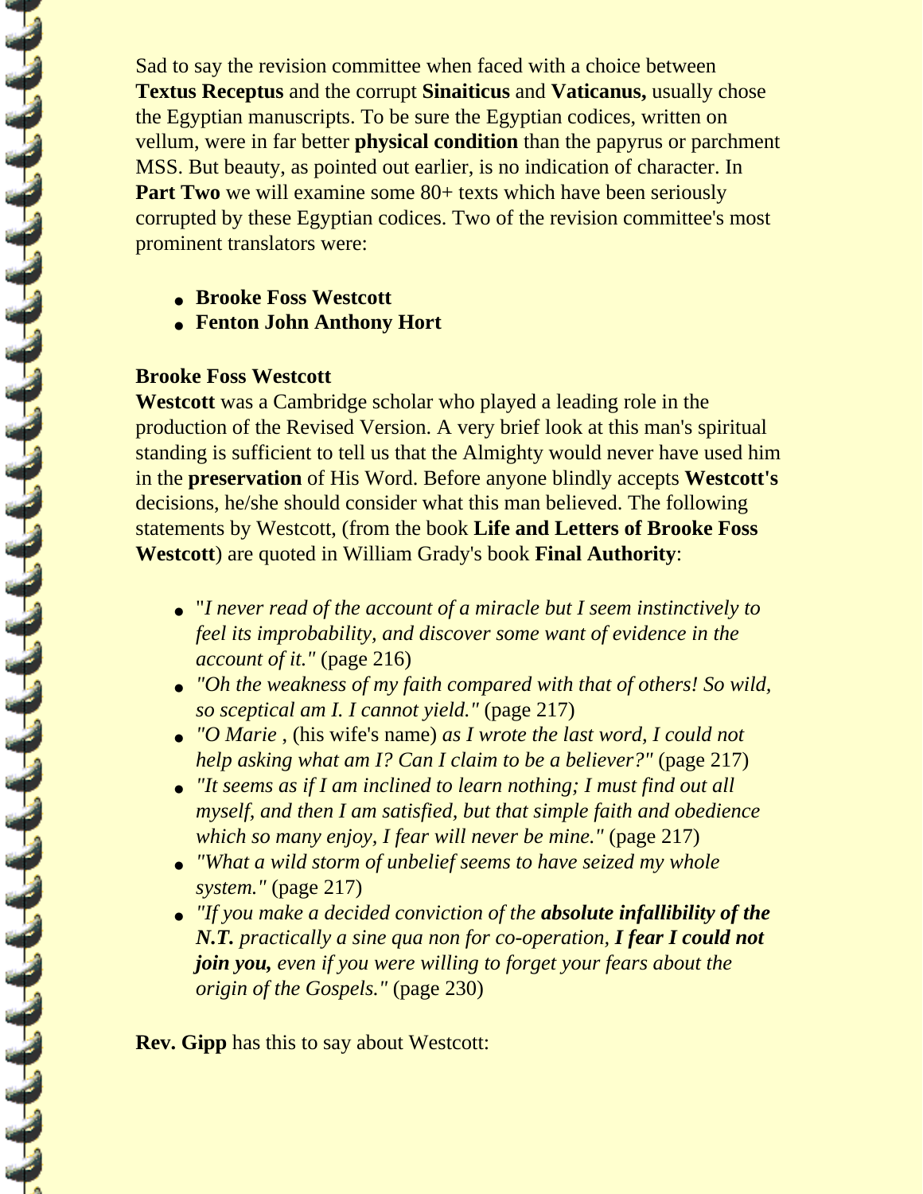Sad to say the revision committee when faced with a choice between **Textus Receptus** and the corrupt **Sinaiticus** and **Vaticanus,** usually chose the Egyptian manuscripts. To be sure the Egyptian codices, written on vellum, were in far better **physical condition** than the papyrus or parchment MSS. But beauty, as pointed out earlier, is no indication of character. In **Part Two** we will examine some 80+ texts which have been seriously corrupted by these Egyptian codices. Two of the revision committee's most prominent translators were:

- **Brooke Foss Westcott**
- **Fenton John Anthony Hort**

**Brooke Foss Westcott**
**Westcott** was a Cambridge scholar who played a leading role in the production of the Revised Version. A very brief look at this man's spiritual standing is sufficient to tell us that the Almighty would never have used him in the **preservation** of His Word. Before anyone blindly accepts **Westcott's** decisions, he/she should consider what this man believed. The following statements by Westcott, (from the book **Life and Letters of Brooke Foss Westcott**) are quoted in William Grady's book **Final Authority**:

- "*I never read of the account of a miracle but I seem instinctively to feel its improbability, and discover some want of evidence in the account of it."* (page 216)
- *"Oh the weakness of my faith compared with that of others! So wild, so sceptical am I. I cannot yield."* (page 217)
- *"O Marie* , (his wife's name) *as I wrote the last word, I could not help asking what am I? Can I claim to be a believer?"* (page 217)
- *"It seems as if I am inclined to learn nothing; I must find out all myself, and then I am satisfied, but that simple faith and obedience which so many enjoy, I fear will never be mine."* (page 217)
- *"What a wild storm of unbelief seems to have seized my whole system."* (page 217)
- *"If you make a decided conviction of the **absolute infallibility of the N.T.** practically a sine qua non for co-operation, **I fear I could not join you,** even if you were willing to forget your fears about the origin of the Gospels."* (page 230)

**Rev. Gipp** has this to say about Westcott: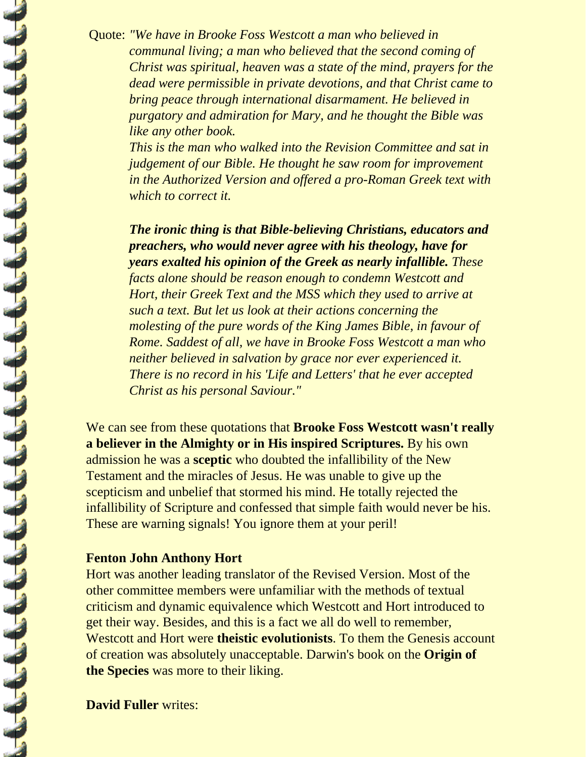Quote: *"We have in Brooke Foss Westcott a man who believed in communal living; a man who believed that the second coming of Christ was spiritual, heaven was a state of the mind, prayers for the dead were permissible in private devotions, and that Christ came to bring peace through international disarmament. He believed in purgatory and admiration for Mary, and he thought the Bible was like any other book.*

*This is the man who walked into the Revision Committee and sat in judgement of our Bible. He thought he saw room for improvement in the Authorized Version and offered a pro-Roman Greek text with which to correct it.*

***The ironic thing is that Bible-believing Christians, educators and preachers, who would never agree with his theology, have for years exalted his opinion of the Greek as nearly infallible.*** *These facts alone should be reason enough to condemn Westcott and Hort, their Greek Text and the MSS which they used to arrive at such a text. But let us look at their actions concerning the molesting of the pure words of the King James Bible, in favour of Rome. Saddest of all, we have in Brooke Foss Westcott a man who neither believed in salvation by grace nor ever experienced it. There is no record in his 'Life and Letters' that he ever accepted Christ as his personal Saviour."*

We can see from these quotations that **Brooke Foss Westcott wasn't really a believer in the Almighty or in His inspired Scriptures.** By his own admission he was a **sceptic** who doubted the infallibility of the New Testament and the miracles of Jesus. He was unable to give up the scepticism and unbelief that stormed his mind. He totally rejected the infallibility of Scripture and confessed that simple faith would never be his. These are warning signals! You ignore them at your peril!

**Fenton John Anthony Hort**

Hort was another leading translator of the Revised Version. Most of the other committee members were unfamiliar with the methods of textual criticism and dynamic equivalence which Westcott and Hort introduced to get their way. Besides, and this is a fact we all do well to remember, Westcott and Hort were **theistic evolutionists**. To them the Genesis account of creation was absolutely unacceptable. Darwin's book on the **Origin of the Species** was more to their liking.

**David Fuller** writes: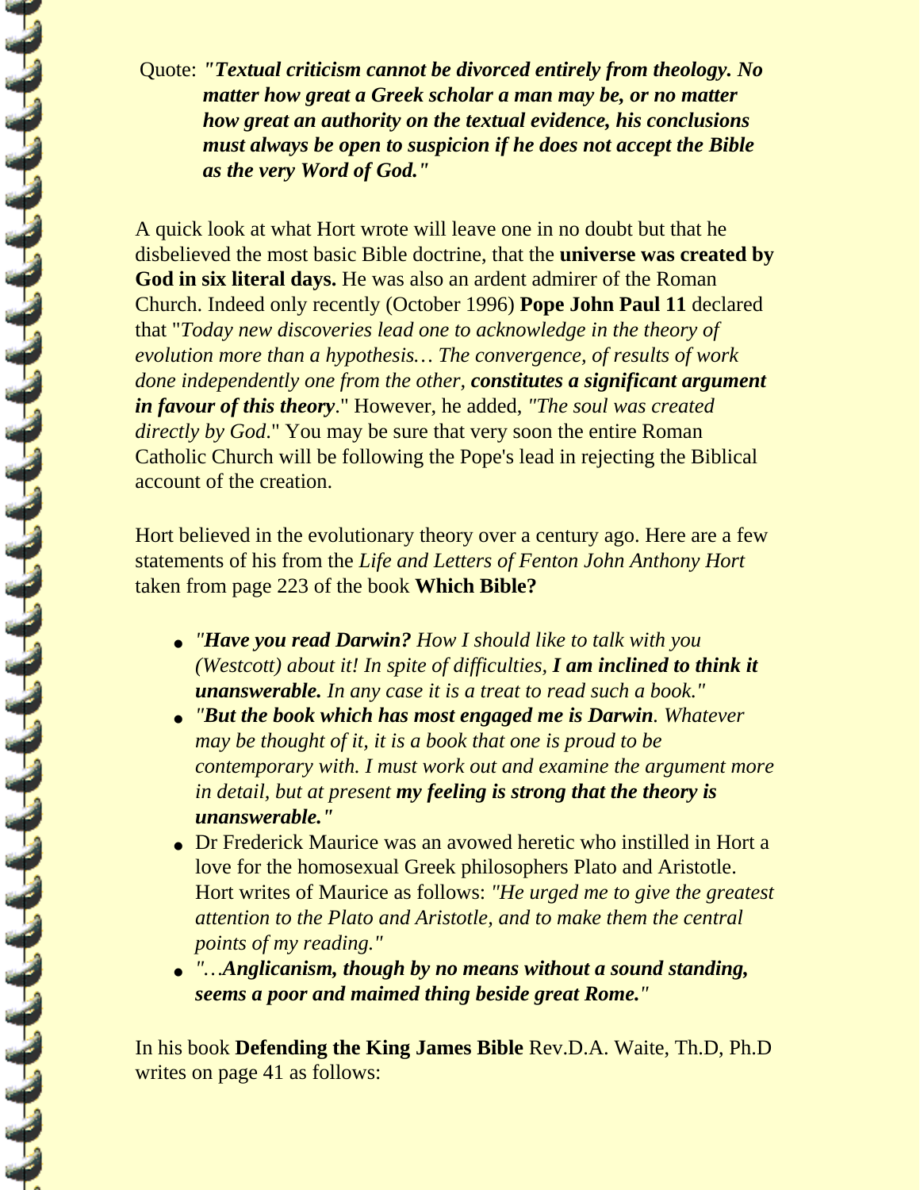Quote: ***"Textual criticism cannot be divorced entirely from theology. No matter how great a Greek scholar a man may be, or no matter how great an authority on the textual evidence, his conclusions must always be open to suspicion if he does not accept the Bible as the very Word of God."***

A quick look at what Hort wrote will leave one in no doubt but that he disbelieved the most basic Bible doctrine, that the **universe was created by God in six literal days.** He was also an ardent admirer of the Roman Church. Indeed only recently (October 1996) **Pope John Paul 11** declared that "*Today new discoveries lead one to acknowledge in the theory of evolution more than a hypothesis… The convergence, of results of work done independently one from the other, **constitutes a significant argument in favour of this theory***." However, he added, *"The soul was created directly by God*." You may be sure that very soon the entire Roman Catholic Church will be following the Pope's lead in rejecting the Biblical account of the creation.

Hort believed in the evolutionary theory over a century ago. Here are a few statements of his from the *Life and Letters of Fenton John Anthony Hort* taken from page 223 of the book **Which Bible?**

- *"**Have you read Darwin?** How I should like to talk with you (Westcott) about it! In spite of difficulties, **I am inclined to think it unanswerable.** In any case it is a treat to read such a book."*
- *"**But the book which has most engaged me is Darwin**. Whatever may be thought of it, it is a book that one is proud to be contemporary with. I must work out and examine the argument more in detail, but at present **my feeling is strong that the theory is unanswerable."***
- Dr Frederick Maurice was an avowed heretic who instilled in Hort a love for the homosexual Greek philosophers Plato and Aristotle. Hort writes of Maurice as follows: *"He urged me to give the greatest attention to the Plato and Aristotle, and to make them the central points of my reading."*
- *"…**Anglicanism, though by no means without a sound standing, seems a poor and maimed thing beside great Rome.**"*

In his book **Defending the King James Bible** Rev.D.A. Waite, Th.D, Ph.D writes on page 41 as follows: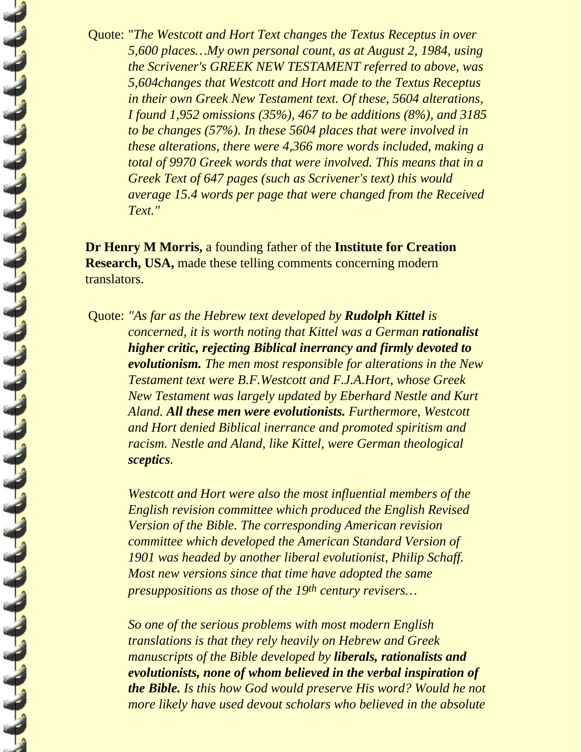Quote: "*The Westcott and Hort Text changes the Textus Receptus in over 5,600 places…My own personal count, as at August 2, 1984, using the Scrivener's GREEK NEW TESTAMENT referred to above, was 5,604changes that Westcott and Hort made to the Textus Receptus in their own Greek New Testament text. Of these, 5604 alterations, I found 1,952 omissions (35%), 467 to be additions (8%), and 3185 to be changes (57%). In these 5604 places that were involved in these alterations, there were 4,366 more words included, making a total of 9970 Greek words that were involved. This means that in a Greek Text of 647 pages (such as Scrivener's text) this would average 15.4 words per page that were changed from the Received Text.*"

**Dr Henry M Morris,** a founding father of the **Institute for Creation Research, USA,** made these telling comments concerning modern translators.

Quote: *"As far as the Hebrew text developed by **Rudolph Kittel** is concerned, it is worth noting that Kittel was a German **rationalist higher critic, rejecting Biblical inerrancy and firmly devoted to evolutionism.** The men most responsible for alterations in the New Testament text were B.F.Westcott and F.J.A.Hort, whose Greek New Testament was largely updated by Eberhard Nestle and Kurt Aland. **All these men were evolutionists.** Furthermore, Westcott and Hort denied Biblical inerrance and promoted spiritism and racism. Nestle and Aland, like Kittel, were German theological **sceptics**.*

*Westcott and Hort were also the most influential members of the English revision committee which produced the English Revised Version of the Bible. The corresponding American revision committee which developed the American Standard Version of 1901 was headed by another liberal evolutionist, Philip Schaff. Most new versions since that time have adopted the same presuppositions as those of the 19th century revisers…*

*So one of the serious problems with most modern English translations is that they rely heavily on Hebrew and Greek manuscripts of the Bible developed by **liberals, rationalists and evolutionists, none of whom believed in the verbal inspiration of the Bible.** Is this how God would preserve His word? Would he not more likely have used devout scholars who believed in the absolute*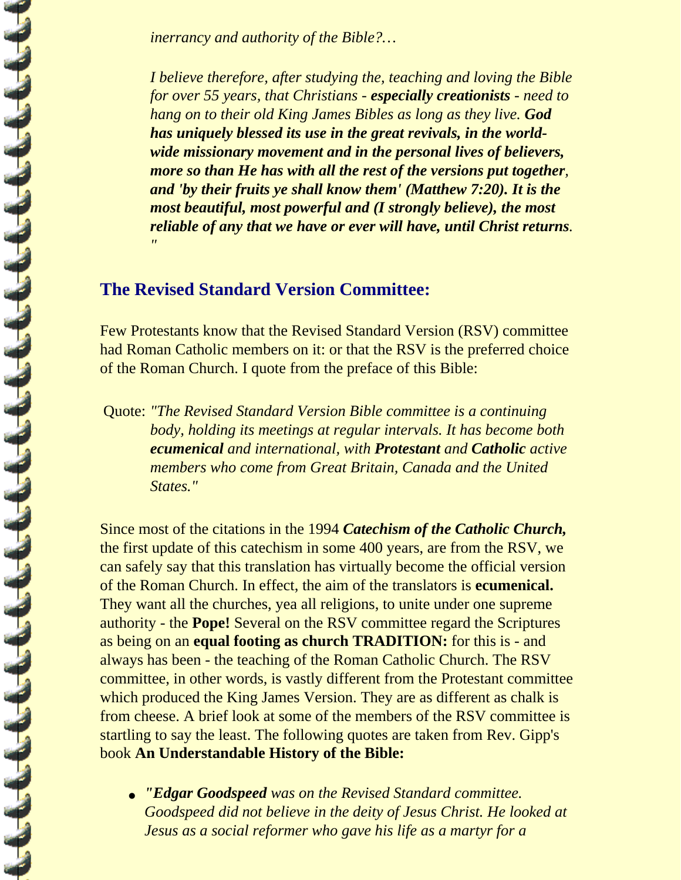*inerrancy and authority of the Bible?…*

*I believe therefore, after studying the, teaching and loving the Bible for over 55 years, that Christians - **especially creationists** - need to hang on to their old King James Bibles as long as they live. **God has uniquely blessed its use in the great revivals, in the world-wide missionary movement and in the personal lives of believers, more so than He has with all the rest of the versions put together**, **and 'by their fruits ye shall know them' (Matthew 7:20). It is the most beautiful, most powerful and (I strongly believe), the most reliable of any that we have or ever will have, until Christ returns**. "*

## The Revised Standard Version Committee:

Few Protestants know that the Revised Standard Version (RSV) committee had Roman Catholic members on it: or that the RSV is the preferred choice of the Roman Church. I quote from the preface of this Bible:

Quote: *"The Revised Standard Version Bible committee is a continuing body, holding its meetings at regular intervals. It has become both **ecumenical** and international, with **Protestant** and **Catholic** active members who come from Great Britain, Canada and the United States."*

Since most of the citations in the 1994 ***Catechism of the Catholic Church,*** the first update of this catechism in some 400 years, are from the RSV, we can safely say that this translation has virtually become the official version of the Roman Church. In effect, the aim of the translators is **ecumenical.** They want all the churches, yea all religions, to unite under one supreme authority - the **Pope!** Several on the RSV committee regard the Scriptures as being on an **equal footing as church TRADITION:** for this is - and always has been - the teaching of the Roman Catholic Church. The RSV committee, in other words, is vastly different from the Protestant committee which produced the King James Version. They are as different as chalk is from cheese. A brief look at some of the members of the RSV committee is startling to say the least. The following quotes are taken from Rev. Gipp's book **An Understandable History of the Bible:**

- *"**Edgar Goodspeed** was on the Revised Standard committee. Goodspeed did not believe in the deity of Jesus Christ. He looked at Jesus as a social reformer who gave his life as a martyr for a*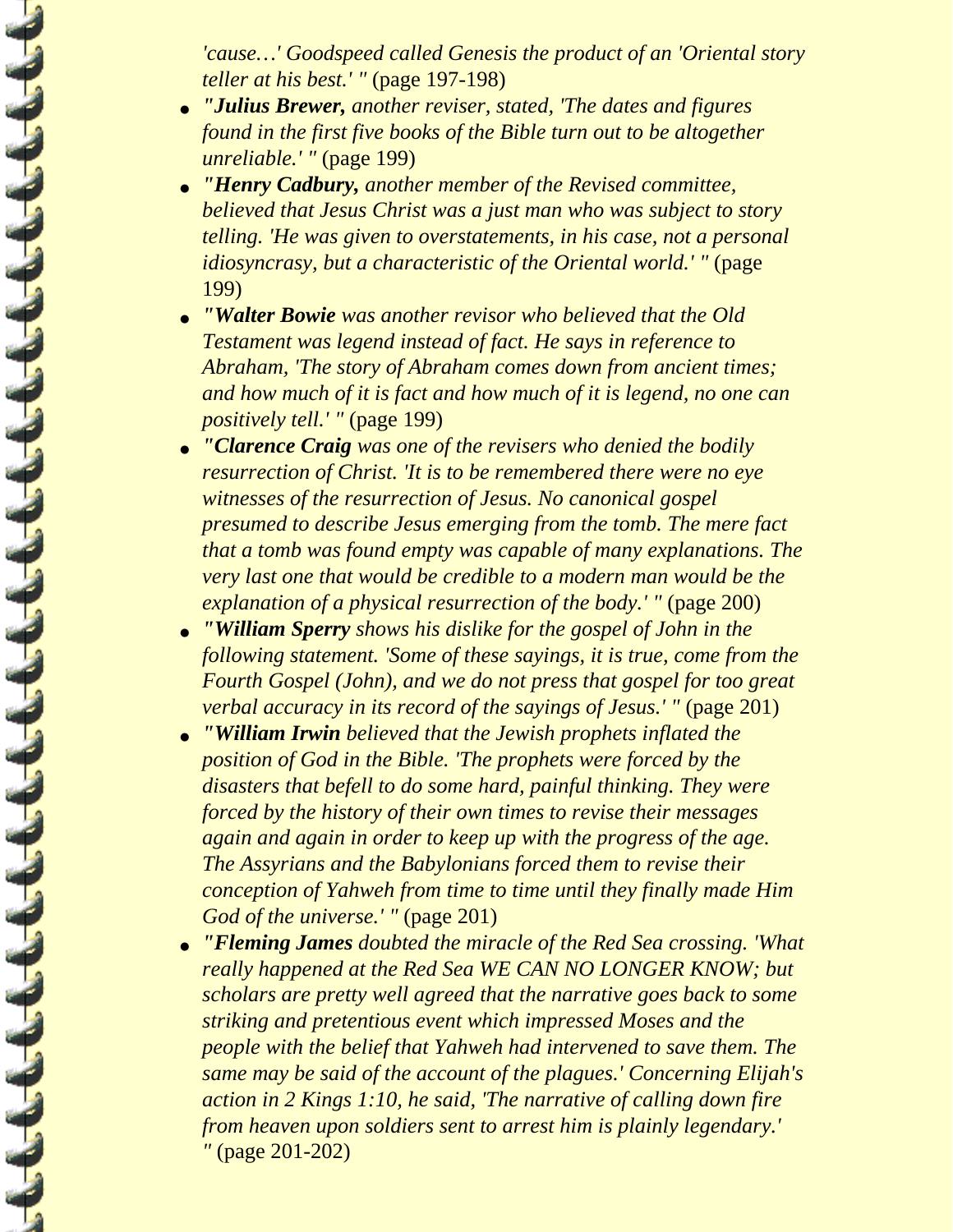*'cause…' Goodspeed called Genesis the product of an 'Oriental story teller at his best.' "* (page 197-198)

- *"**Julius Brewer,** another reviser, stated, 'The dates and figures found in the first five books of the Bible turn out to be altogether unreliable.' "* (page 199)
- *"**Henry Cadbury,** another member of the Revised committee, believed that Jesus Christ was a just man who was subject to story telling. 'He was given to overstatements, in his case, not a personal idiosyncrasy, but a characteristic of the Oriental world.' "* (page 199)
- *"**Walter Bowie** was another revisor who believed that the Old Testament was legend instead of fact. He says in reference to Abraham, 'The story of Abraham comes down from ancient times; and how much of it is fact and how much of it is legend, no one can positively tell.' "* (page 199)
- *"**Clarence Craig** was one of the revisers who denied the bodily resurrection of Christ. 'It is to be remembered there were no eye witnesses of the resurrection of Jesus. No canonical gospel presumed to describe Jesus emerging from the tomb. The mere fact that a tomb was found empty was capable of many explanations. The very last one that would be credible to a modern man would be the explanation of a physical resurrection of the body.' "* (page 200)
- *"**William Sperry** shows his dislike for the gospel of John in the following statement. 'Some of these sayings, it is true, come from the Fourth Gospel (John), and we do not press that gospel for too great verbal accuracy in its record of the sayings of Jesus.' "* (page 201)
- *"**William Irwin** believed that the Jewish prophets inflated the position of God in the Bible. 'The prophets were forced by the disasters that befell to do some hard, painful thinking. They were forced by the history of their own times to revise their messages again and again in order to keep up with the progress of the age. The Assyrians and the Babylonians forced them to revise their conception of Yahweh from time to time until they finally made Him God of the universe.' "* (page 201)
- *"**Fleming James** doubted the miracle of the Red Sea crossing. 'What really happened at the Red Sea WE CAN NO LONGER KNOW; but scholars are pretty well agreed that the narrative goes back to some striking and pretentious event which impressed Moses and the people with the belief that Yahweh had intervened to save them. The same may be said of the account of the plagues.' Concerning Elijah's action in 2 Kings 1:10, he said, 'The narrative of calling down fire from heaven upon soldiers sent to arrest him is plainly legendary.' "* (page 201-202)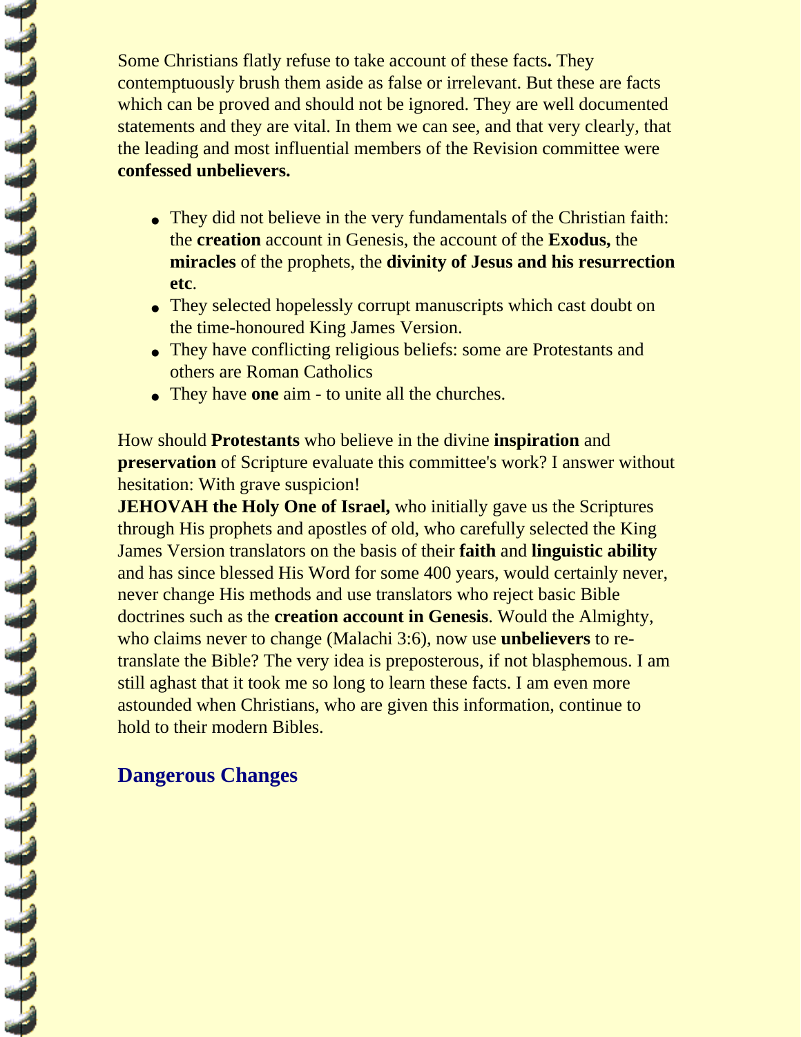Some Christians flatly refuse to take account of these facts**.** They contemptuously brush them aside as false or irrelevant. But these are facts which can be proved and should not be ignored. They are well documented statements and they are vital. In them we can see, and that very clearly, that the leading and most influential members of the Revision committee were **confessed unbelievers.**

- They did not believe in the very fundamentals of the Christian faith: the **creation** account in Genesis, the account of the **Exodus,** the **miracles** of the prophets, the **divinity of Jesus and his resurrection etc**.
- They selected hopelessly corrupt manuscripts which cast doubt on the time-honoured King James Version.
- They have conflicting religious beliefs: some are Protestants and others are Roman Catholics
- They have **one** aim - to unite all the churches.

How should **Protestants** who believe in the divine **inspiration** and **preservation** of Scripture evaluate this committee's work? I answer without hesitation: With grave suspicion!

**JEHOVAH the Holy One of Israel,** who initially gave us the Scriptures through His prophets and apostles of old, who carefully selected the King James Version translators on the basis of their **faith** and **linguistic ability** and has since blessed His Word for some 400 years, would certainly never, never change His methods and use translators who reject basic Bible doctrines such as the **creation account in Genesis**. Would the Almighty, who claims never to change (Malachi 3:6), now use **unbelievers** to re-translate the Bible? The very idea is preposterous, if not blasphemous. I am still aghast that it took me so long to learn these facts. I am even more astounded when Christians, who are given this information, continue to hold to their modern Bibles.

## Dangerous Changes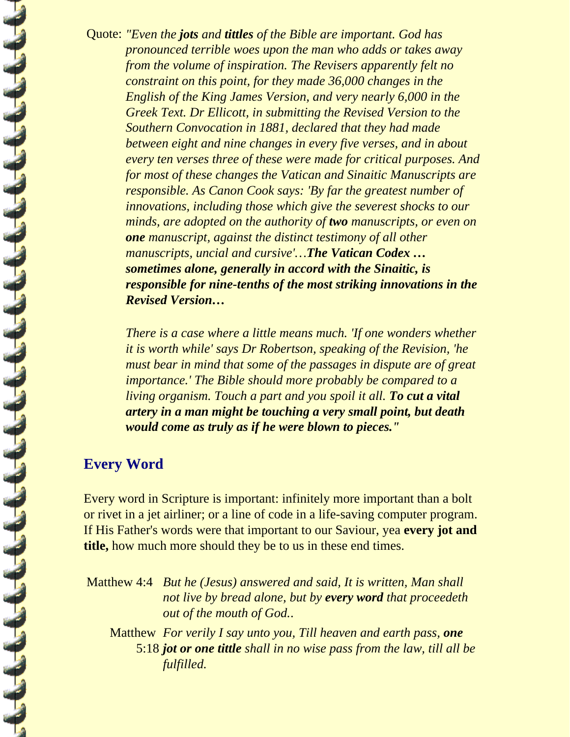Quote: *"Even the **jots** and **tittles** of the Bible are important. God has pronounced terrible woes upon the man who adds or takes away from the volume of inspiration. The Revisers apparently felt no constraint on this point, for they made 36,000 changes in the English of the King James Version, and very nearly 6,000 in the Greek Text. Dr Ellicott, in submitting the Revised Version to the Southern Convocation in 1881, declared that they had made between eight and nine changes in every five verses, and in about every ten verses three of these were made for critical purposes. And for most of these changes the Vatican and Sinaitic Manuscripts are responsible. As Canon Cook says: 'By far the greatest number of innovations, including those which give the severest shocks to our minds, are adopted on the authority of **two** manuscripts, or even on **one** manuscript, against the distinct testimony of all other manuscripts, uncial and cursive'…**The Vatican Codex … sometimes alone, generally in accord with the Sinaitic, is responsible for nine-tenths of the most striking innovations in the Revised Version…***

*There is a case where a little means much. 'If one wonders whether it is worth while' says Dr Robertson, speaking of the Revision, 'he must bear in mind that some of the passages in dispute are of great importance.' The Bible should more probably be compared to a living organism. Touch a part and you spoil it all. **To cut a vital artery in a man might be touching a very small point, but death would come as truly as if he were blown to pieces."***

## Every Word

Every word in Scripture is important: infinitely more important than a bolt or rivet in a jet airliner; or a line of code in a life-saving computer program. If His Father's words were that important to our Saviour, yea **every jot and title,** how much more should they be to us in these end times.

Matthew 4:4 *But he (Jesus) answered and said, It is written, Man shall not live by bread alone, but by **every word** that proceedeth out of the mouth of God..*

Matthew 5:18 *For verily I say unto you, Till heaven and earth pass, **one jot or one tittle** shall in no wise pass from the law, till all be fulfilled.*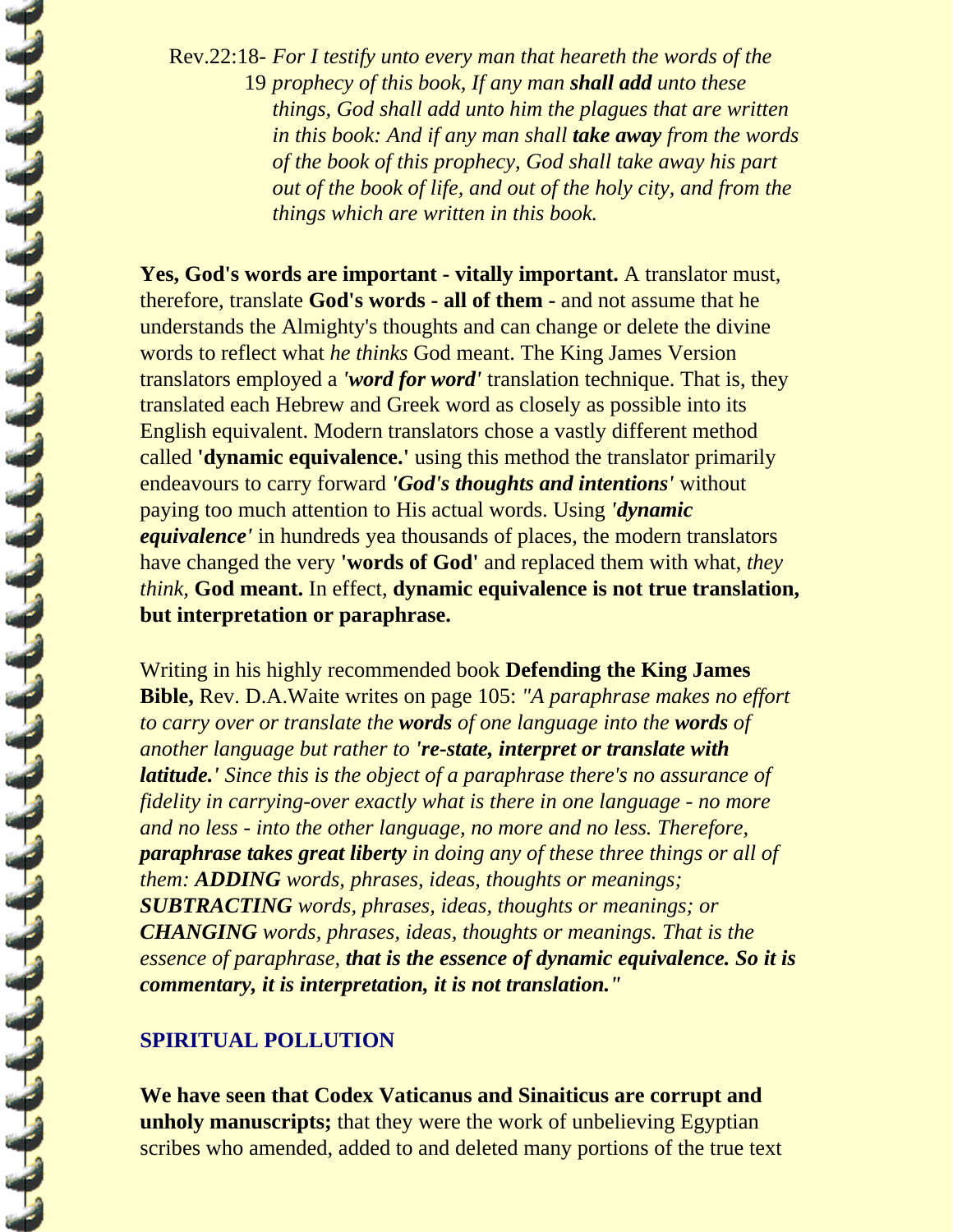Rev.22:18- *For I testify unto every man that heareth the words of the* 19 *prophecy of this book, If any man **shall add** unto these things, God shall add unto him the plagues that are written in this book: And if any man shall **take away** from the words of the book of this prophecy, God shall take away his part out of the book of life, and out of the holy city, and from the things which are written in this book.*

**Yes, God's words are important - vitally important.** A translator must, therefore, translate **God's words - all of them -** and not assume that he understands the Almighty's thoughts and can change or delete the divine words to reflect what *he thinks* God meant. The King James Version translators employed a ***'word for word'*** translation technique. That is, they translated each Hebrew and Greek word as closely as possible into its English equivalent. Modern translators chose a vastly different method called **'dynamic equivalence.'** using this method the translator primarily endeavours to carry forward ***'God's thoughts and intentions'*** without paying too much attention to His actual words. Using ***'dynamic equivalence'*** in hundreds yea thousands of places, the modern translators have changed the very **'words of God'** and replaced them with what, *they think,* **God meant.** In effect, **dynamic equivalence is not true translation, but interpretation or paraphrase.**

Writing in his highly recommended book **Defending the King James Bible,** Rev. D.A.Waite writes on page 105: *"A paraphrase makes no effort to carry over or translate the **words** of one language into the **words** of another language but rather to **'re-state, interpret or translate with latitude.'** Since this is the object of a paraphrase there's no assurance of fidelity in carrying-over exactly what is there in one language - no more and no less - into the other language, no more and no less. Therefore, **paraphrase takes great liberty** in doing any of these three things or all of them: **ADDING** words, phrases, ideas, thoughts or meanings; **SUBTRACTING** words, phrases, ideas, thoughts or meanings; or **CHANGING** words, phrases, ideas, thoughts or meanings. That is the essence of paraphrase, **that is the essence of dynamic equivalence. So it is commentary, it is interpretation, it is not translation."***

## SPIRITUAL POLLUTION

**We have seen that Codex Vaticanus and Sinaiticus are corrupt and unholy manuscripts;** that they were the work of unbelieving Egyptian scribes who amended, added to and deleted many portions of the true text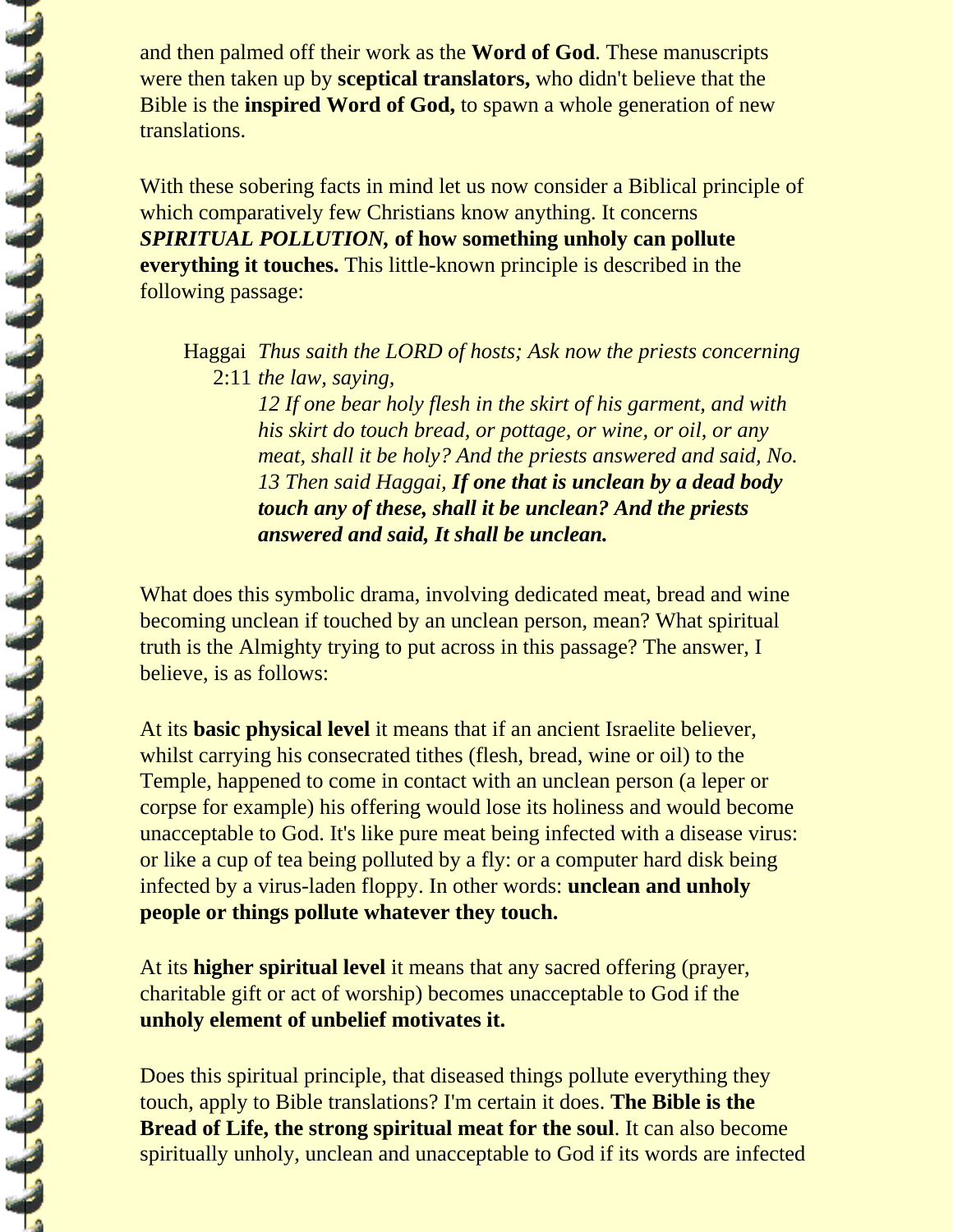and then palmed off their work as the **Word of God**. These manuscripts were then taken up by **sceptical translators,** who didn't believe that the Bible is the **inspired Word of God,** to spawn a whole generation of new translations.

With these sobering facts in mind let us now consider a Biblical principle of which comparatively few Christians know anything. It concerns ***SPIRITUAL POLLUTION,* of how something unholy can pollute everything it touches.** This little-known principle is described in the following passage:

> Haggai 2:11 *Thus saith the LORD of hosts; Ask now the priests concerning the law, saying,*
> *12 If one bear holy flesh in the skirt of his garment, and with his skirt do touch bread, or pottage, or wine, or oil, or any meat, shall it be holy? And the priests answered and said, No.*
> *13 Then said Haggai, **If one that is unclean by a dead body touch any of these, shall it be unclean? And the priests answered and said, It shall be unclean.***

What does this symbolic drama, involving dedicated meat, bread and wine becoming unclean if touched by an unclean person, mean? What spiritual truth is the Almighty trying to put across in this passage? The answer, I believe, is as follows:

At its **basic physical level** it means that if an ancient Israelite believer, whilst carrying his consecrated tithes (flesh, bread, wine or oil) to the Temple, happened to come in contact with an unclean person (a leper or corpse for example) his offering would lose its holiness and would become unacceptable to God. It's like pure meat being infected with a disease virus: or like a cup of tea being polluted by a fly: or a computer hard disk being infected by a virus-laden floppy. In other words: **unclean and unholy people or things pollute whatever they touch.**

At its **higher spiritual level** it means that any sacred offering (prayer, charitable gift or act of worship) becomes unacceptable to God if the **unholy element of unbelief motivates it.**

Does this spiritual principle, that diseased things pollute everything they touch, apply to Bible translations? I'm certain it does. **The Bible is the Bread of Life, the strong spiritual meat for the soul**. It can also become spiritually unholy, unclean and unacceptable to God if its words are infected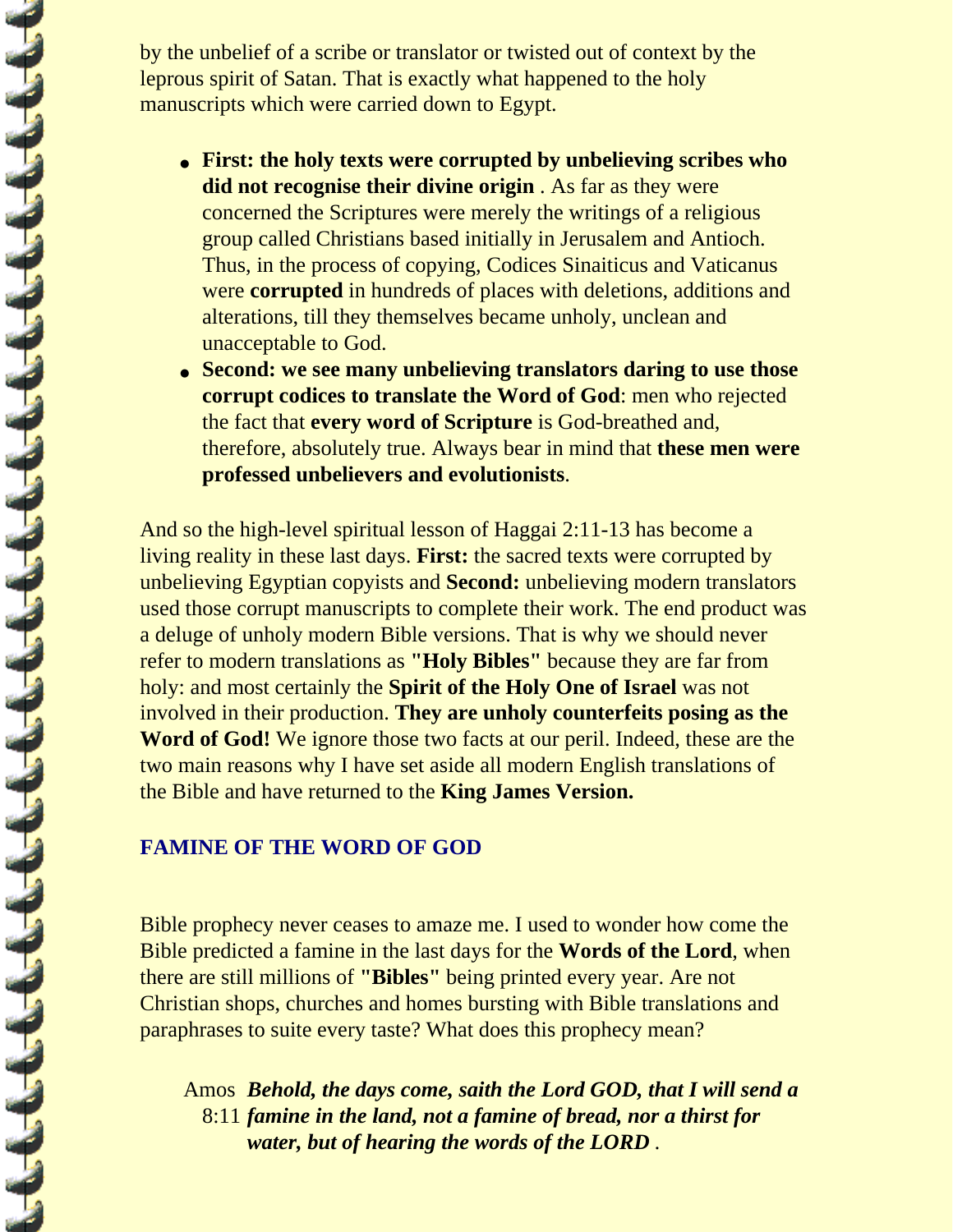by the unbelief of a scribe or translator or twisted out of context by the leprous spirit of Satan. That is exactly what happened to the holy manuscripts which were carried down to Egypt.

- **First: the holy texts were corrupted by unbelieving scribes who did not recognise their divine origin** . As far as they were concerned the Scriptures were merely the writings of a religious group called Christians based initially in Jerusalem and Antioch. Thus, in the process of copying, Codices Sinaiticus and Vaticanus were **corrupted** in hundreds of places with deletions, additions and alterations, till they themselves became unholy, unclean and unacceptable to God.
- **Second: we see many unbelieving translators daring to use those corrupt codices to translate the Word of God**: men who rejected the fact that **every word of Scripture** is God-breathed and, therefore, absolutely true. Always bear in mind that **these men were professed unbelievers and evolutionists**.

And so the high-level spiritual lesson of Haggai 2:11-13 has become a living reality in these last days. **First:** the sacred texts were corrupted by unbelieving Egyptian copyists and **Second:** unbelieving modern translators used those corrupt manuscripts to complete their work. The end product was a deluge of unholy modern Bible versions. That is why we should never refer to modern translations as **"Holy Bibles"** because they are far from holy: and most certainly the **Spirit of the Holy One of Israel** was not involved in their production. **They are unholy counterfeits posing as the Word of God!** We ignore those two facts at our peril. Indeed, these are the two main reasons why I have set aside all modern English translations of the Bible and have returned to the **King James Version.**

## FAMINE OF THE WORD OF GOD

Bible prophecy never ceases to amaze me. I used to wonder how come the Bible predicted a famine in the last days for the **Words of the Lord**, when there are still millions of **"Bibles"** being printed every year. Are not Christian shops, churches and homes bursting with Bible translations and paraphrases to suite every taste? What does this prophecy mean?

> Amos 8:11 ***Behold, the days come, saith the Lord GOD, that I will send a famine in the land, not a famine of bread, nor a thirst for water, but of hearing the words of the LORD*** .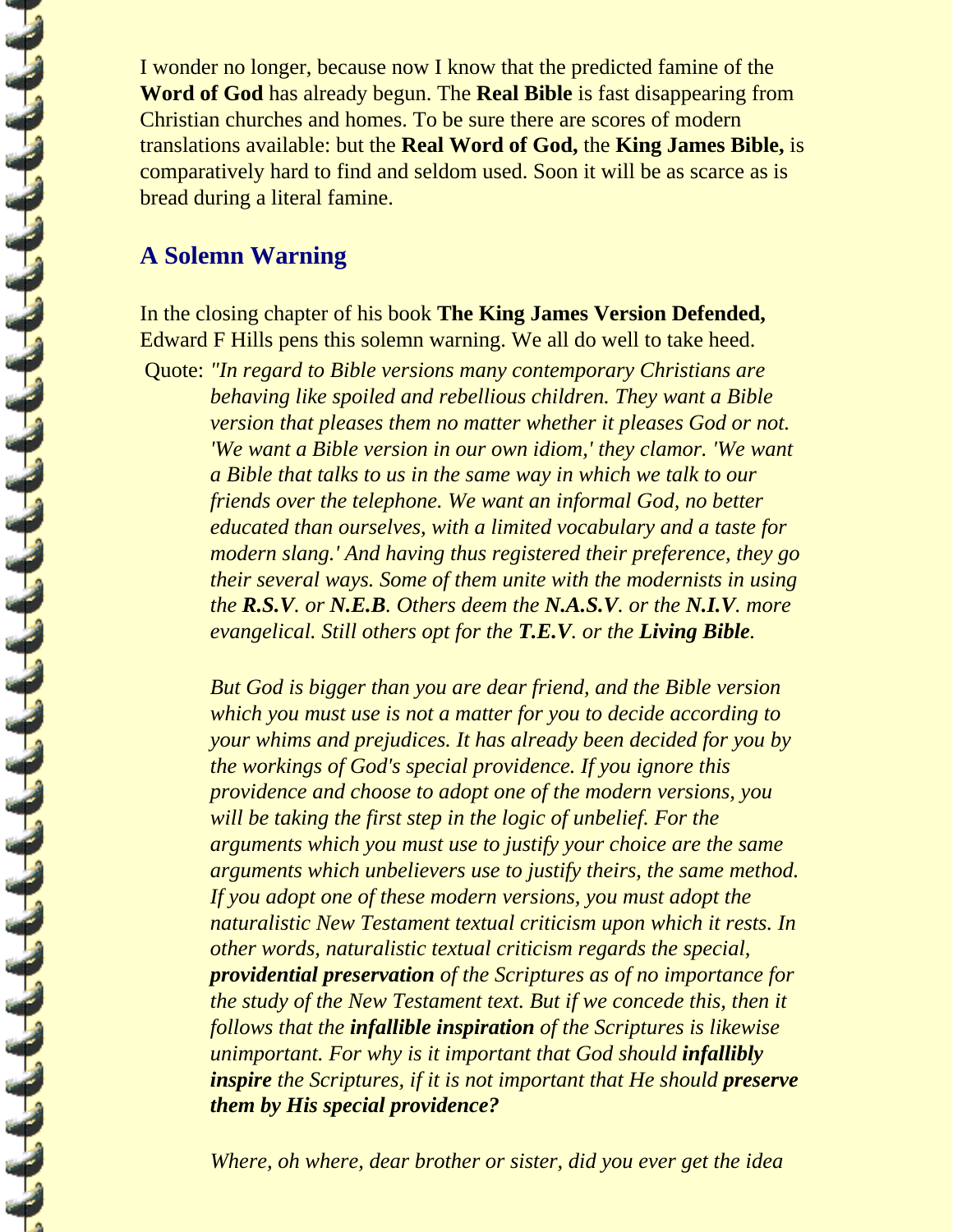I wonder no longer, because now I know that the predicted famine of the **Word of God** has already begun. The **Real Bible** is fast disappearing from Christian churches and homes. To be sure there are scores of modern translations available: but the **Real Word of God,** the **King James Bible,** is comparatively hard to find and seldom used. Soon it will be as scarce as is bread during a literal famine.

## A Solemn Warning

In the closing chapter of his book **The King James Version Defended,** Edward F Hills pens this solemn warning. We all do well to take heed.

Quote: *"In regard to Bible versions many contemporary Christians are behaving like spoiled and rebellious children. They want a Bible version that pleases them no matter whether it pleases God or not. 'We want a Bible version in our own idiom,' they clamor. 'We want a Bible that talks to us in the same way in which we talk to our friends over the telephone. We want an informal God, no better educated than ourselves, with a limited vocabulary and a taste for modern slang.' And having thus registered their preference, they go their several ways. Some of them unite with the modernists in using the **R.S.V**. or **N.E.B**. Others deem the **N.A.S.V**. or the **N.I.V**. more evangelical. Still others opt for the **T.E.V**. or the **Living Bible**.*

*But God is bigger than you are dear friend, and the Bible version which you must use is not a matter for you to decide according to your whims and prejudices. It has already been decided for you by the workings of God's special providence. If you ignore this providence and choose to adopt one of the modern versions, you will be taking the first step in the logic of unbelief. For the arguments which you must use to justify your choice are the same arguments which unbelievers use to justify theirs, the same method. If you adopt one of these modern versions, you must adopt the naturalistic New Testament textual criticism upon which it rests. In other words, naturalistic textual criticism regards the special, **providential preservation** of the Scriptures as of no importance for the study of the New Testament text. But if we concede this, then it follows that the **infallible inspiration** of the Scriptures is likewise unimportant. For why is it important that God should **infallibly inspire** the Scriptures, if it is not important that He should **preserve them by His special providence?***

*Where, oh where, dear brother or sister, did you ever get the idea*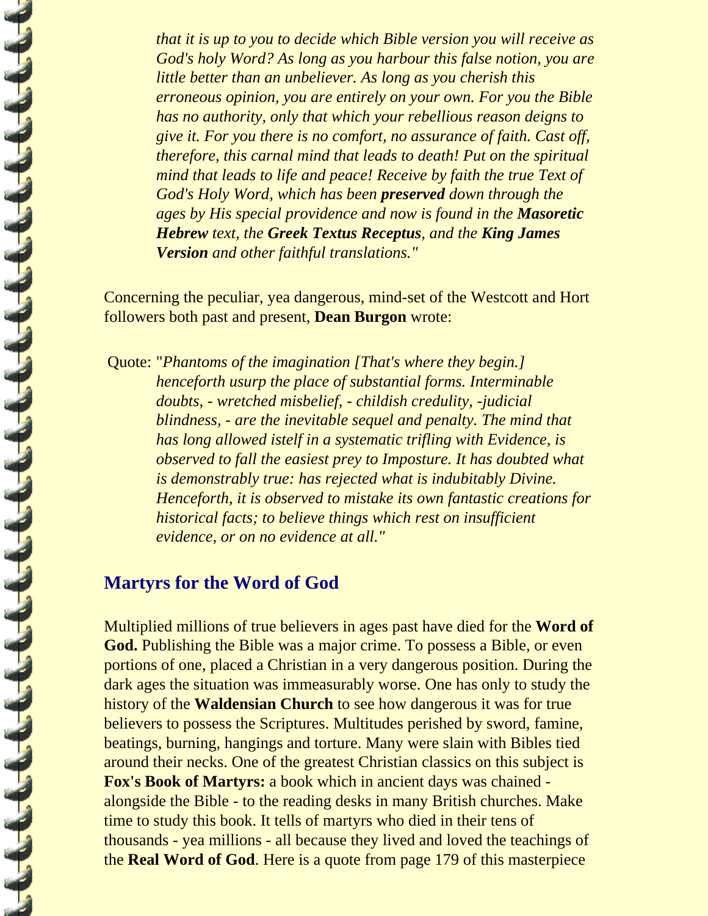> *that it is up to you to decide which Bible version you will receive as God's holy Word? As long as you harbour this false notion, you are little better than an unbeliever. As long as you cherish this erroneous opinion, you are entirely on your own. For you the Bible has no authority, only that which your rebellious reason deigns to give it. For you there is no comfort, no assurance of faith. Cast off, therefore, this carnal mind that leads to death! Put on the spiritual mind that leads to life and peace! Receive by faith the true Text of God's Holy Word, which has been **preserved** down through the ages by His special providence and now is found in the **Masoretic Hebrew** text, the **Greek Textus Receptus**, and the **King James Version** and other faithful translations."*

Concerning the peculiar, yea dangerous, mind-set of the Westcott and Hort followers both past and present, **Dean Burgon** wrote:

Quote: "*Phantoms of the imagination [That's where they begin.] henceforth usurp the place of substantial forms. Interminable doubts, - wretched misbelief, - childish credulity, -judicial blindness, - are the inevitable sequel and penalty. The mind that has long allowed istelf in a systematic trifling with Evidence, is observed to fall the easiest prey to Imposture. It has doubted what is demonstrably true: has rejected what is indubitably Divine. Henceforth, it is observed to mistake its own fantastic creations for historical facts; to believe things which rest on insufficient evidence, or on no evidence at all."*

## Martyrs for the Word of God

Multiplied millions of true believers in ages past have died for the **Word of God.** Publishing the Bible was a major crime. To possess a Bible, or even portions of one, placed a Christian in a very dangerous position. During the dark ages the situation was immeasurably worse. One has only to study the history of the **Waldensian Church** to see how dangerous it was for true believers to possess the Scriptures. Multitudes perished by sword, famine, beatings, burning, hangings and torture. Many were slain with Bibles tied around their necks. One of the greatest Christian classics on this subject is **Fox's Book of Martyrs:** a book which in ancient days was chained - alongside the Bible - to the reading desks in many British churches. Make time to study this book. It tells of martyrs who died in their tens of thousands - yea millions - all because they lived and loved the teachings of the **Real Word of God**. Here is a quote from page 179 of this masterpiece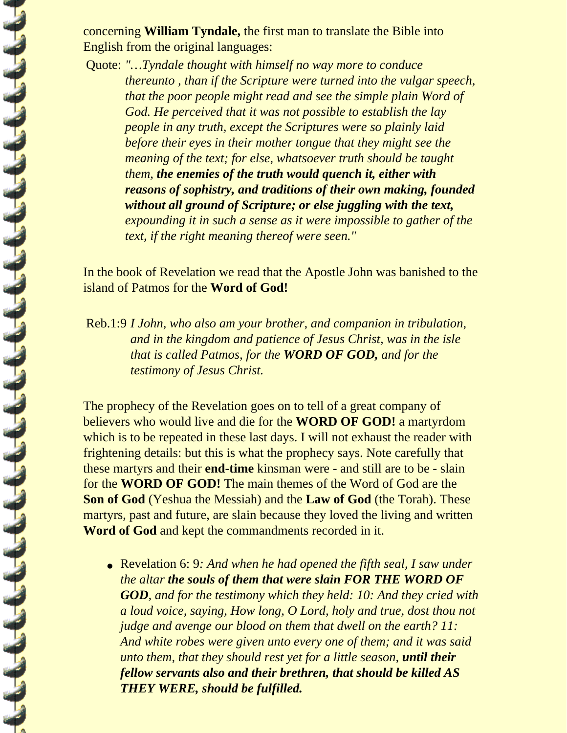concerning **William Tyndale,** the first man to translate the Bible into English from the original languages:

Quote: *"…Tyndale thought with himself no way more to conduce thereunto , than if the Scripture were turned into the vulgar speech, that the poor people might read and see the simple plain Word of God. He perceived that it was not possible to establish the lay people in any truth, except the Scriptures were so plainly laid before their eyes in their mother tongue that they might see the meaning of the text; for else, whatsoever truth should be taught them,* ***the enemies of the truth would quench it, either with reasons of sophistry, and traditions of their own making, founded without all ground of Scripture; or else juggling with the text,*** *expounding it in such a sense as it were impossible to gather of the text, if the right meaning thereof were seen."*

In the book of Revelation we read that the Apostle John was banished to the island of Patmos for the **Word of God!**

Reb.1:9 *I John, who also am your brother, and companion in tribulation, and in the kingdom and patience of Jesus Christ, was in the isle that is called Patmos, for the* ***WORD OF GOD,*** *and for the testimony of Jesus Christ.*

The prophecy of the Revelation goes on to tell of a great company of believers who would live and die for the **WORD OF GOD!** a martyrdom which is to be repeated in these last days. I will not exhaust the reader with frightening details: but this is what the prophecy says. Note carefully that these martyrs and their **end-time** kinsman were - and still are to be - slain for the **WORD OF GOD!** The main themes of the Word of God are the **Son of God** (Yeshua the Messiah) and the **Law of God** (the Torah). These martyrs, past and future, are slain because they loved the living and written **Word of God** and kept the commandments recorded in it.

- Revelation 6: 9*: And when he had opened the fifth seal, I saw under the altar* ***the souls of them that were slain FOR THE WORD OF GOD****, and for the testimony which they held: 10: And they cried with a loud voice, saying, How long, O Lord, holy and true, dost thou not judge and avenge our blood on them that dwell on the earth? 11: And white robes were given unto every one of them; and it was said unto them, that they should rest yet for a little season,* ***until their fellow servants also and their brethren, that should be killed AS THEY WERE, should be fulfilled.***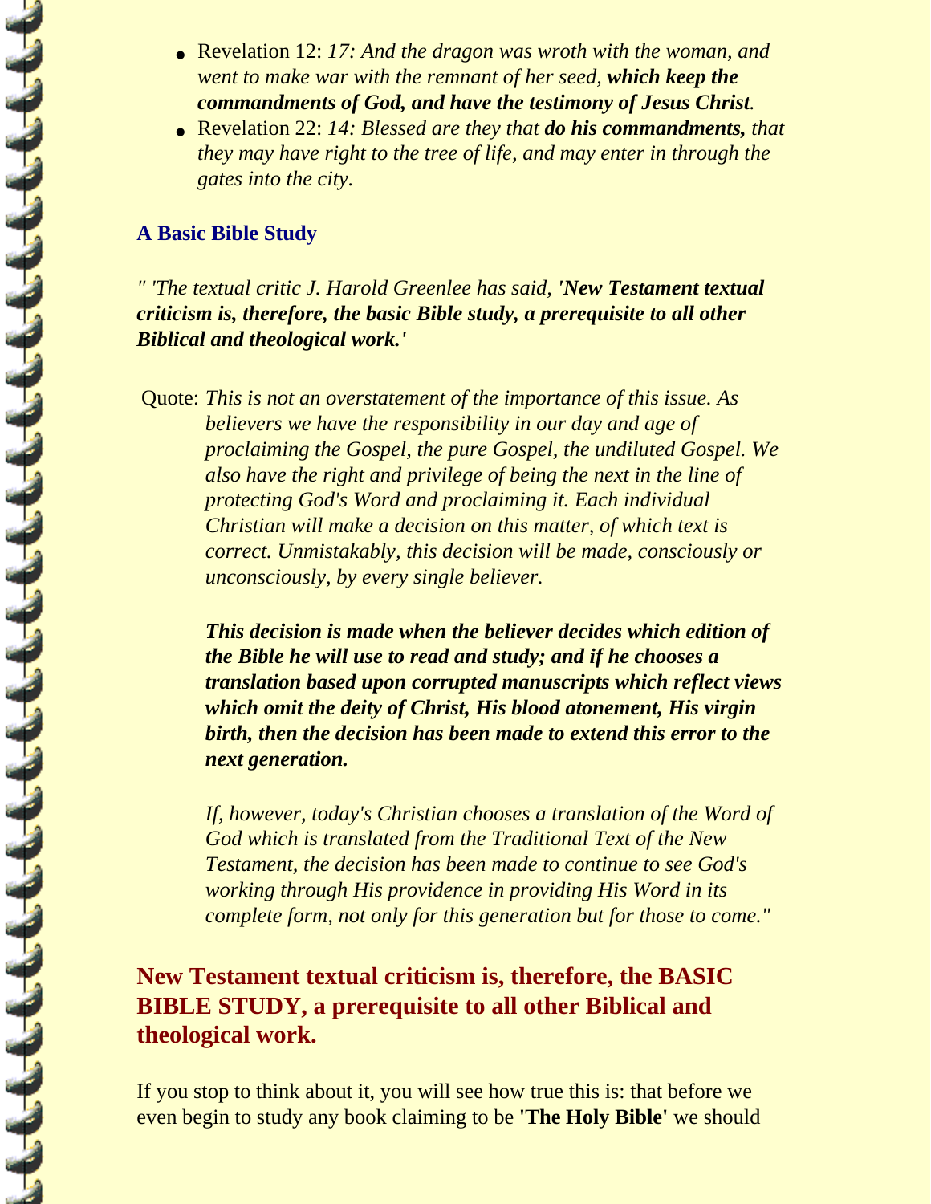- Revelation 12: *17: And the dragon was wroth with the woman, and went to make war with the remnant of her seed, **which keep the commandments of God, and have the testimony of Jesus Christ**.*
- Revelation 22: *14: Blessed are they that **do his commandments,** that they may have right to the tree of life, and may enter in through the gates into the city.*

### A Basic Bible Study

*" 'The textual critic J. Harold Greenlee has said, '**New Testament textual criticism is, therefore, the basic Bible study, a prerequisite to all other Biblical and theological work.'***

Quote: *This is not an overstatement of the importance of this issue. As believers we have the responsibility in our day and age of proclaiming the Gospel, the pure Gospel, the undiluted Gospel. We also have the right and privilege of being the next in the line of protecting God's Word and proclaiming it. Each individual Christian will make a decision on this matter, of which text is correct. Unmistakably, this decision will be made, consciously or unconsciously, by every single believer.*

> ***This decision is made when the believer decides which edition of the Bible he will use to read and study; and if he chooses a translation based upon corrupted manuscripts which reflect views which omit the deity of Christ, His blood atonement, His virgin birth, then the decision has been made to extend this error to the next generation.***
>
> *If, however, today's Christian chooses a translation of the Word of God which is translated from the Traditional Text of the New Testament, the decision has been made to continue to see God's working through His providence in providing His Word in its complete form, not only for this generation but for those to come."*

## New Testament textual criticism is, therefore, the BASIC BIBLE STUDY, a prerequisite to all other Biblical and theological work.

If you stop to think about it, you will see how true this is: that before we even begin to study any book claiming to be **'The Holy Bible'** we should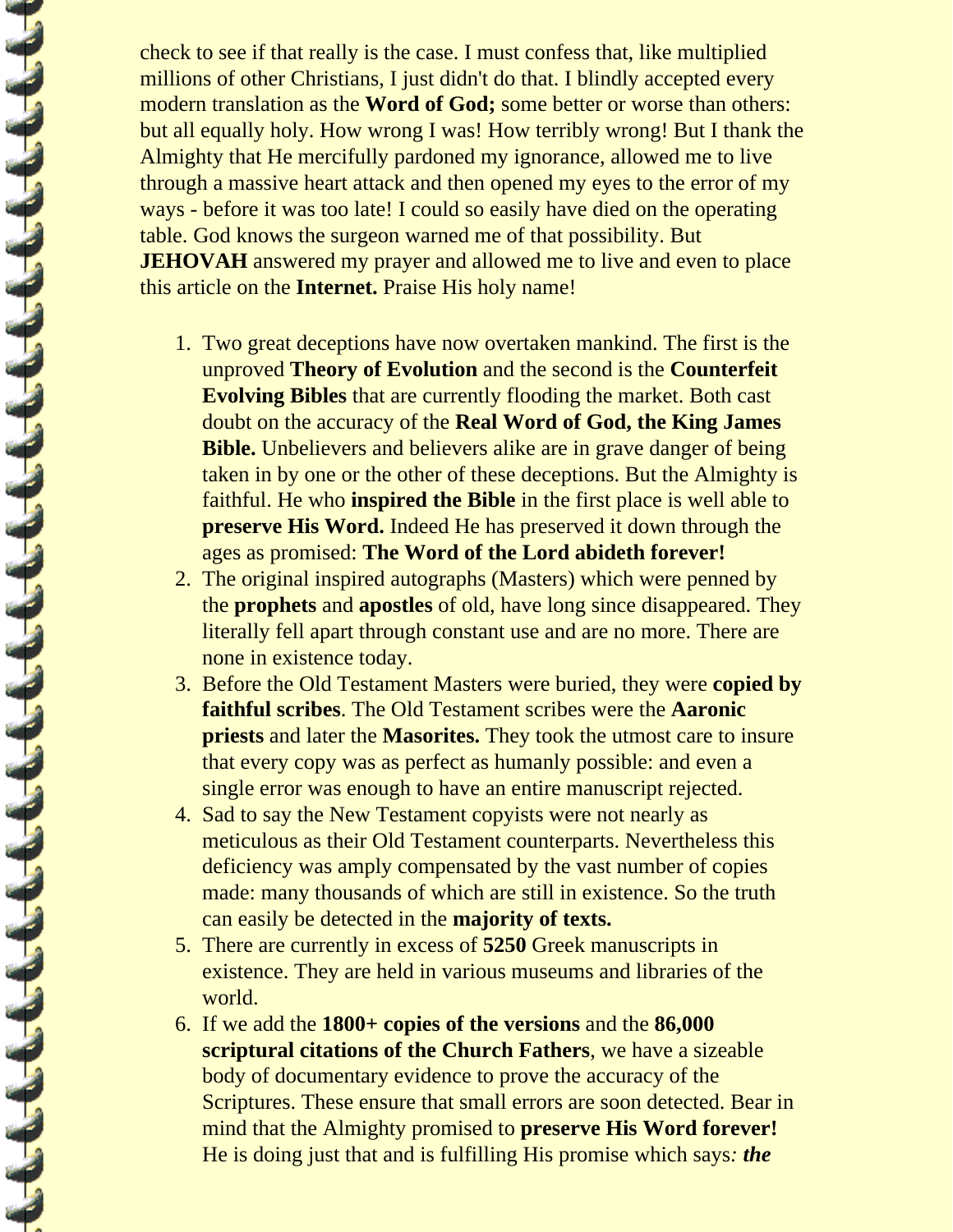check to see if that really is the case. I must confess that, like multiplied millions of other Christians, I just didn't do that. I blindly accepted every modern translation as the **Word of God;** some better or worse than others: but all equally holy. How wrong I was! How terribly wrong! But I thank the Almighty that He mercifully pardoned my ignorance, allowed me to live through a massive heart attack and then opened my eyes to the error of my ways - before it was too late! I could so easily have died on the operating table. God knows the surgeon warned me of that possibility. But **JEHOVAH** answered my prayer and allowed me to live and even to place this article on the **Internet.** Praise His holy name!

1. Two great deceptions have now overtaken mankind. The first is the unproved **Theory of Evolution** and the second is the **Counterfeit Evolving Bibles** that are currently flooding the market. Both cast doubt on the accuracy of the **Real Word of God, the King James Bible.** Unbelievers and believers alike are in grave danger of being taken in by one or the other of these deceptions. But the Almighty is faithful. He who **inspired the Bible** in the first place is well able to **preserve His Word.** Indeed He has preserved it down through the ages as promised: **The Word of the Lord abideth forever!**
2. The original inspired autographs (Masters) which were penned by the **prophets** and **apostles** of old, have long since disappeared. They literally fell apart through constant use and are no more. There are none in existence today.
3. Before the Old Testament Masters were buried, they were **copied by faithful scribes**. The Old Testament scribes were the **Aaronic priests** and later the **Masorites.** They took the utmost care to insure that every copy was as perfect as humanly possible: and even a single error was enough to have an entire manuscript rejected.
4. Sad to say the New Testament copyists were not nearly as meticulous as their Old Testament counterparts. Nevertheless this deficiency was amply compensated by the vast number of copies made: many thousands of which are still in existence. So the truth can easily be detected in the **majority of texts.**
5. There are currently in excess of **5250** Greek manuscripts in existence. They are held in various museums and libraries of the world.
6. If we add the **1800+ copies of the versions** and the **86,000 scriptural citations of the Church Fathers**, we have a sizeable body of documentary evidence to prove the accuracy of the Scriptures. These ensure that small errors are soon detected. Bear in mind that the Almighty promised to **preserve His Word forever!** He is doing just that and is fulfilling His promise which says*: **the***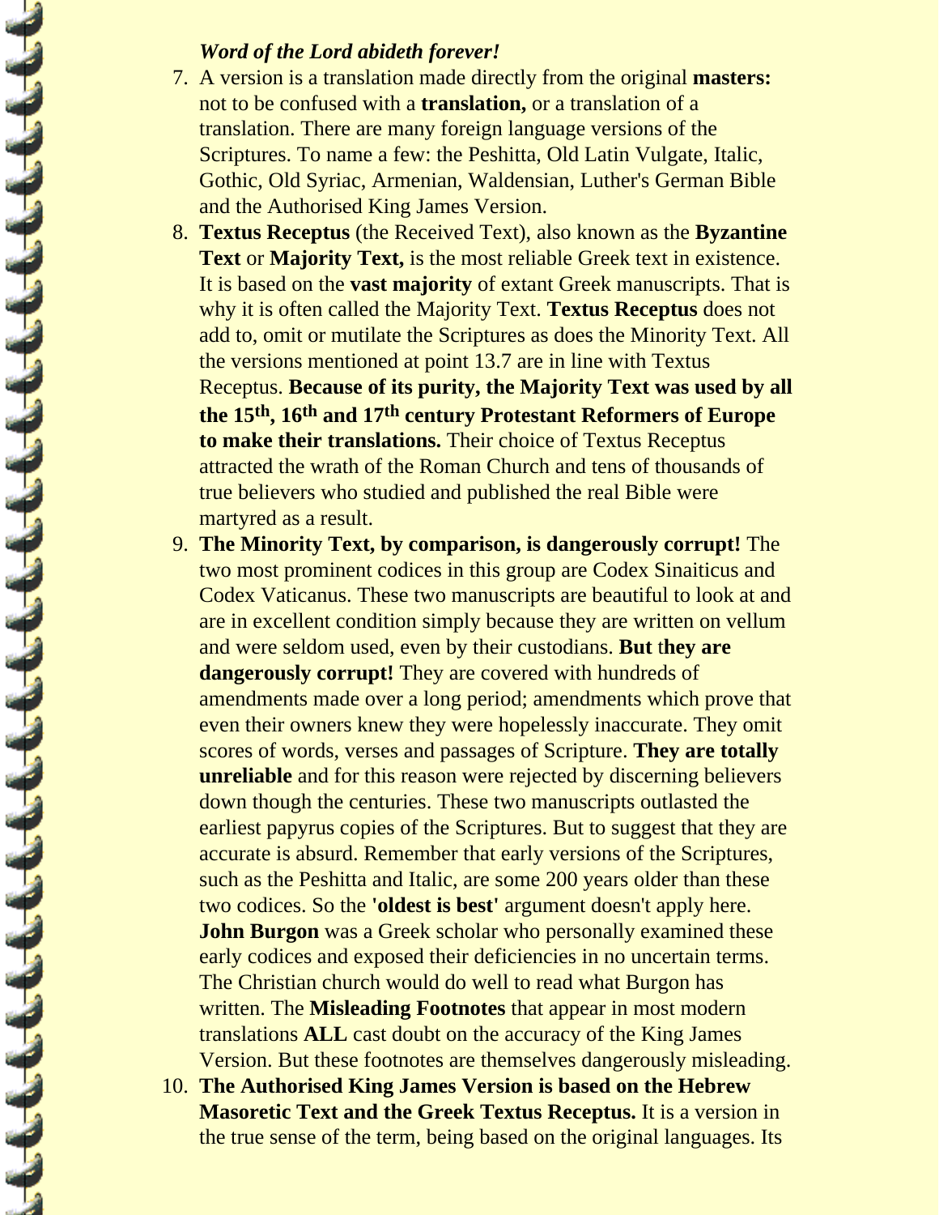***Word of the Lord abideth forever!***

7. A version is a translation made directly from the original **masters:** not to be confused with a **translation,** or a translation of a translation. There are many foreign language versions of the Scriptures. To name a few: the Peshitta, Old Latin Vulgate, Italic, Gothic, Old Syriac, Armenian, Waldensian, Luther's German Bible and the Authorised King James Version.
8. **Textus Receptus** (the Received Text), also known as the **Byzantine Text** or **Majority Text,** is the most reliable Greek text in existence. It is based on the **vast majority** of extant Greek manuscripts. That is why it is often called the Majority Text. **Textus Receptus** does not add to, omit or mutilate the Scriptures as does the Minority Text. All the versions mentioned at point 13.7 are in line with Textus Receptus. **Because of its purity, the Majority Text was used by all the 15th, 16th and 17th century Protestant Reformers of Europe to make their translations.** Their choice of Textus Receptus attracted the wrath of the Roman Church and tens of thousands of true believers who studied and published the real Bible were martyred as a result.
9. **The Minority Text, by comparison, is dangerously corrupt!** The two most prominent codices in this group are Codex Sinaiticus and Codex Vaticanus. These two manuscripts are beautiful to look at and are in excellent condition simply because they are written on vellum and were seldom used, even by their custodians. **But they are dangerously corrupt!** They are covered with hundreds of amendments made over a long period; amendments which prove that even their owners knew they were hopelessly inaccurate. They omit scores of words, verses and passages of Scripture. **They are totally unreliable** and for this reason were rejected by discerning believers down though the centuries. These two manuscripts outlasted the earliest papyrus copies of the Scriptures. But to suggest that they are accurate is absurd. Remember that early versions of the Scriptures, such as the Peshitta and Italic, are some 200 years older than these two codices. So the **'oldest is best'** argument doesn't apply here. **John Burgon** was a Greek scholar who personally examined these early codices and exposed their deficiencies in no uncertain terms. The Christian church would do well to read what Burgon has written. The **Misleading Footnotes** that appear in most modern translations **ALL** cast doubt on the accuracy of the King James Version. But these footnotes are themselves dangerously misleading.
10. **The Authorised King James Version is based on the Hebrew Masoretic Text and the Greek Textus Receptus.** It is a version in the true sense of the term, being based on the original languages. Its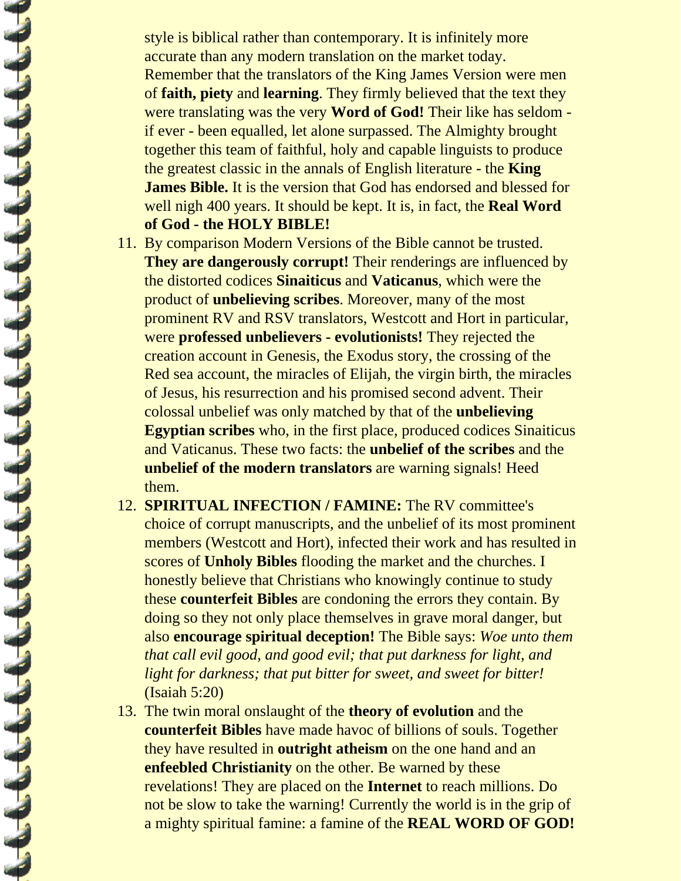style is biblical rather than contemporary. It is infinitely more accurate than any modern translation on the market today. Remember that the translators of the King James Version were men of **faith, piety** and **learning**. They firmly believed that the text they were translating was the very **Word of God!** Their like has seldom - if ever - been equalled, let alone surpassed. The Almighty brought together this team of faithful, holy and capable linguists to produce the greatest classic in the annals of English literature - the **King James Bible.** It is the version that God has endorsed and blessed for well nigh 400 years. It should be kept. It is, in fact, the **Real Word of God - the HOLY BIBLE!**

11. By comparison Modern Versions of the Bible cannot be trusted. **They are dangerously corrupt!** Their renderings are influenced by the distorted codices **Sinaiticus** and **Vaticanus**, which were the product of **unbelieving scribes**. Moreover, many of the most prominent RV and RSV translators, Westcott and Hort in particular, were **professed unbelievers - evolutionists!** They rejected the creation account in Genesis, the Exodus story, the crossing of the Red sea account, the miracles of Elijah, the virgin birth, the miracles of Jesus, his resurrection and his promised second advent. Their colossal unbelief was only matched by that of the **unbelieving Egyptian scribes** who, in the first place, produced codices Sinaiticus and Vaticanus. These two facts: the **unbelief of the scribes** and the **unbelief of the modern translators** are warning signals! Heed them.
12. **SPIRITUAL INFECTION / FAMINE:** The RV committee's choice of corrupt manuscripts, and the unbelief of its most prominent members (Westcott and Hort), infected their work and has resulted in scores of **Unholy Bibles** flooding the market and the churches. I honestly believe that Christians who knowingly continue to study these **counterfeit Bibles** are condoning the errors they contain. By doing so they not only place themselves in grave moral danger, but also **encourage spiritual deception!** The Bible says: *Woe unto them that call evil good, and good evil; that put darkness for light, and light for darkness; that put bitter for sweet, and sweet for bitter!* (Isaiah 5:20)
13. The twin moral onslaught of the **theory of evolution** and the **counterfeit Bibles** have made havoc of billions of souls. Together they have resulted in **outright atheism** on the one hand and an **enfeebled Christianity** on the other. Be warned by these revelations! They are placed on the **Internet** to reach millions. Do not be slow to take the warning! Currently the world is in the grip of a mighty spiritual famine: a famine of the **REAL WORD OF GOD!**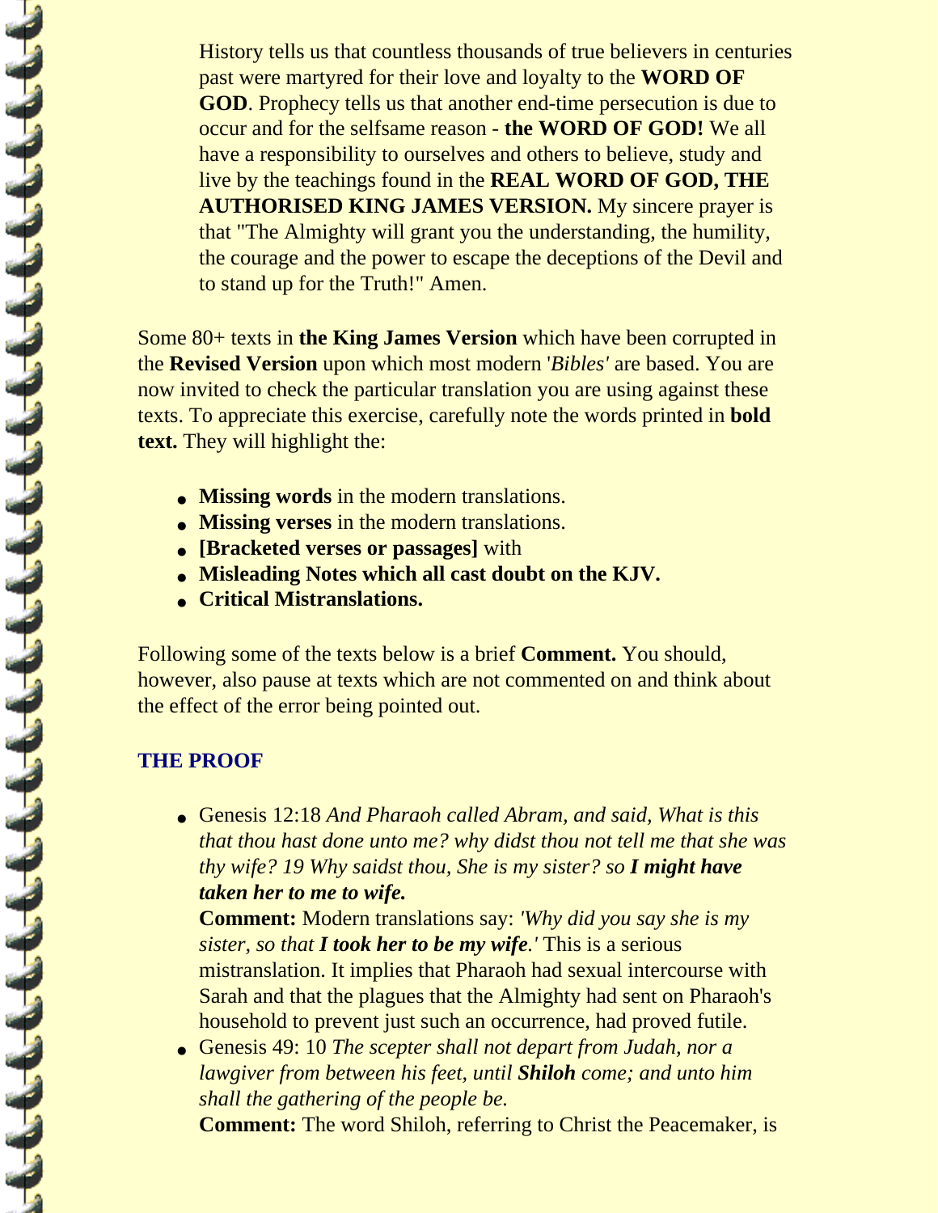History tells us that countless thousands of true believers in centuries past were martyred for their love and loyalty to the **WORD OF GOD**. Prophecy tells us that another end-time persecution is due to occur and for the selfsame reason - **the WORD OF GOD!** We all have a responsibility to ourselves and others to believe, study and live by the teachings found in the **REAL WORD OF GOD, THE AUTHORISED KING JAMES VERSION.** My sincere prayer is that "The Almighty will grant you the understanding, the humility, the courage and the power to escape the deceptions of the Devil and to stand up for the Truth!" Amen.

Some 80+ texts in **the King James Version** which have been corrupted in the **Revised Version** upon which most modern '*Bibles*' are based. You are now invited to check the particular translation you are using against these texts. To appreciate this exercise, carefully note the words printed in **bold text.** They will highlight the:

- **Missing words** in the modern translations.
- **Missing verses** in the modern translations.
- **[Bracketed verses or passages]** with
- **Misleading Notes which all cast doubt on the KJV.**
- **Critical Mistranslations.**

Following some of the texts below is a brief **Comment.** You should, however, also pause at texts which are not commented on and think about the effect of the error being pointed out.

## THE PROOF

- Genesis 12:18 *And Pharaoh called Abram, and said, What is this that thou hast done unto me? why didst thou not tell me that she was thy wife? 19 Why saidst thou, She is my sister? so* ***I might have taken her to me to wife.***
  **Comment:** Modern translations say: *'Why did you say she is my sister, so that* ***I took her to be my wife****.'* This is a serious mistranslation. It implies that Pharaoh had sexual intercourse with Sarah and that the plagues that the Almighty had sent on Pharaoh's household to prevent just such an occurrence, had proved futile.
- Genesis 49: 10 *The scepter shall not depart from Judah, nor a lawgiver from between his feet, until* ***Shiloh*** *come; and unto him shall the gathering of the people be.*
  **Comment:** The word Shiloh, referring to Christ the Peacemaker, is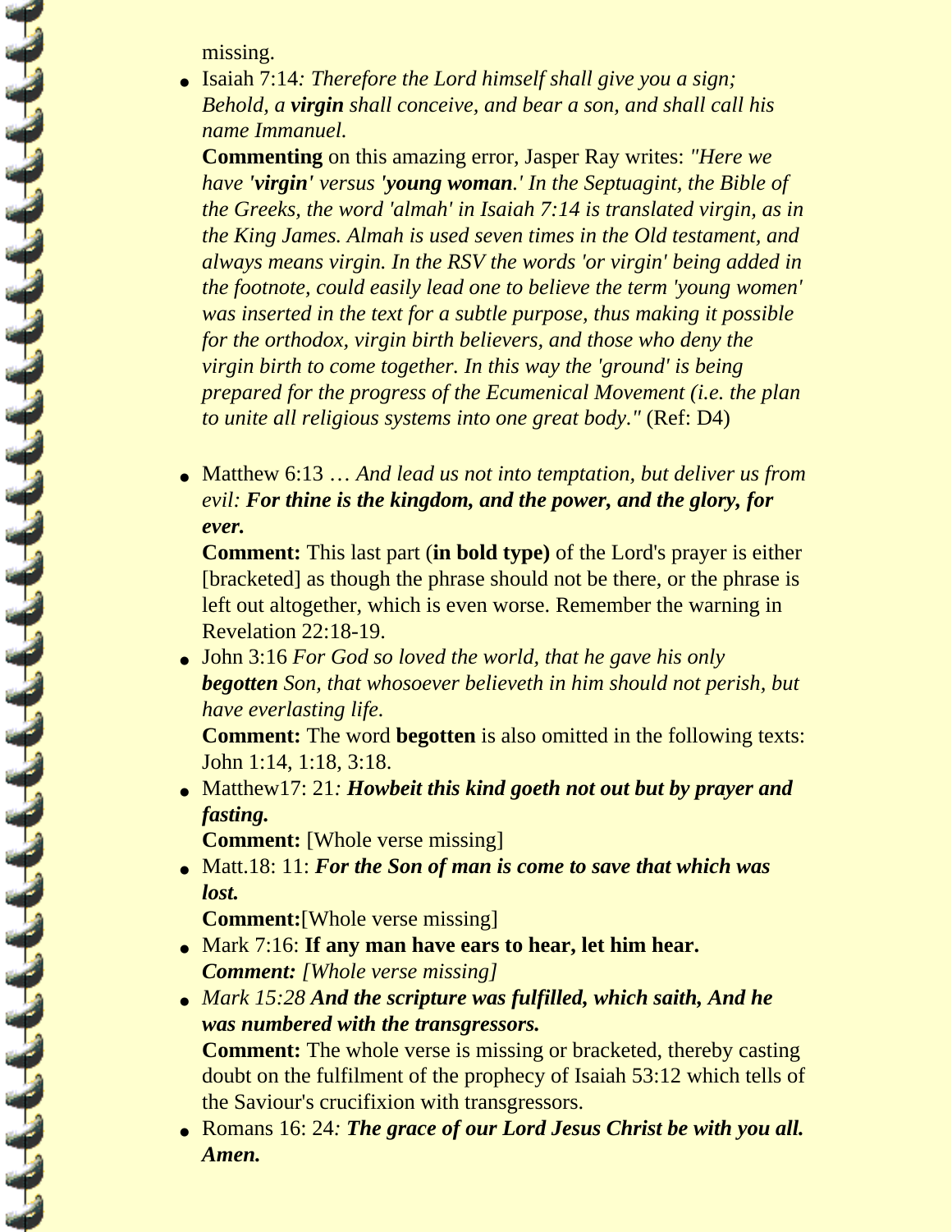missing.

- Isaiah 7:14*: Therefore the Lord himself shall give you a sign; Behold, a **virgin** shall conceive, and bear a son, and shall call his name Immanuel.*
  **Commenting** on this amazing error, Jasper Ray writes: *"Here we have '**virgin**' versus '**young woman**.' In the Septuagint, the Bible of the Greeks, the word 'almah' in Isaiah 7:14 is translated virgin, as in the King James. Almah is used seven times in the Old testament, and always means virgin. In the RSV the words 'or virgin' being added in the footnote, could easily lead one to believe the term 'young women' was inserted in the text for a subtle purpose, thus making it possible for the orthodox, virgin birth believers, and those who deny the virgin birth to come together. In this way the 'ground' is being prepared for the progress of the Ecumenical Movement (i.e. the plan to unite all religious systems into one great body."* (Ref: D4)

- Matthew 6:13 … *And lead us not into temptation, but deliver us from evil:* ***For thine is the kingdom, and the power, and the glory, for ever.***
  **Comment:** This last part (**in bold type)** of the Lord's prayer is either [bracketed] as though the phrase should not be there, or the phrase is left out altogether, which is even worse. Remember the warning in Revelation 22:18-19.
- John 3:16 *For God so loved the world, that he gave his only* ***begotten*** *Son, that whosoever believeth in him should not perish, but have everlasting life.*
  **Comment:** The word **begotten** is also omitted in the following texts: John 1:14, 1:18, 3:18.
- Matthew17: 21*:* ***Howbeit this kind goeth not out but by prayer and fasting.***
  **Comment:** [Whole verse missing]
- Matt.18: 11: ***For the Son of man is come to save that which was lost.***
  **Comment:**[Whole verse missing]
- Mark 7:16: **If any man have ears to hear, let him hear.**
  ***Comment:*** *[Whole verse missing]*
- *Mark 15:28* ***And the scripture was fulfilled, which saith, And he was numbered with the transgressors.***
  **Comment:** The whole verse is missing or bracketed, thereby casting doubt on the fulfilment of the prophecy of Isaiah 53:12 which tells of the Saviour's crucifixion with transgressors.
- Romans 16: 24*:* ***The grace of our Lord Jesus Christ be with you all. Amen.***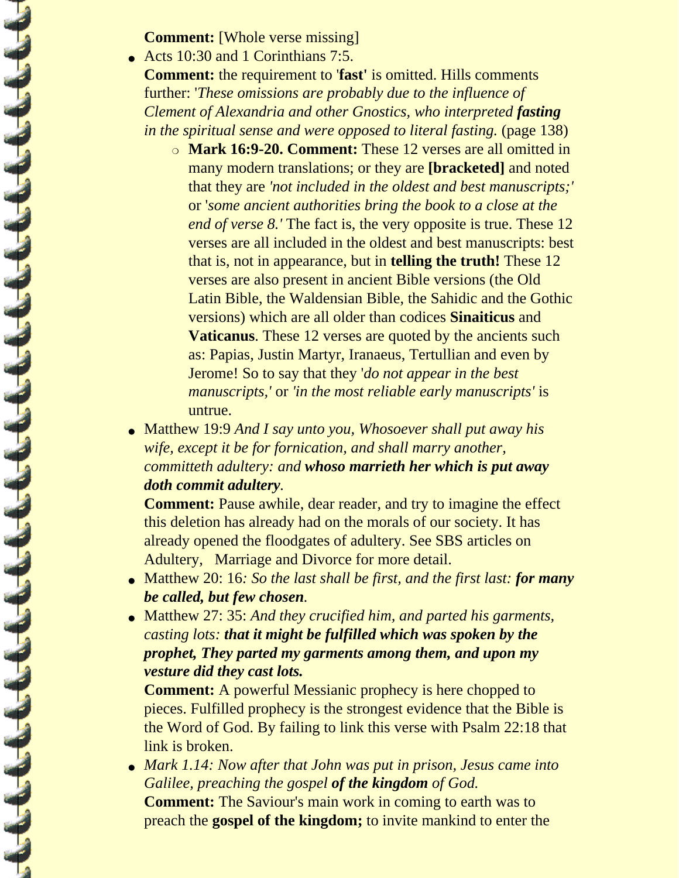**Comment:** [Whole verse missing]

- Acts 10:30 and 1 Corinthians 7:5.
  **Comment:** the requirement to '**fast'** is omitted. Hills comments further: '*These omissions are probably due to the influence of Clement of Alexandria and other Gnostics, who interpreted* ***fasting*** *in the spiritual sense and were opposed to literal fasting.* (page 138)
    - **Mark 16:9-20. Comment:** These 12 verses are all omitted in many modern translations; or they are **[bracketed]** and noted that they are *'not included in the oldest and best manuscripts;'* or '*some ancient authorities bring the book to a close at the end of verse 8.'* The fact is, the very opposite is true. These 12 verses are all included in the oldest and best manuscripts: best that is, not in appearance, but in **telling the truth!** These 12 verses are also present in ancient Bible versions (the Old Latin Bible, the Waldensian Bible, the Sahidic and the Gothic versions) which are all older than codices **Sinaiticus** and **Vaticanus**. These 12 verses are quoted by the ancients such as: Papias, Justin Martyr, Iranaeus, Tertullian and even by Jerome! So to say that they '*do not appear in the best manuscripts,'* or *'in the most reliable early manuscripts'* is untrue.
- Matthew 19:9 *And I say unto you, Whosoever shall put away his wife, except it be for fornication, and shall marry another, committeth adultery: and* ***whoso marrieth her which is put away doth commit adultery****.*
  **Comment:** Pause awhile, dear reader, and try to imagine the effect this deletion has already had on the morals of our society. It has already opened the floodgates of adultery. See SBS articles on Adultery, Marriage and Divorce for more detail.
- Matthew 20: 16*: So the last shall be first, and the first last:* ***for many be called, but few chosen****.*
- Matthew 27: 35: *And they crucified him, and parted his garments, casting lots:* ***that it might be fulfilled which was spoken by the prophet, They parted my garments among them, and upon my vesture did they cast lots.***
  **Comment:** A powerful Messianic prophecy is here chopped to pieces. Fulfilled prophecy is the strongest evidence that the Bible is the Word of God. By failing to link this verse with Psalm 22:18 that link is broken.
- *Mark 1.14: Now after that John was put in prison, Jesus came into Galilee, preaching the gospel* ***of the kingdom*** *of God.*
  **Comment:** The Saviour's main work in coming to earth was to preach the **gospel of the kingdom;** to invite mankind to enter the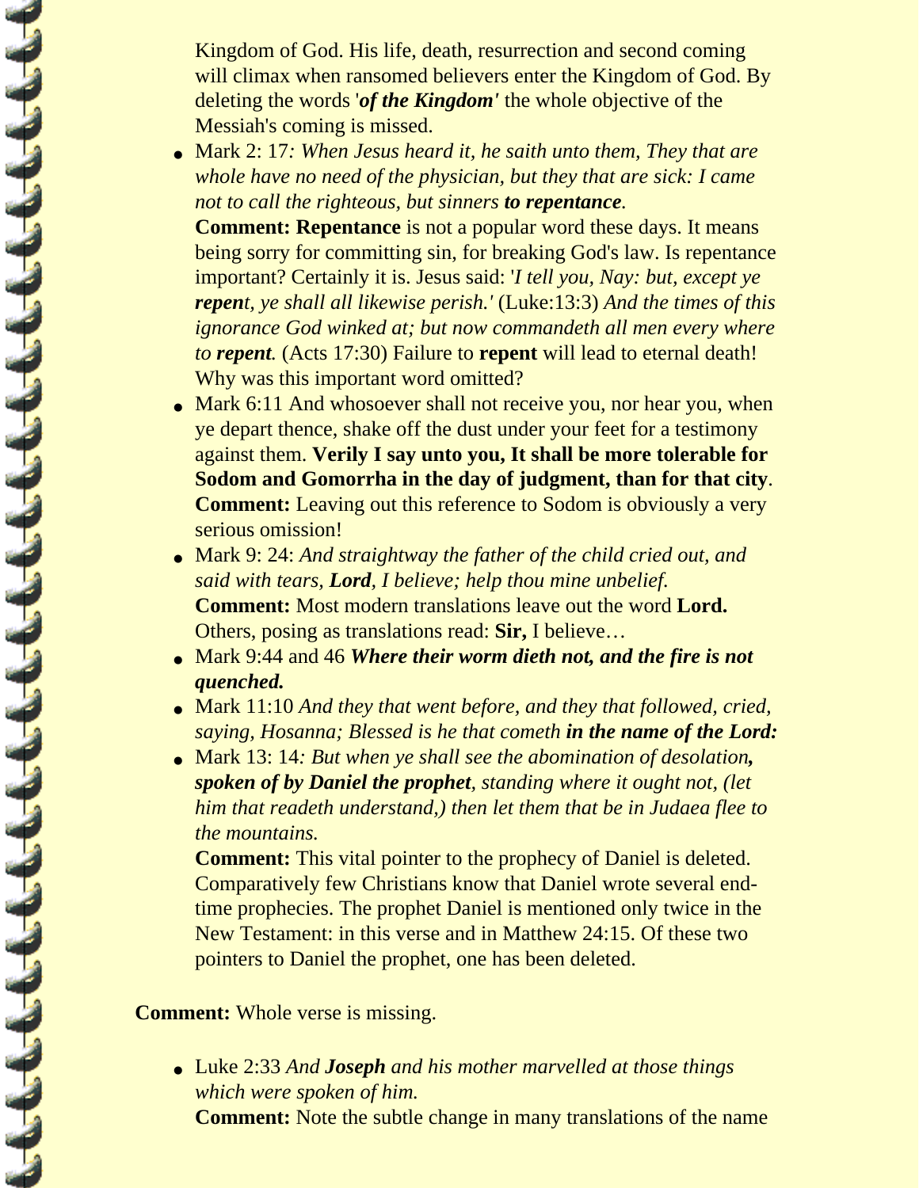Kingdom of God. His life, death, resurrection and second coming will climax when ransomed believers enter the Kingdom of God. By deleting the words '***of the Kingdom'*** the whole objective of the Messiah's coming is missed.

- Mark 2: 17*: When Jesus heard it, he saith unto them, They that are whole have no need of the physician, but they that are sick: I came not to call the righteous, but sinners* ***to repentance****.*
  **Comment: Repentance** is not a popular word these days. It means being sorry for committing sin, for breaking God's law. Is repentance important? Certainly it is. Jesus said: '*I tell you, Nay: but, except ye* ***repen****t, ye shall all likewise perish.'* (Luke:13:3) *And the times of this ignorance God winked at; but now commandeth all men every where to* ***repent****.* (Acts 17:30) Failure to **repent** will lead to eternal death! Why was this important word omitted?
- Mark 6:11 And whosoever shall not receive you, nor hear you, when ye depart thence, shake off the dust under your feet for a testimony against them. **Verily I say unto you, It shall be more tolerable for Sodom and Gomorrha in the day of judgment, than for that city**.
  **Comment:** Leaving out this reference to Sodom is obviously a very serious omission!
- Mark 9: 24: *And straightway the father of the child cried out, and said with tears,* ***Lord****, I believe; help thou mine unbelief.*
  **Comment:** Most modern translations leave out the word **Lord.** Others, posing as translations read: **Sir,** I believe…
- Mark 9:44 and 46 ***Where their worm dieth not, and the fire is not quenched.***
- Mark 11:10 *And they that went before, and they that followed, cried, saying, Hosanna; Blessed is he that cometh* ***in the name of the Lord:***
- Mark 13: 14*: But when ye shall see the abomination of desolation****, spoken of by Daniel the prophet****, standing where it ought not, (let him that readeth understand,) then let them that be in Judaea flee to the mountains.*
  **Comment:** This vital pointer to the prophecy of Daniel is deleted. Comparatively few Christians know that Daniel wrote several end-time prophecies. The prophet Daniel is mentioned only twice in the New Testament: in this verse and in Matthew 24:15. Of these two pointers to Daniel the prophet, one has been deleted.

**Comment:** Whole verse is missing.

- Luke 2:33 *And* ***Joseph*** *and his mother marvelled at those things which were spoken of him.*
  **Comment:** Note the subtle change in many translations of the name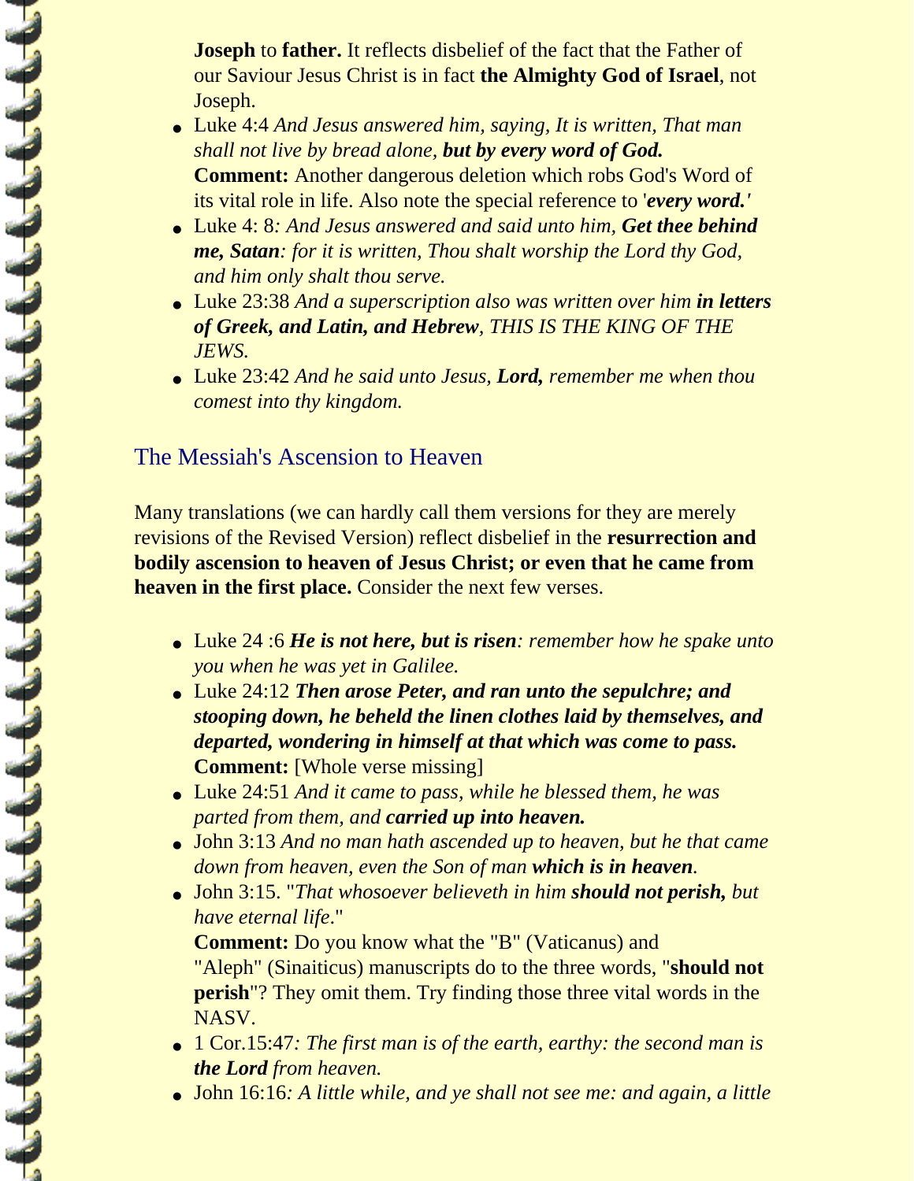**Joseph** to **father.** It reflects disbelief of the fact that the Father of our Saviour Jesus Christ is in fact **the Almighty God of Israel**, not Joseph.

- Luke 4:4 *And Jesus answered him, saying, It is written, That man shall not live by bread alone, **but by every word of God.***
  **Comment:** Another dangerous deletion which robs God's Word of its vital role in life. Also note the special reference to '***every word.'***
- Luke 4: 8*: And Jesus answered and said unto him, **Get thee behind me, Satan**: for it is written, Thou shalt worship the Lord thy God, and him only shalt thou serve.*
- Luke 23:38 *And a superscription also was written over him **in letters of Greek, and Latin, and Hebrew**, THIS IS THE KING OF THE JEWS.*
- Luke 23:42 *And he said unto Jesus, **Lord,** remember me when thou comest into thy kingdom.*

## The Messiah's Ascension to Heaven

Many translations (we can hardly call them versions for they are merely revisions of the Revised Version) reflect disbelief in the **resurrection and bodily ascension to heaven of Jesus Christ; or even that he came from heaven in the first place.** Consider the next few verses.

- Luke 24 :6 ***He is not here, but is risen**: remember how he spake unto you when he was yet in Galilee.*
- Luke 24:12 ***Then arose Peter, and ran unto the sepulchre; and stooping down, he beheld the linen clothes laid by themselves, and departed, wondering in himself at that which was come to pass.***
  **Comment:** [Whole verse missing]
- Luke 24:51 *And it came to pass, while he blessed them, he was parted from them, and **carried up into heaven.***
- John 3:13 *And no man hath ascended up to heaven, but he that came down from heaven, even the Son of man **which is in heaven**.*
- John 3:15. "*That whosoever believeth in him **should not perish,** but have eternal life*."
  **Comment:** Do you know what the "B" (Vaticanus) and "Aleph" (Sinaiticus) manuscripts do to the three words, "**should not perish**"? They omit them. Try finding those three vital words in the NASV.
- 1 Cor.15:47*: The first man is of the earth, earthy: the second man is **the Lord** from heaven.*
- John 16:16*: A little while, and ye shall not see me: and again, a little*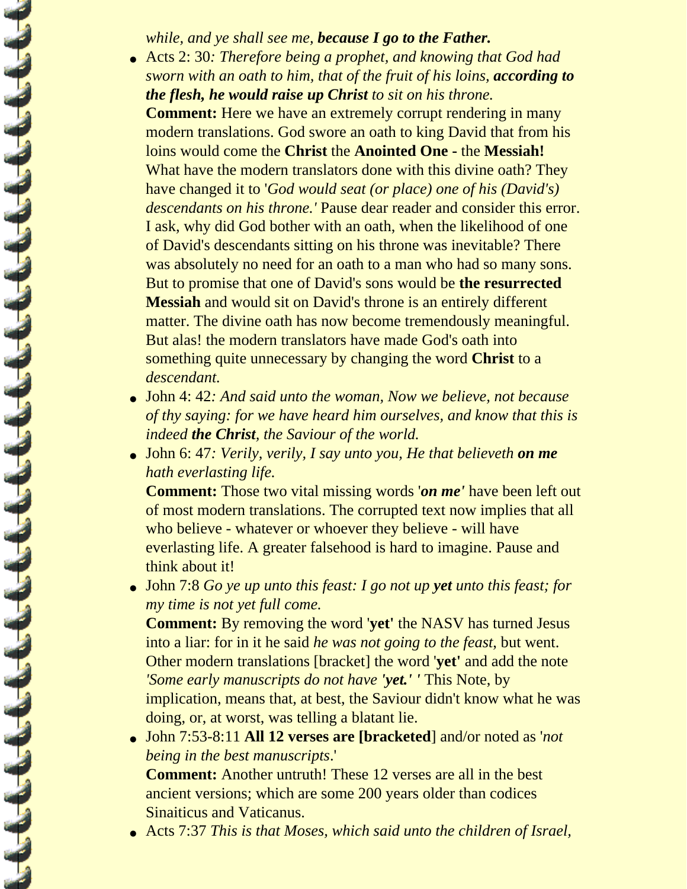*while, and ye shall see me, **because I go to the Father.***

- Acts 2: 30*: Therefore being a prophet, and knowing that God had sworn with an oath to him, that of the fruit of his loins, **according to the flesh, he would raise up Christ** to sit on his throne.*
  **Comment:** Here we have an extremely corrupt rendering in many modern translations. God swore an oath to king David that from his loins would come the **Christ** the **Anointed One** - the **Messiah!** What have the modern translators done with this divine oath? They have changed it to '*God would seat (or place) one of his (David's) descendants on his throne.'* Pause dear reader and consider this error. I ask, why did God bother with an oath, when the likelihood of one of David's descendants sitting on his throne was inevitable? There was absolutely no need for an oath to a man who had so many sons. But to promise that one of David's sons would be **the resurrected Messiah** and would sit on David's throne is an entirely different matter. The divine oath has now become tremendously meaningful. But alas! the modern translators have made God's oath into something quite unnecessary by changing the word **Christ** to a *descendant.*
- John 4: 42*: And said unto the woman, Now we believe, not because of thy saying: for we have heard him ourselves, and know that this is indeed **the Christ**, the Saviour of the world.*
- John 6: 47*: Verily, verily, I say unto you, He that believeth **on me** hath everlasting life.*
  **Comment:** Those two vital missing words '***on me'*** have been left out of most modern translations. The corrupted text now implies that all who believe - whatever or whoever they believe - will have everlasting life. A greater falsehood is hard to imagine. Pause and think about it!
- John 7:8 *Go ye up unto this feast: I go not up **yet** unto this feast; for my time is not yet full come.*
  **Comment:** By removing the word '**yet**' the NASV has turned Jesus into a liar: for in it he said *he was not going to the feast,* but went. Other modern translations [bracket] the word '**yet**' and add the note *'Some early manuscripts do not have '**yet.**' '* This Note, by implication, means that, at best, the Saviour didn't know what he was doing, or, at worst, was telling a blatant lie.
- John 7:53-8:11 **All 12 verses are [bracketed**] and/or noted as '*not being in the best manuscripts*.'
  **Comment:** Another untruth! These 12 verses are all in the best ancient versions; which are some 200 years older than codices Sinaiticus and Vaticanus.
- Acts 7:37 *This is that Moses, which said unto the children of Israel,*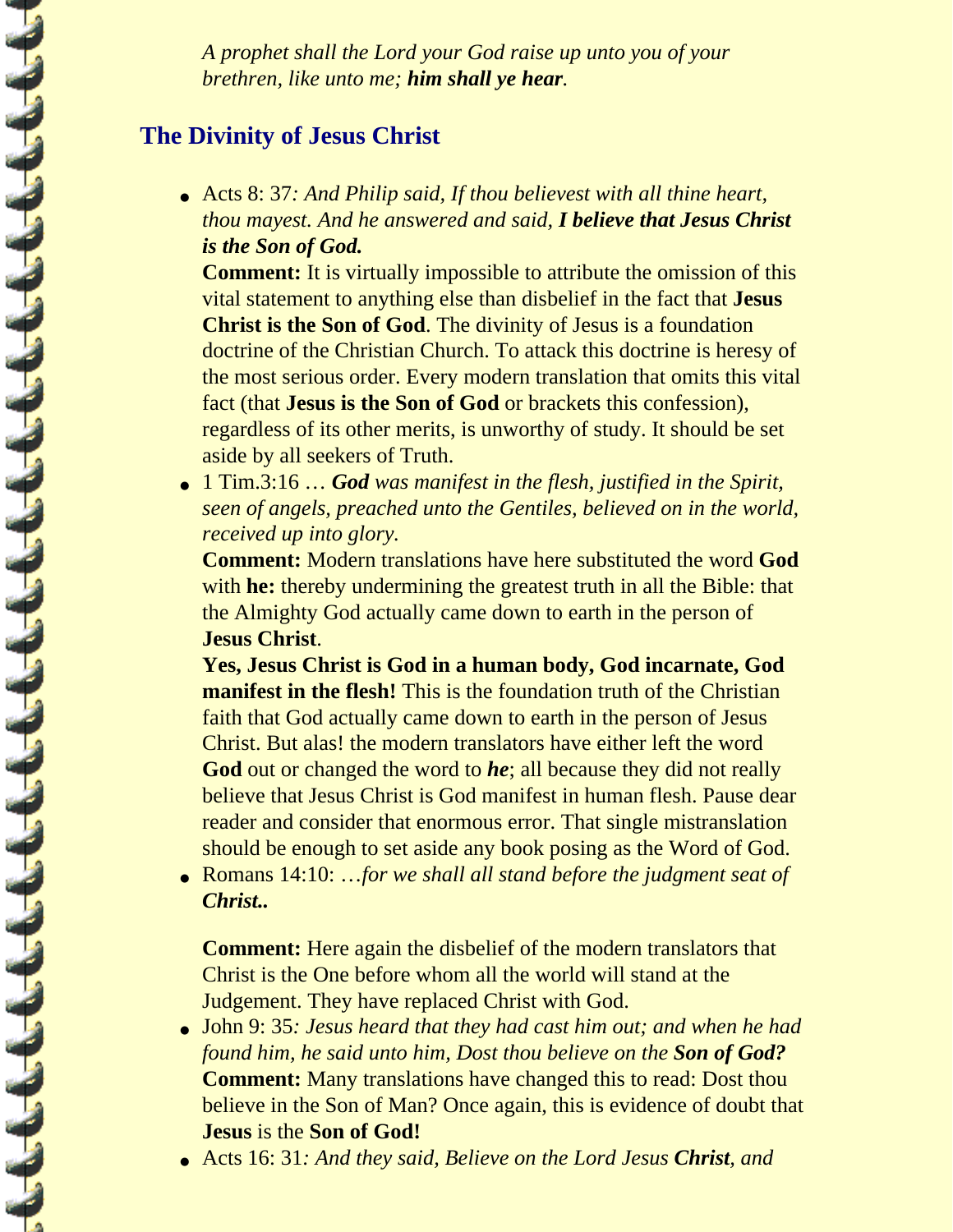*A prophet shall the Lord your God raise up unto you of your brethren, like unto me; **him shall ye hear**.*

## The Divinity of Jesus Christ

- Acts 8: 37*: And Philip said, If thou believest with all thine heart, thou mayest. And he answered and said, **I believe that Jesus Christ is the Son of God.***
  **Comment:** It is virtually impossible to attribute the omission of this vital statement to anything else than disbelief in the fact that **Jesus Christ is the Son of God**. The divinity of Jesus is a foundation doctrine of the Christian Church. To attack this doctrine is heresy of the most serious order. Every modern translation that omits this vital fact (that **Jesus is the Son of God** or brackets this confession), regardless of its other merits, is unworthy of study. It should be set aside by all seekers of Truth.
- 1 Tim.3:16 … ***God** was manifest in the flesh, justified in the Spirit, seen of angels, preached unto the Gentiles, believed on in the world, received up into glory.*
  **Comment:** Modern translations have here substituted the word **God** with **he:** thereby undermining the greatest truth in all the Bible: that the Almighty God actually came down to earth in the person of **Jesus Christ**.
  **Yes, Jesus Christ is God in a human body, God incarnate, God manifest in the flesh!** This is the foundation truth of the Christian faith that God actually came down to earth in the person of Jesus Christ. But alas! the modern translators have either left the word **God** out or changed the word to ***he***; all because they did not really believe that Jesus Christ is God manifest in human flesh. Pause dear reader and consider that enormous error. That single mistranslation should be enough to set aside any book posing as the Word of God.
- Romans 14:10: …*for we shall all stand before the judgment seat of **Christ..***

  **Comment:** Here again the disbelief of the modern translators that Christ is the One before whom all the world will stand at the Judgement. They have replaced Christ with God.
- John 9: 35*: Jesus heard that they had cast him out; and when he had found him, he said unto him, Dost thou believe on the **Son of God?***
  **Comment:** Many translations have changed this to read: Dost thou believe in the Son of Man? Once again, this is evidence of doubt that **Jesus** is the **Son of God!**
- Acts 16: 31*: And they said, Believe on the Lord Jesus **Christ**, and*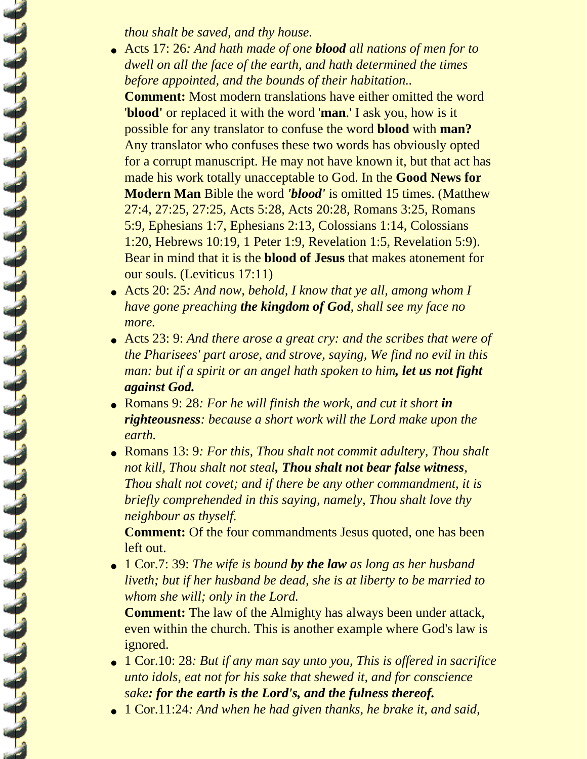*thou shalt be saved, and thy house.*

- Acts 17: 26*: And hath made of one **blood** all nations of men for to dwell on all the face of the earth, and hath determined the times before appointed, and the bounds of their habitation..*
  **Comment:** Most modern translations have either omitted the word '**blood**' or replaced it with the word '**man**.' I ask you, how is it possible for any translator to confuse the word **blood** with **man?** Any translator who confuses these two words has obviously opted for a corrupt manuscript. He may not have known it, but that act has made his work totally unacceptable to God. In the **Good News for Modern Man** Bible the word ***'blood'*** is omitted 15 times. (Matthew 27:4, 27:25, 27:25, Acts 5:28, Acts 20:28, Romans 3:25, Romans 5:9, Ephesians 1:7, Ephesians 2:13, Colossians 1:14, Colossians 1:20, Hebrews 10:19, 1 Peter 1:9, Revelation 1:5, Revelation 5:9). Bear in mind that it is the **blood of Jesus** that makes atonement for our souls. (Leviticus 17:11)
- Acts 20: 25*: And now, behold, I know that ye all, among whom I have gone preaching **the kingdom of God**, shall see my face no more.*
- Acts 23: 9: *And there arose a great cry: and the scribes that were of the Pharisees' part arose, and strove, saying, We find no evil in this man: but if a spirit or an angel hath spoken to him**, let us not fight against God.***
- Romans 9: 28*: For he will finish the work, and cut it short **in righteousness**: because a short work will the Lord make upon the earth.*
- Romans 13: 9*: For this, Thou shalt not commit adultery, Thou shalt not kill, Thou shalt not steal**, Thou shalt not bear false witness**, Thou shalt not covet; and if there be any other commandment, it is briefly comprehended in this saying, namely, Thou shalt love thy neighbour as thyself.*
  **Comment:** Of the four commandments Jesus quoted, one has been left out.
- 1 Cor.7: 39: *The wife is bound **by the law** as long as her husband liveth; but if her husband be dead, she is at liberty to be married to whom she will; only in the Lord.*
  **Comment:** The law of the Almighty has always been under attack, even within the church. This is another example where God's law is ignored.
- 1 Cor.10: 28*: But if any man say unto you, This is offered in sacrifice unto idols, eat not for his sake that shewed it, and for conscience sake**: for the earth is the Lord's, and the fulness thereof.***
- 1 Cor.11:24*: And when he had given thanks, he brake it, and said,*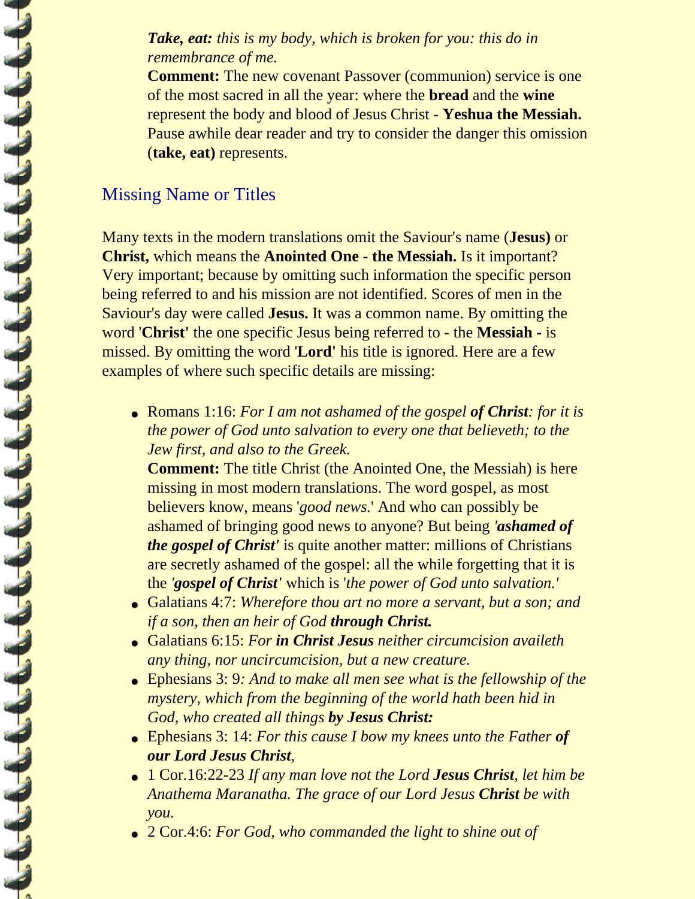*Take, eat: this is my body, which is broken for you: this do in remembrance of me.*
**Comment:** The new covenant Passover (communion) service is one of the most sacred in all the year: where the **bread** and the **wine** represent the body and blood of Jesus Christ - **Yeshua the Messiah.** Pause awhile dear reader and try to consider the danger this omission (**take, eat)** represents.

## Missing Name or Titles

Many texts in the modern translations omit the Saviour's name (**Jesus)** or **Christ,** which means the **Anointed One - the Messiah.** Is it important? Very important; because by omitting such information the specific person being referred to and his mission are not identified. Scores of men in the Saviour's day were called **Jesus.** It was a common name. By omitting the word '**Christ'** the one specific Jesus being referred to - the **Messiah -** is missed. By omitting the word '**Lord'** his title is ignored. Here are a few examples of where such specific details are missing:

- Romans 1:16: *For I am not ashamed of the gospel **of Christ**: for it is the power of God unto salvation to every one that believeth; to the Jew first, and also to the Greek.*
  **Comment:** The title Christ (the Anointed One, the Messiah) is here missing in most modern translations. The word gospel, as most believers know, means '*good news.*' And who can possibly be ashamed of bringing good news to anyone? But being ***'ashamed of the gospel of Christ'*** is quite another matter: millions of Christians are secretly ashamed of the gospel: all the while forgetting that it is the ***'gospel of Christ'*** which is '*the power of God unto salvation.'*
- Galatians 4:7: *Wherefore thou art no more a servant, but a son; and if a son, then an heir of God **through Christ.***
- Galatians 6:15: *For **in Christ Jesus** neither circumcision availeth any thing, nor uncircumcision, but a new creature.*
- Ephesians 3: 9*: And to make all men see what is the fellowship of the mystery, which from the beginning of the world hath been hid in God, who created all things **by Jesus Christ:***
- Ephesians 3: 14: *For this cause I bow my knees unto the Father **of our Lord Jesus Christ**,*
- 1 Cor.16:22-23 *If any man love not the Lord **Jesus Christ**, let him be Anathema Maranatha. The grace of our Lord Jesus **Christ** be with you.*
- 2 Cor.4:6: *For God, who commanded the light to shine out of*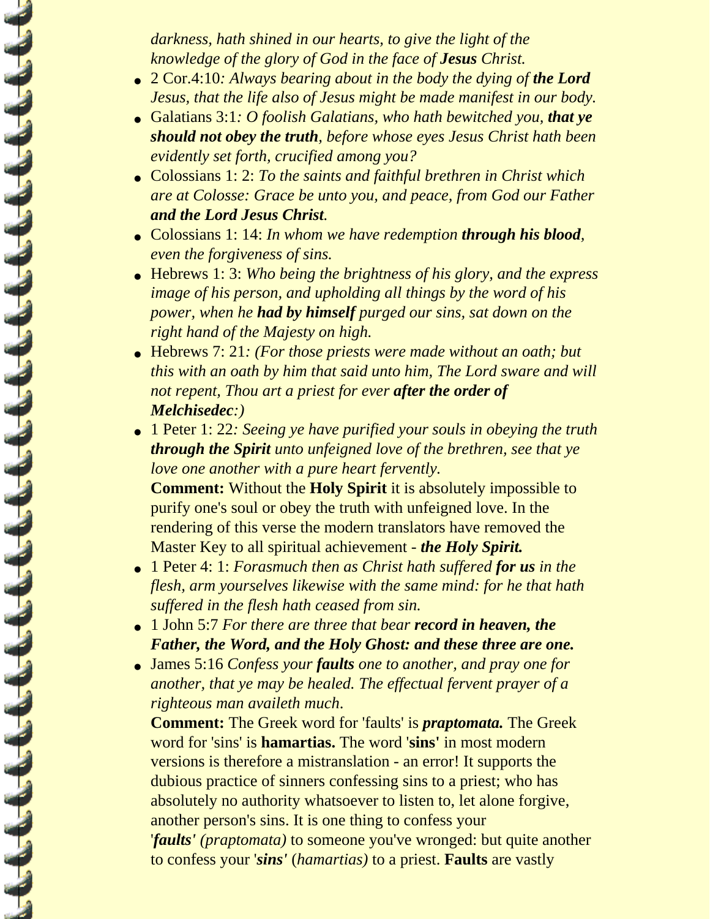*darkness, hath shined in our hearts, to give the light of the knowledge of the glory of God in the face of **Jesus** Christ.*

- 2 Cor.4:10*: Always bearing about in the body the dying of **the Lord** Jesus, that the life also of Jesus might be made manifest in our body.*
- Galatians 3:1*: O foolish Galatians, who hath bewitched you, **that ye should not obey the truth**, before whose eyes Jesus Christ hath been evidently set forth, crucified among you?*
- Colossians 1: 2: *To the saints and faithful brethren in Christ which are at Colosse: Grace be unto you, and peace, from God our Father **and the Lord Jesus Christ**.*
- Colossians 1: 14: *In whom we have redemption **through his blood**, even the forgiveness of sins.*
- Hebrews 1: 3: *Who being the brightness of his glory, and the express image of his person, and upholding all things by the word of his power, when he **had by himself** purged our sins, sat down on the right hand of the Majesty on high.*
- Hebrews 7: 21*: (For those priests were made without an oath; but this with an oath by him that said unto him, The Lord sware and will not repent, Thou art a priest for ever **after the order of Melchisedec**:)*
- 1 Peter 1: 22*: Seeing ye have purified your souls in obeying the truth **through the Spirit** unto unfeigned love of the brethren, see that ye love one another with a pure heart fervently.*
  **Comment:** Without the **Holy Spirit** it is absolutely impossible to purify one's soul or obey the truth with unfeigned love. In the rendering of this verse the modern translators have removed the Master Key to all spiritual achievement - ***the Holy Spirit.***
- 1 Peter 4: 1: *Forasmuch then as Christ hath suffered **for us** in the flesh, arm yourselves likewise with the same mind: for he that hath suffered in the flesh hath ceased from sin.*
- 1 John 5:7 *For there are three that bear **record in heaven, the Father, the Word, and the Holy Ghost: and these three are one.***
- James 5:16 *Confess your **faults** one to another, and pray one for another, that ye may be healed. The effectual fervent prayer of a righteous man availeth much*.
  **Comment:** The Greek word for 'faults' is ***praptomata.*** The Greek word for 'sins' is **hamartias.** The word '**sins'** in most modern versions is therefore a mistranslation - an error! It supports the dubious practice of sinners confessing sins to a priest; who has absolutely no authority whatsoever to listen to, let alone forgive, another person's sins. It is one thing to confess your '***faults'*** *(praptomata)* to someone you've wronged: but quite another to confess your '***sins'*** (*hamartias)* to a priest. **Faults** are vastly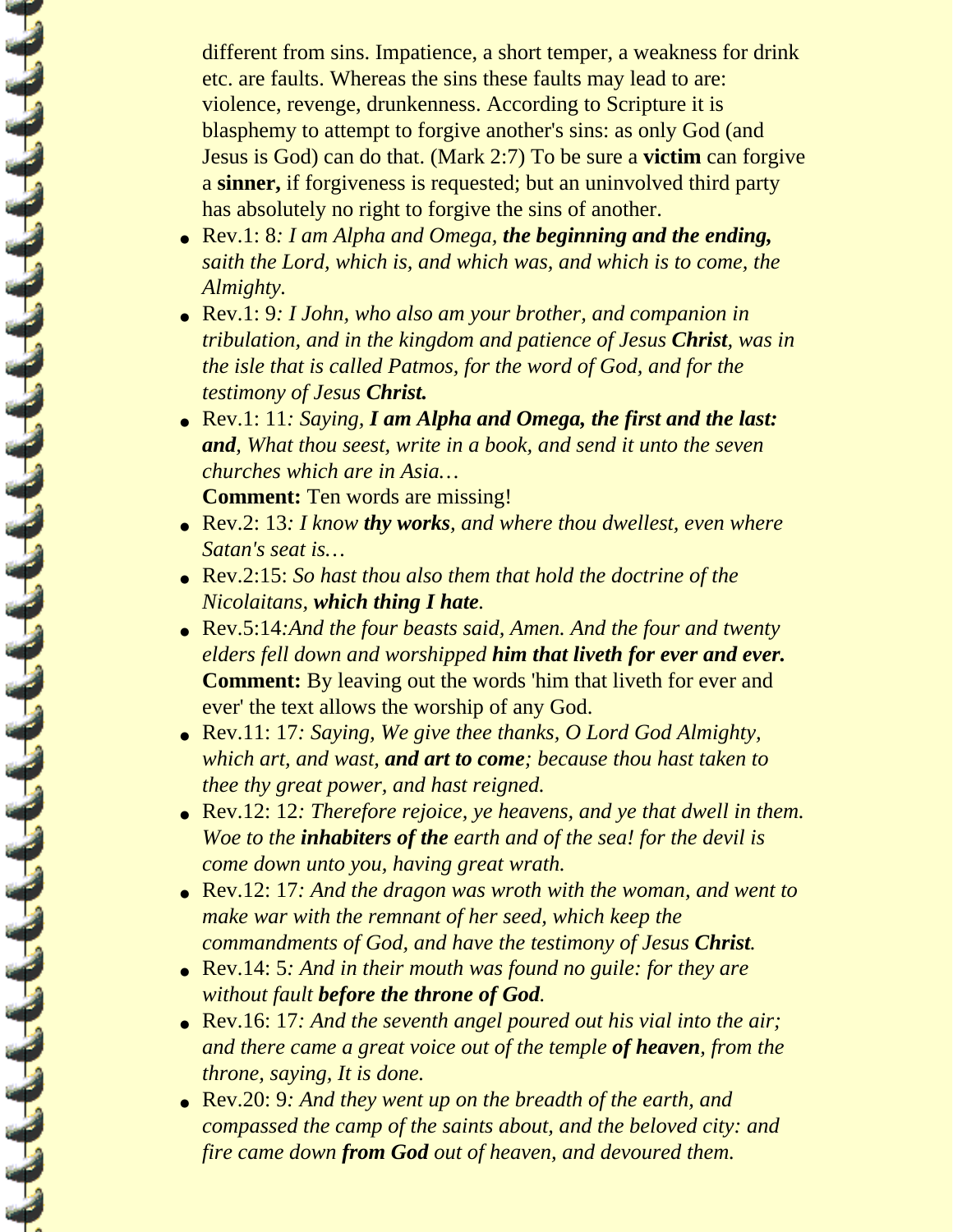different from sins. Impatience, a short temper, a weakness for drink etc. are faults. Whereas the sins these faults may lead to are: violence, revenge, drunkenness. According to Scripture it is blasphemy to attempt to forgive another's sins: as only God (and Jesus is God) can do that. (Mark 2:7) To be sure a **victim** can forgive a **sinner,** if forgiveness is requested; but an uninvolved third party has absolutely no right to forgive the sins of another.

- Rev.1: 8*: I am Alpha and Omega, **the beginning and the ending,** saith the Lord, which is, and which was, and which is to come, the Almighty.*
- Rev.1: 9*: I John, who also am your brother, and companion in tribulation, and in the kingdom and patience of Jesus **Christ**, was in the isle that is called Patmos, for the word of God, and for the testimony of Jesus **Christ.***
- Rev.1: 11*: Saying, **I am Alpha and Omega, the first and the last: and**, What thou seest, write in a book, and send it unto the seven churches which are in Asia…*
  **Comment:** Ten words are missing!
- Rev.2: 13*: I know **thy works**, and where thou dwellest, even where Satan's seat is…*
- Rev.2:15: *So hast thou also them that hold the doctrine of the Nicolaitans, **which thing I hate**.*
- Rev.5:14*:And the four beasts said, Amen. And the four and twenty elders fell down and worshipped **him that liveth for ever and ever.***
  **Comment:** By leaving out the words 'him that liveth for ever and ever' the text allows the worship of any God.
- Rev.11: 17*: Saying, We give thee thanks, O Lord God Almighty, which art, and wast, **and art to come**; because thou hast taken to thee thy great power, and hast reigned.*
- Rev.12: 12*: Therefore rejoice, ye heavens, and ye that dwell in them. Woe to the **inhabiters of the** earth and of the sea! for the devil is come down unto you, having great wrath.*
- Rev.12: 17*: And the dragon was wroth with the woman, and went to make war with the remnant of her seed, which keep the commandments of God, and have the testimony of Jesus **Christ**.*
- Rev.14: 5*: And in their mouth was found no guile: for they are without fault **before the throne of God**.*
- Rev.16: 17*: And the seventh angel poured out his vial into the air; and there came a great voice out of the temple **of heaven**, from the throne, saying, It is done.*
- Rev.20: 9*: And they went up on the breadth of the earth, and compassed the camp of the saints about, and the beloved city: and fire came down **from God** out of heaven, and devoured them.*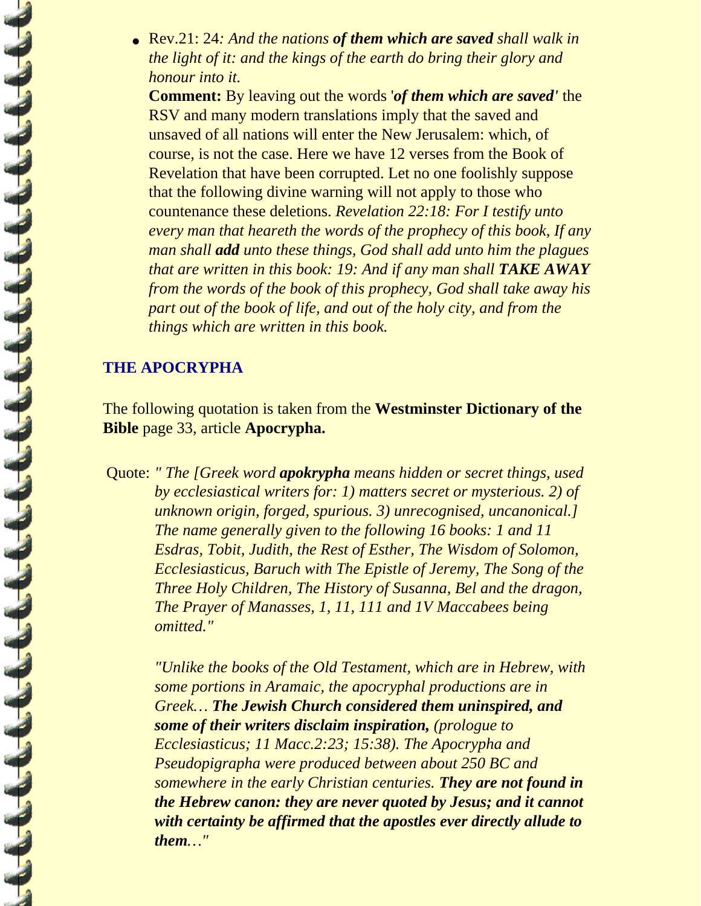- Rev.21: 24*: And the nations **of them which are saved** shall walk in the light of it: and the kings of the earth do bring their glory and honour into it.*

  **Comment:** By leaving out the words '***of them which are saved'*** the RSV and many modern translations imply that the saved and unsaved of all nations will enter the New Jerusalem: which, of course, is not the case. Here we have 12 verses from the Book of Revelation that have been corrupted. Let no one foolishly suppose that the following divine warning will not apply to those who countenance these deletions. *Revelation 22:18: For I testify unto every man that heareth the words of the prophecy of this book, If any man shall **add** unto these things, God shall add unto him the plagues that are written in this book: 19: And if any man shall **TAKE AWAY** from the words of the book of this prophecy, God shall take away his part out of the book of life, and out of the holy city, and from the things which are written in this book.*

## THE APOCRYPHA

The following quotation is taken from the **Westminster Dictionary of the Bible** page 33, article **Apocrypha.**

Quote: *" The [Greek word **apokrypha** means hidden or secret things, used by ecclesiastical writers for: 1) matters secret or mysterious. 2) of unknown origin, forged, spurious. 3) unrecognised, uncanonical.] The name generally given to the following 16 books: 1 and 11 Esdras, Tobit, Judith, the Rest of Esther, The Wisdom of Solomon, Ecclesiasticus, Baruch with The Epistle of Jeremy, The Song of the Three Holy Children, The History of Susanna, Bel and the dragon, The Prayer of Manasses, 1, 11, 111 and 1V Maccabees being omitted."*

*"Unlike the books of the Old Testament, which are in Hebrew, with some portions in Aramaic, the apocryphal productions are in Greek… **The Jewish Church considered them uninspired, and some of their writers disclaim inspiration,** (prologue to Ecclesiasticus; 11 Macc.2:23; 15:38). The Apocrypha and Pseudopigrapha were produced between about 250 BC and somewhere in the early Christian centuries. **They are not found in the Hebrew canon: they are never quoted by Jesus; and it cannot with certainty be affirmed that the apostles ever directly allude to them**…"*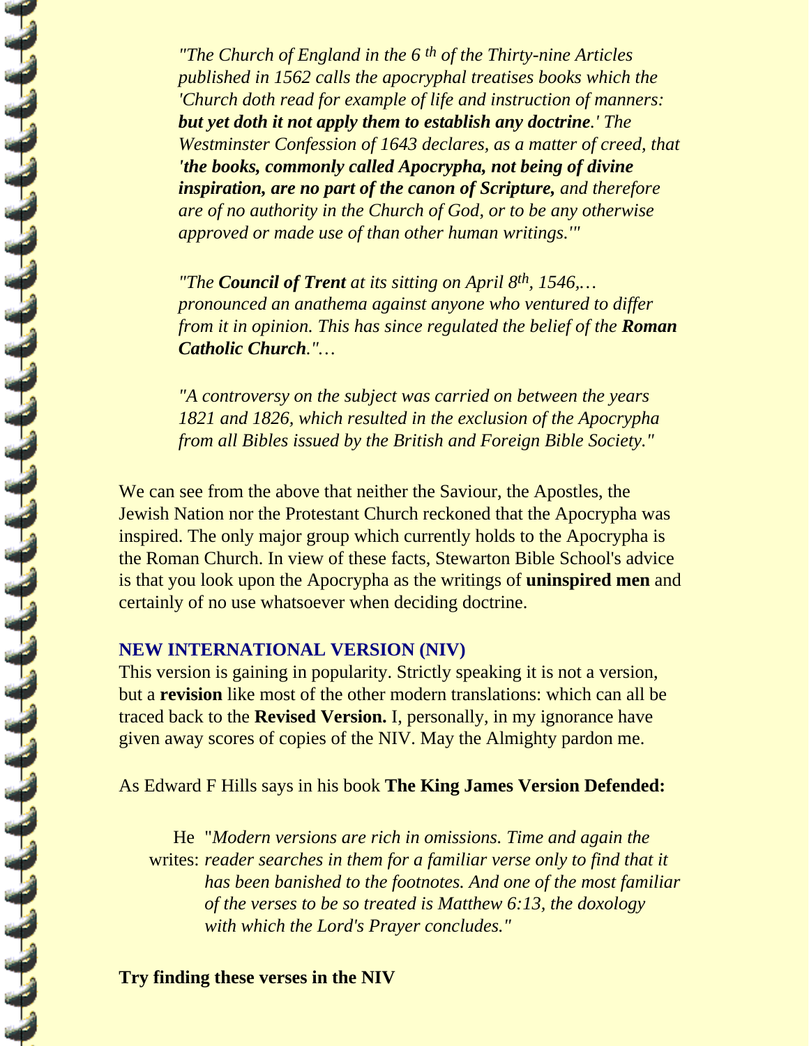> *"The Church of England in the 6 th of the Thirty-nine Articles published in 1562 calls the apocryphal treatises books which the 'Church doth read for example of life and instruction of manners: **but yet doth it not apply them to establish any doctrine**.' The Westminster Confession of 1643 declares, as a matter of creed, that '**the books, commonly called Apocrypha, not being of divine inspiration, are no part of the canon of Scripture,** and therefore are of no authority in the Church of God, or to be any otherwise approved or made use of than other human writings.'"*
>
> *"The **Council of Trent** at its sitting on April 8th, 1546,… pronounced an anathema against anyone who ventured to differ from it in opinion. This has since regulated the belief of the **Roman Catholic Church**."…*
>
> *"A controversy on the subject was carried on between the years 1821 and 1826, which resulted in the exclusion of the Apocrypha from all Bibles issued by the British and Foreign Bible Society."*

We can see from the above that neither the Saviour, the Apostles, the Jewish Nation nor the Protestant Church reckoned that the Apocrypha was inspired. The only major group which currently holds to the Apocrypha is the Roman Church. In view of these facts, Stewarton Bible School's advice is that you look upon the Apocrypha as the writings of **uninspired men** and certainly of no use whatsoever when deciding doctrine.

### NEW INTERNATIONAL VERSION (NIV)

This version is gaining in popularity. Strictly speaking it is not a version, but a **revision** like most of the other modern translations: which can all be traced back to the **Revised Version.** I, personally, in my ignorance have given away scores of copies of the NIV. May the Almighty pardon me.

As Edward F Hills says in his book **The King James Version Defended:**

He writes: "*Modern versions are rich in omissions. Time and again the reader searches in them for a familiar verse only to find that it has been banished to the footnotes. And one of the most familiar of the verses to be so treated is Matthew 6:13, the doxology with which the Lord's Prayer concludes."*

**Try finding these verses in the NIV**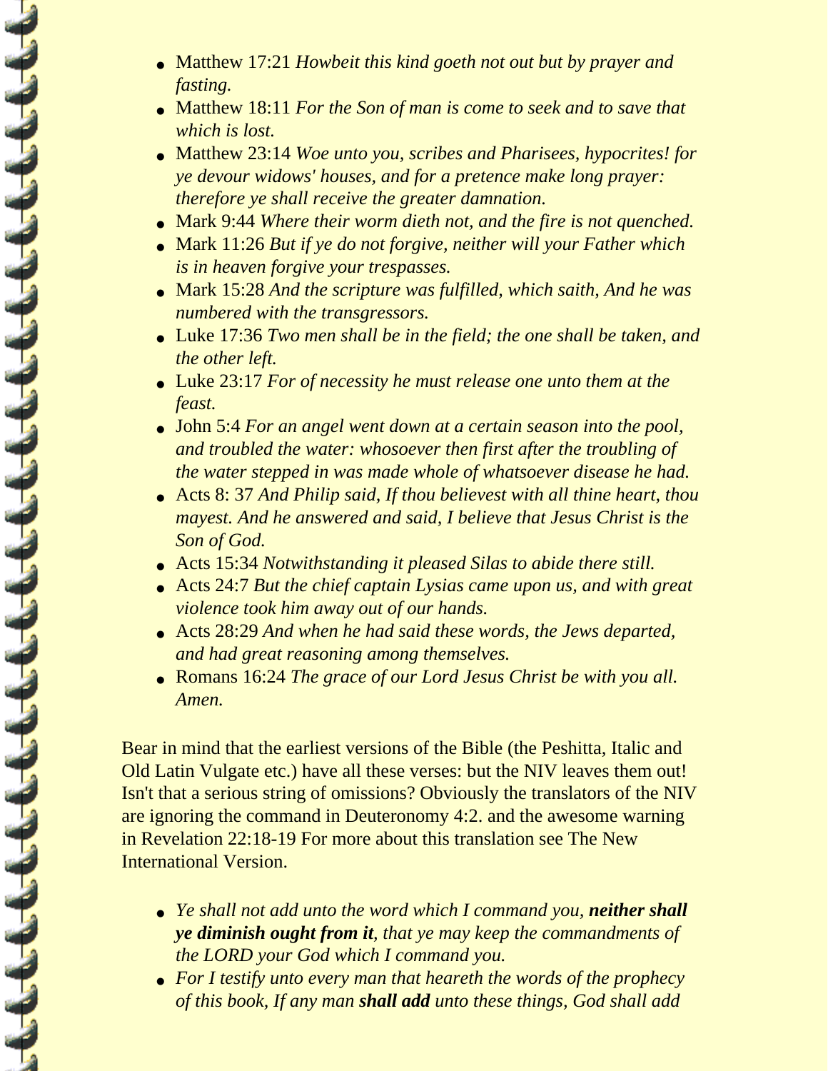- Matthew 17:21 *Howbeit this kind goeth not out but by prayer and fasting.*
- Matthew 18:11 *For the Son of man is come to seek and to save that which is lost.*
- Matthew 23:14 *Woe unto you, scribes and Pharisees, hypocrites! for ye devour widows' houses, and for a pretence make long prayer: therefore ye shall receive the greater damnation.*
- Mark 9:44 *Where their worm dieth not, and the fire is not quenched.*
- Mark 11:26 *But if ye do not forgive, neither will your Father which is in heaven forgive your trespasses.*
- Mark 15:28 *And the scripture was fulfilled, which saith, And he was numbered with the transgressors.*
- Luke 17:36 *Two men shall be in the field; the one shall be taken, and the other left.*
- Luke 23:17 *For of necessity he must release one unto them at the feast.*
- John 5:4 *For an angel went down at a certain season into the pool, and troubled the water: whosoever then first after the troubling of the water stepped in was made whole of whatsoever disease he had.*
- Acts 8: 37 *And Philip said, If thou believest with all thine heart, thou mayest. And he answered and said, I believe that Jesus Christ is the Son of God.*
- Acts 15:34 *Notwithstanding it pleased Silas to abide there still.*
- Acts 24:7 *But the chief captain Lysias came upon us, and with great violence took him away out of our hands.*
- Acts 28:29 *And when he had said these words, the Jews departed, and had great reasoning among themselves.*
- Romans 16:24 *The grace of our Lord Jesus Christ be with you all. Amen.*

Bear in mind that the earliest versions of the Bible (the Peshitta, Italic and Old Latin Vulgate etc.) have all these verses: but the NIV leaves them out! Isn't that a serious string of omissions? Obviously the translators of the NIV are ignoring the command in Deuteronomy 4:2. and the awesome warning in Revelation 22:18-19 For more about this translation see The New International Version.

- *Ye shall not add unto the word which I command you, **neither shall ye diminish ought from it**, that ye may keep the commandments of the LORD your God which I command you.*
- *For I testify unto every man that heareth the words of the prophecy of this book, If any man **shall add** unto these things, God shall add*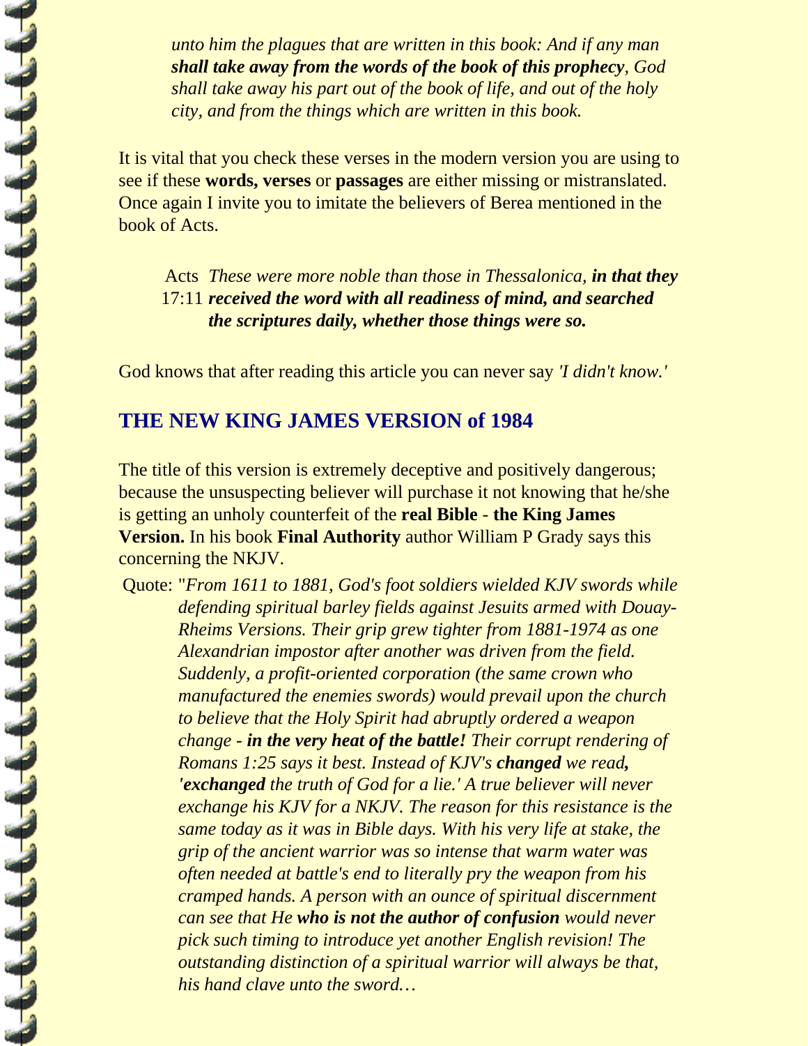*unto him the plagues that are written in this book: And if any man* ***shall take away from the words of the book of this prophecy****, God shall take away his part out of the book of life, and out of the holy city, and from the things which are written in this book.*

It is vital that you check these verses in the modern version you are using to see if these **words, verses** or **passages** are either missing or mistranslated. Once again I invite you to imitate the believers of Berea mentioned in the book of Acts.

Acts 17:11 *These were more noble than those in Thessalonica,* ***in that they received the word with all readiness of mind, and searched the scriptures daily, whether those things were so.***

God knows that after reading this article you can never say *'I didn't know.'*

## THE NEW KING JAMES VERSION of 1984

The title of this version is extremely deceptive and positively dangerous; because the unsuspecting believer will purchase it not knowing that he/she is getting an unholy counterfeit of the **real Bible** - **the King James Version.** In his book **Final Authority** author William P Grady says this concerning the NKJV.

Quote: "*From 1611 to 1881, God's foot soldiers wielded KJV swords while defending spiritual barley fields against Jesuits armed with Douay-Rheims Versions. Their grip grew tighter from 1881-1974 as one Alexandrian impostor after another was driven from the field. Suddenly, a profit-oriented corporation (the same crown who manufactured the enemies swords) would prevail upon the church to believe that the Holy Spirit had abruptly ordered a weapon change -* ***in the very heat of the battle!*** *Their corrupt rendering of Romans 1:25 says it best. Instead of KJV's* ***changed*** *we read****,*** *'****exchanged*** *the truth of God for a lie.' A true believer will never exchange his KJV for a NKJV. The reason for this resistance is the same today as it was in Bible days. With his very life at stake, the grip of the ancient warrior was so intense that warm water was often needed at battle's end to literally pry the weapon from his cramped hands. A person with an ounce of spiritual discernment can see that He* ***who is not the author of confusion*** *would never pick such timing to introduce yet another English revision! The outstanding distinction of a spiritual warrior will always be that, his hand clave unto the sword…*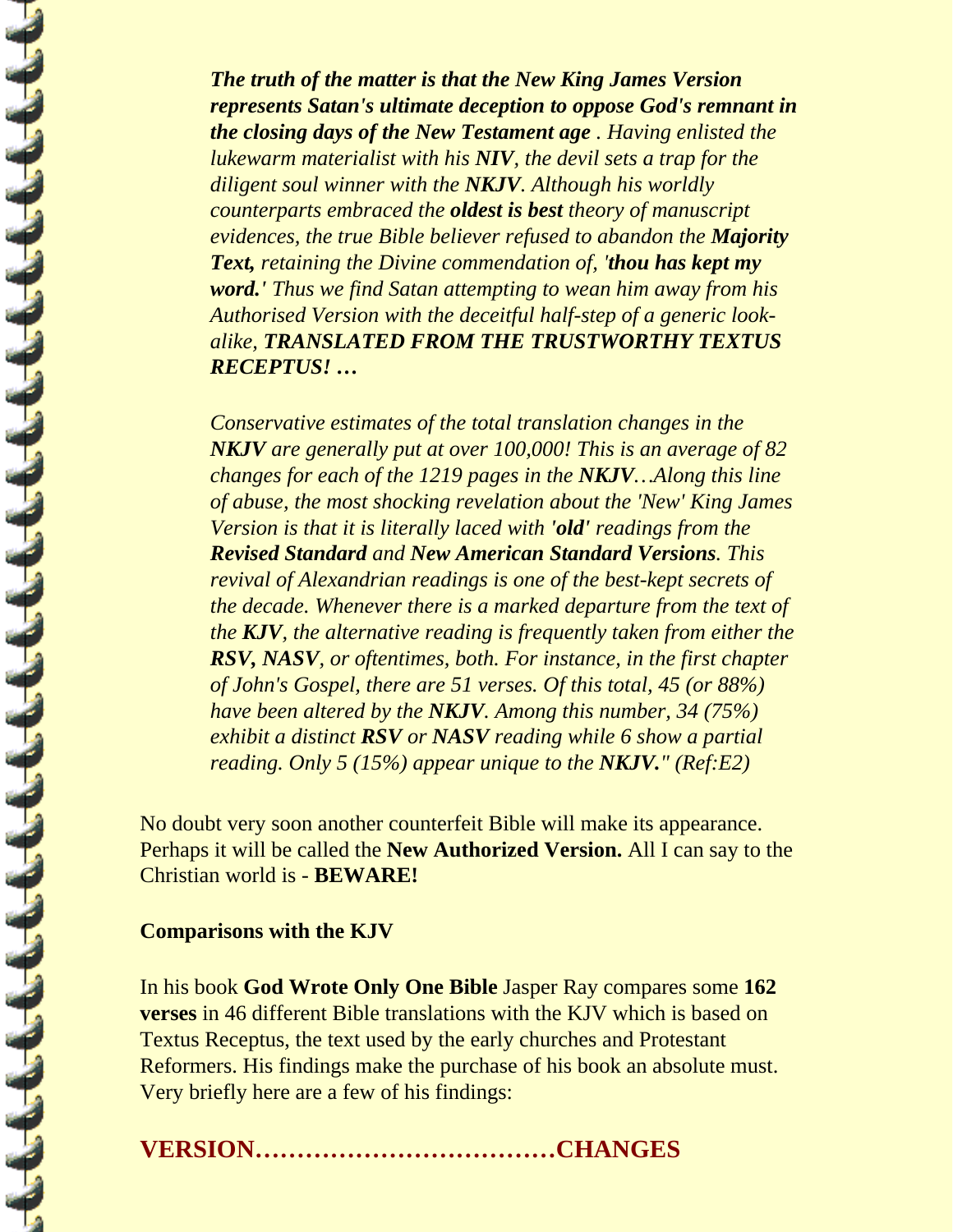*__The truth of the matter is that the New King James Version represents Satan's ultimate deception to oppose God's remnant in the closing days of the New Testament age__ . Having enlisted the lukewarm materialist with his __NIV__, the devil sets a trap for the diligent soul winner with the __NKJV__. Although his worldly counterparts embraced the __oldest is best__ theory of manuscript evidences, the true Bible believer refused to abandon the __Majority Text,__ retaining the Divine commendation of, '__thou has kept my word.'__ Thus we find Satan attempting to wean him away from his Authorised Version with the deceitful half-step of a generic look-alike, __TRANSLATED FROM THE TRUSTWORTHY TEXTUS RECEPTUS! …__*

*Conservative estimates of the total translation changes in the __NKJV__ are generally put at over 100,000! This is an average of 82 changes for each of the 1219 pages in the __NKJV__…Along this line of abuse, the most shocking revelation about the 'New' King James Version is that it is literally laced with __'old'__ readings from the __Revised Standard__ and __New American Standard Versions__. This revival of Alexandrian readings is one of the best-kept secrets of the decade. Whenever there is a marked departure from the text of the __KJV__, the alternative reading is frequently taken from either the __RSV, NASV__, or oftentimes, both. For instance, in the first chapter of John's Gospel, there are 51 verses. Of this total, 45 (or 88%) have been altered by the __NKJV__. Among this number, 34 (75%) exhibit a distinct __RSV__ or __NASV__ reading while 6 show a partial reading. Only 5 (15%) appear unique to the __NKJV__." (Ref:E2)*

No doubt very soon another counterfeit Bible will make its appearance. Perhaps it will be called the **New Authorized Version.** All I can say to the Christian world is - **BEWARE!**

**Comparisons with the KJV**

In his book **God Wrote Only One Bible** Jasper Ray compares some **162 verses** in 46 different Bible translations with the KJV which is based on Textus Receptus, the text used by the early churches and Protestant Reformers. His findings make the purchase of his book an absolute must. Very briefly here are a few of his findings:

## VERSION………………………………CHANGES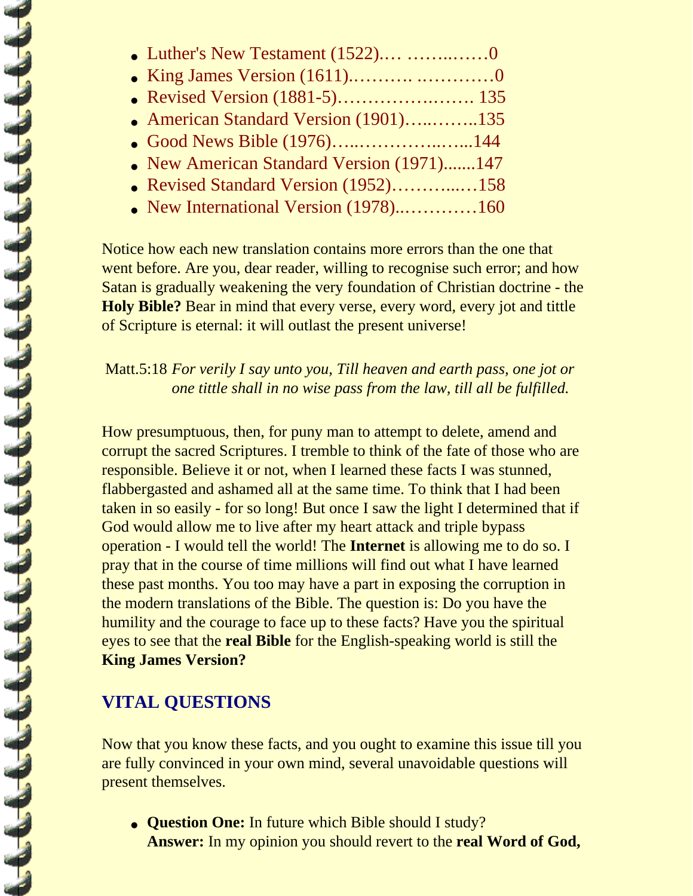- Luther's New Testament (1522).… ……..……0
- King James Version (1611).………. .…………0
- Revised Version (1881-5)………………..……. 135
- American Standard Version (1901)…..……..135
- Good News Bible (1976)…...…………..…...144
- New American Standard Version (1971).......147
- Revised Standard Version (1952)………...…158
- New International Version (1978)..…………160

Notice how each new translation contains more errors than the one that went before. Are you, dear reader, willing to recognise such error; and how Satan is gradually weakening the very foundation of Christian doctrine - the **Holy Bible?** Bear in mind that every verse, every word, every jot and tittle of Scripture is eternal: it will outlast the present universe!

Matt.5:18 *For verily I say unto you, Till heaven and earth pass, one jot or one tittle shall in no wise pass from the law, till all be fulfilled.*

How presumptuous, then, for puny man to attempt to delete, amend and corrupt the sacred Scriptures. I tremble to think of the fate of those who are responsible. Believe it or not, when I learned these facts I was stunned, flabbergasted and ashamed all at the same time. To think that I had been taken in so easily - for so long! But once I saw the light I determined that if God would allow me to live after my heart attack and triple bypass operation - I would tell the world! The **Internet** is allowing me to do so. I pray that in the course of time millions will find out what I have learned these past months. You too may have a part in exposing the corruption in the modern translations of the Bible. The question is: Do you have the humility and the courage to face up to these facts? Have you the spiritual eyes to see that the **real Bible** for the English-speaking world is still the **King James Version?**

## VITAL QUESTIONS

Now that you know these facts, and you ought to examine this issue till you are fully convinced in your own mind, several unavoidable questions will present themselves.

- **Question One:** In future which Bible should I study?
  **Answer:** In my opinion you should revert to the **real Word of God,**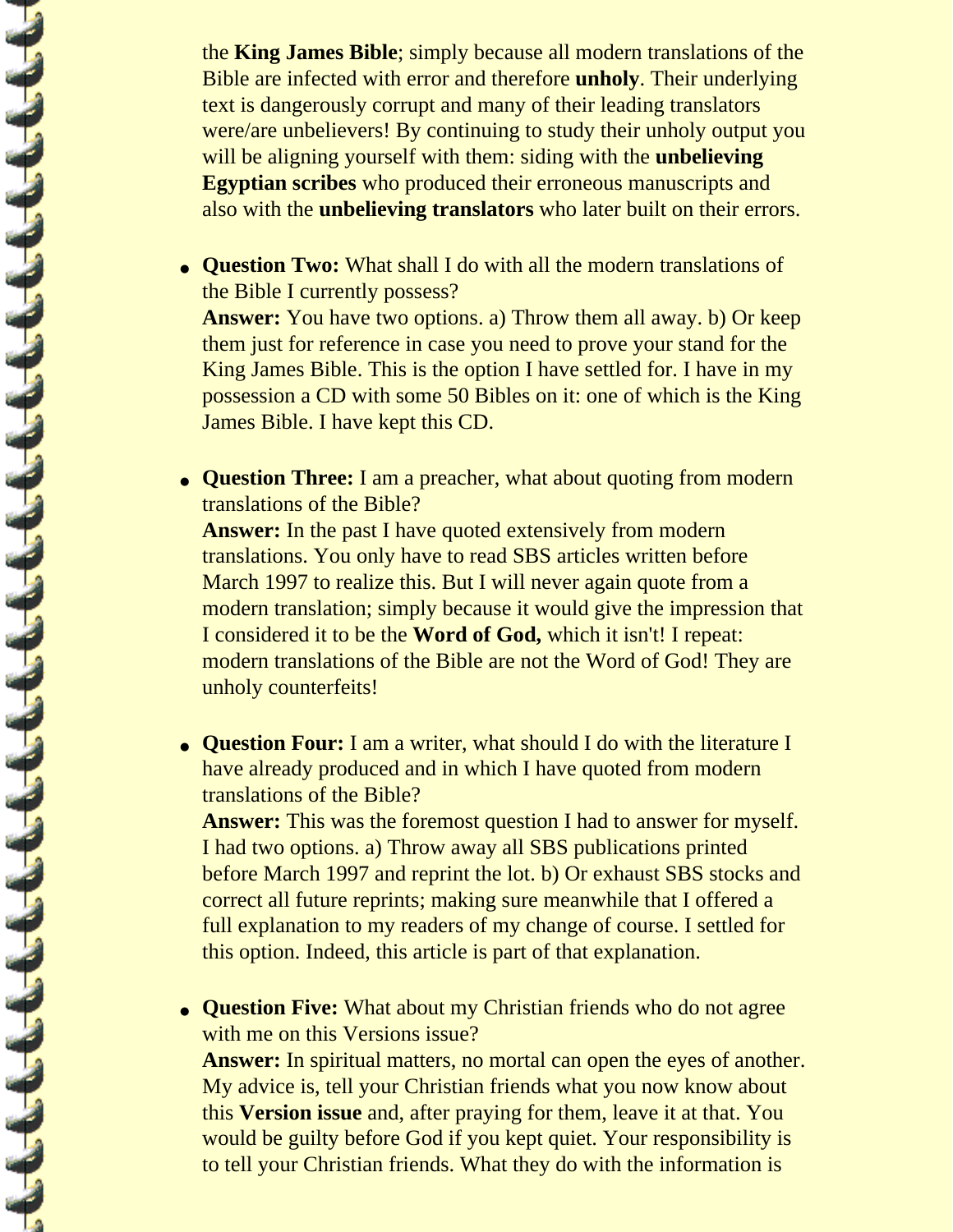the **King James Bible**; simply because all modern translations of the Bible are infected with error and therefore **unholy**. Their underlying text is dangerously corrupt and many of their leading translators were/are unbelievers! By continuing to study their unholy output you will be aligning yourself with them: siding with the **unbelieving Egyptian scribes** who produced their erroneous manuscripts and also with the **unbelieving translators** who later built on their errors.

- **Question Two:** What shall I do with all the modern translations of the Bible I currently possess?
  **Answer:** You have two options. a) Throw them all away. b) Or keep them just for reference in case you need to prove your stand for the King James Bible. This is the option I have settled for. I have in my possession a CD with some 50 Bibles on it: one of which is the King James Bible. I have kept this CD.

- **Question Three:** I am a preacher, what about quoting from modern translations of the Bible?
  **Answer:** In the past I have quoted extensively from modern translations. You only have to read SBS articles written before March 1997 to realize this. But I will never again quote from a modern translation; simply because it would give the impression that I considered it to be the **Word of God,** which it isn't! I repeat: modern translations of the Bible are not the Word of God! They are unholy counterfeits!

- **Question Four:** I am a writer, what should I do with the literature I have already produced and in which I have quoted from modern translations of the Bible?
  **Answer:** This was the foremost question I had to answer for myself. I had two options. a) Throw away all SBS publications printed before March 1997 and reprint the lot. b) Or exhaust SBS stocks and correct all future reprints; making sure meanwhile that I offered a full explanation to my readers of my change of course. I settled for this option. Indeed, this article is part of that explanation.

- **Question Five:** What about my Christian friends who do not agree with me on this Versions issue?
  **Answer:** In spiritual matters, no mortal can open the eyes of another. My advice is, tell your Christian friends what you now know about this **Version issue** and, after praying for them, leave it at that. You would be guilty before God if you kept quiet. Your responsibility is to tell your Christian friends. What they do with the information is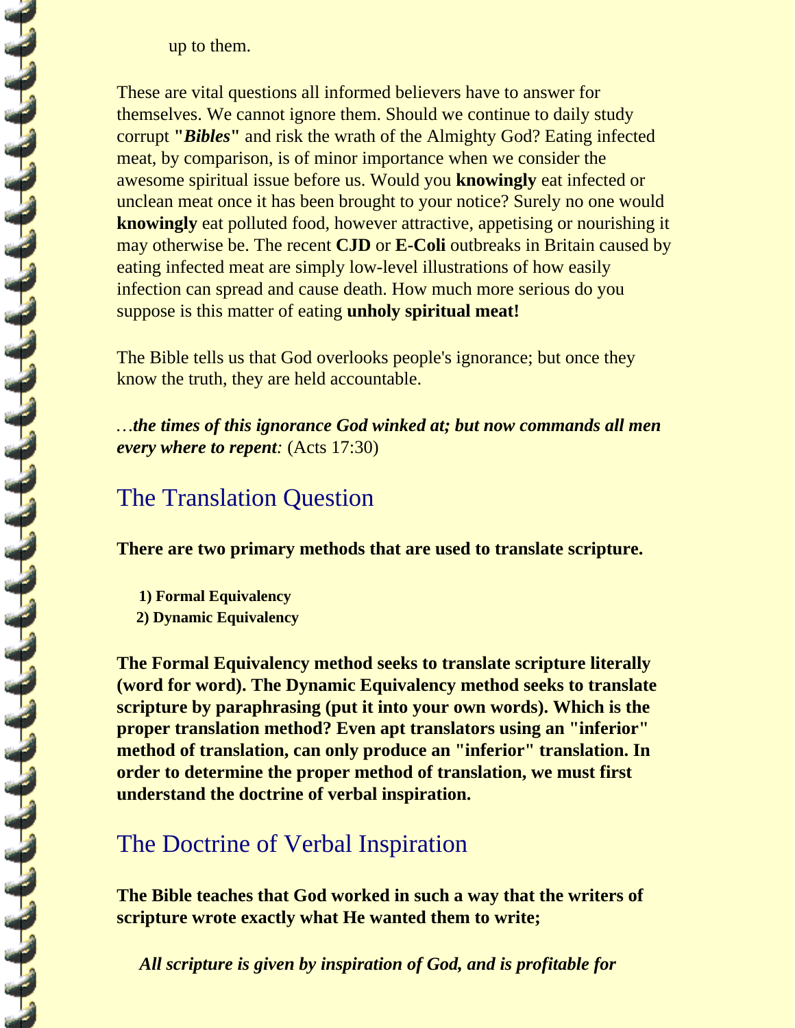up to them.

These are vital questions all informed believers have to answer for themselves. We cannot ignore them. Should we continue to daily study corrupt **"*Bibles*"** and risk the wrath of the Almighty God? Eating infected meat, by comparison, is of minor importance when we consider the awesome spiritual issue before us. Would you **knowingly** eat infected or unclean meat once it has been brought to your notice? Surely no one would **knowingly** eat polluted food, however attractive, appetising or nourishing it may otherwise be. The recent **CJD** or **E-Coli** outbreaks in Britain caused by eating infected meat are simply low-level illustrations of how easily infection can spread and cause death. How much more serious do you suppose is this matter of eating **unholy spiritual meat!**

The Bible tells us that God overlooks people's ignorance; but once they know the truth, they are held accountable.

…***the times of this ignorance God winked at; but now commands all men every where to repent****:* (Acts 17:30)

## The Translation Question

**There are two primary methods that are used to translate scripture.**

**1) Formal Equivalency**
**2) Dynamic Equivalency**

**The Formal Equivalency method seeks to translate scripture literally (word for word). The Dynamic Equivalency method seeks to translate scripture by paraphrasing (put it into your own words). Which is the proper translation method? Even apt translators using an "inferior" method of translation, can only produce an "inferior" translation. In order to determine the proper method of translation, we must first understand the doctrine of verbal inspiration.**

## The Doctrine of Verbal Inspiration

**The Bible teaches that God worked in such a way that the writers of scripture wrote exactly what He wanted them to write;**

***All scripture is given by inspiration of God, and is profitable for***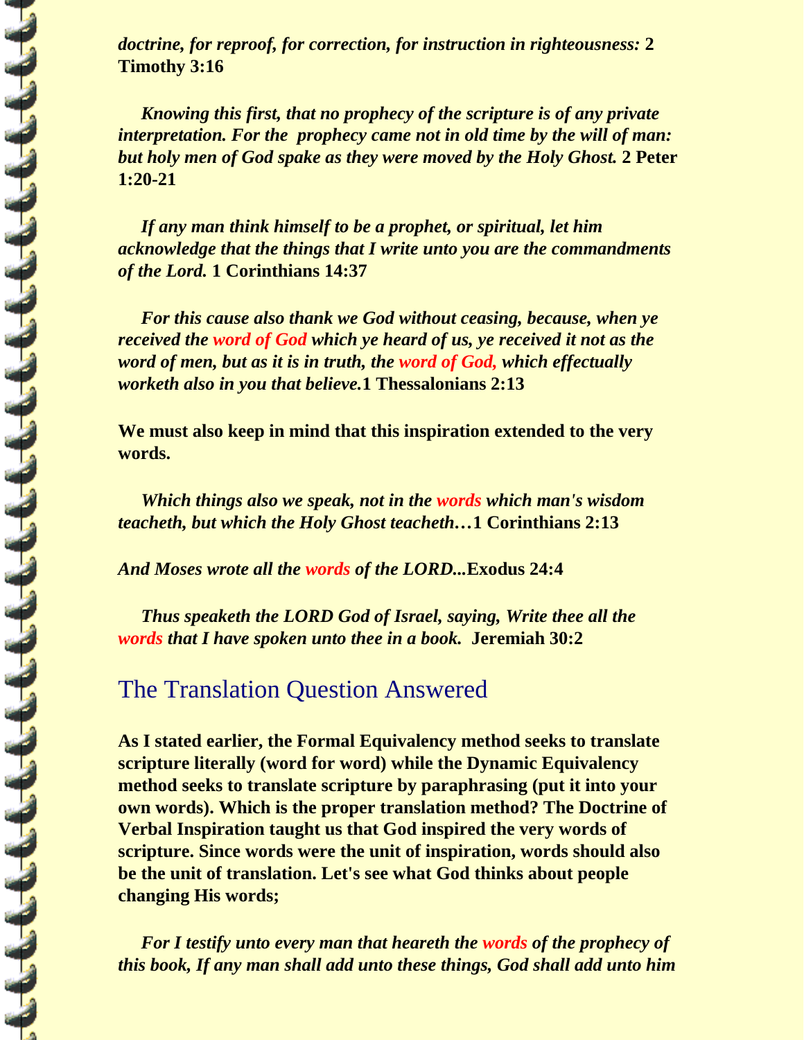*doctrine, for reproof, for correction, for instruction in righteousness:* **2 Timothy 3:16**

*Knowing this first, that no prophecy of the scripture is of any private interpretation. For the prophecy came not in old time by the will of man: but holy men of God spake as they were moved by the Holy Ghost.* **2 Peter 1:20-21**

*If any man think himself to be a prophet, or spiritual, let him acknowledge that the things that I write unto you are the commandments of the Lord.* **1 Corinthians 14:37**

*For this cause also thank we God without ceasing, because, when ye received the word of God which ye heard of us, ye received it not as the word of men, but as it is in truth, the word of God, which effectually worketh also in you that believe.* **1 Thessalonians 2:13**

**We must also keep in mind that this inspiration extended to the very words.**

*Which things also we speak, not in the words which man's wisdom teacheth, but which the Holy Ghost teacheth*…**1 Corinthians 2:13**

*And Moses wrote all the words of the LORD...***Exodus 24:4**

*Thus speaketh the LORD God of Israel, saying, Write thee all the words that I have spoken unto thee in a book.* **Jeremiah 30:2**

## The Translation Question Answered

**As I stated earlier, the Formal Equivalency method seeks to translate scripture literally (word for word) while the Dynamic Equivalency method seeks to translate scripture by paraphrasing (put it into your own words). Which is the proper translation method? The Doctrine of Verbal Inspiration taught us that God inspired the very words of scripture. Since words were the unit of inspiration, words should also be the unit of translation. Let's see what God thinks about people changing His words;**

*For I testify unto every man that heareth the words of the prophecy of this book, If any man shall add unto these things, God shall add unto him*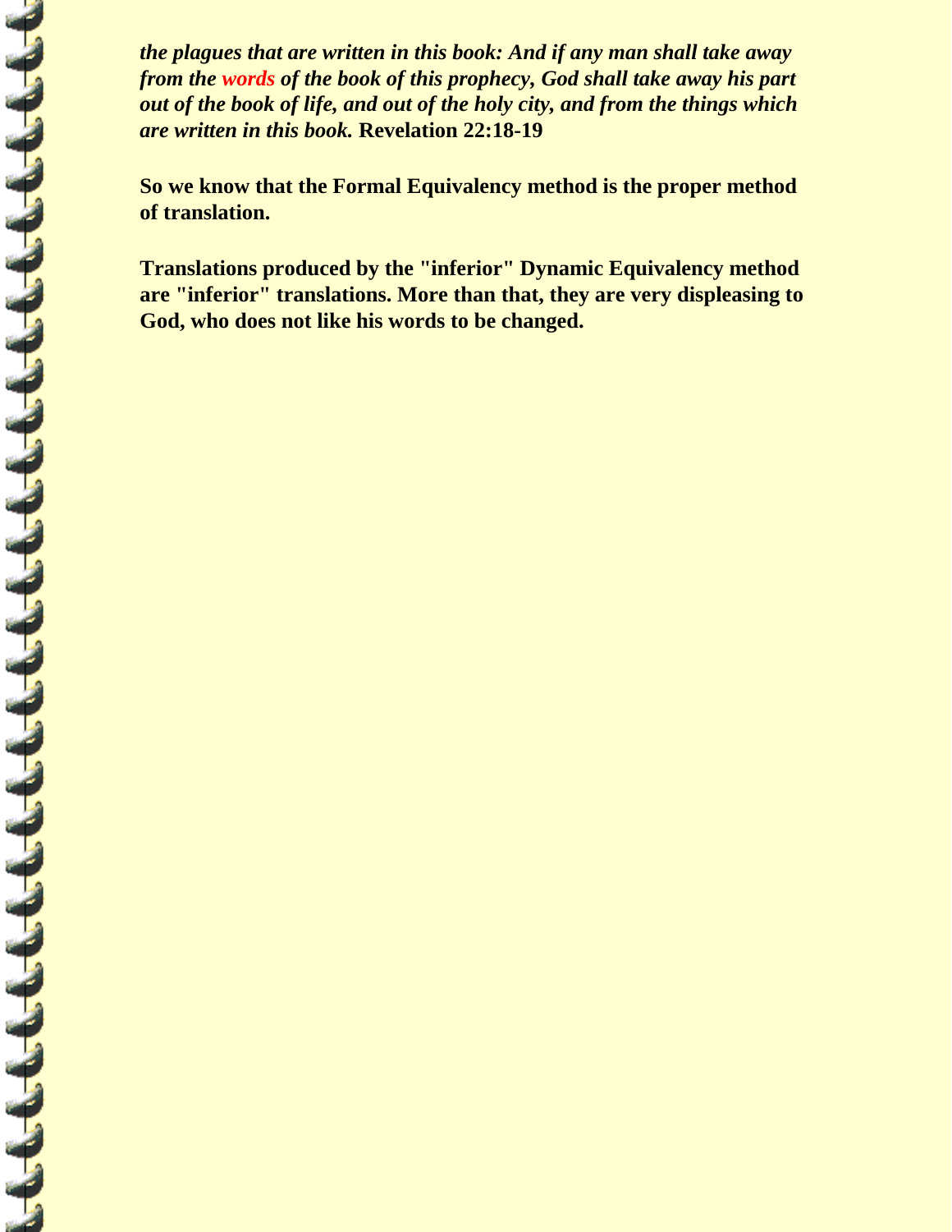***the plagues that are written in this book: And if any man shall take away from the words of the book of this prophecy, God shall take away his part out of the book of life, and out of the holy city, and from the things which are written in this book.*** **Revelation 22:18-19**

**So we know that the Formal Equivalency method is the proper method of translation.**

**Translations produced by the "inferior" Dynamic Equivalency method are "inferior" translations. More than that, they are very displeasing to God, who does not like his words to be changed.**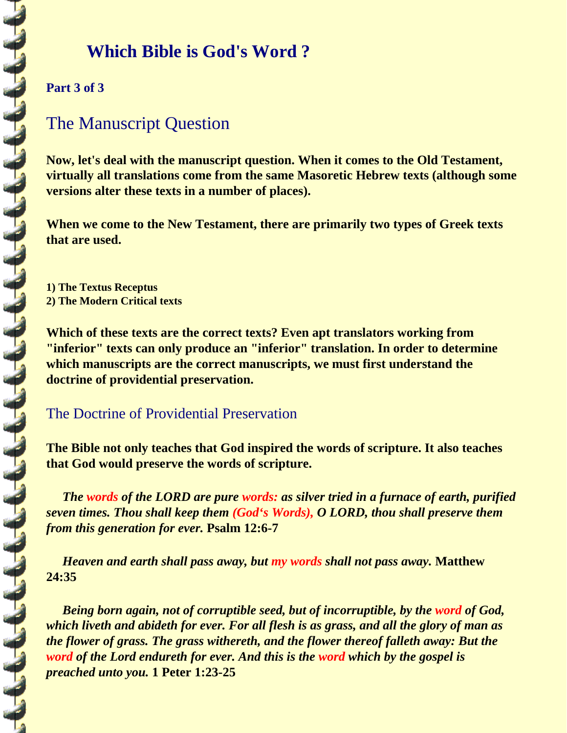# Which Bible is God's Word ?

**Part 3 of 3**

## The Manuscript Question

**Now, let's deal with the manuscript question. When it comes to the Old Testament, virtually all translations come from the same Masoretic Hebrew texts (although some versions alter these texts in a number of places).**

**When we come to the New Testament, there are primarily two types of Greek texts that are used.**

**1) The Textus Receptus**
**2) The Modern Critical texts**

**Which of these texts are the correct texts? Even apt translators working from "inferior" texts can only produce an "inferior" translation. In order to determine which manuscripts are the correct manuscripts, we must first understand the doctrine of providential preservation.**

### The Doctrine of Providential Preservation

**The Bible not only teaches that God inspired the words of scripture. It also teaches that God would preserve the words of scripture.**

***The words of the LORD are pure words: as silver tried in a furnace of earth, purified seven times. Thou shall keep them (God's Words), O LORD, thou shall preserve them from this generation for ever.*** **Psalm 12:6-7**

***Heaven and earth shall pass away, but my words shall not pass away.*** **Matthew 24:35**

***Being born again, not of corruptible seed, but of incorruptible, by the word of God, which liveth and abideth for ever. For all flesh is as grass, and all the glory of man as the flower of grass. The grass withereth, and the flower thereof falleth away: But the word of the Lord endureth for ever. And this is the word which by the gospel is preached unto you.*** **1 Peter 1:23-25**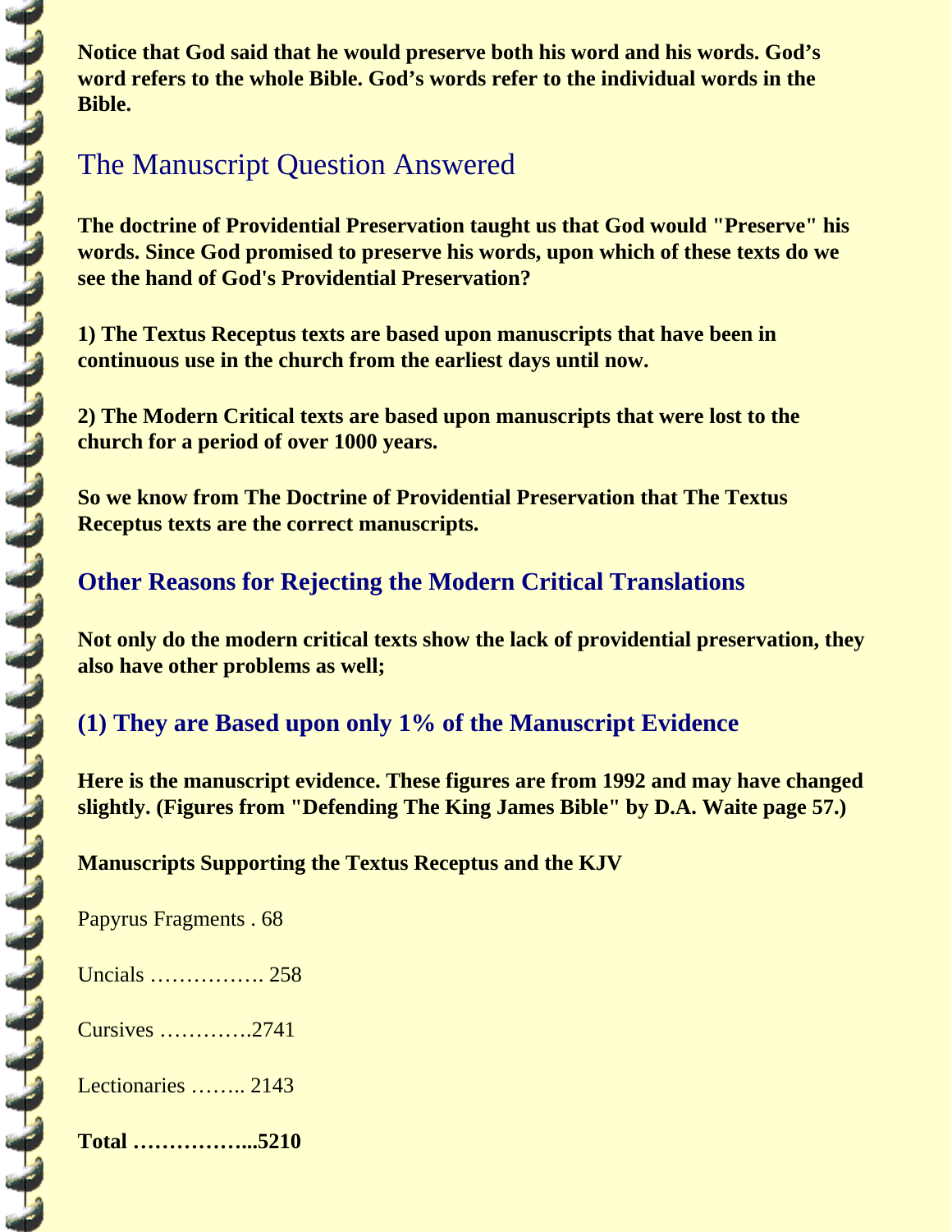**Notice that God said that he would preserve both his word and his words. God's word refers to the whole Bible. God's words refer to the individual words in the Bible.**

## The Manuscript Question Answered

**The doctrine of Providential Preservation taught us that God would "Preserve" his words. Since God promised to preserve his words, upon which of these texts do we see the hand of God's Providential Preservation?**

**1) The Textus Receptus texts are based upon manuscripts that have been in continuous use in the church from the earliest days until now.**

**2) The Modern Critical texts are based upon manuscripts that were lost to the church for a period of over 1000 years.**

**So we know from The Doctrine of Providential Preservation that The Textus Receptus texts are the correct manuscripts.**

### Other Reasons for Rejecting the Modern Critical Translations

**Not only do the modern critical texts show the lack of providential preservation, they also have other problems as well;**

### (1) They are Based upon only 1% of the Manuscript Evidence

**Here is the manuscript evidence. These figures are from 1992 and may have changed slightly. (Figures from "Defending The King James Bible" by D.A. Waite page 57.)**

**Manuscripts Supporting the Textus Receptus and the KJV**

Papyrus Fragments . 68

Uncials ……………. 258

Cursives ………….2741

Lectionaries …….. 2143

**Total ……………...5210**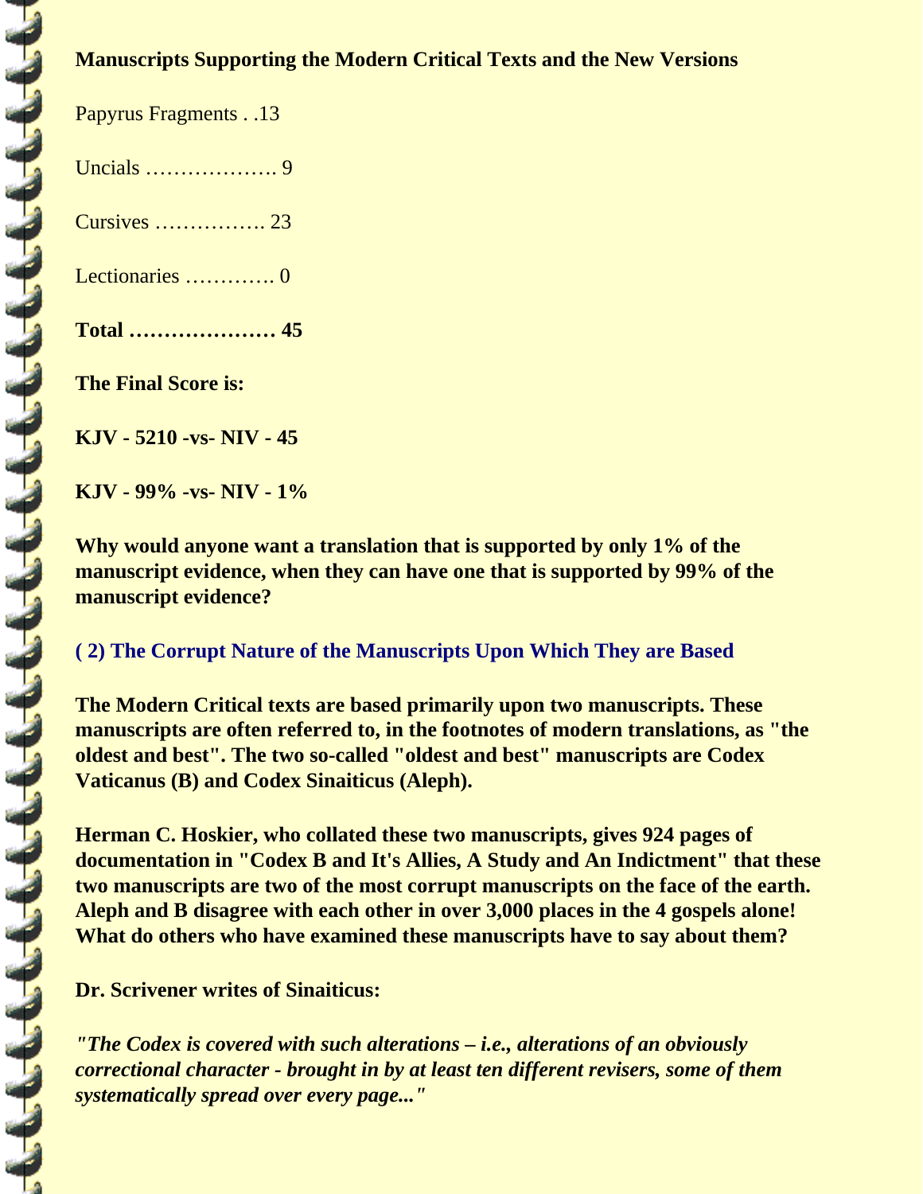**Manuscripts Supporting the Modern Critical Texts and the New Versions**

Papyrus Fragments . .13

Uncials ………………. 9

Cursives ……………. 23

Lectionaries …………. 0

**Total ………………… 45**

**The Final Score is:**

**KJV - 5210 -vs- NIV - 45**

**KJV - 99% -vs- NIV - 1%**

**Why would anyone want a translation that is supported by only 1% of the manuscript evidence, when they can have one that is supported by 99% of the manuscript evidence?**

## ( 2) The Corrupt Nature of the Manuscripts Upon Which They are Based

**The Modern Critical texts are based primarily upon two manuscripts. These manuscripts are often referred to, in the footnotes of modern translations, as "the oldest and best". The two so-called "oldest and best" manuscripts are Codex Vaticanus (B) and Codex Sinaiticus (Aleph).**

**Herman C. Hoskier, who collated these two manuscripts, gives 924 pages of documentation in "Codex B and It's Allies, A Study and An Indictment" that these two manuscripts are two of the most corrupt manuscripts on the face of the earth. Aleph and B disagree with each other in over 3,000 places in the 4 gospels alone! What do others who have examined these manuscripts have to say about them?**

**Dr. Scrivener writes of Sinaiticus:**

***"The Codex is covered with such alterations – i.e., alterations of an obviously correctional character - brought in by at least ten different revisers, some of them systematically spread over every page..."***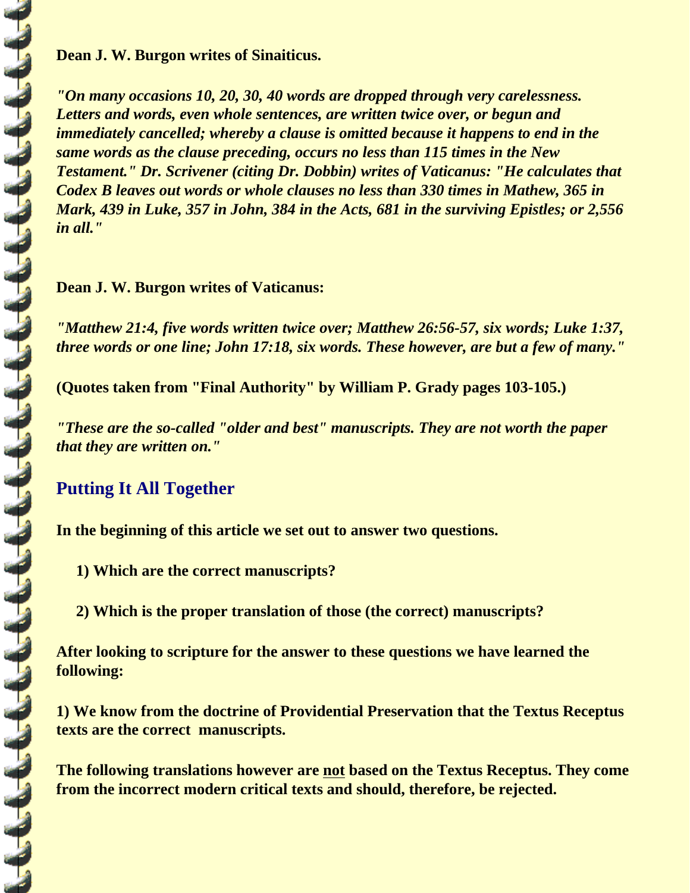**Dean J. W. Burgon writes of Sinaiticus.**

***"On many occasions 10, 20, 30, 40 words are dropped through very carelessness. Letters and words, even whole sentences, are written twice over, or begun and immediately cancelled; whereby a clause is omitted because it happens to end in the same words as the clause preceding, occurs no less than 115 times in the New Testament." Dr. Scrivener (citing Dr. Dobbin) writes of Vaticanus: "He calculates that Codex B leaves out words or whole clauses no less than 330 times in Mathew, 365 in Mark, 439 in Luke, 357 in John, 384 in the Acts, 681 in the surviving Epistles; or 2,556 in all."***

**Dean J. W. Burgon writes of Vaticanus:**

***"Matthew 21:4, five words written twice over; Matthew 26:56-57, six words; Luke 1:37, three words or one line; John 17:18, six words. These however, are but a few of many."***

**(Quotes taken from "Final Authority" by William P. Grady pages 103-105.)**

***"These are the so-called "older and best" manuscripts. They are not worth the paper that they are written on."***

## Putting It All Together

**In the beginning of this article we set out to answer two questions.**

**1) Which are the correct manuscripts?**

**2) Which is the proper translation of those (the correct) manuscripts?**

**After looking to scripture for the answer to these questions we have learned the following:**

**1) We know from the doctrine of Providential Preservation that the Textus Receptus texts are the correct manuscripts.**

**The following translations however are <u>not</u> based on the Textus Receptus. They come from the incorrect modern critical texts and should, therefore, be rejected.**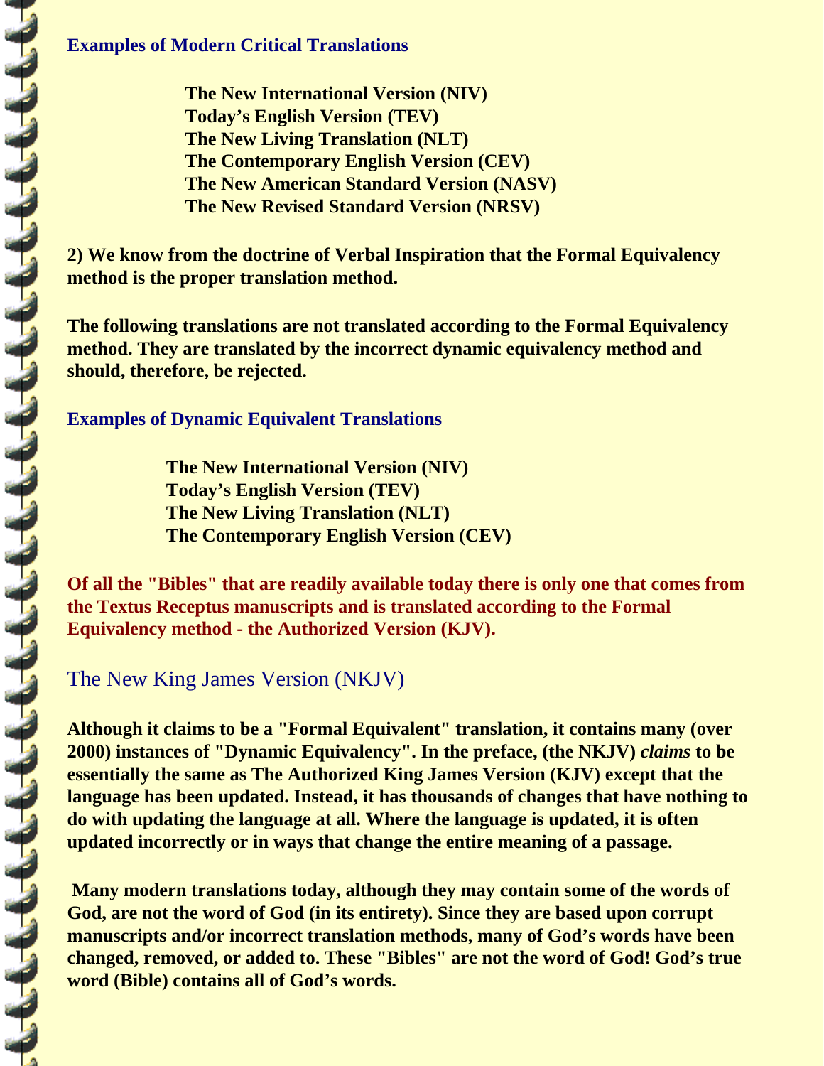### Examples of Modern Critical Translations

**The New International Version (NIV)**
**Today's English Version (TEV)**
**The New Living Translation (NLT)**
**The Contemporary English Version (CEV)**
**The New American Standard Version (NASV)**
**The New Revised Standard Version (NRSV)**

**2) We know from the doctrine of Verbal Inspiration that the Formal Equivalency method is the proper translation method.**

**The following translations are not translated according to the Formal Equivalency method. They are translated by the incorrect dynamic equivalency method and should, therefore, be rejected.**

### Examples of Dynamic Equivalent Translations

**The New International Version (NIV)**
**Today's English Version (TEV)**
**The New Living Translation (NLT)**
**The Contemporary English Version (CEV)**

**Of all the "Bibles" that are readily available today there is only one that comes from the Textus Receptus manuscripts and is translated according to the Formal Equivalency method - the Authorized Version (KJV).**

## The New King James Version (NKJV)

**Although it claims to be a "Formal Equivalent" translation, it contains many (over 2000) instances of "Dynamic Equivalency". In the preface, (the NKJV) *claims* to be essentially the same as The Authorized King James Version (KJV) except that the language has been updated. Instead, it has thousands of changes that have nothing to do with updating the language at all. Where the language is updated, it is often updated incorrectly or in ways that change the entire meaning of a passage.**

**Many modern translations today, although they may contain some of the words of God, are not the word of God (in its entirety). Since they are based upon corrupt manuscripts and/or incorrect translation methods, many of God's words have been changed, removed, or added to. These "Bibles" are not the word of God! God's true word (Bible) contains all of God's words.**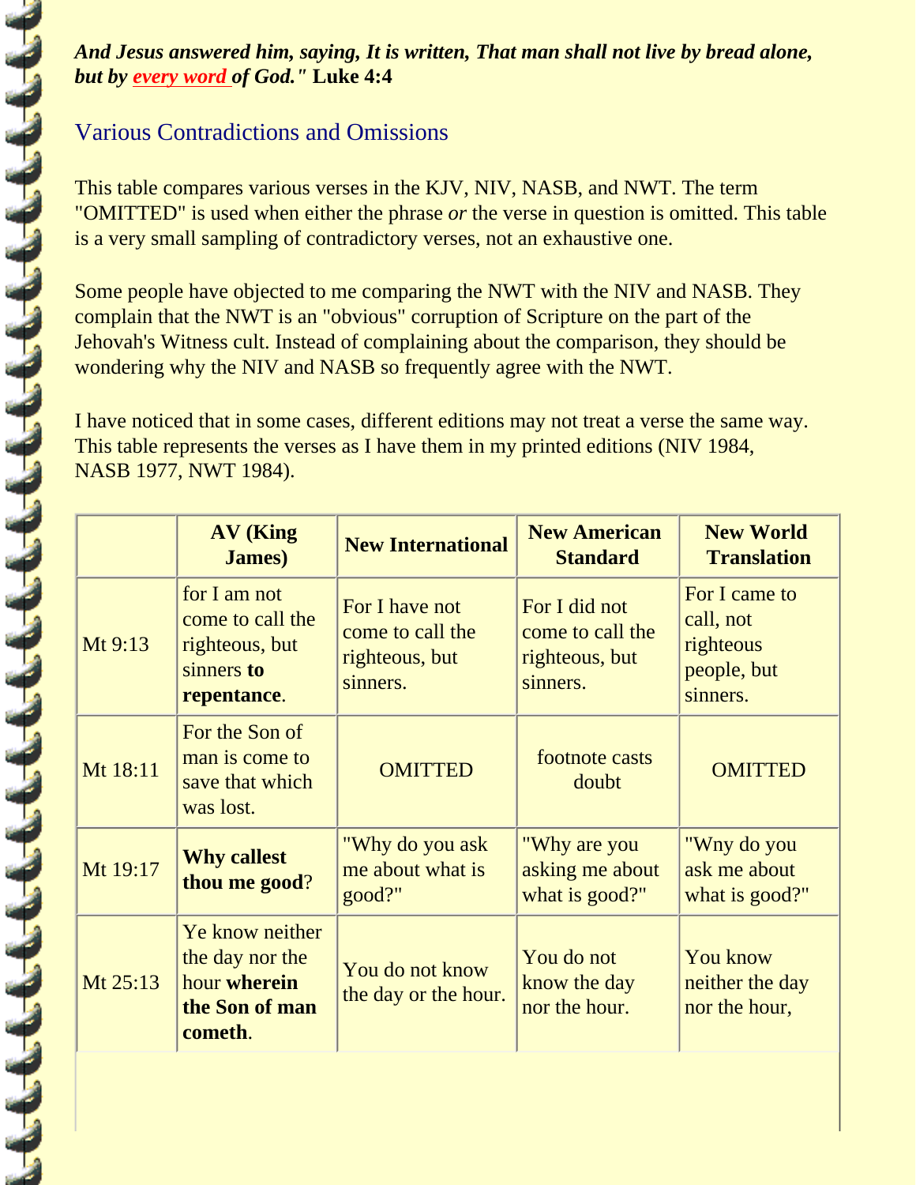***And Jesus answered him, saying, It is written, That man shall not live by bread alone, but by every word of God."*** **Luke 4:4**

## Various Contradictions and Omissions

This table compares various verses in the KJV, NIV, NASB, and NWT. The term "OMITTED" is used when either the phrase *or* the verse in question is omitted. This table is a very small sampling of contradictory verses, not an exhaustive one.

Some people have objected to me comparing the NWT with the NIV and NASB. They complain that the NWT is an "obvious" corruption of Scripture on the part of the Jehovah's Witness cult. Instead of complaining about the comparison, they should be wondering why the NIV and NASB so frequently agree with the NWT.

I have noticed that in some cases, different editions may not treat a verse the same way. This table represents the verses as I have them in my printed editions (NIV 1984, NASB 1977, NWT 1984).

| | AV (King James) | New International | New American Standard | New World Translation |
|---|---|---|---|---|
| Mt 9:13 | for I am not come to call the righteous, but sinners **to repentance**. | For I have not come to call the righteous, but sinners. | For I did not come to call the righteous, but sinners. | For I came to call, not righteous people, but sinners. |
| Mt 18:11 | For the Son of man is come to save that which was lost. | OMITTED | footnote casts doubt | OMITTED |
| Mt 19:17 | **Why callest thou me good**? | "Why do you ask me about what is good?" | "Why are you asking me about what is good?" | "Wny do you ask me about what is good?" |
| Mt 25:13 | Ye know neither the day nor the hour **wherein the Son of man cometh**. | You do not know the day or the hour. | You do not know the day nor the hour. | You know neither the day nor the hour, |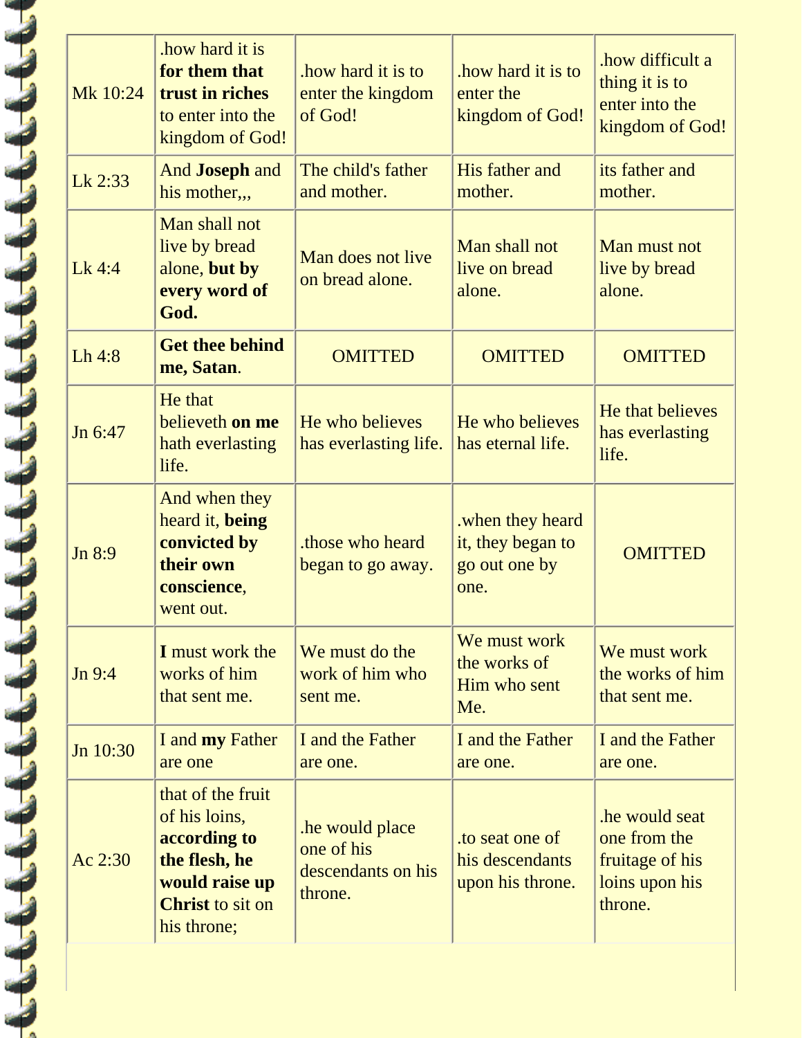| | | | | |
|---|---|---|---|---|
| Mk 10:24 | .how hard it is **for them that trust in riches** to enter into the kingdom of God! | .how hard it is to enter the kingdom of God! | .how hard it is to enter the kingdom of God! | .how difficult a thing it is to enter into the kingdom of God! |
| Lk 2:33 | And **Joseph** and his mother,,, | The child's father and mother. | His father and mother. | its father and mother. |
| Lk 4:4 | Man shall not live by bread alone, **but by every word of God.** | Man does not live on bread alone. | Man shall not live on bread alone. | Man must not live by bread alone. |
| Lh 4:8 | **Get thee behind me, Satan**. | OMITTED | OMITTED | OMITTED |
| Jn 6:47 | He that believeth **on me** hath everlasting life. | He who believes has everlasting life. | He who believes has eternal life. | He that believes has everlasting life. |
| Jn 8:9 | And when they heard it, **being convicted by their own conscience**, went out. | .those who heard began to go away. | .when they heard it, they began to go out one by one. | OMITTED |
| Jn 9:4 | **I** must work the works of him that sent me. | We must do the work of him who sent me. | We must work the works of Him who sent Me. | We must work the works of him that sent me. |
| Jn 10:30 | I and **my** Father are one | I and the Father are one. | I and the Father are one. | I and the Father are one. |
| Ac 2:30 | that of the fruit of his loins, **according to the flesh, he would raise up Christ** to sit on his throne; | .he would place one of his descendants on his throne. | .to seat one of his descendants upon his throne. | .he would seat one from the fruitage of his loins upon his throne. |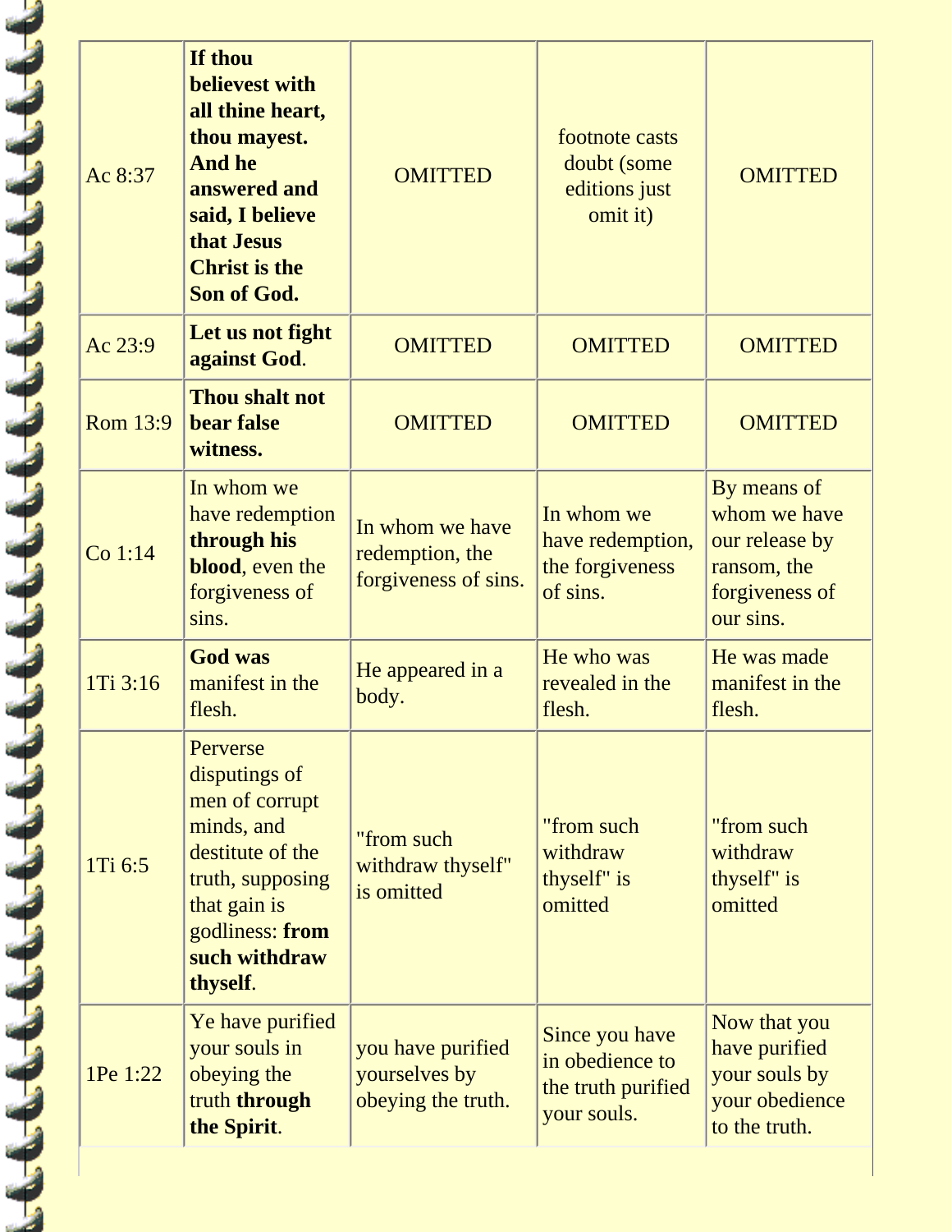| Ac 8:37 | **If thou believest with all thine heart, thou mayest. And he answered and said, I believe that Jesus Christ is the Son of God.** | OMITTED | footnote casts doubt (some editions just omit it) | OMITTED |
|---|---|---|---|---|
| Ac 23:9 | **Let us not fight against God**. | OMITTED | OMITTED | OMITTED |
| Rom 13:9 | **Thou shalt not bear false witness.** | OMITTED | OMITTED | OMITTED |
| Co 1:14 | In whom we have redemption **through his blood**, even the forgiveness of sins. | In whom we have redemption, the forgiveness of sins. | In whom we have redemption, the forgiveness of sins. | By means of whom we have our release by ransom, the forgiveness of our sins. |
| 1Ti 3:16 | **God was** manifest in the flesh. | He appeared in a body. | He who was revealed in the flesh. | He was made manifest in the flesh. |
| 1Ti 6:5 | Perverse disputings of men of corrupt minds, and destitute of the truth, supposing that gain is godliness: **from such withdraw thyself**. | "from such withdraw thyself" is omitted | "from such withdraw thyself" is omitted | "from such withdraw thyself" is omitted |
| 1Pe 1:22 | Ye have purified your souls in obeying the truth **through the Spirit**. | you have purified yourselves by obeying the truth. | Since you have in obedience to the truth purified your souls. | Now that you have purified your souls by your obedience to the truth. |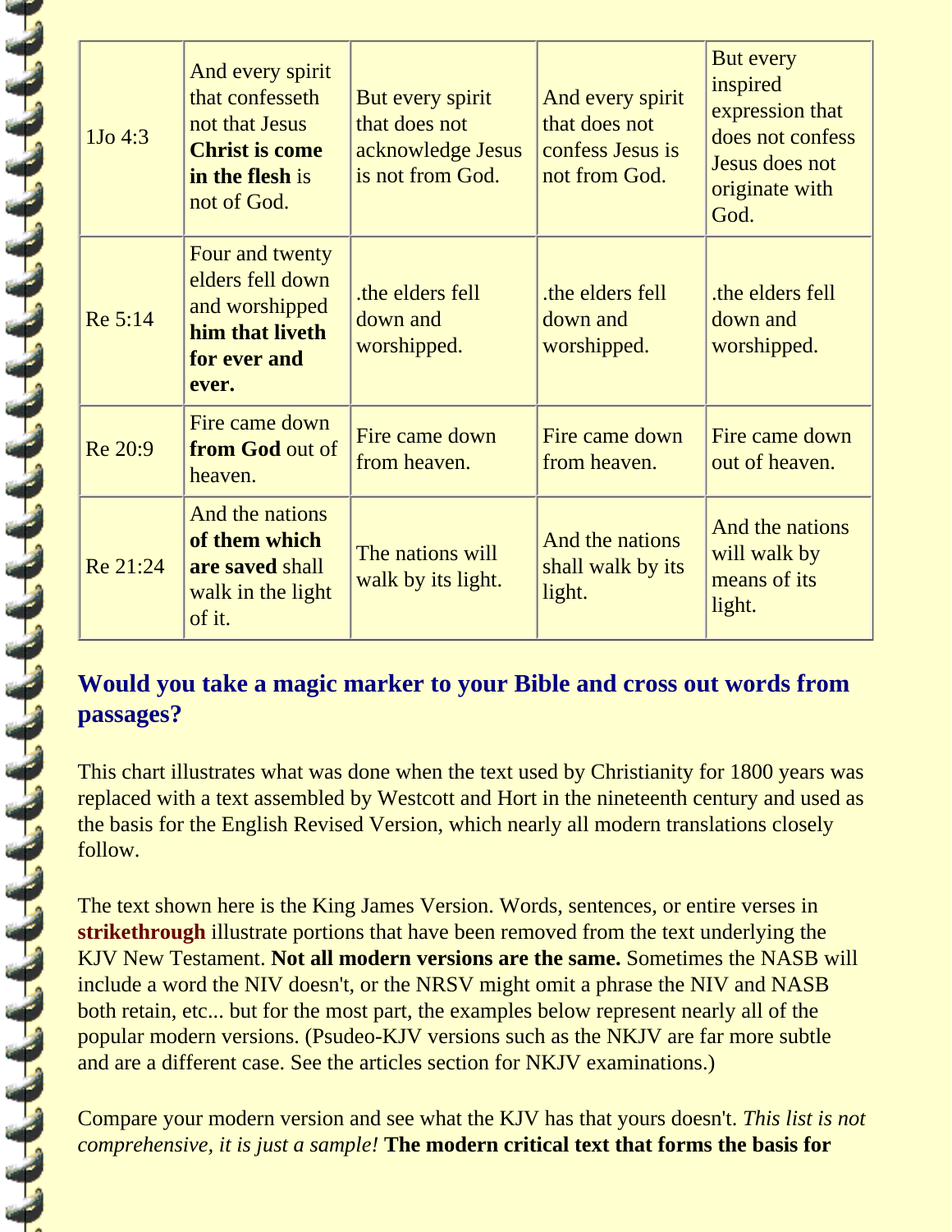| 1Jo 4:3 | And every spirit that confesseth not that Jesus **Christ is come in the flesh** is not of God. | But every spirit that does not acknowledge Jesus is not from God. | And every spirit that does not confess Jesus is not from God. | But every inspired expression that does not confess Jesus does not originate with God. |
|---|---|---|---|---|
| Re 5:14 | Four and twenty elders fell down and worshipped **him that liveth for ever and ever.** | .the elders fell down and worshipped. | .the elders fell down and worshipped. | .the elders fell down and worshipped. |
| Re 20:9 | Fire came down **from God** out of heaven. | Fire came down from heaven. | Fire came down from heaven. | Fire came down out of heaven. |
| Re 21:24 | And the nations **of them which are saved** shall walk in the light of it. | The nations will walk by its light. | And the nations shall walk by its light. | And the nations will walk by means of its light. |

## Would you take a magic marker to your Bible and cross out words from passages?

This chart illustrates what was done when the text used by Christianity for 1800 years was replaced with a text assembled by Westcott and Hort in the nineteenth century and used as the basis for the English Revised Version, which nearly all modern translations closely follow.

The text shown here is the King James Version. Words, sentences, or entire verses in **strikethrough** illustrate portions that have been removed from the text underlying the KJV New Testament. **Not all modern versions are the same.** Sometimes the NASB will include a word the NIV doesn't, or the NRSV might omit a phrase the NIV and NASB both retain, etc... but for the most part, the examples below represent nearly all of the popular modern versions. (Psudeo-KJV versions such as the NKJV are far more subtle and are a different case. See the articles section for NKJV examinations.)

Compare your modern version and see what the KJV has that yours doesn't. *This list is not comprehensive, it is just a sample!* **The modern critical text that forms the basis for**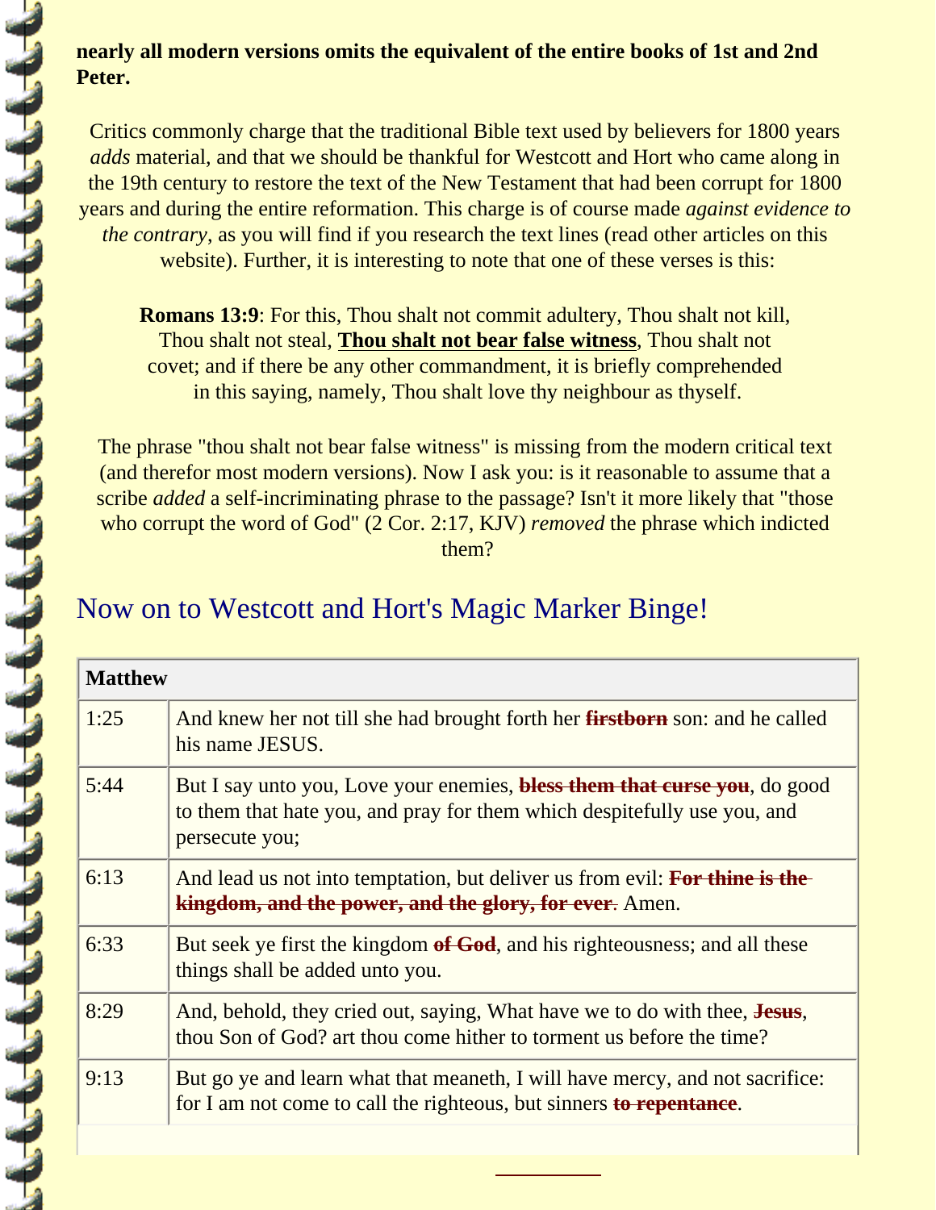**nearly all modern versions omits the equivalent of the entire books of 1st and 2nd Peter.**

Critics commonly charge that the traditional Bible text used by believers for 1800 years *adds* material, and that we should be thankful for Westcott and Hort who came along in the 19th century to restore the text of the New Testament that had been corrupt for 1800 years and during the entire reformation. This charge is of course made *against evidence to the contrary*, as you will find if you research the text lines (read other articles on this website). Further, it is interesting to note that one of these verses is this:

**Romans 13:9**: For this, Thou shalt not commit adultery, Thou shalt not kill, Thou shalt not steal, **Thou shalt not bear false witness**, Thou shalt not covet; and if there be any other commandment, it is briefly comprehended in this saying, namely, Thou shalt love thy neighbour as thyself.

The phrase "thou shalt not bear false witness" is missing from the modern critical text (and therefor most modern versions). Now I ask you: is it reasonable to assume that a scribe *added* a self-incriminating phrase to the passage? Isn't it more likely that "those who corrupt the word of God" (2 Cor. 2:17, KJV) *removed* the phrase which indicted them?

## Now on to Westcott and Hort's Magic Marker Binge!

| **Matthew** | |
|---|---|
| 1:25 | And knew her not till she had brought forth her ~~**firstborn**~~ son: and he called his name JESUS. |
| 5:44 | But I say unto you, Love your enemies, ~~**bless them that curse you**~~, do good to them that hate you, and pray for them which despitefully use you, and persecute you; |
| 6:13 | And lead us not into temptation, but deliver us from evil: ~~**For thine is the kingdom, and the power, and the glory, for ever**~~. Amen. |
| 6:33 | But seek ye first the kingdom ~~**of God**~~, and his righteousness; and all these things shall be added unto you. |
| 8:29 | And, behold, they cried out, saying, What have we to do with thee, ~~**Jesus**~~, thou Son of God? art thou come hither to torment us before the time? |
| 9:13 | But go ye and learn what that meaneth, I will have mercy, and not sacrifice: for I am not come to call the righteous, but sinners ~~**to repentance**~~. |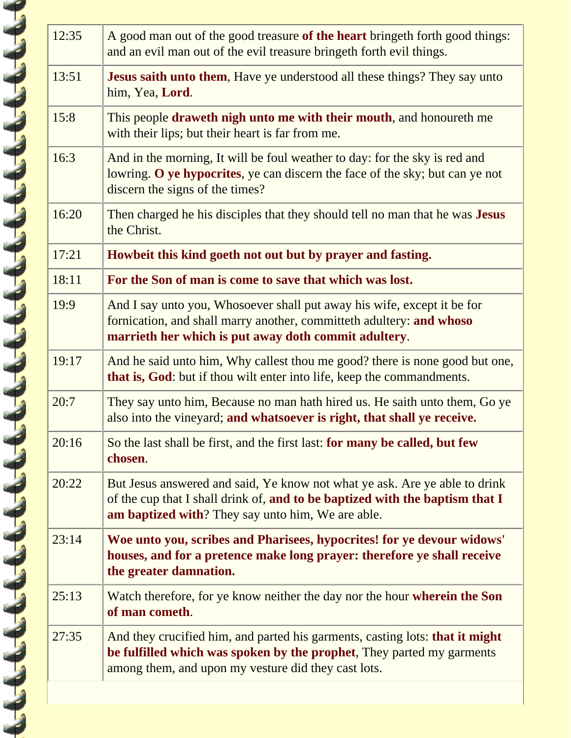| | |
|---|---|
| 12:35 | A good man out of the good treasure **of the heart** bringeth forth good things: and an evil man out of the evil treasure bringeth forth evil things. |
| 13:51 | **Jesus saith unto them**, Have ye understood all these things? They say unto him, Yea, **Lord**. |
| 15:8 | This people **draweth nigh unto me with their mouth**, and honoureth me with their lips; but their heart is far from me. |
| 16:3 | And in the morning, It will be foul weather to day: for the sky is red and lowring. **O ye hypocrites**, ye can discern the face of the sky; but can ye not discern the signs of the times? |
| 16:20 | Then charged he his disciples that they should tell no man that he was **Jesus** the Christ. |
| 17:21 | **Howbeit this kind goeth not out but by prayer and fasting.** |
| 18:11 | **For the Son of man is come to save that which was lost.** |
| 19:9 | And I say unto you, Whosoever shall put away his wife, except it be for fornication, and shall marry another, committeth adultery: **and whoso marrieth her which is put away doth commit adultery**. |
| 19:17 | And he said unto him, Why callest thou me good? there is none good but one, **that is, God**: but if thou wilt enter into life, keep the commandments. |
| 20:7 | They say unto him, Because no man hath hired us. He saith unto them, Go ye also into the vineyard; **and whatsoever is right, that shall ye receive.** |
| 20:16 | So the last shall be first, and the first last: **for many be called, but few chosen**. |
| 20:22 | But Jesus answered and said, Ye know not what ye ask. Are ye able to drink of the cup that I shall drink of, **and to be baptized with the baptism that I am baptized with**? They say unto him, We are able. |
| 23:14 | **Woe unto you, scribes and Pharisees, hypocrites! for ye devour widows' houses, and for a pretence make long prayer: therefore ye shall receive the greater damnation.** |
| 25:13 | Watch therefore, for ye know neither the day nor the hour **wherein the Son of man cometh**. |
| 27:35 | And they crucified him, and parted his garments, casting lots: **that it might be fulfilled which was spoken by the prophet**, They parted my garments among them, and upon my vesture did they cast lots. |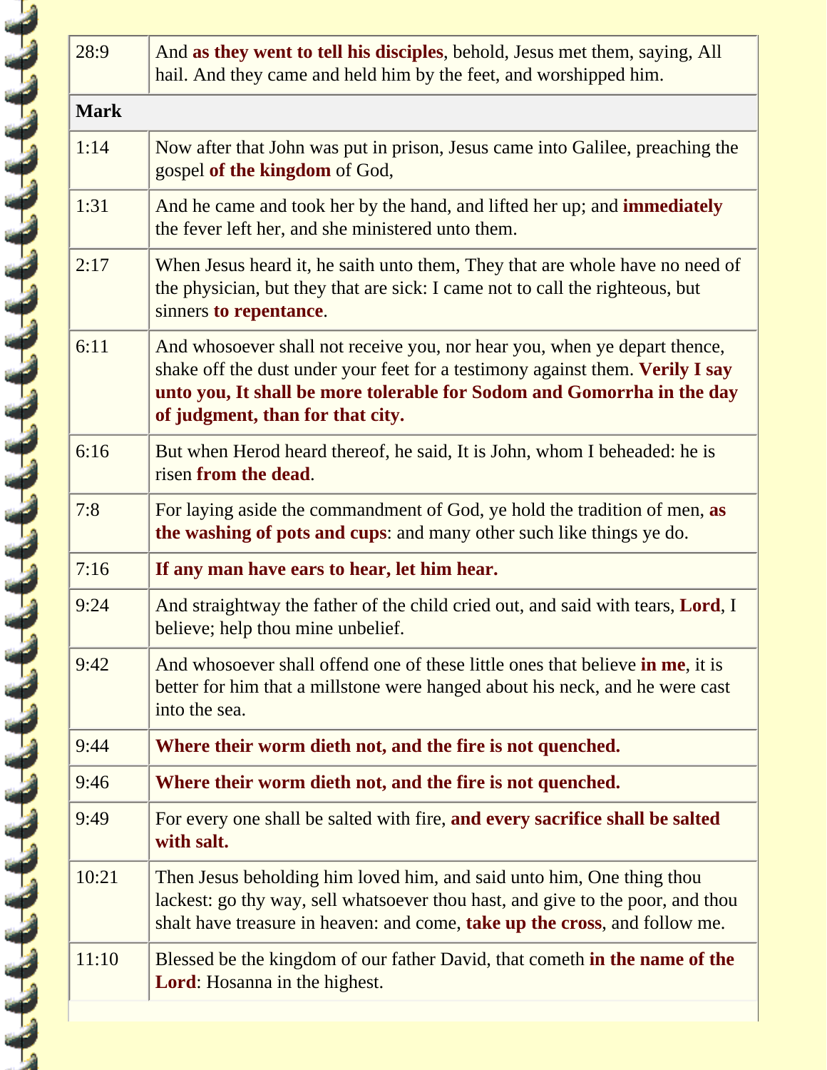| | |
|---|---|
| 28:9 | And **as they went to tell his disciples**, behold, Jesus met them, saying, All hail. And they came and held him by the feet, and worshipped him. |
| **Mark** | |
| 1:14 | Now after that John was put in prison, Jesus came into Galilee, preaching the gospel **of the kingdom** of God, |
| 1:31 | And he came and took her by the hand, and lifted her up; and **immediately** the fever left her, and she ministered unto them. |
| 2:17 | When Jesus heard it, he saith unto them, They that are whole have no need of the physician, but they that are sick: I came not to call the righteous, but sinners **to repentance**. |
| 6:11 | And whosoever shall not receive you, nor hear you, when ye depart thence, shake off the dust under your feet for a testimony against them. **Verily I say unto you, It shall be more tolerable for Sodom and Gomorrha in the day of judgment, than for that city.** |
| 6:16 | But when Herod heard thereof, he said, It is John, whom I beheaded: he is risen **from the dead**. |
| 7:8 | For laying aside the commandment of God, ye hold the tradition of men, **as the washing of pots and cups**: and many other such like things ye do. |
| 7:16 | **If any man have ears to hear, let him hear.** |
| 9:24 | And straightway the father of the child cried out, and said with tears, **Lord**, I believe; help thou mine unbelief. |
| 9:42 | And whosoever shall offend one of these little ones that believe **in me**, it is better for him that a millstone were hanged about his neck, and he were cast into the sea. |
| 9:44 | **Where their worm dieth not, and the fire is not quenched.** |
| 9:46 | **Where their worm dieth not, and the fire is not quenched.** |
| 9:49 | For every one shall be salted with fire, **and every sacrifice shall be salted with salt.** |
| 10:21 | Then Jesus beholding him loved him, and said unto him, One thing thou lackest: go thy way, sell whatsoever thou hast, and give to the poor, and thou shalt have treasure in heaven: and come, **take up the cross**, and follow me. |
| 11:10 | Blessed be the kingdom of our father David, that cometh **in the name of the Lord**: Hosanna in the highest. |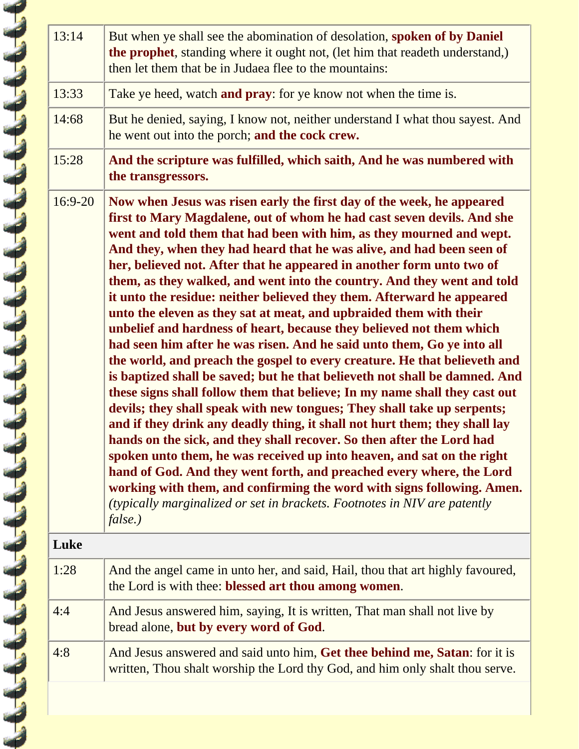| | |
|---|---|
| 13:14 | But when ye shall see the abomination of desolation, **spoken of by Daniel the prophet**, standing where it ought not, (let him that readeth understand,) then let them that be in Judaea flee to the mountains: |
| 13:33 | Take ye heed, watch **and pray**: for ye know not when the time is. |
| 14:68 | But he denied, saying, I know not, neither understand I what thou sayest. And he went out into the porch; **and the cock crew.** |
| 15:28 | **And the scripture was fulfilled, which saith, And he was numbered with the transgressors.** |
| 16:9-20 | **Now when Jesus was risen early the first day of the week, he appeared first to Mary Magdalene, out of whom he had cast seven devils. And she went and told them that had been with him, as they mourned and wept. And they, when they had heard that he was alive, and had been seen of her, believed not. After that he appeared in another form unto two of them, as they walked, and went into the country. And they went and told it unto the residue: neither believed they them. Afterward he appeared unto the eleven as they sat at meat, and upbraided them with their unbelief and hardness of heart, because they believed not them which had seen him after he was risen. And he said unto them, Go ye into all the world, and preach the gospel to every creature. He that believeth and is baptized shall be saved; but he that believeth not shall be damned. And these signs shall follow them that believe; In my name shall they cast out devils; they shall speak with new tongues; They shall take up serpents; and if they drink any deadly thing, it shall not hurt them; they shall lay hands on the sick, and they shall recover. So then after the Lord had spoken unto them, he was received up into heaven, and sat on the right hand of God. And they went forth, and preached every where, the Lord working with them, and confirming the word with signs following. Amen.** *(typically marginalized or set in brackets. Footnotes in NIV are patently false.)* |
| **Luke** | |
| 1:28 | And the angel came in unto her, and said, Hail, thou that art highly favoured, the Lord is with thee: **blessed art thou among women**. |
| 4:4 | And Jesus answered him, saying, It is written, That man shall not live by bread alone, **but by every word of God**. |
| 4:8 | And Jesus answered and said unto him, **Get thee behind me, Satan**: for it is written, Thou shalt worship the Lord thy God, and him only shalt thou serve. |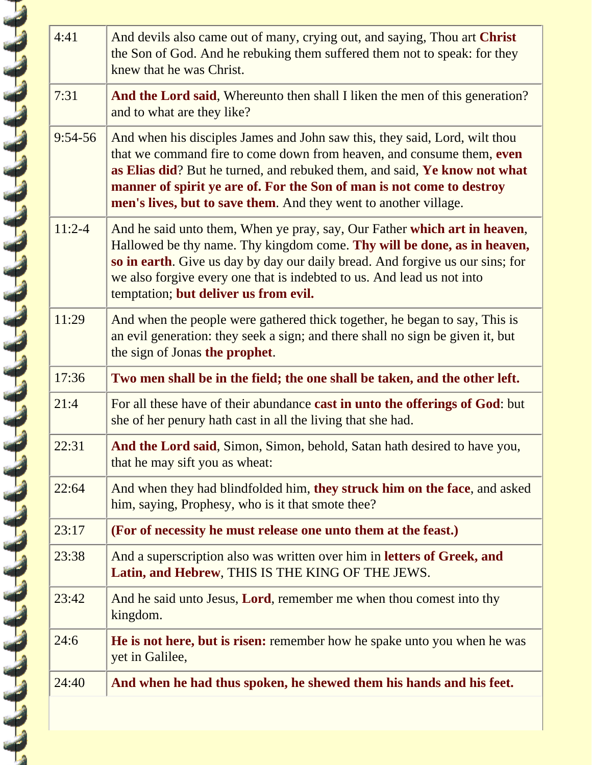| | |
|---|---|
| 4:41 | And devils also came out of many, crying out, and saying, Thou art **Christ** the Son of God. And he rebuking them suffered them not to speak: for they knew that he was Christ. |
| 7:31 | **And the Lord said**, Whereunto then shall I liken the men of this generation? and to what are they like? |
| 9:54-56 | And when his disciples James and John saw this, they said, Lord, wilt thou that we command fire to come down from heaven, and consume them, **even as Elias did**? But he turned, and rebuked them, and said, **Ye know not what manner of spirit ye are of. For the Son of man is not come to destroy men's lives, but to save them**. And they went to another village. |
| 11:2-4 | And he said unto them, When ye pray, say, Our Father **which art in heaven**, Hallowed be thy name. Thy kingdom come. **Thy will be done, as in heaven, so in earth**. Give us day by day our daily bread. And forgive us our sins; for we also forgive every one that is indebted to us. And lead us not into temptation; **but deliver us from evil.** |
| 11:29 | And when the people were gathered thick together, he began to say, This is an evil generation: they seek a sign; and there shall no sign be given it, but the sign of Jonas **the prophet**. |
| 17:36 | **Two men shall be in the field; the one shall be taken, and the other left.** |
| 21:4 | For all these have of their abundance **cast in unto the offerings of God**: but she of her penury hath cast in all the living that she had. |
| 22:31 | **And the Lord said**, Simon, Simon, behold, Satan hath desired to have you, that he may sift you as wheat: |
| 22:64 | And when they had blindfolded him, **they struck him on the face**, and asked him, saying, Prophesy, who is it that smote thee? |
| 23:17 | **(For of necessity he must release one unto them at the feast.)** |
| 23:38 | And a superscription also was written over him in **letters of Greek, and Latin, and Hebrew**, THIS IS THE KING OF THE JEWS. |
| 23:42 | And he said unto Jesus, **Lord**, remember me when thou comest into thy kingdom. |
| 24:6 | **He is not here, but is risen:** remember how he spake unto you when he was yet in Galilee, |
| 24:40 | **And when he had thus spoken, he shewed them his hands and his feet.** |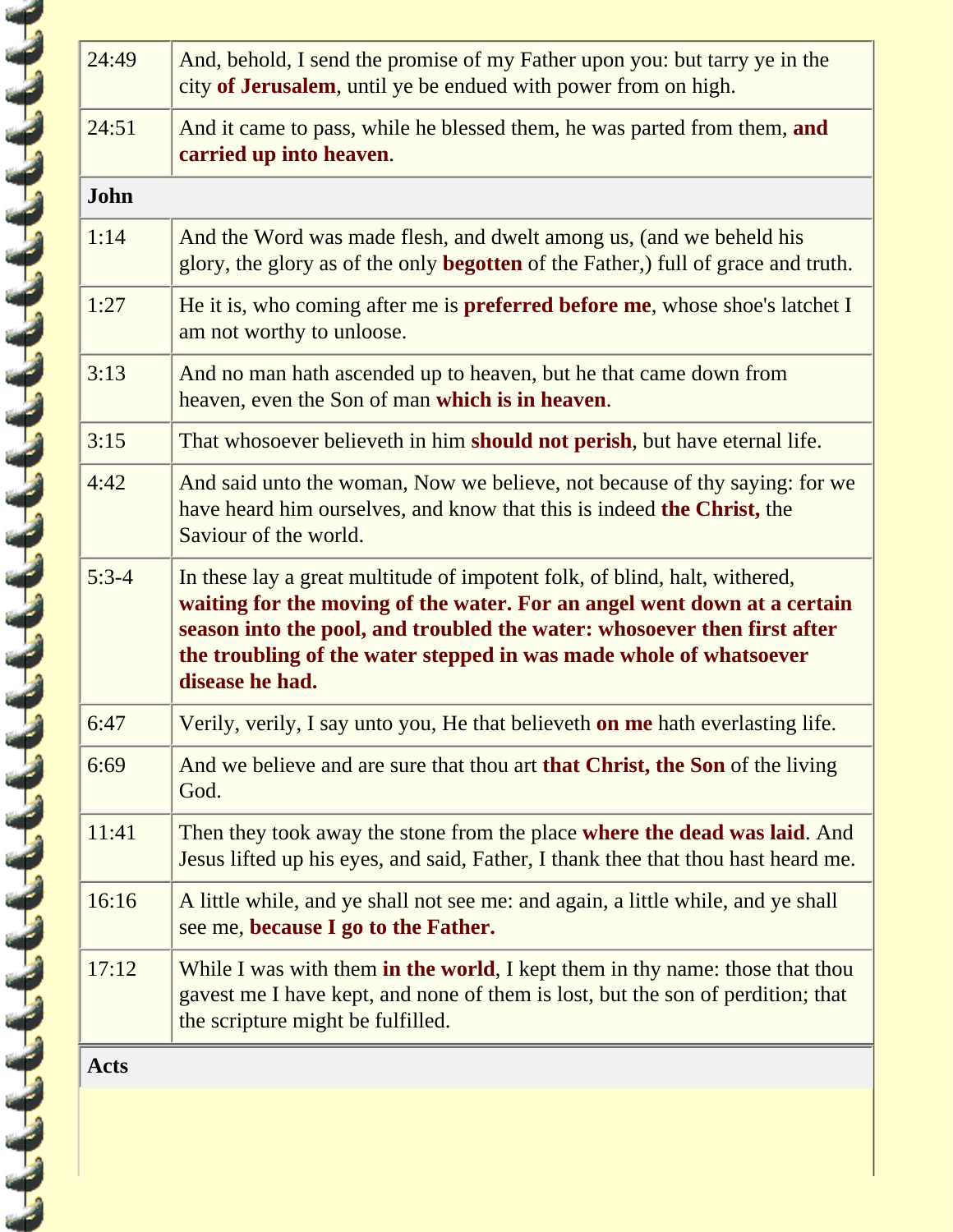| | |
|---|---|
| 24:49 | And, behold, I send the promise of my Father upon you: but tarry ye in the city **of Jerusalem**, until ye be endued with power from on high. |
| 24:51 | And it came to pass, while he blessed them, he was parted from them, **and carried up into heaven**. |
| **John** | |
| 1:14 | And the Word was made flesh, and dwelt among us, (and we beheld his glory, the glory as of the only **begotten** of the Father,) full of grace and truth. |
| 1:27 | He it is, who coming after me is **preferred before me**, whose shoe's latchet I am not worthy to unloose. |
| 3:13 | And no man hath ascended up to heaven, but he that came down from heaven, even the Son of man **which is in heaven**. |
| 3:15 | That whosoever believeth in him **should not perish**, but have eternal life. |
| 4:42 | And said unto the woman, Now we believe, not because of thy saying: for we have heard him ourselves, and know that this is indeed **the Christ,** the Saviour of the world. |
| 5:3-4 | In these lay a great multitude of impotent folk, of blind, halt, withered, **waiting for the moving of the water. For an angel went down at a certain season into the pool, and troubled the water: whosoever then first after the troubling of the water stepped in was made whole of whatsoever disease he had.** |
| 6:47 | Verily, verily, I say unto you, He that believeth **on me** hath everlasting life. |
| 6:69 | And we believe and are sure that thou art **that Christ, the Son** of the living God. |
| 11:41 | Then they took away the stone from the place **where the dead was laid**. And Jesus lifted up his eyes, and said, Father, I thank thee that thou hast heard me. |
| 16:16 | A little while, and ye shall not see me: and again, a little while, and ye shall see me, **because I go to the Father.** |
| 17:12 | While I was with them **in the world**, I kept them in thy name: those that thou gavest me I have kept, and none of them is lost, but the son of perdition; that the scripture might be fulfilled. |
| **Acts** | |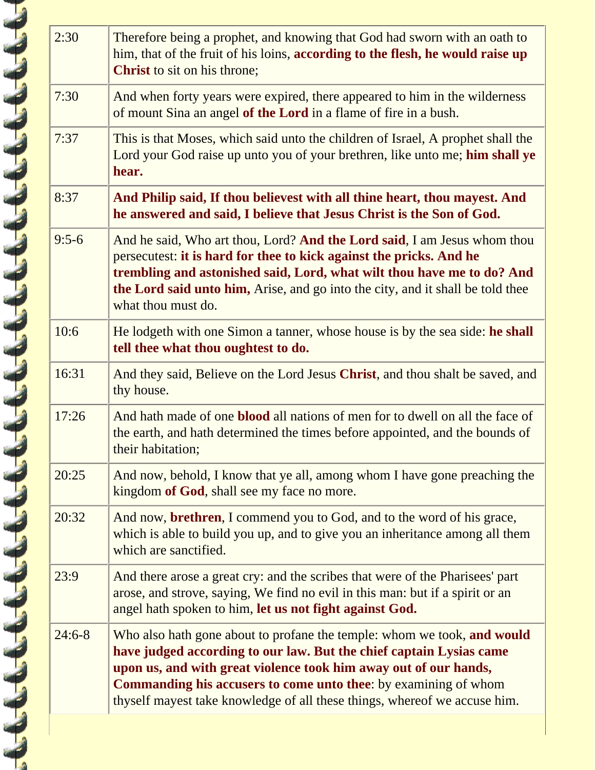| | |
|---|---|
| 2:30 | Therefore being a prophet, and knowing that God had sworn with an oath to him, that of the fruit of his loins, **according to the flesh, he would raise up Christ** to sit on his throne; |
| 7:30 | And when forty years were expired, there appeared to him in the wilderness of mount Sina an angel **of the Lord** in a flame of fire in a bush. |
| 7:37 | This is that Moses, which said unto the children of Israel, A prophet shall the Lord your God raise up unto you of your brethren, like unto me; **him shall ye hear.** |
| 8:37 | **And Philip said, If thou believest with all thine heart, thou mayest. And he answered and said, I believe that Jesus Christ is the Son of God.** |
| 9:5-6 | And he said, Who art thou, Lord? **And the Lord said**, I am Jesus whom thou persecutest: **it is hard for thee to kick against the pricks. And he trembling and astonished said, Lord, what wilt thou have me to do? And the Lord said unto him,** Arise, and go into the city, and it shall be told thee what thou must do. |
| 10:6 | He lodgeth with one Simon a tanner, whose house is by the sea side: **he shall tell thee what thou oughtest to do.** |
| 16:31 | And they said, Believe on the Lord Jesus **Christ**, and thou shalt be saved, and thy house. |
| 17:26 | And hath made of one **blood** all nations of men for to dwell on all the face of the earth, and hath determined the times before appointed, and the bounds of their habitation; |
| 20:25 | And now, behold, I know that ye all, among whom I have gone preaching the kingdom **of God**, shall see my face no more. |
| 20:32 | And now, **brethren**, I commend you to God, and to the word of his grace, which is able to build you up, and to give you an inheritance among all them which are sanctified. |
| 23:9 | And there arose a great cry: and the scribes that were of the Pharisees' part arose, and strove, saying, We find no evil in this man: but if a spirit or an angel hath spoken to him, **let us not fight against God.** |
| 24:6-8 | Who also hath gone about to profane the temple: whom we took, **and would have judged according to our law. But the chief captain Lysias came upon us, and with great violence took him away out of our hands, Commanding his accusers to come unto thee**: by examining of whom thyself mayest take knowledge of all these things, whereof we accuse him. |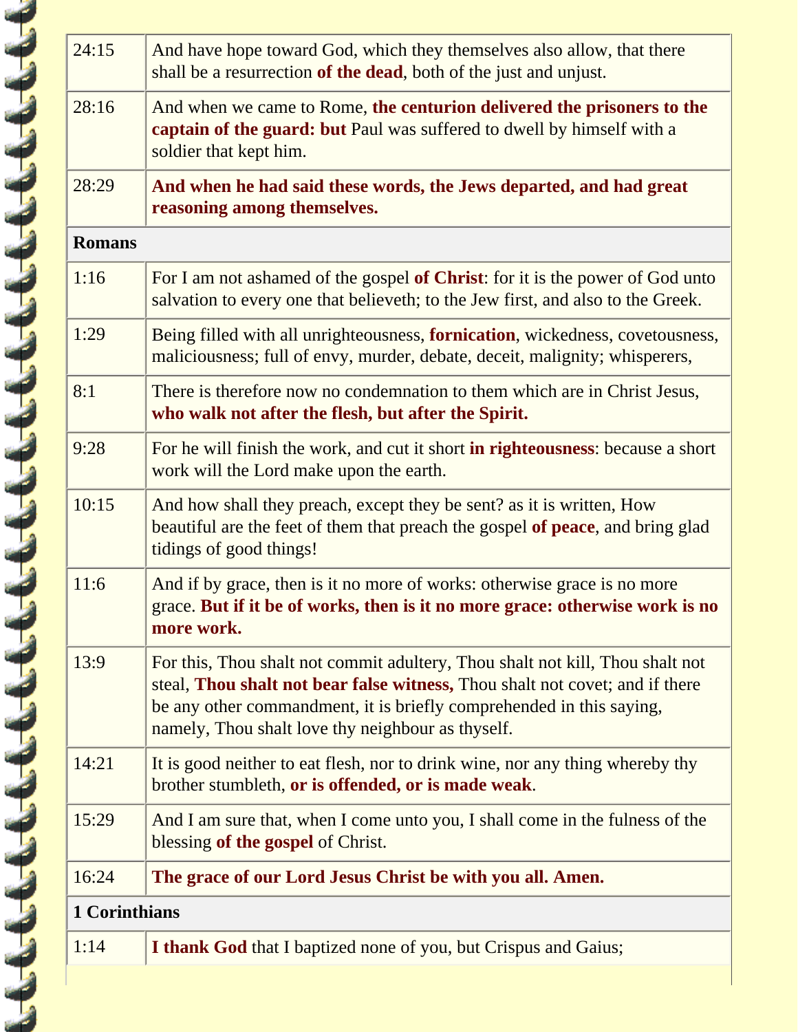| | |
|---|---|
| 24:15 | And have hope toward God, which they themselves also allow, that there shall be a resurrection **of the dead**, both of the just and unjust. |
| 28:16 | And when we came to Rome, **the centurion delivered the prisoners to the captain of the guard: but** Paul was suffered to dwell by himself with a soldier that kept him. |
| 28:29 | **And when he had said these words, the Jews departed, and had great reasoning among themselves.** |
| **Romans** | |
| 1:16 | For I am not ashamed of the gospel **of Christ**: for it is the power of God unto salvation to every one that believeth; to the Jew first, and also to the Greek. |
| 1:29 | Being filled with all unrighteousness, **fornication**, wickedness, covetousness, maliciousness; full of envy, murder, debate, deceit, malignity; whisperers, |
| 8:1 | There is therefore now no condemnation to them which are in Christ Jesus, **who walk not after the flesh, but after the Spirit.** |
| 9:28 | For he will finish the work, and cut it short **in righteousness**: because a short work will the Lord make upon the earth. |
| 10:15 | And how shall they preach, except they be sent? as it is written, How beautiful are the feet of them that preach the gospel **of peace**, and bring glad tidings of good things! |
| 11:6 | And if by grace, then is it no more of works: otherwise grace is no more grace. **But if it be of works, then is it no more grace: otherwise work is no more work.** |
| 13:9 | For this, Thou shalt not commit adultery, Thou shalt not kill, Thou shalt not steal, **Thou shalt not bear false witness,** Thou shalt not covet; and if there be any other commandment, it is briefly comprehended in this saying, namely, Thou shalt love thy neighbour as thyself. |
| 14:21 | It is good neither to eat flesh, nor to drink wine, nor any thing whereby thy brother stumbleth, **or is offended, or is made weak**. |
| 15:29 | And I am sure that, when I come unto you, I shall come in the fulness of the blessing **of the gospel** of Christ. |
| 16:24 | **The grace of our Lord Jesus Christ be with you all. Amen.** |
| **1 Corinthians** | |
| 1:14 | **I thank God** that I baptized none of you, but Crispus and Gaius; |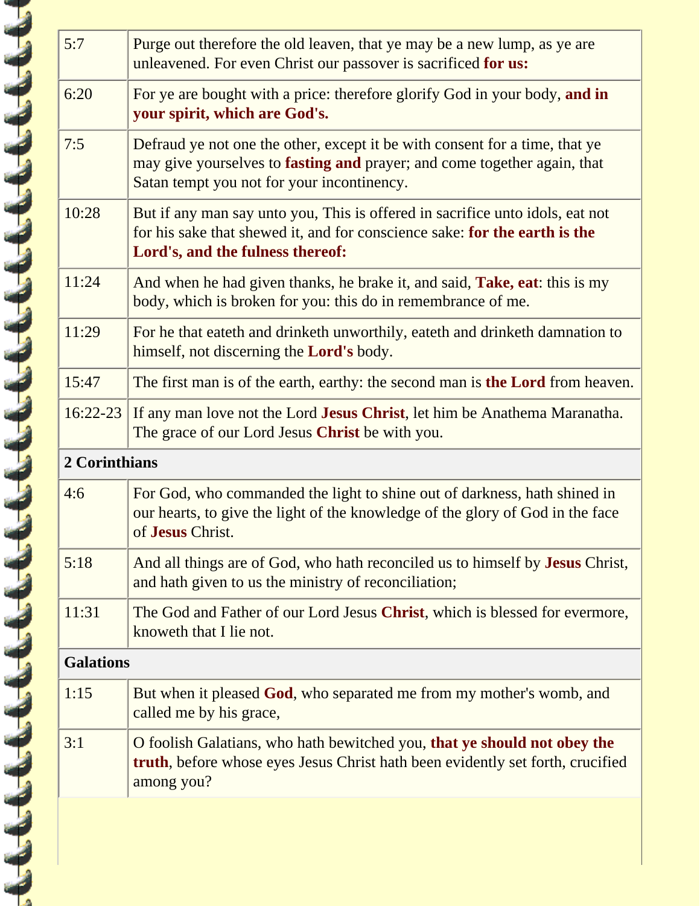| | |
|---|---|
| 5:7 | Purge out therefore the old leaven, that ye may be a new lump, as ye are unleavened. For even Christ our passover is sacrificed **for us:** |
| 6:20 | For ye are bought with a price: therefore glorify God in your body, **and in your spirit, which are God's.** |
| 7:5 | Defraud ye not one the other, except it be with consent for a time, that ye may give yourselves to **fasting and** prayer; and come together again, that Satan tempt you not for your incontinency. |
| 10:28 | But if any man say unto you, This is offered in sacrifice unto idols, eat not for his sake that shewed it, and for conscience sake: **for the earth is the Lord's, and the fulness thereof:** |
| 11:24 | And when he had given thanks, he brake it, and said, **Take, eat**: this is my body, which is broken for you: this do in remembrance of me. |
| 11:29 | For he that eateth and drinketh unworthily, eateth and drinketh damnation to himself, not discerning the **Lord's** body. |
| 15:47 | The first man is of the earth, earthy: the second man is **the Lord** from heaven. |
| 16:22-23 | If any man love not the Lord **Jesus Christ**, let him be Anathema Maranatha. The grace of our Lord Jesus **Christ** be with you. |
| **2 Corinthians** | |
| 4:6 | For God, who commanded the light to shine out of darkness, hath shined in our hearts, to give the light of the knowledge of the glory of God in the face of **Jesus** Christ. |
| 5:18 | And all things are of God, who hath reconciled us to himself by **Jesus** Christ, and hath given to us the ministry of reconciliation; |
| 11:31 | The God and Father of our Lord Jesus **Christ**, which is blessed for evermore, knoweth that I lie not. |
| **Galations** | |
| 1:15 | But when it pleased **God**, who separated me from my mother's womb, and called me by his grace, |
| 3:1 | O foolish Galatians, who hath bewitched you, **that ye should not obey the truth**, before whose eyes Jesus Christ hath been evidently set forth, crucified among you? |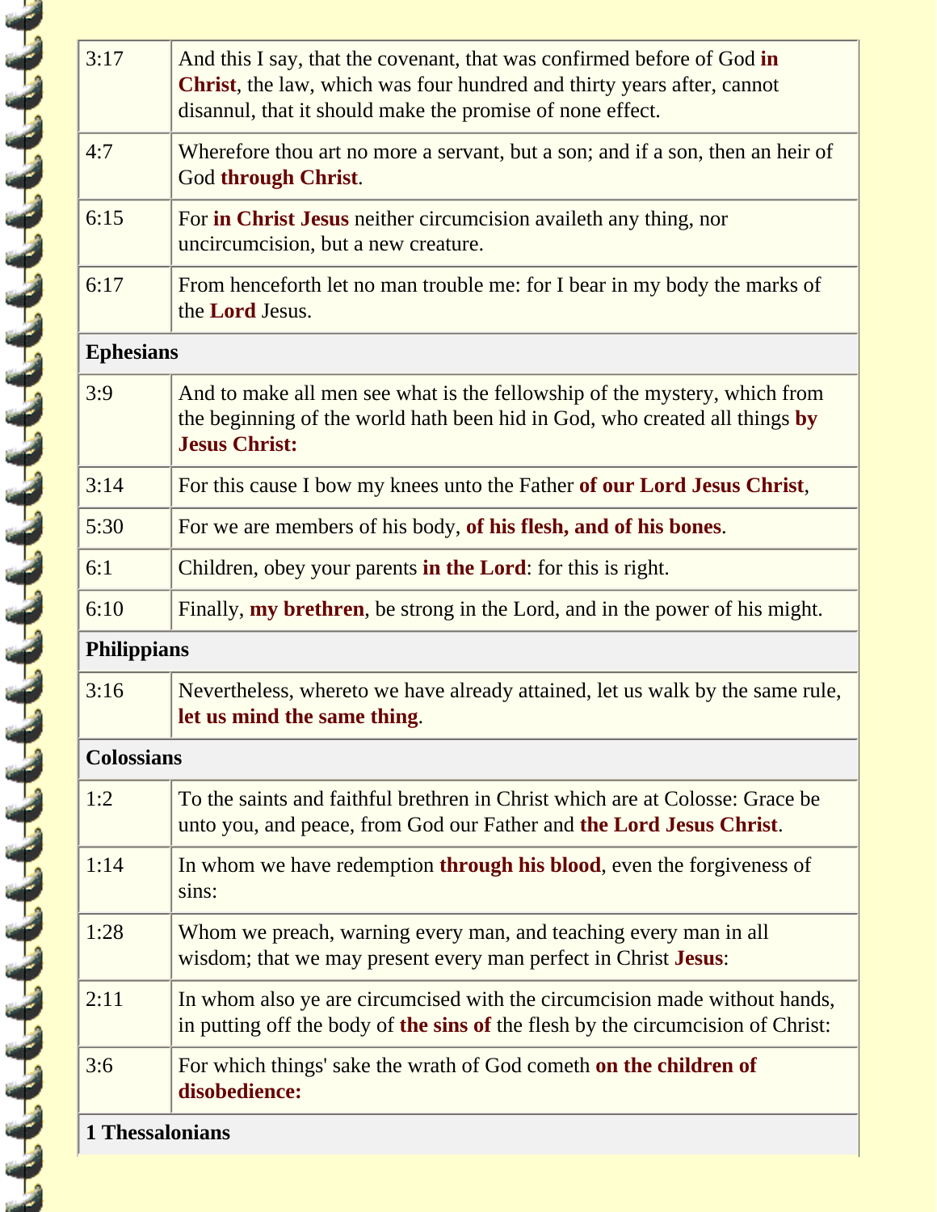| | |
|---|---|
| 3:17 | And this I say, that the covenant, that was confirmed before of God **in Christ**, the law, which was four hundred and thirty years after, cannot disannul, that it should make the promise of none effect. |
| 4:7 | Wherefore thou art no more a servant, but a son; and if a son, then an heir of God **through Christ**. |
| 6:15 | For **in Christ Jesus** neither circumcision availeth any thing, nor uncircumcision, but a new creature. |
| 6:17 | From henceforth let no man trouble me: for I bear in my body the marks of the **Lord** Jesus. |
| **Ephesians** | |
| 3:9 | And to make all men see what is the fellowship of the mystery, which from the beginning of the world hath been hid in God, who created all things **by Jesus Christ:** |
| 3:14 | For this cause I bow my knees unto the Father **of our Lord Jesus Christ**, |
| 5:30 | For we are members of his body, **of his flesh, and of his bones**. |
| 6:1 | Children, obey your parents **in the Lord**: for this is right. |
| 6:10 | Finally, **my brethren**, be strong in the Lord, and in the power of his might. |
| **Philippians** | |
| 3:16 | Nevertheless, whereto we have already attained, let us walk by the same rule, **let us mind the same thing**. |
| **Colossians** | |
| 1:2 | To the saints and faithful brethren in Christ which are at Colosse: Grace be unto you, and peace, from God our Father and **the Lord Jesus Christ**. |
| 1:14 | In whom we have redemption **through his blood**, even the forgiveness of sins: |
| 1:28 | Whom we preach, warning every man, and teaching every man in all wisdom; that we may present every man perfect in Christ **Jesus**: |
| 2:11 | In whom also ye are circumcised with the circumcision made without hands, in putting off the body of **the sins of** the flesh by the circumcision of Christ: |
| 3:6 | For which things' sake the wrath of God cometh **on the children of disobedience:** |
| **1 Thessalonians** | |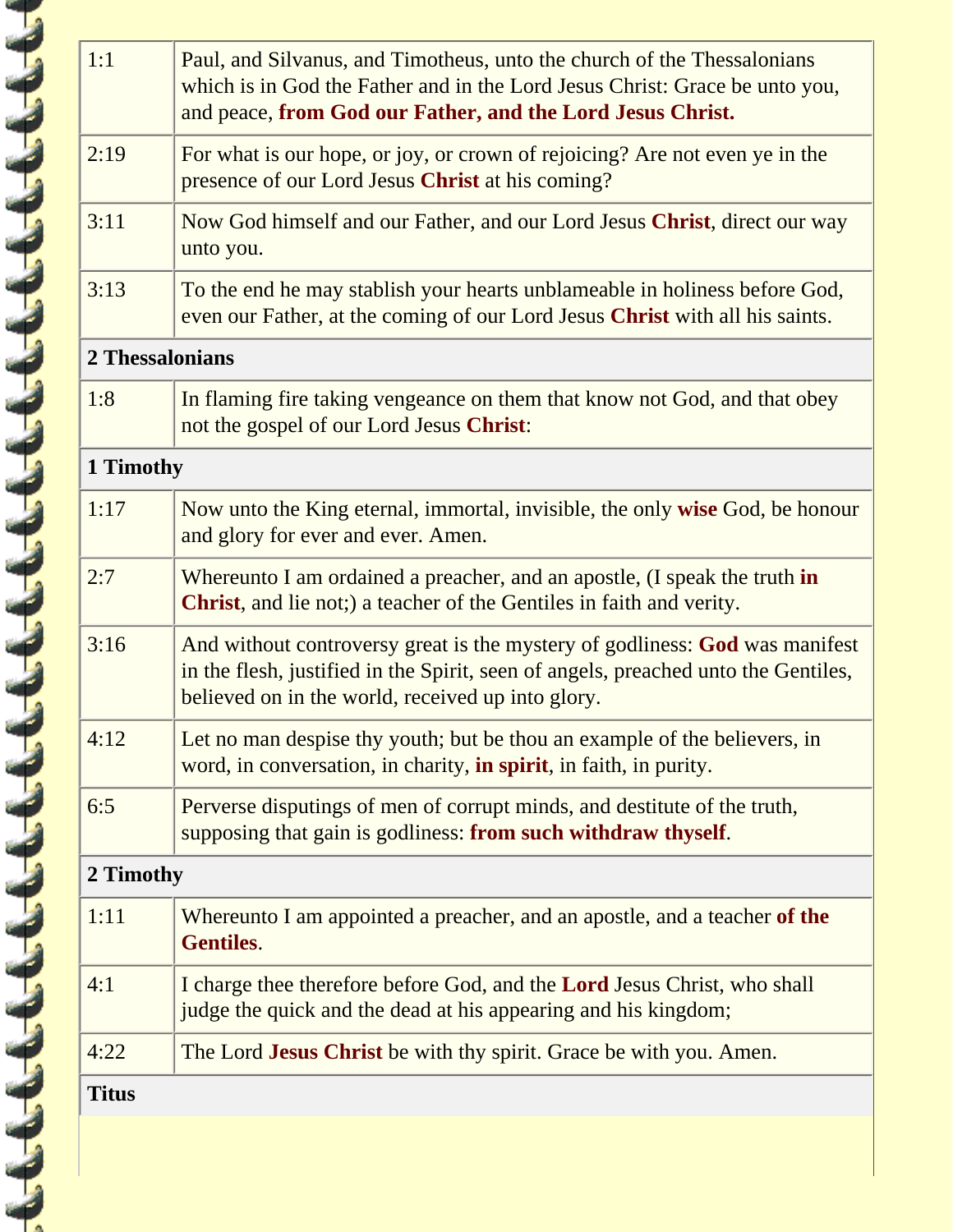| | |
|---|---|
| 1:1 | Paul, and Silvanus, and Timotheus, unto the church of the Thessalonians which is in God the Father and in the Lord Jesus Christ: Grace be unto you, and peace, **from God our Father, and the Lord Jesus Christ.** |
| 2:19 | For what is our hope, or joy, or crown of rejoicing? Are not even ye in the presence of our Lord Jesus **Christ** at his coming? |
| 3:11 | Now God himself and our Father, and our Lord Jesus **Christ**, direct our way unto you. |
| 3:13 | To the end he may stablish your hearts unblameable in holiness before God, even our Father, at the coming of our Lord Jesus **Christ** with all his saints. |
| **2 Thessalonians** | |
| 1:8 | In flaming fire taking vengeance on them that know not God, and that obey not the gospel of our Lord Jesus **Christ**: |
| **1 Timothy** | |
| 1:17 | Now unto the King eternal, immortal, invisible, the only **wise** God, be honour and glory for ever and ever. Amen. |
| 2:7 | Whereunto I am ordained a preacher, and an apostle, (I speak the truth **in Christ**, and lie not;) a teacher of the Gentiles in faith and verity. |
| 3:16 | And without controversy great is the mystery of godliness: **God** was manifest in the flesh, justified in the Spirit, seen of angels, preached unto the Gentiles, believed on in the world, received up into glory. |
| 4:12 | Let no man despise thy youth; but be thou an example of the believers, in word, in conversation, in charity, **in spirit**, in faith, in purity. |
| 6:5 | Perverse disputings of men of corrupt minds, and destitute of the truth, supposing that gain is godliness: **from such withdraw thyself**. |
| **2 Timothy** | |
| 1:11 | Whereunto I am appointed a preacher, and an apostle, and a teacher **of the Gentiles**. |
| 4:1 | I charge thee therefore before God, and the **Lord** Jesus Christ, who shall judge the quick and the dead at his appearing and his kingdom; |
| 4:22 | The Lord **Jesus Christ** be with thy spirit. Grace be with you. Amen. |
| **Titus** | |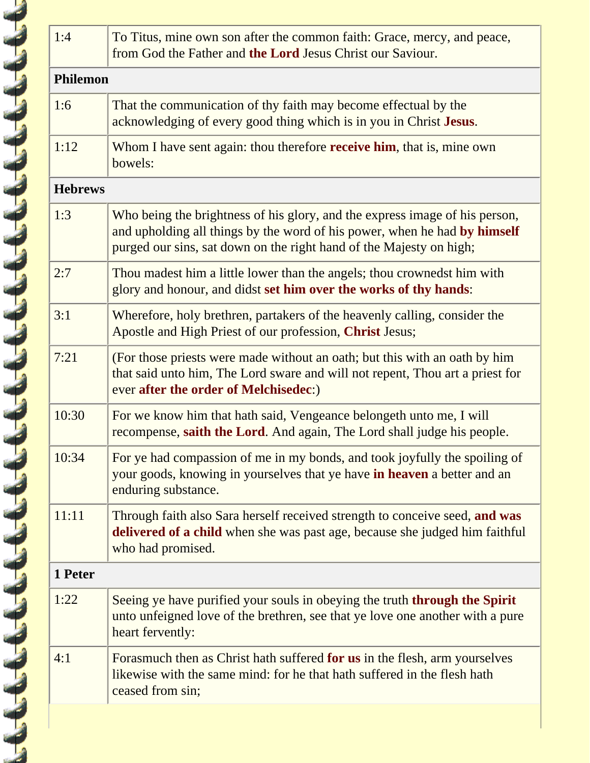| | |
|---|---|
| 1:4 | To Titus, mine own son after the common faith: Grace, mercy, and peace, from God the Father and **the Lord** Jesus Christ our Saviour. |
| **Philemon** | |
| 1:6 | That the communication of thy faith may become effectual by the acknowledging of every good thing which is in you in Christ **Jesus**. |
| 1:12 | Whom I have sent again: thou therefore **receive him**, that is, mine own bowels: |
| **Hebrews** | |
| 1:3 | Who being the brightness of his glory, and the express image of his person, and upholding all things by the word of his power, when he had **by himself** purged our sins, sat down on the right hand of the Majesty on high; |
| 2:7 | Thou madest him a little lower than the angels; thou crownedst him with glory and honour, and didst **set him over the works of thy hands**: |
| 3:1 | Wherefore, holy brethren, partakers of the heavenly calling, consider the Apostle and High Priest of our profession, **Christ** Jesus; |
| 7:21 | (For those priests were made without an oath; but this with an oath by him that said unto him, The Lord sware and will not repent, Thou art a priest for ever **after the order of Melchisedec**:) |
| 10:30 | For we know him that hath said, Vengeance belongeth unto me, I will recompense, **saith the Lord**. And again, The Lord shall judge his people. |
| 10:34 | For ye had compassion of me in my bonds, and took joyfully the spoiling of your goods, knowing in yourselves that ye have **in heaven** a better and an enduring substance. |
| 11:11 | Through faith also Sara herself received strength to conceive seed, **and was delivered of a child** when she was past age, because she judged him faithful who had promised. |
| **1 Peter** | |
| 1:22 | Seeing ye have purified your souls in obeying the truth **through the Spirit** unto unfeigned love of the brethren, see that ye love one another with a pure heart fervently: |
| 4:1 | Forasmuch then as Christ hath suffered **for us** in the flesh, arm yourselves likewise with the same mind: for he that hath suffered in the flesh hath ceased from sin; |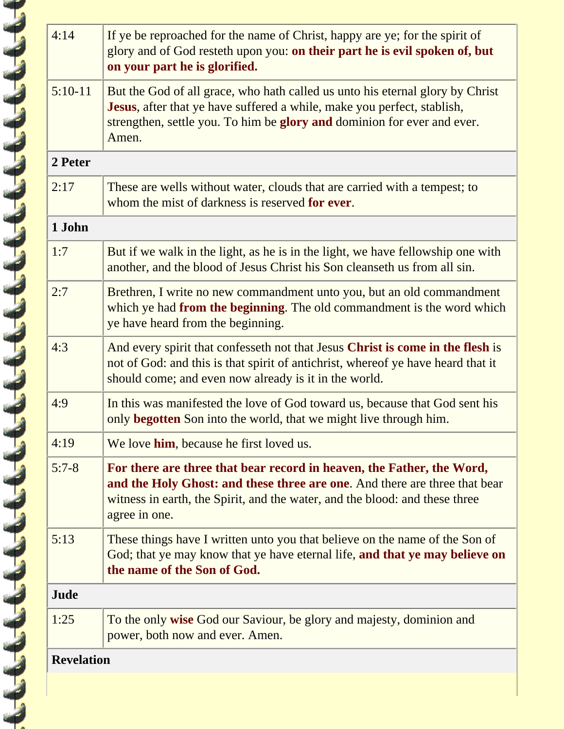| | |
|---|---|
| 4:14 | If ye be reproached for the name of Christ, happy are ye; for the spirit of glory and of God resteth upon you: **on their part he is evil spoken of, but on your part he is glorified.** |
| 5:10-11 | But the God of all grace, who hath called us unto his eternal glory by Christ **Jesus**, after that ye have suffered a while, make you perfect, stablish, strengthen, settle you. To him be **glory and** dominion for ever and ever. Amen. |
| **2 Peter** | |
| 2:17 | These are wells without water, clouds that are carried with a tempest; to whom the mist of darkness is reserved **for ever**. |
| **1 John** | |
| 1:7 | But if we walk in the light, as he is in the light, we have fellowship one with another, and the blood of Jesus Christ his Son cleanseth us from all sin. |
| 2:7 | Brethren, I write no new commandment unto you, but an old commandment which ye had **from the beginning**. The old commandment is the word which ye have heard from the beginning. |
| 4:3 | And every spirit that confesseth not that Jesus **Christ is come in the flesh** is not of God: and this is that spirit of antichrist, whereof ye have heard that it should come; and even now already is it in the world. |
| 4:9 | In this was manifested the love of God toward us, because that God sent his only **begotten** Son into the world, that we might live through him. |
| 4:19 | We love **him**, because he first loved us. |
| 5:7-8 | **For there are three that bear record in heaven, the Father, the Word, and the Holy Ghost: and these three are one**. And there are three that bear witness in earth, the Spirit, and the water, and the blood: and these three agree in one. |
| 5:13 | These things have I written unto you that believe on the name of the Son of God; that ye may know that ye have eternal life, **and that ye may believe on the name of the Son of God.** |
| **Jude** | |
| 1:25 | To the only **wise** God our Saviour, be glory and majesty, dominion and power, both now and ever. Amen. |
| **Revelation** | |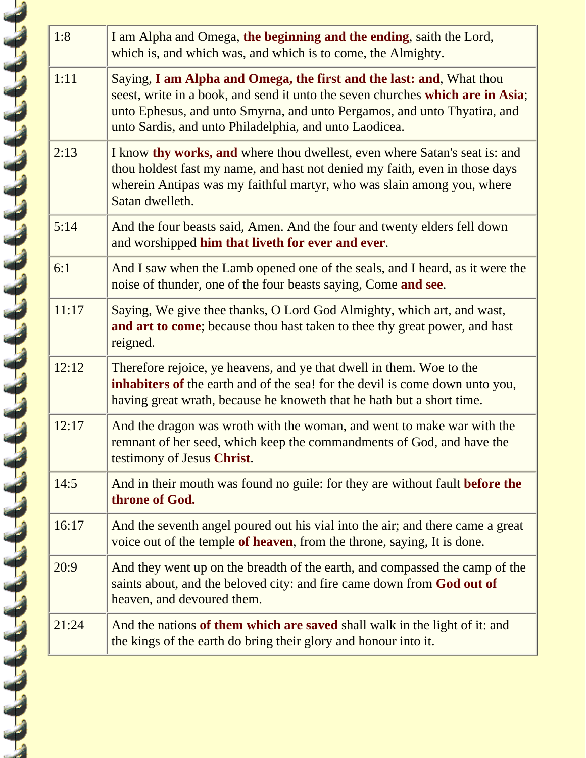| | |
|---|---|
| 1:8 | I am Alpha and Omega, **the beginning and the ending**, saith the Lord, which is, and which was, and which is to come, the Almighty. |
| 1:11 | Saying, **I am Alpha and Omega, the first and the last: and**, What thou seest, write in a book, and send it unto the seven churches **which are in Asia**; unto Ephesus, and unto Smyrna, and unto Pergamos, and unto Thyatira, and unto Sardis, and unto Philadelphia, and unto Laodicea. |
| 2:13 | I know **thy works, and** where thou dwellest, even where Satan's seat is: and thou holdest fast my name, and hast not denied my faith, even in those days wherein Antipas was my faithful martyr, who was slain among you, where Satan dwelleth. |
| 5:14 | And the four beasts said, Amen. And the four and twenty elders fell down and worshipped **him that liveth for ever and ever**. |
| 6:1 | And I saw when the Lamb opened one of the seals, and I heard, as it were the noise of thunder, one of the four beasts saying, Come **and see**. |
| 11:17 | Saying, We give thee thanks, O Lord God Almighty, which art, and wast, **and art to come**; because thou hast taken to thee thy great power, and hast reigned. |
| 12:12 | Therefore rejoice, ye heavens, and ye that dwell in them. Woe to the **inhabiters of** the earth and of the sea! for the devil is come down unto you, having great wrath, because he knoweth that he hath but a short time. |
| 12:17 | And the dragon was wroth with the woman, and went to make war with the remnant of her seed, which keep the commandments of God, and have the testimony of Jesus **Christ**. |
| 14:5 | And in their mouth was found no guile: for they are without fault **before the throne of God.** |
| 16:17 | And the seventh angel poured out his vial into the air; and there came a great voice out of the temple **of heaven**, from the throne, saying, It is done. |
| 20:9 | And they went up on the breadth of the earth, and compassed the camp of the saints about, and the beloved city: and fire came down from **God out of** heaven, and devoured them. |
| 21:24 | And the nations **of them which are saved** shall walk in the light of it: and the kings of the earth do bring their glory and honour into it. |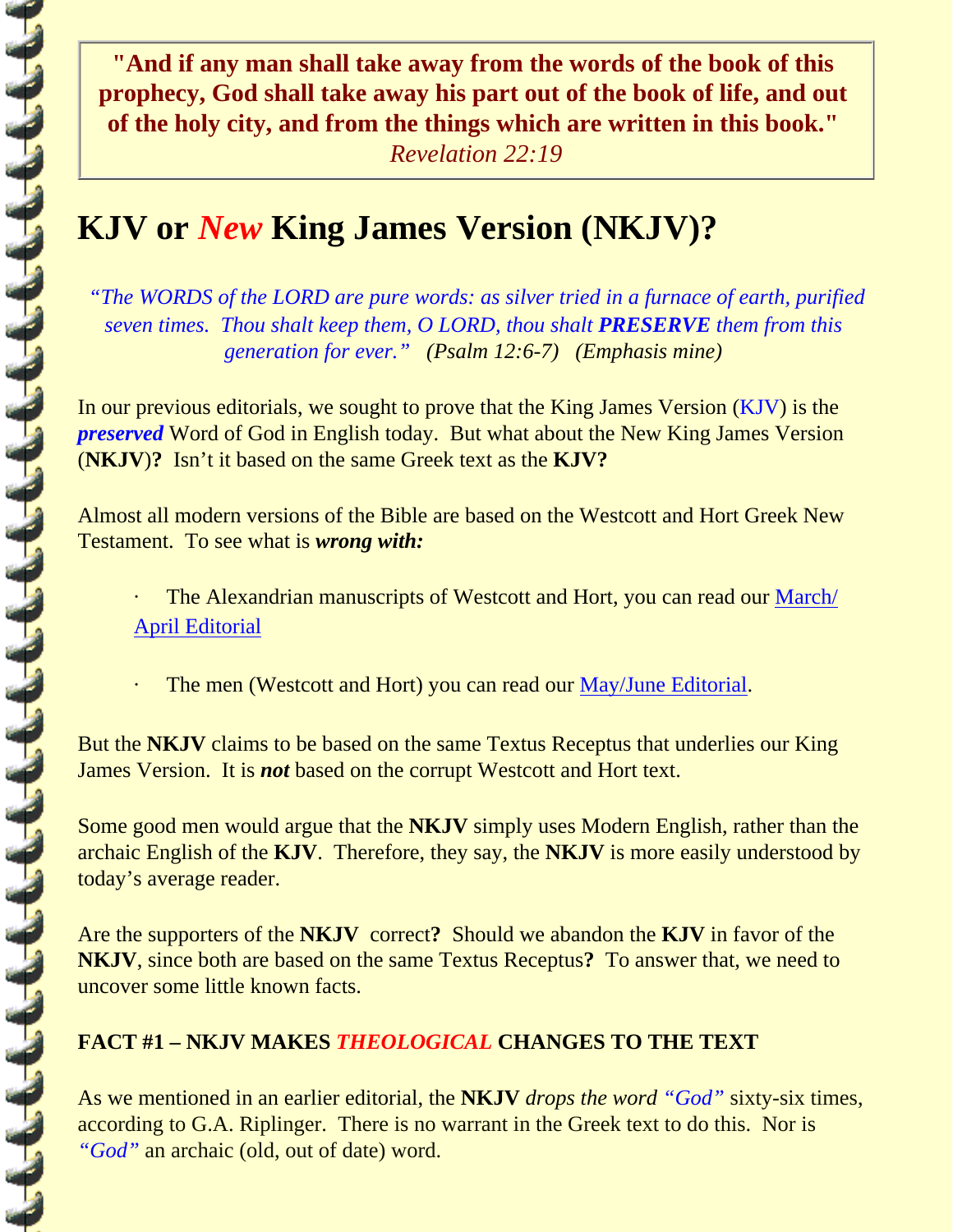**"And if any man shall take away from the words of the book of this prophecy, God shall take away his part out of the book of life, and out of the holy city, and from the things which are written in this book."**
*Revelation 22:19*

# KJV or *New* King James Version (NKJV)?

*"The WORDS of the LORD are pure words: as silver tried in a furnace of earth, purified seven times. Thou shalt keep them, O LORD, thou shalt **PRESERVE** them from this generation for ever."* (Psalm 12:6-7) (Emphasis mine)

In our previous editorials, we sought to prove that the King James Version (KJV) is the ***preserved*** Word of God in English today. But what about the New King James Version (**NKJV**)**?** Isn't it based on the same Greek text as the **KJV?**

Almost all modern versions of the Bible are based on the Westcott and Hort Greek New Testament. To see what is ***wrong with:***

- The Alexandrian manuscripts of Westcott and Hort, you can read our March/ April Editorial
- The men (Westcott and Hort) you can read our May/June Editorial.

But the **NKJV** claims to be based on the same Textus Receptus that underlies our King James Version. It is ***not*** based on the corrupt Westcott and Hort text.

Some good men would argue that the **NKJV** simply uses Modern English, rather than the archaic English of the **KJV**. Therefore, they say, the **NKJV** is more easily understood by today's average reader.

Are the supporters of the **NKJV** correct**?** Should we abandon the **KJV** in favor of the **NKJV**, since both are based on the same Textus Receptus**?** To answer that, we need to uncover some little known facts.

**FACT #1 – NKJV MAKES *THEOLOGICAL* CHANGES TO THE TEXT**

As we mentioned in an earlier editorial, the **NKJV** *drops the word "God"* sixty-six times, according to G.A. Riplinger. There is no warrant in the Greek text to do this. Nor is *"God"* an archaic (old, out of date) word.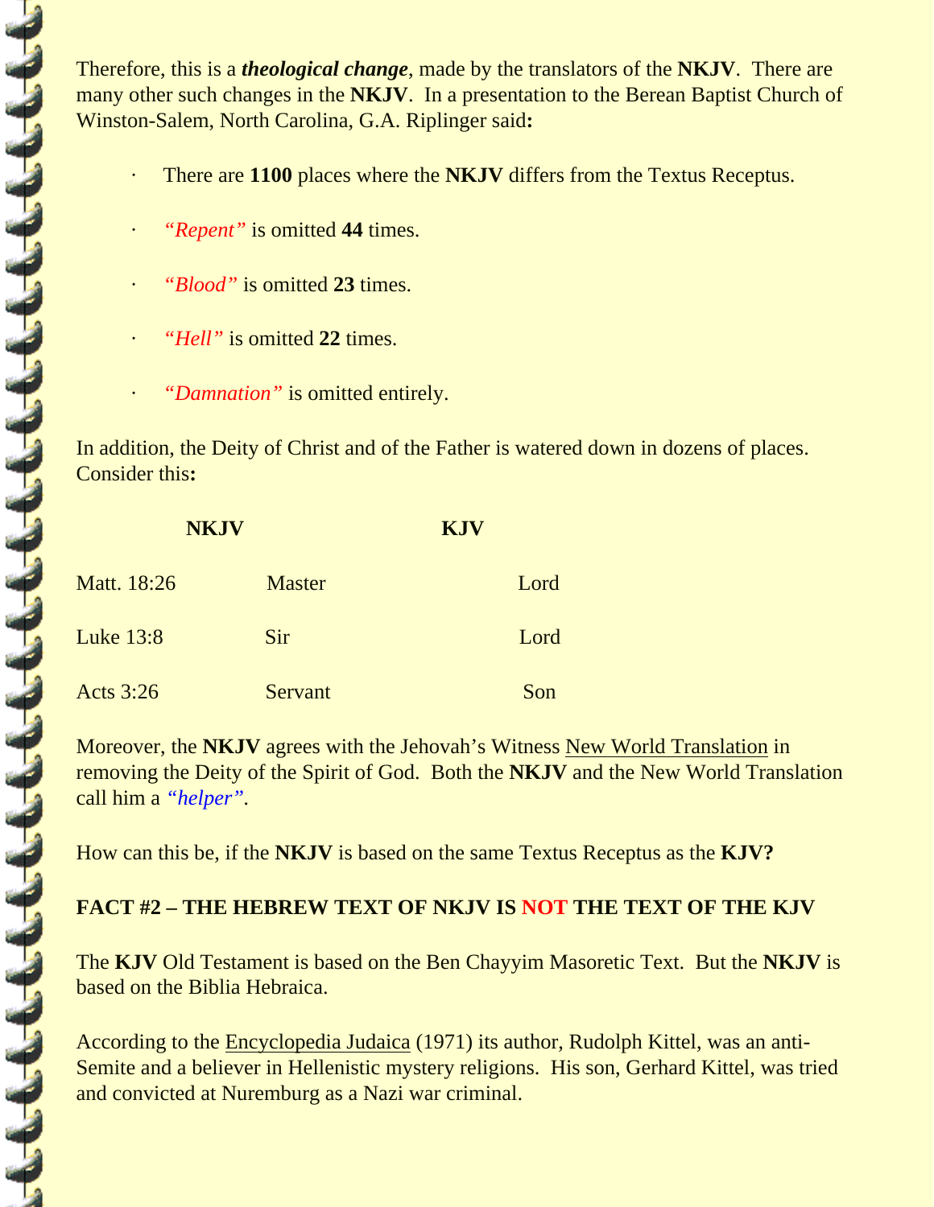Therefore, this is a ***theological change***, made by the translators of the **NKJV**. There are many other such changes in the **NKJV**. In a presentation to the Berean Baptist Church of Winston-Salem, North Carolina, G.A. Riplinger said**:**

- There are **1100** places where the **NKJV** differs from the Textus Receptus.
- *"Repent"* is omitted **44** times.
- *"Blood"* is omitted **23** times.
- *"Hell"* is omitted **22** times.
- *"Damnation"* is omitted entirely.

In addition, the Deity of Christ and of the Father is watered down in dozens of places. Consider this**:**

| | **NKJV** | **KJV** |
|---|---|---|
| Matt. 18:26 | Master | Lord |
| Luke 13:8 | Sir | Lord |
| Acts 3:26 | Servant | Son |

Moreover, the **NKJV** agrees with the Jehovah's Witness New World Translation in removing the Deity of the Spirit of God. Both the **NKJV** and the New World Translation call him a *"helper"*.

How can this be, if the **NKJV** is based on the same Textus Receptus as the **KJV?**

**FACT #2 – THE HEBREW TEXT OF NKJV IS NOT THE TEXT OF THE KJV**

The **KJV** Old Testament is based on the Ben Chayyim Masoretic Text. But the **NKJV** is based on the Biblia Hebraica.

According to the Encyclopedia Judaica (1971) its author, Rudolph Kittel, was an anti-Semite and a believer in Hellenistic mystery religions. His son, Gerhard Kittel, was tried and convicted at Nuremburg as a Nazi war criminal.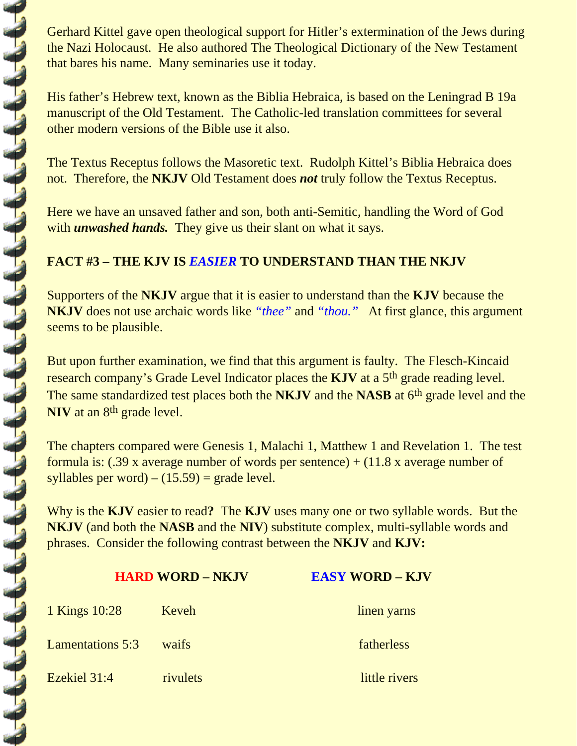Gerhard Kittel gave open theological support for Hitler's extermination of the Jews during the Nazi Holocaust. He also authored The Theological Dictionary of the New Testament that bares his name. Many seminaries use it today.

His father's Hebrew text, known as the Biblia Hebraica, is based on the Leningrad B 19a manuscript of the Old Testament. The Catholic-led translation committees for several other modern versions of the Bible use it also.

The Textus Receptus follows the Masoretic text. Rudolph Kittel's Biblia Hebraica does not. Therefore, the **NKJV** Old Testament does ***not*** truly follow the Textus Receptus.

Here we have an unsaved father and son, both anti-Semitic, handling the Word of God with ***unwashed hands.*** They give us their slant on what it says.

**FACT #3 – THE KJV IS *EASIER* TO UNDERSTAND THAN THE NKJV**

Supporters of the **NKJV** argue that it is easier to understand than the **KJV** because the **NKJV** does not use archaic words like *"thee"* and *"thou."* At first glance, this argument seems to be plausible.

But upon further examination, we find that this argument is faulty. The Flesch-Kincaid research company's Grade Level Indicator places the **KJV** at a 5th grade reading level. The same standardized test places both the **NKJV** and the **NASB** at 6th grade level and the **NIV** at an 8th grade level.

The chapters compared were Genesis 1, Malachi 1, Matthew 1 and Revelation 1. The test formula is: (.39 x average number of words per sentence) + (11.8 x average number of syllables per word) – (15.59) = grade level.

Why is the **KJV** easier to read**?** The **KJV** uses many one or two syllable words. But the **NKJV** (and both the **NASB** and the **NIV**) substitute complex, multi-syllable words and phrases. Consider the following contrast between the **NKJV** and **KJV:**

| | **HARD WORD – NKJV** | **EASY WORD – KJV** |
|---|---|---|
| 1 Kings 10:28 | Keveh | linen yarns |
| Lamentations 5:3 | waifs | fatherless |
| Ezekiel 31:4 | rivulets | little rivers |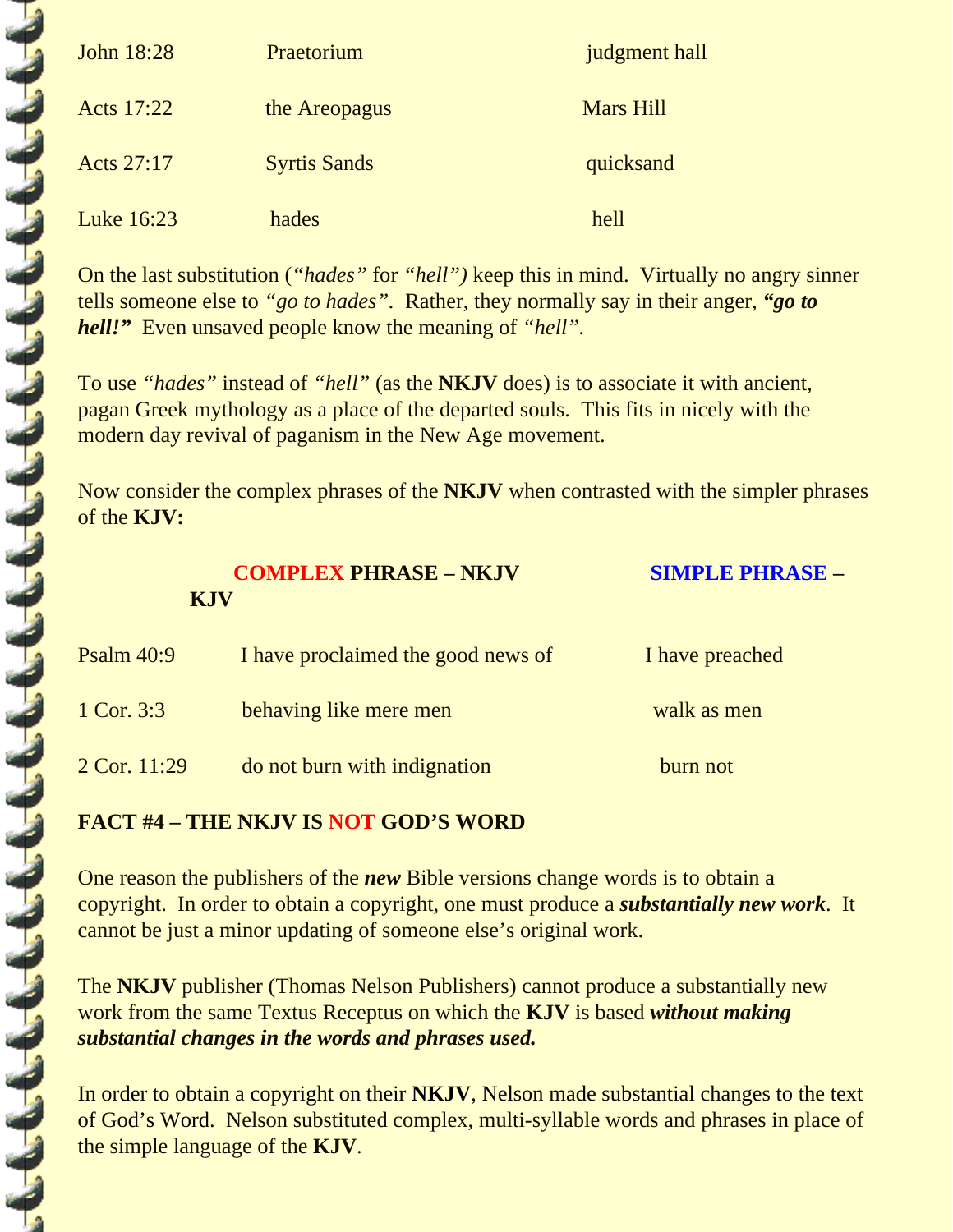| | | |
|---|---|---|
| John 18:28 | Praetorium | judgment hall |
| Acts 17:22 | the Areopagus | Mars Hill |
| Acts 27:17 | Syrtis Sands | quicksand |
| Luke 16:23 | hades | hell |

On the last substitution (*"hades"* for *"hell")* keep this in mind. Virtually no angry sinner tells someone else to *"go to hades"*. Rather, they normally say in their anger, ***"go to hell!"*** Even unsaved people know the meaning of *"hell"*.

To use *"hades"* instead of *"hell"* (as the **NKJV** does) is to associate it with ancient, pagan Greek mythology as a place of the departed souls. This fits in nicely with the modern day revival of paganism in the New Age movement.

Now consider the complex phrases of the **NKJV** when contrasted with the simpler phrases of the **KJV:**

| | **COMPLEX PHRASE – NKJV** | **SIMPLE PHRASE – KJV** |
|---|---|---|
| Psalm 40:9 | I have proclaimed the good news of | I have preached |
| 1 Cor. 3:3 | behaving like mere men | walk as men |
| 2 Cor. 11:29 | do not burn with indignation | burn not |

**FACT #4 – THE NKJV IS NOT GOD'S WORD**

One reason the publishers of the ***new*** Bible versions change words is to obtain a copyright. In order to obtain a copyright, one must produce a ***substantially new work***. It cannot be just a minor updating of someone else's original work.

The **NKJV** publisher (Thomas Nelson Publishers) cannot produce a substantially new work from the same Textus Receptus on which the **KJV** is based ***without making substantial changes in the words and phrases used.***

In order to obtain a copyright on their **NKJV**, Nelson made substantial changes to the text of God's Word. Nelson substituted complex, multi-syllable words and phrases in place of the simple language of the **KJV**.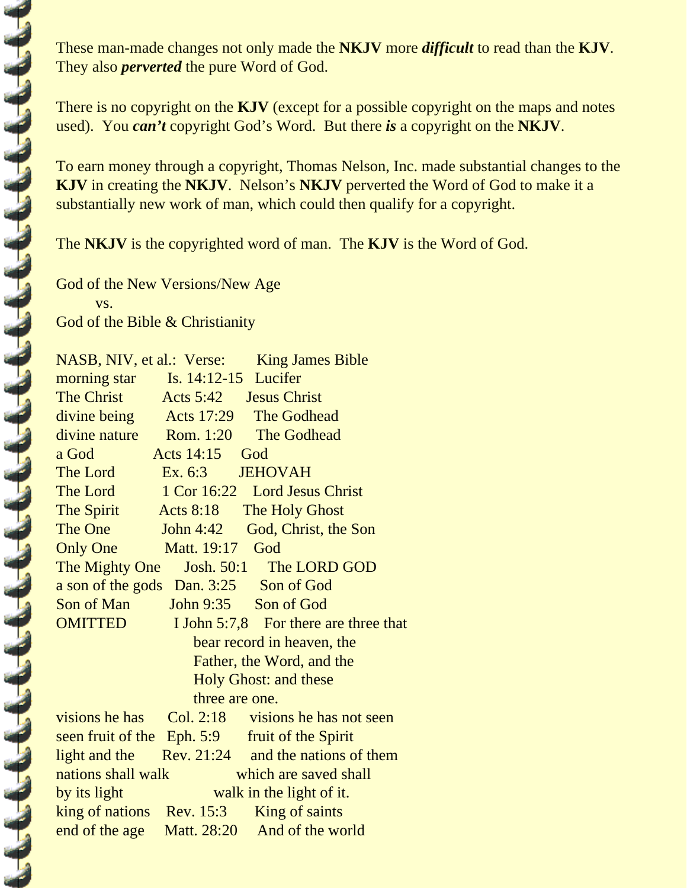These man-made changes not only made the **NKJV** more ***difficult*** to read than the **KJV**. They also ***perverted*** the pure Word of God.

There is no copyright on the **KJV** (except for a possible copyright on the maps and notes used). You ***can't*** copyright God's Word. But there ***is*** a copyright on the **NKJV**.

To earn money through a copyright, Thomas Nelson, Inc. made substantial changes to the **KJV** in creating the **NKJV**. Nelson's **NKJV** perverted the Word of God to make it a substantially new work of man, which could then qualify for a copyright.

The **NKJV** is the copyrighted word of man. The **KJV** is the Word of God.

God of the New Versions/New Age
vs.
God of the Bible & Christianity

| NASB, NIV, et al.: | Verse: | King James Bible |
|---|---|---|
| morning star | Is. 14:12-15 | Lucifer |
| The Christ | Acts 5:42 | Jesus Christ |
| divine being | Acts 17:29 | The Godhead |
| divine nature | Rom. 1:20 | The Godhead |
| a God | Acts 14:15 | God |
| The Lord | Ex. 6:3 | JEHOVAH |
| The Lord | 1 Cor 16:22 | Lord Jesus Christ |
| The Spirit | Acts 8:18 | The Holy Ghost |
| The One | John 4:42 | God, Christ, the Son |
| Only One | Matt. 19:17 | God |
| The Mighty One | Josh. 50:1 | The LORD GOD |
| a son of the gods | Dan. 3:25 | Son of God |
| Son of Man | John 9:35 | Son of God |
| OMITTED | I John 5:7,8 | For there are three that bear record in heaven, the Father, the Word, and the Holy Ghost: and these three are one. |
| visions he has seen | Col. 2:18 | visions he has not seen |
| fruit of the light | Eph. 5:9 | fruit of the Spirit |
| and the nations shall walk by its light | Rev. 21:24 | and the nations of them which are saved shall walk in the light of it. |
| king of nations | Rev. 15:3 | King of saints |
| end of the age | Matt. 28:20 | And of the world |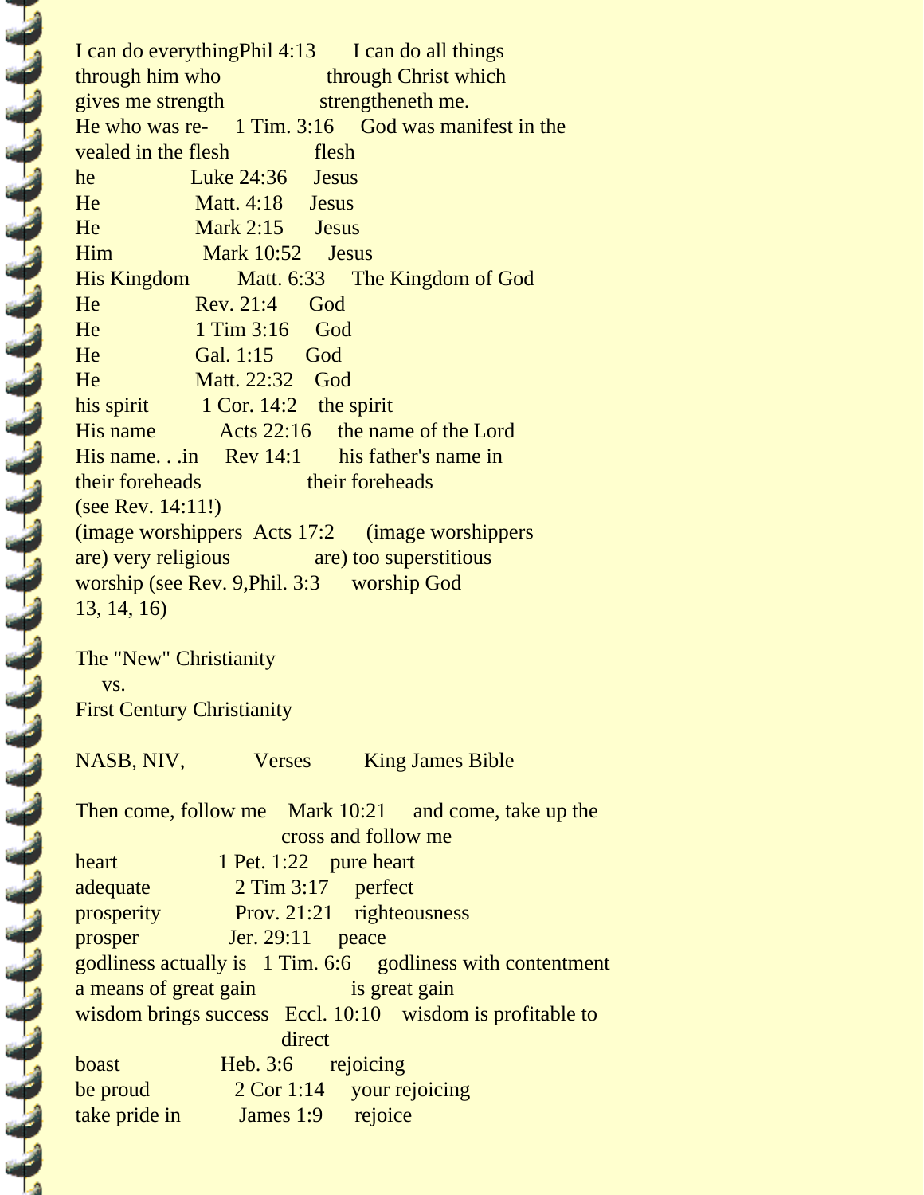| | | |
|---|---|---|
| I can do everything through him who gives me strength | Phil 4:13 | I can do all things through Christ which strengtheneth me. |
| He who was revealed in the flesh | 1 Tim. 3:16 | God was manifest in the flesh |
| he | Luke 24:36 | Jesus |
| He | Matt. 4:18 | Jesus |
| He | Mark 2:15 | Jesus |
| Him | Mark 10:52 | Jesus |
| His Kingdom | Matt. 6:33 | The Kingdom of God |
| He | Rev. 21:4 | God |
| He | 1 Tim 3:16 | God |
| He | Gal. 1:15 | God |
| He | Matt. 22:32 | God |
| his spirit | 1 Cor. 14:2 | the spirit |
| His name | Acts 22:16 | the name of the Lord |
| His name. . .in their foreheads (see Rev. 14:11!) | Rev 14:1 | his father's name in their foreheads |
| (image worshippers are) very religious | Acts 17:2 | (image worshippers are) too superstitious |
| worship (see Rev. 9, 13, 14, 16) | Phil. 3:3 | worship God |

The "New" Christianity
vs.
First Century Christianity

| NASB, NIV, | Verses | King James Bible |
|---|---|---|
| Then come, follow me | Mark 10:21 | and come, take up the cross and follow me |
| heart | 1 Pet. 1:22 | pure heart |
| adequate | 2 Tim 3:17 | perfect |
| prosperity | Prov. 21:21 | righteousness |
| prosper | Jer. 29:11 | peace |
| godliness actually is a means of great gain | 1 Tim. 6:6 | godliness with contentment is great gain |
| wisdom brings success | Eccl. 10:10 | wisdom is profitable to direct |
| boast | Heb. 3:6 | rejoicing |
| be proud | 2 Cor 1:14 | your rejoicing |
| take pride in | James 1:9 | rejoice |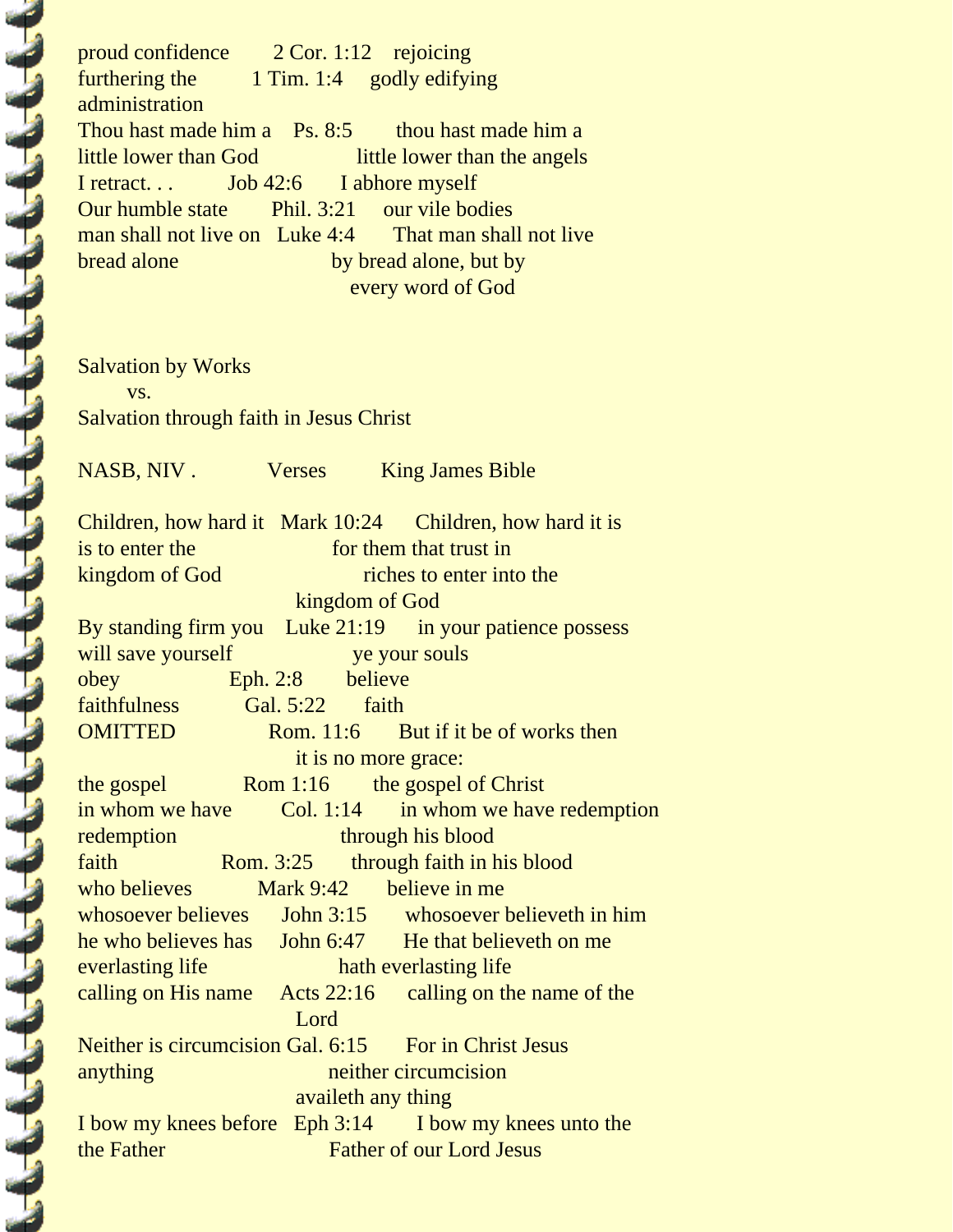| | | |
|---|---|---|
| proud confidence | 2 Cor. 1:12 | rejoicing |
| furthering the administration | 1 Tim. 1:4 | godly edifying |
| Thou hast made him a little lower than God | Ps. 8:5 | thou hast made him a little lower than the angels |
| I retract. . . | Job 42:6 | I abhore myself |
| Our humble state | Phil. 3:21 | our vile bodies |
| man shall not live on bread alone | Luke 4:4 | That man shall not live by bread alone, but by every word of God |

Salvation by Works
vs.
Salvation through faith in Jesus Christ

| NASB, NIV . | Verses | King James Bible |
|---|---|---|
| Children, how hard it is to enter the kingdom of God | Mark 10:24 | Children, how hard it is for them that trust in riches to enter into the kingdom of God |
| By standing firm you will save yourself | Luke 21:19 | in your patience possess ye your souls |
| obey | Eph. 2:8 | believe |
| faithfulness | Gal. 5:22 | faith |
| OMITTED | Rom. 11:6 | But if it be of works then it is no more grace: |
| the gospel | Rom 1:16 | the gospel of Christ |
| in whom we have redemption | Col. 1:14 | in whom we have redemption through his blood |
| faith | Rom. 3:25 | through faith in his blood |
| who believes | Mark 9:42 | believe in me |
| whosoever believes | John 3:15 | whosoever believeth in him |
| he who believes has everlasting life | John 6:47 | He that believeth on me hath everlasting life |
| calling on His name | Acts 22:16 | calling on the name of the Lord |
| Neither is circumcision anything | Gal. 6:15 | For in Christ Jesus neither circumcision availeth any thing |
| I bow my knees before the Father | Eph 3:14 | I bow my knees unto the Father of our Lord Jesus |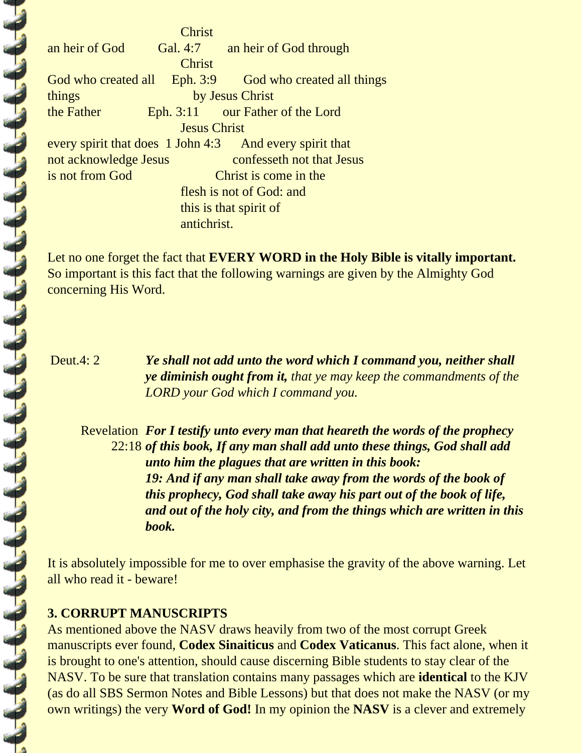| | | |
|---|---|---|
| | | Christ |
| an heir of God | Gal. 4:7 | an heir of God through Christ |
| God who created all things | Eph. 3:9 | God who created all things by Jesus Christ |
| the Father | Eph. 3:11 | our Father of the Lord Jesus Christ |
| every spirit that does not acknowledge Jesus is not from God | 1 John 4:3 | And every spirit that confesseth not that Jesus Christ is come in the flesh is not of God: and this is that spirit of antichrist. |

Let no one forget the fact that **EVERY WORD in the Holy Bible is vitally important.** So important is this fact that the following warnings are given by the Almighty God concerning His Word.

Deut.4: 2 ***Ye shall not add unto the word which I command you, neither shall ye diminish ought from it,*** *that ye may keep the commandments of the LORD your God which I command you.*

Revelation 22:18 ***For I testify unto every man that heareth the words of the prophecy of this book, If any man shall add unto these things, God shall add unto him the plagues that are written in this book:***
***19: And if any man shall take away from the words of the book of this prophecy, God shall take away his part out of the book of life, and out of the holy city, and from the things which are written in this book.***

It is absolutely impossible for me to over emphasise the gravity of the above warning. Let all who read it - beware!

**3. CORRUPT MANUSCRIPTS**

As mentioned above the NASV draws heavily from two of the most corrupt Greek manuscripts ever found, **Codex Sinaiticus** and **Codex Vaticanus**. This fact alone, when it is brought to one's attention, should cause discerning Bible students to stay clear of the NASV. To be sure that translation contains many passages which are **identical** to the KJV (as do all SBS Sermon Notes and Bible Lessons) but that does not make the NASV (or my own writings) the very **Word of God!** In my opinion the **NASV** is a clever and extremely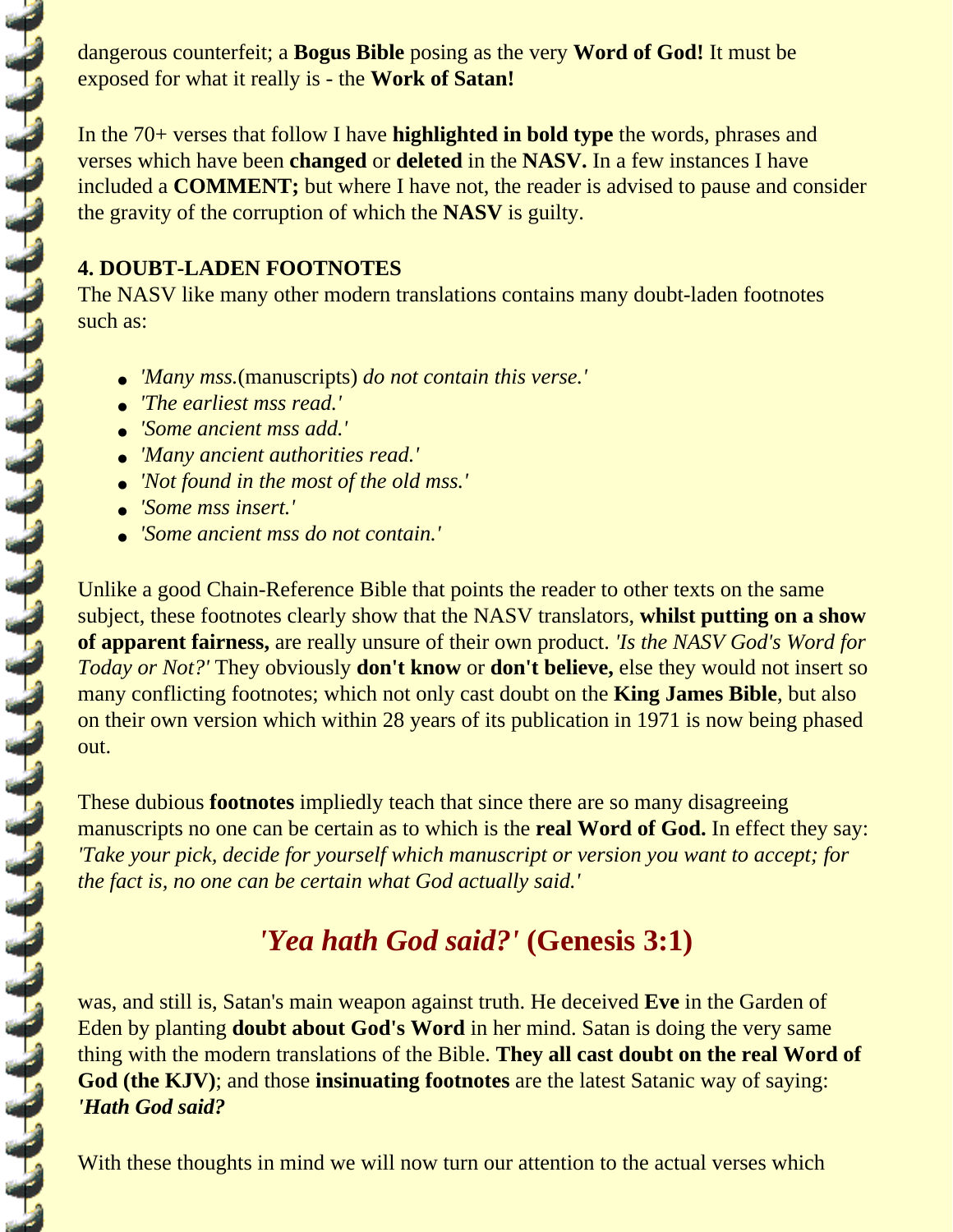dangerous counterfeit; a **Bogus Bible** posing as the very **Word of God!** It must be exposed for what it really is - the **Work of Satan!**

In the 70+ verses that follow I have **highlighted in bold type** the words, phrases and verses which have been **changed** or **deleted** in the **NASV.** In a few instances I have included a **COMMENT;** but where I have not, the reader is advised to pause and consider the gravity of the corruption of which the **NASV** is guilty.

### 4. DOUBT-LADEN FOOTNOTES

The NASV like many other modern translations contains many doubt-laden footnotes such as:

- *'Many mss.*(manuscripts) *do not contain this verse.'*
- *'The earliest mss read.'*
- *'Some ancient mss add.'*
- *'Many ancient authorities read.'*
- *'Not found in the most of the old mss.'*
- *'Some mss insert.'*
- *'Some ancient mss do not contain.'*

Unlike a good Chain-Reference Bible that points the reader to other texts on the same subject, these footnotes clearly show that the NASV translators, **whilst putting on a show of apparent fairness,** are really unsure of their own product. *'Is the NASV God's Word for Today or Not?'* They obviously **don't know** or **don't believe,** else they would not insert so many conflicting footnotes; which not only cast doubt on the **King James Bible**, but also on their own version which within 28 years of its publication in 1971 is now being phased out.

These dubious **footnotes** impliedly teach that since there are so many disagreeing manuscripts no one can be certain as to which is the **real Word of God.** In effect they say: *'Take your pick, decide for yourself which manuscript or version you want to accept; for the fact is, no one can be certain what God actually said.'*

## *'Yea hath God said?'* (Genesis 3:1)

was, and still is, Satan's main weapon against truth. He deceived **Eve** in the Garden of Eden by planting **doubt about God's Word** in her mind. Satan is doing the very same thing with the modern translations of the Bible. **They all cast doubt on the real Word of God (the KJV)**; and those **insinuating footnotes** are the latest Satanic way of saying: ***'Hath God said?***

With these thoughts in mind we will now turn our attention to the actual verses which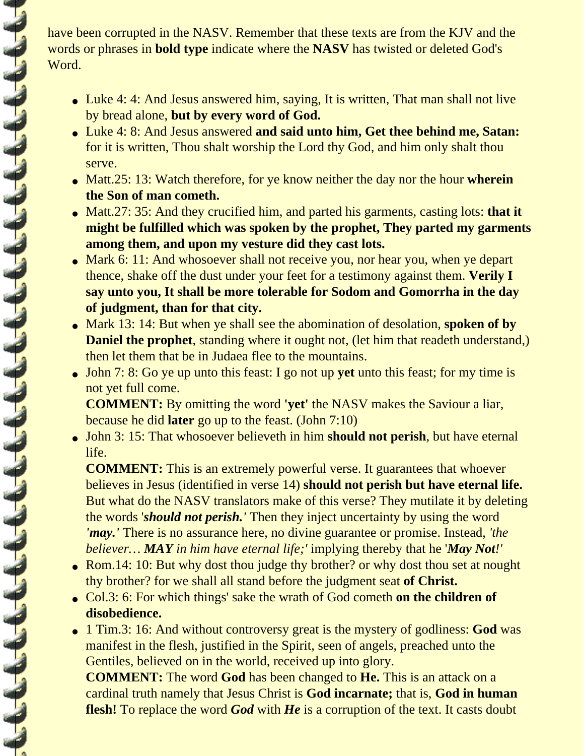have been corrupted in the NASV. Remember that these texts are from the KJV and the words or phrases in **bold type** indicate where the **NASV** has twisted or deleted God's Word.

- Luke 4: 4: And Jesus answered him, saying, It is written, That man shall not live by bread alone, **but by every word of God.**
- Luke 4: 8: And Jesus answered **and said unto him, Get thee behind me, Satan:** for it is written, Thou shalt worship the Lord thy God, and him only shalt thou serve.
- Matt.25: 13: Watch therefore, for ye know neither the day nor the hour **wherein the Son of man cometh.**
- Matt.27: 35: And they crucified him, and parted his garments, casting lots: **that it might be fulfilled which was spoken by the prophet, They parted my garments among them, and upon my vesture did they cast lots.**
- Mark 6: 11: And whosoever shall not receive you, nor hear you, when ye depart thence, shake off the dust under your feet for a testimony against them. **Verily I say unto you, It shall be more tolerable for Sodom and Gomorrha in the day of judgment, than for that city.**
- Mark 13: 14: But when ye shall see the abomination of desolation, **spoken of by Daniel the prophet**, standing where it ought not, (let him that readeth understand,) then let them that be in Judaea flee to the mountains.
- John 7: 8: Go ye up unto this feast: I go not up **yet** unto this feast; for my time is not yet full come.
  **COMMENT:** By omitting the word **'yet'** the NASV makes the Saviour a liar, because he did **later** go up to the feast. (John 7:10)
- John 3: 15: That whosoever believeth in him **should not perish**, but have eternal life.
  **COMMENT:** This is an extremely powerful verse. It guarantees that whoever believes in Jesus (identified in verse 14) **should not perish but have eternal life.** But what do the NASV translators make of this verse? They mutilate it by deleting the words '***should not perish.***' Then they inject uncertainty by using the word ***'may.'*** There is no assurance here, no divine guarantee or promise. Instead, *'the believer… **MAY** in him have eternal life;'* implying thereby that he '***May Not!***'
- Rom.14: 10: But why dost thou judge thy brother? or why dost thou set at nought thy brother? for we shall all stand before the judgment seat **of Christ.**
- Col.3: 6: For which things' sake the wrath of God cometh **on the children of disobedience.**
- 1 Tim.3: 16: And without controversy great is the mystery of godliness: **God** was manifest in the flesh, justified in the Spirit, seen of angels, preached unto the Gentiles, believed on in the world, received up into glory.
  **COMMENT:** The word **God** has been changed to **He.** This is an attack on a cardinal truth namely that Jesus Christ is **God incarnate;** that is, **God in human flesh!** To replace the word ***God*** with ***He*** is a corruption of the text. It casts doubt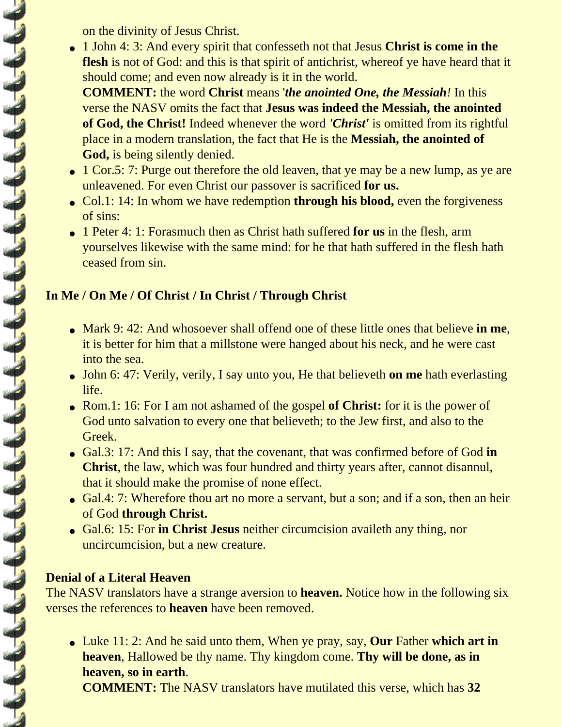on the divinity of Jesus Christ.

- 1 John 4: 3: And every spirit that confesseth not that Jesus **Christ is come in the flesh** is not of God: and this is that spirit of antichrist, whereof ye have heard that it should come; and even now already is it in the world.
  **COMMENT:** the word **Christ** means '***the anointed One, the Messiah!*** In this verse the NASV omits the fact that **Jesus was indeed the Messiah, the anointed of God, the Christ!** Indeed whenever the word ***'Christ'*** is omitted from its rightful place in a modern translation, the fact that He is the **Messiah, the anointed of God,** is being silently denied.
- 1 Cor.5: 7: Purge out therefore the old leaven, that ye may be a new lump, as ye are unleavened. For even Christ our passover is sacrificed **for us.**
- Col.1: 14: In whom we have redemption **through his blood,** even the forgiveness of sins:
- 1 Peter 4: 1: Forasmuch then as Christ hath suffered **for us** in the flesh, arm yourselves likewise with the same mind: for he that hath suffered in the flesh hath ceased from sin.

**In Me / On Me / Of Christ / In Christ / Through Christ**

- Mark 9: 42: And whosoever shall offend one of these little ones that believe **in me**, it is better for him that a millstone were hanged about his neck, and he were cast into the sea.
- John 6: 47: Verily, verily, I say unto you, He that believeth **on me** hath everlasting life.
- Rom.1: 16: For I am not ashamed of the gospel **of Christ:** for it is the power of God unto salvation to every one that believeth; to the Jew first, and also to the Greek.
- Gal.3: 17: And this I say, that the covenant, that was confirmed before of God **in Christ**, the law, which was four hundred and thirty years after, cannot disannul, that it should make the promise of none effect.
- Gal.4: 7: Wherefore thou art no more a servant, but a son; and if a son, then an heir of God **through Christ.**
- Gal.6: 15: For **in Christ Jesus** neither circumcision availeth any thing, nor uncircumcision, but a new creature.

**Denial of a Literal Heaven**

The NASV translators have a strange aversion to **heaven.** Notice how in the following six verses the references to **heaven** have been removed.

- Luke 11: 2: And he said unto them, When ye pray, say, **Our** Father **which art in heaven**, Hallowed be thy name. Thy kingdom come. **Thy will be done, as in heaven, so in earth**.
  **COMMENT:** The NASV translators have mutilated this verse, which has **32**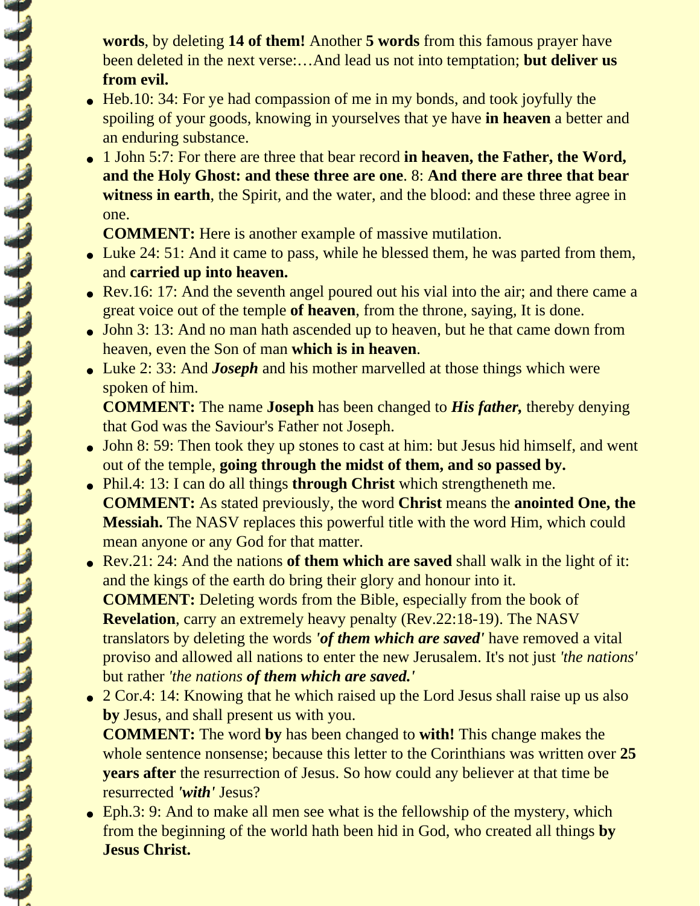**words**, by deleting **14 of them!** Another **5 words** from this famous prayer have been deleted in the next verse:…And lead us not into temptation; **but deliver us from evil.**

- Heb.10: 34: For ye had compassion of me in my bonds, and took joyfully the spoiling of your goods, knowing in yourselves that ye have **in heaven** a better and an enduring substance.
- 1 John 5:7: For there are three that bear record **in heaven, the Father, the Word, and the Holy Ghost: and these three are one**. 8: **And there are three that bear witness in earth**, the Spirit, and the water, and the blood: and these three agree in one.
  **COMMENT:** Here is another example of massive mutilation.
- Luke 24: 51: And it came to pass, while he blessed them, he was parted from them, and **carried up into heaven.**
- Rev.16: 17: And the seventh angel poured out his vial into the air; and there came a great voice out of the temple **of heaven**, from the throne, saying, It is done.
- John 3: 13: And no man hath ascended up to heaven, but he that came down from heaven, even the Son of man **which is in heaven**.
- Luke 2: 33: And ***Joseph*** and his mother marvelled at those things which were spoken of him.
  **COMMENT:** The name **Joseph** has been changed to ***His father,*** thereby denying that God was the Saviour's Father not Joseph.
- John 8: 59: Then took they up stones to cast at him: but Jesus hid himself, and went out of the temple, **going through the midst of them, and so passed by.**
- Phil.4: 13: I can do all things **through Christ** which strengtheneth me.
  **COMMENT:** As stated previously, the word **Christ** means the **anointed One, the Messiah.** The NASV replaces this powerful title with the word Him, which could mean anyone or any God for that matter.
- Rev.21: 24: And the nations **of them which are saved** shall walk in the light of it: and the kings of the earth do bring their glory and honour into it.
  **COMMENT:** Deleting words from the Bible, especially from the book of **Revelation**, carry an extremely heavy penalty (Rev.22:18-19). The NASV translators by deleting the words ***'of them which are saved'*** have removed a vital proviso and allowed all nations to enter the new Jerusalem. It's not just *'the nations'* but rather *'the nations* ***of them which are saved.'***
- 2 Cor.4: 14: Knowing that he which raised up the Lord Jesus shall raise up us also **by** Jesus, and shall present us with you.
  **COMMENT:** The word **by** has been changed to **with!** This change makes the whole sentence nonsense; because this letter to the Corinthians was written over **25 years after** the resurrection of Jesus. So how could any believer at that time be resurrected ***'with'*** Jesus?
- Eph.3: 9: And to make all men see what is the fellowship of the mystery, which from the beginning of the world hath been hid in God, who created all things **by Jesus Christ.**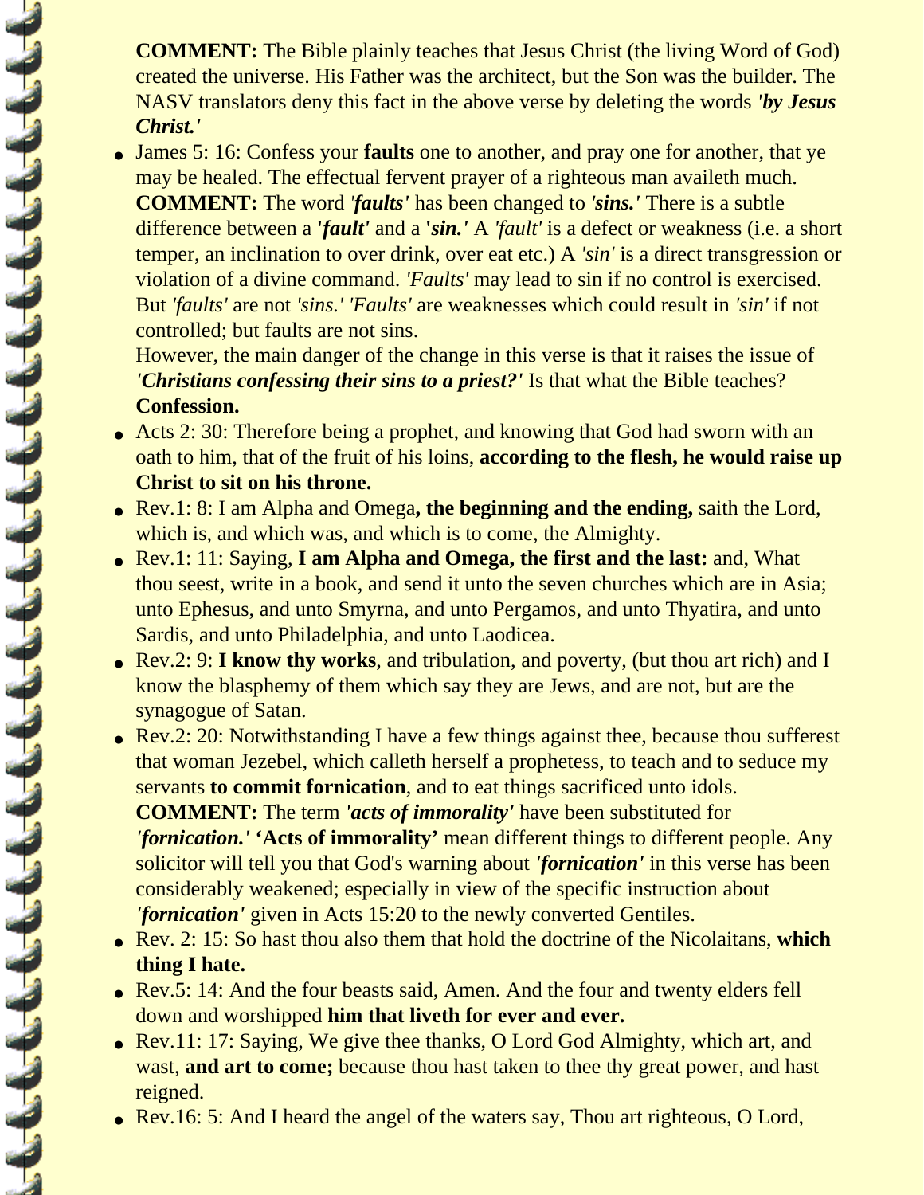**COMMENT:** The Bible plainly teaches that Jesus Christ (the living Word of God) created the universe. His Father was the architect, but the Son was the builder. The NASV translators deny this fact in the above verse by deleting the words ***'by Jesus Christ.'***

- James 5: 16: Confess your **faults** one to another, and pray one for another, that ye may be healed. The effectual fervent prayer of a righteous man availeth much.
  **COMMENT:** The word ***'faults'*** has been changed to ***'sins.'*** There is a subtle difference between a **'*fault'*** and a **'*sin.'*** A *'fault'* is a defect or weakness (i.e. a short temper, an inclination to over drink, over eat etc.) A *'sin'* is a direct transgression or violation of a divine command. *'Faults'* may lead to sin if no control is exercised. But *'faults'* are not *'sins.' 'Faults'* are weaknesses which could result in *'sin'* if not controlled; but faults are not sins.
  However, the main danger of the change in this verse is that it raises the issue of ***'Christians confessing their sins to a priest?'*** Is that what the Bible teaches?
  **Confession.**
- Acts 2: 30: Therefore being a prophet, and knowing that God had sworn with an oath to him, that of the fruit of his loins, **according to the flesh, he would raise up Christ to sit on his throne.**
- Rev.1: 8: I am Alpha and Omega**, the beginning and the ending,** saith the Lord, which is, and which was, and which is to come, the Almighty.
- Rev.1: 11: Saying, **I am Alpha and Omega, the first and the last:** and, What thou seest, write in a book, and send it unto the seven churches which are in Asia; unto Ephesus, and unto Smyrna, and unto Pergamos, and unto Thyatira, and unto Sardis, and unto Philadelphia, and unto Laodicea.
- Rev.2: 9: **I know thy works**, and tribulation, and poverty, (but thou art rich) and I know the blasphemy of them which say they are Jews, and are not, but are the synagogue of Satan.
- Rev.2: 20: Notwithstanding I have a few things against thee, because thou sufferest that woman Jezebel, which calleth herself a prophetess, to teach and to seduce my servants **to commit fornication**, and to eat things sacrificed unto idols.
  **COMMENT:** The term ***'acts of immorality'*** have been substituted for ***'fornication.'*** **'Acts of immorality'** mean different things to different people. Any solicitor will tell you that God's warning about ***'fornication'*** in this verse has been considerably weakened; especially in view of the specific instruction about ***'fornication'*** given in Acts 15:20 to the newly converted Gentiles.
- Rev. 2: 15: So hast thou also them that hold the doctrine of the Nicolaitans, **which thing I hate.**
- Rev.5: 14: And the four beasts said, Amen. And the four and twenty elders fell down and worshipped **him that liveth for ever and ever.**
- Rev.11: 17: Saying, We give thee thanks, O Lord God Almighty, which art, and wast, **and art to come;** because thou hast taken to thee thy great power, and hast reigned.
- Rev.16: 5: And I heard the angel of the waters say, Thou art righteous, O Lord,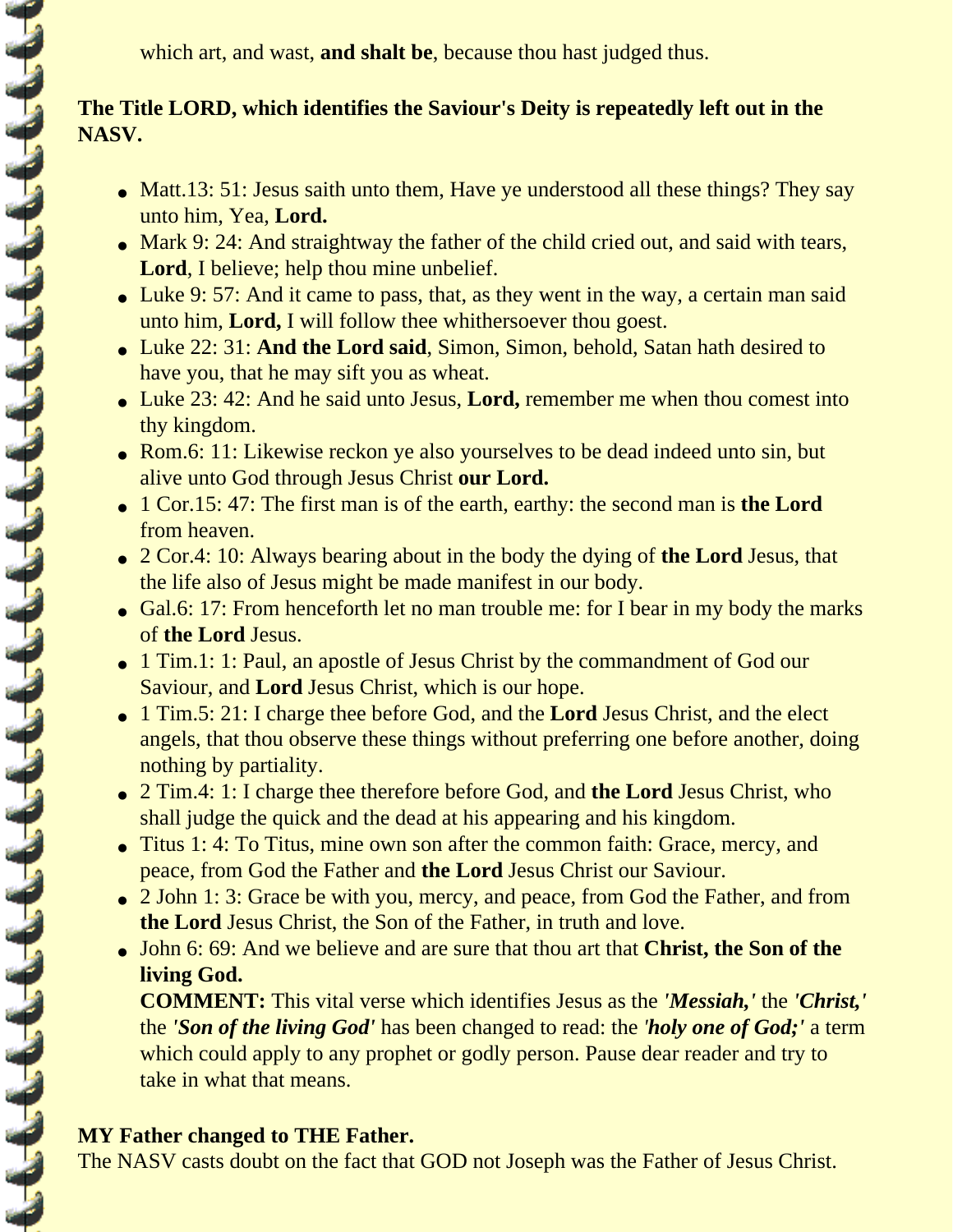which art, and wast, **and shalt be**, because thou hast judged thus.

**The Title LORD, which identifies the Saviour's Deity is repeatedly left out in the NASV.**

- Matt.13: 51: Jesus saith unto them, Have ye understood all these things? They say unto him, Yea, **Lord.**
- Mark 9: 24: And straightway the father of the child cried out, and said with tears, **Lord**, I believe; help thou mine unbelief.
- Luke 9: 57: And it came to pass, that, as they went in the way, a certain man said unto him, **Lord,** I will follow thee whithersoever thou goest.
- Luke 22: 31: **And the Lord said**, Simon, Simon, behold, Satan hath desired to have you, that he may sift you as wheat.
- Luke 23: 42: And he said unto Jesus, **Lord,** remember me when thou comest into thy kingdom.
- Rom.6: 11: Likewise reckon ye also yourselves to be dead indeed unto sin, but alive unto God through Jesus Christ **our Lord.**
- 1 Cor.15: 47: The first man is of the earth, earthy: the second man is **the Lord** from heaven.
- 2 Cor.4: 10: Always bearing about in the body the dying of **the Lord** Jesus, that the life also of Jesus might be made manifest in our body.
- Gal.6: 17: From henceforth let no man trouble me: for I bear in my body the marks of **the Lord** Jesus.
- 1 Tim.1: 1: Paul, an apostle of Jesus Christ by the commandment of God our Saviour, and **Lord** Jesus Christ, which is our hope.
- 1 Tim.5: 21: I charge thee before God, and the **Lord** Jesus Christ, and the elect angels, that thou observe these things without preferring one before another, doing nothing by partiality.
- 2 Tim.4: 1: I charge thee therefore before God, and **the Lord** Jesus Christ, who shall judge the quick and the dead at his appearing and his kingdom.
- Titus 1: 4: To Titus, mine own son after the common faith: Grace, mercy, and peace, from God the Father and **the Lord** Jesus Christ our Saviour.
- 2 John 1: 3: Grace be with you, mercy, and peace, from God the Father, and from **the Lord** Jesus Christ, the Son of the Father, in truth and love.
- John 6: 69: And we believe and are sure that thou art that **Christ, the Son of the living God.**
  **COMMENT:** This vital verse which identifies Jesus as the ***'Messiah,'*** the ***'Christ,'*** the ***'Son of the living God'*** has been changed to read: the ***'holy one of God;'*** a term which could apply to any prophet or godly person. Pause dear reader and try to take in what that means.

**MY Father changed to THE Father.**

The NASV casts doubt on the fact that GOD not Joseph was the Father of Jesus Christ.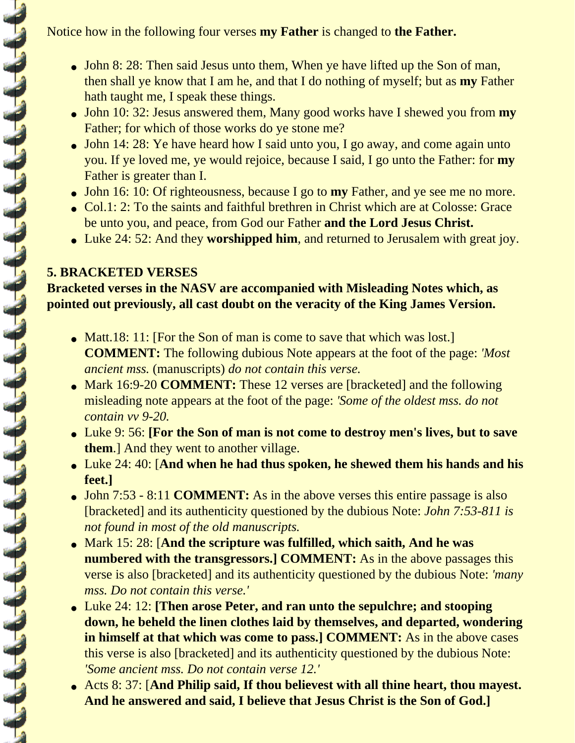Notice how in the following four verses **my Father** is changed to **the Father.**

- John 8: 28: Then said Jesus unto them, When ye have lifted up the Son of man, then shall ye know that I am he, and that I do nothing of myself; but as **my** Father hath taught me, I speak these things.
- John 10: 32: Jesus answered them, Many good works have I shewed you from **my** Father; for which of those works do ye stone me?
- John 14: 28: Ye have heard how I said unto you, I go away, and come again unto you. If ye loved me, ye would rejoice, because I said, I go unto the Father: for **my** Father is greater than I.
- John 16: 10: Of righteousness, because I go to **my** Father, and ye see me no more.
- Col.1: 2: To the saints and faithful brethren in Christ which are at Colosse: Grace be unto you, and peace, from God our Father **and the Lord Jesus Christ.**
- Luke 24: 52: And they **worshipped him**, and returned to Jerusalem with great joy.

**5. BRACKETED VERSES**

**Bracketed verses in the NASV are accompanied with Misleading Notes which, as pointed out previously, all cast doubt on the veracity of the King James Version.**

- Matt.18: 11: [For the Son of man is come to save that which was lost.] **COMMENT:** The following dubious Note appears at the foot of the page: *'Most ancient mss.* (manuscripts) *do not contain this verse.*
- Mark 16:9-20 **COMMENT:** These 12 verses are [bracketed] and the following misleading note appears at the foot of the page: *'Some of the oldest mss. do not contain vv 9-20.*
- Luke 9: 56: **[For the Son of man is not come to destroy men's lives, but to save them**.] And they went to another village.
- Luke 24: 40: [**And when he had thus spoken, he shewed them his hands and his feet.]**
- John 7:53 - 8:11 **COMMENT:** As in the above verses this entire passage is also [bracketed] and its authenticity questioned by the dubious Note: *John 7:53-811 is not found in most of the old manuscripts.*
- Mark 15: 28: [**And the scripture was fulfilled, which saith, And he was numbered with the transgressors.] COMMENT:** As in the above passages this verse is also [bracketed] and its authenticity questioned by the dubious Note: *'many mss. Do not contain this verse.'*
- Luke 24: 12: **[Then arose Peter, and ran unto the sepulchre; and stooping down, he beheld the linen clothes laid by themselves, and departed, wondering in himself at that which was come to pass.] COMMENT:** As in the above cases this verse is also [bracketed] and its authenticity questioned by the dubious Note: *'Some ancient mss. Do not contain verse 12.'*
- Acts 8: 37: [**And Philip said, If thou believest with all thine heart, thou mayest. And he answered and said, I believe that Jesus Christ is the Son of God.]**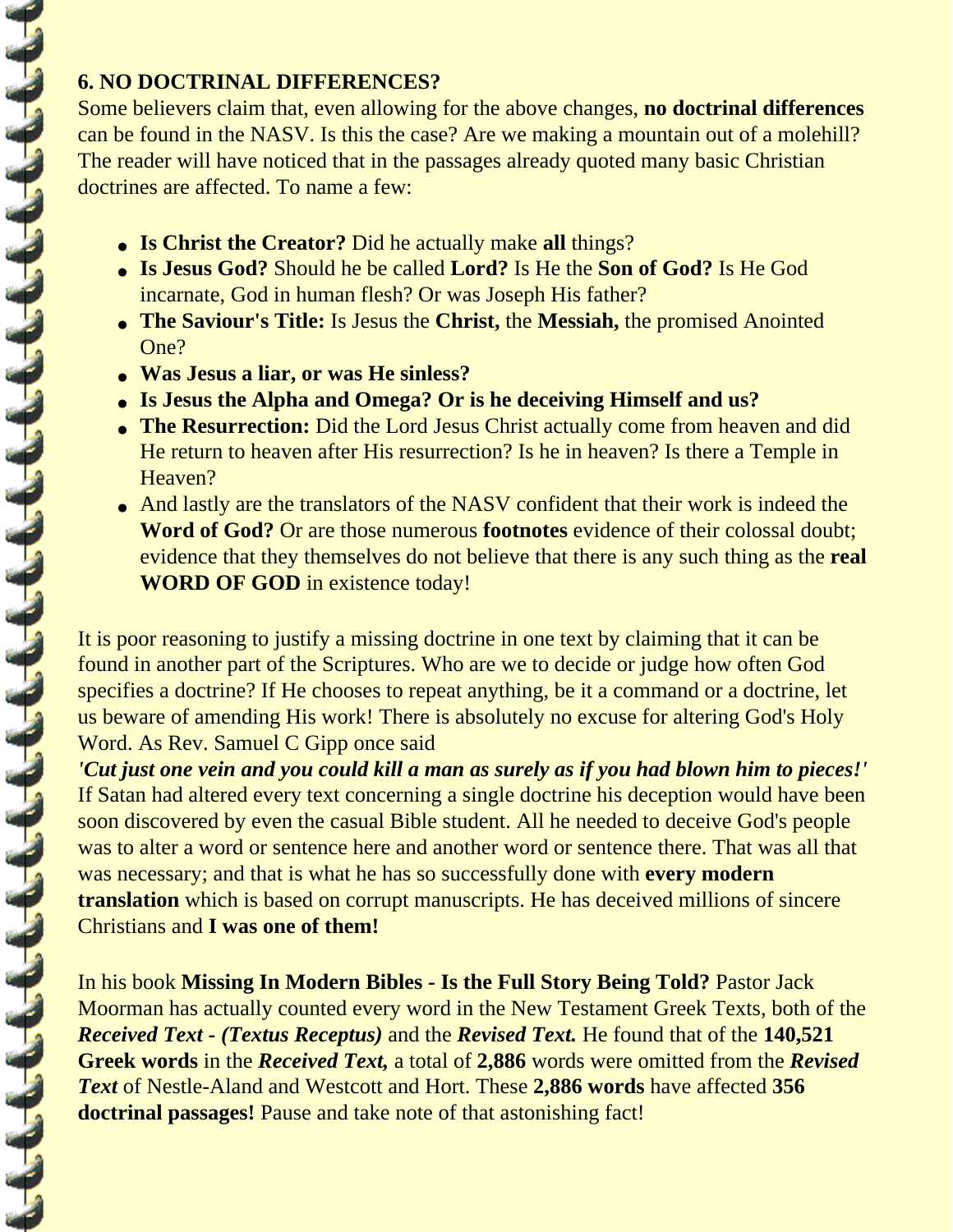**6. NO DOCTRINAL DIFFERENCES?**

Some believers claim that, even allowing for the above changes, **no doctrinal differences** can be found in the NASV. Is this the case? Are we making a mountain out of a molehill? The reader will have noticed that in the passages already quoted many basic Christian doctrines are affected. To name a few:

- **Is Christ the Creator?** Did he actually make **all** things?
- **Is Jesus God?** Should he be called **Lord?** Is He the **Son of God?** Is He God incarnate, God in human flesh? Or was Joseph His father?
- **The Saviour's Title:** Is Jesus the **Christ,** the **Messiah,** the promised Anointed One?
- **Was Jesus a liar, or was He sinless?**
- **Is Jesus the Alpha and Omega? Or is he deceiving Himself and us?**
- **The Resurrection:** Did the Lord Jesus Christ actually come from heaven and did He return to heaven after His resurrection? Is he in heaven? Is there a Temple in Heaven?
- And lastly are the translators of the NASV confident that their work is indeed the **Word of God?** Or are those numerous **footnotes** evidence of their colossal doubt; evidence that they themselves do not believe that there is any such thing as the **real WORD OF GOD** in existence today!

It is poor reasoning to justify a missing doctrine in one text by claiming that it can be found in another part of the Scriptures. Who are we to decide or judge how often God specifies a doctrine? If He chooses to repeat anything, be it a command or a doctrine, let us beware of amending His work! There is absolutely no excuse for altering God's Holy Word. As Rev. Samuel C Gipp once said
***'Cut just one vein and you could kill a man as surely as if you had blown him to pieces!'***
If Satan had altered every text concerning a single doctrine his deception would have been soon discovered by even the casual Bible student. All he needed to deceive God's people was to alter a word or sentence here and another word or sentence there. That was all that was necessary; and that is what he has so successfully done with **every modern translation** which is based on corrupt manuscripts. He has deceived millions of sincere Christians and **I was one of them!**

In his book **Missing In Modern Bibles - Is the Full Story Being Told?** Pastor Jack Moorman has actually counted every word in the New Testament Greek Texts, both of the ***Received Text - (Textus Receptus)*** and the ***Revised Text.*** He found that of the **140,521 Greek words** in the ***Received Text,*** a total of **2,886** words were omitted from the ***Revised Text*** of Nestle-Aland and Westcott and Hort. These **2,886 words** have affected **356 doctrinal passages!** Pause and take note of that astonishing fact!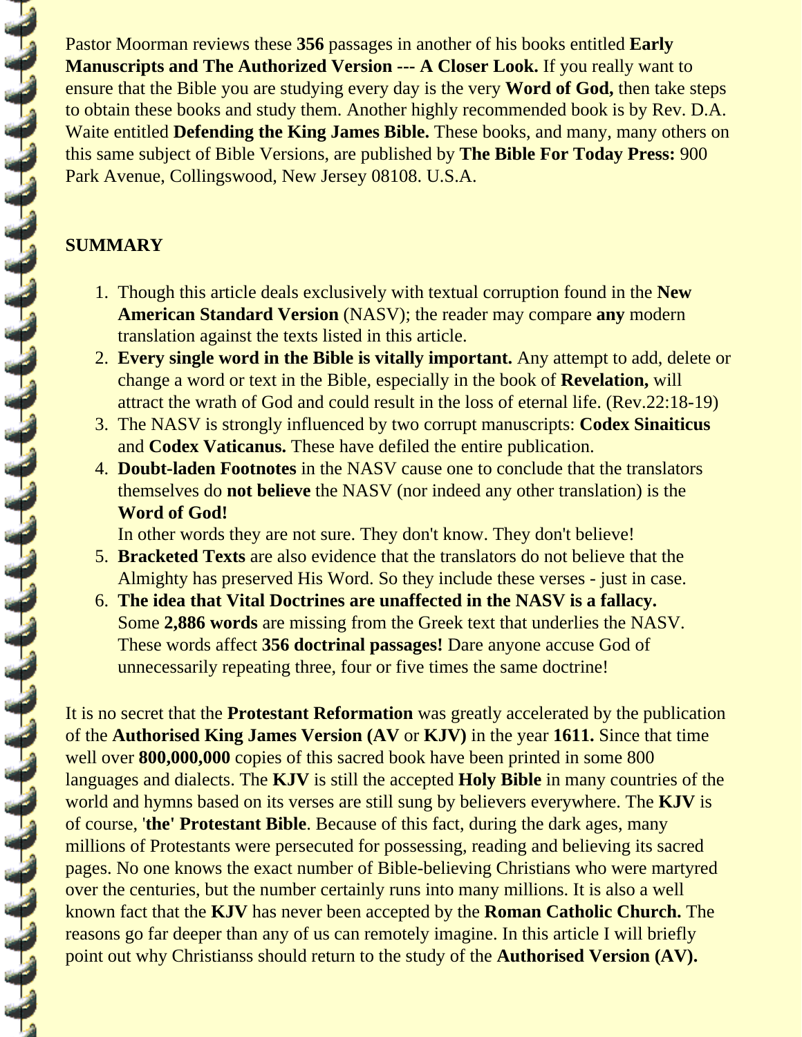Pastor Moorman reviews these **356** passages in another of his books entitled **Early Manuscripts and The Authorized Version --- A Closer Look.** If you really want to ensure that the Bible you are studying every day is the very **Word of God,** then take steps to obtain these books and study them. Another highly recommended book is by Rev. D.A. Waite entitled **Defending the King James Bible.** These books, and many, many others on this same subject of Bible Versions, are published by **The Bible For Today Press:** 900 Park Avenue, Collingswood, New Jersey 08108. U.S.A.

**SUMMARY**

1. Though this article deals exclusively with textual corruption found in the **New American Standard Version** (NASV); the reader may compare **any** modern translation against the texts listed in this article.
2. **Every single word in the Bible is vitally important.** Any attempt to add, delete or change a word or text in the Bible, especially in the book of **Revelation,** will attract the wrath of God and could result in the loss of eternal life. (Rev.22:18-19)
3. The NASV is strongly influenced by two corrupt manuscripts: **Codex Sinaiticus** and **Codex Vaticanus.** These have defiled the entire publication.
4. **Doubt-laden Footnotes** in the NASV cause one to conclude that the translators themselves do **not believe** the NASV (nor indeed any other translation) is the **Word of God!**
   In other words they are not sure. They don't know. They don't believe!
5. **Bracketed Texts** are also evidence that the translators do not believe that the Almighty has preserved His Word. So they include these verses - just in case.
6. **The idea that Vital Doctrines are unaffected in the NASV is a fallacy.** Some **2,886 words** are missing from the Greek text that underlies the NASV. These words affect **356 doctrinal passages!** Dare anyone accuse God of unnecessarily repeating three, four or five times the same doctrine!

It is no secret that the **Protestant Reformation** was greatly accelerated by the publication of the **Authorised King James Version (AV** or **KJV)** in the year **1611.** Since that time well over **800,000,000** copies of this sacred book have been printed in some 800 languages and dialects. The **KJV** is still the accepted **Holy Bible** in many countries of the world and hymns based on its verses are still sung by believers everywhere. The **KJV** is of course, '**the' Protestant Bible**. Because of this fact, during the dark ages, many millions of Protestants were persecuted for possessing, reading and believing its sacred pages. No one knows the exact number of Bible-believing Christians who were martyred over the centuries, but the number certainly runs into many millions. It is also a well known fact that the **KJV** has never been accepted by the **Roman Catholic Church.** The reasons go far deeper than any of us can remotely imagine. In this article I will briefly point out why Christianss should return to the study of the **Authorised Version (AV).**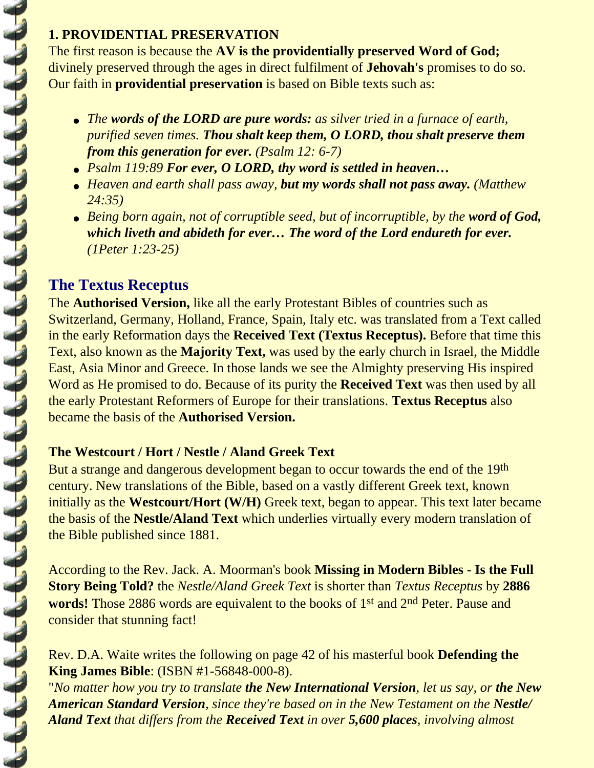**1. PROVIDENTIAL PRESERVATION**

The first reason is because the **AV is the providentially preserved Word of God;** divinely preserved through the ages in direct fulfilment of **Jehovah's** promises to do so. Our faith in **providential preservation** is based on Bible texts such as:

- *The **words of the LORD are pure words:** as silver tried in a furnace of earth, purified seven times. **Thou shalt keep them, O LORD, thou shalt preserve them from this generation for ever.** (Psalm 12: 6-7)*
- *Psalm 119:89 **For ever, O LORD, thy word is settled in heaven…***
- *Heaven and earth shall pass away, **but my words shall not pass away.** (Matthew 24:35)*
- *Being born again, not of corruptible seed, but of incorruptible, by the **word of God, which liveth and abideth for ever… The word of the Lord endureth for ever.** (1Peter 1:23-25)*

## The Textus Receptus

The **Authorised Version,** like all the early Protestant Bibles of countries such as Switzerland, Germany, Holland, France, Spain, Italy etc. was translated from a Text called in the early Reformation days the **Received Text (Textus Receptus).** Before that time this Text, also known as the **Majority Text,** was used by the early church in Israel, the Middle East, Asia Minor and Greece. In those lands we see the Almighty preserving His inspired Word as He promised to do. Because of its purity the **Received Text** was then used by all the early Protestant Reformers of Europe for their translations. **Textus Receptus** also became the basis of the **Authorised Version.**

**The Westcourt / Hort / Nestle / Aland Greek Text**

But a strange and dangerous development began to occur towards the end of the 19th century. New translations of the Bible, based on a vastly different Greek text, known initially as the **Westcourt/Hort (W/H)** Greek text, began to appear. This text later became the basis of the **Nestle/Aland Text** which underlies virtually every modern translation of the Bible published since 1881.

According to the Rev. Jack. A. Moorman's book **Missing in Modern Bibles - Is the Full Story Being Told?** the *Nestle/Aland Greek Text* is shorter than *Textus Receptus* by **2886 words!** Those 2886 words are equivalent to the books of 1st and 2nd Peter. Pause and consider that stunning fact!

Rev. D.A. Waite writes the following on page 42 of his masterful book **Defending the King James Bible**: (ISBN #1-56848-000-8).
"*No matter how you try to translate **the New International Version**, let us say, or **the New American Standard Version**, since they're based on in the New Testament on the **Nestle/ Aland Text** that differs from the **Received Text** in over **5,600 places**, involving almost*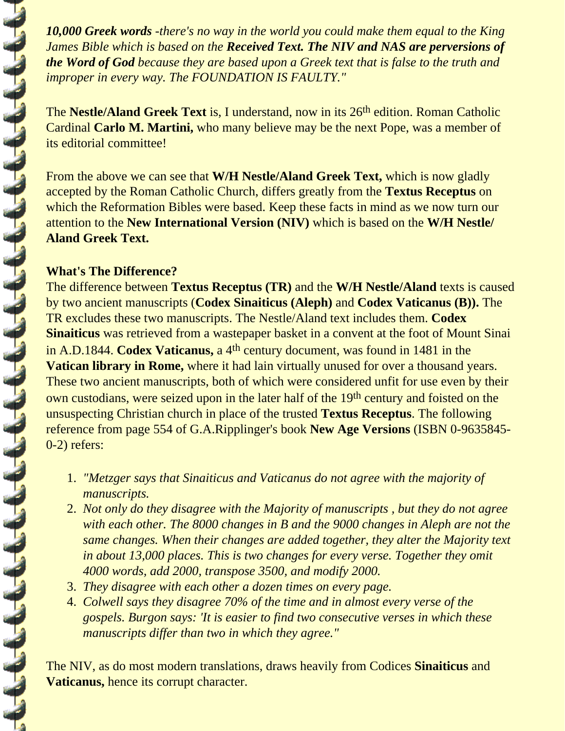***10,000 Greek words** -there's no way in the world you could make them equal to the King James Bible which is based on the **Received Text. The NIV and NAS are perversions of the Word of God** because they are based upon a Greek text that is false to the truth and improper in every way. The FOUNDATION IS FAULTY."*

The **Nestle/Aland Greek Text** is, I understand, now in its 26th edition. Roman Catholic Cardinal **Carlo M. Martini,** who many believe may be the next Pope, was a member of its editorial committee!

From the above we can see that **W/H Nestle/Aland Greek Text,** which is now gladly accepted by the Roman Catholic Church, differs greatly from the **Textus Receptus** on which the Reformation Bibles were based. Keep these facts in mind as we now turn our attention to the **New International Version (NIV)** which is based on the **W/H Nestle/ Aland Greek Text.**

**What's The Difference?**

The difference between **Textus Receptus (TR)** and the **W/H Nestle/Aland** texts is caused by two ancient manuscripts (**Codex Sinaiticus (Aleph)** and **Codex Vaticanus (B)).** The TR excludes these two manuscripts. The Nestle/Aland text includes them. **Codex Sinaiticus** was retrieved from a wastepaper basket in a convent at the foot of Mount Sinai in A.D.1844. **Codex Vaticanus,** a 4th century document, was found in 1481 in the **Vatican library in Rome,** where it had lain virtually unused for over a thousand years. These two ancient manuscripts, both of which were considered unfit for use even by their own custodians, were seized upon in the later half of the 19th century and foisted on the unsuspecting Christian church in place of the trusted **Textus Receptus**. The following reference from page 554 of G.A.Ripplinger's book **New Age Versions** (ISBN 0-9635845-0-2) refers:

1. *"Metzger says that Sinaiticus and Vaticanus do not agree with the majority of manuscripts.*
2. *Not only do they disagree with the Majority of manuscripts , but they do not agree with each other. The 8000 changes in B and the 9000 changes in Aleph are not the same changes. When their changes are added together, they alter the Majority text in about 13,000 places. This is two changes for every verse. Together they omit 4000 words, add 2000, transpose 3500, and modify 2000.*
3. *They disagree with each other a dozen times on every page.*
4. *Colwell says they disagree 70% of the time and in almost every verse of the gospels. Burgon says: 'It is easier to find two consecutive verses in which these manuscripts differ than two in which they agree."*

The NIV, as do most modern translations, draws heavily from Codices **Sinaiticus** and **Vaticanus,** hence its corrupt character.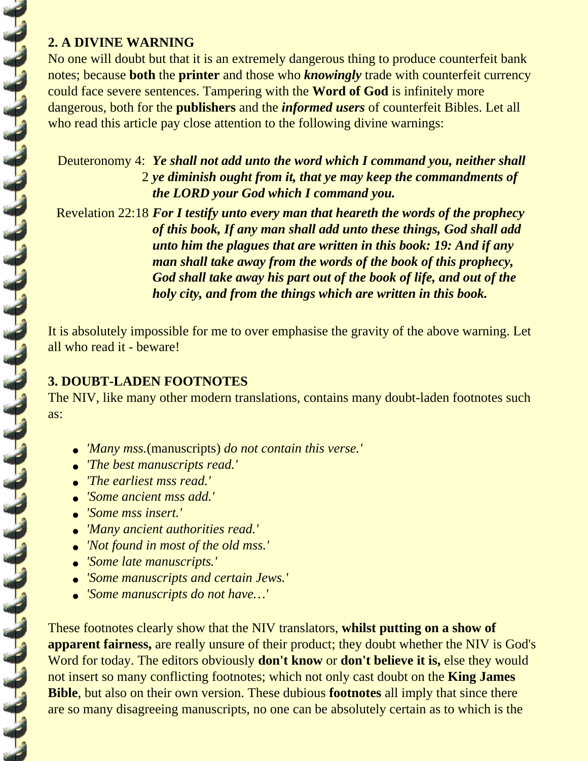## 2. A DIVINE WARNING

No one will doubt but that it is an extremely dangerous thing to produce counterfeit bank notes; because **both** the **printer** and those who ***knowingly*** trade with counterfeit currency could face severe sentences. Tampering with the **Word of God** is infinitely more dangerous, both for the **publishers** and the ***informed users*** of counterfeit Bibles. Let all who read this article pay close attention to the following divine warnings:

Deuteronomy 4:2 ***Ye shall not add unto the word which I command you, neither shall ye diminish ought from it, that ye may keep the commandments of the LORD your God which I command you.***

Revelation 22:18 ***For I testify unto every man that heareth the words of the prophecy of this book, If any man shall add unto these things, God shall add unto him the plagues that are written in this book: 19: And if any man shall take away from the words of the book of this prophecy, God shall take away his part out of the book of life, and out of the holy city, and from the things which are written in this book.***

It is absolutely impossible for me to over emphasise the gravity of the above warning. Let all who read it - beware!

## 3. DOUBT-LADEN FOOTNOTES

The NIV, like many other modern translations, contains many doubt-laden footnotes such as:

- *'Many mss.*(manuscripts) *do not contain this verse.'*
- *'The best manuscripts read.'*
- *'The earliest mss read.'*
- *'Some ancient mss add.'*
- *'Some mss insert.'*
- *'Many ancient authorities read.'*
- *'Not found in most of the old mss.'*
- *'Some late manuscripts.'*
- *'Some manuscripts and certain Jews.'*
- *'Some manuscripts do not have…'*

These footnotes clearly show that the NIV translators, **whilst putting on a show of apparent fairness,** are really unsure of their product; they doubt whether the NIV is God's Word for today. The editors obviously **don't know** or **don't believe it is,** else they would not insert so many conflicting footnotes; which not only cast doubt on the **King James Bible**, but also on their own version. These dubious **footnotes** all imply that since there are so many disagreeing manuscripts, no one can be absolutely certain as to which is the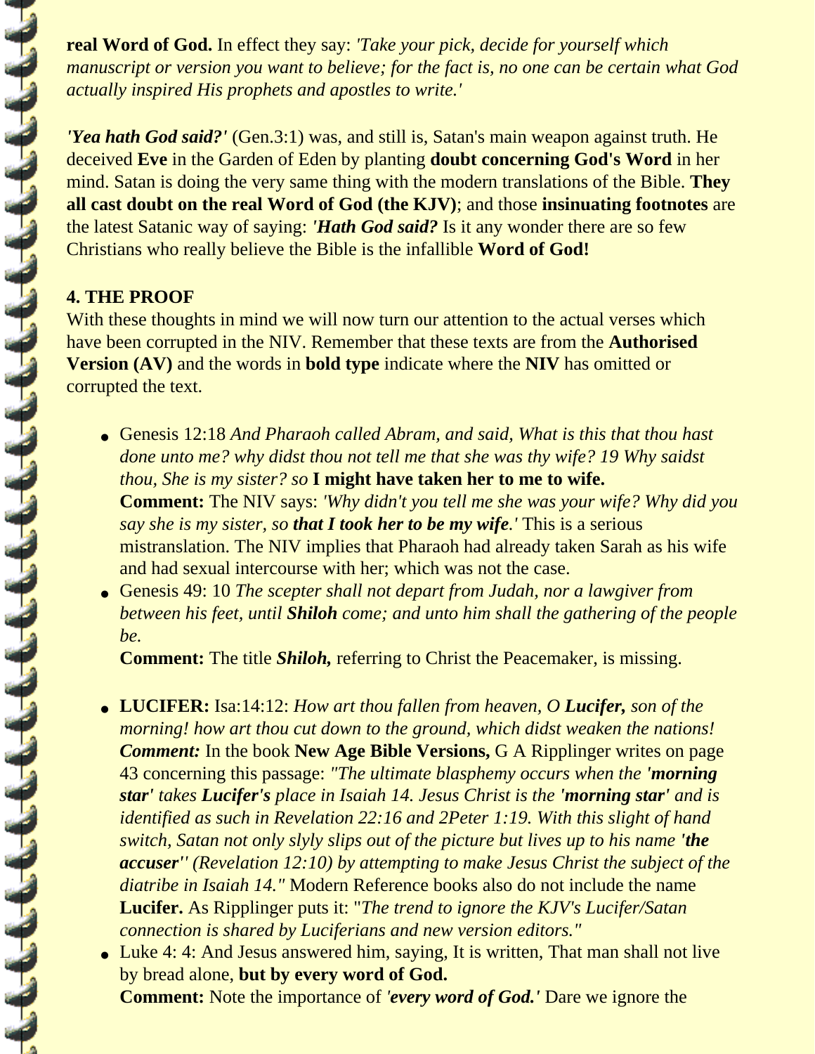**real Word of God.** In effect they say: *'Take your pick, decide for yourself which manuscript or version you want to believe; for the fact is, no one can be certain what God actually inspired His prophets and apostles to write.'*

***'Yea hath God said?'*** (Gen.3:1) was, and still is, Satan's main weapon against truth. He deceived **Eve** in the Garden of Eden by planting **doubt concerning God's Word** in her mind. Satan is doing the very same thing with the modern translations of the Bible. **They all cast doubt on the real Word of God (the KJV)**; and those **insinuating footnotes** are the latest Satanic way of saying: ***'Hath God said?*** Is it any wonder there are so few Christians who really believe the Bible is the infallible **Word of God!**

**4. THE PROOF**

With these thoughts in mind we will now turn our attention to the actual verses which have been corrupted in the NIV. Remember that these texts are from the **Authorised Version (AV)** and the words in **bold type** indicate where the **NIV** has omitted or corrupted the text.

- Genesis 12:18 *And Pharaoh called Abram, and said, What is this that thou hast done unto me? why didst thou not tell me that she was thy wife? 19 Why saidst thou, She is my sister? so* **I might have taken her to me to wife.**
  **Comment:** The NIV says: *'Why didn't you tell me she was your wife? Why did you say she is my sister, so **that I took her to be my wife**.'* This is a serious mistranslation. The NIV implies that Pharaoh had already taken Sarah as his wife and had sexual intercourse with her; which was not the case.
- Genesis 49: 10 *The scepter shall not depart from Judah, nor a lawgiver from between his feet, until **Shiloh** come; and unto him shall the gathering of the people be.*
  **Comment:** The title ***Shiloh,*** referring to Christ the Peacemaker, is missing.

- **LUCIFER:** Isa:14:12: *How art thou fallen from heaven, O **Lucifer,** son of the morning! how art thou cut down to the ground, which didst weaken the nations!*
  ***Comment:*** In the book **New Age Bible Versions,** G A Ripplinger writes on page 43 concerning this passage: *"The ultimate blasphemy occurs when the **'morning star'** takes **Lucifer's** place in Isaiah 14. Jesus Christ is the **'morning star'** and is identified as such in Revelation 22:16 and 2Peter 1:19. With this slight of hand switch, Satan not only slyly slips out of the picture but lives up to his name **'the accuser''** (Revelation 12:10) by attempting to make Jesus Christ the subject of the diatribe in Isaiah 14."* Modern Reference books also do not include the name **Lucifer.** As Ripplinger puts it: "*The trend to ignore the KJV's Lucifer/Satan connection is shared by Luciferians and new version editors."*
- Luke 4: 4: And Jesus answered him, saying, It is written, That man shall not live by bread alone, **but by every word of God.**
  **Comment:** Note the importance of *'**every word of God.**'* Dare we ignore the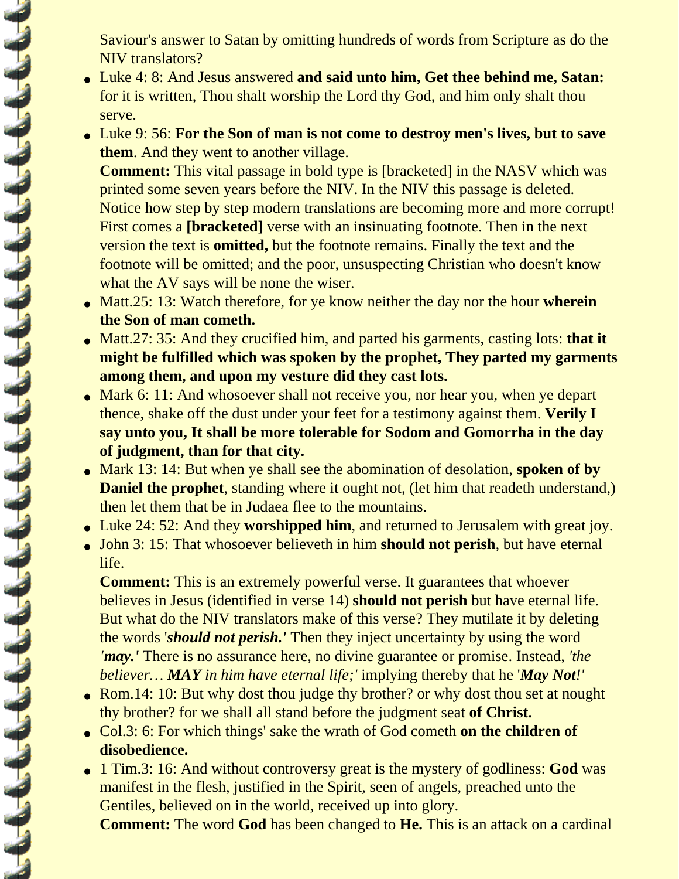Saviour's answer to Satan by omitting hundreds of words from Scripture as do the NIV translators?

- Luke 4: 8: And Jesus answered **and said unto him, Get thee behind me, Satan:** for it is written, Thou shalt worship the Lord thy God, and him only shalt thou serve.
- Luke 9: 56: **For the Son of man is not come to destroy men's lives, but to save them**. And they went to another village.
  **Comment:** This vital passage in bold type is [bracketed] in the NASV which was printed some seven years before the NIV. In the NIV this passage is deleted. Notice how step by step modern translations are becoming more and more corrupt! First comes a **[bracketed]** verse with an insinuating footnote. Then in the next version the text is **omitted,** but the footnote remains. Finally the text and the footnote will be omitted; and the poor, unsuspecting Christian who doesn't know what the AV says will be none the wiser.
- Matt.25: 13: Watch therefore, for ye know neither the day nor the hour **wherein the Son of man cometh.**
- Matt.27: 35: And they crucified him, and parted his garments, casting lots: **that it might be fulfilled which was spoken by the prophet, They parted my garments among them, and upon my vesture did they cast lots.**
- Mark 6: 11: And whosoever shall not receive you, nor hear you, when ye depart thence, shake off the dust under your feet for a testimony against them. **Verily I say unto you, It shall be more tolerable for Sodom and Gomorrha in the day of judgment, than for that city.**
- Mark 13: 14: But when ye shall see the abomination of desolation, **spoken of by Daniel the prophet**, standing where it ought not, (let him that readeth understand,) then let them that be in Judaea flee to the mountains.
- Luke 24: 52: And they **worshipped him**, and returned to Jerusalem with great joy.
- John 3: 15: That whosoever believeth in him **should not perish**, but have eternal life.
  **Comment:** This is an extremely powerful verse. It guarantees that whoever believes in Jesus (identified in verse 14) **should not perish** but have eternal life. But what do the NIV translators make of this verse? They mutilate it by deleting the words '***should not perish.'*** Then they inject uncertainty by using the word ***'may.'*** There is no assurance here, no divine guarantee or promise. Instead, *'the believer… **MAY** in him have eternal life;'* implying thereby that he '***May Not!'***
- Rom.14: 10: But why dost thou judge thy brother? or why dost thou set at nought thy brother? for we shall all stand before the judgment seat **of Christ.**
- Col.3: 6: For which things' sake the wrath of God cometh **on the children of disobedience.**
- 1 Tim.3: 16: And without controversy great is the mystery of godliness: **God** was manifest in the flesh, justified in the Spirit, seen of angels, preached unto the Gentiles, believed on in the world, received up into glory.
  **Comment:** The word **God** has been changed to **He.** This is an attack on a cardinal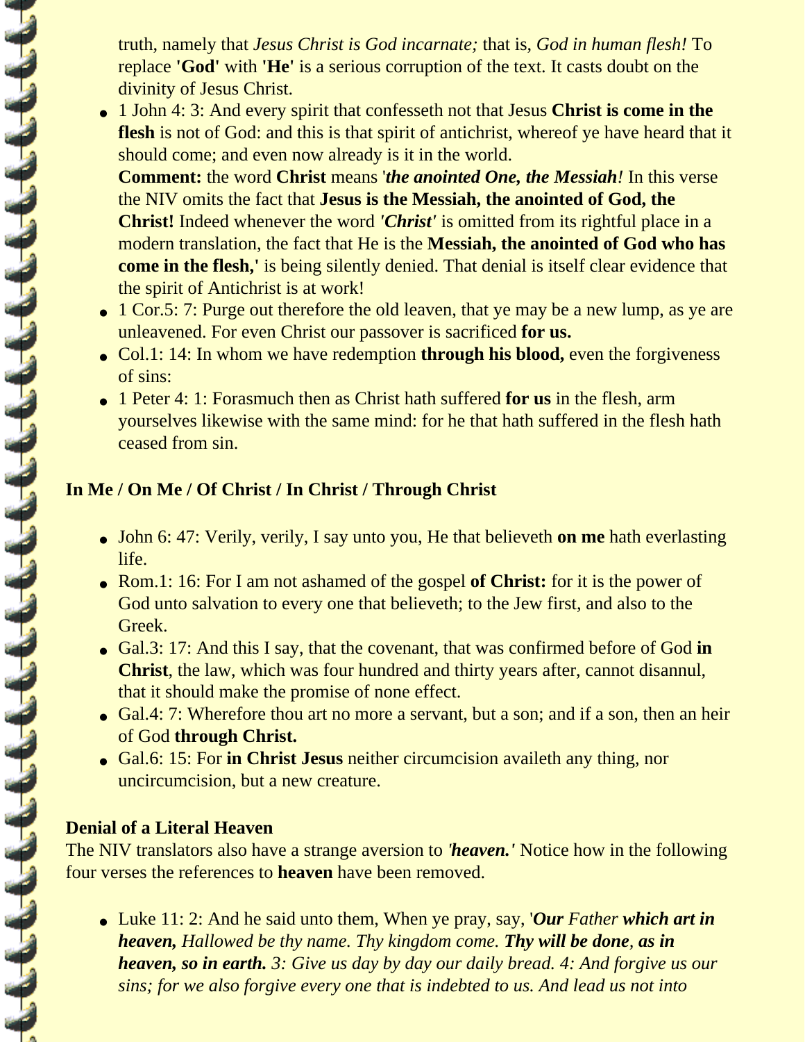truth, namely that *Jesus Christ is God incarnate;* that is, *God in human flesh!* To replace **'God'** with **'He'** is a serious corruption of the text. It casts doubt on the divinity of Jesus Christ.

- 1 John 4: 3: And every spirit that confesseth not that Jesus **Christ is come in the flesh** is not of God: and this is that spirit of antichrist, whereof ye have heard that it should come; and even now already is it in the world.
  **Comment:** the word **Christ** means '***the anointed One, the Messiah****!* In this verse the NIV omits the fact that **Jesus is the Messiah, the anointed of God, the Christ!** Indeed whenever the word ***'Christ'*** is omitted from its rightful place in a modern translation, the fact that He is the **Messiah, the anointed of God who has come in the flesh,'** is being silently denied. That denial is itself clear evidence that the spirit of Antichrist is at work!
- 1 Cor.5: 7: Purge out therefore the old leaven, that ye may be a new lump, as ye are unleavened. For even Christ our passover is sacrificed **for us.**
- Col.1: 14: In whom we have redemption **through his blood,** even the forgiveness of sins:
- 1 Peter 4: 1: Forasmuch then as Christ hath suffered **for us** in the flesh, arm yourselves likewise with the same mind: for he that hath suffered in the flesh hath ceased from sin.

**In Me / On Me / Of Christ / In Christ / Through Christ**

- John 6: 47: Verily, verily, I say unto you, He that believeth **on me** hath everlasting life.
- Rom.1: 16: For I am not ashamed of the gospel **of Christ:** for it is the power of God unto salvation to every one that believeth; to the Jew first, and also to the Greek.
- Gal.3: 17: And this I say, that the covenant, that was confirmed before of God **in Christ**, the law, which was four hundred and thirty years after, cannot disannul, that it should make the promise of none effect.
- Gal.4: 7: Wherefore thou art no more a servant, but a son; and if a son, then an heir of God **through Christ.**
- Gal.6: 15: For **in Christ Jesus** neither circumcision availeth any thing, nor uncircumcision, but a new creature.

**Denial of a Literal Heaven**

The NIV translators also have a strange aversion to ***'heaven.'*** Notice how in the following four verses the references to **heaven** have been removed.

- Luke 11: 2: And he said unto them, When ye pray, say, '***Our*** *Father* ***which art in heaven,*** *Hallowed be thy name. Thy kingdom come.* ***Thy will be done****,* ***as in heaven, so in earth.*** *3: Give us day by day our daily bread. 4: And forgive us our sins; for we also forgive every one that is indebted to us. And lead us not into*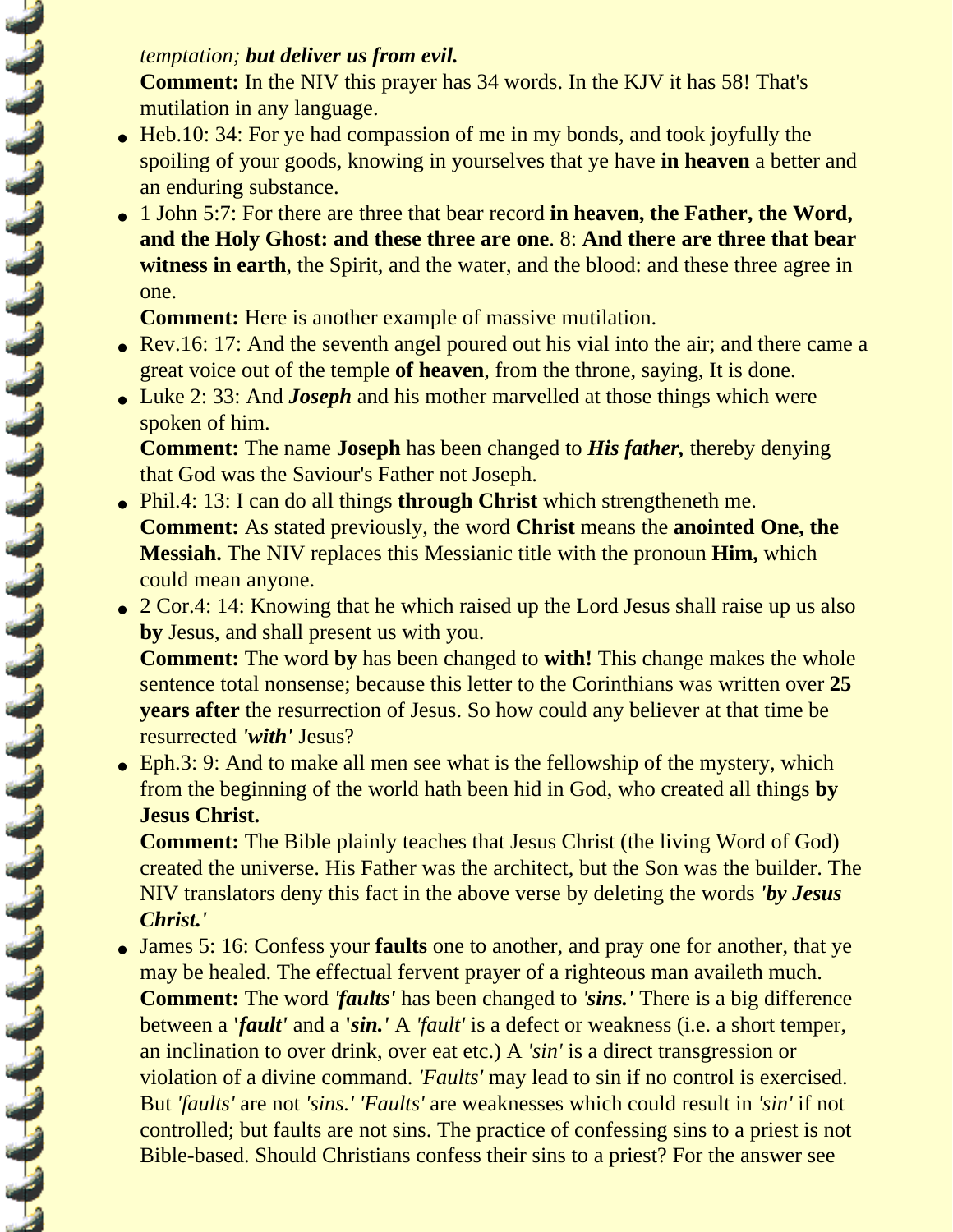*temptation; **but deliver us from evil.***
**Comment:** In the NIV this prayer has 34 words. In the KJV it has 58! That's mutilation in any language.

- Heb.10: 34: For ye had compassion of me in my bonds, and took joyfully the spoiling of your goods, knowing in yourselves that ye have **in heaven** a better and an enduring substance.
- 1 John 5:7: For there are three that bear record **in heaven, the Father, the Word, and the Holy Ghost: and these three are one**. 8: **And there are three that bear witness in earth**, the Spirit, and the water, and the blood: and these three agree in one.
  **Comment:** Here is another example of massive mutilation.
- Rev.16: 17: And the seventh angel poured out his vial into the air; and there came a great voice out of the temple **of heaven**, from the throne, saying, It is done.
- Luke 2: 33: And ***Joseph*** and his mother marvelled at those things which were spoken of him.
  **Comment:** The name **Joseph** has been changed to ***His father,*** thereby denying that God was the Saviour's Father not Joseph.
- Phil.4: 13: I can do all things **through Christ** which strengtheneth me.
  **Comment:** As stated previously, the word **Christ** means the **anointed One, the Messiah.** The NIV replaces this Messianic title with the pronoun **Him,** which could mean anyone.
- 2 Cor.4: 14: Knowing that he which raised up the Lord Jesus shall raise up us also **by** Jesus, and shall present us with you.
  **Comment:** The word **by** has been changed to **with!** This change makes the whole sentence total nonsense; because this letter to the Corinthians was written over **25 years after** the resurrection of Jesus. So how could any believer at that time be resurrected ***'with'*** Jesus?
- Eph.3: 9: And to make all men see what is the fellowship of the mystery, which from the beginning of the world hath been hid in God, who created all things **by Jesus Christ.**
  **Comment:** The Bible plainly teaches that Jesus Christ (the living Word of God) created the universe. His Father was the architect, but the Son was the builder. The NIV translators deny this fact in the above verse by deleting the words ***'by Jesus Christ.'***
- James 5: 16: Confess your **faults** one to another, and pray one for another, that ye may be healed. The effectual fervent prayer of a righteous man availeth much.
  **Comment:** The word ***'faults'*** has been changed to ***'sins.'*** There is a big difference between a **'*fault'*** and a **'*sin.'*** A *'fault'* is a defect or weakness (i.e. a short temper, an inclination to over drink, over eat etc.) A *'sin'* is a direct transgression or violation of a divine command. *'Faults'* may lead to sin if no control is exercised. But *'faults'* are not *'sins.' 'Faults'* are weaknesses which could result in *'sin'* if not controlled; but faults are not sins. The practice of confessing sins to a priest is not Bible-based. Should Christians confess their sins to a priest? For the answer see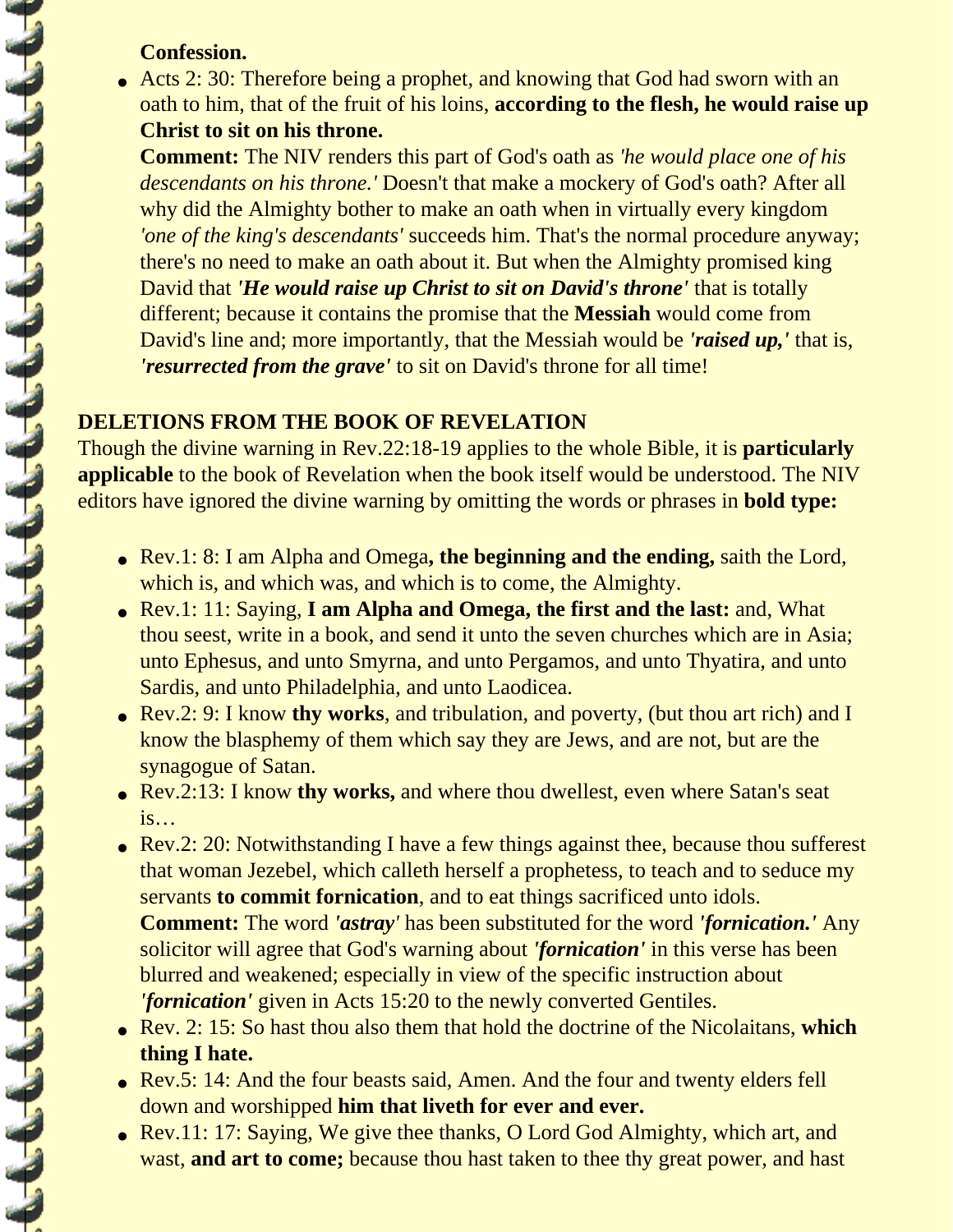**Confession.**

- Acts 2: 30: Therefore being a prophet, and knowing that God had sworn with an oath to him, that of the fruit of his loins, **according to the flesh, he would raise up Christ to sit on his throne.**
  
  **Comment:** The NIV renders this part of God's oath as *'he would place one of his descendants on his throne.'* Doesn't that make a mockery of God's oath? After all why did the Almighty bother to make an oath when in virtually every kingdom *'one of the king's descendants'* succeeds him. That's the normal procedure anyway; there's no need to make an oath about it. But when the Almighty promised king David that ***'He would raise up Christ to sit on David's throne'*** that is totally different; because it contains the promise that the **Messiah** would come from David's line and; more importantly, that the Messiah would be ***'raised up,'*** that is, ***'resurrected from the grave'*** to sit on David's throne for all time!

**DELETIONS FROM THE BOOK OF REVELATION**

Though the divine warning in Rev.22:18-19 applies to the whole Bible, it is **particularly applicable** to the book of Revelation when the book itself would be understood. The NIV editors have ignored the divine warning by omitting the words or phrases in **bold type:**

- Rev.1: 8: I am Alpha and Omega**, the beginning and the ending,** saith the Lord, which is, and which was, and which is to come, the Almighty.
- Rev.1: 11: Saying, **I am Alpha and Omega, the first and the last:** and, What thou seest, write in a book, and send it unto the seven churches which are in Asia; unto Ephesus, and unto Smyrna, and unto Pergamos, and unto Thyatira, and unto Sardis, and unto Philadelphia, and unto Laodicea.
- Rev.2: 9: I know **thy works**, and tribulation, and poverty, (but thou art rich) and I know the blasphemy of them which say they are Jews, and are not, but are the synagogue of Satan.
- Rev.2:13: I know **thy works,** and where thou dwellest, even where Satan's seat is…
- Rev.2: 20: Notwithstanding I have a few things against thee, because thou sufferest that woman Jezebel, which calleth herself a prophetess, to teach and to seduce my servants **to commit fornication**, and to eat things sacrificed unto idols.
  
  **Comment:** The word *'astray'* has been substituted for the word ***'fornication.'*** Any solicitor will agree that God's warning about ***'fornication'*** in this verse has been blurred and weakened; especially in view of the specific instruction about ***'fornication'*** given in Acts 15:20 to the newly converted Gentiles.
- Rev. 2: 15: So hast thou also them that hold the doctrine of the Nicolaitans, **which thing I hate.**
- Rev.5: 14: And the four beasts said, Amen. And the four and twenty elders fell down and worshipped **him that liveth for ever and ever.**
- Rev.11: 17: Saying, We give thee thanks, O Lord God Almighty, which art, and wast, **and art to come;** because thou hast taken to thee thy great power, and hast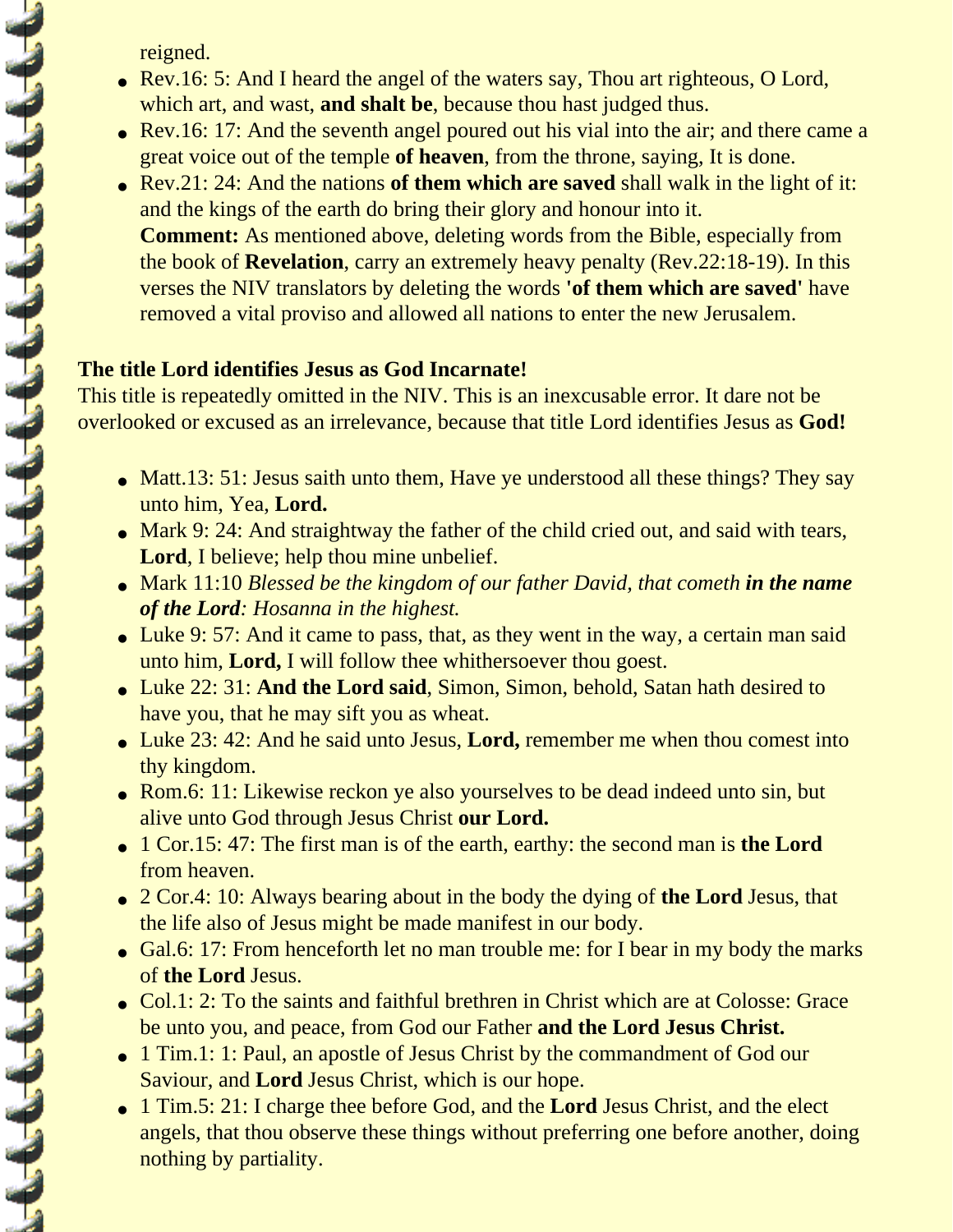reigned.

- Rev.16: 5: And I heard the angel of the waters say, Thou art righteous, O Lord, which art, and wast, **and shalt be**, because thou hast judged thus.
- Rev.16: 17: And the seventh angel poured out his vial into the air; and there came a great voice out of the temple **of heaven**, from the throne, saying, It is done.
- Rev.21: 24: And the nations **of them which are saved** shall walk in the light of it: and the kings of the earth do bring their glory and honour into it.
  **Comment:** As mentioned above, deleting words from the Bible, especially from the book of **Revelation**, carry an extremely heavy penalty (Rev.22:18-19). In this verses the NIV translators by deleting the words **'of them which are saved'** have removed a vital proviso and allowed all nations to enter the new Jerusalem.

**The title Lord identifies Jesus as God Incarnate!**
This title is repeatedly omitted in the NIV. This is an inexcusable error. It dare not be overlooked or excused as an irrelevance, because that title Lord identifies Jesus as **God!**

- Matt.13: 51: Jesus saith unto them, Have ye understood all these things? They say unto him, Yea, **Lord.**
- Mark 9: 24: And straightway the father of the child cried out, and said with tears, **Lord**, I believe; help thou mine unbelief.
- Mark 11:10 *Blessed be the kingdom of our father David, that cometh **in the name of the Lord**: Hosanna in the highest.*
- Luke 9: 57: And it came to pass, that, as they went in the way, a certain man said unto him, **Lord,** I will follow thee whithersoever thou goest.
- Luke 22: 31: **And the Lord said**, Simon, Simon, behold, Satan hath desired to have you, that he may sift you as wheat.
- Luke 23: 42: And he said unto Jesus, **Lord,** remember me when thou comest into thy kingdom.
- Rom.6: 11: Likewise reckon ye also yourselves to be dead indeed unto sin, but alive unto God through Jesus Christ **our Lord.**
- 1 Cor.15: 47: The first man is of the earth, earthy: the second man is **the Lord** from heaven.
- 2 Cor.4: 10: Always bearing about in the body the dying of **the Lord** Jesus, that the life also of Jesus might be made manifest in our body.
- Gal.6: 17: From henceforth let no man trouble me: for I bear in my body the marks of **the Lord** Jesus.
- Col.1: 2: To the saints and faithful brethren in Christ which are at Colosse: Grace be unto you, and peace, from God our Father **and the Lord Jesus Christ.**
- 1 Tim.1: 1: Paul, an apostle of Jesus Christ by the commandment of God our Saviour, and **Lord** Jesus Christ, which is our hope.
- 1 Tim.5: 21: I charge thee before God, and the **Lord** Jesus Christ, and the elect angels, that thou observe these things without preferring one before another, doing nothing by partiality.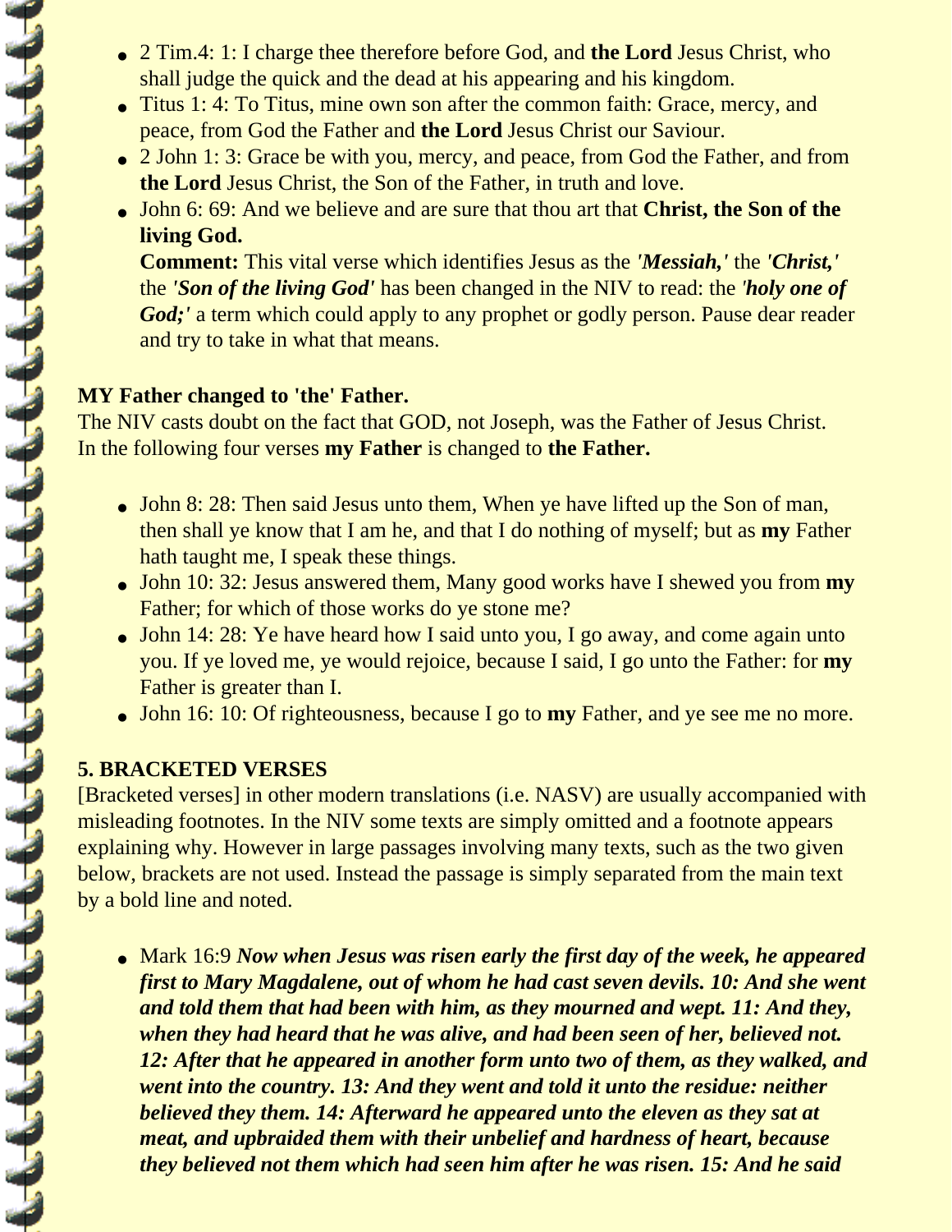- 2 Tim.4: 1: I charge thee therefore before God, and **the Lord** Jesus Christ, who shall judge the quick and the dead at his appearing and his kingdom.
- Titus 1: 4: To Titus, mine own son after the common faith: Grace, mercy, and peace, from God the Father and **the Lord** Jesus Christ our Saviour.
- 2 John 1: 3: Grace be with you, mercy, and peace, from God the Father, and from **the Lord** Jesus Christ, the Son of the Father, in truth and love.
- John 6: 69: And we believe and are sure that thou art that **Christ, the Son of the living God.**

  **Comment:** This vital verse which identifies Jesus as the ***'Messiah,'*** the ***'Christ,'*** the ***'Son of the living God'*** has been changed in the NIV to read: the ***'holy one of God;'*** a term which could apply to any prophet or godly person. Pause dear reader and try to take in what that means.

**MY Father changed to 'the' Father.**

The NIV casts doubt on the fact that GOD, not Joseph, was the Father of Jesus Christ. In the following four verses **my Father** is changed to **the Father.**

- John 8: 28: Then said Jesus unto them, When ye have lifted up the Son of man, then shall ye know that I am he, and that I do nothing of myself; but as **my** Father hath taught me, I speak these things.
- John 10: 32: Jesus answered them, Many good works have I shewed you from **my** Father; for which of those works do ye stone me?
- John 14: 28: Ye have heard how I said unto you, I go away, and come again unto you. If ye loved me, ye would rejoice, because I said, I go unto the Father: for **my** Father is greater than I.
- John 16: 10: Of righteousness, because I go to **my** Father, and ye see me no more.

**5. BRACKETED VERSES**

[Bracketed verses] in other modern translations (i.e. NASV) are usually accompanied with misleading footnotes. In the NIV some texts are simply omitted and a footnote appears explaining why. However in large passages involving many texts, such as the two given below, brackets are not used. Instead the passage is simply separated from the main text by a bold line and noted.

- Mark 16:9 ***Now when Jesus was risen early the first day of the week, he appeared first to Mary Magdalene, out of whom he had cast seven devils. 10: And she went and told them that had been with him, as they mourned and wept. 11: And they, when they had heard that he was alive, and had been seen of her, believed not. 12: After that he appeared in another form unto two of them, as they walked, and went into the country. 13: And they went and told it unto the residue: neither believed they them. 14: Afterward he appeared unto the eleven as they sat at meat, and upbraided them with their unbelief and hardness of heart, because they believed not them which had seen him after he was risen. 15: And he said***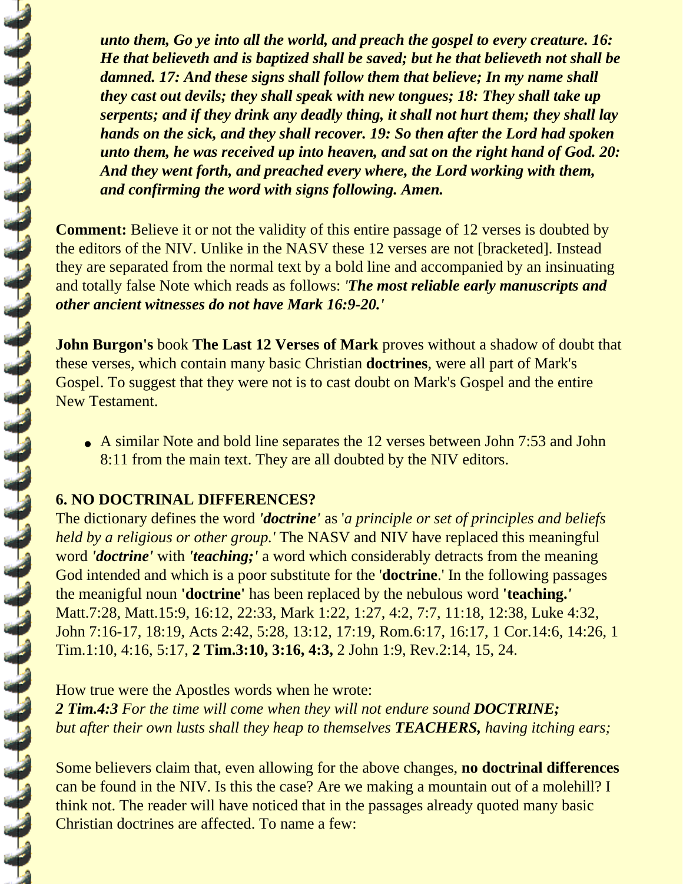***unto them, Go ye into all the world, and preach the gospel to every creature. 16: He that believeth and is baptized shall be saved; but he that believeth not shall be damned. 17: And these signs shall follow them that believe; In my name shall they cast out devils; they shall speak with new tongues; 18: They shall take up serpents; and if they drink any deadly thing, it shall not hurt them; they shall lay hands on the sick, and they shall recover. 19: So then after the Lord had spoken unto them, he was received up into heaven, and sat on the right hand of God. 20: And they went forth, and preached every where, the Lord working with them, and confirming the word with signs following. Amen.***

**Comment:** Believe it or not the validity of this entire passage of 12 verses is doubted by the editors of the NIV. Unlike in the NASV these 12 verses are not [bracketed]. Instead they are separated from the normal text by a bold line and accompanied by an insinuating and totally false Note which reads as follows: '***The most reliable early manuscripts and other ancient witnesses do not have Mark 16:9-20.'***

**John Burgon's** book **The Last 12 Verses of Mark** proves without a shadow of doubt that these verses, which contain many basic Christian **doctrines**, were all part of Mark's Gospel. To suggest that they were not is to cast doubt on Mark's Gospel and the entire New Testament.

- A similar Note and bold line separates the 12 verses between John 7:53 and John 8:11 from the main text. They are all doubted by the NIV editors.

**6. NO DOCTRINAL DIFFERENCES?**

The dictionary defines the word ***'doctrine'*** as '*a principle or set of principles and beliefs held by a religious or other group.'* The NASV and NIV have replaced this meaningful word ***'doctrine'*** with ***'teaching;'*** a word which considerably detracts from the meaning God intended and which is a poor substitute for the '**doctrine**.' In the following passages the meanigful noun **'doctrine'** has been replaced by the nebulous word **'teaching.'** Matt.7:28, Matt.15:9, 16:12, 22:33, Mark 1:22, 1:27, 4:2, 7:7, 11:18, 12:38, Luke 4:32, John 7:16-17, 18:19, Acts 2:42, 5:28, 13:12, 17:19, Rom.6:17, 16:17, 1 Cor.14:6, 14:26, 1 Tim.1:10, 4:16, 5:17, **2 Tim.3:10, 3:16, 4:3,** 2 John 1:9, Rev.2:14, 15, 24.

How true were the Apostles words when he wrote:
***2 Tim.4:3*** *For the time will come when they will not endure sound* ***DOCTRINE;***
*but after their own lusts shall they heap to themselves* ***TEACHERS,*** *having itching ears;*

Some believers claim that, even allowing for the above changes, **no doctrinal differences** can be found in the NIV. Is this the case? Are we making a mountain out of a molehill? I think not. The reader will have noticed that in the passages already quoted many basic Christian doctrines are affected. To name a few: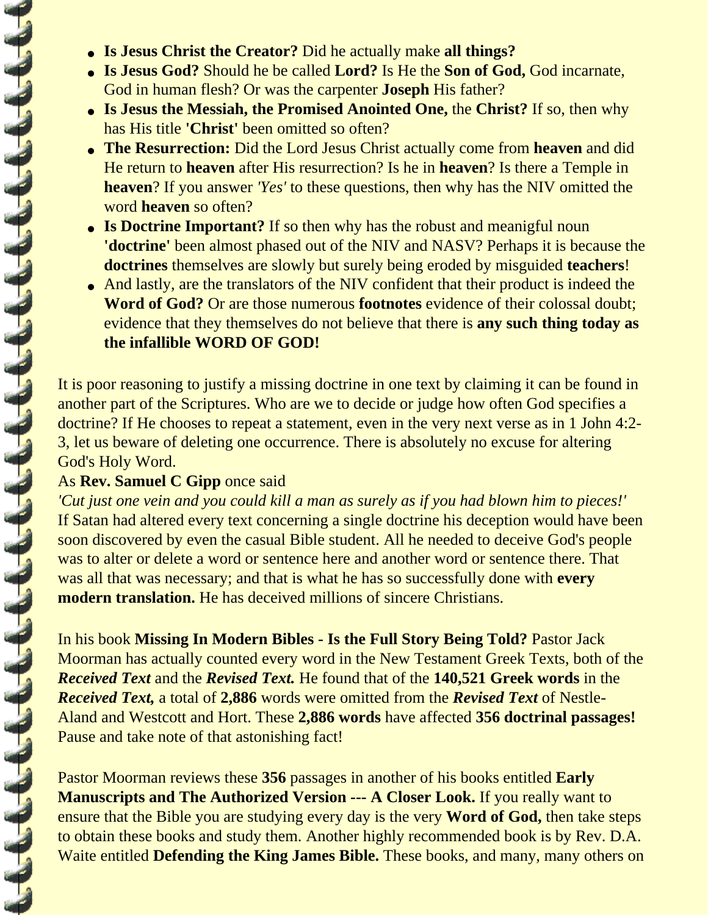- **Is Jesus Christ the Creator?** Did he actually make **all things?**
- **Is Jesus God?** Should he be called **Lord?** Is He the **Son of God,** God incarnate, God in human flesh? Or was the carpenter **Joseph** His father?
- **Is Jesus the Messiah, the Promised Anointed One,** the **Christ?** If so, then why has His title **'Christ'** been omitted so often?
- **The Resurrection:** Did the Lord Jesus Christ actually come from **heaven** and did He return to **heaven** after His resurrection? Is he in **heaven**? Is there a Temple in **heaven**? If you answer *'Yes'* to these questions, then why has the NIV omitted the word **heaven** so often?
- **Is Doctrine Important?** If so then why has the robust and meanigful noun **'doctrine'** been almost phased out of the NIV and NASV? Perhaps it is because the **doctrines** themselves are slowly but surely being eroded by misguided **teachers**!
- And lastly, are the translators of the NIV confident that their product is indeed the **Word of God?** Or are those numerous **footnotes** evidence of their colossal doubt; evidence that they themselves do not believe that there is **any such thing today as the infallible WORD OF GOD!**

It is poor reasoning to justify a missing doctrine in one text by claiming it can be found in another part of the Scriptures. Who are we to decide or judge how often God specifies a doctrine? If He chooses to repeat a statement, even in the very next verse as in 1 John 4:2-3, let us beware of deleting one occurrence. There is absolutely no excuse for altering God's Holy Word.

As **Rev. Samuel C Gipp** once said

*'Cut just one vein and you could kill a man as surely as if you had blown him to pieces!'*

If Satan had altered every text concerning a single doctrine his deception would have been soon discovered by even the casual Bible student. All he needed to deceive God's people was to alter or delete a word or sentence here and another word or sentence there. That was all that was necessary; and that is what he has so successfully done with **every modern translation.** He has deceived millions of sincere Christians.

In his book **Missing In Modern Bibles - Is the Full Story Being Told?** Pastor Jack Moorman has actually counted every word in the New Testament Greek Texts, both of the ***Received Text*** and the ***Revised Text.*** He found that of the **140,521 Greek words** in the ***Received Text,*** a total of **2,886** words were omitted from the ***Revised Text*** of Nestle-Aland and Westcott and Hort. These **2,886 words** have affected **356 doctrinal passages!** Pause and take note of that astonishing fact!

Pastor Moorman reviews these **356** passages in another of his books entitled **Early Manuscripts and The Authorized Version --- A Closer Look.** If you really want to ensure that the Bible you are studying every day is the very **Word of God,** then take steps to obtain these books and study them. Another highly recommended book is by Rev. D.A. Waite entitled **Defending the King James Bible.** These books, and many, many others on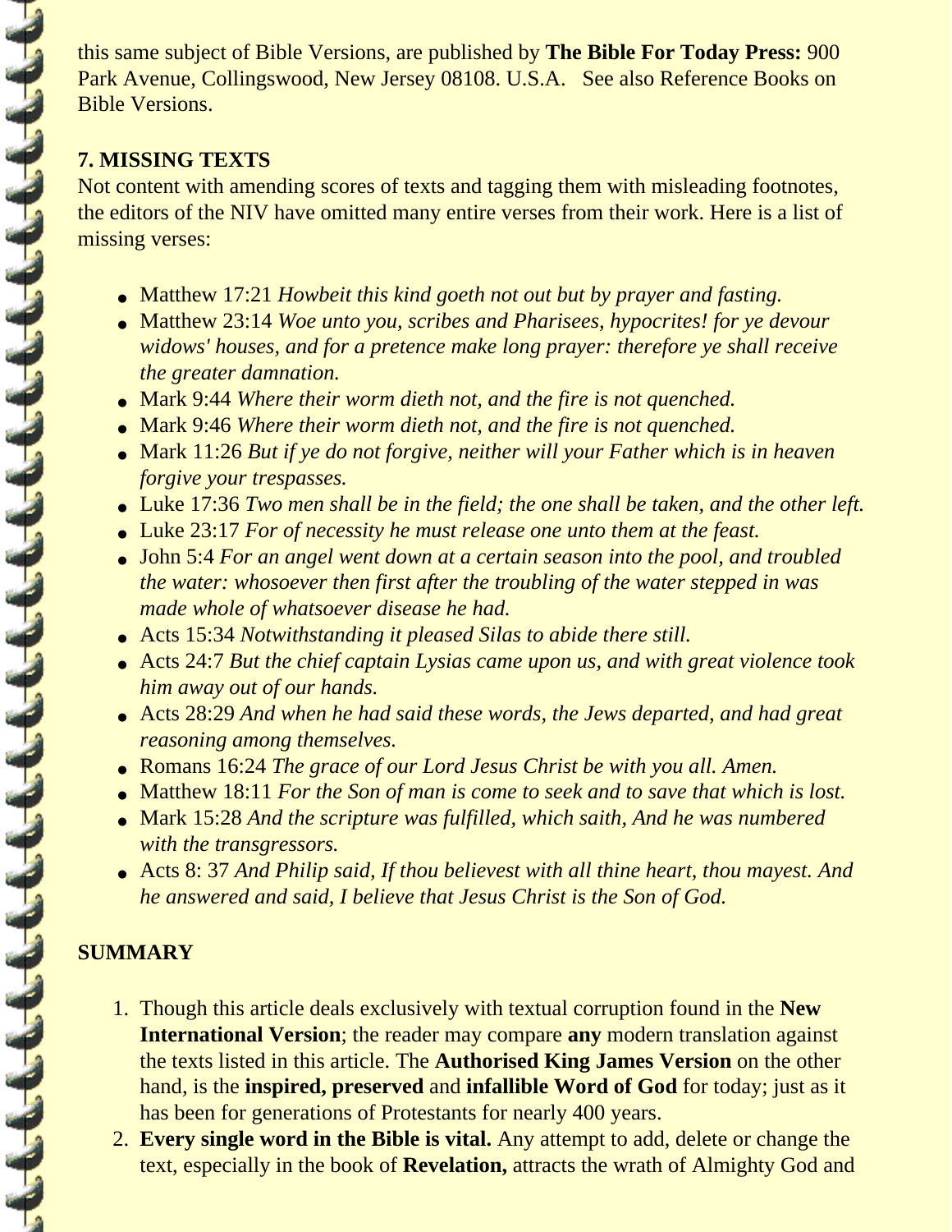this same subject of Bible Versions, are published by **The Bible For Today Press:** 900 Park Avenue, Collingswood, New Jersey 08108. U.S.A. See also Reference Books on Bible Versions.

**7. MISSING TEXTS**

Not content with amending scores of texts and tagging them with misleading footnotes, the editors of the NIV have omitted many entire verses from their work. Here is a list of missing verses:

- Matthew 17:21 *Howbeit this kind goeth not out but by prayer and fasting.*
- Matthew 23:14 *Woe unto you, scribes and Pharisees, hypocrites! for ye devour widows' houses, and for a pretence make long prayer: therefore ye shall receive the greater damnation.*
- Mark 9:44 *Where their worm dieth not, and the fire is not quenched.*
- Mark 9:46 *Where their worm dieth not, and the fire is not quenched.*
- Mark 11:26 *But if ye do not forgive, neither will your Father which is in heaven forgive your trespasses.*
- Luke 17:36 *Two men shall be in the field; the one shall be taken, and the other left.*
- Luke 23:17 *For of necessity he must release one unto them at the feast.*
- John 5:4 *For an angel went down at a certain season into the pool, and troubled the water: whosoever then first after the troubling of the water stepped in was made whole of whatsoever disease he had.*
- Acts 15:34 *Notwithstanding it pleased Silas to abide there still.*
- Acts 24:7 *But the chief captain Lysias came upon us, and with great violence took him away out of our hands.*
- Acts 28:29 *And when he had said these words, the Jews departed, and had great reasoning among themselves.*
- Romans 16:24 *The grace of our Lord Jesus Christ be with you all. Amen.*
- Matthew 18:11 *For the Son of man is come to seek and to save that which is lost.*
- Mark 15:28 *And the scripture was fulfilled, which saith, And he was numbered with the transgressors.*
- Acts 8: 37 *And Philip said, If thou believest with all thine heart, thou mayest. And he answered and said, I believe that Jesus Christ is the Son of God.*

**SUMMARY**

1. Though this article deals exclusively with textual corruption found in the **New International Version**; the reader may compare **any** modern translation against the texts listed in this article. The **Authorised King James Version** on the other hand, is the **inspired, preserved** and **infallible Word of God** for today; just as it has been for generations of Protestants for nearly 400 years.
2. **Every single word in the Bible is vital.** Any attempt to add, delete or change the text, especially in the book of **Revelation,** attracts the wrath of Almighty God and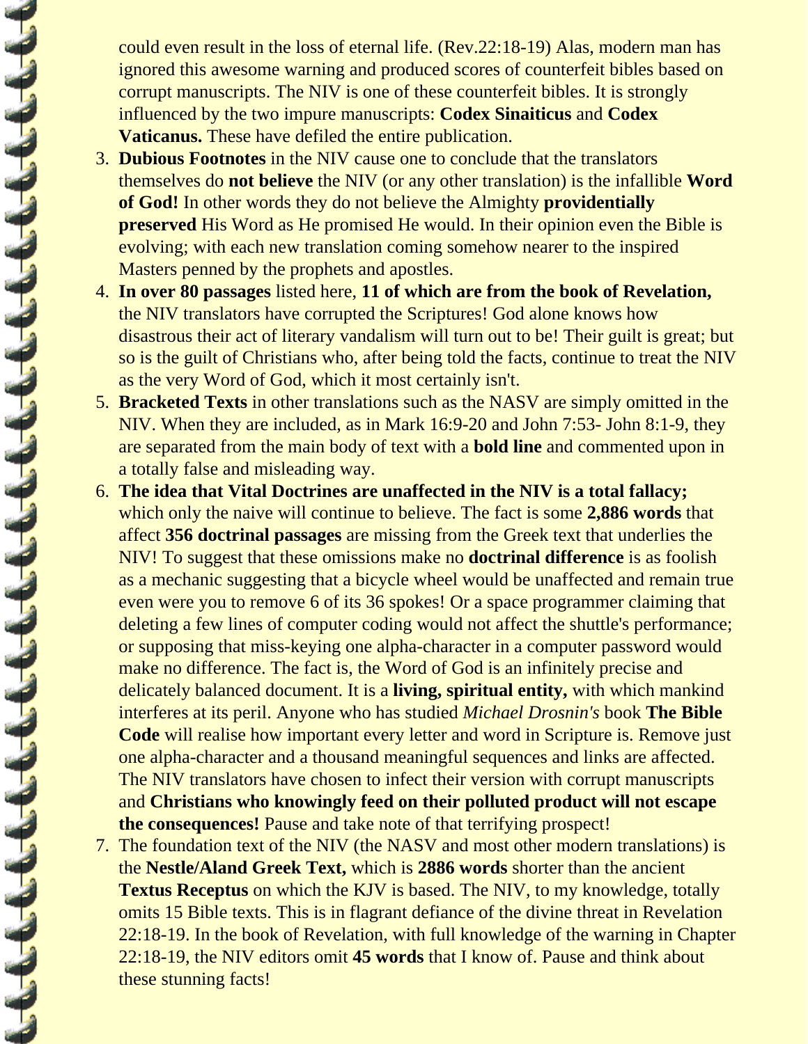could even result in the loss of eternal life. (Rev.22:18-19) Alas, modern man has ignored this awesome warning and produced scores of counterfeit bibles based on corrupt manuscripts. The NIV is one of these counterfeit bibles. It is strongly influenced by the two impure manuscripts: **Codex Sinaiticus** and **Codex Vaticanus.** These have defiled the entire publication.

3. **Dubious Footnotes** in the NIV cause one to conclude that the translators themselves do **not believe** the NIV (or any other translation) is the infallible **Word of God!** In other words they do not believe the Almighty **providentially preserved** His Word as He promised He would. In their opinion even the Bible is evolving; with each new translation coming somehow nearer to the inspired Masters penned by the prophets and apostles.
4. **In over 80 passages** listed here, **11 of which are from the book of Revelation,** the NIV translators have corrupted the Scriptures! God alone knows how disastrous their act of literary vandalism will turn out to be! Their guilt is great; but so is the guilt of Christians who, after being told the facts, continue to treat the NIV as the very Word of God, which it most certainly isn't.
5. **Bracketed Texts** in other translations such as the NASV are simply omitted in the NIV. When they are included, as in Mark 16:9-20 and John 7:53- John 8:1-9, they are separated from the main body of text with a **bold line** and commented upon in a totally false and misleading way.
6. **The idea that Vital Doctrines are unaffected in the NIV is a total fallacy;** which only the naive will continue to believe. The fact is some **2,886 words** that affect **356 doctrinal passages** are missing from the Greek text that underlies the NIV! To suggest that these omissions make no **doctrinal difference** is as foolish as a mechanic suggesting that a bicycle wheel would be unaffected and remain true even were you to remove 6 of its 36 spokes! Or a space programmer claiming that deleting a few lines of computer coding would not affect the shuttle's performance; or supposing that miss-keying one alpha-character in a computer password would make no difference. The fact is, the Word of God is an infinitely precise and delicately balanced document. It is a **living, spiritual entity,** with which mankind interferes at its peril. Anyone who has studied *Michael Drosnin's* book **The Bible Code** will realise how important every letter and word in Scripture is. Remove just one alpha-character and a thousand meaningful sequences and links are affected. The NIV translators have chosen to infect their version with corrupt manuscripts and **Christians who knowingly feed on their polluted product will not escape the consequences!** Pause and take note of that terrifying prospect!
7. The foundation text of the NIV (the NASV and most other modern translations) is the **Nestle/Aland Greek Text,** which is **2886 words** shorter than the ancient **Textus Receptus** on which the KJV is based. The NIV, to my knowledge, totally omits 15 Bible texts. This is in flagrant defiance of the divine threat in Revelation 22:18-19. In the book of Revelation, with full knowledge of the warning in Chapter 22:18-19, the NIV editors omit **45 words** that I know of. Pause and think about these stunning facts!